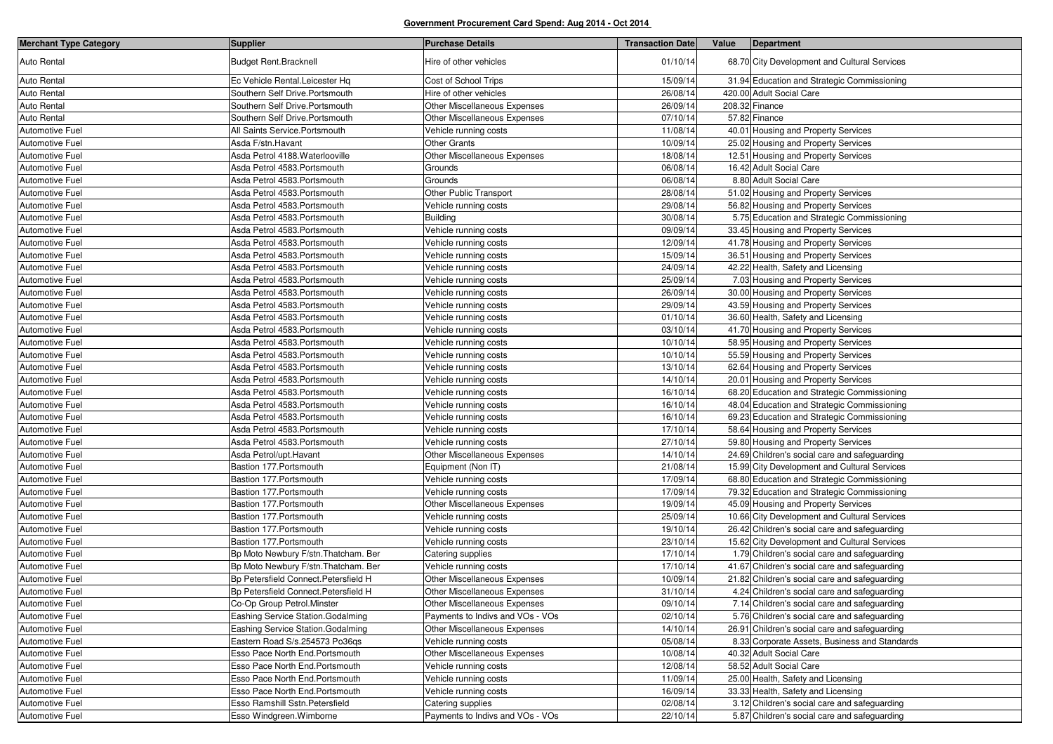**Government Procurement Card Spend: Aug 2014 - Oct 2014**

| Merchant Type Category | Supplier | Purchase Details | Transaction Date | Value | Department |
|---|---|---|---|---|---|
| Auto Rental | Budget Rent.Bracknell | Hire of other vehicles | 01/10/14 | 68.70 | City Development and Cultural Services |
| Auto Rental | Ec Vehicle Rental.Leicester Hq | Cost of School Trips | 15/09/14 | 31.94 | Education and Strategic Commissioning |
| Auto Rental | Southern Self Drive.Portsmouth | Hire of other vehicles | 26/08/14 | 420.00 | Adult Social Care |
| Auto Rental | Southern Self Drive.Portsmouth | Other Miscellaneous Expenses | 26/09/14 | 208.32 | Finance |
| Auto Rental | Southern Self Drive.Portsmouth | Other Miscellaneous Expenses | 07/10/14 | 57.82 | Finance |
| Automotive Fuel | All Saints Service.Portsmouth | Vehicle running costs | 11/08/14 | 40.01 | Housing and Property Services |
| Automotive Fuel | Asda F/stn.Havant | Other Grants | 10/09/14 | 25.02 | Housing and Property Services |
| Automotive Fuel | Asda Petrol 4188.Waterlooville | Other Miscellaneous Expenses | 18/08/14 | 12.51 | Housing and Property Services |
| Automotive Fuel | Asda Petrol 4583.Portsmouth | Grounds | 06/08/14 | 16.42 | Adult Social Care |
| Automotive Fuel | Asda Petrol 4583.Portsmouth | Grounds | 06/08/14 | 8.80 | Adult Social Care |
| Automotive Fuel | Asda Petrol 4583.Portsmouth | Other Public Transport | 28/08/14 | 51.02 | Housing and Property Services |
| Automotive Fuel | Asda Petrol 4583.Portsmouth | Vehicle running costs | 29/08/14 | 56.82 | Housing and Property Services |
| Automotive Fuel | Asda Petrol 4583.Portsmouth | Building | 30/08/14 | 5.75 | Education and Strategic Commissioning |
| Automotive Fuel | Asda Petrol 4583.Portsmouth | Vehicle running costs | 09/09/14 | 33.45 | Housing and Property Services |
| Automotive Fuel | Asda Petrol 4583.Portsmouth | Vehicle running costs | 12/09/14 | 41.78 | Housing and Property Services |
| Automotive Fuel | Asda Petrol 4583.Portsmouth | Vehicle running costs | 15/09/14 | 36.51 | Housing and Property Services |
| Automotive Fuel | Asda Petrol 4583.Portsmouth | Vehicle running costs | 24/09/14 | 42.22 | Health, Safety and Licensing |
| Automotive Fuel | Asda Petrol 4583.Portsmouth | Vehicle running costs | 25/09/14 | 7.03 | Housing and Property Services |
| Automotive Fuel | Asda Petrol 4583.Portsmouth | Vehicle running costs | 26/09/14 | 30.00 | Housing and Property Services |
| Automotive Fuel | Asda Petrol 4583.Portsmouth | Vehicle running costs | 29/09/14 | 43.59 | Housing and Property Services |
| Automotive Fuel | Asda Petrol 4583.Portsmouth | Vehicle running costs | 01/10/14 | 36.60 | Health, Safety and Licensing |
| Automotive Fuel | Asda Petrol 4583.Portsmouth | Vehicle running costs | 03/10/14 | 41.70 | Housing and Property Services |
| Automotive Fuel | Asda Petrol 4583.Portsmouth | Vehicle running costs | 10/10/14 | 58.95 | Housing and Property Services |
| Automotive Fuel | Asda Petrol 4583.Portsmouth | Vehicle running costs | 10/10/14 | 55.59 | Housing and Property Services |
| Automotive Fuel | Asda Petrol 4583.Portsmouth | Vehicle running costs | 13/10/14 | 62.64 | Housing and Property Services |
| Automotive Fuel | Asda Petrol 4583.Portsmouth | Vehicle running costs | 14/10/14 | 20.01 | Housing and Property Services |
| Automotive Fuel | Asda Petrol 4583.Portsmouth | Vehicle running costs | 16/10/14 | 68.20 | Education and Strategic Commissioning |
| Automotive Fuel | Asda Petrol 4583.Portsmouth | Vehicle running costs | 16/10/14 | 48.04 | Education and Strategic Commissioning |
| Automotive Fuel | Asda Petrol 4583.Portsmouth | Vehicle running costs | 16/10/14 | 69.23 | Education and Strategic Commissioning |
| Automotive Fuel | Asda Petrol 4583.Portsmouth | Vehicle running costs | 17/10/14 | 58.64 | Housing and Property Services |
| Automotive Fuel | Asda Petrol 4583.Portsmouth | Vehicle running costs | 27/10/14 | 59.80 | Housing and Property Services |
| Automotive Fuel | Asda Petrol/upt.Havant | Other Miscellaneous Expenses | 14/10/14 | 24.69 | Children's social care and safeguarding |
| Automotive Fuel | Bastion 177.Portsmouth | Equipment (Non IT) | 21/08/14 | 15.99 | City Development and Cultural Services |
| Automotive Fuel | Bastion 177.Portsmouth | Vehicle running costs | 17/09/14 | 68.80 | Education and Strategic Commissioning |
| Automotive Fuel | Bastion 177.Portsmouth | Vehicle running costs | 17/09/14 | 79.32 | Education and Strategic Commissioning |
| Automotive Fuel | Bastion 177.Portsmouth | Other Miscellaneous Expenses | 19/09/14 | 45.09 | Housing and Property Services |
| Automotive Fuel | Bastion 177.Portsmouth | Vehicle running costs | 25/09/14 | 10.66 | City Development and Cultural Services |
| Automotive Fuel | Bastion 177.Portsmouth | Vehicle running costs | 19/10/14 | 26.42 | Children's social care and safeguarding |
| Automotive Fuel | Bastion 177.Portsmouth | Vehicle running costs | 23/10/14 | 15.62 | City Development and Cultural Services |
| Automotive Fuel | Bp Moto Newbury F/stn.Thatcham. Ber | Catering supplies | 17/10/14 | 1.79 | Children's social care and safeguarding |
| Automotive Fuel | Bp Moto Newbury F/stn.Thatcham. Ber | Vehicle running costs | 17/10/14 | 41.67 | Children's social care and safeguarding |
| Automotive Fuel | Bp Petersfield Connect.Petersfield H | Other Miscellaneous Expenses | 10/09/14 | 21.82 | Children's social care and safeguarding |
| Automotive Fuel | Bp Petersfield Connect.Petersfield H | Other Miscellaneous Expenses | 31/10/14 | 4.24 | Children's social care and safeguarding |
| Automotive Fuel | Co-Op Group Petrol.Minster | Other Miscellaneous Expenses | 09/10/14 | 7.14 | Children's social care and safeguarding |
| Automotive Fuel | Eashing Service Station.Godalming | Payments to Indivs and VOs - VOs | 02/10/14 | 5.76 | Children's social care and safeguarding |
| Automotive Fuel | Eashing Service Station.Godalming | Other Miscellaneous Expenses | 14/10/14 | 26.91 | Children's social care and safeguarding |
| Automotive Fuel | Eastern Road S/s.254573 Po36qs | Vehicle running costs | 05/08/14 | 8.33 | Corporate Assets, Business and Standards |
| Automotive Fuel | Esso Pace North End.Portsmouth | Other Miscellaneous Expenses | 10/08/14 | 40.32 | Adult Social Care |
| Automotive Fuel | Esso Pace North End.Portsmouth | Vehicle running costs | 12/08/14 | 58.52 | Adult Social Care |
| Automotive Fuel | Esso Pace North End.Portsmouth | Vehicle running costs | 11/09/14 | 25.00 | Health, Safety and Licensing |
| Automotive Fuel | Esso Pace North End.Portsmouth | Vehicle running costs | 16/09/14 | 33.33 | Health, Safety and Licensing |
| Automotive Fuel | Esso Ramshill Sstn.Petersfield | Catering supplies | 02/08/14 | 3.12 | Children's social care and safeguarding |
| Automotive Fuel | Esso Windgreen.Wimborne | Payments to Indivs and VOs - VOs | 22/10/14 | 5.87 | Children's social care and safeguarding |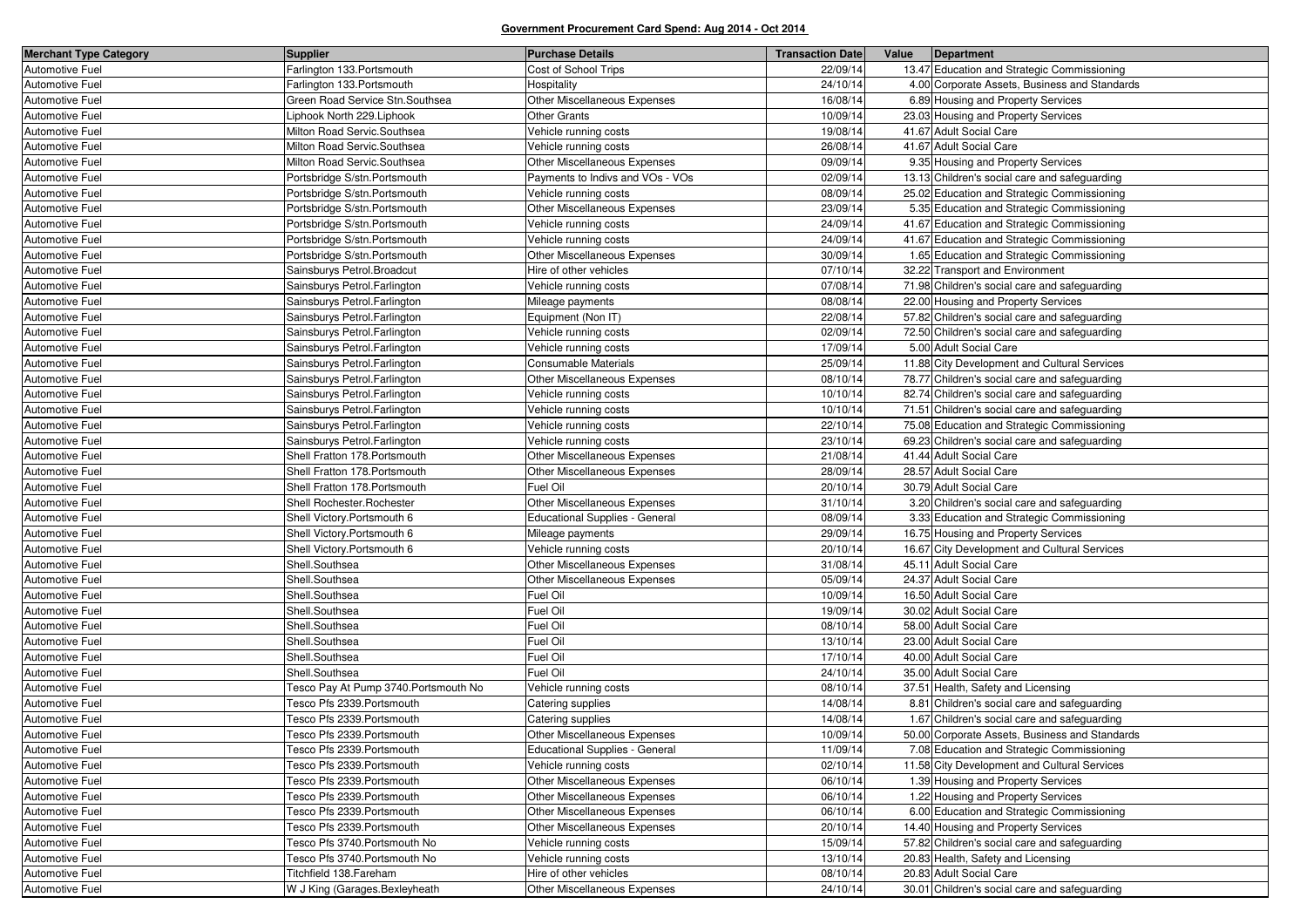**Government Procurement Card Spend: Aug 2014 - Oct 2014**

| Merchant Type Category | Supplier | Purchase Details | Transaction Date | Value | Department |
|---|---|---|---|---|---|
| Automotive Fuel | Farlington 133.Portsmouth | Cost of School Trips | 22/09/14 | 13.47 | Education and Strategic Commissioning |
| Automotive Fuel | Farlington 133.Portsmouth | Hospitality | 24/10/14 | 4.00 | Corporate Assets, Business and Standards |
| Automotive Fuel | Green Road Service Stn.Southsea | Other Miscellaneous Expenses | 16/08/14 | 6.89 | Housing and Property Services |
| Automotive Fuel | Liphook North 229.Liphook | Other Grants | 10/09/14 | 23.03 | Housing and Property Services |
| Automotive Fuel | Milton Road Servic.Southsea | Vehicle running costs | 19/08/14 | 41.67 | Adult Social Care |
| Automotive Fuel | Milton Road Servic.Southsea | Vehicle running costs | 26/08/14 | 41.67 | Adult Social Care |
| Automotive Fuel | Milton Road Servic.Southsea | Other Miscellaneous Expenses | 09/09/14 | 9.35 | Housing and Property Services |
| Automotive Fuel | Portsbridge S/stn.Portsmouth | Payments to Indivs and VOs - VOs | 02/09/14 | 13.13 | Children's social care and safeguarding |
| Automotive Fuel | Portsbridge S/stn.Portsmouth | Vehicle running costs | 08/09/14 | 25.02 | Education and Strategic Commissioning |
| Automotive Fuel | Portsbridge S/stn.Portsmouth | Other Miscellaneous Expenses | 23/09/14 | 5.35 | Education and Strategic Commissioning |
| Automotive Fuel | Portsbridge S/stn.Portsmouth | Vehicle running costs | 24/09/14 | 41.67 | Education and Strategic Commissioning |
| Automotive Fuel | Portsbridge S/stn.Portsmouth | Vehicle running costs | 24/09/14 | 41.67 | Education and Strategic Commissioning |
| Automotive Fuel | Portsbridge S/stn.Portsmouth | Other Miscellaneous Expenses | 30/09/14 | 1.65 | Education and Strategic Commissioning |
| Automotive Fuel | Sainsburys Petrol.Broadcut | Hire of other vehicles | 07/10/14 | 32.22 | Transport and Environment |
| Automotive Fuel | Sainsburys Petrol.Farlington | Vehicle running costs | 07/08/14 | 71.98 | Children's social care and safeguarding |
| Automotive Fuel | Sainsburys Petrol.Farlington | Mileage payments | 08/08/14 | 22.00 | Housing and Property Services |
| Automotive Fuel | Sainsburys Petrol.Farlington | Equipment (Non IT) | 22/08/14 | 57.82 | Children's social care and safeguarding |
| Automotive Fuel | Sainsburys Petrol.Farlington | Vehicle running costs | 02/09/14 | 72.50 | Children's social care and safeguarding |
| Automotive Fuel | Sainsburys Petrol.Farlington | Vehicle running costs | 17/09/14 | 5.00 | Adult Social Care |
| Automotive Fuel | Sainsburys Petrol.Farlington | Consumable Materials | 25/09/14 | 11.88 | City Development and Cultural Services |
| Automotive Fuel | Sainsburys Petrol.Farlington | Other Miscellaneous Expenses | 08/10/14 | 78.77 | Children's social care and safeguarding |
| Automotive Fuel | Sainsburys Petrol.Farlington | Vehicle running costs | 10/10/14 | 82.74 | Children's social care and safeguarding |
| Automotive Fuel | Sainsburys Petrol.Farlington | Vehicle running costs | 10/10/14 | 71.51 | Children's social care and safeguarding |
| Automotive Fuel | Sainsburys Petrol.Farlington | Vehicle running costs | 22/10/14 | 75.08 | Education and Strategic Commissioning |
| Automotive Fuel | Sainsburys Petrol.Farlington | Vehicle running costs | 23/10/14 | 69.23 | Children's social care and safeguarding |
| Automotive Fuel | Shell Fratton 178.Portsmouth | Other Miscellaneous Expenses | 21/08/14 | 41.44 | Adult Social Care |
| Automotive Fuel | Shell Fratton 178.Portsmouth | Other Miscellaneous Expenses | 28/09/14 | 28.57 | Adult Social Care |
| Automotive Fuel | Shell Fratton 178.Portsmouth | Fuel Oil | 20/10/14 | 30.79 | Adult Social Care |
| Automotive Fuel | Shell Rochester.Rochester | Other Miscellaneous Expenses | 31/10/14 | 3.20 | Children's social care and safeguarding |
| Automotive Fuel | Shell Victory.Portsmouth 6 | Educational Supplies - General | 08/09/14 | 3.33 | Education and Strategic Commissioning |
| Automotive Fuel | Shell Victory.Portsmouth 6 | Mileage payments | 29/09/14 | 16.75 | Housing and Property Services |
| Automotive Fuel | Shell Victory.Portsmouth 6 | Vehicle running costs | 20/10/14 | 16.67 | City Development and Cultural Services |
| Automotive Fuel | Shell.Southsea | Other Miscellaneous Expenses | 31/08/14 | 45.11 | Adult Social Care |
| Automotive Fuel | Shell.Southsea | Other Miscellaneous Expenses | 05/09/14 | 24.37 | Adult Social Care |
| Automotive Fuel | Shell.Southsea | Fuel Oil | 10/09/14 | 16.50 | Adult Social Care |
| Automotive Fuel | Shell.Southsea | Fuel Oil | 19/09/14 | 30.02 | Adult Social Care |
| Automotive Fuel | Shell.Southsea | Fuel Oil | 08/10/14 | 58.00 | Adult Social Care |
| Automotive Fuel | Shell.Southsea | Fuel Oil | 13/10/14 | 23.00 | Adult Social Care |
| Automotive Fuel | Shell.Southsea | Fuel Oil | 17/10/14 | 40.00 | Adult Social Care |
| Automotive Fuel | Shell.Southsea | Fuel Oil | 24/10/14 | 35.00 | Adult Social Care |
| Automotive Fuel | Tesco Pay At Pump 3740.Portsmouth No | Vehicle running costs | 08/10/14 | 37.51 | Health, Safety and Licensing |
| Automotive Fuel | Tesco Pfs 2339.Portsmouth | Catering supplies | 14/08/14 | 8.81 | Children's social care and safeguarding |
| Automotive Fuel | Tesco Pfs 2339.Portsmouth | Catering supplies | 14/08/14 | 1.67 | Children's social care and safeguarding |
| Automotive Fuel | Tesco Pfs 2339.Portsmouth | Other Miscellaneous Expenses | 10/09/14 | 50.00 | Corporate Assets, Business and Standards |
| Automotive Fuel | Tesco Pfs 2339.Portsmouth | Educational Supplies - General | 11/09/14 | 7.08 | Education and Strategic Commissioning |
| Automotive Fuel | Tesco Pfs 2339.Portsmouth | Vehicle running costs | 02/10/14 | 11.58 | City Development and Cultural Services |
| Automotive Fuel | Tesco Pfs 2339.Portsmouth | Other Miscellaneous Expenses | 06/10/14 | 1.39 | Housing and Property Services |
| Automotive Fuel | Tesco Pfs 2339.Portsmouth | Other Miscellaneous Expenses | 06/10/14 | 1.22 | Housing and Property Services |
| Automotive Fuel | Tesco Pfs 2339.Portsmouth | Other Miscellaneous Expenses | 06/10/14 | 6.00 | Education and Strategic Commissioning |
| Automotive Fuel | Tesco Pfs 2339.Portsmouth | Other Miscellaneous Expenses | 20/10/14 | 14.40 | Housing and Property Services |
| Automotive Fuel | Tesco Pfs 3740.Portsmouth No | Vehicle running costs | 15/09/14 | 57.82 | Children's social care and safeguarding |
| Automotive Fuel | Tesco Pfs 3740.Portsmouth No | Vehicle running costs | 13/10/14 | 20.83 | Health, Safety and Licensing |
| Automotive Fuel | Titchfield 138.Fareham | Hire of other vehicles | 08/10/14 | 20.83 | Adult Social Care |
| Automotive Fuel | W J King (Garages.Bexleyheath | Other Miscellaneous Expenses | 24/10/14 | 30.01 | Children's social care and safeguarding |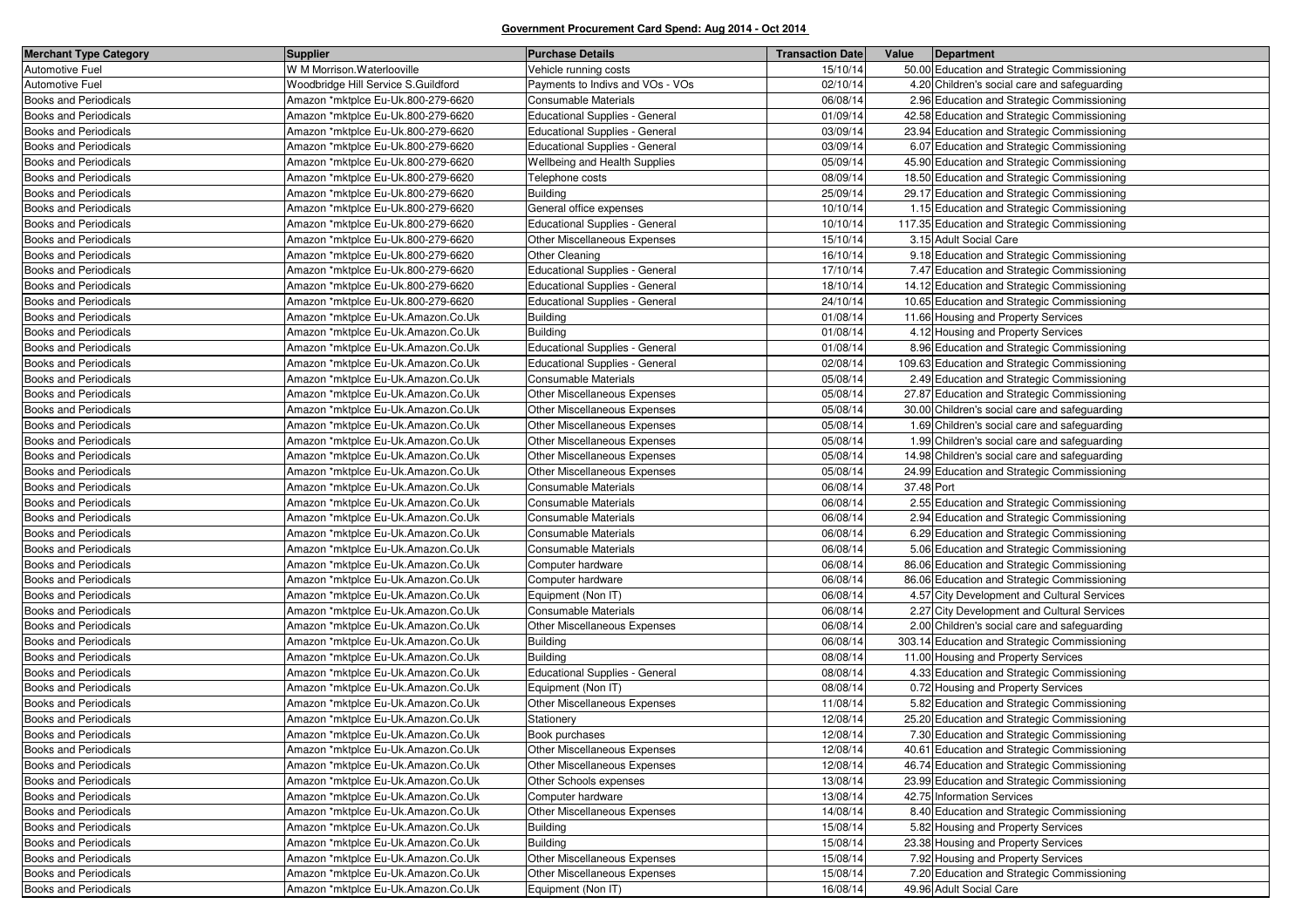**Government Procurement Card Spend: Aug 2014 - Oct 2014**

| Merchant Type Category | Supplier | Purchase Details | Transaction Date | Value | Department |
|---|---|---|---|---|---|
| Automotive Fuel | W M Morrison.Waterlooville | Vehicle running costs | 15/10/14 | 50.00 | Education and Strategic Commissioning |
| Automotive Fuel | Woodbridge Hill Service S.Guildford | Payments to Indivs and VOs - VOs | 02/10/14 | 4.20 | Children's social care and safeguarding |
| Books and Periodicals | Amazon *mktplce Eu-Uk.800-279-6620 | Consumable Materials | 06/08/14 | 2.96 | Education and Strategic Commissioning |
| Books and Periodicals | Amazon *mktplce Eu-Uk.800-279-6620 | Educational Supplies - General | 01/09/14 | 42.58 | Education and Strategic Commissioning |
| Books and Periodicals | Amazon *mktplce Eu-Uk.800-279-6620 | Educational Supplies - General | 03/09/14 | 23.94 | Education and Strategic Commissioning |
| Books and Periodicals | Amazon *mktplce Eu-Uk.800-279-6620 | Educational Supplies - General | 03/09/14 | 6.07 | Education and Strategic Commissioning |
| Books and Periodicals | Amazon *mktplce Eu-Uk.800-279-6620 | Wellbeing and Health Supplies | 05/09/14 | 45.90 | Education and Strategic Commissioning |
| Books and Periodicals | Amazon *mktplce Eu-Uk.800-279-6620 | Telephone costs | 08/09/14 | 18.50 | Education and Strategic Commissioning |
| Books and Periodicals | Amazon *mktplce Eu-Uk.800-279-6620 | Building | 25/09/14 | 29.17 | Education and Strategic Commissioning |
| Books and Periodicals | Amazon *mktplce Eu-Uk.800-279-6620 | General office expenses | 10/10/14 | 1.15 | Education and Strategic Commissioning |
| Books and Periodicals | Amazon *mktplce Eu-Uk.800-279-6620 | Educational Supplies - General | 10/10/14 | 117.35 | Education and Strategic Commissioning |
| Books and Periodicals | Amazon *mktplce Eu-Uk.800-279-6620 | Other Miscellaneous Expenses | 15/10/14 | 3.15 | Adult Social Care |
| Books and Periodicals | Amazon *mktplce Eu-Uk.800-279-6620 | Other Cleaning | 16/10/14 | 9.18 | Education and Strategic Commissioning |
| Books and Periodicals | Amazon *mktplce Eu-Uk.800-279-6620 | Educational Supplies - General | 17/10/14 | 7.47 | Education and Strategic Commissioning |
| Books and Periodicals | Amazon *mktplce Eu-Uk.800-279-6620 | Educational Supplies - General | 18/10/14 | 14.12 | Education and Strategic Commissioning |
| Books and Periodicals | Amazon *mktplce Eu-Uk.800-279-6620 | Educational Supplies - General | 24/10/14 | 10.65 | Education and Strategic Commissioning |
| Books and Periodicals | Amazon *mktplce Eu-Uk.Amazon.Co.Uk | Building | 01/08/14 | 11.66 | Housing and Property Services |
| Books and Periodicals | Amazon *mktplce Eu-Uk.Amazon.Co.Uk | Building | 01/08/14 | 4.12 | Housing and Property Services |
| Books and Periodicals | Amazon *mktplce Eu-Uk.Amazon.Co.Uk | Educational Supplies - General | 01/08/14 | 8.96 | Education and Strategic Commissioning |
| Books and Periodicals | Amazon *mktplce Eu-Uk.Amazon.Co.Uk | Educational Supplies - General | 02/08/14 | 109.63 | Education and Strategic Commissioning |
| Books and Periodicals | Amazon *mktplce Eu-Uk.Amazon.Co.Uk | Consumable Materials | 05/08/14 | 2.49 | Education and Strategic Commissioning |
| Books and Periodicals | Amazon *mktplce Eu-Uk.Amazon.Co.Uk | Other Miscellaneous Expenses | 05/08/14 | 27.87 | Education and Strategic Commissioning |
| Books and Periodicals | Amazon *mktplce Eu-Uk.Amazon.Co.Uk | Other Miscellaneous Expenses | 05/08/14 | 30.00 | Children's social care and safeguarding |
| Books and Periodicals | Amazon *mktplce Eu-Uk.Amazon.Co.Uk | Other Miscellaneous Expenses | 05/08/14 | 1.69 | Children's social care and safeguarding |
| Books and Periodicals | Amazon *mktplce Eu-Uk.Amazon.Co.Uk | Other Miscellaneous Expenses | 05/08/14 | 1.99 | Children's social care and safeguarding |
| Books and Periodicals | Amazon *mktplce Eu-Uk.Amazon.Co.Uk | Other Miscellaneous Expenses | 05/08/14 | 14.98 | Children's social care and safeguarding |
| Books and Periodicals | Amazon *mktplce Eu-Uk.Amazon.Co.Uk | Other Miscellaneous Expenses | 05/08/14 | 24.99 | Education and Strategic Commissioning |
| Books and Periodicals | Amazon *mktplce Eu-Uk.Amazon.Co.Uk | Consumable Materials | 06/08/14 | 37.48 | Port |
| Books and Periodicals | Amazon *mktplce Eu-Uk.Amazon.Co.Uk | Consumable Materials | 06/08/14 | 2.55 | Education and Strategic Commissioning |
| Books and Periodicals | Amazon *mktplce Eu-Uk.Amazon.Co.Uk | Consumable Materials | 06/08/14 | 2.94 | Education and Strategic Commissioning |
| Books and Periodicals | Amazon *mktplce Eu-Uk.Amazon.Co.Uk | Consumable Materials | 06/08/14 | 6.29 | Education and Strategic Commissioning |
| Books and Periodicals | Amazon *mktplce Eu-Uk.Amazon.Co.Uk | Consumable Materials | 06/08/14 | 5.06 | Education and Strategic Commissioning |
| Books and Periodicals | Amazon *mktplce Eu-Uk.Amazon.Co.Uk | Computer hardware | 06/08/14 | 86.06 | Education and Strategic Commissioning |
| Books and Periodicals | Amazon *mktplce Eu-Uk.Amazon.Co.Uk | Computer hardware | 06/08/14 | 86.06 | Education and Strategic Commissioning |
| Books and Periodicals | Amazon *mktplce Eu-Uk.Amazon.Co.Uk | Equipment (Non IT) | 06/08/14 | 4.57 | City Development and Cultural Services |
| Books and Periodicals | Amazon *mktplce Eu-Uk.Amazon.Co.Uk | Consumable Materials | 06/08/14 | 2.27 | City Development and Cultural Services |
| Books and Periodicals | Amazon *mktplce Eu-Uk.Amazon.Co.Uk | Other Miscellaneous Expenses | 06/08/14 | 2.00 | Children's social care and safeguarding |
| Books and Periodicals | Amazon *mktplce Eu-Uk.Amazon.Co.Uk | Building | 06/08/14 | 303.14 | Education and Strategic Commissioning |
| Books and Periodicals | Amazon *mktplce Eu-Uk.Amazon.Co.Uk | Building | 08/08/14 | 11.00 | Housing and Property Services |
| Books and Periodicals | Amazon *mktplce Eu-Uk.Amazon.Co.Uk | Educational Supplies - General | 08/08/14 | 4.33 | Education and Strategic Commissioning |
| Books and Periodicals | Amazon *mktplce Eu-Uk.Amazon.Co.Uk | Equipment (Non IT) | 08/08/14 | 0.72 | Housing and Property Services |
| Books and Periodicals | Amazon *mktplce Eu-Uk.Amazon.Co.Uk | Other Miscellaneous Expenses | 11/08/14 | 5.82 | Education and Strategic Commissioning |
| Books and Periodicals | Amazon *mktplce Eu-Uk.Amazon.Co.Uk | Stationery | 12/08/14 | 25.20 | Education and Strategic Commissioning |
| Books and Periodicals | Amazon *mktplce Eu-Uk.Amazon.Co.Uk | Book purchases | 12/08/14 | 7.30 | Education and Strategic Commissioning |
| Books and Periodicals | Amazon *mktplce Eu-Uk.Amazon.Co.Uk | Other Miscellaneous Expenses | 12/08/14 | 40.61 | Education and Strategic Commissioning |
| Books and Periodicals | Amazon *mktplce Eu-Uk.Amazon.Co.Uk | Other Miscellaneous Expenses | 12/08/14 | 46.74 | Education and Strategic Commissioning |
| Books and Periodicals | Amazon *mktplce Eu-Uk.Amazon.Co.Uk | Other Schools expenses | 13/08/14 | 23.99 | Education and Strategic Commissioning |
| Books and Periodicals | Amazon *mktplce Eu-Uk.Amazon.Co.Uk | Computer hardware | 13/08/14 | 42.75 | Information Services |
| Books and Periodicals | Amazon *mktplce Eu-Uk.Amazon.Co.Uk | Other Miscellaneous Expenses | 14/08/14 | 8.40 | Education and Strategic Commissioning |
| Books and Periodicals | Amazon *mktplce Eu-Uk.Amazon.Co.Uk | Building | 15/08/14 | 5.82 | Housing and Property Services |
| Books and Periodicals | Amazon *mktplce Eu-Uk.Amazon.Co.Uk | Building | 15/08/14 | 23.38 | Housing and Property Services |
| Books and Periodicals | Amazon *mktplce Eu-Uk.Amazon.Co.Uk | Other Miscellaneous Expenses | 15/08/14 | 7.92 | Housing and Property Services |
| Books and Periodicals | Amazon *mktplce Eu-Uk.Amazon.Co.Uk | Other Miscellaneous Expenses | 15/08/14 | 7.20 | Education and Strategic Commissioning |
| Books and Periodicals | Amazon *mktplce Eu-Uk.Amazon.Co.Uk | Equipment (Non IT) | 16/08/14 | 49.96 | Adult Social Care |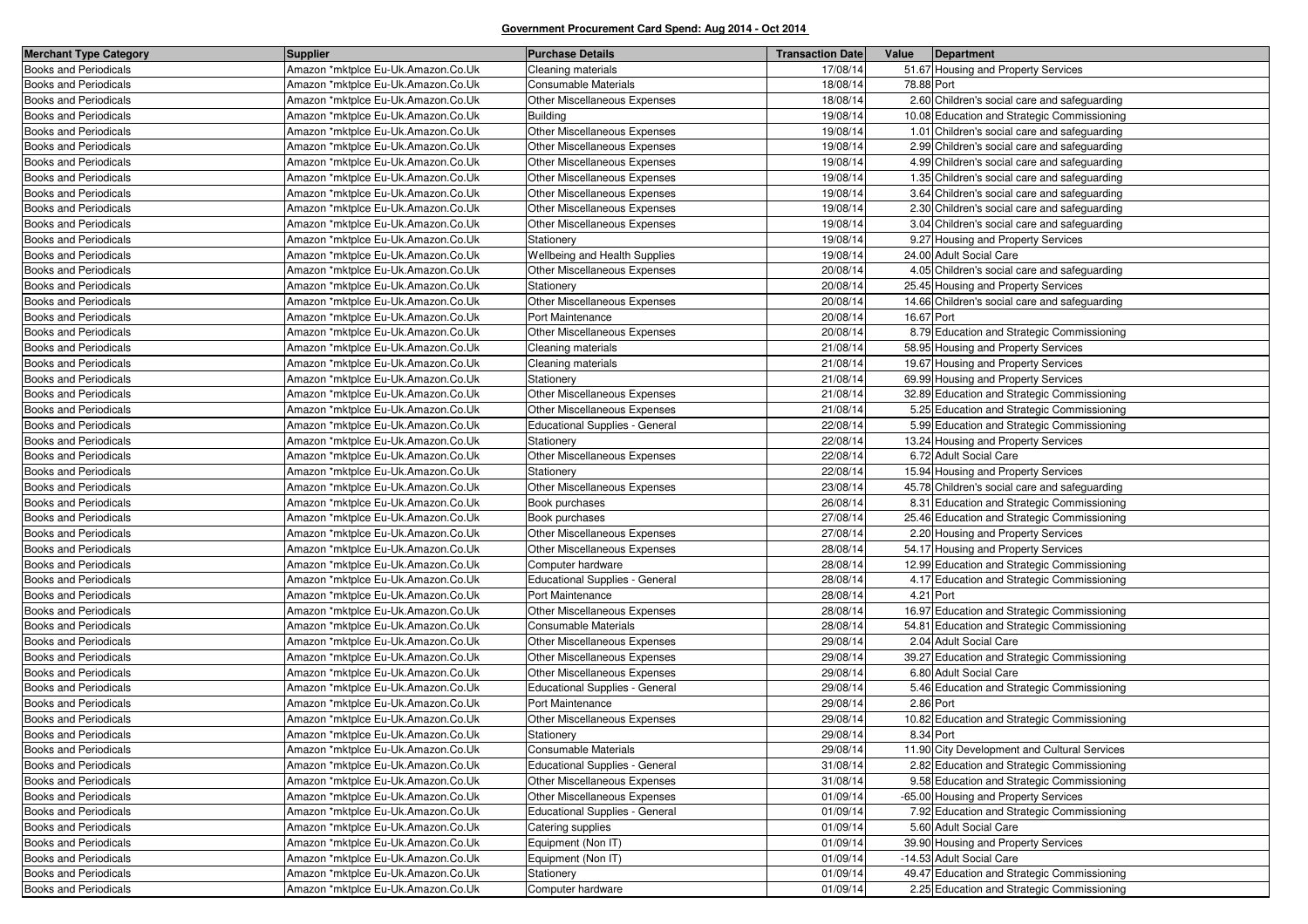**Government Procurement Card Spend: Aug 2014 - Oct 2014**

| Merchant Type Category | Supplier | Purchase Details | Transaction Date | Value | Department |
|---|---|---|---|---|---|
| Books and Periodicals | Amazon *mktplce Eu-Uk.Amazon.Co.Uk | Cleaning materials | 17/08/14 | 51.67 | Housing and Property Services |
| Books and Periodicals | Amazon *mktplce Eu-Uk.Amazon.Co.Uk | Consumable Materials | 18/08/14 | 78.88 | Port |
| Books and Periodicals | Amazon *mktplce Eu-Uk.Amazon.Co.Uk | Other Miscellaneous Expenses | 18/08/14 | 2.60 | Children's social care and safeguarding |
| Books and Periodicals | Amazon *mktplce Eu-Uk.Amazon.Co.Uk | Building | 19/08/14 | 10.08 | Education and Strategic Commissioning |
| Books and Periodicals | Amazon *mktplce Eu-Uk.Amazon.Co.Uk | Other Miscellaneous Expenses | 19/08/14 | 1.01 | Children's social care and safeguarding |
| Books and Periodicals | Amazon *mktplce Eu-Uk.Amazon.Co.Uk | Other Miscellaneous Expenses | 19/08/14 | 2.99 | Children's social care and safeguarding |
| Books and Periodicals | Amazon *mktplce Eu-Uk.Amazon.Co.Uk | Other Miscellaneous Expenses | 19/08/14 | 4.99 | Children's social care and safeguarding |
| Books and Periodicals | Amazon *mktplce Eu-Uk.Amazon.Co.Uk | Other Miscellaneous Expenses | 19/08/14 | 1.35 | Children's social care and safeguarding |
| Books and Periodicals | Amazon *mktplce Eu-Uk.Amazon.Co.Uk | Other Miscellaneous Expenses | 19/08/14 | 3.64 | Children's social care and safeguarding |
| Books and Periodicals | Amazon *mktplce Eu-Uk.Amazon.Co.Uk | Other Miscellaneous Expenses | 19/08/14 | 2.30 | Children's social care and safeguarding |
| Books and Periodicals | Amazon *mktplce Eu-Uk.Amazon.Co.Uk | Other Miscellaneous Expenses | 19/08/14 | 3.04 | Children's social care and safeguarding |
| Books and Periodicals | Amazon *mktplce Eu-Uk.Amazon.Co.Uk | Stationery | 19/08/14 | 9.27 | Housing and Property Services |
| Books and Periodicals | Amazon *mktplce Eu-Uk.Amazon.Co.Uk | Wellbeing and Health Supplies | 19/08/14 | 24.00 | Adult Social Care |
| Books and Periodicals | Amazon *mktplce Eu-Uk.Amazon.Co.Uk | Other Miscellaneous Expenses | 20/08/14 | 4.05 | Children's social care and safeguarding |
| Books and Periodicals | Amazon *mktplce Eu-Uk.Amazon.Co.Uk | Stationery | 20/08/14 | 25.45 | Housing and Property Services |
| Books and Periodicals | Amazon *mktplce Eu-Uk.Amazon.Co.Uk | Other Miscellaneous Expenses | 20/08/14 | 14.66 | Children's social care and safeguarding |
| Books and Periodicals | Amazon *mktplce Eu-Uk.Amazon.Co.Uk | Port Maintenance | 20/08/14 | 16.67 | Port |
| Books and Periodicals | Amazon *mktplce Eu-Uk.Amazon.Co.Uk | Other Miscellaneous Expenses | 20/08/14 | 8.79 | Education and Strategic Commissioning |
| Books and Periodicals | Amazon *mktplce Eu-Uk.Amazon.Co.Uk | Cleaning materials | 21/08/14 | 58.95 | Housing and Property Services |
| Books and Periodicals | Amazon *mktplce Eu-Uk.Amazon.Co.Uk | Cleaning materials | 21/08/14 | 19.67 | Housing and Property Services |
| Books and Periodicals | Amazon *mktplce Eu-Uk.Amazon.Co.Uk | Stationery | 21/08/14 | 69.99 | Housing and Property Services |
| Books and Periodicals | Amazon *mktplce Eu-Uk.Amazon.Co.Uk | Other Miscellaneous Expenses | 21/08/14 | 32.89 | Education and Strategic Commissioning |
| Books and Periodicals | Amazon *mktplce Eu-Uk.Amazon.Co.Uk | Other Miscellaneous Expenses | 21/08/14 | 5.25 | Education and Strategic Commissioning |
| Books and Periodicals | Amazon *mktplce Eu-Uk.Amazon.Co.Uk | Educational Supplies - General | 22/08/14 | 5.99 | Education and Strategic Commissioning |
| Books and Periodicals | Amazon *mktplce Eu-Uk.Amazon.Co.Uk | Stationery | 22/08/14 | 13.24 | Housing and Property Services |
| Books and Periodicals | Amazon *mktplce Eu-Uk.Amazon.Co.Uk | Other Miscellaneous Expenses | 22/08/14 | 6.72 | Adult Social Care |
| Books and Periodicals | Amazon *mktplce Eu-Uk.Amazon.Co.Uk | Stationery | 22/08/14 | 15.94 | Housing and Property Services |
| Books and Periodicals | Amazon *mktplce Eu-Uk.Amazon.Co.Uk | Other Miscellaneous Expenses | 23/08/14 | 45.78 | Children's social care and safeguarding |
| Books and Periodicals | Amazon *mktplce Eu-Uk.Amazon.Co.Uk | Book purchases | 26/08/14 | 8.31 | Education and Strategic Commissioning |
| Books and Periodicals | Amazon *mktplce Eu-Uk.Amazon.Co.Uk | Book purchases | 27/08/14 | 25.46 | Education and Strategic Commissioning |
| Books and Periodicals | Amazon *mktplce Eu-Uk.Amazon.Co.Uk | Other Miscellaneous Expenses | 27/08/14 | 2.20 | Housing and Property Services |
| Books and Periodicals | Amazon *mktplce Eu-Uk.Amazon.Co.Uk | Other Miscellaneous Expenses | 28/08/14 | 54.17 | Housing and Property Services |
| Books and Periodicals | Amazon *mktplce Eu-Uk.Amazon.Co.Uk | Computer hardware | 28/08/14 | 12.99 | Education and Strategic Commissioning |
| Books and Periodicals | Amazon *mktplce Eu-Uk.Amazon.Co.Uk | Educational Supplies - General | 28/08/14 | 4.17 | Education and Strategic Commissioning |
| Books and Periodicals | Amazon *mktplce Eu-Uk.Amazon.Co.Uk | Port Maintenance | 28/08/14 | 4.21 | Port |
| Books and Periodicals | Amazon *mktplce Eu-Uk.Amazon.Co.Uk | Other Miscellaneous Expenses | 28/08/14 | 16.97 | Education and Strategic Commissioning |
| Books and Periodicals | Amazon *mktplce Eu-Uk.Amazon.Co.Uk | Consumable Materials | 28/08/14 | 54.81 | Education and Strategic Commissioning |
| Books and Periodicals | Amazon *mktplce Eu-Uk.Amazon.Co.Uk | Other Miscellaneous Expenses | 29/08/14 | 2.04 | Adult Social Care |
| Books and Periodicals | Amazon *mktplce Eu-Uk.Amazon.Co.Uk | Other Miscellaneous Expenses | 29/08/14 | 39.27 | Education and Strategic Commissioning |
| Books and Periodicals | Amazon *mktplce Eu-Uk.Amazon.Co.Uk | Other Miscellaneous Expenses | 29/08/14 | 6.80 | Adult Social Care |
| Books and Periodicals | Amazon *mktplce Eu-Uk.Amazon.Co.Uk | Educational Supplies - General | 29/08/14 | 5.46 | Education and Strategic Commissioning |
| Books and Periodicals | Amazon *mktplce Eu-Uk.Amazon.Co.Uk | Port Maintenance | 29/08/14 | 2.86 | Port |
| Books and Periodicals | Amazon *mktplce Eu-Uk.Amazon.Co.Uk | Other Miscellaneous Expenses | 29/08/14 | 10.82 | Education and Strategic Commissioning |
| Books and Periodicals | Amazon *mktplce Eu-Uk.Amazon.Co.Uk | Stationery | 29/08/14 | 8.34 | Port |
| Books and Periodicals | Amazon *mktplce Eu-Uk.Amazon.Co.Uk | Consumable Materials | 29/08/14 | 11.90 | City Development and Cultural Services |
| Books and Periodicals | Amazon *mktplce Eu-Uk.Amazon.Co.Uk | Educational Supplies - General | 31/08/14 | 2.82 | Education and Strategic Commissioning |
| Books and Periodicals | Amazon *mktplce Eu-Uk.Amazon.Co.Uk | Other Miscellaneous Expenses | 31/08/14 | 9.58 | Education and Strategic Commissioning |
| Books and Periodicals | Amazon *mktplce Eu-Uk.Amazon.Co.Uk | Other Miscellaneous Expenses | 01/09/14 | -65.00 | Housing and Property Services |
| Books and Periodicals | Amazon *mktplce Eu-Uk.Amazon.Co.Uk | Educational Supplies - General | 01/09/14 | 7.92 | Education and Strategic Commissioning |
| Books and Periodicals | Amazon *mktplce Eu-Uk.Amazon.Co.Uk | Catering supplies | 01/09/14 | 5.60 | Adult Social Care |
| Books and Periodicals | Amazon *mktplce Eu-Uk.Amazon.Co.Uk | Equipment (Non IT) | 01/09/14 | 39.90 | Housing and Property Services |
| Books and Periodicals | Amazon *mktplce Eu-Uk.Amazon.Co.Uk | Equipment (Non IT) | 01/09/14 | -14.53 | Adult Social Care |
| Books and Periodicals | Amazon *mktplce Eu-Uk.Amazon.Co.Uk | Stationery | 01/09/14 | 49.47 | Education and Strategic Commissioning |
| Books and Periodicals | Amazon *mktplce Eu-Uk.Amazon.Co.Uk | Computer hardware | 01/09/14 | 2.25 | Education and Strategic Commissioning |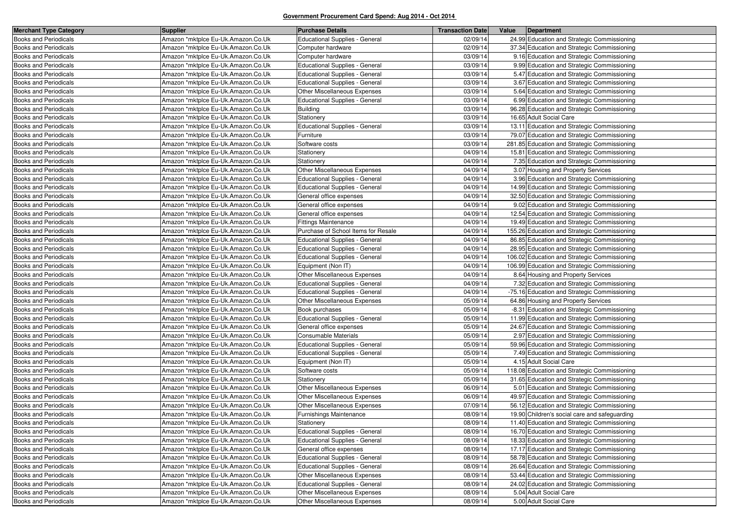**Government Procurement Card Spend: Aug 2014 - Oct 2014**

| Merchant Type Category | Supplier | Purchase Details | Transaction Date | Value | Department |
|---|---|---|---|---|---|
| Books and Periodicals | Amazon *mktplce Eu-Uk.Amazon.Co.Uk | Educational Supplies - General | 02/09/14 | 24.99 | Education and Strategic Commissioning |
| Books and Periodicals | Amazon *mktplce Eu-Uk.Amazon.Co.Uk | Computer hardware | 02/09/14 | 37.34 | Education and Strategic Commissioning |
| Books and Periodicals | Amazon *mktplce Eu-Uk.Amazon.Co.Uk | Computer hardware | 03/09/14 | 9.16 | Education and Strategic Commissioning |
| Books and Periodicals | Amazon *mktplce Eu-Uk.Amazon.Co.Uk | Educational Supplies - General | 03/09/14 | 9.99 | Education and Strategic Commissioning |
| Books and Periodicals | Amazon *mktplce Eu-Uk.Amazon.Co.Uk | Educational Supplies - General | 03/09/14 | 5.47 | Education and Strategic Commissioning |
| Books and Periodicals | Amazon *mktplce Eu-Uk.Amazon.Co.Uk | Educational Supplies - General | 03/09/14 | 3.67 | Education and Strategic Commissioning |
| Books and Periodicals | Amazon *mktplce Eu-Uk.Amazon.Co.Uk | Other Miscellaneous Expenses | 03/09/14 | 5.64 | Education and Strategic Commissioning |
| Books and Periodicals | Amazon *mktplce Eu-Uk.Amazon.Co.Uk | Educational Supplies - General | 03/09/14 | 6.99 | Education and Strategic Commissioning |
| Books and Periodicals | Amazon *mktplce Eu-Uk.Amazon.Co.Uk | Building | 03/09/14 | 96.28 | Education and Strategic Commissioning |
| Books and Periodicals | Amazon *mktplce Eu-Uk.Amazon.Co.Uk | Stationery | 03/09/14 | 16.65 | Adult Social Care |
| Books and Periodicals | Amazon *mktplce Eu-Uk.Amazon.Co.Uk | Educational Supplies - General | 03/09/14 | 13.11 | Education and Strategic Commissioning |
| Books and Periodicals | Amazon *mktplce Eu-Uk.Amazon.Co.Uk | Furniture | 03/09/14 | 79.07 | Education and Strategic Commissioning |
| Books and Periodicals | Amazon *mktplce Eu-Uk.Amazon.Co.Uk | Software costs | 03/09/14 | 281.85 | Education and Strategic Commissioning |
| Books and Periodicals | Amazon *mktplce Eu-Uk.Amazon.Co.Uk | Stationery | 04/09/14 | 15.81 | Education and Strategic Commissioning |
| Books and Periodicals | Amazon *mktplce Eu-Uk.Amazon.Co.Uk | Stationery | 04/09/14 | 7.35 | Education and Strategic Commissioning |
| Books and Periodicals | Amazon *mktplce Eu-Uk.Amazon.Co.Uk | Other Miscellaneous Expenses | 04/09/14 | 3.07 | Housing and Property Services |
| Books and Periodicals | Amazon *mktplce Eu-Uk.Amazon.Co.Uk | Educational Supplies - General | 04/09/14 | 3.96 | Education and Strategic Commissioning |
| Books and Periodicals | Amazon *mktplce Eu-Uk.Amazon.Co.Uk | Educational Supplies - General | 04/09/14 | 14.99 | Education and Strategic Commissioning |
| Books and Periodicals | Amazon *mktplce Eu-Uk.Amazon.Co.Uk | General office expenses | 04/09/14 | 32.50 | Education and Strategic Commissioning |
| Books and Periodicals | Amazon *mktplce Eu-Uk.Amazon.Co.Uk | General office expenses | 04/09/14 | 9.02 | Education and Strategic Commissioning |
| Books and Periodicals | Amazon *mktplce Eu-Uk.Amazon.Co.Uk | General office expenses | 04/09/14 | 12.54 | Education and Strategic Commissioning |
| Books and Periodicals | Amazon *mktplce Eu-Uk.Amazon.Co.Uk | Fittings Maintenance | 04/09/14 | 19.49 | Education and Strategic Commissioning |
| Books and Periodicals | Amazon *mktplce Eu-Uk.Amazon.Co.Uk | Purchase of School Items for Resale | 04/09/14 | 155.26 | Education and Strategic Commissioning |
| Books and Periodicals | Amazon *mktplce Eu-Uk.Amazon.Co.Uk | Educational Supplies - General | 04/09/14 | 86.85 | Education and Strategic Commissioning |
| Books and Periodicals | Amazon *mktplce Eu-Uk.Amazon.Co.Uk | Educational Supplies - General | 04/09/14 | 28.95 | Education and Strategic Commissioning |
| Books and Periodicals | Amazon *mktplce Eu-Uk.Amazon.Co.Uk | Educational Supplies - General | 04/09/14 | 106.02 | Education and Strategic Commissioning |
| Books and Periodicals | Amazon *mktplce Eu-Uk.Amazon.Co.Uk | Equipment (Non IT) | 04/09/14 | 106.99 | Education and Strategic Commissioning |
| Books and Periodicals | Amazon *mktplce Eu-Uk.Amazon.Co.Uk | Other Miscellaneous Expenses | 04/09/14 | 8.64 | Housing and Property Services |
| Books and Periodicals | Amazon *mktplce Eu-Uk.Amazon.Co.Uk | Educational Supplies - General | 04/09/14 | 7.32 | Education and Strategic Commissioning |
| Books and Periodicals | Amazon *mktplce Eu-Uk.Amazon.Co.Uk | Educational Supplies - General | 04/09/14 | -75.16 | Education and Strategic Commissioning |
| Books and Periodicals | Amazon *mktplce Eu-Uk.Amazon.Co.Uk | Other Miscellaneous Expenses | 05/09/14 | 64.86 | Housing and Property Services |
| Books and Periodicals | Amazon *mktplce Eu-Uk.Amazon.Co.Uk | Book purchases | 05/09/14 | -8.31 | Education and Strategic Commissioning |
| Books and Periodicals | Amazon *mktplce Eu-Uk.Amazon.Co.Uk | Educational Supplies - General | 05/09/14 | 11.99 | Education and Strategic Commissioning |
| Books and Periodicals | Amazon *mktplce Eu-Uk.Amazon.Co.Uk | General office expenses | 05/09/14 | 24.67 | Education and Strategic Commissioning |
| Books and Periodicals | Amazon *mktplce Eu-Uk.Amazon.Co.Uk | Consumable Materials | 05/09/14 | 2.97 | Education and Strategic Commissioning |
| Books and Periodicals | Amazon *mktplce Eu-Uk.Amazon.Co.Uk | Educational Supplies - General | 05/09/14 | 59.96 | Education and Strategic Commissioning |
| Books and Periodicals | Amazon *mktplce Eu-Uk.Amazon.Co.Uk | Educational Supplies - General | 05/09/14 | 7.49 | Education and Strategic Commissioning |
| Books and Periodicals | Amazon *mktplce Eu-Uk.Amazon.Co.Uk | Equipment (Non IT) | 05/09/14 | 4.15 | Adult Social Care |
| Books and Periodicals | Amazon *mktplce Eu-Uk.Amazon.Co.Uk | Software costs | 05/09/14 | 118.08 | Education and Strategic Commissioning |
| Books and Periodicals | Amazon *mktplce Eu-Uk.Amazon.Co.Uk | Stationery | 05/09/14 | 31.65 | Education and Strategic Commissioning |
| Books and Periodicals | Amazon *mktplce Eu-Uk.Amazon.Co.Uk | Other Miscellaneous Expenses | 06/09/14 | 5.01 | Education and Strategic Commissioning |
| Books and Periodicals | Amazon *mktplce Eu-Uk.Amazon.Co.Uk | Other Miscellaneous Expenses | 06/09/14 | 49.97 | Education and Strategic Commissioning |
| Books and Periodicals | Amazon *mktplce Eu-Uk.Amazon.Co.Uk | Other Miscellaneous Expenses | 07/09/14 | 56.12 | Education and Strategic Commissioning |
| Books and Periodicals | Amazon *mktplce Eu-Uk.Amazon.Co.Uk | Furnishings Maintenance | 08/09/14 | 19.90 | Children's social care and safeguarding |
| Books and Periodicals | Amazon *mktplce Eu-Uk.Amazon.Co.Uk | Stationery | 08/09/14 | 11.40 | Education and Strategic Commissioning |
| Books and Periodicals | Amazon *mktplce Eu-Uk.Amazon.Co.Uk | Educational Supplies - General | 08/09/14 | 16.70 | Education and Strategic Commissioning |
| Books and Periodicals | Amazon *mktplce Eu-Uk.Amazon.Co.Uk | Educational Supplies - General | 08/09/14 | 18.33 | Education and Strategic Commissioning |
| Books and Periodicals | Amazon *mktplce Eu-Uk.Amazon.Co.Uk | General office expenses | 08/09/14 | 17.17 | Education and Strategic Commissioning |
| Books and Periodicals | Amazon *mktplce Eu-Uk.Amazon.Co.Uk | Educational Supplies - General | 08/09/14 | 58.78 | Education and Strategic Commissioning |
| Books and Periodicals | Amazon *mktplce Eu-Uk.Amazon.Co.Uk | Educational Supplies - General | 08/09/14 | 26.64 | Education and Strategic Commissioning |
| Books and Periodicals | Amazon *mktplce Eu-Uk.Amazon.Co.Uk | Other Miscellaneous Expenses | 08/09/14 | 53.44 | Education and Strategic Commissioning |
| Books and Periodicals | Amazon *mktplce Eu-Uk.Amazon.Co.Uk | Educational Supplies - General | 08/09/14 | 24.02 | Education and Strategic Commissioning |
| Books and Periodicals | Amazon *mktplce Eu-Uk.Amazon.Co.Uk | Other Miscellaneous Expenses | 08/09/14 | 5.04 | Adult Social Care |
| Books and Periodicals | Amazon *mktplce Eu-Uk.Amazon.Co.Uk | Other Miscellaneous Expenses | 08/09/14 | 5.00 | Adult Social Care |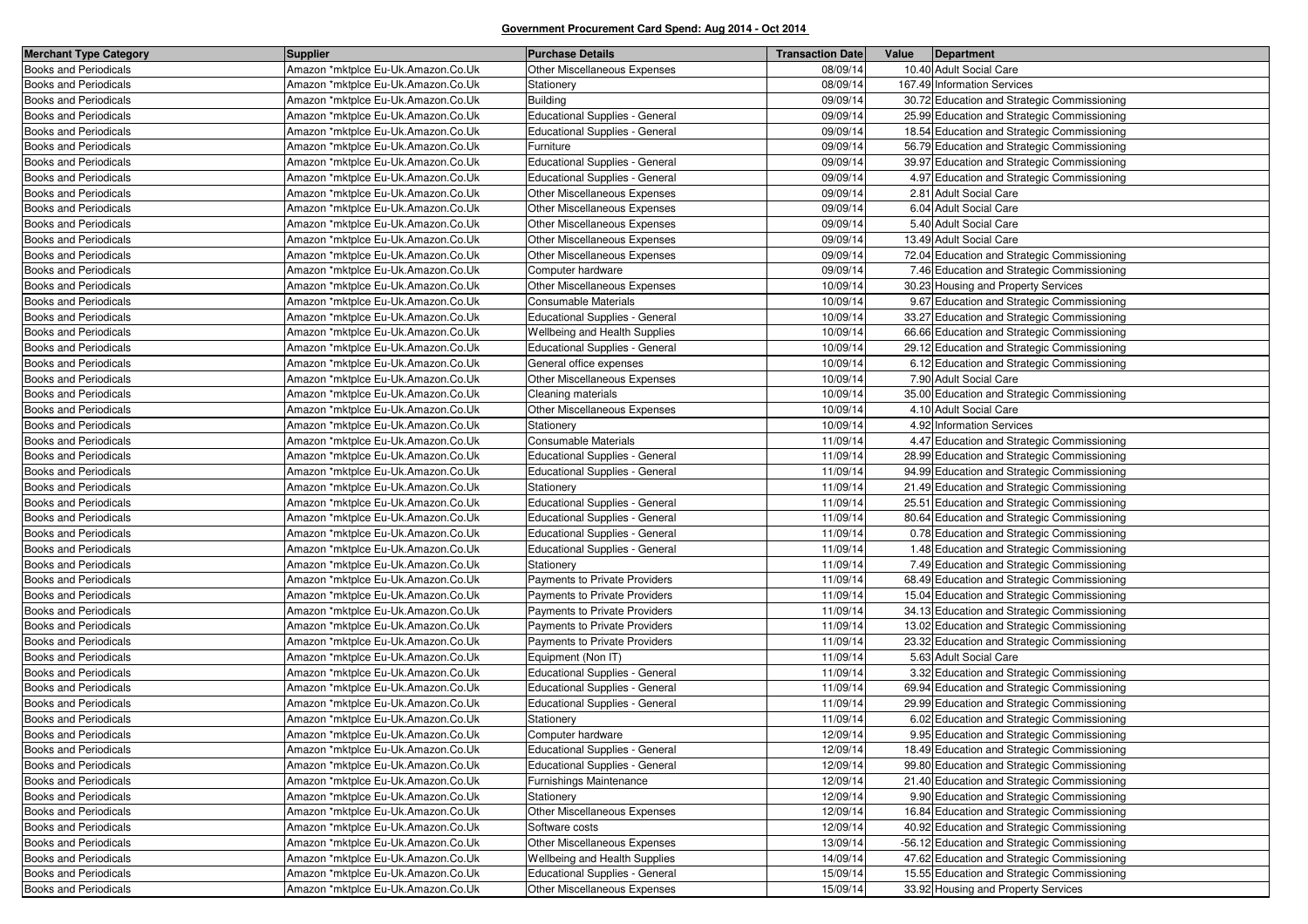**Government Procurement Card Spend: Aug 2014 - Oct 2014**

| Merchant Type Category | Supplier | Purchase Details | Transaction Date | Value | Department |
|---|---|---|---|---|---|
| Books and Periodicals | Amazon *mktplce Eu-Uk.Amazon.Co.Uk | Other Miscellaneous Expenses | 08/09/14 | 10.40 | Adult Social Care |
| Books and Periodicals | Amazon *mktplce Eu-Uk.Amazon.Co.Uk | Stationery | 08/09/14 | 167.49 | Information Services |
| Books and Periodicals | Amazon *mktplce Eu-Uk.Amazon.Co.Uk | Building | 09/09/14 | 30.72 | Education and Strategic Commissioning |
| Books and Periodicals | Amazon *mktplce Eu-Uk.Amazon.Co.Uk | Educational Supplies - General | 09/09/14 | 25.99 | Education and Strategic Commissioning |
| Books and Periodicals | Amazon *mktplce Eu-Uk.Amazon.Co.Uk | Educational Supplies - General | 09/09/14 | 18.54 | Education and Strategic Commissioning |
| Books and Periodicals | Amazon *mktplce Eu-Uk.Amazon.Co.Uk | Furniture | 09/09/14 | 56.79 | Education and Strategic Commissioning |
| Books and Periodicals | Amazon *mktplce Eu-Uk.Amazon.Co.Uk | Educational Supplies - General | 09/09/14 | 39.97 | Education and Strategic Commissioning |
| Books and Periodicals | Amazon *mktplce Eu-Uk.Amazon.Co.Uk | Educational Supplies - General | 09/09/14 | 4.97 | Education and Strategic Commissioning |
| Books and Periodicals | Amazon *mktplce Eu-Uk.Amazon.Co.Uk | Other Miscellaneous Expenses | 09/09/14 | 2.81 | Adult Social Care |
| Books and Periodicals | Amazon *mktplce Eu-Uk.Amazon.Co.Uk | Other Miscellaneous Expenses | 09/09/14 | 6.04 | Adult Social Care |
| Books and Periodicals | Amazon *mktplce Eu-Uk.Amazon.Co.Uk | Other Miscellaneous Expenses | 09/09/14 | 5.40 | Adult Social Care |
| Books and Periodicals | Amazon *mktplce Eu-Uk.Amazon.Co.Uk | Other Miscellaneous Expenses | 09/09/14 | 13.49 | Adult Social Care |
| Books and Periodicals | Amazon *mktplce Eu-Uk.Amazon.Co.Uk | Other Miscellaneous Expenses | 09/09/14 | 72.04 | Education and Strategic Commissioning |
| Books and Periodicals | Amazon *mktplce Eu-Uk.Amazon.Co.Uk | Computer hardware | 09/09/14 | 7.46 | Education and Strategic Commissioning |
| Books and Periodicals | Amazon *mktplce Eu-Uk.Amazon.Co.Uk | Other Miscellaneous Expenses | 10/09/14 | 30.23 | Housing and Property Services |
| Books and Periodicals | Amazon *mktplce Eu-Uk.Amazon.Co.Uk | Consumable Materials | 10/09/14 | 9.67 | Education and Strategic Commissioning |
| Books and Periodicals | Amazon *mktplce Eu-Uk.Amazon.Co.Uk | Educational Supplies - General | 10/09/14 | 33.27 | Education and Strategic Commissioning |
| Books and Periodicals | Amazon *mktplce Eu-Uk.Amazon.Co.Uk | Wellbeing and Health Supplies | 10/09/14 | 66.66 | Education and Strategic Commissioning |
| Books and Periodicals | Amazon *mktplce Eu-Uk.Amazon.Co.Uk | Educational Supplies - General | 10/09/14 | 29.12 | Education and Strategic Commissioning |
| Books and Periodicals | Amazon *mktplce Eu-Uk.Amazon.Co.Uk | General office expenses | 10/09/14 | 6.12 | Education and Strategic Commissioning |
| Books and Periodicals | Amazon *mktplce Eu-Uk.Amazon.Co.Uk | Other Miscellaneous Expenses | 10/09/14 | 7.90 | Adult Social Care |
| Books and Periodicals | Amazon *mktplce Eu-Uk.Amazon.Co.Uk | Cleaning materials | 10/09/14 | 35.00 | Education and Strategic Commissioning |
| Books and Periodicals | Amazon *mktplce Eu-Uk.Amazon.Co.Uk | Other Miscellaneous Expenses | 10/09/14 | 4.10 | Adult Social Care |
| Books and Periodicals | Amazon *mktplce Eu-Uk.Amazon.Co.Uk | Stationery | 10/09/14 | 4.92 | Information Services |
| Books and Periodicals | Amazon *mktplce Eu-Uk.Amazon.Co.Uk | Consumable Materials | 11/09/14 | 4.47 | Education and Strategic Commissioning |
| Books and Periodicals | Amazon *mktplce Eu-Uk.Amazon.Co.Uk | Educational Supplies - General | 11/09/14 | 28.99 | Education and Strategic Commissioning |
| Books and Periodicals | Amazon *mktplce Eu-Uk.Amazon.Co.Uk | Educational Supplies - General | 11/09/14 | 94.99 | Education and Strategic Commissioning |
| Books and Periodicals | Amazon *mktplce Eu-Uk.Amazon.Co.Uk | Stationery | 11/09/14 | 21.49 | Education and Strategic Commissioning |
| Books and Periodicals | Amazon *mktplce Eu-Uk.Amazon.Co.Uk | Educational Supplies - General | 11/09/14 | 25.51 | Education and Strategic Commissioning |
| Books and Periodicals | Amazon *mktplce Eu-Uk.Amazon.Co.Uk | Educational Supplies - General | 11/09/14 | 80.64 | Education and Strategic Commissioning |
| Books and Periodicals | Amazon *mktplce Eu-Uk.Amazon.Co.Uk | Educational Supplies - General | 11/09/14 | 0.78 | Education and Strategic Commissioning |
| Books and Periodicals | Amazon *mktplce Eu-Uk.Amazon.Co.Uk | Educational Supplies - General | 11/09/14 | 1.48 | Education and Strategic Commissioning |
| Books and Periodicals | Amazon *mktplce Eu-Uk.Amazon.Co.Uk | Stationery | 11/09/14 | 7.49 | Education and Strategic Commissioning |
| Books and Periodicals | Amazon *mktplce Eu-Uk.Amazon.Co.Uk | Payments to Private Providers | 11/09/14 | 68.49 | Education and Strategic Commissioning |
| Books and Periodicals | Amazon *mktplce Eu-Uk.Amazon.Co.Uk | Payments to Private Providers | 11/09/14 | 15.04 | Education and Strategic Commissioning |
| Books and Periodicals | Amazon *mktplce Eu-Uk.Amazon.Co.Uk | Payments to Private Providers | 11/09/14 | 34.13 | Education and Strategic Commissioning |
| Books and Periodicals | Amazon *mktplce Eu-Uk.Amazon.Co.Uk | Payments to Private Providers | 11/09/14 | 13.02 | Education and Strategic Commissioning |
| Books and Periodicals | Amazon *mktplce Eu-Uk.Amazon.Co.Uk | Payments to Private Providers | 11/09/14 | 23.32 | Education and Strategic Commissioning |
| Books and Periodicals | Amazon *mktplce Eu-Uk.Amazon.Co.Uk | Equipment (Non IT) | 11/09/14 | 5.63 | Adult Social Care |
| Books and Periodicals | Amazon *mktplce Eu-Uk.Amazon.Co.Uk | Educational Supplies - General | 11/09/14 | 3.32 | Education and Strategic Commissioning |
| Books and Periodicals | Amazon *mktplce Eu-Uk.Amazon.Co.Uk | Educational Supplies - General | 11/09/14 | 69.94 | Education and Strategic Commissioning |
| Books and Periodicals | Amazon *mktplce Eu-Uk.Amazon.Co.Uk | Educational Supplies - General | 11/09/14 | 29.99 | Education and Strategic Commissioning |
| Books and Periodicals | Amazon *mktplce Eu-Uk.Amazon.Co.Uk | Stationery | 11/09/14 | 6.02 | Education and Strategic Commissioning |
| Books and Periodicals | Amazon *mktplce Eu-Uk.Amazon.Co.Uk | Computer hardware | 12/09/14 | 9.95 | Education and Strategic Commissioning |
| Books and Periodicals | Amazon *mktplce Eu-Uk.Amazon.Co.Uk | Educational Supplies - General | 12/09/14 | 18.49 | Education and Strategic Commissioning |
| Books and Periodicals | Amazon *mktplce Eu-Uk.Amazon.Co.Uk | Educational Supplies - General | 12/09/14 | 99.80 | Education and Strategic Commissioning |
| Books and Periodicals | Amazon *mktplce Eu-Uk.Amazon.Co.Uk | Furnishings Maintenance | 12/09/14 | 21.40 | Education and Strategic Commissioning |
| Books and Periodicals | Amazon *mktplce Eu-Uk.Amazon.Co.Uk | Stationery | 12/09/14 | 9.90 | Education and Strategic Commissioning |
| Books and Periodicals | Amazon *mktplce Eu-Uk.Amazon.Co.Uk | Other Miscellaneous Expenses | 12/09/14 | 16.84 | Education and Strategic Commissioning |
| Books and Periodicals | Amazon *mktplce Eu-Uk.Amazon.Co.Uk | Software costs | 12/09/14 | 40.92 | Education and Strategic Commissioning |
| Books and Periodicals | Amazon *mktplce Eu-Uk.Amazon.Co.Uk | Other Miscellaneous Expenses | 13/09/14 | -56.12 | Education and Strategic Commissioning |
| Books and Periodicals | Amazon *mktplce Eu-Uk.Amazon.Co.Uk | Wellbeing and Health Supplies | 14/09/14 | 47.62 | Education and Strategic Commissioning |
| Books and Periodicals | Amazon *mktplce Eu-Uk.Amazon.Co.Uk | Educational Supplies - General | 15/09/14 | 15.55 | Education and Strategic Commissioning |
| Books and Periodicals | Amazon *mktplce Eu-Uk.Amazon.Co.Uk | Other Miscellaneous Expenses | 15/09/14 | 33.92 | Housing and Property Services |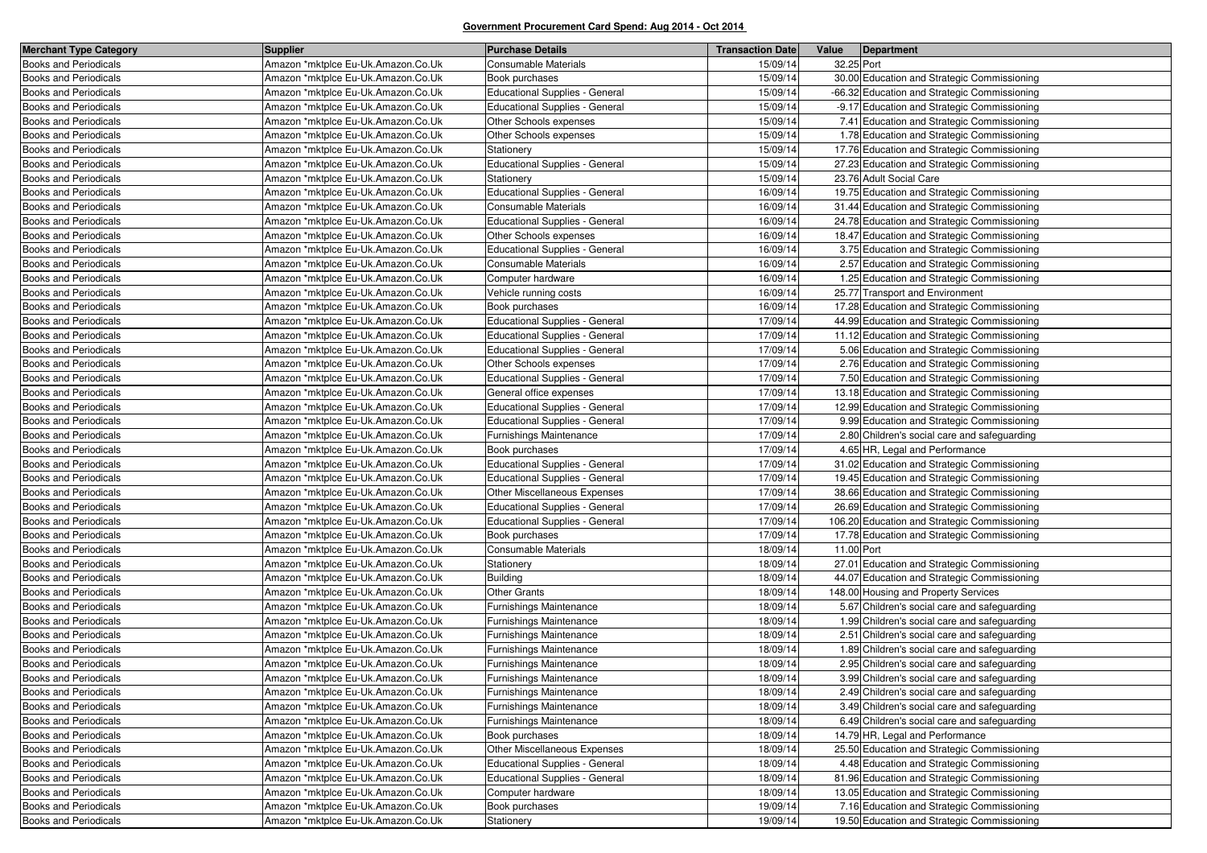## Government Procurement Card Spend: Aug 2014 - Oct 2014

| Merchant Type Category | Supplier | Purchase Details | Transaction Date | Value | Department |
| --- | --- | --- | --- | --- | --- |
| Books and Periodicals | Amazon *mktplce Eu-Uk.Amazon.Co.Uk | Consumable Materials | 15/09/14 | 32.25 | Port |
| Books and Periodicals | Amazon *mktplce Eu-Uk.Amazon.Co.Uk | Book purchases | 15/09/14 | 30.00 | Education and Strategic Commissioning |
| Books and Periodicals | Amazon *mktplce Eu-Uk.Amazon.Co.Uk | Educational Supplies - General | 15/09/14 | -66.32 | Education and Strategic Commissioning |
| Books and Periodicals | Amazon *mktplce Eu-Uk.Amazon.Co.Uk | Educational Supplies - General | 15/09/14 | -9.17 | Education and Strategic Commissioning |
| Books and Periodicals | Amazon *mktplce Eu-Uk.Amazon.Co.Uk | Other Schools expenses | 15/09/14 | 7.41 | Education and Strategic Commissioning |
| Books and Periodicals | Amazon *mktplce Eu-Uk.Amazon.Co.Uk | Other Schools expenses | 15/09/14 | 1.78 | Education and Strategic Commissioning |
| Books and Periodicals | Amazon *mktplce Eu-Uk.Amazon.Co.Uk | Stationery | 15/09/14 | 17.76 | Education and Strategic Commissioning |
| Books and Periodicals | Amazon *mktplce Eu-Uk.Amazon.Co.Uk | Educational Supplies - General | 15/09/14 | 27.23 | Education and Strategic Commissioning |
| Books and Periodicals | Amazon *mktplce Eu-Uk.Amazon.Co.Uk | Stationery | 15/09/14 | 23.76 | Adult Social Care |
| Books and Periodicals | Amazon *mktplce Eu-Uk.Amazon.Co.Uk | Educational Supplies - General | 16/09/14 | 19.75 | Education and Strategic Commissioning |
| Books and Periodicals | Amazon *mktplce Eu-Uk.Amazon.Co.Uk | Consumable Materials | 16/09/14 | 31.44 | Education and Strategic Commissioning |
| Books and Periodicals | Amazon *mktplce Eu-Uk.Amazon.Co.Uk | Educational Supplies - General | 16/09/14 | 24.78 | Education and Strategic Commissioning |
| Books and Periodicals | Amazon *mktplce Eu-Uk.Amazon.Co.Uk | Other Schools expenses | 16/09/14 | 18.47 | Education and Strategic Commissioning |
| Books and Periodicals | Amazon *mktplce Eu-Uk.Amazon.Co.Uk | Educational Supplies - General | 16/09/14 | 3.75 | Education and Strategic Commissioning |
| Books and Periodicals | Amazon *mktplce Eu-Uk.Amazon.Co.Uk | Consumable Materials | 16/09/14 | 2.57 | Education and Strategic Commissioning |
| Books and Periodicals | Amazon *mktplce Eu-Uk.Amazon.Co.Uk | Computer hardware | 16/09/14 | 1.25 | Education and Strategic Commissioning |
| Books and Periodicals | Amazon *mktplce Eu-Uk.Amazon.Co.Uk | Vehicle running costs | 16/09/14 | 25.77 | Transport and Environment |
| Books and Periodicals | Amazon *mktplce Eu-Uk.Amazon.Co.Uk | Book purchases | 16/09/14 | 17.28 | Education and Strategic Commissioning |
| Books and Periodicals | Amazon *mktplce Eu-Uk.Amazon.Co.Uk | Educational Supplies - General | 17/09/14 | 44.99 | Education and Strategic Commissioning |
| Books and Periodicals | Amazon *mktplce Eu-Uk.Amazon.Co.Uk | Educational Supplies - General | 17/09/14 | 11.12 | Education and Strategic Commissioning |
| Books and Periodicals | Amazon *mktplce Eu-Uk.Amazon.Co.Uk | Educational Supplies - General | 17/09/14 | 5.06 | Education and Strategic Commissioning |
| Books and Periodicals | Amazon *mktplce Eu-Uk.Amazon.Co.Uk | Other Schools expenses | 17/09/14 | 2.76 | Education and Strategic Commissioning |
| Books and Periodicals | Amazon *mktplce Eu-Uk.Amazon.Co.Uk | Educational Supplies - General | 17/09/14 | 7.50 | Education and Strategic Commissioning |
| Books and Periodicals | Amazon *mktplce Eu-Uk.Amazon.Co.Uk | General office expenses | 17/09/14 | 13.18 | Education and Strategic Commissioning |
| Books and Periodicals | Amazon *mktplce Eu-Uk.Amazon.Co.Uk | Educational Supplies - General | 17/09/14 | 12.99 | Education and Strategic Commissioning |
| Books and Periodicals | Amazon *mktplce Eu-Uk.Amazon.Co.Uk | Educational Supplies - General | 17/09/14 | 9.99 | Education and Strategic Commissioning |
| Books and Periodicals | Amazon *mktplce Eu-Uk.Amazon.Co.Uk | Furnishings Maintenance | 17/09/14 | 2.80 | Children's social care and safeguarding |
| Books and Periodicals | Amazon *mktplce Eu-Uk.Amazon.Co.Uk | Book purchases | 17/09/14 | 4.65 | HR, Legal and Performance |
| Books and Periodicals | Amazon *mktplce Eu-Uk.Amazon.Co.Uk | Educational Supplies - General | 17/09/14 | 31.02 | Education and Strategic Commissioning |
| Books and Periodicals | Amazon *mktplce Eu-Uk.Amazon.Co.Uk | Educational Supplies - General | 17/09/14 | 19.45 | Education and Strategic Commissioning |
| Books and Periodicals | Amazon *mktplce Eu-Uk.Amazon.Co.Uk | Other Miscellaneous Expenses | 17/09/14 | 38.66 | Education and Strategic Commissioning |
| Books and Periodicals | Amazon *mktplce Eu-Uk.Amazon.Co.Uk | Educational Supplies - General | 17/09/14 | 26.69 | Education and Strategic Commissioning |
| Books and Periodicals | Amazon *mktplce Eu-Uk.Amazon.Co.Uk | Educational Supplies - General | 17/09/14 | 106.20 | Education and Strategic Commissioning |
| Books and Periodicals | Amazon *mktplce Eu-Uk.Amazon.Co.Uk | Book purchases | 17/09/14 | 17.78 | Education and Strategic Commissioning |
| Books and Periodicals | Amazon *mktplce Eu-Uk.Amazon.Co.Uk | Consumable Materials | 18/09/14 | 11.00 | Port |
| Books and Periodicals | Amazon *mktplce Eu-Uk.Amazon.Co.Uk | Stationery | 18/09/14 | 27.01 | Education and Strategic Commissioning |
| Books and Periodicals | Amazon *mktplce Eu-Uk.Amazon.Co.Uk | Building | 18/09/14 | 44.07 | Education and Strategic Commissioning |
| Books and Periodicals | Amazon *mktplce Eu-Uk.Amazon.Co.Uk | Other Grants | 18/09/14 | 148.00 | Housing and Property Services |
| Books and Periodicals | Amazon *mktplce Eu-Uk.Amazon.Co.Uk | Furnishings Maintenance | 18/09/14 | 5.67 | Children's social care and safeguarding |
| Books and Periodicals | Amazon *mktplce Eu-Uk.Amazon.Co.Uk | Furnishings Maintenance | 18/09/14 | 1.99 | Children's social care and safeguarding |
| Books and Periodicals | Amazon *mktplce Eu-Uk.Amazon.Co.Uk | Furnishings Maintenance | 18/09/14 | 2.51 | Children's social care and safeguarding |
| Books and Periodicals | Amazon *mktplce Eu-Uk.Amazon.Co.Uk | Furnishings Maintenance | 18/09/14 | 1.89 | Children's social care and safeguarding |
| Books and Periodicals | Amazon *mktplce Eu-Uk.Amazon.Co.Uk | Furnishings Maintenance | 18/09/14 | 2.95 | Children's social care and safeguarding |
| Books and Periodicals | Amazon *mktplce Eu-Uk.Amazon.Co.Uk | Furnishings Maintenance | 18/09/14 | 3.99 | Children's social care and safeguarding |
| Books and Periodicals | Amazon *mktplce Eu-Uk.Amazon.Co.Uk | Furnishings Maintenance | 18/09/14 | 2.49 | Children's social care and safeguarding |
| Books and Periodicals | Amazon *mktplce Eu-Uk.Amazon.Co.Uk | Furnishings Maintenance | 18/09/14 | 3.49 | Children's social care and safeguarding |
| Books and Periodicals | Amazon *mktplce Eu-Uk.Amazon.Co.Uk | Furnishings Maintenance | 18/09/14 | 6.49 | Children's social care and safeguarding |
| Books and Periodicals | Amazon *mktplce Eu-Uk.Amazon.Co.Uk | Book purchases | 18/09/14 | 14.79 | HR, Legal and Performance |
| Books and Periodicals | Amazon *mktplce Eu-Uk.Amazon.Co.Uk | Other Miscellaneous Expenses | 18/09/14 | 25.50 | Education and Strategic Commissioning |
| Books and Periodicals | Amazon *mktplce Eu-Uk.Amazon.Co.Uk | Educational Supplies - General | 18/09/14 | 4.48 | Education and Strategic Commissioning |
| Books and Periodicals | Amazon *mktplce Eu-Uk.Amazon.Co.Uk | Educational Supplies - General | 18/09/14 | 81.96 | Education and Strategic Commissioning |
| Books and Periodicals | Amazon *mktplce Eu-Uk.Amazon.Co.Uk | Computer hardware | 18/09/14 | 13.05 | Education and Strategic Commissioning |
| Books and Periodicals | Amazon *mktplce Eu-Uk.Amazon.Co.Uk | Book purchases | 19/09/14 | 7.16 | Education and Strategic Commissioning |
| Books and Periodicals | Amazon *mktplce Eu-Uk.Amazon.Co.Uk | Stationery | 19/09/14 | 19.50 | Education and Strategic Commissioning |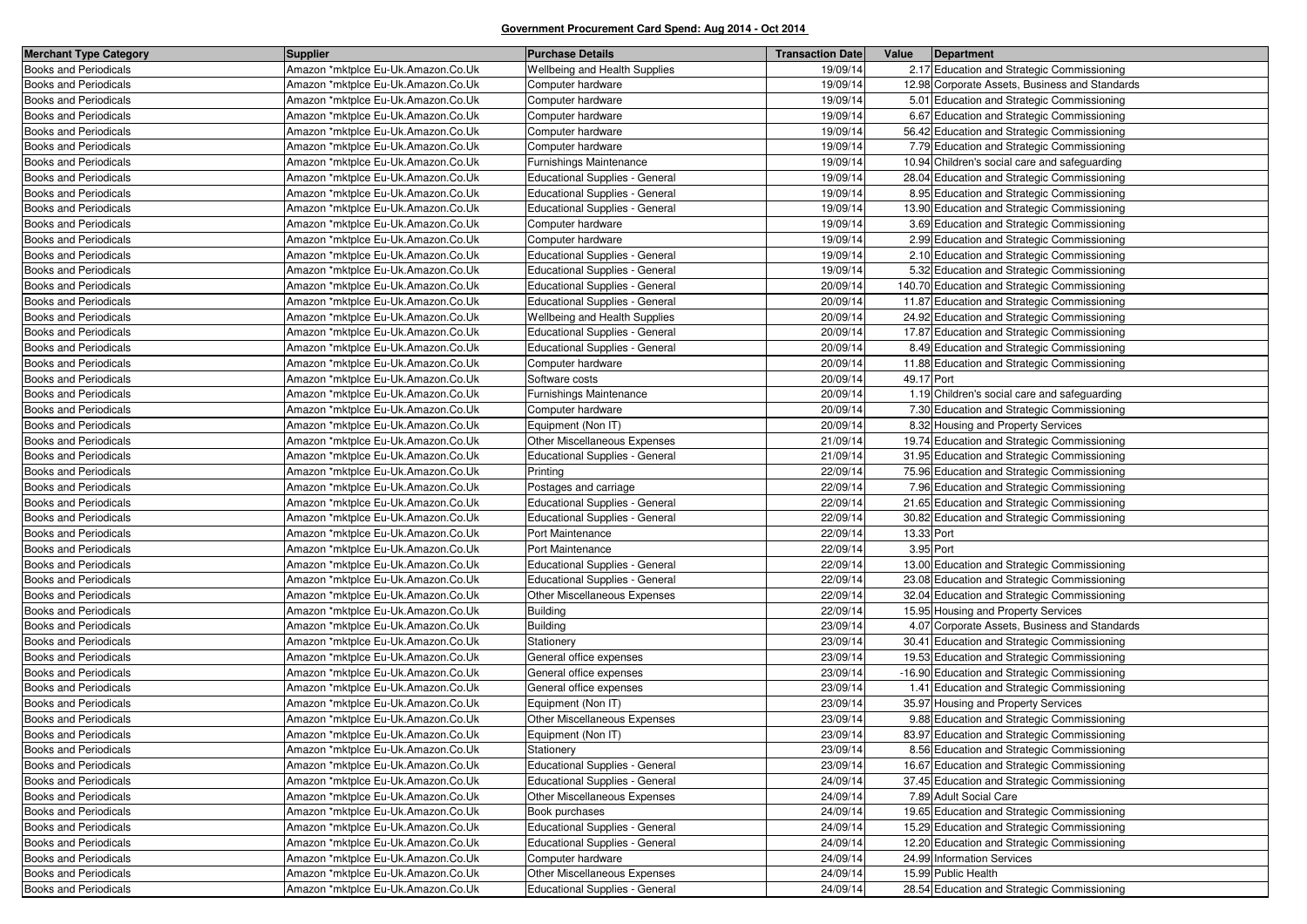**Government Procurement Card Spend: Aug 2014 - Oct 2014**

| Merchant Type Category | Supplier | Purchase Details | Transaction Date | Value | Department |
|---|---|---|---|---|---|
| Books and Periodicals | Amazon *mktplce Eu-Uk.Amazon.Co.Uk | Wellbeing and Health Supplies | 19/09/14 | 2.17 | Education and Strategic Commissioning |
| Books and Periodicals | Amazon *mktplce Eu-Uk.Amazon.Co.Uk | Computer hardware | 19/09/14 | 12.98 | Corporate Assets, Business and Standards |
| Books and Periodicals | Amazon *mktplce Eu-Uk.Amazon.Co.Uk | Computer hardware | 19/09/14 | 5.01 | Education and Strategic Commissioning |
| Books and Periodicals | Amazon *mktplce Eu-Uk.Amazon.Co.Uk | Computer hardware | 19/09/14 | 6.67 | Education and Strategic Commissioning |
| Books and Periodicals | Amazon *mktplce Eu-Uk.Amazon.Co.Uk | Computer hardware | 19/09/14 | 56.42 | Education and Strategic Commissioning |
| Books and Periodicals | Amazon *mktplce Eu-Uk.Amazon.Co.Uk | Computer hardware | 19/09/14 | 7.79 | Education and Strategic Commissioning |
| Books and Periodicals | Amazon *mktplce Eu-Uk.Amazon.Co.Uk | Furnishings Maintenance | 19/09/14 | 10.94 | Children's social care and safeguarding |
| Books and Periodicals | Amazon *mktplce Eu-Uk.Amazon.Co.Uk | Educational Supplies - General | 19/09/14 | 28.04 | Education and Strategic Commissioning |
| Books and Periodicals | Amazon *mktplce Eu-Uk.Amazon.Co.Uk | Educational Supplies - General | 19/09/14 | 8.95 | Education and Strategic Commissioning |
| Books and Periodicals | Amazon *mktplce Eu-Uk.Amazon.Co.Uk | Educational Supplies - General | 19/09/14 | 13.90 | Education and Strategic Commissioning |
| Books and Periodicals | Amazon *mktplce Eu-Uk.Amazon.Co.Uk | Computer hardware | 19/09/14 | 3.69 | Education and Strategic Commissioning |
| Books and Periodicals | Amazon *mktplce Eu-Uk.Amazon.Co.Uk | Computer hardware | 19/09/14 | 2.99 | Education and Strategic Commissioning |
| Books and Periodicals | Amazon *mktplce Eu-Uk.Amazon.Co.Uk | Educational Supplies - General | 19/09/14 | 2.10 | Education and Strategic Commissioning |
| Books and Periodicals | Amazon *mktplce Eu-Uk.Amazon.Co.Uk | Educational Supplies - General | 19/09/14 | 5.32 | Education and Strategic Commissioning |
| Books and Periodicals | Amazon *mktplce Eu-Uk.Amazon.Co.Uk | Educational Supplies - General | 20/09/14 | 140.70 | Education and Strategic Commissioning |
| Books and Periodicals | Amazon *mktplce Eu-Uk.Amazon.Co.Uk | Educational Supplies - General | 20/09/14 | 11.87 | Education and Strategic Commissioning |
| Books and Periodicals | Amazon *mktplce Eu-Uk.Amazon.Co.Uk | Wellbeing and Health Supplies | 20/09/14 | 24.92 | Education and Strategic Commissioning |
| Books and Periodicals | Amazon *mktplce Eu-Uk.Amazon.Co.Uk | Educational Supplies - General | 20/09/14 | 17.87 | Education and Strategic Commissioning |
| Books and Periodicals | Amazon *mktplce Eu-Uk.Amazon.Co.Uk | Educational Supplies - General | 20/09/14 | 8.49 | Education and Strategic Commissioning |
| Books and Periodicals | Amazon *mktplce Eu-Uk.Amazon.Co.Uk | Computer hardware | 20/09/14 | 11.88 | Education and Strategic Commissioning |
| Books and Periodicals | Amazon *mktplce Eu-Uk.Amazon.Co.Uk | Software costs | 20/09/14 | 49.17 | Port |
| Books and Periodicals | Amazon *mktplce Eu-Uk.Amazon.Co.Uk | Furnishings Maintenance | 20/09/14 | 1.19 | Children's social care and safeguarding |
| Books and Periodicals | Amazon *mktplce Eu-Uk.Amazon.Co.Uk | Computer hardware | 20/09/14 | 7.30 | Education and Strategic Commissioning |
| Books and Periodicals | Amazon *mktplce Eu-Uk.Amazon.Co.Uk | Equipment (Non IT) | 20/09/14 | 8.32 | Housing and Property Services |
| Books and Periodicals | Amazon *mktplce Eu-Uk.Amazon.Co.Uk | Other Miscellaneous Expenses | 21/09/14 | 19.74 | Education and Strategic Commissioning |
| Books and Periodicals | Amazon *mktplce Eu-Uk.Amazon.Co.Uk | Educational Supplies - General | 21/09/14 | 31.95 | Education and Strategic Commissioning |
| Books and Periodicals | Amazon *mktplce Eu-Uk.Amazon.Co.Uk | Printing | 22/09/14 | 75.96 | Education and Strategic Commissioning |
| Books and Periodicals | Amazon *mktplce Eu-Uk.Amazon.Co.Uk | Postages and carriage | 22/09/14 | 7.96 | Education and Strategic Commissioning |
| Books and Periodicals | Amazon *mktplce Eu-Uk.Amazon.Co.Uk | Educational Supplies - General | 22/09/14 | 21.65 | Education and Strategic Commissioning |
| Books and Periodicals | Amazon *mktplce Eu-Uk.Amazon.Co.Uk | Educational Supplies - General | 22/09/14 | 30.82 | Education and Strategic Commissioning |
| Books and Periodicals | Amazon *mktplce Eu-Uk.Amazon.Co.Uk | Port Maintenance | 22/09/14 | 13.33 | Port |
| Books and Periodicals | Amazon *mktplce Eu-Uk.Amazon.Co.Uk | Port Maintenance | 22/09/14 | 3.95 | Port |
| Books and Periodicals | Amazon *mktplce Eu-Uk.Amazon.Co.Uk | Educational Supplies - General | 22/09/14 | 13.00 | Education and Strategic Commissioning |
| Books and Periodicals | Amazon *mktplce Eu-Uk.Amazon.Co.Uk | Educational Supplies - General | 22/09/14 | 23.08 | Education and Strategic Commissioning |
| Books and Periodicals | Amazon *mktplce Eu-Uk.Amazon.Co.Uk | Other Miscellaneous Expenses | 22/09/14 | 32.04 | Education and Strategic Commissioning |
| Books and Periodicals | Amazon *mktplce Eu-Uk.Amazon.Co.Uk | Building | 22/09/14 | 15.95 | Housing and Property Services |
| Books and Periodicals | Amazon *mktplce Eu-Uk.Amazon.Co.Uk | Building | 23/09/14 | 4.07 | Corporate Assets, Business and Standards |
| Books and Periodicals | Amazon *mktplce Eu-Uk.Amazon.Co.Uk | Stationery | 23/09/14 | 30.41 | Education and Strategic Commissioning |
| Books and Periodicals | Amazon *mktplce Eu-Uk.Amazon.Co.Uk | General office expenses | 23/09/14 | 19.53 | Education and Strategic Commissioning |
| Books and Periodicals | Amazon *mktplce Eu-Uk.Amazon.Co.Uk | General office expenses | 23/09/14 | -16.90 | Education and Strategic Commissioning |
| Books and Periodicals | Amazon *mktplce Eu-Uk.Amazon.Co.Uk | General office expenses | 23/09/14 | 1.41 | Education and Strategic Commissioning |
| Books and Periodicals | Amazon *mktplce Eu-Uk.Amazon.Co.Uk | Equipment (Non IT) | 23/09/14 | 35.97 | Housing and Property Services |
| Books and Periodicals | Amazon *mktplce Eu-Uk.Amazon.Co.Uk | Other Miscellaneous Expenses | 23/09/14 | 9.88 | Education and Strategic Commissioning |
| Books and Periodicals | Amazon *mktplce Eu-Uk.Amazon.Co.Uk | Equipment (Non IT) | 23/09/14 | 83.97 | Education and Strategic Commissioning |
| Books and Periodicals | Amazon *mktplce Eu-Uk.Amazon.Co.Uk | Stationery | 23/09/14 | 8.56 | Education and Strategic Commissioning |
| Books and Periodicals | Amazon *mktplce Eu-Uk.Amazon.Co.Uk | Educational Supplies - General | 23/09/14 | 16.67 | Education and Strategic Commissioning |
| Books and Periodicals | Amazon *mktplce Eu-Uk.Amazon.Co.Uk | Educational Supplies - General | 24/09/14 | 37.45 | Education and Strategic Commissioning |
| Books and Periodicals | Amazon *mktplce Eu-Uk.Amazon.Co.Uk | Other Miscellaneous Expenses | 24/09/14 | 7.89 | Adult Social Care |
| Books and Periodicals | Amazon *mktplce Eu-Uk.Amazon.Co.Uk | Book purchases | 24/09/14 | 19.65 | Education and Strategic Commissioning |
| Books and Periodicals | Amazon *mktplce Eu-Uk.Amazon.Co.Uk | Educational Supplies - General | 24/09/14 | 15.29 | Education and Strategic Commissioning |
| Books and Periodicals | Amazon *mktplce Eu-Uk.Amazon.Co.Uk | Educational Supplies - General | 24/09/14 | 12.20 | Education and Strategic Commissioning |
| Books and Periodicals | Amazon *mktplce Eu-Uk.Amazon.Co.Uk | Computer hardware | 24/09/14 | 24.99 | Information Services |
| Books and Periodicals | Amazon *mktplce Eu-Uk.Amazon.Co.Uk | Other Miscellaneous Expenses | 24/09/14 | 15.99 | Public Health |
| Books and Periodicals | Amazon *mktplce Eu-Uk.Amazon.Co.Uk | Educational Supplies - General | 24/09/14 | 28.54 | Education and Strategic Commissioning |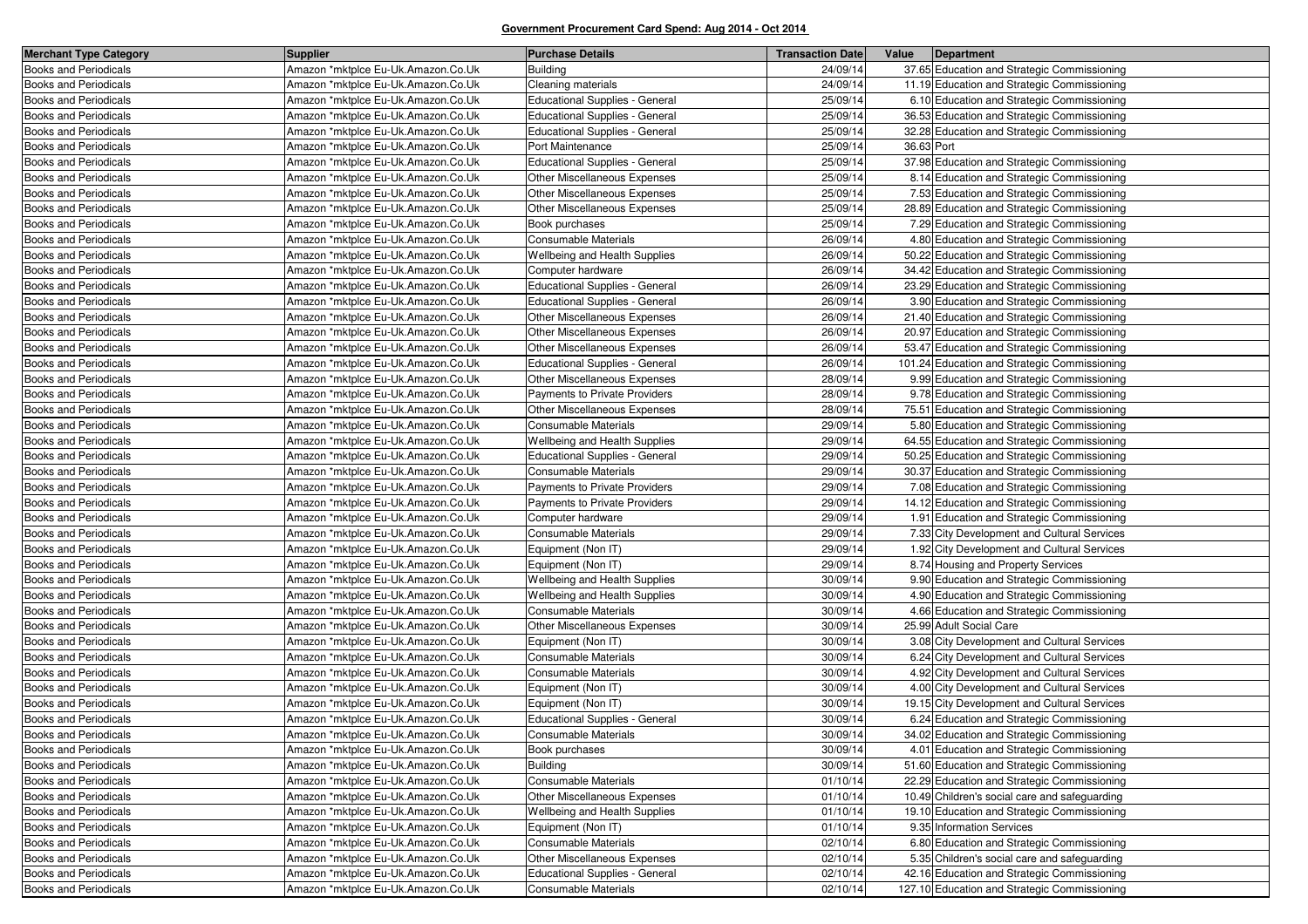**Government Procurement Card Spend: Aug 2014 - Oct 2014**

| Merchant Type Category | Supplier | Purchase Details | Transaction Date | Value | Department |
|---|---|---|---|---|---|
| Books and Periodicals | Amazon *mktplce Eu-Uk.Amazon.Co.Uk | Building | 24/09/14 | 37.65 | Education and Strategic Commissioning |
| Books and Periodicals | Amazon *mktplce Eu-Uk.Amazon.Co.Uk | Cleaning materials | 24/09/14 | 11.19 | Education and Strategic Commissioning |
| Books and Periodicals | Amazon *mktplce Eu-Uk.Amazon.Co.Uk | Educational Supplies - General | 25/09/14 | 6.10 | Education and Strategic Commissioning |
| Books and Periodicals | Amazon *mktplce Eu-Uk.Amazon.Co.Uk | Educational Supplies - General | 25/09/14 | 36.53 | Education and Strategic Commissioning |
| Books and Periodicals | Amazon *mktplce Eu-Uk.Amazon.Co.Uk | Educational Supplies - General | 25/09/14 | 32.28 | Education and Strategic Commissioning |
| Books and Periodicals | Amazon *mktplce Eu-Uk.Amazon.Co.Uk | Port Maintenance | 25/09/14 | 36.63 | Port |
| Books and Periodicals | Amazon *mktplce Eu-Uk.Amazon.Co.Uk | Educational Supplies - General | 25/09/14 | 37.98 | Education and Strategic Commissioning |
| Books and Periodicals | Amazon *mktplce Eu-Uk.Amazon.Co.Uk | Other Miscellaneous Expenses | 25/09/14 | 8.14 | Education and Strategic Commissioning |
| Books and Periodicals | Amazon *mktplce Eu-Uk.Amazon.Co.Uk | Other Miscellaneous Expenses | 25/09/14 | 7.53 | Education and Strategic Commissioning |
| Books and Periodicals | Amazon *mktplce Eu-Uk.Amazon.Co.Uk | Other Miscellaneous Expenses | 25/09/14 | 28.89 | Education and Strategic Commissioning |
| Books and Periodicals | Amazon *mktplce Eu-Uk.Amazon.Co.Uk | Book purchases | 25/09/14 | 7.29 | Education and Strategic Commissioning |
| Books and Periodicals | Amazon *mktplce Eu-Uk.Amazon.Co.Uk | Consumable Materials | 26/09/14 | 4.80 | Education and Strategic Commissioning |
| Books and Periodicals | Amazon *mktplce Eu-Uk.Amazon.Co.Uk | Wellbeing and Health Supplies | 26/09/14 | 50.22 | Education and Strategic Commissioning |
| Books and Periodicals | Amazon *mktplce Eu-Uk.Amazon.Co.Uk | Computer hardware | 26/09/14 | 34.42 | Education and Strategic Commissioning |
| Books and Periodicals | Amazon *mktplce Eu-Uk.Amazon.Co.Uk | Educational Supplies - General | 26/09/14 | 23.29 | Education and Strategic Commissioning |
| Books and Periodicals | Amazon *mktplce Eu-Uk.Amazon.Co.Uk | Educational Supplies - General | 26/09/14 | 3.90 | Education and Strategic Commissioning |
| Books and Periodicals | Amazon *mktplce Eu-Uk.Amazon.Co.Uk | Other Miscellaneous Expenses | 26/09/14 | 21.40 | Education and Strategic Commissioning |
| Books and Periodicals | Amazon *mktplce Eu-Uk.Amazon.Co.Uk | Other Miscellaneous Expenses | 26/09/14 | 20.97 | Education and Strategic Commissioning |
| Books and Periodicals | Amazon *mktplce Eu-Uk.Amazon.Co.Uk | Other Miscellaneous Expenses | 26/09/14 | 53.47 | Education and Strategic Commissioning |
| Books and Periodicals | Amazon *mktplce Eu-Uk.Amazon.Co.Uk | Educational Supplies - General | 26/09/14 | 101.24 | Education and Strategic Commissioning |
| Books and Periodicals | Amazon *mktplce Eu-Uk.Amazon.Co.Uk | Other Miscellaneous Expenses | 28/09/14 | 9.99 | Education and Strategic Commissioning |
| Books and Periodicals | Amazon *mktplce Eu-Uk.Amazon.Co.Uk | Payments to Private Providers | 28/09/14 | 9.78 | Education and Strategic Commissioning |
| Books and Periodicals | Amazon *mktplce Eu-Uk.Amazon.Co.Uk | Other Miscellaneous Expenses | 28/09/14 | 75.51 | Education and Strategic Commissioning |
| Books and Periodicals | Amazon *mktplce Eu-Uk.Amazon.Co.Uk | Consumable Materials | 29/09/14 | 5.80 | Education and Strategic Commissioning |
| Books and Periodicals | Amazon *mktplce Eu-Uk.Amazon.Co.Uk | Wellbeing and Health Supplies | 29/09/14 | 64.55 | Education and Strategic Commissioning |
| Books and Periodicals | Amazon *mktplce Eu-Uk.Amazon.Co.Uk | Educational Supplies - General | 29/09/14 | 50.25 | Education and Strategic Commissioning |
| Books and Periodicals | Amazon *mktplce Eu-Uk.Amazon.Co.Uk | Consumable Materials | 29/09/14 | 30.37 | Education and Strategic Commissioning |
| Books and Periodicals | Amazon *mktplce Eu-Uk.Amazon.Co.Uk | Payments to Private Providers | 29/09/14 | 7.08 | Education and Strategic Commissioning |
| Books and Periodicals | Amazon *mktplce Eu-Uk.Amazon.Co.Uk | Payments to Private Providers | 29/09/14 | 14.12 | Education and Strategic Commissioning |
| Books and Periodicals | Amazon *mktplce Eu-Uk.Amazon.Co.Uk | Computer hardware | 29/09/14 | 1.91 | Education and Strategic Commissioning |
| Books and Periodicals | Amazon *mktplce Eu-Uk.Amazon.Co.Uk | Consumable Materials | 29/09/14 | 7.33 | City Development and Cultural Services |
| Books and Periodicals | Amazon *mktplce Eu-Uk.Amazon.Co.Uk | Equipment (Non IT) | 29/09/14 | 1.92 | City Development and Cultural Services |
| Books and Periodicals | Amazon *mktplce Eu-Uk.Amazon.Co.Uk | Equipment (Non IT) | 29/09/14 | 8.74 | Housing and Property Services |
| Books and Periodicals | Amazon *mktplce Eu-Uk.Amazon.Co.Uk | Wellbeing and Health Supplies | 30/09/14 | 9.90 | Education and Strategic Commissioning |
| Books and Periodicals | Amazon *mktplce Eu-Uk.Amazon.Co.Uk | Wellbeing and Health Supplies | 30/09/14 | 4.90 | Education and Strategic Commissioning |
| Books and Periodicals | Amazon *mktplce Eu-Uk.Amazon.Co.Uk | Consumable Materials | 30/09/14 | 4.66 | Education and Strategic Commissioning |
| Books and Periodicals | Amazon *mktplce Eu-Uk.Amazon.Co.Uk | Other Miscellaneous Expenses | 30/09/14 | 25.99 | Adult Social Care |
| Books and Periodicals | Amazon *mktplce Eu-Uk.Amazon.Co.Uk | Equipment (Non IT) | 30/09/14 | 3.08 | City Development and Cultural Services |
| Books and Periodicals | Amazon *mktplce Eu-Uk.Amazon.Co.Uk | Consumable Materials | 30/09/14 | 6.24 | City Development and Cultural Services |
| Books and Periodicals | Amazon *mktplce Eu-Uk.Amazon.Co.Uk | Consumable Materials | 30/09/14 | 4.92 | City Development and Cultural Services |
| Books and Periodicals | Amazon *mktplce Eu-Uk.Amazon.Co.Uk | Equipment (Non IT) | 30/09/14 | 4.00 | City Development and Cultural Services |
| Books and Periodicals | Amazon *mktplce Eu-Uk.Amazon.Co.Uk | Equipment (Non IT) | 30/09/14 | 19.15 | City Development and Cultural Services |
| Books and Periodicals | Amazon *mktplce Eu-Uk.Amazon.Co.Uk | Educational Supplies - General | 30/09/14 | 6.24 | Education and Strategic Commissioning |
| Books and Periodicals | Amazon *mktplce Eu-Uk.Amazon.Co.Uk | Consumable Materials | 30/09/14 | 34.02 | Education and Strategic Commissioning |
| Books and Periodicals | Amazon *mktplce Eu-Uk.Amazon.Co.Uk | Book purchases | 30/09/14 | 4.01 | Education and Strategic Commissioning |
| Books and Periodicals | Amazon *mktplce Eu-Uk.Amazon.Co.Uk | Building | 30/09/14 | 51.60 | Education and Strategic Commissioning |
| Books and Periodicals | Amazon *mktplce Eu-Uk.Amazon.Co.Uk | Consumable Materials | 01/10/14 | 22.29 | Education and Strategic Commissioning |
| Books and Periodicals | Amazon *mktplce Eu-Uk.Amazon.Co.Uk | Other Miscellaneous Expenses | 01/10/14 | 10.49 | Children's social care and safeguarding |
| Books and Periodicals | Amazon *mktplce Eu-Uk.Amazon.Co.Uk | Wellbeing and Health Supplies | 01/10/14 | 19.10 | Education and Strategic Commissioning |
| Books and Periodicals | Amazon *mktplce Eu-Uk.Amazon.Co.Uk | Equipment (Non IT) | 01/10/14 | 9.35 | Information Services |
| Books and Periodicals | Amazon *mktplce Eu-Uk.Amazon.Co.Uk | Consumable Materials | 02/10/14 | 6.80 | Education and Strategic Commissioning |
| Books and Periodicals | Amazon *mktplce Eu-Uk.Amazon.Co.Uk | Other Miscellaneous Expenses | 02/10/14 | 5.35 | Children's social care and safeguarding |
| Books and Periodicals | Amazon *mktplce Eu-Uk.Amazon.Co.Uk | Educational Supplies - General | 02/10/14 | 42.16 | Education and Strategic Commissioning |
| Books and Periodicals | Amazon *mktplce Eu-Uk.Amazon.Co.Uk | Consumable Materials | 02/10/14 | 127.10 | Education and Strategic Commissioning |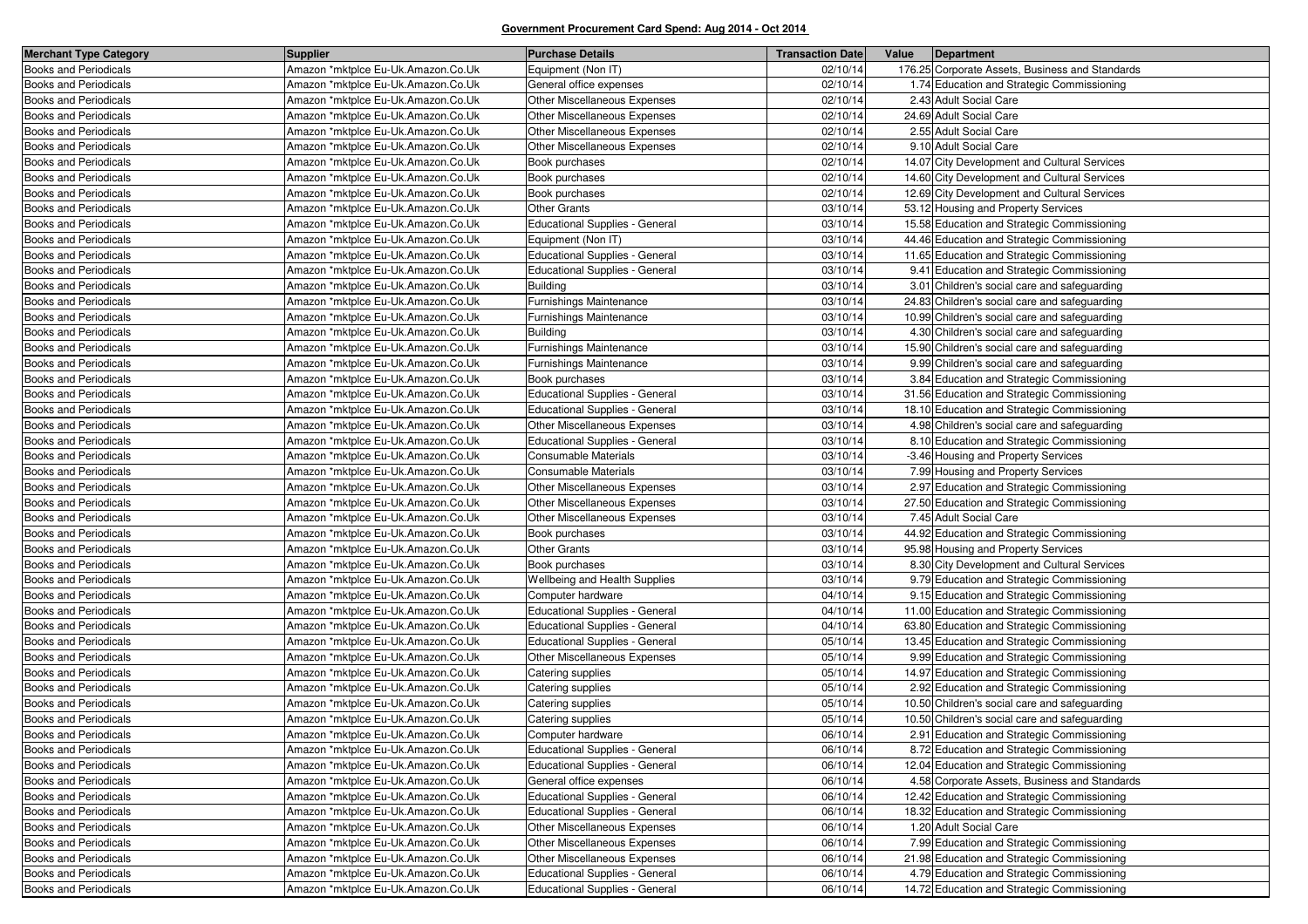**Government Procurement Card Spend: Aug 2014 - Oct 2014**

| Merchant Type Category | Supplier | Purchase Details | Transaction Date | Value | Department |
|---|---|---|---|---|---|
| Books and Periodicals | Amazon *mktplce Eu-Uk.Amazon.Co.Uk | Equipment (Non IT) | 02/10/14 | 176.25 | Corporate Assets, Business and Standards |
| Books and Periodicals | Amazon *mktplce Eu-Uk.Amazon.Co.Uk | General office expenses | 02/10/14 | 1.74 | Education and Strategic Commissioning |
| Books and Periodicals | Amazon *mktplce Eu-Uk.Amazon.Co.Uk | Other Miscellaneous Expenses | 02/10/14 | 2.43 | Adult Social Care |
| Books and Periodicals | Amazon *mktplce Eu-Uk.Amazon.Co.Uk | Other Miscellaneous Expenses | 02/10/14 | 24.69 | Adult Social Care |
| Books and Periodicals | Amazon *mktplce Eu-Uk.Amazon.Co.Uk | Other Miscellaneous Expenses | 02/10/14 | 2.55 | Adult Social Care |
| Books and Periodicals | Amazon *mktplce Eu-Uk.Amazon.Co.Uk | Other Miscellaneous Expenses | 02/10/14 | 9.10 | Adult Social Care |
| Books and Periodicals | Amazon *mktplce Eu-Uk.Amazon.Co.Uk | Book purchases | 02/10/14 | 14.07 | City Development and Cultural Services |
| Books and Periodicals | Amazon *mktplce Eu-Uk.Amazon.Co.Uk | Book purchases | 02/10/14 | 14.60 | City Development and Cultural Services |
| Books and Periodicals | Amazon *mktplce Eu-Uk.Amazon.Co.Uk | Book purchases | 02/10/14 | 12.69 | City Development and Cultural Services |
| Books and Periodicals | Amazon *mktplce Eu-Uk.Amazon.Co.Uk | Other Grants | 03/10/14 | 53.12 | Housing and Property Services |
| Books and Periodicals | Amazon *mktplce Eu-Uk.Amazon.Co.Uk | Educational Supplies - General | 03/10/14 | 15.58 | Education and Strategic Commissioning |
| Books and Periodicals | Amazon *mktplce Eu-Uk.Amazon.Co.Uk | Equipment (Non IT) | 03/10/14 | 44.46 | Education and Strategic Commissioning |
| Books and Periodicals | Amazon *mktplce Eu-Uk.Amazon.Co.Uk | Educational Supplies - General | 03/10/14 | 11.65 | Education and Strategic Commissioning |
| Books and Periodicals | Amazon *mktplce Eu-Uk.Amazon.Co.Uk | Educational Supplies - General | 03/10/14 | 9.41 | Education and Strategic Commissioning |
| Books and Periodicals | Amazon *mktplce Eu-Uk.Amazon.Co.Uk | Building | 03/10/14 | 3.01 | Children's social care and safeguarding |
| Books and Periodicals | Amazon *mktplce Eu-Uk.Amazon.Co.Uk | Furnishings Maintenance | 03/10/14 | 24.83 | Children's social care and safeguarding |
| Books and Periodicals | Amazon *mktplce Eu-Uk.Amazon.Co.Uk | Furnishings Maintenance | 03/10/14 | 10.99 | Children's social care and safeguarding |
| Books and Periodicals | Amazon *mktplce Eu-Uk.Amazon.Co.Uk | Building | 03/10/14 | 4.30 | Children's social care and safeguarding |
| Books and Periodicals | Amazon *mktplce Eu-Uk.Amazon.Co.Uk | Furnishings Maintenance | 03/10/14 | 15.90 | Children's social care and safeguarding |
| Books and Periodicals | Amazon *mktplce Eu-Uk.Amazon.Co.Uk | Furnishings Maintenance | 03/10/14 | 9.99 | Children's social care and safeguarding |
| Books and Periodicals | Amazon *mktplce Eu-Uk.Amazon.Co.Uk | Book purchases | 03/10/14 | 3.84 | Education and Strategic Commissioning |
| Books and Periodicals | Amazon *mktplce Eu-Uk.Amazon.Co.Uk | Educational Supplies - General | 03/10/14 | 31.56 | Education and Strategic Commissioning |
| Books and Periodicals | Amazon *mktplce Eu-Uk.Amazon.Co.Uk | Educational Supplies - General | 03/10/14 | 18.10 | Education and Strategic Commissioning |
| Books and Periodicals | Amazon *mktplce Eu-Uk.Amazon.Co.Uk | Other Miscellaneous Expenses | 03/10/14 | 4.98 | Children's social care and safeguarding |
| Books and Periodicals | Amazon *mktplce Eu-Uk.Amazon.Co.Uk | Educational Supplies - General | 03/10/14 | 8.10 | Education and Strategic Commissioning |
| Books and Periodicals | Amazon *mktplce Eu-Uk.Amazon.Co.Uk | Consumable Materials | 03/10/14 | -3.46 | Housing and Property Services |
| Books and Periodicals | Amazon *mktplce Eu-Uk.Amazon.Co.Uk | Consumable Materials | 03/10/14 | 7.99 | Housing and Property Services |
| Books and Periodicals | Amazon *mktplce Eu-Uk.Amazon.Co.Uk | Other Miscellaneous Expenses | 03/10/14 | 2.97 | Education and Strategic Commissioning |
| Books and Periodicals | Amazon *mktplce Eu-Uk.Amazon.Co.Uk | Other Miscellaneous Expenses | 03/10/14 | 27.50 | Education and Strategic Commissioning |
| Books and Periodicals | Amazon *mktplce Eu-Uk.Amazon.Co.Uk | Other Miscellaneous Expenses | 03/10/14 | 7.45 | Adult Social Care |
| Books and Periodicals | Amazon *mktplce Eu-Uk.Amazon.Co.Uk | Book purchases | 03/10/14 | 44.92 | Education and Strategic Commissioning |
| Books and Periodicals | Amazon *mktplce Eu-Uk.Amazon.Co.Uk | Other Grants | 03/10/14 | 95.98 | Housing and Property Services |
| Books and Periodicals | Amazon *mktplce Eu-Uk.Amazon.Co.Uk | Book purchases | 03/10/14 | 8.30 | City Development and Cultural Services |
| Books and Periodicals | Amazon *mktplce Eu-Uk.Amazon.Co.Uk | Wellbeing and Health Supplies | 03/10/14 | 9.79 | Education and Strategic Commissioning |
| Books and Periodicals | Amazon *mktplce Eu-Uk.Amazon.Co.Uk | Computer hardware | 04/10/14 | 9.15 | Education and Strategic Commissioning |
| Books and Periodicals | Amazon *mktplce Eu-Uk.Amazon.Co.Uk | Educational Supplies - General | 04/10/14 | 11.00 | Education and Strategic Commissioning |
| Books and Periodicals | Amazon *mktplce Eu-Uk.Amazon.Co.Uk | Educational Supplies - General | 04/10/14 | 63.80 | Education and Strategic Commissioning |
| Books and Periodicals | Amazon *mktplce Eu-Uk.Amazon.Co.Uk | Educational Supplies - General | 05/10/14 | 13.45 | Education and Strategic Commissioning |
| Books and Periodicals | Amazon *mktplce Eu-Uk.Amazon.Co.Uk | Other Miscellaneous Expenses | 05/10/14 | 9.99 | Education and Strategic Commissioning |
| Books and Periodicals | Amazon *mktplce Eu-Uk.Amazon.Co.Uk | Catering supplies | 05/10/14 | 14.97 | Education and Strategic Commissioning |
| Books and Periodicals | Amazon *mktplce Eu-Uk.Amazon.Co.Uk | Catering supplies | 05/10/14 | 2.92 | Education and Strategic Commissioning |
| Books and Periodicals | Amazon *mktplce Eu-Uk.Amazon.Co.Uk | Catering supplies | 05/10/14 | 10.50 | Children's social care and safeguarding |
| Books and Periodicals | Amazon *mktplce Eu-Uk.Amazon.Co.Uk | Catering supplies | 05/10/14 | 10.50 | Children's social care and safeguarding |
| Books and Periodicals | Amazon *mktplce Eu-Uk.Amazon.Co.Uk | Computer hardware | 06/10/14 | 2.91 | Education and Strategic Commissioning |
| Books and Periodicals | Amazon *mktplce Eu-Uk.Amazon.Co.Uk | Educational Supplies - General | 06/10/14 | 8.72 | Education and Strategic Commissioning |
| Books and Periodicals | Amazon *mktplce Eu-Uk.Amazon.Co.Uk | Educational Supplies - General | 06/10/14 | 12.04 | Education and Strategic Commissioning |
| Books and Periodicals | Amazon *mktplce Eu-Uk.Amazon.Co.Uk | General office expenses | 06/10/14 | 4.58 | Corporate Assets, Business and Standards |
| Books and Periodicals | Amazon *mktplce Eu-Uk.Amazon.Co.Uk | Educational Supplies - General | 06/10/14 | 12.42 | Education and Strategic Commissioning |
| Books and Periodicals | Amazon *mktplce Eu-Uk.Amazon.Co.Uk | Educational Supplies - General | 06/10/14 | 18.32 | Education and Strategic Commissioning |
| Books and Periodicals | Amazon *mktplce Eu-Uk.Amazon.Co.Uk | Other Miscellaneous Expenses | 06/10/14 | 1.20 | Adult Social Care |
| Books and Periodicals | Amazon *mktplce Eu-Uk.Amazon.Co.Uk | Other Miscellaneous Expenses | 06/10/14 | 7.99 | Education and Strategic Commissioning |
| Books and Periodicals | Amazon *mktplce Eu-Uk.Amazon.Co.Uk | Other Miscellaneous Expenses | 06/10/14 | 21.98 | Education and Strategic Commissioning |
| Books and Periodicals | Amazon *mktplce Eu-Uk.Amazon.Co.Uk | Educational Supplies - General | 06/10/14 | 4.79 | Education and Strategic Commissioning |
| Books and Periodicals | Amazon *mktplce Eu-Uk.Amazon.Co.Uk | Educational Supplies - General | 06/10/14 | 14.72 | Education and Strategic Commissioning |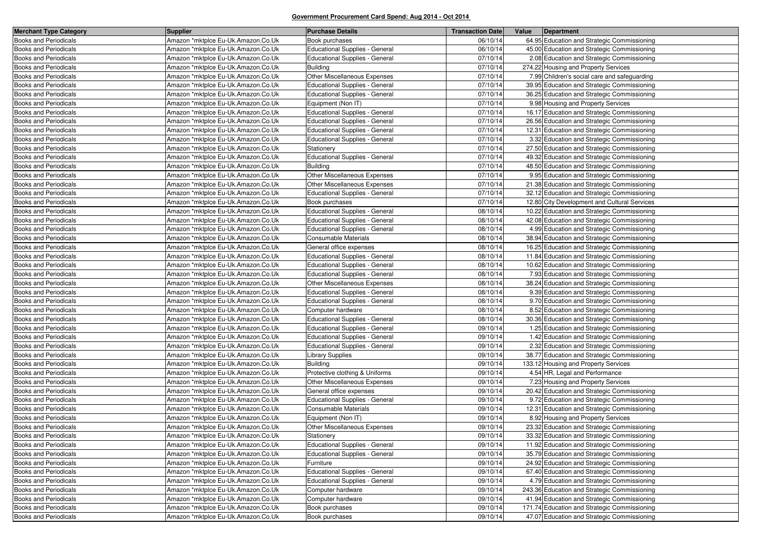**Government Procurement Card Spend: Aug 2014 - Oct 2014**

| Merchant Type Category | Supplier | Purchase Details | Transaction Date | Value | Department |
|---|---|---|---|---|---|
| Books and Periodicals | Amazon *mktplce Eu-Uk.Amazon.Co.Uk | Book purchases | 06/10/14 | 64.95 | Education and Strategic Commissioning |
| Books and Periodicals | Amazon *mktplce Eu-Uk.Amazon.Co.Uk | Educational Supplies - General | 06/10/14 | 45.00 | Education and Strategic Commissioning |
| Books and Periodicals | Amazon *mktplce Eu-Uk.Amazon.Co.Uk | Educational Supplies - General | 07/10/14 | 2.08 | Education and Strategic Commissioning |
| Books and Periodicals | Amazon *mktplce Eu-Uk.Amazon.Co.Uk | Building | 07/10/14 | 274.22 | Housing and Property Services |
| Books and Periodicals | Amazon *mktplce Eu-Uk.Amazon.Co.Uk | Other Miscellaneous Expenses | 07/10/14 | 7.99 | Children's social care and safeguarding |
| Books and Periodicals | Amazon *mktplce Eu-Uk.Amazon.Co.Uk | Educational Supplies - General | 07/10/14 | 39.95 | Education and Strategic Commissioning |
| Books and Periodicals | Amazon *mktplce Eu-Uk.Amazon.Co.Uk | Educational Supplies - General | 07/10/14 | 36.25 | Education and Strategic Commissioning |
| Books and Periodicals | Amazon *mktplce Eu-Uk.Amazon.Co.Uk | Equipment (Non IT) | 07/10/14 | 9.98 | Housing and Property Services |
| Books and Periodicals | Amazon *mktplce Eu-Uk.Amazon.Co.Uk | Educational Supplies - General | 07/10/14 | 16.17 | Education and Strategic Commissioning |
| Books and Periodicals | Amazon *mktplce Eu-Uk.Amazon.Co.Uk | Educational Supplies - General | 07/10/14 | 26.56 | Education and Strategic Commissioning |
| Books and Periodicals | Amazon *mktplce Eu-Uk.Amazon.Co.Uk | Educational Supplies - General | 07/10/14 | 12.31 | Education and Strategic Commissioning |
| Books and Periodicals | Amazon *mktplce Eu-Uk.Amazon.Co.Uk | Educational Supplies - General | 07/10/14 | 3.32 | Education and Strategic Commissioning |
| Books and Periodicals | Amazon *mktplce Eu-Uk.Amazon.Co.Uk | Stationery | 07/10/14 | 27.50 | Education and Strategic Commissioning |
| Books and Periodicals | Amazon *mktplce Eu-Uk.Amazon.Co.Uk | Educational Supplies - General | 07/10/14 | 49.32 | Education and Strategic Commissioning |
| Books and Periodicals | Amazon *mktplce Eu-Uk.Amazon.Co.Uk | Building | 07/10/14 | 48.50 | Education and Strategic Commissioning |
| Books and Periodicals | Amazon *mktplce Eu-Uk.Amazon.Co.Uk | Other Miscellaneous Expenses | 07/10/14 | 9.95 | Education and Strategic Commissioning |
| Books and Periodicals | Amazon *mktplce Eu-Uk.Amazon.Co.Uk | Other Miscellaneous Expenses | 07/10/14 | 21.38 | Education and Strategic Commissioning |
| Books and Periodicals | Amazon *mktplce Eu-Uk.Amazon.Co.Uk | Educational Supplies - General | 07/10/14 | 32.12 | Education and Strategic Commissioning |
| Books and Periodicals | Amazon *mktplce Eu-Uk.Amazon.Co.Uk | Book purchases | 07/10/14 | 12.80 | City Development and Cultural Services |
| Books and Periodicals | Amazon *mktplce Eu-Uk.Amazon.Co.Uk | Educational Supplies - General | 08/10/14 | 10.22 | Education and Strategic Commissioning |
| Books and Periodicals | Amazon *mktplce Eu-Uk.Amazon.Co.Uk | Educational Supplies - General | 08/10/14 | 42.08 | Education and Strategic Commissioning |
| Books and Periodicals | Amazon *mktplce Eu-Uk.Amazon.Co.Uk | Educational Supplies - General | 08/10/14 | 4.99 | Education and Strategic Commissioning |
| Books and Periodicals | Amazon *mktplce Eu-Uk.Amazon.Co.Uk | Consumable Materials | 08/10/14 | 38.94 | Education and Strategic Commissioning |
| Books and Periodicals | Amazon *mktplce Eu-Uk.Amazon.Co.Uk | General office expenses | 08/10/14 | 16.25 | Education and Strategic Commissioning |
| Books and Periodicals | Amazon *mktplce Eu-Uk.Amazon.Co.Uk | Educational Supplies - General | 08/10/14 | 11.84 | Education and Strategic Commissioning |
| Books and Periodicals | Amazon *mktplce Eu-Uk.Amazon.Co.Uk | Educational Supplies - General | 08/10/14 | 10.62 | Education and Strategic Commissioning |
| Books and Periodicals | Amazon *mktplce Eu-Uk.Amazon.Co.Uk | Educational Supplies - General | 08/10/14 | 7.93 | Education and Strategic Commissioning |
| Books and Periodicals | Amazon *mktplce Eu-Uk.Amazon.Co.Uk | Other Miscellaneous Expenses | 08/10/14 | 38.24 | Education and Strategic Commissioning |
| Books and Periodicals | Amazon *mktplce Eu-Uk.Amazon.Co.Uk | Educational Supplies - General | 08/10/14 | 9.39 | Education and Strategic Commissioning |
| Books and Periodicals | Amazon *mktplce Eu-Uk.Amazon.Co.Uk | Educational Supplies - General | 08/10/14 | 9.70 | Education and Strategic Commissioning |
| Books and Periodicals | Amazon *mktplce Eu-Uk.Amazon.Co.Uk | Computer hardware | 08/10/14 | 8.52 | Education and Strategic Commissioning |
| Books and Periodicals | Amazon *mktplce Eu-Uk.Amazon.Co.Uk | Educational Supplies - General | 08/10/14 | 30.36 | Education and Strategic Commissioning |
| Books and Periodicals | Amazon *mktplce Eu-Uk.Amazon.Co.Uk | Educational Supplies - General | 09/10/14 | 1.25 | Education and Strategic Commissioning |
| Books and Periodicals | Amazon *mktplce Eu-Uk.Amazon.Co.Uk | Educational Supplies - General | 09/10/14 | 1.42 | Education and Strategic Commissioning |
| Books and Periodicals | Amazon *mktplce Eu-Uk.Amazon.Co.Uk | Educational Supplies - General | 09/10/14 | 2.32 | Education and Strategic Commissioning |
| Books and Periodicals | Amazon *mktplce Eu-Uk.Amazon.Co.Uk | Library Supplies | 09/10/14 | 38.77 | Education and Strategic Commissioning |
| Books and Periodicals | Amazon *mktplce Eu-Uk.Amazon.Co.Uk | Building | 09/10/14 | 133.12 | Housing and Property Services |
| Books and Periodicals | Amazon *mktplce Eu-Uk.Amazon.Co.Uk | Protective clothing & Uniforms | 09/10/14 | 4.54 | HR, Legal and Performance |
| Books and Periodicals | Amazon *mktplce Eu-Uk.Amazon.Co.Uk | Other Miscellaneous Expenses | 09/10/14 | 7.23 | Housing and Property Services |
| Books and Periodicals | Amazon *mktplce Eu-Uk.Amazon.Co.Uk | General office expenses | 09/10/14 | 20.42 | Education and Strategic Commissioning |
| Books and Periodicals | Amazon *mktplce Eu-Uk.Amazon.Co.Uk | Educational Supplies - General | 09/10/14 | 9.72 | Education and Strategic Commissioning |
| Books and Periodicals | Amazon *mktplce Eu-Uk.Amazon.Co.Uk | Consumable Materials | 09/10/14 | 12.31 | Education and Strategic Commissioning |
| Books and Periodicals | Amazon *mktplce Eu-Uk.Amazon.Co.Uk | Equipment (Non IT) | 09/10/14 | 8.92 | Housing and Property Services |
| Books and Periodicals | Amazon *mktplce Eu-Uk.Amazon.Co.Uk | Other Miscellaneous Expenses | 09/10/14 | 23.32 | Education and Strategic Commissioning |
| Books and Periodicals | Amazon *mktplce Eu-Uk.Amazon.Co.Uk | Stationery | 09/10/14 | 33.32 | Education and Strategic Commissioning |
| Books and Periodicals | Amazon *mktplce Eu-Uk.Amazon.Co.Uk | Educational Supplies - General | 09/10/14 | 11.92 | Education and Strategic Commissioning |
| Books and Periodicals | Amazon *mktplce Eu-Uk.Amazon.Co.Uk | Educational Supplies - General | 09/10/14 | 35.79 | Education and Strategic Commissioning |
| Books and Periodicals | Amazon *mktplce Eu-Uk.Amazon.Co.Uk | Furniture | 09/10/14 | 24.92 | Education and Strategic Commissioning |
| Books and Periodicals | Amazon *mktplce Eu-Uk.Amazon.Co.Uk | Educational Supplies - General | 09/10/14 | 67.40 | Education and Strategic Commissioning |
| Books and Periodicals | Amazon *mktplce Eu-Uk.Amazon.Co.Uk | Educational Supplies - General | 09/10/14 | 4.79 | Education and Strategic Commissioning |
| Books and Periodicals | Amazon *mktplce Eu-Uk.Amazon.Co.Uk | Computer hardware | 09/10/14 | 243.36 | Education and Strategic Commissioning |
| Books and Periodicals | Amazon *mktplce Eu-Uk.Amazon.Co.Uk | Computer hardware | 09/10/14 | 41.94 | Education and Strategic Commissioning |
| Books and Periodicals | Amazon *mktplce Eu-Uk.Amazon.Co.Uk | Book purchases | 09/10/14 | 171.74 | Education and Strategic Commissioning |
| Books and Periodicals | Amazon *mktplce Eu-Uk.Amazon.Co.Uk | Book purchases | 09/10/14 | 47.07 | Education and Strategic Commissioning |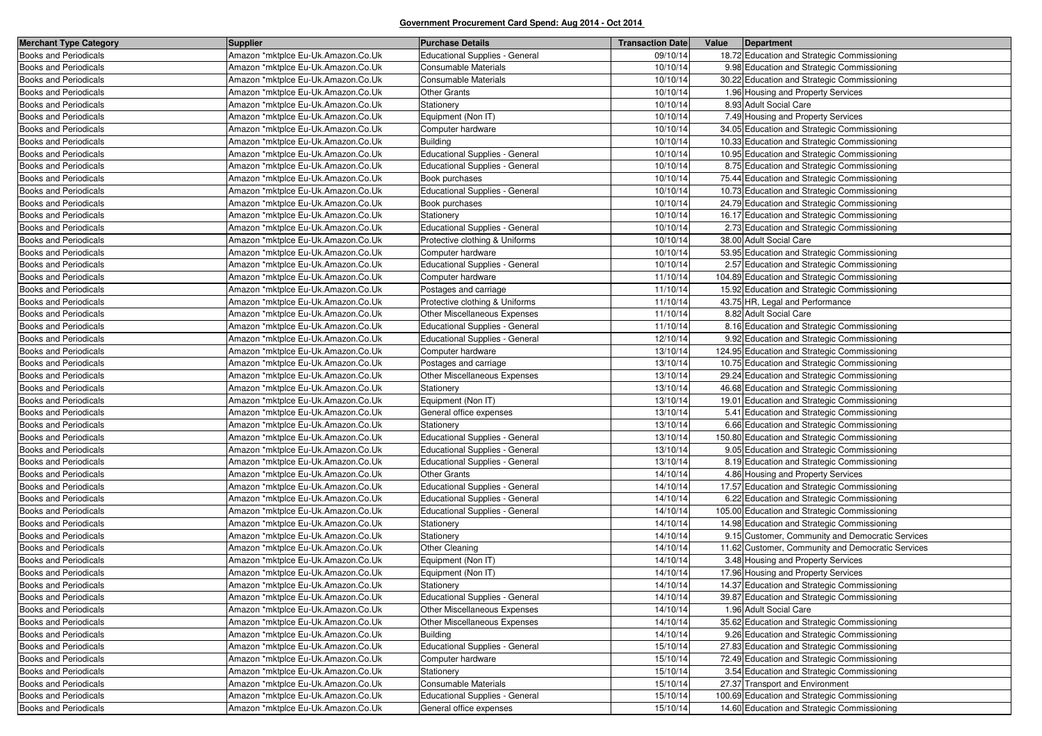**Government Procurement Card Spend: Aug 2014 - Oct 2014**

| Merchant Type Category | Supplier | Purchase Details | Transaction Date | Value | Department |
|---|---|---|---|---|---|
| Books and Periodicals | Amazon *mktplce Eu-Uk.Amazon.Co.Uk | Educational Supplies - General | 09/10/14 | 18.72 | Education and Strategic Commissioning |
| Books and Periodicals | Amazon *mktplce Eu-Uk.Amazon.Co.Uk | Consumable Materials | 10/10/14 | 9.98 | Education and Strategic Commissioning |
| Books and Periodicals | Amazon *mktplce Eu-Uk.Amazon.Co.Uk | Consumable Materials | 10/10/14 | 30.22 | Education and Strategic Commissioning |
| Books and Periodicals | Amazon *mktplce Eu-Uk.Amazon.Co.Uk | Other Grants | 10/10/14 | 1.96 | Housing and Property Services |
| Books and Periodicals | Amazon *mktplce Eu-Uk.Amazon.Co.Uk | Stationery | 10/10/14 | 8.93 | Adult Social Care |
| Books and Periodicals | Amazon *mktplce Eu-Uk.Amazon.Co.Uk | Equipment (Non IT) | 10/10/14 | 7.49 | Housing and Property Services |
| Books and Periodicals | Amazon *mktplce Eu-Uk.Amazon.Co.Uk | Computer hardware | 10/10/14 | 34.05 | Education and Strategic Commissioning |
| Books and Periodicals | Amazon *mktplce Eu-Uk.Amazon.Co.Uk | Building | 10/10/14 | 10.33 | Education and Strategic Commissioning |
| Books and Periodicals | Amazon *mktplce Eu-Uk.Amazon.Co.Uk | Educational Supplies - General | 10/10/14 | 10.95 | Education and Strategic Commissioning |
| Books and Periodicals | Amazon *mktplce Eu-Uk.Amazon.Co.Uk | Educational Supplies - General | 10/10/14 | 8.75 | Education and Strategic Commissioning |
| Books and Periodicals | Amazon *mktplce Eu-Uk.Amazon.Co.Uk | Book purchases | 10/10/14 | 75.44 | Education and Strategic Commissioning |
| Books and Periodicals | Amazon *mktplce Eu-Uk.Amazon.Co.Uk | Educational Supplies - General | 10/10/14 | 10.73 | Education and Strategic Commissioning |
| Books and Periodicals | Amazon *mktplce Eu-Uk.Amazon.Co.Uk | Book purchases | 10/10/14 | 24.79 | Education and Strategic Commissioning |
| Books and Periodicals | Amazon *mktplce Eu-Uk.Amazon.Co.Uk | Stationery | 10/10/14 | 16.17 | Education and Strategic Commissioning |
| Books and Periodicals | Amazon *mktplce Eu-Uk.Amazon.Co.Uk | Educational Supplies - General | 10/10/14 | 2.73 | Education and Strategic Commissioning |
| Books and Periodicals | Amazon *mktplce Eu-Uk.Amazon.Co.Uk | Protective clothing & Uniforms | 10/10/14 | 38.00 | Adult Social Care |
| Books and Periodicals | Amazon *mktplce Eu-Uk.Amazon.Co.Uk | Computer hardware | 10/10/14 | 53.95 | Education and Strategic Commissioning |
| Books and Periodicals | Amazon *mktplce Eu-Uk.Amazon.Co.Uk | Educational Supplies - General | 10/10/14 | 2.57 | Education and Strategic Commissioning |
| Books and Periodicals | Amazon *mktplce Eu-Uk.Amazon.Co.Uk | Computer hardware | 11/10/14 | 104.89 | Education and Strategic Commissioning |
| Books and Periodicals | Amazon *mktplce Eu-Uk.Amazon.Co.Uk | Postages and carriage | 11/10/14 | 15.92 | Education and Strategic Commissioning |
| Books and Periodicals | Amazon *mktplce Eu-Uk.Amazon.Co.Uk | Protective clothing & Uniforms | 11/10/14 | 43.75 | HR, Legal and Performance |
| Books and Periodicals | Amazon *mktplce Eu-Uk.Amazon.Co.Uk | Other Miscellaneous Expenses | 11/10/14 | 8.82 | Adult Social Care |
| Books and Periodicals | Amazon *mktplce Eu-Uk.Amazon.Co.Uk | Educational Supplies - General | 11/10/14 | 8.16 | Education and Strategic Commissioning |
| Books and Periodicals | Amazon *mktplce Eu-Uk.Amazon.Co.Uk | Educational Supplies - General | 12/10/14 | 9.92 | Education and Strategic Commissioning |
| Books and Periodicals | Amazon *mktplce Eu-Uk.Amazon.Co.Uk | Computer hardware | 13/10/14 | 124.95 | Education and Strategic Commissioning |
| Books and Periodicals | Amazon *mktplce Eu-Uk.Amazon.Co.Uk | Postages and carriage | 13/10/14 | 10.75 | Education and Strategic Commissioning |
| Books and Periodicals | Amazon *mktplce Eu-Uk.Amazon.Co.Uk | Other Miscellaneous Expenses | 13/10/14 | 29.24 | Education and Strategic Commissioning |
| Books and Periodicals | Amazon *mktplce Eu-Uk.Amazon.Co.Uk | Stationery | 13/10/14 | 46.68 | Education and Strategic Commissioning |
| Books and Periodicals | Amazon *mktplce Eu-Uk.Amazon.Co.Uk | Equipment (Non IT) | 13/10/14 | 19.01 | Education and Strategic Commissioning |
| Books and Periodicals | Amazon *mktplce Eu-Uk.Amazon.Co.Uk | General office expenses | 13/10/14 | 5.41 | Education and Strategic Commissioning |
| Books and Periodicals | Amazon *mktplce Eu-Uk.Amazon.Co.Uk | Stationery | 13/10/14 | 6.66 | Education and Strategic Commissioning |
| Books and Periodicals | Amazon *mktplce Eu-Uk.Amazon.Co.Uk | Educational Supplies - General | 13/10/14 | 150.80 | Education and Strategic Commissioning |
| Books and Periodicals | Amazon *mktplce Eu-Uk.Amazon.Co.Uk | Educational Supplies - General | 13/10/14 | 9.05 | Education and Strategic Commissioning |
| Books and Periodicals | Amazon *mktplce Eu-Uk.Amazon.Co.Uk | Educational Supplies - General | 13/10/14 | 8.19 | Education and Strategic Commissioning |
| Books and Periodicals | Amazon *mktplce Eu-Uk.Amazon.Co.Uk | Other Grants | 14/10/14 | 4.86 | Housing and Property Services |
| Books and Periodicals | Amazon *mktplce Eu-Uk.Amazon.Co.Uk | Educational Supplies - General | 14/10/14 | 17.57 | Education and Strategic Commissioning |
| Books and Periodicals | Amazon *mktplce Eu-Uk.Amazon.Co.Uk | Educational Supplies - General | 14/10/14 | 6.22 | Education and Strategic Commissioning |
| Books and Periodicals | Amazon *mktplce Eu-Uk.Amazon.Co.Uk | Educational Supplies - General | 14/10/14 | 105.00 | Education and Strategic Commissioning |
| Books and Periodicals | Amazon *mktplce Eu-Uk.Amazon.Co.Uk | Stationery | 14/10/14 | 14.98 | Education and Strategic Commissioning |
| Books and Periodicals | Amazon *mktplce Eu-Uk.Amazon.Co.Uk | Stationery | 14/10/14 | 9.15 | Customer, Community and Democratic Services |
| Books and Periodicals | Amazon *mktplce Eu-Uk.Amazon.Co.Uk | Other Cleaning | 14/10/14 | 11.62 | Customer, Community and Democratic Services |
| Books and Periodicals | Amazon *mktplce Eu-Uk.Amazon.Co.Uk | Equipment (Non IT) | 14/10/14 | 3.48 | Housing and Property Services |
| Books and Periodicals | Amazon *mktplce Eu-Uk.Amazon.Co.Uk | Equipment (Non IT) | 14/10/14 | 17.96 | Housing and Property Services |
| Books and Periodicals | Amazon *mktplce Eu-Uk.Amazon.Co.Uk | Stationery | 14/10/14 | 14.37 | Education and Strategic Commissioning |
| Books and Periodicals | Amazon *mktplce Eu-Uk.Amazon.Co.Uk | Educational Supplies - General | 14/10/14 | 39.87 | Education and Strategic Commissioning |
| Books and Periodicals | Amazon *mktplce Eu-Uk.Amazon.Co.Uk | Other Miscellaneous Expenses | 14/10/14 | 1.96 | Adult Social Care |
| Books and Periodicals | Amazon *mktplce Eu-Uk.Amazon.Co.Uk | Other Miscellaneous Expenses | 14/10/14 | 35.62 | Education and Strategic Commissioning |
| Books and Periodicals | Amazon *mktplce Eu-Uk.Amazon.Co.Uk | Building | 14/10/14 | 9.26 | Education and Strategic Commissioning |
| Books and Periodicals | Amazon *mktplce Eu-Uk.Amazon.Co.Uk | Educational Supplies - General | 15/10/14 | 27.83 | Education and Strategic Commissioning |
| Books and Periodicals | Amazon *mktplce Eu-Uk.Amazon.Co.Uk | Computer hardware | 15/10/14 | 72.49 | Education and Strategic Commissioning |
| Books and Periodicals | Amazon *mktplce Eu-Uk.Amazon.Co.Uk | Stationery | 15/10/14 | 3.54 | Education and Strategic Commissioning |
| Books and Periodicals | Amazon *mktplce Eu-Uk.Amazon.Co.Uk | Consumable Materials | 15/10/14 | 27.37 | Transport and Environment |
| Books and Periodicals | Amazon *mktplce Eu-Uk.Amazon.Co.Uk | Educational Supplies - General | 15/10/14 | 100.69 | Education and Strategic Commissioning |
| Books and Periodicals | Amazon *mktplce Eu-Uk.Amazon.Co.Uk | General office expenses | 15/10/14 | 14.60 | Education and Strategic Commissioning |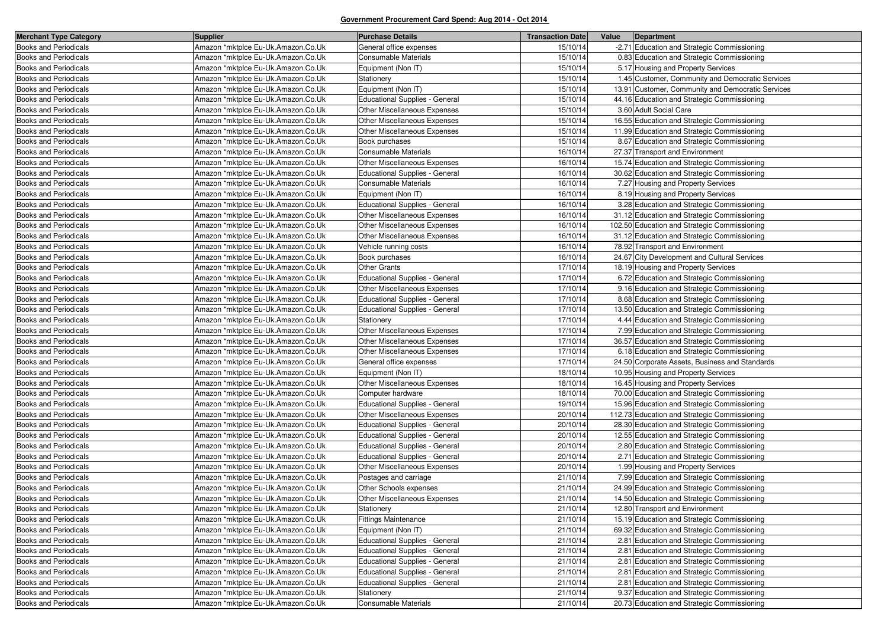**Government Procurement Card Spend: Aug 2014 - Oct 2014**

| Merchant Type Category | Supplier | Purchase Details | Transaction Date | Value | Department |
|---|---|---|---|---|---|
| Books and Periodicals | Amazon *mktplce Eu-Uk.Amazon.Co.Uk | General office expenses | 15/10/14 | -2.71 | Education and Strategic Commissioning |
| Books and Periodicals | Amazon *mktplce Eu-Uk.Amazon.Co.Uk | Consumable Materials | 15/10/14 | 0.83 | Education and Strategic Commissioning |
| Books and Periodicals | Amazon *mktplce Eu-Uk.Amazon.Co.Uk | Equipment (Non IT) | 15/10/14 | 5.17 | Housing and Property Services |
| Books and Periodicals | Amazon *mktplce Eu-Uk.Amazon.Co.Uk | Stationery | 15/10/14 | 1.45 | Customer, Community and Democratic Services |
| Books and Periodicals | Amazon *mktplce Eu-Uk.Amazon.Co.Uk | Equipment (Non IT) | 15/10/14 | 13.91 | Customer, Community and Democratic Services |
| Books and Periodicals | Amazon *mktplce Eu-Uk.Amazon.Co.Uk | Educational Supplies - General | 15/10/14 | 44.16 | Education and Strategic Commissioning |
| Books and Periodicals | Amazon *mktplce Eu-Uk.Amazon.Co.Uk | Other Miscellaneous Expenses | 15/10/14 | 3.60 | Adult Social Care |
| Books and Periodicals | Amazon *mktplce Eu-Uk.Amazon.Co.Uk | Other Miscellaneous Expenses | 15/10/14 | 16.55 | Education and Strategic Commissioning |
| Books and Periodicals | Amazon *mktplce Eu-Uk.Amazon.Co.Uk | Other Miscellaneous Expenses | 15/10/14 | 11.99 | Education and Strategic Commissioning |
| Books and Periodicals | Amazon *mktplce Eu-Uk.Amazon.Co.Uk | Book purchases | 15/10/14 | 8.67 | Education and Strategic Commissioning |
| Books and Periodicals | Amazon *mktplce Eu-Uk.Amazon.Co.Uk | Consumable Materials | 16/10/14 | 27.37 | Transport and Environment |
| Books and Periodicals | Amazon *mktplce Eu-Uk.Amazon.Co.Uk | Other Miscellaneous Expenses | 16/10/14 | 15.74 | Education and Strategic Commissioning |
| Books and Periodicals | Amazon *mktplce Eu-Uk.Amazon.Co.Uk | Educational Supplies - General | 16/10/14 | 30.62 | Education and Strategic Commissioning |
| Books and Periodicals | Amazon *mktplce Eu-Uk.Amazon.Co.Uk | Consumable Materials | 16/10/14 | 7.27 | Housing and Property Services |
| Books and Periodicals | Amazon *mktplce Eu-Uk.Amazon.Co.Uk | Equipment (Non IT) | 16/10/14 | 8.19 | Housing and Property Services |
| Books and Periodicals | Amazon *mktplce Eu-Uk.Amazon.Co.Uk | Educational Supplies - General | 16/10/14 | 3.28 | Education and Strategic Commissioning |
| Books and Periodicals | Amazon *mktplce Eu-Uk.Amazon.Co.Uk | Other Miscellaneous Expenses | 16/10/14 | 31.12 | Education and Strategic Commissioning |
| Books and Periodicals | Amazon *mktplce Eu-Uk.Amazon.Co.Uk | Other Miscellaneous Expenses | 16/10/14 | 102.50 | Education and Strategic Commissioning |
| Books and Periodicals | Amazon *mktplce Eu-Uk.Amazon.Co.Uk | Other Miscellaneous Expenses | 16/10/14 | 31.12 | Education and Strategic Commissioning |
| Books and Periodicals | Amazon *mktplce Eu-Uk.Amazon.Co.Uk | Vehicle running costs | 16/10/14 | 78.92 | Transport and Environment |
| Books and Periodicals | Amazon *mktplce Eu-Uk.Amazon.Co.Uk | Book purchases | 16/10/14 | 24.67 | City Development and Cultural Services |
| Books and Periodicals | Amazon *mktplce Eu-Uk.Amazon.Co.Uk | Other Grants | 17/10/14 | 18.19 | Housing and Property Services |
| Books and Periodicals | Amazon *mktplce Eu-Uk.Amazon.Co.Uk | Educational Supplies - General | 17/10/14 | 6.72 | Education and Strategic Commissioning |
| Books and Periodicals | Amazon *mktplce Eu-Uk.Amazon.Co.Uk | Other Miscellaneous Expenses | 17/10/14 | 9.16 | Education and Strategic Commissioning |
| Books and Periodicals | Amazon *mktplce Eu-Uk.Amazon.Co.Uk | Educational Supplies - General | 17/10/14 | 8.68 | Education and Strategic Commissioning |
| Books and Periodicals | Amazon *mktplce Eu-Uk.Amazon.Co.Uk | Educational Supplies - General | 17/10/14 | 13.50 | Education and Strategic Commissioning |
| Books and Periodicals | Amazon *mktplce Eu-Uk.Amazon.Co.Uk | Stationery | 17/10/14 | 4.44 | Education and Strategic Commissioning |
| Books and Periodicals | Amazon *mktplce Eu-Uk.Amazon.Co.Uk | Other Miscellaneous Expenses | 17/10/14 | 7.99 | Education and Strategic Commissioning |
| Books and Periodicals | Amazon *mktplce Eu-Uk.Amazon.Co.Uk | Other Miscellaneous Expenses | 17/10/14 | 36.57 | Education and Strategic Commissioning |
| Books and Periodicals | Amazon *mktplce Eu-Uk.Amazon.Co.Uk | Other Miscellaneous Expenses | 17/10/14 | 6.18 | Education and Strategic Commissioning |
| Books and Periodicals | Amazon *mktplce Eu-Uk.Amazon.Co.Uk | General office expenses | 17/10/14 | 24.50 | Corporate Assets, Business and Standards |
| Books and Periodicals | Amazon *mktplce Eu-Uk.Amazon.Co.Uk | Equipment (Non IT) | 18/10/14 | 10.95 | Housing and Property Services |
| Books and Periodicals | Amazon *mktplce Eu-Uk.Amazon.Co.Uk | Other Miscellaneous Expenses | 18/10/14 | 16.45 | Housing and Property Services |
| Books and Periodicals | Amazon *mktplce Eu-Uk.Amazon.Co.Uk | Computer hardware | 18/10/14 | 70.00 | Education and Strategic Commissioning |
| Books and Periodicals | Amazon *mktplce Eu-Uk.Amazon.Co.Uk | Educational Supplies - General | 19/10/14 | 15.96 | Education and Strategic Commissioning |
| Books and Periodicals | Amazon *mktplce Eu-Uk.Amazon.Co.Uk | Other Miscellaneous Expenses | 20/10/14 | 112.73 | Education and Strategic Commissioning |
| Books and Periodicals | Amazon *mktplce Eu-Uk.Amazon.Co.Uk | Educational Supplies - General | 20/10/14 | 28.30 | Education and Strategic Commissioning |
| Books and Periodicals | Amazon *mktplce Eu-Uk.Amazon.Co.Uk | Educational Supplies - General | 20/10/14 | 12.55 | Education and Strategic Commissioning |
| Books and Periodicals | Amazon *mktplce Eu-Uk.Amazon.Co.Uk | Educational Supplies - General | 20/10/14 | 2.80 | Education and Strategic Commissioning |
| Books and Periodicals | Amazon *mktplce Eu-Uk.Amazon.Co.Uk | Educational Supplies - General | 20/10/14 | 2.71 | Education and Strategic Commissioning |
| Books and Periodicals | Amazon *mktplce Eu-Uk.Amazon.Co.Uk | Other Miscellaneous Expenses | 20/10/14 | 1.99 | Housing and Property Services |
| Books and Periodicals | Amazon *mktplce Eu-Uk.Amazon.Co.Uk | Postages and carriage | 21/10/14 | 7.99 | Education and Strategic Commissioning |
| Books and Periodicals | Amazon *mktplce Eu-Uk.Amazon.Co.Uk | Other Schools expenses | 21/10/14 | 24.99 | Education and Strategic Commissioning |
| Books and Periodicals | Amazon *mktplce Eu-Uk.Amazon.Co.Uk | Other Miscellaneous Expenses | 21/10/14 | 14.50 | Education and Strategic Commissioning |
| Books and Periodicals | Amazon *mktplce Eu-Uk.Amazon.Co.Uk | Stationery | 21/10/14 | 12.80 | Transport and Environment |
| Books and Periodicals | Amazon *mktplce Eu-Uk.Amazon.Co.Uk | Fittings Maintenance | 21/10/14 | 15.19 | Education and Strategic Commissioning |
| Books and Periodicals | Amazon *mktplce Eu-Uk.Amazon.Co.Uk | Equipment (Non IT) | 21/10/14 | 69.32 | Education and Strategic Commissioning |
| Books and Periodicals | Amazon *mktplce Eu-Uk.Amazon.Co.Uk | Educational Supplies - General | 21/10/14 | 2.81 | Education and Strategic Commissioning |
| Books and Periodicals | Amazon *mktplce Eu-Uk.Amazon.Co.Uk | Educational Supplies - General | 21/10/14 | 2.81 | Education and Strategic Commissioning |
| Books and Periodicals | Amazon *mktplce Eu-Uk.Amazon.Co.Uk | Educational Supplies - General | 21/10/14 | 2.81 | Education and Strategic Commissioning |
| Books and Periodicals | Amazon *mktplce Eu-Uk.Amazon.Co.Uk | Educational Supplies - General | 21/10/14 | 2.81 | Education and Strategic Commissioning |
| Books and Periodicals | Amazon *mktplce Eu-Uk.Amazon.Co.Uk | Educational Supplies - General | 21/10/14 | 2.81 | Education and Strategic Commissioning |
| Books and Periodicals | Amazon *mktplce Eu-Uk.Amazon.Co.Uk | Stationery | 21/10/14 | 9.37 | Education and Strategic Commissioning |
| Books and Periodicals | Amazon *mktplce Eu-Uk.Amazon.Co.Uk | Consumable Materials | 21/10/14 | 20.73 | Education and Strategic Commissioning |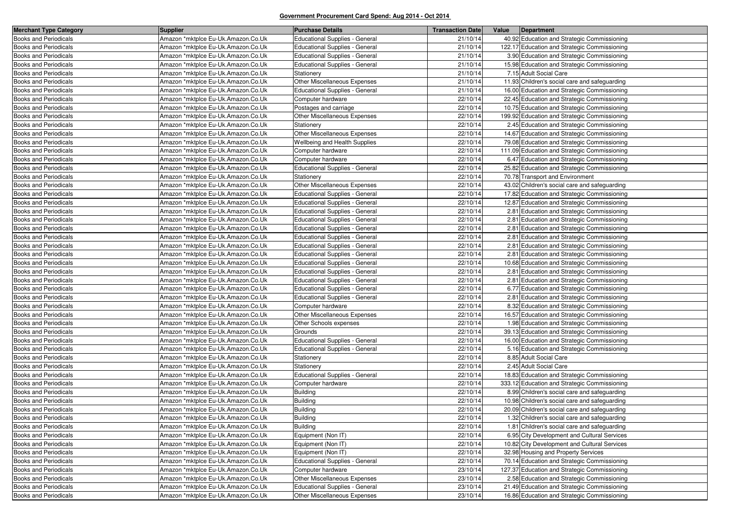**Government Procurement Card Spend: Aug 2014 - Oct 2014**

| Merchant Type Category | Supplier | Purchase Details | Transaction Date | Value | Department |
|---|---|---|---|---|---|
| Books and Periodicals | Amazon *mktplce Eu-Uk.Amazon.Co.Uk | Educational Supplies - General | 21/10/14 | 40.92 | Education and Strategic Commissioning |
| Books and Periodicals | Amazon *mktplce Eu-Uk.Amazon.Co.Uk | Educational Supplies - General | 21/10/14 | 122.17 | Education and Strategic Commissioning |
| Books and Periodicals | Amazon *mktplce Eu-Uk.Amazon.Co.Uk | Educational Supplies - General | 21/10/14 | 3.90 | Education and Strategic Commissioning |
| Books and Periodicals | Amazon *mktplce Eu-Uk.Amazon.Co.Uk | Educational Supplies - General | 21/10/14 | 15.98 | Education and Strategic Commissioning |
| Books and Periodicals | Amazon *mktplce Eu-Uk.Amazon.Co.Uk | Stationery | 21/10/14 | 7.15 | Adult Social Care |
| Books and Periodicals | Amazon *mktplce Eu-Uk.Amazon.Co.Uk | Other Miscellaneous Expenses | 21/10/14 | 11.93 | Children's social care and safeguarding |
| Books and Periodicals | Amazon *mktplce Eu-Uk.Amazon.Co.Uk | Educational Supplies - General | 21/10/14 | 16.00 | Education and Strategic Commissioning |
| Books and Periodicals | Amazon *mktplce Eu-Uk.Amazon.Co.Uk | Computer hardware | 22/10/14 | 22.45 | Education and Strategic Commissioning |
| Books and Periodicals | Amazon *mktplce Eu-Uk.Amazon.Co.Uk | Postages and carriage | 22/10/14 | 10.75 | Education and Strategic Commissioning |
| Books and Periodicals | Amazon *mktplce Eu-Uk.Amazon.Co.Uk | Other Miscellaneous Expenses | 22/10/14 | 199.92 | Education and Strategic Commissioning |
| Books and Periodicals | Amazon *mktplce Eu-Uk.Amazon.Co.Uk | Stationery | 22/10/14 | 2.45 | Education and Strategic Commissioning |
| Books and Periodicals | Amazon *mktplce Eu-Uk.Amazon.Co.Uk | Other Miscellaneous Expenses | 22/10/14 | 14.67 | Education and Strategic Commissioning |
| Books and Periodicals | Amazon *mktplce Eu-Uk.Amazon.Co.Uk | Wellbeing and Health Supplies | 22/10/14 | 79.08 | Education and Strategic Commissioning |
| Books and Periodicals | Amazon *mktplce Eu-Uk.Amazon.Co.Uk | Computer hardware | 22/10/14 | 111.09 | Education and Strategic Commissioning |
| Books and Periodicals | Amazon *mktplce Eu-Uk.Amazon.Co.Uk | Computer hardware | 22/10/14 | 6.47 | Education and Strategic Commissioning |
| Books and Periodicals | Amazon *mktplce Eu-Uk.Amazon.Co.Uk | Educational Supplies - General | 22/10/14 | 25.82 | Education and Strategic Commissioning |
| Books and Periodicals | Amazon *mktplce Eu-Uk.Amazon.Co.Uk | Stationery | 22/10/14 | 70.78 | Transport and Environment |
| Books and Periodicals | Amazon *mktplce Eu-Uk.Amazon.Co.Uk | Other Miscellaneous Expenses | 22/10/14 | 43.02 | Children's social care and safeguarding |
| Books and Periodicals | Amazon *mktplce Eu-Uk.Amazon.Co.Uk | Educational Supplies - General | 22/10/14 | 17.82 | Education and Strategic Commissioning |
| Books and Periodicals | Amazon *mktplce Eu-Uk.Amazon.Co.Uk | Educational Supplies - General | 22/10/14 | 12.87 | Education and Strategic Commissioning |
| Books and Periodicals | Amazon *mktplce Eu-Uk.Amazon.Co.Uk | Educational Supplies - General | 22/10/14 | 2.81 | Education and Strategic Commissioning |
| Books and Periodicals | Amazon *mktplce Eu-Uk.Amazon.Co.Uk | Educational Supplies - General | 22/10/14 | 2.81 | Education and Strategic Commissioning |
| Books and Periodicals | Amazon *mktplce Eu-Uk.Amazon.Co.Uk | Educational Supplies - General | 22/10/14 | 2.81 | Education and Strategic Commissioning |
| Books and Periodicals | Amazon *mktplce Eu-Uk.Amazon.Co.Uk | Educational Supplies - General | 22/10/14 | 2.81 | Education and Strategic Commissioning |
| Books and Periodicals | Amazon *mktplce Eu-Uk.Amazon.Co.Uk | Educational Supplies - General | 22/10/14 | 2.81 | Education and Strategic Commissioning |
| Books and Periodicals | Amazon *mktplce Eu-Uk.Amazon.Co.Uk | Educational Supplies - General | 22/10/14 | 2.81 | Education and Strategic Commissioning |
| Books and Periodicals | Amazon *mktplce Eu-Uk.Amazon.Co.Uk | Educational Supplies - General | 22/10/14 | 10.68 | Education and Strategic Commissioning |
| Books and Periodicals | Amazon *mktplce Eu-Uk.Amazon.Co.Uk | Educational Supplies - General | 22/10/14 | 2.81 | Education and Strategic Commissioning |
| Books and Periodicals | Amazon *mktplce Eu-Uk.Amazon.Co.Uk | Educational Supplies - General | 22/10/14 | 2.81 | Education and Strategic Commissioning |
| Books and Periodicals | Amazon *mktplce Eu-Uk.Amazon.Co.Uk | Educational Supplies - General | 22/10/14 | 6.77 | Education and Strategic Commissioning |
| Books and Periodicals | Amazon *mktplce Eu-Uk.Amazon.Co.Uk | Educational Supplies - General | 22/10/14 | 2.81 | Education and Strategic Commissioning |
| Books and Periodicals | Amazon *mktplce Eu-Uk.Amazon.Co.Uk | Computer hardware | 22/10/14 | 8.32 | Education and Strategic Commissioning |
| Books and Periodicals | Amazon *mktplce Eu-Uk.Amazon.Co.Uk | Other Miscellaneous Expenses | 22/10/14 | 16.57 | Education and Strategic Commissioning |
| Books and Periodicals | Amazon *mktplce Eu-Uk.Amazon.Co.Uk | Other Schools expenses | 22/10/14 | 1.98 | Education and Strategic Commissioning |
| Books and Periodicals | Amazon *mktplce Eu-Uk.Amazon.Co.Uk | Grounds | 22/10/14 | 39.13 | Education and Strategic Commissioning |
| Books and Periodicals | Amazon *mktplce Eu-Uk.Amazon.Co.Uk | Educational Supplies - General | 22/10/14 | 16.00 | Education and Strategic Commissioning |
| Books and Periodicals | Amazon *mktplce Eu-Uk.Amazon.Co.Uk | Educational Supplies - General | 22/10/14 | 5.16 | Education and Strategic Commissioning |
| Books and Periodicals | Amazon *mktplce Eu-Uk.Amazon.Co.Uk | Stationery | 22/10/14 | 8.85 | Adult Social Care |
| Books and Periodicals | Amazon *mktplce Eu-Uk.Amazon.Co.Uk | Stationery | 22/10/14 | 2.45 | Adult Social Care |
| Books and Periodicals | Amazon *mktplce Eu-Uk.Amazon.Co.Uk | Educational Supplies - General | 22/10/14 | 18.83 | Education and Strategic Commissioning |
| Books and Periodicals | Amazon *mktplce Eu-Uk.Amazon.Co.Uk | Computer hardware | 22/10/14 | 333.12 | Education and Strategic Commissioning |
| Books and Periodicals | Amazon *mktplce Eu-Uk.Amazon.Co.Uk | Building | 22/10/14 | 8.99 | Children's social care and safeguarding |
| Books and Periodicals | Amazon *mktplce Eu-Uk.Amazon.Co.Uk | Building | 22/10/14 | 10.98 | Children's social care and safeguarding |
| Books and Periodicals | Amazon *mktplce Eu-Uk.Amazon.Co.Uk | Building | 22/10/14 | 20.09 | Children's social care and safeguarding |
| Books and Periodicals | Amazon *mktplce Eu-Uk.Amazon.Co.Uk | Building | 22/10/14 | 1.32 | Children's social care and safeguarding |
| Books and Periodicals | Amazon *mktplce Eu-Uk.Amazon.Co.Uk | Building | 22/10/14 | 1.81 | Children's social care and safeguarding |
| Books and Periodicals | Amazon *mktplce Eu-Uk.Amazon.Co.Uk | Equipment (Non IT) | 22/10/14 | 6.95 | City Development and Cultural Services |
| Books and Periodicals | Amazon *mktplce Eu-Uk.Amazon.Co.Uk | Equipment (Non IT) | 22/10/14 | 10.82 | City Development and Cultural Services |
| Books and Periodicals | Amazon *mktplce Eu-Uk.Amazon.Co.Uk | Equipment (Non IT) | 22/10/14 | 32.98 | Housing and Property Services |
| Books and Periodicals | Amazon *mktplce Eu-Uk.Amazon.Co.Uk | Educational Supplies - General | 22/10/14 | 70.14 | Education and Strategic Commissioning |
| Books and Periodicals | Amazon *mktplce Eu-Uk.Amazon.Co.Uk | Computer hardware | 23/10/14 | 127.37 | Education and Strategic Commissioning |
| Books and Periodicals | Amazon *mktplce Eu-Uk.Amazon.Co.Uk | Other Miscellaneous Expenses | 23/10/14 | 2.58 | Education and Strategic Commissioning |
| Books and Periodicals | Amazon *mktplce Eu-Uk.Amazon.Co.Uk | Educational Supplies - General | 23/10/14 | 21.49 | Education and Strategic Commissioning |
| Books and Periodicals | Amazon *mktplce Eu-Uk.Amazon.Co.Uk | Other Miscellaneous Expenses | 23/10/14 | 16.86 | Education and Strategic Commissioning |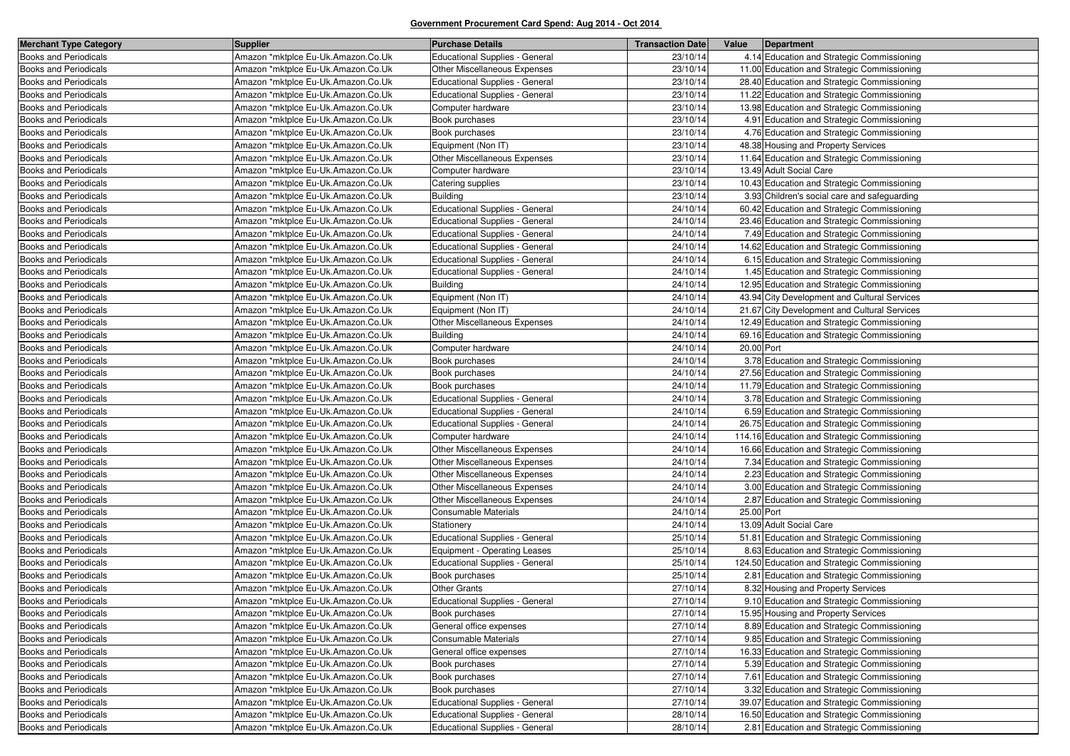**Government Procurement Card Spend: Aug 2014 - Oct 2014**

| Merchant Type Category | Supplier | Purchase Details | Transaction Date | Value | Department |
|---|---|---|---|---|---|
| Books and Periodicals | Amazon *mktplce Eu-Uk.Amazon.Co.Uk | Educational Supplies - General | 23/10/14 | 4.14 | Education and Strategic Commissioning |
| Books and Periodicals | Amazon *mktplce Eu-Uk.Amazon.Co.Uk | Other Miscellaneous Expenses | 23/10/14 | 11.00 | Education and Strategic Commissioning |
| Books and Periodicals | Amazon *mktplce Eu-Uk.Amazon.Co.Uk | Educational Supplies - General | 23/10/14 | 28.40 | Education and Strategic Commissioning |
| Books and Periodicals | Amazon *mktplce Eu-Uk.Amazon.Co.Uk | Educational Supplies - General | 23/10/14 | 11.22 | Education and Strategic Commissioning |
| Books and Periodicals | Amazon *mktplce Eu-Uk.Amazon.Co.Uk | Computer hardware | 23/10/14 | 13.98 | Education and Strategic Commissioning |
| Books and Periodicals | Amazon *mktplce Eu-Uk.Amazon.Co.Uk | Book purchases | 23/10/14 | 4.91 | Education and Strategic Commissioning |
| Books and Periodicals | Amazon *mktplce Eu-Uk.Amazon.Co.Uk | Book purchases | 23/10/14 | 4.76 | Education and Strategic Commissioning |
| Books and Periodicals | Amazon *mktplce Eu-Uk.Amazon.Co.Uk | Equipment (Non IT) | 23/10/14 | 48.38 | Housing and Property Services |
| Books and Periodicals | Amazon *mktplce Eu-Uk.Amazon.Co.Uk | Other Miscellaneous Expenses | 23/10/14 | 11.64 | Education and Strategic Commissioning |
| Books and Periodicals | Amazon *mktplce Eu-Uk.Amazon.Co.Uk | Computer hardware | 23/10/14 | 13.49 | Adult Social Care |
| Books and Periodicals | Amazon *mktplce Eu-Uk.Amazon.Co.Uk | Catering supplies | 23/10/14 | 10.43 | Education and Strategic Commissioning |
| Books and Periodicals | Amazon *mktplce Eu-Uk.Amazon.Co.Uk | Building | 23/10/14 | 3.93 | Children's social care and safeguarding |
| Books and Periodicals | Amazon *mktplce Eu-Uk.Amazon.Co.Uk | Educational Supplies - General | 24/10/14 | 60.42 | Education and Strategic Commissioning |
| Books and Periodicals | Amazon *mktplce Eu-Uk.Amazon.Co.Uk | Educational Supplies - General | 24/10/14 | 23.46 | Education and Strategic Commissioning |
| Books and Periodicals | Amazon *mktplce Eu-Uk.Amazon.Co.Uk | Educational Supplies - General | 24/10/14 | 7.49 | Education and Strategic Commissioning |
| Books and Periodicals | Amazon *mktplce Eu-Uk.Amazon.Co.Uk | Educational Supplies - General | 24/10/14 | 14.62 | Education and Strategic Commissioning |
| Books and Periodicals | Amazon *mktplce Eu-Uk.Amazon.Co.Uk | Educational Supplies - General | 24/10/14 | 6.15 | Education and Strategic Commissioning |
| Books and Periodicals | Amazon *mktplce Eu-Uk.Amazon.Co.Uk | Educational Supplies - General | 24/10/14 | 1.45 | Education and Strategic Commissioning |
| Books and Periodicals | Amazon *mktplce Eu-Uk.Amazon.Co.Uk | Building | 24/10/14 | 12.95 | Education and Strategic Commissioning |
| Books and Periodicals | Amazon *mktplce Eu-Uk.Amazon.Co.Uk | Equipment (Non IT) | 24/10/14 | 43.94 | City Development and Cultural Services |
| Books and Periodicals | Amazon *mktplce Eu-Uk.Amazon.Co.Uk | Equipment (Non IT) | 24/10/14 | 21.67 | City Development and Cultural Services |
| Books and Periodicals | Amazon *mktplce Eu-Uk.Amazon.Co.Uk | Other Miscellaneous Expenses | 24/10/14 | 12.49 | Education and Strategic Commissioning |
| Books and Periodicals | Amazon *mktplce Eu-Uk.Amazon.Co.Uk | Building | 24/10/14 | 69.16 | Education and Strategic Commissioning |
| Books and Periodicals | Amazon *mktplce Eu-Uk.Amazon.Co.Uk | Computer hardware | 24/10/14 | 20.00 | Port |
| Books and Periodicals | Amazon *mktplce Eu-Uk.Amazon.Co.Uk | Book purchases | 24/10/14 | 3.78 | Education and Strategic Commissioning |
| Books and Periodicals | Amazon *mktplce Eu-Uk.Amazon.Co.Uk | Book purchases | 24/10/14 | 27.56 | Education and Strategic Commissioning |
| Books and Periodicals | Amazon *mktplce Eu-Uk.Amazon.Co.Uk | Book purchases | 24/10/14 | 11.79 | Education and Strategic Commissioning |
| Books and Periodicals | Amazon *mktplce Eu-Uk.Amazon.Co.Uk | Educational Supplies - General | 24/10/14 | 3.78 | Education and Strategic Commissioning |
| Books and Periodicals | Amazon *mktplce Eu-Uk.Amazon.Co.Uk | Educational Supplies - General | 24/10/14 | 6.59 | Education and Strategic Commissioning |
| Books and Periodicals | Amazon *mktplce Eu-Uk.Amazon.Co.Uk | Educational Supplies - General | 24/10/14 | 26.75 | Education and Strategic Commissioning |
| Books and Periodicals | Amazon *mktplce Eu-Uk.Amazon.Co.Uk | Computer hardware | 24/10/14 | 114.16 | Education and Strategic Commissioning |
| Books and Periodicals | Amazon *mktplce Eu-Uk.Amazon.Co.Uk | Other Miscellaneous Expenses | 24/10/14 | 16.66 | Education and Strategic Commissioning |
| Books and Periodicals | Amazon *mktplce Eu-Uk.Amazon.Co.Uk | Other Miscellaneous Expenses | 24/10/14 | 7.34 | Education and Strategic Commissioning |
| Books and Periodicals | Amazon *mktplce Eu-Uk.Amazon.Co.Uk | Other Miscellaneous Expenses | 24/10/14 | 2.23 | Education and Strategic Commissioning |
| Books and Periodicals | Amazon *mktplce Eu-Uk.Amazon.Co.Uk | Other Miscellaneous Expenses | 24/10/14 | 3.00 | Education and Strategic Commissioning |
| Books and Periodicals | Amazon *mktplce Eu-Uk.Amazon.Co.Uk | Other Miscellaneous Expenses | 24/10/14 | 2.87 | Education and Strategic Commissioning |
| Books and Periodicals | Amazon *mktplce Eu-Uk.Amazon.Co.Uk | Consumable Materials | 24/10/14 | 25.00 | Port |
| Books and Periodicals | Amazon *mktplce Eu-Uk.Amazon.Co.Uk | Stationery | 24/10/14 | 13.09 | Adult Social Care |
| Books and Periodicals | Amazon *mktplce Eu-Uk.Amazon.Co.Uk | Educational Supplies - General | 25/10/14 | 51.81 | Education and Strategic Commissioning |
| Books and Periodicals | Amazon *mktplce Eu-Uk.Amazon.Co.Uk | Equipment - Operating Leases | 25/10/14 | 8.63 | Education and Strategic Commissioning |
| Books and Periodicals | Amazon *mktplce Eu-Uk.Amazon.Co.Uk | Educational Supplies - General | 25/10/14 | 124.50 | Education and Strategic Commissioning |
| Books and Periodicals | Amazon *mktplce Eu-Uk.Amazon.Co.Uk | Book purchases | 25/10/14 | 2.81 | Education and Strategic Commissioning |
| Books and Periodicals | Amazon *mktplce Eu-Uk.Amazon.Co.Uk | Other Grants | 27/10/14 | 8.32 | Housing and Property Services |
| Books and Periodicals | Amazon *mktplce Eu-Uk.Amazon.Co.Uk | Educational Supplies - General | 27/10/14 | 9.10 | Education and Strategic Commissioning |
| Books and Periodicals | Amazon *mktplce Eu-Uk.Amazon.Co.Uk | Book purchases | 27/10/14 | 15.95 | Housing and Property Services |
| Books and Periodicals | Amazon *mktplce Eu-Uk.Amazon.Co.Uk | General office expenses | 27/10/14 | 8.89 | Education and Strategic Commissioning |
| Books and Periodicals | Amazon *mktplce Eu-Uk.Amazon.Co.Uk | Consumable Materials | 27/10/14 | 9.85 | Education and Strategic Commissioning |
| Books and Periodicals | Amazon *mktplce Eu-Uk.Amazon.Co.Uk | General office expenses | 27/10/14 | 16.33 | Education and Strategic Commissioning |
| Books and Periodicals | Amazon *mktplce Eu-Uk.Amazon.Co.Uk | Book purchases | 27/10/14 | 5.39 | Education and Strategic Commissioning |
| Books and Periodicals | Amazon *mktplce Eu-Uk.Amazon.Co.Uk | Book purchases | 27/10/14 | 7.61 | Education and Strategic Commissioning |
| Books and Periodicals | Amazon *mktplce Eu-Uk.Amazon.Co.Uk | Book purchases | 27/10/14 | 3.32 | Education and Strategic Commissioning |
| Books and Periodicals | Amazon *mktplce Eu-Uk.Amazon.Co.Uk | Educational Supplies - General | 27/10/14 | 39.07 | Education and Strategic Commissioning |
| Books and Periodicals | Amazon *mktplce Eu-Uk.Amazon.Co.Uk | Educational Supplies - General | 28/10/14 | 16.50 | Education and Strategic Commissioning |
| Books and Periodicals | Amazon *mktplce Eu-Uk.Amazon.Co.Uk | Educational Supplies - General | 28/10/14 | 2.81 | Education and Strategic Commissioning |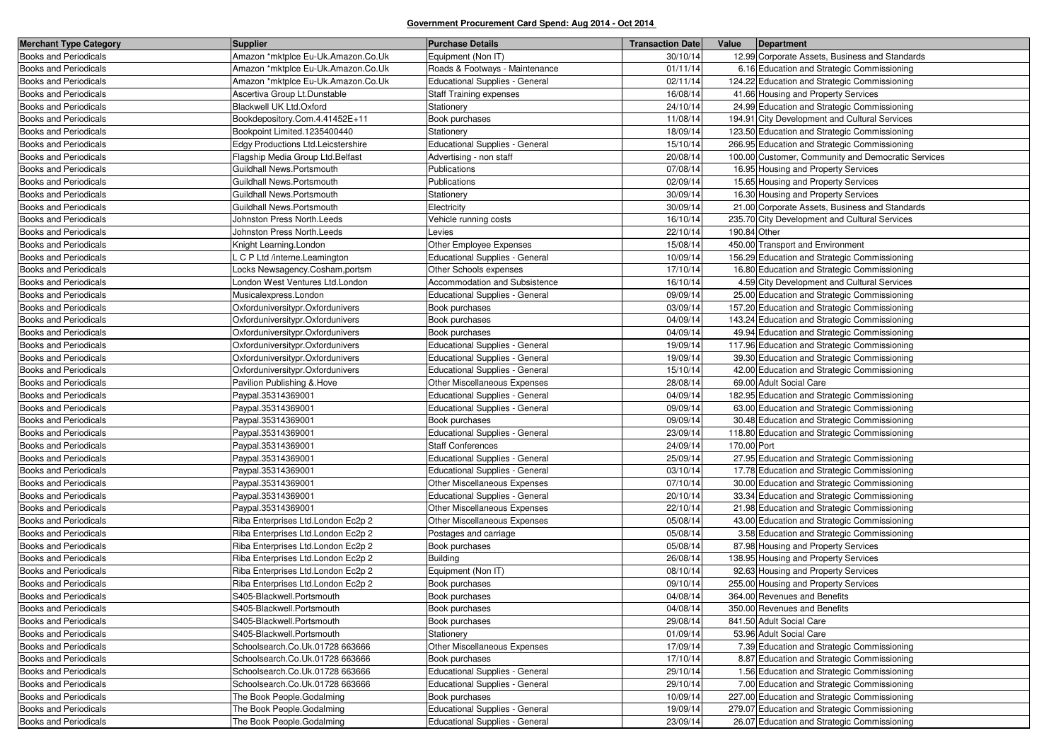**Government Procurement Card Spend: Aug 2014 - Oct 2014**

| Merchant Type Category | Supplier | Purchase Details | Transaction Date | Value | Department |
|---|---|---|---|---|---|
| Books and Periodicals | Amazon *mktplce Eu-Uk.Amazon.Co.Uk | Equipment (Non IT) | 30/10/14 | 12.99 | Corporate Assets, Business and Standards |
| Books and Periodicals | Amazon *mktplce Eu-Uk.Amazon.Co.Uk | Roads & Footways - Maintenance | 01/11/14 | 6.16 | Education and Strategic Commissioning |
| Books and Periodicals | Amazon *mktplce Eu-Uk.Amazon.Co.Uk | Educational Supplies - General | 02/11/14 | 124.22 | Education and Strategic Commissioning |
| Books and Periodicals | Ascertiva Group Lt.Dunstable | Staff Training expenses | 16/08/14 | 41.66 | Housing and Property Services |
| Books and Periodicals | Blackwell UK Ltd.Oxford | Stationery | 24/10/14 | 24.99 | Education and Strategic Commissioning |
| Books and Periodicals | Bookdepository.Com.4.41452E+11 | Book purchases | 11/08/14 | 194.91 | City Development and Cultural Services |
| Books and Periodicals | Bookpoint Limited.1235400440 | Stationery | 18/09/14 | 123.50 | Education and Strategic Commissioning |
| Books and Periodicals | Edgy Productions Ltd.Leicstershire | Educational Supplies - General | 15/10/14 | 266.95 | Education and Strategic Commissioning |
| Books and Periodicals | Flagship Media Group Ltd.Belfast | Advertising - non staff | 20/08/14 | 100.00 | Customer, Community and Democratic Services |
| Books and Periodicals | Guildhall News.Portsmouth | Publications | 07/08/14 | 16.95 | Housing and Property Services |
| Books and Periodicals | Guildhall News.Portsmouth | Publications | 02/09/14 | 15.65 | Housing and Property Services |
| Books and Periodicals | Guildhall News.Portsmouth | Stationery | 30/09/14 | 16.30 | Housing and Property Services |
| Books and Periodicals | Guildhall News.Portsmouth | Electricity | 30/09/14 | 21.00 | Corporate Assets, Business and Standards |
| Books and Periodicals | Johnston Press North.Leeds | Vehicle running costs | 16/10/14 | 235.70 | City Development and Cultural Services |
| Books and Periodicals | Johnston Press North.Leeds | Levies | 22/10/14 | 190.84 | Other |
| Books and Periodicals | Knight Learning.London | Other Employee Expenses | 15/08/14 | 450.00 | Transport and Environment |
| Books and Periodicals | L C P Ltd /interne.Leamington | Educational Supplies - General | 10/09/14 | 156.29 | Education and Strategic Commissioning |
| Books and Periodicals | Locks Newsagency.Cosham,portsm | Other Schools expenses | 17/10/14 | 16.80 | Education and Strategic Commissioning |
| Books and Periodicals | London West Ventures Ltd.London | Accommodation and Subsistence | 16/10/14 | 4.59 | City Development and Cultural Services |
| Books and Periodicals | Musicalexpress.London | Educational Supplies - General | 09/09/14 | 25.00 | Education and Strategic Commissioning |
| Books and Periodicals | Oxforduniversitypr.Oxfordunivers | Book purchases | 03/09/14 | 157.20 | Education and Strategic Commissioning |
| Books and Periodicals | Oxforduniversitypr.Oxfordunivers | Book purchases | 04/09/14 | 143.24 | Education and Strategic Commissioning |
| Books and Periodicals | Oxforduniversitypr.Oxfordunivers | Book purchases | 04/09/14 | 49.94 | Education and Strategic Commissioning |
| Books and Periodicals | Oxforduniversitypr.Oxfordunivers | Educational Supplies - General | 19/09/14 | 117.96 | Education and Strategic Commissioning |
| Books and Periodicals | Oxforduniversitypr.Oxfordunivers | Educational Supplies - General | 19/09/14 | 39.30 | Education and Strategic Commissioning |
| Books and Periodicals | Oxforduniversitypr.Oxfordunivers | Educational Supplies - General | 15/10/14 | 42.00 | Education and Strategic Commissioning |
| Books and Periodicals | Pavilion Publishing &.Hove | Other Miscellaneous Expenses | 28/08/14 | 69.00 | Adult Social Care |
| Books and Periodicals | Paypal.35314369001 | Educational Supplies - General | 04/09/14 | 182.95 | Education and Strategic Commissioning |
| Books and Periodicals | Paypal.35314369001 | Educational Supplies - General | 09/09/14 | 63.00 | Education and Strategic Commissioning |
| Books and Periodicals | Paypal.35314369001 | Book purchases | 09/09/14 | 30.48 | Education and Strategic Commissioning |
| Books and Periodicals | Paypal.35314369001 | Educational Supplies - General | 23/09/14 | 118.80 | Education and Strategic Commissioning |
| Books and Periodicals | Paypal.35314369001 | Staff Conferences | 24/09/14 | 170.00 | Port |
| Books and Periodicals | Paypal.35314369001 | Educational Supplies - General | 25/09/14 | 27.95 | Education and Strategic Commissioning |
| Books and Periodicals | Paypal.35314369001 | Educational Supplies - General | 03/10/14 | 17.78 | Education and Strategic Commissioning |
| Books and Periodicals | Paypal.35314369001 | Other Miscellaneous Expenses | 07/10/14 | 30.00 | Education and Strategic Commissioning |
| Books and Periodicals | Paypal.35314369001 | Educational Supplies - General | 20/10/14 | 33.34 | Education and Strategic Commissioning |
| Books and Periodicals | Paypal.35314369001 | Other Miscellaneous Expenses | 22/10/14 | 21.98 | Education and Strategic Commissioning |
| Books and Periodicals | Riba Enterprises Ltd.London Ec2p 2 | Other Miscellaneous Expenses | 05/08/14 | 43.00 | Education and Strategic Commissioning |
| Books and Periodicals | Riba Enterprises Ltd.London Ec2p 2 | Postages and carriage | 05/08/14 | 3.58 | Education and Strategic Commissioning |
| Books and Periodicals | Riba Enterprises Ltd.London Ec2p 2 | Book purchases | 05/08/14 | 87.98 | Housing and Property Services |
| Books and Periodicals | Riba Enterprises Ltd.London Ec2p 2 | Building | 26/08/14 | 138.95 | Housing and Property Services |
| Books and Periodicals | Riba Enterprises Ltd.London Ec2p 2 | Equipment (Non IT) | 08/10/14 | 92.63 | Housing and Property Services |
| Books and Periodicals | Riba Enterprises Ltd.London Ec2p 2 | Book purchases | 09/10/14 | 255.00 | Housing and Property Services |
| Books and Periodicals | S405-Blackwell.Portsmouth | Book purchases | 04/08/14 | 364.00 | Revenues and Benefits |
| Books and Periodicals | S405-Blackwell.Portsmouth | Book purchases | 04/08/14 | 350.00 | Revenues and Benefits |
| Books and Periodicals | S405-Blackwell.Portsmouth | Book purchases | 29/08/14 | 841.50 | Adult Social Care |
| Books and Periodicals | S405-Blackwell.Portsmouth | Stationery | 01/09/14 | 53.96 | Adult Social Care |
| Books and Periodicals | Schoolsearch.Co.Uk.01728 663666 | Other Miscellaneous Expenses | 17/09/14 | 7.39 | Education and Strategic Commissioning |
| Books and Periodicals | Schoolsearch.Co.Uk.01728 663666 | Book purchases | 17/10/14 | 8.87 | Education and Strategic Commissioning |
| Books and Periodicals | Schoolsearch.Co.Uk.01728 663666 | Educational Supplies - General | 29/10/14 | 1.56 | Education and Strategic Commissioning |
| Books and Periodicals | Schoolsearch.Co.Uk.01728 663666 | Educational Supplies - General | 29/10/14 | 7.00 | Education and Strategic Commissioning |
| Books and Periodicals | The Book People.Godalming | Book purchases | 10/09/14 | 227.00 | Education and Strategic Commissioning |
| Books and Periodicals | The Book People.Godalming | Educational Supplies - General | 19/09/14 | 279.07 | Education and Strategic Commissioning |
| Books and Periodicals | The Book People.Godalming | Educational Supplies - General | 23/09/14 | 26.07 | Education and Strategic Commissioning |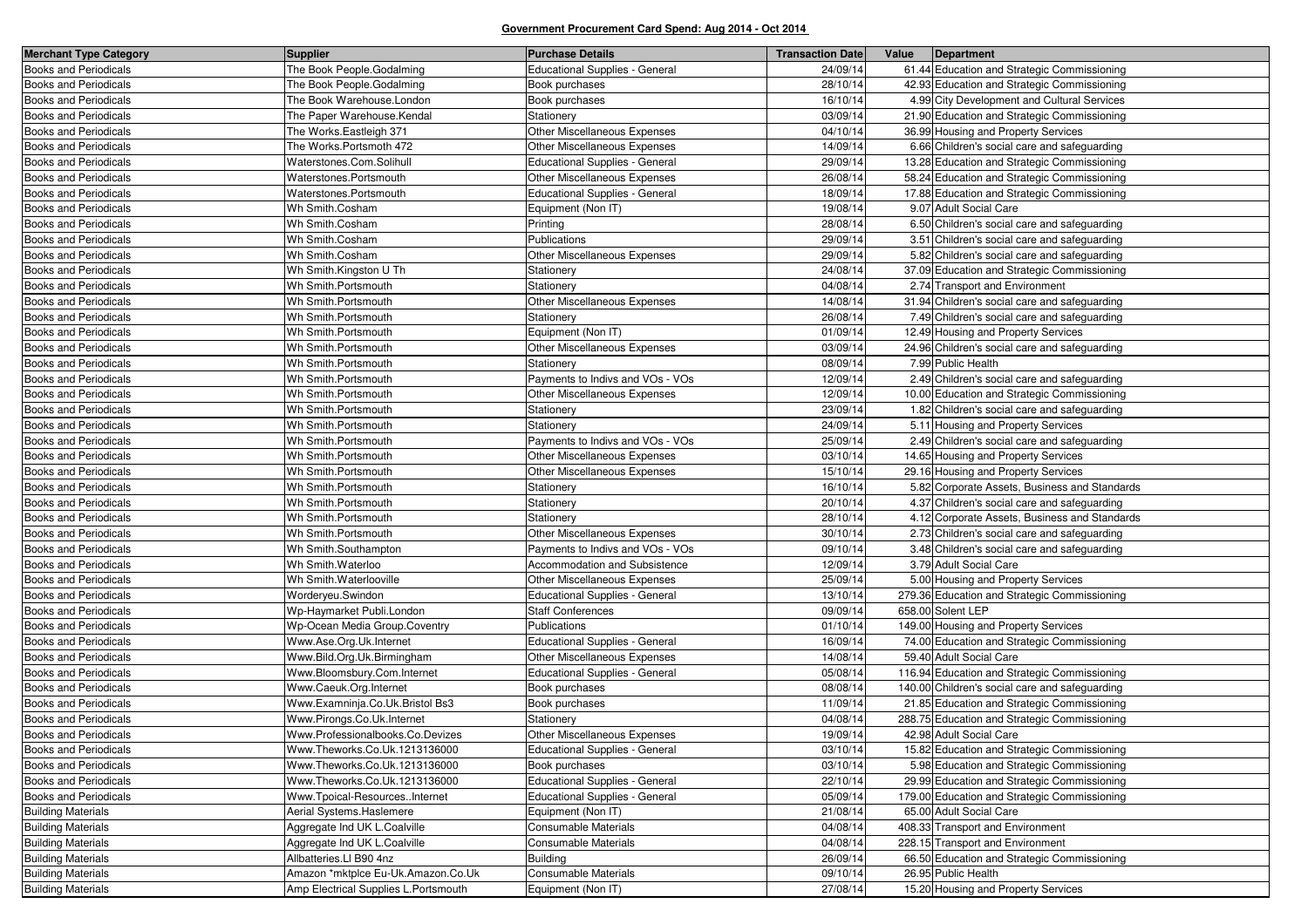**Government Procurement Card Spend: Aug 2014 - Oct 2014**

| Merchant Type Category | Supplier | Purchase Details | Transaction Date | Value | Department |
|---|---|---|---|---|---|
| Books and Periodicals | The Book People.Godalming | Educational Supplies - General | 24/09/14 | 61.44 | Education and Strategic Commissioning |
| Books and Periodicals | The Book People.Godalming | Book purchases | 28/10/14 | 42.93 | Education and Strategic Commissioning |
| Books and Periodicals | The Book Warehouse.London | Book purchases | 16/10/14 | 4.99 | City Development and Cultural Services |
| Books and Periodicals | The Paper Warehouse.Kendal | Stationery | 03/09/14 | 21.90 | Education and Strategic Commissioning |
| Books and Periodicals | The Works.Eastleigh 371 | Other Miscellaneous Expenses | 04/10/14 | 36.99 | Housing and Property Services |
| Books and Periodicals | The Works.Portsmoth 472 | Other Miscellaneous Expenses | 14/09/14 | 6.66 | Children's social care and safeguarding |
| Books and Periodicals | Waterstones.Com.Solihull | Educational Supplies - General | 29/09/14 | 13.28 | Education and Strategic Commissioning |
| Books and Periodicals | Waterstones.Portsmouth | Other Miscellaneous Expenses | 26/08/14 | 58.24 | Education and Strategic Commissioning |
| Books and Periodicals | Waterstones.Portsmouth | Educational Supplies - General | 18/09/14 | 17.88 | Education and Strategic Commissioning |
| Books and Periodicals | Wh Smith.Cosham | Equipment (Non IT) | 19/08/14 | 9.07 | Adult Social Care |
| Books and Periodicals | Wh Smith.Cosham | Printing | 28/08/14 | 6.50 | Children's social care and safeguarding |
| Books and Periodicals | Wh Smith.Cosham | Publications | 29/09/14 | 3.51 | Children's social care and safeguarding |
| Books and Periodicals | Wh Smith.Cosham | Other Miscellaneous Expenses | 29/09/14 | 5.82 | Children's social care and safeguarding |
| Books and Periodicals | Wh Smith.Kingston U Th | Stationery | 24/08/14 | 37.09 | Education and Strategic Commissioning |
| Books and Periodicals | Wh Smith.Portsmouth | Stationery | 04/08/14 | 2.74 | Transport and Environment |
| Books and Periodicals | Wh Smith.Portsmouth | Other Miscellaneous Expenses | 14/08/14 | 31.94 | Children's social care and safeguarding |
| Books and Periodicals | Wh Smith.Portsmouth | Stationery | 26/08/14 | 7.49 | Children's social care and safeguarding |
| Books and Periodicals | Wh Smith.Portsmouth | Equipment (Non IT) | 01/09/14 | 12.49 | Housing and Property Services |
| Books and Periodicals | Wh Smith.Portsmouth | Other Miscellaneous Expenses | 03/09/14 | 24.96 | Children's social care and safeguarding |
| Books and Periodicals | Wh Smith.Portsmouth | Stationery | 08/09/14 | 7.99 | Public Health |
| Books and Periodicals | Wh Smith.Portsmouth | Payments to Indivs and VOs - VOs | 12/09/14 | 2.49 | Children's social care and safeguarding |
| Books and Periodicals | Wh Smith.Portsmouth | Other Miscellaneous Expenses | 12/09/14 | 10.00 | Education and Strategic Commissioning |
| Books and Periodicals | Wh Smith.Portsmouth | Stationery | 23/09/14 | 1.82 | Children's social care and safeguarding |
| Books and Periodicals | Wh Smith.Portsmouth | Stationery | 24/09/14 | 5.11 | Housing and Property Services |
| Books and Periodicals | Wh Smith.Portsmouth | Payments to Indivs and VOs - VOs | 25/09/14 | 2.49 | Children's social care and safeguarding |
| Books and Periodicals | Wh Smith.Portsmouth | Other Miscellaneous Expenses | 03/10/14 | 14.65 | Housing and Property Services |
| Books and Periodicals | Wh Smith.Portsmouth | Other Miscellaneous Expenses | 15/10/14 | 29.16 | Housing and Property Services |
| Books and Periodicals | Wh Smith.Portsmouth | Stationery | 16/10/14 | 5.82 | Corporate Assets, Business and Standards |
| Books and Periodicals | Wh Smith.Portsmouth | Stationery | 20/10/14 | 4.37 | Children's social care and safeguarding |
| Books and Periodicals | Wh Smith.Portsmouth | Stationery | 28/10/14 | 4.12 | Corporate Assets, Business and Standards |
| Books and Periodicals | Wh Smith.Portsmouth | Other Miscellaneous Expenses | 30/10/14 | 2.73 | Children's social care and safeguarding |
| Books and Periodicals | Wh Smith.Southampton | Payments to Indivs and VOs - VOs | 09/10/14 | 3.48 | Children's social care and safeguarding |
| Books and Periodicals | Wh Smith.Waterloo | Accommodation and Subsistence | 12/09/14 | 3.79 | Adult Social Care |
| Books and Periodicals | Wh Smith.Waterlooville | Other Miscellaneous Expenses | 25/09/14 | 5.00 | Housing and Property Services |
| Books and Periodicals | Worderyeu.Swindon | Educational Supplies - General | 13/10/14 | 279.36 | Education and Strategic Commissioning |
| Books and Periodicals | Wp-Haymarket Publi.London | Staff Conferences | 09/09/14 | 658.00 | Solent LEP |
| Books and Periodicals | Wp-Ocean Media Group.Coventry | Publications | 01/10/14 | 149.00 | Housing and Property Services |
| Books and Periodicals | Www.Ase.Org.Uk.Internet | Educational Supplies - General | 16/09/14 | 74.00 | Education and Strategic Commissioning |
| Books and Periodicals | Www.Bild.Org.Uk.Birmingham | Other Miscellaneous Expenses | 14/08/14 | 59.40 | Adult Social Care |
| Books and Periodicals | Www.Bloomsbury.Com.Internet | Educational Supplies - General | 05/08/14 | 116.94 | Education and Strategic Commissioning |
| Books and Periodicals | Www.Caeuk.Org.Internet | Book purchases | 08/08/14 | 140.00 | Children's social care and safeguarding |
| Books and Periodicals | Www.Examninja.Co.Uk.Bristol Bs3 | Book purchases | 11/09/14 | 21.85 | Education and Strategic Commissioning |
| Books and Periodicals | Www.Pirongs.Co.Uk.Internet | Stationery | 04/08/14 | 288.75 | Education and Strategic Commissioning |
| Books and Periodicals | Www.Professionalbooks.Co.Devizes | Other Miscellaneous Expenses | 19/09/14 | 42.98 | Adult Social Care |
| Books and Periodicals | Www.Theworks.Co.Uk.1213136000 | Educational Supplies - General | 03/10/14 | 15.82 | Education and Strategic Commissioning |
| Books and Periodicals | Www.Theworks.Co.Uk.1213136000 | Book purchases | 03/10/14 | 5.98 | Education and Strategic Commissioning |
| Books and Periodicals | Www.Theworks.Co.Uk.1213136000 | Educational Supplies - General | 22/10/14 | 29.99 | Education and Strategic Commissioning |
| Books and Periodicals | Www.Tpoical-Resources..Internet | Educational Supplies - General | 05/09/14 | 179.00 | Education and Strategic Commissioning |
| Building Materials | Aerial Systems.Haslemere | Equipment (Non IT) | 21/08/14 | 65.00 | Adult Social Care |
| Building Materials | Aggregate Ind UK L.Coalville | Consumable Materials | 04/08/14 | 408.33 | Transport and Environment |
| Building Materials | Aggregate Ind UK L.Coalville | Consumable Materials | 04/08/14 | 228.15 | Transport and Environment |
| Building Materials | Allbatteries.Ll B90 4nz | Building | 26/09/14 | 66.50 | Education and Strategic Commissioning |
| Building Materials | Amazon *mktplce Eu-Uk.Amazon.Co.Uk | Consumable Materials | 09/10/14 | 26.95 | Public Health |
| Building Materials | Amp Electrical Supplies L.Portsmouth | Equipment (Non IT) | 27/08/14 | 15.20 | Housing and Property Services |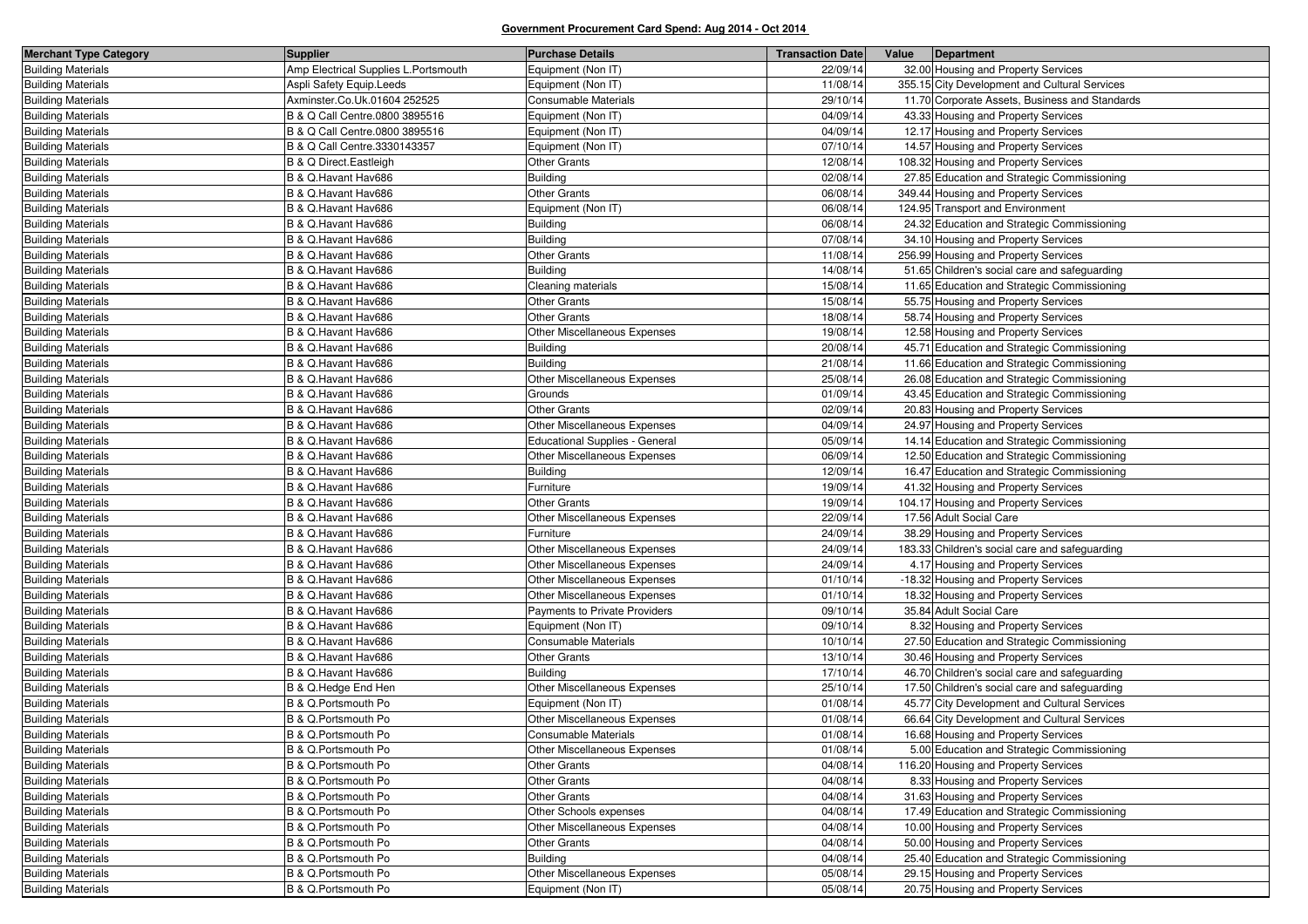**Government Procurement Card Spend: Aug 2014 - Oct 2014**

| Merchant Type Category | Supplier | Purchase Details | Transaction Date | Value | Department |
|---|---|---|---|---|---|
| Building Materials | Amp Electrical Supplies L.Portsmouth | Equipment (Non IT) | 22/09/14 | 32.00 | Housing and Property Services |
| Building Materials | Aspli Safety Equip.Leeds | Equipment (Non IT) | 11/08/14 | 355.15 | City Development and Cultural Services |
| Building Materials | Axminster.Co.Uk.01604 252525 | Consumable Materials | 29/10/14 | 11.70 | Corporate Assets, Business and Standards |
| Building Materials | B & Q Call Centre.0800 3895516 | Equipment (Non IT) | 04/09/14 | 43.33 | Housing and Property Services |
| Building Materials | B & Q Call Centre.0800 3895516 | Equipment (Non IT) | 04/09/14 | 12.17 | Housing and Property Services |
| Building Materials | B & Q Call Centre.3330143357 | Equipment (Non IT) | 07/10/14 | 14.57 | Housing and Property Services |
| Building Materials | B & Q Direct.Eastleigh | Other Grants | 12/08/14 | 108.32 | Housing and Property Services |
| Building Materials | B & Q.Havant Hav686 | Building | 02/08/14 | 27.85 | Education and Strategic Commissioning |
| Building Materials | B & Q.Havant Hav686 | Other Grants | 06/08/14 | 349.44 | Housing and Property Services |
| Building Materials | B & Q.Havant Hav686 | Equipment (Non IT) | 06/08/14 | 124.95 | Transport and Environment |
| Building Materials | B & Q.Havant Hav686 | Building | 06/08/14 | 24.32 | Education and Strategic Commissioning |
| Building Materials | B & Q.Havant Hav686 | Building | 07/08/14 | 34.10 | Housing and Property Services |
| Building Materials | B & Q.Havant Hav686 | Other Grants | 11/08/14 | 256.99 | Housing and Property Services |
| Building Materials | B & Q.Havant Hav686 | Building | 14/08/14 | 51.65 | Children's social care and safeguarding |
| Building Materials | B & Q.Havant Hav686 | Cleaning materials | 15/08/14 | 11.65 | Education and Strategic Commissioning |
| Building Materials | B & Q.Havant Hav686 | Other Grants | 15/08/14 | 55.75 | Housing and Property Services |
| Building Materials | B & Q.Havant Hav686 | Other Grants | 18/08/14 | 58.74 | Housing and Property Services |
| Building Materials | B & Q.Havant Hav686 | Other Miscellaneous Expenses | 19/08/14 | 12.58 | Housing and Property Services |
| Building Materials | B & Q.Havant Hav686 | Building | 20/08/14 | 45.71 | Education and Strategic Commissioning |
| Building Materials | B & Q.Havant Hav686 | Building | 21/08/14 | 11.66 | Education and Strategic Commissioning |
| Building Materials | B & Q.Havant Hav686 | Other Miscellaneous Expenses | 25/08/14 | 26.08 | Education and Strategic Commissioning |
| Building Materials | B & Q.Havant Hav686 | Grounds | 01/09/14 | 43.45 | Education and Strategic Commissioning |
| Building Materials | B & Q.Havant Hav686 | Other Grants | 02/09/14 | 20.83 | Housing and Property Services |
| Building Materials | B & Q.Havant Hav686 | Other Miscellaneous Expenses | 04/09/14 | 24.97 | Housing and Property Services |
| Building Materials | B & Q.Havant Hav686 | Educational Supplies - General | 05/09/14 | 14.14 | Education and Strategic Commissioning |
| Building Materials | B & Q.Havant Hav686 | Other Miscellaneous Expenses | 06/09/14 | 12.50 | Education and Strategic Commissioning |
| Building Materials | B & Q.Havant Hav686 | Building | 12/09/14 | 16.47 | Education and Strategic Commissioning |
| Building Materials | B & Q.Havant Hav686 | Furniture | 19/09/14 | 41.32 | Housing and Property Services |
| Building Materials | B & Q.Havant Hav686 | Other Grants | 19/09/14 | 104.17 | Housing and Property Services |
| Building Materials | B & Q.Havant Hav686 | Other Miscellaneous Expenses | 22/09/14 | 17.56 | Adult Social Care |
| Building Materials | B & Q.Havant Hav686 | Furniture | 24/09/14 | 38.29 | Housing and Property Services |
| Building Materials | B & Q.Havant Hav686 | Other Miscellaneous Expenses | 24/09/14 | 183.33 | Children's social care and safeguarding |
| Building Materials | B & Q.Havant Hav686 | Other Miscellaneous Expenses | 24/09/14 | 4.17 | Housing and Property Services |
| Building Materials | B & Q.Havant Hav686 | Other Miscellaneous Expenses | 01/10/14 | -18.32 | Housing and Property Services |
| Building Materials | B & Q.Havant Hav686 | Other Miscellaneous Expenses | 01/10/14 | 18.32 | Housing and Property Services |
| Building Materials | B & Q.Havant Hav686 | Payments to Private Providers | 09/10/14 | 35.84 | Adult Social Care |
| Building Materials | B & Q.Havant Hav686 | Equipment (Non IT) | 09/10/14 | 8.32 | Housing and Property Services |
| Building Materials | B & Q.Havant Hav686 | Consumable Materials | 10/10/14 | 27.50 | Education and Strategic Commissioning |
| Building Materials | B & Q.Havant Hav686 | Other Grants | 13/10/14 | 30.46 | Housing and Property Services |
| Building Materials | B & Q.Havant Hav686 | Building | 17/10/14 | 46.70 | Children's social care and safeguarding |
| Building Materials | B & Q.Hedge End Hen | Other Miscellaneous Expenses | 25/10/14 | 17.50 | Children's social care and safeguarding |
| Building Materials | B & Q.Portsmouth Po | Equipment (Non IT) | 01/08/14 | 45.77 | City Development and Cultural Services |
| Building Materials | B & Q.Portsmouth Po | Other Miscellaneous Expenses | 01/08/14 | 66.64 | City Development and Cultural Services |
| Building Materials | B & Q.Portsmouth Po | Consumable Materials | 01/08/14 | 16.68 | Housing and Property Services |
| Building Materials | B & Q.Portsmouth Po | Other Miscellaneous Expenses | 01/08/14 | 5.00 | Education and Strategic Commissioning |
| Building Materials | B & Q.Portsmouth Po | Other Grants | 04/08/14 | 116.20 | Housing and Property Services |
| Building Materials | B & Q.Portsmouth Po | Other Grants | 04/08/14 | 8.33 | Housing and Property Services |
| Building Materials | B & Q.Portsmouth Po | Other Grants | 04/08/14 | 31.63 | Housing and Property Services |
| Building Materials | B & Q.Portsmouth Po | Other Schools expenses | 04/08/14 | 17.49 | Education and Strategic Commissioning |
| Building Materials | B & Q.Portsmouth Po | Other Miscellaneous Expenses | 04/08/14 | 10.00 | Housing and Property Services |
| Building Materials | B & Q.Portsmouth Po | Other Grants | 04/08/14 | 50.00 | Housing and Property Services |
| Building Materials | B & Q.Portsmouth Po | Building | 04/08/14 | 25.40 | Education and Strategic Commissioning |
| Building Materials | B & Q.Portsmouth Po | Other Miscellaneous Expenses | 05/08/14 | 29.15 | Housing and Property Services |
| Building Materials | B & Q.Portsmouth Po | Equipment (Non IT) | 05/08/14 | 20.75 | Housing and Property Services |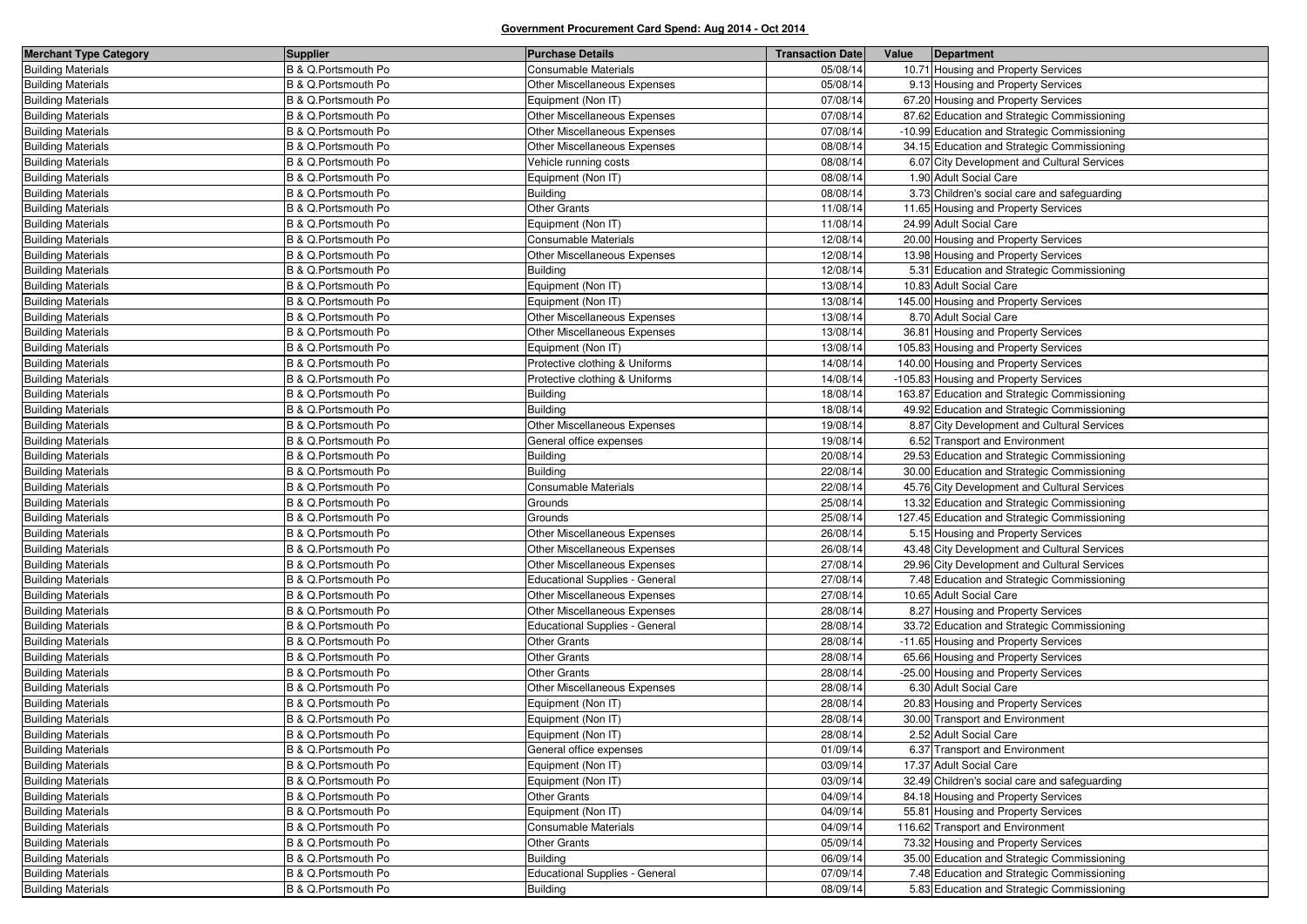**Government Procurement Card Spend: Aug 2014 - Oct 2014**

| Merchant Type Category | Supplier | Purchase Details | Transaction Date | Value | Department |
|---|---|---|---|---|---|
| Building Materials | B & Q.Portsmouth Po | Consumable Materials | 05/08/14 | 10.71 | Housing and Property Services |
| Building Materials | B & Q.Portsmouth Po | Other Miscellaneous Expenses | 05/08/14 | 9.13 | Housing and Property Services |
| Building Materials | B & Q.Portsmouth Po | Equipment (Non IT) | 07/08/14 | 67.20 | Housing and Property Services |
| Building Materials | B & Q.Portsmouth Po | Other Miscellaneous Expenses | 07/08/14 | 87.62 | Education and Strategic Commissioning |
| Building Materials | B & Q.Portsmouth Po | Other Miscellaneous Expenses | 07/08/14 | -10.99 | Education and Strategic Commissioning |
| Building Materials | B & Q.Portsmouth Po | Other Miscellaneous Expenses | 08/08/14 | 34.15 | Education and Strategic Commissioning |
| Building Materials | B & Q.Portsmouth Po | Vehicle running costs | 08/08/14 | 6.07 | City Development and Cultural Services |
| Building Materials | B & Q.Portsmouth Po | Equipment (Non IT) | 08/08/14 | 1.90 | Adult Social Care |
| Building Materials | B & Q.Portsmouth Po | Building | 08/08/14 | 3.73 | Children's social care and safeguarding |
| Building Materials | B & Q.Portsmouth Po | Other Grants | 11/08/14 | 11.65 | Housing and Property Services |
| Building Materials | B & Q.Portsmouth Po | Equipment (Non IT) | 11/08/14 | 24.99 | Adult Social Care |
| Building Materials | B & Q.Portsmouth Po | Consumable Materials | 12/08/14 | 20.00 | Housing and Property Services |
| Building Materials | B & Q.Portsmouth Po | Other Miscellaneous Expenses | 12/08/14 | 13.98 | Housing and Property Services |
| Building Materials | B & Q.Portsmouth Po | Building | 12/08/14 | 5.31 | Education and Strategic Commissioning |
| Building Materials | B & Q.Portsmouth Po | Equipment (Non IT) | 13/08/14 | 10.83 | Adult Social Care |
| Building Materials | B & Q.Portsmouth Po | Equipment (Non IT) | 13/08/14 | 145.00 | Housing and Property Services |
| Building Materials | B & Q.Portsmouth Po | Other Miscellaneous Expenses | 13/08/14 | 8.70 | Adult Social Care |
| Building Materials | B & Q.Portsmouth Po | Other Miscellaneous Expenses | 13/08/14 | 36.81 | Housing and Property Services |
| Building Materials | B & Q.Portsmouth Po | Equipment (Non IT) | 13/08/14 | 105.83 | Housing and Property Services |
| Building Materials | B & Q.Portsmouth Po | Protective clothing & Uniforms | 14/08/14 | 140.00 | Housing and Property Services |
| Building Materials | B & Q.Portsmouth Po | Protective clothing & Uniforms | 14/08/14 | -105.83 | Housing and Property Services |
| Building Materials | B & Q.Portsmouth Po | Building | 18/08/14 | 163.87 | Education and Strategic Commissioning |
| Building Materials | B & Q.Portsmouth Po | Building | 18/08/14 | 49.92 | Education and Strategic Commissioning |
| Building Materials | B & Q.Portsmouth Po | Other Miscellaneous Expenses | 19/08/14 | 8.87 | City Development and Cultural Services |
| Building Materials | B & Q.Portsmouth Po | General office expenses | 19/08/14 | 6.52 | Transport and Environment |
| Building Materials | B & Q.Portsmouth Po | Building | 20/08/14 | 29.53 | Education and Strategic Commissioning |
| Building Materials | B & Q.Portsmouth Po | Building | 22/08/14 | 30.00 | Education and Strategic Commissioning |
| Building Materials | B & Q.Portsmouth Po | Consumable Materials | 22/08/14 | 45.76 | City Development and Cultural Services |
| Building Materials | B & Q.Portsmouth Po | Grounds | 25/08/14 | 13.32 | Education and Strategic Commissioning |
| Building Materials | B & Q.Portsmouth Po | Grounds | 25/08/14 | 127.45 | Education and Strategic Commissioning |
| Building Materials | B & Q.Portsmouth Po | Other Miscellaneous Expenses | 26/08/14 | 5.15 | Housing and Property Services |
| Building Materials | B & Q.Portsmouth Po | Other Miscellaneous Expenses | 26/08/14 | 43.48 | City Development and Cultural Services |
| Building Materials | B & Q.Portsmouth Po | Other Miscellaneous Expenses | 27/08/14 | 29.96 | City Development and Cultural Services |
| Building Materials | B & Q.Portsmouth Po | Educational Supplies - General | 27/08/14 | 7.48 | Education and Strategic Commissioning |
| Building Materials | B & Q.Portsmouth Po | Other Miscellaneous Expenses | 27/08/14 | 10.65 | Adult Social Care |
| Building Materials | B & Q.Portsmouth Po | Other Miscellaneous Expenses | 28/08/14 | 8.27 | Housing and Property Services |
| Building Materials | B & Q.Portsmouth Po | Educational Supplies - General | 28/08/14 | 33.72 | Education and Strategic Commissioning |
| Building Materials | B & Q.Portsmouth Po | Other Grants | 28/08/14 | -11.65 | Housing and Property Services |
| Building Materials | B & Q.Portsmouth Po | Other Grants | 28/08/14 | 65.66 | Housing and Property Services |
| Building Materials | B & Q.Portsmouth Po | Other Grants | 28/08/14 | -25.00 | Housing and Property Services |
| Building Materials | B & Q.Portsmouth Po | Other Miscellaneous Expenses | 28/08/14 | 6.30 | Adult Social Care |
| Building Materials | B & Q.Portsmouth Po | Equipment (Non IT) | 28/08/14 | 20.83 | Housing and Property Services |
| Building Materials | B & Q.Portsmouth Po | Equipment (Non IT) | 28/08/14 | 30.00 | Transport and Environment |
| Building Materials | B & Q.Portsmouth Po | Equipment (Non IT) | 28/08/14 | 2.52 | Adult Social Care |
| Building Materials | B & Q.Portsmouth Po | General office expenses | 01/09/14 | 6.37 | Transport and Environment |
| Building Materials | B & Q.Portsmouth Po | Equipment (Non IT) | 03/09/14 | 17.37 | Adult Social Care |
| Building Materials | B & Q.Portsmouth Po | Equipment (Non IT) | 03/09/14 | 32.49 | Children's social care and safeguarding |
| Building Materials | B & Q.Portsmouth Po | Other Grants | 04/09/14 | 84.18 | Housing and Property Services |
| Building Materials | B & Q.Portsmouth Po | Equipment (Non IT) | 04/09/14 | 55.81 | Housing and Property Services |
| Building Materials | B & Q.Portsmouth Po | Consumable Materials | 04/09/14 | 116.62 | Transport and Environment |
| Building Materials | B & Q.Portsmouth Po | Other Grants | 05/09/14 | 73.32 | Housing and Property Services |
| Building Materials | B & Q.Portsmouth Po | Building | 06/09/14 | 35.00 | Education and Strategic Commissioning |
| Building Materials | B & Q.Portsmouth Po | Educational Supplies - General | 07/09/14 | 7.48 | Education and Strategic Commissioning |
| Building Materials | B & Q.Portsmouth Po | Building | 08/09/14 | 5.83 | Education and Strategic Commissioning |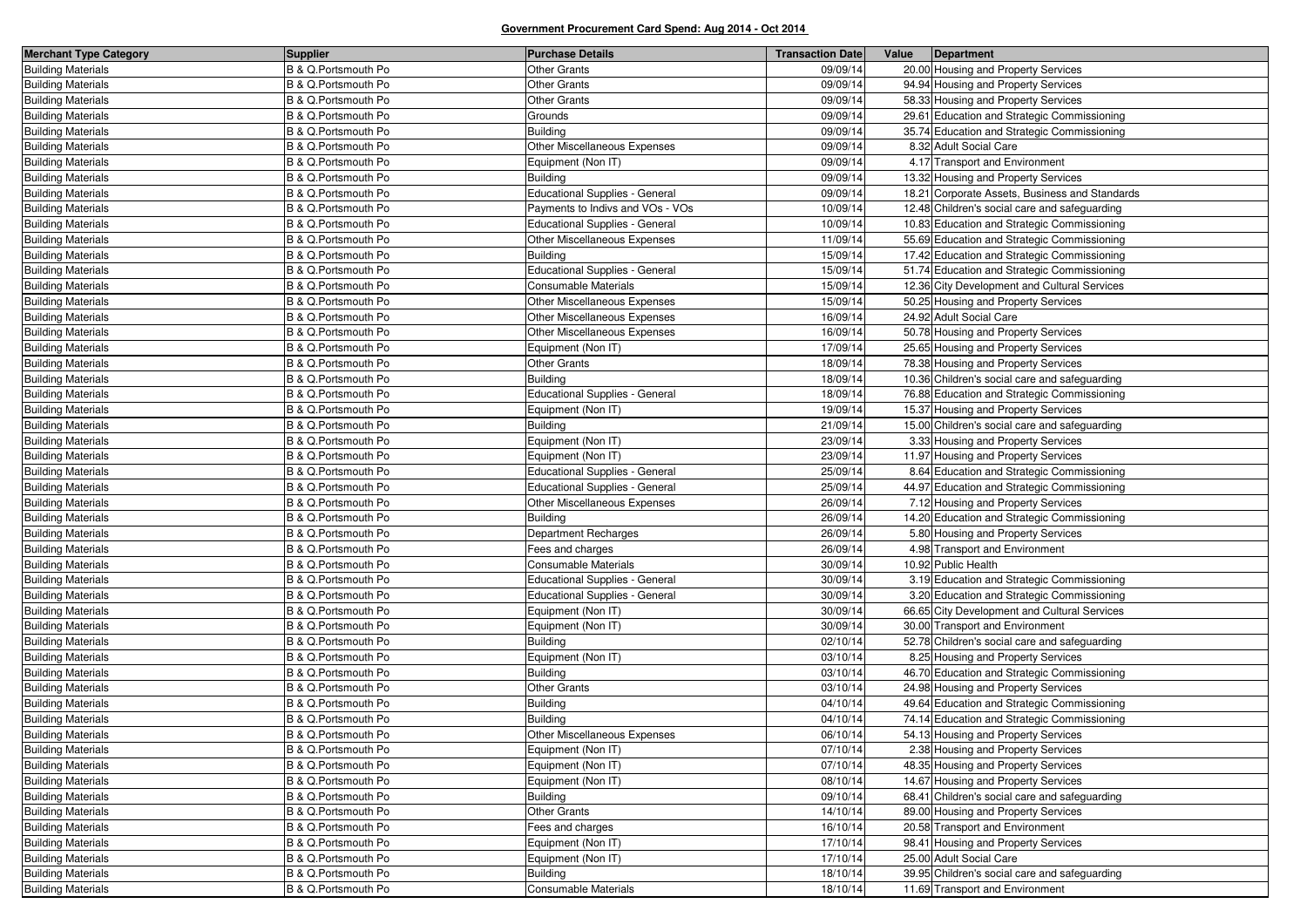**Government Procurement Card Spend: Aug 2014 - Oct 2014**

| Merchant Type Category | Supplier | Purchase Details | Transaction Date | Value | Department |
|---|---|---|---|---|---|
| Building Materials | B & Q.Portsmouth Po | Other Grants | 09/09/14 | 20.00 | Housing and Property Services |
| Building Materials | B & Q.Portsmouth Po | Other Grants | 09/09/14 | 94.94 | Housing and Property Services |
| Building Materials | B & Q.Portsmouth Po | Other Grants | 09/09/14 | 58.33 | Housing and Property Services |
| Building Materials | B & Q.Portsmouth Po | Grounds | 09/09/14 | 29.61 | Education and Strategic Commissioning |
| Building Materials | B & Q.Portsmouth Po | Building | 09/09/14 | 35.74 | Education and Strategic Commissioning |
| Building Materials | B & Q.Portsmouth Po | Other Miscellaneous Expenses | 09/09/14 | 8.32 | Adult Social Care |
| Building Materials | B & Q.Portsmouth Po | Equipment (Non IT) | 09/09/14 | 4.17 | Transport and Environment |
| Building Materials | B & Q.Portsmouth Po | Building | 09/09/14 | 13.32 | Housing and Property Services |
| Building Materials | B & Q.Portsmouth Po | Educational Supplies - General | 09/09/14 | 18.21 | Corporate Assets, Business and Standards |
| Building Materials | B & Q.Portsmouth Po | Payments to Indivs and VOs - VOs | 10/09/14 | 12.48 | Children's social care and safeguarding |
| Building Materials | B & Q.Portsmouth Po | Educational Supplies - General | 10/09/14 | 10.83 | Education and Strategic Commissioning |
| Building Materials | B & Q.Portsmouth Po | Other Miscellaneous Expenses | 11/09/14 | 55.69 | Education and Strategic Commissioning |
| Building Materials | B & Q.Portsmouth Po | Building | 15/09/14 | 17.42 | Education and Strategic Commissioning |
| Building Materials | B & Q.Portsmouth Po | Educational Supplies - General | 15/09/14 | 51.74 | Education and Strategic Commissioning |
| Building Materials | B & Q.Portsmouth Po | Consumable Materials | 15/09/14 | 12.36 | City Development and Cultural Services |
| Building Materials | B & Q.Portsmouth Po | Other Miscellaneous Expenses | 15/09/14 | 50.25 | Housing and Property Services |
| Building Materials | B & Q.Portsmouth Po | Other Miscellaneous Expenses | 16/09/14 | 24.92 | Adult Social Care |
| Building Materials | B & Q.Portsmouth Po | Other Miscellaneous Expenses | 16/09/14 | 50.78 | Housing and Property Services |
| Building Materials | B & Q.Portsmouth Po | Equipment (Non IT) | 17/09/14 | 25.65 | Housing and Property Services |
| Building Materials | B & Q.Portsmouth Po | Other Grants | 18/09/14 | 78.38 | Housing and Property Services |
| Building Materials | B & Q.Portsmouth Po | Building | 18/09/14 | 10.36 | Children's social care and safeguarding |
| Building Materials | B & Q.Portsmouth Po | Educational Supplies - General | 18/09/14 | 76.88 | Education and Strategic Commissioning |
| Building Materials | B & Q.Portsmouth Po | Equipment (Non IT) | 19/09/14 | 15.37 | Housing and Property Services |
| Building Materials | B & Q.Portsmouth Po | Building | 21/09/14 | 15.00 | Children's social care and safeguarding |
| Building Materials | B & Q.Portsmouth Po | Equipment (Non IT) | 23/09/14 | 3.33 | Housing and Property Services |
| Building Materials | B & Q.Portsmouth Po | Equipment (Non IT) | 23/09/14 | 11.97 | Housing and Property Services |
| Building Materials | B & Q.Portsmouth Po | Educational Supplies - General | 25/09/14 | 8.64 | Education and Strategic Commissioning |
| Building Materials | B & Q.Portsmouth Po | Educational Supplies - General | 25/09/14 | 44.97 | Education and Strategic Commissioning |
| Building Materials | B & Q.Portsmouth Po | Other Miscellaneous Expenses | 26/09/14 | 7.12 | Housing and Property Services |
| Building Materials | B & Q.Portsmouth Po | Building | 26/09/14 | 14.20 | Education and Strategic Commissioning |
| Building Materials | B & Q.Portsmouth Po | Department Recharges | 26/09/14 | 5.80 | Housing and Property Services |
| Building Materials | B & Q.Portsmouth Po | Fees and charges | 26/09/14 | 4.98 | Transport and Environment |
| Building Materials | B & Q.Portsmouth Po | Consumable Materials | 30/09/14 | 10.92 | Public Health |
| Building Materials | B & Q.Portsmouth Po | Educational Supplies - General | 30/09/14 | 3.19 | Education and Strategic Commissioning |
| Building Materials | B & Q.Portsmouth Po | Educational Supplies - General | 30/09/14 | 3.20 | Education and Strategic Commissioning |
| Building Materials | B & Q.Portsmouth Po | Equipment (Non IT) | 30/09/14 | 66.65 | City Development and Cultural Services |
| Building Materials | B & Q.Portsmouth Po | Equipment (Non IT) | 30/09/14 | 30.00 | Transport and Environment |
| Building Materials | B & Q.Portsmouth Po | Building | 02/10/14 | 52.78 | Children's social care and safeguarding |
| Building Materials | B & Q.Portsmouth Po | Equipment (Non IT) | 03/10/14 | 8.25 | Housing and Property Services |
| Building Materials | B & Q.Portsmouth Po | Building | 03/10/14 | 46.70 | Education and Strategic Commissioning |
| Building Materials | B & Q.Portsmouth Po | Other Grants | 03/10/14 | 24.98 | Housing and Property Services |
| Building Materials | B & Q.Portsmouth Po | Building | 04/10/14 | 49.64 | Education and Strategic Commissioning |
| Building Materials | B & Q.Portsmouth Po | Building | 04/10/14 | 74.14 | Education and Strategic Commissioning |
| Building Materials | B & Q.Portsmouth Po | Other Miscellaneous Expenses | 06/10/14 | 54.13 | Housing and Property Services |
| Building Materials | B & Q.Portsmouth Po | Equipment (Non IT) | 07/10/14 | 2.38 | Housing and Property Services |
| Building Materials | B & Q.Portsmouth Po | Equipment (Non IT) | 07/10/14 | 48.35 | Housing and Property Services |
| Building Materials | B & Q.Portsmouth Po | Equipment (Non IT) | 08/10/14 | 14.67 | Housing and Property Services |
| Building Materials | B & Q.Portsmouth Po | Building | 09/10/14 | 68.41 | Children's social care and safeguarding |
| Building Materials | B & Q.Portsmouth Po | Other Grants | 14/10/14 | 89.00 | Housing and Property Services |
| Building Materials | B & Q.Portsmouth Po | Fees and charges | 16/10/14 | 20.58 | Transport and Environment |
| Building Materials | B & Q.Portsmouth Po | Equipment (Non IT) | 17/10/14 | 98.41 | Housing and Property Services |
| Building Materials | B & Q.Portsmouth Po | Equipment (Non IT) | 17/10/14 | 25.00 | Adult Social Care |
| Building Materials | B & Q.Portsmouth Po | Building | 18/10/14 | 39.95 | Children's social care and safeguarding |
| Building Materials | B & Q.Portsmouth Po | Consumable Materials | 18/10/14 | 11.69 | Transport and Environment |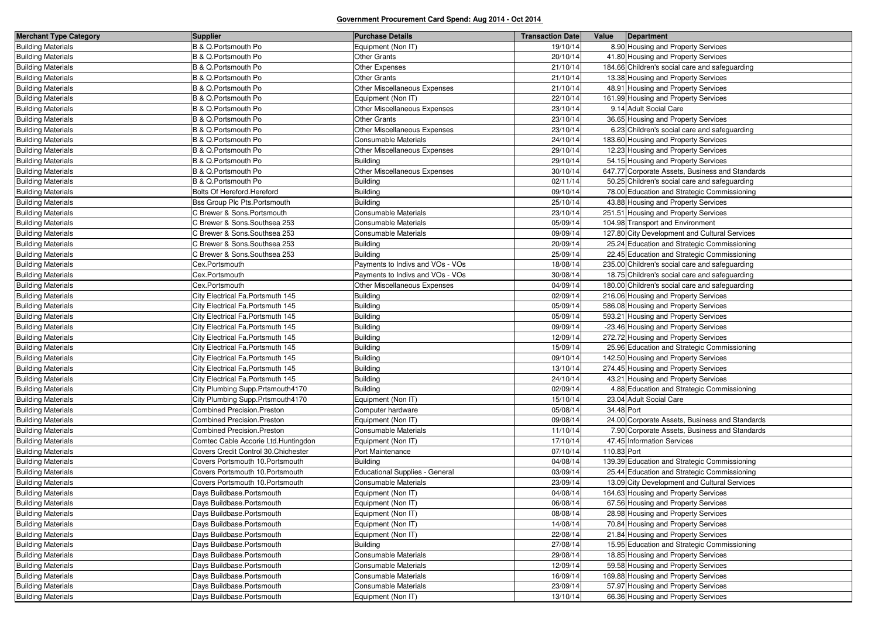**Government Procurement Card Spend: Aug 2014 - Oct 2014**

| Merchant Type Category | Supplier | Purchase Details | Transaction Date | Value | Department |
|---|---|---|---|---|---|
| Building Materials | B & Q.Portsmouth Po | Equipment (Non IT) | 19/10/14 | 8.90 | Housing and Property Services |
| Building Materials | B & Q.Portsmouth Po | Other Grants | 20/10/14 | 41.80 | Housing and Property Services |
| Building Materials | B & Q.Portsmouth Po | Other Expenses | 21/10/14 | 184.66 | Children's social care and safeguarding |
| Building Materials | B & Q.Portsmouth Po | Other Grants | 21/10/14 | 13.38 | Housing and Property Services |
| Building Materials | B & Q.Portsmouth Po | Other Miscellaneous Expenses | 21/10/14 | 48.91 | Housing and Property Services |
| Building Materials | B & Q.Portsmouth Po | Equipment (Non IT) | 22/10/14 | 161.99 | Housing and Property Services |
| Building Materials | B & Q.Portsmouth Po | Other Miscellaneous Expenses | 23/10/14 | 9.14 | Adult Social Care |
| Building Materials | B & Q.Portsmouth Po | Other Grants | 23/10/14 | 36.65 | Housing and Property Services |
| Building Materials | B & Q.Portsmouth Po | Other Miscellaneous Expenses | 23/10/14 | 6.23 | Children's social care and safeguarding |
| Building Materials | B & Q.Portsmouth Po | Consumable Materials | 24/10/14 | 183.60 | Housing and Property Services |
| Building Materials | B & Q.Portsmouth Po | Other Miscellaneous Expenses | 29/10/14 | 12.23 | Housing and Property Services |
| Building Materials | B & Q.Portsmouth Po | Building | 29/10/14 | 54.15 | Housing and Property Services |
| Building Materials | B & Q.Portsmouth Po | Other Miscellaneous Expenses | 30/10/14 | 647.77 | Corporate Assets, Business and Standards |
| Building Materials | B & Q.Portsmouth Po | Building | 02/11/14 | 50.25 | Children's social care and safeguarding |
| Building Materials | Bolts Of Hereford.Hereford | Building | 09/10/14 | 78.00 | Education and Strategic Commissioning |
| Building Materials | Bss Group Plc Pts.Portsmouth | Building | 25/10/14 | 43.88 | Housing and Property Services |
| Building Materials | C Brewer & Sons.Portsmouth | Consumable Materials | 23/10/14 | 251.51 | Housing and Property Services |
| Building Materials | C Brewer & Sons.Southsea 253 | Consumable Materials | 05/09/14 | 104.98 | Transport and Environment |
| Building Materials | C Brewer & Sons.Southsea 253 | Consumable Materials | 09/09/14 | 127.80 | City Development and Cultural Services |
| Building Materials | C Brewer & Sons.Southsea 253 | Building | 20/09/14 | 25.24 | Education and Strategic Commissioning |
| Building Materials | C Brewer & Sons.Southsea 253 | Building | 25/09/14 | 22.45 | Education and Strategic Commissioning |
| Building Materials | Cex.Portsmouth | Payments to Indivs and VOs - VOs | 18/08/14 | 235.00 | Children's social care and safeguarding |
| Building Materials | Cex.Portsmouth | Payments to Indivs and VOs - VOs | 30/08/14 | 18.75 | Children's social care and safeguarding |
| Building Materials | Cex.Portsmouth | Other Miscellaneous Expenses | 04/09/14 | 180.00 | Children's social care and safeguarding |
| Building Materials | City Electrical Fa.Portsmouth 145 | Building | 02/09/14 | 216.06 | Housing and Property Services |
| Building Materials | City Electrical Fa.Portsmouth 145 | Building | 05/09/14 | 586.08 | Housing and Property Services |
| Building Materials | City Electrical Fa.Portsmouth 145 | Building | 05/09/14 | 593.21 | Housing and Property Services |
| Building Materials | City Electrical Fa.Portsmouth 145 | Building | 09/09/14 | -23.46 | Housing and Property Services |
| Building Materials | City Electrical Fa.Portsmouth 145 | Building | 12/09/14 | 272.72 | Housing and Property Services |
| Building Materials | City Electrical Fa.Portsmouth 145 | Building | 15/09/14 | 25.96 | Education and Strategic Commissioning |
| Building Materials | City Electrical Fa.Portsmouth 145 | Building | 09/10/14 | 142.50 | Housing and Property Services |
| Building Materials | City Electrical Fa.Portsmouth 145 | Building | 13/10/14 | 274.45 | Housing and Property Services |
| Building Materials | City Electrical Fa.Portsmouth 145 | Building | 24/10/14 | 43.21 | Housing and Property Services |
| Building Materials | City Plumbing Supp.Prtsmouth4170 | Building | 02/09/14 | 4.88 | Education and Strategic Commissioning |
| Building Materials | City Plumbing Supp.Prtsmouth4170 | Equipment (Non IT) | 15/10/14 | 23.04 | Adult Social Care |
| Building Materials | Combined Precision.Preston | Computer hardware | 05/08/14 | 34.48 | Port |
| Building Materials | Combined Precision.Preston | Equipment (Non IT) | 09/08/14 | 24.00 | Corporate Assets, Business and Standards |
| Building Materials | Combined Precision.Preston | Consumable Materials | 11/10/14 | 7.90 | Corporate Assets, Business and Standards |
| Building Materials | Comtec Cable Accorie Ltd.Huntingdon | Equipment (Non IT) | 17/10/14 | 47.45 | Information Services |
| Building Materials | Covers Credit Control 30.Chichester | Port Maintenance | 07/10/14 | 110.83 | Port |
| Building Materials | Covers Portsmouth 10.Portsmouth | Building | 04/08/14 | 139.39 | Education and Strategic Commissioning |
| Building Materials | Covers Portsmouth 10.Portsmouth | Educational Supplies - General | 03/09/14 | 25.44 | Education and Strategic Commissioning |
| Building Materials | Covers Portsmouth 10.Portsmouth | Consumable Materials | 23/09/14 | 13.09 | City Development and Cultural Services |
| Building Materials | Days Buildbase.Portsmouth | Equipment (Non IT) | 04/08/14 | 164.63 | Housing and Property Services |
| Building Materials | Days Buildbase.Portsmouth | Equipment (Non IT) | 06/08/14 | 67.56 | Housing and Property Services |
| Building Materials | Days Buildbase.Portsmouth | Equipment (Non IT) | 08/08/14 | 28.98 | Housing and Property Services |
| Building Materials | Days Buildbase.Portsmouth | Equipment (Non IT) | 14/08/14 | 70.84 | Housing and Property Services |
| Building Materials | Days Buildbase.Portsmouth | Equipment (Non IT) | 22/08/14 | 21.84 | Housing and Property Services |
| Building Materials | Days Buildbase.Portsmouth | Building | 27/08/14 | 15.95 | Education and Strategic Commissioning |
| Building Materials | Days Buildbase.Portsmouth | Consumable Materials | 29/08/14 | 18.85 | Housing and Property Services |
| Building Materials | Days Buildbase.Portsmouth | Consumable Materials | 12/09/14 | 59.58 | Housing and Property Services |
| Building Materials | Days Buildbase.Portsmouth | Consumable Materials | 16/09/14 | 169.88 | Housing and Property Services |
| Building Materials | Days Buildbase.Portsmouth | Consumable Materials | 23/09/14 | 57.97 | Housing and Property Services |
| Building Materials | Days Buildbase.Portsmouth | Equipment (Non IT) | 13/10/14 | 66.36 | Housing and Property Services |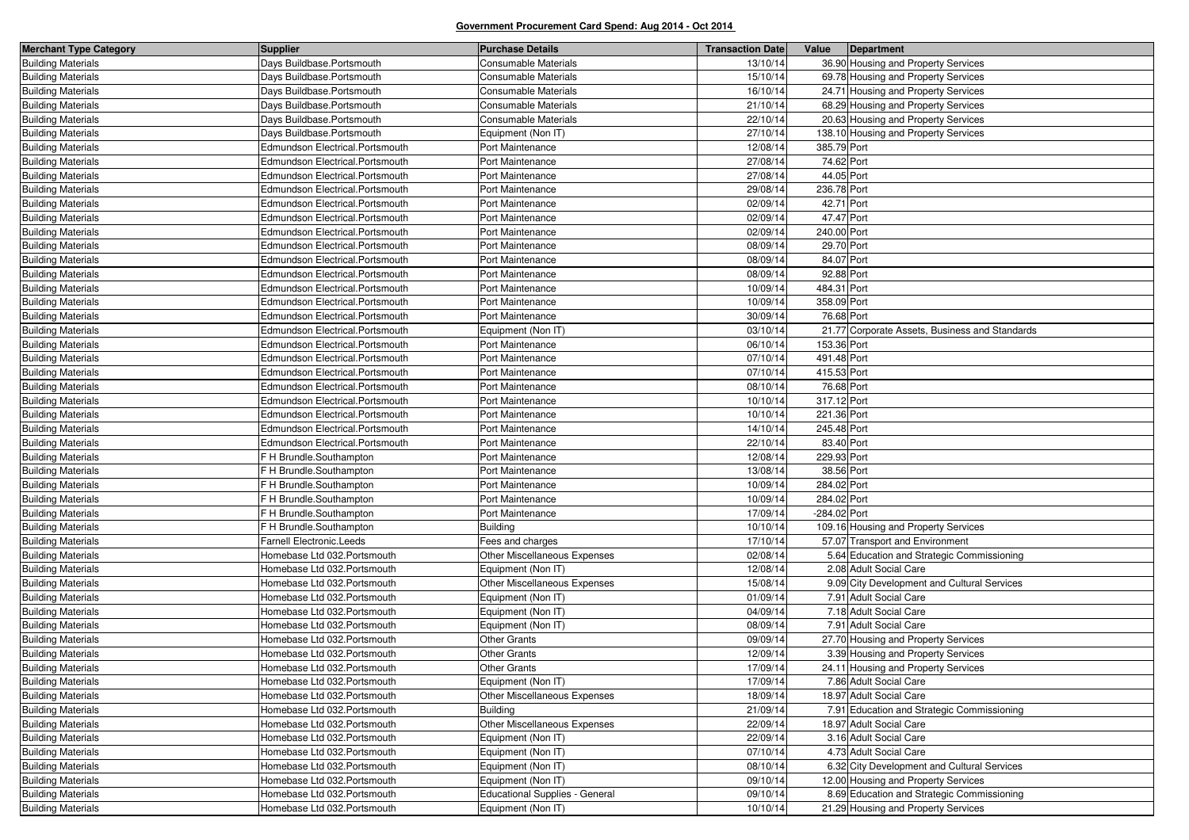**Government Procurement Card Spend: Aug 2014 - Oct 2014**

| Merchant Type Category | Supplier | Purchase Details | Transaction Date | Value | Department |
|---|---|---|---|---|---|
| Building Materials | Days Buildbase.Portsmouth | Consumable Materials | 13/10/14 | 36.90 | Housing and Property Services |
| Building Materials | Days Buildbase.Portsmouth | Consumable Materials | 15/10/14 | 69.78 | Housing and Property Services |
| Building Materials | Days Buildbase.Portsmouth | Consumable Materials | 16/10/14 | 24.71 | Housing and Property Services |
| Building Materials | Days Buildbase.Portsmouth | Consumable Materials | 21/10/14 | 68.29 | Housing and Property Services |
| Building Materials | Days Buildbase.Portsmouth | Consumable Materials | 22/10/14 | 20.63 | Housing and Property Services |
| Building Materials | Days Buildbase.Portsmouth | Equipment (Non IT) | 27/10/14 | 138.10 | Housing and Property Services |
| Building Materials | Edmundson Electrical.Portsmouth | Port Maintenance | 12/08/14 | 385.79 | Port |
| Building Materials | Edmundson Electrical.Portsmouth | Port Maintenance | 27/08/14 | 74.62 | Port |
| Building Materials | Edmundson Electrical.Portsmouth | Port Maintenance | 27/08/14 | 44.05 | Port |
| Building Materials | Edmundson Electrical.Portsmouth | Port Maintenance | 29/08/14 | 236.78 | Port |
| Building Materials | Edmundson Electrical.Portsmouth | Port Maintenance | 02/09/14 | 42.71 | Port |
| Building Materials | Edmundson Electrical.Portsmouth | Port Maintenance | 02/09/14 | 47.47 | Port |
| Building Materials | Edmundson Electrical.Portsmouth | Port Maintenance | 02/09/14 | 240.00 | Port |
| Building Materials | Edmundson Electrical.Portsmouth | Port Maintenance | 08/09/14 | 29.70 | Port |
| Building Materials | Edmundson Electrical.Portsmouth | Port Maintenance | 08/09/14 | 84.07 | Port |
| Building Materials | Edmundson Electrical.Portsmouth | Port Maintenance | 08/09/14 | 92.88 | Port |
| Building Materials | Edmundson Electrical.Portsmouth | Port Maintenance | 10/09/14 | 484.31 | Port |
| Building Materials | Edmundson Electrical.Portsmouth | Port Maintenance | 10/09/14 | 358.09 | Port |
| Building Materials | Edmundson Electrical.Portsmouth | Port Maintenance | 30/09/14 | 76.68 | Port |
| Building Materials | Edmundson Electrical.Portsmouth | Equipment (Non IT) | 03/10/14 | 21.77 | Corporate Assets, Business and Standards |
| Building Materials | Edmundson Electrical.Portsmouth | Port Maintenance | 06/10/14 | 153.36 | Port |
| Building Materials | Edmundson Electrical.Portsmouth | Port Maintenance | 07/10/14 | 491.48 | Port |
| Building Materials | Edmundson Electrical.Portsmouth | Port Maintenance | 07/10/14 | 415.53 | Port |
| Building Materials | Edmundson Electrical.Portsmouth | Port Maintenance | 08/10/14 | 76.68 | Port |
| Building Materials | Edmundson Electrical.Portsmouth | Port Maintenance | 10/10/14 | 317.12 | Port |
| Building Materials | Edmundson Electrical.Portsmouth | Port Maintenance | 10/10/14 | 221.36 | Port |
| Building Materials | Edmundson Electrical.Portsmouth | Port Maintenance | 14/10/14 | 245.48 | Port |
| Building Materials | Edmundson Electrical.Portsmouth | Port Maintenance | 22/10/14 | 83.40 | Port |
| Building Materials | F H Brundle.Southampton | Port Maintenance | 12/08/14 | 229.93 | Port |
| Building Materials | F H Brundle.Southampton | Port Maintenance | 13/08/14 | 38.56 | Port |
| Building Materials | F H Brundle.Southampton | Port Maintenance | 10/09/14 | 284.02 | Port |
| Building Materials | F H Brundle.Southampton | Port Maintenance | 10/09/14 | 284.02 | Port |
| Building Materials | F H Brundle.Southampton | Port Maintenance | 17/09/14 | -284.02 | Port |
| Building Materials | F H Brundle.Southampton | Building | 10/10/14 | 109.16 | Housing and Property Services |
| Building Materials | Farnell Electronic.Leeds | Fees and charges | 17/10/14 | 57.07 | Transport and Environment |
| Building Materials | Homebase Ltd 032.Portsmouth | Other Miscellaneous Expenses | 02/08/14 | 5.64 | Education and Strategic Commissioning |
| Building Materials | Homebase Ltd 032.Portsmouth | Equipment (Non IT) | 12/08/14 | 2.08 | Adult Social Care |
| Building Materials | Homebase Ltd 032.Portsmouth | Other Miscellaneous Expenses | 15/08/14 | 9.09 | City Development and Cultural Services |
| Building Materials | Homebase Ltd 032.Portsmouth | Equipment (Non IT) | 01/09/14 | 7.91 | Adult Social Care |
| Building Materials | Homebase Ltd 032.Portsmouth | Equipment (Non IT) | 04/09/14 | 7.18 | Adult Social Care |
| Building Materials | Homebase Ltd 032.Portsmouth | Equipment (Non IT) | 08/09/14 | 7.91 | Adult Social Care |
| Building Materials | Homebase Ltd 032.Portsmouth | Other Grants | 09/09/14 | 27.70 | Housing and Property Services |
| Building Materials | Homebase Ltd 032.Portsmouth | Other Grants | 12/09/14 | 3.39 | Housing and Property Services |
| Building Materials | Homebase Ltd 032.Portsmouth | Other Grants | 17/09/14 | 24.11 | Housing and Property Services |
| Building Materials | Homebase Ltd 032.Portsmouth | Equipment (Non IT) | 17/09/14 | 7.86 | Adult Social Care |
| Building Materials | Homebase Ltd 032.Portsmouth | Other Miscellaneous Expenses | 18/09/14 | 18.97 | Adult Social Care |
| Building Materials | Homebase Ltd 032.Portsmouth | Building | 21/09/14 | 7.91 | Education and Strategic Commissioning |
| Building Materials | Homebase Ltd 032.Portsmouth | Other Miscellaneous Expenses | 22/09/14 | 18.97 | Adult Social Care |
| Building Materials | Homebase Ltd 032.Portsmouth | Equipment (Non IT) | 22/09/14 | 3.16 | Adult Social Care |
| Building Materials | Homebase Ltd 032.Portsmouth | Equipment (Non IT) | 07/10/14 | 4.73 | Adult Social Care |
| Building Materials | Homebase Ltd 032.Portsmouth | Equipment (Non IT) | 08/10/14 | 6.32 | City Development and Cultural Services |
| Building Materials | Homebase Ltd 032.Portsmouth | Equipment (Non IT) | 09/10/14 | 12.00 | Housing and Property Services |
| Building Materials | Homebase Ltd 032.Portsmouth | Educational Supplies - General | 09/10/14 | 8.69 | Education and Strategic Commissioning |
| Building Materials | Homebase Ltd 032.Portsmouth | Equipment (Non IT) | 10/10/14 | 21.29 | Housing and Property Services |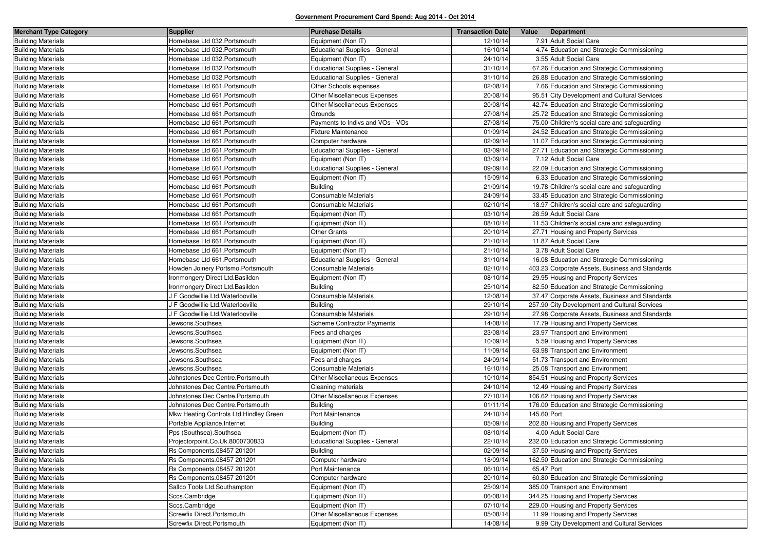**Government Procurement Card Spend: Aug 2014 - Oct 2014**

| Merchant Type Category | Supplier | Purchase Details | Transaction Date | Value | Department |
|---|---|---|---|---|---|
| Building Materials | Homebase Ltd 032.Portsmouth | Equipment (Non IT) | 12/10/14 | 7.91 | Adult Social Care |
| Building Materials | Homebase Ltd 032.Portsmouth | Educational Supplies - General | 16/10/14 | 4.74 | Education and Strategic Commissioning |
| Building Materials | Homebase Ltd 032.Portsmouth | Equipment (Non IT) | 24/10/14 | 3.55 | Adult Social Care |
| Building Materials | Homebase Ltd 032.Portsmouth | Educational Supplies - General | 31/10/14 | 67.26 | Education and Strategic Commissioning |
| Building Materials | Homebase Ltd 032.Portsmouth | Educational Supplies - General | 31/10/14 | 26.88 | Education and Strategic Commissioning |
| Building Materials | Homebase Ltd 661.Portsmouth | Other Schools expenses | 02/08/14 | 7.66 | Education and Strategic Commissioning |
| Building Materials | Homebase Ltd 661.Portsmouth | Other Miscellaneous Expenses | 20/08/14 | 95.51 | City Development and Cultural Services |
| Building Materials | Homebase Ltd 661.Portsmouth | Other Miscellaneous Expenses | 20/08/14 | 42.74 | Education and Strategic Commissioning |
| Building Materials | Homebase Ltd 661.Portsmouth | Grounds | 27/08/14 | 25.72 | Education and Strategic Commissioning |
| Building Materials | Homebase Ltd 661.Portsmouth | Payments to Indivs and VOs - VOs | 27/08/14 | 75.00 | Children's social care and safeguarding |
| Building Materials | Homebase Ltd 661.Portsmouth | Fixture Maintenance | 01/09/14 | 24.52 | Education and Strategic Commissioning |
| Building Materials | Homebase Ltd 661.Portsmouth | Computer hardware | 02/09/14 | 11.07 | Education and Strategic Commissioning |
| Building Materials | Homebase Ltd 661.Portsmouth | Educational Supplies - General | 03/09/14 | 27.71 | Education and Strategic Commissioning |
| Building Materials | Homebase Ltd 661.Portsmouth | Equipment (Non IT) | 03/09/14 | 7.12 | Adult Social Care |
| Building Materials | Homebase Ltd 661.Portsmouth | Educational Supplies - General | 09/09/14 | 22.09 | Education and Strategic Commissioning |
| Building Materials | Homebase Ltd 661.Portsmouth | Equipment (Non IT) | 15/09/14 | 6.33 | Education and Strategic Commissioning |
| Building Materials | Homebase Ltd 661.Portsmouth | Building | 21/09/14 | 19.78 | Children's social care and safeguarding |
| Building Materials | Homebase Ltd 661.Portsmouth | Consumable Materials | 24/09/14 | 33.45 | Education and Strategic Commissioning |
| Building Materials | Homebase Ltd 661.Portsmouth | Consumable Materials | 02/10/14 | 18.97 | Children's social care and safeguarding |
| Building Materials | Homebase Ltd 661.Portsmouth | Equipment (Non IT) | 03/10/14 | 26.59 | Adult Social Care |
| Building Materials | Homebase Ltd 661.Portsmouth | Equipment (Non IT) | 08/10/14 | 11.53 | Children's social care and safeguarding |
| Building Materials | Homebase Ltd 661.Portsmouth | Other Grants | 20/10/14 | 27.71 | Housing and Property Services |
| Building Materials | Homebase Ltd 661.Portsmouth | Equipment (Non IT) | 21/10/14 | 11.87 | Adult Social Care |
| Building Materials | Homebase Ltd 661.Portsmouth | Equipment (Non IT) | 21/10/14 | 3.78 | Adult Social Care |
| Building Materials | Homebase Ltd 661.Portsmouth | Educational Supplies - General | 31/10/14 | 16.08 | Education and Strategic Commissioning |
| Building Materials | Howden Joinery Portsmo.Portsmouth | Consumable Materials | 02/10/14 | 403.23 | Corporate Assets, Business and Standards |
| Building Materials | Ironmongery Direct Ltd.Basildon | Equipment (Non IT) | 08/10/14 | 29.95 | Housing and Property Services |
| Building Materials | Ironmongery Direct Ltd.Basildon | Building | 25/10/14 | 82.50 | Education and Strategic Commissioning |
| Building Materials | J F Goodwillie Ltd.Waterlooville | Consumable Materials | 12/08/14 | 37.47 | Corporate Assets, Business and Standards |
| Building Materials | J F Goodwillie Ltd.Waterlooville | Building | 29/10/14 | 257.90 | City Development and Cultural Services |
| Building Materials | J F Goodwillie Ltd.Waterlooville | Consumable Materials | 29/10/14 | 27.98 | Corporate Assets, Business and Standards |
| Building Materials | Jewsons.Southsea | Scheme Contractor Payments | 14/08/14 | 17.79 | Housing and Property Services |
| Building Materials | Jewsons.Southsea | Fees and charges | 23/08/14 | 23.97 | Transport and Environment |
| Building Materials | Jewsons.Southsea | Equipment (Non IT) | 10/09/14 | 5.59 | Housing and Property Services |
| Building Materials | Jewsons.Southsea | Equipment (Non IT) | 11/09/14 | 63.98 | Transport and Environment |
| Building Materials | Jewsons.Southsea | Fees and charges | 24/09/14 | 51.73 | Transport and Environment |
| Building Materials | Jewsons.Southsea | Consumable Materials | 16/10/14 | 25.08 | Transport and Environment |
| Building Materials | Johnstones Dec Centre.Portsmouth | Other Miscellaneous Expenses | 10/10/14 | 854.51 | Housing and Property Services |
| Building Materials | Johnstones Dec Centre.Portsmouth | Cleaning materials | 24/10/14 | 12.49 | Housing and Property Services |
| Building Materials | Johnstones Dec Centre.Portsmouth | Other Miscellaneous Expenses | 27/10/14 | 106.62 | Housing and Property Services |
| Building Materials | Johnstones Dec Centre.Portsmouth | Building | 01/11/14 | 176.00 | Education and Strategic Commissioning |
| Building Materials | Mkw Heating Controls Ltd.Hindley Green | Port Maintenance | 24/10/14 | 145.60 | Port |
| Building Materials | Portable Appliance.Internet | Building | 05/09/14 | 202.80 | Housing and Property Services |
| Building Materials | Pps (Southsea).Southsea | Equipment (Non IT) | 08/10/14 | 4.00 | Adult Social Care |
| Building Materials | Projectorpoint.Co.Uk.8000730833 | Educational Supplies - General | 22/10/14 | 232.00 | Education and Strategic Commissioning |
| Building Materials | Rs Components.08457 201201 | Building | 02/09/14 | 37.50 | Housing and Property Services |
| Building Materials | Rs Components.08457 201201 | Computer hardware | 18/09/14 | 162.50 | Education and Strategic Commissioning |
| Building Materials | Rs Components.08457 201201 | Port Maintenance | 06/10/14 | 65.47 | Port |
| Building Materials | Rs Components.08457 201201 | Computer hardware | 20/10/14 | 60.80 | Education and Strategic Commissioning |
| Building Materials | Sallco Tools Ltd.Southampton | Equipment (Non IT) | 25/09/14 | 385.00 | Transport and Environment |
| Building Materials | Sccs.Cambridge | Equipment (Non IT) | 06/08/14 | 344.25 | Housing and Property Services |
| Building Materials | Sccs.Cambridge | Equipment (Non IT) | 07/10/14 | 229.00 | Housing and Property Services |
| Building Materials | Screwfix Direct.Portsmouth | Other Miscellaneous Expenses | 05/08/14 | 11.99 | Housing and Property Services |
| Building Materials | Screwfix Direct.Portsmouth | Equipment (Non IT) | 14/08/14 | 9.99 | City Development and Cultural Services |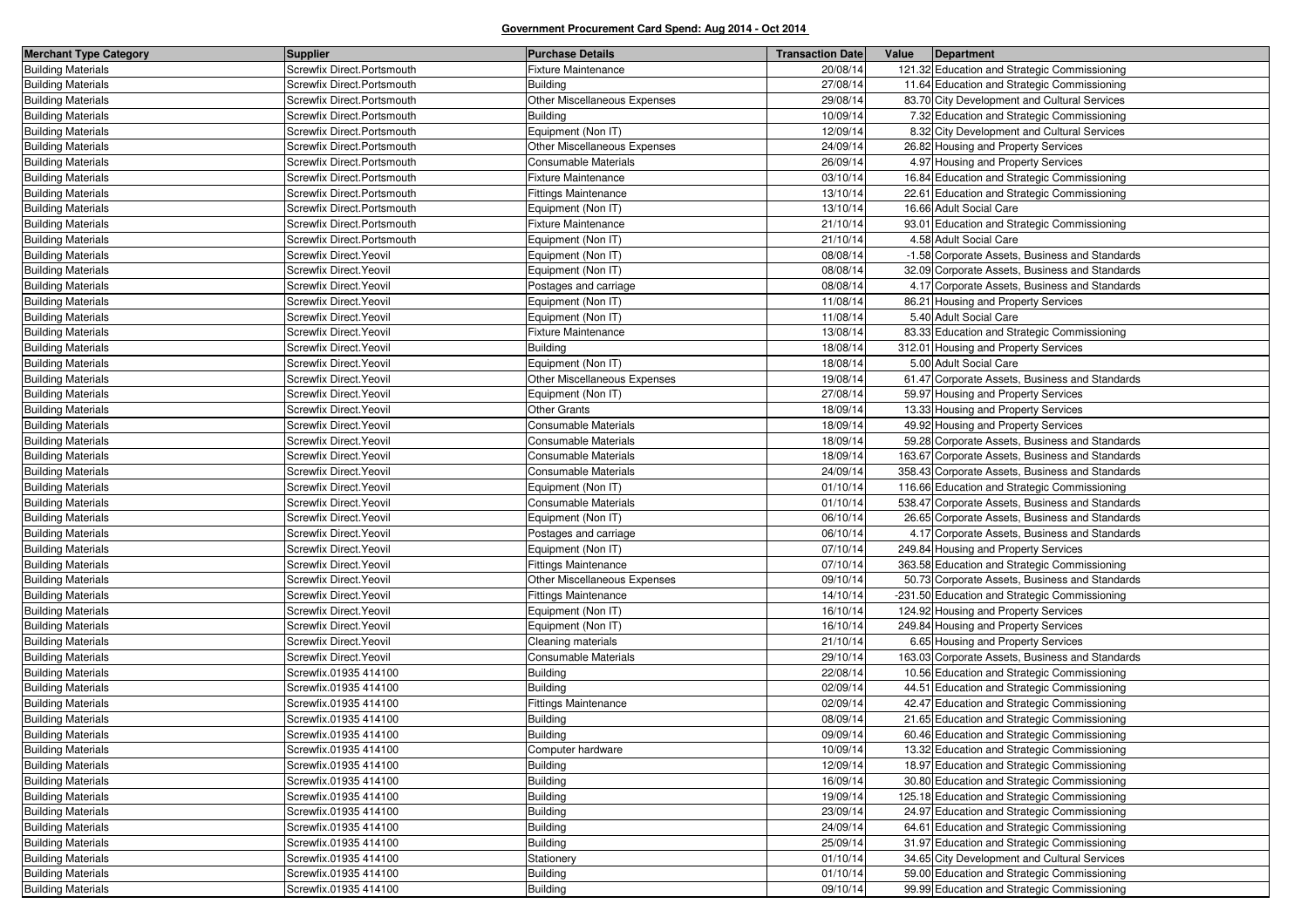**Government Procurement Card Spend: Aug 2014 - Oct 2014**

| Merchant Type Category | Supplier | Purchase Details | Transaction Date | Value | Department |
|---|---|---|---|---|---|
| Building Materials | Screwfix Direct.Portsmouth | Fixture Maintenance | 20/08/14 | 121.32 | Education and Strategic Commissioning |
| Building Materials | Screwfix Direct.Portsmouth | Building | 27/08/14 | 11.64 | Education and Strategic Commissioning |
| Building Materials | Screwfix Direct.Portsmouth | Other Miscellaneous Expenses | 29/08/14 | 83.70 | City Development and Cultural Services |
| Building Materials | Screwfix Direct.Portsmouth | Building | 10/09/14 | 7.32 | Education and Strategic Commissioning |
| Building Materials | Screwfix Direct.Portsmouth | Equipment (Non IT) | 12/09/14 | 8.32 | City Development and Cultural Services |
| Building Materials | Screwfix Direct.Portsmouth | Other Miscellaneous Expenses | 24/09/14 | 26.82 | Housing and Property Services |
| Building Materials | Screwfix Direct.Portsmouth | Consumable Materials | 26/09/14 | 4.97 | Housing and Property Services |
| Building Materials | Screwfix Direct.Portsmouth | Fixture Maintenance | 03/10/14 | 16.84 | Education and Strategic Commissioning |
| Building Materials | Screwfix Direct.Portsmouth | Fittings Maintenance | 13/10/14 | 22.61 | Education and Strategic Commissioning |
| Building Materials | Screwfix Direct.Portsmouth | Equipment (Non IT) | 13/10/14 | 16.66 | Adult Social Care |
| Building Materials | Screwfix Direct.Portsmouth | Fixture Maintenance | 21/10/14 | 93.01 | Education and Strategic Commissioning |
| Building Materials | Screwfix Direct.Portsmouth | Equipment (Non IT) | 21/10/14 | 4.58 | Adult Social Care |
| Building Materials | Screwfix Direct.Yeovil | Equipment (Non IT) | 08/08/14 | -1.58 | Corporate Assets, Business and Standards |
| Building Materials | Screwfix Direct.Yeovil | Equipment (Non IT) | 08/08/14 | 32.09 | Corporate Assets, Business and Standards |
| Building Materials | Screwfix Direct.Yeovil | Postages and carriage | 08/08/14 | 4.17 | Corporate Assets, Business and Standards |
| Building Materials | Screwfix Direct.Yeovil | Equipment (Non IT) | 11/08/14 | 86.21 | Housing and Property Services |
| Building Materials | Screwfix Direct.Yeovil | Equipment (Non IT) | 11/08/14 | 5.40 | Adult Social Care |
| Building Materials | Screwfix Direct.Yeovil | Fixture Maintenance | 13/08/14 | 83.33 | Education and Strategic Commissioning |
| Building Materials | Screwfix Direct.Yeovil | Building | 18/08/14 | 312.01 | Housing and Property Services |
| Building Materials | Screwfix Direct.Yeovil | Equipment (Non IT) | 18/08/14 | 5.00 | Adult Social Care |
| Building Materials | Screwfix Direct.Yeovil | Other Miscellaneous Expenses | 19/08/14 | 61.47 | Corporate Assets, Business and Standards |
| Building Materials | Screwfix Direct.Yeovil | Equipment (Non IT) | 27/08/14 | 59.97 | Housing and Property Services |
| Building Materials | Screwfix Direct.Yeovil | Other Grants | 18/09/14 | 13.33 | Housing and Property Services |
| Building Materials | Screwfix Direct.Yeovil | Consumable Materials | 18/09/14 | 49.92 | Housing and Property Services |
| Building Materials | Screwfix Direct.Yeovil | Consumable Materials | 18/09/14 | 59.28 | Corporate Assets, Business and Standards |
| Building Materials | Screwfix Direct.Yeovil | Consumable Materials | 18/09/14 | 163.67 | Corporate Assets, Business and Standards |
| Building Materials | Screwfix Direct.Yeovil | Consumable Materials | 24/09/14 | 358.43 | Corporate Assets, Business and Standards |
| Building Materials | Screwfix Direct.Yeovil | Equipment (Non IT) | 01/10/14 | 116.66 | Education and Strategic Commissioning |
| Building Materials | Screwfix Direct.Yeovil | Consumable Materials | 01/10/14 | 538.47 | Corporate Assets, Business and Standards |
| Building Materials | Screwfix Direct.Yeovil | Equipment (Non IT) | 06/10/14 | 26.65 | Corporate Assets, Business and Standards |
| Building Materials | Screwfix Direct.Yeovil | Postages and carriage | 06/10/14 | 4.17 | Corporate Assets, Business and Standards |
| Building Materials | Screwfix Direct.Yeovil | Equipment (Non IT) | 07/10/14 | 249.84 | Housing and Property Services |
| Building Materials | Screwfix Direct.Yeovil | Fittings Maintenance | 07/10/14 | 363.58 | Education and Strategic Commissioning |
| Building Materials | Screwfix Direct.Yeovil | Other Miscellaneous Expenses | 09/10/14 | 50.73 | Corporate Assets, Business and Standards |
| Building Materials | Screwfix Direct.Yeovil | Fittings Maintenance | 14/10/14 | -231.50 | Education and Strategic Commissioning |
| Building Materials | Screwfix Direct.Yeovil | Equipment (Non IT) | 16/10/14 | 124.92 | Housing and Property Services |
| Building Materials | Screwfix Direct.Yeovil | Equipment (Non IT) | 16/10/14 | 249.84 | Housing and Property Services |
| Building Materials | Screwfix Direct.Yeovil | Cleaning materials | 21/10/14 | 6.65 | Housing and Property Services |
| Building Materials | Screwfix Direct.Yeovil | Consumable Materials | 29/10/14 | 163.03 | Corporate Assets, Business and Standards |
| Building Materials | Screwfix.01935 414100 | Building | 22/08/14 | 10.56 | Education and Strategic Commissioning |
| Building Materials | Screwfix.01935 414100 | Building | 02/09/14 | 44.51 | Education and Strategic Commissioning |
| Building Materials | Screwfix.01935 414100 | Fittings Maintenance | 02/09/14 | 42.47 | Education and Strategic Commissioning |
| Building Materials | Screwfix.01935 414100 | Building | 08/09/14 | 21.65 | Education and Strategic Commissioning |
| Building Materials | Screwfix.01935 414100 | Building | 09/09/14 | 60.46 | Education and Strategic Commissioning |
| Building Materials | Screwfix.01935 414100 | Computer hardware | 10/09/14 | 13.32 | Education and Strategic Commissioning |
| Building Materials | Screwfix.01935 414100 | Building | 12/09/14 | 18.97 | Education and Strategic Commissioning |
| Building Materials | Screwfix.01935 414100 | Building | 16/09/14 | 30.80 | Education and Strategic Commissioning |
| Building Materials | Screwfix.01935 414100 | Building | 19/09/14 | 125.18 | Education and Strategic Commissioning |
| Building Materials | Screwfix.01935 414100 | Building | 23/09/14 | 24.97 | Education and Strategic Commissioning |
| Building Materials | Screwfix.01935 414100 | Building | 24/09/14 | 64.61 | Education and Strategic Commissioning |
| Building Materials | Screwfix.01935 414100 | Building | 25/09/14 | 31.97 | Education and Strategic Commissioning |
| Building Materials | Screwfix.01935 414100 | Stationery | 01/10/14 | 34.65 | City Development and Cultural Services |
| Building Materials | Screwfix.01935 414100 | Building | 01/10/14 | 59.00 | Education and Strategic Commissioning |
| Building Materials | Screwfix.01935 414100 | Building | 09/10/14 | 99.99 | Education and Strategic Commissioning |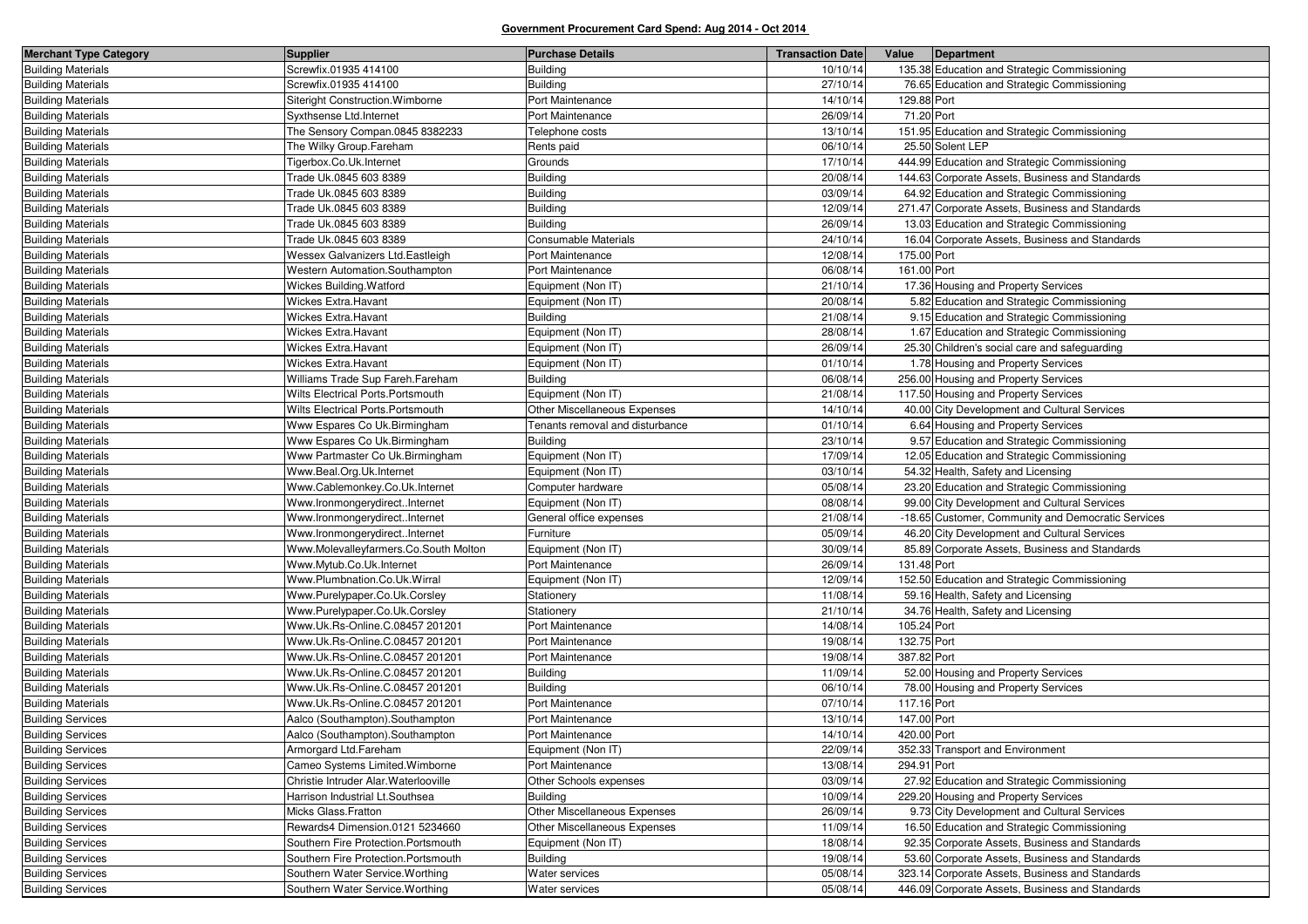**Government Procurement Card Spend: Aug 2014 - Oct 2014**

| Merchant Type Category | Supplier | Purchase Details | Transaction Date | Value | Department |
|---|---|---|---|---|---|
| Building Materials | Screwfix.01935 414100 | Building | 10/10/14 | 135.38 | Education and Strategic Commissioning |
| Building Materials | Screwfix.01935 414100 | Building | 27/10/14 | 76.65 | Education and Strategic Commissioning |
| Building Materials | Siteright Construction.Wimborne | Port Maintenance | 14/10/14 | 129.88 | Port |
| Building Materials | Syxthsense Ltd.Internet | Port Maintenance | 26/09/14 | 71.20 | Port |
| Building Materials | The Sensory Compan.0845 8382233 | Telephone costs | 13/10/14 | 151.95 | Education and Strategic Commissioning |
| Building Materials | The Wilky Group.Fareham | Rents paid | 06/10/14 | 25.50 | Solent LEP |
| Building Materials | Tigerbox.Co.Uk.Internet | Grounds | 17/10/14 | 444.99 | Education and Strategic Commissioning |
| Building Materials | Trade Uk.0845 603 8389 | Building | 20/08/14 | 144.63 | Corporate Assets, Business and Standards |
| Building Materials | Trade Uk.0845 603 8389 | Building | 03/09/14 | 64.92 | Education and Strategic Commissioning |
| Building Materials | Trade Uk.0845 603 8389 | Building | 12/09/14 | 271.47 | Corporate Assets, Business and Standards |
| Building Materials | Trade Uk.0845 603 8389 | Building | 26/09/14 | 13.03 | Education and Strategic Commissioning |
| Building Materials | Trade Uk.0845 603 8389 | Consumable Materials | 24/10/14 | 16.04 | Corporate Assets, Business and Standards |
| Building Materials | Wessex Galvanizers Ltd.Eastleigh | Port Maintenance | 12/08/14 | 175.00 | Port |
| Building Materials | Western Automation.Southampton | Port Maintenance | 06/08/14 | 161.00 | Port |
| Building Materials | Wickes Building.Watford | Equipment (Non IT) | 21/10/14 | 17.36 | Housing and Property Services |
| Building Materials | Wickes Extra.Havant | Equipment (Non IT) | 20/08/14 | 5.82 | Education and Strategic Commissioning |
| Building Materials | Wickes Extra.Havant | Building | 21/08/14 | 9.15 | Education and Strategic Commissioning |
| Building Materials | Wickes Extra.Havant | Equipment (Non IT) | 28/08/14 | 1.67 | Education and Strategic Commissioning |
| Building Materials | Wickes Extra.Havant | Equipment (Non IT) | 26/09/14 | 25.30 | Children's social care and safeguarding |
| Building Materials | Wickes Extra.Havant | Equipment (Non IT) | 01/10/14 | 1.78 | Housing and Property Services |
| Building Materials | Williams Trade Sup Fareh.Fareham | Building | 06/08/14 | 256.00 | Housing and Property Services |
| Building Materials | Wilts Electrical Ports.Portsmouth | Equipment (Non IT) | 21/08/14 | 117.50 | Housing and Property Services |
| Building Materials | Wilts Electrical Ports.Portsmouth | Other Miscellaneous Expenses | 14/10/14 | 40.00 | City Development and Cultural Services |
| Building Materials | Www Espares Co Uk.Birmingham | Tenants removal and disturbance | 01/10/14 | 6.64 | Housing and Property Services |
| Building Materials | Www Espares Co Uk.Birmingham | Building | 23/10/14 | 9.57 | Education and Strategic Commissioning |
| Building Materials | Www Partmaster Co Uk.Birmingham | Equipment (Non IT) | 17/09/14 | 12.05 | Education and Strategic Commissioning |
| Building Materials | Www.Beal.Org.Uk.Internet | Equipment (Non IT) | 03/10/14 | 54.32 | Health, Safety and Licensing |
| Building Materials | Www.Cablemonkey.Co.Uk.Internet | Computer hardware | 05/08/14 | 23.20 | Education and Strategic Commissioning |
| Building Materials | Www.Ironmongerydirect..Internet | Equipment (Non IT) | 08/08/14 | 99.00 | City Development and Cultural Services |
| Building Materials | Www.Ironmongerydirect..Internet | General office expenses | 21/08/14 | -18.65 | Customer, Community and Democratic Services |
| Building Materials | Www.Ironmongerydirect..Internet | Furniture | 05/09/14 | 46.20 | City Development and Cultural Services |
| Building Materials | Www.Molevalleyfarmers.Co.South Molton | Equipment (Non IT) | 30/09/14 | 85.89 | Corporate Assets, Business and Standards |
| Building Materials | Www.Mytub.Co.Uk.Internet | Port Maintenance | 26/09/14 | 131.48 | Port |
| Building Materials | Www.Plumbnation.Co.Uk.Wirral | Equipment (Non IT) | 12/09/14 | 152.50 | Education and Strategic Commissioning |
| Building Materials | Www.Purelypaper.Co.Uk.Corsley | Stationery | 11/08/14 | 59.16 | Health, Safety and Licensing |
| Building Materials | Www.Purelypaper.Co.Uk.Corsley | Stationery | 21/10/14 | 34.76 | Health, Safety and Licensing |
| Building Materials | Www.Uk.Rs-Online.C.08457 201201 | Port Maintenance | 14/08/14 | 105.24 | Port |
| Building Materials | Www.Uk.Rs-Online.C.08457 201201 | Port Maintenance | 19/08/14 | 132.75 | Port |
| Building Materials | Www.Uk.Rs-Online.C.08457 201201 | Port Maintenance | 19/08/14 | 387.82 | Port |
| Building Materials | Www.Uk.Rs-Online.C.08457 201201 | Building | 11/09/14 | 52.00 | Housing and Property Services |
| Building Materials | Www.Uk.Rs-Online.C.08457 201201 | Building | 06/10/14 | 78.00 | Housing and Property Services |
| Building Materials | Www.Uk.Rs-Online.C.08457 201201 | Port Maintenance | 07/10/14 | 117.16 | Port |
| Building Services | Aalco (Southampton).Southampton | Port Maintenance | 13/10/14 | 147.00 | Port |
| Building Services | Aalco (Southampton).Southampton | Port Maintenance | 14/10/14 | 420.00 | Port |
| Building Services | Armorgard Ltd.Fareham | Equipment (Non IT) | 22/09/14 | 352.33 | Transport and Environment |
| Building Services | Cameo Systems Limited.Wimborne | Port Maintenance | 13/08/14 | 294.91 | Port |
| Building Services | Christie Intruder Alar.Waterlooville | Other Schools expenses | 03/09/14 | 27.92 | Education and Strategic Commissioning |
| Building Services | Harrison Industrial Lt.Southsea | Building | 10/09/14 | 229.20 | Housing and Property Services |
| Building Services | Micks Glass.Fratton | Other Miscellaneous Expenses | 26/09/14 | 9.73 | City Development and Cultural Services |
| Building Services | Rewards4 Dimension.0121 5234660 | Other Miscellaneous Expenses | 11/09/14 | 16.50 | Education and Strategic Commissioning |
| Building Services | Southern Fire Protection.Portsmouth | Equipment (Non IT) | 18/08/14 | 92.35 | Corporate Assets, Business and Standards |
| Building Services | Southern Fire Protection.Portsmouth | Building | 19/08/14 | 53.60 | Corporate Assets, Business and Standards |
| Building Services | Southern Water Service.Worthing | Water services | 05/08/14 | 323.14 | Corporate Assets, Business and Standards |
| Building Services | Southern Water Service.Worthing | Water services | 05/08/14 | 446.09 | Corporate Assets, Business and Standards |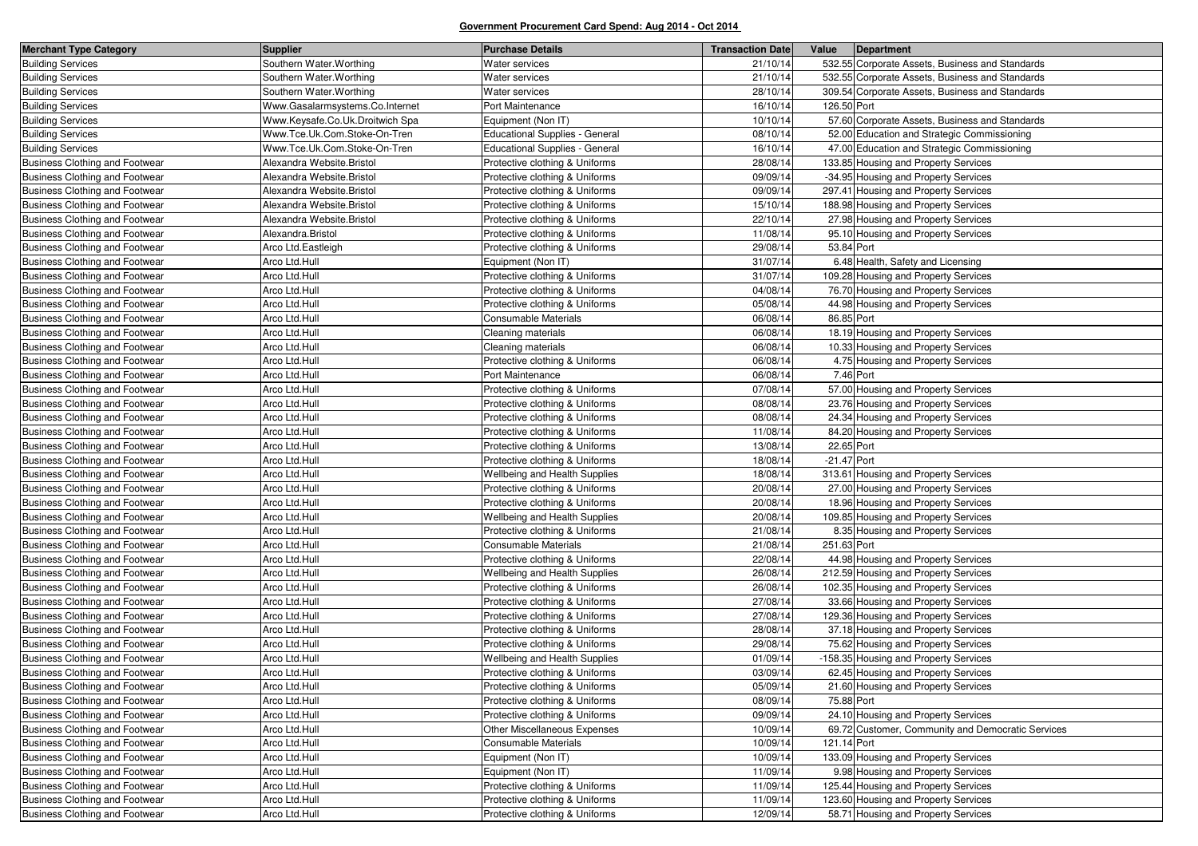**Government Procurement Card Spend: Aug 2014 - Oct 2014**

| Merchant Type Category | Supplier | Purchase Details | Transaction Date | Value | Department |
|---|---|---|---|---|---|
| Building Services | Southern Water.Worthing | Water services | 21/10/14 | 532.55 | Corporate Assets, Business and Standards |
| Building Services | Southern Water.Worthing | Water services | 21/10/14 | 532.55 | Corporate Assets, Business and Standards |
| Building Services | Southern Water.Worthing | Water services | 28/10/14 | 309.54 | Corporate Assets, Business and Standards |
| Building Services | Www.Gasalarmsystems.Co.Internet | Port Maintenance | 16/10/14 | 126.50 | Port |
| Building Services | Www.Keysafe.Co.Uk.Droitwich Spa | Equipment (Non IT) | 10/10/14 | 57.60 | Corporate Assets, Business and Standards |
| Building Services | Www.Tce.Uk.Com.Stoke-On-Tren | Educational Supplies - General | 08/10/14 | 52.00 | Education and Strategic Commissioning |
| Building Services | Www.Tce.Uk.Com.Stoke-On-Tren | Educational Supplies - General | 16/10/14 | 47.00 | Education and Strategic Commissioning |
| Business Clothing and Footwear | Alexandra Website.Bristol | Protective clothing & Uniforms | 28/08/14 | 133.85 | Housing and Property Services |
| Business Clothing and Footwear | Alexandra Website.Bristol | Protective clothing & Uniforms | 09/09/14 | -34.95 | Housing and Property Services |
| Business Clothing and Footwear | Alexandra Website.Bristol | Protective clothing & Uniforms | 09/09/14 | 297.41 | Housing and Property Services |
| Business Clothing and Footwear | Alexandra Website.Bristol | Protective clothing & Uniforms | 15/10/14 | 188.98 | Housing and Property Services |
| Business Clothing and Footwear | Alexandra Website.Bristol | Protective clothing & Uniforms | 22/10/14 | 27.98 | Housing and Property Services |
| Business Clothing and Footwear | Alexandra.Bristol | Protective clothing & Uniforms | 11/08/14 | 95.10 | Housing and Property Services |
| Business Clothing and Footwear | Arco Ltd.Eastleigh | Protective clothing & Uniforms | 29/08/14 | 53.84 | Port |
| Business Clothing and Footwear | Arco Ltd.Hull | Equipment (Non IT) | 31/07/14 | 6.48 | Health, Safety and Licensing |
| Business Clothing and Footwear | Arco Ltd.Hull | Protective clothing & Uniforms | 31/07/14 | 109.28 | Housing and Property Services |
| Business Clothing and Footwear | Arco Ltd.Hull | Protective clothing & Uniforms | 04/08/14 | 76.70 | Housing and Property Services |
| Business Clothing and Footwear | Arco Ltd.Hull | Protective clothing & Uniforms | 05/08/14 | 44.98 | Housing and Property Services |
| Business Clothing and Footwear | Arco Ltd.Hull | Consumable Materials | 06/08/14 | 86.85 | Port |
| Business Clothing and Footwear | Arco Ltd.Hull | Cleaning materials | 06/08/14 | 18.19 | Housing and Property Services |
| Business Clothing and Footwear | Arco Ltd.Hull | Cleaning materials | 06/08/14 | 10.33 | Housing and Property Services |
| Business Clothing and Footwear | Arco Ltd.Hull | Protective clothing & Uniforms | 06/08/14 | 4.75 | Housing and Property Services |
| Business Clothing and Footwear | Arco Ltd.Hull | Port Maintenance | 06/08/14 | 7.46 | Port |
| Business Clothing and Footwear | Arco Ltd.Hull | Protective clothing & Uniforms | 07/08/14 | 57.00 | Housing and Property Services |
| Business Clothing and Footwear | Arco Ltd.Hull | Protective clothing & Uniforms | 08/08/14 | 23.76 | Housing and Property Services |
| Business Clothing and Footwear | Arco Ltd.Hull | Protective clothing & Uniforms | 08/08/14 | 24.34 | Housing and Property Services |
| Business Clothing and Footwear | Arco Ltd.Hull | Protective clothing & Uniforms | 11/08/14 | 84.20 | Housing and Property Services |
| Business Clothing and Footwear | Arco Ltd.Hull | Protective clothing & Uniforms | 13/08/14 | 22.65 | Port |
| Business Clothing and Footwear | Arco Ltd.Hull | Protective clothing & Uniforms | 18/08/14 | -21.47 | Port |
| Business Clothing and Footwear | Arco Ltd.Hull | Wellbeing and Health Supplies | 18/08/14 | 313.61 | Housing and Property Services |
| Business Clothing and Footwear | Arco Ltd.Hull | Protective clothing & Uniforms | 20/08/14 | 27.00 | Housing and Property Services |
| Business Clothing and Footwear | Arco Ltd.Hull | Protective clothing & Uniforms | 20/08/14 | 18.96 | Housing and Property Services |
| Business Clothing and Footwear | Arco Ltd.Hull | Wellbeing and Health Supplies | 20/08/14 | 109.85 | Housing and Property Services |
| Business Clothing and Footwear | Arco Ltd.Hull | Protective clothing & Uniforms | 21/08/14 | 8.35 | Housing and Property Services |
| Business Clothing and Footwear | Arco Ltd.Hull | Consumable Materials | 21/08/14 | 251.63 | Port |
| Business Clothing and Footwear | Arco Ltd.Hull | Protective clothing & Uniforms | 22/08/14 | 44.98 | Housing and Property Services |
| Business Clothing and Footwear | Arco Ltd.Hull | Wellbeing and Health Supplies | 26/08/14 | 212.59 | Housing and Property Services |
| Business Clothing and Footwear | Arco Ltd.Hull | Protective clothing & Uniforms | 26/08/14 | 102.35 | Housing and Property Services |
| Business Clothing and Footwear | Arco Ltd.Hull | Protective clothing & Uniforms | 27/08/14 | 33.66 | Housing and Property Services |
| Business Clothing and Footwear | Arco Ltd.Hull | Protective clothing & Uniforms | 27/08/14 | 129.36 | Housing and Property Services |
| Business Clothing and Footwear | Arco Ltd.Hull | Protective clothing & Uniforms | 28/08/14 | 37.18 | Housing and Property Services |
| Business Clothing and Footwear | Arco Ltd.Hull | Protective clothing & Uniforms | 29/08/14 | 75.62 | Housing and Property Services |
| Business Clothing and Footwear | Arco Ltd.Hull | Wellbeing and Health Supplies | 01/09/14 | -158.35 | Housing and Property Services |
| Business Clothing and Footwear | Arco Ltd.Hull | Protective clothing & Uniforms | 03/09/14 | 62.45 | Housing and Property Services |
| Business Clothing and Footwear | Arco Ltd.Hull | Protective clothing & Uniforms | 05/09/14 | 21.60 | Housing and Property Services |
| Business Clothing and Footwear | Arco Ltd.Hull | Protective clothing & Uniforms | 08/09/14 | 75.88 | Port |
| Business Clothing and Footwear | Arco Ltd.Hull | Protective clothing & Uniforms | 09/09/14 | 24.10 | Housing and Property Services |
| Business Clothing and Footwear | Arco Ltd.Hull | Other Miscellaneous Expenses | 10/09/14 | 69.72 | Customer, Community and Democratic Services |
| Business Clothing and Footwear | Arco Ltd.Hull | Consumable Materials | 10/09/14 | 121.14 | Port |
| Business Clothing and Footwear | Arco Ltd.Hull | Equipment (Non IT) | 10/09/14 | 133.09 | Housing and Property Services |
| Business Clothing and Footwear | Arco Ltd.Hull | Equipment (Non IT) | 11/09/14 | 9.98 | Housing and Property Services |
| Business Clothing and Footwear | Arco Ltd.Hull | Protective clothing & Uniforms | 11/09/14 | 125.44 | Housing and Property Services |
| Business Clothing and Footwear | Arco Ltd.Hull | Protective clothing & Uniforms | 11/09/14 | 123.60 | Housing and Property Services |
| Business Clothing and Footwear | Arco Ltd.Hull | Protective clothing & Uniforms | 12/09/14 | 58.71 | Housing and Property Services |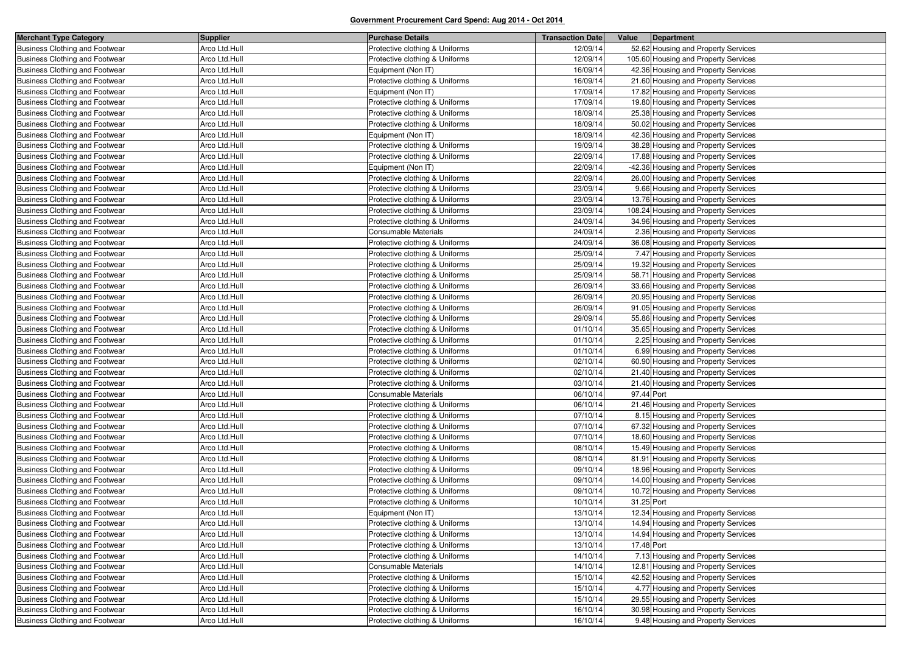**Government Procurement Card Spend: Aug 2014 - Oct 2014**

| Merchant Type Category | Supplier | Purchase Details | Transaction Date | Value | Department |
|---|---|---|---|---|---|
| Business Clothing and Footwear | Arco Ltd.Hull | Protective clothing & Uniforms | 12/09/14 | 52.62 | Housing and Property Services |
| Business Clothing and Footwear | Arco Ltd.Hull | Protective clothing & Uniforms | 12/09/14 | 105.60 | Housing and Property Services |
| Business Clothing and Footwear | Arco Ltd.Hull | Equipment (Non IT) | 16/09/14 | 42.36 | Housing and Property Services |
| Business Clothing and Footwear | Arco Ltd.Hull | Protective clothing & Uniforms | 16/09/14 | 21.60 | Housing and Property Services |
| Business Clothing and Footwear | Arco Ltd.Hull | Equipment (Non IT) | 17/09/14 | 17.82 | Housing and Property Services |
| Business Clothing and Footwear | Arco Ltd.Hull | Protective clothing & Uniforms | 17/09/14 | 19.80 | Housing and Property Services |
| Business Clothing and Footwear | Arco Ltd.Hull | Protective clothing & Uniforms | 18/09/14 | 25.38 | Housing and Property Services |
| Business Clothing and Footwear | Arco Ltd.Hull | Protective clothing & Uniforms | 18/09/14 | 50.02 | Housing and Property Services |
| Business Clothing and Footwear | Arco Ltd.Hull | Equipment (Non IT) | 18/09/14 | 42.36 | Housing and Property Services |
| Business Clothing and Footwear | Arco Ltd.Hull | Protective clothing & Uniforms | 19/09/14 | 38.28 | Housing and Property Services |
| Business Clothing and Footwear | Arco Ltd.Hull | Protective clothing & Uniforms | 22/09/14 | 17.88 | Housing and Property Services |
| Business Clothing and Footwear | Arco Ltd.Hull | Equipment (Non IT) | 22/09/14 | -42.36 | Housing and Property Services |
| Business Clothing and Footwear | Arco Ltd.Hull | Protective clothing & Uniforms | 22/09/14 | 26.00 | Housing and Property Services |
| Business Clothing and Footwear | Arco Ltd.Hull | Protective clothing & Uniforms | 23/09/14 | 9.66 | Housing and Property Services |
| Business Clothing and Footwear | Arco Ltd.Hull | Protective clothing & Uniforms | 23/09/14 | 13.76 | Housing and Property Services |
| Business Clothing and Footwear | Arco Ltd.Hull | Protective clothing & Uniforms | 23/09/14 | 108.24 | Housing and Property Services |
| Business Clothing and Footwear | Arco Ltd.Hull | Protective clothing & Uniforms | 24/09/14 | 34.96 | Housing and Property Services |
| Business Clothing and Footwear | Arco Ltd.Hull | Consumable Materials | 24/09/14 | 2.36 | Housing and Property Services |
| Business Clothing and Footwear | Arco Ltd.Hull | Protective clothing & Uniforms | 24/09/14 | 36.08 | Housing and Property Services |
| Business Clothing and Footwear | Arco Ltd.Hull | Protective clothing & Uniforms | 25/09/14 | 7.47 | Housing and Property Services |
| Business Clothing and Footwear | Arco Ltd.Hull | Protective clothing & Uniforms | 25/09/14 | 19.32 | Housing and Property Services |
| Business Clothing and Footwear | Arco Ltd.Hull | Protective clothing & Uniforms | 25/09/14 | 58.71 | Housing and Property Services |
| Business Clothing and Footwear | Arco Ltd.Hull | Protective clothing & Uniforms | 26/09/14 | 33.66 | Housing and Property Services |
| Business Clothing and Footwear | Arco Ltd.Hull | Protective clothing & Uniforms | 26/09/14 | 20.95 | Housing and Property Services |
| Business Clothing and Footwear | Arco Ltd.Hull | Protective clothing & Uniforms | 26/09/14 | 91.05 | Housing and Property Services |
| Business Clothing and Footwear | Arco Ltd.Hull | Protective clothing & Uniforms | 29/09/14 | 55.86 | Housing and Property Services |
| Business Clothing and Footwear | Arco Ltd.Hull | Protective clothing & Uniforms | 01/10/14 | 35.65 | Housing and Property Services |
| Business Clothing and Footwear | Arco Ltd.Hull | Protective clothing & Uniforms | 01/10/14 | 2.25 | Housing and Property Services |
| Business Clothing and Footwear | Arco Ltd.Hull | Protective clothing & Uniforms | 01/10/14 | 6.99 | Housing and Property Services |
| Business Clothing and Footwear | Arco Ltd.Hull | Protective clothing & Uniforms | 02/10/14 | 60.90 | Housing and Property Services |
| Business Clothing and Footwear | Arco Ltd.Hull | Protective clothing & Uniforms | 02/10/14 | 21.40 | Housing and Property Services |
| Business Clothing and Footwear | Arco Ltd.Hull | Protective clothing & Uniforms | 03/10/14 | 21.40 | Housing and Property Services |
| Business Clothing and Footwear | Arco Ltd.Hull | Consumable Materials | 06/10/14 | 97.44 | Port |
| Business Clothing and Footwear | Arco Ltd.Hull | Protective clothing & Uniforms | 06/10/14 | 21.46 | Housing and Property Services |
| Business Clothing and Footwear | Arco Ltd.Hull | Protective clothing & Uniforms | 07/10/14 | 8.15 | Housing and Property Services |
| Business Clothing and Footwear | Arco Ltd.Hull | Protective clothing & Uniforms | 07/10/14 | 67.32 | Housing and Property Services |
| Business Clothing and Footwear | Arco Ltd.Hull | Protective clothing & Uniforms | 07/10/14 | 18.60 | Housing and Property Services |
| Business Clothing and Footwear | Arco Ltd.Hull | Protective clothing & Uniforms | 08/10/14 | 15.49 | Housing and Property Services |
| Business Clothing and Footwear | Arco Ltd.Hull | Protective clothing & Uniforms | 08/10/14 | 81.91 | Housing and Property Services |
| Business Clothing and Footwear | Arco Ltd.Hull | Protective clothing & Uniforms | 09/10/14 | 18.96 | Housing and Property Services |
| Business Clothing and Footwear | Arco Ltd.Hull | Protective clothing & Uniforms | 09/10/14 | 14.00 | Housing and Property Services |
| Business Clothing and Footwear | Arco Ltd.Hull | Protective clothing & Uniforms | 09/10/14 | 10.72 | Housing and Property Services |
| Business Clothing and Footwear | Arco Ltd.Hull | Protective clothing & Uniforms | 10/10/14 | 31.25 | Port |
| Business Clothing and Footwear | Arco Ltd.Hull | Equipment (Non IT) | 13/10/14 | 12.34 | Housing and Property Services |
| Business Clothing and Footwear | Arco Ltd.Hull | Protective clothing & Uniforms | 13/10/14 | 14.94 | Housing and Property Services |
| Business Clothing and Footwear | Arco Ltd.Hull | Protective clothing & Uniforms | 13/10/14 | 14.94 | Housing and Property Services |
| Business Clothing and Footwear | Arco Ltd.Hull | Protective clothing & Uniforms | 13/10/14 | 17.48 | Port |
| Business Clothing and Footwear | Arco Ltd.Hull | Protective clothing & Uniforms | 14/10/14 | 7.13 | Housing and Property Services |
| Business Clothing and Footwear | Arco Ltd.Hull | Consumable Materials | 14/10/14 | 12.81 | Housing and Property Services |
| Business Clothing and Footwear | Arco Ltd.Hull | Protective clothing & Uniforms | 15/10/14 | 42.52 | Housing and Property Services |
| Business Clothing and Footwear | Arco Ltd.Hull | Protective clothing & Uniforms | 15/10/14 | 4.77 | Housing and Property Services |
| Business Clothing and Footwear | Arco Ltd.Hull | Protective clothing & Uniforms | 15/10/14 | 29.55 | Housing and Property Services |
| Business Clothing and Footwear | Arco Ltd.Hull | Protective clothing & Uniforms | 16/10/14 | 30.98 | Housing and Property Services |
| Business Clothing and Footwear | Arco Ltd.Hull | Protective clothing & Uniforms | 16/10/14 | 9.48 | Housing and Property Services |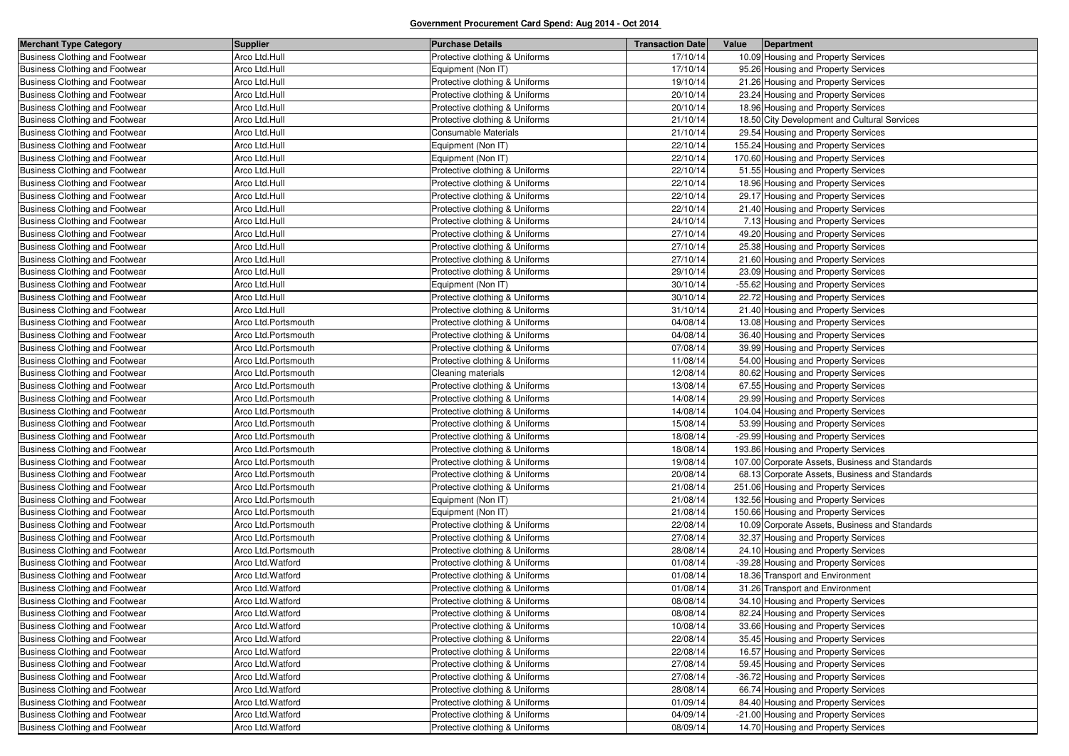**Government Procurement Card Spend: Aug 2014 - Oct 2014**

| Merchant Type Category | Supplier | Purchase Details | Transaction Date | Value | Department |
|---|---|---|---|---|---|
| Business Clothing and Footwear | Arco Ltd.Hull | Protective clothing & Uniforms | 17/10/14 | 10.09 | Housing and Property Services |
| Business Clothing and Footwear | Arco Ltd.Hull | Equipment (Non IT) | 17/10/14 | 95.26 | Housing and Property Services |
| Business Clothing and Footwear | Arco Ltd.Hull | Protective clothing & Uniforms | 19/10/14 | 21.26 | Housing and Property Services |
| Business Clothing and Footwear | Arco Ltd.Hull | Protective clothing & Uniforms | 20/10/14 | 23.24 | Housing and Property Services |
| Business Clothing and Footwear | Arco Ltd.Hull | Protective clothing & Uniforms | 20/10/14 | 18.96 | Housing and Property Services |
| Business Clothing and Footwear | Arco Ltd.Hull | Protective clothing & Uniforms | 21/10/14 | 18.50 | City Development and Cultural Services |
| Business Clothing and Footwear | Arco Ltd.Hull | Consumable Materials | 21/10/14 | 29.54 | Housing and Property Services |
| Business Clothing and Footwear | Arco Ltd.Hull | Equipment (Non IT) | 22/10/14 | 155.24 | Housing and Property Services |
| Business Clothing and Footwear | Arco Ltd.Hull | Equipment (Non IT) | 22/10/14 | 170.60 | Housing and Property Services |
| Business Clothing and Footwear | Arco Ltd.Hull | Protective clothing & Uniforms | 22/10/14 | 51.55 | Housing and Property Services |
| Business Clothing and Footwear | Arco Ltd.Hull | Protective clothing & Uniforms | 22/10/14 | 18.96 | Housing and Property Services |
| Business Clothing and Footwear | Arco Ltd.Hull | Protective clothing & Uniforms | 22/10/14 | 29.17 | Housing and Property Services |
| Business Clothing and Footwear | Arco Ltd.Hull | Protective clothing & Uniforms | 22/10/14 | 21.40 | Housing and Property Services |
| Business Clothing and Footwear | Arco Ltd.Hull | Protective clothing & Uniforms | 24/10/14 | 7.13 | Housing and Property Services |
| Business Clothing and Footwear | Arco Ltd.Hull | Protective clothing & Uniforms | 27/10/14 | 49.20 | Housing and Property Services |
| Business Clothing and Footwear | Arco Ltd.Hull | Protective clothing & Uniforms | 27/10/14 | 25.38 | Housing and Property Services |
| Business Clothing and Footwear | Arco Ltd.Hull | Protective clothing & Uniforms | 27/10/14 | 21.60 | Housing and Property Services |
| Business Clothing and Footwear | Arco Ltd.Hull | Protective clothing & Uniforms | 29/10/14 | 23.09 | Housing and Property Services |
| Business Clothing and Footwear | Arco Ltd.Hull | Equipment (Non IT) | 30/10/14 | -55.62 | Housing and Property Services |
| Business Clothing and Footwear | Arco Ltd.Hull | Protective clothing & Uniforms | 30/10/14 | 22.72 | Housing and Property Services |
| Business Clothing and Footwear | Arco Ltd.Hull | Protective clothing & Uniforms | 31/10/14 | 21.40 | Housing and Property Services |
| Business Clothing and Footwear | Arco Ltd.Portsmouth | Protective clothing & Uniforms | 04/08/14 | 13.08 | Housing and Property Services |
| Business Clothing and Footwear | Arco Ltd.Portsmouth | Protective clothing & Uniforms | 04/08/14 | 36.40 | Housing and Property Services |
| Business Clothing and Footwear | Arco Ltd.Portsmouth | Protective clothing & Uniforms | 07/08/14 | 39.99 | Housing and Property Services |
| Business Clothing and Footwear | Arco Ltd.Portsmouth | Protective clothing & Uniforms | 11/08/14 | 54.00 | Housing and Property Services |
| Business Clothing and Footwear | Arco Ltd.Portsmouth | Cleaning materials | 12/08/14 | 80.62 | Housing and Property Services |
| Business Clothing and Footwear | Arco Ltd.Portsmouth | Protective clothing & Uniforms | 13/08/14 | 67.55 | Housing and Property Services |
| Business Clothing and Footwear | Arco Ltd.Portsmouth | Protective clothing & Uniforms | 14/08/14 | 29.99 | Housing and Property Services |
| Business Clothing and Footwear | Arco Ltd.Portsmouth | Protective clothing & Uniforms | 14/08/14 | 104.04 | Housing and Property Services |
| Business Clothing and Footwear | Arco Ltd.Portsmouth | Protective clothing & Uniforms | 15/08/14 | 53.99 | Housing and Property Services |
| Business Clothing and Footwear | Arco Ltd.Portsmouth | Protective clothing & Uniforms | 18/08/14 | -29.99 | Housing and Property Services |
| Business Clothing and Footwear | Arco Ltd.Portsmouth | Protective clothing & Uniforms | 18/08/14 | 193.86 | Housing and Property Services |
| Business Clothing and Footwear | Arco Ltd.Portsmouth | Protective clothing & Uniforms | 19/08/14 | 107.00 | Corporate Assets, Business and Standards |
| Business Clothing and Footwear | Arco Ltd.Portsmouth | Protective clothing & Uniforms | 20/08/14 | 68.13 | Corporate Assets, Business and Standards |
| Business Clothing and Footwear | Arco Ltd.Portsmouth | Protective clothing & Uniforms | 21/08/14 | 251.06 | Housing and Property Services |
| Business Clothing and Footwear | Arco Ltd.Portsmouth | Equipment (Non IT) | 21/08/14 | 132.56 | Housing and Property Services |
| Business Clothing and Footwear | Arco Ltd.Portsmouth | Equipment (Non IT) | 21/08/14 | 150.66 | Housing and Property Services |
| Business Clothing and Footwear | Arco Ltd.Portsmouth | Protective clothing & Uniforms | 22/08/14 | 10.09 | Corporate Assets, Business and Standards |
| Business Clothing and Footwear | Arco Ltd.Portsmouth | Protective clothing & Uniforms | 27/08/14 | 32.37 | Housing and Property Services |
| Business Clothing and Footwear | Arco Ltd.Portsmouth | Protective clothing & Uniforms | 28/08/14 | 24.10 | Housing and Property Services |
| Business Clothing and Footwear | Arco Ltd.Watford | Protective clothing & Uniforms | 01/08/14 | -39.28 | Housing and Property Services |
| Business Clothing and Footwear | Arco Ltd.Watford | Protective clothing & Uniforms | 01/08/14 | 18.36 | Transport and Environment |
| Business Clothing and Footwear | Arco Ltd.Watford | Protective clothing & Uniforms | 01/08/14 | 31.26 | Transport and Environment |
| Business Clothing and Footwear | Arco Ltd.Watford | Protective clothing & Uniforms | 08/08/14 | 34.10 | Housing and Property Services |
| Business Clothing and Footwear | Arco Ltd.Watford | Protective clothing & Uniforms | 08/08/14 | 82.24 | Housing and Property Services |
| Business Clothing and Footwear | Arco Ltd.Watford | Protective clothing & Uniforms | 10/08/14 | 33.66 | Housing and Property Services |
| Business Clothing and Footwear | Arco Ltd.Watford | Protective clothing & Uniforms | 22/08/14 | 35.45 | Housing and Property Services |
| Business Clothing and Footwear | Arco Ltd.Watford | Protective clothing & Uniforms | 22/08/14 | 16.57 | Housing and Property Services |
| Business Clothing and Footwear | Arco Ltd.Watford | Protective clothing & Uniforms | 27/08/14 | 59.45 | Housing and Property Services |
| Business Clothing and Footwear | Arco Ltd.Watford | Protective clothing & Uniforms | 27/08/14 | -36.72 | Housing and Property Services |
| Business Clothing and Footwear | Arco Ltd.Watford | Protective clothing & Uniforms | 28/08/14 | 66.74 | Housing and Property Services |
| Business Clothing and Footwear | Arco Ltd.Watford | Protective clothing & Uniforms | 01/09/14 | 84.40 | Housing and Property Services |
| Business Clothing and Footwear | Arco Ltd.Watford | Protective clothing & Uniforms | 04/09/14 | -21.00 | Housing and Property Services |
| Business Clothing and Footwear | Arco Ltd.Watford | Protective clothing & Uniforms | 08/09/14 | 14.70 | Housing and Property Services |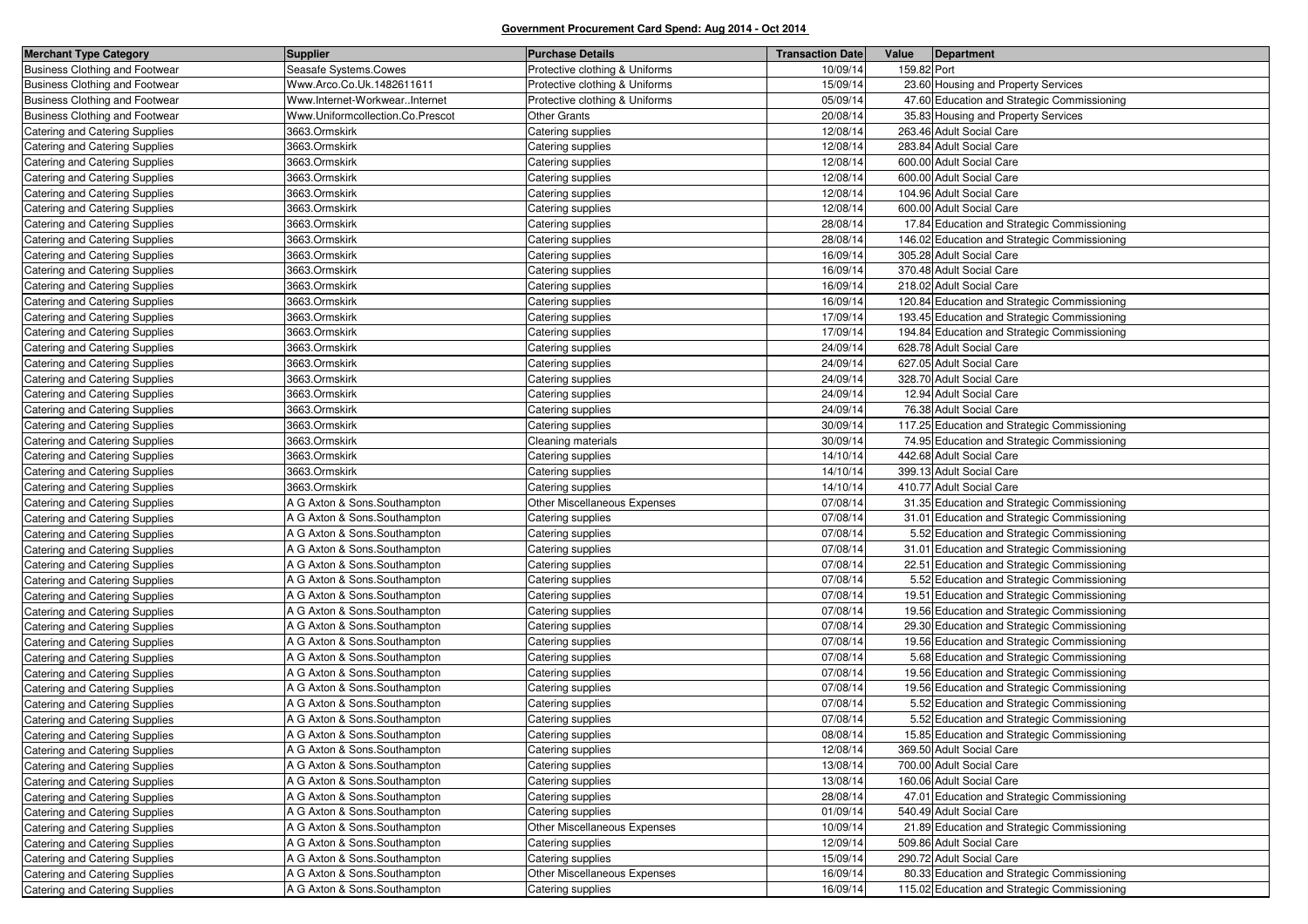## Government Procurement Card Spend: Aug 2014 - Oct 2014

| Merchant Type Category | Supplier | Purchase Details | Transaction Date | Value | Department |
|---|---|---|---|---|---|
| Business Clothing and Footwear | Seasafe Systems.Cowes | Protective clothing & Uniforms | 10/09/14 | 159.82 | Port |
| Business Clothing and Footwear | Www.Arco.Co.Uk.1482611611 | Protective clothing & Uniforms | 15/09/14 | 23.60 | Housing and Property Services |
| Business Clothing and Footwear | Www.Internet-Workwear..Internet | Protective clothing & Uniforms | 05/09/14 | 47.60 | Education and Strategic Commissioning |
| Business Clothing and Footwear | Www.Uniformcollection.Co.Prescot | Other Grants | 20/08/14 | 35.83 | Housing and Property Services |
| Catering and Catering Supplies | 3663.Ormskirk | Catering supplies | 12/08/14 | 263.46 | Adult Social Care |
| Catering and Catering Supplies | 3663.Ormskirk | Catering supplies | 12/08/14 | 283.84 | Adult Social Care |
| Catering and Catering Supplies | 3663.Ormskirk | Catering supplies | 12/08/14 | 600.00 | Adult Social Care |
| Catering and Catering Supplies | 3663.Ormskirk | Catering supplies | 12/08/14 | 600.00 | Adult Social Care |
| Catering and Catering Supplies | 3663.Ormskirk | Catering supplies | 12/08/14 | 104.96 | Adult Social Care |
| Catering and Catering Supplies | 3663.Ormskirk | Catering supplies | 12/08/14 | 600.00 | Adult Social Care |
| Catering and Catering Supplies | 3663.Ormskirk | Catering supplies | 28/08/14 | 17.84 | Education and Strategic Commissioning |
| Catering and Catering Supplies | 3663.Ormskirk | Catering supplies | 28/08/14 | 146.02 | Education and Strategic Commissioning |
| Catering and Catering Supplies | 3663.Ormskirk | Catering supplies | 16/09/14 | 305.28 | Adult Social Care |
| Catering and Catering Supplies | 3663.Ormskirk | Catering supplies | 16/09/14 | 370.48 | Adult Social Care |
| Catering and Catering Supplies | 3663.Ormskirk | Catering supplies | 16/09/14 | 218.02 | Adult Social Care |
| Catering and Catering Supplies | 3663.Ormskirk | Catering supplies | 16/09/14 | 120.84 | Education and Strategic Commissioning |
| Catering and Catering Supplies | 3663.Ormskirk | Catering supplies | 17/09/14 | 193.45 | Education and Strategic Commissioning |
| Catering and Catering Supplies | 3663.Ormskirk | Catering supplies | 17/09/14 | 194.84 | Education and Strategic Commissioning |
| Catering and Catering Supplies | 3663.Ormskirk | Catering supplies | 24/09/14 | 628.78 | Adult Social Care |
| Catering and Catering Supplies | 3663.Ormskirk | Catering supplies | 24/09/14 | 627.05 | Adult Social Care |
| Catering and Catering Supplies | 3663.Ormskirk | Catering supplies | 24/09/14 | 328.70 | Adult Social Care |
| Catering and Catering Supplies | 3663.Ormskirk | Catering supplies | 24/09/14 | 12.94 | Adult Social Care |
| Catering and Catering Supplies | 3663.Ormskirk | Catering supplies | 24/09/14 | 76.38 | Adult Social Care |
| Catering and Catering Supplies | 3663.Ormskirk | Catering supplies | 30/09/14 | 117.25 | Education and Strategic Commissioning |
| Catering and Catering Supplies | 3663.Ormskirk | Cleaning materials | 30/09/14 | 74.95 | Education and Strategic Commissioning |
| Catering and Catering Supplies | 3663.Ormskirk | Catering supplies | 14/10/14 | 442.68 | Adult Social Care |
| Catering and Catering Supplies | 3663.Ormskirk | Catering supplies | 14/10/14 | 399.13 | Adult Social Care |
| Catering and Catering Supplies | 3663.Ormskirk | Catering supplies | 14/10/14 | 410.77 | Adult Social Care |
| Catering and Catering Supplies | A G Axton & Sons.Southampton | Other Miscellaneous Expenses | 07/08/14 | 31.35 | Education and Strategic Commissioning |
| Catering and Catering Supplies | A G Axton & Sons.Southampton | Catering supplies | 07/08/14 | 31.01 | Education and Strategic Commissioning |
| Catering and Catering Supplies | A G Axton & Sons.Southampton | Catering supplies | 07/08/14 | 5.52 | Education and Strategic Commissioning |
| Catering and Catering Supplies | A G Axton & Sons.Southampton | Catering supplies | 07/08/14 | 31.01 | Education and Strategic Commissioning |
| Catering and Catering Supplies | A G Axton & Sons.Southampton | Catering supplies | 07/08/14 | 22.51 | Education and Strategic Commissioning |
| Catering and Catering Supplies | A G Axton & Sons.Southampton | Catering supplies | 07/08/14 | 5.52 | Education and Strategic Commissioning |
| Catering and Catering Supplies | A G Axton & Sons.Southampton | Catering supplies | 07/08/14 | 19.51 | Education and Strategic Commissioning |
| Catering and Catering Supplies | A G Axton & Sons.Southampton | Catering supplies | 07/08/14 | 19.56 | Education and Strategic Commissioning |
| Catering and Catering Supplies | A G Axton & Sons.Southampton | Catering supplies | 07/08/14 | 29.30 | Education and Strategic Commissioning |
| Catering and Catering Supplies | A G Axton & Sons.Southampton | Catering supplies | 07/08/14 | 19.56 | Education and Strategic Commissioning |
| Catering and Catering Supplies | A G Axton & Sons.Southampton | Catering supplies | 07/08/14 | 5.68 | Education and Strategic Commissioning |
| Catering and Catering Supplies | A G Axton & Sons.Southampton | Catering supplies | 07/08/14 | 19.56 | Education and Strategic Commissioning |
| Catering and Catering Supplies | A G Axton & Sons.Southampton | Catering supplies | 07/08/14 | 19.56 | Education and Strategic Commissioning |
| Catering and Catering Supplies | A G Axton & Sons.Southampton | Catering supplies | 07/08/14 | 5.52 | Education and Strategic Commissioning |
| Catering and Catering Supplies | A G Axton & Sons.Southampton | Catering supplies | 07/08/14 | 5.52 | Education and Strategic Commissioning |
| Catering and Catering Supplies | A G Axton & Sons.Southampton | Catering supplies | 08/08/14 | 15.85 | Education and Strategic Commissioning |
| Catering and Catering Supplies | A G Axton & Sons.Southampton | Catering supplies | 12/08/14 | 369.50 | Adult Social Care |
| Catering and Catering Supplies | A G Axton & Sons.Southampton | Catering supplies | 13/08/14 | 700.00 | Adult Social Care |
| Catering and Catering Supplies | A G Axton & Sons.Southampton | Catering supplies | 13/08/14 | 160.06 | Adult Social Care |
| Catering and Catering Supplies | A G Axton & Sons.Southampton | Catering supplies | 28/08/14 | 47.01 | Education and Strategic Commissioning |
| Catering and Catering Supplies | A G Axton & Sons.Southampton | Catering supplies | 01/09/14 | 540.49 | Adult Social Care |
| Catering and Catering Supplies | A G Axton & Sons.Southampton | Other Miscellaneous Expenses | 10/09/14 | 21.89 | Education and Strategic Commissioning |
| Catering and Catering Supplies | A G Axton & Sons.Southampton | Catering supplies | 12/09/14 | 509.86 | Adult Social Care |
| Catering and Catering Supplies | A G Axton & Sons.Southampton | Catering supplies | 15/09/14 | 290.72 | Adult Social Care |
| Catering and Catering Supplies | A G Axton & Sons.Southampton | Other Miscellaneous Expenses | 16/09/14 | 80.33 | Education and Strategic Commissioning |
| Catering and Catering Supplies | A G Axton & Sons.Southampton | Catering supplies | 16/09/14 | 115.02 | Education and Strategic Commissioning |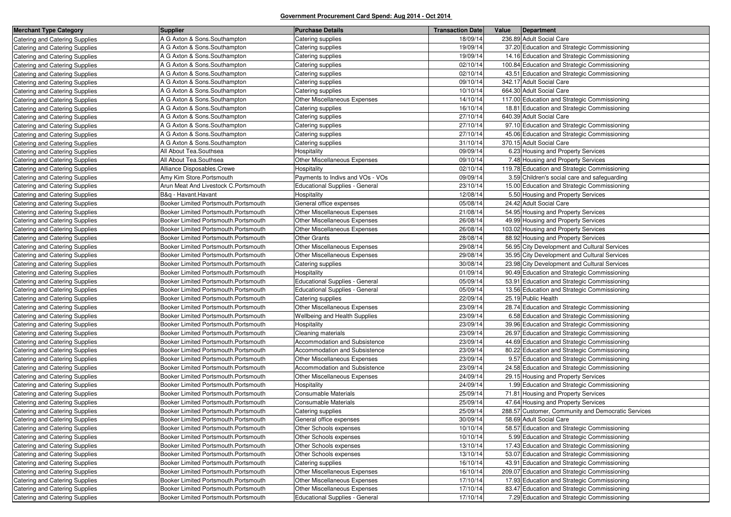**Government Procurement Card Spend: Aug 2014 - Oct 2014**

| Merchant Type Category | Supplier | Purchase Details | Transaction Date | Value | Department |
|---|---|---|---|---|---|
| Catering and Catering Supplies | A G Axton & Sons.Southampton | Catering supplies | 18/09/14 | 236.89 | Adult Social Care |
| Catering and Catering Supplies | A G Axton & Sons.Southampton | Catering supplies | 19/09/14 | 37.20 | Education and Strategic Commissioning |
| Catering and Catering Supplies | A G Axton & Sons.Southampton | Catering supplies | 19/09/14 | 14.16 | Education and Strategic Commissioning |
| Catering and Catering Supplies | A G Axton & Sons.Southampton | Catering supplies | 02/10/14 | 100.84 | Education and Strategic Commissioning |
| Catering and Catering Supplies | A G Axton & Sons.Southampton | Catering supplies | 02/10/14 | 43.51 | Education and Strategic Commissioning |
| Catering and Catering Supplies | A G Axton & Sons.Southampton | Catering supplies | 09/10/14 | 342.17 | Adult Social Care |
| Catering and Catering Supplies | A G Axton & Sons.Southampton | Catering supplies | 10/10/14 | 664.30 | Adult Social Care |
| Catering and Catering Supplies | A G Axton & Sons.Southampton | Other Miscellaneous Expenses | 14/10/14 | 117.00 | Education and Strategic Commissioning |
| Catering and Catering Supplies | A G Axton & Sons.Southampton | Catering supplies | 16/10/14 | 18.81 | Education and Strategic Commissioning |
| Catering and Catering Supplies | A G Axton & Sons.Southampton | Catering supplies | 27/10/14 | 640.39 | Adult Social Care |
| Catering and Catering Supplies | A G Axton & Sons.Southampton | Catering supplies | 27/10/14 | 97.10 | Education and Strategic Commissioning |
| Catering and Catering Supplies | A G Axton & Sons.Southampton | Catering supplies | 27/10/14 | 45.06 | Education and Strategic Commissioning |
| Catering and Catering Supplies | A G Axton & Sons.Southampton | Catering supplies | 31/10/14 | 370.15 | Adult Social Care |
| Catering and Catering Supplies | All About Tea.Southsea | Hospitality | 09/09/14 | 6.23 | Housing and Property Services |
| Catering and Catering Supplies | All About Tea.Southsea | Other Miscellaneous Expenses | 09/10/14 | 7.48 | Housing and Property Services |
| Catering and Catering Supplies | Alliance Disposables.Crewe | Hospitality | 02/10/14 | 119.78 | Education and Strategic Commissioning |
| Catering and Catering Supplies | Amy Kim Store.Portsmouth | Payments to Indivs and VOs - VOs | 09/09/14 | 3.59 | Children's social care and safeguarding |
| Catering and Catering Supplies | Arun Meat And Livestock C.Portsmouth | Educational Supplies - General | 23/10/14 | 15.00 | Education and Strategic Commissioning |
| Catering and Catering Supplies | B&q - Havant.Havant | Hospitality | 12/08/14 | 5.50 | Housing and Property Services |
| Catering and Catering Supplies | Booker Limited Portsmouth.Portsmouth | General office expenses | 05/08/14 | 24.42 | Adult Social Care |
| Catering and Catering Supplies | Booker Limited Portsmouth.Portsmouth | Other Miscellaneous Expenses | 21/08/14 | 54.95 | Housing and Property Services |
| Catering and Catering Supplies | Booker Limited Portsmouth.Portsmouth | Other Miscellaneous Expenses | 26/08/14 | 49.99 | Housing and Property Services |
| Catering and Catering Supplies | Booker Limited Portsmouth.Portsmouth | Other Miscellaneous Expenses | 26/08/14 | 103.02 | Housing and Property Services |
| Catering and Catering Supplies | Booker Limited Portsmouth.Portsmouth | Other Grants | 28/08/14 | 88.92 | Housing and Property Services |
| Catering and Catering Supplies | Booker Limited Portsmouth.Portsmouth | Other Miscellaneous Expenses | 29/08/14 | 56.95 | City Development and Cultural Services |
| Catering and Catering Supplies | Booker Limited Portsmouth.Portsmouth | Other Miscellaneous Expenses | 29/08/14 | 35.95 | City Development and Cultural Services |
| Catering and Catering Supplies | Booker Limited Portsmouth.Portsmouth | Catering supplies | 30/08/14 | 23.98 | City Development and Cultural Services |
| Catering and Catering Supplies | Booker Limited Portsmouth.Portsmouth | Hospitality | 01/09/14 | 90.49 | Education and Strategic Commissioning |
| Catering and Catering Supplies | Booker Limited Portsmouth.Portsmouth | Educational Supplies - General | 05/09/14 | 53.91 | Education and Strategic Commissioning |
| Catering and Catering Supplies | Booker Limited Portsmouth.Portsmouth | Educational Supplies - General | 05/09/14 | 13.56 | Education and Strategic Commissioning |
| Catering and Catering Supplies | Booker Limited Portsmouth.Portsmouth | Catering supplies | 22/09/14 | 25.19 | Public Health |
| Catering and Catering Supplies | Booker Limited Portsmouth.Portsmouth | Other Miscellaneous Expenses | 23/09/14 | 28.74 | Education and Strategic Commissioning |
| Catering and Catering Supplies | Booker Limited Portsmouth.Portsmouth | Wellbeing and Health Supplies | 23/09/14 | 6.58 | Education and Strategic Commissioning |
| Catering and Catering Supplies | Booker Limited Portsmouth.Portsmouth | Hospitality | 23/09/14 | 39.96 | Education and Strategic Commissioning |
| Catering and Catering Supplies | Booker Limited Portsmouth.Portsmouth | Cleaning materials | 23/09/14 | 26.97 | Education and Strategic Commissioning |
| Catering and Catering Supplies | Booker Limited Portsmouth.Portsmouth | Accommodation and Subsistence | 23/09/14 | 44.69 | Education and Strategic Commissioning |
| Catering and Catering Supplies | Booker Limited Portsmouth.Portsmouth | Accommodation and Subsistence | 23/09/14 | 80.22 | Education and Strategic Commissioning |
| Catering and Catering Supplies | Booker Limited Portsmouth.Portsmouth | Other Miscellaneous Expenses | 23/09/14 | 9.57 | Education and Strategic Commissioning |
| Catering and Catering Supplies | Booker Limited Portsmouth.Portsmouth | Accommodation and Subsistence | 23/09/14 | 24.58 | Education and Strategic Commissioning |
| Catering and Catering Supplies | Booker Limited Portsmouth.Portsmouth | Other Miscellaneous Expenses | 24/09/14 | 29.15 | Housing and Property Services |
| Catering and Catering Supplies | Booker Limited Portsmouth.Portsmouth | Hospitality | 24/09/14 | 1.99 | Education and Strategic Commissioning |
| Catering and Catering Supplies | Booker Limited Portsmouth.Portsmouth | Consumable Materials | 25/09/14 | 71.81 | Housing and Property Services |
| Catering and Catering Supplies | Booker Limited Portsmouth.Portsmouth | Consumable Materials | 25/09/14 | 47.64 | Housing and Property Services |
| Catering and Catering Supplies | Booker Limited Portsmouth.Portsmouth | Catering supplies | 25/09/14 | 288.57 | Customer, Community and Democratic Services |
| Catering and Catering Supplies | Booker Limited Portsmouth.Portsmouth | General office expenses | 30/09/14 | 58.69 | Adult Social Care |
| Catering and Catering Supplies | Booker Limited Portsmouth.Portsmouth | Other Schools expenses | 10/10/14 | 58.57 | Education and Strategic Commissioning |
| Catering and Catering Supplies | Booker Limited Portsmouth.Portsmouth | Other Schools expenses | 10/10/14 | 5.99 | Education and Strategic Commissioning |
| Catering and Catering Supplies | Booker Limited Portsmouth.Portsmouth | Other Schools expenses | 13/10/14 | 17.43 | Education and Strategic Commissioning |
| Catering and Catering Supplies | Booker Limited Portsmouth.Portsmouth | Other Schools expenses | 13/10/14 | 53.07 | Education and Strategic Commissioning |
| Catering and Catering Supplies | Booker Limited Portsmouth.Portsmouth | Catering supplies | 16/10/14 | 43.91 | Education and Strategic Commissioning |
| Catering and Catering Supplies | Booker Limited Portsmouth.Portsmouth | Other Miscellaneous Expenses | 16/10/14 | 209.07 | Education and Strategic Commissioning |
| Catering and Catering Supplies | Booker Limited Portsmouth.Portsmouth | Other Miscellaneous Expenses | 17/10/14 | 17.93 | Education and Strategic Commissioning |
| Catering and Catering Supplies | Booker Limited Portsmouth.Portsmouth | Other Miscellaneous Expenses | 17/10/14 | 83.47 | Education and Strategic Commissioning |
| Catering and Catering Supplies | Booker Limited Portsmouth.Portsmouth | Educational Supplies - General | 17/10/14 | 7.29 | Education and Strategic Commissioning |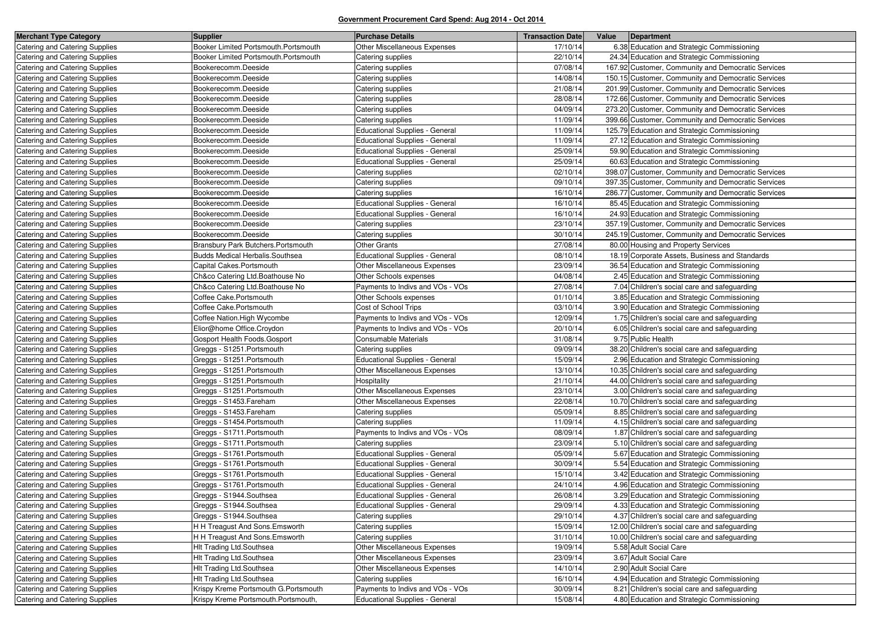## Government Procurement Card Spend: Aug 2014 - Oct 2014

| Merchant Type Category | Supplier | Purchase Details | Transaction Date | Value | Department |
|---|---|---|---|---|---|
| Catering and Catering Supplies | Booker Limited Portsmouth.Portsmouth | Other Miscellaneous Expenses | 17/10/14 | 6.38 | Education and Strategic Commissioning |
| Catering and Catering Supplies | Booker Limited Portsmouth.Portsmouth | Catering supplies | 22/10/14 | 24.34 | Education and Strategic Commissioning |
| Catering and Catering Supplies | Bookerecomm.Deeside | Catering supplies | 07/08/14 | 167.92 | Customer, Community and Democratic Services |
| Catering and Catering Supplies | Bookerecomm.Deeside | Catering supplies | 14/08/14 | 150.15 | Customer, Community and Democratic Services |
| Catering and Catering Supplies | Bookerecomm.Deeside | Catering supplies | 21/08/14 | 201.99 | Customer, Community and Democratic Services |
| Catering and Catering Supplies | Bookerecomm.Deeside | Catering supplies | 28/08/14 | 172.66 | Customer, Community and Democratic Services |
| Catering and Catering Supplies | Bookerecomm.Deeside | Catering supplies | 04/09/14 | 273.20 | Customer, Community and Democratic Services |
| Catering and Catering Supplies | Bookerecomm.Deeside | Catering supplies | 11/09/14 | 399.66 | Customer, Community and Democratic Services |
| Catering and Catering Supplies | Bookerecomm.Deeside | Educational Supplies - General | 11/09/14 | 125.79 | Education and Strategic Commissioning |
| Catering and Catering Supplies | Bookerecomm.Deeside | Educational Supplies - General | 11/09/14 | 27.12 | Education and Strategic Commissioning |
| Catering and Catering Supplies | Bookerecomm.Deeside | Educational Supplies - General | 25/09/14 | 59.90 | Education and Strategic Commissioning |
| Catering and Catering Supplies | Bookerecomm.Deeside | Educational Supplies - General | 25/09/14 | 60.63 | Education and Strategic Commissioning |
| Catering and Catering Supplies | Bookerecomm.Deeside | Catering supplies | 02/10/14 | 398.07 | Customer, Community and Democratic Services |
| Catering and Catering Supplies | Bookerecomm.Deeside | Catering supplies | 09/10/14 | 397.35 | Customer, Community and Democratic Services |
| Catering and Catering Supplies | Bookerecomm.Deeside | Catering supplies | 16/10/14 | 286.77 | Customer, Community and Democratic Services |
| Catering and Catering Supplies | Bookerecomm.Deeside | Educational Supplies - General | 16/10/14 | 85.45 | Education and Strategic Commissioning |
| Catering and Catering Supplies | Bookerecomm.Deeside | Educational Supplies - General | 16/10/14 | 24.93 | Education and Strategic Commissioning |
| Catering and Catering Supplies | Bookerecomm.Deeside | Catering supplies | 23/10/14 | 357.19 | Customer, Community and Democratic Services |
| Catering and Catering Supplies | Bookerecomm.Deeside | Catering supplies | 30/10/14 | 245.19 | Customer, Community and Democratic Services |
| Catering and Catering Supplies | Bransbury Park Butchers.Portsmouth | Other Grants | 27/08/14 | 80.00 | Housing and Property Services |
| Catering and Catering Supplies | Budds Medical Herbalis.Southsea | Educational Supplies - General | 08/10/14 | 18.19 | Corporate Assets, Business and Standards |
| Catering and Catering Supplies | Capital Cakes.Portsmouth | Other Miscellaneous Expenses | 23/09/14 | 36.54 | Education and Strategic Commissioning |
| Catering and Catering Supplies | Ch&co Catering Ltd.Boathouse No | Other Schools expenses | 04/08/14 | 2.45 | Education and Strategic Commissioning |
| Catering and Catering Supplies | Ch&co Catering Ltd.Boathouse No | Payments to Indivs and VOs - VOs | 27/08/14 | 7.04 | Children's social care and safeguarding |
| Catering and Catering Supplies | Coffee Cake.Portsmouth | Other Schools expenses | 01/10/14 | 3.85 | Education and Strategic Commissioning |
| Catering and Catering Supplies | Coffee Cake.Portsmouth | Cost of School Trips | 03/10/14 | 3.90 | Education and Strategic Commissioning |
| Catering and Catering Supplies | Coffee Nation.High Wycombe | Payments to Indivs and VOs - VOs | 12/09/14 | 1.75 | Children's social care and safeguarding |
| Catering and Catering Supplies | Elior@home Office.Croydon | Payments to Indivs and VOs - VOs | 20/10/14 | 6.05 | Children's social care and safeguarding |
| Catering and Catering Supplies | Gosport Health Foods.Gosport | Consumable Materials | 31/08/14 | 9.75 | Public Health |
| Catering and Catering Supplies | Greggs - S1251.Portsmouth | Catering supplies | 09/09/14 | 38.20 | Children's social care and safeguarding |
| Catering and Catering Supplies | Greggs - S1251.Portsmouth | Educational Supplies - General | 15/09/14 | 2.96 | Education and Strategic Commissioning |
| Catering and Catering Supplies | Greggs - S1251.Portsmouth | Other Miscellaneous Expenses | 13/10/14 | 10.35 | Children's social care and safeguarding |
| Catering and Catering Supplies | Greggs - S1251.Portsmouth | Hospitality | 21/10/14 | 44.00 | Children's social care and safeguarding |
| Catering and Catering Supplies | Greggs - S1251.Portsmouth | Other Miscellaneous Expenses | 23/10/14 | 3.00 | Children's social care and safeguarding |
| Catering and Catering Supplies | Greggs - S1453.Fareham | Other Miscellaneous Expenses | 22/08/14 | 10.70 | Children's social care and safeguarding |
| Catering and Catering Supplies | Greggs - S1453.Fareham | Catering supplies | 05/09/14 | 8.85 | Children's social care and safeguarding |
| Catering and Catering Supplies | Greggs - S1454.Portsmouth | Catering supplies | 11/09/14 | 4.15 | Children's social care and safeguarding |
| Catering and Catering Supplies | Greggs - S1711.Portsmouth | Payments to Indivs and VOs - VOs | 08/09/14 | 1.87 | Children's social care and safeguarding |
| Catering and Catering Supplies | Greggs - S1711.Portsmouth | Catering supplies | 23/09/14 | 5.10 | Children's social care and safeguarding |
| Catering and Catering Supplies | Greggs - S1761.Portsmouth | Educational Supplies - General | 05/09/14 | 5.67 | Education and Strategic Commissioning |
| Catering and Catering Supplies | Greggs - S1761.Portsmouth | Educational Supplies - General | 30/09/14 | 5.54 | Education and Strategic Commissioning |
| Catering and Catering Supplies | Greggs - S1761.Portsmouth | Educational Supplies - General | 15/10/14 | 3.42 | Education and Strategic Commissioning |
| Catering and Catering Supplies | Greggs - S1761.Portsmouth | Educational Supplies - General | 24/10/14 | 4.96 | Education and Strategic Commissioning |
| Catering and Catering Supplies | Greggs - S1944.Southsea | Educational Supplies - General | 26/08/14 | 3.29 | Education and Strategic Commissioning |
| Catering and Catering Supplies | Greggs - S1944.Southsea | Educational Supplies - General | 29/09/14 | 4.33 | Education and Strategic Commissioning |
| Catering and Catering Supplies | Greggs - S1944.Southsea | Catering supplies | 29/10/14 | 4.37 | Children's social care and safeguarding |
| Catering and Catering Supplies | H H Treagust And Sons.Emsworth | Catering supplies | 15/09/14 | 12.00 | Children's social care and safeguarding |
| Catering and Catering Supplies | H H Treagust And Sons.Emsworth | Catering supplies | 31/10/14 | 10.00 | Children's social care and safeguarding |
| Catering and Catering Supplies | Hlt Trading Ltd.Southsea | Other Miscellaneous Expenses | 19/09/14 | 5.58 | Adult Social Care |
| Catering and Catering Supplies | Hlt Trading Ltd.Southsea | Other Miscellaneous Expenses | 23/09/14 | 3.67 | Adult Social Care |
| Catering and Catering Supplies | Hlt Trading Ltd.Southsea | Other Miscellaneous Expenses | 14/10/14 | 2.90 | Adult Social Care |
| Catering and Catering Supplies | Hlt Trading Ltd.Southsea | Catering supplies | 16/10/14 | 4.94 | Education and Strategic Commissioning |
| Catering and Catering Supplies | Krispy Kreme Portsmouth G.Portsmouth | Payments to Indivs and VOs - VOs | 30/09/14 | 8.21 | Children's social care and safeguarding |
| Catering and Catering Supplies | Krispy Kreme Portsmouth.Portsmouth, | Educational Supplies - General | 15/08/14 | 4.80 | Education and Strategic Commissioning |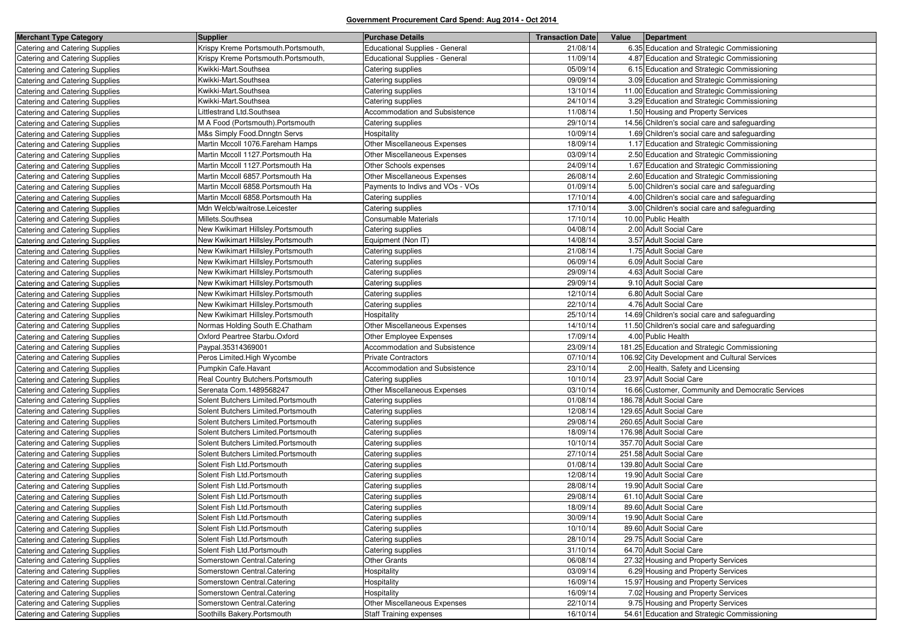## Government Procurement Card Spend: Aug 2014 - Oct 2014

| Merchant Type Category | Supplier | Purchase Details | Transaction Date | Value | Department |
|---|---|---|---|---|---|
| Catering and Catering Supplies | Krispy Kreme Portsmouth.Portsmouth, | Educational Supplies - General | 21/08/14 | 6.35 | Education and Strategic Commissioning |
| Catering and Catering Supplies | Krispy Kreme Portsmouth.Portsmouth, | Educational Supplies - General | 11/09/14 | 4.87 | Education and Strategic Commissioning |
| Catering and Catering Supplies | Kwikki-Mart.Southsea | Catering supplies | 05/09/14 | 6.15 | Education and Strategic Commissioning |
| Catering and Catering Supplies | Kwikki-Mart.Southsea | Catering supplies | 09/09/14 | 3.09 | Education and Strategic Commissioning |
| Catering and Catering Supplies | Kwikki-Mart.Southsea | Catering supplies | 13/10/14 | 11.00 | Education and Strategic Commissioning |
| Catering and Catering Supplies | Kwikki-Mart.Southsea | Catering supplies | 24/10/14 | 3.29 | Education and Strategic Commissioning |
| Catering and Catering Supplies | Littlestrand Ltd.Southsea | Accommodation and Subsistence | 11/08/14 | 1.50 | Housing and Property Services |
| Catering and Catering Supplies | M A Food (Portsmouth).Portsmouth | Catering supplies | 29/10/14 | 14.56 | Children's social care and safeguarding |
| Catering and Catering Supplies | M&s Simply Food.Dnngtn Servs | Hospitality | 10/09/14 | 1.69 | Children's social care and safeguarding |
| Catering and Catering Supplies | Martin Mccoll 1076.Fareham Hamps | Other Miscellaneous Expenses | 18/09/14 | 1.17 | Education and Strategic Commissioning |
| Catering and Catering Supplies | Martin Mccoll 1127.Portsmouth Ha | Other Miscellaneous Expenses | 03/09/14 | 2.50 | Education and Strategic Commissioning |
| Catering and Catering Supplies | Martin Mccoll 1127.Portsmouth Ha | Other Schools expenses | 24/09/14 | 1.67 | Education and Strategic Commissioning |
| Catering and Catering Supplies | Martin Mccoll 6857.Portsmouth Ha | Other Miscellaneous Expenses | 26/08/14 | 2.60 | Education and Strategic Commissioning |
| Catering and Catering Supplies | Martin Mccoll 6858.Portsmouth Ha | Payments to Indivs and VOs - VOs | 01/09/14 | 5.00 | Children's social care and safeguarding |
| Catering and Catering Supplies | Martin Mccoll 6858.Portsmouth Ha | Catering supplies | 17/10/14 | 4.00 | Children's social care and safeguarding |
| Catering and Catering Supplies | Mdn Welcb/waitrose.Leicester | Catering supplies | 17/10/14 | 3.00 | Children's social care and safeguarding |
| Catering and Catering Supplies | Millets.Southsea | Consumable Materials | 17/10/14 | 10.00 | Public Health |
| Catering and Catering Supplies | New Kwikimart Hillsley.Portsmouth | Catering supplies | 04/08/14 | 2.00 | Adult Social Care |
| Catering and Catering Supplies | New Kwikimart Hillsley.Portsmouth | Equipment (Non IT) | 14/08/14 | 3.57 | Adult Social Care |
| Catering and Catering Supplies | New Kwikimart Hillsley.Portsmouth | Catering supplies | 21/08/14 | 1.75 | Adult Social Care |
| Catering and Catering Supplies | New Kwikimart Hillsley.Portsmouth | Catering supplies | 06/09/14 | 6.09 | Adult Social Care |
| Catering and Catering Supplies | New Kwikimart Hillsley.Portsmouth | Catering supplies | 29/09/14 | 4.63 | Adult Social Care |
| Catering and Catering Supplies | New Kwikimart Hillsley.Portsmouth | Catering supplies | 29/09/14 | 9.10 | Adult Social Care |
| Catering and Catering Supplies | New Kwikimart Hillsley.Portsmouth | Catering supplies | 12/10/14 | 6.80 | Adult Social Care |
| Catering and Catering Supplies | New Kwikimart Hillsley.Portsmouth | Catering supplies | 22/10/14 | 4.76 | Adult Social Care |
| Catering and Catering Supplies | New Kwikimart Hillsley.Portsmouth | Hospitality | 25/10/14 | 14.69 | Children's social care and safeguarding |
| Catering and Catering Supplies | Normas Holding South E.Chatham | Other Miscellaneous Expenses | 14/10/14 | 11.50 | Children's social care and safeguarding |
| Catering and Catering Supplies | Oxford Peartree Starbu.Oxford | Other Employee Expenses | 17/09/14 | 4.00 | Public Health |
| Catering and Catering Supplies | Paypal.35314369001 | Accommodation and Subsistence | 23/09/14 | 181.25 | Education and Strategic Commissioning |
| Catering and Catering Supplies | Peros Limited.High Wycombe | Private Contractors | 07/10/14 | 106.92 | City Development and Cultural Services |
| Catering and Catering Supplies | Pumpkin Cafe.Havant | Accommodation and Subsistence | 23/10/14 | 2.00 | Health, Safety and Licensing |
| Catering and Catering Supplies | Real Country Butchers.Portsmouth | Catering supplies | 10/10/14 | 23.97 | Adult Social Care |
| Catering and Catering Supplies | Serenata Com.1489568247 | Other Miscellaneous Expenses | 03/10/14 | 16.66 | Customer, Community and Democratic Services |
| Catering and Catering Supplies | Solent Butchers Limited.Portsmouth | Catering supplies | 01/08/14 | 186.78 | Adult Social Care |
| Catering and Catering Supplies | Solent Butchers Limited.Portsmouth | Catering supplies | 12/08/14 | 129.65 | Adult Social Care |
| Catering and Catering Supplies | Solent Butchers Limited.Portsmouth | Catering supplies | 29/08/14 | 260.65 | Adult Social Care |
| Catering and Catering Supplies | Solent Butchers Limited.Portsmouth | Catering supplies | 18/09/14 | 176.98 | Adult Social Care |
| Catering and Catering Supplies | Solent Butchers Limited.Portsmouth | Catering supplies | 10/10/14 | 357.70 | Adult Social Care |
| Catering and Catering Supplies | Solent Butchers Limited.Portsmouth | Catering supplies | 27/10/14 | 251.58 | Adult Social Care |
| Catering and Catering Supplies | Solent Fish Ltd.Portsmouth | Catering supplies | 01/08/14 | 139.80 | Adult Social Care |
| Catering and Catering Supplies | Solent Fish Ltd.Portsmouth | Catering supplies | 12/08/14 | 19.90 | Adult Social Care |
| Catering and Catering Supplies | Solent Fish Ltd.Portsmouth | Catering supplies | 28/08/14 | 19.90 | Adult Social Care |
| Catering and Catering Supplies | Solent Fish Ltd.Portsmouth | Catering supplies | 29/08/14 | 61.10 | Adult Social Care |
| Catering and Catering Supplies | Solent Fish Ltd.Portsmouth | Catering supplies | 18/09/14 | 89.60 | Adult Social Care |
| Catering and Catering Supplies | Solent Fish Ltd.Portsmouth | Catering supplies | 30/09/14 | 19.90 | Adult Social Care |
| Catering and Catering Supplies | Solent Fish Ltd.Portsmouth | Catering supplies | 10/10/14 | 89.60 | Adult Social Care |
| Catering and Catering Supplies | Solent Fish Ltd.Portsmouth | Catering supplies | 28/10/14 | 29.75 | Adult Social Care |
| Catering and Catering Supplies | Solent Fish Ltd.Portsmouth | Catering supplies | 31/10/14 | 64.70 | Adult Social Care |
| Catering and Catering Supplies | Somerstown Central.Catering | Other Grants | 06/08/14 | 27.32 | Housing and Property Services |
| Catering and Catering Supplies | Somerstown Central.Catering | Hospitality | 03/09/14 | 6.29 | Housing and Property Services |
| Catering and Catering Supplies | Somerstown Central.Catering | Hospitality | 16/09/14 | 15.97 | Housing and Property Services |
| Catering and Catering Supplies | Somerstown Central.Catering | Hospitality | 16/09/14 | 7.02 | Housing and Property Services |
| Catering and Catering Supplies | Somerstown Central.Catering | Other Miscellaneous Expenses | 22/10/14 | 9.75 | Housing and Property Services |
| Catering and Catering Supplies | Soothills Bakery.Portsmouth | Staff Training expenses | 16/10/14 | 54.61 | Education and Strategic Commissioning |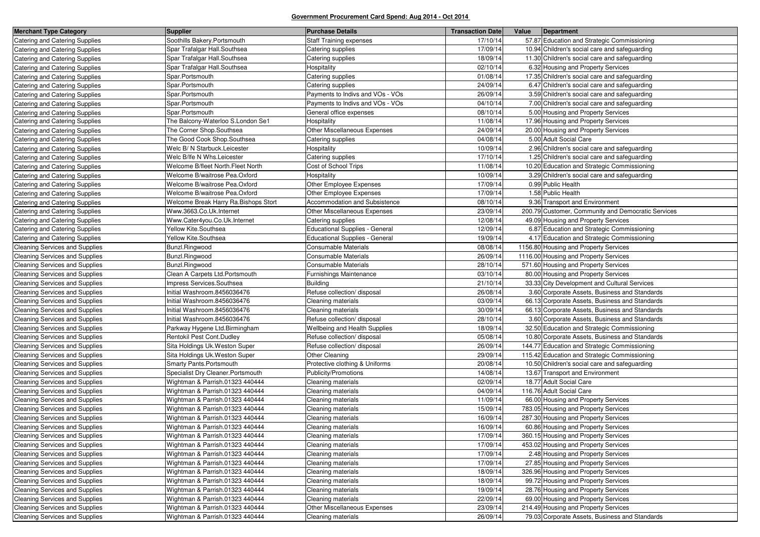**Government Procurement Card Spend: Aug 2014 - Oct 2014**

| Merchant Type Category | Supplier | Purchase Details | Transaction Date | Value | Department |
|---|---|---|---|---|---|
| Catering and Catering Supplies | Soothills Bakery.Portsmouth | Staff Training expenses | 17/10/14 | 57.87 | Education and Strategic Commissioning |
| Catering and Catering Supplies | Spar Trafalgar Hall.Southsea | Catering supplies | 17/09/14 | 10.94 | Children's social care and safeguarding |
| Catering and Catering Supplies | Spar Trafalgar Hall.Southsea | Catering supplies | 18/09/14 | 11.30 | Children's social care and safeguarding |
| Catering and Catering Supplies | Spar Trafalgar Hall.Southsea | Hospitality | 02/10/14 | 6.32 | Housing and Property Services |
| Catering and Catering Supplies | Spar.Portsmouth | Catering supplies | 01/08/14 | 17.35 | Children's social care and safeguarding |
| Catering and Catering Supplies | Spar.Portsmouth | Catering supplies | 24/09/14 | 6.47 | Children's social care and safeguarding |
| Catering and Catering Supplies | Spar.Portsmouth | Payments to Indivs and VOs - VOs | 26/09/14 | 3.59 | Children's social care and safeguarding |
| Catering and Catering Supplies | Spar.Portsmouth | Payments to Indivs and VOs - VOs | 04/10/14 | 7.00 | Children's social care and safeguarding |
| Catering and Catering Supplies | Spar.Portsmouth | General office expenses | 08/10/14 | 5.00 | Housing and Property Services |
| Catering and Catering Supplies | The Balcony-Waterloo S.London Se1 | Hospitality | 11/08/14 | 17.96 | Housing and Property Services |
| Catering and Catering Supplies | The Corner Shop.Southsea | Other Miscellaneous Expenses | 24/09/14 | 20.00 | Housing and Property Services |
| Catering and Catering Supplies | The Good Cook Shop.Southsea | Catering supplies | 04/08/14 | 5.00 | Adult Social Care |
| Catering and Catering Supplies | Welc B/ N Starbuck.Leicester | Hospitality | 10/09/14 | 2.96 | Children's social care and safeguarding |
| Catering and Catering Supplies | Welc B/lfe N Whs.Leicester | Catering supplies | 17/10/14 | 1.25 | Children's social care and safeguarding |
| Catering and Catering Supplies | Welcome B/fleet North.Fleet North | Cost of School Trips | 11/08/14 | 10.20 | Education and Strategic Commissioning |
| Catering and Catering Supplies | Welcome B/waitrose Pea.Oxford | Hospitality | 10/09/14 | 3.29 | Children's social care and safeguarding |
| Catering and Catering Supplies | Welcome B/waitrose Pea.Oxford | Other Employee Expenses | 17/09/14 | 0.99 | Public Health |
| Catering and Catering Supplies | Welcome B/waitrose Pea.Oxford | Other Employee Expenses | 17/09/14 | 1.58 | Public Health |
| Catering and Catering Supplies | Welcome Break Harry Ra.Bishops Stort | Accommodation and Subsistence | 08/10/14 | 9.36 | Transport and Environment |
| Catering and Catering Supplies | Www.3663.Co.Uk.Internet | Other Miscellaneous Expenses | 23/09/14 | 200.79 | Customer, Community and Democratic Services |
| Catering and Catering Supplies | Www.Cater4you.Co.Uk.Internet | Catering supplies | 12/08/14 | 49.09 | Housing and Property Services |
| Catering and Catering Supplies | Yellow Kite.Southsea | Educational Supplies - General | 12/09/14 | 6.87 | Education and Strategic Commissioning |
| Catering and Catering Supplies | Yellow Kite.Southsea | Educational Supplies - General | 19/09/14 | 4.17 | Education and Strategic Commissioning |
| Cleaning Services and Supplies | Bunzl.Ringwood | Consumable Materials | 08/08/14 | 1156.80 | Housing and Property Services |
| Cleaning Services and Supplies | Bunzl.Ringwood | Consumable Materials | 26/09/14 | 1116.00 | Housing and Property Services |
| Cleaning Services and Supplies | Bunzl.Ringwood | Consumable Materials | 28/10/14 | 571.60 | Housing and Property Services |
| Cleaning Services and Supplies | Clean A Carpets Ltd.Portsmouth | Furnishings Maintenance | 03/10/14 | 80.00 | Housing and Property Services |
| Cleaning Services and Supplies | Impress Services.Southsea | Building | 21/10/14 | 33.33 | City Development and Cultural Services |
| Cleaning Services and Supplies | Initial Washroom.8456036476 | Refuse collection/ disposal | 26/08/14 | 3.60 | Corporate Assets, Business and Standards |
| Cleaning Services and Supplies | Initial Washroom.8456036476 | Cleaning materials | 03/09/14 | 66.13 | Corporate Assets, Business and Standards |
| Cleaning Services and Supplies | Initial Washroom.8456036476 | Cleaning materials | 30/09/14 | 66.13 | Corporate Assets, Business and Standards |
| Cleaning Services and Supplies | Initial Washroom.8456036476 | Refuse collection/ disposal | 28/10/14 | 3.60 | Corporate Assets, Business and Standards |
| Cleaning Services and Supplies | Parkway Hygene Ltd.Birmingham | Wellbeing and Health Supplies | 18/09/14 | 32.50 | Education and Strategic Commissioning |
| Cleaning Services and Supplies | Rentokil Pest Cont.Dudley | Refuse collection/ disposal | 05/08/14 | 10.80 | Corporate Assets, Business and Standards |
| Cleaning Services and Supplies | Sita Holdings Uk.Weston Super | Refuse collection/ disposal | 26/09/14 | 144.77 | Education and Strategic Commissioning |
| Cleaning Services and Supplies | Sita Holdings Uk.Weston Super | Other Cleaning | 29/09/14 | 115.42 | Education and Strategic Commissioning |
| Cleaning Services and Supplies | Smarty Pants.Portsmouth | Protective clothing & Uniforms | 20/08/14 | 10.50 | Children's social care and safeguarding |
| Cleaning Services and Supplies | Specialist Dry Cleaner.Portsmouth | Publicity/Promotions | 14/08/14 | 13.67 | Transport and Environment |
| Cleaning Services and Supplies | Wightman & Parrish.01323 440444 | Cleaning materials | 02/09/14 | 18.77 | Adult Social Care |
| Cleaning Services and Supplies | Wightman & Parrish.01323 440444 | Cleaning materials | 04/09/14 | 116.76 | Adult Social Care |
| Cleaning Services and Supplies | Wightman & Parrish.01323 440444 | Cleaning materials | 11/09/14 | 66.00 | Housing and Property Services |
| Cleaning Services and Supplies | Wightman & Parrish.01323 440444 | Cleaning materials | 15/09/14 | 783.05 | Housing and Property Services |
| Cleaning Services and Supplies | Wightman & Parrish.01323 440444 | Cleaning materials | 16/09/14 | 287.30 | Housing and Property Services |
| Cleaning Services and Supplies | Wightman & Parrish.01323 440444 | Cleaning materials | 16/09/14 | 60.86 | Housing and Property Services |
| Cleaning Services and Supplies | Wightman & Parrish.01323 440444 | Cleaning materials | 17/09/14 | 360.15 | Housing and Property Services |
| Cleaning Services and Supplies | Wightman & Parrish.01323 440444 | Cleaning materials | 17/09/14 | 453.02 | Housing and Property Services |
| Cleaning Services and Supplies | Wightman & Parrish.01323 440444 | Cleaning materials | 17/09/14 | 2.48 | Housing and Property Services |
| Cleaning Services and Supplies | Wightman & Parrish.01323 440444 | Cleaning materials | 17/09/14 | 27.85 | Housing and Property Services |
| Cleaning Services and Supplies | Wightman & Parrish.01323 440444 | Cleaning materials | 18/09/14 | 326.96 | Housing and Property Services |
| Cleaning Services and Supplies | Wightman & Parrish.01323 440444 | Cleaning materials | 18/09/14 | 99.72 | Housing and Property Services |
| Cleaning Services and Supplies | Wightman & Parrish.01323 440444 | Cleaning materials | 19/09/14 | 28.76 | Housing and Property Services |
| Cleaning Services and Supplies | Wightman & Parrish.01323 440444 | Cleaning materials | 22/09/14 | 69.00 | Housing and Property Services |
| Cleaning Services and Supplies | Wightman & Parrish.01323 440444 | Other Miscellaneous Expenses | 23/09/14 | 214.49 | Housing and Property Services |
| Cleaning Services and Supplies | Wightman & Parrish.01323 440444 | Cleaning materials | 26/09/14 | 79.03 | Corporate Assets, Business and Standards |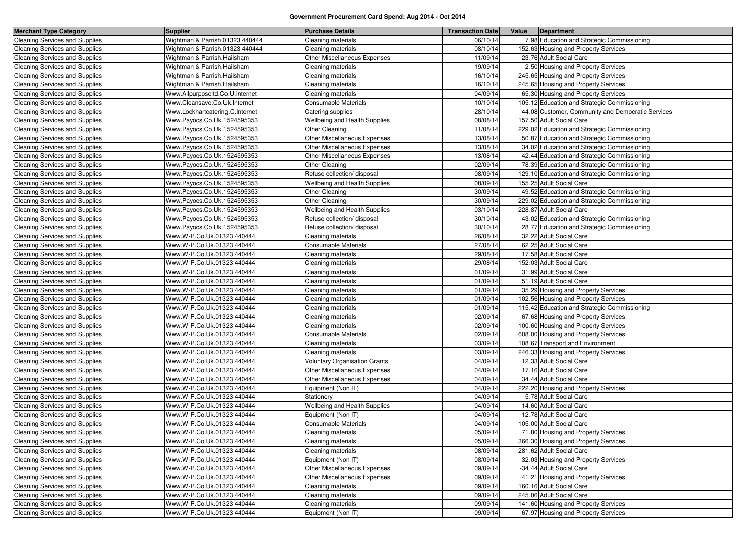**Government Procurement Card Spend: Aug 2014 - Oct 2014**

| Merchant Type Category | Supplier | Purchase Details | Transaction Date | Value | Department |
|---|---|---|---|---|---|
| Cleaning Services and Supplies | Wightman & Parrish.01323 440444 | Cleaning materials | 06/10/14 | 7.98 | Education and Strategic Commissioning |
| Cleaning Services and Supplies | Wightman & Parrish.01323 440444 | Cleaning materials | 08/10/14 | 152.63 | Housing and Property Services |
| Cleaning Services and Supplies | Wightman & Parrish.Hailsham | Other Miscellaneous Expenses | 11/09/14 | 23.76 | Adult Social Care |
| Cleaning Services and Supplies | Wightman & Parrish.Hailsham | Cleaning materials | 19/09/14 | 2.50 | Housing and Property Services |
| Cleaning Services and Supplies | Wightman & Parrish.Hailsham | Cleaning materials | 16/10/14 | 245.65 | Housing and Property Services |
| Cleaning Services and Supplies | Wightman & Parrish.Hailsham | Cleaning materials | 16/10/14 | 245.65 | Housing and Property Services |
| Cleaning Services and Supplies | Www.Allpurposeltd.Co.U.Internet | Cleaning materials | 04/09/14 | 65.30 | Housing and Property Services |
| Cleaning Services and Supplies | Www.Cleansave.Co.Uk.Internet | Consumable Materials | 10/10/14 | 105.12 | Education and Strategic Commissioning |
| Cleaning Services and Supplies | Www.Lockhartcatering.C.Internet | Catering supplies | 28/10/14 | 44.08 | Customer, Community and Democratic Services |
| Cleaning Services and Supplies | Www.Payocs.Co.Uk.1524595353 | Wellbeing and Health Supplies | 08/08/14 | 157.50 | Adult Social Care |
| Cleaning Services and Supplies | Www.Payocs.Co.Uk.1524595353 | Other Cleaning | 11/08/14 | 229.02 | Education and Strategic Commissioning |
| Cleaning Services and Supplies | Www.Payocs.Co.Uk.1524595353 | Other Miscellaneous Expenses | 13/08/14 | 50.87 | Education and Strategic Commissioning |
| Cleaning Services and Supplies | Www.Payocs.Co.Uk.1524595353 | Other Miscellaneous Expenses | 13/08/14 | 34.02 | Education and Strategic Commissioning |
| Cleaning Services and Supplies | Www.Payocs.Co.Uk.1524595353 | Other Miscellaneous Expenses | 13/08/14 | 42.44 | Education and Strategic Commissioning |
| Cleaning Services and Supplies | Www.Payocs.Co.Uk.1524595353 | Other Cleaning | 02/09/14 | 78.39 | Education and Strategic Commissioning |
| Cleaning Services and Supplies | Www.Payocs.Co.Uk.1524595353 | Refuse collection/ disposal | 08/09/14 | 129.10 | Education and Strategic Commissioning |
| Cleaning Services and Supplies | Www.Payocs.Co.Uk.1524595353 | Wellbeing and Health Supplies | 08/09/14 | 155.25 | Adult Social Care |
| Cleaning Services and Supplies | Www.Payocs.Co.Uk.1524595353 | Other Cleaning | 30/09/14 | 49.52 | Education and Strategic Commissioning |
| Cleaning Services and Supplies | Www.Payocs.Co.Uk.1524595353 | Other Cleaning | 30/09/14 | 229.02 | Education and Strategic Commissioning |
| Cleaning Services and Supplies | Www.Payocs.Co.Uk.1524595353 | Wellbeing and Health Supplies | 03/10/14 | 228.87 | Adult Social Care |
| Cleaning Services and Supplies | Www.Payocs.Co.Uk.1524595353 | Refuse collection/ disposal | 30/10/14 | 43.02 | Education and Strategic Commissioning |
| Cleaning Services and Supplies | Www.Payocs.Co.Uk.1524595353 | Refuse collection/ disposal | 30/10/14 | 28.77 | Education and Strategic Commissioning |
| Cleaning Services and Supplies | Www.W-P.Co.Uk.01323 440444 | Cleaning materials | 26/08/14 | 32.22 | Adult Social Care |
| Cleaning Services and Supplies | Www.W-P.Co.Uk.01323 440444 | Consumable Materials | 27/08/14 | 62.25 | Adult Social Care |
| Cleaning Services and Supplies | Www.W-P.Co.Uk.01323 440444 | Cleaning materials | 29/08/14 | 17.58 | Adult Social Care |
| Cleaning Services and Supplies | Www.W-P.Co.Uk.01323 440444 | Cleaning materials | 29/08/14 | 152.03 | Adult Social Care |
| Cleaning Services and Supplies | Www.W-P.Co.Uk.01323 440444 | Cleaning materials | 01/09/14 | 31.99 | Adult Social Care |
| Cleaning Services and Supplies | Www.W-P.Co.Uk.01323 440444 | Cleaning materials | 01/09/14 | 51.19 | Adult Social Care |
| Cleaning Services and Supplies | Www.W-P.Co.Uk.01323 440444 | Cleaning materials | 01/09/14 | 35.29 | Housing and Property Services |
| Cleaning Services and Supplies | Www.W-P.Co.Uk.01323 440444 | Cleaning materials | 01/09/14 | 102.56 | Housing and Property Services |
| Cleaning Services and Supplies | Www.W-P.Co.Uk.01323 440444 | Cleaning materials | 01/09/14 | 115.42 | Education and Strategic Commissioning |
| Cleaning Services and Supplies | Www.W-P.Co.Uk.01323 440444 | Cleaning materials | 02/09/14 | 67.68 | Housing and Property Services |
| Cleaning Services and Supplies | Www.W-P.Co.Uk.01323 440444 | Cleaning materials | 02/09/14 | 100.60 | Housing and Property Services |
| Cleaning Services and Supplies | Www.W-P.Co.Uk.01323 440444 | Consumable Materials | 02/09/14 | 608.00 | Housing and Property Services |
| Cleaning Services and Supplies | Www.W-P.Co.Uk.01323 440444 | Cleaning materials | 03/09/14 | 108.67 | Transport and Environment |
| Cleaning Services and Supplies | Www.W-P.Co.Uk.01323 440444 | Cleaning materials | 03/09/14 | 246.33 | Housing and Property Services |
| Cleaning Services and Supplies | Www.W-P.Co.Uk.01323 440444 | Voluntary Organisation Grants | 04/09/14 | 12.33 | Adult Social Care |
| Cleaning Services and Supplies | Www.W-P.Co.Uk.01323 440444 | Other Miscellaneous Expenses | 04/09/14 | 17.16 | Adult Social Care |
| Cleaning Services and Supplies | Www.W-P.Co.Uk.01323 440444 | Other Miscellaneous Expenses | 04/09/14 | 34.44 | Adult Social Care |
| Cleaning Services and Supplies | Www.W-P.Co.Uk.01323 440444 | Equipment (Non IT) | 04/09/14 | 222.20 | Housing and Property Services |
| Cleaning Services and Supplies | Www.W-P.Co.Uk.01323 440444 | Stationery | 04/09/14 | 5.78 | Adult Social Care |
| Cleaning Services and Supplies | Www.W-P.Co.Uk.01323 440444 | Wellbeing and Health Supplies | 04/09/14 | 14.60 | Adult Social Care |
| Cleaning Services and Supplies | Www.W-P.Co.Uk.01323 440444 | Equipment (Non IT) | 04/09/14 | 12.78 | Adult Social Care |
| Cleaning Services and Supplies | Www.W-P.Co.Uk.01323 440444 | Consumable Materials | 04/09/14 | 105.00 | Adult Social Care |
| Cleaning Services and Supplies | Www.W-P.Co.Uk.01323 440444 | Cleaning materials | 05/09/14 | 71.80 | Housing and Property Services |
| Cleaning Services and Supplies | Www.W-P.Co.Uk.01323 440444 | Cleaning materials | 05/09/14 | 366.30 | Housing and Property Services |
| Cleaning Services and Supplies | Www.W-P.Co.Uk.01323 440444 | Cleaning materials | 08/09/14 | 281.62 | Adult Social Care |
| Cleaning Services and Supplies | Www.W-P.Co.Uk.01323 440444 | Equipment (Non IT) | 08/09/14 | 32.03 | Housing and Property Services |
| Cleaning Services and Supplies | Www.W-P.Co.Uk.01323 440444 | Other Miscellaneous Expenses | 09/09/14 | -34.44 | Adult Social Care |
| Cleaning Services and Supplies | Www.W-P.Co.Uk.01323 440444 | Other Miscellaneous Expenses | 09/09/14 | 41.21 | Housing and Property Services |
| Cleaning Services and Supplies | Www.W-P.Co.Uk.01323 440444 | Cleaning materials | 09/09/14 | 160.16 | Adult Social Care |
| Cleaning Services and Supplies | Www.W-P.Co.Uk.01323 440444 | Cleaning materials | 09/09/14 | 245.06 | Adult Social Care |
| Cleaning Services and Supplies | Www.W-P.Co.Uk.01323 440444 | Cleaning materials | 09/09/14 | 141.60 | Housing and Property Services |
| Cleaning Services and Supplies | Www.W-P.Co.Uk.01323 440444 | Equipment (Non IT) | 09/09/14 | 67.97 | Housing and Property Services |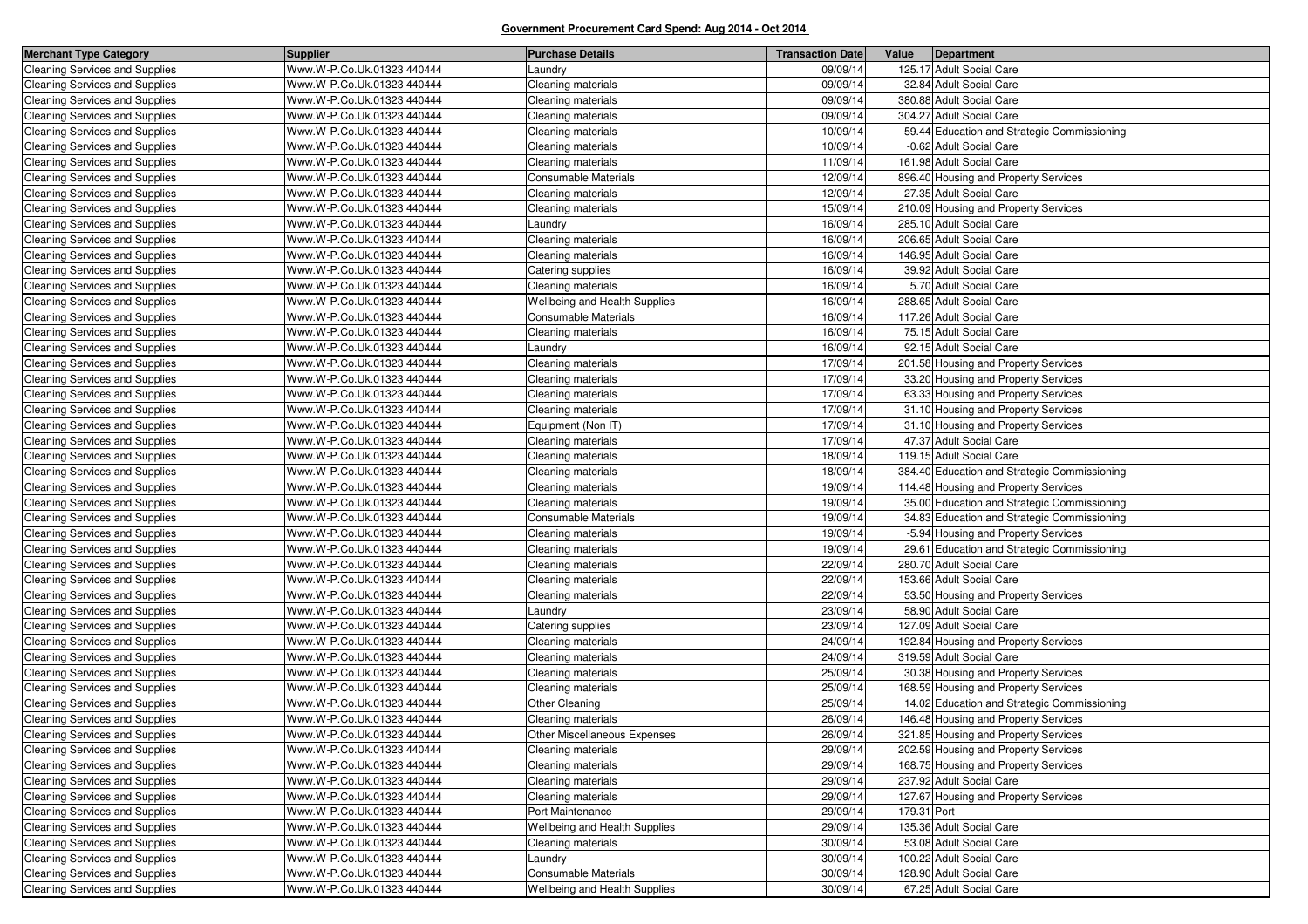**Government Procurement Card Spend: Aug 2014 - Oct 2014**

| Merchant Type Category | Supplier | Purchase Details | Transaction Date | Value | Department |
|---|---|---|---|---|---|
| Cleaning Services and Supplies | Www.W-P.Co.Uk.01323 440444 | Laundry | 09/09/14 | 125.17 | Adult Social Care |
| Cleaning Services and Supplies | Www.W-P.Co.Uk.01323 440444 | Cleaning materials | 09/09/14 | 32.84 | Adult Social Care |
| Cleaning Services and Supplies | Www.W-P.Co.Uk.01323 440444 | Cleaning materials | 09/09/14 | 380.88 | Adult Social Care |
| Cleaning Services and Supplies | Www.W-P.Co.Uk.01323 440444 | Cleaning materials | 09/09/14 | 304.27 | Adult Social Care |
| Cleaning Services and Supplies | Www.W-P.Co.Uk.01323 440444 | Cleaning materials | 10/09/14 | 59.44 | Education and Strategic Commissioning |
| Cleaning Services and Supplies | Www.W-P.Co.Uk.01323 440444 | Cleaning materials | 10/09/14 | -0.62 | Adult Social Care |
| Cleaning Services and Supplies | Www.W-P.Co.Uk.01323 440444 | Cleaning materials | 11/09/14 | 161.98 | Adult Social Care |
| Cleaning Services and Supplies | Www.W-P.Co.Uk.01323 440444 | Consumable Materials | 12/09/14 | 896.40 | Housing and Property Services |
| Cleaning Services and Supplies | Www.W-P.Co.Uk.01323 440444 | Cleaning materials | 12/09/14 | 27.35 | Adult Social Care |
| Cleaning Services and Supplies | Www.W-P.Co.Uk.01323 440444 | Cleaning materials | 15/09/14 | 210.09 | Housing and Property Services |
| Cleaning Services and Supplies | Www.W-P.Co.Uk.01323 440444 | Laundry | 16/09/14 | 285.10 | Adult Social Care |
| Cleaning Services and Supplies | Www.W-P.Co.Uk.01323 440444 | Cleaning materials | 16/09/14 | 206.65 | Adult Social Care |
| Cleaning Services and Supplies | Www.W-P.Co.Uk.01323 440444 | Cleaning materials | 16/09/14 | 146.95 | Adult Social Care |
| Cleaning Services and Supplies | Www.W-P.Co.Uk.01323 440444 | Catering supplies | 16/09/14 | 39.92 | Adult Social Care |
| Cleaning Services and Supplies | Www.W-P.Co.Uk.01323 440444 | Cleaning materials | 16/09/14 | 5.70 | Adult Social Care |
| Cleaning Services and Supplies | Www.W-P.Co.Uk.01323 440444 | Wellbeing and Health Supplies | 16/09/14 | 288.65 | Adult Social Care |
| Cleaning Services and Supplies | Www.W-P.Co.Uk.01323 440444 | Consumable Materials | 16/09/14 | 117.26 | Adult Social Care |
| Cleaning Services and Supplies | Www.W-P.Co.Uk.01323 440444 | Cleaning materials | 16/09/14 | 75.15 | Adult Social Care |
| Cleaning Services and Supplies | Www.W-P.Co.Uk.01323 440444 | Laundry | 16/09/14 | 92.15 | Adult Social Care |
| Cleaning Services and Supplies | Www.W-P.Co.Uk.01323 440444 | Cleaning materials | 17/09/14 | 201.58 | Housing and Property Services |
| Cleaning Services and Supplies | Www.W-P.Co.Uk.01323 440444 | Cleaning materials | 17/09/14 | 33.20 | Housing and Property Services |
| Cleaning Services and Supplies | Www.W-P.Co.Uk.01323 440444 | Cleaning materials | 17/09/14 | 63.33 | Housing and Property Services |
| Cleaning Services and Supplies | Www.W-P.Co.Uk.01323 440444 | Cleaning materials | 17/09/14 | 31.10 | Housing and Property Services |
| Cleaning Services and Supplies | Www.W-P.Co.Uk.01323 440444 | Equipment (Non IT) | 17/09/14 | 31.10 | Housing and Property Services |
| Cleaning Services and Supplies | Www.W-P.Co.Uk.01323 440444 | Cleaning materials | 17/09/14 | 47.37 | Adult Social Care |
| Cleaning Services and Supplies | Www.W-P.Co.Uk.01323 440444 | Cleaning materials | 18/09/14 | 119.15 | Adult Social Care |
| Cleaning Services and Supplies | Www.W-P.Co.Uk.01323 440444 | Cleaning materials | 18/09/14 | 384.40 | Education and Strategic Commissioning |
| Cleaning Services and Supplies | Www.W-P.Co.Uk.01323 440444 | Cleaning materials | 19/09/14 | 114.48 | Housing and Property Services |
| Cleaning Services and Supplies | Www.W-P.Co.Uk.01323 440444 | Cleaning materials | 19/09/14 | 35.00 | Education and Strategic Commissioning |
| Cleaning Services and Supplies | Www.W-P.Co.Uk.01323 440444 | Consumable Materials | 19/09/14 | 34.83 | Education and Strategic Commissioning |
| Cleaning Services and Supplies | Www.W-P.Co.Uk.01323 440444 | Cleaning materials | 19/09/14 | -5.94 | Housing and Property Services |
| Cleaning Services and Supplies | Www.W-P.Co.Uk.01323 440444 | Cleaning materials | 19/09/14 | 29.61 | Education and Strategic Commissioning |
| Cleaning Services and Supplies | Www.W-P.Co.Uk.01323 440444 | Cleaning materials | 22/09/14 | 280.70 | Adult Social Care |
| Cleaning Services and Supplies | Www.W-P.Co.Uk.01323 440444 | Cleaning materials | 22/09/14 | 153.66 | Adult Social Care |
| Cleaning Services and Supplies | Www.W-P.Co.Uk.01323 440444 | Cleaning materials | 22/09/14 | 53.50 | Housing and Property Services |
| Cleaning Services and Supplies | Www.W-P.Co.Uk.01323 440444 | Laundry | 23/09/14 | 58.90 | Adult Social Care |
| Cleaning Services and Supplies | Www.W-P.Co.Uk.01323 440444 | Catering supplies | 23/09/14 | 127.09 | Adult Social Care |
| Cleaning Services and Supplies | Www.W-P.Co.Uk.01323 440444 | Cleaning materials | 24/09/14 | 192.84 | Housing and Property Services |
| Cleaning Services and Supplies | Www.W-P.Co.Uk.01323 440444 | Cleaning materials | 24/09/14 | 319.59 | Adult Social Care |
| Cleaning Services and Supplies | Www.W-P.Co.Uk.01323 440444 | Cleaning materials | 25/09/14 | 30.38 | Housing and Property Services |
| Cleaning Services and Supplies | Www.W-P.Co.Uk.01323 440444 | Cleaning materials | 25/09/14 | 168.59 | Housing and Property Services |
| Cleaning Services and Supplies | Www.W-P.Co.Uk.01323 440444 | Other Cleaning | 25/09/14 | 14.02 | Education and Strategic Commissioning |
| Cleaning Services and Supplies | Www.W-P.Co.Uk.01323 440444 | Cleaning materials | 26/09/14 | 146.48 | Housing and Property Services |
| Cleaning Services and Supplies | Www.W-P.Co.Uk.01323 440444 | Other Miscellaneous Expenses | 26/09/14 | 321.85 | Housing and Property Services |
| Cleaning Services and Supplies | Www.W-P.Co.Uk.01323 440444 | Cleaning materials | 29/09/14 | 202.59 | Housing and Property Services |
| Cleaning Services and Supplies | Www.W-P.Co.Uk.01323 440444 | Cleaning materials | 29/09/14 | 168.75 | Housing and Property Services |
| Cleaning Services and Supplies | Www.W-P.Co.Uk.01323 440444 | Cleaning materials | 29/09/14 | 237.92 | Adult Social Care |
| Cleaning Services and Supplies | Www.W-P.Co.Uk.01323 440444 | Cleaning materials | 29/09/14 | 127.67 | Housing and Property Services |
| Cleaning Services and Supplies | Www.W-P.Co.Uk.01323 440444 | Port Maintenance | 29/09/14 | 179.31 | Port |
| Cleaning Services and Supplies | Www.W-P.Co.Uk.01323 440444 | Wellbeing and Health Supplies | 29/09/14 | 135.36 | Adult Social Care |
| Cleaning Services and Supplies | Www.W-P.Co.Uk.01323 440444 | Cleaning materials | 30/09/14 | 53.08 | Adult Social Care |
| Cleaning Services and Supplies | Www.W-P.Co.Uk.01323 440444 | Laundry | 30/09/14 | 100.22 | Adult Social Care |
| Cleaning Services and Supplies | Www.W-P.Co.Uk.01323 440444 | Consumable Materials | 30/09/14 | 128.90 | Adult Social Care |
| Cleaning Services and Supplies | Www.W-P.Co.Uk.01323 440444 | Wellbeing and Health Supplies | 30/09/14 | 67.25 | Adult Social Care |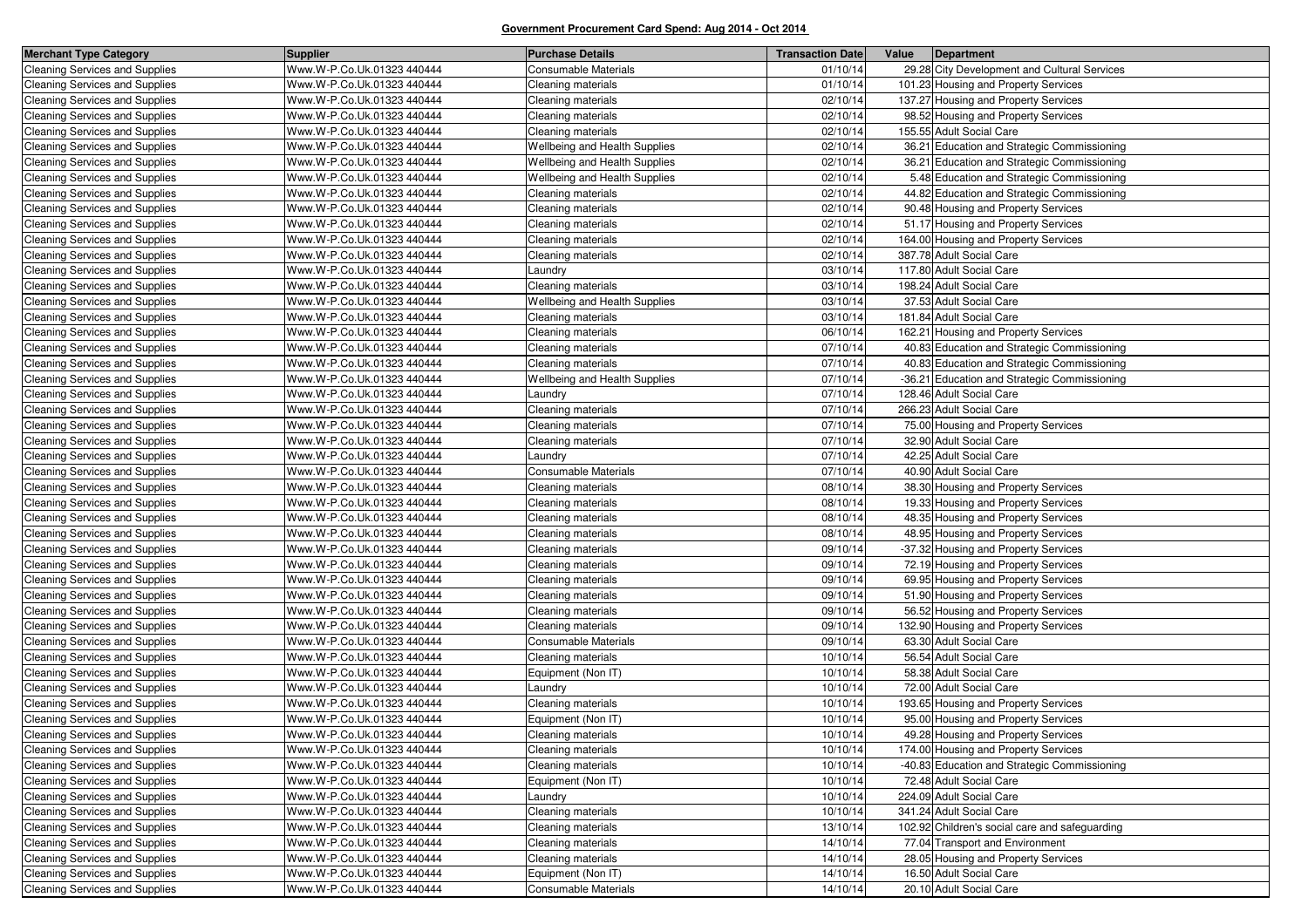**Government Procurement Card Spend: Aug 2014 - Oct 2014**

| Merchant Type Category | Supplier | Purchase Details | Transaction Date | Value | Department |
|---|---|---|---|---|---|
| Cleaning Services and Supplies | Www.W-P.Co.Uk.01323 440444 | Consumable Materials | 01/10/14 | 29.28 | City Development and Cultural Services |
| Cleaning Services and Supplies | Www.W-P.Co.Uk.01323 440444 | Cleaning materials | 01/10/14 | 101.23 | Housing and Property Services |
| Cleaning Services and Supplies | Www.W-P.Co.Uk.01323 440444 | Cleaning materials | 02/10/14 | 137.27 | Housing and Property Services |
| Cleaning Services and Supplies | Www.W-P.Co.Uk.01323 440444 | Cleaning materials | 02/10/14 | 98.52 | Housing and Property Services |
| Cleaning Services and Supplies | Www.W-P.Co.Uk.01323 440444 | Cleaning materials | 02/10/14 | 155.55 | Adult Social Care |
| Cleaning Services and Supplies | Www.W-P.Co.Uk.01323 440444 | Wellbeing and Health Supplies | 02/10/14 | 36.21 | Education and Strategic Commissioning |
| Cleaning Services and Supplies | Www.W-P.Co.Uk.01323 440444 | Wellbeing and Health Supplies | 02/10/14 | 36.21 | Education and Strategic Commissioning |
| Cleaning Services and Supplies | Www.W-P.Co.Uk.01323 440444 | Wellbeing and Health Supplies | 02/10/14 | 5.48 | Education and Strategic Commissioning |
| Cleaning Services and Supplies | Www.W-P.Co.Uk.01323 440444 | Cleaning materials | 02/10/14 | 44.82 | Education and Strategic Commissioning |
| Cleaning Services and Supplies | Www.W-P.Co.Uk.01323 440444 | Cleaning materials | 02/10/14 | 90.48 | Housing and Property Services |
| Cleaning Services and Supplies | Www.W-P.Co.Uk.01323 440444 | Cleaning materials | 02/10/14 | 51.17 | Housing and Property Services |
| Cleaning Services and Supplies | Www.W-P.Co.Uk.01323 440444 | Cleaning materials | 02/10/14 | 164.00 | Housing and Property Services |
| Cleaning Services and Supplies | Www.W-P.Co.Uk.01323 440444 | Cleaning materials | 02/10/14 | 387.78 | Adult Social Care |
| Cleaning Services and Supplies | Www.W-P.Co.Uk.01323 440444 | Laundry | 03/10/14 | 117.80 | Adult Social Care |
| Cleaning Services and Supplies | Www.W-P.Co.Uk.01323 440444 | Cleaning materials | 03/10/14 | 198.24 | Adult Social Care |
| Cleaning Services and Supplies | Www.W-P.Co.Uk.01323 440444 | Wellbeing and Health Supplies | 03/10/14 | 37.53 | Adult Social Care |
| Cleaning Services and Supplies | Www.W-P.Co.Uk.01323 440444 | Cleaning materials | 03/10/14 | 181.84 | Adult Social Care |
| Cleaning Services and Supplies | Www.W-P.Co.Uk.01323 440444 | Cleaning materials | 06/10/14 | 162.21 | Housing and Property Services |
| Cleaning Services and Supplies | Www.W-P.Co.Uk.01323 440444 | Cleaning materials | 07/10/14 | 40.83 | Education and Strategic Commissioning |
| Cleaning Services and Supplies | Www.W-P.Co.Uk.01323 440444 | Cleaning materials | 07/10/14 | 40.83 | Education and Strategic Commissioning |
| Cleaning Services and Supplies | Www.W-P.Co.Uk.01323 440444 | Wellbeing and Health Supplies | 07/10/14 | -36.21 | Education and Strategic Commissioning |
| Cleaning Services and Supplies | Www.W-P.Co.Uk.01323 440444 | Laundry | 07/10/14 | 128.46 | Adult Social Care |
| Cleaning Services and Supplies | Www.W-P.Co.Uk.01323 440444 | Cleaning materials | 07/10/14 | 266.23 | Adult Social Care |
| Cleaning Services and Supplies | Www.W-P.Co.Uk.01323 440444 | Cleaning materials | 07/10/14 | 75.00 | Housing and Property Services |
| Cleaning Services and Supplies | Www.W-P.Co.Uk.01323 440444 | Cleaning materials | 07/10/14 | 32.90 | Adult Social Care |
| Cleaning Services and Supplies | Www.W-P.Co.Uk.01323 440444 | Laundry | 07/10/14 | 42.25 | Adult Social Care |
| Cleaning Services and Supplies | Www.W-P.Co.Uk.01323 440444 | Consumable Materials | 07/10/14 | 40.90 | Adult Social Care |
| Cleaning Services and Supplies | Www.W-P.Co.Uk.01323 440444 | Cleaning materials | 08/10/14 | 38.30 | Housing and Property Services |
| Cleaning Services and Supplies | Www.W-P.Co.Uk.01323 440444 | Cleaning materials | 08/10/14 | 19.33 | Housing and Property Services |
| Cleaning Services and Supplies | Www.W-P.Co.Uk.01323 440444 | Cleaning materials | 08/10/14 | 48.35 | Housing and Property Services |
| Cleaning Services and Supplies | Www.W-P.Co.Uk.01323 440444 | Cleaning materials | 08/10/14 | 48.95 | Housing and Property Services |
| Cleaning Services and Supplies | Www.W-P.Co.Uk.01323 440444 | Cleaning materials | 09/10/14 | -37.32 | Housing and Property Services |
| Cleaning Services and Supplies | Www.W-P.Co.Uk.01323 440444 | Cleaning materials | 09/10/14 | 72.19 | Housing and Property Services |
| Cleaning Services and Supplies | Www.W-P.Co.Uk.01323 440444 | Cleaning materials | 09/10/14 | 69.95 | Housing and Property Services |
| Cleaning Services and Supplies | Www.W-P.Co.Uk.01323 440444 | Cleaning materials | 09/10/14 | 51.90 | Housing and Property Services |
| Cleaning Services and Supplies | Www.W-P.Co.Uk.01323 440444 | Cleaning materials | 09/10/14 | 56.52 | Housing and Property Services |
| Cleaning Services and Supplies | Www.W-P.Co.Uk.01323 440444 | Cleaning materials | 09/10/14 | 132.90 | Housing and Property Services |
| Cleaning Services and Supplies | Www.W-P.Co.Uk.01323 440444 | Consumable Materials | 09/10/14 | 63.30 | Adult Social Care |
| Cleaning Services and Supplies | Www.W-P.Co.Uk.01323 440444 | Cleaning materials | 10/10/14 | 56.54 | Adult Social Care |
| Cleaning Services and Supplies | Www.W-P.Co.Uk.01323 440444 | Equipment (Non IT) | 10/10/14 | 58.38 | Adult Social Care |
| Cleaning Services and Supplies | Www.W-P.Co.Uk.01323 440444 | Laundry | 10/10/14 | 72.00 | Adult Social Care |
| Cleaning Services and Supplies | Www.W-P.Co.Uk.01323 440444 | Cleaning materials | 10/10/14 | 193.65 | Housing and Property Services |
| Cleaning Services and Supplies | Www.W-P.Co.Uk.01323 440444 | Equipment (Non IT) | 10/10/14 | 95.00 | Housing and Property Services |
| Cleaning Services and Supplies | Www.W-P.Co.Uk.01323 440444 | Cleaning materials | 10/10/14 | 49.28 | Housing and Property Services |
| Cleaning Services and Supplies | Www.W-P.Co.Uk.01323 440444 | Cleaning materials | 10/10/14 | 174.00 | Housing and Property Services |
| Cleaning Services and Supplies | Www.W-P.Co.Uk.01323 440444 | Cleaning materials | 10/10/14 | -40.83 | Education and Strategic Commissioning |
| Cleaning Services and Supplies | Www.W-P.Co.Uk.01323 440444 | Equipment (Non IT) | 10/10/14 | 72.48 | Adult Social Care |
| Cleaning Services and Supplies | Www.W-P.Co.Uk.01323 440444 | Laundry | 10/10/14 | 224.09 | Adult Social Care |
| Cleaning Services and Supplies | Www.W-P.Co.Uk.01323 440444 | Cleaning materials | 10/10/14 | 341.24 | Adult Social Care |
| Cleaning Services and Supplies | Www.W-P.Co.Uk.01323 440444 | Cleaning materials | 13/10/14 | 102.92 | Children's social care and safeguarding |
| Cleaning Services and Supplies | Www.W-P.Co.Uk.01323 440444 | Cleaning materials | 14/10/14 | 77.04 | Transport and Environment |
| Cleaning Services and Supplies | Www.W-P.Co.Uk.01323 440444 | Cleaning materials | 14/10/14 | 28.05 | Housing and Property Services |
| Cleaning Services and Supplies | Www.W-P.Co.Uk.01323 440444 | Equipment (Non IT) | 14/10/14 | 16.50 | Adult Social Care |
| Cleaning Services and Supplies | Www.W-P.Co.Uk.01323 440444 | Consumable Materials | 14/10/14 | 20.10 | Adult Social Care |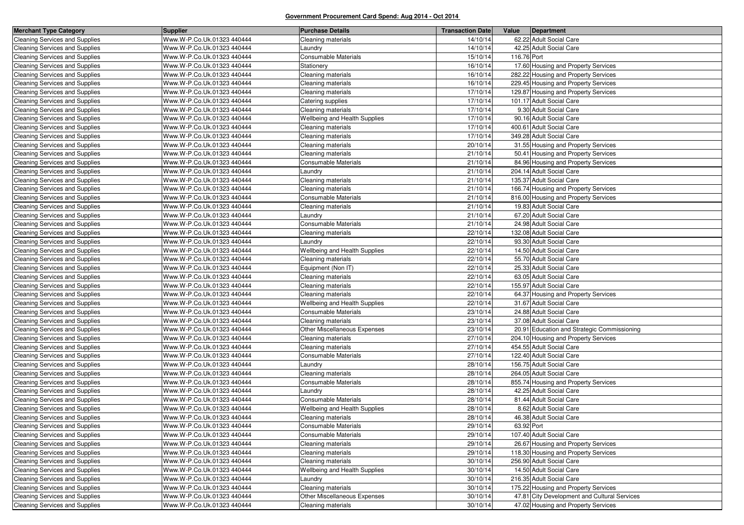**Government Procurement Card Spend: Aug 2014 - Oct 2014**

| Merchant Type Category | Supplier | Purchase Details | Transaction Date | Value | Department |
|---|---|---|---|---|---|
| Cleaning Services and Supplies | Www.W-P.Co.Uk.01323 440444 | Cleaning materials | 14/10/14 | 62.22 | Adult Social Care |
| Cleaning Services and Supplies | Www.W-P.Co.Uk.01323 440444 | Laundry | 14/10/14 | 42.25 | Adult Social Care |
| Cleaning Services and Supplies | Www.W-P.Co.Uk.01323 440444 | Consumable Materials | 15/10/14 | 116.76 | Port |
| Cleaning Services and Supplies | Www.W-P.Co.Uk.01323 440444 | Stationery | 16/10/14 | 17.60 | Housing and Property Services |
| Cleaning Services and Supplies | Www.W-P.Co.Uk.01323 440444 | Cleaning materials | 16/10/14 | 282.22 | Housing and Property Services |
| Cleaning Services and Supplies | Www.W-P.Co.Uk.01323 440444 | Cleaning materials | 16/10/14 | 229.45 | Housing and Property Services |
| Cleaning Services and Supplies | Www.W-P.Co.Uk.01323 440444 | Cleaning materials | 17/10/14 | 129.87 | Housing and Property Services |
| Cleaning Services and Supplies | Www.W-P.Co.Uk.01323 440444 | Catering supplies | 17/10/14 | 101.17 | Adult Social Care |
| Cleaning Services and Supplies | Www.W-P.Co.Uk.01323 440444 | Cleaning materials | 17/10/14 | 9.30 | Adult Social Care |
| Cleaning Services and Supplies | Www.W-P.Co.Uk.01323 440444 | Wellbeing and Health Supplies | 17/10/14 | 90.16 | Adult Social Care |
| Cleaning Services and Supplies | Www.W-P.Co.Uk.01323 440444 | Cleaning materials | 17/10/14 | 400.61 | Adult Social Care |
| Cleaning Services and Supplies | Www.W-P.Co.Uk.01323 440444 | Cleaning materials | 17/10/14 | 349.28 | Adult Social Care |
| Cleaning Services and Supplies | Www.W-P.Co.Uk.01323 440444 | Cleaning materials | 20/10/14 | 31.55 | Housing and Property Services |
| Cleaning Services and Supplies | Www.W-P.Co.Uk.01323 440444 | Cleaning materials | 21/10/14 | 50.41 | Housing and Property Services |
| Cleaning Services and Supplies | Www.W-P.Co.Uk.01323 440444 | Consumable Materials | 21/10/14 | 84.96 | Housing and Property Services |
| Cleaning Services and Supplies | Www.W-P.Co.Uk.01323 440444 | Laundry | 21/10/14 | 204.14 | Adult Social Care |
| Cleaning Services and Supplies | Www.W-P.Co.Uk.01323 440444 | Cleaning materials | 21/10/14 | 135.37 | Adult Social Care |
| Cleaning Services and Supplies | Www.W-P.Co.Uk.01323 440444 | Cleaning materials | 21/10/14 | 166.74 | Housing and Property Services |
| Cleaning Services and Supplies | Www.W-P.Co.Uk.01323 440444 | Consumable Materials | 21/10/14 | 816.00 | Housing and Property Services |
| Cleaning Services and Supplies | Www.W-P.Co.Uk.01323 440444 | Cleaning materials | 21/10/14 | 19.83 | Adult Social Care |
| Cleaning Services and Supplies | Www.W-P.Co.Uk.01323 440444 | Laundry | 21/10/14 | 67.20 | Adult Social Care |
| Cleaning Services and Supplies | Www.W-P.Co.Uk.01323 440444 | Consumable Materials | 21/10/14 | 24.98 | Adult Social Care |
| Cleaning Services and Supplies | Www.W-P.Co.Uk.01323 440444 | Cleaning materials | 22/10/14 | 132.08 | Adult Social Care |
| Cleaning Services and Supplies | Www.W-P.Co.Uk.01323 440444 | Laundry | 22/10/14 | 93.30 | Adult Social Care |
| Cleaning Services and Supplies | Www.W-P.Co.Uk.01323 440444 | Wellbeing and Health Supplies | 22/10/14 | 14.50 | Adult Social Care |
| Cleaning Services and Supplies | Www.W-P.Co.Uk.01323 440444 | Cleaning materials | 22/10/14 | 55.70 | Adult Social Care |
| Cleaning Services and Supplies | Www.W-P.Co.Uk.01323 440444 | Equipment (Non IT) | 22/10/14 | 25.33 | Adult Social Care |
| Cleaning Services and Supplies | Www.W-P.Co.Uk.01323 440444 | Cleaning materials | 22/10/14 | 63.05 | Adult Social Care |
| Cleaning Services and Supplies | Www.W-P.Co.Uk.01323 440444 | Cleaning materials | 22/10/14 | 155.97 | Adult Social Care |
| Cleaning Services and Supplies | Www.W-P.Co.Uk.01323 440444 | Cleaning materials | 22/10/14 | 64.37 | Housing and Property Services |
| Cleaning Services and Supplies | Www.W-P.Co.Uk.01323 440444 | Wellbeing and Health Supplies | 22/10/14 | 31.67 | Adult Social Care |
| Cleaning Services and Supplies | Www.W-P.Co.Uk.01323 440444 | Consumable Materials | 23/10/14 | 24.88 | Adult Social Care |
| Cleaning Services and Supplies | Www.W-P.Co.Uk.01323 440444 | Cleaning materials | 23/10/14 | 37.08 | Adult Social Care |
| Cleaning Services and Supplies | Www.W-P.Co.Uk.01323 440444 | Other Miscellaneous Expenses | 23/10/14 | 20.91 | Education and Strategic Commissioning |
| Cleaning Services and Supplies | Www.W-P.Co.Uk.01323 440444 | Cleaning materials | 27/10/14 | 204.10 | Housing and Property Services |
| Cleaning Services and Supplies | Www.W-P.Co.Uk.01323 440444 | Cleaning materials | 27/10/14 | 454.55 | Adult Social Care |
| Cleaning Services and Supplies | Www.W-P.Co.Uk.01323 440444 | Consumable Materials | 27/10/14 | 122.40 | Adult Social Care |
| Cleaning Services and Supplies | Www.W-P.Co.Uk.01323 440444 | Laundry | 28/10/14 | 156.75 | Adult Social Care |
| Cleaning Services and Supplies | Www.W-P.Co.Uk.01323 440444 | Cleaning materials | 28/10/14 | 264.05 | Adult Social Care |
| Cleaning Services and Supplies | Www.W-P.Co.Uk.01323 440444 | Consumable Materials | 28/10/14 | 855.74 | Housing and Property Services |
| Cleaning Services and Supplies | Www.W-P.Co.Uk.01323 440444 | Laundry | 28/10/14 | 42.25 | Adult Social Care |
| Cleaning Services and Supplies | Www.W-P.Co.Uk.01323 440444 | Consumable Materials | 28/10/14 | 81.44 | Adult Social Care |
| Cleaning Services and Supplies | Www.W-P.Co.Uk.01323 440444 | Wellbeing and Health Supplies | 28/10/14 | 8.62 | Adult Social Care |
| Cleaning Services and Supplies | Www.W-P.Co.Uk.01323 440444 | Cleaning materials | 28/10/14 | 46.38 | Adult Social Care |
| Cleaning Services and Supplies | Www.W-P.Co.Uk.01323 440444 | Consumable Materials | 29/10/14 | 63.92 | Port |
| Cleaning Services and Supplies | Www.W-P.Co.Uk.01323 440444 | Consumable Materials | 29/10/14 | 107.40 | Adult Social Care |
| Cleaning Services and Supplies | Www.W-P.Co.Uk.01323 440444 | Cleaning materials | 29/10/14 | 26.67 | Housing and Property Services |
| Cleaning Services and Supplies | Www.W-P.Co.Uk.01323 440444 | Cleaning materials | 29/10/14 | 118.30 | Housing and Property Services |
| Cleaning Services and Supplies | Www.W-P.Co.Uk.01323 440444 | Cleaning materials | 30/10/14 | 256.90 | Adult Social Care |
| Cleaning Services and Supplies | Www.W-P.Co.Uk.01323 440444 | Wellbeing and Health Supplies | 30/10/14 | 14.50 | Adult Social Care |
| Cleaning Services and Supplies | Www.W-P.Co.Uk.01323 440444 | Laundry | 30/10/14 | 216.35 | Adult Social Care |
| Cleaning Services and Supplies | Www.W-P.Co.Uk.01323 440444 | Cleaning materials | 30/10/14 | 175.22 | Housing and Property Services |
| Cleaning Services and Supplies | Www.W-P.Co.Uk.01323 440444 | Other Miscellaneous Expenses | 30/10/14 | 47.81 | City Development and Cultural Services |
| Cleaning Services and Supplies | Www.W-P.Co.Uk.01323 440444 | Cleaning materials | 30/10/14 | 47.02 | Housing and Property Services |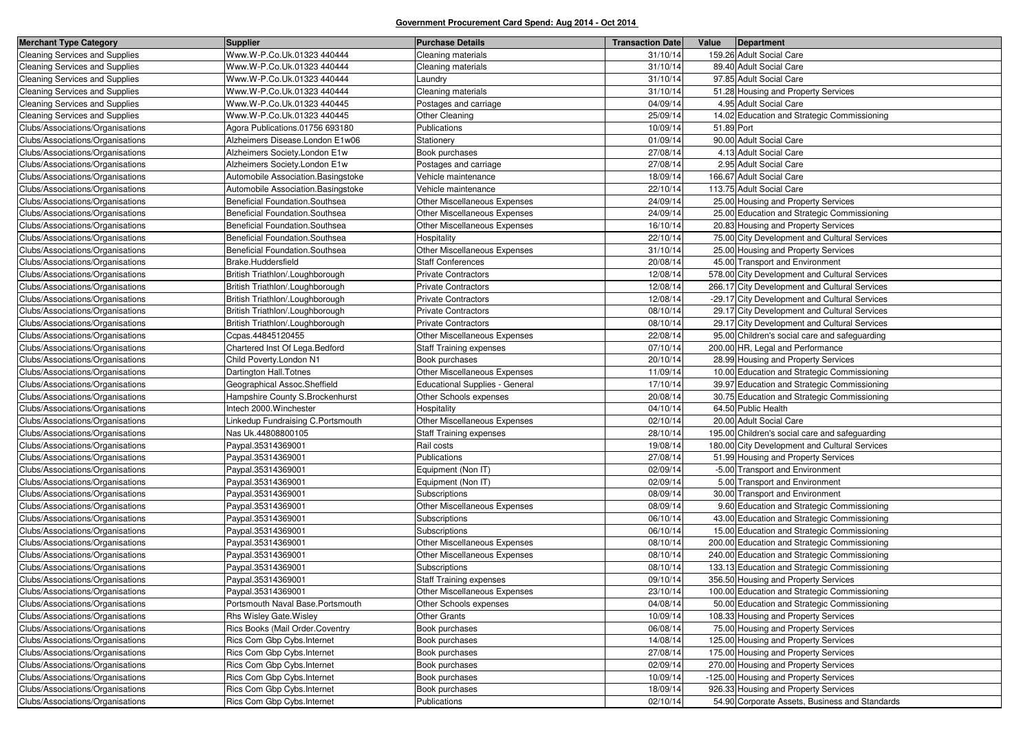## Government Procurement Card Spend: Aug 2014 - Oct 2014

| Merchant Type Category | Supplier | Purchase Details | Transaction Date | Value | Department |
|---|---|---|---|---|---|
| Cleaning Services and Supplies | Www.W-P.Co.Uk.01323 440444 | Cleaning materials | 31/10/14 | 159.26 | Adult Social Care |
| Cleaning Services and Supplies | Www.W-P.Co.Uk.01323 440444 | Cleaning materials | 31/10/14 | 89.40 | Adult Social Care |
| Cleaning Services and Supplies | Www.W-P.Co.Uk.01323 440444 | Laundry | 31/10/14 | 97.85 | Adult Social Care |
| Cleaning Services and Supplies | Www.W-P.Co.Uk.01323 440444 | Cleaning materials | 31/10/14 | 51.28 | Housing and Property Services |
| Cleaning Services and Supplies | Www.W-P.Co.Uk.01323 440445 | Postages and carriage | 04/09/14 | 4.95 | Adult Social Care |
| Cleaning Services and Supplies | Www.W-P.Co.Uk.01323 440445 | Other Cleaning | 25/09/14 | 14.02 | Education and Strategic Commissioning |
| Clubs/Associations/Organisations | Agora Publications.01756 693180 | Publications | 10/09/14 | 51.89 | Port |
| Clubs/Associations/Organisations | Alzheimers Disease.London E1w06 | Stationery | 01/09/14 | 90.00 | Adult Social Care |
| Clubs/Associations/Organisations | Alzheimers Society.London E1w | Book purchases | 27/08/14 | 4.13 | Adult Social Care |
| Clubs/Associations/Organisations | Alzheimers Society.London E1w | Postages and carriage | 27/08/14 | 2.95 | Adult Social Care |
| Clubs/Associations/Organisations | Automobile Association.Basingstoke | Vehicle maintenance | 18/09/14 | 166.67 | Adult Social Care |
| Clubs/Associations/Organisations | Automobile Association.Basingstoke | Vehicle maintenance | 22/10/14 | 113.75 | Adult Social Care |
| Clubs/Associations/Organisations | Beneficial Foundation.Southsea | Other Miscellaneous Expenses | 24/09/14 | 25.00 | Housing and Property Services |
| Clubs/Associations/Organisations | Beneficial Foundation.Southsea | Other Miscellaneous Expenses | 24/09/14 | 25.00 | Education and Strategic Commissioning |
| Clubs/Associations/Organisations | Beneficial Foundation.Southsea | Other Miscellaneous Expenses | 16/10/14 | 20.83 | Housing and Property Services |
| Clubs/Associations/Organisations | Beneficial Foundation.Southsea | Hospitality | 22/10/14 | 75.00 | City Development and Cultural Services |
| Clubs/Associations/Organisations | Beneficial Foundation.Southsea | Other Miscellaneous Expenses | 31/10/14 | 25.00 | Housing and Property Services |
| Clubs/Associations/Organisations | Brake.Huddersfield | Staff Conferences | 20/08/14 | 45.00 | Transport and Environment |
| Clubs/Associations/Organisations | British Triathlon/.Loughborough | Private Contractors | 12/08/14 | 578.00 | City Development and Cultural Services |
| Clubs/Associations/Organisations | British Triathlon/.Loughborough | Private Contractors | 12/08/14 | 266.17 | City Development and Cultural Services |
| Clubs/Associations/Organisations | British Triathlon/.Loughborough | Private Contractors | 12/08/14 | -29.17 | City Development and Cultural Services |
| Clubs/Associations/Organisations | British Triathlon/.Loughborough | Private Contractors | 08/10/14 | 29.17 | City Development and Cultural Services |
| Clubs/Associations/Organisations | British Triathlon/.Loughborough | Private Contractors | 08/10/14 | 29.17 | City Development and Cultural Services |
| Clubs/Associations/Organisations | Ccpas.44845120455 | Other Miscellaneous Expenses | 22/08/14 | 95.00 | Children's social care and safeguarding |
| Clubs/Associations/Organisations | Chartered Inst Of Lega.Bedford | Staff Training expenses | 07/10/14 | 200.00 | HR, Legal and Performance |
| Clubs/Associations/Organisations | Child Poverty.London N1 | Book purchases | 20/10/14 | 28.99 | Housing and Property Services |
| Clubs/Associations/Organisations | Dartington Hall.Totnes | Other Miscellaneous Expenses | 11/09/14 | 10.00 | Education and Strategic Commissioning |
| Clubs/Associations/Organisations | Geographical Assoc.Sheffield | Educational Supplies - General | 17/10/14 | 39.97 | Education and Strategic Commissioning |
| Clubs/Associations/Organisations | Hampshire County S.Brockenhurst | Other Schools expenses | 20/08/14 | 30.75 | Education and Strategic Commissioning |
| Clubs/Associations/Organisations | Intech 2000.Winchester | Hospitality | 04/10/14 | 64.50 | Public Health |
| Clubs/Associations/Organisations | Linkedup Fundraising C.Portsmouth | Other Miscellaneous Expenses | 02/10/14 | 20.00 | Adult Social Care |
| Clubs/Associations/Organisations | Nas Uk.44808800105 | Staff Training expenses | 28/10/14 | 195.00 | Children's social care and safeguarding |
| Clubs/Associations/Organisations | Paypal.35314369001 | Rail costs | 19/08/14 | 180.00 | City Development and Cultural Services |
| Clubs/Associations/Organisations | Paypal.35314369001 | Publications | 27/08/14 | 51.99 | Housing and Property Services |
| Clubs/Associations/Organisations | Paypal.35314369001 | Equipment (Non IT) | 02/09/14 | -5.00 | Transport and Environment |
| Clubs/Associations/Organisations | Paypal.35314369001 | Equipment (Non IT) | 02/09/14 | 5.00 | Transport and Environment |
| Clubs/Associations/Organisations | Paypal.35314369001 | Subscriptions | 08/09/14 | 30.00 | Transport and Environment |
| Clubs/Associations/Organisations | Paypal.35314369001 | Other Miscellaneous Expenses | 08/09/14 | 9.60 | Education and Strategic Commissioning |
| Clubs/Associations/Organisations | Paypal.35314369001 | Subscriptions | 06/10/14 | 43.00 | Education and Strategic Commissioning |
| Clubs/Associations/Organisations | Paypal.35314369001 | Subscriptions | 06/10/14 | 15.00 | Education and Strategic Commissioning |
| Clubs/Associations/Organisations | Paypal.35314369001 | Other Miscellaneous Expenses | 08/10/14 | 200.00 | Education and Strategic Commissioning |
| Clubs/Associations/Organisations | Paypal.35314369001 | Other Miscellaneous Expenses | 08/10/14 | 240.00 | Education and Strategic Commissioning |
| Clubs/Associations/Organisations | Paypal.35314369001 | Subscriptions | 08/10/14 | 133.13 | Education and Strategic Commissioning |
| Clubs/Associations/Organisations | Paypal.35314369001 | Staff Training expenses | 09/10/14 | 356.50 | Housing and Property Services |
| Clubs/Associations/Organisations | Paypal.35314369001 | Other Miscellaneous Expenses | 23/10/14 | 100.00 | Education and Strategic Commissioning |
| Clubs/Associations/Organisations | Portsmouth Naval Base.Portsmouth | Other Schools expenses | 04/08/14 | 50.00 | Education and Strategic Commissioning |
| Clubs/Associations/Organisations | Rhs Wisley Gate.Wisley | Other Grants | 10/09/14 | 108.33 | Housing and Property Services |
| Clubs/Associations/Organisations | Rics Books (Mail Order.Coventry | Book purchases | 06/08/14 | 75.00 | Housing and Property Services |
| Clubs/Associations/Organisations | Rics Com Gbp Cybs.Internet | Book purchases | 14/08/14 | 125.00 | Housing and Property Services |
| Clubs/Associations/Organisations | Rics Com Gbp Cybs.Internet | Book purchases | 27/08/14 | 175.00 | Housing and Property Services |
| Clubs/Associations/Organisations | Rics Com Gbp Cybs.Internet | Book purchases | 02/09/14 | 270.00 | Housing and Property Services |
| Clubs/Associations/Organisations | Rics Com Gbp Cybs.Internet | Book purchases | 10/09/14 | -125.00 | Housing and Property Services |
| Clubs/Associations/Organisations | Rics Com Gbp Cybs.Internet | Book purchases | 18/09/14 | 926.33 | Housing and Property Services |
| Clubs/Associations/Organisations | Rics Com Gbp Cybs.Internet | Publications | 02/10/14 | 54.90 | Corporate Assets, Business and Standards |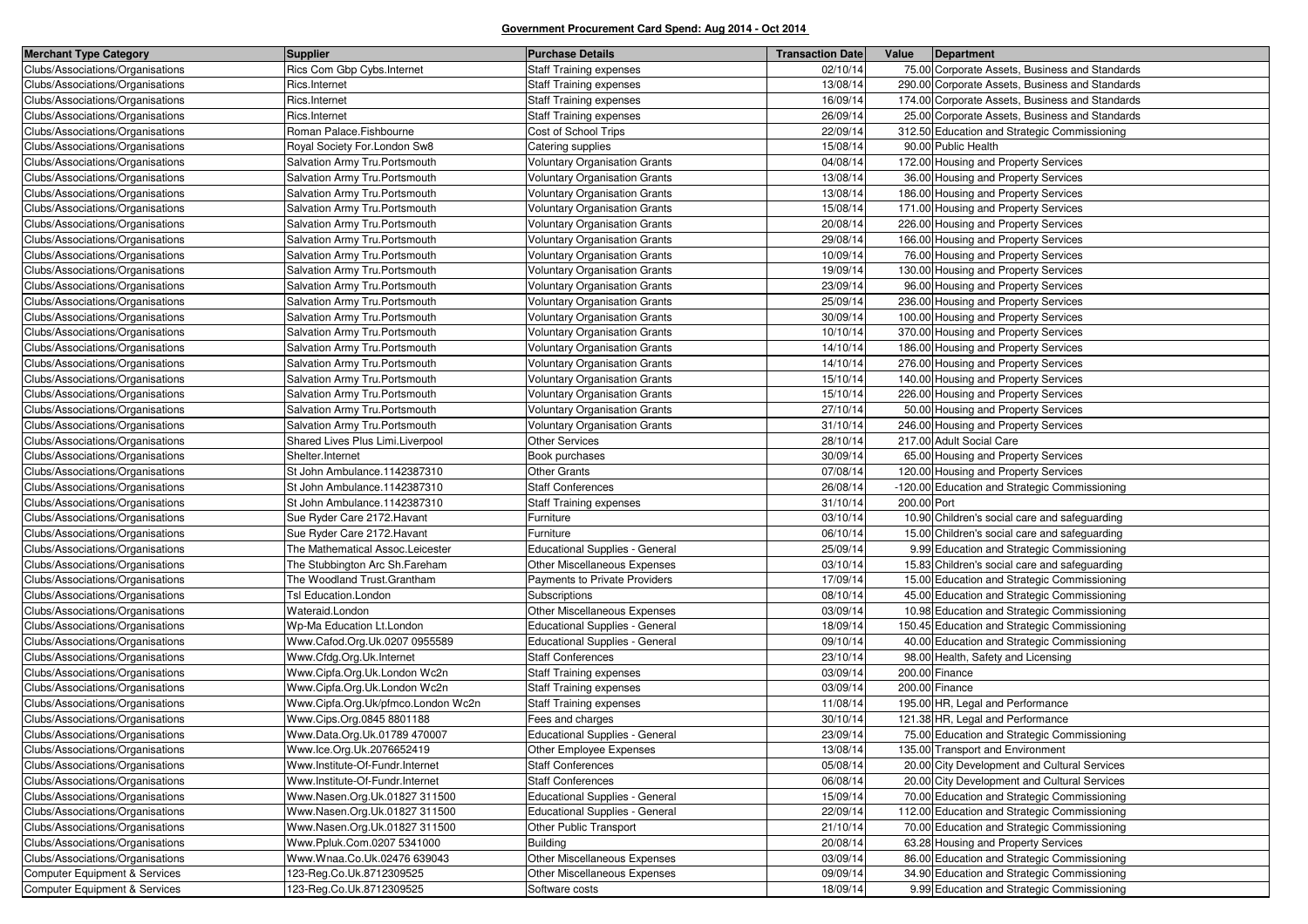**Government Procurement Card Spend: Aug 2014 - Oct 2014**

| Merchant Type Category | Supplier | Purchase Details | Transaction Date | Value | Department |
|---|---|---|---|---|---|
| Clubs/Associations/Organisations | Rics Com Gbp Cybs.Internet | Staff Training expenses | 02/10/14 | 75.00 | Corporate Assets, Business and Standards |
| Clubs/Associations/Organisations | Rics.Internet | Staff Training expenses | 13/08/14 | 290.00 | Corporate Assets, Business and Standards |
| Clubs/Associations/Organisations | Rics.Internet | Staff Training expenses | 16/09/14 | 174.00 | Corporate Assets, Business and Standards |
| Clubs/Associations/Organisations | Rics.Internet | Staff Training expenses | 26/09/14 | 25.00 | Corporate Assets, Business and Standards |
| Clubs/Associations/Organisations | Roman Palace.Fishbourne | Cost of School Trips | 22/09/14 | 312.50 | Education and Strategic Commissioning |
| Clubs/Associations/Organisations | Royal Society For.London Sw8 | Catering supplies | 15/08/14 | 90.00 | Public Health |
| Clubs/Associations/Organisations | Salvation Army Tru.Portsmouth | Voluntary Organisation Grants | 04/08/14 | 172.00 | Housing and Property Services |
| Clubs/Associations/Organisations | Salvation Army Tru.Portsmouth | Voluntary Organisation Grants | 13/08/14 | 36.00 | Housing and Property Services |
| Clubs/Associations/Organisations | Salvation Army Tru.Portsmouth | Voluntary Organisation Grants | 13/08/14 | 186.00 | Housing and Property Services |
| Clubs/Associations/Organisations | Salvation Army Tru.Portsmouth | Voluntary Organisation Grants | 15/08/14 | 171.00 | Housing and Property Services |
| Clubs/Associations/Organisations | Salvation Army Tru.Portsmouth | Voluntary Organisation Grants | 20/08/14 | 226.00 | Housing and Property Services |
| Clubs/Associations/Organisations | Salvation Army Tru.Portsmouth | Voluntary Organisation Grants | 29/08/14 | 166.00 | Housing and Property Services |
| Clubs/Associations/Organisations | Salvation Army Tru.Portsmouth | Voluntary Organisation Grants | 10/09/14 | 76.00 | Housing and Property Services |
| Clubs/Associations/Organisations | Salvation Army Tru.Portsmouth | Voluntary Organisation Grants | 19/09/14 | 130.00 | Housing and Property Services |
| Clubs/Associations/Organisations | Salvation Army Tru.Portsmouth | Voluntary Organisation Grants | 23/09/14 | 96.00 | Housing and Property Services |
| Clubs/Associations/Organisations | Salvation Army Tru.Portsmouth | Voluntary Organisation Grants | 25/09/14 | 236.00 | Housing and Property Services |
| Clubs/Associations/Organisations | Salvation Army Tru.Portsmouth | Voluntary Organisation Grants | 30/09/14 | 100.00 | Housing and Property Services |
| Clubs/Associations/Organisations | Salvation Army Tru.Portsmouth | Voluntary Organisation Grants | 10/10/14 | 370.00 | Housing and Property Services |
| Clubs/Associations/Organisations | Salvation Army Tru.Portsmouth | Voluntary Organisation Grants | 14/10/14 | 186.00 | Housing and Property Services |
| Clubs/Associations/Organisations | Salvation Army Tru.Portsmouth | Voluntary Organisation Grants | 14/10/14 | 276.00 | Housing and Property Services |
| Clubs/Associations/Organisations | Salvation Army Tru.Portsmouth | Voluntary Organisation Grants | 15/10/14 | 140.00 | Housing and Property Services |
| Clubs/Associations/Organisations | Salvation Army Tru.Portsmouth | Voluntary Organisation Grants | 15/10/14 | 226.00 | Housing and Property Services |
| Clubs/Associations/Organisations | Salvation Army Tru.Portsmouth | Voluntary Organisation Grants | 27/10/14 | 50.00 | Housing and Property Services |
| Clubs/Associations/Organisations | Salvation Army Tru.Portsmouth | Voluntary Organisation Grants | 31/10/14 | 246.00 | Housing and Property Services |
| Clubs/Associations/Organisations | Shared Lives Plus Limi.Liverpool | Other Services | 28/10/14 | 217.00 | Adult Social Care |
| Clubs/Associations/Organisations | Shelter.Internet | Book purchases | 30/09/14 | 65.00 | Housing and Property Services |
| Clubs/Associations/Organisations | St John Ambulance.1142387310 | Other Grants | 07/08/14 | 120.00 | Housing and Property Services |
| Clubs/Associations/Organisations | St John Ambulance.1142387310 | Staff Conferences | 26/08/14 | -120.00 | Education and Strategic Commissioning |
| Clubs/Associations/Organisations | St John Ambulance.1142387310 | Staff Training expenses | 31/10/14 | 200.00 | Port |
| Clubs/Associations/Organisations | Sue Ryder Care 2172.Havant | Furniture | 03/10/14 | 10.90 | Children's social care and safeguarding |
| Clubs/Associations/Organisations | Sue Ryder Care 2172.Havant | Furniture | 06/10/14 | 15.00 | Children's social care and safeguarding |
| Clubs/Associations/Organisations | The Mathematical Assoc.Leicester | Educational Supplies - General | 25/09/14 | 9.99 | Education and Strategic Commissioning |
| Clubs/Associations/Organisations | The Stubbington Arc Sh.Fareham | Other Miscellaneous Expenses | 03/10/14 | 15.83 | Children's social care and safeguarding |
| Clubs/Associations/Organisations | The Woodland Trust.Grantham | Payments to Private Providers | 17/09/14 | 15.00 | Education and Strategic Commissioning |
| Clubs/Associations/Organisations | Tsl Education.London | Subscriptions | 08/10/14 | 45.00 | Education and Strategic Commissioning |
| Clubs/Associations/Organisations | Wateraid.London | Other Miscellaneous Expenses | 03/09/14 | 10.98 | Education and Strategic Commissioning |
| Clubs/Associations/Organisations | Wp-Ma Education Lt.London | Educational Supplies - General | 18/09/14 | 150.45 | Education and Strategic Commissioning |
| Clubs/Associations/Organisations | Www.Cafod.Org.Uk.0207 0955589 | Educational Supplies - General | 09/10/14 | 40.00 | Education and Strategic Commissioning |
| Clubs/Associations/Organisations | Www.Cfdg.Org.Uk.Internet | Staff Conferences | 23/10/14 | 98.00 | Health, Safety and Licensing |
| Clubs/Associations/Organisations | Www.Cipfa.Org.Uk.London Wc2n | Staff Training expenses | 03/09/14 | 200.00 | Finance |
| Clubs/Associations/Organisations | Www.Cipfa.Org.Uk.London Wc2n | Staff Training expenses | 03/09/14 | 200.00 | Finance |
| Clubs/Associations/Organisations | Www.Cipfa.Org.Uk/pfmco.London Wc2n | Staff Training expenses | 11/08/14 | 195.00 | HR, Legal and Performance |
| Clubs/Associations/Organisations | Www.Cips.Org.0845 8801188 | Fees and charges | 30/10/14 | 121.38 | HR, Legal and Performance |
| Clubs/Associations/Organisations | Www.Data.Org.Uk.01789 470007 | Educational Supplies - General | 23/09/14 | 75.00 | Education and Strategic Commissioning |
| Clubs/Associations/Organisations | Www.Ice.Org.Uk.2076652419 | Other Employee Expenses | 13/08/14 | 135.00 | Transport and Environment |
| Clubs/Associations/Organisations | Www.Institute-Of-Fundr.Internet | Staff Conferences | 05/08/14 | 20.00 | City Development and Cultural Services |
| Clubs/Associations/Organisations | Www.Institute-Of-Fundr.Internet | Staff Conferences | 06/08/14 | 20.00 | City Development and Cultural Services |
| Clubs/Associations/Organisations | Www.Nasen.Org.Uk.01827 311500 | Educational Supplies - General | 15/09/14 | 70.00 | Education and Strategic Commissioning |
| Clubs/Associations/Organisations | Www.Nasen.Org.Uk.01827 311500 | Educational Supplies - General | 22/09/14 | 112.00 | Education and Strategic Commissioning |
| Clubs/Associations/Organisations | Www.Nasen.Org.Uk.01827 311500 | Other Public Transport | 21/10/14 | 70.00 | Education and Strategic Commissioning |
| Clubs/Associations/Organisations | Www.Ppluk.Com.0207 5341000 | Building | 20/08/14 | 63.28 | Housing and Property Services |
| Clubs/Associations/Organisations | Www.Wnaa.Co.Uk.02476 639043 | Other Miscellaneous Expenses | 03/09/14 | 86.00 | Education and Strategic Commissioning |
| Computer Equipment & Services | 123-Reg.Co.Uk.8712309525 | Other Miscellaneous Expenses | 09/09/14 | 34.90 | Education and Strategic Commissioning |
| Computer Equipment & Services | 123-Reg.Co.Uk.8712309525 | Software costs | 18/09/14 | 9.99 | Education and Strategic Commissioning |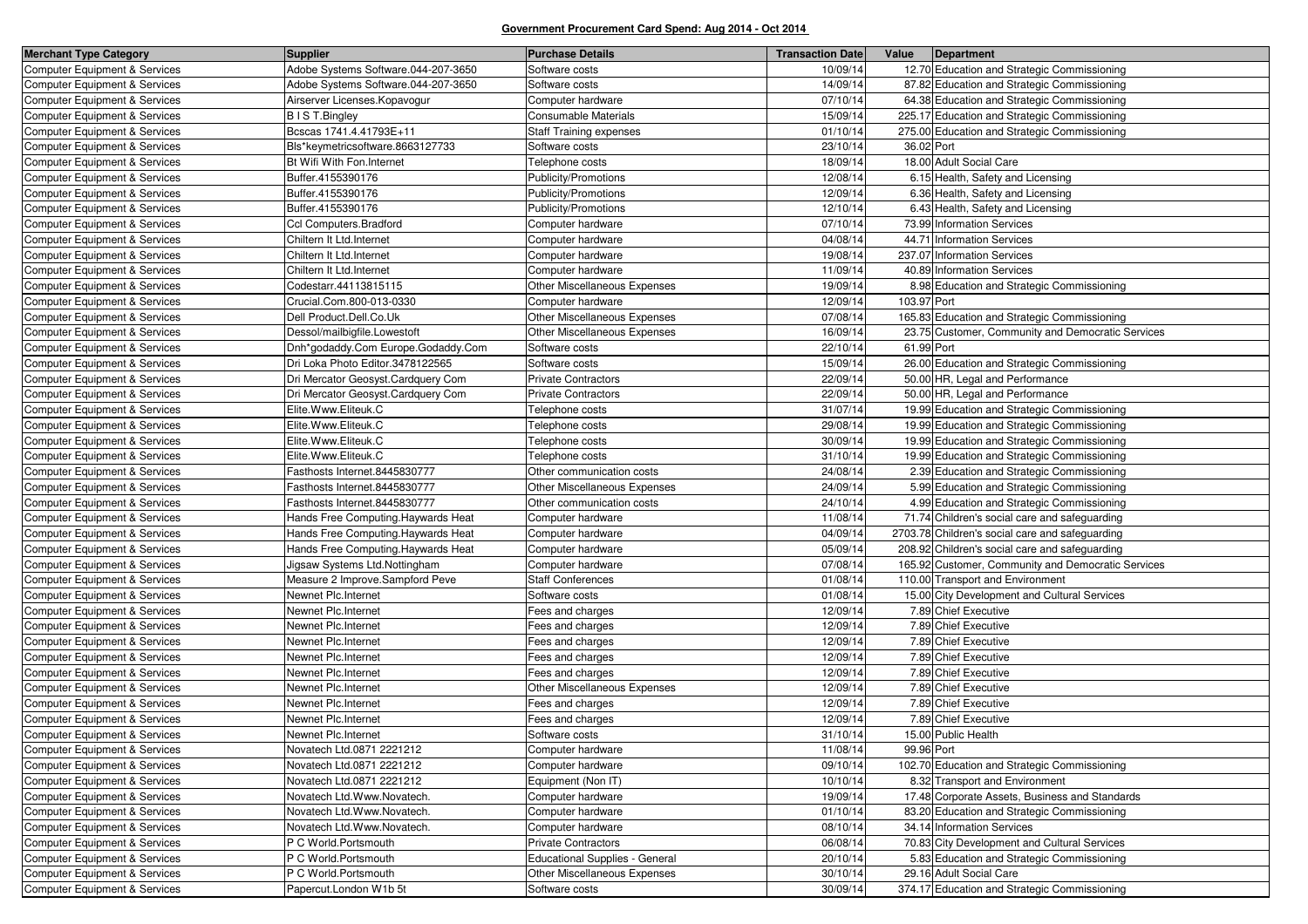## Government Procurement Card Spend: Aug 2014 - Oct 2014

| Merchant Type Category | Supplier | Purchase Details | Transaction Date | Value | Department |
|---|---|---|---|---|---|
| Computer Equipment & Services | Adobe Systems Software.044-207-3650 | Software costs | 10/09/14 | 12.70 | Education and Strategic Commissioning |
| Computer Equipment & Services | Adobe Systems Software.044-207-3650 | Software costs | 14/09/14 | 87.82 | Education and Strategic Commissioning |
| Computer Equipment & Services | Airserver Licenses.Kopavogur | Computer hardware | 07/10/14 | 64.38 | Education and Strategic Commissioning |
| Computer Equipment & Services | B I S T.Bingley | Consumable Materials | 15/09/14 | 225.17 | Education and Strategic Commissioning |
| Computer Equipment & Services | Bcscas 1741.4.41793E+11 | Staff Training expenses | 01/10/14 | 275.00 | Education and Strategic Commissioning |
| Computer Equipment & Services | Bls*keymetricsoftware.8663127733 | Software costs | 23/10/14 | 36.02 | Port |
| Computer Equipment & Services | Bt Wifi With Fon.Internet | Telephone costs | 18/09/14 | 18.00 | Adult Social Care |
| Computer Equipment & Services | Buffer.4155390176 | Publicity/Promotions | 12/08/14 | 6.15 | Health, Safety and Licensing |
| Computer Equipment & Services | Buffer.4155390176 | Publicity/Promotions | 12/09/14 | 6.36 | Health, Safety and Licensing |
| Computer Equipment & Services | Buffer.4155390176 | Publicity/Promotions | 12/10/14 | 6.43 | Health, Safety and Licensing |
| Computer Equipment & Services | Ccl Computers.Bradford | Computer hardware | 07/10/14 | 73.99 | Information Services |
| Computer Equipment & Services | Chiltern It Ltd.Internet | Computer hardware | 04/08/14 | 44.71 | Information Services |
| Computer Equipment & Services | Chiltern It Ltd.Internet | Computer hardware | 19/08/14 | 237.07 | Information Services |
| Computer Equipment & Services | Chiltern It Ltd.Internet | Computer hardware | 11/09/14 | 40.89 | Information Services |
| Computer Equipment & Services | Codestarr.44113815115 | Other Miscellaneous Expenses | 19/09/14 | 8.98 | Education and Strategic Commissioning |
| Computer Equipment & Services | Crucial.Com.800-013-0330 | Computer hardware | 12/09/14 | 103.97 | Port |
| Computer Equipment & Services | Dell Product.Dell.Co.Uk | Other Miscellaneous Expenses | 07/08/14 | 165.83 | Education and Strategic Commissioning |
| Computer Equipment & Services | Dessol/mailbigfile.Lowestoft | Other Miscellaneous Expenses | 16/09/14 | 23.75 | Customer, Community and Democratic Services |
| Computer Equipment & Services | Dnh*godaddy.Com Europe.Godaddy.Com | Software costs | 22/10/14 | 61.99 | Port |
| Computer Equipment & Services | Dri Loka Photo Editor.3478122565 | Software costs | 15/09/14 | 26.00 | Education and Strategic Commissioning |
| Computer Equipment & Services | Dri Mercator Geosyst.Cardquery Com | Private Contractors | 22/09/14 | 50.00 | HR, Legal and Performance |
| Computer Equipment & Services | Dri Mercator Geosyst.Cardquery Com | Private Contractors | 22/09/14 | 50.00 | HR, Legal and Performance |
| Computer Equipment & Services | Elite.Www.Eliteuk.C | Telephone costs | 31/07/14 | 19.99 | Education and Strategic Commissioning |
| Computer Equipment & Services | Elite.Www.Eliteuk.C | Telephone costs | 29/08/14 | 19.99 | Education and Strategic Commissioning |
| Computer Equipment & Services | Elite.Www.Eliteuk.C | Telephone costs | 30/09/14 | 19.99 | Education and Strategic Commissioning |
| Computer Equipment & Services | Elite.Www.Eliteuk.C | Telephone costs | 31/10/14 | 19.99 | Education and Strategic Commissioning |
| Computer Equipment & Services | Fasthosts Internet.8445830777 | Other communication costs | 24/08/14 | 2.39 | Education and Strategic Commissioning |
| Computer Equipment & Services | Fasthosts Internet.8445830777 | Other Miscellaneous Expenses | 24/09/14 | 5.99 | Education and Strategic Commissioning |
| Computer Equipment & Services | Fasthosts Internet.8445830777 | Other communication costs | 24/10/14 | 4.99 | Education and Strategic Commissioning |
| Computer Equipment & Services | Hands Free Computing.Haywards Heat | Computer hardware | 11/08/14 | 71.74 | Children's social care and safeguarding |
| Computer Equipment & Services | Hands Free Computing.Haywards Heat | Computer hardware | 04/09/14 | 2703.78 | Children's social care and safeguarding |
| Computer Equipment & Services | Hands Free Computing.Haywards Heat | Computer hardware | 05/09/14 | 208.92 | Children's social care and safeguarding |
| Computer Equipment & Services | Jigsaw Systems Ltd.Nottingham | Computer hardware | 07/08/14 | 165.92 | Customer, Community and Democratic Services |
| Computer Equipment & Services | Measure 2 Improve.Sampford Peve | Staff Conferences | 01/08/14 | 110.00 | Transport and Environment |
| Computer Equipment & Services | Newnet Plc.Internet | Software costs | 01/08/14 | 15.00 | City Development and Cultural Services |
| Computer Equipment & Services | Newnet Plc.Internet | Fees and charges | 12/09/14 | 7.89 | Chief Executive |
| Computer Equipment & Services | Newnet Plc.Internet | Fees and charges | 12/09/14 | 7.89 | Chief Executive |
| Computer Equipment & Services | Newnet Plc.Internet | Fees and charges | 12/09/14 | 7.89 | Chief Executive |
| Computer Equipment & Services | Newnet Plc.Internet | Fees and charges | 12/09/14 | 7.89 | Chief Executive |
| Computer Equipment & Services | Newnet Plc.Internet | Fees and charges | 12/09/14 | 7.89 | Chief Executive |
| Computer Equipment & Services | Newnet Plc.Internet | Other Miscellaneous Expenses | 12/09/14 | 7.89 | Chief Executive |
| Computer Equipment & Services | Newnet Plc.Internet | Fees and charges | 12/09/14 | 7.89 | Chief Executive |
| Computer Equipment & Services | Newnet Plc.Internet | Fees and charges | 12/09/14 | 7.89 | Chief Executive |
| Computer Equipment & Services | Newnet Plc.Internet | Software costs | 31/10/14 | 15.00 | Public Health |
| Computer Equipment & Services | Novatech Ltd.0871 2221212 | Computer hardware | 11/08/14 | 99.96 | Port |
| Computer Equipment & Services | Novatech Ltd.0871 2221212 | Computer hardware | 09/10/14 | 102.70 | Education and Strategic Commissioning |
| Computer Equipment & Services | Novatech Ltd.0871 2221212 | Equipment (Non IT) | 10/10/14 | 8.32 | Transport and Environment |
| Computer Equipment & Services | Novatech Ltd.Www.Novatech. | Computer hardware | 19/09/14 | 17.48 | Corporate Assets, Business and Standards |
| Computer Equipment & Services | Novatech Ltd.Www.Novatech. | Computer hardware | 01/10/14 | 83.20 | Education and Strategic Commissioning |
| Computer Equipment & Services | Novatech Ltd.Www.Novatech. | Computer hardware | 08/10/14 | 34.14 | Information Services |
| Computer Equipment & Services | P C World.Portsmouth | Private Contractors | 06/08/14 | 70.83 | City Development and Cultural Services |
| Computer Equipment & Services | P C World.Portsmouth | Educational Supplies - General | 20/10/14 | 5.83 | Education and Strategic Commissioning |
| Computer Equipment & Services | P C World.Portsmouth | Other Miscellaneous Expenses | 30/10/14 | 29.16 | Adult Social Care |
| Computer Equipment & Services | Papercut.London W1b 5t | Software costs | 30/09/14 | 374.17 | Education and Strategic Commissioning |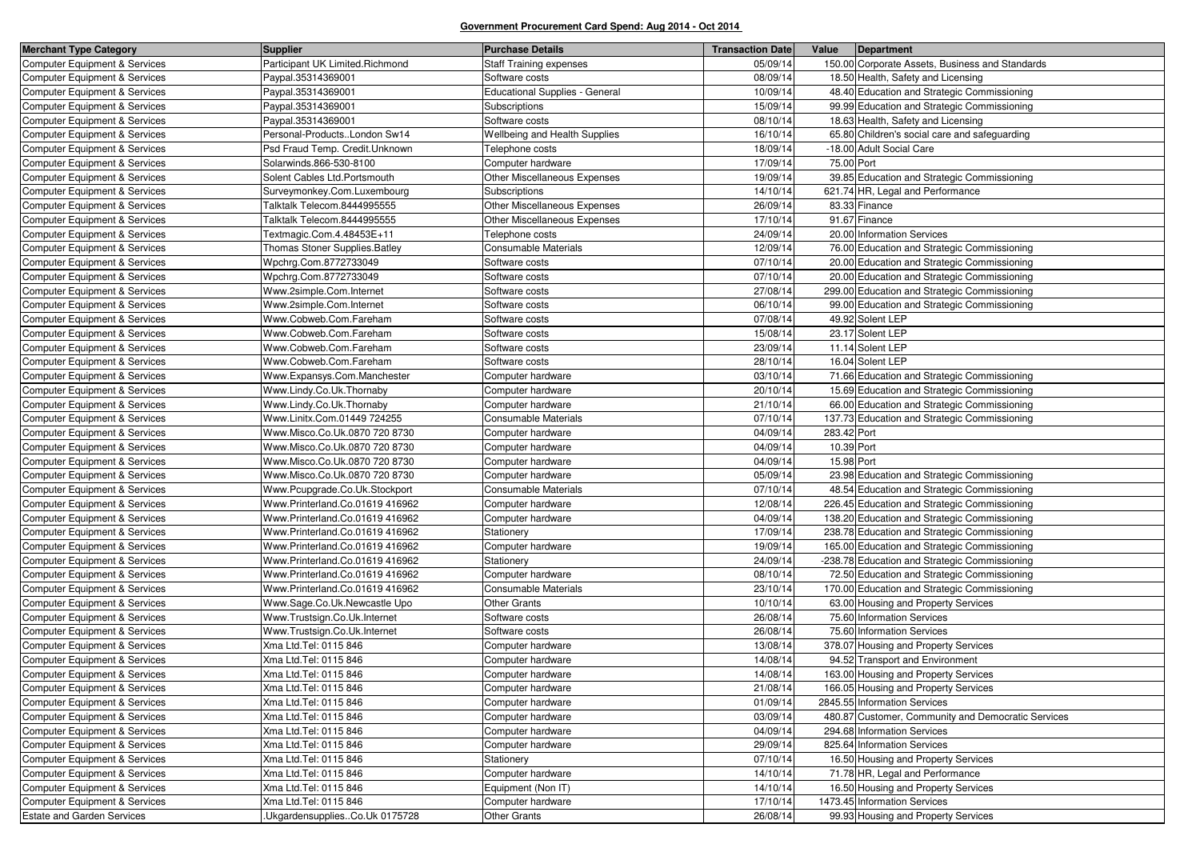**Government Procurement Card Spend: Aug 2014 - Oct 2014**

| Merchant Type Category | Supplier | Purchase Details | Transaction Date | Value | Department |
|---|---|---|---|---|---|
| Computer Equipment & Services | Participant UK Limited.Richmond | Staff Training expenses | 05/09/14 | 150.00 | Corporate Assets, Business and Standards |
| Computer Equipment & Services | Paypal.35314369001 | Software costs | 08/09/14 | 18.50 | Health, Safety and Licensing |
| Computer Equipment & Services | Paypal.35314369001 | Educational Supplies - General | 10/09/14 | 48.40 | Education and Strategic Commissioning |
| Computer Equipment & Services | Paypal.35314369001 | Subscriptions | 15/09/14 | 99.99 | Education and Strategic Commissioning |
| Computer Equipment & Services | Paypal.35314369001 | Software costs | 08/10/14 | 18.63 | Health, Safety and Licensing |
| Computer Equipment & Services | Personal-Products..London Sw14 | Wellbeing and Health Supplies | 16/10/14 | 65.80 | Children's social care and safeguarding |
| Computer Equipment & Services | Psd Fraud Temp. Credit.Unknown | Telephone costs | 18/09/14 | -18.00 | Adult Social Care |
| Computer Equipment & Services | Solarwinds.866-530-8100 | Computer hardware | 17/09/14 | 75.00 | Port |
| Computer Equipment & Services | Solent Cables Ltd.Portsmouth | Other Miscellaneous Expenses | 19/09/14 | 39.85 | Education and Strategic Commissioning |
| Computer Equipment & Services | Surveymonkey.Com.Luxembourg | Subscriptions | 14/10/14 | 621.74 | HR, Legal and Performance |
| Computer Equipment & Services | Talktalk Telecom.8444995555 | Other Miscellaneous Expenses | 26/09/14 | 83.33 | Finance |
| Computer Equipment & Services | Talktalk Telecom.8444995555 | Other Miscellaneous Expenses | 17/10/14 | 91.67 | Finance |
| Computer Equipment & Services | Textmagic.Com.4.48453E+11 | Telephone costs | 24/09/14 | 20.00 | Information Services |
| Computer Equipment & Services | Thomas Stoner Supplies.Batley | Consumable Materials | 12/09/14 | 76.00 | Education and Strategic Commissioning |
| Computer Equipment & Services | Wpchrg.Com.8772733049 | Software costs | 07/10/14 | 20.00 | Education and Strategic Commissioning |
| Computer Equipment & Services | Wpchrg.Com.8772733049 | Software costs | 07/10/14 | 20.00 | Education and Strategic Commissioning |
| Computer Equipment & Services | Www.2simple.Com.Internet | Software costs | 27/08/14 | 299.00 | Education and Strategic Commissioning |
| Computer Equipment & Services | Www.2simple.Com.Internet | Software costs | 06/10/14 | 99.00 | Education and Strategic Commissioning |
| Computer Equipment & Services | Www.Cobweb.Com.Fareham | Software costs | 07/08/14 | 49.92 | Solent LEP |
| Computer Equipment & Services | Www.Cobweb.Com.Fareham | Software costs | 15/08/14 | 23.17 | Solent LEP |
| Computer Equipment & Services | Www.Cobweb.Com.Fareham | Software costs | 23/09/14 | 11.14 | Solent LEP |
| Computer Equipment & Services | Www.Cobweb.Com.Fareham | Software costs | 28/10/14 | 16.04 | Solent LEP |
| Computer Equipment & Services | Www.Expansys.Com.Manchester | Computer hardware | 03/10/14 | 71.66 | Education and Strategic Commissioning |
| Computer Equipment & Services | Www.Lindy.Co.Uk.Thornaby | Computer hardware | 20/10/14 | 15.69 | Education and Strategic Commissioning |
| Computer Equipment & Services | Www.Lindy.Co.Uk.Thornaby | Computer hardware | 21/10/14 | 66.00 | Education and Strategic Commissioning |
| Computer Equipment & Services | Www.Linitx.Com.01449 724255 | Consumable Materials | 07/10/14 | 137.73 | Education and Strategic Commissioning |
| Computer Equipment & Services | Www.Misco.Co.Uk.0870 720 8730 | Computer hardware | 04/09/14 | 283.42 | Port |
| Computer Equipment & Services | Www.Misco.Co.Uk.0870 720 8730 | Computer hardware | 04/09/14 | 10.39 | Port |
| Computer Equipment & Services | Www.Misco.Co.Uk.0870 720 8730 | Computer hardware | 04/09/14 | 15.98 | Port |
| Computer Equipment & Services | Www.Misco.Co.Uk.0870 720 8730 | Computer hardware | 05/09/14 | 23.98 | Education and Strategic Commissioning |
| Computer Equipment & Services | Www.Pcupgrade.Co.Uk.Stockport | Consumable Materials | 07/10/14 | 48.54 | Education and Strategic Commissioning |
| Computer Equipment & Services | Www.Printerland.Co.01619 416962 | Computer hardware | 12/08/14 | 226.45 | Education and Strategic Commissioning |
| Computer Equipment & Services | Www.Printerland.Co.01619 416962 | Computer hardware | 04/09/14 | 138.20 | Education and Strategic Commissioning |
| Computer Equipment & Services | Www.Printerland.Co.01619 416962 | Stationery | 17/09/14 | 238.78 | Education and Strategic Commissioning |
| Computer Equipment & Services | Www.Printerland.Co.01619 416962 | Computer hardware | 19/09/14 | 165.00 | Education and Strategic Commissioning |
| Computer Equipment & Services | Www.Printerland.Co.01619 416962 | Stationery | 24/09/14 | -238.78 | Education and Strategic Commissioning |
| Computer Equipment & Services | Www.Printerland.Co.01619 416962 | Computer hardware | 08/10/14 | 72.50 | Education and Strategic Commissioning |
| Computer Equipment & Services | Www.Printerland.Co.01619 416962 | Consumable Materials | 23/10/14 | 170.00 | Education and Strategic Commissioning |
| Computer Equipment & Services | Www.Sage.Co.Uk.Newcastle Upo | Other Grants | 10/10/14 | 63.00 | Housing and Property Services |
| Computer Equipment & Services | Www.Trustsign.Co.Uk.Internet | Software costs | 26/08/14 | 75.60 | Information Services |
| Computer Equipment & Services | Www.Trustsign.Co.Uk.Internet | Software costs | 26/08/14 | 75.60 | Information Services |
| Computer Equipment & Services | Xma Ltd.Tel: 0115 846 | Computer hardware | 13/08/14 | 378.07 | Housing and Property Services |
| Computer Equipment & Services | Xma Ltd.Tel: 0115 846 | Computer hardware | 14/08/14 | 94.52 | Transport and Environment |
| Computer Equipment & Services | Xma Ltd.Tel: 0115 846 | Computer hardware | 14/08/14 | 163.00 | Housing and Property Services |
| Computer Equipment & Services | Xma Ltd.Tel: 0115 846 | Computer hardware | 21/08/14 | 166.05 | Housing and Property Services |
| Computer Equipment & Services | Xma Ltd.Tel: 0115 846 | Computer hardware | 01/09/14 | 2845.55 | Information Services |
| Computer Equipment & Services | Xma Ltd.Tel: 0115 846 | Computer hardware | 03/09/14 | 480.87 | Customer, Community and Democratic Services |
| Computer Equipment & Services | Xma Ltd.Tel: 0115 846 | Computer hardware | 04/09/14 | 294.68 | Information Services |
| Computer Equipment & Services | Xma Ltd.Tel: 0115 846 | Computer hardware | 29/09/14 | 825.64 | Information Services |
| Computer Equipment & Services | Xma Ltd.Tel: 0115 846 | Stationery | 07/10/14 | 16.50 | Housing and Property Services |
| Computer Equipment & Services | Xma Ltd.Tel: 0115 846 | Computer hardware | 14/10/14 | 71.78 | HR, Legal and Performance |
| Computer Equipment & Services | Xma Ltd.Tel: 0115 846 | Equipment (Non IT) | 14/10/14 | 16.50 | Housing and Property Services |
| Computer Equipment & Services | Xma Ltd.Tel: 0115 846 | Computer hardware | 17/10/14 | 1473.45 | Information Services |
| Estate and Garden Services | .Ukgardensupplies..Co.Uk 0175728 | Other Grants | 26/08/14 | 99.93 | Housing and Property Services |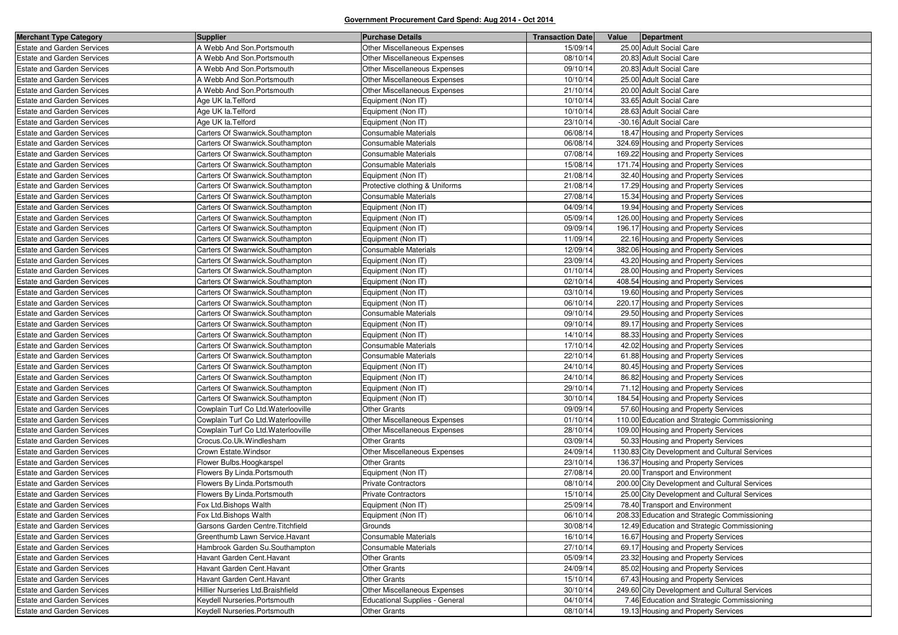**Government Procurement Card Spend: Aug 2014 - Oct 2014**

| Merchant Type Category | Supplier | Purchase Details | Transaction Date | Value | Department |
|---|---|---|---|---|---|
| Estate and Garden Services | A Webb And Son.Portsmouth | Other Miscellaneous Expenses | 15/09/14 | 25.00 | Adult Social Care |
| Estate and Garden Services | A Webb And Son.Portsmouth | Other Miscellaneous Expenses | 08/10/14 | 20.83 | Adult Social Care |
| Estate and Garden Services | A Webb And Son.Portsmouth | Other Miscellaneous Expenses | 09/10/14 | 20.83 | Adult Social Care |
| Estate and Garden Services | A Webb And Son.Portsmouth | Other Miscellaneous Expenses | 10/10/14 | 25.00 | Adult Social Care |
| Estate and Garden Services | A Webb And Son.Portsmouth | Other Miscellaneous Expenses | 21/10/14 | 20.00 | Adult Social Care |
| Estate and Garden Services | Age UK Ia.Telford | Equipment (Non IT) | 10/10/14 | 33.65 | Adult Social Care |
| Estate and Garden Services | Age UK Ia.Telford | Equipment (Non IT) | 10/10/14 | 28.63 | Adult Social Care |
| Estate and Garden Services | Age UK Ia.Telford | Equipment (Non IT) | 23/10/14 | -30.16 | Adult Social Care |
| Estate and Garden Services | Carters Of Swanwick.Southampton | Consumable Materials | 06/08/14 | 18.47 | Housing and Property Services |
| Estate and Garden Services | Carters Of Swanwick.Southampton | Consumable Materials | 06/08/14 | 324.69 | Housing and Property Services |
| Estate and Garden Services | Carters Of Swanwick.Southampton | Consumable Materials | 07/08/14 | 169.22 | Housing and Property Services |
| Estate and Garden Services | Carters Of Swanwick.Southampton | Consumable Materials | 15/08/14 | 171.74 | Housing and Property Services |
| Estate and Garden Services | Carters Of Swanwick.Southampton | Equipment (Non IT) | 21/08/14 | 32.40 | Housing and Property Services |
| Estate and Garden Services | Carters Of Swanwick.Southampton | Protective clothing & Uniforms | 21/08/14 | 17.29 | Housing and Property Services |
| Estate and Garden Services | Carters Of Swanwick.Southampton | Consumable Materials | 27/08/14 | 15.34 | Housing and Property Services |
| Estate and Garden Services | Carters Of Swanwick.Southampton | Equipment (Non IT) | 04/09/14 | 19.94 | Housing and Property Services |
| Estate and Garden Services | Carters Of Swanwick.Southampton | Equipment (Non IT) | 05/09/14 | 126.00 | Housing and Property Services |
| Estate and Garden Services | Carters Of Swanwick.Southampton | Equipment (Non IT) | 09/09/14 | 196.17 | Housing and Property Services |
| Estate and Garden Services | Carters Of Swanwick.Southampton | Equipment (Non IT) | 11/09/14 | 22.16 | Housing and Property Services |
| Estate and Garden Services | Carters Of Swanwick.Southampton | Consumable Materials | 12/09/14 | 382.06 | Housing and Property Services |
| Estate and Garden Services | Carters Of Swanwick.Southampton | Equipment (Non IT) | 23/09/14 | 43.20 | Housing and Property Services |
| Estate and Garden Services | Carters Of Swanwick.Southampton | Equipment (Non IT) | 01/10/14 | 28.00 | Housing and Property Services |
| Estate and Garden Services | Carters Of Swanwick.Southampton | Equipment (Non IT) | 02/10/14 | 408.54 | Housing and Property Services |
| Estate and Garden Services | Carters Of Swanwick.Southampton | Equipment (Non IT) | 03/10/14 | 19.60 | Housing and Property Services |
| Estate and Garden Services | Carters Of Swanwick.Southampton | Equipment (Non IT) | 06/10/14 | 220.17 | Housing and Property Services |
| Estate and Garden Services | Carters Of Swanwick.Southampton | Consumable Materials | 09/10/14 | 29.50 | Housing and Property Services |
| Estate and Garden Services | Carters Of Swanwick.Southampton | Equipment (Non IT) | 09/10/14 | 89.17 | Housing and Property Services |
| Estate and Garden Services | Carters Of Swanwick.Southampton | Equipment (Non IT) | 14/10/14 | 88.33 | Housing and Property Services |
| Estate and Garden Services | Carters Of Swanwick.Southampton | Consumable Materials | 17/10/14 | 42.02 | Housing and Property Services |
| Estate and Garden Services | Carters Of Swanwick.Southampton | Consumable Materials | 22/10/14 | 61.88 | Housing and Property Services |
| Estate and Garden Services | Carters Of Swanwick.Southampton | Equipment (Non IT) | 24/10/14 | 80.45 | Housing and Property Services |
| Estate and Garden Services | Carters Of Swanwick.Southampton | Equipment (Non IT) | 24/10/14 | 86.82 | Housing and Property Services |
| Estate and Garden Services | Carters Of Swanwick.Southampton | Equipment (Non IT) | 29/10/14 | 71.12 | Housing and Property Services |
| Estate and Garden Services | Carters Of Swanwick.Southampton | Equipment (Non IT) | 30/10/14 | 184.54 | Housing and Property Services |
| Estate and Garden Services | Cowplain Turf Co Ltd.Waterlooville | Other Grants | 09/09/14 | 57.60 | Housing and Property Services |
| Estate and Garden Services | Cowplain Turf Co Ltd.Waterlooville | Other Miscellaneous Expenses | 01/10/14 | 110.00 | Education and Strategic Commissioning |
| Estate and Garden Services | Cowplain Turf Co Ltd.Waterlooville | Other Miscellaneous Expenses | 28/10/14 | 109.00 | Housing and Property Services |
| Estate and Garden Services | Crocus.Co.Uk.Windlesham | Other Grants | 03/09/14 | 50.33 | Housing and Property Services |
| Estate and Garden Services | Crown Estate.Windsor | Other Miscellaneous Expenses | 24/09/14 | 1130.83 | City Development and Cultural Services |
| Estate and Garden Services | Flower Bulbs.Hoogkarspel | Other Grants | 23/10/14 | 136.37 | Housing and Property Services |
| Estate and Garden Services | Flowers By Linda.Portsmouth | Equipment (Non IT) | 27/08/14 | 20.00 | Transport and Environment |
| Estate and Garden Services | Flowers By Linda.Portsmouth | Private Contractors | 08/10/14 | 200.00 | City Development and Cultural Services |
| Estate and Garden Services | Flowers By Linda.Portsmouth | Private Contractors | 15/10/14 | 25.00 | City Development and Cultural Services |
| Estate and Garden Services | Fox Ltd.Bishops Walth | Equipment (Non IT) | 25/09/14 | 78.40 | Transport and Environment |
| Estate and Garden Services | Fox Ltd.Bishops Walth | Equipment (Non IT) | 06/10/14 | 208.33 | Education and Strategic Commissioning |
| Estate and Garden Services | Garsons Garden Centre.Titchfield | Grounds | 30/08/14 | 12.49 | Education and Strategic Commissioning |
| Estate and Garden Services | Greenthumb Lawn Service.Havant | Consumable Materials | 16/10/14 | 16.67 | Housing and Property Services |
| Estate and Garden Services | Hambrook Garden Su.Southampton | Consumable Materials | 27/10/14 | 69.17 | Housing and Property Services |
| Estate and Garden Services | Havant Garden Cent.Havant | Other Grants | 05/09/14 | 23.32 | Housing and Property Services |
| Estate and Garden Services | Havant Garden Cent.Havant | Other Grants | 24/09/14 | 85.02 | Housing and Property Services |
| Estate and Garden Services | Havant Garden Cent.Havant | Other Grants | 15/10/14 | 67.43 | Housing and Property Services |
| Estate and Garden Services | Hillier Nurseries Ltd.Braishfield | Other Miscellaneous Expenses | 30/10/14 | 249.60 | City Development and Cultural Services |
| Estate and Garden Services | Keydell Nurseries.Portsmouth | Educational Supplies - General | 04/10/14 | 7.46 | Education and Strategic Commissioning |
| Estate and Garden Services | Keydell Nurseries.Portsmouth | Other Grants | 08/10/14 | 19.13 | Housing and Property Services |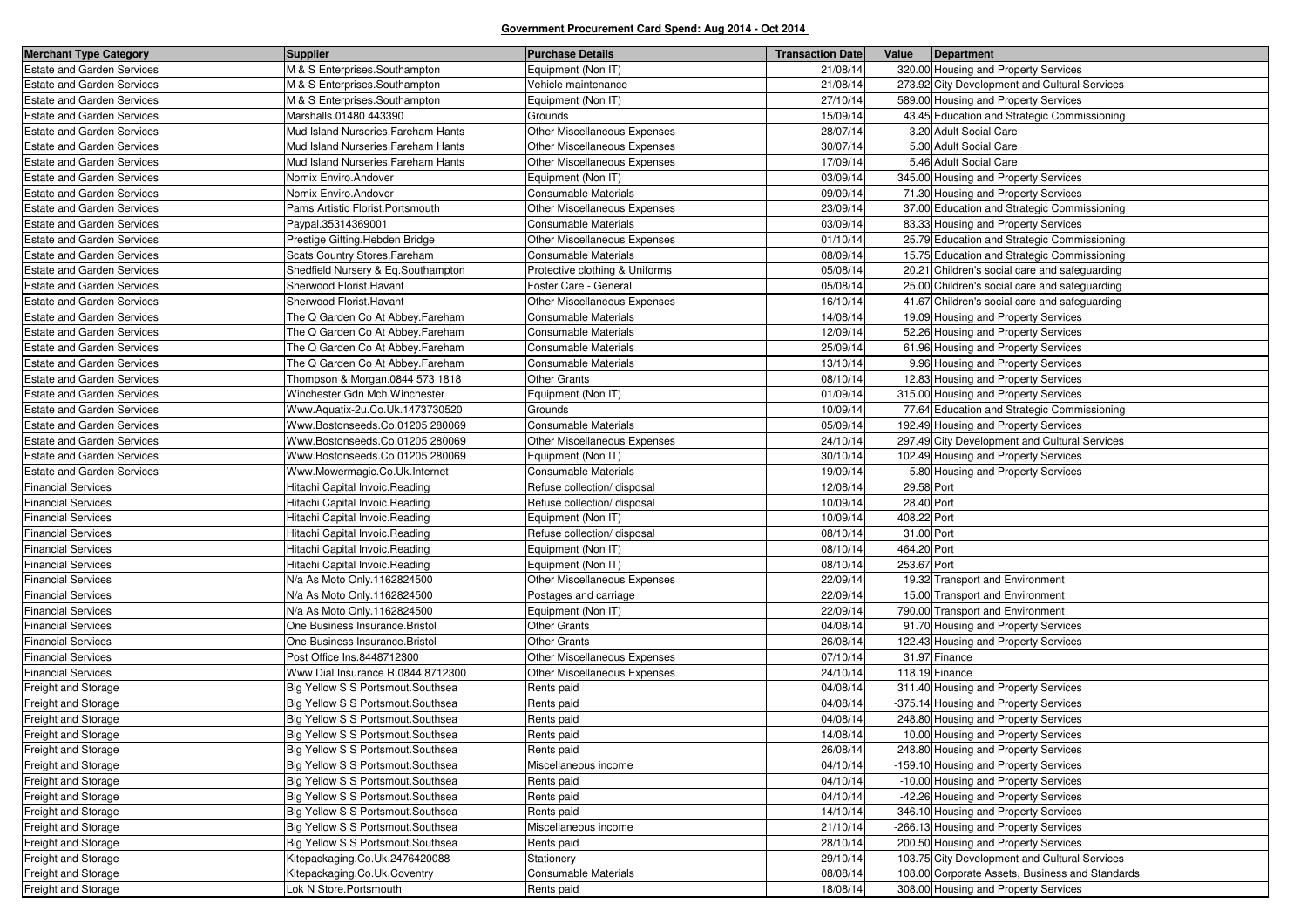**Government Procurement Card Spend: Aug 2014 - Oct 2014**

| Merchant Type Category | Supplier | Purchase Details | Transaction Date | Value | Department |
|---|---|---|---|---|---|
| Estate and Garden Services | M & S Enterprises.Southampton | Equipment (Non IT) | 21/08/14 | 320.00 | Housing and Property Services |
| Estate and Garden Services | M & S Enterprises.Southampton | Vehicle maintenance | 21/08/14 | 273.92 | City Development and Cultural Services |
| Estate and Garden Services | M & S Enterprises.Southampton | Equipment (Non IT) | 27/10/14 | 589.00 | Housing and Property Services |
| Estate and Garden Services | Marshalls.01480 443390 | Grounds | 15/09/14 | 43.45 | Education and Strategic Commissioning |
| Estate and Garden Services | Mud Island Nurseries.Fareham Hants | Other Miscellaneous Expenses | 28/07/14 | 3.20 | Adult Social Care |
| Estate and Garden Services | Mud Island Nurseries.Fareham Hants | Other Miscellaneous Expenses | 30/07/14 | 5.30 | Adult Social Care |
| Estate and Garden Services | Mud Island Nurseries.Fareham Hants | Other Miscellaneous Expenses | 17/09/14 | 5.46 | Adult Social Care |
| Estate and Garden Services | Nomix Enviro.Andover | Equipment (Non IT) | 03/09/14 | 345.00 | Housing and Property Services |
| Estate and Garden Services | Nomix Enviro.Andover | Consumable Materials | 09/09/14 | 71.30 | Housing and Property Services |
| Estate and Garden Services | Pams Artistic Florist.Portsmouth | Other Miscellaneous Expenses | 23/09/14 | 37.00 | Education and Strategic Commissioning |
| Estate and Garden Services | Paypal.35314369001 | Consumable Materials | 03/09/14 | 83.33 | Housing and Property Services |
| Estate and Garden Services | Prestige Gifting.Hebden Bridge | Other Miscellaneous Expenses | 01/10/14 | 25.79 | Education and Strategic Commissioning |
| Estate and Garden Services | Scats Country Stores.Fareham | Consumable Materials | 08/09/14 | 15.75 | Education and Strategic Commissioning |
| Estate and Garden Services | Shedfield Nursery & Eq.Southampton | Protective clothing & Uniforms | 05/08/14 | 20.21 | Children's social care and safeguarding |
| Estate and Garden Services | Sherwood Florist.Havant | Foster Care - General | 05/08/14 | 25.00 | Children's social care and safeguarding |
| Estate and Garden Services | Sherwood Florist.Havant | Other Miscellaneous Expenses | 16/10/14 | 41.67 | Children's social care and safeguarding |
| Estate and Garden Services | The Q Garden Co At Abbey.Fareham | Consumable Materials | 14/08/14 | 19.09 | Housing and Property Services |
| Estate and Garden Services | The Q Garden Co At Abbey.Fareham | Consumable Materials | 12/09/14 | 52.26 | Housing and Property Services |
| Estate and Garden Services | The Q Garden Co At Abbey.Fareham | Consumable Materials | 25/09/14 | 61.96 | Housing and Property Services |
| Estate and Garden Services | The Q Garden Co At Abbey.Fareham | Consumable Materials | 13/10/14 | 9.96 | Housing and Property Services |
| Estate and Garden Services | Thompson & Morgan.0844 573 1818 | Other Grants | 08/10/14 | 12.83 | Housing and Property Services |
| Estate and Garden Services | Winchester Gdn Mch.Winchester | Equipment (Non IT) | 01/09/14 | 315.00 | Housing and Property Services |
| Estate and Garden Services | Www.Aquatix-2u.Co.Uk.1473730520 | Grounds | 10/09/14 | 77.64 | Education and Strategic Commissioning |
| Estate and Garden Services | Www.Bostonseeds.Co.01205 280069 | Consumable Materials | 05/09/14 | 192.49 | Housing and Property Services |
| Estate and Garden Services | Www.Bostonseeds.Co.01205 280069 | Other Miscellaneous Expenses | 24/10/14 | 297.49 | City Development and Cultural Services |
| Estate and Garden Services | Www.Bostonseeds.Co.01205 280069 | Equipment (Non IT) | 30/10/14 | 102.49 | Housing and Property Services |
| Estate and Garden Services | Www.Mowermagic.Co.Uk.Internet | Consumable Materials | 19/09/14 | 5.80 | Housing and Property Services |
| Financial Services | Hitachi Capital Invoic.Reading | Refuse collection/ disposal | 12/08/14 | 29.58 | Port |
| Financial Services | Hitachi Capital Invoic.Reading | Refuse collection/ disposal | 10/09/14 | 28.40 | Port |
| Financial Services | Hitachi Capital Invoic.Reading | Equipment (Non IT) | 10/09/14 | 408.22 | Port |
| Financial Services | Hitachi Capital Invoic.Reading | Refuse collection/ disposal | 08/10/14 | 31.00 | Port |
| Financial Services | Hitachi Capital Invoic.Reading | Equipment (Non IT) | 08/10/14 | 464.20 | Port |
| Financial Services | Hitachi Capital Invoic.Reading | Equipment (Non IT) | 08/10/14 | 253.67 | Port |
| Financial Services | N/a As Moto Only.1162824500 | Other Miscellaneous Expenses | 22/09/14 | 19.32 | Transport and Environment |
| Financial Services | N/a As Moto Only.1162824500 | Postages and carriage | 22/09/14 | 15.00 | Transport and Environment |
| Financial Services | N/a As Moto Only.1162824500 | Equipment (Non IT) | 22/09/14 | 790.00 | Transport and Environment |
| Financial Services | One Business Insurance.Bristol | Other Grants | 04/08/14 | 91.70 | Housing and Property Services |
| Financial Services | One Business Insurance.Bristol | Other Grants | 26/08/14 | 122.43 | Housing and Property Services |
| Financial Services | Post Office Ins.8448712300 | Other Miscellaneous Expenses | 07/10/14 | 31.97 | Finance |
| Financial Services | Www Dial Insurance R.0844 8712300 | Other Miscellaneous Expenses | 24/10/14 | 118.19 | Finance |
| Freight and Storage | Big Yellow S S Portsmout.Southsea | Rents paid | 04/08/14 | 311.40 | Housing and Property Services |
| Freight and Storage | Big Yellow S S Portsmout.Southsea | Rents paid | 04/08/14 | -375.14 | Housing and Property Services |
| Freight and Storage | Big Yellow S S Portsmout.Southsea | Rents paid | 04/08/14 | 248.80 | Housing and Property Services |
| Freight and Storage | Big Yellow S S Portsmout.Southsea | Rents paid | 14/08/14 | 10.00 | Housing and Property Services |
| Freight and Storage | Big Yellow S S Portsmout.Southsea | Rents paid | 26/08/14 | 248.80 | Housing and Property Services |
| Freight and Storage | Big Yellow S S Portsmout.Southsea | Miscellaneous income | 04/10/14 | -159.10 | Housing and Property Services |
| Freight and Storage | Big Yellow S S Portsmout.Southsea | Rents paid | 04/10/14 | -10.00 | Housing and Property Services |
| Freight and Storage | Big Yellow S S Portsmout.Southsea | Rents paid | 04/10/14 | -42.26 | Housing and Property Services |
| Freight and Storage | Big Yellow S S Portsmout.Southsea | Rents paid | 14/10/14 | 346.10 | Housing and Property Services |
| Freight and Storage | Big Yellow S S Portsmout.Southsea | Miscellaneous income | 21/10/14 | -266.13 | Housing and Property Services |
| Freight and Storage | Big Yellow S S Portsmout.Southsea | Rents paid | 28/10/14 | 200.50 | Housing and Property Services |
| Freight and Storage | Kitepackaging.Co.Uk.2476420088 | Stationery | 29/10/14 | 103.75 | City Development and Cultural Services |
| Freight and Storage | Kitepackaging.Co.Uk.Coventry | Consumable Materials | 08/08/14 | 108.00 | Corporate Assets, Business and Standards |
| Freight and Storage | Lok N Store.Portsmouth | Rents paid | 18/08/14 | 308.00 | Housing and Property Services |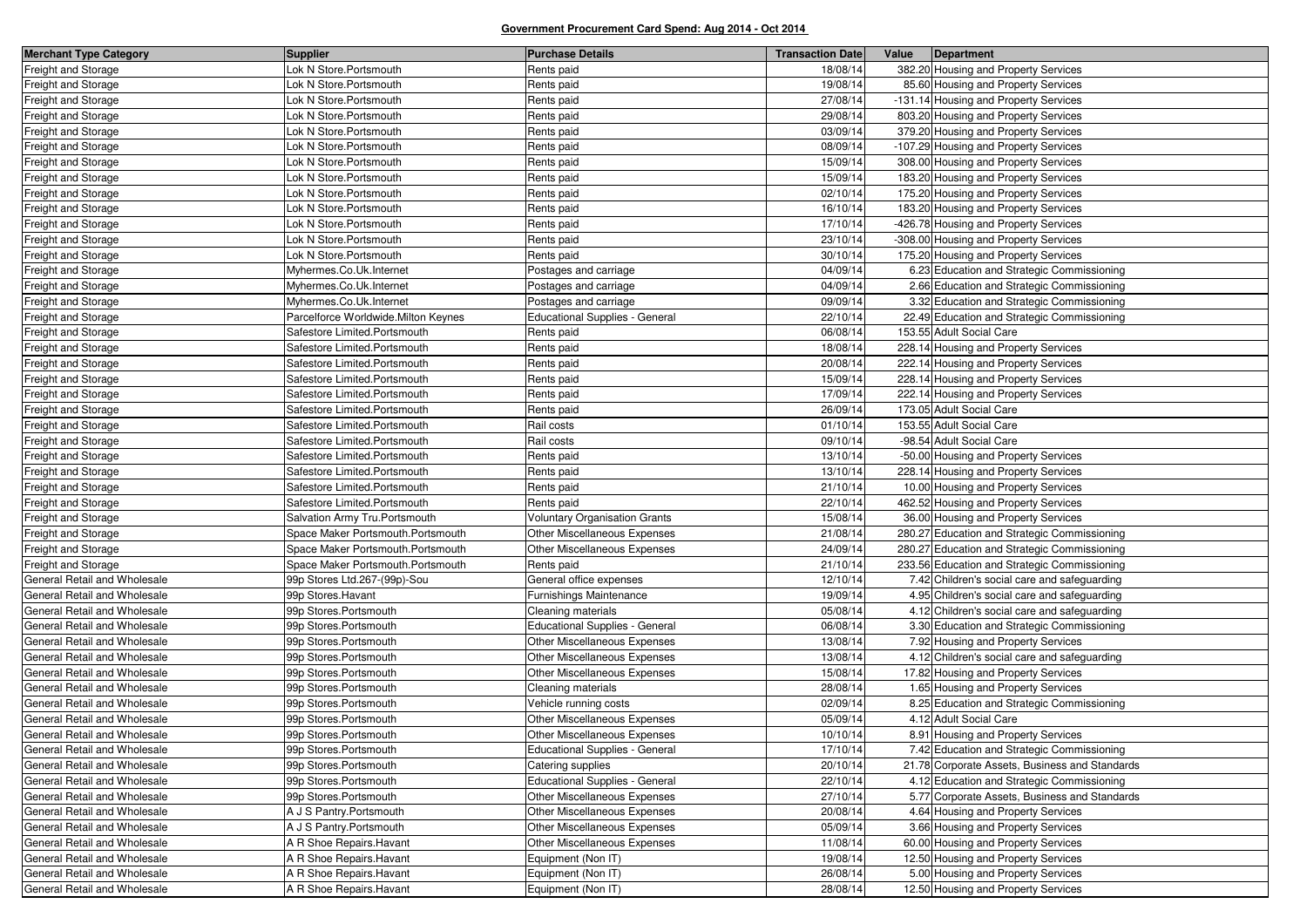**Government Procurement Card Spend: Aug 2014 - Oct 2014**

| Merchant Type Category | Supplier | Purchase Details | Transaction Date | Value | Department |
|---|---|---|---|---|---|
| Freight and Storage | Lok N Store.Portsmouth | Rents paid | 18/08/14 | 382.20 | Housing and Property Services |
| Freight and Storage | Lok N Store.Portsmouth | Rents paid | 19/08/14 | 85.60 | Housing and Property Services |
| Freight and Storage | Lok N Store.Portsmouth | Rents paid | 27/08/14 | -131.14 | Housing and Property Services |
| Freight and Storage | Lok N Store.Portsmouth | Rents paid | 29/08/14 | 803.20 | Housing and Property Services |
| Freight and Storage | Lok N Store.Portsmouth | Rents paid | 03/09/14 | 379.20 | Housing and Property Services |
| Freight and Storage | Lok N Store.Portsmouth | Rents paid | 08/09/14 | -107.29 | Housing and Property Services |
| Freight and Storage | Lok N Store.Portsmouth | Rents paid | 15/09/14 | 308.00 | Housing and Property Services |
| Freight and Storage | Lok N Store.Portsmouth | Rents paid | 15/09/14 | 183.20 | Housing and Property Services |
| Freight and Storage | Lok N Store.Portsmouth | Rents paid | 02/10/14 | 175.20 | Housing and Property Services |
| Freight and Storage | Lok N Store.Portsmouth | Rents paid | 16/10/14 | 183.20 | Housing and Property Services |
| Freight and Storage | Lok N Store.Portsmouth | Rents paid | 17/10/14 | -426.78 | Housing and Property Services |
| Freight and Storage | Lok N Store.Portsmouth | Rents paid | 23/10/14 | -308.00 | Housing and Property Services |
| Freight and Storage | Lok N Store.Portsmouth | Rents paid | 30/10/14 | 175.20 | Housing and Property Services |
| Freight and Storage | Myhermes.Co.Uk.Internet | Postages and carriage | 04/09/14 | 6.23 | Education and Strategic Commissioning |
| Freight and Storage | Myhermes.Co.Uk.Internet | Postages and carriage | 04/09/14 | 2.66 | Education and Strategic Commissioning |
| Freight and Storage | Myhermes.Co.Uk.Internet | Postages and carriage | 09/09/14 | 3.32 | Education and Strategic Commissioning |
| Freight and Storage | Parcelforce Worldwide.Milton Keynes | Educational Supplies - General | 22/10/14 | 22.49 | Education and Strategic Commissioning |
| Freight and Storage | Safestore Limited.Portsmouth | Rents paid | 06/08/14 | 153.55 | Adult Social Care |
| Freight and Storage | Safestore Limited.Portsmouth | Rents paid | 18/08/14 | 228.14 | Housing and Property Services |
| Freight and Storage | Safestore Limited.Portsmouth | Rents paid | 20/08/14 | 222.14 | Housing and Property Services |
| Freight and Storage | Safestore Limited.Portsmouth | Rents paid | 15/09/14 | 228.14 | Housing and Property Services |
| Freight and Storage | Safestore Limited.Portsmouth | Rents paid | 17/09/14 | 222.14 | Housing and Property Services |
| Freight and Storage | Safestore Limited.Portsmouth | Rents paid | 26/09/14 | 173.05 | Adult Social Care |
| Freight and Storage | Safestore Limited.Portsmouth | Rail costs | 01/10/14 | 153.55 | Adult Social Care |
| Freight and Storage | Safestore Limited.Portsmouth | Rail costs | 09/10/14 | -98.54 | Adult Social Care |
| Freight and Storage | Safestore Limited.Portsmouth | Rents paid | 13/10/14 | -50.00 | Housing and Property Services |
| Freight and Storage | Safestore Limited.Portsmouth | Rents paid | 13/10/14 | 228.14 | Housing and Property Services |
| Freight and Storage | Safestore Limited.Portsmouth | Rents paid | 21/10/14 | 10.00 | Housing and Property Services |
| Freight and Storage | Safestore Limited.Portsmouth | Rents paid | 22/10/14 | 462.52 | Housing and Property Services |
| Freight and Storage | Salvation Army Tru.Portsmouth | Voluntary Organisation Grants | 15/08/14 | 36.00 | Housing and Property Services |
| Freight and Storage | Space Maker Portsmouth.Portsmouth | Other Miscellaneous Expenses | 21/08/14 | 280.27 | Education and Strategic Commissioning |
| Freight and Storage | Space Maker Portsmouth.Portsmouth | Other Miscellaneous Expenses | 24/09/14 | 280.27 | Education and Strategic Commissioning |
| Freight and Storage | Space Maker Portsmouth.Portsmouth | Rents paid | 21/10/14 | 233.56 | Education and Strategic Commissioning |
| General Retail and Wholesale | 99p Stores Ltd.267-(99p)-Sou | General office expenses | 12/10/14 | 7.42 | Children's social care and safeguarding |
| General Retail and Wholesale | 99p Stores.Havant | Furnishings Maintenance | 19/09/14 | 4.95 | Children's social care and safeguarding |
| General Retail and Wholesale | 99p Stores.Portsmouth | Cleaning materials | 05/08/14 | 4.12 | Children's social care and safeguarding |
| General Retail and Wholesale | 99p Stores.Portsmouth | Educational Supplies - General | 06/08/14 | 3.30 | Education and Strategic Commissioning |
| General Retail and Wholesale | 99p Stores.Portsmouth | Other Miscellaneous Expenses | 13/08/14 | 7.92 | Housing and Property Services |
| General Retail and Wholesale | 99p Stores.Portsmouth | Other Miscellaneous Expenses | 13/08/14 | 4.12 | Children's social care and safeguarding |
| General Retail and Wholesale | 99p Stores.Portsmouth | Other Miscellaneous Expenses | 15/08/14 | 17.82 | Housing and Property Services |
| General Retail and Wholesale | 99p Stores.Portsmouth | Cleaning materials | 28/08/14 | 1.65 | Housing and Property Services |
| General Retail and Wholesale | 99p Stores.Portsmouth | Vehicle running costs | 02/09/14 | 8.25 | Education and Strategic Commissioning |
| General Retail and Wholesale | 99p Stores.Portsmouth | Other Miscellaneous Expenses | 05/09/14 | 4.12 | Adult Social Care |
| General Retail and Wholesale | 99p Stores.Portsmouth | Other Miscellaneous Expenses | 10/10/14 | 8.91 | Housing and Property Services |
| General Retail and Wholesale | 99p Stores.Portsmouth | Educational Supplies - General | 17/10/14 | 7.42 | Education and Strategic Commissioning |
| General Retail and Wholesale | 99p Stores.Portsmouth | Catering supplies | 20/10/14 | 21.78 | Corporate Assets, Business and Standards |
| General Retail and Wholesale | 99p Stores.Portsmouth | Educational Supplies - General | 22/10/14 | 4.12 | Education and Strategic Commissioning |
| General Retail and Wholesale | 99p Stores.Portsmouth | Other Miscellaneous Expenses | 27/10/14 | 5.77 | Corporate Assets, Business and Standards |
| General Retail and Wholesale | A J S Pantry.Portsmouth | Other Miscellaneous Expenses | 20/08/14 | 4.64 | Housing and Property Services |
| General Retail and Wholesale | A J S Pantry.Portsmouth | Other Miscellaneous Expenses | 05/09/14 | 3.66 | Housing and Property Services |
| General Retail and Wholesale | A R Shoe Repairs.Havant | Other Miscellaneous Expenses | 11/08/14 | 60.00 | Housing and Property Services |
| General Retail and Wholesale | A R Shoe Repairs.Havant | Equipment (Non IT) | 19/08/14 | 12.50 | Housing and Property Services |
| General Retail and Wholesale | A R Shoe Repairs.Havant | Equipment (Non IT) | 26/08/14 | 5.00 | Housing and Property Services |
| General Retail and Wholesale | A R Shoe Repairs.Havant | Equipment (Non IT) | 28/08/14 | 12.50 | Housing and Property Services |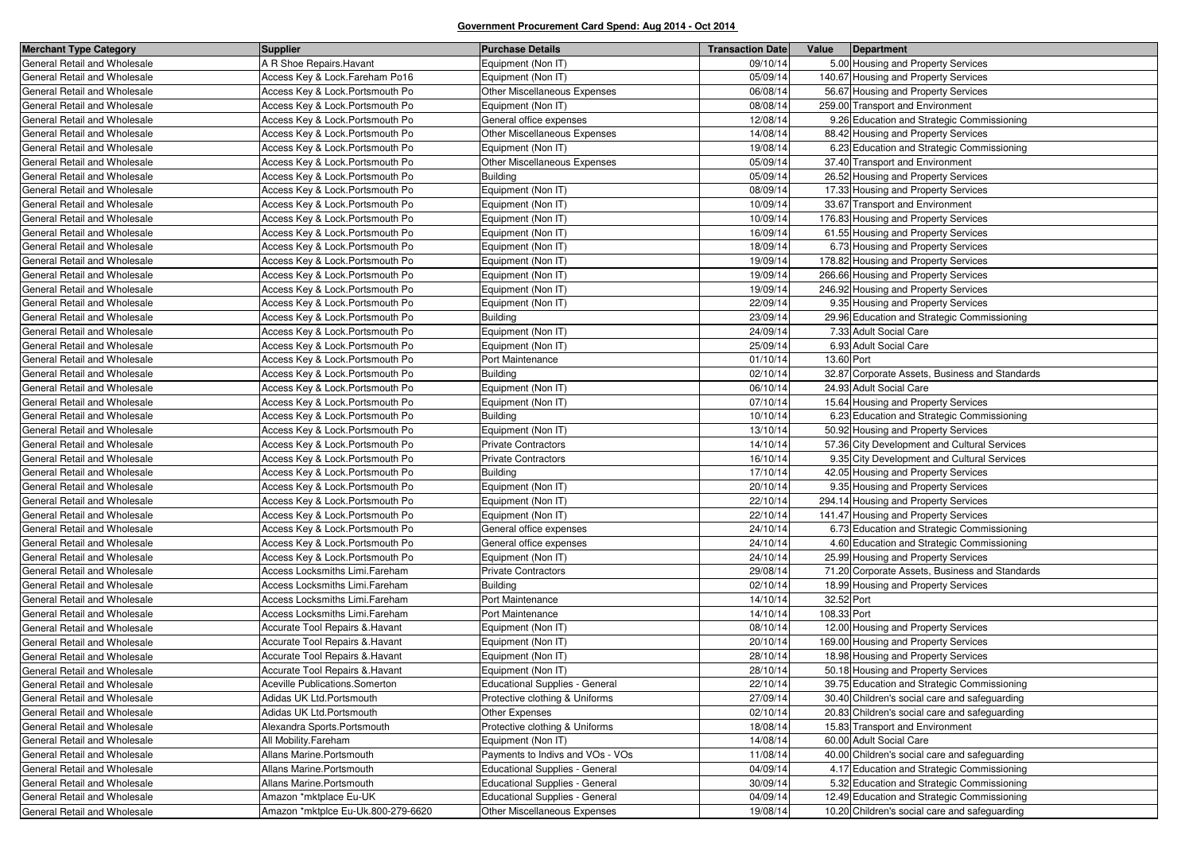**Government Procurement Card Spend: Aug 2014 - Oct 2014**

| Merchant Type Category | Supplier | Purchase Details | Transaction Date | Value | Department |
|---|---|---|---|---|---|
| General Retail and Wholesale | A R Shoe Repairs.Havant | Equipment (Non IT) | 09/10/14 | 5.00 | Housing and Property Services |
| General Retail and Wholesale | Access Key & Lock.Fareham Po16 | Equipment (Non IT) | 05/09/14 | 140.67 | Housing and Property Services |
| General Retail and Wholesale | Access Key & Lock.Portsmouth Po | Other Miscellaneous Expenses | 06/08/14 | 56.67 | Housing and Property Services |
| General Retail and Wholesale | Access Key & Lock.Portsmouth Po | Equipment (Non IT) | 08/08/14 | 259.00 | Transport and Environment |
| General Retail and Wholesale | Access Key & Lock.Portsmouth Po | General office expenses | 12/08/14 | 9.26 | Education and Strategic Commissioning |
| General Retail and Wholesale | Access Key & Lock.Portsmouth Po | Other Miscellaneous Expenses | 14/08/14 | 88.42 | Housing and Property Services |
| General Retail and Wholesale | Access Key & Lock.Portsmouth Po | Equipment (Non IT) | 19/08/14 | 6.23 | Education and Strategic Commissioning |
| General Retail and Wholesale | Access Key & Lock.Portsmouth Po | Other Miscellaneous Expenses | 05/09/14 | 37.40 | Transport and Environment |
| General Retail and Wholesale | Access Key & Lock.Portsmouth Po | Building | 05/09/14 | 26.52 | Housing and Property Services |
| General Retail and Wholesale | Access Key & Lock.Portsmouth Po | Equipment (Non IT) | 08/09/14 | 17.33 | Housing and Property Services |
| General Retail and Wholesale | Access Key & Lock.Portsmouth Po | Equipment (Non IT) | 10/09/14 | 33.67 | Transport and Environment |
| General Retail and Wholesale | Access Key & Lock.Portsmouth Po | Equipment (Non IT) | 10/09/14 | 176.83 | Housing and Property Services |
| General Retail and Wholesale | Access Key & Lock.Portsmouth Po | Equipment (Non IT) | 16/09/14 | 61.55 | Housing and Property Services |
| General Retail and Wholesale | Access Key & Lock.Portsmouth Po | Equipment (Non IT) | 18/09/14 | 6.73 | Housing and Property Services |
| General Retail and Wholesale | Access Key & Lock.Portsmouth Po | Equipment (Non IT) | 19/09/14 | 178.82 | Housing and Property Services |
| General Retail and Wholesale | Access Key & Lock.Portsmouth Po | Equipment (Non IT) | 19/09/14 | 266.66 | Housing and Property Services |
| General Retail and Wholesale | Access Key & Lock.Portsmouth Po | Equipment (Non IT) | 19/09/14 | 246.92 | Housing and Property Services |
| General Retail and Wholesale | Access Key & Lock.Portsmouth Po | Equipment (Non IT) | 22/09/14 | 9.35 | Housing and Property Services |
| General Retail and Wholesale | Access Key & Lock.Portsmouth Po | Building | 23/09/14 | 29.96 | Education and Strategic Commissioning |
| General Retail and Wholesale | Access Key & Lock.Portsmouth Po | Equipment (Non IT) | 24/09/14 | 7.33 | Adult Social Care |
| General Retail and Wholesale | Access Key & Lock.Portsmouth Po | Equipment (Non IT) | 25/09/14 | 6.93 | Adult Social Care |
| General Retail and Wholesale | Access Key & Lock.Portsmouth Po | Port Maintenance | 01/10/14 | 13.60 | Port |
| General Retail and Wholesale | Access Key & Lock.Portsmouth Po | Building | 02/10/14 | 32.87 | Corporate Assets, Business and Standards |
| General Retail and Wholesale | Access Key & Lock.Portsmouth Po | Equipment (Non IT) | 06/10/14 | 24.93 | Adult Social Care |
| General Retail and Wholesale | Access Key & Lock.Portsmouth Po | Equipment (Non IT) | 07/10/14 | 15.64 | Housing and Property Services |
| General Retail and Wholesale | Access Key & Lock.Portsmouth Po | Building | 10/10/14 | 6.23 | Education and Strategic Commissioning |
| General Retail and Wholesale | Access Key & Lock.Portsmouth Po | Equipment (Non IT) | 13/10/14 | 50.92 | Housing and Property Services |
| General Retail and Wholesale | Access Key & Lock.Portsmouth Po | Private Contractors | 14/10/14 | 57.36 | City Development and Cultural Services |
| General Retail and Wholesale | Access Key & Lock.Portsmouth Po | Private Contractors | 16/10/14 | 9.35 | City Development and Cultural Services |
| General Retail and Wholesale | Access Key & Lock.Portsmouth Po | Building | 17/10/14 | 42.05 | Housing and Property Services |
| General Retail and Wholesale | Access Key & Lock.Portsmouth Po | Equipment (Non IT) | 20/10/14 | 9.35 | Housing and Property Services |
| General Retail and Wholesale | Access Key & Lock.Portsmouth Po | Equipment (Non IT) | 22/10/14 | 294.14 | Housing and Property Services |
| General Retail and Wholesale | Access Key & Lock.Portsmouth Po | Equipment (Non IT) | 22/10/14 | 141.47 | Housing and Property Services |
| General Retail and Wholesale | Access Key & Lock.Portsmouth Po | General office expenses | 24/10/14 | 6.73 | Education and Strategic Commissioning |
| General Retail and Wholesale | Access Key & Lock.Portsmouth Po | General office expenses | 24/10/14 | 4.60 | Education and Strategic Commissioning |
| General Retail and Wholesale | Access Key & Lock.Portsmouth Po | Equipment (Non IT) | 24/10/14 | 25.99 | Housing and Property Services |
| General Retail and Wholesale | Access Locksmiths Limi.Fareham | Private Contractors | 29/08/14 | 71.20 | Corporate Assets, Business and Standards |
| General Retail and Wholesale | Access Locksmiths Limi.Fareham | Building | 02/10/14 | 18.99 | Housing and Property Services |
| General Retail and Wholesale | Access Locksmiths Limi.Fareham | Port Maintenance | 14/10/14 | 32.52 | Port |
| General Retail and Wholesale | Access Locksmiths Limi.Fareham | Port Maintenance | 14/10/14 | 108.33 | Port |
| General Retail and Wholesale | Accurate Tool Repairs &.Havant | Equipment (Non IT) | 08/10/14 | 12.00 | Housing and Property Services |
| General Retail and Wholesale | Accurate Tool Repairs &.Havant | Equipment (Non IT) | 20/10/14 | 169.00 | Housing and Property Services |
| General Retail and Wholesale | Accurate Tool Repairs &.Havant | Equipment (Non IT) | 28/10/14 | 18.98 | Housing and Property Services |
| General Retail and Wholesale | Accurate Tool Repairs &.Havant | Equipment (Non IT) | 28/10/14 | 50.18 | Housing and Property Services |
| General Retail and Wholesale | Aceville Publications.Somerton | Educational Supplies - General | 22/10/14 | 39.75 | Education and Strategic Commissioning |
| General Retail and Wholesale | Adidas UK Ltd.Portsmouth | Protective clothing & Uniforms | 27/09/14 | 30.40 | Children's social care and safeguarding |
| General Retail and Wholesale | Adidas UK Ltd.Portsmouth | Other Expenses | 02/10/14 | 20.83 | Children's social care and safeguarding |
| General Retail and Wholesale | Alexandra Sports.Portsmouth | Protective clothing & Uniforms | 18/08/14 | 15.83 | Transport and Environment |
| General Retail and Wholesale | All Mobility.Fareham | Equipment (Non IT) | 14/08/14 | 60.00 | Adult Social Care |
| General Retail and Wholesale | Allans Marine.Portsmouth | Payments to Indivs and VOs - VOs | 11/08/14 | 40.00 | Children's social care and safeguarding |
| General Retail and Wholesale | Allans Marine.Portsmouth | Educational Supplies - General | 04/09/14 | 4.17 | Education and Strategic Commissioning |
| General Retail and Wholesale | Allans Marine.Portsmouth | Educational Supplies - General | 30/09/14 | 5.32 | Education and Strategic Commissioning |
| General Retail and Wholesale | Amazon *mktplace Eu-UK | Educational Supplies - General | 04/09/14 | 12.49 | Education and Strategic Commissioning |
| General Retail and Wholesale | Amazon *mktplce Eu-Uk.800-279-6620 | Other Miscellaneous Expenses | 19/08/14 | 10.20 | Children's social care and safeguarding |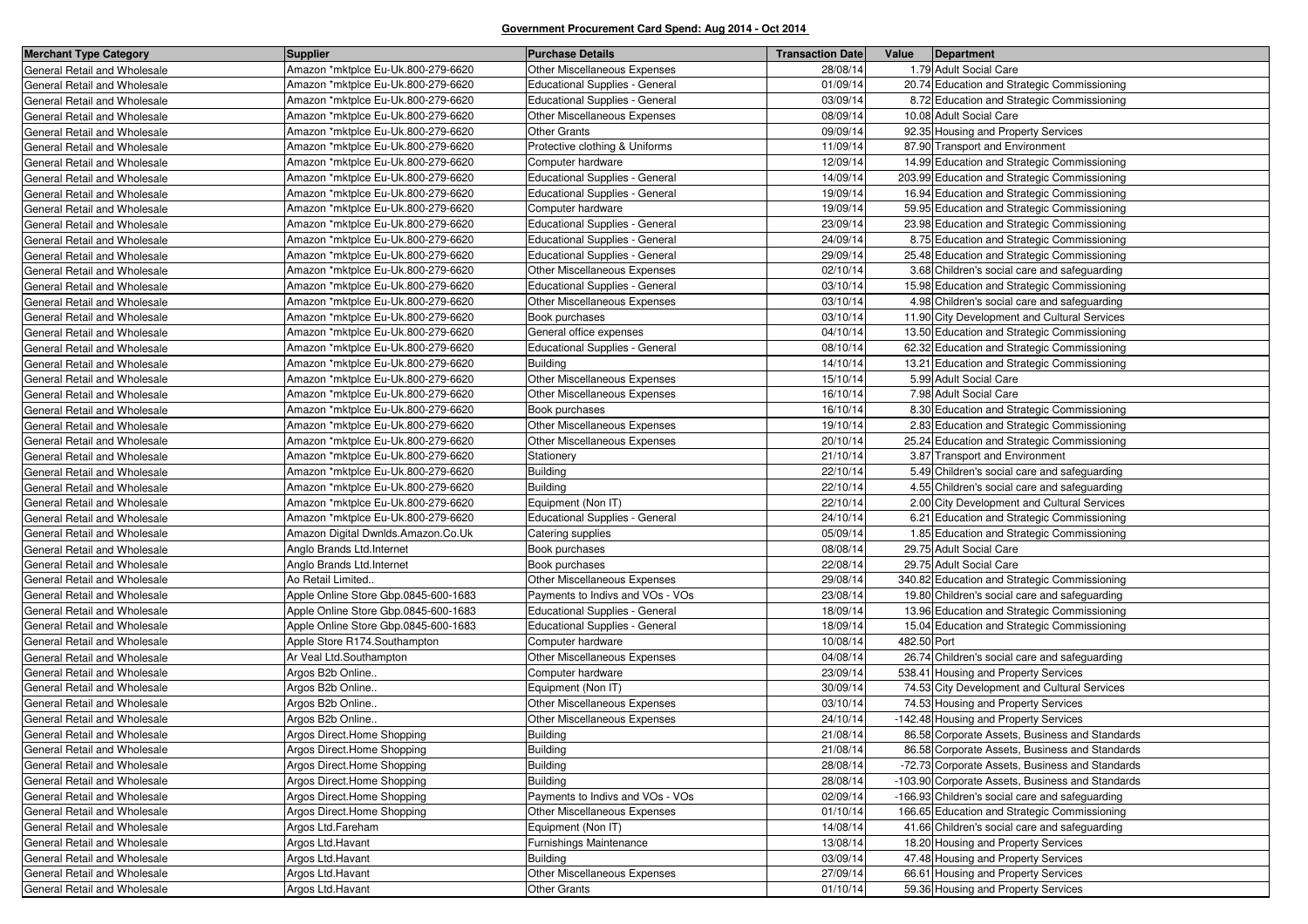**Government Procurement Card Spend: Aug 2014 - Oct 2014**

| Merchant Type Category | Supplier | Purchase Details | Transaction Date | Value | Department |
|---|---|---|---|---|---|
| General Retail and Wholesale | Amazon *mktplce Eu-Uk.800-279-6620 | Other Miscellaneous Expenses | 28/08/14 | 1.79 | Adult Social Care |
| General Retail and Wholesale | Amazon *mktplce Eu-Uk.800-279-6620 | Educational Supplies - General | 01/09/14 | 20.74 | Education and Strategic Commissioning |
| General Retail and Wholesale | Amazon *mktplce Eu-Uk.800-279-6620 | Educational Supplies - General | 03/09/14 | 8.72 | Education and Strategic Commissioning |
| General Retail and Wholesale | Amazon *mktplce Eu-Uk.800-279-6620 | Other Miscellaneous Expenses | 08/09/14 | 10.08 | Adult Social Care |
| General Retail and Wholesale | Amazon *mktplce Eu-Uk.800-279-6620 | Other Grants | 09/09/14 | 92.35 | Housing and Property Services |
| General Retail and Wholesale | Amazon *mktplce Eu-Uk.800-279-6620 | Protective clothing & Uniforms | 11/09/14 | 87.90 | Transport and Environment |
| General Retail and Wholesale | Amazon *mktplce Eu-Uk.800-279-6620 | Computer hardware | 12/09/14 | 14.99 | Education and Strategic Commissioning |
| General Retail and Wholesale | Amazon *mktplce Eu-Uk.800-279-6620 | Educational Supplies - General | 14/09/14 | 203.99 | Education and Strategic Commissioning |
| General Retail and Wholesale | Amazon *mktplce Eu-Uk.800-279-6620 | Educational Supplies - General | 19/09/14 | 16.94 | Education and Strategic Commissioning |
| General Retail and Wholesale | Amazon *mktplce Eu-Uk.800-279-6620 | Computer hardware | 19/09/14 | 59.95 | Education and Strategic Commissioning |
| General Retail and Wholesale | Amazon *mktplce Eu-Uk.800-279-6620 | Educational Supplies - General | 23/09/14 | 23.98 | Education and Strategic Commissioning |
| General Retail and Wholesale | Amazon *mktplce Eu-Uk.800-279-6620 | Educational Supplies - General | 24/09/14 | 8.75 | Education and Strategic Commissioning |
| General Retail and Wholesale | Amazon *mktplce Eu-Uk.800-279-6620 | Educational Supplies - General | 29/09/14 | 25.48 | Education and Strategic Commissioning |
| General Retail and Wholesale | Amazon *mktplce Eu-Uk.800-279-6620 | Other Miscellaneous Expenses | 02/10/14 | 3.68 | Children's social care and safeguarding |
| General Retail and Wholesale | Amazon *mktplce Eu-Uk.800-279-6620 | Educational Supplies - General | 03/10/14 | 15.98 | Education and Strategic Commissioning |
| General Retail and Wholesale | Amazon *mktplce Eu-Uk.800-279-6620 | Other Miscellaneous Expenses | 03/10/14 | 4.98 | Children's social care and safeguarding |
| General Retail and Wholesale | Amazon *mktplce Eu-Uk.800-279-6620 | Book purchases | 03/10/14 | 11.90 | City Development and Cultural Services |
| General Retail and Wholesale | Amazon *mktplce Eu-Uk.800-279-6620 | General office expenses | 04/10/14 | 13.50 | Education and Strategic Commissioning |
| General Retail and Wholesale | Amazon *mktplce Eu-Uk.800-279-6620 | Educational Supplies - General | 08/10/14 | 62.32 | Education and Strategic Commissioning |
| General Retail and Wholesale | Amazon *mktplce Eu-Uk.800-279-6620 | Building | 14/10/14 | 13.21 | Education and Strategic Commissioning |
| General Retail and Wholesale | Amazon *mktplce Eu-Uk.800-279-6620 | Other Miscellaneous Expenses | 15/10/14 | 5.99 | Adult Social Care |
| General Retail and Wholesale | Amazon *mktplce Eu-Uk.800-279-6620 | Other Miscellaneous Expenses | 16/10/14 | 7.98 | Adult Social Care |
| General Retail and Wholesale | Amazon *mktplce Eu-Uk.800-279-6620 | Book purchases | 16/10/14 | 8.30 | Education and Strategic Commissioning |
| General Retail and Wholesale | Amazon *mktplce Eu-Uk.800-279-6620 | Other Miscellaneous Expenses | 19/10/14 | 2.83 | Education and Strategic Commissioning |
| General Retail and Wholesale | Amazon *mktplce Eu-Uk.800-279-6620 | Other Miscellaneous Expenses | 20/10/14 | 25.24 | Education and Strategic Commissioning |
| General Retail and Wholesale | Amazon *mktplce Eu-Uk.800-279-6620 | Stationery | 21/10/14 | 3.87 | Transport and Environment |
| General Retail and Wholesale | Amazon *mktplce Eu-Uk.800-279-6620 | Building | 22/10/14 | 5.49 | Children's social care and safeguarding |
| General Retail and Wholesale | Amazon *mktplce Eu-Uk.800-279-6620 | Building | 22/10/14 | 4.55 | Children's social care and safeguarding |
| General Retail and Wholesale | Amazon *mktplce Eu-Uk.800-279-6620 | Equipment (Non IT) | 22/10/14 | 2.00 | City Development and Cultural Services |
| General Retail and Wholesale | Amazon *mktplce Eu-Uk.800-279-6620 | Educational Supplies - General | 24/10/14 | 6.21 | Education and Strategic Commissioning |
| General Retail and Wholesale | Amazon Digital Dwnlds.Amazon.Co.Uk | Catering supplies | 05/09/14 | 1.85 | Education and Strategic Commissioning |
| General Retail and Wholesale | Anglo Brands Ltd.Internet | Book purchases | 08/08/14 | 29.75 | Adult Social Care |
| General Retail and Wholesale | Anglo Brands Ltd.Internet | Book purchases | 22/08/14 | 29.75 | Adult Social Care |
| General Retail and Wholesale | Ao Retail Limited.. | Other Miscellaneous Expenses | 29/08/14 | 340.82 | Education and Strategic Commissioning |
| General Retail and Wholesale | Apple Online Store Gbp.0845-600-1683 | Payments to Indivs and VOs - VOs | 23/08/14 | 19.80 | Children's social care and safeguarding |
| General Retail and Wholesale | Apple Online Store Gbp.0845-600-1683 | Educational Supplies - General | 18/09/14 | 13.96 | Education and Strategic Commissioning |
| General Retail and Wholesale | Apple Online Store Gbp.0845-600-1683 | Educational Supplies - General | 18/09/14 | 15.04 | Education and Strategic Commissioning |
| General Retail and Wholesale | Apple Store R174.Southampton | Computer hardware | 10/08/14 | 482.50 | Port |
| General Retail and Wholesale | Ar Veal Ltd.Southampton | Other Miscellaneous Expenses | 04/08/14 | 26.74 | Children's social care and safeguarding |
| General Retail and Wholesale | Argos B2b Online.. | Computer hardware | 23/09/14 | 538.41 | Housing and Property Services |
| General Retail and Wholesale | Argos B2b Online.. | Equipment (Non IT) | 30/09/14 | 74.53 | City Development and Cultural Services |
| General Retail and Wholesale | Argos B2b Online.. | Other Miscellaneous Expenses | 03/10/14 | 74.53 | Housing and Property Services |
| General Retail and Wholesale | Argos B2b Online.. | Other Miscellaneous Expenses | 24/10/14 | -142.48 | Housing and Property Services |
| General Retail and Wholesale | Argos Direct.Home Shopping | Building | 21/08/14 | 86.58 | Corporate Assets, Business and Standards |
| General Retail and Wholesale | Argos Direct.Home Shopping | Building | 21/08/14 | 86.58 | Corporate Assets, Business and Standards |
| General Retail and Wholesale | Argos Direct.Home Shopping | Building | 28/08/14 | -72.73 | Corporate Assets, Business and Standards |
| General Retail and Wholesale | Argos Direct.Home Shopping | Building | 28/08/14 | -103.90 | Corporate Assets, Business and Standards |
| General Retail and Wholesale | Argos Direct.Home Shopping | Payments to Indivs and VOs - VOs | 02/09/14 | -166.93 | Children's social care and safeguarding |
| General Retail and Wholesale | Argos Direct.Home Shopping | Other Miscellaneous Expenses | 01/10/14 | 166.65 | Education and Strategic Commissioning |
| General Retail and Wholesale | Argos Ltd.Fareham | Equipment (Non IT) | 14/08/14 | 41.66 | Children's social care and safeguarding |
| General Retail and Wholesale | Argos Ltd.Havant | Furnishings Maintenance | 13/08/14 | 18.20 | Housing and Property Services |
| General Retail and Wholesale | Argos Ltd.Havant | Building | 03/09/14 | 47.48 | Housing and Property Services |
| General Retail and Wholesale | Argos Ltd.Havant | Other Miscellaneous Expenses | 27/09/14 | 66.61 | Housing and Property Services |
| General Retail and Wholesale | Argos Ltd.Havant | Other Grants | 01/10/14 | 59.36 | Housing and Property Services |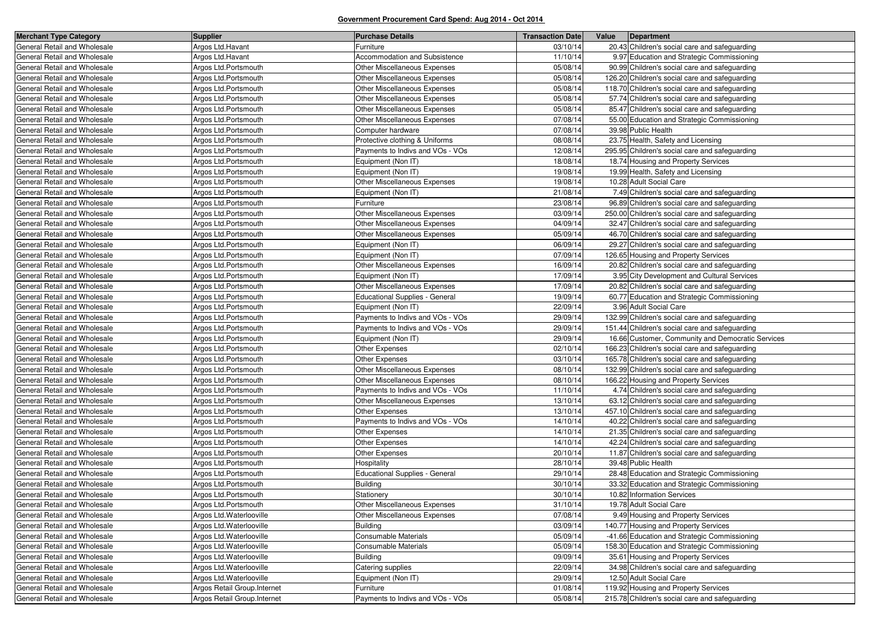**Government Procurement Card Spend: Aug 2014 - Oct 2014**

| Merchant Type Category | Supplier | Purchase Details | Transaction Date | Value | Department |
|---|---|---|---|---|---|
| General Retail and Wholesale | Argos Ltd.Havant | Furniture | 03/10/14 | 20.43 | Children's social care and safeguarding |
| General Retail and Wholesale | Argos Ltd.Havant | Accommodation and Subsistence | 11/10/14 | 9.97 | Education and Strategic Commissioning |
| General Retail and Wholesale | Argos Ltd.Portsmouth | Other Miscellaneous Expenses | 05/08/14 | 90.99 | Children's social care and safeguarding |
| General Retail and Wholesale | Argos Ltd.Portsmouth | Other Miscellaneous Expenses | 05/08/14 | 126.20 | Children's social care and safeguarding |
| General Retail and Wholesale | Argos Ltd.Portsmouth | Other Miscellaneous Expenses | 05/08/14 | 118.70 | Children's social care and safeguarding |
| General Retail and Wholesale | Argos Ltd.Portsmouth | Other Miscellaneous Expenses | 05/08/14 | 57.74 | Children's social care and safeguarding |
| General Retail and Wholesale | Argos Ltd.Portsmouth | Other Miscellaneous Expenses | 05/08/14 | 85.47 | Children's social care and safeguarding |
| General Retail and Wholesale | Argos Ltd.Portsmouth | Other Miscellaneous Expenses | 07/08/14 | 55.00 | Education and Strategic Commissioning |
| General Retail and Wholesale | Argos Ltd.Portsmouth | Computer hardware | 07/08/14 | 39.98 | Public Health |
| General Retail and Wholesale | Argos Ltd.Portsmouth | Protective clothing & Uniforms | 08/08/14 | 23.75 | Health, Safety and Licensing |
| General Retail and Wholesale | Argos Ltd.Portsmouth | Payments to Indivs and VOs - VOs | 12/08/14 | 295.95 | Children's social care and safeguarding |
| General Retail and Wholesale | Argos Ltd.Portsmouth | Equipment (Non IT) | 18/08/14 | 18.74 | Housing and Property Services |
| General Retail and Wholesale | Argos Ltd.Portsmouth | Equipment (Non IT) | 19/08/14 | 19.99 | Health, Safety and Licensing |
| General Retail and Wholesale | Argos Ltd.Portsmouth | Other Miscellaneous Expenses | 19/08/14 | 10.28 | Adult Social Care |
| General Retail and Wholesale | Argos Ltd.Portsmouth | Equipment (Non IT) | 21/08/14 | 7.49 | Children's social care and safeguarding |
| General Retail and Wholesale | Argos Ltd.Portsmouth | Furniture | 23/08/14 | 96.89 | Children's social care and safeguarding |
| General Retail and Wholesale | Argos Ltd.Portsmouth | Other Miscellaneous Expenses | 03/09/14 | 250.00 | Children's social care and safeguarding |
| General Retail and Wholesale | Argos Ltd.Portsmouth | Other Miscellaneous Expenses | 04/09/14 | 32.47 | Children's social care and safeguarding |
| General Retail and Wholesale | Argos Ltd.Portsmouth | Other Miscellaneous Expenses | 05/09/14 | 46.70 | Children's social care and safeguarding |
| General Retail and Wholesale | Argos Ltd.Portsmouth | Equipment (Non IT) | 06/09/14 | 29.27 | Children's social care and safeguarding |
| General Retail and Wholesale | Argos Ltd.Portsmouth | Equipment (Non IT) | 07/09/14 | 126.65 | Housing and Property Services |
| General Retail and Wholesale | Argos Ltd.Portsmouth | Other Miscellaneous Expenses | 16/09/14 | 20.82 | Children's social care and safeguarding |
| General Retail and Wholesale | Argos Ltd.Portsmouth | Equipment (Non IT) | 17/09/14 | 3.95 | City Development and Cultural Services |
| General Retail and Wholesale | Argos Ltd.Portsmouth | Other Miscellaneous Expenses | 17/09/14 | 20.82 | Children's social care and safeguarding |
| General Retail and Wholesale | Argos Ltd.Portsmouth | Educational Supplies - General | 19/09/14 | 60.77 | Education and Strategic Commissioning |
| General Retail and Wholesale | Argos Ltd.Portsmouth | Equipment (Non IT) | 22/09/14 | 3.96 | Adult Social Care |
| General Retail and Wholesale | Argos Ltd.Portsmouth | Payments to Indivs and VOs - VOs | 29/09/14 | 132.99 | Children's social care and safeguarding |
| General Retail and Wholesale | Argos Ltd.Portsmouth | Payments to Indivs and VOs - VOs | 29/09/14 | 151.44 | Children's social care and safeguarding |
| General Retail and Wholesale | Argos Ltd.Portsmouth | Equipment (Non IT) | 29/09/14 | 16.66 | Customer, Community and Democratic Services |
| General Retail and Wholesale | Argos Ltd.Portsmouth | Other Expenses | 02/10/14 | 166.23 | Children's social care and safeguarding |
| General Retail and Wholesale | Argos Ltd.Portsmouth | Other Expenses | 03/10/14 | 165.78 | Children's social care and safeguarding |
| General Retail and Wholesale | Argos Ltd.Portsmouth | Other Miscellaneous Expenses | 08/10/14 | 132.99 | Children's social care and safeguarding |
| General Retail and Wholesale | Argos Ltd.Portsmouth | Other Miscellaneous Expenses | 08/10/14 | 166.22 | Housing and Property Services |
| General Retail and Wholesale | Argos Ltd.Portsmouth | Payments to Indivs and VOs - VOs | 11/10/14 | 4.74 | Children's social care and safeguarding |
| General Retail and Wholesale | Argos Ltd.Portsmouth | Other Miscellaneous Expenses | 13/10/14 | 63.12 | Children's social care and safeguarding |
| General Retail and Wholesale | Argos Ltd.Portsmouth | Other Expenses | 13/10/14 | 457.10 | Children's social care and safeguarding |
| General Retail and Wholesale | Argos Ltd.Portsmouth | Payments to Indivs and VOs - VOs | 14/10/14 | 40.22 | Children's social care and safeguarding |
| General Retail and Wholesale | Argos Ltd.Portsmouth | Other Expenses | 14/10/14 | 21.35 | Children's social care and safeguarding |
| General Retail and Wholesale | Argos Ltd.Portsmouth | Other Expenses | 14/10/14 | 42.24 | Children's social care and safeguarding |
| General Retail and Wholesale | Argos Ltd.Portsmouth | Other Expenses | 20/10/14 | 11.87 | Children's social care and safeguarding |
| General Retail and Wholesale | Argos Ltd.Portsmouth | Hospitality | 28/10/14 | 39.48 | Public Health |
| General Retail and Wholesale | Argos Ltd.Portsmouth | Educational Supplies - General | 29/10/14 | 28.48 | Education and Strategic Commissioning |
| General Retail and Wholesale | Argos Ltd.Portsmouth | Building | 30/10/14 | 33.32 | Education and Strategic Commissioning |
| General Retail and Wholesale | Argos Ltd.Portsmouth | Stationery | 30/10/14 | 10.82 | Information Services |
| General Retail and Wholesale | Argos Ltd.Portsmouth | Other Miscellaneous Expenses | 31/10/14 | 19.78 | Adult Social Care |
| General Retail and Wholesale | Argos Ltd.Waterlooville | Other Miscellaneous Expenses | 07/08/14 | 9.49 | Housing and Property Services |
| General Retail and Wholesale | Argos Ltd.Waterlooville | Building | 03/09/14 | 140.77 | Housing and Property Services |
| General Retail and Wholesale | Argos Ltd.Waterlooville | Consumable Materials | 05/09/14 | -41.66 | Education and Strategic Commissioning |
| General Retail and Wholesale | Argos Ltd.Waterlooville | Consumable Materials | 05/09/14 | 158.30 | Education and Strategic Commissioning |
| General Retail and Wholesale | Argos Ltd.Waterlooville | Building | 09/09/14 | 35.61 | Housing and Property Services |
| General Retail and Wholesale | Argos Ltd.Waterlooville | Catering supplies | 22/09/14 | 34.98 | Children's social care and safeguarding |
| General Retail and Wholesale | Argos Ltd.Waterlooville | Equipment (Non IT) | 29/09/14 | 12.50 | Adult Social Care |
| General Retail and Wholesale | Argos Retail Group.Internet | Furniture | 01/08/14 | 119.92 | Housing and Property Services |
| General Retail and Wholesale | Argos Retail Group.Internet | Payments to Indivs and VOs - VOs | 05/08/14 | 215.78 | Children's social care and safeguarding |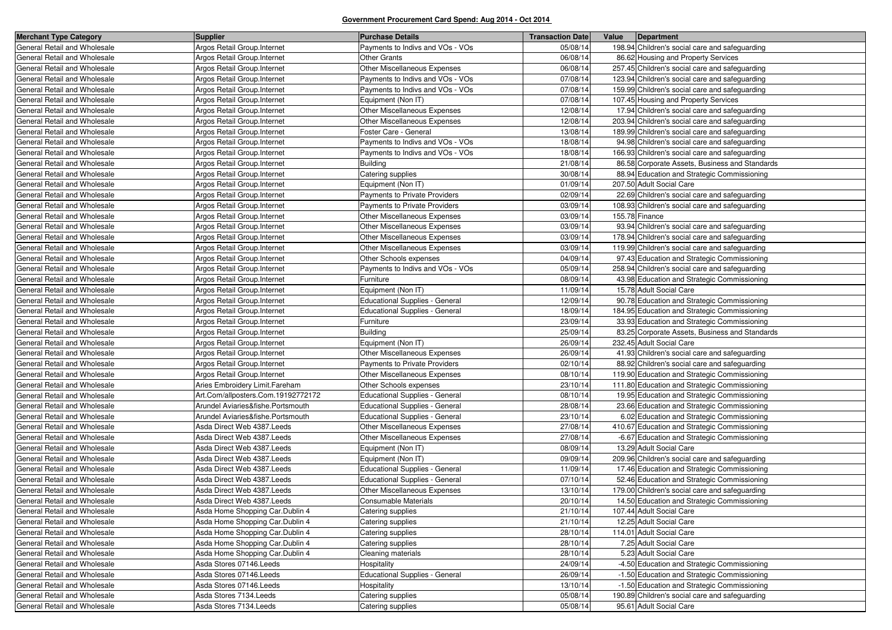**Government Procurement Card Spend: Aug 2014 - Oct 2014**

| Merchant Type Category | Supplier | Purchase Details | Transaction Date | Value | Department |
|---|---|---|---|---|---|
| General Retail and Wholesale | Argos Retail Group.Internet | Payments to Indivs and VOs - VOs | 05/08/14 | 198.94 | Children's social care and safeguarding |
| General Retail and Wholesale | Argos Retail Group.Internet | Other Grants | 06/08/14 | 86.62 | Housing and Property Services |
| General Retail and Wholesale | Argos Retail Group.Internet | Other Miscellaneous Expenses | 06/08/14 | 257.45 | Children's social care and safeguarding |
| General Retail and Wholesale | Argos Retail Group.Internet | Payments to Indivs and VOs - VOs | 07/08/14 | 123.94 | Children's social care and safeguarding |
| General Retail and Wholesale | Argos Retail Group.Internet | Payments to Indivs and VOs - VOs | 07/08/14 | 159.99 | Children's social care and safeguarding |
| General Retail and Wholesale | Argos Retail Group.Internet | Equipment (Non IT) | 07/08/14 | 107.45 | Housing and Property Services |
| General Retail and Wholesale | Argos Retail Group.Internet | Other Miscellaneous Expenses | 12/08/14 | 17.94 | Children's social care and safeguarding |
| General Retail and Wholesale | Argos Retail Group.Internet | Other Miscellaneous Expenses | 12/08/14 | 203.94 | Children's social care and safeguarding |
| General Retail and Wholesale | Argos Retail Group.Internet | Foster Care - General | 13/08/14 | 189.99 | Children's social care and safeguarding |
| General Retail and Wholesale | Argos Retail Group.Internet | Payments to Indivs and VOs - VOs | 18/08/14 | 94.98 | Children's social care and safeguarding |
| General Retail and Wholesale | Argos Retail Group.Internet | Payments to Indivs and VOs - VOs | 18/08/14 | 166.93 | Children's social care and safeguarding |
| General Retail and Wholesale | Argos Retail Group.Internet | Building | 21/08/14 | 86.58 | Corporate Assets, Business and Standards |
| General Retail and Wholesale | Argos Retail Group.Internet | Catering supplies | 30/08/14 | 88.94 | Education and Strategic Commissioning |
| General Retail and Wholesale | Argos Retail Group.Internet | Equipment (Non IT) | 01/09/14 | 207.50 | Adult Social Care |
| General Retail and Wholesale | Argos Retail Group.Internet | Payments to Private Providers | 02/09/14 | 22.69 | Children's social care and safeguarding |
| General Retail and Wholesale | Argos Retail Group.Internet | Payments to Private Providers | 03/09/14 | 108.93 | Children's social care and safeguarding |
| General Retail and Wholesale | Argos Retail Group.Internet | Other Miscellaneous Expenses | 03/09/14 | 155.78 | Finance |
| General Retail and Wholesale | Argos Retail Group.Internet | Other Miscellaneous Expenses | 03/09/14 | 93.94 | Children's social care and safeguarding |
| General Retail and Wholesale | Argos Retail Group.Internet | Other Miscellaneous Expenses | 03/09/14 | 178.94 | Children's social care and safeguarding |
| General Retail and Wholesale | Argos Retail Group.Internet | Other Miscellaneous Expenses | 03/09/14 | 119.99 | Children's social care and safeguarding |
| General Retail and Wholesale | Argos Retail Group.Internet | Other Schools expenses | 04/09/14 | 97.43 | Education and Strategic Commissioning |
| General Retail and Wholesale | Argos Retail Group.Internet | Payments to Indivs and VOs - VOs | 05/09/14 | 258.94 | Children's social care and safeguarding |
| General Retail and Wholesale | Argos Retail Group.Internet | Furniture | 08/09/14 | 43.98 | Education and Strategic Commissioning |
| General Retail and Wholesale | Argos Retail Group.Internet | Equipment (Non IT) | 11/09/14 | 15.78 | Adult Social Care |
| General Retail and Wholesale | Argos Retail Group.Internet | Educational Supplies - General | 12/09/14 | 90.78 | Education and Strategic Commissioning |
| General Retail and Wholesale | Argos Retail Group.Internet | Educational Supplies - General | 18/09/14 | 184.95 | Education and Strategic Commissioning |
| General Retail and Wholesale | Argos Retail Group.Internet | Furniture | 23/09/14 | 33.93 | Education and Strategic Commissioning |
| General Retail and Wholesale | Argos Retail Group.Internet | Building | 25/09/14 | 83.25 | Corporate Assets, Business and Standards |
| General Retail and Wholesale | Argos Retail Group.Internet | Equipment (Non IT) | 26/09/14 | 232.45 | Adult Social Care |
| General Retail and Wholesale | Argos Retail Group.Internet | Other Miscellaneous Expenses | 26/09/14 | 41.93 | Children's social care and safeguarding |
| General Retail and Wholesale | Argos Retail Group.Internet | Payments to Private Providers | 02/10/14 | 88.92 | Children's social care and safeguarding |
| General Retail and Wholesale | Argos Retail Group.Internet | Other Miscellaneous Expenses | 08/10/14 | 119.90 | Education and Strategic Commissioning |
| General Retail and Wholesale | Aries Embroidery Limit.Fareham | Other Schools expenses | 23/10/14 | 111.80 | Education and Strategic Commissioning |
| General Retail and Wholesale | Art.Com/allposters.Com.19192772172 | Educational Supplies - General | 08/10/14 | 19.95 | Education and Strategic Commissioning |
| General Retail and Wholesale | Arundel Aviaries&fishe.Portsmouth | Educational Supplies - General | 28/08/14 | 23.66 | Education and Strategic Commissioning |
| General Retail and Wholesale | Arundel Aviaries&fishe.Portsmouth | Educational Supplies - General | 23/10/14 | 6.02 | Education and Strategic Commissioning |
| General Retail and Wholesale | Asda Direct Web 4387.Leeds | Other Miscellaneous Expenses | 27/08/14 | 410.67 | Education and Strategic Commissioning |
| General Retail and Wholesale | Asda Direct Web 4387.Leeds | Other Miscellaneous Expenses | 27/08/14 | -6.67 | Education and Strategic Commissioning |
| General Retail and Wholesale | Asda Direct Web 4387.Leeds | Equipment (Non IT) | 08/09/14 | 13.29 | Adult Social Care |
| General Retail and Wholesale | Asda Direct Web 4387.Leeds | Equipment (Non IT) | 09/09/14 | 209.96 | Children's social care and safeguarding |
| General Retail and Wholesale | Asda Direct Web 4387.Leeds | Educational Supplies - General | 11/09/14 | 17.46 | Education and Strategic Commissioning |
| General Retail and Wholesale | Asda Direct Web 4387.Leeds | Educational Supplies - General | 07/10/14 | 52.46 | Education and Strategic Commissioning |
| General Retail and Wholesale | Asda Direct Web 4387.Leeds | Other Miscellaneous Expenses | 13/10/14 | 179.00 | Children's social care and safeguarding |
| General Retail and Wholesale | Asda Direct Web 4387.Leeds | Consumable Materials | 20/10/14 | 14.50 | Education and Strategic Commissioning |
| General Retail and Wholesale | Asda Home Shopping Car.Dublin 4 | Catering supplies | 21/10/14 | 107.44 | Adult Social Care |
| General Retail and Wholesale | Asda Home Shopping Car.Dublin 4 | Catering supplies | 21/10/14 | 12.25 | Adult Social Care |
| General Retail and Wholesale | Asda Home Shopping Car.Dublin 4 | Catering supplies | 28/10/14 | 114.01 | Adult Social Care |
| General Retail and Wholesale | Asda Home Shopping Car.Dublin 4 | Catering supplies | 28/10/14 | 7.25 | Adult Social Care |
| General Retail and Wholesale | Asda Home Shopping Car.Dublin 4 | Cleaning materials | 28/10/14 | 5.23 | Adult Social Care |
| General Retail and Wholesale | Asda Stores 07146.Leeds | Hospitality | 24/09/14 | -4.50 | Education and Strategic Commissioning |
| General Retail and Wholesale | Asda Stores 07146.Leeds | Educational Supplies - General | 26/09/14 | -1.50 | Education and Strategic Commissioning |
| General Retail and Wholesale | Asda Stores 07146.Leeds | Hospitality | 13/10/14 | -1.50 | Education and Strategic Commissioning |
| General Retail and Wholesale | Asda Stores 7134.Leeds | Catering supplies | 05/08/14 | 190.89 | Children's social care and safeguarding |
| General Retail and Wholesale | Asda Stores 7134.Leeds | Catering supplies | 05/08/14 | 95.61 | Adult Social Care |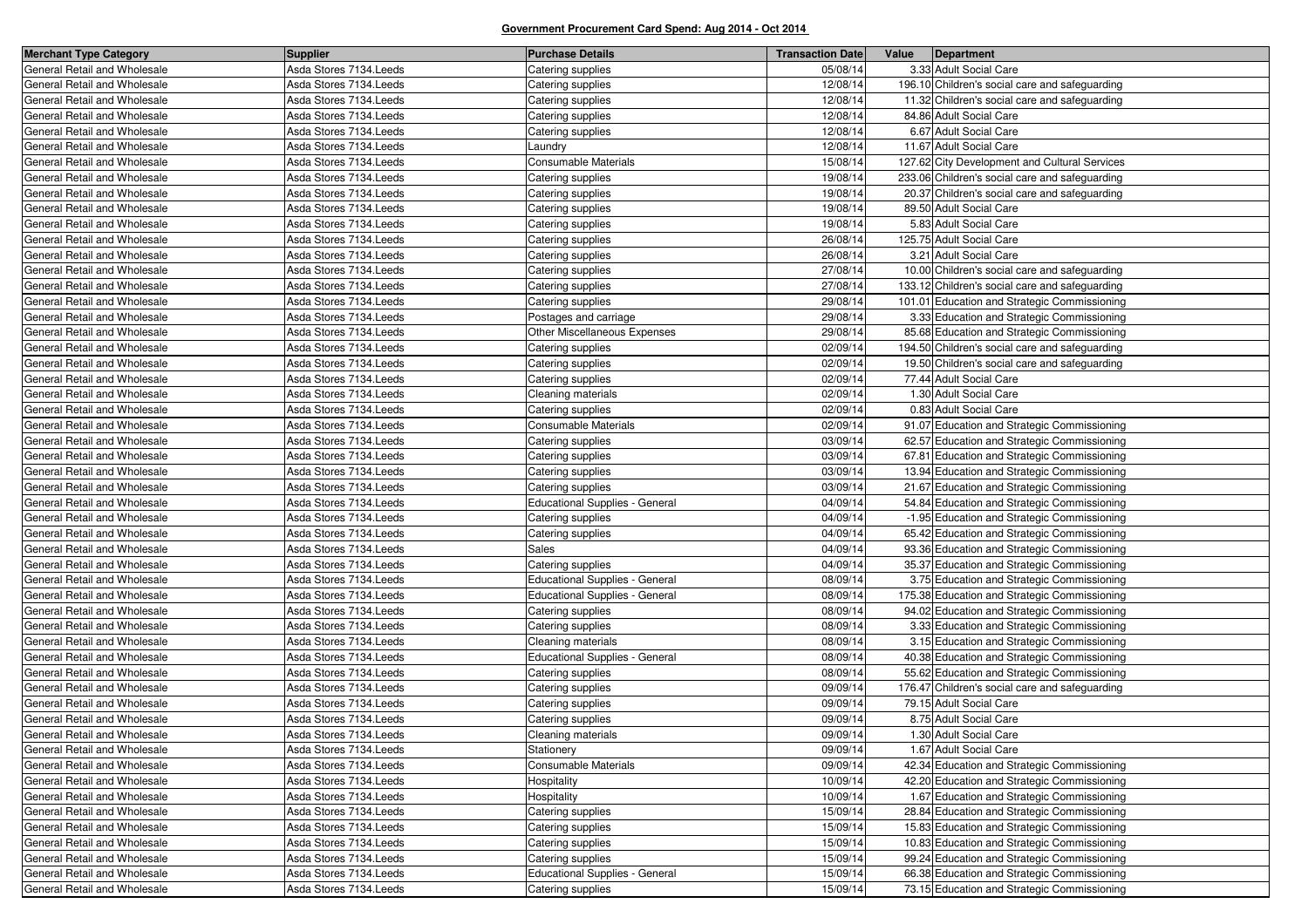**Government Procurement Card Spend: Aug 2014 - Oct 2014**

| Merchant Type Category | Supplier | Purchase Details | Transaction Date | Value | Department |
|---|---|---|---|---|---|
| General Retail and Wholesale | Asda Stores 7134.Leeds | Catering supplies | 05/08/14 | 3.33 | Adult Social Care |
| General Retail and Wholesale | Asda Stores 7134.Leeds | Catering supplies | 12/08/14 | 196.10 | Children's social care and safeguarding |
| General Retail and Wholesale | Asda Stores 7134.Leeds | Catering supplies | 12/08/14 | 11.32 | Children's social care and safeguarding |
| General Retail and Wholesale | Asda Stores 7134.Leeds | Catering supplies | 12/08/14 | 84.86 | Adult Social Care |
| General Retail and Wholesale | Asda Stores 7134.Leeds | Catering supplies | 12/08/14 | 6.67 | Adult Social Care |
| General Retail and Wholesale | Asda Stores 7134.Leeds | Laundry | 12/08/14 | 11.67 | Adult Social Care |
| General Retail and Wholesale | Asda Stores 7134.Leeds | Consumable Materials | 15/08/14 | 127.62 | City Development and Cultural Services |
| General Retail and Wholesale | Asda Stores 7134.Leeds | Catering supplies | 19/08/14 | 233.06 | Children's social care and safeguarding |
| General Retail and Wholesale | Asda Stores 7134.Leeds | Catering supplies | 19/08/14 | 20.37 | Children's social care and safeguarding |
| General Retail and Wholesale | Asda Stores 7134.Leeds | Catering supplies | 19/08/14 | 89.50 | Adult Social Care |
| General Retail and Wholesale | Asda Stores 7134.Leeds | Catering supplies | 19/08/14 | 5.83 | Adult Social Care |
| General Retail and Wholesale | Asda Stores 7134.Leeds | Catering supplies | 26/08/14 | 125.75 | Adult Social Care |
| General Retail and Wholesale | Asda Stores 7134.Leeds | Catering supplies | 26/08/14 | 3.21 | Adult Social Care |
| General Retail and Wholesale | Asda Stores 7134.Leeds | Catering supplies | 27/08/14 | 10.00 | Children's social care and safeguarding |
| General Retail and Wholesale | Asda Stores 7134.Leeds | Catering supplies | 27/08/14 | 133.12 | Children's social care and safeguarding |
| General Retail and Wholesale | Asda Stores 7134.Leeds | Catering supplies | 29/08/14 | 101.01 | Education and Strategic Commissioning |
| General Retail and Wholesale | Asda Stores 7134.Leeds | Postages and carriage | 29/08/14 | 3.33 | Education and Strategic Commissioning |
| General Retail and Wholesale | Asda Stores 7134.Leeds | Other Miscellaneous Expenses | 29/08/14 | 85.68 | Education and Strategic Commissioning |
| General Retail and Wholesale | Asda Stores 7134.Leeds | Catering supplies | 02/09/14 | 194.50 | Children's social care and safeguarding |
| General Retail and Wholesale | Asda Stores 7134.Leeds | Catering supplies | 02/09/14 | 19.50 | Children's social care and safeguarding |
| General Retail and Wholesale | Asda Stores 7134.Leeds | Catering supplies | 02/09/14 | 77.44 | Adult Social Care |
| General Retail and Wholesale | Asda Stores 7134.Leeds | Cleaning materials | 02/09/14 | 1.30 | Adult Social Care |
| General Retail and Wholesale | Asda Stores 7134.Leeds | Catering supplies | 02/09/14 | 0.83 | Adult Social Care |
| General Retail and Wholesale | Asda Stores 7134.Leeds | Consumable Materials | 02/09/14 | 91.07 | Education and Strategic Commissioning |
| General Retail and Wholesale | Asda Stores 7134.Leeds | Catering supplies | 03/09/14 | 62.57 | Education and Strategic Commissioning |
| General Retail and Wholesale | Asda Stores 7134.Leeds | Catering supplies | 03/09/14 | 67.81 | Education and Strategic Commissioning |
| General Retail and Wholesale | Asda Stores 7134.Leeds | Catering supplies | 03/09/14 | 13.94 | Education and Strategic Commissioning |
| General Retail and Wholesale | Asda Stores 7134.Leeds | Catering supplies | 03/09/14 | 21.67 | Education and Strategic Commissioning |
| General Retail and Wholesale | Asda Stores 7134.Leeds | Educational Supplies - General | 04/09/14 | 54.84 | Education and Strategic Commissioning |
| General Retail and Wholesale | Asda Stores 7134.Leeds | Catering supplies | 04/09/14 | -1.95 | Education and Strategic Commissioning |
| General Retail and Wholesale | Asda Stores 7134.Leeds | Catering supplies | 04/09/14 | 65.42 | Education and Strategic Commissioning |
| General Retail and Wholesale | Asda Stores 7134.Leeds | Sales | 04/09/14 | 93.36 | Education and Strategic Commissioning |
| General Retail and Wholesale | Asda Stores 7134.Leeds | Catering supplies | 04/09/14 | 35.37 | Education and Strategic Commissioning |
| General Retail and Wholesale | Asda Stores 7134.Leeds | Educational Supplies - General | 08/09/14 | 3.75 | Education and Strategic Commissioning |
| General Retail and Wholesale | Asda Stores 7134.Leeds | Educational Supplies - General | 08/09/14 | 175.38 | Education and Strategic Commissioning |
| General Retail and Wholesale | Asda Stores 7134.Leeds | Catering supplies | 08/09/14 | 94.02 | Education and Strategic Commissioning |
| General Retail and Wholesale | Asda Stores 7134.Leeds | Catering supplies | 08/09/14 | 3.33 | Education and Strategic Commissioning |
| General Retail and Wholesale | Asda Stores 7134.Leeds | Cleaning materials | 08/09/14 | 3.15 | Education and Strategic Commissioning |
| General Retail and Wholesale | Asda Stores 7134.Leeds | Educational Supplies - General | 08/09/14 | 40.38 | Education and Strategic Commissioning |
| General Retail and Wholesale | Asda Stores 7134.Leeds | Catering supplies | 08/09/14 | 55.62 | Education and Strategic Commissioning |
| General Retail and Wholesale | Asda Stores 7134.Leeds | Catering supplies | 09/09/14 | 176.47 | Children's social care and safeguarding |
| General Retail and Wholesale | Asda Stores 7134.Leeds | Catering supplies | 09/09/14 | 79.15 | Adult Social Care |
| General Retail and Wholesale | Asda Stores 7134.Leeds | Catering supplies | 09/09/14 | 8.75 | Adult Social Care |
| General Retail and Wholesale | Asda Stores 7134.Leeds | Cleaning materials | 09/09/14 | 1.30 | Adult Social Care |
| General Retail and Wholesale | Asda Stores 7134.Leeds | Stationery | 09/09/14 | 1.67 | Adult Social Care |
| General Retail and Wholesale | Asda Stores 7134.Leeds | Consumable Materials | 09/09/14 | 42.34 | Education and Strategic Commissioning |
| General Retail and Wholesale | Asda Stores 7134.Leeds | Hospitality | 10/09/14 | 42.20 | Education and Strategic Commissioning |
| General Retail and Wholesale | Asda Stores 7134.Leeds | Hospitality | 10/09/14 | 1.67 | Education and Strategic Commissioning |
| General Retail and Wholesale | Asda Stores 7134.Leeds | Catering supplies | 15/09/14 | 28.84 | Education and Strategic Commissioning |
| General Retail and Wholesale | Asda Stores 7134.Leeds | Catering supplies | 15/09/14 | 15.83 | Education and Strategic Commissioning |
| General Retail and Wholesale | Asda Stores 7134.Leeds | Catering supplies | 15/09/14 | 10.83 | Education and Strategic Commissioning |
| General Retail and Wholesale | Asda Stores 7134.Leeds | Catering supplies | 15/09/14 | 99.24 | Education and Strategic Commissioning |
| General Retail and Wholesale | Asda Stores 7134.Leeds | Educational Supplies - General | 15/09/14 | 66.38 | Education and Strategic Commissioning |
| General Retail and Wholesale | Asda Stores 7134.Leeds | Catering supplies | 15/09/14 | 73.15 | Education and Strategic Commissioning |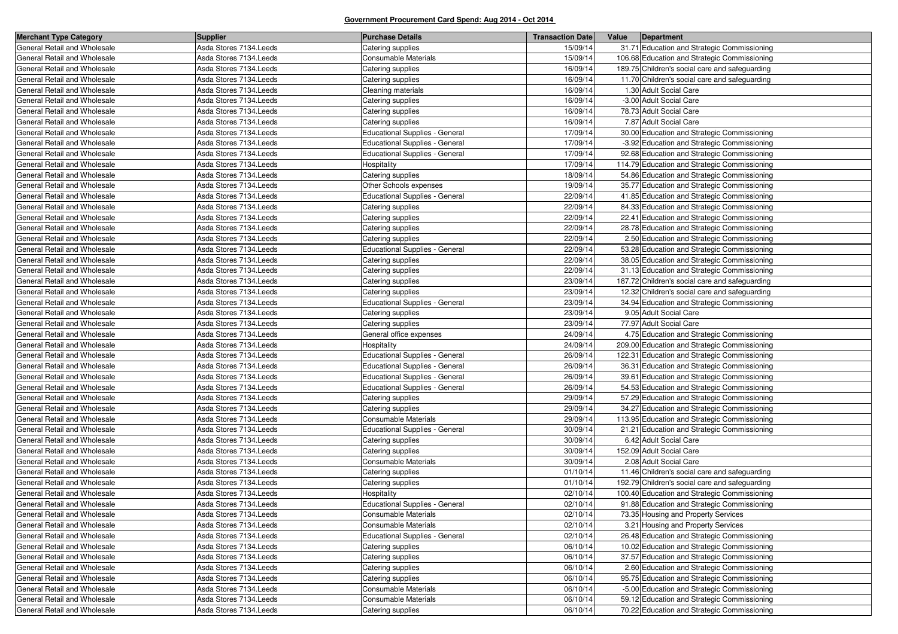**Government Procurement Card Spend: Aug 2014 - Oct 2014**

| Merchant Type Category | Supplier | Purchase Details | Transaction Date | Value | Department |
|---|---|---|---|---|---|
| General Retail and Wholesale | Asda Stores 7134.Leeds | Catering supplies | 15/09/14 | 31.71 | Education and Strategic Commissioning |
| General Retail and Wholesale | Asda Stores 7134.Leeds | Consumable Materials | 15/09/14 | 106.68 | Education and Strategic Commissioning |
| General Retail and Wholesale | Asda Stores 7134.Leeds | Catering supplies | 16/09/14 | 189.75 | Children's social care and safeguarding |
| General Retail and Wholesale | Asda Stores 7134.Leeds | Catering supplies | 16/09/14 | 11.70 | Children's social care and safeguarding |
| General Retail and Wholesale | Asda Stores 7134.Leeds | Cleaning materials | 16/09/14 | 1.30 | Adult Social Care |
| General Retail and Wholesale | Asda Stores 7134.Leeds | Catering supplies | 16/09/14 | -3.00 | Adult Social Care |
| General Retail and Wholesale | Asda Stores 7134.Leeds | Catering supplies | 16/09/14 | 78.73 | Adult Social Care |
| General Retail and Wholesale | Asda Stores 7134.Leeds | Catering supplies | 16/09/14 | 7.87 | Adult Social Care |
| General Retail and Wholesale | Asda Stores 7134.Leeds | Educational Supplies - General | 17/09/14 | 30.00 | Education and Strategic Commissioning |
| General Retail and Wholesale | Asda Stores 7134.Leeds | Educational Supplies - General | 17/09/14 | -3.92 | Education and Strategic Commissioning |
| General Retail and Wholesale | Asda Stores 7134.Leeds | Educational Supplies - General | 17/09/14 | 92.68 | Education and Strategic Commissioning |
| General Retail and Wholesale | Asda Stores 7134.Leeds | Hospitality | 17/09/14 | 114.79 | Education and Strategic Commissioning |
| General Retail and Wholesale | Asda Stores 7134.Leeds | Catering supplies | 18/09/14 | 54.86 | Education and Strategic Commissioning |
| General Retail and Wholesale | Asda Stores 7134.Leeds | Other Schools expenses | 19/09/14 | 35.77 | Education and Strategic Commissioning |
| General Retail and Wholesale | Asda Stores 7134.Leeds | Educational Supplies - General | 22/09/14 | 41.85 | Education and Strategic Commissioning |
| General Retail and Wholesale | Asda Stores 7134.Leeds | Catering supplies | 22/09/14 | 84.33 | Education and Strategic Commissioning |
| General Retail and Wholesale | Asda Stores 7134.Leeds | Catering supplies | 22/09/14 | 22.41 | Education and Strategic Commissioning |
| General Retail and Wholesale | Asda Stores 7134.Leeds | Catering supplies | 22/09/14 | 28.78 | Education and Strategic Commissioning |
| General Retail and Wholesale | Asda Stores 7134.Leeds | Catering supplies | 22/09/14 | 2.50 | Education and Strategic Commissioning |
| General Retail and Wholesale | Asda Stores 7134.Leeds | Educational Supplies - General | 22/09/14 | 53.28 | Education and Strategic Commissioning |
| General Retail and Wholesale | Asda Stores 7134.Leeds | Catering supplies | 22/09/14 | 38.05 | Education and Strategic Commissioning |
| General Retail and Wholesale | Asda Stores 7134.Leeds | Catering supplies | 22/09/14 | 31.13 | Education and Strategic Commissioning |
| General Retail and Wholesale | Asda Stores 7134.Leeds | Catering supplies | 23/09/14 | 187.72 | Children's social care and safeguarding |
| General Retail and Wholesale | Asda Stores 7134.Leeds | Catering supplies | 23/09/14 | 12.32 | Children's social care and safeguarding |
| General Retail and Wholesale | Asda Stores 7134.Leeds | Educational Supplies - General | 23/09/14 | 34.94 | Education and Strategic Commissioning |
| General Retail and Wholesale | Asda Stores 7134.Leeds | Catering supplies | 23/09/14 | 9.05 | Adult Social Care |
| General Retail and Wholesale | Asda Stores 7134.Leeds | Catering supplies | 23/09/14 | 77.97 | Adult Social Care |
| General Retail and Wholesale | Asda Stores 7134.Leeds | General office expenses | 24/09/14 | 4.75 | Education and Strategic Commissioning |
| General Retail and Wholesale | Asda Stores 7134.Leeds | Hospitality | 24/09/14 | 209.00 | Education and Strategic Commissioning |
| General Retail and Wholesale | Asda Stores 7134.Leeds | Educational Supplies - General | 26/09/14 | 122.31 | Education and Strategic Commissioning |
| General Retail and Wholesale | Asda Stores 7134.Leeds | Educational Supplies - General | 26/09/14 | 36.31 | Education and Strategic Commissioning |
| General Retail and Wholesale | Asda Stores 7134.Leeds | Educational Supplies - General | 26/09/14 | 39.61 | Education and Strategic Commissioning |
| General Retail and Wholesale | Asda Stores 7134.Leeds | Educational Supplies - General | 26/09/14 | 54.53 | Education and Strategic Commissioning |
| General Retail and Wholesale | Asda Stores 7134.Leeds | Catering supplies | 29/09/14 | 57.29 | Education and Strategic Commissioning |
| General Retail and Wholesale | Asda Stores 7134.Leeds | Catering supplies | 29/09/14 | 34.27 | Education and Strategic Commissioning |
| General Retail and Wholesale | Asda Stores 7134.Leeds | Consumable Materials | 29/09/14 | 113.95 | Education and Strategic Commissioning |
| General Retail and Wholesale | Asda Stores 7134.Leeds | Educational Supplies - General | 30/09/14 | 21.21 | Education and Strategic Commissioning |
| General Retail and Wholesale | Asda Stores 7134.Leeds | Catering supplies | 30/09/14 | 6.42 | Adult Social Care |
| General Retail and Wholesale | Asda Stores 7134.Leeds | Catering supplies | 30/09/14 | 152.09 | Adult Social Care |
| General Retail and Wholesale | Asda Stores 7134.Leeds | Consumable Materials | 30/09/14 | 2.08 | Adult Social Care |
| General Retail and Wholesale | Asda Stores 7134.Leeds | Catering supplies | 01/10/14 | 11.46 | Children's social care and safeguarding |
| General Retail and Wholesale | Asda Stores 7134.Leeds | Catering supplies | 01/10/14 | 192.79 | Children's social care and safeguarding |
| General Retail and Wholesale | Asda Stores 7134.Leeds | Hospitality | 02/10/14 | 100.40 | Education and Strategic Commissioning |
| General Retail and Wholesale | Asda Stores 7134.Leeds | Educational Supplies - General | 02/10/14 | 91.88 | Education and Strategic Commissioning |
| General Retail and Wholesale | Asda Stores 7134.Leeds | Consumable Materials | 02/10/14 | 73.35 | Housing and Property Services |
| General Retail and Wholesale | Asda Stores 7134.Leeds | Consumable Materials | 02/10/14 | 3.21 | Housing and Property Services |
| General Retail and Wholesale | Asda Stores 7134.Leeds | Educational Supplies - General | 02/10/14 | 26.48 | Education and Strategic Commissioning |
| General Retail and Wholesale | Asda Stores 7134.Leeds | Catering supplies | 06/10/14 | 10.02 | Education and Strategic Commissioning |
| General Retail and Wholesale | Asda Stores 7134.Leeds | Catering supplies | 06/10/14 | 37.57 | Education and Strategic Commissioning |
| General Retail and Wholesale | Asda Stores 7134.Leeds | Catering supplies | 06/10/14 | 2.60 | Education and Strategic Commissioning |
| General Retail and Wholesale | Asda Stores 7134.Leeds | Catering supplies | 06/10/14 | 95.75 | Education and Strategic Commissioning |
| General Retail and Wholesale | Asda Stores 7134.Leeds | Consumable Materials | 06/10/14 | -5.00 | Education and Strategic Commissioning |
| General Retail and Wholesale | Asda Stores 7134.Leeds | Consumable Materials | 06/10/14 | 59.12 | Education and Strategic Commissioning |
| General Retail and Wholesale | Asda Stores 7134.Leeds | Catering supplies | 06/10/14 | 70.22 | Education and Strategic Commissioning |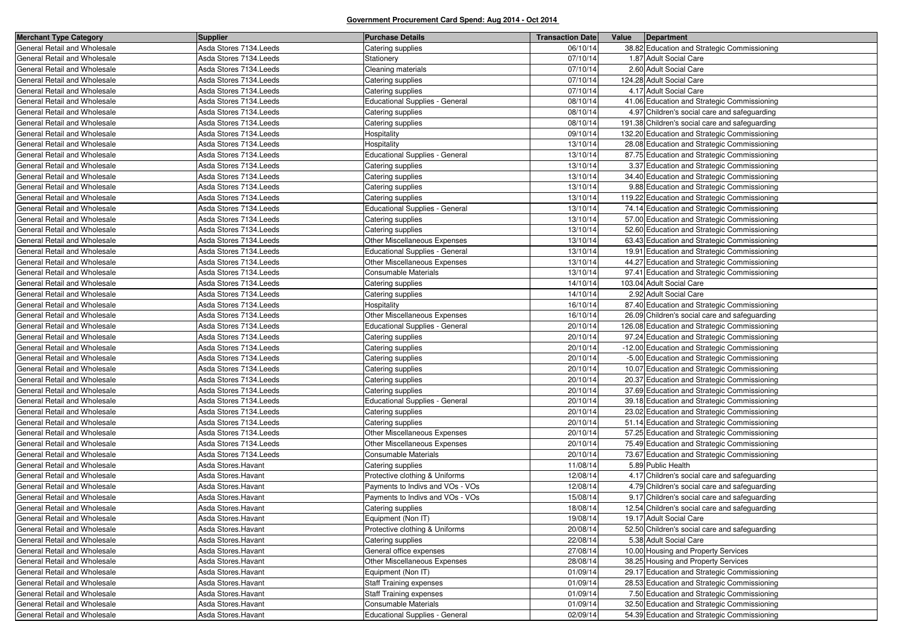**Government Procurement Card Spend: Aug 2014 - Oct 2014**

| Merchant Type Category | Supplier | Purchase Details | Transaction Date | Value | Department |
|---|---|---|---|---|---|
| General Retail and Wholesale | Asda Stores 7134.Leeds | Catering supplies | 06/10/14 | 38.82 | Education and Strategic Commissioning |
| General Retail and Wholesale | Asda Stores 7134.Leeds | Stationery | 07/10/14 | 1.87 | Adult Social Care |
| General Retail and Wholesale | Asda Stores 7134.Leeds | Cleaning materials | 07/10/14 | 2.60 | Adult Social Care |
| General Retail and Wholesale | Asda Stores 7134.Leeds | Catering supplies | 07/10/14 | 124.28 | Adult Social Care |
| General Retail and Wholesale | Asda Stores 7134.Leeds | Catering supplies | 07/10/14 | 4.17 | Adult Social Care |
| General Retail and Wholesale | Asda Stores 7134.Leeds | Educational Supplies - General | 08/10/14 | 41.06 | Education and Strategic Commissioning |
| General Retail and Wholesale | Asda Stores 7134.Leeds | Catering supplies | 08/10/14 | 4.97 | Children's social care and safeguarding |
| General Retail and Wholesale | Asda Stores 7134.Leeds | Catering supplies | 08/10/14 | 191.38 | Children's social care and safeguarding |
| General Retail and Wholesale | Asda Stores 7134.Leeds | Hospitality | 09/10/14 | 132.20 | Education and Strategic Commissioning |
| General Retail and Wholesale | Asda Stores 7134.Leeds | Hospitality | 13/10/14 | 28.08 | Education and Strategic Commissioning |
| General Retail and Wholesale | Asda Stores 7134.Leeds | Educational Supplies - General | 13/10/14 | 87.75 | Education and Strategic Commissioning |
| General Retail and Wholesale | Asda Stores 7134.Leeds | Catering supplies | 13/10/14 | 3.37 | Education and Strategic Commissioning |
| General Retail and Wholesale | Asda Stores 7134.Leeds | Catering supplies | 13/10/14 | 34.40 | Education and Strategic Commissioning |
| General Retail and Wholesale | Asda Stores 7134.Leeds | Catering supplies | 13/10/14 | 9.88 | Education and Strategic Commissioning |
| General Retail and Wholesale | Asda Stores 7134.Leeds | Catering supplies | 13/10/14 | 119.22 | Education and Strategic Commissioning |
| General Retail and Wholesale | Asda Stores 7134.Leeds | Educational Supplies - General | 13/10/14 | 74.14 | Education and Strategic Commissioning |
| General Retail and Wholesale | Asda Stores 7134.Leeds | Catering supplies | 13/10/14 | 57.00 | Education and Strategic Commissioning |
| General Retail and Wholesale | Asda Stores 7134.Leeds | Catering supplies | 13/10/14 | 52.60 | Education and Strategic Commissioning |
| General Retail and Wholesale | Asda Stores 7134.Leeds | Other Miscellaneous Expenses | 13/10/14 | 63.43 | Education and Strategic Commissioning |
| General Retail and Wholesale | Asda Stores 7134.Leeds | Educational Supplies - General | 13/10/14 | 19.91 | Education and Strategic Commissioning |
| General Retail and Wholesale | Asda Stores 7134.Leeds | Other Miscellaneous Expenses | 13/10/14 | 44.27 | Education and Strategic Commissioning |
| General Retail and Wholesale | Asda Stores 7134.Leeds | Consumable Materials | 13/10/14 | 97.41 | Education and Strategic Commissioning |
| General Retail and Wholesale | Asda Stores 7134.Leeds | Catering supplies | 14/10/14 | 103.04 | Adult Social Care |
| General Retail and Wholesale | Asda Stores 7134.Leeds | Catering supplies | 14/10/14 | 2.92 | Adult Social Care |
| General Retail and Wholesale | Asda Stores 7134.Leeds | Hospitality | 16/10/14 | 87.40 | Education and Strategic Commissioning |
| General Retail and Wholesale | Asda Stores 7134.Leeds | Other Miscellaneous Expenses | 16/10/14 | 26.09 | Children's social care and safeguarding |
| General Retail and Wholesale | Asda Stores 7134.Leeds | Educational Supplies - General | 20/10/14 | 126.08 | Education and Strategic Commissioning |
| General Retail and Wholesale | Asda Stores 7134.Leeds | Catering supplies | 20/10/14 | 97.24 | Education and Strategic Commissioning |
| General Retail and Wholesale | Asda Stores 7134.Leeds | Catering supplies | 20/10/14 | -12.00 | Education and Strategic Commissioning |
| General Retail and Wholesale | Asda Stores 7134.Leeds | Catering supplies | 20/10/14 | -5.00 | Education and Strategic Commissioning |
| General Retail and Wholesale | Asda Stores 7134.Leeds | Catering supplies | 20/10/14 | 10.07 | Education and Strategic Commissioning |
| General Retail and Wholesale | Asda Stores 7134.Leeds | Catering supplies | 20/10/14 | 20.37 | Education and Strategic Commissioning |
| General Retail and Wholesale | Asda Stores 7134.Leeds | Catering supplies | 20/10/14 | 37.69 | Education and Strategic Commissioning |
| General Retail and Wholesale | Asda Stores 7134.Leeds | Educational Supplies - General | 20/10/14 | 39.18 | Education and Strategic Commissioning |
| General Retail and Wholesale | Asda Stores 7134.Leeds | Catering supplies | 20/10/14 | 23.02 | Education and Strategic Commissioning |
| General Retail and Wholesale | Asda Stores 7134.Leeds | Catering supplies | 20/10/14 | 51.14 | Education and Strategic Commissioning |
| General Retail and Wholesale | Asda Stores 7134.Leeds | Other Miscellaneous Expenses | 20/10/14 | 57.25 | Education and Strategic Commissioning |
| General Retail and Wholesale | Asda Stores 7134.Leeds | Other Miscellaneous Expenses | 20/10/14 | 75.49 | Education and Strategic Commissioning |
| General Retail and Wholesale | Asda Stores 7134.Leeds | Consumable Materials | 20/10/14 | 73.67 | Education and Strategic Commissioning |
| General Retail and Wholesale | Asda Stores.Havant | Catering supplies | 11/08/14 | 5.89 | Public Health |
| General Retail and Wholesale | Asda Stores.Havant | Protective clothing & Uniforms | 12/08/14 | 4.17 | Children's social care and safeguarding |
| General Retail and Wholesale | Asda Stores.Havant | Payments to Indivs and VOs - VOs | 12/08/14 | 4.79 | Children's social care and safeguarding |
| General Retail and Wholesale | Asda Stores.Havant | Payments to Indivs and VOs - VOs | 15/08/14 | 9.17 | Children's social care and safeguarding |
| General Retail and Wholesale | Asda Stores.Havant | Catering supplies | 18/08/14 | 12.54 | Children's social care and safeguarding |
| General Retail and Wholesale | Asda Stores.Havant | Equipment (Non IT) | 19/08/14 | 19.17 | Adult Social Care |
| General Retail and Wholesale | Asda Stores.Havant | Protective clothing & Uniforms | 20/08/14 | 52.50 | Children's social care and safeguarding |
| General Retail and Wholesale | Asda Stores.Havant | Catering supplies | 22/08/14 | 5.38 | Adult Social Care |
| General Retail and Wholesale | Asda Stores.Havant | General office expenses | 27/08/14 | 10.00 | Housing and Property Services |
| General Retail and Wholesale | Asda Stores.Havant | Other Miscellaneous Expenses | 28/08/14 | 38.25 | Housing and Property Services |
| General Retail and Wholesale | Asda Stores.Havant | Equipment (Non IT) | 01/09/14 | 29.17 | Education and Strategic Commissioning |
| General Retail and Wholesale | Asda Stores.Havant | Staff Training expenses | 01/09/14 | 28.53 | Education and Strategic Commissioning |
| General Retail and Wholesale | Asda Stores.Havant | Staff Training expenses | 01/09/14 | 7.50 | Education and Strategic Commissioning |
| General Retail and Wholesale | Asda Stores.Havant | Consumable Materials | 01/09/14 | 32.50 | Education and Strategic Commissioning |
| General Retail and Wholesale | Asda Stores.Havant | Educational Supplies - General | 02/09/14 | 54.39 | Education and Strategic Commissioning |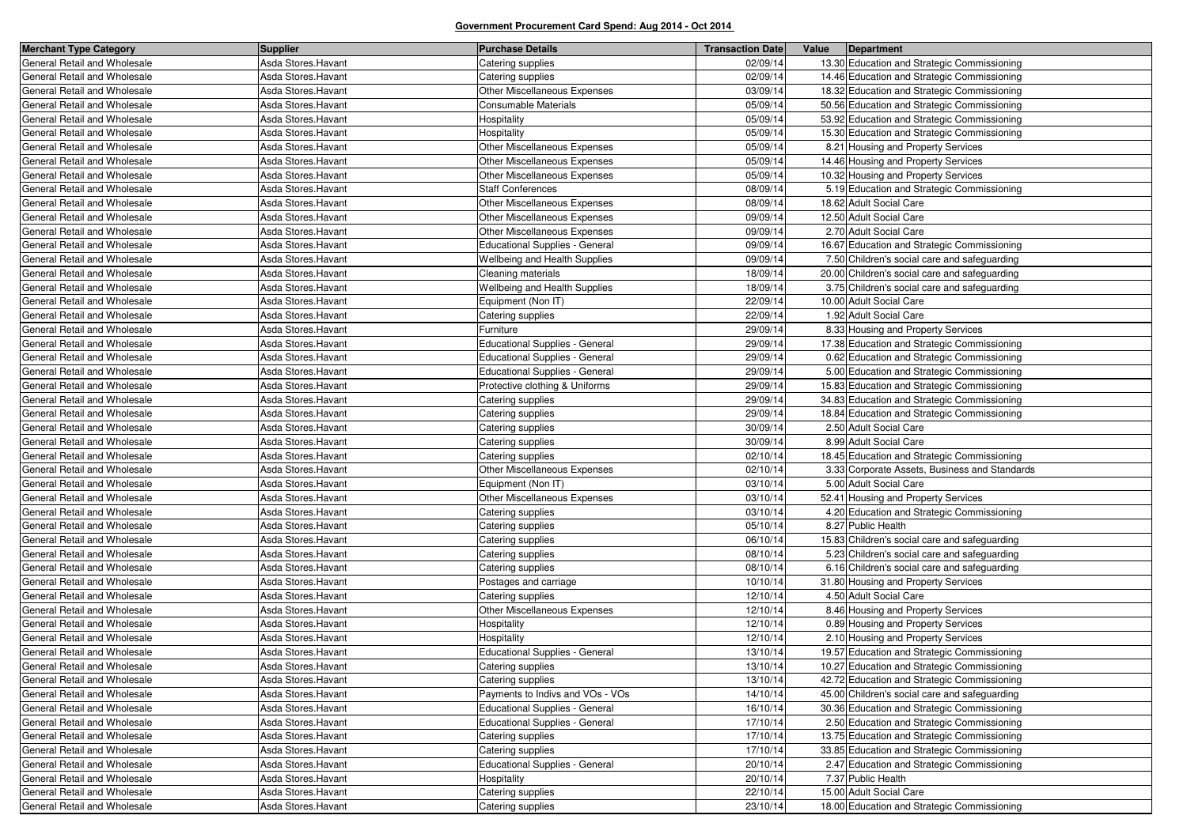**Government Procurement Card Spend: Aug 2014 - Oct 2014**

| Merchant Type Category | Supplier | Purchase Details | Transaction Date | Value | Department |
|---|---|---|---|---|---|
| General Retail and Wholesale | Asda Stores.Havant | Catering supplies | 02/09/14 | 13.30 | Education and Strategic Commissioning |
| General Retail and Wholesale | Asda Stores.Havant | Catering supplies | 02/09/14 | 14.46 | Education and Strategic Commissioning |
| General Retail and Wholesale | Asda Stores.Havant | Other Miscellaneous Expenses | 03/09/14 | 18.32 | Education and Strategic Commissioning |
| General Retail and Wholesale | Asda Stores.Havant | Consumable Materials | 05/09/14 | 50.56 | Education and Strategic Commissioning |
| General Retail and Wholesale | Asda Stores.Havant | Hospitality | 05/09/14 | 53.92 | Education and Strategic Commissioning |
| General Retail and Wholesale | Asda Stores.Havant | Hospitality | 05/09/14 | 15.30 | Education and Strategic Commissioning |
| General Retail and Wholesale | Asda Stores.Havant | Other Miscellaneous Expenses | 05/09/14 | 8.21 | Housing and Property Services |
| General Retail and Wholesale | Asda Stores.Havant | Other Miscellaneous Expenses | 05/09/14 | 14.46 | Housing and Property Services |
| General Retail and Wholesale | Asda Stores.Havant | Other Miscellaneous Expenses | 05/09/14 | 10.32 | Housing and Property Services |
| General Retail and Wholesale | Asda Stores.Havant | Staff Conferences | 08/09/14 | 5.19 | Education and Strategic Commissioning |
| General Retail and Wholesale | Asda Stores.Havant | Other Miscellaneous Expenses | 08/09/14 | 18.62 | Adult Social Care |
| General Retail and Wholesale | Asda Stores.Havant | Other Miscellaneous Expenses | 09/09/14 | 12.50 | Adult Social Care |
| General Retail and Wholesale | Asda Stores.Havant | Other Miscellaneous Expenses | 09/09/14 | 2.70 | Adult Social Care |
| General Retail and Wholesale | Asda Stores.Havant | Educational Supplies - General | 09/09/14 | 16.67 | Education and Strategic Commissioning |
| General Retail and Wholesale | Asda Stores.Havant | Wellbeing and Health Supplies | 09/09/14 | 7.50 | Children's social care and safeguarding |
| General Retail and Wholesale | Asda Stores.Havant | Cleaning materials | 18/09/14 | 20.00 | Children's social care and safeguarding |
| General Retail and Wholesale | Asda Stores.Havant | Wellbeing and Health Supplies | 18/09/14 | 3.75 | Children's social care and safeguarding |
| General Retail and Wholesale | Asda Stores.Havant | Equipment (Non IT) | 22/09/14 | 10.00 | Adult Social Care |
| General Retail and Wholesale | Asda Stores.Havant | Catering supplies | 22/09/14 | 1.92 | Adult Social Care |
| General Retail and Wholesale | Asda Stores.Havant | Furniture | 29/09/14 | 8.33 | Housing and Property Services |
| General Retail and Wholesale | Asda Stores.Havant | Educational Supplies - General | 29/09/14 | 17.38 | Education and Strategic Commissioning |
| General Retail and Wholesale | Asda Stores.Havant | Educational Supplies - General | 29/09/14 | 0.62 | Education and Strategic Commissioning |
| General Retail and Wholesale | Asda Stores.Havant | Educational Supplies - General | 29/09/14 | 5.00 | Education and Strategic Commissioning |
| General Retail and Wholesale | Asda Stores.Havant | Protective clothing & Uniforms | 29/09/14 | 15.83 | Education and Strategic Commissioning |
| General Retail and Wholesale | Asda Stores.Havant | Catering supplies | 29/09/14 | 34.83 | Education and Strategic Commissioning |
| General Retail and Wholesale | Asda Stores.Havant | Catering supplies | 29/09/14 | 18.84 | Education and Strategic Commissioning |
| General Retail and Wholesale | Asda Stores.Havant | Catering supplies | 30/09/14 | 2.50 | Adult Social Care |
| General Retail and Wholesale | Asda Stores.Havant | Catering supplies | 30/09/14 | 8.99 | Adult Social Care |
| General Retail and Wholesale | Asda Stores.Havant | Catering supplies | 02/10/14 | 18.45 | Education and Strategic Commissioning |
| General Retail and Wholesale | Asda Stores.Havant | Other Miscellaneous Expenses | 02/10/14 | 3.33 | Corporate Assets, Business and Standards |
| General Retail and Wholesale | Asda Stores.Havant | Equipment (Non IT) | 03/10/14 | 5.00 | Adult Social Care |
| General Retail and Wholesale | Asda Stores.Havant | Other Miscellaneous Expenses | 03/10/14 | 52.41 | Housing and Property Services |
| General Retail and Wholesale | Asda Stores.Havant | Catering supplies | 03/10/14 | 4.20 | Education and Strategic Commissioning |
| General Retail and Wholesale | Asda Stores.Havant | Catering supplies | 05/10/14 | 8.27 | Public Health |
| General Retail and Wholesale | Asda Stores.Havant | Catering supplies | 06/10/14 | 15.83 | Children's social care and safeguarding |
| General Retail and Wholesale | Asda Stores.Havant | Catering supplies | 08/10/14 | 5.23 | Children's social care and safeguarding |
| General Retail and Wholesale | Asda Stores.Havant | Catering supplies | 08/10/14 | 6.16 | Children's social care and safeguarding |
| General Retail and Wholesale | Asda Stores.Havant | Postages and carriage | 10/10/14 | 31.80 | Housing and Property Services |
| General Retail and Wholesale | Asda Stores.Havant | Catering supplies | 12/10/14 | 4.50 | Adult Social Care |
| General Retail and Wholesale | Asda Stores.Havant | Other Miscellaneous Expenses | 12/10/14 | 8.46 | Housing and Property Services |
| General Retail and Wholesale | Asda Stores.Havant | Hospitality | 12/10/14 | 0.89 | Housing and Property Services |
| General Retail and Wholesale | Asda Stores.Havant | Hospitality | 12/10/14 | 2.10 | Housing and Property Services |
| General Retail and Wholesale | Asda Stores.Havant | Educational Supplies - General | 13/10/14 | 19.57 | Education and Strategic Commissioning |
| General Retail and Wholesale | Asda Stores.Havant | Catering supplies | 13/10/14 | 10.27 | Education and Strategic Commissioning |
| General Retail and Wholesale | Asda Stores.Havant | Catering supplies | 13/10/14 | 42.72 | Education and Strategic Commissioning |
| General Retail and Wholesale | Asda Stores.Havant | Payments to Indivs and VOs - VOs | 14/10/14 | 45.00 | Children's social care and safeguarding |
| General Retail and Wholesale | Asda Stores.Havant | Educational Supplies - General | 16/10/14 | 30.36 | Education and Strategic Commissioning |
| General Retail and Wholesale | Asda Stores.Havant | Educational Supplies - General | 17/10/14 | 2.50 | Education and Strategic Commissioning |
| General Retail and Wholesale | Asda Stores.Havant | Catering supplies | 17/10/14 | 13.75 | Education and Strategic Commissioning |
| General Retail and Wholesale | Asda Stores.Havant | Catering supplies | 17/10/14 | 33.85 | Education and Strategic Commissioning |
| General Retail and Wholesale | Asda Stores.Havant | Educational Supplies - General | 20/10/14 | 2.47 | Education and Strategic Commissioning |
| General Retail and Wholesale | Asda Stores.Havant | Hospitality | 20/10/14 | 7.37 | Public Health |
| General Retail and Wholesale | Asda Stores.Havant | Catering supplies | 22/10/14 | 15.00 | Adult Social Care |
| General Retail and Wholesale | Asda Stores.Havant | Catering supplies | 23/10/14 | 18.00 | Education and Strategic Commissioning |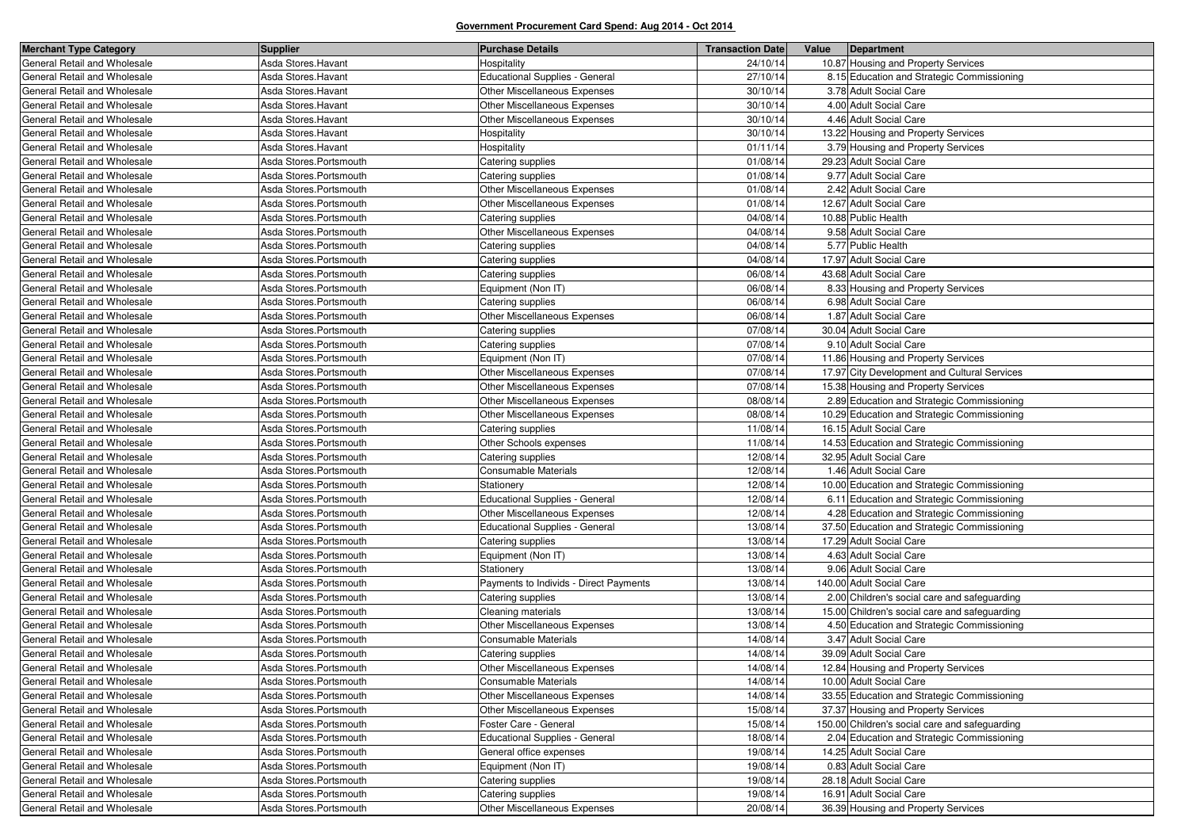**Government Procurement Card Spend: Aug 2014 - Oct 2014**

| Merchant Type Category | Supplier | Purchase Details | Transaction Date | Value | Department |
|---|---|---|---|---|---|
| General Retail and Wholesale | Asda Stores.Havant | Hospitality | 24/10/14 | 10.87 | Housing and Property Services |
| General Retail and Wholesale | Asda Stores.Havant | Educational Supplies - General | 27/10/14 | 8.15 | Education and Strategic Commissioning |
| General Retail and Wholesale | Asda Stores.Havant | Other Miscellaneous Expenses | 30/10/14 | 3.78 | Adult Social Care |
| General Retail and Wholesale | Asda Stores.Havant | Other Miscellaneous Expenses | 30/10/14 | 4.00 | Adult Social Care |
| General Retail and Wholesale | Asda Stores.Havant | Other Miscellaneous Expenses | 30/10/14 | 4.46 | Adult Social Care |
| General Retail and Wholesale | Asda Stores.Havant | Hospitality | 30/10/14 | 13.22 | Housing and Property Services |
| General Retail and Wholesale | Asda Stores.Havant | Hospitality | 01/11/14 | 3.79 | Housing and Property Services |
| General Retail and Wholesale | Asda Stores.Portsmouth | Catering supplies | 01/08/14 | 29.23 | Adult Social Care |
| General Retail and Wholesale | Asda Stores.Portsmouth | Catering supplies | 01/08/14 | 9.77 | Adult Social Care |
| General Retail and Wholesale | Asda Stores.Portsmouth | Other Miscellaneous Expenses | 01/08/14 | 2.42 | Adult Social Care |
| General Retail and Wholesale | Asda Stores.Portsmouth | Other Miscellaneous Expenses | 01/08/14 | 12.67 | Adult Social Care |
| General Retail and Wholesale | Asda Stores.Portsmouth | Catering supplies | 04/08/14 | 10.88 | Public Health |
| General Retail and Wholesale | Asda Stores.Portsmouth | Other Miscellaneous Expenses | 04/08/14 | 9.58 | Adult Social Care |
| General Retail and Wholesale | Asda Stores.Portsmouth | Catering supplies | 04/08/14 | 5.77 | Public Health |
| General Retail and Wholesale | Asda Stores.Portsmouth | Catering supplies | 04/08/14 | 17.97 | Adult Social Care |
| General Retail and Wholesale | Asda Stores.Portsmouth | Catering supplies | 06/08/14 | 43.68 | Adult Social Care |
| General Retail and Wholesale | Asda Stores.Portsmouth | Equipment (Non IT) | 06/08/14 | 8.33 | Housing and Property Services |
| General Retail and Wholesale | Asda Stores.Portsmouth | Catering supplies | 06/08/14 | 6.98 | Adult Social Care |
| General Retail and Wholesale | Asda Stores.Portsmouth | Other Miscellaneous Expenses | 06/08/14 | 1.87 | Adult Social Care |
| General Retail and Wholesale | Asda Stores.Portsmouth | Catering supplies | 07/08/14 | 30.04 | Adult Social Care |
| General Retail and Wholesale | Asda Stores.Portsmouth | Catering supplies | 07/08/14 | 9.10 | Adult Social Care |
| General Retail and Wholesale | Asda Stores.Portsmouth | Equipment (Non IT) | 07/08/14 | 11.86 | Housing and Property Services |
| General Retail and Wholesale | Asda Stores.Portsmouth | Other Miscellaneous Expenses | 07/08/14 | 17.97 | City Development and Cultural Services |
| General Retail and Wholesale | Asda Stores.Portsmouth | Other Miscellaneous Expenses | 07/08/14 | 15.38 | Housing and Property Services |
| General Retail and Wholesale | Asda Stores.Portsmouth | Other Miscellaneous Expenses | 08/08/14 | 2.89 | Education and Strategic Commissioning |
| General Retail and Wholesale | Asda Stores.Portsmouth | Other Miscellaneous Expenses | 08/08/14 | 10.29 | Education and Strategic Commissioning |
| General Retail and Wholesale | Asda Stores.Portsmouth | Catering supplies | 11/08/14 | 16.15 | Adult Social Care |
| General Retail and Wholesale | Asda Stores.Portsmouth | Other Schools expenses | 11/08/14 | 14.53 | Education and Strategic Commissioning |
| General Retail and Wholesale | Asda Stores.Portsmouth | Catering supplies | 12/08/14 | 32.95 | Adult Social Care |
| General Retail and Wholesale | Asda Stores.Portsmouth | Consumable Materials | 12/08/14 | 1.46 | Adult Social Care |
| General Retail and Wholesale | Asda Stores.Portsmouth | Stationery | 12/08/14 | 10.00 | Education and Strategic Commissioning |
| General Retail and Wholesale | Asda Stores.Portsmouth | Educational Supplies - General | 12/08/14 | 6.11 | Education and Strategic Commissioning |
| General Retail and Wholesale | Asda Stores.Portsmouth | Other Miscellaneous Expenses | 12/08/14 | 4.28 | Education and Strategic Commissioning |
| General Retail and Wholesale | Asda Stores.Portsmouth | Educational Supplies - General | 13/08/14 | 37.50 | Education and Strategic Commissioning |
| General Retail and Wholesale | Asda Stores.Portsmouth | Catering supplies | 13/08/14 | 17.29 | Adult Social Care |
| General Retail and Wholesale | Asda Stores.Portsmouth | Equipment (Non IT) | 13/08/14 | 4.63 | Adult Social Care |
| General Retail and Wholesale | Asda Stores.Portsmouth | Stationery | 13/08/14 | 9.06 | Adult Social Care |
| General Retail and Wholesale | Asda Stores.Portsmouth | Payments to Individs - Direct Payments | 13/08/14 | 140.00 | Adult Social Care |
| General Retail and Wholesale | Asda Stores.Portsmouth | Catering supplies | 13/08/14 | 2.00 | Children's social care and safeguarding |
| General Retail and Wholesale | Asda Stores.Portsmouth | Cleaning materials | 13/08/14 | 15.00 | Children's social care and safeguarding |
| General Retail and Wholesale | Asda Stores.Portsmouth | Other Miscellaneous Expenses | 13/08/14 | 4.50 | Education and Strategic Commissioning |
| General Retail and Wholesale | Asda Stores.Portsmouth | Consumable Materials | 14/08/14 | 3.47 | Adult Social Care |
| General Retail and Wholesale | Asda Stores.Portsmouth | Catering supplies | 14/08/14 | 39.09 | Adult Social Care |
| General Retail and Wholesale | Asda Stores.Portsmouth | Other Miscellaneous Expenses | 14/08/14 | 12.84 | Housing and Property Services |
| General Retail and Wholesale | Asda Stores.Portsmouth | Consumable Materials | 14/08/14 | 10.00 | Adult Social Care |
| General Retail and Wholesale | Asda Stores.Portsmouth | Other Miscellaneous Expenses | 14/08/14 | 33.55 | Education and Strategic Commissioning |
| General Retail and Wholesale | Asda Stores.Portsmouth | Other Miscellaneous Expenses | 15/08/14 | 37.37 | Housing and Property Services |
| General Retail and Wholesale | Asda Stores.Portsmouth | Foster Care - General | 15/08/14 | 150.00 | Children's social care and safeguarding |
| General Retail and Wholesale | Asda Stores.Portsmouth | Educational Supplies - General | 18/08/14 | 2.04 | Education and Strategic Commissioning |
| General Retail and Wholesale | Asda Stores.Portsmouth | General office expenses | 19/08/14 | 14.25 | Adult Social Care |
| General Retail and Wholesale | Asda Stores.Portsmouth | Equipment (Non IT) | 19/08/14 | 0.83 | Adult Social Care |
| General Retail and Wholesale | Asda Stores.Portsmouth | Catering supplies | 19/08/14 | 28.18 | Adult Social Care |
| General Retail and Wholesale | Asda Stores.Portsmouth | Catering supplies | 19/08/14 | 16.91 | Adult Social Care |
| General Retail and Wholesale | Asda Stores.Portsmouth | Other Miscellaneous Expenses | 20/08/14 | 36.39 | Housing and Property Services |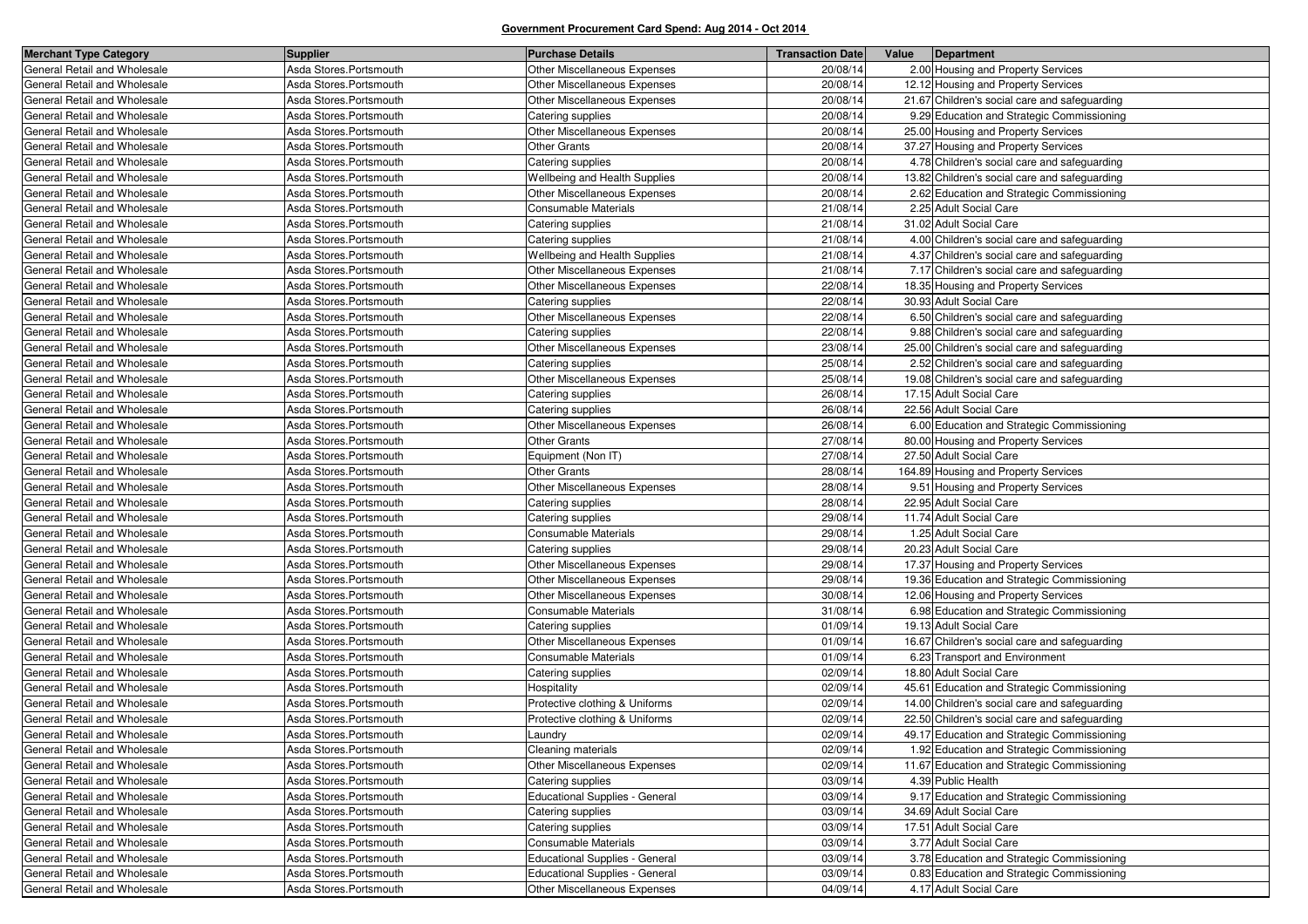**Government Procurement Card Spend: Aug 2014 - Oct 2014**

| Merchant Type Category | Supplier | Purchase Details | Transaction Date | Value | Department |
|---|---|---|---|---|---|
| General Retail and Wholesale | Asda Stores.Portsmouth | Other Miscellaneous Expenses | 20/08/14 | 2.00 | Housing and Property Services |
| General Retail and Wholesale | Asda Stores.Portsmouth | Other Miscellaneous Expenses | 20/08/14 | 12.12 | Housing and Property Services |
| General Retail and Wholesale | Asda Stores.Portsmouth | Other Miscellaneous Expenses | 20/08/14 | 21.67 | Children's social care and safeguarding |
| General Retail and Wholesale | Asda Stores.Portsmouth | Catering supplies | 20/08/14 | 9.29 | Education and Strategic Commissioning |
| General Retail and Wholesale | Asda Stores.Portsmouth | Other Miscellaneous Expenses | 20/08/14 | 25.00 | Housing and Property Services |
| General Retail and Wholesale | Asda Stores.Portsmouth | Other Grants | 20/08/14 | 37.27 | Housing and Property Services |
| General Retail and Wholesale | Asda Stores.Portsmouth | Catering supplies | 20/08/14 | 4.78 | Children's social care and safeguarding |
| General Retail and Wholesale | Asda Stores.Portsmouth | Wellbeing and Health Supplies | 20/08/14 | 13.82 | Children's social care and safeguarding |
| General Retail and Wholesale | Asda Stores.Portsmouth | Other Miscellaneous Expenses | 20/08/14 | 2.62 | Education and Strategic Commissioning |
| General Retail and Wholesale | Asda Stores.Portsmouth | Consumable Materials | 21/08/14 | 2.25 | Adult Social Care |
| General Retail and Wholesale | Asda Stores.Portsmouth | Catering supplies | 21/08/14 | 31.02 | Adult Social Care |
| General Retail and Wholesale | Asda Stores.Portsmouth | Catering supplies | 21/08/14 | 4.00 | Children's social care and safeguarding |
| General Retail and Wholesale | Asda Stores.Portsmouth | Wellbeing and Health Supplies | 21/08/14 | 4.37 | Children's social care and safeguarding |
| General Retail and Wholesale | Asda Stores.Portsmouth | Other Miscellaneous Expenses | 21/08/14 | 7.17 | Children's social care and safeguarding |
| General Retail and Wholesale | Asda Stores.Portsmouth | Other Miscellaneous Expenses | 22/08/14 | 18.35 | Housing and Property Services |
| General Retail and Wholesale | Asda Stores.Portsmouth | Catering supplies | 22/08/14 | 30.93 | Adult Social Care |
| General Retail and Wholesale | Asda Stores.Portsmouth | Other Miscellaneous Expenses | 22/08/14 | 6.50 | Children's social care and safeguarding |
| General Retail and Wholesale | Asda Stores.Portsmouth | Catering supplies | 22/08/14 | 9.88 | Children's social care and safeguarding |
| General Retail and Wholesale | Asda Stores.Portsmouth | Other Miscellaneous Expenses | 23/08/14 | 25.00 | Children's social care and safeguarding |
| General Retail and Wholesale | Asda Stores.Portsmouth | Catering supplies | 25/08/14 | 2.52 | Children's social care and safeguarding |
| General Retail and Wholesale | Asda Stores.Portsmouth | Other Miscellaneous Expenses | 25/08/14 | 19.08 | Children's social care and safeguarding |
| General Retail and Wholesale | Asda Stores.Portsmouth | Catering supplies | 26/08/14 | 17.15 | Adult Social Care |
| General Retail and Wholesale | Asda Stores.Portsmouth | Catering supplies | 26/08/14 | 22.56 | Adult Social Care |
| General Retail and Wholesale | Asda Stores.Portsmouth | Other Miscellaneous Expenses | 26/08/14 | 6.00 | Education and Strategic Commissioning |
| General Retail and Wholesale | Asda Stores.Portsmouth | Other Grants | 27/08/14 | 80.00 | Housing and Property Services |
| General Retail and Wholesale | Asda Stores.Portsmouth | Equipment (Non IT) | 27/08/14 | 27.50 | Adult Social Care |
| General Retail and Wholesale | Asda Stores.Portsmouth | Other Grants | 28/08/14 | 164.89 | Housing and Property Services |
| General Retail and Wholesale | Asda Stores.Portsmouth | Other Miscellaneous Expenses | 28/08/14 | 9.51 | Housing and Property Services |
| General Retail and Wholesale | Asda Stores.Portsmouth | Catering supplies | 28/08/14 | 22.95 | Adult Social Care |
| General Retail and Wholesale | Asda Stores.Portsmouth | Catering supplies | 29/08/14 | 11.74 | Adult Social Care |
| General Retail and Wholesale | Asda Stores.Portsmouth | Consumable Materials | 29/08/14 | 1.25 | Adult Social Care |
| General Retail and Wholesale | Asda Stores.Portsmouth | Catering supplies | 29/08/14 | 20.23 | Adult Social Care |
| General Retail and Wholesale | Asda Stores.Portsmouth | Other Miscellaneous Expenses | 29/08/14 | 17.37 | Housing and Property Services |
| General Retail and Wholesale | Asda Stores.Portsmouth | Other Miscellaneous Expenses | 29/08/14 | 19.36 | Education and Strategic Commissioning |
| General Retail and Wholesale | Asda Stores.Portsmouth | Other Miscellaneous Expenses | 30/08/14 | 12.06 | Housing and Property Services |
| General Retail and Wholesale | Asda Stores.Portsmouth | Consumable Materials | 31/08/14 | 6.98 | Education and Strategic Commissioning |
| General Retail and Wholesale | Asda Stores.Portsmouth | Catering supplies | 01/09/14 | 19.13 | Adult Social Care |
| General Retail and Wholesale | Asda Stores.Portsmouth | Other Miscellaneous Expenses | 01/09/14 | 16.67 | Children's social care and safeguarding |
| General Retail and Wholesale | Asda Stores.Portsmouth | Consumable Materials | 01/09/14 | 6.23 | Transport and Environment |
| General Retail and Wholesale | Asda Stores.Portsmouth | Catering supplies | 02/09/14 | 18.80 | Adult Social Care |
| General Retail and Wholesale | Asda Stores.Portsmouth | Hospitality | 02/09/14 | 45.61 | Education and Strategic Commissioning |
| General Retail and Wholesale | Asda Stores.Portsmouth | Protective clothing & Uniforms | 02/09/14 | 14.00 | Children's social care and safeguarding |
| General Retail and Wholesale | Asda Stores.Portsmouth | Protective clothing & Uniforms | 02/09/14 | 22.50 | Children's social care and safeguarding |
| General Retail and Wholesale | Asda Stores.Portsmouth | Laundry | 02/09/14 | 49.17 | Education and Strategic Commissioning |
| General Retail and Wholesale | Asda Stores.Portsmouth | Cleaning materials | 02/09/14 | 1.92 | Education and Strategic Commissioning |
| General Retail and Wholesale | Asda Stores.Portsmouth | Other Miscellaneous Expenses | 02/09/14 | 11.67 | Education and Strategic Commissioning |
| General Retail and Wholesale | Asda Stores.Portsmouth | Catering supplies | 03/09/14 | 4.39 | Public Health |
| General Retail and Wholesale | Asda Stores.Portsmouth | Educational Supplies - General | 03/09/14 | 9.17 | Education and Strategic Commissioning |
| General Retail and Wholesale | Asda Stores.Portsmouth | Catering supplies | 03/09/14 | 34.69 | Adult Social Care |
| General Retail and Wholesale | Asda Stores.Portsmouth | Catering supplies | 03/09/14 | 17.51 | Adult Social Care |
| General Retail and Wholesale | Asda Stores.Portsmouth | Consumable Materials | 03/09/14 | 3.77 | Adult Social Care |
| General Retail and Wholesale | Asda Stores.Portsmouth | Educational Supplies - General | 03/09/14 | 3.78 | Education and Strategic Commissioning |
| General Retail and Wholesale | Asda Stores.Portsmouth | Educational Supplies - General | 03/09/14 | 0.83 | Education and Strategic Commissioning |
| General Retail and Wholesale | Asda Stores.Portsmouth | Other Miscellaneous Expenses | 04/09/14 | 4.17 | Adult Social Care |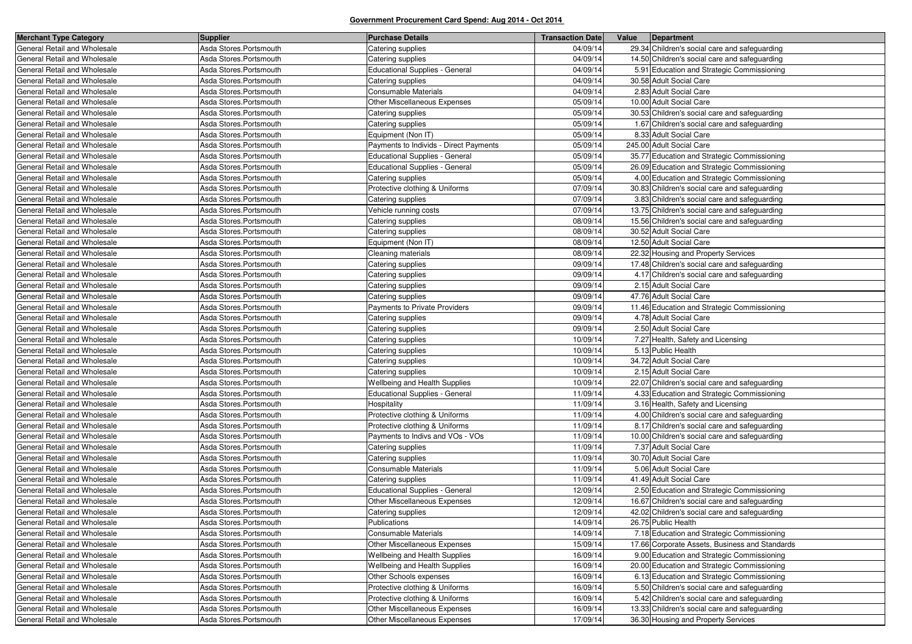**Government Procurement Card Spend: Aug 2014 - Oct 2014**

| Merchant Type Category | Supplier | Purchase Details | Transaction Date | Value | Department |
| --- | --- | --- | --- | --- | --- |
| General Retail and Wholesale | Asda Stores.Portsmouth | Catering supplies | 04/09/14 | 29.34 | Children's social care and safeguarding |
| General Retail and Wholesale | Asda Stores.Portsmouth | Catering supplies | 04/09/14 | 14.50 | Children's social care and safeguarding |
| General Retail and Wholesale | Asda Stores.Portsmouth | Educational Supplies - General | 04/09/14 | 5.91 | Education and Strategic Commissioning |
| General Retail and Wholesale | Asda Stores.Portsmouth | Catering supplies | 04/09/14 | 30.58 | Adult Social Care |
| General Retail and Wholesale | Asda Stores.Portsmouth | Consumable Materials | 04/09/14 | 2.83 | Adult Social Care |
| General Retail and Wholesale | Asda Stores.Portsmouth | Other Miscellaneous Expenses | 05/09/14 | 10.00 | Adult Social Care |
| General Retail and Wholesale | Asda Stores.Portsmouth | Catering supplies | 05/09/14 | 30.53 | Children's social care and safeguarding |
| General Retail and Wholesale | Asda Stores.Portsmouth | Catering supplies | 05/09/14 | 1.67 | Children's social care and safeguarding |
| General Retail and Wholesale | Asda Stores.Portsmouth | Equipment (Non IT) | 05/09/14 | 8.33 | Adult Social Care |
| General Retail and Wholesale | Asda Stores.Portsmouth | Payments to Individs - Direct Payments | 05/09/14 | 245.00 | Adult Social Care |
| General Retail and Wholesale | Asda Stores.Portsmouth | Educational Supplies - General | 05/09/14 | 35.77 | Education and Strategic Commissioning |
| General Retail and Wholesale | Asda Stores.Portsmouth | Educational Supplies - General | 05/09/14 | 26.09 | Education and Strategic Commissioning |
| General Retail and Wholesale | Asda Stores.Portsmouth | Catering supplies | 05/09/14 | 4.00 | Education and Strategic Commissioning |
| General Retail and Wholesale | Asda Stores.Portsmouth | Protective clothing & Uniforms | 07/09/14 | 30.83 | Children's social care and safeguarding |
| General Retail and Wholesale | Asda Stores.Portsmouth | Catering supplies | 07/09/14 | 3.83 | Children's social care and safeguarding |
| General Retail and Wholesale | Asda Stores.Portsmouth | Vehicle running costs | 07/09/14 | 13.75 | Children's social care and safeguarding |
| General Retail and Wholesale | Asda Stores.Portsmouth | Catering supplies | 08/09/14 | 15.56 | Children's social care and safeguarding |
| General Retail and Wholesale | Asda Stores.Portsmouth | Catering supplies | 08/09/14 | 30.52 | Adult Social Care |
| General Retail and Wholesale | Asda Stores.Portsmouth | Equipment (Non IT) | 08/09/14 | 12.50 | Adult Social Care |
| General Retail and Wholesale | Asda Stores.Portsmouth | Cleaning materials | 08/09/14 | 22.32 | Housing and Property Services |
| General Retail and Wholesale | Asda Stores.Portsmouth | Catering supplies | 09/09/14 | 17.48 | Children's social care and safeguarding |
| General Retail and Wholesale | Asda Stores.Portsmouth | Catering supplies | 09/09/14 | 4.17 | Children's social care and safeguarding |
| General Retail and Wholesale | Asda Stores.Portsmouth | Catering supplies | 09/09/14 | 2.15 | Adult Social Care |
| General Retail and Wholesale | Asda Stores.Portsmouth | Catering supplies | 09/09/14 | 47.76 | Adult Social Care |
| General Retail and Wholesale | Asda Stores.Portsmouth | Payments to Private Providers | 09/09/14 | 11.46 | Education and Strategic Commissioning |
| General Retail and Wholesale | Asda Stores.Portsmouth | Catering supplies | 09/09/14 | 4.78 | Adult Social Care |
| General Retail and Wholesale | Asda Stores.Portsmouth | Catering supplies | 09/09/14 | 2.50 | Adult Social Care |
| General Retail and Wholesale | Asda Stores.Portsmouth | Catering supplies | 10/09/14 | 7.27 | Health, Safety and Licensing |
| General Retail and Wholesale | Asda Stores.Portsmouth | Catering supplies | 10/09/14 | 5.13 | Public Health |
| General Retail and Wholesale | Asda Stores.Portsmouth | Catering supplies | 10/09/14 | 34.72 | Adult Social Care |
| General Retail and Wholesale | Asda Stores.Portsmouth | Catering supplies | 10/09/14 | 2.15 | Adult Social Care |
| General Retail and Wholesale | Asda Stores.Portsmouth | Wellbeing and Health Supplies | 10/09/14 | 22.07 | Children's social care and safeguarding |
| General Retail and Wholesale | Asda Stores.Portsmouth | Educational Supplies - General | 11/09/14 | 4.33 | Education and Strategic Commissioning |
| General Retail and Wholesale | Asda Stores.Portsmouth | Hospitality | 11/09/14 | 3.16 | Health, Safety and Licensing |
| General Retail and Wholesale | Asda Stores.Portsmouth | Protective clothing & Uniforms | 11/09/14 | 4.00 | Children's social care and safeguarding |
| General Retail and Wholesale | Asda Stores.Portsmouth | Protective clothing & Uniforms | 11/09/14 | 8.17 | Children's social care and safeguarding |
| General Retail and Wholesale | Asda Stores.Portsmouth | Payments to Indivs and VOs - VOs | 11/09/14 | 10.00 | Children's social care and safeguarding |
| General Retail and Wholesale | Asda Stores.Portsmouth | Catering supplies | 11/09/14 | 7.37 | Adult Social Care |
| General Retail and Wholesale | Asda Stores.Portsmouth | Catering supplies | 11/09/14 | 30.70 | Adult Social Care |
| General Retail and Wholesale | Asda Stores.Portsmouth | Consumable Materials | 11/09/14 | 5.06 | Adult Social Care |
| General Retail and Wholesale | Asda Stores.Portsmouth | Catering supplies | 11/09/14 | 41.49 | Adult Social Care |
| General Retail and Wholesale | Asda Stores.Portsmouth | Educational Supplies - General | 12/09/14 | 2.50 | Education and Strategic Commissioning |
| General Retail and Wholesale | Asda Stores.Portsmouth | Other Miscellaneous Expenses | 12/09/14 | 16.67 | Children's social care and safeguarding |
| General Retail and Wholesale | Asda Stores.Portsmouth | Catering supplies | 12/09/14 | 42.02 | Children's social care and safeguarding |
| General Retail and Wholesale | Asda Stores.Portsmouth | Publications | 14/09/14 | 26.75 | Public Health |
| General Retail and Wholesale | Asda Stores.Portsmouth | Consumable Materials | 14/09/14 | 7.18 | Education and Strategic Commissioning |
| General Retail and Wholesale | Asda Stores.Portsmouth | Other Miscellaneous Expenses | 15/09/14 | 17.66 | Corporate Assets, Business and Standards |
| General Retail and Wholesale | Asda Stores.Portsmouth | Wellbeing and Health Supplies | 16/09/14 | 9.00 | Education and Strategic Commissioning |
| General Retail and Wholesale | Asda Stores.Portsmouth | Wellbeing and Health Supplies | 16/09/14 | 20.00 | Education and Strategic Commissioning |
| General Retail and Wholesale | Asda Stores.Portsmouth | Other Schools expenses | 16/09/14 | 6.13 | Education and Strategic Commissioning |
| General Retail and Wholesale | Asda Stores.Portsmouth | Protective clothing & Uniforms | 16/09/14 | 5.50 | Children's social care and safeguarding |
| General Retail and Wholesale | Asda Stores.Portsmouth | Protective clothing & Uniforms | 16/09/14 | 5.42 | Children's social care and safeguarding |
| General Retail and Wholesale | Asda Stores.Portsmouth | Other Miscellaneous Expenses | 16/09/14 | 13.33 | Children's social care and safeguarding |
| General Retail and Wholesale | Asda Stores.Portsmouth | Other Miscellaneous Expenses | 17/09/14 | 36.30 | Housing and Property Services |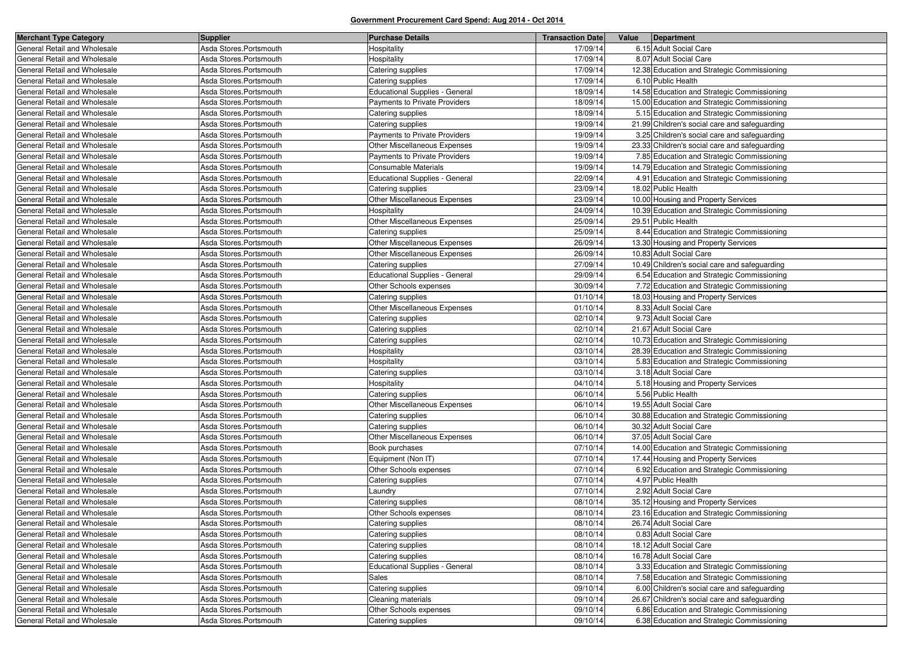**Government Procurement Card Spend: Aug 2014 - Oct 2014**

| Merchant Type Category | Supplier | Purchase Details | Transaction Date | Value | Department |
|---|---|---|---|---|---|
| General Retail and Wholesale | Asda Stores.Portsmouth | Hospitality | 17/09/14 | 6.15 | Adult Social Care |
| General Retail and Wholesale | Asda Stores.Portsmouth | Hospitality | 17/09/14 | 8.07 | Adult Social Care |
| General Retail and Wholesale | Asda Stores.Portsmouth | Catering supplies | 17/09/14 | 12.38 | Education and Strategic Commissioning |
| General Retail and Wholesale | Asda Stores.Portsmouth | Catering supplies | 17/09/14 | 6.10 | Public Health |
| General Retail and Wholesale | Asda Stores.Portsmouth | Educational Supplies - General | 18/09/14 | 14.58 | Education and Strategic Commissioning |
| General Retail and Wholesale | Asda Stores.Portsmouth | Payments to Private Providers | 18/09/14 | 15.00 | Education and Strategic Commissioning |
| General Retail and Wholesale | Asda Stores.Portsmouth | Catering supplies | 18/09/14 | 5.15 | Education and Strategic Commissioning |
| General Retail and Wholesale | Asda Stores.Portsmouth | Catering supplies | 19/09/14 | 21.99 | Children's social care and safeguarding |
| General Retail and Wholesale | Asda Stores.Portsmouth | Payments to Private Providers | 19/09/14 | 3.25 | Children's social care and safeguarding |
| General Retail and Wholesale | Asda Stores.Portsmouth | Other Miscellaneous Expenses | 19/09/14 | 23.33 | Children's social care and safeguarding |
| General Retail and Wholesale | Asda Stores.Portsmouth | Payments to Private Providers | 19/09/14 | 7.85 | Education and Strategic Commissioning |
| General Retail and Wholesale | Asda Stores.Portsmouth | Consumable Materials | 19/09/14 | 14.79 | Education and Strategic Commissioning |
| General Retail and Wholesale | Asda Stores.Portsmouth | Educational Supplies - General | 22/09/14 | 4.91 | Education and Strategic Commissioning |
| General Retail and Wholesale | Asda Stores.Portsmouth | Catering supplies | 23/09/14 | 18.02 | Public Health |
| General Retail and Wholesale | Asda Stores.Portsmouth | Other Miscellaneous Expenses | 23/09/14 | 10.00 | Housing and Property Services |
| General Retail and Wholesale | Asda Stores.Portsmouth | Hospitality | 24/09/14 | 10.39 | Education and Strategic Commissioning |
| General Retail and Wholesale | Asda Stores.Portsmouth | Other Miscellaneous Expenses | 25/09/14 | 29.51 | Public Health |
| General Retail and Wholesale | Asda Stores.Portsmouth | Catering supplies | 25/09/14 | 8.44 | Education and Strategic Commissioning |
| General Retail and Wholesale | Asda Stores.Portsmouth | Other Miscellaneous Expenses | 26/09/14 | 13.30 | Housing and Property Services |
| General Retail and Wholesale | Asda Stores.Portsmouth | Other Miscellaneous Expenses | 26/09/14 | 10.83 | Adult Social Care |
| General Retail and Wholesale | Asda Stores.Portsmouth | Catering supplies | 27/09/14 | 10.49 | Children's social care and safeguarding |
| General Retail and Wholesale | Asda Stores.Portsmouth | Educational Supplies - General | 29/09/14 | 6.54 | Education and Strategic Commissioning |
| General Retail and Wholesale | Asda Stores.Portsmouth | Other Schools expenses | 30/09/14 | 7.72 | Education and Strategic Commissioning |
| General Retail and Wholesale | Asda Stores.Portsmouth | Catering supplies | 01/10/14 | 18.03 | Housing and Property Services |
| General Retail and Wholesale | Asda Stores.Portsmouth | Other Miscellaneous Expenses | 01/10/14 | 8.33 | Adult Social Care |
| General Retail and Wholesale | Asda Stores.Portsmouth | Catering supplies | 02/10/14 | 9.73 | Adult Social Care |
| General Retail and Wholesale | Asda Stores.Portsmouth | Catering supplies | 02/10/14 | 21.67 | Adult Social Care |
| General Retail and Wholesale | Asda Stores.Portsmouth | Catering supplies | 02/10/14 | 10.73 | Education and Strategic Commissioning |
| General Retail and Wholesale | Asda Stores.Portsmouth | Hospitality | 03/10/14 | 28.39 | Education and Strategic Commissioning |
| General Retail and Wholesale | Asda Stores.Portsmouth | Hospitality | 03/10/14 | 5.83 | Education and Strategic Commissioning |
| General Retail and Wholesale | Asda Stores.Portsmouth | Catering supplies | 03/10/14 | 3.18 | Adult Social Care |
| General Retail and Wholesale | Asda Stores.Portsmouth | Hospitality | 04/10/14 | 5.18 | Housing and Property Services |
| General Retail and Wholesale | Asda Stores.Portsmouth | Catering supplies | 06/10/14 | 5.56 | Public Health |
| General Retail and Wholesale | Asda Stores.Portsmouth | Other Miscellaneous Expenses | 06/10/14 | 19.55 | Adult Social Care |
| General Retail and Wholesale | Asda Stores.Portsmouth | Catering supplies | 06/10/14 | 30.88 | Education and Strategic Commissioning |
| General Retail and Wholesale | Asda Stores.Portsmouth | Catering supplies | 06/10/14 | 30.32 | Adult Social Care |
| General Retail and Wholesale | Asda Stores.Portsmouth | Other Miscellaneous Expenses | 06/10/14 | 37.05 | Adult Social Care |
| General Retail and Wholesale | Asda Stores.Portsmouth | Book purchases | 07/10/14 | 14.00 | Education and Strategic Commissioning |
| General Retail and Wholesale | Asda Stores.Portsmouth | Equipment (Non IT) | 07/10/14 | 17.44 | Housing and Property Services |
| General Retail and Wholesale | Asda Stores.Portsmouth | Other Schools expenses | 07/10/14 | 6.92 | Education and Strategic Commissioning |
| General Retail and Wholesale | Asda Stores.Portsmouth | Catering supplies | 07/10/14 | 4.97 | Public Health |
| General Retail and Wholesale | Asda Stores.Portsmouth | Laundry | 07/10/14 | 2.92 | Adult Social Care |
| General Retail and Wholesale | Asda Stores.Portsmouth | Catering supplies | 08/10/14 | 35.12 | Housing and Property Services |
| General Retail and Wholesale | Asda Stores.Portsmouth | Other Schools expenses | 08/10/14 | 23.16 | Education and Strategic Commissioning |
| General Retail and Wholesale | Asda Stores.Portsmouth | Catering supplies | 08/10/14 | 26.74 | Adult Social Care |
| General Retail and Wholesale | Asda Stores.Portsmouth | Catering supplies | 08/10/14 | 0.83 | Adult Social Care |
| General Retail and Wholesale | Asda Stores.Portsmouth | Catering supplies | 08/10/14 | 18.12 | Adult Social Care |
| General Retail and Wholesale | Asda Stores.Portsmouth | Catering supplies | 08/10/14 | 16.78 | Adult Social Care |
| General Retail and Wholesale | Asda Stores.Portsmouth | Educational Supplies - General | 08/10/14 | 3.33 | Education and Strategic Commissioning |
| General Retail and Wholesale | Asda Stores.Portsmouth | Sales | 08/10/14 | 7.58 | Education and Strategic Commissioning |
| General Retail and Wholesale | Asda Stores.Portsmouth | Catering supplies | 09/10/14 | 6.00 | Children's social care and safeguarding |
| General Retail and Wholesale | Asda Stores.Portsmouth | Cleaning materials | 09/10/14 | 26.67 | Children's social care and safeguarding |
| General Retail and Wholesale | Asda Stores.Portsmouth | Other Schools expenses | 09/10/14 | 6.86 | Education and Strategic Commissioning |
| General Retail and Wholesale | Asda Stores.Portsmouth | Catering supplies | 09/10/14 | 6.38 | Education and Strategic Commissioning |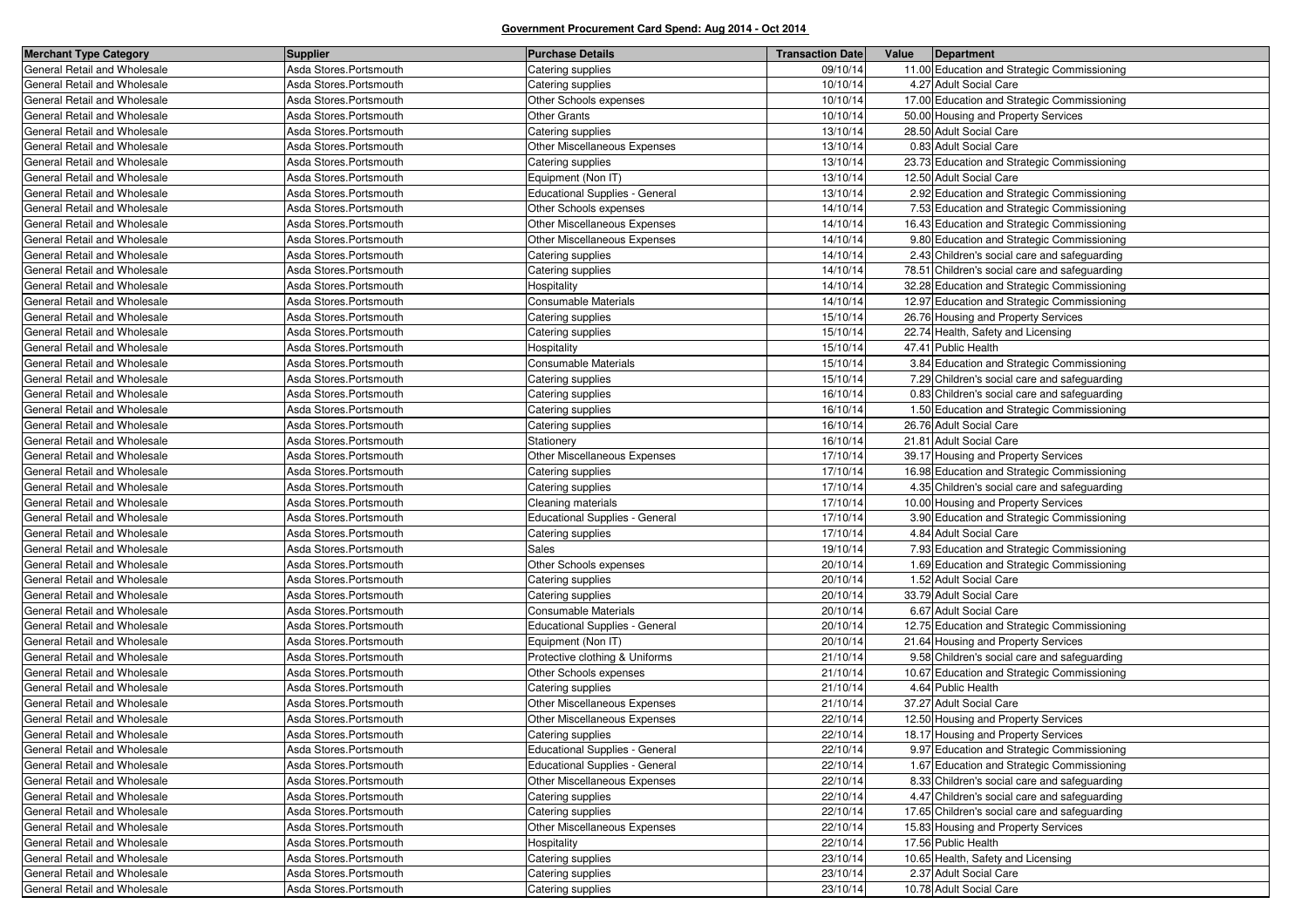**Government Procurement Card Spend: Aug 2014 - Oct 2014**

| Merchant Type Category | Supplier | Purchase Details | Transaction Date | Value | Department |
|---|---|---|---|---|---|
| General Retail and Wholesale | Asda Stores.Portsmouth | Catering supplies | 09/10/14 | 11.00 | Education and Strategic Commissioning |
| General Retail and Wholesale | Asda Stores.Portsmouth | Catering supplies | 10/10/14 | 4.27 | Adult Social Care |
| General Retail and Wholesale | Asda Stores.Portsmouth | Other Schools expenses | 10/10/14 | 17.00 | Education and Strategic Commissioning |
| General Retail and Wholesale | Asda Stores.Portsmouth | Other Grants | 10/10/14 | 50.00 | Housing and Property Services |
| General Retail and Wholesale | Asda Stores.Portsmouth | Catering supplies | 13/10/14 | 28.50 | Adult Social Care |
| General Retail and Wholesale | Asda Stores.Portsmouth | Other Miscellaneous Expenses | 13/10/14 | 0.83 | Adult Social Care |
| General Retail and Wholesale | Asda Stores.Portsmouth | Catering supplies | 13/10/14 | 23.73 | Education and Strategic Commissioning |
| General Retail and Wholesale | Asda Stores.Portsmouth | Equipment (Non IT) | 13/10/14 | 12.50 | Adult Social Care |
| General Retail and Wholesale | Asda Stores.Portsmouth | Educational Supplies - General | 13/10/14 | 2.92 | Education and Strategic Commissioning |
| General Retail and Wholesale | Asda Stores.Portsmouth | Other Schools expenses | 14/10/14 | 7.53 | Education and Strategic Commissioning |
| General Retail and Wholesale | Asda Stores.Portsmouth | Other Miscellaneous Expenses | 14/10/14 | 16.43 | Education and Strategic Commissioning |
| General Retail and Wholesale | Asda Stores.Portsmouth | Other Miscellaneous Expenses | 14/10/14 | 9.80 | Education and Strategic Commissioning |
| General Retail and Wholesale | Asda Stores.Portsmouth | Catering supplies | 14/10/14 | 2.43 | Children's social care and safeguarding |
| General Retail and Wholesale | Asda Stores.Portsmouth | Catering supplies | 14/10/14 | 78.51 | Children's social care and safeguarding |
| General Retail and Wholesale | Asda Stores.Portsmouth | Hospitality | 14/10/14 | 32.28 | Education and Strategic Commissioning |
| General Retail and Wholesale | Asda Stores.Portsmouth | Consumable Materials | 14/10/14 | 12.97 | Education and Strategic Commissioning |
| General Retail and Wholesale | Asda Stores.Portsmouth | Catering supplies | 15/10/14 | 26.76 | Housing and Property Services |
| General Retail and Wholesale | Asda Stores.Portsmouth | Catering supplies | 15/10/14 | 22.74 | Health, Safety and Licensing |
| General Retail and Wholesale | Asda Stores.Portsmouth | Hospitality | 15/10/14 | 47.41 | Public Health |
| General Retail and Wholesale | Asda Stores.Portsmouth | Consumable Materials | 15/10/14 | 3.84 | Education and Strategic Commissioning |
| General Retail and Wholesale | Asda Stores.Portsmouth | Catering supplies | 15/10/14 | 7.29 | Children's social care and safeguarding |
| General Retail and Wholesale | Asda Stores.Portsmouth | Catering supplies | 16/10/14 | 0.83 | Children's social care and safeguarding |
| General Retail and Wholesale | Asda Stores.Portsmouth | Catering supplies | 16/10/14 | 1.50 | Education and Strategic Commissioning |
| General Retail and Wholesale | Asda Stores.Portsmouth | Catering supplies | 16/10/14 | 26.76 | Adult Social Care |
| General Retail and Wholesale | Asda Stores.Portsmouth | Stationery | 16/10/14 | 21.81 | Adult Social Care |
| General Retail and Wholesale | Asda Stores.Portsmouth | Other Miscellaneous Expenses | 17/10/14 | 39.17 | Housing and Property Services |
| General Retail and Wholesale | Asda Stores.Portsmouth | Catering supplies | 17/10/14 | 16.98 | Education and Strategic Commissioning |
| General Retail and Wholesale | Asda Stores.Portsmouth | Catering supplies | 17/10/14 | 4.35 | Children's social care and safeguarding |
| General Retail and Wholesale | Asda Stores.Portsmouth | Cleaning materials | 17/10/14 | 10.00 | Housing and Property Services |
| General Retail and Wholesale | Asda Stores.Portsmouth | Educational Supplies - General | 17/10/14 | 3.90 | Education and Strategic Commissioning |
| General Retail and Wholesale | Asda Stores.Portsmouth | Catering supplies | 17/10/14 | 4.84 | Adult Social Care |
| General Retail and Wholesale | Asda Stores.Portsmouth | Sales | 19/10/14 | 7.93 | Education and Strategic Commissioning |
| General Retail and Wholesale | Asda Stores.Portsmouth | Other Schools expenses | 20/10/14 | 1.69 | Education and Strategic Commissioning |
| General Retail and Wholesale | Asda Stores.Portsmouth | Catering supplies | 20/10/14 | 1.52 | Adult Social Care |
| General Retail and Wholesale | Asda Stores.Portsmouth | Catering supplies | 20/10/14 | 33.79 | Adult Social Care |
| General Retail and Wholesale | Asda Stores.Portsmouth | Consumable Materials | 20/10/14 | 6.67 | Adult Social Care |
| General Retail and Wholesale | Asda Stores.Portsmouth | Educational Supplies - General | 20/10/14 | 12.75 | Education and Strategic Commissioning |
| General Retail and Wholesale | Asda Stores.Portsmouth | Equipment (Non IT) | 20/10/14 | 21.64 | Housing and Property Services |
| General Retail and Wholesale | Asda Stores.Portsmouth | Protective clothing & Uniforms | 21/10/14 | 9.58 | Children's social care and safeguarding |
| General Retail and Wholesale | Asda Stores.Portsmouth | Other Schools expenses | 21/10/14 | 10.67 | Education and Strategic Commissioning |
| General Retail and Wholesale | Asda Stores.Portsmouth | Catering supplies | 21/10/14 | 4.64 | Public Health |
| General Retail and Wholesale | Asda Stores.Portsmouth | Other Miscellaneous Expenses | 21/10/14 | 37.27 | Adult Social Care |
| General Retail and Wholesale | Asda Stores.Portsmouth | Other Miscellaneous Expenses | 22/10/14 | 12.50 | Housing and Property Services |
| General Retail and Wholesale | Asda Stores.Portsmouth | Catering supplies | 22/10/14 | 18.17 | Housing and Property Services |
| General Retail and Wholesale | Asda Stores.Portsmouth | Educational Supplies - General | 22/10/14 | 9.97 | Education and Strategic Commissioning |
| General Retail and Wholesale | Asda Stores.Portsmouth | Educational Supplies - General | 22/10/14 | 1.67 | Education and Strategic Commissioning |
| General Retail and Wholesale | Asda Stores.Portsmouth | Other Miscellaneous Expenses | 22/10/14 | 8.33 | Children's social care and safeguarding |
| General Retail and Wholesale | Asda Stores.Portsmouth | Catering supplies | 22/10/14 | 4.47 | Children's social care and safeguarding |
| General Retail and Wholesale | Asda Stores.Portsmouth | Catering supplies | 22/10/14 | 17.65 | Children's social care and safeguarding |
| General Retail and Wholesale | Asda Stores.Portsmouth | Other Miscellaneous Expenses | 22/10/14 | 15.83 | Housing and Property Services |
| General Retail and Wholesale | Asda Stores.Portsmouth | Hospitality | 22/10/14 | 17.56 | Public Health |
| General Retail and Wholesale | Asda Stores.Portsmouth | Catering supplies | 23/10/14 | 10.65 | Health, Safety and Licensing |
| General Retail and Wholesale | Asda Stores.Portsmouth | Catering supplies | 23/10/14 | 2.37 | Adult Social Care |
| General Retail and Wholesale | Asda Stores.Portsmouth | Catering supplies | 23/10/14 | 10.78 | Adult Social Care |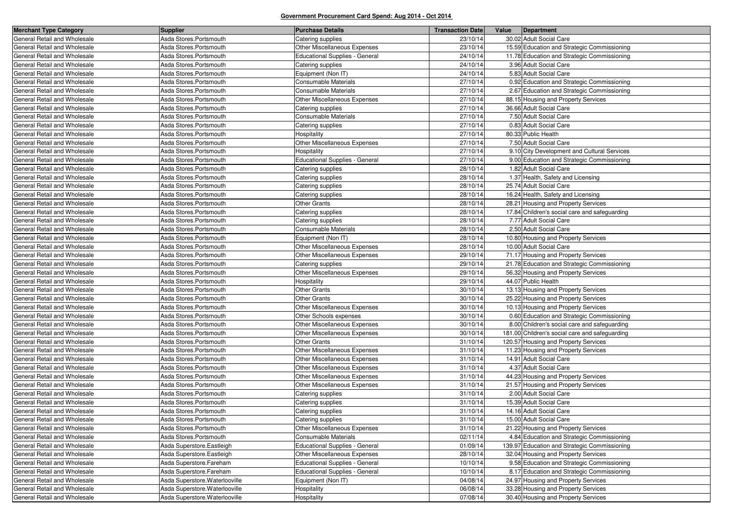**Government Procurement Card Spend: Aug 2014 - Oct 2014**

| Merchant Type Category | Supplier | Purchase Details | Transaction Date | Value | Department |
|---|---|---|---|---|---|
| General Retail and Wholesale | Asda Stores.Portsmouth | Catering supplies | 23/10/14 | 30.02 | Adult Social Care |
| General Retail and Wholesale | Asda Stores.Portsmouth | Other Miscellaneous Expenses | 23/10/14 | 15.59 | Education and Strategic Commissioning |
| General Retail and Wholesale | Asda Stores.Portsmouth | Educational Supplies - General | 24/10/14 | 11.78 | Education and Strategic Commissioning |
| General Retail and Wholesale | Asda Stores.Portsmouth | Catering supplies | 24/10/14 | 3.96 | Adult Social Care |
| General Retail and Wholesale | Asda Stores.Portsmouth | Equipment (Non IT) | 24/10/14 | 5.83 | Adult Social Care |
| General Retail and Wholesale | Asda Stores.Portsmouth | Consumable Materials | 27/10/14 | 0.92 | Education and Strategic Commissioning |
| General Retail and Wholesale | Asda Stores.Portsmouth | Consumable Materials | 27/10/14 | 2.67 | Education and Strategic Commissioning |
| General Retail and Wholesale | Asda Stores.Portsmouth | Other Miscellaneous Expenses | 27/10/14 | 88.15 | Housing and Property Services |
| General Retail and Wholesale | Asda Stores.Portsmouth | Catering supplies | 27/10/14 | 36.66 | Adult Social Care |
| General Retail and Wholesale | Asda Stores.Portsmouth | Consumable Materials | 27/10/14 | 7.50 | Adult Social Care |
| General Retail and Wholesale | Asda Stores.Portsmouth | Catering supplies | 27/10/14 | 0.83 | Adult Social Care |
| General Retail and Wholesale | Asda Stores.Portsmouth | Hospitality | 27/10/14 | 80.33 | Public Health |
| General Retail and Wholesale | Asda Stores.Portsmouth | Other Miscellaneous Expenses | 27/10/14 | 7.50 | Adult Social Care |
| General Retail and Wholesale | Asda Stores.Portsmouth | Hospitality | 27/10/14 | 9.10 | City Development and Cultural Services |
| General Retail and Wholesale | Asda Stores.Portsmouth | Educational Supplies - General | 27/10/14 | 9.00 | Education and Strategic Commissioning |
| General Retail and Wholesale | Asda Stores.Portsmouth | Catering supplies | 28/10/14 | 1.82 | Adult Social Care |
| General Retail and Wholesale | Asda Stores.Portsmouth | Catering supplies | 28/10/14 | 1.37 | Health, Safety and Licensing |
| General Retail and Wholesale | Asda Stores.Portsmouth | Catering supplies | 28/10/14 | 25.74 | Adult Social Care |
| General Retail and Wholesale | Asda Stores.Portsmouth | Catering supplies | 28/10/14 | 16.24 | Health, Safety and Licensing |
| General Retail and Wholesale | Asda Stores.Portsmouth | Other Grants | 28/10/14 | 28.21 | Housing and Property Services |
| General Retail and Wholesale | Asda Stores.Portsmouth | Catering supplies | 28/10/14 | 17.84 | Children's social care and safeguarding |
| General Retail and Wholesale | Asda Stores.Portsmouth | Catering supplies | 28/10/14 | 7.77 | Adult Social Care |
| General Retail and Wholesale | Asda Stores.Portsmouth | Consumable Materials | 28/10/14 | 2.50 | Adult Social Care |
| General Retail and Wholesale | Asda Stores.Portsmouth | Equipment (Non IT) | 28/10/14 | 10.80 | Housing and Property Services |
| General Retail and Wholesale | Asda Stores.Portsmouth | Other Miscellaneous Expenses | 28/10/14 | 10.00 | Adult Social Care |
| General Retail and Wholesale | Asda Stores.Portsmouth | Other Miscellaneous Expenses | 29/10/14 | 71.17 | Housing and Property Services |
| General Retail and Wholesale | Asda Stores.Portsmouth | Catering supplies | 29/10/14 | 21.78 | Education and Strategic Commissioning |
| General Retail and Wholesale | Asda Stores.Portsmouth | Other Miscellaneous Expenses | 29/10/14 | 56.32 | Housing and Property Services |
| General Retail and Wholesale | Asda Stores.Portsmouth | Hospitality | 29/10/14 | 44.07 | Public Health |
| General Retail and Wholesale | Asda Stores.Portsmouth | Other Grants | 30/10/14 | 13.13 | Housing and Property Services |
| General Retail and Wholesale | Asda Stores.Portsmouth | Other Grants | 30/10/14 | 25.22 | Housing and Property Services |
| General Retail and Wholesale | Asda Stores.Portsmouth | Other Miscellaneous Expenses | 30/10/14 | 10.13 | Housing and Property Services |
| General Retail and Wholesale | Asda Stores.Portsmouth | Other Schools expenses | 30/10/14 | 0.60 | Education and Strategic Commissioning |
| General Retail and Wholesale | Asda Stores.Portsmouth | Other Miscellaneous Expenses | 30/10/14 | 8.00 | Children's social care and safeguarding |
| General Retail and Wholesale | Asda Stores.Portsmouth | Other Miscellaneous Expenses | 30/10/14 | 181.00 | Children's social care and safeguarding |
| General Retail and Wholesale | Asda Stores.Portsmouth | Other Grants | 31/10/14 | 120.57 | Housing and Property Services |
| General Retail and Wholesale | Asda Stores.Portsmouth | Other Miscellaneous Expenses | 31/10/14 | 11.23 | Housing and Property Services |
| General Retail and Wholesale | Asda Stores.Portsmouth | Other Miscellaneous Expenses | 31/10/14 | 14.91 | Adult Social Care |
| General Retail and Wholesale | Asda Stores.Portsmouth | Other Miscellaneous Expenses | 31/10/14 | 4.37 | Adult Social Care |
| General Retail and Wholesale | Asda Stores.Portsmouth | Other Miscellaneous Expenses | 31/10/14 | 44.23 | Housing and Property Services |
| General Retail and Wholesale | Asda Stores.Portsmouth | Other Miscellaneous Expenses | 31/10/14 | 21.57 | Housing and Property Services |
| General Retail and Wholesale | Asda Stores.Portsmouth | Catering supplies | 31/10/14 | 2.00 | Adult Social Care |
| General Retail and Wholesale | Asda Stores.Portsmouth | Catering supplies | 31/10/14 | 15.39 | Adult Social Care |
| General Retail and Wholesale | Asda Stores.Portsmouth | Catering supplies | 31/10/14 | 14.16 | Adult Social Care |
| General Retail and Wholesale | Asda Stores.Portsmouth | Catering supplies | 31/10/14 | 15.00 | Adult Social Care |
| General Retail and Wholesale | Asda Stores.Portsmouth | Other Miscellaneous Expenses | 31/10/14 | 21.22 | Housing and Property Services |
| General Retail and Wholesale | Asda Stores.Portsmouth | Consumable Materials | 02/11/14 | 4.84 | Education and Strategic Commissioning |
| General Retail and Wholesale | Asda Superstore.Eastleigh | Educational Supplies - General | 01/09/14 | 139.97 | Education and Strategic Commissioning |
| General Retail and Wholesale | Asda Superstore.Eastleigh | Other Miscellaneous Expenses | 28/10/14 | 32.04 | Housing and Property Services |
| General Retail and Wholesale | Asda Superstore.Fareham | Educational Supplies - General | 10/10/14 | 9.58 | Education and Strategic Commissioning |
| General Retail and Wholesale | Asda Superstore.Fareham | Educational Supplies - General | 10/10/14 | 8.17 | Education and Strategic Commissioning |
| General Retail and Wholesale | Asda Superstore.Waterlooville | Equipment (Non IT) | 04/08/14 | 24.97 | Housing and Property Services |
| General Retail and Wholesale | Asda Superstore.Waterlooville | Hospitality | 06/08/14 | 33.28 | Housing and Property Services |
| General Retail and Wholesale | Asda Superstore.Waterlooville | Hospitality | 07/08/14 | 30.40 | Housing and Property Services |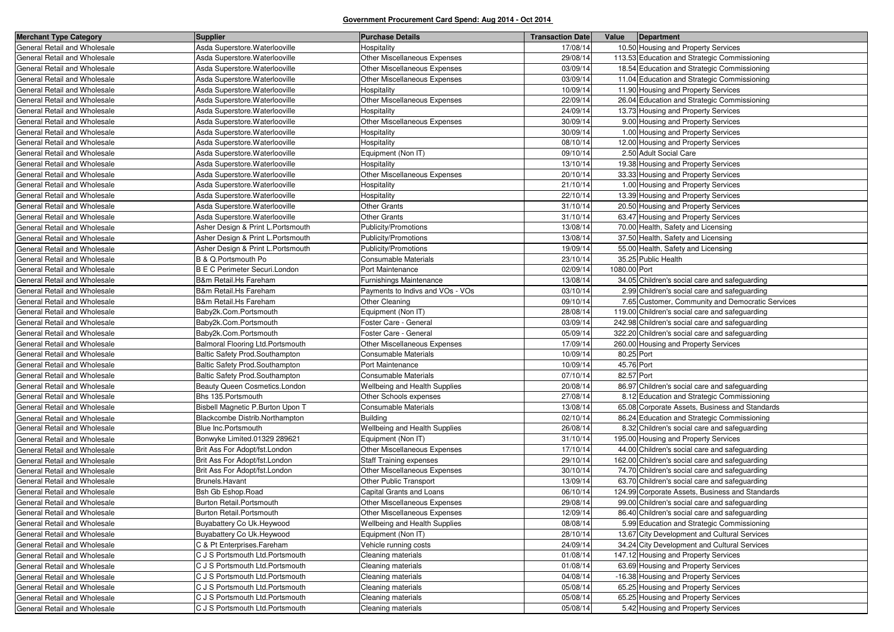**Government Procurement Card Spend: Aug 2014 - Oct 2014**

| Merchant Type Category | Supplier | Purchase Details | Transaction Date | Value | Department |
|---|---|---|---|---|---|
| General Retail and Wholesale | Asda Superstore.Waterlooville | Hospitality | 17/08/14 | 10.50 | Housing and Property Services |
| General Retail and Wholesale | Asda Superstore.Waterlooville | Other Miscellaneous Expenses | 29/08/14 | 113.53 | Education and Strategic Commissioning |
| General Retail and Wholesale | Asda Superstore.Waterlooville | Other Miscellaneous Expenses | 03/09/14 | 18.54 | Education and Strategic Commissioning |
| General Retail and Wholesale | Asda Superstore.Waterlooville | Other Miscellaneous Expenses | 03/09/14 | 11.04 | Education and Strategic Commissioning |
| General Retail and Wholesale | Asda Superstore.Waterlooville | Hospitality | 10/09/14 | 11.90 | Housing and Property Services |
| General Retail and Wholesale | Asda Superstore.Waterlooville | Other Miscellaneous Expenses | 22/09/14 | 26.04 | Education and Strategic Commissioning |
| General Retail and Wholesale | Asda Superstore.Waterlooville | Hospitality | 24/09/14 | 13.73 | Housing and Property Services |
| General Retail and Wholesale | Asda Superstore.Waterlooville | Other Miscellaneous Expenses | 30/09/14 | 9.00 | Housing and Property Services |
| General Retail and Wholesale | Asda Superstore.Waterlooville | Hospitality | 30/09/14 | 1.00 | Housing and Property Services |
| General Retail and Wholesale | Asda Superstore.Waterlooville | Hospitality | 08/10/14 | 12.00 | Housing and Property Services |
| General Retail and Wholesale | Asda Superstore.Waterlooville | Equipment (Non IT) | 09/10/14 | 2.50 | Adult Social Care |
| General Retail and Wholesale | Asda Superstore.Waterlooville | Hospitality | 13/10/14 | 19.38 | Housing and Property Services |
| General Retail and Wholesale | Asda Superstore.Waterlooville | Other Miscellaneous Expenses | 20/10/14 | 33.33 | Housing and Property Services |
| General Retail and Wholesale | Asda Superstore.Waterlooville | Hospitality | 21/10/14 | 1.00 | Housing and Property Services |
| General Retail and Wholesale | Asda Superstore.Waterlooville | Hospitality | 22/10/14 | 13.39 | Housing and Property Services |
| General Retail and Wholesale | Asda Superstore.Waterlooville | Other Grants | 31/10/14 | 20.50 | Housing and Property Services |
| General Retail and Wholesale | Asda Superstore.Waterlooville | Other Grants | 31/10/14 | 63.47 | Housing and Property Services |
| General Retail and Wholesale | Asher Design & Print L.Portsmouth | Publicity/Promotions | 13/08/14 | 70.00 | Health, Safety and Licensing |
| General Retail and Wholesale | Asher Design & Print L.Portsmouth | Publicity/Promotions | 13/08/14 | 37.50 | Health, Safety and Licensing |
| General Retail and Wholesale | Asher Design & Print L.Portsmouth | Publicity/Promotions | 19/09/14 | 55.00 | Health, Safety and Licensing |
| General Retail and Wholesale | B & Q.Portsmouth Po | Consumable Materials | 23/10/14 | 35.25 | Public Health |
| General Retail and Wholesale | B E C Perimeter Securi.London | Port Maintenance | 02/09/14 | 1080.00 | Port |
| General Retail and Wholesale | B&m Retail.Hs Fareham | Furnishings Maintenance | 13/08/14 | 34.05 | Children's social care and safeguarding |
| General Retail and Wholesale | B&m Retail.Hs Fareham | Payments to Indivs and VOs - VOs | 03/10/14 | 2.99 | Children's social care and safeguarding |
| General Retail and Wholesale | B&m Retail.Hs Fareham | Other Cleaning | 09/10/14 | 7.65 | Customer, Community and Democratic Services |
| General Retail and Wholesale | Baby2k.Com.Portsmouth | Equipment (Non IT) | 28/08/14 | 119.00 | Children's social care and safeguarding |
| General Retail and Wholesale | Baby2k.Com.Portsmouth | Foster Care - General | 03/09/14 | 242.98 | Children's social care and safeguarding |
| General Retail and Wholesale | Baby2k.Com.Portsmouth | Foster Care - General | 05/09/14 | 322.20 | Children's social care and safeguarding |
| General Retail and Wholesale | Balmoral Flooring Ltd.Portsmouth | Other Miscellaneous Expenses | 17/09/14 | 260.00 | Housing and Property Services |
| General Retail and Wholesale | Baltic Safety Prod.Southampton | Consumable Materials | 10/09/14 | 80.25 | Port |
| General Retail and Wholesale | Baltic Safety Prod.Southampton | Port Maintenance | 10/09/14 | 45.76 | Port |
| General Retail and Wholesale | Baltic Safety Prod.Southampton | Consumable Materials | 07/10/14 | 82.57 | Port |
| General Retail and Wholesale | Beauty Queen Cosmetics.London | Wellbeing and Health Supplies | 20/08/14 | 86.97 | Children's social care and safeguarding |
| General Retail and Wholesale | Bhs 135.Portsmouth | Other Schools expenses | 27/08/14 | 8.12 | Education and Strategic Commissioning |
| General Retail and Wholesale | Bisbell Magnetic P.Burton Upon T | Consumable Materials | 13/08/14 | 65.08 | Corporate Assets, Business and Standards |
| General Retail and Wholesale | Blackcombe Distrib.Northampton | Building | 02/10/14 | 86.24 | Education and Strategic Commissioning |
| General Retail and Wholesale | Blue Inc.Portsmouth | Wellbeing and Health Supplies | 26/08/14 | 8.32 | Children's social care and safeguarding |
| General Retail and Wholesale | Bonwyke Limited.01329 289621 | Equipment (Non IT) | 31/10/14 | 195.00 | Housing and Property Services |
| General Retail and Wholesale | Brit Ass For Adopt/fst.London | Other Miscellaneous Expenses | 17/10/14 | 44.00 | Children's social care and safeguarding |
| General Retail and Wholesale | Brit Ass For Adopt/fst.London | Staff Training expenses | 29/10/14 | 162.00 | Children's social care and safeguarding |
| General Retail and Wholesale | Brit Ass For Adopt/fst.London | Other Miscellaneous Expenses | 30/10/14 | 74.70 | Children's social care and safeguarding |
| General Retail and Wholesale | Brunels.Havant | Other Public Transport | 13/09/14 | 63.70 | Children's social care and safeguarding |
| General Retail and Wholesale | Bsh Gb Eshop.Road | Capital Grants and Loans | 06/10/14 | 124.99 | Corporate Assets, Business and Standards |
| General Retail and Wholesale | Burton Retail.Portsmouth | Other Miscellaneous Expenses | 29/08/14 | 99.00 | Children's social care and safeguarding |
| General Retail and Wholesale | Burton Retail.Portsmouth | Other Miscellaneous Expenses | 12/09/14 | 86.40 | Children's social care and safeguarding |
| General Retail and Wholesale | Buyabattery Co Uk.Heywood | Wellbeing and Health Supplies | 08/08/14 | 5.99 | Education and Strategic Commissioning |
| General Retail and Wholesale | Buyabattery Co Uk.Heywood | Equipment (Non IT) | 28/10/14 | 13.67 | City Development and Cultural Services |
| General Retail and Wholesale | C & Pt Enterprises.Fareham | Vehicle running costs | 24/09/14 | 34.24 | City Development and Cultural Services |
| General Retail and Wholesale | C J S Portsmouth Ltd.Portsmouth | Cleaning materials | 01/08/14 | 147.12 | Housing and Property Services |
| General Retail and Wholesale | C J S Portsmouth Ltd.Portsmouth | Cleaning materials | 01/08/14 | 63.69 | Housing and Property Services |
| General Retail and Wholesale | C J S Portsmouth Ltd.Portsmouth | Cleaning materials | 04/08/14 | -16.38 | Housing and Property Services |
| General Retail and Wholesale | C J S Portsmouth Ltd.Portsmouth | Cleaning materials | 05/08/14 | 65.25 | Housing and Property Services |
| General Retail and Wholesale | C J S Portsmouth Ltd.Portsmouth | Cleaning materials | 05/08/14 | 65.25 | Housing and Property Services |
| General Retail and Wholesale | C J S Portsmouth Ltd.Portsmouth | Cleaning materials | 05/08/14 | 5.42 | Housing and Property Services |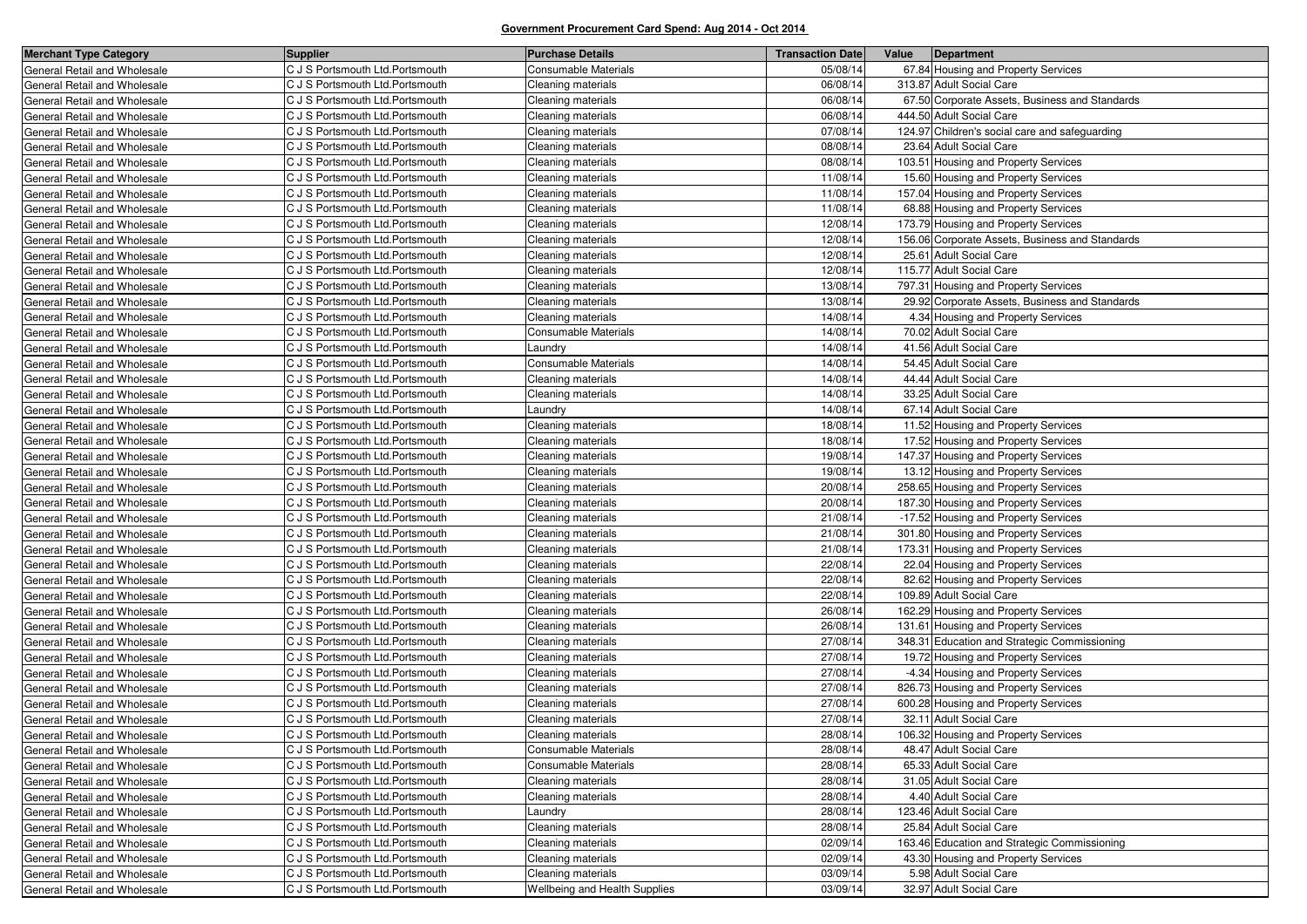**Government Procurement Card Spend: Aug 2014 - Oct 2014**

| Merchant Type Category | Supplier | Purchase Details | Transaction Date | Value | Department |
|---|---|---|---|---|---|
| General Retail and Wholesale | C J S Portsmouth Ltd.Portsmouth | Consumable Materials | 05/08/14 | 67.84 | Housing and Property Services |
| General Retail and Wholesale | C J S Portsmouth Ltd.Portsmouth | Cleaning materials | 06/08/14 | 313.87 | Adult Social Care |
| General Retail and Wholesale | C J S Portsmouth Ltd.Portsmouth | Cleaning materials | 06/08/14 | 67.50 | Corporate Assets, Business and Standards |
| General Retail and Wholesale | C J S Portsmouth Ltd.Portsmouth | Cleaning materials | 06/08/14 | 444.50 | Adult Social Care |
| General Retail and Wholesale | C J S Portsmouth Ltd.Portsmouth | Cleaning materials | 07/08/14 | 124.97 | Children's social care and safeguarding |
| General Retail and Wholesale | C J S Portsmouth Ltd.Portsmouth | Cleaning materials | 08/08/14 | 23.64 | Adult Social Care |
| General Retail and Wholesale | C J S Portsmouth Ltd.Portsmouth | Cleaning materials | 08/08/14 | 103.51 | Housing and Property Services |
| General Retail and Wholesale | C J S Portsmouth Ltd.Portsmouth | Cleaning materials | 11/08/14 | 15.60 | Housing and Property Services |
| General Retail and Wholesale | C J S Portsmouth Ltd.Portsmouth | Cleaning materials | 11/08/14 | 157.04 | Housing and Property Services |
| General Retail and Wholesale | C J S Portsmouth Ltd.Portsmouth | Cleaning materials | 11/08/14 | 68.88 | Housing and Property Services |
| General Retail and Wholesale | C J S Portsmouth Ltd.Portsmouth | Cleaning materials | 12/08/14 | 173.79 | Housing and Property Services |
| General Retail and Wholesale | C J S Portsmouth Ltd.Portsmouth | Cleaning materials | 12/08/14 | 156.06 | Corporate Assets, Business and Standards |
| General Retail and Wholesale | C J S Portsmouth Ltd.Portsmouth | Cleaning materials | 12/08/14 | 25.61 | Adult Social Care |
| General Retail and Wholesale | C J S Portsmouth Ltd.Portsmouth | Cleaning materials | 12/08/14 | 115.77 | Adult Social Care |
| General Retail and Wholesale | C J S Portsmouth Ltd.Portsmouth | Cleaning materials | 13/08/14 | 797.31 | Housing and Property Services |
| General Retail and Wholesale | C J S Portsmouth Ltd.Portsmouth | Cleaning materials | 13/08/14 | 29.92 | Corporate Assets, Business and Standards |
| General Retail and Wholesale | C J S Portsmouth Ltd.Portsmouth | Cleaning materials | 14/08/14 | 4.34 | Housing and Property Services |
| General Retail and Wholesale | C J S Portsmouth Ltd.Portsmouth | Consumable Materials | 14/08/14 | 70.02 | Adult Social Care |
| General Retail and Wholesale | C J S Portsmouth Ltd.Portsmouth | Laundry | 14/08/14 | 41.56 | Adult Social Care |
| General Retail and Wholesale | C J S Portsmouth Ltd.Portsmouth | Consumable Materials | 14/08/14 | 54.45 | Adult Social Care |
| General Retail and Wholesale | C J S Portsmouth Ltd.Portsmouth | Cleaning materials | 14/08/14 | 44.44 | Adult Social Care |
| General Retail and Wholesale | C J S Portsmouth Ltd.Portsmouth | Cleaning materials | 14/08/14 | 33.25 | Adult Social Care |
| General Retail and Wholesale | C J S Portsmouth Ltd.Portsmouth | Laundry | 14/08/14 | 67.14 | Adult Social Care |
| General Retail and Wholesale | C J S Portsmouth Ltd.Portsmouth | Cleaning materials | 18/08/14 | 11.52 | Housing and Property Services |
| General Retail and Wholesale | C J S Portsmouth Ltd.Portsmouth | Cleaning materials | 18/08/14 | 17.52 | Housing and Property Services |
| General Retail and Wholesale | C J S Portsmouth Ltd.Portsmouth | Cleaning materials | 19/08/14 | 147.37 | Housing and Property Services |
| General Retail and Wholesale | C J S Portsmouth Ltd.Portsmouth | Cleaning materials | 19/08/14 | 13.12 | Housing and Property Services |
| General Retail and Wholesale | C J S Portsmouth Ltd.Portsmouth | Cleaning materials | 20/08/14 | 258.65 | Housing and Property Services |
| General Retail and Wholesale | C J S Portsmouth Ltd.Portsmouth | Cleaning materials | 20/08/14 | 187.30 | Housing and Property Services |
| General Retail and Wholesale | C J S Portsmouth Ltd.Portsmouth | Cleaning materials | 21/08/14 | -17.52 | Housing and Property Services |
| General Retail and Wholesale | C J S Portsmouth Ltd.Portsmouth | Cleaning materials | 21/08/14 | 301.80 | Housing and Property Services |
| General Retail and Wholesale | C J S Portsmouth Ltd.Portsmouth | Cleaning materials | 21/08/14 | 173.31 | Housing and Property Services |
| General Retail and Wholesale | C J S Portsmouth Ltd.Portsmouth | Cleaning materials | 22/08/14 | 22.04 | Housing and Property Services |
| General Retail and Wholesale | C J S Portsmouth Ltd.Portsmouth | Cleaning materials | 22/08/14 | 82.62 | Housing and Property Services |
| General Retail and Wholesale | C J S Portsmouth Ltd.Portsmouth | Cleaning materials | 22/08/14 | 109.89 | Adult Social Care |
| General Retail and Wholesale | C J S Portsmouth Ltd.Portsmouth | Cleaning materials | 26/08/14 | 162.29 | Housing and Property Services |
| General Retail and Wholesale | C J S Portsmouth Ltd.Portsmouth | Cleaning materials | 26/08/14 | 131.61 | Housing and Property Services |
| General Retail and Wholesale | C J S Portsmouth Ltd.Portsmouth | Cleaning materials | 27/08/14 | 348.31 | Education and Strategic Commissioning |
| General Retail and Wholesale | C J S Portsmouth Ltd.Portsmouth | Cleaning materials | 27/08/14 | 19.72 | Housing and Property Services |
| General Retail and Wholesale | C J S Portsmouth Ltd.Portsmouth | Cleaning materials | 27/08/14 | -4.34 | Housing and Property Services |
| General Retail and Wholesale | C J S Portsmouth Ltd.Portsmouth | Cleaning materials | 27/08/14 | 826.73 | Housing and Property Services |
| General Retail and Wholesale | C J S Portsmouth Ltd.Portsmouth | Cleaning materials | 27/08/14 | 600.28 | Housing and Property Services |
| General Retail and Wholesale | C J S Portsmouth Ltd.Portsmouth | Cleaning materials | 27/08/14 | 32.11 | Adult Social Care |
| General Retail and Wholesale | C J S Portsmouth Ltd.Portsmouth | Cleaning materials | 28/08/14 | 106.32 | Housing and Property Services |
| General Retail and Wholesale | C J S Portsmouth Ltd.Portsmouth | Consumable Materials | 28/08/14 | 48.47 | Adult Social Care |
| General Retail and Wholesale | C J S Portsmouth Ltd.Portsmouth | Consumable Materials | 28/08/14 | 65.33 | Adult Social Care |
| General Retail and Wholesale | C J S Portsmouth Ltd.Portsmouth | Cleaning materials | 28/08/14 | 31.05 | Adult Social Care |
| General Retail and Wholesale | C J S Portsmouth Ltd.Portsmouth | Cleaning materials | 28/08/14 | 4.40 | Adult Social Care |
| General Retail and Wholesale | C J S Portsmouth Ltd.Portsmouth | Laundry | 28/08/14 | 123.46 | Adult Social Care |
| General Retail and Wholesale | C J S Portsmouth Ltd.Portsmouth | Cleaning materials | 28/08/14 | 25.84 | Adult Social Care |
| General Retail and Wholesale | C J S Portsmouth Ltd.Portsmouth | Cleaning materials | 02/09/14 | 163.46 | Education and Strategic Commissioning |
| General Retail and Wholesale | C J S Portsmouth Ltd.Portsmouth | Cleaning materials | 02/09/14 | 43.30 | Housing and Property Services |
| General Retail and Wholesale | C J S Portsmouth Ltd.Portsmouth | Cleaning materials | 03/09/14 | 5.98 | Adult Social Care |
| General Retail and Wholesale | C J S Portsmouth Ltd.Portsmouth | Wellbeing and Health Supplies | 03/09/14 | 32.97 | Adult Social Care |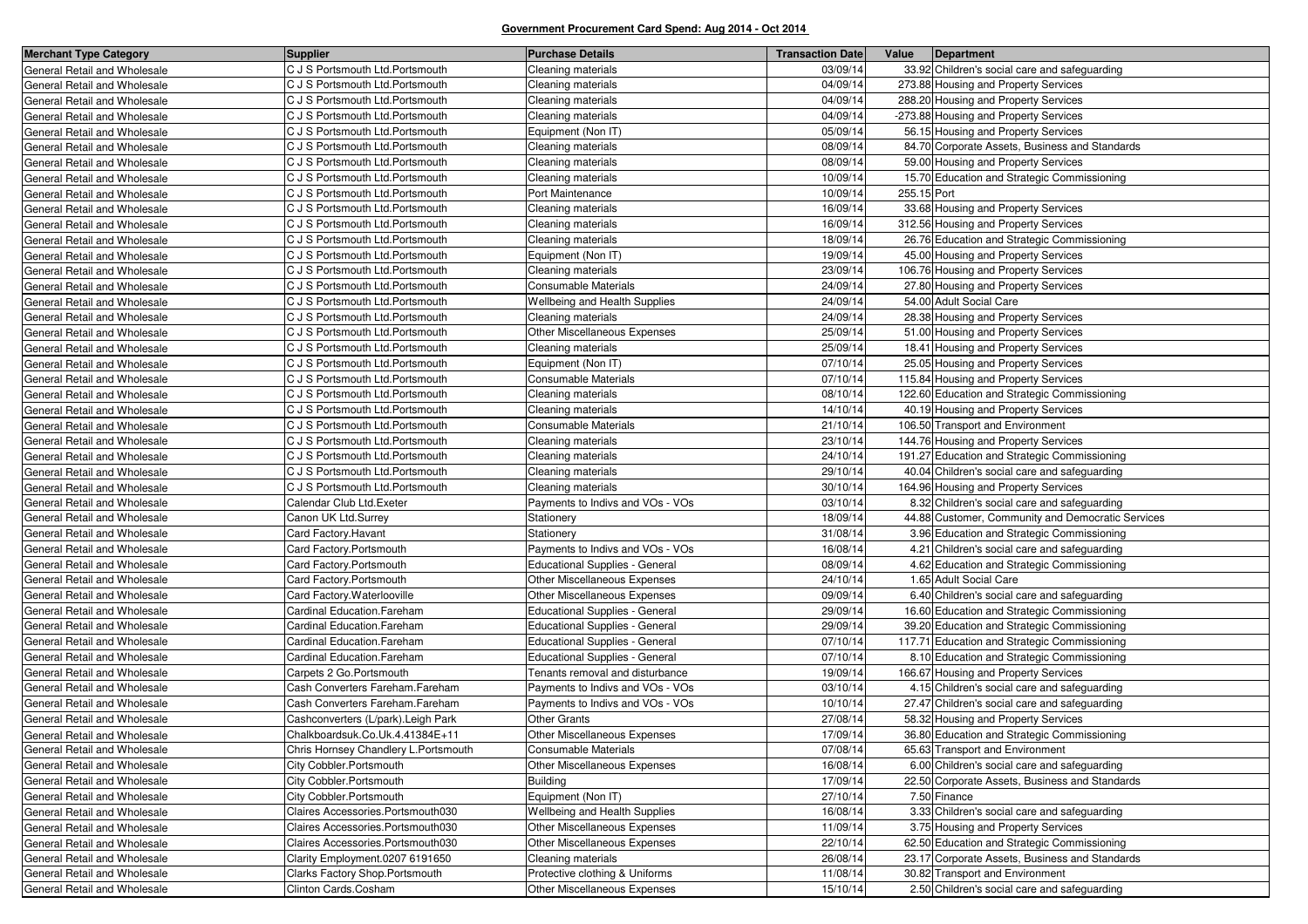# Government Procurement Card Spend: Aug 2014 - Oct 2014

| Merchant Type Category | Supplier | Purchase Details | Transaction Date | Value | Department |
|---|---|---|---|---|---|
| General Retail and Wholesale | C J S Portsmouth Ltd.Portsmouth | Cleaning materials | 03/09/14 | 33.92 | Children's social care and safeguarding |
| General Retail and Wholesale | C J S Portsmouth Ltd.Portsmouth | Cleaning materials | 04/09/14 | 273.88 | Housing and Property Services |
| General Retail and Wholesale | C J S Portsmouth Ltd.Portsmouth | Cleaning materials | 04/09/14 | 288.20 | Housing and Property Services |
| General Retail and Wholesale | C J S Portsmouth Ltd.Portsmouth | Cleaning materials | 04/09/14 | -273.88 | Housing and Property Services |
| General Retail and Wholesale | C J S Portsmouth Ltd.Portsmouth | Equipment (Non IT) | 05/09/14 | 56.15 | Housing and Property Services |
| General Retail and Wholesale | C J S Portsmouth Ltd.Portsmouth | Cleaning materials | 08/09/14 | 84.70 | Corporate Assets, Business and Standards |
| General Retail and Wholesale | C J S Portsmouth Ltd.Portsmouth | Cleaning materials | 08/09/14 | 59.00 | Housing and Property Services |
| General Retail and Wholesale | C J S Portsmouth Ltd.Portsmouth | Cleaning materials | 10/09/14 | 15.70 | Education and Strategic Commissioning |
| General Retail and Wholesale | C J S Portsmouth Ltd.Portsmouth | Port Maintenance | 10/09/14 | 255.15 | Port |
| General Retail and Wholesale | C J S Portsmouth Ltd.Portsmouth | Cleaning materials | 16/09/14 | 33.68 | Housing and Property Services |
| General Retail and Wholesale | C J S Portsmouth Ltd.Portsmouth | Cleaning materials | 16/09/14 | 312.56 | Housing and Property Services |
| General Retail and Wholesale | C J S Portsmouth Ltd.Portsmouth | Cleaning materials | 18/09/14 | 26.76 | Education and Strategic Commissioning |
| General Retail and Wholesale | C J S Portsmouth Ltd.Portsmouth | Equipment (Non IT) | 19/09/14 | 45.00 | Housing and Property Services |
| General Retail and Wholesale | C J S Portsmouth Ltd.Portsmouth | Cleaning materials | 23/09/14 | 106.76 | Housing and Property Services |
| General Retail and Wholesale | C J S Portsmouth Ltd.Portsmouth | Consumable Materials | 24/09/14 | 27.80 | Housing and Property Services |
| General Retail and Wholesale | C J S Portsmouth Ltd.Portsmouth | Wellbeing and Health Supplies | 24/09/14 | 54.00 | Adult Social Care |
| General Retail and Wholesale | C J S Portsmouth Ltd.Portsmouth | Cleaning materials | 24/09/14 | 28.38 | Housing and Property Services |
| General Retail and Wholesale | C J S Portsmouth Ltd.Portsmouth | Other Miscellaneous Expenses | 25/09/14 | 51.00 | Housing and Property Services |
| General Retail and Wholesale | C J S Portsmouth Ltd.Portsmouth | Cleaning materials | 25/09/14 | 18.41 | Housing and Property Services |
| General Retail and Wholesale | C J S Portsmouth Ltd.Portsmouth | Equipment (Non IT) | 07/10/14 | 25.05 | Housing and Property Services |
| General Retail and Wholesale | C J S Portsmouth Ltd.Portsmouth | Consumable Materials | 07/10/14 | 115.84 | Housing and Property Services |
| General Retail and Wholesale | C J S Portsmouth Ltd.Portsmouth | Cleaning materials | 08/10/14 | 122.60 | Education and Strategic Commissioning |
| General Retail and Wholesale | C J S Portsmouth Ltd.Portsmouth | Cleaning materials | 14/10/14 | 40.19 | Housing and Property Services |
| General Retail and Wholesale | C J S Portsmouth Ltd.Portsmouth | Consumable Materials | 21/10/14 | 106.50 | Transport and Environment |
| General Retail and Wholesale | C J S Portsmouth Ltd.Portsmouth | Cleaning materials | 23/10/14 | 144.76 | Housing and Property Services |
| General Retail and Wholesale | C J S Portsmouth Ltd.Portsmouth | Cleaning materials | 24/10/14 | 191.27 | Education and Strategic Commissioning |
| General Retail and Wholesale | C J S Portsmouth Ltd.Portsmouth | Cleaning materials | 29/10/14 | 40.04 | Children's social care and safeguarding |
| General Retail and Wholesale | C J S Portsmouth Ltd.Portsmouth | Cleaning materials | 30/10/14 | 164.96 | Housing and Property Services |
| General Retail and Wholesale | Calendar Club Ltd.Exeter | Payments to Indivs and VOs - VOs | 03/10/14 | 8.32 | Children's social care and safeguarding |
| General Retail and Wholesale | Canon UK Ltd.Surrey | Stationery | 18/09/14 | 44.88 | Customer, Community and Democratic Services |
| General Retail and Wholesale | Card Factory.Havant | Stationery | 31/08/14 | 3.96 | Education and Strategic Commissioning |
| General Retail and Wholesale | Card Factory.Portsmouth | Payments to Indivs and VOs - VOs | 16/08/14 | 4.21 | Children's social care and safeguarding |
| General Retail and Wholesale | Card Factory.Portsmouth | Educational Supplies - General | 08/09/14 | 4.62 | Education and Strategic Commissioning |
| General Retail and Wholesale | Card Factory.Portsmouth | Other Miscellaneous Expenses | 24/10/14 | 1.65 | Adult Social Care |
| General Retail and Wholesale | Card Factory.Waterlooville | Other Miscellaneous Expenses | 09/09/14 | 6.40 | Children's social care and safeguarding |
| General Retail and Wholesale | Cardinal Education.Fareham | Educational Supplies - General | 29/09/14 | 16.60 | Education and Strategic Commissioning |
| General Retail and Wholesale | Cardinal Education.Fareham | Educational Supplies - General | 29/09/14 | 39.20 | Education and Strategic Commissioning |
| General Retail and Wholesale | Cardinal Education.Fareham | Educational Supplies - General | 07/10/14 | 117.71 | Education and Strategic Commissioning |
| General Retail and Wholesale | Cardinal Education.Fareham | Educational Supplies - General | 07/10/14 | 8.10 | Education and Strategic Commissioning |
| General Retail and Wholesale | Carpets 2 Go.Portsmouth | Tenants removal and disturbance | 19/09/14 | 166.67 | Housing and Property Services |
| General Retail and Wholesale | Cash Converters Fareham.Fareham | Payments to Indivs and VOs - VOs | 03/10/14 | 4.15 | Children's social care and safeguarding |
| General Retail and Wholesale | Cash Converters Fareham.Fareham | Payments to Indivs and VOs - VOs | 10/10/14 | 27.47 | Children's social care and safeguarding |
| General Retail and Wholesale | Cashconverters (L/park).Leigh Park | Other Grants | 27/08/14 | 58.32 | Housing and Property Services |
| General Retail and Wholesale | Chalkboardsuk.Co.Uk.4.41384E+11 | Other Miscellaneous Expenses | 17/09/14 | 36.80 | Education and Strategic Commissioning |
| General Retail and Wholesale | Chris Hornsey Chandlery L.Portsmouth | Consumable Materials | 07/08/14 | 65.63 | Transport and Environment |
| General Retail and Wholesale | City Cobbler.Portsmouth | Other Miscellaneous Expenses | 16/08/14 | 6.00 | Children's social care and safeguarding |
| General Retail and Wholesale | City Cobbler.Portsmouth | Building | 17/09/14 | 22.50 | Corporate Assets, Business and Standards |
| General Retail and Wholesale | City Cobbler.Portsmouth | Equipment (Non IT) | 27/10/14 | 7.50 | Finance |
| General Retail and Wholesale | Claires Accessories.Portsmouth030 | Wellbeing and Health Supplies | 16/08/14 | 3.33 | Children's social care and safeguarding |
| General Retail and Wholesale | Claires Accessories.Portsmouth030 | Other Miscellaneous Expenses | 11/09/14 | 3.75 | Housing and Property Services |
| General Retail and Wholesale | Claires Accessories.Portsmouth030 | Other Miscellaneous Expenses | 22/10/14 | 62.50 | Education and Strategic Commissioning |
| General Retail and Wholesale | Clarity Employment.0207 6191650 | Cleaning materials | 26/08/14 | 23.17 | Corporate Assets, Business and Standards |
| General Retail and Wholesale | Clarks Factory Shop.Portsmouth | Protective clothing & Uniforms | 11/08/14 | 30.82 | Transport and Environment |
| General Retail and Wholesale | Clinton Cards.Cosham | Other Miscellaneous Expenses | 15/10/14 | 2.50 | Children's social care and safeguarding |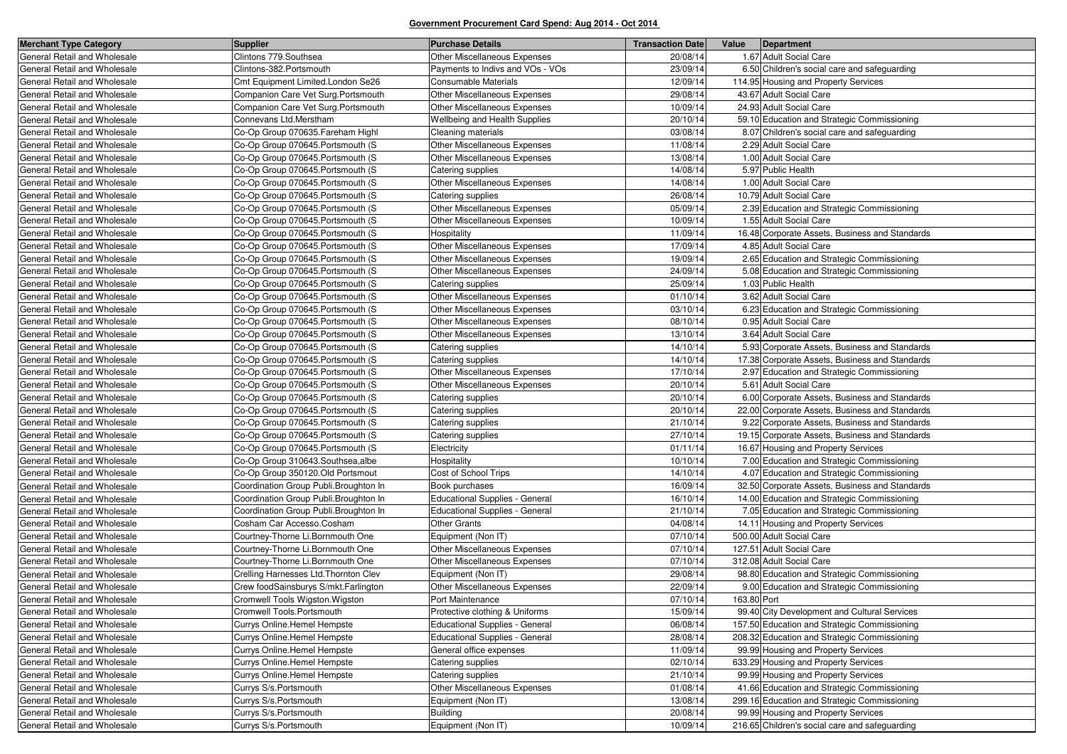**Government Procurement Card Spend: Aug 2014 - Oct 2014**

| Merchant Type Category | Supplier | Purchase Details | Transaction Date | Value | Department |
|---|---|---|---|---|---|
| General Retail and Wholesale | Clintons 779.Southsea | Other Miscellaneous Expenses | 20/08/14 | 1.67 | Adult Social Care |
| General Retail and Wholesale | Clintons-382.Portsmouth | Payments to Indivs and VOs - VOs | 23/09/14 | 6.50 | Children's social care and safeguarding |
| General Retail and Wholesale | Cmt Equipment Limited.London Se26 | Consumable Materials | 12/09/14 | 114.95 | Housing and Property Services |
| General Retail and Wholesale | Companion Care Vet Surg.Portsmouth | Other Miscellaneous Expenses | 29/08/14 | 43.67 | Adult Social Care |
| General Retail and Wholesale | Companion Care Vet Surg.Portsmouth | Other Miscellaneous Expenses | 10/09/14 | 24.93 | Adult Social Care |
| General Retail and Wholesale | Connevans Ltd.Merstham | Wellbeing and Health Supplies | 20/10/14 | 59.10 | Education and Strategic Commissioning |
| General Retail and Wholesale | Co-Op Group 070635.Fareham Highl | Cleaning materials | 03/08/14 | 8.07 | Children's social care and safeguarding |
| General Retail and Wholesale | Co-Op Group 070645.Portsmouth (S | Other Miscellaneous Expenses | 11/08/14 | 2.29 | Adult Social Care |
| General Retail and Wholesale | Co-Op Group 070645.Portsmouth (S | Other Miscellaneous Expenses | 13/08/14 | 1.00 | Adult Social Care |
| General Retail and Wholesale | Co-Op Group 070645.Portsmouth (S | Catering supplies | 14/08/14 | 5.97 | Public Health |
| General Retail and Wholesale | Co-Op Group 070645.Portsmouth (S | Other Miscellaneous Expenses | 14/08/14 | 1.00 | Adult Social Care |
| General Retail and Wholesale | Co-Op Group 070645.Portsmouth (S | Catering supplies | 26/08/14 | 10.79 | Adult Social Care |
| General Retail and Wholesale | Co-Op Group 070645.Portsmouth (S | Other Miscellaneous Expenses | 05/09/14 | 2.39 | Education and Strategic Commissioning |
| General Retail and Wholesale | Co-Op Group 070645.Portsmouth (S | Other Miscellaneous Expenses | 10/09/14 | 1.55 | Adult Social Care |
| General Retail and Wholesale | Co-Op Group 070645.Portsmouth (S | Hospitality | 11/09/14 | 16.48 | Corporate Assets, Business and Standards |
| General Retail and Wholesale | Co-Op Group 070645.Portsmouth (S | Other Miscellaneous Expenses | 17/09/14 | 4.85 | Adult Social Care |
| General Retail and Wholesale | Co-Op Group 070645.Portsmouth (S | Other Miscellaneous Expenses | 19/09/14 | 2.65 | Education and Strategic Commissioning |
| General Retail and Wholesale | Co-Op Group 070645.Portsmouth (S | Other Miscellaneous Expenses | 24/09/14 | 5.08 | Education and Strategic Commissioning |
| General Retail and Wholesale | Co-Op Group 070645.Portsmouth (S | Catering supplies | 25/09/14 | 1.03 | Public Health |
| General Retail and Wholesale | Co-Op Group 070645.Portsmouth (S | Other Miscellaneous Expenses | 01/10/14 | 3.62 | Adult Social Care |
| General Retail and Wholesale | Co-Op Group 070645.Portsmouth (S | Other Miscellaneous Expenses | 03/10/14 | 6.23 | Education and Strategic Commissioning |
| General Retail and Wholesale | Co-Op Group 070645.Portsmouth (S | Other Miscellaneous Expenses | 08/10/14 | 0.95 | Adult Social Care |
| General Retail and Wholesale | Co-Op Group 070645.Portsmouth (S | Other Miscellaneous Expenses | 13/10/14 | 3.64 | Adult Social Care |
| General Retail and Wholesale | Co-Op Group 070645.Portsmouth (S | Catering supplies | 14/10/14 | 5.93 | Corporate Assets, Business and Standards |
| General Retail and Wholesale | Co-Op Group 070645.Portsmouth (S | Catering supplies | 14/10/14 | 17.38 | Corporate Assets, Business and Standards |
| General Retail and Wholesale | Co-Op Group 070645.Portsmouth (S | Other Miscellaneous Expenses | 17/10/14 | 2.97 | Education and Strategic Commissioning |
| General Retail and Wholesale | Co-Op Group 070645.Portsmouth (S | Other Miscellaneous Expenses | 20/10/14 | 5.61 | Adult Social Care |
| General Retail and Wholesale | Co-Op Group 070645.Portsmouth (S | Catering supplies | 20/10/14 | 6.00 | Corporate Assets, Business and Standards |
| General Retail and Wholesale | Co-Op Group 070645.Portsmouth (S | Catering supplies | 20/10/14 | 22.00 | Corporate Assets, Business and Standards |
| General Retail and Wholesale | Co-Op Group 070645.Portsmouth (S | Catering supplies | 21/10/14 | 9.22 | Corporate Assets, Business and Standards |
| General Retail and Wholesale | Co-Op Group 070645.Portsmouth (S | Catering supplies | 27/10/14 | 19.15 | Corporate Assets, Business and Standards |
| General Retail and Wholesale | Co-Op Group 070645.Portsmouth (S | Electricity | 01/11/14 | 16.67 | Housing and Property Services |
| General Retail and Wholesale | Co-Op Group 310643.Southsea,albe | Hospitality | 10/10/14 | 7.00 | Education and Strategic Commissioning |
| General Retail and Wholesale | Co-Op Group 350120.Old Portsmout | Cost of School Trips | 14/10/14 | 4.07 | Education and Strategic Commissioning |
| General Retail and Wholesale | Coordination Group Publi.Broughton In | Book purchases | 16/09/14 | 32.50 | Corporate Assets, Business and Standards |
| General Retail and Wholesale | Coordination Group Publi.Broughton In | Educational Supplies - General | 16/10/14 | 14.00 | Education and Strategic Commissioning |
| General Retail and Wholesale | Coordination Group Publi.Broughton In | Educational Supplies - General | 21/10/14 | 7.05 | Education and Strategic Commissioning |
| General Retail and Wholesale | Cosham Car Accesso.Cosham | Other Grants | 04/08/14 | 14.11 | Housing and Property Services |
| General Retail and Wholesale | Courtney-Thorne Li.Bornmouth One | Equipment (Non IT) | 07/10/14 | 500.00 | Adult Social Care |
| General Retail and Wholesale | Courtney-Thorne Li.Bornmouth One | Other Miscellaneous Expenses | 07/10/14 | 127.51 | Adult Social Care |
| General Retail and Wholesale | Courtney-Thorne Li.Bornmouth One | Other Miscellaneous Expenses | 07/10/14 | 312.08 | Adult Social Care |
| General Retail and Wholesale | Crelling Harnesses Ltd.Thornton Clev | Equipment (Non IT) | 29/08/14 | 98.80 | Education and Strategic Commissioning |
| General Retail and Wholesale | Crew foodSainsburys S/mkt.Farlington | Other Miscellaneous Expenses | 22/09/14 | 9.00 | Education and Strategic Commissioning |
| General Retail and Wholesale | Cromwell Tools Wigston.Wigston | Port Maintenance | 07/10/14 | 163.80 | Port |
| General Retail and Wholesale | Cromwell Tools.Portsmouth | Protective clothing & Uniforms | 15/09/14 | 99.40 | City Development and Cultural Services |
| General Retail and Wholesale | Currys Online.Hemel Hempste | Educational Supplies - General | 06/08/14 | 157.50 | Education and Strategic Commissioning |
| General Retail and Wholesale | Currys Online.Hemel Hempste | Educational Supplies - General | 28/08/14 | 208.32 | Education and Strategic Commissioning |
| General Retail and Wholesale | Currys Online.Hemel Hempste | General office expenses | 11/09/14 | 99.99 | Housing and Property Services |
| General Retail and Wholesale | Currys Online.Hemel Hempste | Catering supplies | 02/10/14 | 633.29 | Housing and Property Services |
| General Retail and Wholesale | Currys Online.Hemel Hempste | Catering supplies | 21/10/14 | 99.99 | Housing and Property Services |
| General Retail and Wholesale | Currys S/s.Portsmouth | Other Miscellaneous Expenses | 01/08/14 | 41.66 | Education and Strategic Commissioning |
| General Retail and Wholesale | Currys S/s.Portsmouth | Equipment (Non IT) | 13/08/14 | 299.16 | Education and Strategic Commissioning |
| General Retail and Wholesale | Currys S/s.Portsmouth | Building | 20/08/14 | 99.99 | Housing and Property Services |
| General Retail and Wholesale | Currys S/s.Portsmouth | Equipment (Non IT) | 10/09/14 | 216.65 | Children's social care and safeguarding |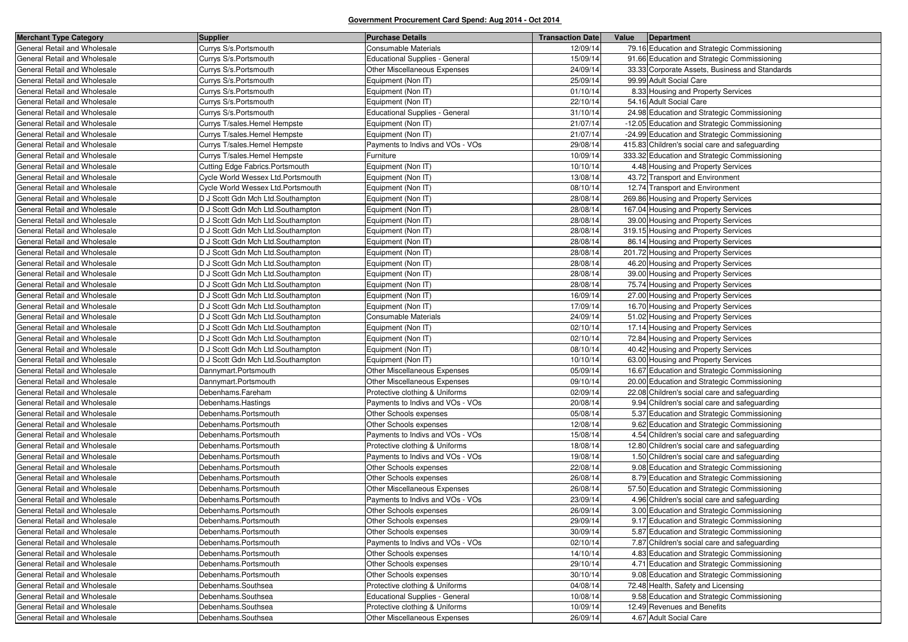**Government Procurement Card Spend: Aug 2014 - Oct 2014**

| Merchant Type Category | Supplier | Purchase Details | Transaction Date | Value | Department |
|---|---|---|---|---|---|
| General Retail and Wholesale | Currys S/s.Portsmouth | Consumable Materials | 12/09/14 | 79.16 | Education and Strategic Commissioning |
| General Retail and Wholesale | Currys S/s.Portsmouth | Educational Supplies - General | 15/09/14 | 91.66 | Education and Strategic Commissioning |
| General Retail and Wholesale | Currys S/s.Portsmouth | Other Miscellaneous Expenses | 24/09/14 | 33.33 | Corporate Assets, Business and Standards |
| General Retail and Wholesale | Currys S/s.Portsmouth | Equipment (Non IT) | 25/09/14 | 99.99 | Adult Social Care |
| General Retail and Wholesale | Currys S/s.Portsmouth | Equipment (Non IT) | 01/10/14 | 8.33 | Housing and Property Services |
| General Retail and Wholesale | Currys S/s.Portsmouth | Equipment (Non IT) | 22/10/14 | 54.16 | Adult Social Care |
| General Retail and Wholesale | Currys S/s.Portsmouth | Educational Supplies - General | 31/10/14 | 24.98 | Education and Strategic Commissioning |
| General Retail and Wholesale | Currys T/sales.Hemel Hempste | Equipment (Non IT) | 21/07/14 | -12.05 | Education and Strategic Commissioning |
| General Retail and Wholesale | Currys T/sales.Hemel Hempste | Equipment (Non IT) | 21/07/14 | -24.99 | Education and Strategic Commissioning |
| General Retail and Wholesale | Currys T/sales.Hemel Hempste | Payments to Indivs and VOs - VOs | 29/08/14 | 415.83 | Children's social care and safeguarding |
| General Retail and Wholesale | Currys T/sales.Hemel Hempste | Furniture | 10/09/14 | 333.32 | Education and Strategic Commissioning |
| General Retail and Wholesale | Cutting Edge Fabrics.Portsmouth | Equipment (Non IT) | 10/10/14 | 4.48 | Housing and Property Services |
| General Retail and Wholesale | Cycle World Wessex Ltd.Portsmouth | Equipment (Non IT) | 13/08/14 | 43.72 | Transport and Environment |
| General Retail and Wholesale | Cycle World Wessex Ltd.Portsmouth | Equipment (Non IT) | 08/10/14 | 12.74 | Transport and Environment |
| General Retail and Wholesale | D J Scott Gdn Mch Ltd.Southampton | Equipment (Non IT) | 28/08/14 | 269.86 | Housing and Property Services |
| General Retail and Wholesale | D J Scott Gdn Mch Ltd.Southampton | Equipment (Non IT) | 28/08/14 | 167.04 | Housing and Property Services |
| General Retail and Wholesale | D J Scott Gdn Mch Ltd.Southampton | Equipment (Non IT) | 28/08/14 | 39.00 | Housing and Property Services |
| General Retail and Wholesale | D J Scott Gdn Mch Ltd.Southampton | Equipment (Non IT) | 28/08/14 | 319.15 | Housing and Property Services |
| General Retail and Wholesale | D J Scott Gdn Mch Ltd.Southampton | Equipment (Non IT) | 28/08/14 | 86.14 | Housing and Property Services |
| General Retail and Wholesale | D J Scott Gdn Mch Ltd.Southampton | Equipment (Non IT) | 28/08/14 | 201.72 | Housing and Property Services |
| General Retail and Wholesale | D J Scott Gdn Mch Ltd.Southampton | Equipment (Non IT) | 28/08/14 | 46.20 | Housing and Property Services |
| General Retail and Wholesale | D J Scott Gdn Mch Ltd.Southampton | Equipment (Non IT) | 28/08/14 | 39.00 | Housing and Property Services |
| General Retail and Wholesale | D J Scott Gdn Mch Ltd.Southampton | Equipment (Non IT) | 28/08/14 | 75.74 | Housing and Property Services |
| General Retail and Wholesale | D J Scott Gdn Mch Ltd.Southampton | Equipment (Non IT) | 16/09/14 | 27.00 | Housing and Property Services |
| General Retail and Wholesale | D J Scott Gdn Mch Ltd.Southampton | Equipment (Non IT) | 17/09/14 | 16.70 | Housing and Property Services |
| General Retail and Wholesale | D J Scott Gdn Mch Ltd.Southampton | Consumable Materials | 24/09/14 | 51.02 | Housing and Property Services |
| General Retail and Wholesale | D J Scott Gdn Mch Ltd.Southampton | Equipment (Non IT) | 02/10/14 | 17.14 | Housing and Property Services |
| General Retail and Wholesale | D J Scott Gdn Mch Ltd.Southampton | Equipment (Non IT) | 02/10/14 | 72.84 | Housing and Property Services |
| General Retail and Wholesale | D J Scott Gdn Mch Ltd.Southampton | Equipment (Non IT) | 08/10/14 | 40.42 | Housing and Property Services |
| General Retail and Wholesale | D J Scott Gdn Mch Ltd.Southampton | Equipment (Non IT) | 10/10/14 | 63.00 | Housing and Property Services |
| General Retail and Wholesale | Dannymart.Portsmouth | Other Miscellaneous Expenses | 05/09/14 | 16.67 | Education and Strategic Commissioning |
| General Retail and Wholesale | Dannymart.Portsmouth | Other Miscellaneous Expenses | 09/10/14 | 20.00 | Education and Strategic Commissioning |
| General Retail and Wholesale | Debenhams.Fareham | Protective clothing & Uniforms | 02/09/14 | 22.08 | Children's social care and safeguarding |
| General Retail and Wholesale | Debenhams.Hastings | Payments to Indivs and VOs - VOs | 20/08/14 | 9.94 | Children's social care and safeguarding |
| General Retail and Wholesale | Debenhams.Portsmouth | Other Schools expenses | 05/08/14 | 5.37 | Education and Strategic Commissioning |
| General Retail and Wholesale | Debenhams.Portsmouth | Other Schools expenses | 12/08/14 | 9.62 | Education and Strategic Commissioning |
| General Retail and Wholesale | Debenhams.Portsmouth | Payments to Indivs and VOs - VOs | 15/08/14 | 4.54 | Children's social care and safeguarding |
| General Retail and Wholesale | Debenhams.Portsmouth | Protective clothing & Uniforms | 18/08/14 | 12.80 | Children's social care and safeguarding |
| General Retail and Wholesale | Debenhams.Portsmouth | Payments to Indivs and VOs - VOs | 19/08/14 | 1.50 | Children's social care and safeguarding |
| General Retail and Wholesale | Debenhams.Portsmouth | Other Schools expenses | 22/08/14 | 9.08 | Education and Strategic Commissioning |
| General Retail and Wholesale | Debenhams.Portsmouth | Other Schools expenses | 26/08/14 | 8.79 | Education and Strategic Commissioning |
| General Retail and Wholesale | Debenhams.Portsmouth | Other Miscellaneous Expenses | 26/08/14 | 57.50 | Education and Strategic Commissioning |
| General Retail and Wholesale | Debenhams.Portsmouth | Payments to Indivs and VOs - VOs | 23/09/14 | 4.96 | Children's social care and safeguarding |
| General Retail and Wholesale | Debenhams.Portsmouth | Other Schools expenses | 26/09/14 | 3.00 | Education and Strategic Commissioning |
| General Retail and Wholesale | Debenhams.Portsmouth | Other Schools expenses | 29/09/14 | 9.17 | Education and Strategic Commissioning |
| General Retail and Wholesale | Debenhams.Portsmouth | Other Schools expenses | 30/09/14 | 5.87 | Education and Strategic Commissioning |
| General Retail and Wholesale | Debenhams.Portsmouth | Payments to Indivs and VOs - VOs | 02/10/14 | 7.87 | Children's social care and safeguarding |
| General Retail and Wholesale | Debenhams.Portsmouth | Other Schools expenses | 14/10/14 | 4.83 | Education and Strategic Commissioning |
| General Retail and Wholesale | Debenhams.Portsmouth | Other Schools expenses | 29/10/14 | 4.71 | Education and Strategic Commissioning |
| General Retail and Wholesale | Debenhams.Portsmouth | Other Schools expenses | 30/10/14 | 9.08 | Education and Strategic Commissioning |
| General Retail and Wholesale | Debenhams.Southsea | Protective clothing & Uniforms | 04/08/14 | 72.48 | Health, Safety and Licensing |
| General Retail and Wholesale | Debenhams.Southsea | Educational Supplies - General | 10/08/14 | 9.58 | Education and Strategic Commissioning |
| General Retail and Wholesale | Debenhams.Southsea | Protective clothing & Uniforms | 10/09/14 | 12.49 | Revenues and Benefits |
| General Retail and Wholesale | Debenhams.Southsea | Other Miscellaneous Expenses | 26/09/14 | 4.67 | Adult Social Care |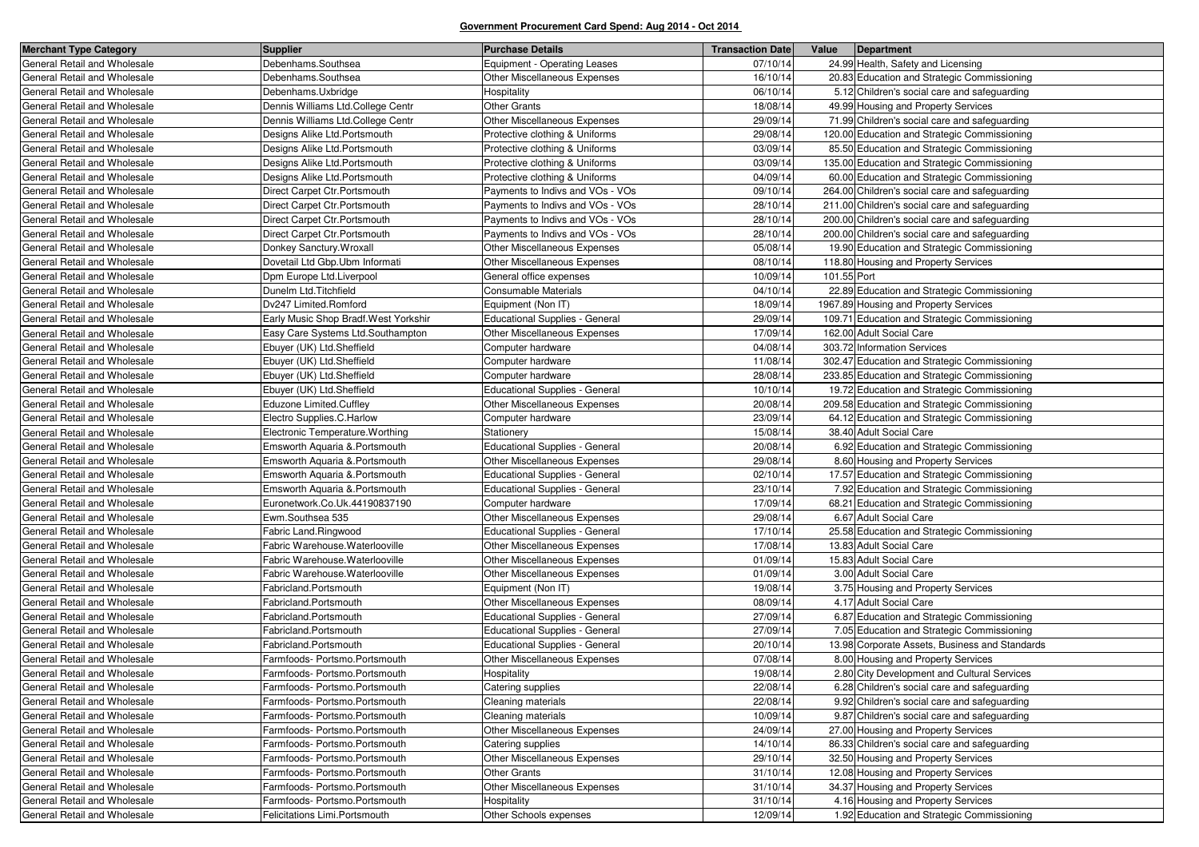**Government Procurement Card Spend: Aug 2014 - Oct 2014**

| Merchant Type Category | Supplier | Purchase Details | Transaction Date | Value | Department |
|---|---|---|---|---|---|
| General Retail and Wholesale | Debenhams.Southsea | Equipment - Operating Leases | 07/10/14 | 24.99 | Health, Safety and Licensing |
| General Retail and Wholesale | Debenhams.Southsea | Other Miscellaneous Expenses | 16/10/14 | 20.83 | Education and Strategic Commissioning |
| General Retail and Wholesale | Debenhams.Uxbridge | Hospitality | 06/10/14 | 5.12 | Children's social care and safeguarding |
| General Retail and Wholesale | Dennis Williams Ltd.College Centr | Other Grants | 18/08/14 | 49.99 | Housing and Property Services |
| General Retail and Wholesale | Dennis Williams Ltd.College Centr | Other Miscellaneous Expenses | 29/09/14 | 71.99 | Children's social care and safeguarding |
| General Retail and Wholesale | Designs Alike Ltd.Portsmouth | Protective clothing & Uniforms | 29/08/14 | 120.00 | Education and Strategic Commissioning |
| General Retail and Wholesale | Designs Alike Ltd.Portsmouth | Protective clothing & Uniforms | 03/09/14 | 85.50 | Education and Strategic Commissioning |
| General Retail and Wholesale | Designs Alike Ltd.Portsmouth | Protective clothing & Uniforms | 03/09/14 | 135.00 | Education and Strategic Commissioning |
| General Retail and Wholesale | Designs Alike Ltd.Portsmouth | Protective clothing & Uniforms | 04/09/14 | 60.00 | Education and Strategic Commissioning |
| General Retail and Wholesale | Direct Carpet Ctr.Portsmouth | Payments to Indivs and VOs - VOs | 09/10/14 | 264.00 | Children's social care and safeguarding |
| General Retail and Wholesale | Direct Carpet Ctr.Portsmouth | Payments to Indivs and VOs - VOs | 28/10/14 | 211.00 | Children's social care and safeguarding |
| General Retail and Wholesale | Direct Carpet Ctr.Portsmouth | Payments to Indivs and VOs - VOs | 28/10/14 | 200.00 | Children's social care and safeguarding |
| General Retail and Wholesale | Direct Carpet Ctr.Portsmouth | Payments to Indivs and VOs - VOs | 28/10/14 | 200.00 | Children's social care and safeguarding |
| General Retail and Wholesale | Donkey Sanctury.Wroxall | Other Miscellaneous Expenses | 05/08/14 | 19.90 | Education and Strategic Commissioning |
| General Retail and Wholesale | Dovetail Ltd Gbp.Ubm Informati | Other Miscellaneous Expenses | 08/10/14 | 118.80 | Housing and Property Services |
| General Retail and Wholesale | Dpm Europe Ltd.Liverpool | General office expenses | 10/09/14 | 101.55 | Port |
| General Retail and Wholesale | Dunelm Ltd.Titchfield | Consumable Materials | 04/10/14 | 22.89 | Education and Strategic Commissioning |
| General Retail and Wholesale | Dv247 Limited.Romford | Equipment (Non IT) | 18/09/14 | 1967.89 | Housing and Property Services |
| General Retail and Wholesale | Early Music Shop Bradf.West Yorkshir | Educational Supplies - General | 29/09/14 | 109.71 | Education and Strategic Commissioning |
| General Retail and Wholesale | Easy Care Systems Ltd.Southampton | Other Miscellaneous Expenses | 17/09/14 | 162.00 | Adult Social Care |
| General Retail and Wholesale | Ebuyer (UK) Ltd.Sheffield | Computer hardware | 04/08/14 | 303.72 | Information Services |
| General Retail and Wholesale | Ebuyer (UK) Ltd.Sheffield | Computer hardware | 11/08/14 | 302.47 | Education and Strategic Commissioning |
| General Retail and Wholesale | Ebuyer (UK) Ltd.Sheffield | Computer hardware | 28/08/14 | 233.85 | Education and Strategic Commissioning |
| General Retail and Wholesale | Ebuyer (UK) Ltd.Sheffield | Educational Supplies - General | 10/10/14 | 19.72 | Education and Strategic Commissioning |
| General Retail and Wholesale | Eduzone Limited.Cuffley | Other Miscellaneous Expenses | 20/08/14 | 209.58 | Education and Strategic Commissioning |
| General Retail and Wholesale | Electro Supplies.C.Harlow | Computer hardware | 23/09/14 | 64.12 | Education and Strategic Commissioning |
| General Retail and Wholesale | Electronic Temperature.Worthing | Stationery | 15/08/14 | 38.40 | Adult Social Care |
| General Retail and Wholesale | Emsworth Aquaria &.Portsmouth | Educational Supplies - General | 20/08/14 | 6.92 | Education and Strategic Commissioning |
| General Retail and Wholesale | Emsworth Aquaria &.Portsmouth | Other Miscellaneous Expenses | 29/08/14 | 8.60 | Housing and Property Services |
| General Retail and Wholesale | Emsworth Aquaria &.Portsmouth | Educational Supplies - General | 02/10/14 | 17.57 | Education and Strategic Commissioning |
| General Retail and Wholesale | Emsworth Aquaria &.Portsmouth | Educational Supplies - General | 23/10/14 | 7.92 | Education and Strategic Commissioning |
| General Retail and Wholesale | Euronetwork.Co.Uk.44190837190 | Computer hardware | 17/09/14 | 68.21 | Education and Strategic Commissioning |
| General Retail and Wholesale | Ewm.Southsea 535 | Other Miscellaneous Expenses | 29/08/14 | 6.67 | Adult Social Care |
| General Retail and Wholesale | Fabric Land.Ringwood | Educational Supplies - General | 17/10/14 | 25.58 | Education and Strategic Commissioning |
| General Retail and Wholesale | Fabric Warehouse.Waterlooville | Other Miscellaneous Expenses | 17/08/14 | 13.83 | Adult Social Care |
| General Retail and Wholesale | Fabric Warehouse.Waterlooville | Other Miscellaneous Expenses | 01/09/14 | 15.83 | Adult Social Care |
| General Retail and Wholesale | Fabric Warehouse.Waterlooville | Other Miscellaneous Expenses | 01/09/14 | 3.00 | Adult Social Care |
| General Retail and Wholesale | Fabricland.Portsmouth | Equipment (Non IT) | 19/08/14 | 3.75 | Housing and Property Services |
| General Retail and Wholesale | Fabricland.Portsmouth | Other Miscellaneous Expenses | 08/09/14 | 4.17 | Adult Social Care |
| General Retail and Wholesale | Fabricland.Portsmouth | Educational Supplies - General | 27/09/14 | 6.87 | Education and Strategic Commissioning |
| General Retail and Wholesale | Fabricland.Portsmouth | Educational Supplies - General | 27/09/14 | 7.05 | Education and Strategic Commissioning |
| General Retail and Wholesale | Fabricland.Portsmouth | Educational Supplies - General | 20/10/14 | 13.98 | Corporate Assets, Business and Standards |
| General Retail and Wholesale | Farmfoods- Portsmo.Portsmouth | Other Miscellaneous Expenses | 07/08/14 | 8.00 | Housing and Property Services |
| General Retail and Wholesale | Farmfoods- Portsmo.Portsmouth | Hospitality | 19/08/14 | 2.80 | City Development and Cultural Services |
| General Retail and Wholesale | Farmfoods- Portsmo.Portsmouth | Catering supplies | 22/08/14 | 6.28 | Children's social care and safeguarding |
| General Retail and Wholesale | Farmfoods- Portsmo.Portsmouth | Cleaning materials | 22/08/14 | 9.92 | Children's social care and safeguarding |
| General Retail and Wholesale | Farmfoods- Portsmo.Portsmouth | Cleaning materials | 10/09/14 | 9.87 | Children's social care and safeguarding |
| General Retail and Wholesale | Farmfoods- Portsmo.Portsmouth | Other Miscellaneous Expenses | 24/09/14 | 27.00 | Housing and Property Services |
| General Retail and Wholesale | Farmfoods- Portsmo.Portsmouth | Catering supplies | 14/10/14 | 86.33 | Children's social care and safeguarding |
| General Retail and Wholesale | Farmfoods- Portsmo.Portsmouth | Other Miscellaneous Expenses | 29/10/14 | 32.50 | Housing and Property Services |
| General Retail and Wholesale | Farmfoods- Portsmo.Portsmouth | Other Grants | 31/10/14 | 12.08 | Housing and Property Services |
| General Retail and Wholesale | Farmfoods- Portsmo.Portsmouth | Other Miscellaneous Expenses | 31/10/14 | 34.37 | Housing and Property Services |
| General Retail and Wholesale | Farmfoods- Portsmo.Portsmouth | Hospitality | 31/10/14 | 4.16 | Housing and Property Services |
| General Retail and Wholesale | Felicitations Limi.Portsmouth | Other Schools expenses | 12/09/14 | 1.92 | Education and Strategic Commissioning |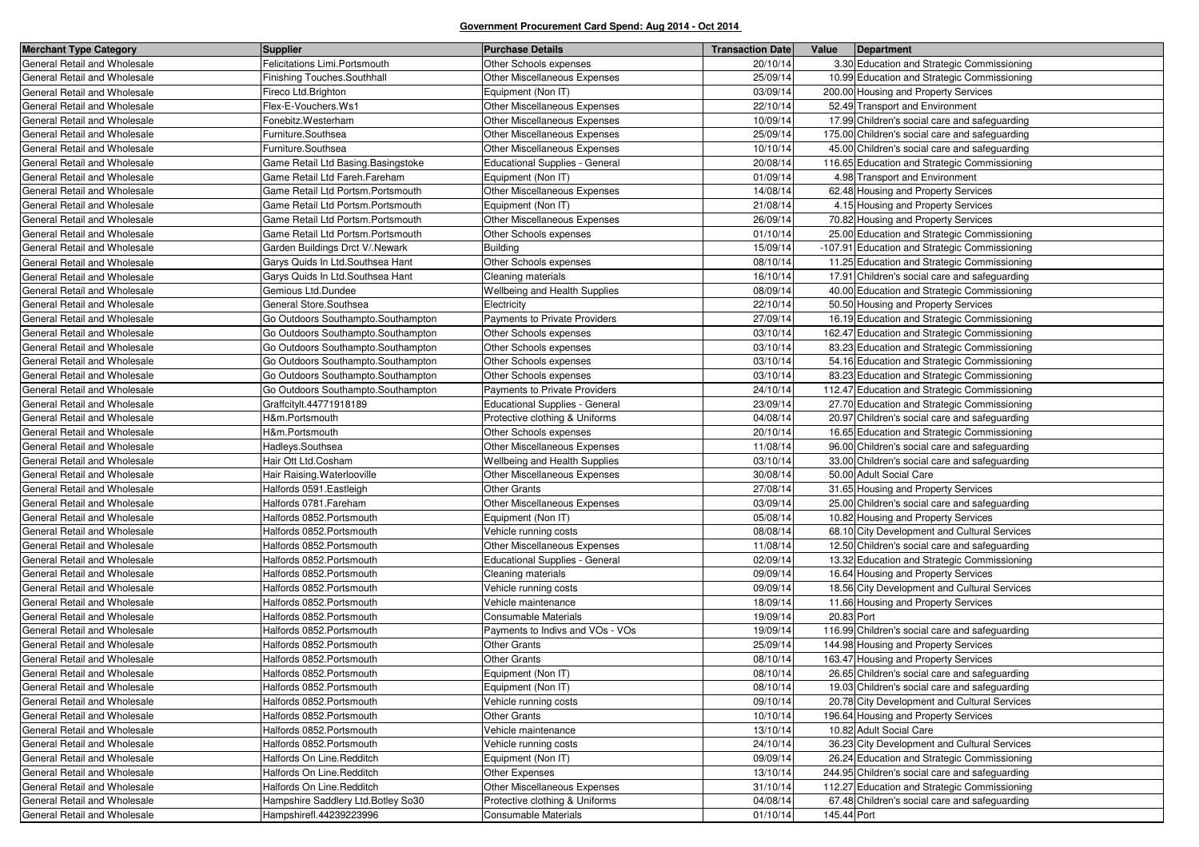**Government Procurement Card Spend: Aug 2014 - Oct 2014**

| Merchant Type Category | Supplier | Purchase Details | Transaction Date | Value | Department |
|---|---|---|---|---|---|
| General Retail and Wholesale | Felicitations Limi.Portsmouth | Other Schools expenses | 20/10/14 | 3.30 | Education and Strategic Commissioning |
| General Retail and Wholesale | Finishing Touches.Southhall | Other Miscellaneous Expenses | 25/09/14 | 10.99 | Education and Strategic Commissioning |
| General Retail and Wholesale | Fireco Ltd.Brighton | Equipment (Non IT) | 03/09/14 | 200.00 | Housing and Property Services |
| General Retail and Wholesale | Flex-E-Vouchers.Ws1 | Other Miscellaneous Expenses | 22/10/14 | 52.49 | Transport and Environment |
| General Retail and Wholesale | Fonebitz.Westerham | Other Miscellaneous Expenses | 10/09/14 | 17.99 | Children's social care and safeguarding |
| General Retail and Wholesale | Furniture.Southsea | Other Miscellaneous Expenses | 25/09/14 | 175.00 | Children's social care and safeguarding |
| General Retail and Wholesale | Furniture.Southsea | Other Miscellaneous Expenses | 10/10/14 | 45.00 | Children's social care and safeguarding |
| General Retail and Wholesale | Game Retail Ltd Basing.Basingstoke | Educational Supplies - General | 20/08/14 | 116.65 | Education and Strategic Commissioning |
| General Retail and Wholesale | Game Retail Ltd Fareh.Fareham | Equipment (Non IT) | 01/09/14 | 4.98 | Transport and Environment |
| General Retail and Wholesale | Game Retail Ltd Portsm.Portsmouth | Other Miscellaneous Expenses | 14/08/14 | 62.48 | Housing and Property Services |
| General Retail and Wholesale | Game Retail Ltd Portsm.Portsmouth | Equipment (Non IT) | 21/08/14 | 4.15 | Housing and Property Services |
| General Retail and Wholesale | Game Retail Ltd Portsm.Portsmouth | Other Miscellaneous Expenses | 26/09/14 | 70.82 | Housing and Property Services |
| General Retail and Wholesale | Game Retail Ltd Portsm.Portsmouth | Other Schools expenses | 01/10/14 | 25.00 | Education and Strategic Commissioning |
| General Retail and Wholesale | Garden Buildings Drct V/.Newark | Building | 15/09/14 | -107.91 | Education and Strategic Commissioning |
| General Retail and Wholesale | Garys Quids In Ltd.Southsea Hant | Other Schools expenses | 08/10/14 | 11.25 | Education and Strategic Commissioning |
| General Retail and Wholesale | Garys Quids In Ltd.Southsea Hant | Cleaning materials | 16/10/14 | 17.91 | Children's social care and safeguarding |
| General Retail and Wholesale | Gemious Ltd.Dundee | Wellbeing and Health Supplies | 08/09/14 | 40.00 | Education and Strategic Commissioning |
| General Retail and Wholesale | General Store.Southsea | Electricity | 22/10/14 | 50.50 | Housing and Property Services |
| General Retail and Wholesale | Go Outdoors Southampto.Southampton | Payments to Private Providers | 27/09/14 | 16.19 | Education and Strategic Commissioning |
| General Retail and Wholesale | Go Outdoors Southampto.Southampton | Other Schools expenses | 03/10/14 | 162.47 | Education and Strategic Commissioning |
| General Retail and Wholesale | Go Outdoors Southampto.Southampton | Other Schools expenses | 03/10/14 | 83.23 | Education and Strategic Commissioning |
| General Retail and Wholesale | Go Outdoors Southampto.Southampton | Other Schools expenses | 03/10/14 | 54.16 | Education and Strategic Commissioning |
| General Retail and Wholesale | Go Outdoors Southampto.Southampton | Other Schools expenses | 03/10/14 | 83.23 | Education and Strategic Commissioning |
| General Retail and Wholesale | Go Outdoors Southampto.Southampton | Payments to Private Providers | 24/10/14 | 112.47 | Education and Strategic Commissioning |
| General Retail and Wholesale | Graffcitylt.44771918189 | Educational Supplies - General | 23/09/14 | 27.70 | Education and Strategic Commissioning |
| General Retail and Wholesale | H&m.Portsmouth | Protective clothing & Uniforms | 04/08/14 | 20.97 | Children's social care and safeguarding |
| General Retail and Wholesale | H&m.Portsmouth | Other Schools expenses | 20/10/14 | 16.65 | Education and Strategic Commissioning |
| General Retail and Wholesale | Hadleys.Southsea | Other Miscellaneous Expenses | 11/08/14 | 96.00 | Children's social care and safeguarding |
| General Retail and Wholesale | Hair Ott Ltd.Cosham | Wellbeing and Health Supplies | 03/10/14 | 33.00 | Children's social care and safeguarding |
| General Retail and Wholesale | Hair Raising.Waterlooville | Other Miscellaneous Expenses | 30/08/14 | 50.00 | Adult Social Care |
| General Retail and Wholesale | Halfords 0591.Eastleigh | Other Grants | 27/08/14 | 31.65 | Housing and Property Services |
| General Retail and Wholesale | Halfords 0781.Fareham | Other Miscellaneous Expenses | 03/09/14 | 25.00 | Children's social care and safeguarding |
| General Retail and Wholesale | Halfords 0852.Portsmouth | Equipment (Non IT) | 05/08/14 | 10.82 | Housing and Property Services |
| General Retail and Wholesale | Halfords 0852.Portsmouth | Vehicle running costs | 08/08/14 | 68.10 | City Development and Cultural Services |
| General Retail and Wholesale | Halfords 0852.Portsmouth | Other Miscellaneous Expenses | 11/08/14 | 12.50 | Children's social care and safeguarding |
| General Retail and Wholesale | Halfords 0852.Portsmouth | Educational Supplies - General | 02/09/14 | 13.32 | Education and Strategic Commissioning |
| General Retail and Wholesale | Halfords 0852.Portsmouth | Cleaning materials | 09/09/14 | 16.64 | Housing and Property Services |
| General Retail and Wholesale | Halfords 0852.Portsmouth | Vehicle running costs | 09/09/14 | 18.56 | City Development and Cultural Services |
| General Retail and Wholesale | Halfords 0852.Portsmouth | Vehicle maintenance | 18/09/14 | 11.66 | Housing and Property Services |
| General Retail and Wholesale | Halfords 0852.Portsmouth | Consumable Materials | 19/09/14 | 20.83 | Port |
| General Retail and Wholesale | Halfords 0852.Portsmouth | Payments to Indivs and VOs - VOs | 19/09/14 | 116.99 | Children's social care and safeguarding |
| General Retail and Wholesale | Halfords 0852.Portsmouth | Other Grants | 25/09/14 | 144.98 | Housing and Property Services |
| General Retail and Wholesale | Halfords 0852.Portsmouth | Other Grants | 08/10/14 | 163.47 | Housing and Property Services |
| General Retail and Wholesale | Halfords 0852.Portsmouth | Equipment (Non IT) | 08/10/14 | 26.65 | Children's social care and safeguarding |
| General Retail and Wholesale | Halfords 0852.Portsmouth | Equipment (Non IT) | 08/10/14 | 19.03 | Children's social care and safeguarding |
| General Retail and Wholesale | Halfords 0852.Portsmouth | Vehicle running costs | 09/10/14 | 20.78 | City Development and Cultural Services |
| General Retail and Wholesale | Halfords 0852.Portsmouth | Other Grants | 10/10/14 | 196.64 | Housing and Property Services |
| General Retail and Wholesale | Halfords 0852.Portsmouth | Vehicle maintenance | 13/10/14 | 10.82 | Adult Social Care |
| General Retail and Wholesale | Halfords 0852.Portsmouth | Vehicle running costs | 24/10/14 | 36.23 | City Development and Cultural Services |
| General Retail and Wholesale | Halfords On Line.Redditch | Equipment (Non IT) | 09/09/14 | 26.24 | Education and Strategic Commissioning |
| General Retail and Wholesale | Halfords On Line.Redditch | Other Expenses | 13/10/14 | 244.95 | Children's social care and safeguarding |
| General Retail and Wholesale | Halfords On Line.Redditch | Other Miscellaneous Expenses | 31/10/14 | 112.27 | Education and Strategic Commissioning |
| General Retail and Wholesale | Hampshire Saddlery Ltd.Botley So30 | Protective clothing & Uniforms | 04/08/14 | 67.48 | Children's social care and safeguarding |
| General Retail and Wholesale | Hampshirefl.44239223996 | Consumable Materials | 01/10/14 | 145.44 | Port |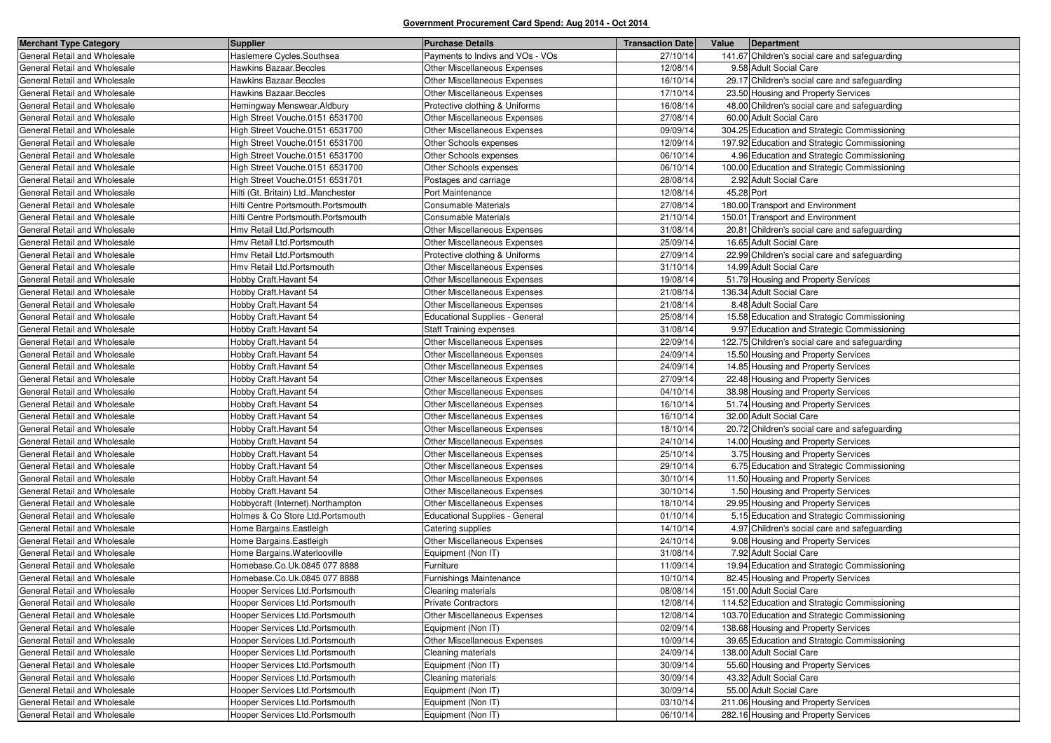**Government Procurement Card Spend: Aug 2014 - Oct 2014**

| Merchant Type Category | Supplier | Purchase Details | Transaction Date | Value | Department |
|---|---|---|---|---|---|
| General Retail and Wholesale | Haslemere Cycles.Southsea | Payments to Indivs and VOs - VOs | 27/10/14 | 141.67 | Children's social care and safeguarding |
| General Retail and Wholesale | Hawkins Bazaar.Beccles | Other Miscellaneous Expenses | 12/08/14 | 9.58 | Adult Social Care |
| General Retail and Wholesale | Hawkins Bazaar.Beccles | Other Miscellaneous Expenses | 16/10/14 | 29.17 | Children's social care and safeguarding |
| General Retail and Wholesale | Hawkins Bazaar.Beccles | Other Miscellaneous Expenses | 17/10/14 | 23.50 | Housing and Property Services |
| General Retail and Wholesale | Hemingway Menswear.Aldbury | Protective clothing & Uniforms | 16/08/14 | 48.00 | Children's social care and safeguarding |
| General Retail and Wholesale | High Street Vouche.0151 6531700 | Other Miscellaneous Expenses | 27/08/14 | 60.00 | Adult Social Care |
| General Retail and Wholesale | High Street Vouche.0151 6531700 | Other Miscellaneous Expenses | 09/09/14 | 304.25 | Education and Strategic Commissioning |
| General Retail and Wholesale | High Street Vouche.0151 6531700 | Other Schools expenses | 12/09/14 | 197.92 | Education and Strategic Commissioning |
| General Retail and Wholesale | High Street Vouche.0151 6531700 | Other Schools expenses | 06/10/14 | 4.96 | Education and Strategic Commissioning |
| General Retail and Wholesale | High Street Vouche.0151 6531700 | Other Schools expenses | 06/10/14 | 100.00 | Education and Strategic Commissioning |
| General Retail and Wholesale | High Street Vouche.0151 6531701 | Postages and carriage | 28/08/14 | 2.92 | Adult Social Care |
| General Retail and Wholesale | Hilti (Gt. Britain) Ltd..Manchester | Port Maintenance | 12/08/14 | 45.28 | Port |
| General Retail and Wholesale | Hilti Centre Portsmouth.Portsmouth | Consumable Materials | 27/08/14 | 180.00 | Transport and Environment |
| General Retail and Wholesale | Hilti Centre Portsmouth.Portsmouth | Consumable Materials | 21/10/14 | 150.01 | Transport and Environment |
| General Retail and Wholesale | Hmv Retail Ltd.Portsmouth | Other Miscellaneous Expenses | 31/08/14 | 20.81 | Children's social care and safeguarding |
| General Retail and Wholesale | Hmv Retail Ltd.Portsmouth | Other Miscellaneous Expenses | 25/09/14 | 16.65 | Adult Social Care |
| General Retail and Wholesale | Hmv Retail Ltd.Portsmouth | Protective clothing & Uniforms | 27/09/14 | 22.99 | Children's social care and safeguarding |
| General Retail and Wholesale | Hmv Retail Ltd.Portsmouth | Other Miscellaneous Expenses | 31/10/14 | 14.99 | Adult Social Care |
| General Retail and Wholesale | Hobby Craft.Havant 54 | Other Miscellaneous Expenses | 19/08/14 | 51.79 | Housing and Property Services |
| General Retail and Wholesale | Hobby Craft.Havant 54 | Other Miscellaneous Expenses | 21/08/14 | 136.34 | Adult Social Care |
| General Retail and Wholesale | Hobby Craft.Havant 54 | Other Miscellaneous Expenses | 21/08/14 | 8.48 | Adult Social Care |
| General Retail and Wholesale | Hobby Craft.Havant 54 | Educational Supplies - General | 25/08/14 | 15.58 | Education and Strategic Commissioning |
| General Retail and Wholesale | Hobby Craft.Havant 54 | Staff Training expenses | 31/08/14 | 9.97 | Education and Strategic Commissioning |
| General Retail and Wholesale | Hobby Craft.Havant 54 | Other Miscellaneous Expenses | 22/09/14 | 122.75 | Children's social care and safeguarding |
| General Retail and Wholesale | Hobby Craft.Havant 54 | Other Miscellaneous Expenses | 24/09/14 | 15.50 | Housing and Property Services |
| General Retail and Wholesale | Hobby Craft.Havant 54 | Other Miscellaneous Expenses | 24/09/14 | 14.85 | Housing and Property Services |
| General Retail and Wholesale | Hobby Craft.Havant 54 | Other Miscellaneous Expenses | 27/09/14 | 22.48 | Housing and Property Services |
| General Retail and Wholesale | Hobby Craft.Havant 54 | Other Miscellaneous Expenses | 04/10/14 | 38.98 | Housing and Property Services |
| General Retail and Wholesale | Hobby Craft.Havant 54 | Other Miscellaneous Expenses | 16/10/14 | 51.74 | Housing and Property Services |
| General Retail and Wholesale | Hobby Craft.Havant 54 | Other Miscellaneous Expenses | 16/10/14 | 32.00 | Adult Social Care |
| General Retail and Wholesale | Hobby Craft.Havant 54 | Other Miscellaneous Expenses | 18/10/14 | 20.72 | Children's social care and safeguarding |
| General Retail and Wholesale | Hobby Craft.Havant 54 | Other Miscellaneous Expenses | 24/10/14 | 14.00 | Housing and Property Services |
| General Retail and Wholesale | Hobby Craft.Havant 54 | Other Miscellaneous Expenses | 25/10/14 | 3.75 | Housing and Property Services |
| General Retail and Wholesale | Hobby Craft.Havant 54 | Other Miscellaneous Expenses | 29/10/14 | 6.75 | Education and Strategic Commissioning |
| General Retail and Wholesale | Hobby Craft.Havant 54 | Other Miscellaneous Expenses | 30/10/14 | 11.50 | Housing and Property Services |
| General Retail and Wholesale | Hobby Craft.Havant 54 | Other Miscellaneous Expenses | 30/10/14 | 1.50 | Housing and Property Services |
| General Retail and Wholesale | Hobbycraft (Internet).Northampton | Other Miscellaneous Expenses | 18/10/14 | 29.95 | Housing and Property Services |
| General Retail and Wholesale | Holmes & Co Store Ltd.Portsmouth | Educational Supplies - General | 01/10/14 | 5.15 | Education and Strategic Commissioning |
| General Retail and Wholesale | Home Bargains.Eastleigh | Catering supplies | 14/10/14 | 4.97 | Children's social care and safeguarding |
| General Retail and Wholesale | Home Bargains.Eastleigh | Other Miscellaneous Expenses | 24/10/14 | 9.08 | Housing and Property Services |
| General Retail and Wholesale | Home Bargains.Waterlooville | Equipment (Non IT) | 31/08/14 | 7.92 | Adult Social Care |
| General Retail and Wholesale | Homebase.Co.Uk.0845 077 8888 | Furniture | 11/09/14 | 19.94 | Education and Strategic Commissioning |
| General Retail and Wholesale | Homebase.Co.Uk.0845 077 8888 | Furnishings Maintenance | 10/10/14 | 82.45 | Housing and Property Services |
| General Retail and Wholesale | Hooper Services Ltd.Portsmouth | Cleaning materials | 08/08/14 | 151.00 | Adult Social Care |
| General Retail and Wholesale | Hooper Services Ltd.Portsmouth | Private Contractors | 12/08/14 | 114.52 | Education and Strategic Commissioning |
| General Retail and Wholesale | Hooper Services Ltd.Portsmouth | Other Miscellaneous Expenses | 12/08/14 | 103.70 | Education and Strategic Commissioning |
| General Retail and Wholesale | Hooper Services Ltd.Portsmouth | Equipment (Non IT) | 02/09/14 | 138.68 | Housing and Property Services |
| General Retail and Wholesale | Hooper Services Ltd.Portsmouth | Other Miscellaneous Expenses | 10/09/14 | 39.65 | Education and Strategic Commissioning |
| General Retail and Wholesale | Hooper Services Ltd.Portsmouth | Cleaning materials | 24/09/14 | 138.00 | Adult Social Care |
| General Retail and Wholesale | Hooper Services Ltd.Portsmouth | Equipment (Non IT) | 30/09/14 | 55.60 | Housing and Property Services |
| General Retail and Wholesale | Hooper Services Ltd.Portsmouth | Cleaning materials | 30/09/14 | 43.32 | Adult Social Care |
| General Retail and Wholesale | Hooper Services Ltd.Portsmouth | Equipment (Non IT) | 30/09/14 | 55.00 | Adult Social Care |
| General Retail and Wholesale | Hooper Services Ltd.Portsmouth | Equipment (Non IT) | 03/10/14 | 211.06 | Housing and Property Services |
| General Retail and Wholesale | Hooper Services Ltd.Portsmouth | Equipment (Non IT) | 06/10/14 | 282.16 | Housing and Property Services |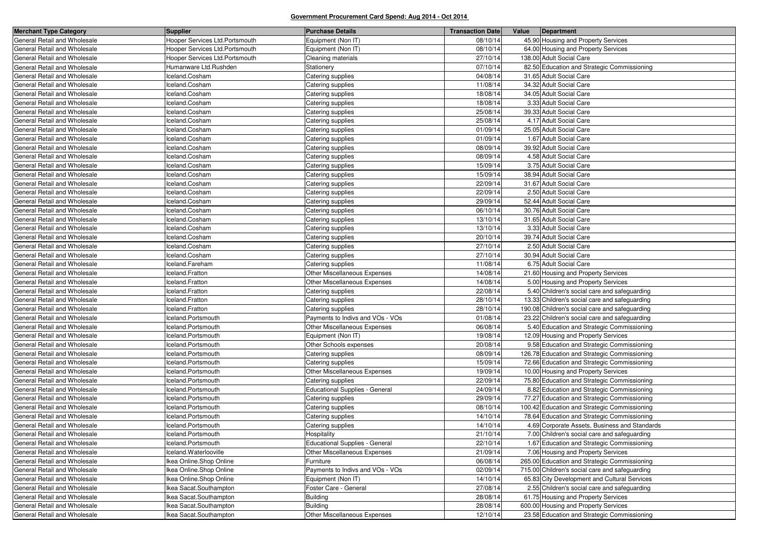**Government Procurement Card Spend: Aug 2014 - Oct 2014**

| Merchant Type Category | Supplier | Purchase Details | Transaction Date | Value | Department |
|---|---|---|---|---|---|
| General Retail and Wholesale | Hooper Services Ltd.Portsmouth | Equipment (Non IT) | 08/10/14 | 45.90 | Housing and Property Services |
| General Retail and Wholesale | Hooper Services Ltd.Portsmouth | Equipment (Non IT) | 08/10/14 | 64.00 | Housing and Property Services |
| General Retail and Wholesale | Hooper Services Ltd.Portsmouth | Cleaning materials | 27/10/14 | 138.00 | Adult Social Care |
| General Retail and Wholesale | Humanware Ltd.Rushden | Stationery | 07/10/14 | 82.50 | Education and Strategic Commissioning |
| General Retail and Wholesale | Iceland.Cosham | Catering supplies | 04/08/14 | 31.65 | Adult Social Care |
| General Retail and Wholesale | Iceland.Cosham | Catering supplies | 11/08/14 | 34.32 | Adult Social Care |
| General Retail and Wholesale | Iceland.Cosham | Catering supplies | 18/08/14 | 34.05 | Adult Social Care |
| General Retail and Wholesale | Iceland.Cosham | Catering supplies | 18/08/14 | 3.33 | Adult Social Care |
| General Retail and Wholesale | Iceland.Cosham | Catering supplies | 25/08/14 | 39.33 | Adult Social Care |
| General Retail and Wholesale | Iceland.Cosham | Catering supplies | 25/08/14 | 4.17 | Adult Social Care |
| General Retail and Wholesale | Iceland.Cosham | Catering supplies | 01/09/14 | 25.05 | Adult Social Care |
| General Retail and Wholesale | Iceland.Cosham | Catering supplies | 01/09/14 | 1.67 | Adult Social Care |
| General Retail and Wholesale | Iceland.Cosham | Catering supplies | 08/09/14 | 39.92 | Adult Social Care |
| General Retail and Wholesale | Iceland.Cosham | Catering supplies | 08/09/14 | 4.58 | Adult Social Care |
| General Retail and Wholesale | Iceland.Cosham | Catering supplies | 15/09/14 | 3.75 | Adult Social Care |
| General Retail and Wholesale | Iceland.Cosham | Catering supplies | 15/09/14 | 38.94 | Adult Social Care |
| General Retail and Wholesale | Iceland.Cosham | Catering supplies | 22/09/14 | 31.67 | Adult Social Care |
| General Retail and Wholesale | Iceland.Cosham | Catering supplies | 22/09/14 | 2.50 | Adult Social Care |
| General Retail and Wholesale | Iceland.Cosham | Catering supplies | 29/09/14 | 52.44 | Adult Social Care |
| General Retail and Wholesale | Iceland.Cosham | Catering supplies | 06/10/14 | 30.76 | Adult Social Care |
| General Retail and Wholesale | Iceland.Cosham | Catering supplies | 13/10/14 | 31.65 | Adult Social Care |
| General Retail and Wholesale | Iceland.Cosham | Catering supplies | 13/10/14 | 3.33 | Adult Social Care |
| General Retail and Wholesale | Iceland.Cosham | Catering supplies | 20/10/14 | 39.74 | Adult Social Care |
| General Retail and Wholesale | Iceland.Cosham | Catering supplies | 27/10/14 | 2.50 | Adult Social Care |
| General Retail and Wholesale | Iceland.Cosham | Catering supplies | 27/10/14 | 30.94 | Adult Social Care |
| General Retail and Wholesale | Iceland.Fareham | Catering supplies | 11/08/14 | 6.75 | Adult Social Care |
| General Retail and Wholesale | Iceland.Fratton | Other Miscellaneous Expenses | 14/08/14 | 21.60 | Housing and Property Services |
| General Retail and Wholesale | Iceland.Fratton | Other Miscellaneous Expenses | 14/08/14 | 5.00 | Housing and Property Services |
| General Retail and Wholesale | Iceland.Fratton | Catering supplies | 22/08/14 | 5.40 | Children's social care and safeguarding |
| General Retail and Wholesale | Iceland.Fratton | Catering supplies | 28/10/14 | 13.33 | Children's social care and safeguarding |
| General Retail and Wholesale | Iceland.Fratton | Catering supplies | 28/10/14 | 190.08 | Children's social care and safeguarding |
| General Retail and Wholesale | Iceland.Portsmouth | Payments to Indivs and VOs - VOs | 01/08/14 | 23.22 | Children's social care and safeguarding |
| General Retail and Wholesale | Iceland.Portsmouth | Other Miscellaneous Expenses | 06/08/14 | 5.40 | Education and Strategic Commissioning |
| General Retail and Wholesale | Iceland.Portsmouth | Equipment (Non IT) | 19/08/14 | 12.09 | Housing and Property Services |
| General Retail and Wholesale | Iceland.Portsmouth | Other Schools expenses | 20/08/14 | 9.58 | Education and Strategic Commissioning |
| General Retail and Wholesale | Iceland.Portsmouth | Catering supplies | 08/09/14 | 126.78 | Education and Strategic Commissioning |
| General Retail and Wholesale | Iceland.Portsmouth | Catering supplies | 15/09/14 | 72.66 | Education and Strategic Commissioning |
| General Retail and Wholesale | Iceland.Portsmouth | Other Miscellaneous Expenses | 19/09/14 | 10.00 | Housing and Property Services |
| General Retail and Wholesale | Iceland.Portsmouth | Catering supplies | 22/09/14 | 75.80 | Education and Strategic Commissioning |
| General Retail and Wholesale | Iceland.Portsmouth | Educational Supplies - General | 24/09/14 | 8.82 | Education and Strategic Commissioning |
| General Retail and Wholesale | Iceland.Portsmouth | Catering supplies | 29/09/14 | 77.27 | Education and Strategic Commissioning |
| General Retail and Wholesale | Iceland.Portsmouth | Catering supplies | 08/10/14 | 100.42 | Education and Strategic Commissioning |
| General Retail and Wholesale | Iceland.Portsmouth | Catering supplies | 14/10/14 | 78.64 | Education and Strategic Commissioning |
| General Retail and Wholesale | Iceland.Portsmouth | Catering supplies | 14/10/14 | 4.69 | Corporate Assets, Business and Standards |
| General Retail and Wholesale | Iceland.Portsmouth | Hospitality | 21/10/14 | 7.00 | Children's social care and safeguarding |
| General Retail and Wholesale | Iceland.Portsmouth | Educational Supplies - General | 22/10/14 | 1.67 | Education and Strategic Commissioning |
| General Retail and Wholesale | Iceland.Waterlooville | Other Miscellaneous Expenses | 21/09/14 | 7.06 | Housing and Property Services |
| General Retail and Wholesale | Ikea Online.Shop Online | Furniture | 06/08/14 | 265.00 | Education and Strategic Commissioning |
| General Retail and Wholesale | Ikea Online.Shop Online | Payments to Indivs and VOs - VOs | 02/09/14 | 715.00 | Children's social care and safeguarding |
| General Retail and Wholesale | Ikea Online.Shop Online | Equipment (Non IT) | 14/10/14 | 65.83 | City Development and Cultural Services |
| General Retail and Wholesale | Ikea Sacat.Southampton | Foster Care - General | 27/08/14 | 2.55 | Children's social care and safeguarding |
| General Retail and Wholesale | Ikea Sacat.Southampton | Building | 28/08/14 | 61.75 | Housing and Property Services |
| General Retail and Wholesale | Ikea Sacat.Southampton | Building | 28/08/14 | 600.00 | Housing and Property Services |
| General Retail and Wholesale | Ikea Sacat.Southampton | Other Miscellaneous Expenses | 12/10/14 | 23.58 | Education and Strategic Commissioning |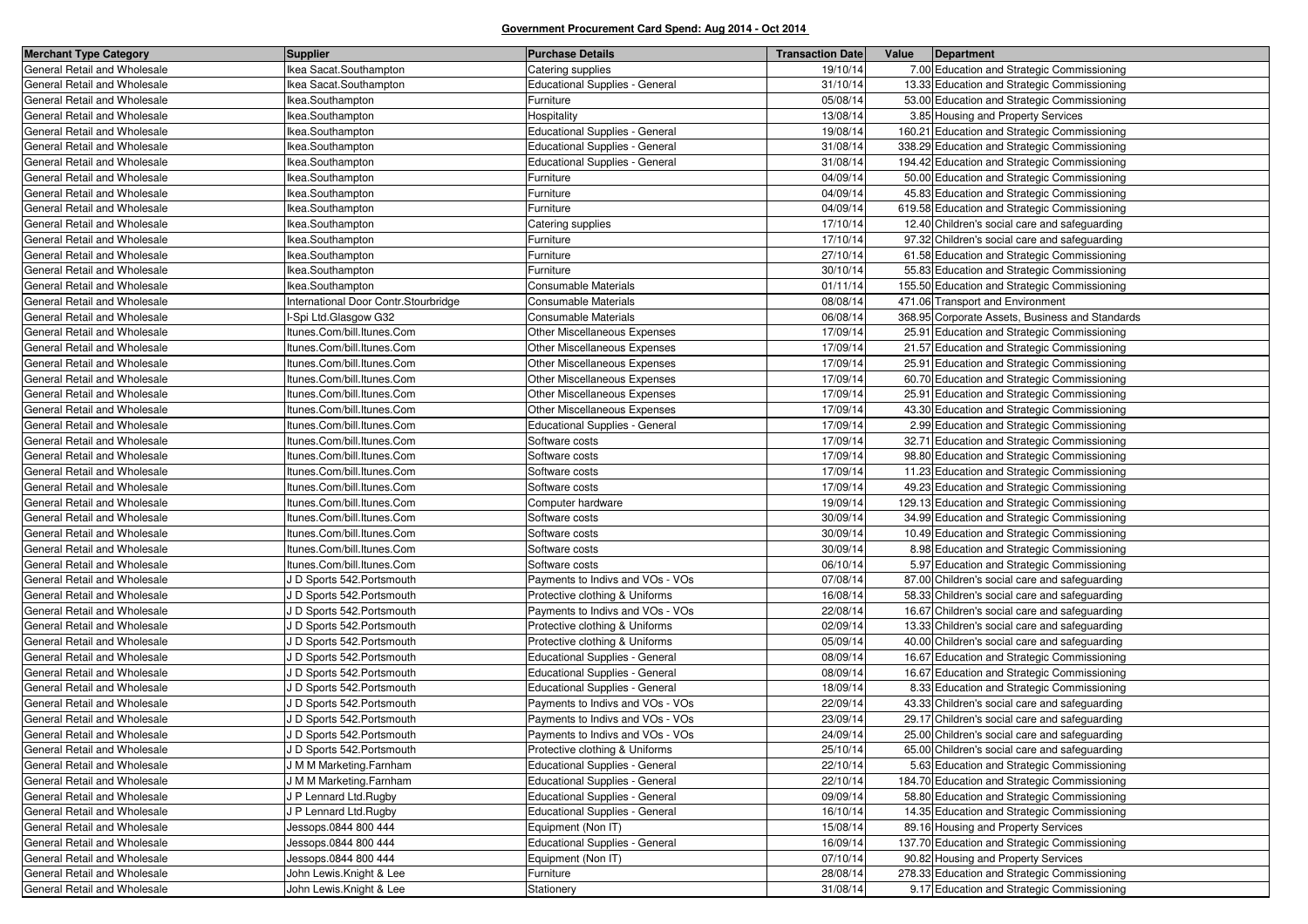**Government Procurement Card Spend: Aug 2014 - Oct 2014**

| Merchant Type Category | Supplier | Purchase Details | Transaction Date | Value | Department |
|---|---|---|---|---|---|
| General Retail and Wholesale | Ikea Sacat.Southampton | Catering supplies | 19/10/14 | 7.00 | Education and Strategic Commissioning |
| General Retail and Wholesale | Ikea Sacat.Southampton | Educational Supplies - General | 31/10/14 | 13.33 | Education and Strategic Commissioning |
| General Retail and Wholesale | Ikea.Southampton | Furniture | 05/08/14 | 53.00 | Education and Strategic Commissioning |
| General Retail and Wholesale | Ikea.Southampton | Hospitality | 13/08/14 | 3.85 | Housing and Property Services |
| General Retail and Wholesale | Ikea.Southampton | Educational Supplies - General | 19/08/14 | 160.21 | Education and Strategic Commissioning |
| General Retail and Wholesale | Ikea.Southampton | Educational Supplies - General | 31/08/14 | 338.29 | Education and Strategic Commissioning |
| General Retail and Wholesale | Ikea.Southampton | Educational Supplies - General | 31/08/14 | 194.42 | Education and Strategic Commissioning |
| General Retail and Wholesale | Ikea.Southampton | Furniture | 04/09/14 | 50.00 | Education and Strategic Commissioning |
| General Retail and Wholesale | Ikea.Southampton | Furniture | 04/09/14 | 45.83 | Education and Strategic Commissioning |
| General Retail and Wholesale | Ikea.Southampton | Furniture | 04/09/14 | 619.58 | Education and Strategic Commissioning |
| General Retail and Wholesale | Ikea.Southampton | Catering supplies | 17/10/14 | 12.40 | Children's social care and safeguarding |
| General Retail and Wholesale | Ikea.Southampton | Furniture | 17/10/14 | 97.32 | Children's social care and safeguarding |
| General Retail and Wholesale | Ikea.Southampton | Furniture | 27/10/14 | 61.58 | Education and Strategic Commissioning |
| General Retail and Wholesale | Ikea.Southampton | Furniture | 30/10/14 | 55.83 | Education and Strategic Commissioning |
| General Retail and Wholesale | Ikea.Southampton | Consumable Materials | 01/11/14 | 155.50 | Education and Strategic Commissioning |
| General Retail and Wholesale | International Door Contr.Stourbridge | Consumable Materials | 08/08/14 | 471.06 | Transport and Environment |
| General Retail and Wholesale | I-Spi Ltd.Glasgow G32 | Consumable Materials | 06/08/14 | 368.95 | Corporate Assets, Business and Standards |
| General Retail and Wholesale | Itunes.Com/bill.Itunes.Com | Other Miscellaneous Expenses | 17/09/14 | 25.91 | Education and Strategic Commissioning |
| General Retail and Wholesale | Itunes.Com/bill.Itunes.Com | Other Miscellaneous Expenses | 17/09/14 | 21.57 | Education and Strategic Commissioning |
| General Retail and Wholesale | Itunes.Com/bill.Itunes.Com | Other Miscellaneous Expenses | 17/09/14 | 25.91 | Education and Strategic Commissioning |
| General Retail and Wholesale | Itunes.Com/bill.Itunes.Com | Other Miscellaneous Expenses | 17/09/14 | 60.70 | Education and Strategic Commissioning |
| General Retail and Wholesale | Itunes.Com/bill.Itunes.Com | Other Miscellaneous Expenses | 17/09/14 | 25.91 | Education and Strategic Commissioning |
| General Retail and Wholesale | Itunes.Com/bill.Itunes.Com | Other Miscellaneous Expenses | 17/09/14 | 43.30 | Education and Strategic Commissioning |
| General Retail and Wholesale | Itunes.Com/bill.Itunes.Com | Educational Supplies - General | 17/09/14 | 2.99 | Education and Strategic Commissioning |
| General Retail and Wholesale | Itunes.Com/bill.Itunes.Com | Software costs | 17/09/14 | 32.71 | Education and Strategic Commissioning |
| General Retail and Wholesale | Itunes.Com/bill.Itunes.Com | Software costs | 17/09/14 | 98.80 | Education and Strategic Commissioning |
| General Retail and Wholesale | Itunes.Com/bill.Itunes.Com | Software costs | 17/09/14 | 11.23 | Education and Strategic Commissioning |
| General Retail and Wholesale | Itunes.Com/bill.Itunes.Com | Software costs | 17/09/14 | 49.23 | Education and Strategic Commissioning |
| General Retail and Wholesale | Itunes.Com/bill.Itunes.Com | Computer hardware | 19/09/14 | 129.13 | Education and Strategic Commissioning |
| General Retail and Wholesale | Itunes.Com/bill.Itunes.Com | Software costs | 30/09/14 | 34.99 | Education and Strategic Commissioning |
| General Retail and Wholesale | Itunes.Com/bill.Itunes.Com | Software costs | 30/09/14 | 10.49 | Education and Strategic Commissioning |
| General Retail and Wholesale | Itunes.Com/bill.Itunes.Com | Software costs | 30/09/14 | 8.98 | Education and Strategic Commissioning |
| General Retail and Wholesale | Itunes.Com/bill.Itunes.Com | Software costs | 06/10/14 | 5.97 | Education and Strategic Commissioning |
| General Retail and Wholesale | J D Sports 542.Portsmouth | Payments to Indivs and VOs - VOs | 07/08/14 | 87.00 | Children's social care and safeguarding |
| General Retail and Wholesale | J D Sports 542.Portsmouth | Protective clothing & Uniforms | 16/08/14 | 58.33 | Children's social care and safeguarding |
| General Retail and Wholesale | J D Sports 542.Portsmouth | Payments to Indivs and VOs - VOs | 22/08/14 | 16.67 | Children's social care and safeguarding |
| General Retail and Wholesale | J D Sports 542.Portsmouth | Protective clothing & Uniforms | 02/09/14 | 13.33 | Children's social care and safeguarding |
| General Retail and Wholesale | J D Sports 542.Portsmouth | Protective clothing & Uniforms | 05/09/14 | 40.00 | Children's social care and safeguarding |
| General Retail and Wholesale | J D Sports 542.Portsmouth | Educational Supplies - General | 08/09/14 | 16.67 | Education and Strategic Commissioning |
| General Retail and Wholesale | J D Sports 542.Portsmouth | Educational Supplies - General | 08/09/14 | 16.67 | Education and Strategic Commissioning |
| General Retail and Wholesale | J D Sports 542.Portsmouth | Educational Supplies - General | 18/09/14 | 8.33 | Education and Strategic Commissioning |
| General Retail and Wholesale | J D Sports 542.Portsmouth | Payments to Indivs and VOs - VOs | 22/09/14 | 43.33 | Children's social care and safeguarding |
| General Retail and Wholesale | J D Sports 542.Portsmouth | Payments to Indivs and VOs - VOs | 23/09/14 | 29.17 | Children's social care and safeguarding |
| General Retail and Wholesale | J D Sports 542.Portsmouth | Payments to Indivs and VOs - VOs | 24/09/14 | 25.00 | Children's social care and safeguarding |
| General Retail and Wholesale | J D Sports 542.Portsmouth | Protective clothing & Uniforms | 25/10/14 | 65.00 | Children's social care and safeguarding |
| General Retail and Wholesale | J M M Marketing.Farnham | Educational Supplies - General | 22/10/14 | 5.63 | Education and Strategic Commissioning |
| General Retail and Wholesale | J M M Marketing.Farnham | Educational Supplies - General | 22/10/14 | 184.70 | Education and Strategic Commissioning |
| General Retail and Wholesale | J P Lennard Ltd.Rugby | Educational Supplies - General | 09/09/14 | 58.80 | Education and Strategic Commissioning |
| General Retail and Wholesale | J P Lennard Ltd.Rugby | Educational Supplies - General | 16/10/14 | 14.35 | Education and Strategic Commissioning |
| General Retail and Wholesale | Jessops.0844 800 444 | Equipment (Non IT) | 15/08/14 | 89.16 | Housing and Property Services |
| General Retail and Wholesale | Jessops.0844 800 444 | Educational Supplies - General | 16/09/14 | 137.70 | Education and Strategic Commissioning |
| General Retail and Wholesale | Jessops.0844 800 444 | Equipment (Non IT) | 07/10/14 | 90.82 | Housing and Property Services |
| General Retail and Wholesale | John Lewis.Knight & Lee | Furniture | 28/08/14 | 278.33 | Education and Strategic Commissioning |
| General Retail and Wholesale | John Lewis.Knight & Lee | Stationery | 31/08/14 | 9.17 | Education and Strategic Commissioning |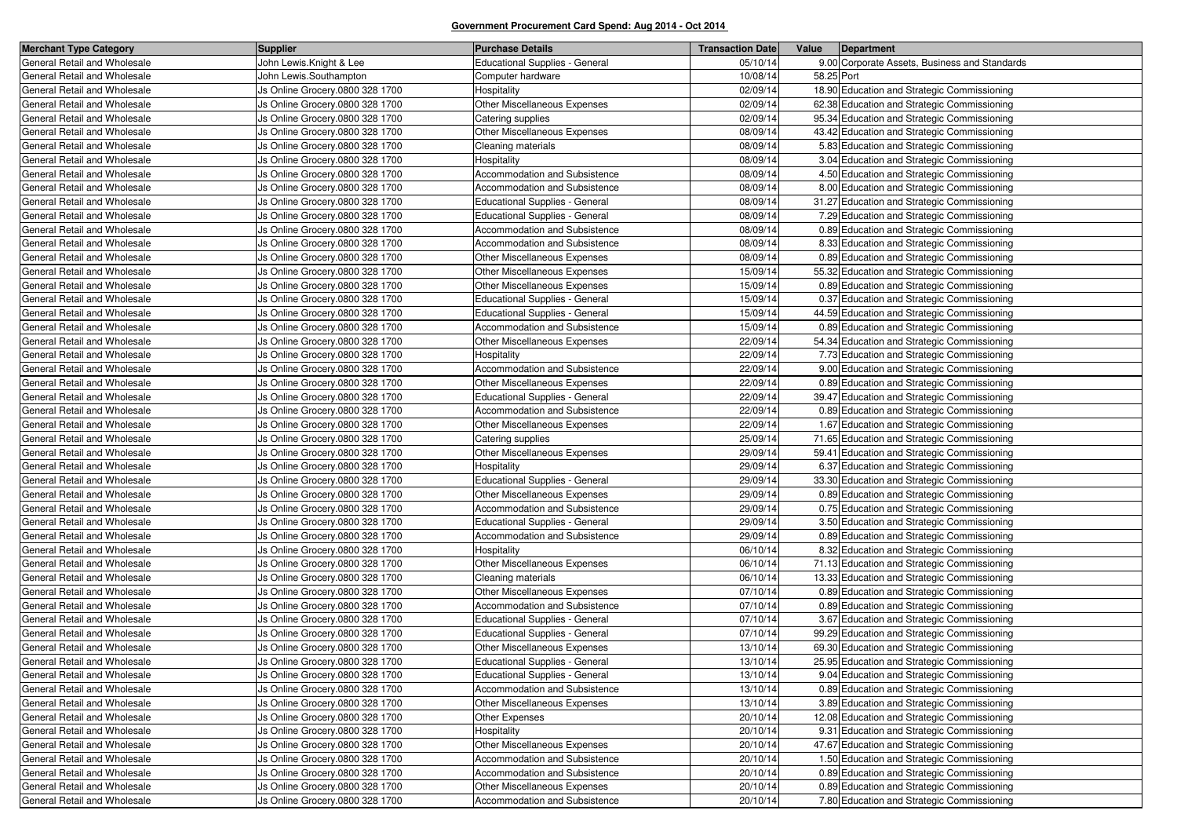**Government Procurement Card Spend: Aug 2014 - Oct 2014**

| Merchant Type Category | Supplier | Purchase Details | Transaction Date | Value | Department |
|---|---|---|---|---|---|
| General Retail and Wholesale | John Lewis.Knight & Lee | Educational Supplies - General | 05/10/14 | 9.00 | Corporate Assets, Business and Standards |
| General Retail and Wholesale | John Lewis.Southampton | Computer hardware | 10/08/14 | 58.25 | Port |
| General Retail and Wholesale | Js Online Grocery.0800 328 1700 | Hospitality | 02/09/14 | 18.90 | Education and Strategic Commissioning |
| General Retail and Wholesale | Js Online Grocery.0800 328 1700 | Other Miscellaneous Expenses | 02/09/14 | 62.38 | Education and Strategic Commissioning |
| General Retail and Wholesale | Js Online Grocery.0800 328 1700 | Catering supplies | 02/09/14 | 95.34 | Education and Strategic Commissioning |
| General Retail and Wholesale | Js Online Grocery.0800 328 1700 | Other Miscellaneous Expenses | 08/09/14 | 43.42 | Education and Strategic Commissioning |
| General Retail and Wholesale | Js Online Grocery.0800 328 1700 | Cleaning materials | 08/09/14 | 5.83 | Education and Strategic Commissioning |
| General Retail and Wholesale | Js Online Grocery.0800 328 1700 | Hospitality | 08/09/14 | 3.04 | Education and Strategic Commissioning |
| General Retail and Wholesale | Js Online Grocery.0800 328 1700 | Accommodation and Subsistence | 08/09/14 | 4.50 | Education and Strategic Commissioning |
| General Retail and Wholesale | Js Online Grocery.0800 328 1700 | Accommodation and Subsistence | 08/09/14 | 8.00 | Education and Strategic Commissioning |
| General Retail and Wholesale | Js Online Grocery.0800 328 1700 | Educational Supplies - General | 08/09/14 | 31.27 | Education and Strategic Commissioning |
| General Retail and Wholesale | Js Online Grocery.0800 328 1700 | Educational Supplies - General | 08/09/14 | 7.29 | Education and Strategic Commissioning |
| General Retail and Wholesale | Js Online Grocery.0800 328 1700 | Accommodation and Subsistence | 08/09/14 | 0.89 | Education and Strategic Commissioning |
| General Retail and Wholesale | Js Online Grocery.0800 328 1700 | Accommodation and Subsistence | 08/09/14 | 8.33 | Education and Strategic Commissioning |
| General Retail and Wholesale | Js Online Grocery.0800 328 1700 | Other Miscellaneous Expenses | 08/09/14 | 0.89 | Education and Strategic Commissioning |
| General Retail and Wholesale | Js Online Grocery.0800 328 1700 | Other Miscellaneous Expenses | 15/09/14 | 55.32 | Education and Strategic Commissioning |
| General Retail and Wholesale | Js Online Grocery.0800 328 1700 | Other Miscellaneous Expenses | 15/09/14 | 0.89 | Education and Strategic Commissioning |
| General Retail and Wholesale | Js Online Grocery.0800 328 1700 | Educational Supplies - General | 15/09/14 | 0.37 | Education and Strategic Commissioning |
| General Retail and Wholesale | Js Online Grocery.0800 328 1700 | Educational Supplies - General | 15/09/14 | 44.59 | Education and Strategic Commissioning |
| General Retail and Wholesale | Js Online Grocery.0800 328 1700 | Accommodation and Subsistence | 15/09/14 | 0.89 | Education and Strategic Commissioning |
| General Retail and Wholesale | Js Online Grocery.0800 328 1700 | Other Miscellaneous Expenses | 22/09/14 | 54.34 | Education and Strategic Commissioning |
| General Retail and Wholesale | Js Online Grocery.0800 328 1700 | Hospitality | 22/09/14 | 7.73 | Education and Strategic Commissioning |
| General Retail and Wholesale | Js Online Grocery.0800 328 1700 | Accommodation and Subsistence | 22/09/14 | 9.00 | Education and Strategic Commissioning |
| General Retail and Wholesale | Js Online Grocery.0800 328 1700 | Other Miscellaneous Expenses | 22/09/14 | 0.89 | Education and Strategic Commissioning |
| General Retail and Wholesale | Js Online Grocery.0800 328 1700 | Educational Supplies - General | 22/09/14 | 39.47 | Education and Strategic Commissioning |
| General Retail and Wholesale | Js Online Grocery.0800 328 1700 | Accommodation and Subsistence | 22/09/14 | 0.89 | Education and Strategic Commissioning |
| General Retail and Wholesale | Js Online Grocery.0800 328 1700 | Other Miscellaneous Expenses | 22/09/14 | 1.67 | Education and Strategic Commissioning |
| General Retail and Wholesale | Js Online Grocery.0800 328 1700 | Catering supplies | 25/09/14 | 71.65 | Education and Strategic Commissioning |
| General Retail and Wholesale | Js Online Grocery.0800 328 1700 | Other Miscellaneous Expenses | 29/09/14 | 59.41 | Education and Strategic Commissioning |
| General Retail and Wholesale | Js Online Grocery.0800 328 1700 | Hospitality | 29/09/14 | 6.37 | Education and Strategic Commissioning |
| General Retail and Wholesale | Js Online Grocery.0800 328 1700 | Educational Supplies - General | 29/09/14 | 33.30 | Education and Strategic Commissioning |
| General Retail and Wholesale | Js Online Grocery.0800 328 1700 | Other Miscellaneous Expenses | 29/09/14 | 0.89 | Education and Strategic Commissioning |
| General Retail and Wholesale | Js Online Grocery.0800 328 1700 | Accommodation and Subsistence | 29/09/14 | 0.75 | Education and Strategic Commissioning |
| General Retail and Wholesale | Js Online Grocery.0800 328 1700 | Educational Supplies - General | 29/09/14 | 3.50 | Education and Strategic Commissioning |
| General Retail and Wholesale | Js Online Grocery.0800 328 1700 | Accommodation and Subsistence | 29/09/14 | 0.89 | Education and Strategic Commissioning |
| General Retail and Wholesale | Js Online Grocery.0800 328 1700 | Hospitality | 06/10/14 | 8.32 | Education and Strategic Commissioning |
| General Retail and Wholesale | Js Online Grocery.0800 328 1700 | Other Miscellaneous Expenses | 06/10/14 | 71.13 | Education and Strategic Commissioning |
| General Retail and Wholesale | Js Online Grocery.0800 328 1700 | Cleaning materials | 06/10/14 | 13.33 | Education and Strategic Commissioning |
| General Retail and Wholesale | Js Online Grocery.0800 328 1700 | Other Miscellaneous Expenses | 07/10/14 | 0.89 | Education and Strategic Commissioning |
| General Retail and Wholesale | Js Online Grocery.0800 328 1700 | Accommodation and Subsistence | 07/10/14 | 0.89 | Education and Strategic Commissioning |
| General Retail and Wholesale | Js Online Grocery.0800 328 1700 | Educational Supplies - General | 07/10/14 | 3.67 | Education and Strategic Commissioning |
| General Retail and Wholesale | Js Online Grocery.0800 328 1700 | Educational Supplies - General | 07/10/14 | 99.29 | Education and Strategic Commissioning |
| General Retail and Wholesale | Js Online Grocery.0800 328 1700 | Other Miscellaneous Expenses | 13/10/14 | 69.30 | Education and Strategic Commissioning |
| General Retail and Wholesale | Js Online Grocery.0800 328 1700 | Educational Supplies - General | 13/10/14 | 25.95 | Education and Strategic Commissioning |
| General Retail and Wholesale | Js Online Grocery.0800 328 1700 | Educational Supplies - General | 13/10/14 | 9.04 | Education and Strategic Commissioning |
| General Retail and Wholesale | Js Online Grocery.0800 328 1700 | Accommodation and Subsistence | 13/10/14 | 0.89 | Education and Strategic Commissioning |
| General Retail and Wholesale | Js Online Grocery.0800 328 1700 | Other Miscellaneous Expenses | 13/10/14 | 3.89 | Education and Strategic Commissioning |
| General Retail and Wholesale | Js Online Grocery.0800 328 1700 | Other Expenses | 20/10/14 | 12.08 | Education and Strategic Commissioning |
| General Retail and Wholesale | Js Online Grocery.0800 328 1700 | Hospitality | 20/10/14 | 9.31 | Education and Strategic Commissioning |
| General Retail and Wholesale | Js Online Grocery.0800 328 1700 | Other Miscellaneous Expenses | 20/10/14 | 47.67 | Education and Strategic Commissioning |
| General Retail and Wholesale | Js Online Grocery.0800 328 1700 | Accommodation and Subsistence | 20/10/14 | 1.50 | Education and Strategic Commissioning |
| General Retail and Wholesale | Js Online Grocery.0800 328 1700 | Accommodation and Subsistence | 20/10/14 | 0.89 | Education and Strategic Commissioning |
| General Retail and Wholesale | Js Online Grocery.0800 328 1700 | Other Miscellaneous Expenses | 20/10/14 | 0.89 | Education and Strategic Commissioning |
| General Retail and Wholesale | Js Online Grocery.0800 328 1700 | Accommodation and Subsistence | 20/10/14 | 7.80 | Education and Strategic Commissioning |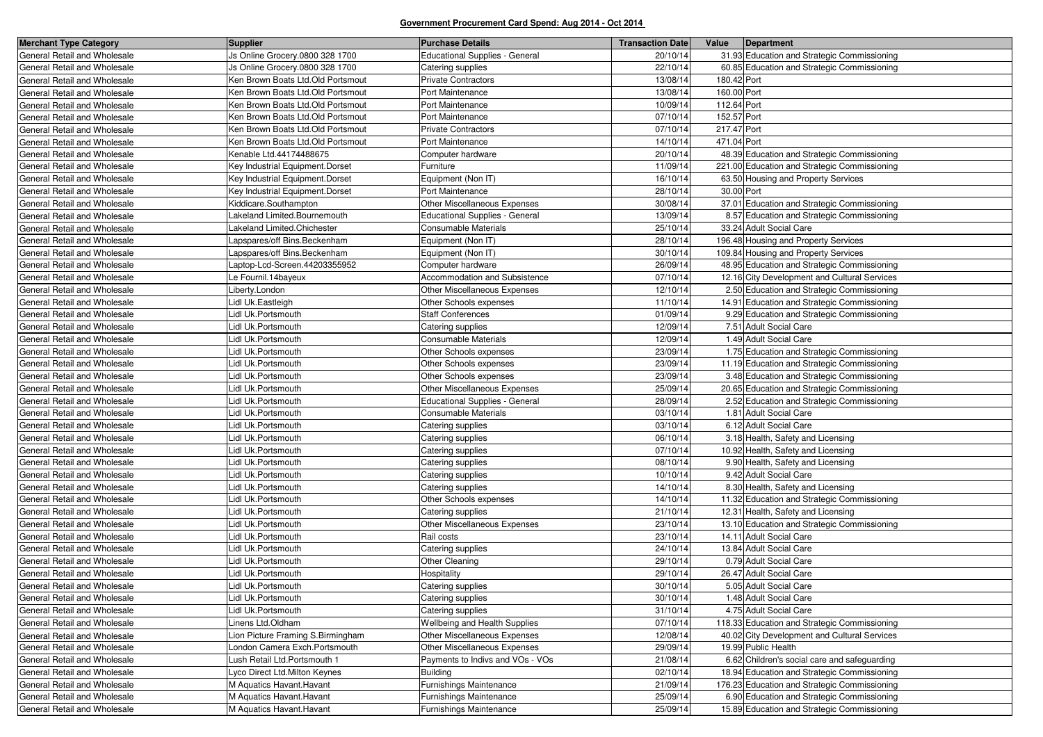**Government Procurement Card Spend: Aug 2014 - Oct 2014**

| Merchant Type Category | Supplier | Purchase Details | Transaction Date | Value | Department |
|---|---|---|---|---|---|
| General Retail and Wholesale | Js Online Grocery.0800 328 1700 | Educational Supplies - General | 20/10/14 | 31.93 | Education and Strategic Commissioning |
| General Retail and Wholesale | Js Online Grocery.0800 328 1700 | Catering supplies | 22/10/14 | 60.85 | Education and Strategic Commissioning |
| General Retail and Wholesale | Ken Brown Boats Ltd.Old Portsmout | Private Contractors | 13/08/14 | 180.42 | Port |
| General Retail and Wholesale | Ken Brown Boats Ltd.Old Portsmout | Port Maintenance | 13/08/14 | 160.00 | Port |
| General Retail and Wholesale | Ken Brown Boats Ltd.Old Portsmout | Port Maintenance | 10/09/14 | 112.64 | Port |
| General Retail and Wholesale | Ken Brown Boats Ltd.Old Portsmout | Port Maintenance | 07/10/14 | 152.57 | Port |
| General Retail and Wholesale | Ken Brown Boats Ltd.Old Portsmout | Private Contractors | 07/10/14 | 217.47 | Port |
| General Retail and Wholesale | Ken Brown Boats Ltd.Old Portsmout | Port Maintenance | 14/10/14 | 471.04 | Port |
| General Retail and Wholesale | Kenable Ltd.44174488675 | Computer hardware | 20/10/14 | 48.39 | Education and Strategic Commissioning |
| General Retail and Wholesale | Key Industrial Equipment.Dorset | Furniture | 11/09/14 | 221.00 | Education and Strategic Commissioning |
| General Retail and Wholesale | Key Industrial Equipment.Dorset | Equipment (Non IT) | 16/10/14 | 63.50 | Housing and Property Services |
| General Retail and Wholesale | Key Industrial Equipment.Dorset | Port Maintenance | 28/10/14 | 30.00 | Port |
| General Retail and Wholesale | Kiddicare.Southampton | Other Miscellaneous Expenses | 30/08/14 | 37.01 | Education and Strategic Commissioning |
| General Retail and Wholesale | Lakeland Limited.Bournemouth | Educational Supplies - General | 13/09/14 | 8.57 | Education and Strategic Commissioning |
| General Retail and Wholesale | Lakeland Limited.Chichester | Consumable Materials | 25/10/14 | 33.24 | Adult Social Care |
| General Retail and Wholesale | Lapspares/off Bins.Beckenham | Equipment (Non IT) | 28/10/14 | 196.48 | Housing and Property Services |
| General Retail and Wholesale | Lapspares/off Bins.Beckenham | Equipment (Non IT) | 30/10/14 | 109.84 | Housing and Property Services |
| General Retail and Wholesale | Laptop-Lcd-Screen.44203355952 | Computer hardware | 26/09/14 | 48.95 | Education and Strategic Commissioning |
| General Retail and Wholesale | Le Fournil.14bayeux | Accommodation and Subsistence | 07/10/14 | 12.16 | City Development and Cultural Services |
| General Retail and Wholesale | Liberty.London | Other Miscellaneous Expenses | 12/10/14 | 2.50 | Education and Strategic Commissioning |
| General Retail and Wholesale | Lidl Uk.Eastleigh | Other Schools expenses | 11/10/14 | 14.91 | Education and Strategic Commissioning |
| General Retail and Wholesale | Lidl Uk.Portsmouth | Staff Conferences | 01/09/14 | 9.29 | Education and Strategic Commissioning |
| General Retail and Wholesale | Lidl Uk.Portsmouth | Catering supplies | 12/09/14 | 7.51 | Adult Social Care |
| General Retail and Wholesale | Lidl Uk.Portsmouth | Consumable Materials | 12/09/14 | 1.49 | Adult Social Care |
| General Retail and Wholesale | Lidl Uk.Portsmouth | Other Schools expenses | 23/09/14 | 1.75 | Education and Strategic Commissioning |
| General Retail and Wholesale | Lidl Uk.Portsmouth | Other Schools expenses | 23/09/14 | 11.19 | Education and Strategic Commissioning |
| General Retail and Wholesale | Lidl Uk.Portsmouth | Other Schools expenses | 23/09/14 | 3.48 | Education and Strategic Commissioning |
| General Retail and Wholesale | Lidl Uk.Portsmouth | Other Miscellaneous Expenses | 25/09/14 | 20.65 | Education and Strategic Commissioning |
| General Retail and Wholesale | Lidl Uk.Portsmouth | Educational Supplies - General | 28/09/14 | 2.52 | Education and Strategic Commissioning |
| General Retail and Wholesale | Lidl Uk.Portsmouth | Consumable Materials | 03/10/14 | 1.81 | Adult Social Care |
| General Retail and Wholesale | Lidl Uk.Portsmouth | Catering supplies | 03/10/14 | 6.12 | Adult Social Care |
| General Retail and Wholesale | Lidl Uk.Portsmouth | Catering supplies | 06/10/14 | 3.18 | Health, Safety and Licensing |
| General Retail and Wholesale | Lidl Uk.Portsmouth | Catering supplies | 07/10/14 | 10.92 | Health, Safety and Licensing |
| General Retail and Wholesale | Lidl Uk.Portsmouth | Catering supplies | 08/10/14 | 9.90 | Health, Safety and Licensing |
| General Retail and Wholesale | Lidl Uk.Portsmouth | Catering supplies | 10/10/14 | 9.42 | Adult Social Care |
| General Retail and Wholesale | Lidl Uk.Portsmouth | Catering supplies | 14/10/14 | 8.30 | Health, Safety and Licensing |
| General Retail and Wholesale | Lidl Uk.Portsmouth | Other Schools expenses | 14/10/14 | 11.32 | Education and Strategic Commissioning |
| General Retail and Wholesale | Lidl Uk.Portsmouth | Catering supplies | 21/10/14 | 12.31 | Health, Safety and Licensing |
| General Retail and Wholesale | Lidl Uk.Portsmouth | Other Miscellaneous Expenses | 23/10/14 | 13.10 | Education and Strategic Commissioning |
| General Retail and Wholesale | Lidl Uk.Portsmouth | Rail costs | 23/10/14 | 14.11 | Adult Social Care |
| General Retail and Wholesale | Lidl Uk.Portsmouth | Catering supplies | 24/10/14 | 13.84 | Adult Social Care |
| General Retail and Wholesale | Lidl Uk.Portsmouth | Other Cleaning | 29/10/14 | 0.79 | Adult Social Care |
| General Retail and Wholesale | Lidl Uk.Portsmouth | Hospitality | 29/10/14 | 26.47 | Adult Social Care |
| General Retail and Wholesale | Lidl Uk.Portsmouth | Catering supplies | 30/10/14 | 5.05 | Adult Social Care |
| General Retail and Wholesale | Lidl Uk.Portsmouth | Catering supplies | 30/10/14 | 1.48 | Adult Social Care |
| General Retail and Wholesale | Lidl Uk.Portsmouth | Catering supplies | 31/10/14 | 4.75 | Adult Social Care |
| General Retail and Wholesale | Linens Ltd.Oldham | Wellbeing and Health Supplies | 07/10/14 | 118.33 | Education and Strategic Commissioning |
| General Retail and Wholesale | Lion Picture Framing S.Birmingham | Other Miscellaneous Expenses | 12/08/14 | 40.02 | City Development and Cultural Services |
| General Retail and Wholesale | London Camera Exch.Portsmouth | Other Miscellaneous Expenses | 29/09/14 | 19.99 | Public Health |
| General Retail and Wholesale | Lush Retail Ltd.Portsmouth 1 | Payments to Indivs and VOs - VOs | 21/08/14 | 6.62 | Children's social care and safeguarding |
| General Retail and Wholesale | Lyco Direct Ltd.Milton Keynes | Building | 02/10/14 | 18.94 | Education and Strategic Commissioning |
| General Retail and Wholesale | M Aquatics Havant.Havant | Furnishings Maintenance | 21/09/14 | 176.23 | Education and Strategic Commissioning |
| General Retail and Wholesale | M Aquatics Havant.Havant | Furnishings Maintenance | 25/09/14 | 6.90 | Education and Strategic Commissioning |
| General Retail and Wholesale | M Aquatics Havant.Havant | Furnishings Maintenance | 25/09/14 | 15.89 | Education and Strategic Commissioning |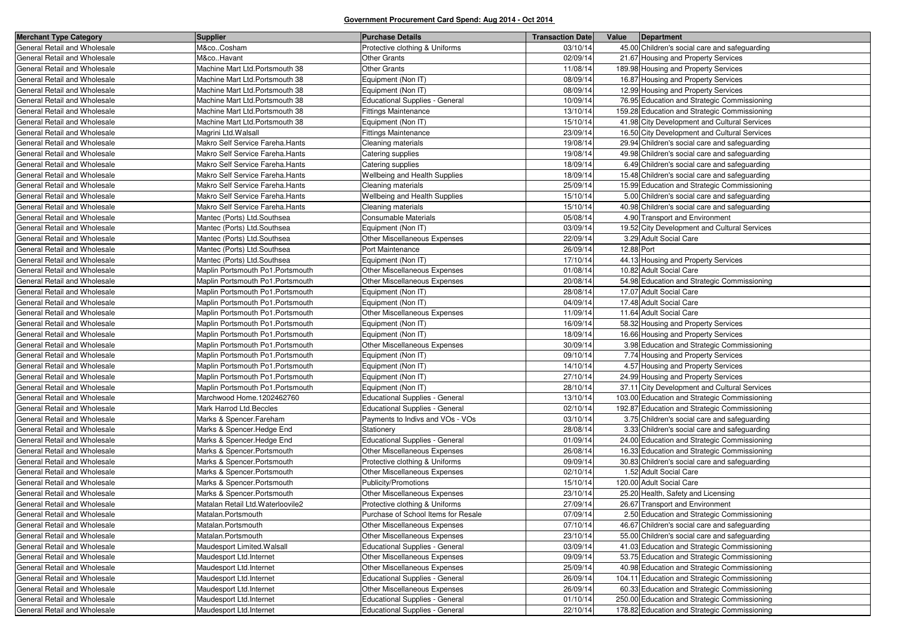# Government Procurement Card Spend: Aug 2014 - Oct 2014

| Merchant Type Category | Supplier | Purchase Details | Transaction Date | Value | Department |
|---|---|---|---|---|---|
| General Retail and Wholesale | M&co..Cosham | Protective clothing & Uniforms | 03/10/14 | 45.00 | Children's social care and safeguarding |
| General Retail and Wholesale | M&co..Havant | Other Grants | 02/09/14 | 21.67 | Housing and Property Services |
| General Retail and Wholesale | Machine Mart Ltd.Portsmouth 38 | Other Grants | 11/08/14 | 189.98 | Housing and Property Services |
| General Retail and Wholesale | Machine Mart Ltd.Portsmouth 38 | Equipment (Non IT) | 08/09/14 | 16.87 | Housing and Property Services |
| General Retail and Wholesale | Machine Mart Ltd.Portsmouth 38 | Equipment (Non IT) | 08/09/14 | 12.99 | Housing and Property Services |
| General Retail and Wholesale | Machine Mart Ltd.Portsmouth 38 | Educational Supplies - General | 10/09/14 | 76.95 | Education and Strategic Commissioning |
| General Retail and Wholesale | Machine Mart Ltd.Portsmouth 38 | Fittings Maintenance | 13/10/14 | 159.28 | Education and Strategic Commissioning |
| General Retail and Wholesale | Machine Mart Ltd.Portsmouth 38 | Equipment (Non IT) | 15/10/14 | 41.98 | City Development and Cultural Services |
| General Retail and Wholesale | Magrini Ltd.Walsall | Fittings Maintenance | 23/09/14 | 16.50 | City Development and Cultural Services |
| General Retail and Wholesale | Makro Self Service Fareha.Hants | Cleaning materials | 19/08/14 | 29.94 | Children's social care and safeguarding |
| General Retail and Wholesale | Makro Self Service Fareha.Hants | Catering supplies | 19/08/14 | 49.98 | Children's social care and safeguarding |
| General Retail and Wholesale | Makro Self Service Fareha.Hants | Catering supplies | 18/09/14 | 6.49 | Children's social care and safeguarding |
| General Retail and Wholesale | Makro Self Service Fareha.Hants | Wellbeing and Health Supplies | 18/09/14 | 15.48 | Children's social care and safeguarding |
| General Retail and Wholesale | Makro Self Service Fareha.Hants | Cleaning materials | 25/09/14 | 15.99 | Education and Strategic Commissioning |
| General Retail and Wholesale | Makro Self Service Fareha.Hants | Wellbeing and Health Supplies | 15/10/14 | 5.00 | Children's social care and safeguarding |
| General Retail and Wholesale | Makro Self Service Fareha.Hants | Cleaning materials | 15/10/14 | 40.98 | Children's social care and safeguarding |
| General Retail and Wholesale | Mantec (Ports) Ltd.Southsea | Consumable Materials | 05/08/14 | 4.90 | Transport and Environment |
| General Retail and Wholesale | Mantec (Ports) Ltd.Southsea | Equipment (Non IT) | 03/09/14 | 19.52 | City Development and Cultural Services |
| General Retail and Wholesale | Mantec (Ports) Ltd.Southsea | Other Miscellaneous Expenses | 22/09/14 | 3.29 | Adult Social Care |
| General Retail and Wholesale | Mantec (Ports) Ltd.Southsea | Port Maintenance | 26/09/14 | 12.88 | Port |
| General Retail and Wholesale | Mantec (Ports) Ltd.Southsea | Equipment (Non IT) | 17/10/14 | 44.13 | Housing and Property Services |
| General Retail and Wholesale | Maplin Portsmouth Po1.Portsmouth | Other Miscellaneous Expenses | 01/08/14 | 10.82 | Adult Social Care |
| General Retail and Wholesale | Maplin Portsmouth Po1.Portsmouth | Other Miscellaneous Expenses | 20/08/14 | 54.98 | Education and Strategic Commissioning |
| General Retail and Wholesale | Maplin Portsmouth Po1.Portsmouth | Equipment (Non IT) | 28/08/14 | 17.07 | Adult Social Care |
| General Retail and Wholesale | Maplin Portsmouth Po1.Portsmouth | Equipment (Non IT) | 04/09/14 | 17.48 | Adult Social Care |
| General Retail and Wholesale | Maplin Portsmouth Po1.Portsmouth | Other Miscellaneous Expenses | 11/09/14 | 11.64 | Adult Social Care |
| General Retail and Wholesale | Maplin Portsmouth Po1.Portsmouth | Equipment (Non IT) | 16/09/14 | 58.32 | Housing and Property Services |
| General Retail and Wholesale | Maplin Portsmouth Po1.Portsmouth | Equipment (Non IT) | 18/09/14 | 16.66 | Housing and Property Services |
| General Retail and Wholesale | Maplin Portsmouth Po1.Portsmouth | Other Miscellaneous Expenses | 30/09/14 | 3.98 | Education and Strategic Commissioning |
| General Retail and Wholesale | Maplin Portsmouth Po1.Portsmouth | Equipment (Non IT) | 09/10/14 | 7.74 | Housing and Property Services |
| General Retail and Wholesale | Maplin Portsmouth Po1.Portsmouth | Equipment (Non IT) | 14/10/14 | 4.57 | Housing and Property Services |
| General Retail and Wholesale | Maplin Portsmouth Po1.Portsmouth | Equipment (Non IT) | 27/10/14 | 24.99 | Housing and Property Services |
| General Retail and Wholesale | Maplin Portsmouth Po1.Portsmouth | Equipment (Non IT) | 28/10/14 | 37.11 | City Development and Cultural Services |
| General Retail and Wholesale | Marchwood Home.1202462760 | Educational Supplies - General | 13/10/14 | 103.00 | Education and Strategic Commissioning |
| General Retail and Wholesale | Mark Harrod Ltd.Beccles | Educational Supplies - General | 02/10/14 | 192.87 | Education and Strategic Commissioning |
| General Retail and Wholesale | Marks & Spencer.Fareham | Payments to Indivs and VOs - VOs | 03/10/14 | 3.75 | Children's social care and safeguarding |
| General Retail and Wholesale | Marks & Spencer.Hedge End | Stationery | 28/08/14 | 3.33 | Children's social care and safeguarding |
| General Retail and Wholesale | Marks & Spencer.Hedge End | Educational Supplies - General | 01/09/14 | 24.00 | Education and Strategic Commissioning |
| General Retail and Wholesale | Marks & Spencer.Portsmouth | Other Miscellaneous Expenses | 26/08/14 | 16.33 | Education and Strategic Commissioning |
| General Retail and Wholesale | Marks & Spencer.Portsmouth | Protective clothing & Uniforms | 09/09/14 | 30.83 | Children's social care and safeguarding |
| General Retail and Wholesale | Marks & Spencer.Portsmouth | Other Miscellaneous Expenses | 02/10/14 | 1.52 | Adult Social Care |
| General Retail and Wholesale | Marks & Spencer.Portsmouth | Publicity/Promotions | 15/10/14 | 120.00 | Adult Social Care |
| General Retail and Wholesale | Marks & Spencer.Portsmouth | Other Miscellaneous Expenses | 23/10/14 | 25.20 | Health, Safety and Licensing |
| General Retail and Wholesale | Matalan Retail Ltd.Waterloovile2 | Protective clothing & Uniforms | 27/09/14 | 26.67 | Transport and Environment |
| General Retail and Wholesale | Matalan.Portsmouth | Purchase of School Items for Resale | 07/09/14 | 2.50 | Education and Strategic Commissioning |
| General Retail and Wholesale | Matalan.Portsmouth | Other Miscellaneous Expenses | 07/10/14 | 46.67 | Children's social care and safeguarding |
| General Retail and Wholesale | Matalan.Portsmouth | Other Miscellaneous Expenses | 23/10/14 | 55.00 | Children's social care and safeguarding |
| General Retail and Wholesale | Maudesport Limited.Walsall | Educational Supplies - General | 03/09/14 | 41.03 | Education and Strategic Commissioning |
| General Retail and Wholesale | Maudesport Ltd.Internet | Other Miscellaneous Expenses | 09/09/14 | 53.75 | Education and Strategic Commissioning |
| General Retail and Wholesale | Maudesport Ltd.Internet | Other Miscellaneous Expenses | 25/09/14 | 40.98 | Education and Strategic Commissioning |
| General Retail and Wholesale | Maudesport Ltd.Internet | Educational Supplies - General | 26/09/14 | 104.11 | Education and Strategic Commissioning |
| General Retail and Wholesale | Maudesport Ltd.Internet | Other Miscellaneous Expenses | 26/09/14 | 60.33 | Education and Strategic Commissioning |
| General Retail and Wholesale | Maudesport Ltd.Internet | Educational Supplies - General | 01/10/14 | 250.00 | Education and Strategic Commissioning |
| General Retail and Wholesale | Maudesport Ltd.Internet | Educational Supplies - General | 22/10/14 | 178.82 | Education and Strategic Commissioning |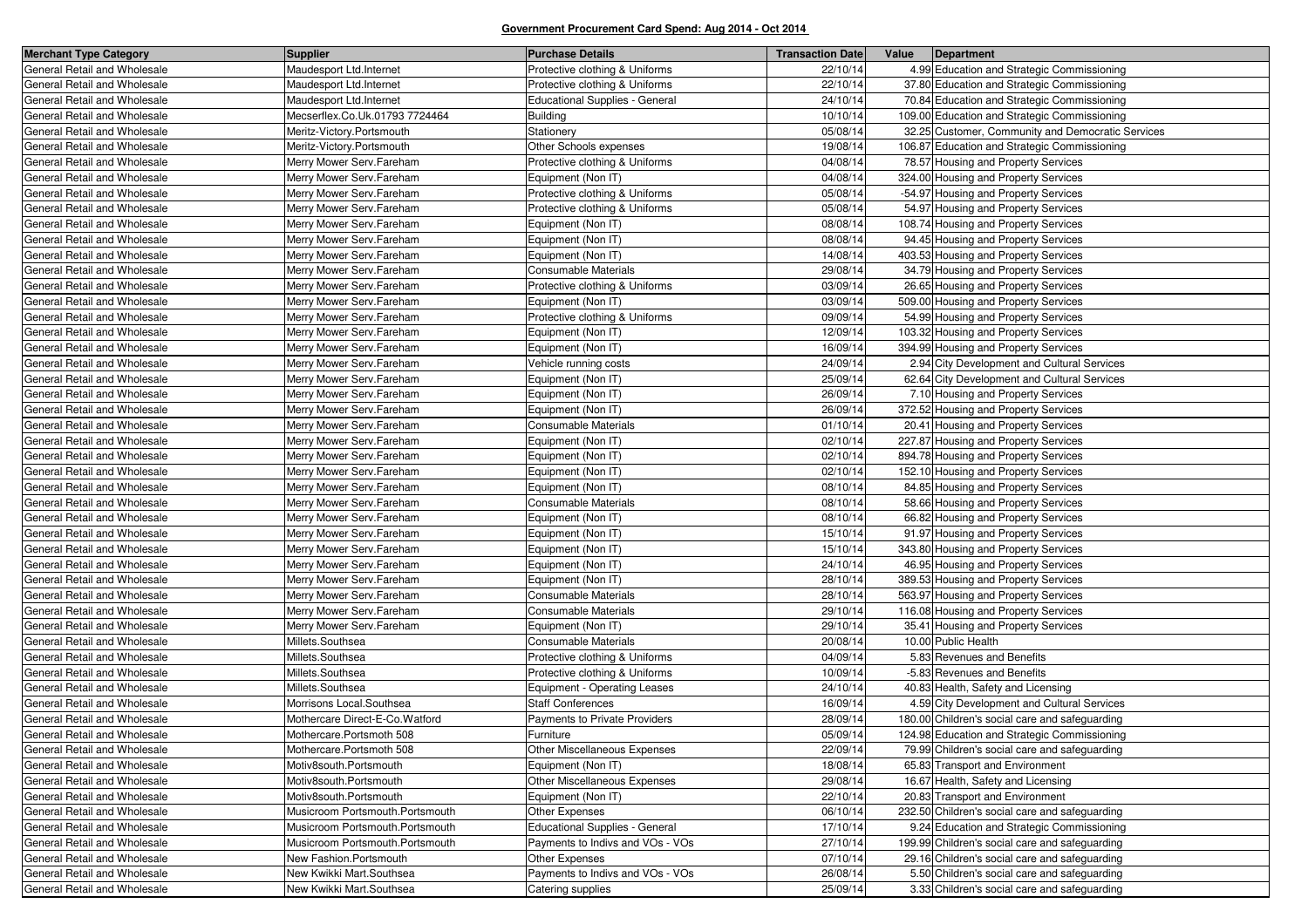## Government Procurement Card Spend: Aug 2014 - Oct 2014

| Merchant Type Category | Supplier | Purchase Details | Transaction Date | Value | Department |
|---|---|---|---|---|---|
| General Retail and Wholesale | Maudesport Ltd.Internet | Protective clothing & Uniforms | 22/10/14 | 4.99 | Education and Strategic Commissioning |
| General Retail and Wholesale | Maudesport Ltd.Internet | Protective clothing & Uniforms | 22/10/14 | 37.80 | Education and Strategic Commissioning |
| General Retail and Wholesale | Maudesport Ltd.Internet | Educational Supplies - General | 24/10/14 | 70.84 | Education and Strategic Commissioning |
| General Retail and Wholesale | Mecserflex.Co.Uk.01793 7724464 | Building | 10/10/14 | 109.00 | Education and Strategic Commissioning |
| General Retail and Wholesale | Meritz-Victory.Portsmouth | Stationery | 05/08/14 | 32.25 | Customer, Community and Democratic Services |
| General Retail and Wholesale | Meritz-Victory.Portsmouth | Other Schools expenses | 19/08/14 | 106.87 | Education and Strategic Commissioning |
| General Retail and Wholesale | Merry Mower Serv.Fareham | Protective clothing & Uniforms | 04/08/14 | 78.57 | Housing and Property Services |
| General Retail and Wholesale | Merry Mower Serv.Fareham | Equipment (Non IT) | 04/08/14 | 324.00 | Housing and Property Services |
| General Retail and Wholesale | Merry Mower Serv.Fareham | Protective clothing & Uniforms | 05/08/14 | -54.97 | Housing and Property Services |
| General Retail and Wholesale | Merry Mower Serv.Fareham | Protective clothing & Uniforms | 05/08/14 | 54.97 | Housing and Property Services |
| General Retail and Wholesale | Merry Mower Serv.Fareham | Equipment (Non IT) | 08/08/14 | 108.74 | Housing and Property Services |
| General Retail and Wholesale | Merry Mower Serv.Fareham | Equipment (Non IT) | 08/08/14 | 94.45 | Housing and Property Services |
| General Retail and Wholesale | Merry Mower Serv.Fareham | Equipment (Non IT) | 14/08/14 | 403.53 | Housing and Property Services |
| General Retail and Wholesale | Merry Mower Serv.Fareham | Consumable Materials | 29/08/14 | 34.79 | Housing and Property Services |
| General Retail and Wholesale | Merry Mower Serv.Fareham | Protective clothing & Uniforms | 03/09/14 | 26.65 | Housing and Property Services |
| General Retail and Wholesale | Merry Mower Serv.Fareham | Equipment (Non IT) | 03/09/14 | 509.00 | Housing and Property Services |
| General Retail and Wholesale | Merry Mower Serv.Fareham | Protective clothing & Uniforms | 09/09/14 | 54.99 | Housing and Property Services |
| General Retail and Wholesale | Merry Mower Serv.Fareham | Equipment (Non IT) | 12/09/14 | 103.32 | Housing and Property Services |
| General Retail and Wholesale | Merry Mower Serv.Fareham | Equipment (Non IT) | 16/09/14 | 394.99 | Housing and Property Services |
| General Retail and Wholesale | Merry Mower Serv.Fareham | Vehicle running costs | 24/09/14 | 2.94 | City Development and Cultural Services |
| General Retail and Wholesale | Merry Mower Serv.Fareham | Equipment (Non IT) | 25/09/14 | 62.64 | City Development and Cultural Services |
| General Retail and Wholesale | Merry Mower Serv.Fareham | Equipment (Non IT) | 26/09/14 | 7.10 | Housing and Property Services |
| General Retail and Wholesale | Merry Mower Serv.Fareham | Equipment (Non IT) | 26/09/14 | 372.52 | Housing and Property Services |
| General Retail and Wholesale | Merry Mower Serv.Fareham | Consumable Materials | 01/10/14 | 20.41 | Housing and Property Services |
| General Retail and Wholesale | Merry Mower Serv.Fareham | Equipment (Non IT) | 02/10/14 | 227.87 | Housing and Property Services |
| General Retail and Wholesale | Merry Mower Serv.Fareham | Equipment (Non IT) | 02/10/14 | 894.78 | Housing and Property Services |
| General Retail and Wholesale | Merry Mower Serv.Fareham | Equipment (Non IT) | 02/10/14 | 152.10 | Housing and Property Services |
| General Retail and Wholesale | Merry Mower Serv.Fareham | Equipment (Non IT) | 08/10/14 | 84.85 | Housing and Property Services |
| General Retail and Wholesale | Merry Mower Serv.Fareham | Consumable Materials | 08/10/14 | 58.66 | Housing and Property Services |
| General Retail and Wholesale | Merry Mower Serv.Fareham | Equipment (Non IT) | 08/10/14 | 66.82 | Housing and Property Services |
| General Retail and Wholesale | Merry Mower Serv.Fareham | Equipment (Non IT) | 15/10/14 | 91.97 | Housing and Property Services |
| General Retail and Wholesale | Merry Mower Serv.Fareham | Equipment (Non IT) | 15/10/14 | 343.80 | Housing and Property Services |
| General Retail and Wholesale | Merry Mower Serv.Fareham | Equipment (Non IT) | 24/10/14 | 46.95 | Housing and Property Services |
| General Retail and Wholesale | Merry Mower Serv.Fareham | Equipment (Non IT) | 28/10/14 | 389.53 | Housing and Property Services |
| General Retail and Wholesale | Merry Mower Serv.Fareham | Consumable Materials | 28/10/14 | 563.97 | Housing and Property Services |
| General Retail and Wholesale | Merry Mower Serv.Fareham | Consumable Materials | 29/10/14 | 116.08 | Housing and Property Services |
| General Retail and Wholesale | Merry Mower Serv.Fareham | Equipment (Non IT) | 29/10/14 | 35.41 | Housing and Property Services |
| General Retail and Wholesale | Millets.Southsea | Consumable Materials | 20/08/14 | 10.00 | Public Health |
| General Retail and Wholesale | Millets.Southsea | Protective clothing & Uniforms | 04/09/14 | 5.83 | Revenues and Benefits |
| General Retail and Wholesale | Millets.Southsea | Protective clothing & Uniforms | 10/09/14 | -5.83 | Revenues and Benefits |
| General Retail and Wholesale | Millets.Southsea | Equipment - Operating Leases | 24/10/14 | 40.83 | Health, Safety and Licensing |
| General Retail and Wholesale | Morrisons Local.Southsea | Staff Conferences | 16/09/14 | 4.59 | City Development and Cultural Services |
| General Retail and Wholesale | Mothercare Direct-E-Co.Watford | Payments to Private Providers | 28/09/14 | 180.00 | Children's social care and safeguarding |
| General Retail and Wholesale | Mothercare.Portsmoth 508 | Furniture | 05/09/14 | 124.98 | Education and Strategic Commissioning |
| General Retail and Wholesale | Mothercare.Portsmoth 508 | Other Miscellaneous Expenses | 22/09/14 | 79.99 | Children's social care and safeguarding |
| General Retail and Wholesale | Motiv8south.Portsmouth | Equipment (Non IT) | 18/08/14 | 65.83 | Transport and Environment |
| General Retail and Wholesale | Motiv8south.Portsmouth | Other Miscellaneous Expenses | 29/08/14 | 16.67 | Health, Safety and Licensing |
| General Retail and Wholesale | Motiv8south.Portsmouth | Equipment (Non IT) | 22/10/14 | 20.83 | Transport and Environment |
| General Retail and Wholesale | Musicroom Portsmouth.Portsmouth | Other Expenses | 06/10/14 | 232.50 | Children's social care and safeguarding |
| General Retail and Wholesale | Musicroom Portsmouth.Portsmouth | Educational Supplies - General | 17/10/14 | 9.24 | Education and Strategic Commissioning |
| General Retail and Wholesale | Musicroom Portsmouth.Portsmouth | Payments to Indivs and VOs - VOs | 27/10/14 | 199.99 | Children's social care and safeguarding |
| General Retail and Wholesale | New Fashion.Portsmouth | Other Expenses | 07/10/14 | 29.16 | Children's social care and safeguarding |
| General Retail and Wholesale | New Kwikki Mart.Southsea | Payments to Indivs and VOs - VOs | 26/08/14 | 5.50 | Children's social care and safeguarding |
| General Retail and Wholesale | New Kwikki Mart.Southsea | Catering supplies | 25/09/14 | 3.33 | Children's social care and safeguarding |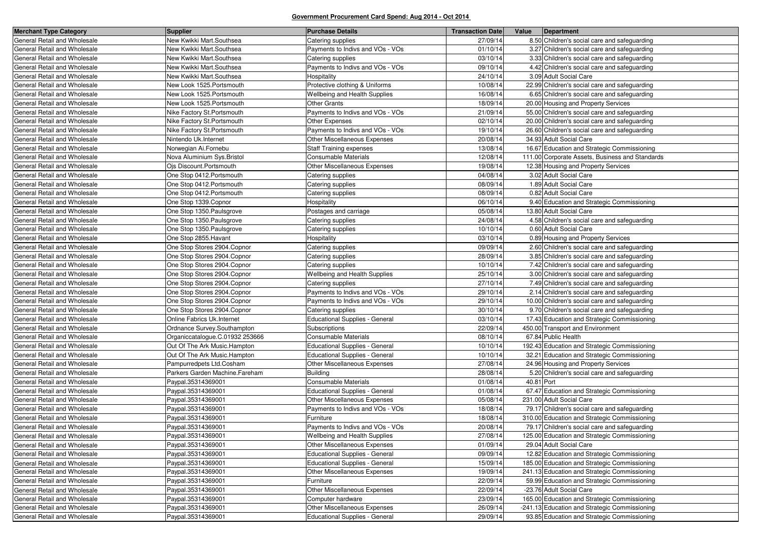**Government Procurement Card Spend: Aug 2014 - Oct 2014**

| Merchant Type Category | Supplier | Purchase Details | Transaction Date | Value | Department |
|---|---|---|---|---|---|
| General Retail and Wholesale | New Kwikki Mart.Southsea | Catering supplies | 27/09/14 | 8.50 | Children's social care and safeguarding |
| General Retail and Wholesale | New Kwikki Mart.Southsea | Payments to Indivs and VOs - VOs | 01/10/14 | 3.27 | Children's social care and safeguarding |
| General Retail and Wholesale | New Kwikki Mart.Southsea | Catering supplies | 03/10/14 | 3.33 | Children's social care and safeguarding |
| General Retail and Wholesale | New Kwikki Mart.Southsea | Payments to Indivs and VOs - VOs | 09/10/14 | 4.42 | Children's social care and safeguarding |
| General Retail and Wholesale | New Kwikki Mart.Southsea | Hospitality | 24/10/14 | 3.09 | Adult Social Care |
| General Retail and Wholesale | New Look 1525.Portsmouth | Protective clothing & Uniforms | 10/08/14 | 22.99 | Children's social care and safeguarding |
| General Retail and Wholesale | New Look 1525.Portsmouth | Wellbeing and Health Supplies | 16/08/14 | 6.65 | Children's social care and safeguarding |
| General Retail and Wholesale | New Look 1525.Portsmouth | Other Grants | 18/09/14 | 20.00 | Housing and Property Services |
| General Retail and Wholesale | Nike Factory St.Portsmouth | Payments to Indivs and VOs - VOs | 21/09/14 | 55.00 | Children's social care and safeguarding |
| General Retail and Wholesale | Nike Factory St.Portsmouth | Other Expenses | 02/10/14 | 20.00 | Children's social care and safeguarding |
| General Retail and Wholesale | Nike Factory St.Portsmouth | Payments to Indivs and VOs - VOs | 19/10/14 | 26.60 | Children's social care and safeguarding |
| General Retail and Wholesale | Nintendo Uk.Internet | Other Miscellaneous Expenses | 20/08/14 | 34.93 | Adult Social Care |
| General Retail and Wholesale | Norwegian Ai.Fornebu | Staff Training expenses | 13/08/14 | 16.67 | Education and Strategic Commissioning |
| General Retail and Wholesale | Nova Aluminium Sys.Bristol | Consumable Materials | 12/08/14 | 111.00 | Corporate Assets, Business and Standards |
| General Retail and Wholesale | Ojs Discount.Portsmouth | Other Miscellaneous Expenses | 19/08/14 | 12.38 | Housing and Property Services |
| General Retail and Wholesale | One Stop 0412.Portsmouth | Catering supplies | 04/08/14 | 3.02 | Adult Social Care |
| General Retail and Wholesale | One Stop 0412.Portsmouth | Catering supplies | 08/09/14 | 1.89 | Adult Social Care |
| General Retail and Wholesale | One Stop 0412.Portsmouth | Catering supplies | 08/09/14 | 0.82 | Adult Social Care |
| General Retail and Wholesale | One Stop 1339.Copnor | Hospitality | 06/10/14 | 9.40 | Education and Strategic Commissioning |
| General Retail and Wholesale | One Stop 1350.Paulsgrove | Postages and carriage | 05/08/14 | 13.80 | Adult Social Care |
| General Retail and Wholesale | One Stop 1350.Paulsgrove | Catering supplies | 24/08/14 | 4.58 | Children's social care and safeguarding |
| General Retail and Wholesale | One Stop 1350.Paulsgrove | Catering supplies | 10/10/14 | 0.60 | Adult Social Care |
| General Retail and Wholesale | One Stop 2855.Havant | Hospitality | 03/10/14 | 0.89 | Housing and Property Services |
| General Retail and Wholesale | One Stop Stores 2904.Copnor | Catering supplies | 09/09/14 | 2.60 | Children's social care and safeguarding |
| General Retail and Wholesale | One Stop Stores 2904.Copnor | Catering supplies | 28/09/14 | 3.85 | Children's social care and safeguarding |
| General Retail and Wholesale | One Stop Stores 2904.Copnor | Catering supplies | 10/10/14 | 7.42 | Children's social care and safeguarding |
| General Retail and Wholesale | One Stop Stores 2904.Copnor | Wellbeing and Health Supplies | 25/10/14 | 3.00 | Children's social care and safeguarding |
| General Retail and Wholesale | One Stop Stores 2904.Copnor | Catering supplies | 27/10/14 | 7.49 | Children's social care and safeguarding |
| General Retail and Wholesale | One Stop Stores 2904.Copnor | Payments to Indivs and VOs - VOs | 29/10/14 | 2.14 | Children's social care and safeguarding |
| General Retail and Wholesale | One Stop Stores 2904.Copnor | Payments to Indivs and VOs - VOs | 29/10/14 | 10.00 | Children's social care and safeguarding |
| General Retail and Wholesale | One Stop Stores 2904.Copnor | Catering supplies | 30/10/14 | 9.70 | Children's social care and safeguarding |
| General Retail and Wholesale | Online Fabrics Uk.Internet | Educational Supplies - General | 03/10/14 | 17.43 | Education and Strategic Commissioning |
| General Retail and Wholesale | Ordnance Survey.Southampton | Subscriptions | 22/09/14 | 450.00 | Transport and Environment |
| General Retail and Wholesale | Organiccatalogue.C.01932 253666 | Consumable Materials | 08/10/14 | 67.84 | Public Health |
| General Retail and Wholesale | Out Of The Ark Music.Hampton | Educational Supplies - General | 10/10/14 | 192.43 | Education and Strategic Commissioning |
| General Retail and Wholesale | Out Of The Ark Music.Hampton | Educational Supplies - General | 10/10/14 | 32.21 | Education and Strategic Commissioning |
| General Retail and Wholesale | Pampurredpets Ltd.Cosham | Other Miscellaneous Expenses | 27/08/14 | 24.96 | Housing and Property Services |
| General Retail and Wholesale | Parkers Garden Machine.Fareham | Building | 28/08/14 | 5.20 | Children's social care and safeguarding |
| General Retail and Wholesale | Paypal.35314369001 | Consumable Materials | 01/08/14 | 40.81 | Port |
| General Retail and Wholesale | Paypal.35314369001 | Educational Supplies - General | 01/08/14 | 67.47 | Education and Strategic Commissioning |
| General Retail and Wholesale | Paypal.35314369001 | Other Miscellaneous Expenses | 05/08/14 | 231.00 | Adult Social Care |
| General Retail and Wholesale | Paypal.35314369001 | Payments to Indivs and VOs - VOs | 18/08/14 | 79.17 | Children's social care and safeguarding |
| General Retail and Wholesale | Paypal.35314369001 | Furniture | 18/08/14 | 310.00 | Education and Strategic Commissioning |
| General Retail and Wholesale | Paypal.35314369001 | Payments to Indivs and VOs - VOs | 20/08/14 | 79.17 | Children's social care and safeguarding |
| General Retail and Wholesale | Paypal.35314369001 | Wellbeing and Health Supplies | 27/08/14 | 125.00 | Education and Strategic Commissioning |
| General Retail and Wholesale | Paypal.35314369001 | Other Miscellaneous Expenses | 01/09/14 | 29.04 | Adult Social Care |
| General Retail and Wholesale | Paypal.35314369001 | Educational Supplies - General | 09/09/14 | 12.82 | Education and Strategic Commissioning |
| General Retail and Wholesale | Paypal.35314369001 | Educational Supplies - General | 15/09/14 | 185.00 | Education and Strategic Commissioning |
| General Retail and Wholesale | Paypal.35314369001 | Other Miscellaneous Expenses | 19/09/14 | 241.13 | Education and Strategic Commissioning |
| General Retail and Wholesale | Paypal.35314369001 | Furniture | 22/09/14 | 59.99 | Education and Strategic Commissioning |
| General Retail and Wholesale | Paypal.35314369001 | Other Miscellaneous Expenses | 22/09/14 | -23.76 | Adult Social Care |
| General Retail and Wholesale | Paypal.35314369001 | Computer hardware | 23/09/14 | 165.00 | Education and Strategic Commissioning |
| General Retail and Wholesale | Paypal.35314369001 | Other Miscellaneous Expenses | 26/09/14 | -241.13 | Education and Strategic Commissioning |
| General Retail and Wholesale | Paypal.35314369001 | Educational Supplies - General | 29/09/14 | 93.85 | Education and Strategic Commissioning |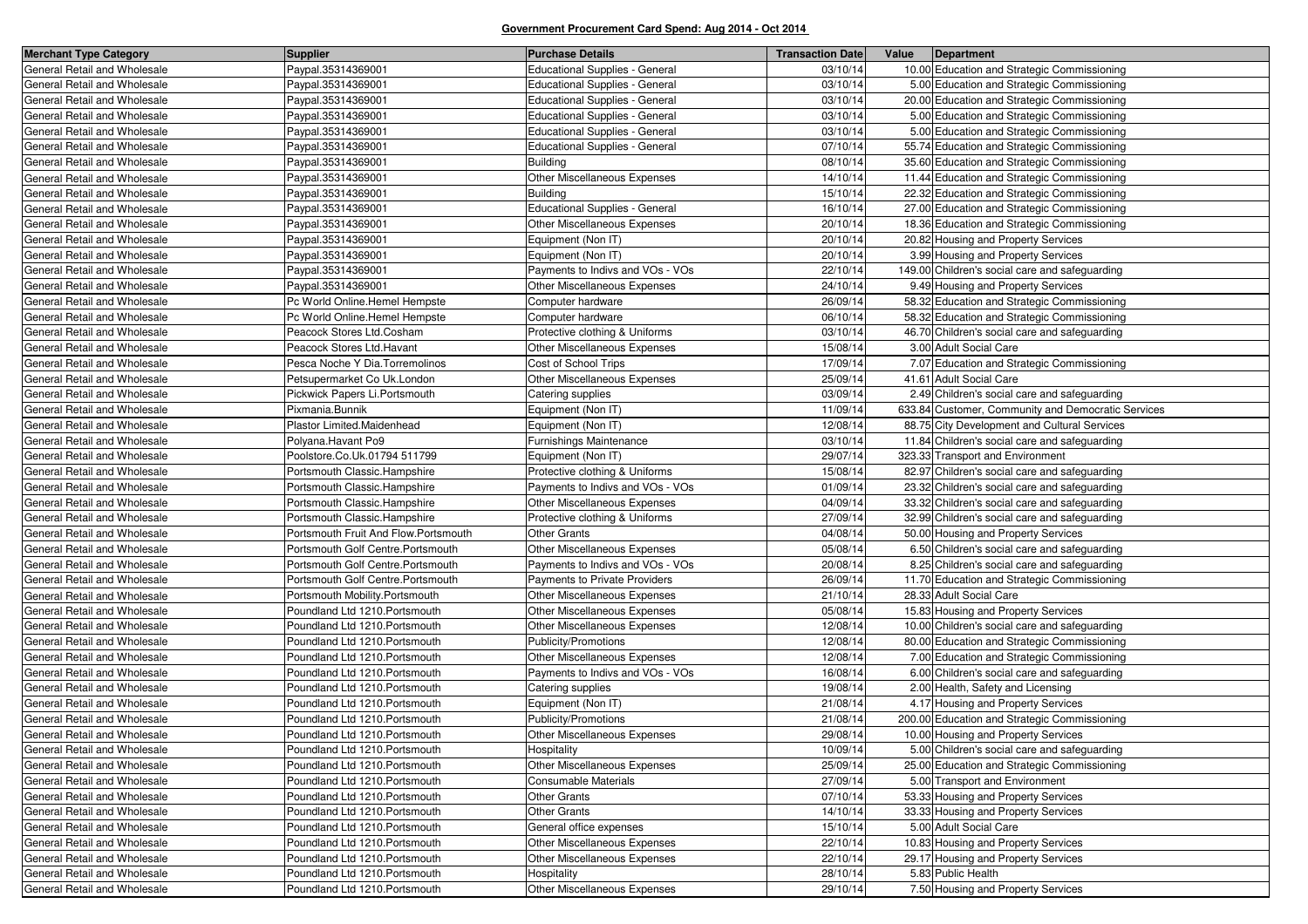**Government Procurement Card Spend: Aug 2014 - Oct 2014**

| Merchant Type Category | Supplier | Purchase Details | Transaction Date | Value | Department |
|---|---|---|---|---|---|
| General Retail and Wholesale | Paypal.35314369001 | Educational Supplies - General | 03/10/14 | 10.00 | Education and Strategic Commissioning |
| General Retail and Wholesale | Paypal.35314369001 | Educational Supplies - General | 03/10/14 | 5.00 | Education and Strategic Commissioning |
| General Retail and Wholesale | Paypal.35314369001 | Educational Supplies - General | 03/10/14 | 20.00 | Education and Strategic Commissioning |
| General Retail and Wholesale | Paypal.35314369001 | Educational Supplies - General | 03/10/14 | 5.00 | Education and Strategic Commissioning |
| General Retail and Wholesale | Paypal.35314369001 | Educational Supplies - General | 03/10/14 | 5.00 | Education and Strategic Commissioning |
| General Retail and Wholesale | Paypal.35314369001 | Educational Supplies - General | 07/10/14 | 55.74 | Education and Strategic Commissioning |
| General Retail and Wholesale | Paypal.35314369001 | Building | 08/10/14 | 35.60 | Education and Strategic Commissioning |
| General Retail and Wholesale | Paypal.35314369001 | Other Miscellaneous Expenses | 14/10/14 | 11.44 | Education and Strategic Commissioning |
| General Retail and Wholesale | Paypal.35314369001 | Building | 15/10/14 | 22.32 | Education and Strategic Commissioning |
| General Retail and Wholesale | Paypal.35314369001 | Educational Supplies - General | 16/10/14 | 27.00 | Education and Strategic Commissioning |
| General Retail and Wholesale | Paypal.35314369001 | Other Miscellaneous Expenses | 20/10/14 | 18.36 | Education and Strategic Commissioning |
| General Retail and Wholesale | Paypal.35314369001 | Equipment (Non IT) | 20/10/14 | 20.82 | Housing and Property Services |
| General Retail and Wholesale | Paypal.35314369001 | Equipment (Non IT) | 20/10/14 | 3.99 | Housing and Property Services |
| General Retail and Wholesale | Paypal.35314369001 | Payments to Indivs and VOs - VOs | 22/10/14 | 149.00 | Children's social care and safeguarding |
| General Retail and Wholesale | Paypal.35314369001 | Other Miscellaneous Expenses | 24/10/14 | 9.49 | Housing and Property Services |
| General Retail and Wholesale | Pc World Online.Hemel Hempste | Computer hardware | 26/09/14 | 58.32 | Education and Strategic Commissioning |
| General Retail and Wholesale | Pc World Online.Hemel Hempste | Computer hardware | 06/10/14 | 58.32 | Education and Strategic Commissioning |
| General Retail and Wholesale | Peacock Stores Ltd.Cosham | Protective clothing & Uniforms | 03/10/14 | 46.70 | Children's social care and safeguarding |
| General Retail and Wholesale | Peacock Stores Ltd.Havant | Other Miscellaneous Expenses | 15/08/14 | 3.00 | Adult Social Care |
| General Retail and Wholesale | Pesca Noche Y Dia.Torremolinos | Cost of School Trips | 17/09/14 | 7.07 | Education and Strategic Commissioning |
| General Retail and Wholesale | Petsupermarket Co Uk.London | Other Miscellaneous Expenses | 25/09/14 | 41.61 | Adult Social Care |
| General Retail and Wholesale | Pickwick Papers Li.Portsmouth | Catering supplies | 03/09/14 | 2.49 | Children's social care and safeguarding |
| General Retail and Wholesale | Pixmania.Bunnik | Equipment (Non IT) | 11/09/14 | 633.84 | Customer, Community and Democratic Services |
| General Retail and Wholesale | Plastor Limited.Maidenhead | Equipment (Non IT) | 12/08/14 | 88.75 | City Development and Cultural Services |
| General Retail and Wholesale | Polyana.Havant Po9 | Furnishings Maintenance | 03/10/14 | 11.84 | Children's social care and safeguarding |
| General Retail and Wholesale | Poolstore.Co.Uk.01794 511799 | Equipment (Non IT) | 29/07/14 | 323.33 | Transport and Environment |
| General Retail and Wholesale | Portsmouth Classic.Hampshire | Protective clothing & Uniforms | 15/08/14 | 82.97 | Children's social care and safeguarding |
| General Retail and Wholesale | Portsmouth Classic.Hampshire | Payments to Indivs and VOs - VOs | 01/09/14 | 23.32 | Children's social care and safeguarding |
| General Retail and Wholesale | Portsmouth Classic.Hampshire | Other Miscellaneous Expenses | 04/09/14 | 33.32 | Children's social care and safeguarding |
| General Retail and Wholesale | Portsmouth Classic.Hampshire | Protective clothing & Uniforms | 27/09/14 | 32.99 | Children's social care and safeguarding |
| General Retail and Wholesale | Portsmouth Fruit And Flow.Portsmouth | Other Grants | 04/08/14 | 50.00 | Housing and Property Services |
| General Retail and Wholesale | Portsmouth Golf Centre.Portsmouth | Other Miscellaneous Expenses | 05/08/14 | 6.50 | Children's social care and safeguarding |
| General Retail and Wholesale | Portsmouth Golf Centre.Portsmouth | Payments to Indivs and VOs - VOs | 20/08/14 | 8.25 | Children's social care and safeguarding |
| General Retail and Wholesale | Portsmouth Golf Centre.Portsmouth | Payments to Private Providers | 26/09/14 | 11.70 | Education and Strategic Commissioning |
| General Retail and Wholesale | Portsmouth Mobility.Portsmouth | Other Miscellaneous Expenses | 21/10/14 | 28.33 | Adult Social Care |
| General Retail and Wholesale | Poundland Ltd 1210.Portsmouth | Other Miscellaneous Expenses | 05/08/14 | 15.83 | Housing and Property Services |
| General Retail and Wholesale | Poundland Ltd 1210.Portsmouth | Other Miscellaneous Expenses | 12/08/14 | 10.00 | Children's social care and safeguarding |
| General Retail and Wholesale | Poundland Ltd 1210.Portsmouth | Publicity/Promotions | 12/08/14 | 80.00 | Education and Strategic Commissioning |
| General Retail and Wholesale | Poundland Ltd 1210.Portsmouth | Other Miscellaneous Expenses | 12/08/14 | 7.00 | Education and Strategic Commissioning |
| General Retail and Wholesale | Poundland Ltd 1210.Portsmouth | Payments to Indivs and VOs - VOs | 16/08/14 | 6.00 | Children's social care and safeguarding |
| General Retail and Wholesale | Poundland Ltd 1210.Portsmouth | Catering supplies | 19/08/14 | 2.00 | Health, Safety and Licensing |
| General Retail and Wholesale | Poundland Ltd 1210.Portsmouth | Equipment (Non IT) | 21/08/14 | 4.17 | Housing and Property Services |
| General Retail and Wholesale | Poundland Ltd 1210.Portsmouth | Publicity/Promotions | 21/08/14 | 200.00 | Education and Strategic Commissioning |
| General Retail and Wholesale | Poundland Ltd 1210.Portsmouth | Other Miscellaneous Expenses | 29/08/14 | 10.00 | Housing and Property Services |
| General Retail and Wholesale | Poundland Ltd 1210.Portsmouth | Hospitality | 10/09/14 | 5.00 | Children's social care and safeguarding |
| General Retail and Wholesale | Poundland Ltd 1210.Portsmouth | Other Miscellaneous Expenses | 25/09/14 | 25.00 | Education and Strategic Commissioning |
| General Retail and Wholesale | Poundland Ltd 1210.Portsmouth | Consumable Materials | 27/09/14 | 5.00 | Transport and Environment |
| General Retail and Wholesale | Poundland Ltd 1210.Portsmouth | Other Grants | 07/10/14 | 53.33 | Housing and Property Services |
| General Retail and Wholesale | Poundland Ltd 1210.Portsmouth | Other Grants | 14/10/14 | 33.33 | Housing and Property Services |
| General Retail and Wholesale | Poundland Ltd 1210.Portsmouth | General office expenses | 15/10/14 | 5.00 | Adult Social Care |
| General Retail and Wholesale | Poundland Ltd 1210.Portsmouth | Other Miscellaneous Expenses | 22/10/14 | 10.83 | Housing and Property Services |
| General Retail and Wholesale | Poundland Ltd 1210.Portsmouth | Other Miscellaneous Expenses | 22/10/14 | 29.17 | Housing and Property Services |
| General Retail and Wholesale | Poundland Ltd 1210.Portsmouth | Hospitality | 28/10/14 | 5.83 | Public Health |
| General Retail and Wholesale | Poundland Ltd 1210.Portsmouth | Other Miscellaneous Expenses | 29/10/14 | 7.50 | Housing and Property Services |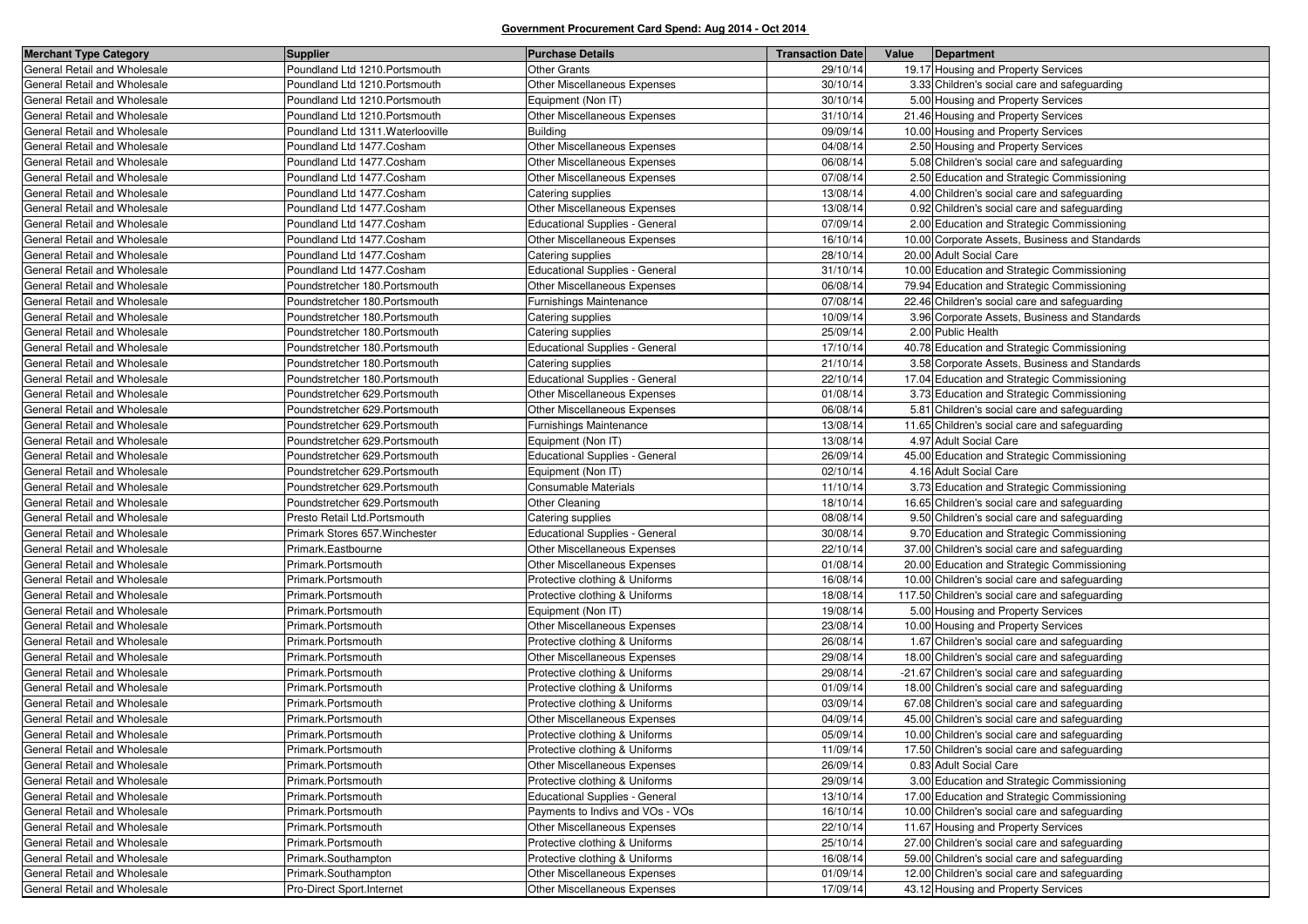**Government Procurement Card Spend: Aug 2014 - Oct 2014**

| Merchant Type Category | Supplier | Purchase Details | Transaction Date | Value | Department |
|---|---|---|---|---|---|
| General Retail and Wholesale | Poundland Ltd 1210.Portsmouth | Other Grants | 29/10/14 | 19.17 | Housing and Property Services |
| General Retail and Wholesale | Poundland Ltd 1210.Portsmouth | Other Miscellaneous Expenses | 30/10/14 | 3.33 | Children's social care and safeguarding |
| General Retail and Wholesale | Poundland Ltd 1210.Portsmouth | Equipment (Non IT) | 30/10/14 | 5.00 | Housing and Property Services |
| General Retail and Wholesale | Poundland Ltd 1210.Portsmouth | Other Miscellaneous Expenses | 31/10/14 | 21.46 | Housing and Property Services |
| General Retail and Wholesale | Poundland Ltd 1311.Waterlooville | Building | 09/09/14 | 10.00 | Housing and Property Services |
| General Retail and Wholesale | Poundland Ltd 1477.Cosham | Other Miscellaneous Expenses | 04/08/14 | 2.50 | Housing and Property Services |
| General Retail and Wholesale | Poundland Ltd 1477.Cosham | Other Miscellaneous Expenses | 06/08/14 | 5.08 | Children's social care and safeguarding |
| General Retail and Wholesale | Poundland Ltd 1477.Cosham | Other Miscellaneous Expenses | 07/08/14 | 2.50 | Education and Strategic Commissioning |
| General Retail and Wholesale | Poundland Ltd 1477.Cosham | Catering supplies | 13/08/14 | 4.00 | Children's social care and safeguarding |
| General Retail and Wholesale | Poundland Ltd 1477.Cosham | Other Miscellaneous Expenses | 13/08/14 | 0.92 | Children's social care and safeguarding |
| General Retail and Wholesale | Poundland Ltd 1477.Cosham | Educational Supplies - General | 07/09/14 | 2.00 | Education and Strategic Commissioning |
| General Retail and Wholesale | Poundland Ltd 1477.Cosham | Other Miscellaneous Expenses | 16/10/14 | 10.00 | Corporate Assets, Business and Standards |
| General Retail and Wholesale | Poundland Ltd 1477.Cosham | Catering supplies | 28/10/14 | 20.00 | Adult Social Care |
| General Retail and Wholesale | Poundland Ltd 1477.Cosham | Educational Supplies - General | 31/10/14 | 10.00 | Education and Strategic Commissioning |
| General Retail and Wholesale | Poundstretcher 180.Portsmouth | Other Miscellaneous Expenses | 06/08/14 | 79.94 | Education and Strategic Commissioning |
| General Retail and Wholesale | Poundstretcher 180.Portsmouth | Furnishings Maintenance | 07/08/14 | 22.46 | Children's social care and safeguarding |
| General Retail and Wholesale | Poundstretcher 180.Portsmouth | Catering supplies | 10/09/14 | 3.96 | Corporate Assets, Business and Standards |
| General Retail and Wholesale | Poundstretcher 180.Portsmouth | Catering supplies | 25/09/14 | 2.00 | Public Health |
| General Retail and Wholesale | Poundstretcher 180.Portsmouth | Educational Supplies - General | 17/10/14 | 40.78 | Education and Strategic Commissioning |
| General Retail and Wholesale | Poundstretcher 180.Portsmouth | Catering supplies | 21/10/14 | 3.58 | Corporate Assets, Business and Standards |
| General Retail and Wholesale | Poundstretcher 180.Portsmouth | Educational Supplies - General | 22/10/14 | 17.04 | Education and Strategic Commissioning |
| General Retail and Wholesale | Poundstretcher 629.Portsmouth | Other Miscellaneous Expenses | 01/08/14 | 3.73 | Education and Strategic Commissioning |
| General Retail and Wholesale | Poundstretcher 629.Portsmouth | Other Miscellaneous Expenses | 06/08/14 | 5.81 | Children's social care and safeguarding |
| General Retail and Wholesale | Poundstretcher 629.Portsmouth | Furnishings Maintenance | 13/08/14 | 11.65 | Children's social care and safeguarding |
| General Retail and Wholesale | Poundstretcher 629.Portsmouth | Equipment (Non IT) | 13/08/14 | 4.97 | Adult Social Care |
| General Retail and Wholesale | Poundstretcher 629.Portsmouth | Educational Supplies - General | 26/09/14 | 45.00 | Education and Strategic Commissioning |
| General Retail and Wholesale | Poundstretcher 629.Portsmouth | Equipment (Non IT) | 02/10/14 | 4.16 | Adult Social Care |
| General Retail and Wholesale | Poundstretcher 629.Portsmouth | Consumable Materials | 11/10/14 | 3.73 | Education and Strategic Commissioning |
| General Retail and Wholesale | Poundstretcher 629.Portsmouth | Other Cleaning | 18/10/14 | 16.65 | Children's social care and safeguarding |
| General Retail and Wholesale | Presto Retail Ltd.Portsmouth | Catering supplies | 08/08/14 | 9.50 | Children's social care and safeguarding |
| General Retail and Wholesale | Primark Stores 657.Winchester | Educational Supplies - General | 30/08/14 | 9.70 | Education and Strategic Commissioning |
| General Retail and Wholesale | Primark.Eastbourne | Other Miscellaneous Expenses | 22/10/14 | 37.00 | Children's social care and safeguarding |
| General Retail and Wholesale | Primark.Portsmouth | Other Miscellaneous Expenses | 01/08/14 | 20.00 | Education and Strategic Commissioning |
| General Retail and Wholesale | Primark.Portsmouth | Protective clothing & Uniforms | 16/08/14 | 10.00 | Children's social care and safeguarding |
| General Retail and Wholesale | Primark.Portsmouth | Protective clothing & Uniforms | 18/08/14 | 117.50 | Children's social care and safeguarding |
| General Retail and Wholesale | Primark.Portsmouth | Equipment (Non IT) | 19/08/14 | 5.00 | Housing and Property Services |
| General Retail and Wholesale | Primark.Portsmouth | Other Miscellaneous Expenses | 23/08/14 | 10.00 | Housing and Property Services |
| General Retail and Wholesale | Primark.Portsmouth | Protective clothing & Uniforms | 26/08/14 | 1.67 | Children's social care and safeguarding |
| General Retail and Wholesale | Primark.Portsmouth | Other Miscellaneous Expenses | 29/08/14 | 18.00 | Children's social care and safeguarding |
| General Retail and Wholesale | Primark.Portsmouth | Protective clothing & Uniforms | 29/08/14 | -21.67 | Children's social care and safeguarding |
| General Retail and Wholesale | Primark.Portsmouth | Protective clothing & Uniforms | 01/09/14 | 18.00 | Children's social care and safeguarding |
| General Retail and Wholesale | Primark.Portsmouth | Protective clothing & Uniforms | 03/09/14 | 67.08 | Children's social care and safeguarding |
| General Retail and Wholesale | Primark.Portsmouth | Other Miscellaneous Expenses | 04/09/14 | 45.00 | Children's social care and safeguarding |
| General Retail and Wholesale | Primark.Portsmouth | Protective clothing & Uniforms | 05/09/14 | 10.00 | Children's social care and safeguarding |
| General Retail and Wholesale | Primark.Portsmouth | Protective clothing & Uniforms | 11/09/14 | 17.50 | Children's social care and safeguarding |
| General Retail and Wholesale | Primark.Portsmouth | Other Miscellaneous Expenses | 26/09/14 | 0.83 | Adult Social Care |
| General Retail and Wholesale | Primark.Portsmouth | Protective clothing & Uniforms | 29/09/14 | 3.00 | Education and Strategic Commissioning |
| General Retail and Wholesale | Primark.Portsmouth | Educational Supplies - General | 13/10/14 | 17.00 | Education and Strategic Commissioning |
| General Retail and Wholesale | Primark.Portsmouth | Payments to Indivs and VOs - VOs | 16/10/14 | 10.00 | Children's social care and safeguarding |
| General Retail and Wholesale | Primark.Portsmouth | Other Miscellaneous Expenses | 22/10/14 | 11.67 | Housing and Property Services |
| General Retail and Wholesale | Primark.Portsmouth | Protective clothing & Uniforms | 25/10/14 | 27.00 | Children's social care and safeguarding |
| General Retail and Wholesale | Primark.Southampton | Protective clothing & Uniforms | 16/08/14 | 59.00 | Children's social care and safeguarding |
| General Retail and Wholesale | Primark.Southampton | Other Miscellaneous Expenses | 01/09/14 | 12.00 | Children's social care and safeguarding |
| General Retail and Wholesale | Pro-Direct Sport.Internet | Other Miscellaneous Expenses | 17/09/14 | 43.12 | Housing and Property Services |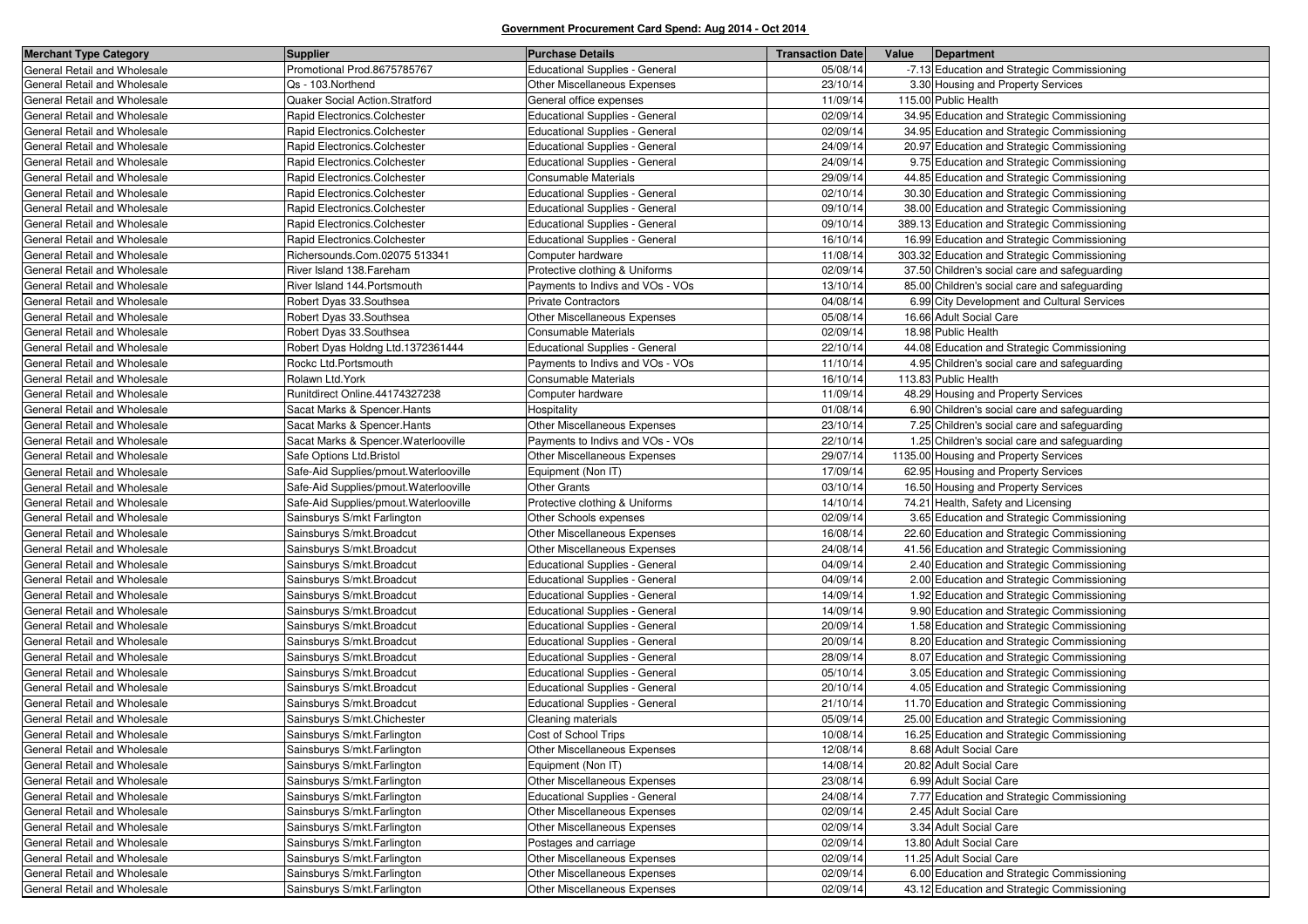**Government Procurement Card Spend: Aug 2014 - Oct 2014**

| Merchant Type Category | Supplier | Purchase Details | Transaction Date | Value | Department |
|---|---|---|---|---|---|
| General Retail and Wholesale | Promotional Prod.8675785767 | Educational Supplies - General | 05/08/14 | -7.13 | Education and Strategic Commissioning |
| General Retail and Wholesale | Qs - 103.Northend | Other Miscellaneous Expenses | 23/10/14 | 3.30 | Housing and Property Services |
| General Retail and Wholesale | Quaker Social Action.Stratford | General office expenses | 11/09/14 | 115.00 | Public Health |
| General Retail and Wholesale | Rapid Electronics.Colchester | Educational Supplies - General | 02/09/14 | 34.95 | Education and Strategic Commissioning |
| General Retail and Wholesale | Rapid Electronics.Colchester | Educational Supplies - General | 02/09/14 | 34.95 | Education and Strategic Commissioning |
| General Retail and Wholesale | Rapid Electronics.Colchester | Educational Supplies - General | 24/09/14 | 20.97 | Education and Strategic Commissioning |
| General Retail and Wholesale | Rapid Electronics.Colchester | Educational Supplies - General | 24/09/14 | 9.75 | Education and Strategic Commissioning |
| General Retail and Wholesale | Rapid Electronics.Colchester | Consumable Materials | 29/09/14 | 44.85 | Education and Strategic Commissioning |
| General Retail and Wholesale | Rapid Electronics.Colchester | Educational Supplies - General | 02/10/14 | 30.30 | Education and Strategic Commissioning |
| General Retail and Wholesale | Rapid Electronics.Colchester | Educational Supplies - General | 09/10/14 | 38.00 | Education and Strategic Commissioning |
| General Retail and Wholesale | Rapid Electronics.Colchester | Educational Supplies - General | 09/10/14 | 389.13 | Education and Strategic Commissioning |
| General Retail and Wholesale | Rapid Electronics.Colchester | Educational Supplies - General | 16/10/14 | 16.99 | Education and Strategic Commissioning |
| General Retail and Wholesale | Richersounds.Com.02075 513341 | Computer hardware | 11/08/14 | 303.32 | Education and Strategic Commissioning |
| General Retail and Wholesale | River Island 138.Fareham | Protective clothing & Uniforms | 02/09/14 | 37.50 | Children's social care and safeguarding |
| General Retail and Wholesale | River Island 144.Portsmouth | Payments to Indivs and VOs - VOs | 13/10/14 | 85.00 | Children's social care and safeguarding |
| General Retail and Wholesale | Robert Dyas 33.Southsea | Private Contractors | 04/08/14 | 6.99 | City Development and Cultural Services |
| General Retail and Wholesale | Robert Dyas 33.Southsea | Other Miscellaneous Expenses | 05/08/14 | 16.66 | Adult Social Care |
| General Retail and Wholesale | Robert Dyas 33.Southsea | Consumable Materials | 02/09/14 | 18.98 | Public Health |
| General Retail and Wholesale | Robert Dyas Holdng Ltd.1372361444 | Educational Supplies - General | 22/10/14 | 44.08 | Education and Strategic Commissioning |
| General Retail and Wholesale | Rockc Ltd.Portsmouth | Payments to Indivs and VOs - VOs | 11/10/14 | 4.95 | Children's social care and safeguarding |
| General Retail and Wholesale | Rolawn Ltd.York | Consumable Materials | 16/10/14 | 113.83 | Public Health |
| General Retail and Wholesale | Runitdirect Online.44174327238 | Computer hardware | 11/09/14 | 48.29 | Housing and Property Services |
| General Retail and Wholesale | Sacat Marks & Spencer.Hants | Hospitality | 01/08/14 | 6.90 | Children's social care and safeguarding |
| General Retail and Wholesale | Sacat Marks & Spencer.Hants | Other Miscellaneous Expenses | 23/10/14 | 7.25 | Children's social care and safeguarding |
| General Retail and Wholesale | Sacat Marks & Spencer.Waterlooville | Payments to Indivs and VOs - VOs | 22/10/14 | 1.25 | Children's social care and safeguarding |
| General Retail and Wholesale | Safe Options Ltd.Bristol | Other Miscellaneous Expenses | 29/07/14 | 1135.00 | Housing and Property Services |
| General Retail and Wholesale | Safe-Aid Supplies/pmout.Waterlooville | Equipment (Non IT) | 17/09/14 | 62.95 | Housing and Property Services |
| General Retail and Wholesale | Safe-Aid Supplies/pmout.Waterlooville | Other Grants | 03/10/14 | 16.50 | Housing and Property Services |
| General Retail and Wholesale | Safe-Aid Supplies/pmout.Waterlooville | Protective clothing & Uniforms | 14/10/14 | 74.21 | Health, Safety and Licensing |
| General Retail and Wholesale | Sainsburys S/mkt Farlington | Other Schools expenses | 02/09/14 | 3.65 | Education and Strategic Commissioning |
| General Retail and Wholesale | Sainsburys S/mkt.Broadcut | Other Miscellaneous Expenses | 16/08/14 | 22.60 | Education and Strategic Commissioning |
| General Retail and Wholesale | Sainsburys S/mkt.Broadcut | Other Miscellaneous Expenses | 24/08/14 | 41.56 | Education and Strategic Commissioning |
| General Retail and Wholesale | Sainsburys S/mkt.Broadcut | Educational Supplies - General | 04/09/14 | 2.40 | Education and Strategic Commissioning |
| General Retail and Wholesale | Sainsburys S/mkt.Broadcut | Educational Supplies - General | 04/09/14 | 2.00 | Education and Strategic Commissioning |
| General Retail and Wholesale | Sainsburys S/mkt.Broadcut | Educational Supplies - General | 14/09/14 | 1.92 | Education and Strategic Commissioning |
| General Retail and Wholesale | Sainsburys S/mkt.Broadcut | Educational Supplies - General | 14/09/14 | 9.90 | Education and Strategic Commissioning |
| General Retail and Wholesale | Sainsburys S/mkt.Broadcut | Educational Supplies - General | 20/09/14 | 1.58 | Education and Strategic Commissioning |
| General Retail and Wholesale | Sainsburys S/mkt.Broadcut | Educational Supplies - General | 20/09/14 | 8.20 | Education and Strategic Commissioning |
| General Retail and Wholesale | Sainsburys S/mkt.Broadcut | Educational Supplies - General | 28/09/14 | 8.07 | Education and Strategic Commissioning |
| General Retail and Wholesale | Sainsburys S/mkt.Broadcut | Educational Supplies - General | 05/10/14 | 3.05 | Education and Strategic Commissioning |
| General Retail and Wholesale | Sainsburys S/mkt.Broadcut | Educational Supplies - General | 20/10/14 | 4.05 | Education and Strategic Commissioning |
| General Retail and Wholesale | Sainsburys S/mkt.Broadcut | Educational Supplies - General | 21/10/14 | 11.70 | Education and Strategic Commissioning |
| General Retail and Wholesale | Sainsburys S/mkt.Chichester | Cleaning materials | 05/09/14 | 25.00 | Education and Strategic Commissioning |
| General Retail and Wholesale | Sainsburys S/mkt.Farlington | Cost of School Trips | 10/08/14 | 16.25 | Education and Strategic Commissioning |
| General Retail and Wholesale | Sainsburys S/mkt.Farlington | Other Miscellaneous Expenses | 12/08/14 | 8.68 | Adult Social Care |
| General Retail and Wholesale | Sainsburys S/mkt.Farlington | Equipment (Non IT) | 14/08/14 | 20.82 | Adult Social Care |
| General Retail and Wholesale | Sainsburys S/mkt.Farlington | Other Miscellaneous Expenses | 23/08/14 | 6.99 | Adult Social Care |
| General Retail and Wholesale | Sainsburys S/mkt.Farlington | Educational Supplies - General | 24/08/14 | 7.77 | Education and Strategic Commissioning |
| General Retail and Wholesale | Sainsburys S/mkt.Farlington | Other Miscellaneous Expenses | 02/09/14 | 2.45 | Adult Social Care |
| General Retail and Wholesale | Sainsburys S/mkt.Farlington | Other Miscellaneous Expenses | 02/09/14 | 3.34 | Adult Social Care |
| General Retail and Wholesale | Sainsburys S/mkt.Farlington | Postages and carriage | 02/09/14 | 13.80 | Adult Social Care |
| General Retail and Wholesale | Sainsburys S/mkt.Farlington | Other Miscellaneous Expenses | 02/09/14 | 11.25 | Adult Social Care |
| General Retail and Wholesale | Sainsburys S/mkt.Farlington | Other Miscellaneous Expenses | 02/09/14 | 6.00 | Education and Strategic Commissioning |
| General Retail and Wholesale | Sainsburys S/mkt.Farlington | Other Miscellaneous Expenses | 02/09/14 | 43.12 | Education and Strategic Commissioning |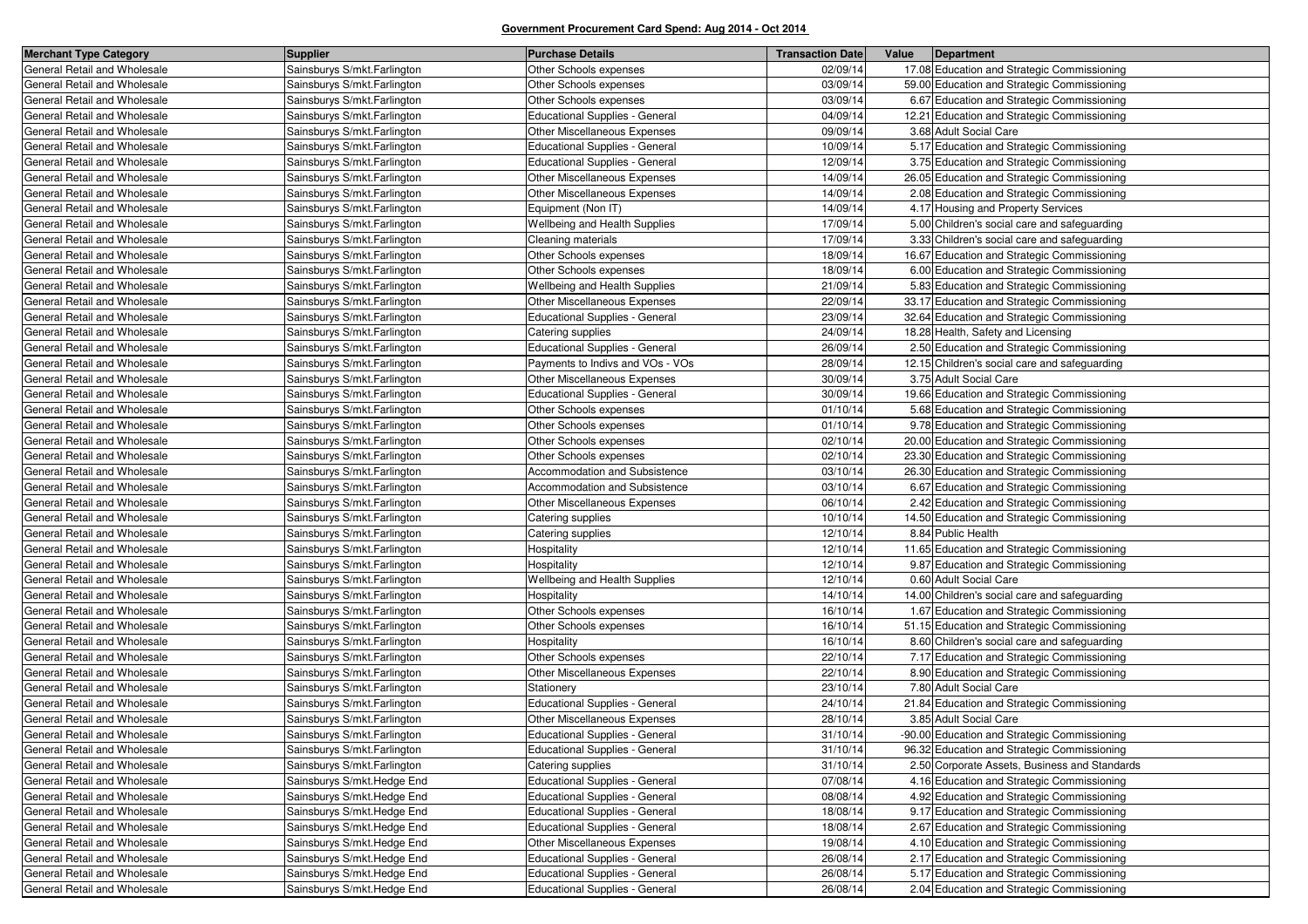**Government Procurement Card Spend: Aug 2014 - Oct 2014**

| Merchant Type Category | Supplier | Purchase Details | Transaction Date | Value | Department |
|---|---|---|---|---|---|
| General Retail and Wholesale | Sainsburys S/mkt.Farlington | Other Schools expenses | 02/09/14 | 17.08 | Education and Strategic Commissioning |
| General Retail and Wholesale | Sainsburys S/mkt.Farlington | Other Schools expenses | 03/09/14 | 59.00 | Education and Strategic Commissioning |
| General Retail and Wholesale | Sainsburys S/mkt.Farlington | Other Schools expenses | 03/09/14 | 6.67 | Education and Strategic Commissioning |
| General Retail and Wholesale | Sainsburys S/mkt.Farlington | Educational Supplies - General | 04/09/14 | 12.21 | Education and Strategic Commissioning |
| General Retail and Wholesale | Sainsburys S/mkt.Farlington | Other Miscellaneous Expenses | 09/09/14 | 3.68 | Adult Social Care |
| General Retail and Wholesale | Sainsburys S/mkt.Farlington | Educational Supplies - General | 10/09/14 | 5.17 | Education and Strategic Commissioning |
| General Retail and Wholesale | Sainsburys S/mkt.Farlington | Educational Supplies - General | 12/09/14 | 3.75 | Education and Strategic Commissioning |
| General Retail and Wholesale | Sainsburys S/mkt.Farlington | Other Miscellaneous Expenses | 14/09/14 | 26.05 | Education and Strategic Commissioning |
| General Retail and Wholesale | Sainsburys S/mkt.Farlington | Other Miscellaneous Expenses | 14/09/14 | 2.08 | Education and Strategic Commissioning |
| General Retail and Wholesale | Sainsburys S/mkt.Farlington | Equipment (Non IT) | 14/09/14 | 4.17 | Housing and Property Services |
| General Retail and Wholesale | Sainsburys S/mkt.Farlington | Wellbeing and Health Supplies | 17/09/14 | 5.00 | Children's social care and safeguarding |
| General Retail and Wholesale | Sainsburys S/mkt.Farlington | Cleaning materials | 17/09/14 | 3.33 | Children's social care and safeguarding |
| General Retail and Wholesale | Sainsburys S/mkt.Farlington | Other Schools expenses | 18/09/14 | 16.67 | Education and Strategic Commissioning |
| General Retail and Wholesale | Sainsburys S/mkt.Farlington | Other Schools expenses | 18/09/14 | 6.00 | Education and Strategic Commissioning |
| General Retail and Wholesale | Sainsburys S/mkt.Farlington | Wellbeing and Health Supplies | 21/09/14 | 5.83 | Education and Strategic Commissioning |
| General Retail and Wholesale | Sainsburys S/mkt.Farlington | Other Miscellaneous Expenses | 22/09/14 | 33.17 | Education and Strategic Commissioning |
| General Retail and Wholesale | Sainsburys S/mkt.Farlington | Educational Supplies - General | 23/09/14 | 32.64 | Education and Strategic Commissioning |
| General Retail and Wholesale | Sainsburys S/mkt.Farlington | Catering supplies | 24/09/14 | 18.28 | Health, Safety and Licensing |
| General Retail and Wholesale | Sainsburys S/mkt.Farlington | Educational Supplies - General | 26/09/14 | 2.50 | Education and Strategic Commissioning |
| General Retail and Wholesale | Sainsburys S/mkt.Farlington | Payments to Indivs and VOs - VOs | 28/09/14 | 12.15 | Children's social care and safeguarding |
| General Retail and Wholesale | Sainsburys S/mkt.Farlington | Other Miscellaneous Expenses | 30/09/14 | 3.75 | Adult Social Care |
| General Retail and Wholesale | Sainsburys S/mkt.Farlington | Educational Supplies - General | 30/09/14 | 19.66 | Education and Strategic Commissioning |
| General Retail and Wholesale | Sainsburys S/mkt.Farlington | Other Schools expenses | 01/10/14 | 5.68 | Education and Strategic Commissioning |
| General Retail and Wholesale | Sainsburys S/mkt.Farlington | Other Schools expenses | 01/10/14 | 9.78 | Education and Strategic Commissioning |
| General Retail and Wholesale | Sainsburys S/mkt.Farlington | Other Schools expenses | 02/10/14 | 20.00 | Education and Strategic Commissioning |
| General Retail and Wholesale | Sainsburys S/mkt.Farlington | Other Schools expenses | 02/10/14 | 23.30 | Education and Strategic Commissioning |
| General Retail and Wholesale | Sainsburys S/mkt.Farlington | Accommodation and Subsistence | 03/10/14 | 26.30 | Education and Strategic Commissioning |
| General Retail and Wholesale | Sainsburys S/mkt.Farlington | Accommodation and Subsistence | 03/10/14 | 6.67 | Education and Strategic Commissioning |
| General Retail and Wholesale | Sainsburys S/mkt.Farlington | Other Miscellaneous Expenses | 06/10/14 | 2.42 | Education and Strategic Commissioning |
| General Retail and Wholesale | Sainsburys S/mkt.Farlington | Catering supplies | 10/10/14 | 14.50 | Education and Strategic Commissioning |
| General Retail and Wholesale | Sainsburys S/mkt.Farlington | Catering supplies | 12/10/14 | 8.84 | Public Health |
| General Retail and Wholesale | Sainsburys S/mkt.Farlington | Hospitality | 12/10/14 | 11.65 | Education and Strategic Commissioning |
| General Retail and Wholesale | Sainsburys S/mkt.Farlington | Hospitality | 12/10/14 | 9.87 | Education and Strategic Commissioning |
| General Retail and Wholesale | Sainsburys S/mkt.Farlington | Wellbeing and Health Supplies | 12/10/14 | 0.60 | Adult Social Care |
| General Retail and Wholesale | Sainsburys S/mkt.Farlington | Hospitality | 14/10/14 | 14.00 | Children's social care and safeguarding |
| General Retail and Wholesale | Sainsburys S/mkt.Farlington | Other Schools expenses | 16/10/14 | 1.67 | Education and Strategic Commissioning |
| General Retail and Wholesale | Sainsburys S/mkt.Farlington | Other Schools expenses | 16/10/14 | 51.15 | Education and Strategic Commissioning |
| General Retail and Wholesale | Sainsburys S/mkt.Farlington | Hospitality | 16/10/14 | 8.60 | Children's social care and safeguarding |
| General Retail and Wholesale | Sainsburys S/mkt.Farlington | Other Schools expenses | 22/10/14 | 7.17 | Education and Strategic Commissioning |
| General Retail and Wholesale | Sainsburys S/mkt.Farlington | Other Miscellaneous Expenses | 22/10/14 | 8.90 | Education and Strategic Commissioning |
| General Retail and Wholesale | Sainsburys S/mkt.Farlington | Stationery | 23/10/14 | 7.80 | Adult Social Care |
| General Retail and Wholesale | Sainsburys S/mkt.Farlington | Educational Supplies - General | 24/10/14 | 21.84 | Education and Strategic Commissioning |
| General Retail and Wholesale | Sainsburys S/mkt.Farlington | Other Miscellaneous Expenses | 28/10/14 | 3.85 | Adult Social Care |
| General Retail and Wholesale | Sainsburys S/mkt.Farlington | Educational Supplies - General | 31/10/14 | -90.00 | Education and Strategic Commissioning |
| General Retail and Wholesale | Sainsburys S/mkt.Farlington | Educational Supplies - General | 31/10/14 | 96.32 | Education and Strategic Commissioning |
| General Retail and Wholesale | Sainsburys S/mkt.Farlington | Catering supplies | 31/10/14 | 2.50 | Corporate Assets, Business and Standards |
| General Retail and Wholesale | Sainsburys S/mkt.Hedge End | Educational Supplies - General | 07/08/14 | 4.16 | Education and Strategic Commissioning |
| General Retail and Wholesale | Sainsburys S/mkt.Hedge End | Educational Supplies - General | 08/08/14 | 4.92 | Education and Strategic Commissioning |
| General Retail and Wholesale | Sainsburys S/mkt.Hedge End | Educational Supplies - General | 18/08/14 | 9.17 | Education and Strategic Commissioning |
| General Retail and Wholesale | Sainsburys S/mkt.Hedge End | Educational Supplies - General | 18/08/14 | 2.67 | Education and Strategic Commissioning |
| General Retail and Wholesale | Sainsburys S/mkt.Hedge End | Other Miscellaneous Expenses | 19/08/14 | 4.10 | Education and Strategic Commissioning |
| General Retail and Wholesale | Sainsburys S/mkt.Hedge End | Educational Supplies - General | 26/08/14 | 2.17 | Education and Strategic Commissioning |
| General Retail and Wholesale | Sainsburys S/mkt.Hedge End | Educational Supplies - General | 26/08/14 | 5.17 | Education and Strategic Commissioning |
| General Retail and Wholesale | Sainsburys S/mkt.Hedge End | Educational Supplies - General | 26/08/14 | 2.04 | Education and Strategic Commissioning |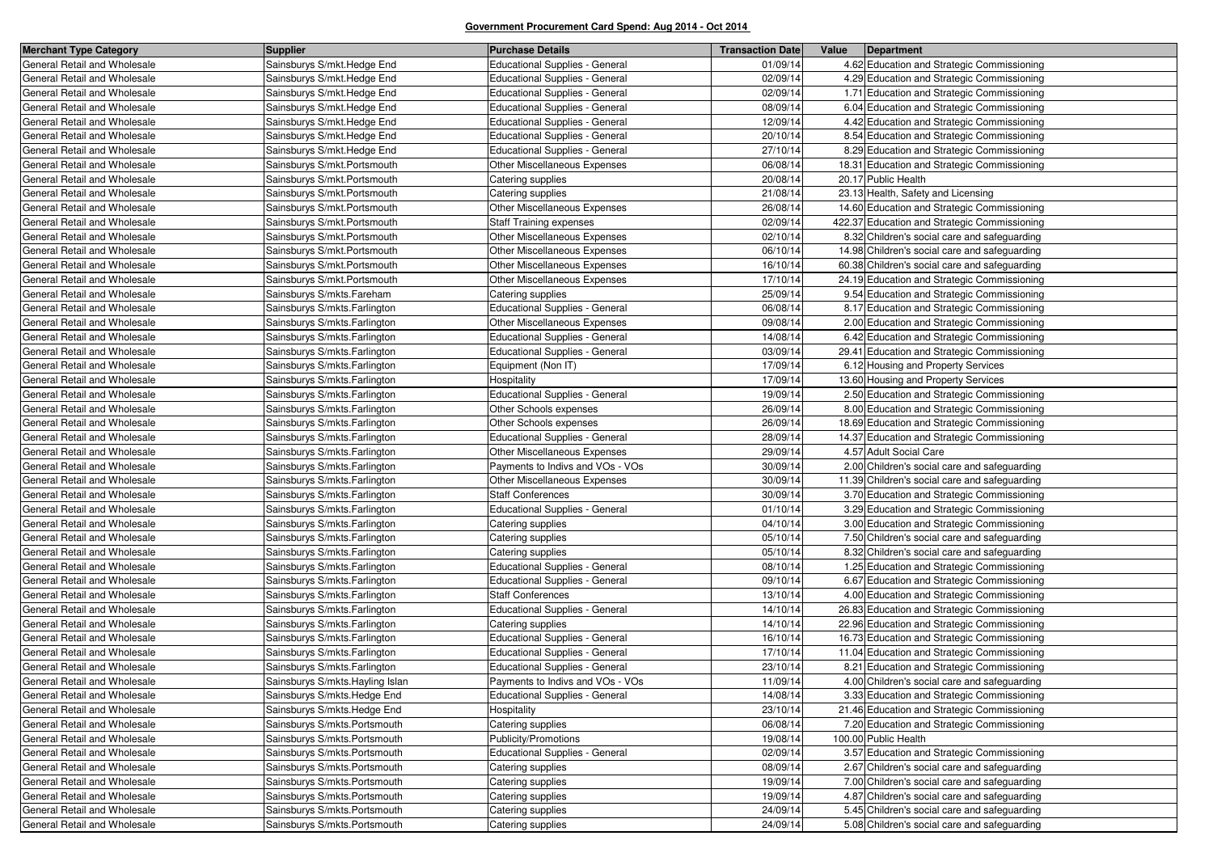**Government Procurement Card Spend: Aug 2014 - Oct 2014**

| Merchant Type Category | Supplier | Purchase Details | Transaction Date | Value | Department |
|---|---|---|---|---|---|
| General Retail and Wholesale | Sainsburys S/mkt.Hedge End | Educational Supplies - General | 01/09/14 | 4.62 | Education and Strategic Commissioning |
| General Retail and Wholesale | Sainsburys S/mkt.Hedge End | Educational Supplies - General | 02/09/14 | 4.29 | Education and Strategic Commissioning |
| General Retail and Wholesale | Sainsburys S/mkt.Hedge End | Educational Supplies - General | 02/09/14 | 1.71 | Education and Strategic Commissioning |
| General Retail and Wholesale | Sainsburys S/mkt.Hedge End | Educational Supplies - General | 08/09/14 | 6.04 | Education and Strategic Commissioning |
| General Retail and Wholesale | Sainsburys S/mkt.Hedge End | Educational Supplies - General | 12/09/14 | 4.42 | Education and Strategic Commissioning |
| General Retail and Wholesale | Sainsburys S/mkt.Hedge End | Educational Supplies - General | 20/10/14 | 8.54 | Education and Strategic Commissioning |
| General Retail and Wholesale | Sainsburys S/mkt.Hedge End | Educational Supplies - General | 27/10/14 | 8.29 | Education and Strategic Commissioning |
| General Retail and Wholesale | Sainsburys S/mkt.Portsmouth | Other Miscellaneous Expenses | 06/08/14 | 18.31 | Education and Strategic Commissioning |
| General Retail and Wholesale | Sainsburys S/mkt.Portsmouth | Catering supplies | 20/08/14 | 20.17 | Public Health |
| General Retail and Wholesale | Sainsburys S/mkt.Portsmouth | Catering supplies | 21/08/14 | 23.13 | Health, Safety and Licensing |
| General Retail and Wholesale | Sainsburys S/mkt.Portsmouth | Other Miscellaneous Expenses | 26/08/14 | 14.60 | Education and Strategic Commissioning |
| General Retail and Wholesale | Sainsburys S/mkt.Portsmouth | Staff Training expenses | 02/09/14 | 422.37 | Education and Strategic Commissioning |
| General Retail and Wholesale | Sainsburys S/mkt.Portsmouth | Other Miscellaneous Expenses | 02/10/14 | 8.32 | Children's social care and safeguarding |
| General Retail and Wholesale | Sainsburys S/mkt.Portsmouth | Other Miscellaneous Expenses | 06/10/14 | 14.98 | Children's social care and safeguarding |
| General Retail and Wholesale | Sainsburys S/mkt.Portsmouth | Other Miscellaneous Expenses | 16/10/14 | 60.38 | Children's social care and safeguarding |
| General Retail and Wholesale | Sainsburys S/mkt.Portsmouth | Other Miscellaneous Expenses | 17/10/14 | 24.19 | Education and Strategic Commissioning |
| General Retail and Wholesale | Sainsburys S/mkts.Fareham | Catering supplies | 25/09/14 | 9.54 | Education and Strategic Commissioning |
| General Retail and Wholesale | Sainsburys S/mkts.Farlington | Educational Supplies - General | 06/08/14 | 8.17 | Education and Strategic Commissioning |
| General Retail and Wholesale | Sainsburys S/mkts.Farlington | Other Miscellaneous Expenses | 09/08/14 | 2.00 | Education and Strategic Commissioning |
| General Retail and Wholesale | Sainsburys S/mkts.Farlington | Educational Supplies - General | 14/08/14 | 6.42 | Education and Strategic Commissioning |
| General Retail and Wholesale | Sainsburys S/mkts.Farlington | Educational Supplies - General | 03/09/14 | 29.41 | Education and Strategic Commissioning |
| General Retail and Wholesale | Sainsburys S/mkts.Farlington | Equipment (Non IT) | 17/09/14 | 6.12 | Housing and Property Services |
| General Retail and Wholesale | Sainsburys S/mkts.Farlington | Hospitality | 17/09/14 | 13.60 | Housing and Property Services |
| General Retail and Wholesale | Sainsburys S/mkts.Farlington | Educational Supplies - General | 19/09/14 | 2.50 | Education and Strategic Commissioning |
| General Retail and Wholesale | Sainsburys S/mkts.Farlington | Other Schools expenses | 26/09/14 | 8.00 | Education and Strategic Commissioning |
| General Retail and Wholesale | Sainsburys S/mkts.Farlington | Other Schools expenses | 26/09/14 | 18.69 | Education and Strategic Commissioning |
| General Retail and Wholesale | Sainsburys S/mkts.Farlington | Educational Supplies - General | 28/09/14 | 14.37 | Education and Strategic Commissioning |
| General Retail and Wholesale | Sainsburys S/mkts.Farlington | Other Miscellaneous Expenses | 29/09/14 | 4.57 | Adult Social Care |
| General Retail and Wholesale | Sainsburys S/mkts.Farlington | Payments to Indivs and VOs - VOs | 30/09/14 | 2.00 | Children's social care and safeguarding |
| General Retail and Wholesale | Sainsburys S/mkts.Farlington | Other Miscellaneous Expenses | 30/09/14 | 11.39 | Children's social care and safeguarding |
| General Retail and Wholesale | Sainsburys S/mkts.Farlington | Staff Conferences | 30/09/14 | 3.70 | Education and Strategic Commissioning |
| General Retail and Wholesale | Sainsburys S/mkts.Farlington | Educational Supplies - General | 01/10/14 | 3.29 | Education and Strategic Commissioning |
| General Retail and Wholesale | Sainsburys S/mkts.Farlington | Catering supplies | 04/10/14 | 3.00 | Education and Strategic Commissioning |
| General Retail and Wholesale | Sainsburys S/mkts.Farlington | Catering supplies | 05/10/14 | 7.50 | Children's social care and safeguarding |
| General Retail and Wholesale | Sainsburys S/mkts.Farlington | Catering supplies | 05/10/14 | 8.32 | Children's social care and safeguarding |
| General Retail and Wholesale | Sainsburys S/mkts.Farlington | Educational Supplies - General | 08/10/14 | 1.25 | Education and Strategic Commissioning |
| General Retail and Wholesale | Sainsburys S/mkts.Farlington | Educational Supplies - General | 09/10/14 | 6.67 | Education and Strategic Commissioning |
| General Retail and Wholesale | Sainsburys S/mkts.Farlington | Staff Conferences | 13/10/14 | 4.00 | Education and Strategic Commissioning |
| General Retail and Wholesale | Sainsburys S/mkts.Farlington | Educational Supplies - General | 14/10/14 | 26.83 | Education and Strategic Commissioning |
| General Retail and Wholesale | Sainsburys S/mkts.Farlington | Catering supplies | 14/10/14 | 22.96 | Education and Strategic Commissioning |
| General Retail and Wholesale | Sainsburys S/mkts.Farlington | Educational Supplies - General | 16/10/14 | 16.73 | Education and Strategic Commissioning |
| General Retail and Wholesale | Sainsburys S/mkts.Farlington | Educational Supplies - General | 17/10/14 | 11.04 | Education and Strategic Commissioning |
| General Retail and Wholesale | Sainsburys S/mkts.Farlington | Educational Supplies - General | 23/10/14 | 8.21 | Education and Strategic Commissioning |
| General Retail and Wholesale | Sainsburys S/mkts.Hayling Islan | Payments to Indivs and VOs - VOs | 11/09/14 | 4.00 | Children's social care and safeguarding |
| General Retail and Wholesale | Sainsburys S/mkts.Hedge End | Educational Supplies - General | 14/08/14 | 3.33 | Education and Strategic Commissioning |
| General Retail and Wholesale | Sainsburys S/mkts.Hedge End | Hospitality | 23/10/14 | 21.46 | Education and Strategic Commissioning |
| General Retail and Wholesale | Sainsburys S/mkts.Portsmouth | Catering supplies | 06/08/14 | 7.20 | Education and Strategic Commissioning |
| General Retail and Wholesale | Sainsburys S/mkts.Portsmouth | Publicity/Promotions | 19/08/14 | 100.00 | Public Health |
| General Retail and Wholesale | Sainsburys S/mkts.Portsmouth | Educational Supplies - General | 02/09/14 | 3.57 | Education and Strategic Commissioning |
| General Retail and Wholesale | Sainsburys S/mkts.Portsmouth | Catering supplies | 08/09/14 | 2.67 | Children's social care and safeguarding |
| General Retail and Wholesale | Sainsburys S/mkts.Portsmouth | Catering supplies | 19/09/14 | 7.00 | Children's social care and safeguarding |
| General Retail and Wholesale | Sainsburys S/mkts.Portsmouth | Catering supplies | 19/09/14 | 4.87 | Children's social care and safeguarding |
| General Retail and Wholesale | Sainsburys S/mkts.Portsmouth | Catering supplies | 24/09/14 | 5.45 | Children's social care and safeguarding |
| General Retail and Wholesale | Sainsburys S/mkts.Portsmouth | Catering supplies | 24/09/14 | 5.08 | Children's social care and safeguarding |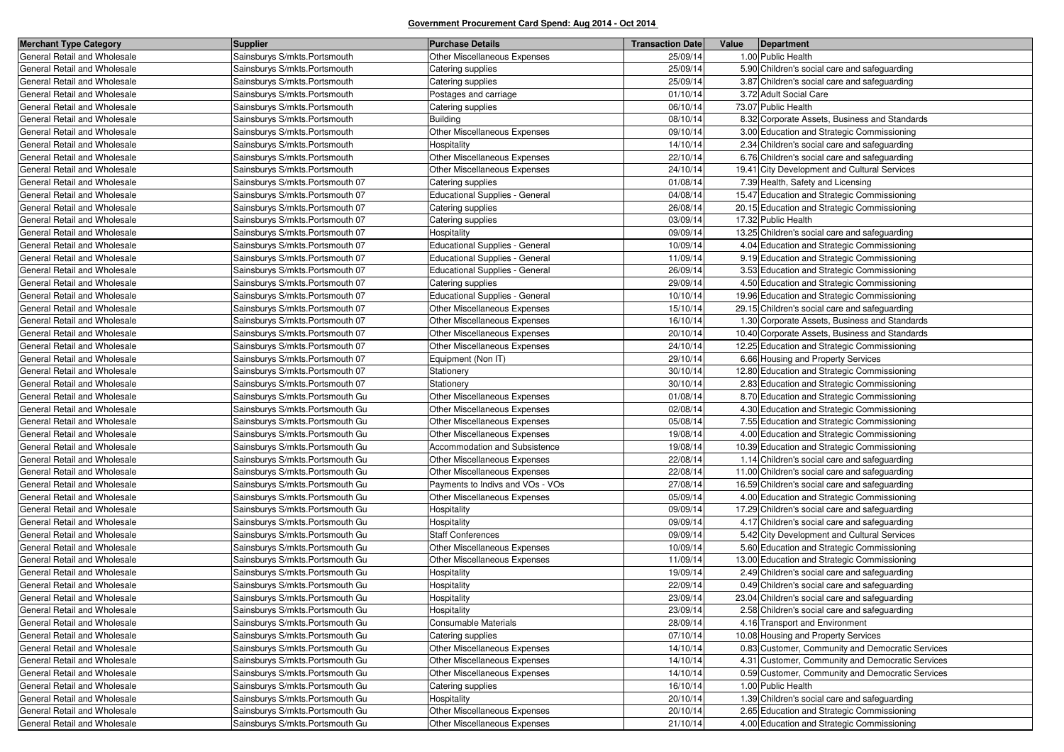## Government Procurement Card Spend: Aug 2014 - Oct 2014

| Merchant Type Category | Supplier | Purchase Details | Transaction Date | Value | Department |
|---|---|---|---|---|---|
| General Retail and Wholesale | Sainsburys S/mkts.Portsmouth | Other Miscellaneous Expenses | 25/09/14 | 1.00 | Public Health |
| General Retail and Wholesale | Sainsburys S/mkts.Portsmouth | Catering supplies | 25/09/14 | 5.90 | Children's social care and safeguarding |
| General Retail and Wholesale | Sainsburys S/mkts.Portsmouth | Catering supplies | 25/09/14 | 3.87 | Children's social care and safeguarding |
| General Retail and Wholesale | Sainsburys S/mkts.Portsmouth | Postages and carriage | 01/10/14 | 3.72 | Adult Social Care |
| General Retail and Wholesale | Sainsburys S/mkts.Portsmouth | Catering supplies | 06/10/14 | 73.07 | Public Health |
| General Retail and Wholesale | Sainsburys S/mkts.Portsmouth | Building | 08/10/14 | 8.32 | Corporate Assets, Business and Standards |
| General Retail and Wholesale | Sainsburys S/mkts.Portsmouth | Other Miscellaneous Expenses | 09/10/14 | 3.00 | Education and Strategic Commissioning |
| General Retail and Wholesale | Sainsburys S/mkts.Portsmouth | Hospitality | 14/10/14 | 2.34 | Children's social care and safeguarding |
| General Retail and Wholesale | Sainsburys S/mkts.Portsmouth | Other Miscellaneous Expenses | 22/10/14 | 6.76 | Children's social care and safeguarding |
| General Retail and Wholesale | Sainsburys S/mkts.Portsmouth | Other Miscellaneous Expenses | 24/10/14 | 19.41 | City Development and Cultural Services |
| General Retail and Wholesale | Sainsburys S/mkts.Portsmouth 07 | Catering supplies | 01/08/14 | 7.39 | Health, Safety and Licensing |
| General Retail and Wholesale | Sainsburys S/mkts.Portsmouth 07 | Educational Supplies - General | 04/08/14 | 15.47 | Education and Strategic Commissioning |
| General Retail and Wholesale | Sainsburys S/mkts.Portsmouth 07 | Catering supplies | 26/08/14 | 20.15 | Education and Strategic Commissioning |
| General Retail and Wholesale | Sainsburys S/mkts.Portsmouth 07 | Catering supplies | 03/09/14 | 17.32 | Public Health |
| General Retail and Wholesale | Sainsburys S/mkts.Portsmouth 07 | Hospitality | 09/09/14 | 13.25 | Children's social care and safeguarding |
| General Retail and Wholesale | Sainsburys S/mkts.Portsmouth 07 | Educational Supplies - General | 10/09/14 | 4.04 | Education and Strategic Commissioning |
| General Retail and Wholesale | Sainsburys S/mkts.Portsmouth 07 | Educational Supplies - General | 11/09/14 | 9.19 | Education and Strategic Commissioning |
| General Retail and Wholesale | Sainsburys S/mkts.Portsmouth 07 | Educational Supplies - General | 26/09/14 | 3.53 | Education and Strategic Commissioning |
| General Retail and Wholesale | Sainsburys S/mkts.Portsmouth 07 | Catering supplies | 29/09/14 | 4.50 | Education and Strategic Commissioning |
| General Retail and Wholesale | Sainsburys S/mkts.Portsmouth 07 | Educational Supplies - General | 10/10/14 | 19.96 | Education and Strategic Commissioning |
| General Retail and Wholesale | Sainsburys S/mkts.Portsmouth 07 | Other Miscellaneous Expenses | 15/10/14 | 29.15 | Children's social care and safeguarding |
| General Retail and Wholesale | Sainsburys S/mkts.Portsmouth 07 | Other Miscellaneous Expenses | 16/10/14 | 1.30 | Corporate Assets, Business and Standards |
| General Retail and Wholesale | Sainsburys S/mkts.Portsmouth 07 | Other Miscellaneous Expenses | 20/10/14 | 10.40 | Corporate Assets, Business and Standards |
| General Retail and Wholesale | Sainsburys S/mkts.Portsmouth 07 | Other Miscellaneous Expenses | 24/10/14 | 12.25 | Education and Strategic Commissioning |
| General Retail and Wholesale | Sainsburys S/mkts.Portsmouth 07 | Equipment (Non IT) | 29/10/14 | 6.66 | Housing and Property Services |
| General Retail and Wholesale | Sainsburys S/mkts.Portsmouth 07 | Stationery | 30/10/14 | 12.80 | Education and Strategic Commissioning |
| General Retail and Wholesale | Sainsburys S/mkts.Portsmouth 07 | Stationery | 30/10/14 | 2.83 | Education and Strategic Commissioning |
| General Retail and Wholesale | Sainsburys S/mkts.Portsmouth Gu | Other Miscellaneous Expenses | 01/08/14 | 8.70 | Education and Strategic Commissioning |
| General Retail and Wholesale | Sainsburys S/mkts.Portsmouth Gu | Other Miscellaneous Expenses | 02/08/14 | 4.30 | Education and Strategic Commissioning |
| General Retail and Wholesale | Sainsburys S/mkts.Portsmouth Gu | Other Miscellaneous Expenses | 05/08/14 | 7.55 | Education and Strategic Commissioning |
| General Retail and Wholesale | Sainsburys S/mkts.Portsmouth Gu | Other Miscellaneous Expenses | 19/08/14 | 4.00 | Education and Strategic Commissioning |
| General Retail and Wholesale | Sainsburys S/mkts.Portsmouth Gu | Accommodation and Subsistence | 19/08/14 | 10.39 | Education and Strategic Commissioning |
| General Retail and Wholesale | Sainsburys S/mkts.Portsmouth Gu | Other Miscellaneous Expenses | 22/08/14 | 1.14 | Children's social care and safeguarding |
| General Retail and Wholesale | Sainsburys S/mkts.Portsmouth Gu | Other Miscellaneous Expenses | 22/08/14 | 11.00 | Children's social care and safeguarding |
| General Retail and Wholesale | Sainsburys S/mkts.Portsmouth Gu | Payments to Indivs and VOs - VOs | 27/08/14 | 16.59 | Children's social care and safeguarding |
| General Retail and Wholesale | Sainsburys S/mkts.Portsmouth Gu | Other Miscellaneous Expenses | 05/09/14 | 4.00 | Education and Strategic Commissioning |
| General Retail and Wholesale | Sainsburys S/mkts.Portsmouth Gu | Hospitality | 09/09/14 | 17.29 | Children's social care and safeguarding |
| General Retail and Wholesale | Sainsburys S/mkts.Portsmouth Gu | Hospitality | 09/09/14 | 4.17 | Children's social care and safeguarding |
| General Retail and Wholesale | Sainsburys S/mkts.Portsmouth Gu | Staff Conferences | 09/09/14 | 5.42 | City Development and Cultural Services |
| General Retail and Wholesale | Sainsburys S/mkts.Portsmouth Gu | Other Miscellaneous Expenses | 10/09/14 | 5.60 | Education and Strategic Commissioning |
| General Retail and Wholesale | Sainsburys S/mkts.Portsmouth Gu | Other Miscellaneous Expenses | 11/09/14 | 13.00 | Education and Strategic Commissioning |
| General Retail and Wholesale | Sainsburys S/mkts.Portsmouth Gu | Hospitality | 19/09/14 | 2.49 | Children's social care and safeguarding |
| General Retail and Wholesale | Sainsburys S/mkts.Portsmouth Gu | Hospitality | 22/09/14 | 0.49 | Children's social care and safeguarding |
| General Retail and Wholesale | Sainsburys S/mkts.Portsmouth Gu | Hospitality | 23/09/14 | 23.04 | Children's social care and safeguarding |
| General Retail and Wholesale | Sainsburys S/mkts.Portsmouth Gu | Hospitality | 23/09/14 | 2.58 | Children's social care and safeguarding |
| General Retail and Wholesale | Sainsburys S/mkts.Portsmouth Gu | Consumable Materials | 28/09/14 | 4.16 | Transport and Environment |
| General Retail and Wholesale | Sainsburys S/mkts.Portsmouth Gu | Catering supplies | 07/10/14 | 10.08 | Housing and Property Services |
| General Retail and Wholesale | Sainsburys S/mkts.Portsmouth Gu | Other Miscellaneous Expenses | 14/10/14 | 0.83 | Customer, Community and Democratic Services |
| General Retail and Wholesale | Sainsburys S/mkts.Portsmouth Gu | Other Miscellaneous Expenses | 14/10/14 | 4.31 | Customer, Community and Democratic Services |
| General Retail and Wholesale | Sainsburys S/mkts.Portsmouth Gu | Other Miscellaneous Expenses | 14/10/14 | 0.59 | Customer, Community and Democratic Services |
| General Retail and Wholesale | Sainsburys S/mkts.Portsmouth Gu | Catering supplies | 16/10/14 | 1.00 | Public Health |
| General Retail and Wholesale | Sainsburys S/mkts.Portsmouth Gu | Hospitality | 20/10/14 | 1.39 | Children's social care and safeguarding |
| General Retail and Wholesale | Sainsburys S/mkts.Portsmouth Gu | Other Miscellaneous Expenses | 20/10/14 | 2.65 | Education and Strategic Commissioning |
| General Retail and Wholesale | Sainsburys S/mkts.Portsmouth Gu | Other Miscellaneous Expenses | 21/10/14 | 4.00 | Education and Strategic Commissioning |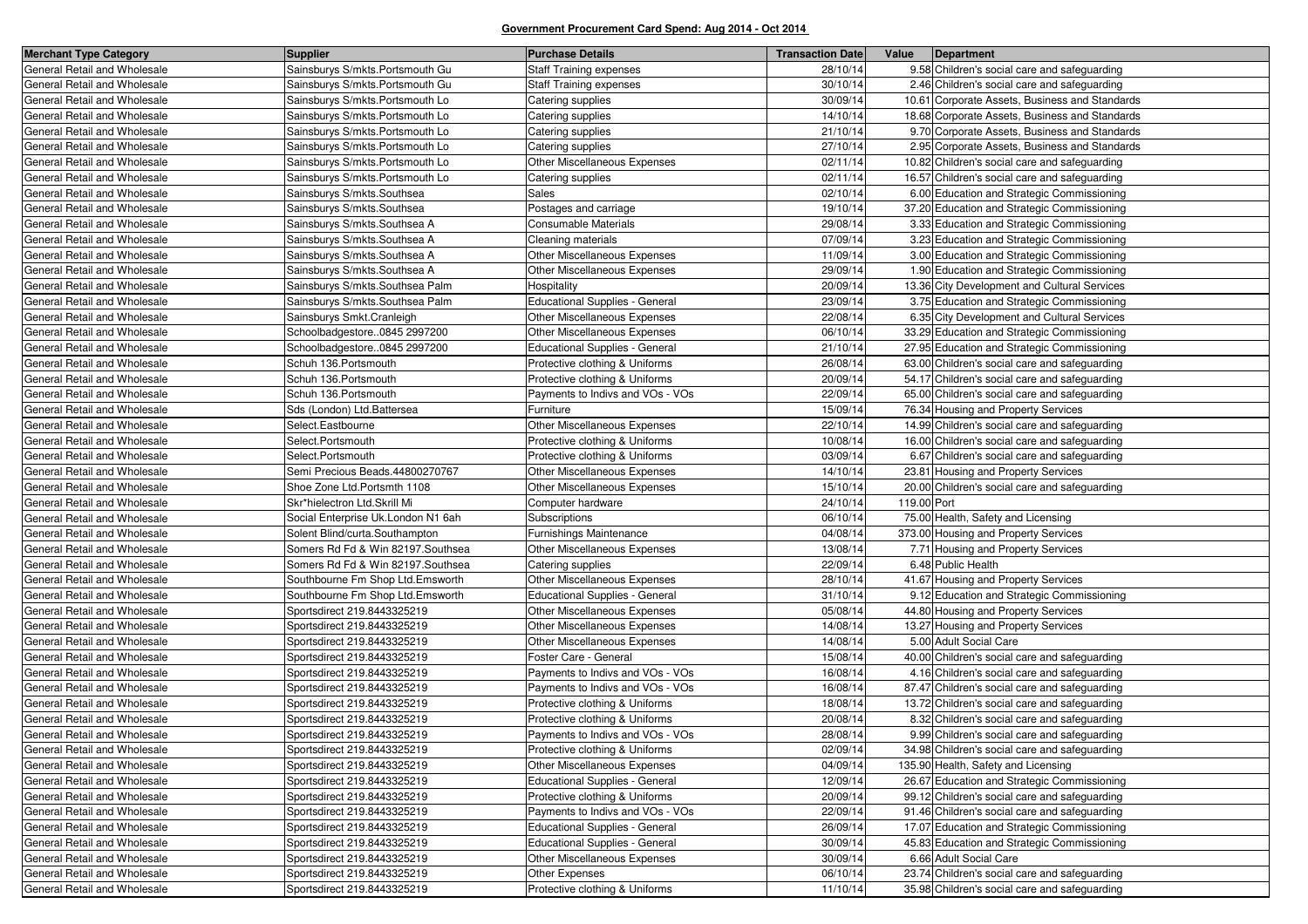**Government Procurement Card Spend: Aug 2014 - Oct 2014**

| Merchant Type Category | Supplier | Purchase Details | Transaction Date | Value | Department |
|---|---|---|---|---|---|
| General Retail and Wholesale | Sainsburys S/mkts.Portsmouth Gu | Staff Training expenses | 28/10/14 | 9.58 | Children's social care and safeguarding |
| General Retail and Wholesale | Sainsburys S/mkts.Portsmouth Gu | Staff Training expenses | 30/10/14 | 2.46 | Children's social care and safeguarding |
| General Retail and Wholesale | Sainsburys S/mkts.Portsmouth Lo | Catering supplies | 30/09/14 | 10.61 | Corporate Assets, Business and Standards |
| General Retail and Wholesale | Sainsburys S/mkts.Portsmouth Lo | Catering supplies | 14/10/14 | 18.68 | Corporate Assets, Business and Standards |
| General Retail and Wholesale | Sainsburys S/mkts.Portsmouth Lo | Catering supplies | 21/10/14 | 9.70 | Corporate Assets, Business and Standards |
| General Retail and Wholesale | Sainsburys S/mkts.Portsmouth Lo | Catering supplies | 27/10/14 | 2.95 | Corporate Assets, Business and Standards |
| General Retail and Wholesale | Sainsburys S/mkts.Portsmouth Lo | Other Miscellaneous Expenses | 02/11/14 | 10.82 | Children's social care and safeguarding |
| General Retail and Wholesale | Sainsburys S/mkts.Portsmouth Lo | Catering supplies | 02/11/14 | 16.57 | Children's social care and safeguarding |
| General Retail and Wholesale | Sainsburys S/mkts.Southsea | Sales | 02/10/14 | 6.00 | Education and Strategic Commissioning |
| General Retail and Wholesale | Sainsburys S/mkts.Southsea | Postages and carriage | 19/10/14 | 37.20 | Education and Strategic Commissioning |
| General Retail and Wholesale | Sainsburys S/mkts.Southsea A | Consumable Materials | 29/08/14 | 3.33 | Education and Strategic Commissioning |
| General Retail and Wholesale | Sainsburys S/mkts.Southsea A | Cleaning materials | 07/09/14 | 3.23 | Education and Strategic Commissioning |
| General Retail and Wholesale | Sainsburys S/mkts.Southsea A | Other Miscellaneous Expenses | 11/09/14 | 3.00 | Education and Strategic Commissioning |
| General Retail and Wholesale | Sainsburys S/mkts.Southsea A | Other Miscellaneous Expenses | 29/09/14 | 1.90 | Education and Strategic Commissioning |
| General Retail and Wholesale | Sainsburys S/mkts.Southsea Palm | Hospitality | 20/09/14 | 13.36 | City Development and Cultural Services |
| General Retail and Wholesale | Sainsburys S/mkts.Southsea Palm | Educational Supplies - General | 23/09/14 | 3.75 | Education and Strategic Commissioning |
| General Retail and Wholesale | Sainsburys Smkt.Cranleigh | Other Miscellaneous Expenses | 22/08/14 | 6.35 | City Development and Cultural Services |
| General Retail and Wholesale | Schoolbadgestore..0845 2997200 | Other Miscellaneous Expenses | 06/10/14 | 33.29 | Education and Strategic Commissioning |
| General Retail and Wholesale | Schoolbadgestore..0845 2997200 | Educational Supplies - General | 21/10/14 | 27.95 | Education and Strategic Commissioning |
| General Retail and Wholesale | Schuh 136.Portsmouth | Protective clothing & Uniforms | 26/08/14 | 63.00 | Children's social care and safeguarding |
| General Retail and Wholesale | Schuh 136.Portsmouth | Protective clothing & Uniforms | 20/09/14 | 54.17 | Children's social care and safeguarding |
| General Retail and Wholesale | Schuh 136.Portsmouth | Payments to Indivs and VOs - VOs | 22/09/14 | 65.00 | Children's social care and safeguarding |
| General Retail and Wholesale | Sds (London) Ltd.Battersea | Furniture | 15/09/14 | 76.34 | Housing and Property Services |
| General Retail and Wholesale | Select.Eastbourne | Other Miscellaneous Expenses | 22/10/14 | 14.99 | Children's social care and safeguarding |
| General Retail and Wholesale | Select.Portsmouth | Protective clothing & Uniforms | 10/08/14 | 16.00 | Children's social care and safeguarding |
| General Retail and Wholesale | Select.Portsmouth | Protective clothing & Uniforms | 03/09/14 | 6.67 | Children's social care and safeguarding |
| General Retail and Wholesale | Semi Precious Beads.44800270767 | Other Miscellaneous Expenses | 14/10/14 | 23.81 | Housing and Property Services |
| General Retail and Wholesale | Shoe Zone Ltd.Portsmth 1108 | Other Miscellaneous Expenses | 15/10/14 | 20.00 | Children's social care and safeguarding |
| General Retail and Wholesale | Skr*hielectron Ltd.Skrill Mi | Computer hardware | 24/10/14 | 119.00 | Port |
| General Retail and Wholesale | Social Enterprise Uk.London N1 6ah | Subscriptions | 06/10/14 | 75.00 | Health, Safety and Licensing |
| General Retail and Wholesale | Solent Blind/curta.Southampton | Furnishings Maintenance | 04/08/14 | 373.00 | Housing and Property Services |
| General Retail and Wholesale | Somers Rd Fd & Win 82197.Southsea | Other Miscellaneous Expenses | 13/08/14 | 7.71 | Housing and Property Services |
| General Retail and Wholesale | Somers Rd Fd & Win 82197.Southsea | Catering supplies | 22/09/14 | 6.48 | Public Health |
| General Retail and Wholesale | Southbourne Fm Shop Ltd.Emsworth | Other Miscellaneous Expenses | 28/10/14 | 41.67 | Housing and Property Services |
| General Retail and Wholesale | Southbourne Fm Shop Ltd.Emsworth | Educational Supplies - General | 31/10/14 | 9.12 | Education and Strategic Commissioning |
| General Retail and Wholesale | Sportsdirect 219.8443325219 | Other Miscellaneous Expenses | 05/08/14 | 44.80 | Housing and Property Services |
| General Retail and Wholesale | Sportsdirect 219.8443325219 | Other Miscellaneous Expenses | 14/08/14 | 13.27 | Housing and Property Services |
| General Retail and Wholesale | Sportsdirect 219.8443325219 | Other Miscellaneous Expenses | 14/08/14 | 5.00 | Adult Social Care |
| General Retail and Wholesale | Sportsdirect 219.8443325219 | Foster Care - General | 15/08/14 | 40.00 | Children's social care and safeguarding |
| General Retail and Wholesale | Sportsdirect 219.8443325219 | Payments to Indivs and VOs - VOs | 16/08/14 | 4.16 | Children's social care and safeguarding |
| General Retail and Wholesale | Sportsdirect 219.8443325219 | Payments to Indivs and VOs - VOs | 16/08/14 | 87.47 | Children's social care and safeguarding |
| General Retail and Wholesale | Sportsdirect 219.8443325219 | Protective clothing & Uniforms | 18/08/14 | 13.72 | Children's social care and safeguarding |
| General Retail and Wholesale | Sportsdirect 219.8443325219 | Protective clothing & Uniforms | 20/08/14 | 8.32 | Children's social care and safeguarding |
| General Retail and Wholesale | Sportsdirect 219.8443325219 | Payments to Indivs and VOs - VOs | 28/08/14 | 9.99 | Children's social care and safeguarding |
| General Retail and Wholesale | Sportsdirect 219.8443325219 | Protective clothing & Uniforms | 02/09/14 | 34.98 | Children's social care and safeguarding |
| General Retail and Wholesale | Sportsdirect 219.8443325219 | Other Miscellaneous Expenses | 04/09/14 | 135.90 | Health, Safety and Licensing |
| General Retail and Wholesale | Sportsdirect 219.8443325219 | Educational Supplies - General | 12/09/14 | 26.67 | Education and Strategic Commissioning |
| General Retail and Wholesale | Sportsdirect 219.8443325219 | Protective clothing & Uniforms | 20/09/14 | 99.12 | Children's social care and safeguarding |
| General Retail and Wholesale | Sportsdirect 219.8443325219 | Payments to Indivs and VOs - VOs | 22/09/14 | 91.46 | Children's social care and safeguarding |
| General Retail and Wholesale | Sportsdirect 219.8443325219 | Educational Supplies - General | 26/09/14 | 17.07 | Education and Strategic Commissioning |
| General Retail and Wholesale | Sportsdirect 219.8443325219 | Educational Supplies - General | 30/09/14 | 45.83 | Education and Strategic Commissioning |
| General Retail and Wholesale | Sportsdirect 219.8443325219 | Other Miscellaneous Expenses | 30/09/14 | 6.66 | Adult Social Care |
| General Retail and Wholesale | Sportsdirect 219.8443325219 | Other Expenses | 06/10/14 | 23.74 | Children's social care and safeguarding |
| General Retail and Wholesale | Sportsdirect 219.8443325219 | Protective clothing & Uniforms | 11/10/14 | 35.98 | Children's social care and safeguarding |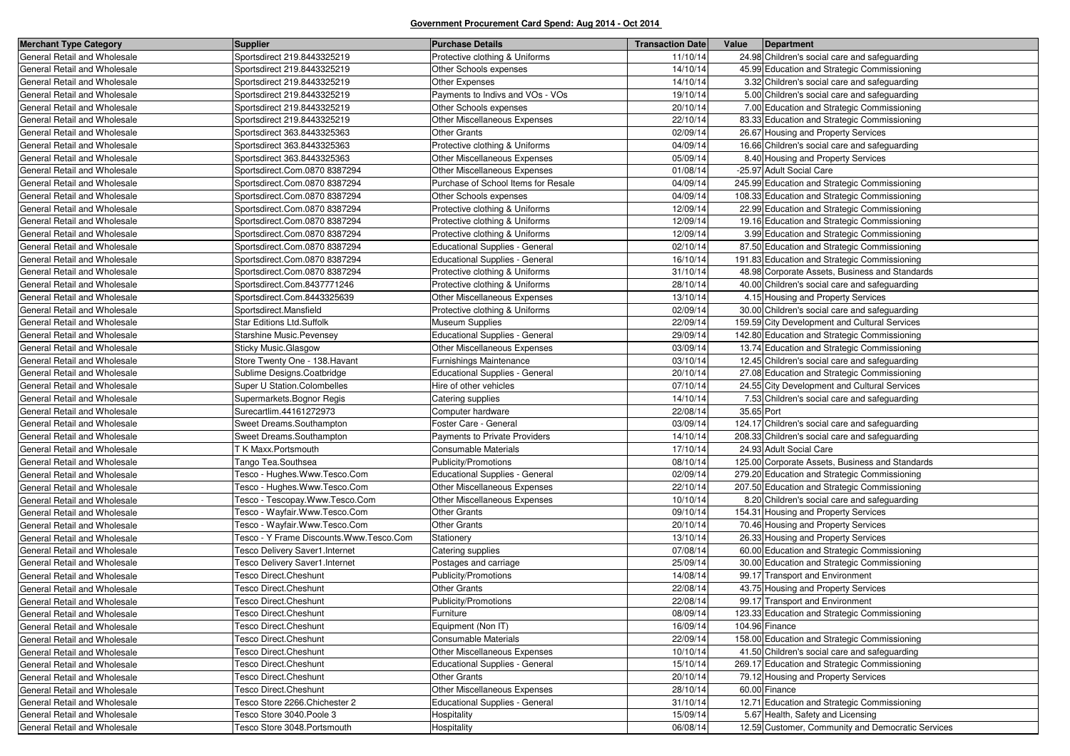**Government Procurement Card Spend: Aug 2014 - Oct 2014**

| Merchant Type Category | Supplier | Purchase Details | Transaction Date | Value | Department |
|---|---|---|---|---|---|
| General Retail and Wholesale | Sportsdirect 219.8443325219 | Protective clothing & Uniforms | 11/10/14 | 24.98 | Children's social care and safeguarding |
| General Retail and Wholesale | Sportsdirect 219.8443325219 | Other Schools expenses | 14/10/14 | 45.99 | Education and Strategic Commissioning |
| General Retail and Wholesale | Sportsdirect 219.8443325219 | Other Expenses | 14/10/14 | 3.32 | Children's social care and safeguarding |
| General Retail and Wholesale | Sportsdirect 219.8443325219 | Payments to Indivs and VOs - VOs | 19/10/14 | 5.00 | Children's social care and safeguarding |
| General Retail and Wholesale | Sportsdirect 219.8443325219 | Other Schools expenses | 20/10/14 | 7.00 | Education and Strategic Commissioning |
| General Retail and Wholesale | Sportsdirect 219.8443325219 | Other Miscellaneous Expenses | 22/10/14 | 83.33 | Education and Strategic Commissioning |
| General Retail and Wholesale | Sportsdirect 363.8443325363 | Other Grants | 02/09/14 | 26.67 | Housing and Property Services |
| General Retail and Wholesale | Sportsdirect 363.8443325363 | Protective clothing & Uniforms | 04/09/14 | 16.66 | Children's social care and safeguarding |
| General Retail and Wholesale | Sportsdirect 363.8443325363 | Other Miscellaneous Expenses | 05/09/14 | 8.40 | Housing and Property Services |
| General Retail and Wholesale | Sportsdirect.Com.0870 8387294 | Other Miscellaneous Expenses | 01/08/14 | -25.97 | Adult Social Care |
| General Retail and Wholesale | Sportsdirect.Com.0870 8387294 | Purchase of School Items for Resale | 04/09/14 | 245.99 | Education and Strategic Commissioning |
| General Retail and Wholesale | Sportsdirect.Com.0870 8387294 | Other Schools expenses | 04/09/14 | 108.33 | Education and Strategic Commissioning |
| General Retail and Wholesale | Sportsdirect.Com.0870 8387294 | Protective clothing & Uniforms | 12/09/14 | 22.99 | Education and Strategic Commissioning |
| General Retail and Wholesale | Sportsdirect.Com.0870 8387294 | Protective clothing & Uniforms | 12/09/14 | 19.16 | Education and Strategic Commissioning |
| General Retail and Wholesale | Sportsdirect.Com.0870 8387294 | Protective clothing & Uniforms | 12/09/14 | 3.99 | Education and Strategic Commissioning |
| General Retail and Wholesale | Sportsdirect.Com.0870 8387294 | Educational Supplies - General | 02/10/14 | 87.50 | Education and Strategic Commissioning |
| General Retail and Wholesale | Sportsdirect.Com.0870 8387294 | Educational Supplies - General | 16/10/14 | 191.83 | Education and Strategic Commissioning |
| General Retail and Wholesale | Sportsdirect.Com.0870 8387294 | Protective clothing & Uniforms | 31/10/14 | 48.98 | Corporate Assets, Business and Standards |
| General Retail and Wholesale | Sportsdirect.Com.8437771246 | Protective clothing & Uniforms | 28/10/14 | 40.00 | Children's social care and safeguarding |
| General Retail and Wholesale | Sportsdirect.Com.8443325639 | Other Miscellaneous Expenses | 13/10/14 | 4.15 | Housing and Property Services |
| General Retail and Wholesale | Sportsdirect.Mansfield | Protective clothing & Uniforms | 02/09/14 | 30.00 | Children's social care and safeguarding |
| General Retail and Wholesale | Star Editions Ltd.Suffolk | Museum Supplies | 22/09/14 | 159.59 | City Development and Cultural Services |
| General Retail and Wholesale | Starshine Music.Pevensey | Educational Supplies - General | 29/09/14 | 142.80 | Education and Strategic Commissioning |
| General Retail and Wholesale | Sticky Music.Glasgow | Other Miscellaneous Expenses | 03/09/14 | 13.74 | Education and Strategic Commissioning |
| General Retail and Wholesale | Store Twenty One - 138.Havant | Furnishings Maintenance | 03/10/14 | 12.45 | Children's social care and safeguarding |
| General Retail and Wholesale | Sublime Designs.Coatbridge | Educational Supplies - General | 20/10/14 | 27.08 | Education and Strategic Commissioning |
| General Retail and Wholesale | Super U Station.Colombelles | Hire of other vehicles | 07/10/14 | 24.55 | City Development and Cultural Services |
| General Retail and Wholesale | Supermarkets.Bognor Regis | Catering supplies | 14/10/14 | 7.53 | Children's social care and safeguarding |
| General Retail and Wholesale | Surecartlim.44161272973 | Computer hardware | 22/08/14 | 35.65 | Port |
| General Retail and Wholesale | Sweet Dreams.Southampton | Foster Care - General | 03/09/14 | 124.17 | Children's social care and safeguarding |
| General Retail and Wholesale | Sweet Dreams.Southampton | Payments to Private Providers | 14/10/14 | 208.33 | Children's social care and safeguarding |
| General Retail and Wholesale | T K Maxx.Portsmouth | Consumable Materials | 17/10/14 | 24.93 | Adult Social Care |
| General Retail and Wholesale | Tango Tea.Southsea | Publicity/Promotions | 08/10/14 | 125.00 | Corporate Assets, Business and Standards |
| General Retail and Wholesale | Tesco - Hughes.Www.Tesco.Com | Educational Supplies - General | 02/09/14 | 279.20 | Education and Strategic Commissioning |
| General Retail and Wholesale | Tesco - Hughes.Www.Tesco.Com | Other Miscellaneous Expenses | 22/10/14 | 207.50 | Education and Strategic Commissioning |
| General Retail and Wholesale | Tesco - Tescopay.Www.Tesco.Com | Other Miscellaneous Expenses | 10/10/14 | 8.20 | Children's social care and safeguarding |
| General Retail and Wholesale | Tesco - Wayfair.Www.Tesco.Com | Other Grants | 09/10/14 | 154.31 | Housing and Property Services |
| General Retail and Wholesale | Tesco - Wayfair.Www.Tesco.Com | Other Grants | 20/10/14 | 70.46 | Housing and Property Services |
| General Retail and Wholesale | Tesco - Y Frame Discounts.Www.Tesco.Com | Stationery | 13/10/14 | 26.33 | Housing and Property Services |
| General Retail and Wholesale | Tesco Delivery Saver1.Internet | Catering supplies | 07/08/14 | 60.00 | Education and Strategic Commissioning |
| General Retail and Wholesale | Tesco Delivery Saver1.Internet | Postages and carriage | 25/09/14 | 30.00 | Education and Strategic Commissioning |
| General Retail and Wholesale | Tesco Direct.Cheshunt | Publicity/Promotions | 14/08/14 | 99.17 | Transport and Environment |
| General Retail and Wholesale | Tesco Direct.Cheshunt | Other Grants | 22/08/14 | 43.75 | Housing and Property Services |
| General Retail and Wholesale | Tesco Direct.Cheshunt | Publicity/Promotions | 22/08/14 | 99.17 | Transport and Environment |
| General Retail and Wholesale | Tesco Direct.Cheshunt | Furniture | 08/09/14 | 123.33 | Education and Strategic Commissioning |
| General Retail and Wholesale | Tesco Direct.Cheshunt | Equipment (Non IT) | 16/09/14 | 104.96 | Finance |
| General Retail and Wholesale | Tesco Direct.Cheshunt | Consumable Materials | 22/09/14 | 158.00 | Education and Strategic Commissioning |
| General Retail and Wholesale | Tesco Direct.Cheshunt | Other Miscellaneous Expenses | 10/10/14 | 41.50 | Children's social care and safeguarding |
| General Retail and Wholesale | Tesco Direct.Cheshunt | Educational Supplies - General | 15/10/14 | 269.17 | Education and Strategic Commissioning |
| General Retail and Wholesale | Tesco Direct.Cheshunt | Other Grants | 20/10/14 | 79.12 | Housing and Property Services |
| General Retail and Wholesale | Tesco Direct.Cheshunt | Other Miscellaneous Expenses | 28/10/14 | 60.00 | Finance |
| General Retail and Wholesale | Tesco Store 2266.Chichester 2 | Educational Supplies - General | 31/10/14 | 12.71 | Education and Strategic Commissioning |
| General Retail and Wholesale | Tesco Store 3040.Poole 3 | Hospitality | 15/09/14 | 5.67 | Health, Safety and Licensing |
| General Retail and Wholesale | Tesco Store 3048.Portsmouth | Hospitality | 06/08/14 | 12.59 | Customer, Community and Democratic Services |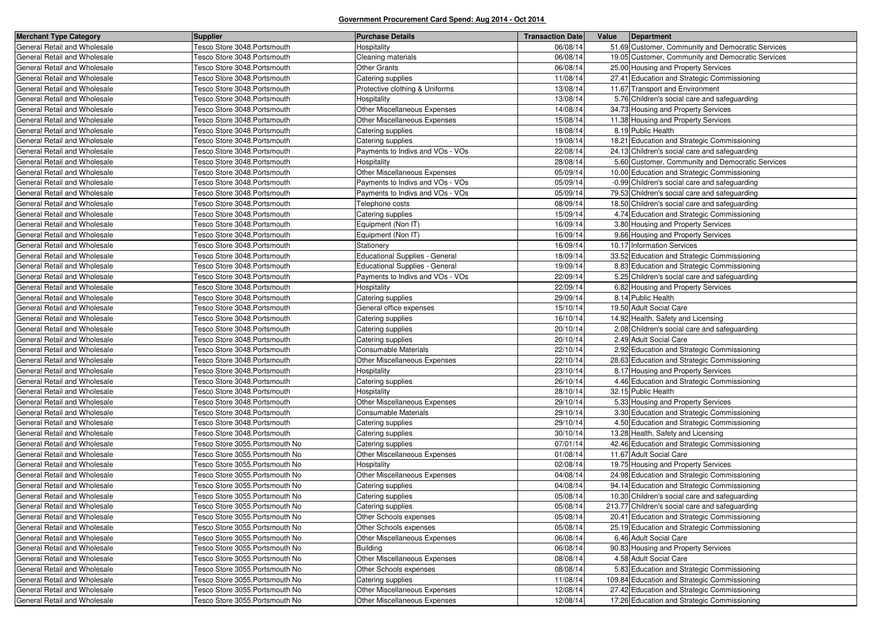**Government Procurement Card Spend: Aug 2014 - Oct 2014**

| Merchant Type Category | Supplier | Purchase Details | Transaction Date | Value | Department |
|---|---|---|---|---|---|
| General Retail and Wholesale | Tesco Store 3048.Portsmouth | Hospitality | 06/08/14 | 51.69 | Customer, Community and Democratic Services |
| General Retail and Wholesale | Tesco Store 3048.Portsmouth | Cleaning materials | 06/08/14 | 19.05 | Customer, Community and Democratic Services |
| General Retail and Wholesale | Tesco Store 3048.Portsmouth | Other Grants | 06/08/14 | 25.00 | Housing and Property Services |
| General Retail and Wholesale | Tesco Store 3048.Portsmouth | Catering supplies | 11/08/14 | 27.41 | Education and Strategic Commissioning |
| General Retail and Wholesale | Tesco Store 3048.Portsmouth | Protective clothing & Uniforms | 13/08/14 | 11.67 | Transport and Environment |
| General Retail and Wholesale | Tesco Store 3048.Portsmouth | Hospitality | 13/08/14 | 5.76 | Children's social care and safeguarding |
| General Retail and Wholesale | Tesco Store 3048.Portsmouth | Other Miscellaneous Expenses | 14/08/14 | 34.73 | Housing and Property Services |
| General Retail and Wholesale | Tesco Store 3048.Portsmouth | Other Miscellaneous Expenses | 15/08/14 | 11.38 | Housing and Property Services |
| General Retail and Wholesale | Tesco Store 3048.Portsmouth | Catering supplies | 18/08/14 | 8.19 | Public Health |
| General Retail and Wholesale | Tesco Store 3048.Portsmouth | Catering supplies | 19/08/14 | 18.21 | Education and Strategic Commissioning |
| General Retail and Wholesale | Tesco Store 3048.Portsmouth | Payments to Indivs and VOs - VOs | 22/08/14 | 24.13 | Children's social care and safeguarding |
| General Retail and Wholesale | Tesco Store 3048.Portsmouth | Hospitality | 28/08/14 | 5.60 | Customer, Community and Democratic Services |
| General Retail and Wholesale | Tesco Store 3048.Portsmouth | Other Miscellaneous Expenses | 05/09/14 | 10.00 | Education and Strategic Commissioning |
| General Retail and Wholesale | Tesco Store 3048.Portsmouth | Payments to Indivs and VOs - VOs | 05/09/14 | -0.99 | Children's social care and safeguarding |
| General Retail and Wholesale | Tesco Store 3048.Portsmouth | Payments to Indivs and VOs - VOs | 05/09/14 | 79.53 | Children's social care and safeguarding |
| General Retail and Wholesale | Tesco Store 3048.Portsmouth | Telephone costs | 08/09/14 | 18.50 | Children's social care and safeguarding |
| General Retail and Wholesale | Tesco Store 3048.Portsmouth | Catering supplies | 15/09/14 | 4.74 | Education and Strategic Commissioning |
| General Retail and Wholesale | Tesco Store 3048.Portsmouth | Equipment (Non IT) | 16/09/14 | 3.80 | Housing and Property Services |
| General Retail and Wholesale | Tesco Store 3048.Portsmouth | Equipment (Non IT) | 16/09/14 | 9.66 | Housing and Property Services |
| General Retail and Wholesale | Tesco Store 3048.Portsmouth | Stationery | 16/09/14 | 10.17 | Information Services |
| General Retail and Wholesale | Tesco Store 3048.Portsmouth | Educational Supplies - General | 18/09/14 | 33.52 | Education and Strategic Commissioning |
| General Retail and Wholesale | Tesco Store 3048.Portsmouth | Educational Supplies - General | 19/09/14 | 8.83 | Education and Strategic Commissioning |
| General Retail and Wholesale | Tesco Store 3048.Portsmouth | Payments to Indivs and VOs - VOs | 22/09/14 | 5.25 | Children's social care and safeguarding |
| General Retail and Wholesale | Tesco Store 3048.Portsmouth | Hospitality | 22/09/14 | 6.82 | Housing and Property Services |
| General Retail and Wholesale | Tesco Store 3048.Portsmouth | Catering supplies | 29/09/14 | 8.14 | Public Health |
| General Retail and Wholesale | Tesco Store 3048.Portsmouth | General office expenses | 15/10/14 | 19.50 | Adult Social Care |
| General Retail and Wholesale | Tesco Store 3048.Portsmouth | Catering supplies | 16/10/14 | 14.92 | Health, Safety and Licensing |
| General Retail and Wholesale | Tesco Store 3048.Portsmouth | Catering supplies | 20/10/14 | 2.08 | Children's social care and safeguarding |
| General Retail and Wholesale | Tesco Store 3048.Portsmouth | Catering supplies | 20/10/14 | 2.49 | Adult Social Care |
| General Retail and Wholesale | Tesco Store 3048.Portsmouth | Consumable Materials | 22/10/14 | 2.92 | Education and Strategic Commissioning |
| General Retail and Wholesale | Tesco Store 3048.Portsmouth | Other Miscellaneous Expenses | 22/10/14 | 28.63 | Education and Strategic Commissioning |
| General Retail and Wholesale | Tesco Store 3048.Portsmouth | Hospitality | 23/10/14 | 8.17 | Housing and Property Services |
| General Retail and Wholesale | Tesco Store 3048.Portsmouth | Catering supplies | 26/10/14 | 4.46 | Education and Strategic Commissioning |
| General Retail and Wholesale | Tesco Store 3048.Portsmouth | Hospitality | 28/10/14 | 32.15 | Public Health |
| General Retail and Wholesale | Tesco Store 3048.Portsmouth | Other Miscellaneous Expenses | 29/10/14 | 5.33 | Housing and Property Services |
| General Retail and Wholesale | Tesco Store 3048.Portsmouth | Consumable Materials | 29/10/14 | 3.30 | Education and Strategic Commissioning |
| General Retail and Wholesale | Tesco Store 3048.Portsmouth | Catering supplies | 29/10/14 | 4.50 | Education and Strategic Commissioning |
| General Retail and Wholesale | Tesco Store 3048.Portsmouth | Catering supplies | 30/10/14 | 13.28 | Health, Safety and Licensing |
| General Retail and Wholesale | Tesco Store 3055.Portsmouth No | Catering supplies | 07/01/14 | 42.46 | Education and Strategic Commissioning |
| General Retail and Wholesale | Tesco Store 3055.Portsmouth No | Other Miscellaneous Expenses | 01/08/14 | 11.67 | Adult Social Care |
| General Retail and Wholesale | Tesco Store 3055.Portsmouth No | Hospitality | 02/08/14 | 19.75 | Housing and Property Services |
| General Retail and Wholesale | Tesco Store 3055.Portsmouth No | Other Miscellaneous Expenses | 04/08/14 | 24.98 | Education and Strategic Commissioning |
| General Retail and Wholesale | Tesco Store 3055.Portsmouth No | Catering supplies | 04/08/14 | 94.14 | Education and Strategic Commissioning |
| General Retail and Wholesale | Tesco Store 3055.Portsmouth No | Catering supplies | 05/08/14 | 10.30 | Children's social care and safeguarding |
| General Retail and Wholesale | Tesco Store 3055.Portsmouth No | Catering supplies | 05/08/14 | 213.77 | Children's social care and safeguarding |
| General Retail and Wholesale | Tesco Store 3055.Portsmouth No | Other Schools expenses | 05/08/14 | 20.41 | Education and Strategic Commissioning |
| General Retail and Wholesale | Tesco Store 3055.Portsmouth No | Other Schools expenses | 05/08/14 | 25.19 | Education and Strategic Commissioning |
| General Retail and Wholesale | Tesco Store 3055.Portsmouth No | Other Miscellaneous Expenses | 06/08/14 | 6.46 | Adult Social Care |
| General Retail and Wholesale | Tesco Store 3055.Portsmouth No | Building | 06/08/14 | 90.83 | Housing and Property Services |
| General Retail and Wholesale | Tesco Store 3055.Portsmouth No | Other Miscellaneous Expenses | 08/08/14 | 4.58 | Adult Social Care |
| General Retail and Wholesale | Tesco Store 3055.Portsmouth No | Other Schools expenses | 08/08/14 | 5.83 | Education and Strategic Commissioning |
| General Retail and Wholesale | Tesco Store 3055.Portsmouth No | Catering supplies | 11/08/14 | 109.84 | Education and Strategic Commissioning |
| General Retail and Wholesale | Tesco Store 3055.Portsmouth No | Other Miscellaneous Expenses | 12/08/14 | 27.42 | Education and Strategic Commissioning |
| General Retail and Wholesale | Tesco Store 3055.Portsmouth No | Other Miscellaneous Expenses | 12/08/14 | 17.26 | Education and Strategic Commissioning |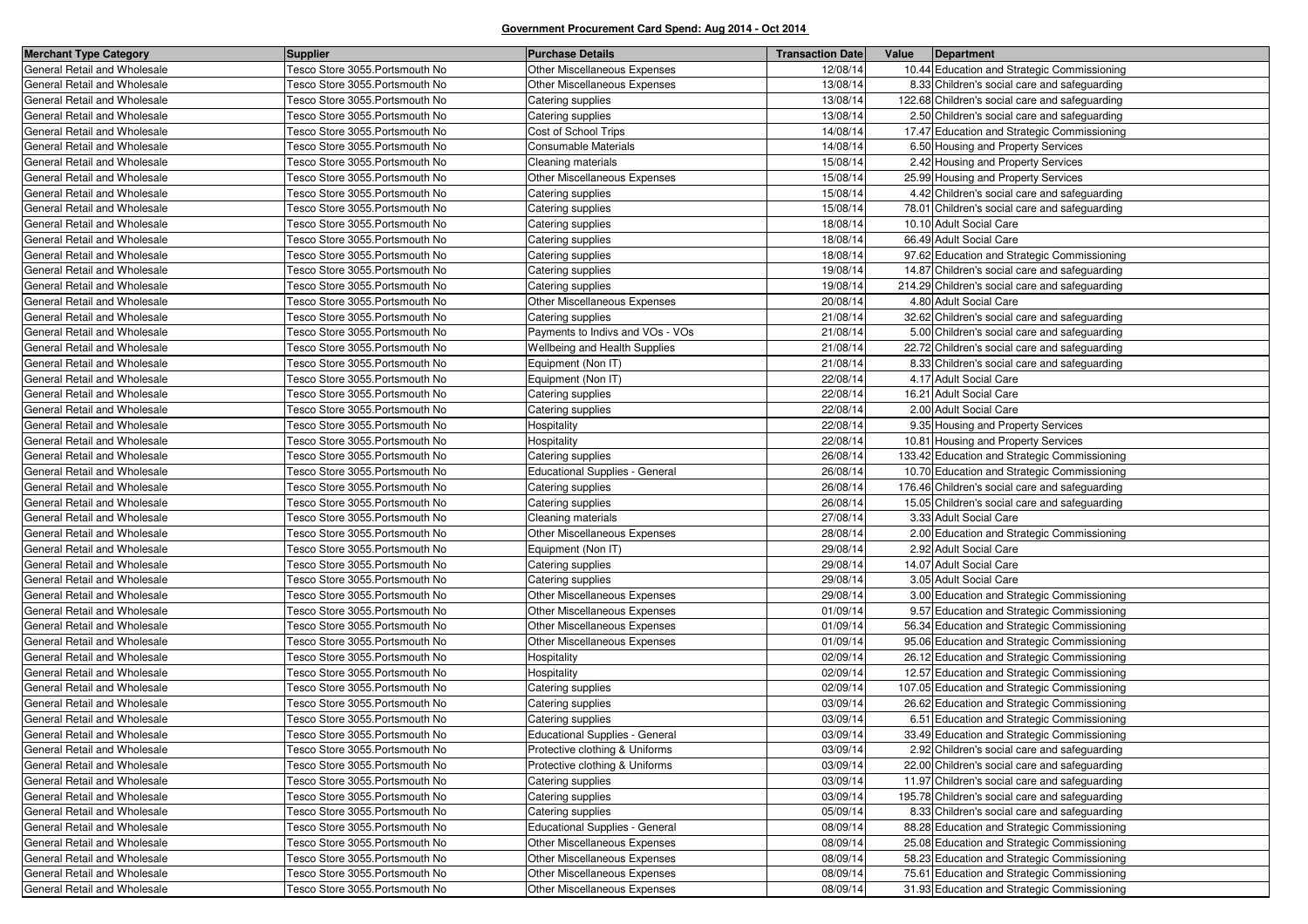**Government Procurement Card Spend: Aug 2014 - Oct 2014**

| Merchant Type Category | Supplier | Purchase Details | Transaction Date | Value | Department |
|---|---|---|---|---|---|
| General Retail and Wholesale | Tesco Store 3055.Portsmouth No | Other Miscellaneous Expenses | 12/08/14 | 10.44 | Education and Strategic Commissioning |
| General Retail and Wholesale | Tesco Store 3055.Portsmouth No | Other Miscellaneous Expenses | 13/08/14 | 8.33 | Children's social care and safeguarding |
| General Retail and Wholesale | Tesco Store 3055.Portsmouth No | Catering supplies | 13/08/14 | 122.68 | Children's social care and safeguarding |
| General Retail and Wholesale | Tesco Store 3055.Portsmouth No | Catering supplies | 13/08/14 | 2.50 | Children's social care and safeguarding |
| General Retail and Wholesale | Tesco Store 3055.Portsmouth No | Cost of School Trips | 14/08/14 | 17.47 | Education and Strategic Commissioning |
| General Retail and Wholesale | Tesco Store 3055.Portsmouth No | Consumable Materials | 14/08/14 | 6.50 | Housing and Property Services |
| General Retail and Wholesale | Tesco Store 3055.Portsmouth No | Cleaning materials | 15/08/14 | 2.42 | Housing and Property Services |
| General Retail and Wholesale | Tesco Store 3055.Portsmouth No | Other Miscellaneous Expenses | 15/08/14 | 25.99 | Housing and Property Services |
| General Retail and Wholesale | Tesco Store 3055.Portsmouth No | Catering supplies | 15/08/14 | 4.42 | Children's social care and safeguarding |
| General Retail and Wholesale | Tesco Store 3055.Portsmouth No | Catering supplies | 15/08/14 | 78.01 | Children's social care and safeguarding |
| General Retail and Wholesale | Tesco Store 3055.Portsmouth No | Catering supplies | 18/08/14 | 10.10 | Adult Social Care |
| General Retail and Wholesale | Tesco Store 3055.Portsmouth No | Catering supplies | 18/08/14 | 66.49 | Adult Social Care |
| General Retail and Wholesale | Tesco Store 3055.Portsmouth No | Catering supplies | 18/08/14 | 97.62 | Education and Strategic Commissioning |
| General Retail and Wholesale | Tesco Store 3055.Portsmouth No | Catering supplies | 19/08/14 | 14.87 | Children's social care and safeguarding |
| General Retail and Wholesale | Tesco Store 3055.Portsmouth No | Catering supplies | 19/08/14 | 214.29 | Children's social care and safeguarding |
| General Retail and Wholesale | Tesco Store 3055.Portsmouth No | Other Miscellaneous Expenses | 20/08/14 | 4.80 | Adult Social Care |
| General Retail and Wholesale | Tesco Store 3055.Portsmouth No | Catering supplies | 21/08/14 | 32.62 | Children's social care and safeguarding |
| General Retail and Wholesale | Tesco Store 3055.Portsmouth No | Payments to Indivs and VOs - VOs | 21/08/14 | 5.00 | Children's social care and safeguarding |
| General Retail and Wholesale | Tesco Store 3055.Portsmouth No | Wellbeing and Health Supplies | 21/08/14 | 22.72 | Children's social care and safeguarding |
| General Retail and Wholesale | Tesco Store 3055.Portsmouth No | Equipment (Non IT) | 21/08/14 | 8.33 | Children's social care and safeguarding |
| General Retail and Wholesale | Tesco Store 3055.Portsmouth No | Equipment (Non IT) | 22/08/14 | 4.17 | Adult Social Care |
| General Retail and Wholesale | Tesco Store 3055.Portsmouth No | Catering supplies | 22/08/14 | 16.21 | Adult Social Care |
| General Retail and Wholesale | Tesco Store 3055.Portsmouth No | Catering supplies | 22/08/14 | 2.00 | Adult Social Care |
| General Retail and Wholesale | Tesco Store 3055.Portsmouth No | Hospitality | 22/08/14 | 9.35 | Housing and Property Services |
| General Retail and Wholesale | Tesco Store 3055.Portsmouth No | Hospitality | 22/08/14 | 10.81 | Housing and Property Services |
| General Retail and Wholesale | Tesco Store 3055.Portsmouth No | Catering supplies | 26/08/14 | 133.42 | Education and Strategic Commissioning |
| General Retail and Wholesale | Tesco Store 3055.Portsmouth No | Educational Supplies - General | 26/08/14 | 10.70 | Education and Strategic Commissioning |
| General Retail and Wholesale | Tesco Store 3055.Portsmouth No | Catering supplies | 26/08/14 | 176.46 | Children's social care and safeguarding |
| General Retail and Wholesale | Tesco Store 3055.Portsmouth No | Catering supplies | 26/08/14 | 15.05 | Children's social care and safeguarding |
| General Retail and Wholesale | Tesco Store 3055.Portsmouth No | Cleaning materials | 27/08/14 | 3.33 | Adult Social Care |
| General Retail and Wholesale | Tesco Store 3055.Portsmouth No | Other Miscellaneous Expenses | 28/08/14 | 2.00 | Education and Strategic Commissioning |
| General Retail and Wholesale | Tesco Store 3055.Portsmouth No | Equipment (Non IT) | 29/08/14 | 2.92 | Adult Social Care |
| General Retail and Wholesale | Tesco Store 3055.Portsmouth No | Catering supplies | 29/08/14 | 14.07 | Adult Social Care |
| General Retail and Wholesale | Tesco Store 3055.Portsmouth No | Catering supplies | 29/08/14 | 3.05 | Adult Social Care |
| General Retail and Wholesale | Tesco Store 3055.Portsmouth No | Other Miscellaneous Expenses | 29/08/14 | 3.00 | Education and Strategic Commissioning |
| General Retail and Wholesale | Tesco Store 3055.Portsmouth No | Other Miscellaneous Expenses | 01/09/14 | 9.57 | Education and Strategic Commissioning |
| General Retail and Wholesale | Tesco Store 3055.Portsmouth No | Other Miscellaneous Expenses | 01/09/14 | 56.34 | Education and Strategic Commissioning |
| General Retail and Wholesale | Tesco Store 3055.Portsmouth No | Other Miscellaneous Expenses | 01/09/14 | 95.06 | Education and Strategic Commissioning |
| General Retail and Wholesale | Tesco Store 3055.Portsmouth No | Hospitality | 02/09/14 | 26.12 | Education and Strategic Commissioning |
| General Retail and Wholesale | Tesco Store 3055.Portsmouth No | Hospitality | 02/09/14 | 12.57 | Education and Strategic Commissioning |
| General Retail and Wholesale | Tesco Store 3055.Portsmouth No | Catering supplies | 02/09/14 | 107.05 | Education and Strategic Commissioning |
| General Retail and Wholesale | Tesco Store 3055.Portsmouth No | Catering supplies | 03/09/14 | 26.62 | Education and Strategic Commissioning |
| General Retail and Wholesale | Tesco Store 3055.Portsmouth No | Catering supplies | 03/09/14 | 6.51 | Education and Strategic Commissioning |
| General Retail and Wholesale | Tesco Store 3055.Portsmouth No | Educational Supplies - General | 03/09/14 | 33.49 | Education and Strategic Commissioning |
| General Retail and Wholesale | Tesco Store 3055.Portsmouth No | Protective clothing & Uniforms | 03/09/14 | 2.92 | Children's social care and safeguarding |
| General Retail and Wholesale | Tesco Store 3055.Portsmouth No | Protective clothing & Uniforms | 03/09/14 | 22.00 | Children's social care and safeguarding |
| General Retail and Wholesale | Tesco Store 3055.Portsmouth No | Catering supplies | 03/09/14 | 11.97 | Children's social care and safeguarding |
| General Retail and Wholesale | Tesco Store 3055.Portsmouth No | Catering supplies | 03/09/14 | 195.78 | Children's social care and safeguarding |
| General Retail and Wholesale | Tesco Store 3055.Portsmouth No | Catering supplies | 05/09/14 | 8.33 | Children's social care and safeguarding |
| General Retail and Wholesale | Tesco Store 3055.Portsmouth No | Educational Supplies - General | 08/09/14 | 88.28 | Education and Strategic Commissioning |
| General Retail and Wholesale | Tesco Store 3055.Portsmouth No | Other Miscellaneous Expenses | 08/09/14 | 25.08 | Education and Strategic Commissioning |
| General Retail and Wholesale | Tesco Store 3055.Portsmouth No | Other Miscellaneous Expenses | 08/09/14 | 58.23 | Education and Strategic Commissioning |
| General Retail and Wholesale | Tesco Store 3055.Portsmouth No | Other Miscellaneous Expenses | 08/09/14 | 75.61 | Education and Strategic Commissioning |
| General Retail and Wholesale | Tesco Store 3055.Portsmouth No | Other Miscellaneous Expenses | 08/09/14 | 31.93 | Education and Strategic Commissioning |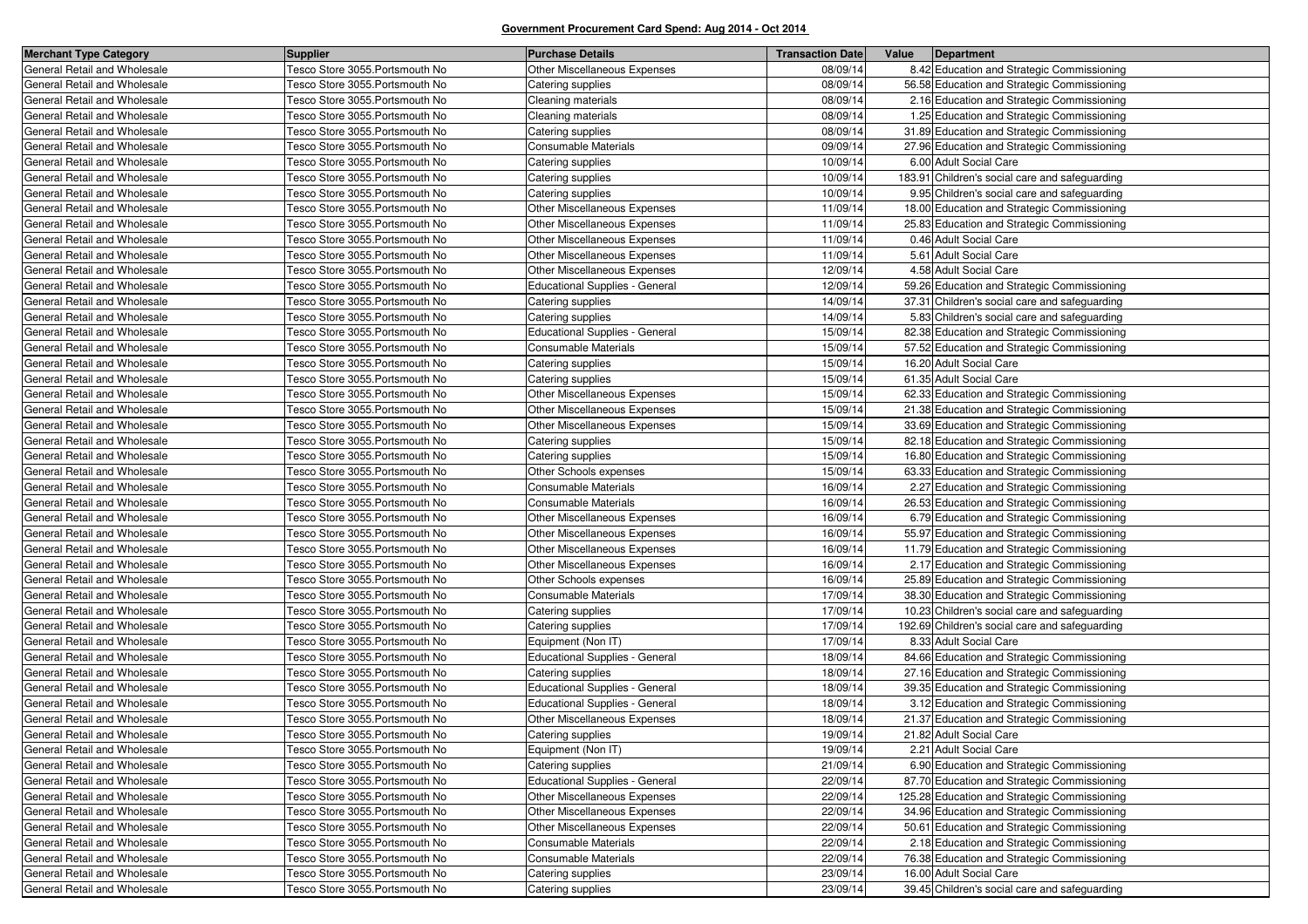**Government Procurement Card Spend: Aug 2014 - Oct 2014**

| Merchant Type Category | Supplier | Purchase Details | Transaction Date | Value | Department |
|---|---|---|---|---|---|
| General Retail and Wholesale | Tesco Store 3055.Portsmouth No | Other Miscellaneous Expenses | 08/09/14 | 8.42 | Education and Strategic Commissioning |
| General Retail and Wholesale | Tesco Store 3055.Portsmouth No | Catering supplies | 08/09/14 | 56.58 | Education and Strategic Commissioning |
| General Retail and Wholesale | Tesco Store 3055.Portsmouth No | Cleaning materials | 08/09/14 | 2.16 | Education and Strategic Commissioning |
| General Retail and Wholesale | Tesco Store 3055.Portsmouth No | Cleaning materials | 08/09/14 | 1.25 | Education and Strategic Commissioning |
| General Retail and Wholesale | Tesco Store 3055.Portsmouth No | Catering supplies | 08/09/14 | 31.89 | Education and Strategic Commissioning |
| General Retail and Wholesale | Tesco Store 3055.Portsmouth No | Consumable Materials | 09/09/14 | 27.96 | Education and Strategic Commissioning |
| General Retail and Wholesale | Tesco Store 3055.Portsmouth No | Catering supplies | 10/09/14 | 6.00 | Adult Social Care |
| General Retail and Wholesale | Tesco Store 3055.Portsmouth No | Catering supplies | 10/09/14 | 183.91 | Children's social care and safeguarding |
| General Retail and Wholesale | Tesco Store 3055.Portsmouth No | Catering supplies | 10/09/14 | 9.95 | Children's social care and safeguarding |
| General Retail and Wholesale | Tesco Store 3055.Portsmouth No | Other Miscellaneous Expenses | 11/09/14 | 18.00 | Education and Strategic Commissioning |
| General Retail and Wholesale | Tesco Store 3055.Portsmouth No | Other Miscellaneous Expenses | 11/09/14 | 25.83 | Education and Strategic Commissioning |
| General Retail and Wholesale | Tesco Store 3055.Portsmouth No | Other Miscellaneous Expenses | 11/09/14 | 0.46 | Adult Social Care |
| General Retail and Wholesale | Tesco Store 3055.Portsmouth No | Other Miscellaneous Expenses | 11/09/14 | 5.61 | Adult Social Care |
| General Retail and Wholesale | Tesco Store 3055.Portsmouth No | Other Miscellaneous Expenses | 12/09/14 | 4.58 | Adult Social Care |
| General Retail and Wholesale | Tesco Store 3055.Portsmouth No | Educational Supplies - General | 12/09/14 | 59.26 | Education and Strategic Commissioning |
| General Retail and Wholesale | Tesco Store 3055.Portsmouth No | Catering supplies | 14/09/14 | 37.31 | Children's social care and safeguarding |
| General Retail and Wholesale | Tesco Store 3055.Portsmouth No | Catering supplies | 14/09/14 | 5.83 | Children's social care and safeguarding |
| General Retail and Wholesale | Tesco Store 3055.Portsmouth No | Educational Supplies - General | 15/09/14 | 82.38 | Education and Strategic Commissioning |
| General Retail and Wholesale | Tesco Store 3055.Portsmouth No | Consumable Materials | 15/09/14 | 57.52 | Education and Strategic Commissioning |
| General Retail and Wholesale | Tesco Store 3055.Portsmouth No | Catering supplies | 15/09/14 | 16.20 | Adult Social Care |
| General Retail and Wholesale | Tesco Store 3055.Portsmouth No | Catering supplies | 15/09/14 | 61.35 | Adult Social Care |
| General Retail and Wholesale | Tesco Store 3055.Portsmouth No | Other Miscellaneous Expenses | 15/09/14 | 62.33 | Education and Strategic Commissioning |
| General Retail and Wholesale | Tesco Store 3055.Portsmouth No | Other Miscellaneous Expenses | 15/09/14 | 21.38 | Education and Strategic Commissioning |
| General Retail and Wholesale | Tesco Store 3055.Portsmouth No | Other Miscellaneous Expenses | 15/09/14 | 33.69 | Education and Strategic Commissioning |
| General Retail and Wholesale | Tesco Store 3055.Portsmouth No | Catering supplies | 15/09/14 | 82.18 | Education and Strategic Commissioning |
| General Retail and Wholesale | Tesco Store 3055.Portsmouth No | Catering supplies | 15/09/14 | 16.80 | Education and Strategic Commissioning |
| General Retail and Wholesale | Tesco Store 3055.Portsmouth No | Other Schools expenses | 15/09/14 | 63.33 | Education and Strategic Commissioning |
| General Retail and Wholesale | Tesco Store 3055.Portsmouth No | Consumable Materials | 16/09/14 | 2.27 | Education and Strategic Commissioning |
| General Retail and Wholesale | Tesco Store 3055.Portsmouth No | Consumable Materials | 16/09/14 | 26.53 | Education and Strategic Commissioning |
| General Retail and Wholesale | Tesco Store 3055.Portsmouth No | Other Miscellaneous Expenses | 16/09/14 | 6.79 | Education and Strategic Commissioning |
| General Retail and Wholesale | Tesco Store 3055.Portsmouth No | Other Miscellaneous Expenses | 16/09/14 | 55.97 | Education and Strategic Commissioning |
| General Retail and Wholesale | Tesco Store 3055.Portsmouth No | Other Miscellaneous Expenses | 16/09/14 | 11.79 | Education and Strategic Commissioning |
| General Retail and Wholesale | Tesco Store 3055.Portsmouth No | Other Miscellaneous Expenses | 16/09/14 | 2.17 | Education and Strategic Commissioning |
| General Retail and Wholesale | Tesco Store 3055.Portsmouth No | Other Schools expenses | 16/09/14 | 25.89 | Education and Strategic Commissioning |
| General Retail and Wholesale | Tesco Store 3055.Portsmouth No | Consumable Materials | 17/09/14 | 38.30 | Education and Strategic Commissioning |
| General Retail and Wholesale | Tesco Store 3055.Portsmouth No | Catering supplies | 17/09/14 | 10.23 | Children's social care and safeguarding |
| General Retail and Wholesale | Tesco Store 3055.Portsmouth No | Catering supplies | 17/09/14 | 192.69 | Children's social care and safeguarding |
| General Retail and Wholesale | Tesco Store 3055.Portsmouth No | Equipment (Non IT) | 17/09/14 | 8.33 | Adult Social Care |
| General Retail and Wholesale | Tesco Store 3055.Portsmouth No | Educational Supplies - General | 18/09/14 | 84.66 | Education and Strategic Commissioning |
| General Retail and Wholesale | Tesco Store 3055.Portsmouth No | Catering supplies | 18/09/14 | 27.16 | Education and Strategic Commissioning |
| General Retail and Wholesale | Tesco Store 3055.Portsmouth No | Educational Supplies - General | 18/09/14 | 39.35 | Education and Strategic Commissioning |
| General Retail and Wholesale | Tesco Store 3055.Portsmouth No | Educational Supplies - General | 18/09/14 | 3.12 | Education and Strategic Commissioning |
| General Retail and Wholesale | Tesco Store 3055.Portsmouth No | Other Miscellaneous Expenses | 18/09/14 | 21.37 | Education and Strategic Commissioning |
| General Retail and Wholesale | Tesco Store 3055.Portsmouth No | Catering supplies | 19/09/14 | 21.82 | Adult Social Care |
| General Retail and Wholesale | Tesco Store 3055.Portsmouth No | Equipment (Non IT) | 19/09/14 | 2.21 | Adult Social Care |
| General Retail and Wholesale | Tesco Store 3055.Portsmouth No | Catering supplies | 21/09/14 | 6.90 | Education and Strategic Commissioning |
| General Retail and Wholesale | Tesco Store 3055.Portsmouth No | Educational Supplies - General | 22/09/14 | 87.70 | Education and Strategic Commissioning |
| General Retail and Wholesale | Tesco Store 3055.Portsmouth No | Other Miscellaneous Expenses | 22/09/14 | 125.28 | Education and Strategic Commissioning |
| General Retail and Wholesale | Tesco Store 3055.Portsmouth No | Other Miscellaneous Expenses | 22/09/14 | 34.96 | Education and Strategic Commissioning |
| General Retail and Wholesale | Tesco Store 3055.Portsmouth No | Other Miscellaneous Expenses | 22/09/14 | 50.61 | Education and Strategic Commissioning |
| General Retail and Wholesale | Tesco Store 3055.Portsmouth No | Consumable Materials | 22/09/14 | 2.18 | Education and Strategic Commissioning |
| General Retail and Wholesale | Tesco Store 3055.Portsmouth No | Consumable Materials | 22/09/14 | 76.38 | Education and Strategic Commissioning |
| General Retail and Wholesale | Tesco Store 3055.Portsmouth No | Catering supplies | 23/09/14 | 16.00 | Adult Social Care |
| General Retail and Wholesale | Tesco Store 3055.Portsmouth No | Catering supplies | 23/09/14 | 39.45 | Children's social care and safeguarding |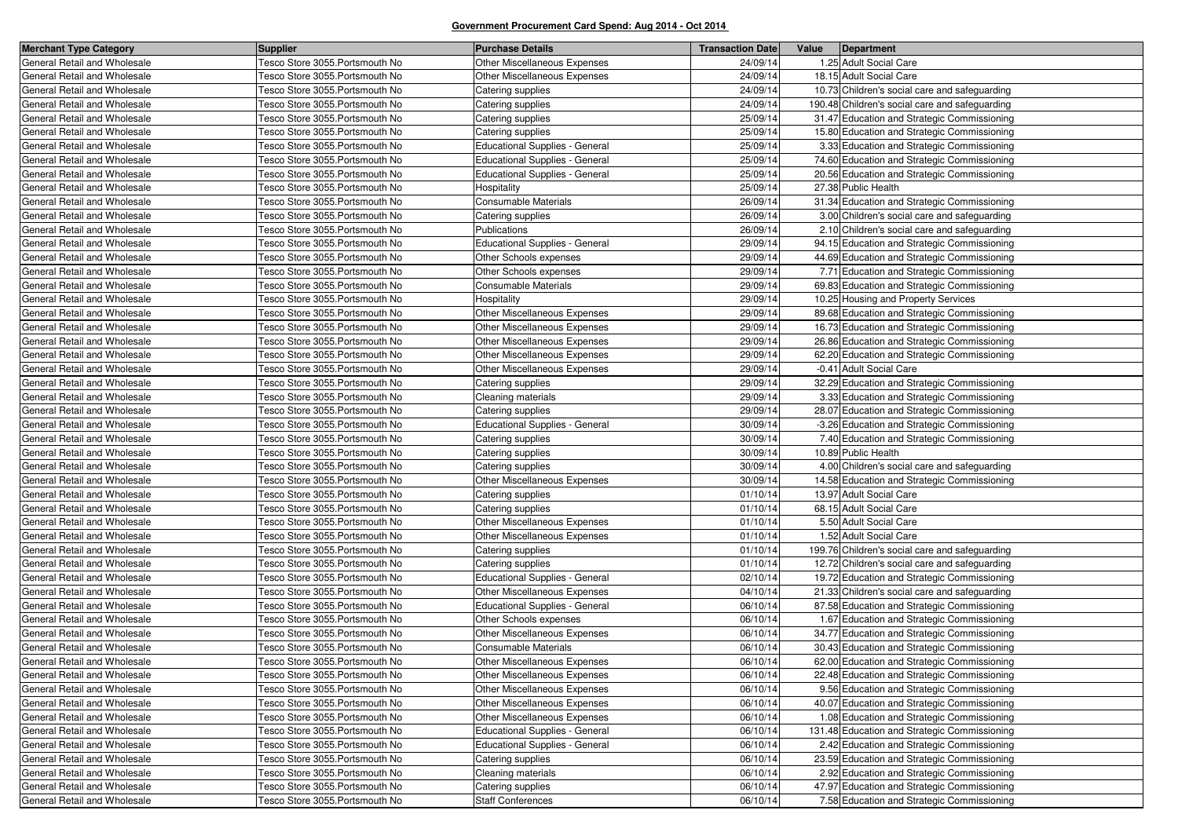**Government Procurement Card Spend: Aug 2014 - Oct 2014**

| Merchant Type Category | Supplier | Purchase Details | Transaction Date | Value | Department |
|---|---|---|---|---|---|
| General Retail and Wholesale | Tesco Store 3055.Portsmouth No | Other Miscellaneous Expenses | 24/09/14 | 1.25 | Adult Social Care |
| General Retail and Wholesale | Tesco Store 3055.Portsmouth No | Other Miscellaneous Expenses | 24/09/14 | 18.15 | Adult Social Care |
| General Retail and Wholesale | Tesco Store 3055.Portsmouth No | Catering supplies | 24/09/14 | 10.73 | Children's social care and safeguarding |
| General Retail and Wholesale | Tesco Store 3055.Portsmouth No | Catering supplies | 24/09/14 | 190.48 | Children's social care and safeguarding |
| General Retail and Wholesale | Tesco Store 3055.Portsmouth No | Catering supplies | 25/09/14 | 31.47 | Education and Strategic Commissioning |
| General Retail and Wholesale | Tesco Store 3055.Portsmouth No | Catering supplies | 25/09/14 | 15.80 | Education and Strategic Commissioning |
| General Retail and Wholesale | Tesco Store 3055.Portsmouth No | Educational Supplies - General | 25/09/14 | 3.33 | Education and Strategic Commissioning |
| General Retail and Wholesale | Tesco Store 3055.Portsmouth No | Educational Supplies - General | 25/09/14 | 74.60 | Education and Strategic Commissioning |
| General Retail and Wholesale | Tesco Store 3055.Portsmouth No | Educational Supplies - General | 25/09/14 | 20.56 | Education and Strategic Commissioning |
| General Retail and Wholesale | Tesco Store 3055.Portsmouth No | Hospitality | 25/09/14 | 27.38 | Public Health |
| General Retail and Wholesale | Tesco Store 3055.Portsmouth No | Consumable Materials | 26/09/14 | 31.34 | Education and Strategic Commissioning |
| General Retail and Wholesale | Tesco Store 3055.Portsmouth No | Catering supplies | 26/09/14 | 3.00 | Children's social care and safeguarding |
| General Retail and Wholesale | Tesco Store 3055.Portsmouth No | Publications | 26/09/14 | 2.10 | Children's social care and safeguarding |
| General Retail and Wholesale | Tesco Store 3055.Portsmouth No | Educational Supplies - General | 29/09/14 | 94.15 | Education and Strategic Commissioning |
| General Retail and Wholesale | Tesco Store 3055.Portsmouth No | Other Schools expenses | 29/09/14 | 44.69 | Education and Strategic Commissioning |
| General Retail and Wholesale | Tesco Store 3055.Portsmouth No | Other Schools expenses | 29/09/14 | 7.71 | Education and Strategic Commissioning |
| General Retail and Wholesale | Tesco Store 3055.Portsmouth No | Consumable Materials | 29/09/14 | 69.83 | Education and Strategic Commissioning |
| General Retail and Wholesale | Tesco Store 3055.Portsmouth No | Hospitality | 29/09/14 | 10.25 | Housing and Property Services |
| General Retail and Wholesale | Tesco Store 3055.Portsmouth No | Other Miscellaneous Expenses | 29/09/14 | 89.68 | Education and Strategic Commissioning |
| General Retail and Wholesale | Tesco Store 3055.Portsmouth No | Other Miscellaneous Expenses | 29/09/14 | 16.73 | Education and Strategic Commissioning |
| General Retail and Wholesale | Tesco Store 3055.Portsmouth No | Other Miscellaneous Expenses | 29/09/14 | 26.86 | Education and Strategic Commissioning |
| General Retail and Wholesale | Tesco Store 3055.Portsmouth No | Other Miscellaneous Expenses | 29/09/14 | 62.20 | Education and Strategic Commissioning |
| General Retail and Wholesale | Tesco Store 3055.Portsmouth No | Other Miscellaneous Expenses | 29/09/14 | -0.41 | Adult Social Care |
| General Retail and Wholesale | Tesco Store 3055.Portsmouth No | Catering supplies | 29/09/14 | 32.29 | Education and Strategic Commissioning |
| General Retail and Wholesale | Tesco Store 3055.Portsmouth No | Cleaning materials | 29/09/14 | 3.33 | Education and Strategic Commissioning |
| General Retail and Wholesale | Tesco Store 3055.Portsmouth No | Catering supplies | 29/09/14 | 28.07 | Education and Strategic Commissioning |
| General Retail and Wholesale | Tesco Store 3055.Portsmouth No | Educational Supplies - General | 30/09/14 | -3.26 | Education and Strategic Commissioning |
| General Retail and Wholesale | Tesco Store 3055.Portsmouth No | Catering supplies | 30/09/14 | 7.40 | Education and Strategic Commissioning |
| General Retail and Wholesale | Tesco Store 3055.Portsmouth No | Catering supplies | 30/09/14 | 10.89 | Public Health |
| General Retail and Wholesale | Tesco Store 3055.Portsmouth No | Catering supplies | 30/09/14 | 4.00 | Children's social care and safeguarding |
| General Retail and Wholesale | Tesco Store 3055.Portsmouth No | Other Miscellaneous Expenses | 30/09/14 | 14.58 | Education and Strategic Commissioning |
| General Retail and Wholesale | Tesco Store 3055.Portsmouth No | Catering supplies | 01/10/14 | 13.97 | Adult Social Care |
| General Retail and Wholesale | Tesco Store 3055.Portsmouth No | Catering supplies | 01/10/14 | 68.15 | Adult Social Care |
| General Retail and Wholesale | Tesco Store 3055.Portsmouth No | Other Miscellaneous Expenses | 01/10/14 | 5.50 | Adult Social Care |
| General Retail and Wholesale | Tesco Store 3055.Portsmouth No | Other Miscellaneous Expenses | 01/10/14 | 1.52 | Adult Social Care |
| General Retail and Wholesale | Tesco Store 3055.Portsmouth No | Catering supplies | 01/10/14 | 199.76 | Children's social care and safeguarding |
| General Retail and Wholesale | Tesco Store 3055.Portsmouth No | Catering supplies | 01/10/14 | 12.72 | Children's social care and safeguarding |
| General Retail and Wholesale | Tesco Store 3055.Portsmouth No | Educational Supplies - General | 02/10/14 | 19.72 | Education and Strategic Commissioning |
| General Retail and Wholesale | Tesco Store 3055.Portsmouth No | Other Miscellaneous Expenses | 04/10/14 | 21.33 | Children's social care and safeguarding |
| General Retail and Wholesale | Tesco Store 3055.Portsmouth No | Educational Supplies - General | 06/10/14 | 87.58 | Education and Strategic Commissioning |
| General Retail and Wholesale | Tesco Store 3055.Portsmouth No | Other Schools expenses | 06/10/14 | 1.67 | Education and Strategic Commissioning |
| General Retail and Wholesale | Tesco Store 3055.Portsmouth No | Other Miscellaneous Expenses | 06/10/14 | 34.77 | Education and Strategic Commissioning |
| General Retail and Wholesale | Tesco Store 3055.Portsmouth No | Consumable Materials | 06/10/14 | 30.43 | Education and Strategic Commissioning |
| General Retail and Wholesale | Tesco Store 3055.Portsmouth No | Other Miscellaneous Expenses | 06/10/14 | 62.00 | Education and Strategic Commissioning |
| General Retail and Wholesale | Tesco Store 3055.Portsmouth No | Other Miscellaneous Expenses | 06/10/14 | 22.48 | Education and Strategic Commissioning |
| General Retail and Wholesale | Tesco Store 3055.Portsmouth No | Other Miscellaneous Expenses | 06/10/14 | 9.56 | Education and Strategic Commissioning |
| General Retail and Wholesale | Tesco Store 3055.Portsmouth No | Other Miscellaneous Expenses | 06/10/14 | 40.07 | Education and Strategic Commissioning |
| General Retail and Wholesale | Tesco Store 3055.Portsmouth No | Other Miscellaneous Expenses | 06/10/14 | 1.08 | Education and Strategic Commissioning |
| General Retail and Wholesale | Tesco Store 3055.Portsmouth No | Educational Supplies - General | 06/10/14 | 131.48 | Education and Strategic Commissioning |
| General Retail and Wholesale | Tesco Store 3055.Portsmouth No | Educational Supplies - General | 06/10/14 | 2.42 | Education and Strategic Commissioning |
| General Retail and Wholesale | Tesco Store 3055.Portsmouth No | Catering supplies | 06/10/14 | 23.59 | Education and Strategic Commissioning |
| General Retail and Wholesale | Tesco Store 3055.Portsmouth No | Cleaning materials | 06/10/14 | 2.92 | Education and Strategic Commissioning |
| General Retail and Wholesale | Tesco Store 3055.Portsmouth No | Catering supplies | 06/10/14 | 47.97 | Education and Strategic Commissioning |
| General Retail and Wholesale | Tesco Store 3055.Portsmouth No | Staff Conferences | 06/10/14 | 7.58 | Education and Strategic Commissioning |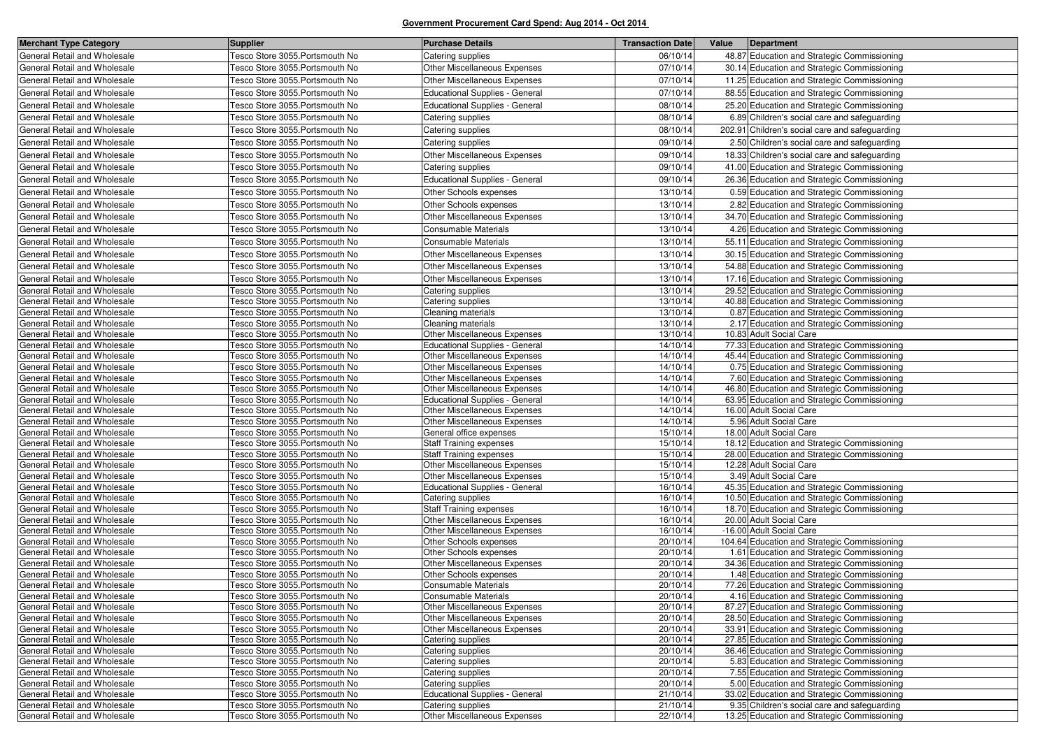**Government Procurement Card Spend: Aug 2014 - Oct 2014**

| Merchant Type Category | Supplier | Purchase Details | Transaction Date | Value | Department |
|---|---|---|---|---|---|
| General Retail and Wholesale | Tesco Store 3055.Portsmouth No | Catering supplies | 06/10/14 | 48.87 | Education and Strategic Commissioning |
| General Retail and Wholesale | Tesco Store 3055.Portsmouth No | Other Miscellaneous Expenses | 07/10/14 | 30.14 | Education and Strategic Commissioning |
| General Retail and Wholesale | Tesco Store 3055.Portsmouth No | Other Miscellaneous Expenses | 07/10/14 | 11.25 | Education and Strategic Commissioning |
| General Retail and Wholesale | Tesco Store 3055.Portsmouth No | Educational Supplies - General | 07/10/14 | 88.55 | Education and Strategic Commissioning |
| General Retail and Wholesale | Tesco Store 3055.Portsmouth No | Educational Supplies - General | 08/10/14 | 25.20 | Education and Strategic Commissioning |
| General Retail and Wholesale | Tesco Store 3055.Portsmouth No | Catering supplies | 08/10/14 | 6.89 | Children's social care and safeguarding |
| General Retail and Wholesale | Tesco Store 3055.Portsmouth No | Catering supplies | 08/10/14 | 202.91 | Children's social care and safeguarding |
| General Retail and Wholesale | Tesco Store 3055.Portsmouth No | Catering supplies | 09/10/14 | 2.50 | Children's social care and safeguarding |
| General Retail and Wholesale | Tesco Store 3055.Portsmouth No | Other Miscellaneous Expenses | 09/10/14 | 18.33 | Children's social care and safeguarding |
| General Retail and Wholesale | Tesco Store 3055.Portsmouth No | Catering supplies | 09/10/14 | 41.00 | Education and Strategic Commissioning |
| General Retail and Wholesale | Tesco Store 3055.Portsmouth No | Educational Supplies - General | 09/10/14 | 26.36 | Education and Strategic Commissioning |
| General Retail and Wholesale | Tesco Store 3055.Portsmouth No | Other Schools expenses | 13/10/14 | 0.59 | Education and Strategic Commissioning |
| General Retail and Wholesale | Tesco Store 3055.Portsmouth No | Other Schools expenses | 13/10/14 | 2.82 | Education and Strategic Commissioning |
| General Retail and Wholesale | Tesco Store 3055.Portsmouth No | Other Miscellaneous Expenses | 13/10/14 | 34.70 | Education and Strategic Commissioning |
| General Retail and Wholesale | Tesco Store 3055.Portsmouth No | Consumable Materials | 13/10/14 | 4.26 | Education and Strategic Commissioning |
| General Retail and Wholesale | Tesco Store 3055.Portsmouth No | Consumable Materials | 13/10/14 | 55.11 | Education and Strategic Commissioning |
| General Retail and Wholesale | Tesco Store 3055.Portsmouth No | Other Miscellaneous Expenses | 13/10/14 | 30.15 | Education and Strategic Commissioning |
| General Retail and Wholesale | Tesco Store 3055.Portsmouth No | Other Miscellaneous Expenses | 13/10/14 | 54.88 | Education and Strategic Commissioning |
| General Retail and Wholesale | Tesco Store 3055.Portsmouth No | Other Miscellaneous Expenses | 13/10/14 | 17.16 | Education and Strategic Commissioning |
| General Retail and Wholesale | Tesco Store 3055.Portsmouth No | Catering supplies | 13/10/14 | 29.52 | Education and Strategic Commissioning |
| General Retail and Wholesale | Tesco Store 3055.Portsmouth No | Catering supplies | 13/10/14 | 40.88 | Education and Strategic Commissioning |
| General Retail and Wholesale | Tesco Store 3055.Portsmouth No | Cleaning materials | 13/10/14 | 0.87 | Education and Strategic Commissioning |
| General Retail and Wholesale | Tesco Store 3055.Portsmouth No | Cleaning materials | 13/10/14 | 2.17 | Education and Strategic Commissioning |
| General Retail and Wholesale | Tesco Store 3055.Portsmouth No | Other Miscellaneous Expenses | 13/10/14 | 10.83 | Adult Social Care |
| General Retail and Wholesale | Tesco Store 3055.Portsmouth No | Educational Supplies - General | 14/10/14 | 77.33 | Education and Strategic Commissioning |
| General Retail and Wholesale | Tesco Store 3055.Portsmouth No | Other Miscellaneous Expenses | 14/10/14 | 45.44 | Education and Strategic Commissioning |
| General Retail and Wholesale | Tesco Store 3055.Portsmouth No | Other Miscellaneous Expenses | 14/10/14 | 0.75 | Education and Strategic Commissioning |
| General Retail and Wholesale | Tesco Store 3055.Portsmouth No | Other Miscellaneous Expenses | 14/10/14 | 7.60 | Education and Strategic Commissioning |
| General Retail and Wholesale | Tesco Store 3055.Portsmouth No | Other Miscellaneous Expenses | 14/10/14 | 46.80 | Education and Strategic Commissioning |
| General Retail and Wholesale | Tesco Store 3055.Portsmouth No | Educational Supplies - General | 14/10/14 | 63.95 | Education and Strategic Commissioning |
| General Retail and Wholesale | Tesco Store 3055.Portsmouth No | Other Miscellaneous Expenses | 14/10/14 | 16.00 | Adult Social Care |
| General Retail and Wholesale | Tesco Store 3055.Portsmouth No | Other Miscellaneous Expenses | 14/10/14 | 5.96 | Adult Social Care |
| General Retail and Wholesale | Tesco Store 3055.Portsmouth No | General office expenses | 15/10/14 | 18.00 | Adult Social Care |
| General Retail and Wholesale | Tesco Store 3055.Portsmouth No | Staff Training expenses | 15/10/14 | 18.12 | Education and Strategic Commissioning |
| General Retail and Wholesale | Tesco Store 3055.Portsmouth No | Staff Training expenses | 15/10/14 | 28.00 | Education and Strategic Commissioning |
| General Retail and Wholesale | Tesco Store 3055.Portsmouth No | Other Miscellaneous Expenses | 15/10/14 | 12.28 | Adult Social Care |
| General Retail and Wholesale | Tesco Store 3055.Portsmouth No | Other Miscellaneous Expenses | 15/10/14 | 3.49 | Adult Social Care |
| General Retail and Wholesale | Tesco Store 3055.Portsmouth No | Educational Supplies - General | 16/10/14 | 45.35 | Education and Strategic Commissioning |
| General Retail and Wholesale | Tesco Store 3055.Portsmouth No | Catering supplies | 16/10/14 | 10.50 | Education and Strategic Commissioning |
| General Retail and Wholesale | Tesco Store 3055.Portsmouth No | Staff Training expenses | 16/10/14 | 18.70 | Education and Strategic Commissioning |
| General Retail and Wholesale | Tesco Store 3055.Portsmouth No | Other Miscellaneous Expenses | 16/10/14 | 20.00 | Adult Social Care |
| General Retail and Wholesale | Tesco Store 3055.Portsmouth No | Other Miscellaneous Expenses | 16/10/14 | -16.00 | Adult Social Care |
| General Retail and Wholesale | Tesco Store 3055.Portsmouth No | Other Schools expenses | 20/10/14 | 104.64 | Education and Strategic Commissioning |
| General Retail and Wholesale | Tesco Store 3055.Portsmouth No | Other Schools expenses | 20/10/14 | 1.61 | Education and Strategic Commissioning |
| General Retail and Wholesale | Tesco Store 3055.Portsmouth No | Other Miscellaneous Expenses | 20/10/14 | 34.36 | Education and Strategic Commissioning |
| General Retail and Wholesale | Tesco Store 3055.Portsmouth No | Other Schools expenses | 20/10/14 | 1.48 | Education and Strategic Commissioning |
| General Retail and Wholesale | Tesco Store 3055.Portsmouth No | Consumable Materials | 20/10/14 | 77.26 | Education and Strategic Commissioning |
| General Retail and Wholesale | Tesco Store 3055.Portsmouth No | Consumable Materials | 20/10/14 | 4.16 | Education and Strategic Commissioning |
| General Retail and Wholesale | Tesco Store 3055.Portsmouth No | Other Miscellaneous Expenses | 20/10/14 | 87.27 | Education and Strategic Commissioning |
| General Retail and Wholesale | Tesco Store 3055.Portsmouth No | Other Miscellaneous Expenses | 20/10/14 | 28.50 | Education and Strategic Commissioning |
| General Retail and Wholesale | Tesco Store 3055.Portsmouth No | Other Miscellaneous Expenses | 20/10/14 | 33.91 | Education and Strategic Commissioning |
| General Retail and Wholesale | Tesco Store 3055.Portsmouth No | Catering supplies | 20/10/14 | 27.85 | Education and Strategic Commissioning |
| General Retail and Wholesale | Tesco Store 3055.Portsmouth No | Catering supplies | 20/10/14 | 36.46 | Education and Strategic Commissioning |
| General Retail and Wholesale | Tesco Store 3055.Portsmouth No | Catering supplies | 20/10/14 | 5.83 | Education and Strategic Commissioning |
| General Retail and Wholesale | Tesco Store 3055.Portsmouth No | Catering supplies | 20/10/14 | 7.55 | Education and Strategic Commissioning |
| General Retail and Wholesale | Tesco Store 3055.Portsmouth No | Catering supplies | 20/10/14 | 5.00 | Education and Strategic Commissioning |
| General Retail and Wholesale | Tesco Store 3055.Portsmouth No | Educational Supplies - General | 21/10/14 | 33.02 | Education and Strategic Commissioning |
| General Retail and Wholesale | Tesco Store 3055.Portsmouth No | Catering supplies | 21/10/14 | 9.35 | Children's social care and safeguarding |
| General Retail and Wholesale | Tesco Store 3055.Portsmouth No | Other Miscellaneous Expenses | 22/10/14 | 13.25 | Education and Strategic Commissioning |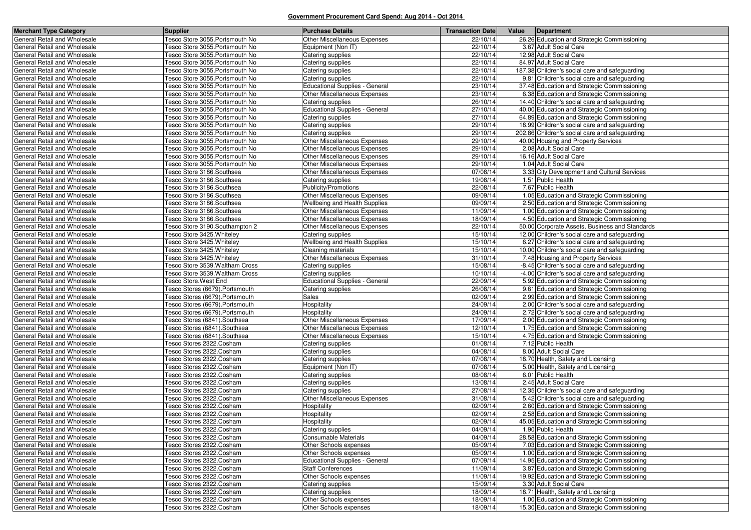**Government Procurement Card Spend: Aug 2014 - Oct 2014**

| Merchant Type Category | Supplier | Purchase Details | Transaction Date | Value | Department |
|---|---|---|---|---|---|
| General Retail and Wholesale | Tesco Store 3055.Portsmouth No | Other Miscellaneous Expenses | 22/10/14 | 26.26 | Education and Strategic Commissioning |
| General Retail and Wholesale | Tesco Store 3055.Portsmouth No | Equipment (Non IT) | 22/10/14 | 3.67 | Adult Social Care |
| General Retail and Wholesale | Tesco Store 3055.Portsmouth No | Catering supplies | 22/10/14 | 12.98 | Adult Social Care |
| General Retail and Wholesale | Tesco Store 3055.Portsmouth No | Catering supplies | 22/10/14 | 84.97 | Adult Social Care |
| General Retail and Wholesale | Tesco Store 3055.Portsmouth No | Catering supplies | 22/10/14 | 187.38 | Children's social care and safeguarding |
| General Retail and Wholesale | Tesco Store 3055.Portsmouth No | Catering supplies | 22/10/14 | 9.81 | Children's social care and safeguarding |
| General Retail and Wholesale | Tesco Store 3055.Portsmouth No | Educational Supplies - General | 23/10/14 | 37.48 | Education and Strategic Commissioning |
| General Retail and Wholesale | Tesco Store 3055.Portsmouth No | Other Miscellaneous Expenses | 23/10/14 | 6.38 | Education and Strategic Commissioning |
| General Retail and Wholesale | Tesco Store 3055.Portsmouth No | Catering supplies | 26/10/14 | 14.40 | Children's social care and safeguarding |
| General Retail and Wholesale | Tesco Store 3055.Portsmouth No | Educational Supplies - General | 27/10/14 | 40.00 | Education and Strategic Commissioning |
| General Retail and Wholesale | Tesco Store 3055.Portsmouth No | Catering supplies | 27/10/14 | 64.89 | Education and Strategic Commissioning |
| General Retail and Wholesale | Tesco Store 3055.Portsmouth No | Catering supplies | 29/10/14 | 18.99 | Children's social care and safeguarding |
| General Retail and Wholesale | Tesco Store 3055.Portsmouth No | Catering supplies | 29/10/14 | 202.86 | Children's social care and safeguarding |
| General Retail and Wholesale | Tesco Store 3055.Portsmouth No | Other Miscellaneous Expenses | 29/10/14 | 40.00 | Housing and Property Services |
| General Retail and Wholesale | Tesco Store 3055.Portsmouth No | Other Miscellaneous Expenses | 29/10/14 | 2.08 | Adult Social Care |
| General Retail and Wholesale | Tesco Store 3055.Portsmouth No | Other Miscellaneous Expenses | 29/10/14 | 16.16 | Adult Social Care |
| General Retail and Wholesale | Tesco Store 3055.Portsmouth No | Other Miscellaneous Expenses | 29/10/14 | 1.04 | Adult Social Care |
| General Retail and Wholesale | Tesco Store 3186.Southsea | Other Miscellaneous Expenses | 07/08/14 | 3.33 | City Development and Cultural Services |
| General Retail and Wholesale | Tesco Store 3186.Southsea | Catering supplies | 19/08/14 | 1.51 | Public Health |
| General Retail and Wholesale | Tesco Store 3186.Southsea | Publicity/Promotions | 22/08/14 | 7.67 | Public Health |
| General Retail and Wholesale | Tesco Store 3186.Southsea | Other Miscellaneous Expenses | 09/09/14 | 1.05 | Education and Strategic Commissioning |
| General Retail and Wholesale | Tesco Store 3186.Southsea | Wellbeing and Health Supplies | 09/09/14 | 2.50 | Education and Strategic Commissioning |
| General Retail and Wholesale | Tesco Store 3186.Southsea | Other Miscellaneous Expenses | 11/09/14 | 1.00 | Education and Strategic Commissioning |
| General Retail and Wholesale | Tesco Store 3186.Southsea | Other Miscellaneous Expenses | 18/09/14 | 4.50 | Education and Strategic Commissioning |
| General Retail and Wholesale | Tesco Store 3190.Southampton 2 | Other Miscellaneous Expenses | 22/10/14 | 50.00 | Corporate Assets, Business and Standards |
| General Retail and Wholesale | Tesco Store 3425.Whiteley | Catering supplies | 15/10/14 | 12.00 | Children's social care and safeguarding |
| General Retail and Wholesale | Tesco Store 3425.Whiteley | Wellbeing and Health Supplies | 15/10/14 | 6.27 | Children's social care and safeguarding |
| General Retail and Wholesale | Tesco Store 3425.Whiteley | Cleaning materials | 15/10/14 | 10.00 | Children's social care and safeguarding |
| General Retail and Wholesale | Tesco Store 3425.Whiteley | Other Miscellaneous Expenses | 31/10/14 | 7.48 | Housing and Property Services |
| General Retail and Wholesale | Tesco Store 3539.Waltham Cross | Catering supplies | 15/08/14 | -8.45 | Children's social care and safeguarding |
| General Retail and Wholesale | Tesco Store 3539.Waltham Cross | Catering supplies | 10/10/14 | -4.00 | Children's social care and safeguarding |
| General Retail and Wholesale | Tesco Store.West End | Educational Supplies - General | 22/09/14 | 5.92 | Education and Strategic Commissioning |
| General Retail and Wholesale | Tesco Stores (6679).Portsmouth | Catering supplies | 26/08/14 | 9.61 | Education and Strategic Commissioning |
| General Retail and Wholesale | Tesco Stores (6679).Portsmouth | Sales | 02/09/14 | 2.99 | Education and Strategic Commissioning |
| General Retail and Wholesale | Tesco Stores (6679).Portsmouth | Hospitality | 24/09/14 | 2.00 | Children's social care and safeguarding |
| General Retail and Wholesale | Tesco Stores (6679).Portsmouth | Hospitality | 24/09/14 | 2.72 | Children's social care and safeguarding |
| General Retail and Wholesale | Tesco Stores (6841).Southsea | Other Miscellaneous Expenses | 17/09/14 | 2.00 | Education and Strategic Commissioning |
| General Retail and Wholesale | Tesco Stores (6841).Southsea | Other Miscellaneous Expenses | 12/10/14 | 1.75 | Education and Strategic Commissioning |
| General Retail and Wholesale | Tesco Stores (6841).Southsea | Other Miscellaneous Expenses | 15/10/14 | 4.75 | Education and Strategic Commissioning |
| General Retail and Wholesale | Tesco Stores 2322.Cosham | Catering supplies | 01/08/14 | 7.12 | Public Health |
| General Retail and Wholesale | Tesco Stores 2322.Cosham | Catering supplies | 04/08/14 | 8.00 | Adult Social Care |
| General Retail and Wholesale | Tesco Stores 2322.Cosham | Catering supplies | 07/08/14 | 18.70 | Health, Safety and Licensing |
| General Retail and Wholesale | Tesco Stores 2322.Cosham | Equipment (Non IT) | 07/08/14 | 5.00 | Health, Safety and Licensing |
| General Retail and Wholesale | Tesco Stores 2322.Cosham | Catering supplies | 08/08/14 | 6.01 | Public Health |
| General Retail and Wholesale | Tesco Stores 2322.Cosham | Catering supplies | 13/08/14 | 2.45 | Adult Social Care |
| General Retail and Wholesale | Tesco Stores 2322.Cosham | Catering supplies | 27/08/14 | 12.35 | Children's social care and safeguarding |
| General Retail and Wholesale | Tesco Stores 2322.Cosham | Other Miscellaneous Expenses | 31/08/14 | 5.42 | Children's social care and safeguarding |
| General Retail and Wholesale | Tesco Stores 2322.Cosham | Hospitality | 02/09/14 | 2.60 | Education and Strategic Commissioning |
| General Retail and Wholesale | Tesco Stores 2322.Cosham | Hospitality | 02/09/14 | 2.58 | Education and Strategic Commissioning |
| General Retail and Wholesale | Tesco Stores 2322.Cosham | Hospitality | 02/09/14 | 45.05 | Education and Strategic Commissioning |
| General Retail and Wholesale | Tesco Stores 2322.Cosham | Catering supplies | 04/09/14 | 1.90 | Public Health |
| General Retail and Wholesale | Tesco Stores 2322.Cosham | Consumable Materials | 04/09/14 | 28.58 | Education and Strategic Commissioning |
| General Retail and Wholesale | Tesco Stores 2322.Cosham | Other Schools expenses | 05/09/14 | 7.03 | Education and Strategic Commissioning |
| General Retail and Wholesale | Tesco Stores 2322.Cosham | Other Schools expenses | 05/09/14 | 1.00 | Education and Strategic Commissioning |
| General Retail and Wholesale | Tesco Stores 2322.Cosham | Educational Supplies - General | 07/09/14 | 14.95 | Education and Strategic Commissioning |
| General Retail and Wholesale | Tesco Stores 2322.Cosham | Staff Conferences | 11/09/14 | 3.87 | Education and Strategic Commissioning |
| General Retail and Wholesale | Tesco Stores 2322.Cosham | Other Schools expenses | 11/09/14 | 19.92 | Education and Strategic Commissioning |
| General Retail and Wholesale | Tesco Stores 2322.Cosham | Catering supplies | 15/09/14 | 3.30 | Adult Social Care |
| General Retail and Wholesale | Tesco Stores 2322.Cosham | Catering supplies | 18/09/14 | 18.71 | Health, Safety and Licensing |
| General Retail and Wholesale | Tesco Stores 2322.Cosham | Other Schools expenses | 18/09/14 | 1.00 | Education and Strategic Commissioning |
| General Retail and Wholesale | Tesco Stores 2322.Cosham | Other Schools expenses | 18/09/14 | 15.30 | Education and Strategic Commissioning |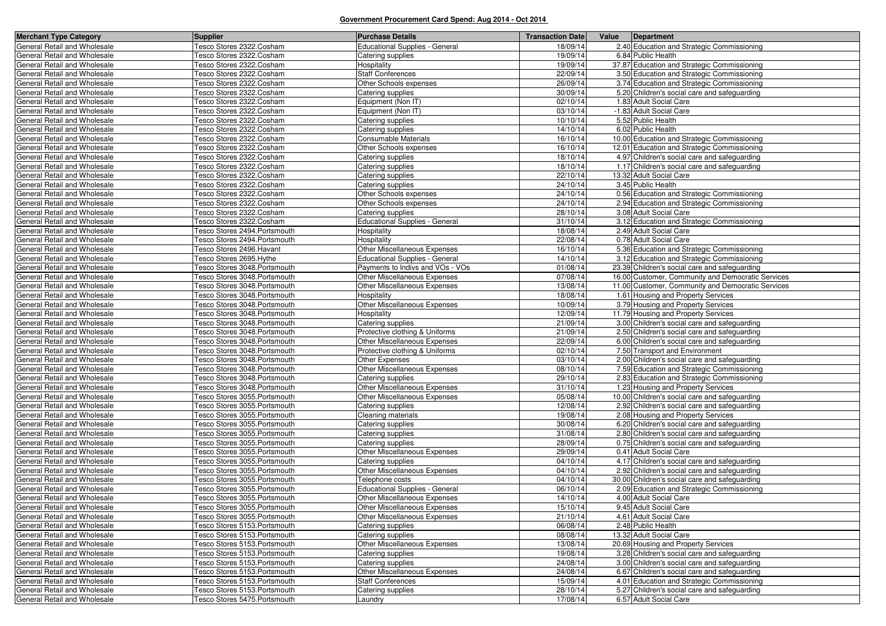**Government Procurement Card Spend: Aug 2014 - Oct 2014**

| Merchant Type Category | Supplier | Purchase Details | Transaction Date | Value | Department |
|---|---|---|---|---|---|
| General Retail and Wholesale | Tesco Stores 2322.Cosham | Educational Supplies - General | 18/09/14 | 2.40 | Education and Strategic Commissioning |
| General Retail and Wholesale | Tesco Stores 2322.Cosham | Catering supplies | 19/09/14 | 6.84 | Public Health |
| General Retail and Wholesale | Tesco Stores 2322.Cosham | Hospitality | 19/09/14 | 37.87 | Education and Strategic Commissioning |
| General Retail and Wholesale | Tesco Stores 2322.Cosham | Staff Conferences | 22/09/14 | 3.50 | Education and Strategic Commissioning |
| General Retail and Wholesale | Tesco Stores 2322.Cosham | Other Schools expenses | 26/09/14 | 3.74 | Education and Strategic Commissioning |
| General Retail and Wholesale | Tesco Stores 2322.Cosham | Catering supplies | 30/09/14 | 5.20 | Children's social care and safeguarding |
| General Retail and Wholesale | Tesco Stores 2322.Cosham | Equipment (Non IT) | 02/10/14 | 1.83 | Adult Social Care |
| General Retail and Wholesale | Tesco Stores 2322.Cosham | Equipment (Non IT) | 03/10/14 | -1.83 | Adult Social Care |
| General Retail and Wholesale | Tesco Stores 2322.Cosham | Catering supplies | 10/10/14 | 5.52 | Public Health |
| General Retail and Wholesale | Tesco Stores 2322.Cosham | Catering supplies | 14/10/14 | 6.02 | Public Health |
| General Retail and Wholesale | Tesco Stores 2322.Cosham | Consumable Materials | 16/10/14 | 10.00 | Education and Strategic Commissioning |
| General Retail and Wholesale | Tesco Stores 2322.Cosham | Other Schools expenses | 16/10/14 | 12.01 | Education and Strategic Commissioning |
| General Retail and Wholesale | Tesco Stores 2322.Cosham | Catering supplies | 18/10/14 | 4.97 | Children's social care and safeguarding |
| General Retail and Wholesale | Tesco Stores 2322.Cosham | Catering supplies | 18/10/14 | 1.17 | Children's social care and safeguarding |
| General Retail and Wholesale | Tesco Stores 2322.Cosham | Catering supplies | 22/10/14 | 13.32 | Adult Social Care |
| General Retail and Wholesale | Tesco Stores 2322.Cosham | Catering supplies | 24/10/14 | 3.45 | Public Health |
| General Retail and Wholesale | Tesco Stores 2322.Cosham | Other Schools expenses | 24/10/14 | 0.56 | Education and Strategic Commissioning |
| General Retail and Wholesale | Tesco Stores 2322.Cosham | Other Schools expenses | 24/10/14 | 2.94 | Education and Strategic Commissioning |
| General Retail and Wholesale | Tesco Stores 2322.Cosham | Catering supplies | 28/10/14 | 3.08 | Adult Social Care |
| General Retail and Wholesale | Tesco Stores 2322.Cosham | Educational Supplies - General | 31/10/14 | 3.12 | Education and Strategic Commissioning |
| General Retail and Wholesale | Tesco Stores 2494.Portsmouth | Hospitality | 18/08/14 | 2.49 | Adult Social Care |
| General Retail and Wholesale | Tesco Stores 2494.Portsmouth | Hospitality | 22/08/14 | 0.78 | Adult Social Care |
| General Retail and Wholesale | Tesco Stores 2496.Havant | Other Miscellaneous Expenses | 16/10/14 | 5.36 | Education and Strategic Commissioning |
| General Retail and Wholesale | Tesco Stores 2695.Hythe | Educational Supplies - General | 14/10/14 | 3.12 | Education and Strategic Commissioning |
| General Retail and Wholesale | Tesco Stores 3048.Portsmouth | Payments to Indivs and VOs - VOs | 01/08/14 | 23.39 | Children's social care and safeguarding |
| General Retail and Wholesale | Tesco Stores 3048.Portsmouth | Other Miscellaneous Expenses | 07/08/14 | 16.00 | Customer, Community and Democratic Services |
| General Retail and Wholesale | Tesco Stores 3048.Portsmouth | Other Miscellaneous Expenses | 13/08/14 | 11.00 | Customer, Community and Democratic Services |
| General Retail and Wholesale | Tesco Stores 3048.Portsmouth | Hospitality | 18/08/14 | 1.61 | Housing and Property Services |
| General Retail and Wholesale | Tesco Stores 3048.Portsmouth | Other Miscellaneous Expenses | 10/09/14 | 3.79 | Housing and Property Services |
| General Retail and Wholesale | Tesco Stores 3048.Portsmouth | Hospitality | 12/09/14 | 11.79 | Housing and Property Services |
| General Retail and Wholesale | Tesco Stores 3048.Portsmouth | Catering supplies | 21/09/14 | 3.00 | Children's social care and safeguarding |
| General Retail and Wholesale | Tesco Stores 3048.Portsmouth | Protective clothing & Uniforms | 21/09/14 | 2.50 | Children's social care and safeguarding |
| General Retail and Wholesale | Tesco Stores 3048.Portsmouth | Other Miscellaneous Expenses | 22/09/14 | 6.00 | Children's social care and safeguarding |
| General Retail and Wholesale | Tesco Stores 3048.Portsmouth | Protective clothing & Uniforms | 02/10/14 | 7.50 | Transport and Environment |
| General Retail and Wholesale | Tesco Stores 3048.Portsmouth | Other Expenses | 03/10/14 | 2.00 | Children's social care and safeguarding |
| General Retail and Wholesale | Tesco Stores 3048.Portsmouth | Other Miscellaneous Expenses | 08/10/14 | 7.59 | Education and Strategic Commissioning |
| General Retail and Wholesale | Tesco Stores 3048.Portsmouth | Catering supplies | 29/10/14 | 2.83 | Education and Strategic Commissioning |
| General Retail and Wholesale | Tesco Stores 3048.Portsmouth | Other Miscellaneous Expenses | 31/10/14 | 1.23 | Housing and Property Services |
| General Retail and Wholesale | Tesco Stores 3055.Portsmouth | Other Miscellaneous Expenses | 05/08/14 | 10.00 | Children's social care and safeguarding |
| General Retail and Wholesale | Tesco Stores 3055.Portsmouth | Catering supplies | 12/08/14 | 2.92 | Children's social care and safeguarding |
| General Retail and Wholesale | Tesco Stores 3055.Portsmouth | Cleaning materials | 19/08/14 | 2.08 | Housing and Property Services |
| General Retail and Wholesale | Tesco Stores 3055.Portsmouth | Catering supplies | 30/08/14 | 6.20 | Children's social care and safeguarding |
| General Retail and Wholesale | Tesco Stores 3055.Portsmouth | Catering supplies | 31/08/14 | 2.80 | Children's social care and safeguarding |
| General Retail and Wholesale | Tesco Stores 3055.Portsmouth | Catering supplies | 28/09/14 | 0.75 | Children's social care and safeguarding |
| General Retail and Wholesale | Tesco Stores 3055.Portsmouth | Other Miscellaneous Expenses | 29/09/14 | 0.41 | Adult Social Care |
| General Retail and Wholesale | Tesco Stores 3055.Portsmouth | Catering supplies | 04/10/14 | 4.17 | Children's social care and safeguarding |
| General Retail and Wholesale | Tesco Stores 3055.Portsmouth | Other Miscellaneous Expenses | 04/10/14 | 2.92 | Children's social care and safeguarding |
| General Retail and Wholesale | Tesco Stores 3055.Portsmouth | Telephone costs | 04/10/14 | 30.00 | Children's social care and safeguarding |
| General Retail and Wholesale | Tesco Stores 3055.Portsmouth | Educational Supplies - General | 06/10/14 | 2.09 | Education and Strategic Commissioning |
| General Retail and Wholesale | Tesco Stores 3055.Portsmouth | Other Miscellaneous Expenses | 14/10/14 | 4.00 | Adult Social Care |
| General Retail and Wholesale | Tesco Stores 3055.Portsmouth | Other Miscellaneous Expenses | 15/10/14 | 9.45 | Adult Social Care |
| General Retail and Wholesale | Tesco Stores 3055.Portsmouth | Other Miscellaneous Expenses | 21/10/14 | 4.61 | Adult Social Care |
| General Retail and Wholesale | Tesco Stores 5153.Portsmouth | Catering supplies | 06/08/14 | 2.48 | Public Health |
| General Retail and Wholesale | Tesco Stores 5153.Portsmouth | Catering supplies | 08/08/14 | 13.32 | Adult Social Care |
| General Retail and Wholesale | Tesco Stores 5153.Portsmouth | Other Miscellaneous Expenses | 13/08/14 | 20.69 | Housing and Property Services |
| General Retail and Wholesale | Tesco Stores 5153.Portsmouth | Catering supplies | 19/08/14 | 3.28 | Children's social care and safeguarding |
| General Retail and Wholesale | Tesco Stores 5153.Portsmouth | Catering supplies | 24/08/14 | 3.00 | Children's social care and safeguarding |
| General Retail and Wholesale | Tesco Stores 5153.Portsmouth | Other Miscellaneous Expenses | 24/08/14 | 6.67 | Children's social care and safeguarding |
| General Retail and Wholesale | Tesco Stores 5153.Portsmouth | Staff Conferences | 15/09/14 | 4.01 | Education and Strategic Commissioning |
| General Retail and Wholesale | Tesco Stores 5153.Portsmouth | Catering supplies | 28/10/14 | 5.27 | Children's social care and safeguarding |
| General Retail and Wholesale | Tesco Stores 5475.Portsmouth | Laundry | 17/08/14 | 6.57 | Adult Social Care |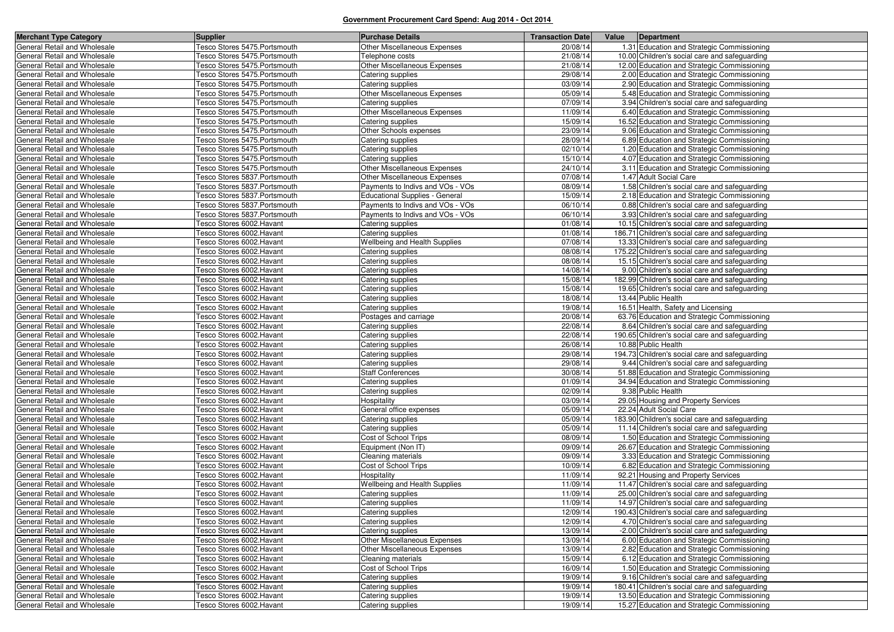**Government Procurement Card Spend: Aug 2014 - Oct 2014**

| Merchant Type Category | Supplier | Purchase Details | Transaction Date | Value | Department |
|---|---|---|---|---|---|
| General Retail and Wholesale | Tesco Stores 5475.Portsmouth | Other Miscellaneous Expenses | 20/08/14 | 1.31 | Education and Strategic Commissioning |
| General Retail and Wholesale | Tesco Stores 5475.Portsmouth | Telephone costs | 21/08/14 | 10.00 | Children's social care and safeguarding |
| General Retail and Wholesale | Tesco Stores 5475.Portsmouth | Other Miscellaneous Expenses | 21/08/14 | 12.00 | Education and Strategic Commissioning |
| General Retail and Wholesale | Tesco Stores 5475.Portsmouth | Catering supplies | 29/08/14 | 2.00 | Education and Strategic Commissioning |
| General Retail and Wholesale | Tesco Stores 5475.Portsmouth | Catering supplies | 03/09/14 | 2.90 | Education and Strategic Commissioning |
| General Retail and Wholesale | Tesco Stores 5475.Portsmouth | Other Miscellaneous Expenses | 05/09/14 | 5.48 | Education and Strategic Commissioning |
| General Retail and Wholesale | Tesco Stores 5475.Portsmouth | Catering supplies | 07/09/14 | 3.94 | Children's social care and safeguarding |
| General Retail and Wholesale | Tesco Stores 5475.Portsmouth | Other Miscellaneous Expenses | 11/09/14 | 6.40 | Education and Strategic Commissioning |
| General Retail and Wholesale | Tesco Stores 5475.Portsmouth | Catering supplies | 15/09/14 | 16.52 | Education and Strategic Commissioning |
| General Retail and Wholesale | Tesco Stores 5475.Portsmouth | Other Schools expenses | 23/09/14 | 9.06 | Education and Strategic Commissioning |
| General Retail and Wholesale | Tesco Stores 5475.Portsmouth | Catering supplies | 28/09/14 | 6.89 | Education and Strategic Commissioning |
| General Retail and Wholesale | Tesco Stores 5475.Portsmouth | Catering supplies | 02/10/14 | 1.20 | Education and Strategic Commissioning |
| General Retail and Wholesale | Tesco Stores 5475.Portsmouth | Catering supplies | 15/10/14 | 4.07 | Education and Strategic Commissioning |
| General Retail and Wholesale | Tesco Stores 5475.Portsmouth | Other Miscellaneous Expenses | 24/10/14 | 3.11 | Education and Strategic Commissioning |
| General Retail and Wholesale | Tesco Stores 5837.Portsmouth | Other Miscellaneous Expenses | 07/08/14 | 1.47 | Adult Social Care |
| General Retail and Wholesale | Tesco Stores 5837.Portsmouth | Payments to Indivs and VOs - VOs | 08/09/14 | 1.58 | Children's social care and safeguarding |
| General Retail and Wholesale | Tesco Stores 5837.Portsmouth | Educational Supplies - General | 15/09/14 | 2.18 | Education and Strategic Commissioning |
| General Retail and Wholesale | Tesco Stores 5837.Portsmouth | Payments to Indivs and VOs - VOs | 06/10/14 | 0.88 | Children's social care and safeguarding |
| General Retail and Wholesale | Tesco Stores 5837.Portsmouth | Payments to Indivs and VOs - VOs | 06/10/14 | 3.93 | Children's social care and safeguarding |
| General Retail and Wholesale | Tesco Stores 6002.Havant | Catering supplies | 01/08/14 | 10.15 | Children's social care and safeguarding |
| General Retail and Wholesale | Tesco Stores 6002.Havant | Catering supplies | 01/08/14 | 186.71 | Children's social care and safeguarding |
| General Retail and Wholesale | Tesco Stores 6002.Havant | Wellbeing and Health Supplies | 07/08/14 | 13.33 | Children's social care and safeguarding |
| General Retail and Wholesale | Tesco Stores 6002.Havant | Catering supplies | 08/08/14 | 175.22 | Children's social care and safeguarding |
| General Retail and Wholesale | Tesco Stores 6002.Havant | Catering supplies | 08/08/14 | 15.15 | Children's social care and safeguarding |
| General Retail and Wholesale | Tesco Stores 6002.Havant | Catering supplies | 14/08/14 | 9.00 | Children's social care and safeguarding |
| General Retail and Wholesale | Tesco Stores 6002.Havant | Catering supplies | 15/08/14 | 182.99 | Children's social care and safeguarding |
| General Retail and Wholesale | Tesco Stores 6002.Havant | Catering supplies | 15/08/14 | 19.65 | Children's social care and safeguarding |
| General Retail and Wholesale | Tesco Stores 6002.Havant | Catering supplies | 18/08/14 | 13.44 | Public Health |
| General Retail and Wholesale | Tesco Stores 6002.Havant | Catering supplies | 19/08/14 | 16.51 | Health, Safety and Licensing |
| General Retail and Wholesale | Tesco Stores 6002.Havant | Postages and carriage | 20/08/14 | 63.76 | Education and Strategic Commissioning |
| General Retail and Wholesale | Tesco Stores 6002.Havant | Catering supplies | 22/08/14 | 8.64 | Children's social care and safeguarding |
| General Retail and Wholesale | Tesco Stores 6002.Havant | Catering supplies | 22/08/14 | 190.65 | Children's social care and safeguarding |
| General Retail and Wholesale | Tesco Stores 6002.Havant | Catering supplies | 26/08/14 | 10.88 | Public Health |
| General Retail and Wholesale | Tesco Stores 6002.Havant | Catering supplies | 29/08/14 | 194.73 | Children's social care and safeguarding |
| General Retail and Wholesale | Tesco Stores 6002.Havant | Catering supplies | 29/08/14 | 9.44 | Children's social care and safeguarding |
| General Retail and Wholesale | Tesco Stores 6002.Havant | Staff Conferences | 30/08/14 | 51.88 | Education and Strategic Commissioning |
| General Retail and Wholesale | Tesco Stores 6002.Havant | Catering supplies | 01/09/14 | 34.94 | Education and Strategic Commissioning |
| General Retail and Wholesale | Tesco Stores 6002.Havant | Catering supplies | 02/09/14 | 9.38 | Public Health |
| General Retail and Wholesale | Tesco Stores 6002.Havant | Hospitality | 03/09/14 | 29.05 | Housing and Property Services |
| General Retail and Wholesale | Tesco Stores 6002.Havant | General office expenses | 05/09/14 | 22.24 | Adult Social Care |
| General Retail and Wholesale | Tesco Stores 6002.Havant | Catering supplies | 05/09/14 | 183.90 | Children's social care and safeguarding |
| General Retail and Wholesale | Tesco Stores 6002.Havant | Catering supplies | 05/09/14 | 11.14 | Children's social care and safeguarding |
| General Retail and Wholesale | Tesco Stores 6002.Havant | Cost of School Trips | 08/09/14 | 1.50 | Education and Strategic Commissioning |
| General Retail and Wholesale | Tesco Stores 6002.Havant | Equipment (Non IT) | 09/09/14 | 26.67 | Education and Strategic Commissioning |
| General Retail and Wholesale | Tesco Stores 6002.Havant | Cleaning materials | 09/09/14 | 3.33 | Education and Strategic Commissioning |
| General Retail and Wholesale | Tesco Stores 6002.Havant | Cost of School Trips | 10/09/14 | 6.82 | Education and Strategic Commissioning |
| General Retail and Wholesale | Tesco Stores 6002.Havant | Hospitality | 11/09/14 | 92.21 | Housing and Property Services |
| General Retail and Wholesale | Tesco Stores 6002.Havant | Wellbeing and Health Supplies | 11/09/14 | 11.47 | Children's social care and safeguarding |
| General Retail and Wholesale | Tesco Stores 6002.Havant | Catering supplies | 11/09/14 | 25.00 | Children's social care and safeguarding |
| General Retail and Wholesale | Tesco Stores 6002.Havant | Catering supplies | 11/09/14 | 14.97 | Children's social care and safeguarding |
| General Retail and Wholesale | Tesco Stores 6002.Havant | Catering supplies | 12/09/14 | 190.43 | Children's social care and safeguarding |
| General Retail and Wholesale | Tesco Stores 6002.Havant | Catering supplies | 12/09/14 | 4.70 | Children's social care and safeguarding |
| General Retail and Wholesale | Tesco Stores 6002.Havant | Catering supplies | 13/09/14 | -2.00 | Children's social care and safeguarding |
| General Retail and Wholesale | Tesco Stores 6002.Havant | Other Miscellaneous Expenses | 13/09/14 | 6.00 | Education and Strategic Commissioning |
| General Retail and Wholesale | Tesco Stores 6002.Havant | Other Miscellaneous Expenses | 13/09/14 | 2.82 | Education and Strategic Commissioning |
| General Retail and Wholesale | Tesco Stores 6002.Havant | Cleaning materials | 15/09/14 | 6.12 | Education and Strategic Commissioning |
| General Retail and Wholesale | Tesco Stores 6002.Havant | Cost of School Trips | 16/09/14 | 1.50 | Education and Strategic Commissioning |
| General Retail and Wholesale | Tesco Stores 6002.Havant | Catering supplies | 19/09/14 | 9.16 | Children's social care and safeguarding |
| General Retail and Wholesale | Tesco Stores 6002.Havant | Catering supplies | 19/09/14 | 180.41 | Children's social care and safeguarding |
| General Retail and Wholesale | Tesco Stores 6002.Havant | Catering supplies | 19/09/14 | 13.50 | Education and Strategic Commissioning |
| General Retail and Wholesale | Tesco Stores 6002.Havant | Catering supplies | 19/09/14 | 15.27 | Education and Strategic Commissioning |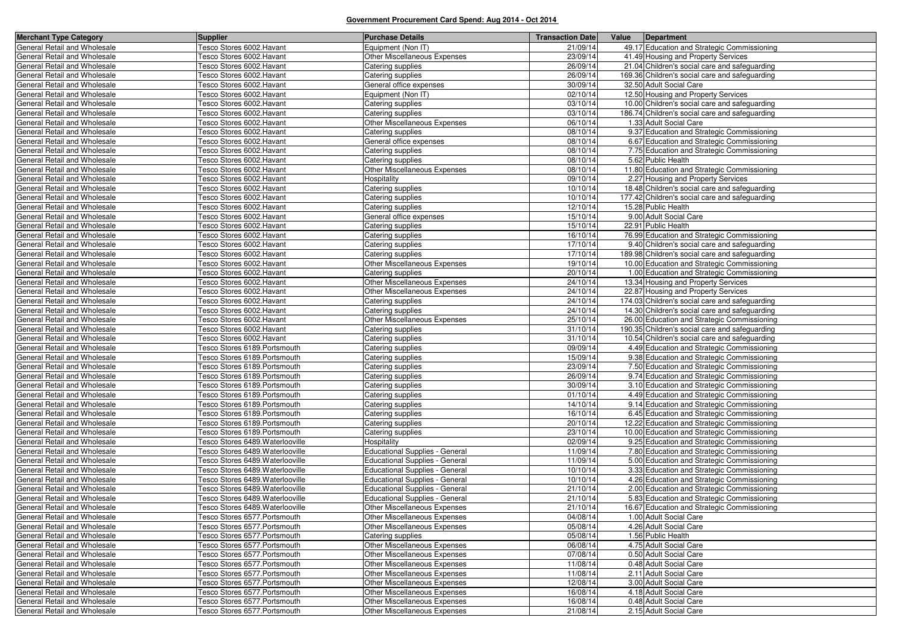**Government Procurement Card Spend: Aug 2014 - Oct 2014**

| Merchant Type Category | Supplier | Purchase Details | Transaction Date | Value | Department |
|---|---|---|---|---|---|
| General Retail and Wholesale | Tesco Stores 6002.Havant | Equipment (Non IT) | 21/09/14 | 49.17 | Education and Strategic Commissioning |
| General Retail and Wholesale | Tesco Stores 6002.Havant | Other Miscellaneous Expenses | 23/09/14 | 41.49 | Housing and Property Services |
| General Retail and Wholesale | Tesco Stores 6002.Havant | Catering supplies | 26/09/14 | 21.04 | Children's social care and safeguarding |
| General Retail and Wholesale | Tesco Stores 6002.Havant | Catering supplies | 26/09/14 | 169.36 | Children's social care and safeguarding |
| General Retail and Wholesale | Tesco Stores 6002.Havant | General office expenses | 30/09/14 | 32.50 | Adult Social Care |
| General Retail and Wholesale | Tesco Stores 6002.Havant | Equipment (Non IT) | 02/10/14 | 12.50 | Housing and Property Services |
| General Retail and Wholesale | Tesco Stores 6002.Havant | Catering supplies | 03/10/14 | 10.00 | Children's social care and safeguarding |
| General Retail and Wholesale | Tesco Stores 6002.Havant | Catering supplies | 03/10/14 | 186.74 | Children's social care and safeguarding |
| General Retail and Wholesale | Tesco Stores 6002.Havant | Other Miscellaneous Expenses | 06/10/14 | 1.33 | Adult Social Care |
| General Retail and Wholesale | Tesco Stores 6002.Havant | Catering supplies | 08/10/14 | 9.37 | Education and Strategic Commissioning |
| General Retail and Wholesale | Tesco Stores 6002.Havant | General office expenses | 08/10/14 | 6.67 | Education and Strategic Commissioning |
| General Retail and Wholesale | Tesco Stores 6002.Havant | Catering supplies | 08/10/14 | 7.75 | Education and Strategic Commissioning |
| General Retail and Wholesale | Tesco Stores 6002.Havant | Catering supplies | 08/10/14 | 5.62 | Public Health |
| General Retail and Wholesale | Tesco Stores 6002.Havant | Other Miscellaneous Expenses | 08/10/14 | 11.80 | Education and Strategic Commissioning |
| General Retail and Wholesale | Tesco Stores 6002.Havant | Hospitality | 09/10/14 | 2.27 | Housing and Property Services |
| General Retail and Wholesale | Tesco Stores 6002.Havant | Catering supplies | 10/10/14 | 18.48 | Children's social care and safeguarding |
| General Retail and Wholesale | Tesco Stores 6002.Havant | Catering supplies | 10/10/14 | 177.42 | Children's social care and safeguarding |
| General Retail and Wholesale | Tesco Stores 6002.Havant | Catering supplies | 12/10/14 | 15.28 | Public Health |
| General Retail and Wholesale | Tesco Stores 6002.Havant | General office expenses | 15/10/14 | 9.00 | Adult Social Care |
| General Retail and Wholesale | Tesco Stores 6002.Havant | Catering supplies | 15/10/14 | 22.91 | Public Health |
| General Retail and Wholesale | Tesco Stores 6002.Havant | Catering supplies | 16/10/14 | 76.99 | Education and Strategic Commissioning |
| General Retail and Wholesale | Tesco Stores 6002.Havant | Catering supplies | 17/10/14 | 9.40 | Children's social care and safeguarding |
| General Retail and Wholesale | Tesco Stores 6002.Havant | Catering supplies | 17/10/14 | 189.98 | Children's social care and safeguarding |
| General Retail and Wholesale | Tesco Stores 6002.Havant | Other Miscellaneous Expenses | 19/10/14 | 10.00 | Education and Strategic Commissioning |
| General Retail and Wholesale | Tesco Stores 6002.Havant | Catering supplies | 20/10/14 | 1.00 | Education and Strategic Commissioning |
| General Retail and Wholesale | Tesco Stores 6002.Havant | Other Miscellaneous Expenses | 24/10/14 | 13.34 | Housing and Property Services |
| General Retail and Wholesale | Tesco Stores 6002.Havant | Other Miscellaneous Expenses | 24/10/14 | 22.87 | Housing and Property Services |
| General Retail and Wholesale | Tesco Stores 6002.Havant | Catering supplies | 24/10/14 | 174.03 | Children's social care and safeguarding |
| General Retail and Wholesale | Tesco Stores 6002.Havant | Catering supplies | 24/10/14 | 14.30 | Children's social care and safeguarding |
| General Retail and Wholesale | Tesco Stores 6002.Havant | Other Miscellaneous Expenses | 25/10/14 | 26.00 | Education and Strategic Commissioning |
| General Retail and Wholesale | Tesco Stores 6002.Havant | Catering supplies | 31/10/14 | 190.35 | Children's social care and safeguarding |
| General Retail and Wholesale | Tesco Stores 6002.Havant | Catering supplies | 31/10/14 | 10.54 | Children's social care and safeguarding |
| General Retail and Wholesale | Tesco Stores 6189.Portsmouth | Catering supplies | 09/09/14 | 4.49 | Education and Strategic Commissioning |
| General Retail and Wholesale | Tesco Stores 6189.Portsmouth | Catering supplies | 15/09/14 | 9.38 | Education and Strategic Commissioning |
| General Retail and Wholesale | Tesco Stores 6189.Portsmouth | Catering supplies | 23/09/14 | 7.50 | Education and Strategic Commissioning |
| General Retail and Wholesale | Tesco Stores 6189.Portsmouth | Catering supplies | 26/09/14 | 9.74 | Education and Strategic Commissioning |
| General Retail and Wholesale | Tesco Stores 6189.Portsmouth | Catering supplies | 30/09/14 | 3.10 | Education and Strategic Commissioning |
| General Retail and Wholesale | Tesco Stores 6189.Portsmouth | Catering supplies | 01/10/14 | 4.49 | Education and Strategic Commissioning |
| General Retail and Wholesale | Tesco Stores 6189.Portsmouth | Catering supplies | 14/10/14 | 9.14 | Education and Strategic Commissioning |
| General Retail and Wholesale | Tesco Stores 6189.Portsmouth | Catering supplies | 16/10/14 | 6.45 | Education and Strategic Commissioning |
| General Retail and Wholesale | Tesco Stores 6189.Portsmouth | Catering supplies | 20/10/14 | 12.22 | Education and Strategic Commissioning |
| General Retail and Wholesale | Tesco Stores 6189.Portsmouth | Catering supplies | 23/10/14 | 10.00 | Education and Strategic Commissioning |
| General Retail and Wholesale | Tesco Stores 6489.Waterlooville | Hospitality | 02/09/14 | 9.25 | Education and Strategic Commissioning |
| General Retail and Wholesale | Tesco Stores 6489.Waterlooville | Educational Supplies - General | 11/09/14 | 7.80 | Education and Strategic Commissioning |
| General Retail and Wholesale | Tesco Stores 6489.Waterlooville | Educational Supplies - General | 11/09/14 | 5.00 | Education and Strategic Commissioning |
| General Retail and Wholesale | Tesco Stores 6489.Waterlooville | Educational Supplies - General | 10/10/14 | 3.33 | Education and Strategic Commissioning |
| General Retail and Wholesale | Tesco Stores 6489.Waterlooville | Educational Supplies - General | 10/10/14 | 4.26 | Education and Strategic Commissioning |
| General Retail and Wholesale | Tesco Stores 6489.Waterlooville | Educational Supplies - General | 21/10/14 | 2.00 | Education and Strategic Commissioning |
| General Retail and Wholesale | Tesco Stores 6489.Waterlooville | Educational Supplies - General | 21/10/14 | 5.83 | Education and Strategic Commissioning |
| General Retail and Wholesale | Tesco Stores 6489.Waterlooville | Other Miscellaneous Expenses | 21/10/14 | 16.67 | Education and Strategic Commissioning |
| General Retail and Wholesale | Tesco Stores 6577.Portsmouth | Other Miscellaneous Expenses | 04/08/14 | 1.00 | Adult Social Care |
| General Retail and Wholesale | Tesco Stores 6577.Portsmouth | Other Miscellaneous Expenses | 05/08/14 | 4.26 | Adult Social Care |
| General Retail and Wholesale | Tesco Stores 6577.Portsmouth | Catering supplies | 05/08/14 | 1.56 | Public Health |
| General Retail and Wholesale | Tesco Stores 6577.Portsmouth | Other Miscellaneous Expenses | 06/08/14 | 4.75 | Adult Social Care |
| General Retail and Wholesale | Tesco Stores 6577.Portsmouth | Other Miscellaneous Expenses | 07/08/14 | 0.50 | Adult Social Care |
| General Retail and Wholesale | Tesco Stores 6577.Portsmouth | Other Miscellaneous Expenses | 11/08/14 | 0.48 | Adult Social Care |
| General Retail and Wholesale | Tesco Stores 6577.Portsmouth | Other Miscellaneous Expenses | 11/08/14 | 2.11 | Adult Social Care |
| General Retail and Wholesale | Tesco Stores 6577.Portsmouth | Other Miscellaneous Expenses | 12/08/14 | 3.00 | Adult Social Care |
| General Retail and Wholesale | Tesco Stores 6577.Portsmouth | Other Miscellaneous Expenses | 16/08/14 | 4.18 | Adult Social Care |
| General Retail and Wholesale | Tesco Stores 6577.Portsmouth | Other Miscellaneous Expenses | 16/08/14 | 0.48 | Adult Social Care |
| General Retail and Wholesale | Tesco Stores 6577.Portsmouth | Other Miscellaneous Expenses | 21/08/14 | 2.15 | Adult Social Care |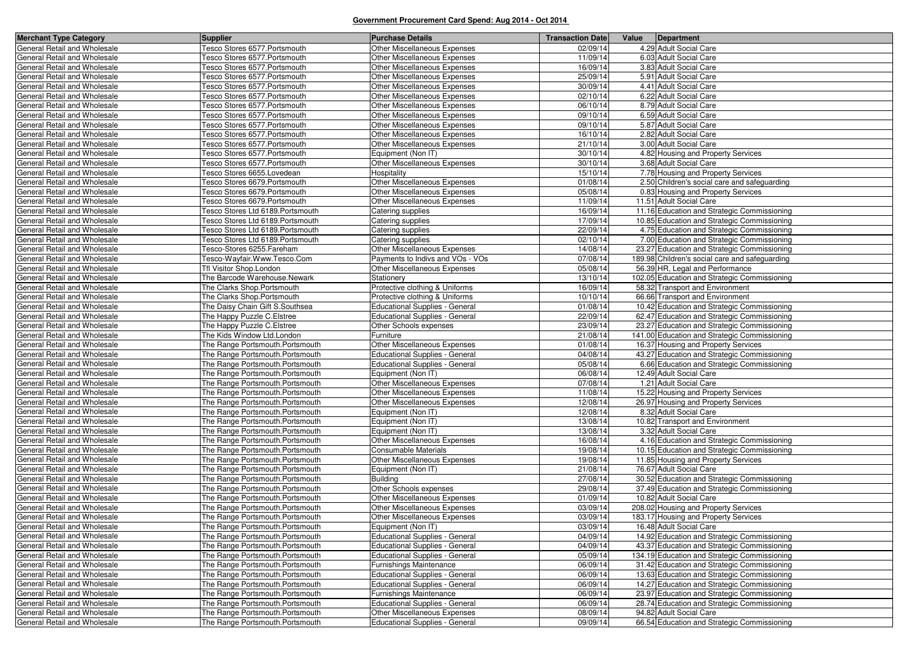# Government Procurement Card Spend: Aug 2014 - Oct 2014

| Merchant Type Category | Supplier | Purchase Details | Transaction Date | Value | Department |
|---|---|---|---|---|---|
| General Retail and Wholesale | Tesco Stores 6577.Portsmouth | Other Miscellaneous Expenses | 02/09/14 | 4.29 | Adult Social Care |
| General Retail and Wholesale | Tesco Stores 6577.Portsmouth | Other Miscellaneous Expenses | 11/09/14 | 6.03 | Adult Social Care |
| General Retail and Wholesale | Tesco Stores 6577.Portsmouth | Other Miscellaneous Expenses | 16/09/14 | 3.83 | Adult Social Care |
| General Retail and Wholesale | Tesco Stores 6577.Portsmouth | Other Miscellaneous Expenses | 25/09/14 | 5.91 | Adult Social Care |
| General Retail and Wholesale | Tesco Stores 6577.Portsmouth | Other Miscellaneous Expenses | 30/09/14 | 4.41 | Adult Social Care |
| General Retail and Wholesale | Tesco Stores 6577.Portsmouth | Other Miscellaneous Expenses | 02/10/14 | 6.22 | Adult Social Care |
| General Retail and Wholesale | Tesco Stores 6577.Portsmouth | Other Miscellaneous Expenses | 06/10/14 | 8.79 | Adult Social Care |
| General Retail and Wholesale | Tesco Stores 6577.Portsmouth | Other Miscellaneous Expenses | 09/10/14 | 6.59 | Adult Social Care |
| General Retail and Wholesale | Tesco Stores 6577.Portsmouth | Other Miscellaneous Expenses | 09/10/14 | 5.87 | Adult Social Care |
| General Retail and Wholesale | Tesco Stores 6577.Portsmouth | Other Miscellaneous Expenses | 16/10/14 | 2.82 | Adult Social Care |
| General Retail and Wholesale | Tesco Stores 6577.Portsmouth | Other Miscellaneous Expenses | 21/10/14 | 3.00 | Adult Social Care |
| General Retail and Wholesale | Tesco Stores 6577.Portsmouth | Equipment (Non IT) | 30/10/14 | 4.82 | Housing and Property Services |
| General Retail and Wholesale | Tesco Stores 6577.Portsmouth | Other Miscellaneous Expenses | 30/10/14 | 3.68 | Adult Social Care |
| General Retail and Wholesale | Tesco Stores 6655.Lovedean | Hospitality | 15/10/14 | 7.78 | Housing and Property Services |
| General Retail and Wholesale | Tesco Stores 6679.Portsmouth | Other Miscellaneous Expenses | 01/08/14 | 2.50 | Children's social care and safeguarding |
| General Retail and Wholesale | Tesco Stores 6679.Portsmouth | Other Miscellaneous Expenses | 05/08/14 | 0.83 | Housing and Property Services |
| General Retail and Wholesale | Tesco Stores 6679.Portsmouth | Other Miscellaneous Expenses | 11/09/14 | 11.51 | Adult Social Care |
| General Retail and Wholesale | Tesco Stores Ltd 6189.Portsmouth | Catering supplies | 16/09/14 | 11.16 | Education and Strategic Commissioning |
| General Retail and Wholesale | Tesco Stores Ltd 6189.Portsmouth | Catering supplies | 17/09/14 | 10.85 | Education and Strategic Commissioning |
| General Retail and Wholesale | Tesco Stores Ltd 6189.Portsmouth | Catering supplies | 22/09/14 | 4.75 | Education and Strategic Commissioning |
| General Retail and Wholesale | Tesco Stores Ltd 6189.Portsmouth | Catering supplies | 02/10/14 | 7.00 | Education and Strategic Commissioning |
| General Retail and Wholesale | Tesco-Stores 6255.Fareham | Other Miscellaneous Expenses | 14/08/14 | 23.27 | Education and Strategic Commissioning |
| General Retail and Wholesale | Tesco-Wayfair.Www.Tesco.Com | Payments to Indivs and VOs - VOs | 07/08/14 | 189.98 | Children's social care and safeguarding |
| General Retail and Wholesale | Tfl Visitor Shop.London | Other Miscellaneous Expenses | 05/08/14 | 56.39 | HR, Legal and Performance |
| General Retail and Wholesale | The Barcode Warehouse.Newark | Stationery | 13/10/14 | 102.05 | Education and Strategic Commissioning |
| General Retail and Wholesale | The Clarks Shop.Portsmouth | Protective clothing & Uniforms | 16/09/14 | 58.32 | Transport and Environment |
| General Retail and Wholesale | The Clarks Shop.Portsmouth | Protective clothing & Uniforms | 10/10/14 | 66.66 | Transport and Environment |
| General Retail and Wholesale | The Daisy Chain Gift S.Southsea | Educational Supplies - General | 01/08/14 | 10.42 | Education and Strategic Commissioning |
| General Retail and Wholesale | The Happy Puzzle C.Elstree | Educational Supplies - General | 22/09/14 | 62.47 | Education and Strategic Commissioning |
| General Retail and Wholesale | The Happy Puzzle C.Elstree | Other Schools expenses | 23/09/14 | 23.27 | Education and Strategic Commissioning |
| General Retail and Wholesale | The Kids Window Ltd.London | Furniture | 21/08/14 | 141.00 | Education and Strategic Commissioning |
| General Retail and Wholesale | The Range Portsmouth.Portsmouth | Other Miscellaneous Expenses | 01/08/14 | 16.37 | Housing and Property Services |
| General Retail and Wholesale | The Range Portsmouth.Portsmouth | Educational Supplies - General | 04/08/14 | 43.27 | Education and Strategic Commissioning |
| General Retail and Wholesale | The Range Portsmouth.Portsmouth | Educational Supplies - General | 05/08/14 | 6.66 | Education and Strategic Commissioning |
| General Retail and Wholesale | The Range Portsmouth.Portsmouth | Equipment (Non IT) | 06/08/14 | 12.49 | Adult Social Care |
| General Retail and Wholesale | The Range Portsmouth.Portsmouth | Other Miscellaneous Expenses | 07/08/14 | 1.21 | Adult Social Care |
| General Retail and Wholesale | The Range Portsmouth.Portsmouth | Other Miscellaneous Expenses | 11/08/14 | 15.22 | Housing and Property Services |
| General Retail and Wholesale | The Range Portsmouth.Portsmouth | Other Miscellaneous Expenses | 12/08/14 | 26.97 | Housing and Property Services |
| General Retail and Wholesale | The Range Portsmouth.Portsmouth | Equipment (Non IT) | 12/08/14 | 8.32 | Adult Social Care |
| General Retail and Wholesale | The Range Portsmouth.Portsmouth | Equipment (Non IT) | 13/08/14 | 10.82 | Transport and Environment |
| General Retail and Wholesale | The Range Portsmouth.Portsmouth | Equipment (Non IT) | 13/08/14 | 3.32 | Adult Social Care |
| General Retail and Wholesale | The Range Portsmouth.Portsmouth | Other Miscellaneous Expenses | 16/08/14 | 4.16 | Education and Strategic Commissioning |
| General Retail and Wholesale | The Range Portsmouth.Portsmouth | Consumable Materials | 19/08/14 | 10.15 | Education and Strategic Commissioning |
| General Retail and Wholesale | The Range Portsmouth.Portsmouth | Other Miscellaneous Expenses | 19/08/14 | 11.85 | Housing and Property Services |
| General Retail and Wholesale | The Range Portsmouth.Portsmouth | Equipment (Non IT) | 21/08/14 | 76.67 | Adult Social Care |
| General Retail and Wholesale | The Range Portsmouth.Portsmouth | Building | 27/08/14 | 30.52 | Education and Strategic Commissioning |
| General Retail and Wholesale | The Range Portsmouth.Portsmouth | Other Schools expenses | 29/08/14 | 37.49 | Education and Strategic Commissioning |
| General Retail and Wholesale | The Range Portsmouth.Portsmouth | Other Miscellaneous Expenses | 01/09/14 | 10.82 | Adult Social Care |
| General Retail and Wholesale | The Range Portsmouth.Portsmouth | Other Miscellaneous Expenses | 03/09/14 | 208.02 | Housing and Property Services |
| General Retail and Wholesale | The Range Portsmouth.Portsmouth | Other Miscellaneous Expenses | 03/09/14 | 183.17 | Housing and Property Services |
| General Retail and Wholesale | The Range Portsmouth.Portsmouth | Equipment (Non IT) | 03/09/14 | 16.48 | Adult Social Care |
| General Retail and Wholesale | The Range Portsmouth.Portsmouth | Educational Supplies - General | 04/09/14 | 14.92 | Education and Strategic Commissioning |
| General Retail and Wholesale | The Range Portsmouth.Portsmouth | Educational Supplies - General | 04/09/14 | 43.37 | Education and Strategic Commissioning |
| General Retail and Wholesale | The Range Portsmouth.Portsmouth | Educational Supplies - General | 05/09/14 | 134.19 | Education and Strategic Commissioning |
| General Retail and Wholesale | The Range Portsmouth.Portsmouth | Furnishings Maintenance | 06/09/14 | 31.42 | Education and Strategic Commissioning |
| General Retail and Wholesale | The Range Portsmouth.Portsmouth | Educational Supplies - General | 06/09/14 | 13.63 | Education and Strategic Commissioning |
| General Retail and Wholesale | The Range Portsmouth.Portsmouth | Educational Supplies - General | 06/09/14 | 14.27 | Education and Strategic Commissioning |
| General Retail and Wholesale | The Range Portsmouth.Portsmouth | Furnishings Maintenance | 06/09/14 | 23.97 | Education and Strategic Commissioning |
| General Retail and Wholesale | The Range Portsmouth.Portsmouth | Educational Supplies - General | 06/09/14 | 28.74 | Education and Strategic Commissioning |
| General Retail and Wholesale | The Range Portsmouth.Portsmouth | Other Miscellaneous Expenses | 08/09/14 | 94.82 | Adult Social Care |
| General Retail and Wholesale | The Range Portsmouth.Portsmouth | Educational Supplies - General | 09/09/14 | 66.54 | Education and Strategic Commissioning |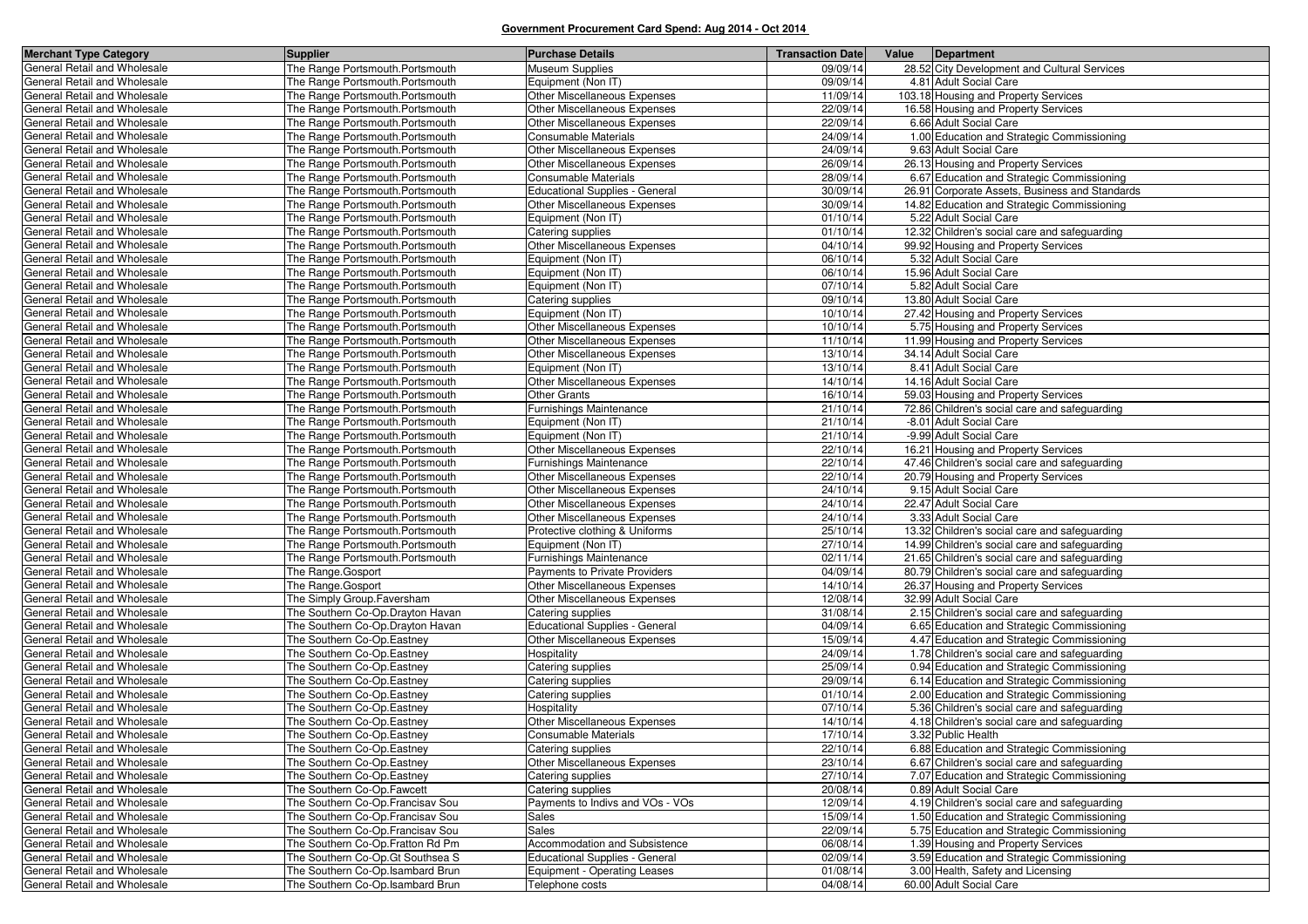**Government Procurement Card Spend: Aug 2014 - Oct 2014**

| Merchant Type Category | Supplier | Purchase Details | Transaction Date | Value | Department |
|---|---|---|---|---|---|
| General Retail and Wholesale | The Range Portsmouth.Portsmouth | Museum Supplies | 09/09/14 | 28.52 | City Development and Cultural Services |
| General Retail and Wholesale | The Range Portsmouth.Portsmouth | Equipment (Non IT) | 09/09/14 | 4.81 | Adult Social Care |
| General Retail and Wholesale | The Range Portsmouth.Portsmouth | Other Miscellaneous Expenses | 11/09/14 | 103.18 | Housing and Property Services |
| General Retail and Wholesale | The Range Portsmouth.Portsmouth | Other Miscellaneous Expenses | 22/09/14 | 16.58 | Housing and Property Services |
| General Retail and Wholesale | The Range Portsmouth.Portsmouth | Other Miscellaneous Expenses | 22/09/14 | 6.66 | Adult Social Care |
| General Retail and Wholesale | The Range Portsmouth.Portsmouth | Consumable Materials | 24/09/14 | 1.00 | Education and Strategic Commissioning |
| General Retail and Wholesale | The Range Portsmouth.Portsmouth | Other Miscellaneous Expenses | 24/09/14 | 9.63 | Adult Social Care |
| General Retail and Wholesale | The Range Portsmouth.Portsmouth | Other Miscellaneous Expenses | 26/09/14 | 26.13 | Housing and Property Services |
| General Retail and Wholesale | The Range Portsmouth.Portsmouth | Consumable Materials | 28/09/14 | 6.67 | Education and Strategic Commissioning |
| General Retail and Wholesale | The Range Portsmouth.Portsmouth | Educational Supplies - General | 30/09/14 | 26.91 | Corporate Assets, Business and Standards |
| General Retail and Wholesale | The Range Portsmouth.Portsmouth | Other Miscellaneous Expenses | 30/09/14 | 14.82 | Education and Strategic Commissioning |
| General Retail and Wholesale | The Range Portsmouth.Portsmouth | Equipment (Non IT) | 01/10/14 | 5.22 | Adult Social Care |
| General Retail and Wholesale | The Range Portsmouth.Portsmouth | Catering supplies | 01/10/14 | 12.32 | Children's social care and safeguarding |
| General Retail and Wholesale | The Range Portsmouth.Portsmouth | Other Miscellaneous Expenses | 04/10/14 | 99.92 | Housing and Property Services |
| General Retail and Wholesale | The Range Portsmouth.Portsmouth | Equipment (Non IT) | 06/10/14 | 5.32 | Adult Social Care |
| General Retail and Wholesale | The Range Portsmouth.Portsmouth | Equipment (Non IT) | 06/10/14 | 15.96 | Adult Social Care |
| General Retail and Wholesale | The Range Portsmouth.Portsmouth | Equipment (Non IT) | 07/10/14 | 5.82 | Adult Social Care |
| General Retail and Wholesale | The Range Portsmouth.Portsmouth | Catering supplies | 09/10/14 | 13.80 | Adult Social Care |
| General Retail and Wholesale | The Range Portsmouth.Portsmouth | Equipment (Non IT) | 10/10/14 | 27.42 | Housing and Property Services |
| General Retail and Wholesale | The Range Portsmouth.Portsmouth | Other Miscellaneous Expenses | 10/10/14 | 5.75 | Housing and Property Services |
| General Retail and Wholesale | The Range Portsmouth.Portsmouth | Other Miscellaneous Expenses | 11/10/14 | 11.99 | Housing and Property Services |
| General Retail and Wholesale | The Range Portsmouth.Portsmouth | Other Miscellaneous Expenses | 13/10/14 | 34.14 | Adult Social Care |
| General Retail and Wholesale | The Range Portsmouth.Portsmouth | Equipment (Non IT) | 13/10/14 | 8.41 | Adult Social Care |
| General Retail and Wholesale | The Range Portsmouth.Portsmouth | Other Miscellaneous Expenses | 14/10/14 | 14.16 | Adult Social Care |
| General Retail and Wholesale | The Range Portsmouth.Portsmouth | Other Grants | 16/10/14 | 59.03 | Housing and Property Services |
| General Retail and Wholesale | The Range Portsmouth.Portsmouth | Furnishings Maintenance | 21/10/14 | 72.86 | Children's social care and safeguarding |
| General Retail and Wholesale | The Range Portsmouth.Portsmouth | Equipment (Non IT) | 21/10/14 | -8.01 | Adult Social Care |
| General Retail and Wholesale | The Range Portsmouth.Portsmouth | Equipment (Non IT) | 21/10/14 | -9.99 | Adult Social Care |
| General Retail and Wholesale | The Range Portsmouth.Portsmouth | Other Miscellaneous Expenses | 22/10/14 | 16.21 | Housing and Property Services |
| General Retail and Wholesale | The Range Portsmouth.Portsmouth | Furnishings Maintenance | 22/10/14 | 47.46 | Children's social care and safeguarding |
| General Retail and Wholesale | The Range Portsmouth.Portsmouth | Other Miscellaneous Expenses | 22/10/14 | 20.79 | Housing and Property Services |
| General Retail and Wholesale | The Range Portsmouth.Portsmouth | Other Miscellaneous Expenses | 24/10/14 | 9.15 | Adult Social Care |
| General Retail and Wholesale | The Range Portsmouth.Portsmouth | Other Miscellaneous Expenses | 24/10/14 | 22.47 | Adult Social Care |
| General Retail and Wholesale | The Range Portsmouth.Portsmouth | Other Miscellaneous Expenses | 24/10/14 | 3.33 | Adult Social Care |
| General Retail and Wholesale | The Range Portsmouth.Portsmouth | Protective clothing & Uniforms | 25/10/14 | 13.32 | Children's social care and safeguarding |
| General Retail and Wholesale | The Range Portsmouth.Portsmouth | Equipment (Non IT) | 27/10/14 | 14.99 | Children's social care and safeguarding |
| General Retail and Wholesale | The Range Portsmouth.Portsmouth | Furnishings Maintenance | 02/11/14 | 21.65 | Children's social care and safeguarding |
| General Retail and Wholesale | The Range.Gosport | Payments to Private Providers | 04/09/14 | 80.79 | Children's social care and safeguarding |
| General Retail and Wholesale | The Range.Gosport | Other Miscellaneous Expenses | 14/10/14 | 26.37 | Housing and Property Services |
| General Retail and Wholesale | The Simply Group.Faversham | Other Miscellaneous Expenses | 12/08/14 | 32.99 | Adult Social Care |
| General Retail and Wholesale | The Southern Co-Op.Drayton Havan | Catering supplies | 31/08/14 | 2.15 | Children's social care and safeguarding |
| General Retail and Wholesale | The Southern Co-Op.Drayton Havan | Educational Supplies - General | 04/09/14 | 6.65 | Education and Strategic Commissioning |
| General Retail and Wholesale | The Southern Co-Op.Eastney | Other Miscellaneous Expenses | 15/09/14 | 4.47 | Education and Strategic Commissioning |
| General Retail and Wholesale | The Southern Co-Op.Eastney | Hospitality | 24/09/14 | 1.78 | Children's social care and safeguarding |
| General Retail and Wholesale | The Southern Co-Op.Eastney | Catering supplies | 25/09/14 | 0.94 | Education and Strategic Commissioning |
| General Retail and Wholesale | The Southern Co-Op.Eastney | Catering supplies | 29/09/14 | 6.14 | Education and Strategic Commissioning |
| General Retail and Wholesale | The Southern Co-Op.Eastney | Catering supplies | 01/10/14 | 2.00 | Education and Strategic Commissioning |
| General Retail and Wholesale | The Southern Co-Op.Eastney | Hospitality | 07/10/14 | 5.36 | Children's social care and safeguarding |
| General Retail and Wholesale | The Southern Co-Op.Eastney | Other Miscellaneous Expenses | 14/10/14 | 4.18 | Children's social care and safeguarding |
| General Retail and Wholesale | The Southern Co-Op.Eastney | Consumable Materials | 17/10/14 | 3.32 | Public Health |
| General Retail and Wholesale | The Southern Co-Op.Eastney | Catering supplies | 22/10/14 | 6.88 | Education and Strategic Commissioning |
| General Retail and Wholesale | The Southern Co-Op.Eastney | Other Miscellaneous Expenses | 23/10/14 | 6.67 | Children's social care and safeguarding |
| General Retail and Wholesale | The Southern Co-Op.Eastney | Catering supplies | 27/10/14 | 7.07 | Education and Strategic Commissioning |
| General Retail and Wholesale | The Southern Co-Op.Fawcett | Catering supplies | 20/08/14 | 0.89 | Adult Social Care |
| General Retail and Wholesale | The Southern Co-Op.Francisav Sou | Payments to Indivs and VOs - VOs | 12/09/14 | 4.19 | Children's social care and safeguarding |
| General Retail and Wholesale | The Southern Co-Op.Francisav Sou | Sales | 15/09/14 | 1.50 | Education and Strategic Commissioning |
| General Retail and Wholesale | The Southern Co-Op.Francisav Sou | Sales | 22/09/14 | 5.75 | Education and Strategic Commissioning |
| General Retail and Wholesale | The Southern Co-Op.Fratton Rd Pm | Accommodation and Subsistence | 06/08/14 | 1.39 | Housing and Property Services |
| General Retail and Wholesale | The Southern Co-Op.Gt Southsea S | Educational Supplies - General | 02/09/14 | 3.59 | Education and Strategic Commissioning |
| General Retail and Wholesale | The Southern Co-Op.Isambard Brun | Equipment - Operating Leases | 01/08/14 | 3.00 | Health, Safety and Licensing |
| General Retail and Wholesale | The Southern Co-Op.Isambard Brun | Telephone costs | 04/08/14 | 60.00 | Adult Social Care |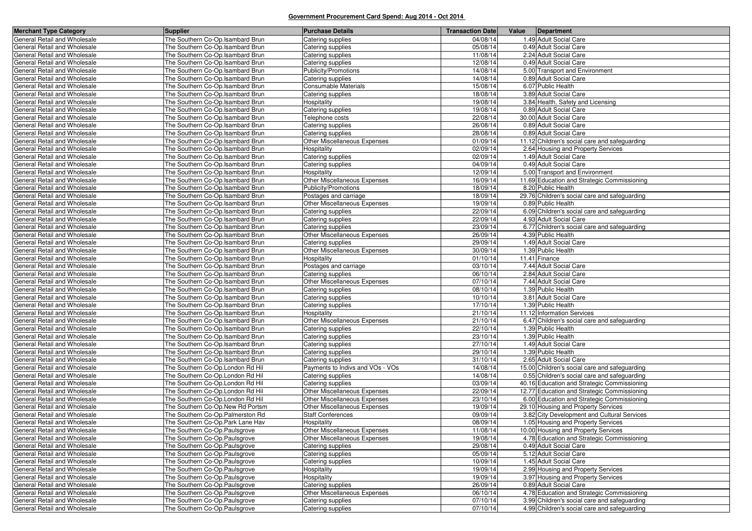**Government Procurement Card Spend: Aug 2014 - Oct 2014**

| Merchant Type Category | Supplier | Purchase Details | Transaction Date | Value | Department |
|---|---|---|---|---|---|
| General Retail and Wholesale | The Southern Co-Op.Isambard Brun | Catering supplies | 04/08/14 | 1.49 | Adult Social Care |
| General Retail and Wholesale | The Southern Co-Op.Isambard Brun | Catering supplies | 05/08/14 | 0.49 | Adult Social Care |
| General Retail and Wholesale | The Southern Co-Op.Isambard Brun | Catering supplies | 11/08/14 | 2.24 | Adult Social Care |
| General Retail and Wholesale | The Southern Co-Op.Isambard Brun | Catering supplies | 12/08/14 | 0.49 | Adult Social Care |
| General Retail and Wholesale | The Southern Co-Op.Isambard Brun | Publicity/Promotions | 14/08/14 | 5.00 | Transport and Environment |
| General Retail and Wholesale | The Southern Co-Op.Isambard Brun | Catering supplies | 14/08/14 | 0.89 | Adult Social Care |
| General Retail and Wholesale | The Southern Co-Op.Isambard Brun | Consumable Materials | 15/08/14 | 6.07 | Public Health |
| General Retail and Wholesale | The Southern Co-Op.Isambard Brun | Catering supplies | 18/08/14 | 3.89 | Adult Social Care |
| General Retail and Wholesale | The Southern Co-Op.Isambard Brun | Hospitality | 19/08/14 | 3.84 | Health, Safety and Licensing |
| General Retail and Wholesale | The Southern Co-Op.Isambard Brun | Catering supplies | 19/08/14 | 0.89 | Adult Social Care |
| General Retail and Wholesale | The Southern Co-Op.Isambard Brun | Telephone costs | 22/08/14 | 30.00 | Adult Social Care |
| General Retail and Wholesale | The Southern Co-Op.Isambard Brun | Catering supplies | 26/08/14 | 0.89 | Adult Social Care |
| General Retail and Wholesale | The Southern Co-Op.Isambard Brun | Catering supplies | 28/08/14 | 0.89 | Adult Social Care |
| General Retail and Wholesale | The Southern Co-Op.Isambard Brun | Other Miscellaneous Expenses | 01/09/14 | 11.12 | Children's social care and safeguarding |
| General Retail and Wholesale | The Southern Co-Op.Isambard Brun | Hospitality | 02/09/14 | 2.64 | Housing and Property Services |
| General Retail and Wholesale | The Southern Co-Op.Isambard Brun | Catering supplies | 02/09/14 | 1.49 | Adult Social Care |
| General Retail and Wholesale | The Southern Co-Op.Isambard Brun | Catering supplies | 04/09/14 | 0.49 | Adult Social Care |
| General Retail and Wholesale | The Southern Co-Op.Isambard Brun | Hospitality | 12/09/14 | 5.00 | Transport and Environment |
| General Retail and Wholesale | The Southern Co-Op.Isambard Brun | Other Miscellaneous Expenses | 16/09/14 | 11.69 | Education and Strategic Commissioning |
| General Retail and Wholesale | The Southern Co-Op.Isambard Brun | Publicity/Promotions | 18/09/14 | 8.20 | Public Health |
| General Retail and Wholesale | The Southern Co-Op.Isambard Brun | Postages and carriage | 18/09/14 | 29.76 | Children's social care and safeguarding |
| General Retail and Wholesale | The Southern Co-Op.Isambard Brun | Other Miscellaneous Expenses | 19/09/14 | 0.89 | Public Health |
| General Retail and Wholesale | The Southern Co-Op.Isambard Brun | Catering supplies | 22/09/14 | 6.09 | Children's social care and safeguarding |
| General Retail and Wholesale | The Southern Co-Op.Isambard Brun | Catering supplies | 22/09/14 | 4.93 | Adult Social Care |
| General Retail and Wholesale | The Southern Co-Op.Isambard Brun | Catering supplies | 23/09/14 | 6.77 | Children's social care and safeguarding |
| General Retail and Wholesale | The Southern Co-Op.Isambard Brun | Other Miscellaneous Expenses | 26/09/14 | 4.39 | Public Health |
| General Retail and Wholesale | The Southern Co-Op.Isambard Brun | Catering supplies | 29/09/14 | 1.49 | Adult Social Care |
| General Retail and Wholesale | The Southern Co-Op.Isambard Brun | Other Miscellaneous Expenses | 30/09/14 | 1.39 | Public Health |
| General Retail and Wholesale | The Southern Co-Op.Isambard Brun | Hospitality | 01/10/14 | 11.41 | Finance |
| General Retail and Wholesale | The Southern Co-Op.Isambard Brun | Postages and carriage | 03/10/14 | 7.44 | Adult Social Care |
| General Retail and Wholesale | The Southern Co-Op.Isambard Brun | Catering supplies | 06/10/14 | 2.84 | Adult Social Care |
| General Retail and Wholesale | The Southern Co-Op.Isambard Brun | Other Miscellaneous Expenses | 07/10/14 | 7.44 | Adult Social Care |
| General Retail and Wholesale | The Southern Co-Op.Isambard Brun | Catering supplies | 08/10/14 | 1.39 | Public Health |
| General Retail and Wholesale | The Southern Co-Op.Isambard Brun | Catering supplies | 10/10/14 | 3.81 | Adult Social Care |
| General Retail and Wholesale | The Southern Co-Op.Isambard Brun | Catering supplies | 17/10/14 | 1.39 | Public Health |
| General Retail and Wholesale | The Southern Co-Op.Isambard Brun | Hospitality | 21/10/14 | 11.12 | Information Services |
| General Retail and Wholesale | The Southern Co-Op.Isambard Brun | Other Miscellaneous Expenses | 21/10/14 | 6.47 | Children's social care and safeguarding |
| General Retail and Wholesale | The Southern Co-Op.Isambard Brun | Catering supplies | 22/10/14 | 1.39 | Public Health |
| General Retail and Wholesale | The Southern Co-Op.Isambard Brun | Catering supplies | 23/10/14 | 1.39 | Public Health |
| General Retail and Wholesale | The Southern Co-Op.Isambard Brun | Catering supplies | 27/10/14 | 1.49 | Adult Social Care |
| General Retail and Wholesale | The Southern Co-Op.Isambard Brun | Catering supplies | 29/10/14 | 1.39 | Public Health |
| General Retail and Wholesale | The Southern Co-Op.Isambard Brun | Catering supplies | 31/10/14 | 2.65 | Adult Social Care |
| General Retail and Wholesale | The Southern Co-Op.London Rd Hil | Payments to Indivs and VOs - VOs | 14/08/14 | 15.00 | Children's social care and safeguarding |
| General Retail and Wholesale | The Southern Co-Op.London Rd Hil | Catering supplies | 14/08/14 | 0.55 | Children's social care and safeguarding |
| General Retail and Wholesale | The Southern Co-Op.London Rd Hil | Catering supplies | 03/09/14 | 40.16 | Education and Strategic Commissioning |
| General Retail and Wholesale | The Southern Co-Op.London Rd Hil | Other Miscellaneous Expenses | 22/09/14 | 12.77 | Education and Strategic Commissioning |
| General Retail and Wholesale | The Southern Co-Op.London Rd Hil | Other Miscellaneous Expenses | 23/10/14 | 6.00 | Education and Strategic Commissioning |
| General Retail and Wholesale | The Southern Co-Op.New Rd Portsm | Other Miscellaneous Expenses | 19/09/14 | 29.10 | Housing and Property Services |
| General Retail and Wholesale | The Southern Co-Op.Palmerston Rd | Staff Conferences | 09/09/14 | 3.82 | City Development and Cultural Services |
| General Retail and Wholesale | The Southern Co-Op.Park Lane Hav | Hospitality | 08/09/14 | 1.05 | Housing and Property Services |
| General Retail and Wholesale | The Southern Co-Op.Paulsgrove | Other Miscellaneous Expenses | 11/08/14 | 10.00 | Housing and Property Services |
| General Retail and Wholesale | The Southern Co-Op.Paulsgrove | Other Miscellaneous Expenses | 19/08/14 | 4.78 | Education and Strategic Commissioning |
| General Retail and Wholesale | The Southern Co-Op.Paulsgrove | Catering supplies | 29/08/14 | 0.49 | Adult Social Care |
| General Retail and Wholesale | The Southern Co-Op.Paulsgrove | Catering supplies | 05/09/14 | 5.12 | Adult Social Care |
| General Retail and Wholesale | The Southern Co-Op.Paulsgrove | Catering supplies | 10/09/14 | 1.45 | Adult Social Care |
| General Retail and Wholesale | The Southern Co-Op.Paulsgrove | Hospitality | 19/09/14 | 2.99 | Housing and Property Services |
| General Retail and Wholesale | The Southern Co-Op.Paulsgrove | Hospitality | 19/09/14 | 3.97 | Housing and Property Services |
| General Retail and Wholesale | The Southern Co-Op.Paulsgrove | Catering supplies | 26/09/14 | 0.89 | Adult Social Care |
| General Retail and Wholesale | The Southern Co-Op.Paulsgrove | Other Miscellaneous Expenses | 06/10/14 | 4.78 | Education and Strategic Commissioning |
| General Retail and Wholesale | The Southern Co-Op.Paulsgrove | Catering supplies | 07/10/14 | 3.99 | Children's social care and safeguarding |
| General Retail and Wholesale | The Southern Co-Op.Paulsgrove | Catering supplies | 07/10/14 | 4.99 | Children's social care and safeguarding |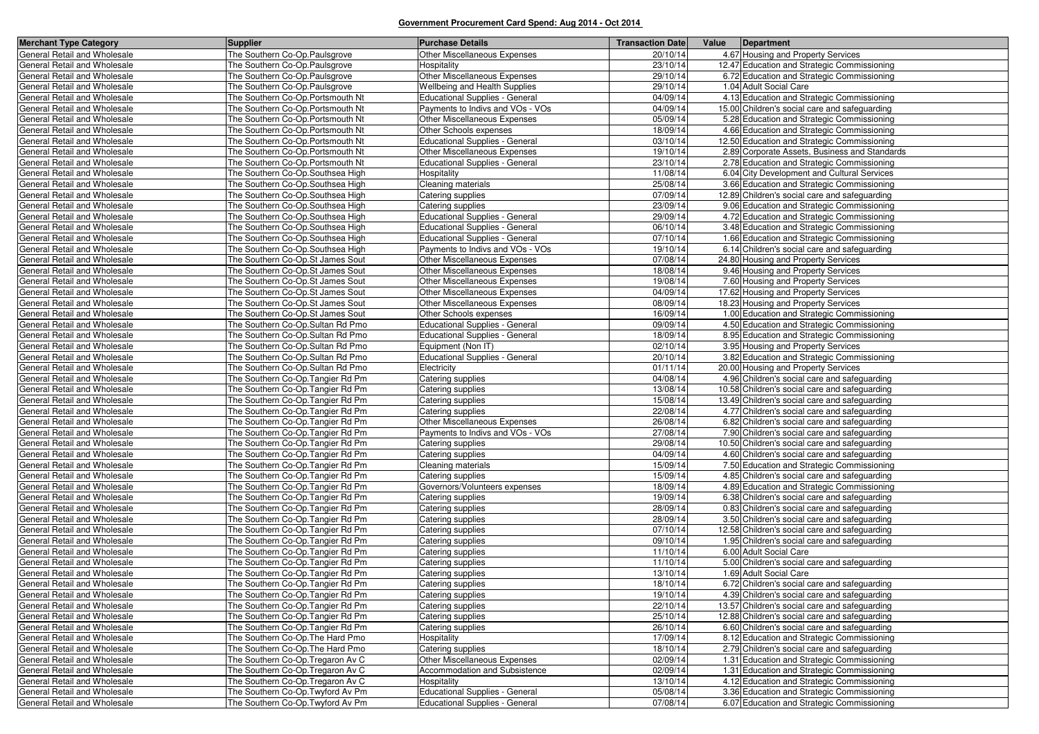**Government Procurement Card Spend: Aug 2014 - Oct 2014**

| Merchant Type Category | Supplier | Purchase Details | Transaction Date | Value | Department |
|---|---|---|---|---|---|
| General Retail and Wholesale | The Southern Co-Op.Paulsgrove | Other Miscellaneous Expenses | 20/10/14 | 4.67 | Housing and Property Services |
| General Retail and Wholesale | The Southern Co-Op.Paulsgrove | Hospitality | 23/10/14 | 12.47 | Education and Strategic Commissioning |
| General Retail and Wholesale | The Southern Co-Op.Paulsgrove | Other Miscellaneous Expenses | 29/10/14 | 6.72 | Education and Strategic Commissioning |
| General Retail and Wholesale | The Southern Co-Op.Paulsgrove | Wellbeing and Health Supplies | 29/10/14 | 1.04 | Adult Social Care |
| General Retail and Wholesale | The Southern Co-Op.Portsmouth Nt | Educational Supplies - General | 04/09/14 | 4.13 | Education and Strategic Commissioning |
| General Retail and Wholesale | The Southern Co-Op.Portsmouth Nt | Payments to Indivs and VOs - VOs | 04/09/14 | 15.00 | Children's social care and safeguarding |
| General Retail and Wholesale | The Southern Co-Op.Portsmouth Nt | Other Miscellaneous Expenses | 05/09/14 | 5.28 | Education and Strategic Commissioning |
| General Retail and Wholesale | The Southern Co-Op.Portsmouth Nt | Other Schools expenses | 18/09/14 | 4.66 | Education and Strategic Commissioning |
| General Retail and Wholesale | The Southern Co-Op.Portsmouth Nt | Educational Supplies - General | 03/10/14 | 12.50 | Education and Strategic Commissioning |
| General Retail and Wholesale | The Southern Co-Op.Portsmouth Nt | Other Miscellaneous Expenses | 19/10/14 | 2.89 | Corporate Assets, Business and Standards |
| General Retail and Wholesale | The Southern Co-Op.Portsmouth Nt | Educational Supplies - General | 23/10/14 | 2.78 | Education and Strategic Commissioning |
| General Retail and Wholesale | The Southern Co-Op.Southsea High | Hospitality | 11/08/14 | 6.04 | City Development and Cultural Services |
| General Retail and Wholesale | The Southern Co-Op.Southsea High | Cleaning materials | 25/08/14 | 3.66 | Education and Strategic Commissioning |
| General Retail and Wholesale | The Southern Co-Op.Southsea High | Catering supplies | 07/09/14 | 12.89 | Children's social care and safeguarding |
| General Retail and Wholesale | The Southern Co-Op.Southsea High | Catering supplies | 23/09/14 | 9.06 | Education and Strategic Commissioning |
| General Retail and Wholesale | The Southern Co-Op.Southsea High | Educational Supplies - General | 29/09/14 | 4.72 | Education and Strategic Commissioning |
| General Retail and Wholesale | The Southern Co-Op.Southsea High | Educational Supplies - General | 06/10/14 | 3.48 | Education and Strategic Commissioning |
| General Retail and Wholesale | The Southern Co-Op.Southsea High | Educational Supplies - General | 07/10/14 | 1.66 | Education and Strategic Commissioning |
| General Retail and Wholesale | The Southern Co-Op.Southsea High | Payments to Indivs and VOs - VOs | 19/10/14 | 6.14 | Children's social care and safeguarding |
| General Retail and Wholesale | The Southern Co-Op.St James Sout | Other Miscellaneous Expenses | 07/08/14 | 24.80 | Housing and Property Services |
| General Retail and Wholesale | The Southern Co-Op.St James Sout | Other Miscellaneous Expenses | 18/08/14 | 9.46 | Housing and Property Services |
| General Retail and Wholesale | The Southern Co-Op.St James Sout | Other Miscellaneous Expenses | 19/08/14 | 7.60 | Housing and Property Services |
| General Retail and Wholesale | The Southern Co-Op.St James Sout | Other Miscellaneous Expenses | 04/09/14 | 17.62 | Housing and Property Services |
| General Retail and Wholesale | The Southern Co-Op.St James Sout | Other Miscellaneous Expenses | 08/09/14 | 18.23 | Housing and Property Services |
| General Retail and Wholesale | The Southern Co-Op.St James Sout | Other Schools expenses | 16/09/14 | 1.00 | Education and Strategic Commissioning |
| General Retail and Wholesale | The Southern Co-Op.Sultan Rd Pmo | Educational Supplies - General | 09/09/14 | 4.50 | Education and Strategic Commissioning |
| General Retail and Wholesale | The Southern Co-Op.Sultan Rd Pmo | Educational Supplies - General | 18/09/14 | 8.95 | Education and Strategic Commissioning |
| General Retail and Wholesale | The Southern Co-Op.Sultan Rd Pmo | Equipment (Non IT) | 02/10/14 | 3.95 | Housing and Property Services |
| General Retail and Wholesale | The Southern Co-Op.Sultan Rd Pmo | Educational Supplies - General | 20/10/14 | 3.82 | Education and Strategic Commissioning |
| General Retail and Wholesale | The Southern Co-Op.Sultan Rd Pmo | Electricity | 01/11/14 | 20.00 | Housing and Property Services |
| General Retail and Wholesale | The Southern Co-Op.Tangier Rd Pm | Catering supplies | 04/08/14 | 4.96 | Children's social care and safeguarding |
| General Retail and Wholesale | The Southern Co-Op.Tangier Rd Pm | Catering supplies | 13/08/14 | 10.58 | Children's social care and safeguarding |
| General Retail and Wholesale | The Southern Co-Op.Tangier Rd Pm | Catering supplies | 15/08/14 | 13.49 | Children's social care and safeguarding |
| General Retail and Wholesale | The Southern Co-Op.Tangier Rd Pm | Catering supplies | 22/08/14 | 4.77 | Children's social care and safeguarding |
| General Retail and Wholesale | The Southern Co-Op.Tangier Rd Pm | Other Miscellaneous Expenses | 26/08/14 | 6.82 | Children's social care and safeguarding |
| General Retail and Wholesale | The Southern Co-Op.Tangier Rd Pm | Payments to Indivs and VOs - VOs | 27/08/14 | 7.90 | Children's social care and safeguarding |
| General Retail and Wholesale | The Southern Co-Op.Tangier Rd Pm | Catering supplies | 29/08/14 | 10.50 | Children's social care and safeguarding |
| General Retail and Wholesale | The Southern Co-Op.Tangier Rd Pm | Catering supplies | 04/09/14 | 4.60 | Children's social care and safeguarding |
| General Retail and Wholesale | The Southern Co-Op.Tangier Rd Pm | Cleaning materials | 15/09/14 | 7.50 | Education and Strategic Commissioning |
| General Retail and Wholesale | The Southern Co-Op.Tangier Rd Pm | Catering supplies | 15/09/14 | 4.85 | Children's social care and safeguarding |
| General Retail and Wholesale | The Southern Co-Op.Tangier Rd Pm | Governors/Volunteers expenses | 18/09/14 | 4.89 | Education and Strategic Commissioning |
| General Retail and Wholesale | The Southern Co-Op.Tangier Rd Pm | Catering supplies | 19/09/14 | 6.38 | Children's social care and safeguarding |
| General Retail and Wholesale | The Southern Co-Op.Tangier Rd Pm | Catering supplies | 28/09/14 | 0.83 | Children's social care and safeguarding |
| General Retail and Wholesale | The Southern Co-Op.Tangier Rd Pm | Catering supplies | 28/09/14 | 3.50 | Children's social care and safeguarding |
| General Retail and Wholesale | The Southern Co-Op.Tangier Rd Pm | Catering supplies | 07/10/14 | 12.58 | Children's social care and safeguarding |
| General Retail and Wholesale | The Southern Co-Op.Tangier Rd Pm | Catering supplies | 09/10/14 | 1.95 | Children's social care and safeguarding |
| General Retail and Wholesale | The Southern Co-Op.Tangier Rd Pm | Catering supplies | 11/10/14 | 6.00 | Adult Social Care |
| General Retail and Wholesale | The Southern Co-Op.Tangier Rd Pm | Catering supplies | 11/10/14 | 5.00 | Children's social care and safeguarding |
| General Retail and Wholesale | The Southern Co-Op.Tangier Rd Pm | Catering supplies | 13/10/14 | 1.69 | Adult Social Care |
| General Retail and Wholesale | The Southern Co-Op.Tangier Rd Pm | Catering supplies | 18/10/14 | 6.72 | Children's social care and safeguarding |
| General Retail and Wholesale | The Southern Co-Op.Tangier Rd Pm | Catering supplies | 19/10/14 | 4.39 | Children's social care and safeguarding |
| General Retail and Wholesale | The Southern Co-Op.Tangier Rd Pm | Catering supplies | 22/10/14 | 13.57 | Children's social care and safeguarding |
| General Retail and Wholesale | The Southern Co-Op.Tangier Rd Pm | Catering supplies | 25/10/14 | 12.88 | Children's social care and safeguarding |
| General Retail and Wholesale | The Southern Co-Op.Tangier Rd Pm | Catering supplies | 26/10/14 | 6.60 | Children's social care and safeguarding |
| General Retail and Wholesale | The Southern Co-Op.The Hard Pmo | Hospitality | 17/09/14 | 8.12 | Education and Strategic Commissioning |
| General Retail and Wholesale | The Southern Co-Op.The Hard Pmo | Catering supplies | 18/10/14 | 2.79 | Children's social care and safeguarding |
| General Retail and Wholesale | The Southern Co-Op.Tregaron Av C | Other Miscellaneous Expenses | 02/09/14 | 1.31 | Education and Strategic Commissioning |
| General Retail and Wholesale | The Southern Co-Op.Tregaron Av C | Accommodation and Subsistence | 02/09/14 | 1.31 | Education and Strategic Commissioning |
| General Retail and Wholesale | The Southern Co-Op.Tregaron Av C | Hospitality | 13/10/14 | 4.12 | Education and Strategic Commissioning |
| General Retail and Wholesale | The Southern Co-Op.Twyford Av Pm | Educational Supplies - General | 05/08/14 | 3.36 | Education and Strategic Commissioning |
| General Retail and Wholesale | The Southern Co-Op.Twyford Av Pm | Educational Supplies - General | 07/08/14 | 6.07 | Education and Strategic Commissioning |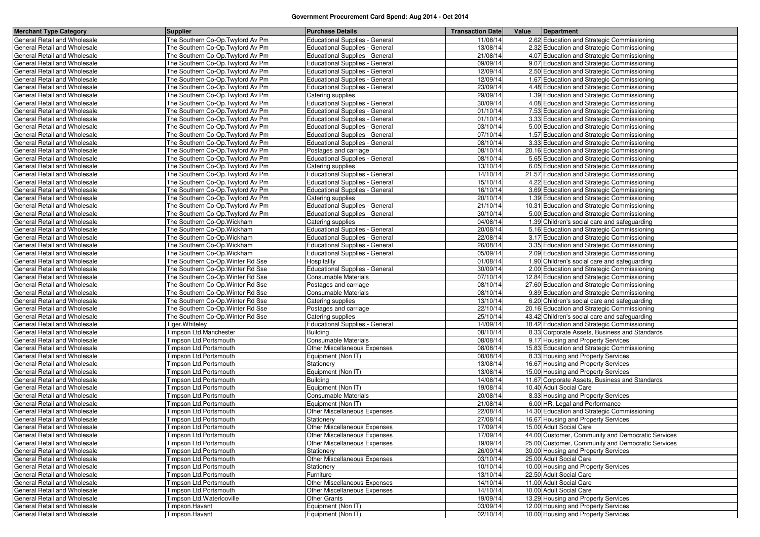**Government Procurement Card Spend: Aug 2014 - Oct 2014**

| Merchant Type Category | Supplier | Purchase Details | Transaction Date | Value | Department |
|---|---|---|---|---|---|
| General Retail and Wholesale | The Southern Co-Op.Twyford Av Pm | Educational Supplies - General | 11/08/14 | 2.62 | Education and Strategic Commissioning |
| General Retail and Wholesale | The Southern Co-Op.Twyford Av Pm | Educational Supplies - General | 13/08/14 | 2.32 | Education and Strategic Commissioning |
| General Retail and Wholesale | The Southern Co-Op.Twyford Av Pm | Educational Supplies - General | 21/08/14 | 4.07 | Education and Strategic Commissioning |
| General Retail and Wholesale | The Southern Co-Op.Twyford Av Pm | Educational Supplies - General | 09/09/14 | 9.07 | Education and Strategic Commissioning |
| General Retail and Wholesale | The Southern Co-Op.Twyford Av Pm | Educational Supplies - General | 12/09/14 | 2.50 | Education and Strategic Commissioning |
| General Retail and Wholesale | The Southern Co-Op.Twyford Av Pm | Educational Supplies - General | 12/09/14 | 1.67 | Education and Strategic Commissioning |
| General Retail and Wholesale | The Southern Co-Op.Twyford Av Pm | Educational Supplies - General | 23/09/14 | 4.48 | Education and Strategic Commissioning |
| General Retail and Wholesale | The Southern Co-Op.Twyford Av Pm | Catering supplies | 29/09/14 | 1.39 | Education and Strategic Commissioning |
| General Retail and Wholesale | The Southern Co-Op.Twyford Av Pm | Educational Supplies - General | 30/09/14 | 4.08 | Education and Strategic Commissioning |
| General Retail and Wholesale | The Southern Co-Op.Twyford Av Pm | Educational Supplies - General | 01/10/14 | 7.53 | Education and Strategic Commissioning |
| General Retail and Wholesale | The Southern Co-Op.Twyford Av Pm | Educational Supplies - General | 01/10/14 | 3.33 | Education and Strategic Commissioning |
| General Retail and Wholesale | The Southern Co-Op.Twyford Av Pm | Educational Supplies - General | 03/10/14 | 5.00 | Education and Strategic Commissioning |
| General Retail and Wholesale | The Southern Co-Op.Twyford Av Pm | Educational Supplies - General | 07/10/14 | 1.57 | Education and Strategic Commissioning |
| General Retail and Wholesale | The Southern Co-Op.Twyford Av Pm | Educational Supplies - General | 08/10/14 | 3.33 | Education and Strategic Commissioning |
| General Retail and Wholesale | The Southern Co-Op.Twyford Av Pm | Postages and carriage | 08/10/14 | 20.16 | Education and Strategic Commissioning |
| General Retail and Wholesale | The Southern Co-Op.Twyford Av Pm | Educational Supplies - General | 08/10/14 | 5.65 | Education and Strategic Commissioning |
| General Retail and Wholesale | The Southern Co-Op.Twyford Av Pm | Catering supplies | 13/10/14 | 6.05 | Education and Strategic Commissioning |
| General Retail and Wholesale | The Southern Co-Op.Twyford Av Pm | Educational Supplies - General | 14/10/14 | 21.57 | Education and Strategic Commissioning |
| General Retail and Wholesale | The Southern Co-Op.Twyford Av Pm | Educational Supplies - General | 15/10/14 | 4.22 | Education and Strategic Commissioning |
| General Retail and Wholesale | The Southern Co-Op.Twyford Av Pm | Educational Supplies - General | 16/10/14 | 3.69 | Education and Strategic Commissioning |
| General Retail and Wholesale | The Southern Co-Op.Twyford Av Pm | Catering supplies | 20/10/14 | 1.39 | Education and Strategic Commissioning |
| General Retail and Wholesale | The Southern Co-Op.Twyford Av Pm | Educational Supplies - General | 21/10/14 | 10.31 | Education and Strategic Commissioning |
| General Retail and Wholesale | The Southern Co-Op.Twyford Av Pm | Educational Supplies - General | 30/10/14 | 5.00 | Education and Strategic Commissioning |
| General Retail and Wholesale | The Southern Co-Op.Wickham | Catering supplies | 04/08/14 | 1.39 | Children's social care and safeguarding |
| General Retail and Wholesale | The Southern Co-Op.Wickham | Educational Supplies - General | 20/08/14 | 5.16 | Education and Strategic Commissioning |
| General Retail and Wholesale | The Southern Co-Op.Wickham | Educational Supplies - General | 22/08/14 | 3.17 | Education and Strategic Commissioning |
| General Retail and Wholesale | The Southern Co-Op.Wickham | Educational Supplies - General | 26/08/14 | 3.35 | Education and Strategic Commissioning |
| General Retail and Wholesale | The Southern Co-Op.Wickham | Educational Supplies - General | 05/09/14 | 2.09 | Education and Strategic Commissioning |
| General Retail and Wholesale | The Southern Co-Op.Winter Rd Sse | Hospitality | 01/08/14 | 1.90 | Children's social care and safeguarding |
| General Retail and Wholesale | The Southern Co-Op.Winter Rd Sse | Educational Supplies - General | 30/09/14 | 2.00 | Education and Strategic Commissioning |
| General Retail and Wholesale | The Southern Co-Op.Winter Rd Sse | Consumable Materials | 07/10/14 | 12.84 | Education and Strategic Commissioning |
| General Retail and Wholesale | The Southern Co-Op.Winter Rd Sse | Postages and carriage | 08/10/14 | 27.60 | Education and Strategic Commissioning |
| General Retail and Wholesale | The Southern Co-Op.Winter Rd Sse | Consumable Materials | 08/10/14 | 9.89 | Education and Strategic Commissioning |
| General Retail and Wholesale | The Southern Co-Op.Winter Rd Sse | Catering supplies | 13/10/14 | 6.20 | Children's social care and safeguarding |
| General Retail and Wholesale | The Southern Co-Op.Winter Rd Sse | Postages and carriage | 22/10/14 | 20.16 | Education and Strategic Commissioning |
| General Retail and Wholesale | The Southern Co-Op.Winter Rd Sse | Catering supplies | 25/10/14 | 43.42 | Children's social care and safeguarding |
| General Retail and Wholesale | Tiger.Whiteley | Educational Supplies - General | 14/09/14 | 18.42 | Education and Strategic Commissioning |
| General Retail and Wholesale | Timpson Ltd.Manchester | Building | 08/10/14 | 8.33 | Corporate Assets, Business and Standards |
| General Retail and Wholesale | Timpson Ltd.Portsmouth | Consumable Materials | 08/08/14 | 9.17 | Housing and Property Services |
| General Retail and Wholesale | Timpson Ltd.Portsmouth | Other Miscellaneous Expenses | 08/08/14 | 15.83 | Education and Strategic Commissioning |
| General Retail and Wholesale | Timpson Ltd.Portsmouth | Equipment (Non IT) | 08/08/14 | 8.33 | Housing and Property Services |
| General Retail and Wholesale | Timpson Ltd.Portsmouth | Stationery | 13/08/14 | 16.67 | Housing and Property Services |
| General Retail and Wholesale | Timpson Ltd.Portsmouth | Equipment (Non IT) | 13/08/14 | 15.00 | Housing and Property Services |
| General Retail and Wholesale | Timpson Ltd.Portsmouth | Building | 14/08/14 | 11.67 | Corporate Assets, Business and Standards |
| General Retail and Wholesale | Timpson Ltd.Portsmouth | Equipment (Non IT) | 19/08/14 | 10.40 | Adult Social Care |
| General Retail and Wholesale | Timpson Ltd.Portsmouth | Consumable Materials | 20/08/14 | 8.33 | Housing and Property Services |
| General Retail and Wholesale | Timpson Ltd.Portsmouth | Equipment (Non IT) | 21/08/14 | 6.00 | HR, Legal and Performance |
| General Retail and Wholesale | Timpson Ltd.Portsmouth | Other Miscellaneous Expenses | 22/08/14 | 14.30 | Education and Strategic Commissioning |
| General Retail and Wholesale | Timpson Ltd.Portsmouth | Stationery | 27/08/14 | 16.67 | Housing and Property Services |
| General Retail and Wholesale | Timpson Ltd.Portsmouth | Other Miscellaneous Expenses | 17/09/14 | 15.00 | Adult Social Care |
| General Retail and Wholesale | Timpson Ltd.Portsmouth | Other Miscellaneous Expenses | 17/09/14 | 44.00 | Customer, Community and Democratic Services |
| General Retail and Wholesale | Timpson Ltd.Portsmouth | Other Miscellaneous Expenses | 19/09/14 | 25.00 | Customer, Community and Democratic Services |
| General Retail and Wholesale | Timpson Ltd.Portsmouth | Stationery | 26/09/14 | 30.00 | Housing and Property Services |
| General Retail and Wholesale | Timpson Ltd.Portsmouth | Other Miscellaneous Expenses | 03/10/14 | 25.00 | Adult Social Care |
| General Retail and Wholesale | Timpson Ltd.Portsmouth | Stationery | 10/10/14 | 10.00 | Housing and Property Services |
| General Retail and Wholesale | Timpson Ltd.Portsmouth | Furniture | 13/10/14 | 22.50 | Adult Social Care |
| General Retail and Wholesale | Timpson Ltd.Portsmouth | Other Miscellaneous Expenses | 14/10/14 | 11.00 | Adult Social Care |
| General Retail and Wholesale | Timpson Ltd.Portsmouth | Other Miscellaneous Expenses | 14/10/14 | 10.00 | Adult Social Care |
| General Retail and Wholesale | Timpson Ltd.Waterlooville | Other Grants | 19/09/14 | 13.29 | Housing and Property Services |
| General Retail and Wholesale | Timpson.Havant | Equipment (Non IT) | 03/09/14 | 12.00 | Housing and Property Services |
| General Retail and Wholesale | Timpson.Havant | Equipment (Non IT) | 02/10/14 | 10.00 | Housing and Property Services |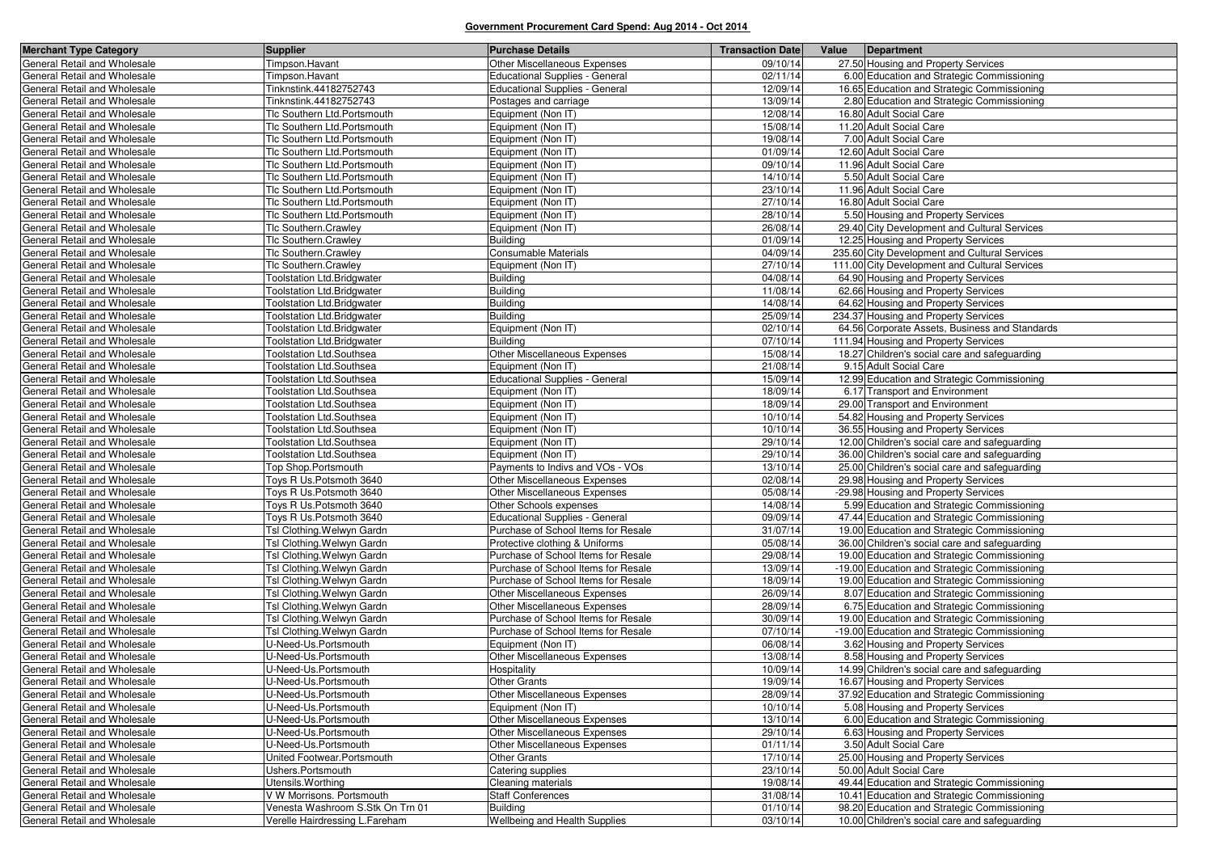## Government Procurement Card Spend: Aug 2014 - Oct 2014

| Merchant Type Category | Supplier | Purchase Details | Transaction Date | Value | Department |
|---|---|---|---|---|---|
| General Retail and Wholesale | Timpson.Havant | Other Miscellaneous Expenses | 09/10/14 | 27.50 | Housing and Property Services |
| General Retail and Wholesale | Timpson.Havant | Educational Supplies - General | 02/11/14 | 6.00 | Education and Strategic Commissioning |
| General Retail and Wholesale | Tinknstink.44182752743 | Educational Supplies - General | 12/09/14 | 16.65 | Education and Strategic Commissioning |
| General Retail and Wholesale | Tinknstink.44182752743 | Postages and carriage | 13/09/14 | 2.80 | Education and Strategic Commissioning |
| General Retail and Wholesale | Tlc Southern Ltd.Portsmouth | Equipment (Non IT) | 12/08/14 | 16.80 | Adult Social Care |
| General Retail and Wholesale | Tlc Southern Ltd.Portsmouth | Equipment (Non IT) | 15/08/14 | 11.20 | Adult Social Care |
| General Retail and Wholesale | Tlc Southern Ltd.Portsmouth | Equipment (Non IT) | 19/08/14 | 7.00 | Adult Social Care |
| General Retail and Wholesale | Tlc Southern Ltd.Portsmouth | Equipment (Non IT) | 01/09/14 | 12.60 | Adult Social Care |
| General Retail and Wholesale | Tlc Southern Ltd.Portsmouth | Equipment (Non IT) | 09/10/14 | 11.96 | Adult Social Care |
| General Retail and Wholesale | Tlc Southern Ltd.Portsmouth | Equipment (Non IT) | 14/10/14 | 5.50 | Adult Social Care |
| General Retail and Wholesale | Tlc Southern Ltd.Portsmouth | Equipment (Non IT) | 23/10/14 | 11.96 | Adult Social Care |
| General Retail and Wholesale | Tlc Southern Ltd.Portsmouth | Equipment (Non IT) | 27/10/14 | 16.80 | Adult Social Care |
| General Retail and Wholesale | Tlc Southern Ltd.Portsmouth | Equipment (Non IT) | 28/10/14 | 5.50 | Housing and Property Services |
| General Retail and Wholesale | Tlc Southern.Crawley | Equipment (Non IT) | 26/08/14 | 29.40 | City Development and Cultural Services |
| General Retail and Wholesale | Tlc Southern.Crawley | Building | 01/09/14 | 12.25 | Housing and Property Services |
| General Retail and Wholesale | Tlc Southern.Crawley | Consumable Materials | 04/09/14 | 235.60 | City Development and Cultural Services |
| General Retail and Wholesale | Tlc Southern.Crawley | Equipment (Non IT) | 27/10/14 | 111.00 | City Development and Cultural Services |
| General Retail and Wholesale | Toolstation Ltd.Bridgwater | Building | 04/08/14 | 64.90 | Housing and Property Services |
| General Retail and Wholesale | Toolstation Ltd.Bridgwater | Building | 11/08/14 | 62.66 | Housing and Property Services |
| General Retail and Wholesale | Toolstation Ltd.Bridgwater | Building | 14/08/14 | 64.62 | Housing and Property Services |
| General Retail and Wholesale | Toolstation Ltd.Bridgwater | Building | 25/09/14 | 234.37 | Housing and Property Services |
| General Retail and Wholesale | Toolstation Ltd.Bridgwater | Equipment (Non IT) | 02/10/14 | 64.56 | Corporate Assets, Business and Standards |
| General Retail and Wholesale | Toolstation Ltd.Bridgwater | Building | 07/10/14 | 111.94 | Housing and Property Services |
| General Retail and Wholesale | Toolstation Ltd.Southsea | Other Miscellaneous Expenses | 15/08/14 | 18.27 | Children's social care and safeguarding |
| General Retail and Wholesale | Toolstation Ltd.Southsea | Equipment (Non IT) | 21/08/14 | 9.15 | Adult Social Care |
| General Retail and Wholesale | Toolstation Ltd.Southsea | Educational Supplies - General | 15/09/14 | 12.99 | Education and Strategic Commissioning |
| General Retail and Wholesale | Toolstation Ltd.Southsea | Equipment (Non IT) | 18/09/14 | 6.17 | Transport and Environment |
| General Retail and Wholesale | Toolstation Ltd.Southsea | Equipment (Non IT) | 18/09/14 | 29.00 | Transport and Environment |
| General Retail and Wholesale | Toolstation Ltd.Southsea | Equipment (Non IT) | 10/10/14 | 54.82 | Housing and Property Services |
| General Retail and Wholesale | Toolstation Ltd.Southsea | Equipment (Non IT) | 10/10/14 | 36.55 | Housing and Property Services |
| General Retail and Wholesale | Toolstation Ltd.Southsea | Equipment (Non IT) | 29/10/14 | 12.00 | Children's social care and safeguarding |
| General Retail and Wholesale | Toolstation Ltd.Southsea | Equipment (Non IT) | 29/10/14 | 36.00 | Children's social care and safeguarding |
| General Retail and Wholesale | Top Shop.Portsmouth | Payments to Indivs and VOs - VOs | 13/10/14 | 25.00 | Children's social care and safeguarding |
| General Retail and Wholesale | Toys R Us.Potsmoth 3640 | Other Miscellaneous Expenses | 02/08/14 | 29.98 | Housing and Property Services |
| General Retail and Wholesale | Toys R Us.Potsmoth 3640 | Other Miscellaneous Expenses | 05/08/14 | -29.98 | Housing and Property Services |
| General Retail and Wholesale | Toys R Us.Potsmoth 3640 | Other Schools expenses | 14/08/14 | 5.99 | Education and Strategic Commissioning |
| General Retail and Wholesale | Toys R Us.Potsmoth 3640 | Educational Supplies - General | 09/09/14 | 47.44 | Education and Strategic Commissioning |
| General Retail and Wholesale | Tsl Clothing.Welwyn Gardn | Purchase of School Items for Resale | 31/07/14 | 19.00 | Education and Strategic Commissioning |
| General Retail and Wholesale | Tsl Clothing.Welwyn Gardn | Protective clothing & Uniforms | 05/08/14 | 36.00 | Children's social care and safeguarding |
| General Retail and Wholesale | Tsl Clothing.Welwyn Gardn | Purchase of School Items for Resale | 29/08/14 | 19.00 | Education and Strategic Commissioning |
| General Retail and Wholesale | Tsl Clothing.Welwyn Gardn | Purchase of School Items for Resale | 13/09/14 | -19.00 | Education and Strategic Commissioning |
| General Retail and Wholesale | Tsl Clothing.Welwyn Gardn | Purchase of School Items for Resale | 18/09/14 | 19.00 | Education and Strategic Commissioning |
| General Retail and Wholesale | Tsl Clothing.Welwyn Gardn | Other Miscellaneous Expenses | 26/09/14 | 8.07 | Education and Strategic Commissioning |
| General Retail and Wholesale | Tsl Clothing.Welwyn Gardn | Other Miscellaneous Expenses | 28/09/14 | 6.75 | Education and Strategic Commissioning |
| General Retail and Wholesale | Tsl Clothing.Welwyn Gardn | Purchase of School Items for Resale | 30/09/14 | 19.00 | Education and Strategic Commissioning |
| General Retail and Wholesale | Tsl Clothing.Welwyn Gardn | Purchase of School Items for Resale | 07/10/14 | -19.00 | Education and Strategic Commissioning |
| General Retail and Wholesale | U-Need-Us.Portsmouth | Equipment (Non IT) | 06/08/14 | 3.62 | Housing and Property Services |
| General Retail and Wholesale | U-Need-Us.Portsmouth | Other Miscellaneous Expenses | 13/08/14 | 8.58 | Housing and Property Services |
| General Retail and Wholesale | U-Need-Us.Portsmouth | Hospitality | 10/09/14 | 14.99 | Children's social care and safeguarding |
| General Retail and Wholesale | U-Need-Us.Portsmouth | Other Grants | 19/09/14 | 16.67 | Housing and Property Services |
| General Retail and Wholesale | U-Need-Us.Portsmouth | Other Miscellaneous Expenses | 28/09/14 | 37.92 | Education and Strategic Commissioning |
| General Retail and Wholesale | U-Need-Us.Portsmouth | Equipment (Non IT) | 10/10/14 | 5.08 | Housing and Property Services |
| General Retail and Wholesale | U-Need-Us.Portsmouth | Other Miscellaneous Expenses | 13/10/14 | 6.00 | Education and Strategic Commissioning |
| General Retail and Wholesale | U-Need-Us.Portsmouth | Other Miscellaneous Expenses | 29/10/14 | 6.63 | Housing and Property Services |
| General Retail and Wholesale | U-Need-Us.Portsmouth | Other Miscellaneous Expenses | 01/11/14 | 3.50 | Adult Social Care |
| General Retail and Wholesale | United Footwear.Portsmouth | Other Grants | 17/10/14 | 25.00 | Housing and Property Services |
| General Retail and Wholesale | Ushers.Portsmouth | Catering supplies | 23/10/14 | 50.00 | Adult Social Care |
| General Retail and Wholesale | Utensils.Worthing | Cleaning materials | 19/08/14 | 49.44 | Education and Strategic Commissioning |
| General Retail and Wholesale | V W Morrisons. Portsmouth | Staff Conferences | 31/08/14 | 10.41 | Education and Strategic Commissioning |
| General Retail and Wholesale | Venesta Washroom S.Stk On Trn 01 | Building | 01/10/14 | 98.20 | Education and Strategic Commissioning |
| General Retail and Wholesale | Verelle Hairdressing L.Fareham | Wellbeing and Health Supplies | 03/10/14 | 10.00 | Children's social care and safeguarding |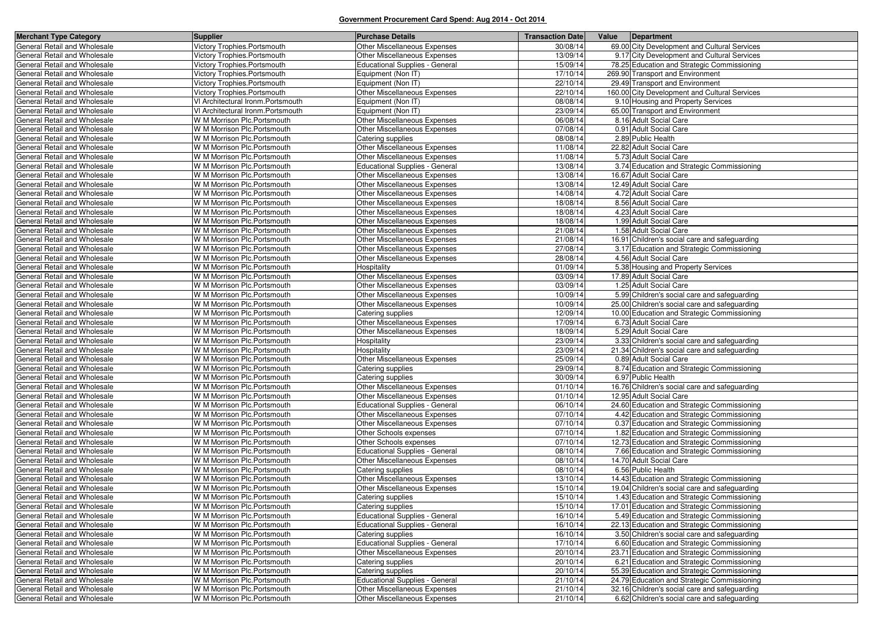**Government Procurement Card Spend: Aug 2014 - Oct 2014**

| Merchant Type Category | Supplier | Purchase Details | Transaction Date | Value | Department |
|---|---|---|---|---|---|
| General Retail and Wholesale | Victory Trophies.Portsmouth | Other Miscellaneous Expenses | 30/08/14 | 69.00 | City Development and Cultural Services |
| General Retail and Wholesale | Victory Trophies.Portsmouth | Other Miscellaneous Expenses | 13/09/14 | 9.17 | City Development and Cultural Services |
| General Retail and Wholesale | Victory Trophies.Portsmouth | Educational Supplies - General | 15/09/14 | 78.25 | Education and Strategic Commissioning |
| General Retail and Wholesale | Victory Trophies.Portsmouth | Equipment (Non IT) | 17/10/14 | 269.90 | Transport and Environment |
| General Retail and Wholesale | Victory Trophies.Portsmouth | Equipment (Non IT) | 22/10/14 | 29.49 | Transport and Environment |
| General Retail and Wholesale | Victory Trophies.Portsmouth | Other Miscellaneous Expenses | 22/10/14 | 160.00 | City Development and Cultural Services |
| General Retail and Wholesale | Vl Architectural Ironm.Portsmouth | Equipment (Non IT) | 08/08/14 | 9.10 | Housing and Property Services |
| General Retail and Wholesale | Vl Architectural Ironm.Portsmouth | Equipment (Non IT) | 23/09/14 | 65.00 | Transport and Environment |
| General Retail and Wholesale | W M Morrison Plc.Portsmouth | Other Miscellaneous Expenses | 06/08/14 | 8.16 | Adult Social Care |
| General Retail and Wholesale | W M Morrison Plc.Portsmouth | Other Miscellaneous Expenses | 07/08/14 | 0.91 | Adult Social Care |
| General Retail and Wholesale | W M Morrison Plc.Portsmouth | Catering supplies | 08/08/14 | 2.89 | Public Health |
| General Retail and Wholesale | W M Morrison Plc.Portsmouth | Other Miscellaneous Expenses | 11/08/14 | 22.82 | Adult Social Care |
| General Retail and Wholesale | W M Morrison Plc.Portsmouth | Other Miscellaneous Expenses | 11/08/14 | 5.73 | Adult Social Care |
| General Retail and Wholesale | W M Morrison Plc.Portsmouth | Educational Supplies - General | 13/08/14 | 3.74 | Education and Strategic Commissioning |
| General Retail and Wholesale | W M Morrison Plc.Portsmouth | Other Miscellaneous Expenses | 13/08/14 | 16.67 | Adult Social Care |
| General Retail and Wholesale | W M Morrison Plc.Portsmouth | Other Miscellaneous Expenses | 13/08/14 | 12.49 | Adult Social Care |
| General Retail and Wholesale | W M Morrison Plc.Portsmouth | Other Miscellaneous Expenses | 14/08/14 | 4.72 | Adult Social Care |
| General Retail and Wholesale | W M Morrison Plc.Portsmouth | Other Miscellaneous Expenses | 18/08/14 | 8.56 | Adult Social Care |
| General Retail and Wholesale | W M Morrison Plc.Portsmouth | Other Miscellaneous Expenses | 18/08/14 | 4.23 | Adult Social Care |
| General Retail and Wholesale | W M Morrison Plc.Portsmouth | Other Miscellaneous Expenses | 18/08/14 | 1.99 | Adult Social Care |
| General Retail and Wholesale | W M Morrison Plc.Portsmouth | Other Miscellaneous Expenses | 21/08/14 | 1.58 | Adult Social Care |
| General Retail and Wholesale | W M Morrison Plc.Portsmouth | Other Miscellaneous Expenses | 21/08/14 | 16.91 | Children's social care and safeguarding |
| General Retail and Wholesale | W M Morrison Plc.Portsmouth | Other Miscellaneous Expenses | 27/08/14 | 3.17 | Education and Strategic Commissioning |
| General Retail and Wholesale | W M Morrison Plc.Portsmouth | Other Miscellaneous Expenses | 28/08/14 | 4.56 | Adult Social Care |
| General Retail and Wholesale | W M Morrison Plc.Portsmouth | Hospitality | 01/09/14 | 5.38 | Housing and Property Services |
| General Retail and Wholesale | W M Morrison Plc.Portsmouth | Other Miscellaneous Expenses | 03/09/14 | 17.89 | Adult Social Care |
| General Retail and Wholesale | W M Morrison Plc.Portsmouth | Other Miscellaneous Expenses | 03/09/14 | 1.25 | Adult Social Care |
| General Retail and Wholesale | W M Morrison Plc.Portsmouth | Other Miscellaneous Expenses | 10/09/14 | 5.99 | Children's social care and safeguarding |
| General Retail and Wholesale | W M Morrison Plc.Portsmouth | Other Miscellaneous Expenses | 10/09/14 | 25.00 | Children's social care and safeguarding |
| General Retail and Wholesale | W M Morrison Plc.Portsmouth | Catering supplies | 12/09/14 | 10.00 | Education and Strategic Commissioning |
| General Retail and Wholesale | W M Morrison Plc.Portsmouth | Other Miscellaneous Expenses | 17/09/14 | 6.73 | Adult Social Care |
| General Retail and Wholesale | W M Morrison Plc.Portsmouth | Other Miscellaneous Expenses | 18/09/14 | 5.29 | Adult Social Care |
| General Retail and Wholesale | W M Morrison Plc.Portsmouth | Hospitality | 23/09/14 | 3.33 | Children's social care and safeguarding |
| General Retail and Wholesale | W M Morrison Plc.Portsmouth | Hospitality | 23/09/14 | 21.34 | Children's social care and safeguarding |
| General Retail and Wholesale | W M Morrison Plc.Portsmouth | Other Miscellaneous Expenses | 25/09/14 | 0.89 | Adult Social Care |
| General Retail and Wholesale | W M Morrison Plc.Portsmouth | Catering supplies | 29/09/14 | 8.74 | Education and Strategic Commissioning |
| General Retail and Wholesale | W M Morrison Plc.Portsmouth | Catering supplies | 30/09/14 | 6.97 | Public Health |
| General Retail and Wholesale | W M Morrison Plc.Portsmouth | Other Miscellaneous Expenses | 01/10/14 | 16.76 | Children's social care and safeguarding |
| General Retail and Wholesale | W M Morrison Plc.Portsmouth | Other Miscellaneous Expenses | 01/10/14 | 12.95 | Adult Social Care |
| General Retail and Wholesale | W M Morrison Plc.Portsmouth | Educational Supplies - General | 06/10/14 | 24.60 | Education and Strategic Commissioning |
| General Retail and Wholesale | W M Morrison Plc.Portsmouth | Other Miscellaneous Expenses | 07/10/14 | 4.42 | Education and Strategic Commissioning |
| General Retail and Wholesale | W M Morrison Plc.Portsmouth | Other Miscellaneous Expenses | 07/10/14 | 0.37 | Education and Strategic Commissioning |
| General Retail and Wholesale | W M Morrison Plc.Portsmouth | Other Schools expenses | 07/10/14 | 1.82 | Education and Strategic Commissioning |
| General Retail and Wholesale | W M Morrison Plc.Portsmouth | Other Schools expenses | 07/10/14 | 12.73 | Education and Strategic Commissioning |
| General Retail and Wholesale | W M Morrison Plc.Portsmouth | Educational Supplies - General | 08/10/14 | 7.66 | Education and Strategic Commissioning |
| General Retail and Wholesale | W M Morrison Plc.Portsmouth | Other Miscellaneous Expenses | 08/10/14 | 14.70 | Adult Social Care |
| General Retail and Wholesale | W M Morrison Plc.Portsmouth | Catering supplies | 08/10/14 | 6.56 | Public Health |
| General Retail and Wholesale | W M Morrison Plc.Portsmouth | Other Miscellaneous Expenses | 13/10/14 | 14.43 | Education and Strategic Commissioning |
| General Retail and Wholesale | W M Morrison Plc.Portsmouth | Other Miscellaneous Expenses | 15/10/14 | 19.04 | Children's social care and safeguarding |
| General Retail and Wholesale | W M Morrison Plc.Portsmouth | Catering supplies | 15/10/14 | 1.43 | Education and Strategic Commissioning |
| General Retail and Wholesale | W M Morrison Plc.Portsmouth | Catering supplies | 15/10/14 | 17.01 | Education and Strategic Commissioning |
| General Retail and Wholesale | W M Morrison Plc.Portsmouth | Educational Supplies - General | 16/10/14 | 5.49 | Education and Strategic Commissioning |
| General Retail and Wholesale | W M Morrison Plc.Portsmouth | Educational Supplies - General | 16/10/14 | 22.13 | Education and Strategic Commissioning |
| General Retail and Wholesale | W M Morrison Plc.Portsmouth | Catering supplies | 16/10/14 | 3.50 | Children's social care and safeguarding |
| General Retail and Wholesale | W M Morrison Plc.Portsmouth | Educational Supplies - General | 17/10/14 | 6.60 | Education and Strategic Commissioning |
| General Retail and Wholesale | W M Morrison Plc.Portsmouth | Other Miscellaneous Expenses | 20/10/14 | 23.71 | Education and Strategic Commissioning |
| General Retail and Wholesale | W M Morrison Plc.Portsmouth | Catering supplies | 20/10/14 | 6.21 | Education and Strategic Commissioning |
| General Retail and Wholesale | W M Morrison Plc.Portsmouth | Catering supplies | 20/10/14 | 55.39 | Education and Strategic Commissioning |
| General Retail and Wholesale | W M Morrison Plc.Portsmouth | Educational Supplies - General | 21/10/14 | 24.79 | Education and Strategic Commissioning |
| General Retail and Wholesale | W M Morrison Plc.Portsmouth | Other Miscellaneous Expenses | 21/10/14 | 32.16 | Children's social care and safeguarding |
| General Retail and Wholesale | W M Morrison Plc.Portsmouth | Other Miscellaneous Expenses | 21/10/14 | 6.62 | Children's social care and safeguarding |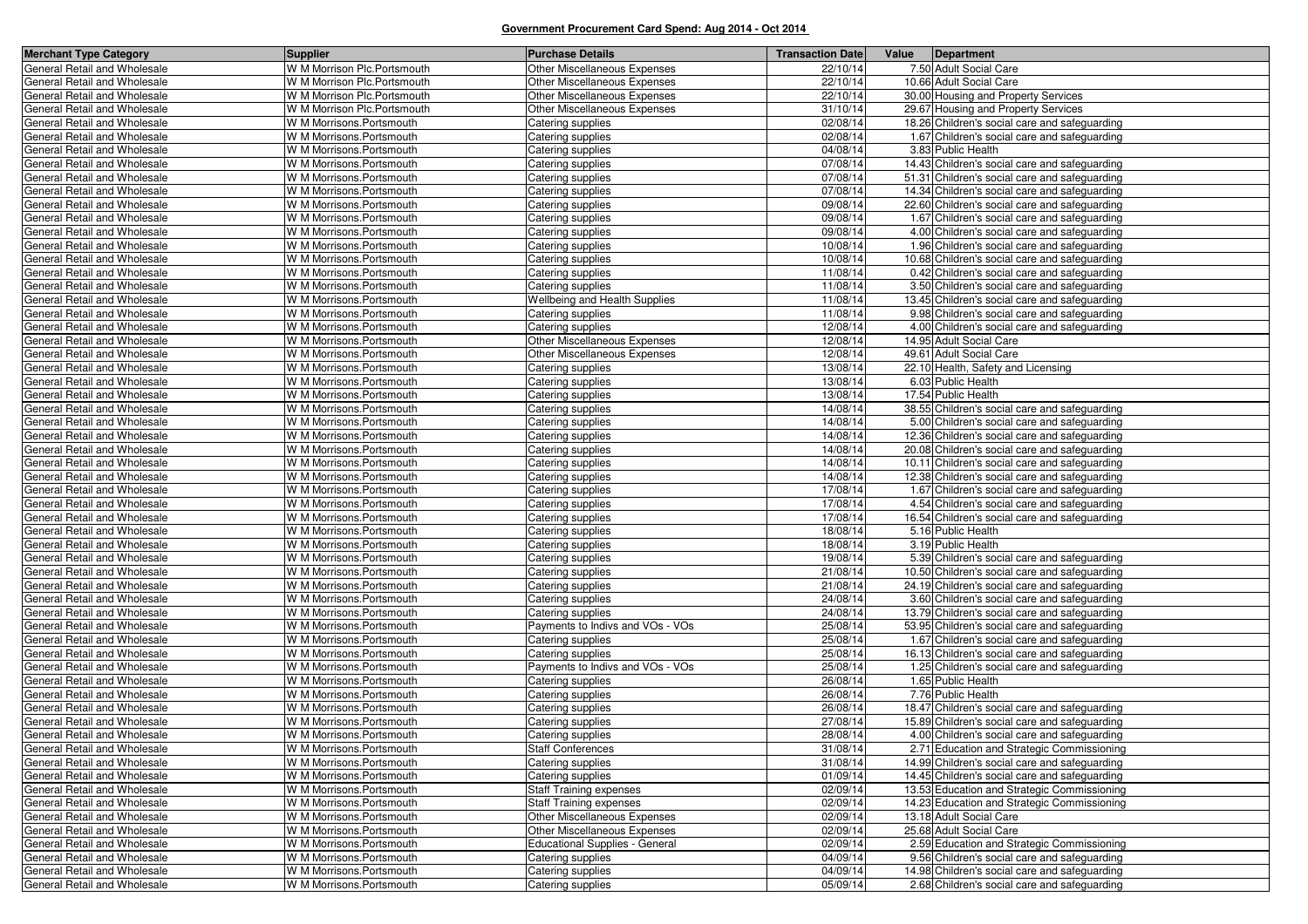**Government Procurement Card Spend: Aug 2014 - Oct 2014**

| Merchant Type Category | Supplier | Purchase Details | Transaction Date | Value | Department |
|---|---|---|---|---|---|
| General Retail and Wholesale | W M Morrison Plc.Portsmouth | Other Miscellaneous Expenses | 22/10/14 | 7.50 | Adult Social Care |
| General Retail and Wholesale | W M Morrison Plc.Portsmouth | Other Miscellaneous Expenses | 22/10/14 | 10.66 | Adult Social Care |
| General Retail and Wholesale | W M Morrison Plc.Portsmouth | Other Miscellaneous Expenses | 22/10/14 | 30.00 | Housing and Property Services |
| General Retail and Wholesale | W M Morrison Plc.Portsmouth | Other Miscellaneous Expenses | 31/10/14 | 29.67 | Housing and Property Services |
| General Retail and Wholesale | W M Morrisons.Portsmouth | Catering supplies | 02/08/14 | 18.26 | Children's social care and safeguarding |
| General Retail and Wholesale | W M Morrisons.Portsmouth | Catering supplies | 02/08/14 | 1.67 | Children's social care and safeguarding |
| General Retail and Wholesale | W M Morrisons.Portsmouth | Catering supplies | 04/08/14 | 3.83 | Public Health |
| General Retail and Wholesale | W M Morrisons.Portsmouth | Catering supplies | 07/08/14 | 14.43 | Children's social care and safeguarding |
| General Retail and Wholesale | W M Morrisons.Portsmouth | Catering supplies | 07/08/14 | 51.31 | Children's social care and safeguarding |
| General Retail and Wholesale | W M Morrisons.Portsmouth | Catering supplies | 07/08/14 | 14.34 | Children's social care and safeguarding |
| General Retail and Wholesale | W M Morrisons.Portsmouth | Catering supplies | 09/08/14 | 22.60 | Children's social care and safeguarding |
| General Retail and Wholesale | W M Morrisons.Portsmouth | Catering supplies | 09/08/14 | 1.67 | Children's social care and safeguarding |
| General Retail and Wholesale | W M Morrisons.Portsmouth | Catering supplies | 09/08/14 | 4.00 | Children's social care and safeguarding |
| General Retail and Wholesale | W M Morrisons.Portsmouth | Catering supplies | 10/08/14 | 1.96 | Children's social care and safeguarding |
| General Retail and Wholesale | W M Morrisons.Portsmouth | Catering supplies | 10/08/14 | 10.68 | Children's social care and safeguarding |
| General Retail and Wholesale | W M Morrisons.Portsmouth | Catering supplies | 11/08/14 | 0.42 | Children's social care and safeguarding |
| General Retail and Wholesale | W M Morrisons.Portsmouth | Catering supplies | 11/08/14 | 3.50 | Children's social care and safeguarding |
| General Retail and Wholesale | W M Morrisons.Portsmouth | Wellbeing and Health Supplies | 11/08/14 | 13.45 | Children's social care and safeguarding |
| General Retail and Wholesale | W M Morrisons.Portsmouth | Catering supplies | 11/08/14 | 9.98 | Children's social care and safeguarding |
| General Retail and Wholesale | W M Morrisons.Portsmouth | Catering supplies | 12/08/14 | 4.00 | Children's social care and safeguarding |
| General Retail and Wholesale | W M Morrisons.Portsmouth | Other Miscellaneous Expenses | 12/08/14 | 14.95 | Adult Social Care |
| General Retail and Wholesale | W M Morrisons.Portsmouth | Other Miscellaneous Expenses | 12/08/14 | 49.61 | Adult Social Care |
| General Retail and Wholesale | W M Morrisons.Portsmouth | Catering supplies | 13/08/14 | 22.10 | Health, Safety and Licensing |
| General Retail and Wholesale | W M Morrisons.Portsmouth | Catering supplies | 13/08/14 | 6.03 | Public Health |
| General Retail and Wholesale | W M Morrisons.Portsmouth | Catering supplies | 13/08/14 | 17.54 | Public Health |
| General Retail and Wholesale | W M Morrisons.Portsmouth | Catering supplies | 14/08/14 | 38.55 | Children's social care and safeguarding |
| General Retail and Wholesale | W M Morrisons.Portsmouth | Catering supplies | 14/08/14 | 5.00 | Children's social care and safeguarding |
| General Retail and Wholesale | W M Morrisons.Portsmouth | Catering supplies | 14/08/14 | 12.36 | Children's social care and safeguarding |
| General Retail and Wholesale | W M Morrisons.Portsmouth | Catering supplies | 14/08/14 | 20.08 | Children's social care and safeguarding |
| General Retail and Wholesale | W M Morrisons.Portsmouth | Catering supplies | 14/08/14 | 10.11 | Children's social care and safeguarding |
| General Retail and Wholesale | W M Morrisons.Portsmouth | Catering supplies | 14/08/14 | 12.38 | Children's social care and safeguarding |
| General Retail and Wholesale | W M Morrisons.Portsmouth | Catering supplies | 17/08/14 | 1.67 | Children's social care and safeguarding |
| General Retail and Wholesale | W M Morrisons.Portsmouth | Catering supplies | 17/08/14 | 4.54 | Children's social care and safeguarding |
| General Retail and Wholesale | W M Morrisons.Portsmouth | Catering supplies | 17/08/14 | 16.54 | Children's social care and safeguarding |
| General Retail and Wholesale | W M Morrisons.Portsmouth | Catering supplies | 18/08/14 | 5.16 | Public Health |
| General Retail and Wholesale | W M Morrisons.Portsmouth | Catering supplies | 18/08/14 | 3.19 | Public Health |
| General Retail and Wholesale | W M Morrisons.Portsmouth | Catering supplies | 19/08/14 | 5.39 | Children's social care and safeguarding |
| General Retail and Wholesale | W M Morrisons.Portsmouth | Catering supplies | 21/08/14 | 10.50 | Children's social care and safeguarding |
| General Retail and Wholesale | W M Morrisons.Portsmouth | Catering supplies | 21/08/14 | 24.19 | Children's social care and safeguarding |
| General Retail and Wholesale | W M Morrisons.Portsmouth | Catering supplies | 24/08/14 | 3.60 | Children's social care and safeguarding |
| General Retail and Wholesale | W M Morrisons.Portsmouth | Catering supplies | 24/08/14 | 13.79 | Children's social care and safeguarding |
| General Retail and Wholesale | W M Morrisons.Portsmouth | Payments to Indivs and VOs - VOs | 25/08/14 | 53.95 | Children's social care and safeguarding |
| General Retail and Wholesale | W M Morrisons.Portsmouth | Catering supplies | 25/08/14 | 1.67 | Children's social care and safeguarding |
| General Retail and Wholesale | W M Morrisons.Portsmouth | Catering supplies | 25/08/14 | 16.13 | Children's social care and safeguarding |
| General Retail and Wholesale | W M Morrisons.Portsmouth | Payments to Indivs and VOs - VOs | 25/08/14 | 1.25 | Children's social care and safeguarding |
| General Retail and Wholesale | W M Morrisons.Portsmouth | Catering supplies | 26/08/14 | 1.65 | Public Health |
| General Retail and Wholesale | W M Morrisons.Portsmouth | Catering supplies | 26/08/14 | 7.76 | Public Health |
| General Retail and Wholesale | W M Morrisons.Portsmouth | Catering supplies | 26/08/14 | 18.47 | Children's social care and safeguarding |
| General Retail and Wholesale | W M Morrisons.Portsmouth | Catering supplies | 27/08/14 | 15.89 | Children's social care and safeguarding |
| General Retail and Wholesale | W M Morrisons.Portsmouth | Catering supplies | 28/08/14 | 4.00 | Children's social care and safeguarding |
| General Retail and Wholesale | W M Morrisons.Portsmouth | Staff Conferences | 31/08/14 | 2.71 | Education and Strategic Commissioning |
| General Retail and Wholesale | W M Morrisons.Portsmouth | Catering supplies | 31/08/14 | 14.99 | Children's social care and safeguarding |
| General Retail and Wholesale | W M Morrisons.Portsmouth | Catering supplies | 01/09/14 | 14.45 | Children's social care and safeguarding |
| General Retail and Wholesale | W M Morrisons.Portsmouth | Staff Training expenses | 02/09/14 | 13.53 | Education and Strategic Commissioning |
| General Retail and Wholesale | W M Morrisons.Portsmouth | Staff Training expenses | 02/09/14 | 14.23 | Education and Strategic Commissioning |
| General Retail and Wholesale | W M Morrisons.Portsmouth | Other Miscellaneous Expenses | 02/09/14 | 13.18 | Adult Social Care |
| General Retail and Wholesale | W M Morrisons.Portsmouth | Other Miscellaneous Expenses | 02/09/14 | 25.68 | Adult Social Care |
| General Retail and Wholesale | W M Morrisons.Portsmouth | Educational Supplies - General | 02/09/14 | 2.59 | Education and Strategic Commissioning |
| General Retail and Wholesale | W M Morrisons.Portsmouth | Catering supplies | 04/09/14 | 9.56 | Children's social care and safeguarding |
| General Retail and Wholesale | W M Morrisons.Portsmouth | Catering supplies | 04/09/14 | 14.98 | Children's social care and safeguarding |
| General Retail and Wholesale | W M Morrisons.Portsmouth | Catering supplies | 05/09/14 | 2.68 | Children's social care and safeguarding |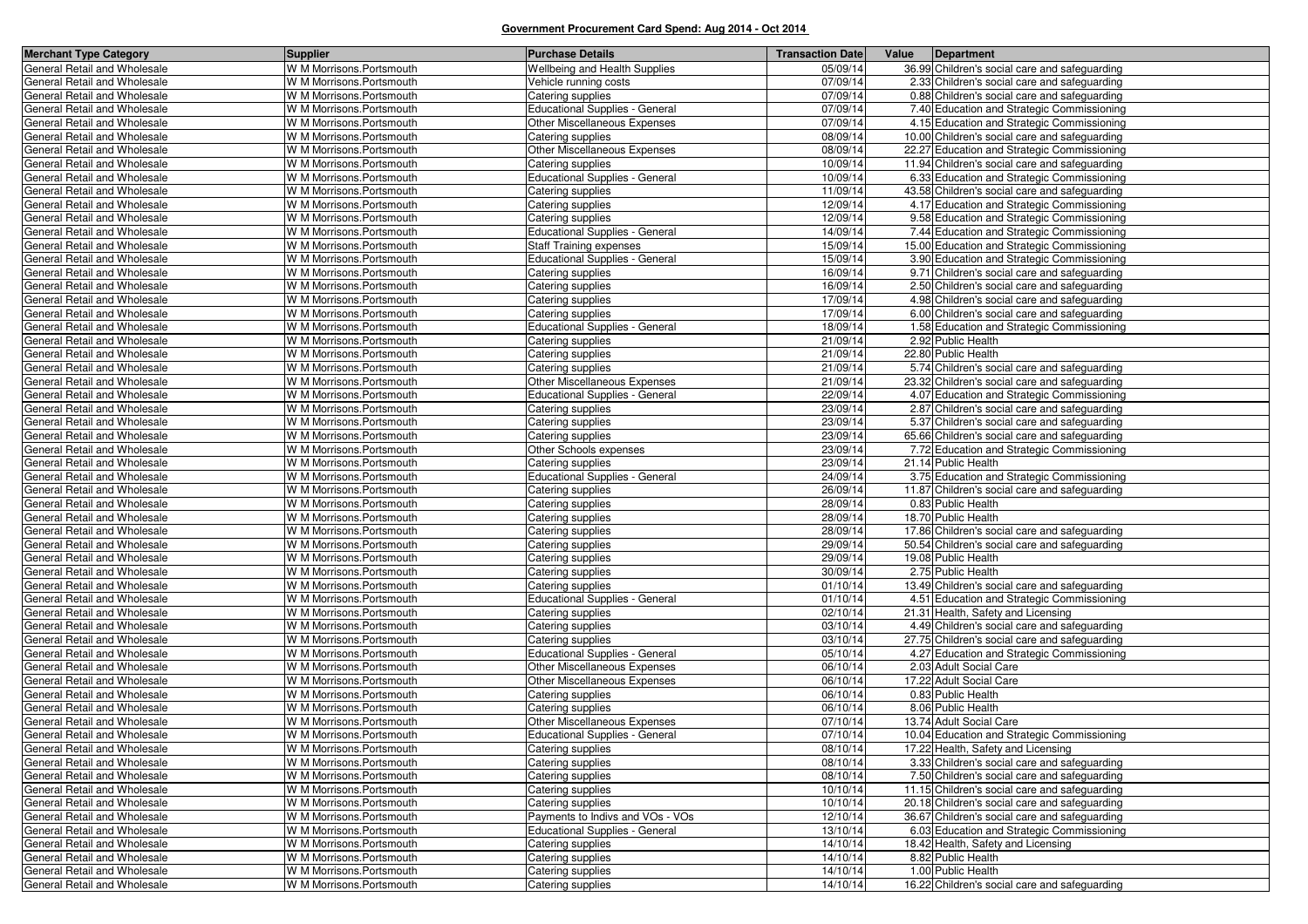## Government Procurement Card Spend: Aug 2014 - Oct 2014

| Merchant Type Category | Supplier | Purchase Details | Transaction Date | Value | Department |
|---|---|---|---|---|---|
| General Retail and Wholesale | W M Morrisons.Portsmouth | Wellbeing and Health Supplies | 05/09/14 | 36.99 | Children's social care and safeguarding |
| General Retail and Wholesale | W M Morrisons.Portsmouth | Vehicle running costs | 07/09/14 | 2.33 | Children's social care and safeguarding |
| General Retail and Wholesale | W M Morrisons.Portsmouth | Catering supplies | 07/09/14 | 0.88 | Children's social care and safeguarding |
| General Retail and Wholesale | W M Morrisons.Portsmouth | Educational Supplies - General | 07/09/14 | 7.40 | Education and Strategic Commissioning |
| General Retail and Wholesale | W M Morrisons.Portsmouth | Other Miscellaneous Expenses | 07/09/14 | 4.15 | Education and Strategic Commissioning |
| General Retail and Wholesale | W M Morrisons.Portsmouth | Catering supplies | 08/09/14 | 10.00 | Children's social care and safeguarding |
| General Retail and Wholesale | W M Morrisons.Portsmouth | Other Miscellaneous Expenses | 08/09/14 | 22.27 | Education and Strategic Commissioning |
| General Retail and Wholesale | W M Morrisons.Portsmouth | Catering supplies | 10/09/14 | 11.94 | Children's social care and safeguarding |
| General Retail and Wholesale | W M Morrisons.Portsmouth | Educational Supplies - General | 10/09/14 | 6.33 | Education and Strategic Commissioning |
| General Retail and Wholesale | W M Morrisons.Portsmouth | Catering supplies | 11/09/14 | 43.58 | Children's social care and safeguarding |
| General Retail and Wholesale | W M Morrisons.Portsmouth | Catering supplies | 12/09/14 | 4.17 | Education and Strategic Commissioning |
| General Retail and Wholesale | W M Morrisons.Portsmouth | Catering supplies | 12/09/14 | 9.58 | Education and Strategic Commissioning |
| General Retail and Wholesale | W M Morrisons.Portsmouth | Educational Supplies - General | 14/09/14 | 7.44 | Education and Strategic Commissioning |
| General Retail and Wholesale | W M Morrisons.Portsmouth | Staff Training expenses | 15/09/14 | 15.00 | Education and Strategic Commissioning |
| General Retail and Wholesale | W M Morrisons.Portsmouth | Educational Supplies - General | 15/09/14 | 3.90 | Education and Strategic Commissioning |
| General Retail and Wholesale | W M Morrisons.Portsmouth | Catering supplies | 16/09/14 | 9.71 | Children's social care and safeguarding |
| General Retail and Wholesale | W M Morrisons.Portsmouth | Catering supplies | 16/09/14 | 2.50 | Children's social care and safeguarding |
| General Retail and Wholesale | W M Morrisons.Portsmouth | Catering supplies | 17/09/14 | 4.98 | Children's social care and safeguarding |
| General Retail and Wholesale | W M Morrisons.Portsmouth | Catering supplies | 17/09/14 | 6.00 | Children's social care and safeguarding |
| General Retail and Wholesale | W M Morrisons.Portsmouth | Educational Supplies - General | 18/09/14 | 1.58 | Education and Strategic Commissioning |
| General Retail and Wholesale | W M Morrisons.Portsmouth | Catering supplies | 21/09/14 | 2.92 | Public Health |
| General Retail and Wholesale | W M Morrisons.Portsmouth | Catering supplies | 21/09/14 | 22.80 | Public Health |
| General Retail and Wholesale | W M Morrisons.Portsmouth | Catering supplies | 21/09/14 | 5.74 | Children's social care and safeguarding |
| General Retail and Wholesale | W M Morrisons.Portsmouth | Other Miscellaneous Expenses | 21/09/14 | 23.32 | Children's social care and safeguarding |
| General Retail and Wholesale | W M Morrisons.Portsmouth | Educational Supplies - General | 22/09/14 | 4.07 | Education and Strategic Commissioning |
| General Retail and Wholesale | W M Morrisons.Portsmouth | Catering supplies | 23/09/14 | 2.87 | Children's social care and safeguarding |
| General Retail and Wholesale | W M Morrisons.Portsmouth | Catering supplies | 23/09/14 | 5.37 | Children's social care and safeguarding |
| General Retail and Wholesale | W M Morrisons.Portsmouth | Catering supplies | 23/09/14 | 65.66 | Children's social care and safeguarding |
| General Retail and Wholesale | W M Morrisons.Portsmouth | Other Schools expenses | 23/09/14 | 7.72 | Education and Strategic Commissioning |
| General Retail and Wholesale | W M Morrisons.Portsmouth | Catering supplies | 23/09/14 | 21.14 | Public Health |
| General Retail and Wholesale | W M Morrisons.Portsmouth | Educational Supplies - General | 24/09/14 | 3.75 | Education and Strategic Commissioning |
| General Retail and Wholesale | W M Morrisons.Portsmouth | Catering supplies | 26/09/14 | 11.87 | Children's social care and safeguarding |
| General Retail and Wholesale | W M Morrisons.Portsmouth | Catering supplies | 28/09/14 | 0.83 | Public Health |
| General Retail and Wholesale | W M Morrisons.Portsmouth | Catering supplies | 28/09/14 | 18.70 | Public Health |
| General Retail and Wholesale | W M Morrisons.Portsmouth | Catering supplies | 28/09/14 | 17.86 | Children's social care and safeguarding |
| General Retail and Wholesale | W M Morrisons.Portsmouth | Catering supplies | 29/09/14 | 50.54 | Children's social care and safeguarding |
| General Retail and Wholesale | W M Morrisons.Portsmouth | Catering supplies | 29/09/14 | 19.08 | Public Health |
| General Retail and Wholesale | W M Morrisons.Portsmouth | Catering supplies | 30/09/14 | 2.75 | Public Health |
| General Retail and Wholesale | W M Morrisons.Portsmouth | Catering supplies | 01/10/14 | 13.49 | Children's social care and safeguarding |
| General Retail and Wholesale | W M Morrisons.Portsmouth | Educational Supplies - General | 01/10/14 | 4.51 | Education and Strategic Commissioning |
| General Retail and Wholesale | W M Morrisons.Portsmouth | Catering supplies | 02/10/14 | 21.31 | Health, Safety and Licensing |
| General Retail and Wholesale | W M Morrisons.Portsmouth | Catering supplies | 03/10/14 | 4.49 | Children's social care and safeguarding |
| General Retail and Wholesale | W M Morrisons.Portsmouth | Catering supplies | 03/10/14 | 27.75 | Children's social care and safeguarding |
| General Retail and Wholesale | W M Morrisons.Portsmouth | Educational Supplies - General | 05/10/14 | 4.27 | Education and Strategic Commissioning |
| General Retail and Wholesale | W M Morrisons.Portsmouth | Other Miscellaneous Expenses | 06/10/14 | 2.03 | Adult Social Care |
| General Retail and Wholesale | W M Morrisons.Portsmouth | Other Miscellaneous Expenses | 06/10/14 | 17.22 | Adult Social Care |
| General Retail and Wholesale | W M Morrisons.Portsmouth | Catering supplies | 06/10/14 | 0.83 | Public Health |
| General Retail and Wholesale | W M Morrisons.Portsmouth | Catering supplies | 06/10/14 | 8.06 | Public Health |
| General Retail and Wholesale | W M Morrisons.Portsmouth | Other Miscellaneous Expenses | 07/10/14 | 13.74 | Adult Social Care |
| General Retail and Wholesale | W M Morrisons.Portsmouth | Educational Supplies - General | 07/10/14 | 10.04 | Education and Strategic Commissioning |
| General Retail and Wholesale | W M Morrisons.Portsmouth | Catering supplies | 08/10/14 | 17.22 | Health, Safety and Licensing |
| General Retail and Wholesale | W M Morrisons.Portsmouth | Catering supplies | 08/10/14 | 3.33 | Children's social care and safeguarding |
| General Retail and Wholesale | W M Morrisons.Portsmouth | Catering supplies | 08/10/14 | 7.50 | Children's social care and safeguarding |
| General Retail and Wholesale | W M Morrisons.Portsmouth | Catering supplies | 10/10/14 | 11.15 | Children's social care and safeguarding |
| General Retail and Wholesale | W M Morrisons.Portsmouth | Catering supplies | 10/10/14 | 20.18 | Children's social care and safeguarding |
| General Retail and Wholesale | W M Morrisons.Portsmouth | Payments to Indivs and VOs - VOs | 12/10/14 | 36.67 | Children's social care and safeguarding |
| General Retail and Wholesale | W M Morrisons.Portsmouth | Educational Supplies - General | 13/10/14 | 6.03 | Education and Strategic Commissioning |
| General Retail and Wholesale | W M Morrisons.Portsmouth | Catering supplies | 14/10/14 | 18.42 | Health, Safety and Licensing |
| General Retail and Wholesale | W M Morrisons.Portsmouth | Catering supplies | 14/10/14 | 8.82 | Public Health |
| General Retail and Wholesale | W M Morrisons.Portsmouth | Catering supplies | 14/10/14 | 1.00 | Public Health |
| General Retail and Wholesale | W M Morrisons.Portsmouth | Catering supplies | 14/10/14 | 16.22 | Children's social care and safeguarding |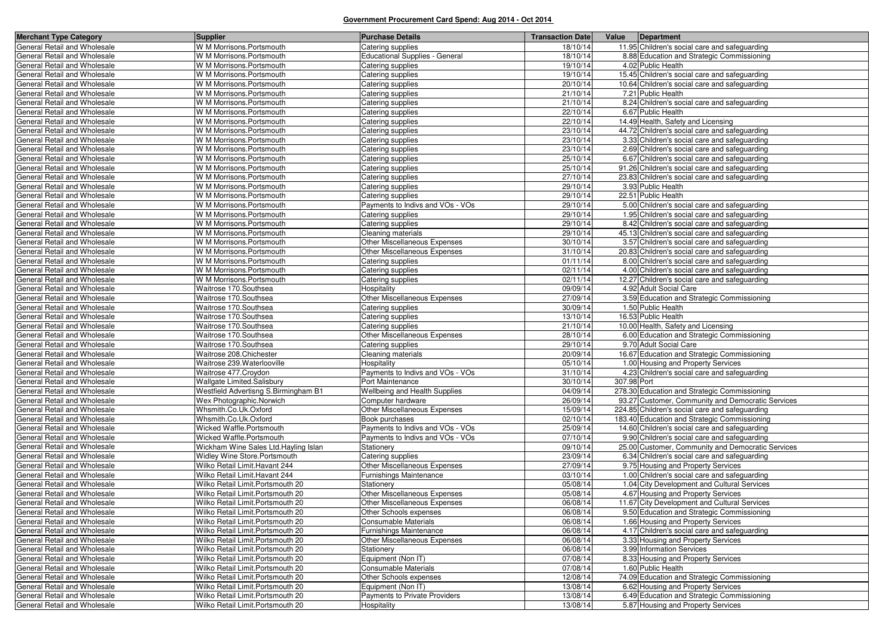## Government Procurement Card Spend: Aug 2014 - Oct 2014

| Merchant Type Category | Supplier | Purchase Details | Transaction Date | Value | Department |
|---|---|---|---|---|---|
| General Retail and Wholesale | W M Morrisons.Portsmouth | Catering supplies | 18/10/14 | 11.95 | Children's social care and safeguarding |
| General Retail and Wholesale | W M Morrisons.Portsmouth | Educational Supplies - General | 18/10/14 | 8.88 | Education and Strategic Commissioning |
| General Retail and Wholesale | W M Morrisons.Portsmouth | Catering supplies | 19/10/14 | 4.02 | Public Health |
| General Retail and Wholesale | W M Morrisons.Portsmouth | Catering supplies | 19/10/14 | 15.45 | Children's social care and safeguarding |
| General Retail and Wholesale | W M Morrisons.Portsmouth | Catering supplies | 20/10/14 | 10.64 | Children's social care and safeguarding |
| General Retail and Wholesale | W M Morrisons.Portsmouth | Catering supplies | 21/10/14 | 7.21 | Public Health |
| General Retail and Wholesale | W M Morrisons.Portsmouth | Catering supplies | 21/10/14 | 8.24 | Children's social care and safeguarding |
| General Retail and Wholesale | W M Morrisons.Portsmouth | Catering supplies | 22/10/14 | 6.67 | Public Health |
| General Retail and Wholesale | W M Morrisons.Portsmouth | Catering supplies | 22/10/14 | 14.49 | Health, Safety and Licensing |
| General Retail and Wholesale | W M Morrisons.Portsmouth | Catering supplies | 23/10/14 | 44.72 | Children's social care and safeguarding |
| General Retail and Wholesale | W M Morrisons.Portsmouth | Catering supplies | 23/10/14 | 3.33 | Children's social care and safeguarding |
| General Retail and Wholesale | W M Morrisons.Portsmouth | Catering supplies | 23/10/14 | 2.69 | Children's social care and safeguarding |
| General Retail and Wholesale | W M Morrisons.Portsmouth | Catering supplies | 25/10/14 | 6.67 | Children's social care and safeguarding |
| General Retail and Wholesale | W M Morrisons.Portsmouth | Catering supplies | 25/10/14 | 91.26 | Children's social care and safeguarding |
| General Retail and Wholesale | W M Morrisons.Portsmouth | Catering supplies | 27/10/14 | 23.83 | Children's social care and safeguarding |
| General Retail and Wholesale | W M Morrisons.Portsmouth | Catering supplies | 29/10/14 | 3.93 | Public Health |
| General Retail and Wholesale | W M Morrisons.Portsmouth | Catering supplies | 29/10/14 | 22.51 | Public Health |
| General Retail and Wholesale | W M Morrisons.Portsmouth | Payments to Indivs and VOs - VOs | 29/10/14 | 5.00 | Children's social care and safeguarding |
| General Retail and Wholesale | W M Morrisons.Portsmouth | Catering supplies | 29/10/14 | 1.95 | Children's social care and safeguarding |
| General Retail and Wholesale | W M Morrisons.Portsmouth | Catering supplies | 29/10/14 | 8.42 | Children's social care and safeguarding |
| General Retail and Wholesale | W M Morrisons.Portsmouth | Cleaning materials | 29/10/14 | 45.13 | Children's social care and safeguarding |
| General Retail and Wholesale | W M Morrisons.Portsmouth | Other Miscellaneous Expenses | 30/10/14 | 3.57 | Children's social care and safeguarding |
| General Retail and Wholesale | W M Morrisons.Portsmouth | Other Miscellaneous Expenses | 31/10/14 | 20.83 | Children's social care and safeguarding |
| General Retail and Wholesale | W M Morrisons.Portsmouth | Catering supplies | 01/11/14 | 8.00 | Children's social care and safeguarding |
| General Retail and Wholesale | W M Morrisons.Portsmouth | Catering supplies | 02/11/14 | 4.00 | Children's social care and safeguarding |
| General Retail and Wholesale | W M Morrisons.Portsmouth | Catering supplies | 02/11/14 | 12.27 | Children's social care and safeguarding |
| General Retail and Wholesale | Waitrose 170.Southsea | Hospitality | 09/09/14 | 4.92 | Adult Social Care |
| General Retail and Wholesale | Waitrose 170.Southsea | Other Miscellaneous Expenses | 27/09/14 | 3.59 | Education and Strategic Commissioning |
| General Retail and Wholesale | Waitrose 170.Southsea | Catering supplies | 30/09/14 | 1.50 | Public Health |
| General Retail and Wholesale | Waitrose 170.Southsea | Catering supplies | 13/10/14 | 16.53 | Public Health |
| General Retail and Wholesale | Waitrose 170.Southsea | Catering supplies | 21/10/14 | 10.00 | Health, Safety and Licensing |
| General Retail and Wholesale | Waitrose 170.Southsea | Other Miscellaneous Expenses | 28/10/14 | 6.00 | Education and Strategic Commissioning |
| General Retail and Wholesale | Waitrose 170.Southsea | Catering supplies | 29/10/14 | 9.70 | Adult Social Care |
| General Retail and Wholesale | Waitrose 208.Chichester | Cleaning materials | 20/09/14 | 16.67 | Education and Strategic Commissioning |
| General Retail and Wholesale | Waitrose 239.Waterlooville | Hospitality | 05/10/14 | 1.00 | Housing and Property Services |
| General Retail and Wholesale | Waitrose 477.Croydon | Payments to Indivs and VOs - VOs | 31/10/14 | 4.23 | Children's social care and safeguarding |
| General Retail and Wholesale | Wallgate Limited.Salisbury | Port Maintenance | 30/10/14 | 307.98 | Port |
| General Retail and Wholesale | Westfield Advertisng S.Birmingham B1 | Wellbeing and Health Supplies | 04/09/14 | 278.30 | Education and Strategic Commissioning |
| General Retail and Wholesale | Wex Photographic.Norwich | Computer hardware | 26/09/14 | 93.27 | Customer, Community and Democratic Services |
| General Retail and Wholesale | Whsmith.Co.Uk.Oxford | Other Miscellaneous Expenses | 15/09/14 | 224.85 | Children's social care and safeguarding |
| General Retail and Wholesale | Whsmith.Co.Uk.Oxford | Book purchases | 02/10/14 | 183.40 | Education and Strategic Commissioning |
| General Retail and Wholesale | Wicked Waffle.Portsmouth | Payments to Indivs and VOs - VOs | 25/09/14 | 14.60 | Children's social care and safeguarding |
| General Retail and Wholesale | Wicked Waffle.Portsmouth | Payments to Indivs and VOs - VOs | 07/10/14 | 9.90 | Children's social care and safeguarding |
| General Retail and Wholesale | Wickham Wine Sales Ltd.Hayling Islan | Stationery | 09/10/14 | 25.00 | Customer, Community and Democratic Services |
| General Retail and Wholesale | Widley Wine Store.Portsmouth | Catering supplies | 23/09/14 | 6.34 | Children's social care and safeguarding |
| General Retail and Wholesale | Wilko Retail Limit.Havant 244 | Other Miscellaneous Expenses | 27/09/14 | 9.75 | Housing and Property Services |
| General Retail and Wholesale | Wilko Retail Limit.Havant 244 | Furnishings Maintenance | 03/10/14 | 1.00 | Children's social care and safeguarding |
| General Retail and Wholesale | Wilko Retail Limit.Portsmouth 20 | Stationery | 05/08/14 | 1.04 | City Development and Cultural Services |
| General Retail and Wholesale | Wilko Retail Limit.Portsmouth 20 | Other Miscellaneous Expenses | 05/08/14 | 4.67 | Housing and Property Services |
| General Retail and Wholesale | Wilko Retail Limit.Portsmouth 20 | Other Miscellaneous Expenses | 06/08/14 | 11.67 | City Development and Cultural Services |
| General Retail and Wholesale | Wilko Retail Limit.Portsmouth 20 | Other Schools expenses | 06/08/14 | 9.50 | Education and Strategic Commissioning |
| General Retail and Wholesale | Wilko Retail Limit.Portsmouth 20 | Consumable Materials | 06/08/14 | 1.66 | Housing and Property Services |
| General Retail and Wholesale | Wilko Retail Limit.Portsmouth 20 | Furnishings Maintenance | 06/08/14 | 4.17 | Children's social care and safeguarding |
| General Retail and Wholesale | Wilko Retail Limit.Portsmouth 20 | Other Miscellaneous Expenses | 06/08/14 | 3.33 | Housing and Property Services |
| General Retail and Wholesale | Wilko Retail Limit.Portsmouth 20 | Stationery | 06/08/14 | 3.99 | Information Services |
| General Retail and Wholesale | Wilko Retail Limit.Portsmouth 20 | Equipment (Non IT) | 07/08/14 | 8.33 | Housing and Property Services |
| General Retail and Wholesale | Wilko Retail Limit.Portsmouth 20 | Consumable Materials | 07/08/14 | 1.60 | Public Health |
| General Retail and Wholesale | Wilko Retail Limit.Portsmouth 20 | Other Schools expenses | 12/08/14 | 74.09 | Education and Strategic Commissioning |
| General Retail and Wholesale | Wilko Retail Limit.Portsmouth 20 | Equipment (Non IT) | 13/08/14 | 6.62 | Housing and Property Services |
| General Retail and Wholesale | Wilko Retail Limit.Portsmouth 20 | Payments to Private Providers | 13/08/14 | 6.49 | Education and Strategic Commissioning |
| General Retail and Wholesale | Wilko Retail Limit.Portsmouth 20 | Hospitality | 13/08/14 | 5.87 | Housing and Property Services |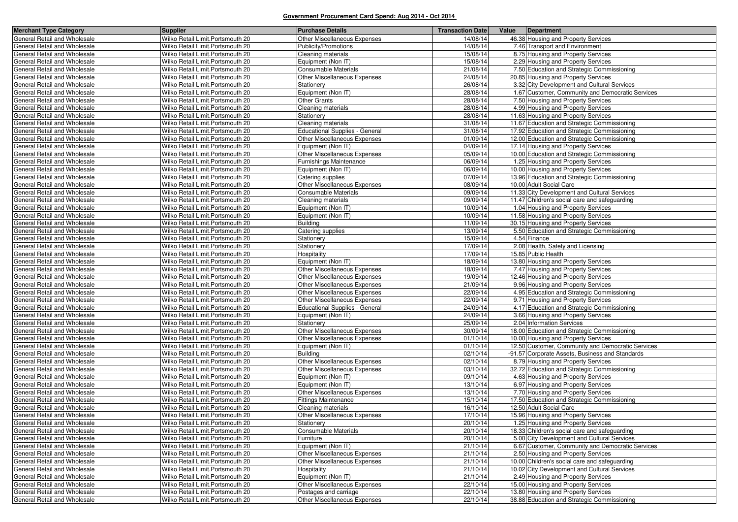# Government Procurement Card Spend: Aug 2014 - Oct 2014

| Merchant Type Category | Supplier | Purchase Details | Transaction Date | Value | Department |
|---|---|---|---|---|---|
| General Retail and Wholesale | Wilko Retail Limit.Portsmouth 20 | Other Miscellaneous Expenses | 14/08/14 | 46.38 | Housing and Property Services |
| General Retail and Wholesale | Wilko Retail Limit.Portsmouth 20 | Publicity/Promotions | 14/08/14 | 7.46 | Transport and Environment |
| General Retail and Wholesale | Wilko Retail Limit.Portsmouth 20 | Cleaning materials | 15/08/14 | 8.75 | Housing and Property Services |
| General Retail and Wholesale | Wilko Retail Limit.Portsmouth 20 | Equipment (Non IT) | 15/08/14 | 2.29 | Housing and Property Services |
| General Retail and Wholesale | Wilko Retail Limit.Portsmouth 20 | Consumable Materials | 21/08/14 | 7.50 | Education and Strategic Commissioning |
| General Retail and Wholesale | Wilko Retail Limit.Portsmouth 20 | Other Miscellaneous Expenses | 24/08/14 | 20.85 | Housing and Property Services |
| General Retail and Wholesale | Wilko Retail Limit.Portsmouth 20 | Stationery | 26/08/14 | 3.32 | City Development and Cultural Services |
| General Retail and Wholesale | Wilko Retail Limit.Portsmouth 20 | Equipment (Non IT) | 28/08/14 | 1.67 | Customer, Community and Democratic Services |
| General Retail and Wholesale | Wilko Retail Limit.Portsmouth 20 | Other Grants | 28/08/14 | 7.50 | Housing and Property Services |
| General Retail and Wholesale | Wilko Retail Limit.Portsmouth 20 | Cleaning materials | 28/08/14 | 4.99 | Housing and Property Services |
| General Retail and Wholesale | Wilko Retail Limit.Portsmouth 20 | Stationery | 28/08/14 | 11.63 | Housing and Property Services |
| General Retail and Wholesale | Wilko Retail Limit.Portsmouth 20 | Cleaning materials | 31/08/14 | 11.67 | Education and Strategic Commissioning |
| General Retail and Wholesale | Wilko Retail Limit.Portsmouth 20 | Educational Supplies - General | 31/08/14 | 17.92 | Education and Strategic Commissioning |
| General Retail and Wholesale | Wilko Retail Limit.Portsmouth 20 | Other Miscellaneous Expenses | 01/09/14 | 12.00 | Education and Strategic Commissioning |
| General Retail and Wholesale | Wilko Retail Limit.Portsmouth 20 | Equipment (Non IT) | 04/09/14 | 17.14 | Housing and Property Services |
| General Retail and Wholesale | Wilko Retail Limit.Portsmouth 20 | Other Miscellaneous Expenses | 05/09/14 | 10.00 | Education and Strategic Commissioning |
| General Retail and Wholesale | Wilko Retail Limit.Portsmouth 20 | Furnishings Maintenance | 06/09/14 | 1.25 | Housing and Property Services |
| General Retail and Wholesale | Wilko Retail Limit.Portsmouth 20 | Equipment (Non IT) | 06/09/14 | 10.00 | Housing and Property Services |
| General Retail and Wholesale | Wilko Retail Limit.Portsmouth 20 | Catering supplies | 07/09/14 | 13.96 | Education and Strategic Commissioning |
| General Retail and Wholesale | Wilko Retail Limit.Portsmouth 20 | Other Miscellaneous Expenses | 08/09/14 | 10.00 | Adult Social Care |
| General Retail and Wholesale | Wilko Retail Limit.Portsmouth 20 | Consumable Materials | 09/09/14 | 11.33 | City Development and Cultural Services |
| General Retail and Wholesale | Wilko Retail Limit.Portsmouth 20 | Cleaning materials | 09/09/14 | 11.47 | Children's social care and safeguarding |
| General Retail and Wholesale | Wilko Retail Limit.Portsmouth 20 | Equipment (Non IT) | 10/09/14 | 1.04 | Housing and Property Services |
| General Retail and Wholesale | Wilko Retail Limit.Portsmouth 20 | Equipment (Non IT) | 10/09/14 | 11.58 | Housing and Property Services |
| General Retail and Wholesale | Wilko Retail Limit.Portsmouth 20 | Building | 11/09/14 | 30.15 | Housing and Property Services |
| General Retail and Wholesale | Wilko Retail Limit.Portsmouth 20 | Catering supplies | 13/09/14 | 5.50 | Education and Strategic Commissioning |
| General Retail and Wholesale | Wilko Retail Limit.Portsmouth 20 | Stationery | 15/09/14 | 4.54 | Finance |
| General Retail and Wholesale | Wilko Retail Limit.Portsmouth 20 | Stationery | 17/09/14 | 2.08 | Health, Safety and Licensing |
| General Retail and Wholesale | Wilko Retail Limit.Portsmouth 20 | Hospitality | 17/09/14 | 15.85 | Public Health |
| General Retail and Wholesale | Wilko Retail Limit.Portsmouth 20 | Equipment (Non IT) | 18/09/14 | 13.80 | Housing and Property Services |
| General Retail and Wholesale | Wilko Retail Limit.Portsmouth 20 | Other Miscellaneous Expenses | 18/09/14 | 7.47 | Housing and Property Services |
| General Retail and Wholesale | Wilko Retail Limit.Portsmouth 20 | Other Miscellaneous Expenses | 19/09/14 | 12.46 | Housing and Property Services |
| General Retail and Wholesale | Wilko Retail Limit.Portsmouth 20 | Other Miscellaneous Expenses | 21/09/14 | 9.96 | Housing and Property Services |
| General Retail and Wholesale | Wilko Retail Limit.Portsmouth 20 | Other Miscellaneous Expenses | 22/09/14 | 4.95 | Education and Strategic Commissioning |
| General Retail and Wholesale | Wilko Retail Limit.Portsmouth 20 | Other Miscellaneous Expenses | 22/09/14 | 9.71 | Housing and Property Services |
| General Retail and Wholesale | Wilko Retail Limit.Portsmouth 20 | Educational Supplies - General | 24/09/14 | 4.17 | Education and Strategic Commissioning |
| General Retail and Wholesale | Wilko Retail Limit.Portsmouth 20 | Equipment (Non IT) | 24/09/14 | 3.66 | Housing and Property Services |
| General Retail and Wholesale | Wilko Retail Limit.Portsmouth 20 | Stationery | 25/09/14 | 2.04 | Information Services |
| General Retail and Wholesale | Wilko Retail Limit.Portsmouth 20 | Other Miscellaneous Expenses | 30/09/14 | 18.00 | Education and Strategic Commissioning |
| General Retail and Wholesale | Wilko Retail Limit.Portsmouth 20 | Other Miscellaneous Expenses | 01/10/14 | 10.00 | Housing and Property Services |
| General Retail and Wholesale | Wilko Retail Limit.Portsmouth 20 | Equipment (Non IT) | 01/10/14 | 12.50 | Customer, Community and Democratic Services |
| General Retail and Wholesale | Wilko Retail Limit.Portsmouth 20 | Building | 02/10/14 | -91.57 | Corporate Assets, Business and Standards |
| General Retail and Wholesale | Wilko Retail Limit.Portsmouth 20 | Other Miscellaneous Expenses | 02/10/14 | 8.79 | Housing and Property Services |
| General Retail and Wholesale | Wilko Retail Limit.Portsmouth 20 | Other Miscellaneous Expenses | 03/10/14 | 32.72 | Education and Strategic Commissioning |
| General Retail and Wholesale | Wilko Retail Limit.Portsmouth 20 | Equipment (Non IT) | 09/10/14 | 4.63 | Housing and Property Services |
| General Retail and Wholesale | Wilko Retail Limit.Portsmouth 20 | Equipment (Non IT) | 13/10/14 | 6.97 | Housing and Property Services |
| General Retail and Wholesale | Wilko Retail Limit.Portsmouth 20 | Other Miscellaneous Expenses | 13/10/14 | 7.70 | Housing and Property Services |
| General Retail and Wholesale | Wilko Retail Limit.Portsmouth 20 | Fittings Maintenance | 15/10/14 | 17.50 | Education and Strategic Commissioning |
| General Retail and Wholesale | Wilko Retail Limit.Portsmouth 20 | Cleaning materials | 16/10/14 | 12.50 | Adult Social Care |
| General Retail and Wholesale | Wilko Retail Limit.Portsmouth 20 | Other Miscellaneous Expenses | 17/10/14 | 15.96 | Housing and Property Services |
| General Retail and Wholesale | Wilko Retail Limit.Portsmouth 20 | Stationery | 20/10/14 | 1.25 | Housing and Property Services |
| General Retail and Wholesale | Wilko Retail Limit.Portsmouth 20 | Consumable Materials | 20/10/14 | 18.33 | Children's social care and safeguarding |
| General Retail and Wholesale | Wilko Retail Limit.Portsmouth 20 | Furniture | 20/10/14 | 5.00 | City Development and Cultural Services |
| General Retail and Wholesale | Wilko Retail Limit.Portsmouth 20 | Equipment (Non IT) | 21/10/14 | 6.67 | Customer, Community and Democratic Services |
| General Retail and Wholesale | Wilko Retail Limit.Portsmouth 20 | Other Miscellaneous Expenses | 21/10/14 | 2.50 | Housing and Property Services |
| General Retail and Wholesale | Wilko Retail Limit.Portsmouth 20 | Other Miscellaneous Expenses | 21/10/14 | 10.00 | Children's social care and safeguarding |
| General Retail and Wholesale | Wilko Retail Limit.Portsmouth 20 | Hospitality | 21/10/14 | 10.02 | City Development and Cultural Services |
| General Retail and Wholesale | Wilko Retail Limit.Portsmouth 20 | Equipment (Non IT) | 21/10/14 | 2.49 | Housing and Property Services |
| General Retail and Wholesale | Wilko Retail Limit.Portsmouth 20 | Other Miscellaneous Expenses | 22/10/14 | 15.00 | Housing and Property Services |
| General Retail and Wholesale | Wilko Retail Limit.Portsmouth 20 | Postages and carriage | 22/10/14 | 13.80 | Housing and Property Services |
| General Retail and Wholesale | Wilko Retail Limit.Portsmouth 20 | Other Miscellaneous Expenses | 22/10/14 | 38.88 | Education and Strategic Commissioning |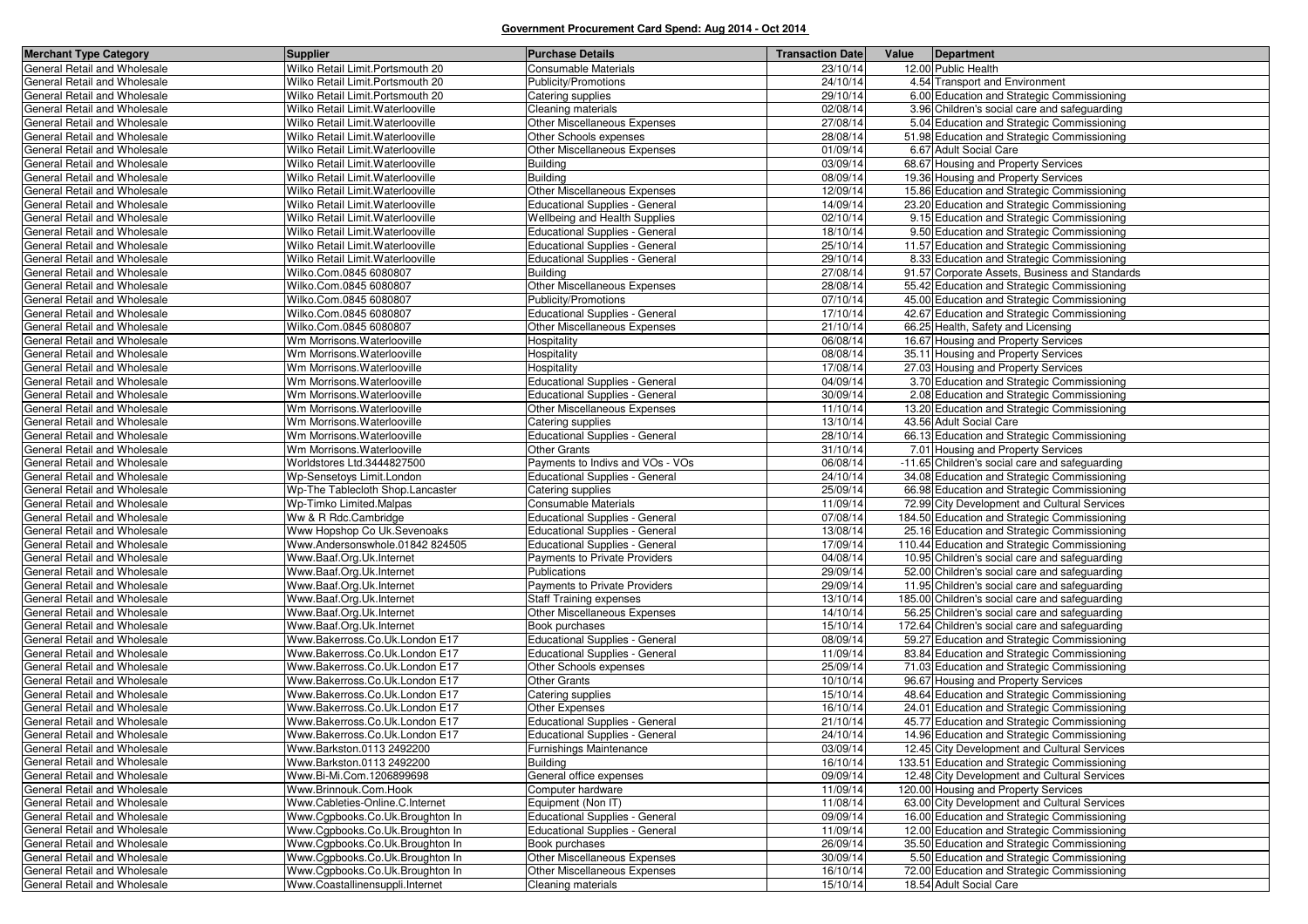**Government Procurement Card Spend: Aug 2014 - Oct 2014**

| Merchant Type Category | Supplier | Purchase Details | Transaction Date | Value | Department |
|---|---|---|---|---|---|
| General Retail and Wholesale | Wilko Retail Limit.Portsmouth 20 | Consumable Materials | 23/10/14 | 12.00 | Public Health |
| General Retail and Wholesale | Wilko Retail Limit.Portsmouth 20 | Publicity/Promotions | 24/10/14 | 4.54 | Transport and Environment |
| General Retail and Wholesale | Wilko Retail Limit.Portsmouth 20 | Catering supplies | 29/10/14 | 6.00 | Education and Strategic Commissioning |
| General Retail and Wholesale | Wilko Retail Limit.Waterlooville | Cleaning materials | 02/08/14 | 3.96 | Children's social care and safeguarding |
| General Retail and Wholesale | Wilko Retail Limit.Waterlooville | Other Miscellaneous Expenses | 27/08/14 | 5.04 | Education and Strategic Commissioning |
| General Retail and Wholesale | Wilko Retail Limit.Waterlooville | Other Schools expenses | 28/08/14 | 51.98 | Education and Strategic Commissioning |
| General Retail and Wholesale | Wilko Retail Limit.Waterlooville | Other Miscellaneous Expenses | 01/09/14 | 6.67 | Adult Social Care |
| General Retail and Wholesale | Wilko Retail Limit.Waterlooville | Building | 03/09/14 | 68.67 | Housing and Property Services |
| General Retail and Wholesale | Wilko Retail Limit.Waterlooville | Building | 08/09/14 | 19.36 | Housing and Property Services |
| General Retail and Wholesale | Wilko Retail Limit.Waterlooville | Other Miscellaneous Expenses | 12/09/14 | 15.86 | Education and Strategic Commissioning |
| General Retail and Wholesale | Wilko Retail Limit.Waterlooville | Educational Supplies - General | 14/09/14 | 23.20 | Education and Strategic Commissioning |
| General Retail and Wholesale | Wilko Retail Limit.Waterlooville | Wellbeing and Health Supplies | 02/10/14 | 9.15 | Education and Strategic Commissioning |
| General Retail and Wholesale | Wilko Retail Limit.Waterlooville | Educational Supplies - General | 18/10/14 | 9.50 | Education and Strategic Commissioning |
| General Retail and Wholesale | Wilko Retail Limit.Waterlooville | Educational Supplies - General | 25/10/14 | 11.57 | Education and Strategic Commissioning |
| General Retail and Wholesale | Wilko Retail Limit.Waterlooville | Educational Supplies - General | 29/10/14 | 8.33 | Education and Strategic Commissioning |
| General Retail and Wholesale | Wilko.Com.0845 6080807 | Building | 27/08/14 | 91.57 | Corporate Assets, Business and Standards |
| General Retail and Wholesale | Wilko.Com.0845 6080807 | Other Miscellaneous Expenses | 28/08/14 | 55.42 | Education and Strategic Commissioning |
| General Retail and Wholesale | Wilko.Com.0845 6080807 | Publicity/Promotions | 07/10/14 | 45.00 | Education and Strategic Commissioning |
| General Retail and Wholesale | Wilko.Com.0845 6080807 | Educational Supplies - General | 17/10/14 | 42.67 | Education and Strategic Commissioning |
| General Retail and Wholesale | Wilko.Com.0845 6080807 | Other Miscellaneous Expenses | 21/10/14 | 66.25 | Health, Safety and Licensing |
| General Retail and Wholesale | Wm Morrisons.Waterlooville | Hospitality | 06/08/14 | 16.67 | Housing and Property Services |
| General Retail and Wholesale | Wm Morrisons.Waterlooville | Hospitality | 08/08/14 | 35.11 | Housing and Property Services |
| General Retail and Wholesale | Wm Morrisons.Waterlooville | Hospitality | 17/08/14 | 27.03 | Housing and Property Services |
| General Retail and Wholesale | Wm Morrisons.Waterlooville | Educational Supplies - General | 04/09/14 | 3.70 | Education and Strategic Commissioning |
| General Retail and Wholesale | Wm Morrisons.Waterlooville | Educational Supplies - General | 30/09/14 | 2.08 | Education and Strategic Commissioning |
| General Retail and Wholesale | Wm Morrisons.Waterlooville | Other Miscellaneous Expenses | 11/10/14 | 13.20 | Education and Strategic Commissioning |
| General Retail and Wholesale | Wm Morrisons.Waterlooville | Catering supplies | 13/10/14 | 43.56 | Adult Social Care |
| General Retail and Wholesale | Wm Morrisons.Waterlooville | Educational Supplies - General | 28/10/14 | 66.13 | Education and Strategic Commissioning |
| General Retail and Wholesale | Wm Morrisons.Waterlooville | Other Grants | 31/10/14 | 7.01 | Housing and Property Services |
| General Retail and Wholesale | Worldstores Ltd.3444827500 | Payments to Indivs and VOs - VOs | 06/08/14 | -11.65 | Children's social care and safeguarding |
| General Retail and Wholesale | Wp-Sensetoys Limit.London | Educational Supplies - General | 24/10/14 | 34.08 | Education and Strategic Commissioning |
| General Retail and Wholesale | Wp-The Tablecloth Shop.Lancaster | Catering supplies | 25/09/14 | 66.98 | Education and Strategic Commissioning |
| General Retail and Wholesale | Wp-Timko Limited.Malpas | Consumable Materials | 11/09/14 | 72.99 | City Development and Cultural Services |
| General Retail and Wholesale | Ww & R Rdc.Cambridge | Educational Supplies - General | 07/08/14 | 184.50 | Education and Strategic Commissioning |
| General Retail and Wholesale | Www Hopshop Co Uk.Sevenoaks | Educational Supplies - General | 13/08/14 | 25.16 | Education and Strategic Commissioning |
| General Retail and Wholesale | Www.Andersonswhole.01842 824505 | Educational Supplies - General | 17/09/14 | 110.44 | Education and Strategic Commissioning |
| General Retail and Wholesale | Www.Baaf.Org.Uk.Internet | Payments to Private Providers | 04/08/14 | 10.95 | Children's social care and safeguarding |
| General Retail and Wholesale | Www.Baaf.Org.Uk.Internet | Publications | 29/09/14 | 52.00 | Children's social care and safeguarding |
| General Retail and Wholesale | Www.Baaf.Org.Uk.Internet | Payments to Private Providers | 29/09/14 | 11.95 | Children's social care and safeguarding |
| General Retail and Wholesale | Www.Baaf.Org.Uk.Internet | Staff Training expenses | 13/10/14 | 185.00 | Children's social care and safeguarding |
| General Retail and Wholesale | Www.Baaf.Org.Uk.Internet | Other Miscellaneous Expenses | 14/10/14 | 56.25 | Children's social care and safeguarding |
| General Retail and Wholesale | Www.Baaf.Org.Uk.Internet | Book purchases | 15/10/14 | 172.64 | Children's social care and safeguarding |
| General Retail and Wholesale | Www.Bakerross.Co.Uk.London E17 | Educational Supplies - General | 08/09/14 | 59.27 | Education and Strategic Commissioning |
| General Retail and Wholesale | Www.Bakerross.Co.Uk.London E17 | Educational Supplies - General | 11/09/14 | 83.84 | Education and Strategic Commissioning |
| General Retail and Wholesale | Www.Bakerross.Co.Uk.London E17 | Other Schools expenses | 25/09/14 | 71.03 | Education and Strategic Commissioning |
| General Retail and Wholesale | Www.Bakerross.Co.Uk.London E17 | Other Grants | 10/10/14 | 96.67 | Housing and Property Services |
| General Retail and Wholesale | Www.Bakerross.Co.Uk.London E17 | Catering supplies | 15/10/14 | 48.64 | Education and Strategic Commissioning |
| General Retail and Wholesale | Www.Bakerross.Co.Uk.London E17 | Other Expenses | 16/10/14 | 24.01 | Education and Strategic Commissioning |
| General Retail and Wholesale | Www.Bakerross.Co.Uk.London E17 | Educational Supplies - General | 21/10/14 | 45.77 | Education and Strategic Commissioning |
| General Retail and Wholesale | Www.Bakerross.Co.Uk.London E17 | Educational Supplies - General | 24/10/14 | 14.96 | Education and Strategic Commissioning |
| General Retail and Wholesale | Www.Barkston.0113 2492200 | Furnishings Maintenance | 03/09/14 | 12.45 | City Development and Cultural Services |
| General Retail and Wholesale | Www.Barkston.0113 2492200 | Building | 16/10/14 | 133.51 | Education and Strategic Commissioning |
| General Retail and Wholesale | Www.Bi-Mi.Com.1206899698 | General office expenses | 09/09/14 | 12.48 | City Development and Cultural Services |
| General Retail and Wholesale | Www.Brinnouk.Com.Hook | Computer hardware | 11/09/14 | 120.00 | Housing and Property Services |
| General Retail and Wholesale | Www.Cableties-Online.C.Internet | Equipment (Non IT) | 11/08/14 | 63.00 | City Development and Cultural Services |
| General Retail and Wholesale | Www.Cgpbooks.Co.Uk.Broughton In | Educational Supplies - General | 09/09/14 | 16.00 | Education and Strategic Commissioning |
| General Retail and Wholesale | Www.Cgpbooks.Co.Uk.Broughton In | Educational Supplies - General | 11/09/14 | 12.00 | Education and Strategic Commissioning |
| General Retail and Wholesale | Www.Cgpbooks.Co.Uk.Broughton In | Book purchases | 26/09/14 | 35.50 | Education and Strategic Commissioning |
| General Retail and Wholesale | Www.Cgpbooks.Co.Uk.Broughton In | Other Miscellaneous Expenses | 30/09/14 | 5.50 | Education and Strategic Commissioning |
| General Retail and Wholesale | Www.Cgpbooks.Co.Uk.Broughton In | Other Miscellaneous Expenses | 16/10/14 | 72.00 | Education and Strategic Commissioning |
| General Retail and Wholesale | Www.Coastallinensuppli.Internet | Cleaning materials | 15/10/14 | 18.54 | Adult Social Care |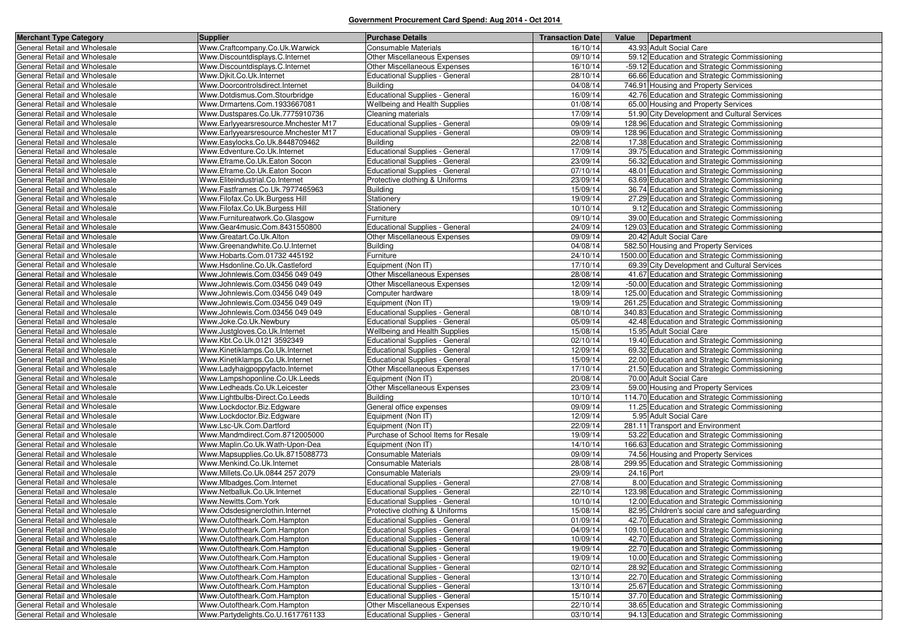## Government Procurement Card Spend: Aug 2014 - Oct 2014

| Merchant Type Category | Supplier | Purchase Details | Transaction Date | Value | Department |
|---|---|---|---|---|---|
| General Retail and Wholesale | Www.Craftcompany.Co.Uk.Warwick | Consumable Materials | 16/10/14 | 43.93 | Adult Social Care |
| General Retail and Wholesale | Www.Discountdisplays.C.Internet | Other Miscellaneous Expenses | 09/10/14 | 59.12 | Education and Strategic Commissioning |
| General Retail and Wholesale | Www.Discountdisplays.C.Internet | Other Miscellaneous Expenses | 16/10/14 | -59.12 | Education and Strategic Commissioning |
| General Retail and Wholesale | Www.Djkit.Co.Uk.Internet | Educational Supplies - General | 28/10/14 | 66.66 | Education and Strategic Commissioning |
| General Retail and Wholesale | Www.Doorcontrolsdirect.Internet | Building | 04/08/14 | 746.91 | Housing and Property Services |
| General Retail and Wholesale | Www.Dotdismus.Com.Stourbridge | Educational Supplies - General | 16/09/14 | 42.76 | Education and Strategic Commissioning |
| General Retail and Wholesale | Www.Drmartens.Com.1933667081 | Wellbeing and Health Supplies | 01/08/14 | 65.00 | Housing and Property Services |
| General Retail and Wholesale | Www.Dustspares.Co.Uk.7775910736 | Cleaning materials | 17/09/14 | 51.90 | City Development and Cultural Services |
| General Retail and Wholesale | Www.Earlyyearsresource.Mnchester M17 | Educational Supplies - General | 09/09/14 | 128.96 | Education and Strategic Commissioning |
| General Retail and Wholesale | Www.Earlyyearsresource.Mnchester M17 | Educational Supplies - General | 09/09/14 | 128.96 | Education and Strategic Commissioning |
| General Retail and Wholesale | Www.Easylocks.Co.Uk.8448709462 | Building | 22/08/14 | 17.38 | Education and Strategic Commissioning |
| General Retail and Wholesale | Www.Edventure.Co.Uk.Internet | Educational Supplies - General | 17/09/14 | 39.75 | Education and Strategic Commissioning |
| General Retail and Wholesale | Www.Eframe.Co.Uk.Eaton Socon | Educational Supplies - General | 23/09/14 | 56.32 | Education and Strategic Commissioning |
| General Retail and Wholesale | Www.Eframe.Co.Uk.Eaton Socon | Educational Supplies - General | 07/10/14 | 48.01 | Education and Strategic Commissioning |
| General Retail and Wholesale | Www.Eliteindustrial.Co.Internet | Protective clothing & Uniforms | 23/09/14 | 63.69 | Education and Strategic Commissioning |
| General Retail and Wholesale | Www.Fastframes.Co.Uk.7977465963 | Building | 15/09/14 | 36.74 | Education and Strategic Commissioning |
| General Retail and Wholesale | Www.Filofax.Co.Uk.Burgess Hill | Stationery | 19/09/14 | 27.29 | Education and Strategic Commissioning |
| General Retail and Wholesale | Www.Filofax.Co.Uk.Burgess Hill | Stationery | 10/10/14 | 9.12 | Education and Strategic Commissioning |
| General Retail and Wholesale | Www.Furnitureatwork.Co.Glasgow | Furniture | 09/10/14 | 39.00 | Education and Strategic Commissioning |
| General Retail and Wholesale | Www.Gear4music.Com.8431550800 | Educational Supplies - General | 24/09/14 | 129.03 | Education and Strategic Commissioning |
| General Retail and Wholesale | Www.Greatart.Co.Uk.Alton | Other Miscellaneous Expenses | 09/09/14 | 20.42 | Adult Social Care |
| General Retail and Wholesale | Www.Greenandwhite.Co.U.Internet | Building | 04/08/14 | 582.50 | Housing and Property Services |
| General Retail and Wholesale | Www.Hobarts.Com.01732 445192 | Furniture | 24/10/14 | 1500.00 | Education and Strategic Commissioning |
| General Retail and Wholesale | Www.Hsdonline.Co.Uk.Castleford | Equipment (Non IT) | 17/10/14 | 69.39 | City Development and Cultural Services |
| General Retail and Wholesale | Www.Johnlewis.Com.03456 049 049 | Other Miscellaneous Expenses | 28/08/14 | 41.67 | Education and Strategic Commissioning |
| General Retail and Wholesale | Www.Johnlewis.Com.03456 049 049 | Other Miscellaneous Expenses | 12/09/14 | -50.00 | Education and Strategic Commissioning |
| General Retail and Wholesale | Www.Johnlewis.Com.03456 049 049 | Computer hardware | 18/09/14 | 125.00 | Education and Strategic Commissioning |
| General Retail and Wholesale | Www.Johnlewis.Com.03456 049 049 | Equipment (Non IT) | 19/09/14 | 261.25 | Education and Strategic Commissioning |
| General Retail and Wholesale | Www.Johnlewis.Com.03456 049 049 | Educational Supplies - General | 08/10/14 | 340.83 | Education and Strategic Commissioning |
| General Retail and Wholesale | Www.Joke.Co.Uk.Newbury | Educational Supplies - General | 05/09/14 | 42.48 | Education and Strategic Commissioning |
| General Retail and Wholesale | Www.Justgloves.Co.Uk.Internet | Wellbeing and Health Supplies | 15/08/14 | 15.95 | Adult Social Care |
| General Retail and Wholesale | Www.Kbt.Co.Uk.0121 3592349 | Educational Supplies - General | 02/10/14 | 19.40 | Education and Strategic Commissioning |
| General Retail and Wholesale | Www.Kinetiklamps.Co.Uk.Internet | Educational Supplies - General | 12/09/14 | 69.32 | Education and Strategic Commissioning |
| General Retail and Wholesale | Www.Kinetiklamps.Co.Uk.Internet | Educational Supplies - General | 15/09/14 | 22.00 | Education and Strategic Commissioning |
| General Retail and Wholesale | Www.Ladyhaigpoppyfacto.Internet | Other Miscellaneous Expenses | 17/10/14 | 21.50 | Education and Strategic Commissioning |
| General Retail and Wholesale | Www.Lampshoponline.Co.Uk.Leeds | Equipment (Non IT) | 20/08/14 | 70.00 | Adult Social Care |
| General Retail and Wholesale | Www.Ledheads.Co.Uk.Leicester | Other Miscellaneous Expenses | 23/09/14 | 59.00 | Housing and Property Services |
| General Retail and Wholesale | Www.Lightbulbs-Direct.Co.Leeds | Building | 10/10/14 | 114.70 | Education and Strategic Commissioning |
| General Retail and Wholesale | Www.Lockdoctor.Biz.Edgware | General office expenses | 09/09/14 | 11.25 | Education and Strategic Commissioning |
| General Retail and Wholesale | Www.Lockdoctor.Biz.Edgware | Equipment (Non IT) | 12/09/14 | 5.95 | Adult Social Care |
| General Retail and Wholesale | Www.Lsc-Uk.Com.Dartford | Equipment (Non IT) | 22/09/14 | 281.11 | Transport and Environment |
| General Retail and Wholesale | Www.Mandmdirect.Com.8712005000 | Purchase of School Items for Resale | 19/09/14 | 53.22 | Education and Strategic Commissioning |
| General Retail and Wholesale | Www.Maplin.Co.Uk.Wath-Upon-Dea | Equipment (Non IT) | 14/10/14 | 166.63 | Education and Strategic Commissioning |
| General Retail and Wholesale | Www.Mapsupplies.Co.Uk.8715088773 | Consumable Materials | 09/09/14 | 74.56 | Housing and Property Services |
| General Retail and Wholesale | Www.Menkind.Co.Uk.Internet | Consumable Materials | 28/08/14 | 299.95 | Education and Strategic Commissioning |
| General Retail and Wholesale | Www.Millets.Co.Uk.0844 257 2079 | Consumable Materials | 29/09/14 | 24.16 | Port |
| General Retail and Wholesale | Www.Mlbadges.Com.Internet | Educational Supplies - General | 27/08/14 | 8.00 | Education and Strategic Commissioning |
| General Retail and Wholesale | Www.Netballuk.Co.Uk.Internet | Educational Supplies - General | 22/10/14 | 123.98 | Education and Strategic Commissioning |
| General Retail and Wholesale | Www.Newitts.Com.York | Educational Supplies - General | 10/10/14 | 12.00 | Education and Strategic Commissioning |
| General Retail and Wholesale | Www.Odsdesignerclothin.Internet | Protective clothing & Uniforms | 15/08/14 | 82.95 | Children's social care and safeguarding |
| General Retail and Wholesale | Www.Outoftheark.Com.Hampton | Educational Supplies - General | 01/09/14 | 42.70 | Education and Strategic Commissioning |
| General Retail and Wholesale | Www.Outoftheark.Com.Hampton | Educational Supplies - General | 04/09/14 | 109.10 | Education and Strategic Commissioning |
| General Retail and Wholesale | Www.Outoftheark.Com.Hampton | Educational Supplies - General | 10/09/14 | 42.70 | Education and Strategic Commissioning |
| General Retail and Wholesale | Www.Outoftheark.Com.Hampton | Educational Supplies - General | 19/09/14 | 22.70 | Education and Strategic Commissioning |
| General Retail and Wholesale | Www.Outoftheark.Com.Hampton | Educational Supplies - General | 19/09/14 | 10.00 | Education and Strategic Commissioning |
| General Retail and Wholesale | Www.Outoftheark.Com.Hampton | Educational Supplies - General | 02/10/14 | 28.92 | Education and Strategic Commissioning |
| General Retail and Wholesale | Www.Outoftheark.Com.Hampton | Educational Supplies - General | 13/10/14 | 22.70 | Education and Strategic Commissioning |
| General Retail and Wholesale | Www.Outoftheark.Com.Hampton | Educational Supplies - General | 13/10/14 | 25.67 | Education and Strategic Commissioning |
| General Retail and Wholesale | Www.Outoftheark.Com.Hampton | Educational Supplies - General | 15/10/14 | 37.70 | Education and Strategic Commissioning |
| General Retail and Wholesale | Www.Outoftheark.Com.Hampton | Other Miscellaneous Expenses | 22/10/14 | 38.65 | Education and Strategic Commissioning |
| General Retail and Wholesale | Www.Partydelights.Co.U.1617761133 | Educational Supplies - General | 03/10/14 | 94.13 | Education and Strategic Commissioning |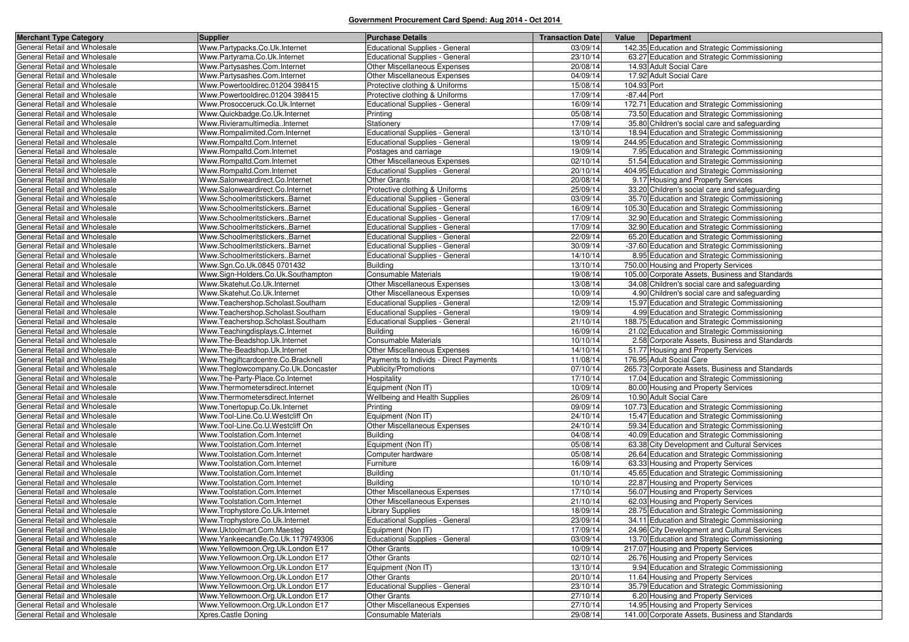**Government Procurement Card Spend: Aug 2014 - Oct 2014**

| Merchant Type Category | Supplier | Purchase Details | Transaction Date | Value | Department |
|---|---|---|---|---|---|
| General Retail and Wholesale | Www.Partypacks.Co.Uk.Internet | Educational Supplies - General | 03/09/14 | 142.35 | Education and Strategic Commissioning |
| General Retail and Wholesale | Www.Partyrama.Co.Uk.Internet | Educational Supplies - General | 23/10/14 | 63.27 | Education and Strategic Commissioning |
| General Retail and Wholesale | Www.Partysashes.Com.Internet | Other Miscellaneous Expenses | 20/08/14 | 14.93 | Adult Social Care |
| General Retail and Wholesale | Www.Partysashes.Com.Internet | Other Miscellaneous Expenses | 04/09/14 | 17.92 | Adult Social Care |
| General Retail and Wholesale | Www.Powertooldirec.01204 398415 | Protective clothing & Uniforms | 15/08/14 | 104.93 | Port |
| General Retail and Wholesale | Www.Powertooldirec.01204 398415 | Protective clothing & Uniforms | 17/09/14 | -87.44 | Port |
| General Retail and Wholesale | Www.Prosocceruck.Co.Uk.Internet | Educational Supplies - General | 16/09/14 | 172.71 | Education and Strategic Commissioning |
| General Retail and Wholesale | Www.Quickbadge.Co.Uk.Internet | Printing | 05/08/14 | 73.50 | Education and Strategic Commissioning |
| General Retail and Wholesale | Www.Rivieramultimedia..Internet | Stationery | 17/09/14 | 35.80 | Children's social care and safeguarding |
| General Retail and Wholesale | Www.Rompalimited.Com.Internet | Educational Supplies - General | 13/10/14 | 18.94 | Education and Strategic Commissioning |
| General Retail and Wholesale | Www.Rompaltd.Com.Internet | Educational Supplies - General | 19/09/14 | 244.95 | Education and Strategic Commissioning |
| General Retail and Wholesale | Www.Rompaltd.Com.Internet | Postages and carriage | 19/09/14 | 7.95 | Education and Strategic Commissioning |
| General Retail and Wholesale | Www.Rompaltd.Com.Internet | Other Miscellaneous Expenses | 02/10/14 | 51.54 | Education and Strategic Commissioning |
| General Retail and Wholesale | Www.Rompaltd.Com.Internet | Educational Supplies - General | 20/10/14 | 404.95 | Education and Strategic Commissioning |
| General Retail and Wholesale | Www.Salonweardirect.Co.Internet | Other Grants | 20/08/14 | 9.17 | Housing and Property Services |
| General Retail and Wholesale | Www.Salonweardirect.Co.Internet | Protective clothing & Uniforms | 25/09/14 | 33.20 | Children's social care and safeguarding |
| General Retail and Wholesale | Www.Schoolmeritstickers..Barnet | Educational Supplies - General | 03/09/14 | 35.70 | Education and Strategic Commissioning |
| General Retail and Wholesale | Www.Schoolmeritstickers..Barnet | Educational Supplies - General | 16/09/14 | 105.30 | Education and Strategic Commissioning |
| General Retail and Wholesale | Www.Schoolmeritstickers..Barnet | Educational Supplies - General | 17/09/14 | 32.90 | Education and Strategic Commissioning |
| General Retail and Wholesale | Www.Schoolmeritstickers..Barnet | Educational Supplies - General | 17/09/14 | 32.90 | Education and Strategic Commissioning |
| General Retail and Wholesale | Www.Schoolmeritstickers..Barnet | Educational Supplies - General | 22/09/14 | 65.20 | Education and Strategic Commissioning |
| General Retail and Wholesale | Www.Schoolmeritstickers..Barnet | Educational Supplies - General | 30/09/14 | -37.60 | Education and Strategic Commissioning |
| General Retail and Wholesale | Www.Schoolmeritstickers..Barnet | Educational Supplies - General | 14/10/14 | 8.95 | Education and Strategic Commissioning |
| General Retail and Wholesale | Www.Sgn.Co.Uk.0845 0701432 | Building | 13/10/14 | 750.00 | Housing and Property Services |
| General Retail and Wholesale | Www.Sign-Holders.Co.Uk.Southampton | Consumable Materials | 19/08/14 | 105.00 | Corporate Assets, Business and Standards |
| General Retail and Wholesale | Www.Skatehut.Co.Uk.Internet | Other Miscellaneous Expenses | 13/08/14 | 34.08 | Children's social care and safeguarding |
| General Retail and Wholesale | Www.Skatehut.Co.Uk.Internet | Other Miscellaneous Expenses | 10/09/14 | 4.90 | Children's social care and safeguarding |
| General Retail and Wholesale | Www.Teachershop.Scholast.Southam | Educational Supplies - General | 12/09/14 | 15.97 | Education and Strategic Commissioning |
| General Retail and Wholesale | Www.Teachershop.Scholast.Southam | Educational Supplies - General | 19/09/14 | 4.99 | Education and Strategic Commissioning |
| General Retail and Wholesale | Www.Teachershop.Scholast.Southam | Educational Supplies - General | 21/10/14 | 188.75 | Education and Strategic Commissioning |
| General Retail and Wholesale | Www.Teachingdisplays.C.Internet | Building | 16/09/14 | 21.02 | Education and Strategic Commissioning |
| General Retail and Wholesale | Www.The-Beadshop.Uk.Internet | Consumable Materials | 10/10/14 | 2.58 | Corporate Assets, Business and Standards |
| General Retail and Wholesale | Www.The-Beadshop.Uk.Internet | Other Miscellaneous Expenses | 14/10/14 | 51.77 | Housing and Property Services |
| General Retail and Wholesale | Www.Thegiftcardcentre.Co.Bracknell | Payments to Individs - Direct Payments | 11/08/14 | 176.95 | Adult Social Care |
| General Retail and Wholesale | Www.Theglowcompany.Co.Uk.Doncaster | Publicity/Promotions | 07/10/14 | 265.73 | Corporate Assets, Business and Standards |
| General Retail and Wholesale | Www.The-Party-Place.Co.Internet | Hospitality | 17/10/14 | 17.04 | Education and Strategic Commissioning |
| General Retail and Wholesale | Www.Thermometersdirect.Internet | Equipment (Non IT) | 10/09/14 | 80.00 | Housing and Property Services |
| General Retail and Wholesale | Www.Thermometersdirect.Internet | Wellbeing and Health Supplies | 26/09/14 | 10.90 | Adult Social Care |
| General Retail and Wholesale | Www.Tonertopup.Co.Uk.Internet | Printing | 09/09/14 | 107.73 | Education and Strategic Commissioning |
| General Retail and Wholesale | Www.Tool-Line.Co.U.Westcliff On | Equipment (Non IT) | 24/10/14 | 15.47 | Education and Strategic Commissioning |
| General Retail and Wholesale | Www.Tool-Line.Co.U.Westcliff On | Other Miscellaneous Expenses | 24/10/14 | 59.34 | Education and Strategic Commissioning |
| General Retail and Wholesale | Www.Toolstation.Com.Internet | Building | 04/08/14 | 40.09 | Education and Strategic Commissioning |
| General Retail and Wholesale | Www.Toolstation.Com.Internet | Equipment (Non IT) | 05/08/14 | 63.38 | City Development and Cultural Services |
| General Retail and Wholesale | Www.Toolstation.Com.Internet | Computer hardware | 05/08/14 | 26.64 | Education and Strategic Commissioning |
| General Retail and Wholesale | Www.Toolstation.Com.Internet | Furniture | 16/09/14 | 63.33 | Housing and Property Services |
| General Retail and Wholesale | Www.Toolstation.Com.Internet | Building | 01/10/14 | 45.65 | Education and Strategic Commissioning |
| General Retail and Wholesale | Www.Toolstation.Com.Internet | Building | 10/10/14 | 22.87 | Housing and Property Services |
| General Retail and Wholesale | Www.Toolstation.Com.Internet | Other Miscellaneous Expenses | 17/10/14 | 56.07 | Housing and Property Services |
| General Retail and Wholesale | Www.Toolstation.Com.Internet | Other Miscellaneous Expenses | 21/10/14 | 62.03 | Housing and Property Services |
| General Retail and Wholesale | Www.Trophystore.Co.Uk.Internet | Library Supplies | 18/09/14 | 28.75 | Education and Strategic Commissioning |
| General Retail and Wholesale | Www.Trophystore.Co.Uk.Internet | Educational Supplies - General | 23/09/14 | 34.11 | Education and Strategic Commissioning |
| General Retail and Wholesale | Www.Uktoolmart.Com.Maesteg | Equipment (Non IT) | 17/09/14 | 24.96 | City Development and Cultural Services |
| General Retail and Wholesale | Www.Yankeecandle.Co.Uk.1179749306 | Educational Supplies - General | 03/09/14 | 13.70 | Education and Strategic Commissioning |
| General Retail and Wholesale | Www.Yellowmoon.Org.Uk.London E17 | Other Grants | 10/09/14 | 217.07 | Housing and Property Services |
| General Retail and Wholesale | Www.Yellowmoon.Org.Uk.London E17 | Other Grants | 02/10/14 | 26.76 | Housing and Property Services |
| General Retail and Wholesale | Www.Yellowmoon.Org.Uk.London E17 | Equipment (Non IT) | 13/10/14 | 9.94 | Education and Strategic Commissioning |
| General Retail and Wholesale | Www.Yellowmoon.Org.Uk.London E17 | Other Grants | 20/10/14 | 11.64 | Housing and Property Services |
| General Retail and Wholesale | Www.Yellowmoon.Org.Uk.London E17 | Educational Supplies - General | 23/10/14 | 35.79 | Education and Strategic Commissioning |
| General Retail and Wholesale | Www.Yellowmoon.Org.Uk.London E17 | Other Grants | 27/10/14 | 6.20 | Housing and Property Services |
| General Retail and Wholesale | Www.Yellowmoon.Org.Uk.London E17 | Other Miscellaneous Expenses | 27/10/14 | 14.95 | Housing and Property Services |
| General Retail and Wholesale | Xpres.Castle Doning | Consumable Materials | 29/08/14 | 141.00 | Corporate Assets, Business and Standards |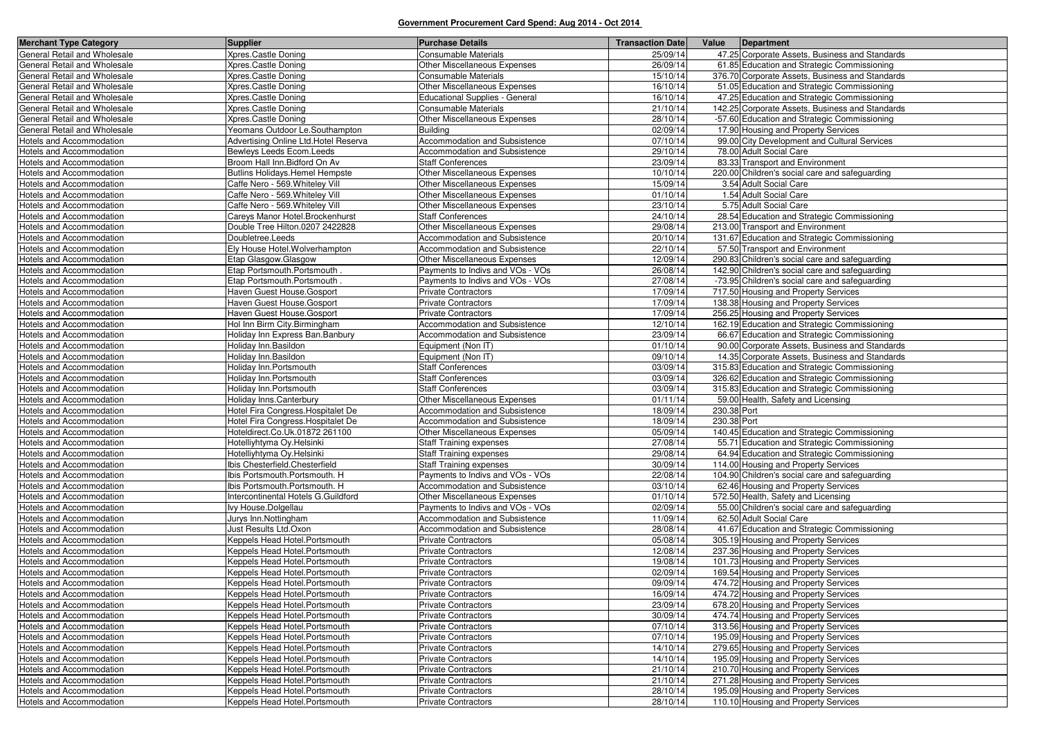**Government Procurement Card Spend: Aug 2014 - Oct 2014**

| Merchant Type Category | Supplier | Purchase Details | Transaction Date | Value | Department |
|---|---|---|---|---|---|
| General Retail and Wholesale | Xpres.Castle Doning | Consumable Materials | 25/09/14 | 47.25 | Corporate Assets, Business and Standards |
| General Retail and Wholesale | Xpres.Castle Doning | Other Miscellaneous Expenses | 26/09/14 | 61.85 | Education and Strategic Commissioning |
| General Retail and Wholesale | Xpres.Castle Doning | Consumable Materials | 15/10/14 | 376.70 | Corporate Assets, Business and Standards |
| General Retail and Wholesale | Xpres.Castle Doning | Other Miscellaneous Expenses | 16/10/14 | 51.05 | Education and Strategic Commissioning |
| General Retail and Wholesale | Xpres.Castle Doning | Educational Supplies - General | 16/10/14 | 47.25 | Education and Strategic Commissioning |
| General Retail and Wholesale | Xpres.Castle Doning | Consumable Materials | 21/10/14 | 142.25 | Corporate Assets, Business and Standards |
| General Retail and Wholesale | Xpres.Castle Doning | Other Miscellaneous Expenses | 28/10/14 | -57.60 | Education and Strategic Commissioning |
| General Retail and Wholesale | Yeomans Outdoor Le.Southampton | Building | 02/09/14 | 17.90 | Housing and Property Services |
| Hotels and Accommodation | Advertising Online Ltd.Hotel Reserva | Accommodation and Subsistence | 07/10/14 | 99.00 | City Development and Cultural Services |
| Hotels and Accommodation | Bewleys Leeds Ecom.Leeds | Accommodation and Subsistence | 29/10/14 | 78.00 | Adult Social Care |
| Hotels and Accommodation | Broom Hall Inn.Bidford On Av | Staff Conferences | 23/09/14 | 83.33 | Transport and Environment |
| Hotels and Accommodation | Butlins Holidays.Hemel Hempste | Other Miscellaneous Expenses | 10/10/14 | 220.00 | Children's social care and safeguarding |
| Hotels and Accommodation | Caffe Nero - 569.Whiteley Vill | Other Miscellaneous Expenses | 15/09/14 | 3.54 | Adult Social Care |
| Hotels and Accommodation | Caffe Nero - 569.Whiteley Vill | Other Miscellaneous Expenses | 01/10/14 | 1.54 | Adult Social Care |
| Hotels and Accommodation | Caffe Nero - 569.Whiteley Vill | Other Miscellaneous Expenses | 23/10/14 | 5.75 | Adult Social Care |
| Hotels and Accommodation | Careys Manor Hotel.Brockenhurst | Staff Conferences | 24/10/14 | 28.54 | Education and Strategic Commissioning |
| Hotels and Accommodation | Double Tree Hilton.0207 2422828 | Other Miscellaneous Expenses | 29/08/14 | 213.00 | Transport and Environment |
| Hotels and Accommodation | Doubletree.Leeds | Accommodation and Subsistence | 20/10/14 | 131.67 | Education and Strategic Commissioning |
| Hotels and Accommodation | Ely House Hotel.Wolverhampton | Accommodation and Subsistence | 22/10/14 | 57.50 | Transport and Environment |
| Hotels and Accommodation | Etap Glasgow.Glasgow | Other Miscellaneous Expenses | 12/09/14 | 290.83 | Children's social care and safeguarding |
| Hotels and Accommodation | Etap Portsmouth.Portsmouth . | Payments to Indivs and VOs - VOs | 26/08/14 | 142.90 | Children's social care and safeguarding |
| Hotels and Accommodation | Etap Portsmouth.Portsmouth . | Payments to Indivs and VOs - VOs | 27/08/14 | -73.95 | Children's social care and safeguarding |
| Hotels and Accommodation | Haven Guest House.Gosport | Private Contractors | 17/09/14 | 717.50 | Housing and Property Services |
| Hotels and Accommodation | Haven Guest House.Gosport | Private Contractors | 17/09/14 | 138.38 | Housing and Property Services |
| Hotels and Accommodation | Haven Guest House.Gosport | Private Contractors | 17/09/14 | 256.25 | Housing and Property Services |
| Hotels and Accommodation | Hol Inn Birm City.Birmingham | Accommodation and Subsistence | 12/10/14 | 162.19 | Education and Strategic Commissioning |
| Hotels and Accommodation | Holiday Inn Express Ban.Banbury | Accommodation and Subsistence | 23/09/14 | 66.67 | Education and Strategic Commissioning |
| Hotels and Accommodation | Holiday Inn.Basildon | Equipment (Non IT) | 01/10/14 | 90.00 | Corporate Assets, Business and Standards |
| Hotels and Accommodation | Holiday Inn.Basildon | Equipment (Non IT) | 09/10/14 | 14.35 | Corporate Assets, Business and Standards |
| Hotels and Accommodation | Holiday Inn.Portsmouth | Staff Conferences | 03/09/14 | 315.83 | Education and Strategic Commissioning |
| Hotels and Accommodation | Holiday Inn.Portsmouth | Staff Conferences | 03/09/14 | 326.62 | Education and Strategic Commissioning |
| Hotels and Accommodation | Holiday Inn.Portsmouth | Staff Conferences | 03/09/14 | 315.83 | Education and Strategic Commissioning |
| Hotels and Accommodation | Holiday Inns.Canterbury | Other Miscellaneous Expenses | 01/11/14 | 59.00 | Health, Safety and Licensing |
| Hotels and Accommodation | Hotel Fira Congress.Hospitalet De | Accommodation and Subsistence | 18/09/14 | 230.38 | Port |
| Hotels and Accommodation | Hotel Fira Congress.Hospitalet De | Accommodation and Subsistence | 18/09/14 | 230.38 | Port |
| Hotels and Accommodation | Hoteldirect.Co.Uk.01872 261100 | Other Miscellaneous Expenses | 05/09/14 | 140.45 | Education and Strategic Commissioning |
| Hotels and Accommodation | Hotelliyhtyma Oy.Helsinki | Staff Training expenses | 27/08/14 | 55.71 | Education and Strategic Commissioning |
| Hotels and Accommodation | Hotelliyhtyma Oy.Helsinki | Staff Training expenses | 29/08/14 | 64.94 | Education and Strategic Commissioning |
| Hotels and Accommodation | Ibis Chesterfield.Chesterfield | Staff Training expenses | 30/09/14 | 114.00 | Housing and Property Services |
| Hotels and Accommodation | Ibis Portsmouth.Portsmouth. H | Payments to Indivs and VOs - VOs | 22/08/14 | 104.90 | Children's social care and safeguarding |
| Hotels and Accommodation | Ibis Portsmouth.Portsmouth. H | Accommodation and Subsistence | 03/10/14 | 62.46 | Housing and Property Services |
| Hotels and Accommodation | Intercontinental Hotels G.Guildford | Other Miscellaneous Expenses | 01/10/14 | 572.50 | Health, Safety and Licensing |
| Hotels and Accommodation | Ivy House.Dolgellau | Payments to Indivs and VOs - VOs | 02/09/14 | 55.00 | Children's social care and safeguarding |
| Hotels and Accommodation | Jurys Inn.Nottingham | Accommodation and Subsistence | 11/09/14 | 62.50 | Adult Social Care |
| Hotels and Accommodation | Just Results Ltd.Oxon | Accommodation and Subsistence | 28/08/14 | 41.67 | Education and Strategic Commissioning |
| Hotels and Accommodation | Keppels Head Hotel.Portsmouth | Private Contractors | 05/08/14 | 305.19 | Housing and Property Services |
| Hotels and Accommodation | Keppels Head Hotel.Portsmouth | Private Contractors | 12/08/14 | 237.36 | Housing and Property Services |
| Hotels and Accommodation | Keppels Head Hotel.Portsmouth | Private Contractors | 19/08/14 | 101.73 | Housing and Property Services |
| Hotels and Accommodation | Keppels Head Hotel.Portsmouth | Private Contractors | 02/09/14 | 169.54 | Housing and Property Services |
| Hotels and Accommodation | Keppels Head Hotel.Portsmouth | Private Contractors | 09/09/14 | 474.72 | Housing and Property Services |
| Hotels and Accommodation | Keppels Head Hotel.Portsmouth | Private Contractors | 16/09/14 | 474.72 | Housing and Property Services |
| Hotels and Accommodation | Keppels Head Hotel.Portsmouth | Private Contractors | 23/09/14 | 678.20 | Housing and Property Services |
| Hotels and Accommodation | Keppels Head Hotel.Portsmouth | Private Contractors | 30/09/14 | 474.74 | Housing and Property Services |
| Hotels and Accommodation | Keppels Head Hotel.Portsmouth | Private Contractors | 07/10/14 | 313.56 | Housing and Property Services |
| Hotels and Accommodation | Keppels Head Hotel.Portsmouth | Private Contractors | 07/10/14 | 195.09 | Housing and Property Services |
| Hotels and Accommodation | Keppels Head Hotel.Portsmouth | Private Contractors | 14/10/14 | 279.65 | Housing and Property Services |
| Hotels and Accommodation | Keppels Head Hotel.Portsmouth | Private Contractors | 14/10/14 | 195.09 | Housing and Property Services |
| Hotels and Accommodation | Keppels Head Hotel.Portsmouth | Private Contractors | 21/10/14 | 210.70 | Housing and Property Services |
| Hotels and Accommodation | Keppels Head Hotel.Portsmouth | Private Contractors | 21/10/14 | 271.28 | Housing and Property Services |
| Hotels and Accommodation | Keppels Head Hotel.Portsmouth | Private Contractors | 28/10/14 | 195.09 | Housing and Property Services |
| Hotels and Accommodation | Keppels Head Hotel.Portsmouth | Private Contractors | 28/10/14 | 110.10 | Housing and Property Services |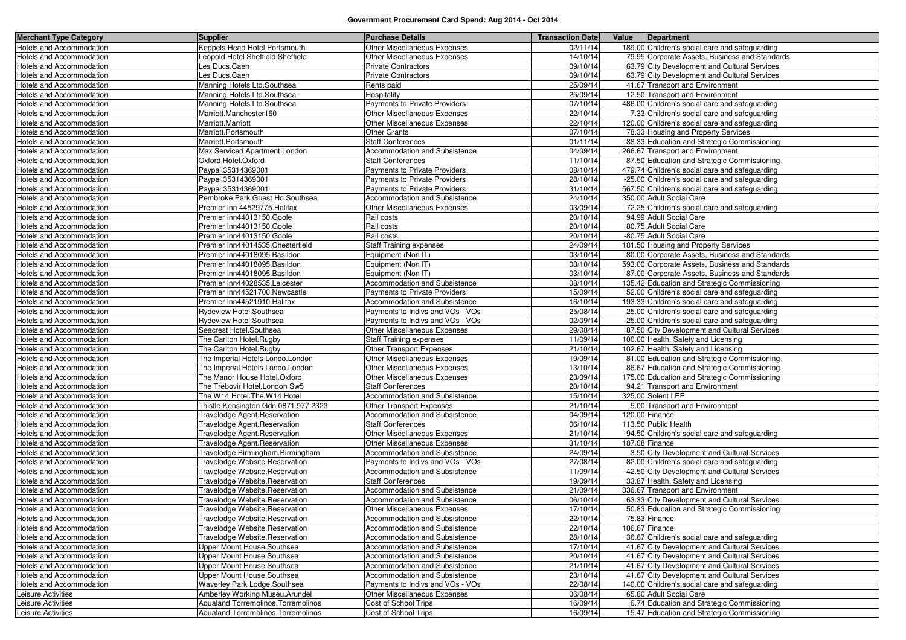**Government Procurement Card Spend: Aug 2014 - Oct 2014**

| Merchant Type Category | Supplier | Purchase Details | Transaction Date | Value | Department |
|---|---|---|---|---|---|
| Hotels and Accommodation | Keppels Head Hotel.Portsmouth | Other Miscellaneous Expenses | 02/11/14 | 189.00 | Children's social care and safeguarding |
| Hotels and Accommodation | Leopold Hotel Sheffield.Sheffield | Other Miscellaneous Expenses | 14/10/14 | 79.95 | Corporate Assets, Business and Standards |
| Hotels and Accommodation | Les Ducs.Caen | Private Contractors | 09/10/14 | 63.79 | City Development and Cultural Services |
| Hotels and Accommodation | Les Ducs.Caen | Private Contractors | 09/10/14 | 63.79 | City Development and Cultural Services |
| Hotels and Accommodation | Manning Hotels Ltd.Southsea | Rents paid | 25/09/14 | 41.67 | Transport and Environment |
| Hotels and Accommodation | Manning Hotels Ltd.Southsea | Hospitality | 25/09/14 | 12.50 | Transport and Environment |
| Hotels and Accommodation | Manning Hotels Ltd.Southsea | Payments to Private Providers | 07/10/14 | 486.00 | Children's social care and safeguarding |
| Hotels and Accommodation | Marriott.Manchester160 | Other Miscellaneous Expenses | 22/10/14 | 7.33 | Children's social care and safeguarding |
| Hotels and Accommodation | Marriott.Marriott | Other Miscellaneous Expenses | 22/10/14 | 120.00 | Children's social care and safeguarding |
| Hotels and Accommodation | Marriott.Portsmouth | Other Grants | 07/10/14 | 78.33 | Housing and Property Services |
| Hotels and Accommodation | Marriott.Portsmouth | Staff Conferences | 01/11/14 | 88.33 | Education and Strategic Commissioning |
| Hotels and Accommodation | Max Serviced Apartment.London | Accommodation and Subsistence | 04/09/14 | 266.67 | Transport and Environment |
| Hotels and Accommodation | Oxford Hotel.Oxford | Staff Conferences | 11/10/14 | 87.50 | Education and Strategic Commissioning |
| Hotels and Accommodation | Paypal.35314369001 | Payments to Private Providers | 08/10/14 | 479.74 | Children's social care and safeguarding |
| Hotels and Accommodation | Paypal.35314369001 | Payments to Private Providers | 28/10/14 | -25.00 | Children's social care and safeguarding |
| Hotels and Accommodation | Paypal.35314369001 | Payments to Private Providers | 31/10/14 | 567.50 | Children's social care and safeguarding |
| Hotels and Accommodation | Pembroke Park Guest Ho.Southsea | Accommodation and Subsistence | 24/10/14 | 350.00 | Adult Social Care |
| Hotels and Accommodation | Premier Inn 44529775.Halifax | Other Miscellaneous Expenses | 03/09/14 | 72.25 | Children's social care and safeguarding |
| Hotels and Accommodation | Premier Inn44013150.Goole | Rail costs | 20/10/14 | 94.99 | Adult Social Care |
| Hotels and Accommodation | Premier Inn44013150.Goole | Rail costs | 20/10/14 | 80.75 | Adult Social Care |
| Hotels and Accommodation | Premier Inn44013150.Goole | Rail costs | 20/10/14 | -80.75 | Adult Social Care |
| Hotels and Accommodation | Premier Inn44014535.Chesterfield | Staff Training expenses | 24/09/14 | 181.50 | Housing and Property Services |
| Hotels and Accommodation | Premier Inn44018095.Basildon | Equipment (Non IT) | 03/10/14 | 80.00 | Corporate Assets, Business and Standards |
| Hotels and Accommodation | Premier Inn44018095.Basildon | Equipment (Non IT) | 03/10/14 | 593.00 | Corporate Assets, Business and Standards |
| Hotels and Accommodation | Premier Inn44018095.Basildon | Equipment (Non IT) | 03/10/14 | 87.00 | Corporate Assets, Business and Standards |
| Hotels and Accommodation | Premier Inn44028535.Leicester | Accommodation and Subsistence | 08/10/14 | 135.42 | Education and Strategic Commissioning |
| Hotels and Accommodation | Premier Inn44521700.Newcastle | Payments to Private Providers | 15/09/14 | 52.00 | Children's social care and safeguarding |
| Hotels and Accommodation | Premier Inn44521910.Halifax | Accommodation and Subsistence | 16/10/14 | 193.33 | Children's social care and safeguarding |
| Hotels and Accommodation | Rydeview Hotel.Southsea | Payments to Indivs and VOs - VOs | 25/08/14 | 25.00 | Children's social care and safeguarding |
| Hotels and Accommodation | Rydeview Hotel.Southsea | Payments to Indivs and VOs - VOs | 02/09/14 | -25.00 | Children's social care and safeguarding |
| Hotels and Accommodation | Seacrest Hotel.Southsea | Other Miscellaneous Expenses | 29/08/14 | 87.50 | City Development and Cultural Services |
| Hotels and Accommodation | The Carlton Hotel.Rugby | Staff Training expenses | 11/09/14 | 100.00 | Health, Safety and Licensing |
| Hotels and Accommodation | The Carlton Hotel.Rugby | Other Transport Expenses | 21/10/14 | 102.67 | Health, Safety and Licensing |
| Hotels and Accommodation | The Imperial Hotels Londo.London | Other Miscellaneous Expenses | 19/09/14 | 81.00 | Education and Strategic Commissioning |
| Hotels and Accommodation | The Imperial Hotels Londo.London | Other Miscellaneous Expenses | 13/10/14 | 86.67 | Education and Strategic Commissioning |
| Hotels and Accommodation | The Manor House Hotel.Oxford | Other Miscellaneous Expenses | 23/09/14 | 175.00 | Education and Strategic Commissioning |
| Hotels and Accommodation | The Trebovir Hotel.London Sw5 | Staff Conferences | 20/10/14 | 94.21 | Transport and Environment |
| Hotels and Accommodation | The W14 Hotel.The W14 Hotel | Accommodation and Subsistence | 15/10/14 | 325.00 | Solent LEP |
| Hotels and Accommodation | Thistle Kensington Gdn.0871 977 2323 | Other Transport Expenses | 21/10/14 | 5.00 | Transport and Environment |
| Hotels and Accommodation | Travelodge Agent.Reservation | Accommodation and Subsistence | 04/09/14 | 120.00 | Finance |
| Hotels and Accommodation | Travelodge Agent.Reservation | Staff Conferences | 06/10/14 | 113.50 | Public Health |
| Hotels and Accommodation | Travelodge Agent.Reservation | Other Miscellaneous Expenses | 21/10/14 | 94.50 | Children's social care and safeguarding |
| Hotels and Accommodation | Travelodge Agent.Reservation | Other Miscellaneous Expenses | 31/10/14 | 187.08 | Finance |
| Hotels and Accommodation | Travelodge Birmingham.Birmingham | Accommodation and Subsistence | 24/09/14 | 3.50 | City Development and Cultural Services |
| Hotels and Accommodation | Travelodge Website.Reservation | Payments to Indivs and VOs - VOs | 27/08/14 | 82.00 | Children's social care and safeguarding |
| Hotels and Accommodation | Travelodge Website.Reservation | Accommodation and Subsistence | 11/09/14 | 42.50 | City Development and Cultural Services |
| Hotels and Accommodation | Travelodge Website.Reservation | Staff Conferences | 19/09/14 | 33.87 | Health, Safety and Licensing |
| Hotels and Accommodation | Travelodge Website.Reservation | Accommodation and Subsistence | 21/09/14 | 336.67 | Transport and Environment |
| Hotels and Accommodation | Travelodge Website.Reservation | Accommodation and Subsistence | 06/10/14 | 63.33 | City Development and Cultural Services |
| Hotels and Accommodation | Travelodge Website.Reservation | Other Miscellaneous Expenses | 17/10/14 | 50.83 | Education and Strategic Commissioning |
| Hotels and Accommodation | Travelodge Website.Reservation | Accommodation and Subsistence | 22/10/14 | 75.83 | Finance |
| Hotels and Accommodation | Travelodge Website.Reservation | Accommodation and Subsistence | 22/10/14 | 106.67 | Finance |
| Hotels and Accommodation | Travelodge Website.Reservation | Accommodation and Subsistence | 28/10/14 | 36.67 | Children's social care and safeguarding |
| Hotels and Accommodation | Upper Mount House.Southsea | Accommodation and Subsistence | 17/10/14 | 41.67 | City Development and Cultural Services |
| Hotels and Accommodation | Upper Mount House.Southsea | Accommodation and Subsistence | 20/10/14 | 41.67 | City Development and Cultural Services |
| Hotels and Accommodation | Upper Mount House.Southsea | Accommodation and Subsistence | 21/10/14 | 41.67 | City Development and Cultural Services |
| Hotels and Accommodation | Upper Mount House.Southsea | Accommodation and Subsistence | 23/10/14 | 41.67 | City Development and Cultural Services |
| Hotels and Accommodation | Waverley Park Lodge.Southsea | Payments to Indivs and VOs - VOs | 22/08/14 | 140.00 | Children's social care and safeguarding |
| Leisure Activities | Amberley Working Museu.Arundel | Other Miscellaneous Expenses | 06/08/14 | 65.80 | Adult Social Care |
| Leisure Activities | Aqualand Torremolinos.Torremolinos | Cost of School Trips | 16/09/14 | 6.74 | Education and Strategic Commissioning |
| Leisure Activities | Aqualand Torremolinos.Torremolinos | Cost of School Trips | 16/09/14 | 15.47 | Education and Strategic Commissioning |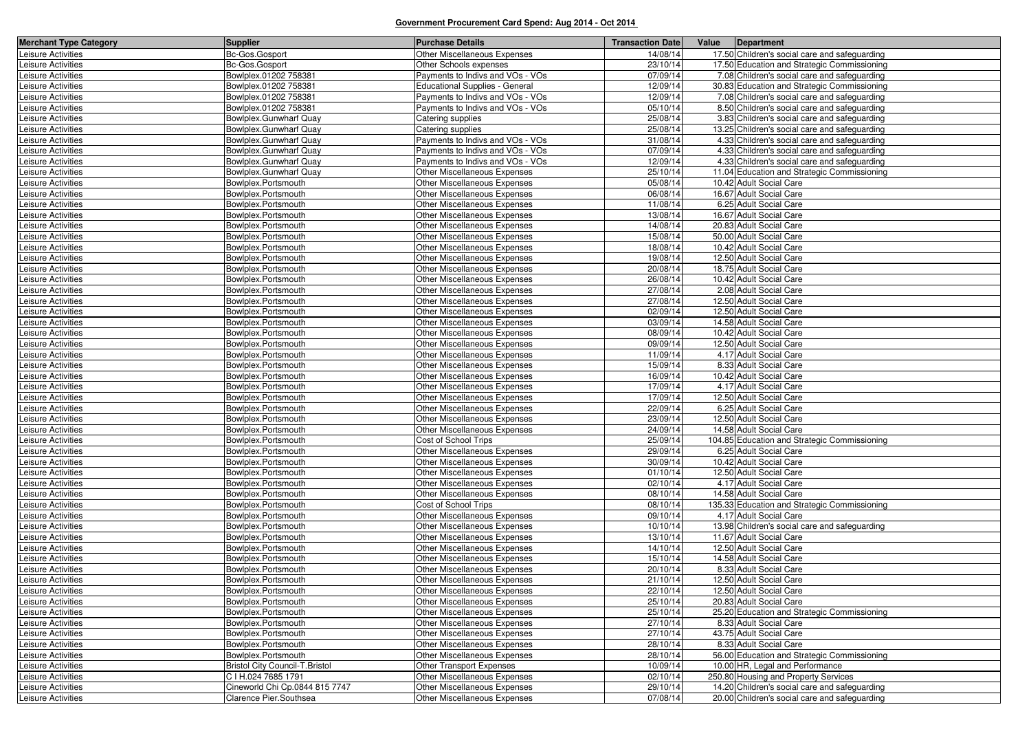**Government Procurement Card Spend: Aug 2014 - Oct 2014**

| Merchant Type Category | Supplier | Purchase Details | Transaction Date | Value | Department |
|---|---|---|---|---|---|
| Leisure Activities | Bc-Gos.Gosport | Other Miscellaneous Expenses | 14/08/14 | 17.50 | Children's social care and safeguarding |
| Leisure Activities | Bc-Gos.Gosport | Other Schools expenses | 23/10/14 | 17.50 | Education and Strategic Commissioning |
| Leisure Activities | Bowlplex.01202 758381 | Payments to Indivs and VOs - VOs | 07/09/14 | 7.08 | Children's social care and safeguarding |
| Leisure Activities | Bowlplex.01202 758381 | Educational Supplies - General | 12/09/14 | 30.83 | Education and Strategic Commissioning |
| Leisure Activities | Bowlplex.01202 758381 | Payments to Indivs and VOs - VOs | 12/09/14 | 7.08 | Children's social care and safeguarding |
| Leisure Activities | Bowlplex.01202 758381 | Payments to Indivs and VOs - VOs | 05/10/14 | 8.50 | Children's social care and safeguarding |
| Leisure Activities | Bowlplex.Gunwharf Quay | Catering supplies | 25/08/14 | 3.83 | Children's social care and safeguarding |
| Leisure Activities | Bowlplex.Gunwharf Quay | Catering supplies | 25/08/14 | 13.25 | Children's social care and safeguarding |
| Leisure Activities | Bowlplex.Gunwharf Quay | Payments to Indivs and VOs - VOs | 31/08/14 | 4.33 | Children's social care and safeguarding |
| Leisure Activities | Bowlplex.Gunwharf Quay | Payments to Indivs and VOs - VOs | 07/09/14 | 4.33 | Children's social care and safeguarding |
| Leisure Activities | Bowlplex.Gunwharf Quay | Payments to Indivs and VOs - VOs | 12/09/14 | 4.33 | Children's social care and safeguarding |
| Leisure Activities | Bowlplex.Gunwharf Quay | Other Miscellaneous Expenses | 25/10/14 | 11.04 | Education and Strategic Commissioning |
| Leisure Activities | Bowlplex.Portsmouth | Other Miscellaneous Expenses | 05/08/14 | 10.42 | Adult Social Care |
| Leisure Activities | Bowlplex.Portsmouth | Other Miscellaneous Expenses | 06/08/14 | 16.67 | Adult Social Care |
| Leisure Activities | Bowlplex.Portsmouth | Other Miscellaneous Expenses | 11/08/14 | 6.25 | Adult Social Care |
| Leisure Activities | Bowlplex.Portsmouth | Other Miscellaneous Expenses | 13/08/14 | 16.67 | Adult Social Care |
| Leisure Activities | Bowlplex.Portsmouth | Other Miscellaneous Expenses | 14/08/14 | 20.83 | Adult Social Care |
| Leisure Activities | Bowlplex.Portsmouth | Other Miscellaneous Expenses | 15/08/14 | 50.00 | Adult Social Care |
| Leisure Activities | Bowlplex.Portsmouth | Other Miscellaneous Expenses | 18/08/14 | 10.42 | Adult Social Care |
| Leisure Activities | Bowlplex.Portsmouth | Other Miscellaneous Expenses | 19/08/14 | 12.50 | Adult Social Care |
| Leisure Activities | Bowlplex.Portsmouth | Other Miscellaneous Expenses | 20/08/14 | 18.75 | Adult Social Care |
| Leisure Activities | Bowlplex.Portsmouth | Other Miscellaneous Expenses | 26/08/14 | 10.42 | Adult Social Care |
| Leisure Activities | Bowlplex.Portsmouth | Other Miscellaneous Expenses | 27/08/14 | 2.08 | Adult Social Care |
| Leisure Activities | Bowlplex.Portsmouth | Other Miscellaneous Expenses | 27/08/14 | 12.50 | Adult Social Care |
| Leisure Activities | Bowlplex.Portsmouth | Other Miscellaneous Expenses | 02/09/14 | 12.50 | Adult Social Care |
| Leisure Activities | Bowlplex.Portsmouth | Other Miscellaneous Expenses | 03/09/14 | 14.58 | Adult Social Care |
| Leisure Activities | Bowlplex.Portsmouth | Other Miscellaneous Expenses | 08/09/14 | 10.42 | Adult Social Care |
| Leisure Activities | Bowlplex.Portsmouth | Other Miscellaneous Expenses | 09/09/14 | 12.50 | Adult Social Care |
| Leisure Activities | Bowlplex.Portsmouth | Other Miscellaneous Expenses | 11/09/14 | 4.17 | Adult Social Care |
| Leisure Activities | Bowlplex.Portsmouth | Other Miscellaneous Expenses | 15/09/14 | 8.33 | Adult Social Care |
| Leisure Activities | Bowlplex.Portsmouth | Other Miscellaneous Expenses | 16/09/14 | 10.42 | Adult Social Care |
| Leisure Activities | Bowlplex.Portsmouth | Other Miscellaneous Expenses | 17/09/14 | 4.17 | Adult Social Care |
| Leisure Activities | Bowlplex.Portsmouth | Other Miscellaneous Expenses | 17/09/14 | 12.50 | Adult Social Care |
| Leisure Activities | Bowlplex.Portsmouth | Other Miscellaneous Expenses | 22/09/14 | 6.25 | Adult Social Care |
| Leisure Activities | Bowlplex.Portsmouth | Other Miscellaneous Expenses | 23/09/14 | 12.50 | Adult Social Care |
| Leisure Activities | Bowlplex.Portsmouth | Other Miscellaneous Expenses | 24/09/14 | 14.58 | Adult Social Care |
| Leisure Activities | Bowlplex.Portsmouth | Cost of School Trips | 25/09/14 | 104.85 | Education and Strategic Commissioning |
| Leisure Activities | Bowlplex.Portsmouth | Other Miscellaneous Expenses | 29/09/14 | 6.25 | Adult Social Care |
| Leisure Activities | Bowlplex.Portsmouth | Other Miscellaneous Expenses | 30/09/14 | 10.42 | Adult Social Care |
| Leisure Activities | Bowlplex.Portsmouth | Other Miscellaneous Expenses | 01/10/14 | 12.50 | Adult Social Care |
| Leisure Activities | Bowlplex.Portsmouth | Other Miscellaneous Expenses | 02/10/14 | 4.17 | Adult Social Care |
| Leisure Activities | Bowlplex.Portsmouth | Other Miscellaneous Expenses | 08/10/14 | 14.58 | Adult Social Care |
| Leisure Activities | Bowlplex.Portsmouth | Cost of School Trips | 08/10/14 | 135.33 | Education and Strategic Commissioning |
| Leisure Activities | Bowlplex.Portsmouth | Other Miscellaneous Expenses | 09/10/14 | 4.17 | Adult Social Care |
| Leisure Activities | Bowlplex.Portsmouth | Other Miscellaneous Expenses | 10/10/14 | 13.98 | Children's social care and safeguarding |
| Leisure Activities | Bowlplex.Portsmouth | Other Miscellaneous Expenses | 13/10/14 | 11.67 | Adult Social Care |
| Leisure Activities | Bowlplex.Portsmouth | Other Miscellaneous Expenses | 14/10/14 | 12.50 | Adult Social Care |
| Leisure Activities | Bowlplex.Portsmouth | Other Miscellaneous Expenses | 15/10/14 | 14.58 | Adult Social Care |
| Leisure Activities | Bowlplex.Portsmouth | Other Miscellaneous Expenses | 20/10/14 | 8.33 | Adult Social Care |
| Leisure Activities | Bowlplex.Portsmouth | Other Miscellaneous Expenses | 21/10/14 | 12.50 | Adult Social Care |
| Leisure Activities | Bowlplex.Portsmouth | Other Miscellaneous Expenses | 22/10/14 | 12.50 | Adult Social Care |
| Leisure Activities | Bowlplex.Portsmouth | Other Miscellaneous Expenses | 25/10/14 | 20.83 | Adult Social Care |
| Leisure Activities | Bowlplex.Portsmouth | Other Miscellaneous Expenses | 25/10/14 | 25.20 | Education and Strategic Commissioning |
| Leisure Activities | Bowlplex.Portsmouth | Other Miscellaneous Expenses | 27/10/14 | 8.33 | Adult Social Care |
| Leisure Activities | Bowlplex.Portsmouth | Other Miscellaneous Expenses | 27/10/14 | 43.75 | Adult Social Care |
| Leisure Activities | Bowlplex.Portsmouth | Other Miscellaneous Expenses | 28/10/14 | 8.33 | Adult Social Care |
| Leisure Activities | Bowlplex.Portsmouth | Other Miscellaneous Expenses | 28/10/14 | 56.00 | Education and Strategic Commissioning |
| Leisure Activities | Bristol City Council-T.Bristol | Other Transport Expenses | 10/09/14 | 10.00 | HR, Legal and Performance |
| Leisure Activities | C I H.024 7685 1791 | Other Miscellaneous Expenses | 02/10/14 | 250.80 | Housing and Property Services |
| Leisure Activities | Cineworld Chi Cp.0844 815 7747 | Other Miscellaneous Expenses | 29/10/14 | 14.20 | Children's social care and safeguarding |
| Leisure Activities | Clarence Pier.Southsea | Other Miscellaneous Expenses | 07/08/14 | 20.00 | Children's social care and safeguarding |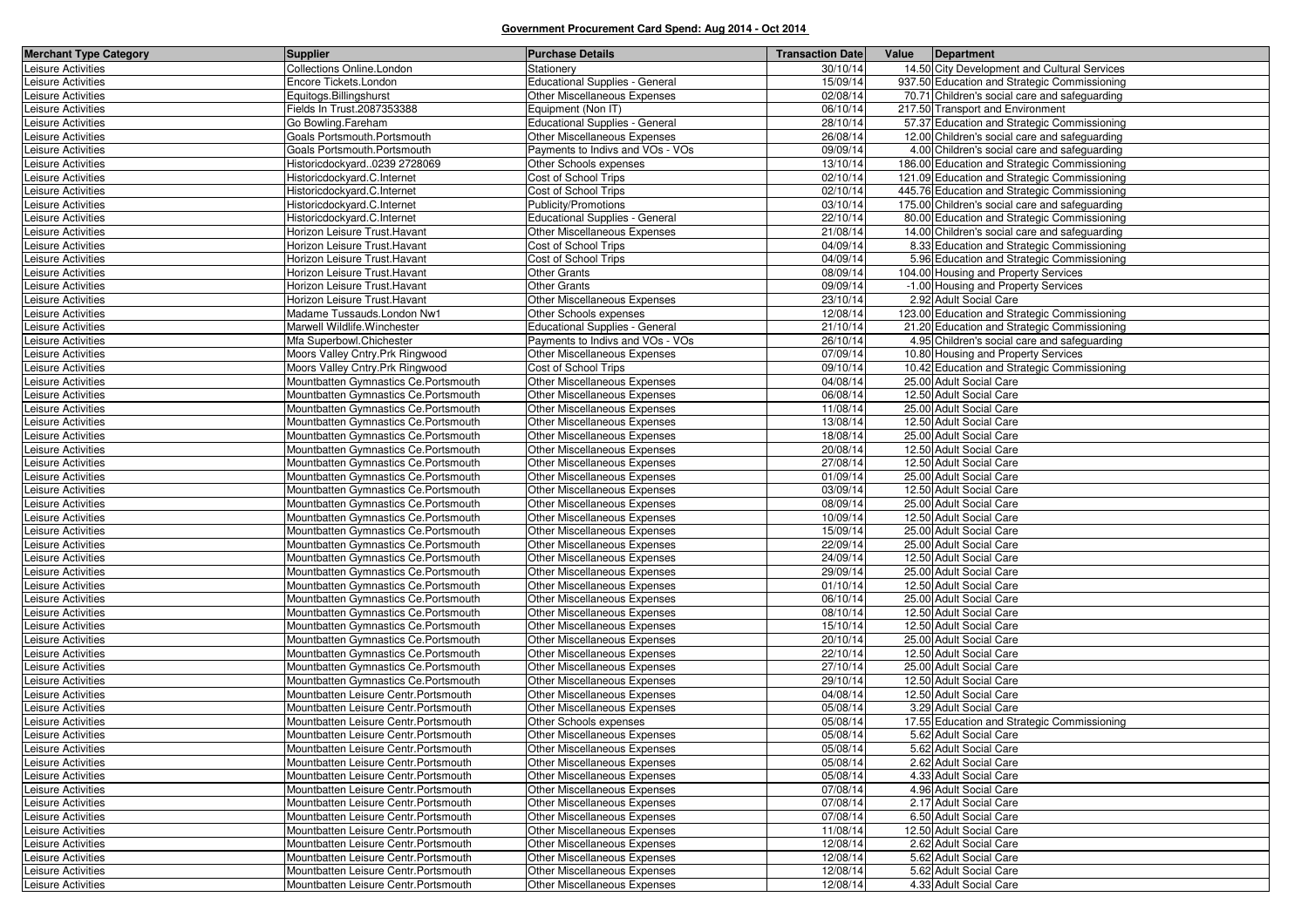**Government Procurement Card Spend: Aug 2014 - Oct 2014**

| Merchant Type Category | Supplier | Purchase Details | Transaction Date | Value | Department |
|---|---|---|---|---|---|
| Leisure Activities | Collections Online.London | Stationery | 30/10/14 | 14.50 | City Development and Cultural Services |
| Leisure Activities | Encore Tickets.London | Educational Supplies - General | 15/09/14 | 937.50 | Education and Strategic Commissioning |
| Leisure Activities | Equitogs.Billingshurst | Other Miscellaneous Expenses | 02/08/14 | 70.71 | Children's social care and safeguarding |
| Leisure Activities | Fields In Trust.2087353388 | Equipment (Non IT) | 06/10/14 | 217.50 | Transport and Environment |
| Leisure Activities | Go Bowling.Fareham | Educational Supplies - General | 28/10/14 | 57.37 | Education and Strategic Commissioning |
| Leisure Activities | Goals Portsmouth.Portsmouth | Other Miscellaneous Expenses | 26/08/14 | 12.00 | Children's social care and safeguarding |
| Leisure Activities | Goals Portsmouth.Portsmouth | Payments to Indivs and VOs - VOs | 09/09/14 | 4.00 | Children's social care and safeguarding |
| Leisure Activities | Historicdockyard..0239 2728069 | Other Schools expenses | 13/10/14 | 186.00 | Education and Strategic Commissioning |
| Leisure Activities | Historicdockyard.C.Internet | Cost of School Trips | 02/10/14 | 121.09 | Education and Strategic Commissioning |
| Leisure Activities | Historicdockyard.C.Internet | Cost of School Trips | 02/10/14 | 445.76 | Education and Strategic Commissioning |
| Leisure Activities | Historicdockyard.C.Internet | Publicity/Promotions | 03/10/14 | 175.00 | Children's social care and safeguarding |
| Leisure Activities | Historicdockyard.C.Internet | Educational Supplies - General | 22/10/14 | 80.00 | Education and Strategic Commissioning |
| Leisure Activities | Horizon Leisure Trust.Havant | Other Miscellaneous Expenses | 21/08/14 | 14.00 | Children's social care and safeguarding |
| Leisure Activities | Horizon Leisure Trust.Havant | Cost of School Trips | 04/09/14 | 8.33 | Education and Strategic Commissioning |
| Leisure Activities | Horizon Leisure Trust.Havant | Cost of School Trips | 04/09/14 | 5.96 | Education and Strategic Commissioning |
| Leisure Activities | Horizon Leisure Trust.Havant | Other Grants | 08/09/14 | 104.00 | Housing and Property Services |
| Leisure Activities | Horizon Leisure Trust.Havant | Other Grants | 09/09/14 | -1.00 | Housing and Property Services |
| Leisure Activities | Horizon Leisure Trust.Havant | Other Miscellaneous Expenses | 23/10/14 | 2.92 | Adult Social Care |
| Leisure Activities | Madame Tussauds.London Nw1 | Other Schools expenses | 12/08/14 | 123.00 | Education and Strategic Commissioning |
| Leisure Activities | Marwell Wildlife.Winchester | Educational Supplies - General | 21/10/14 | 21.20 | Education and Strategic Commissioning |
| Leisure Activities | Mfa Superbowl.Chichester | Payments to Indivs and VOs - VOs | 26/10/14 | 4.95 | Children's social care and safeguarding |
| Leisure Activities | Moors Valley Cntry.Prk Ringwood | Other Miscellaneous Expenses | 07/09/14 | 10.80 | Housing and Property Services |
| Leisure Activities | Moors Valley Cntry.Prk Ringwood | Cost of School Trips | 09/10/14 | 10.42 | Education and Strategic Commissioning |
| Leisure Activities | Mountbatten Gymnastics Ce.Portsmouth | Other Miscellaneous Expenses | 04/08/14 | 25.00 | Adult Social Care |
| Leisure Activities | Mountbatten Gymnastics Ce.Portsmouth | Other Miscellaneous Expenses | 06/08/14 | 12.50 | Adult Social Care |
| Leisure Activities | Mountbatten Gymnastics Ce.Portsmouth | Other Miscellaneous Expenses | 11/08/14 | 25.00 | Adult Social Care |
| Leisure Activities | Mountbatten Gymnastics Ce.Portsmouth | Other Miscellaneous Expenses | 13/08/14 | 12.50 | Adult Social Care |
| Leisure Activities | Mountbatten Gymnastics Ce.Portsmouth | Other Miscellaneous Expenses | 18/08/14 | 25.00 | Adult Social Care |
| Leisure Activities | Mountbatten Gymnastics Ce.Portsmouth | Other Miscellaneous Expenses | 20/08/14 | 12.50 | Adult Social Care |
| Leisure Activities | Mountbatten Gymnastics Ce.Portsmouth | Other Miscellaneous Expenses | 27/08/14 | 12.50 | Adult Social Care |
| Leisure Activities | Mountbatten Gymnastics Ce.Portsmouth | Other Miscellaneous Expenses | 01/09/14 | 25.00 | Adult Social Care |
| Leisure Activities | Mountbatten Gymnastics Ce.Portsmouth | Other Miscellaneous Expenses | 03/09/14 | 12.50 | Adult Social Care |
| Leisure Activities | Mountbatten Gymnastics Ce.Portsmouth | Other Miscellaneous Expenses | 08/09/14 | 25.00 | Adult Social Care |
| Leisure Activities | Mountbatten Gymnastics Ce.Portsmouth | Other Miscellaneous Expenses | 10/09/14 | 12.50 | Adult Social Care |
| Leisure Activities | Mountbatten Gymnastics Ce.Portsmouth | Other Miscellaneous Expenses | 15/09/14 | 25.00 | Adult Social Care |
| Leisure Activities | Mountbatten Gymnastics Ce.Portsmouth | Other Miscellaneous Expenses | 22/09/14 | 25.00 | Adult Social Care |
| Leisure Activities | Mountbatten Gymnastics Ce.Portsmouth | Other Miscellaneous Expenses | 24/09/14 | 12.50 | Adult Social Care |
| Leisure Activities | Mountbatten Gymnastics Ce.Portsmouth | Other Miscellaneous Expenses | 29/09/14 | 25.00 | Adult Social Care |
| Leisure Activities | Mountbatten Gymnastics Ce.Portsmouth | Other Miscellaneous Expenses | 01/10/14 | 12.50 | Adult Social Care |
| Leisure Activities | Mountbatten Gymnastics Ce.Portsmouth | Other Miscellaneous Expenses | 06/10/14 | 25.00 | Adult Social Care |
| Leisure Activities | Mountbatten Gymnastics Ce.Portsmouth | Other Miscellaneous Expenses | 08/10/14 | 12.50 | Adult Social Care |
| Leisure Activities | Mountbatten Gymnastics Ce.Portsmouth | Other Miscellaneous Expenses | 15/10/14 | 12.50 | Adult Social Care |
| Leisure Activities | Mountbatten Gymnastics Ce.Portsmouth | Other Miscellaneous Expenses | 20/10/14 | 25.00 | Adult Social Care |
| Leisure Activities | Mountbatten Gymnastics Ce.Portsmouth | Other Miscellaneous Expenses | 22/10/14 | 12.50 | Adult Social Care |
| Leisure Activities | Mountbatten Gymnastics Ce.Portsmouth | Other Miscellaneous Expenses | 27/10/14 | 25.00 | Adult Social Care |
| Leisure Activities | Mountbatten Gymnastics Ce.Portsmouth | Other Miscellaneous Expenses | 29/10/14 | 12.50 | Adult Social Care |
| Leisure Activities | Mountbatten Leisure Centr.Portsmouth | Other Miscellaneous Expenses | 04/08/14 | 12.50 | Adult Social Care |
| Leisure Activities | Mountbatten Leisure Centr.Portsmouth | Other Miscellaneous Expenses | 05/08/14 | 3.29 | Adult Social Care |
| Leisure Activities | Mountbatten Leisure Centr.Portsmouth | Other Schools expenses | 05/08/14 | 17.55 | Education and Strategic Commissioning |
| Leisure Activities | Mountbatten Leisure Centr.Portsmouth | Other Miscellaneous Expenses | 05/08/14 | 5.62 | Adult Social Care |
| Leisure Activities | Mountbatten Leisure Centr.Portsmouth | Other Miscellaneous Expenses | 05/08/14 | 5.62 | Adult Social Care |
| Leisure Activities | Mountbatten Leisure Centr.Portsmouth | Other Miscellaneous Expenses | 05/08/14 | 2.62 | Adult Social Care |
| Leisure Activities | Mountbatten Leisure Centr.Portsmouth | Other Miscellaneous Expenses | 05/08/14 | 4.33 | Adult Social Care |
| Leisure Activities | Mountbatten Leisure Centr.Portsmouth | Other Miscellaneous Expenses | 07/08/14 | 4.96 | Adult Social Care |
| Leisure Activities | Mountbatten Leisure Centr.Portsmouth | Other Miscellaneous Expenses | 07/08/14 | 2.17 | Adult Social Care |
| Leisure Activities | Mountbatten Leisure Centr.Portsmouth | Other Miscellaneous Expenses | 07/08/14 | 6.50 | Adult Social Care |
| Leisure Activities | Mountbatten Leisure Centr.Portsmouth | Other Miscellaneous Expenses | 11/08/14 | 12.50 | Adult Social Care |
| Leisure Activities | Mountbatten Leisure Centr.Portsmouth | Other Miscellaneous Expenses | 12/08/14 | 2.62 | Adult Social Care |
| Leisure Activities | Mountbatten Leisure Centr.Portsmouth | Other Miscellaneous Expenses | 12/08/14 | 5.62 | Adult Social Care |
| Leisure Activities | Mountbatten Leisure Centr.Portsmouth | Other Miscellaneous Expenses | 12/08/14 | 5.62 | Adult Social Care |
| Leisure Activities | Mountbatten Leisure Centr.Portsmouth | Other Miscellaneous Expenses | 12/08/14 | 4.33 | Adult Social Care |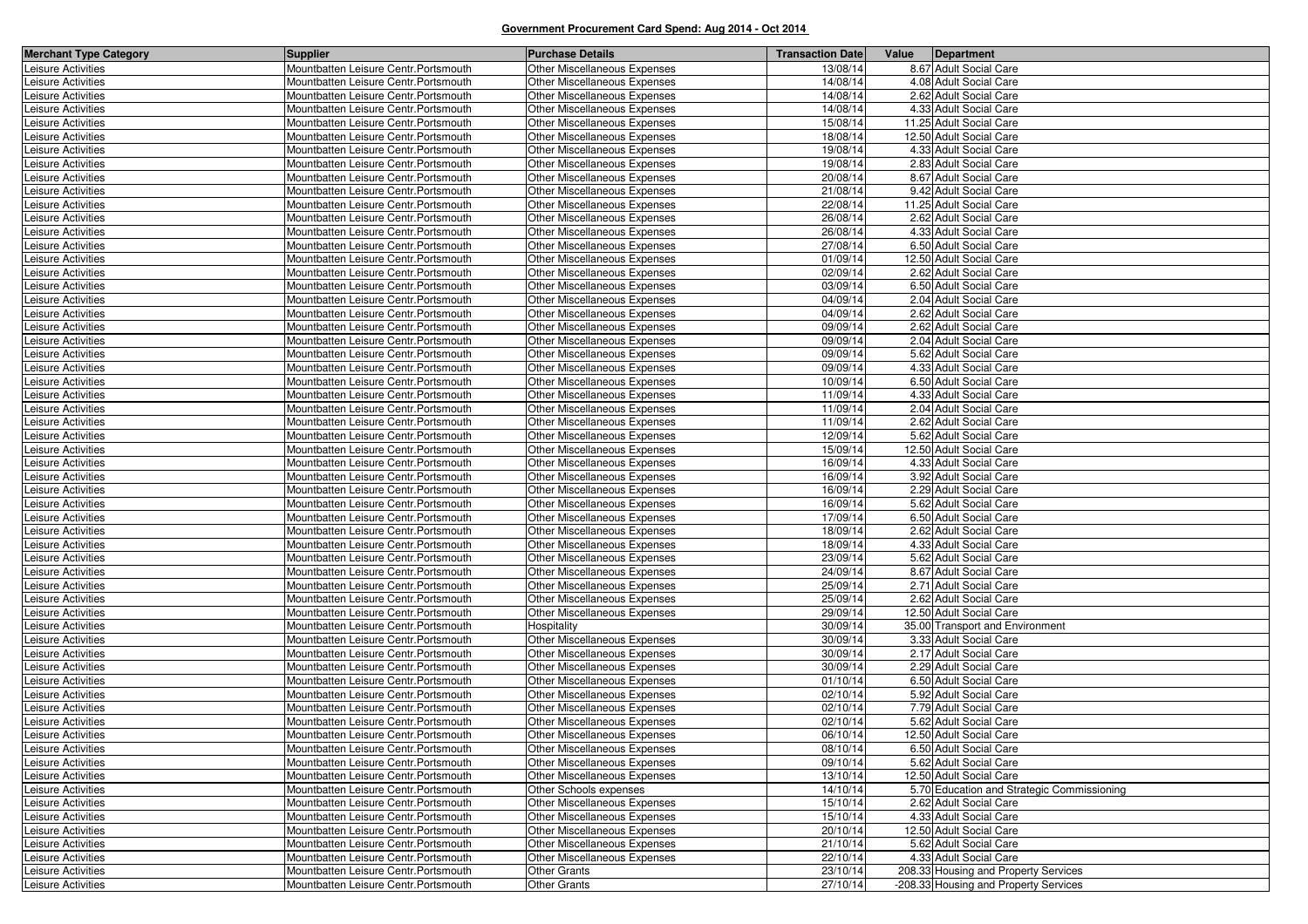## Government Procurement Card Spend: Aug 2014 - Oct 2014

| Merchant Type Category | Supplier | Purchase Details | Transaction Date | Value | Department |
|---|---|---|---|---|---|
| Leisure Activities | Mountbatten Leisure Centr.Portsmouth | Other Miscellaneous Expenses | 13/08/14 | 8.67 | Adult Social Care |
| Leisure Activities | Mountbatten Leisure Centr.Portsmouth | Other Miscellaneous Expenses | 14/08/14 | 4.08 | Adult Social Care |
| Leisure Activities | Mountbatten Leisure Centr.Portsmouth | Other Miscellaneous Expenses | 14/08/14 | 2.62 | Adult Social Care |
| Leisure Activities | Mountbatten Leisure Centr.Portsmouth | Other Miscellaneous Expenses | 14/08/14 | 4.33 | Adult Social Care |
| Leisure Activities | Mountbatten Leisure Centr.Portsmouth | Other Miscellaneous Expenses | 15/08/14 | 11.25 | Adult Social Care |
| Leisure Activities | Mountbatten Leisure Centr.Portsmouth | Other Miscellaneous Expenses | 18/08/14 | 12.50 | Adult Social Care |
| Leisure Activities | Mountbatten Leisure Centr.Portsmouth | Other Miscellaneous Expenses | 19/08/14 | 4.33 | Adult Social Care |
| Leisure Activities | Mountbatten Leisure Centr.Portsmouth | Other Miscellaneous Expenses | 19/08/14 | 2.83 | Adult Social Care |
| Leisure Activities | Mountbatten Leisure Centr.Portsmouth | Other Miscellaneous Expenses | 20/08/14 | 8.67 | Adult Social Care |
| Leisure Activities | Mountbatten Leisure Centr.Portsmouth | Other Miscellaneous Expenses | 21/08/14 | 9.42 | Adult Social Care |
| Leisure Activities | Mountbatten Leisure Centr.Portsmouth | Other Miscellaneous Expenses | 22/08/14 | 11.25 | Adult Social Care |
| Leisure Activities | Mountbatten Leisure Centr.Portsmouth | Other Miscellaneous Expenses | 26/08/14 | 2.62 | Adult Social Care |
| Leisure Activities | Mountbatten Leisure Centr.Portsmouth | Other Miscellaneous Expenses | 26/08/14 | 4.33 | Adult Social Care |
| Leisure Activities | Mountbatten Leisure Centr.Portsmouth | Other Miscellaneous Expenses | 27/08/14 | 6.50 | Adult Social Care |
| Leisure Activities | Mountbatten Leisure Centr.Portsmouth | Other Miscellaneous Expenses | 01/09/14 | 12.50 | Adult Social Care |
| Leisure Activities | Mountbatten Leisure Centr.Portsmouth | Other Miscellaneous Expenses | 02/09/14 | 2.62 | Adult Social Care |
| Leisure Activities | Mountbatten Leisure Centr.Portsmouth | Other Miscellaneous Expenses | 03/09/14 | 6.50 | Adult Social Care |
| Leisure Activities | Mountbatten Leisure Centr.Portsmouth | Other Miscellaneous Expenses | 04/09/14 | 2.04 | Adult Social Care |
| Leisure Activities | Mountbatten Leisure Centr.Portsmouth | Other Miscellaneous Expenses | 04/09/14 | 2.62 | Adult Social Care |
| Leisure Activities | Mountbatten Leisure Centr.Portsmouth | Other Miscellaneous Expenses | 09/09/14 | 2.62 | Adult Social Care |
| Leisure Activities | Mountbatten Leisure Centr.Portsmouth | Other Miscellaneous Expenses | 09/09/14 | 2.04 | Adult Social Care |
| Leisure Activities | Mountbatten Leisure Centr.Portsmouth | Other Miscellaneous Expenses | 09/09/14 | 5.62 | Adult Social Care |
| Leisure Activities | Mountbatten Leisure Centr.Portsmouth | Other Miscellaneous Expenses | 09/09/14 | 4.33 | Adult Social Care |
| Leisure Activities | Mountbatten Leisure Centr.Portsmouth | Other Miscellaneous Expenses | 10/09/14 | 6.50 | Adult Social Care |
| Leisure Activities | Mountbatten Leisure Centr.Portsmouth | Other Miscellaneous Expenses | 11/09/14 | 4.33 | Adult Social Care |
| Leisure Activities | Mountbatten Leisure Centr.Portsmouth | Other Miscellaneous Expenses | 11/09/14 | 2.04 | Adult Social Care |
| Leisure Activities | Mountbatten Leisure Centr.Portsmouth | Other Miscellaneous Expenses | 11/09/14 | 2.62 | Adult Social Care |
| Leisure Activities | Mountbatten Leisure Centr.Portsmouth | Other Miscellaneous Expenses | 12/09/14 | 5.62 | Adult Social Care |
| Leisure Activities | Mountbatten Leisure Centr.Portsmouth | Other Miscellaneous Expenses | 15/09/14 | 12.50 | Adult Social Care |
| Leisure Activities | Mountbatten Leisure Centr.Portsmouth | Other Miscellaneous Expenses | 16/09/14 | 4.33 | Adult Social Care |
| Leisure Activities | Mountbatten Leisure Centr.Portsmouth | Other Miscellaneous Expenses | 16/09/14 | 3.92 | Adult Social Care |
| Leisure Activities | Mountbatten Leisure Centr.Portsmouth | Other Miscellaneous Expenses | 16/09/14 | 2.29 | Adult Social Care |
| Leisure Activities | Mountbatten Leisure Centr.Portsmouth | Other Miscellaneous Expenses | 16/09/14 | 5.62 | Adult Social Care |
| Leisure Activities | Mountbatten Leisure Centr.Portsmouth | Other Miscellaneous Expenses | 17/09/14 | 6.50 | Adult Social Care |
| Leisure Activities | Mountbatten Leisure Centr.Portsmouth | Other Miscellaneous Expenses | 18/09/14 | 2.62 | Adult Social Care |
| Leisure Activities | Mountbatten Leisure Centr.Portsmouth | Other Miscellaneous Expenses | 18/09/14 | 4.33 | Adult Social Care |
| Leisure Activities | Mountbatten Leisure Centr.Portsmouth | Other Miscellaneous Expenses | 23/09/14 | 5.62 | Adult Social Care |
| Leisure Activities | Mountbatten Leisure Centr.Portsmouth | Other Miscellaneous Expenses | 24/09/14 | 8.67 | Adult Social Care |
| Leisure Activities | Mountbatten Leisure Centr.Portsmouth | Other Miscellaneous Expenses | 25/09/14 | 2.71 | Adult Social Care |
| Leisure Activities | Mountbatten Leisure Centr.Portsmouth | Other Miscellaneous Expenses | 25/09/14 | 2.62 | Adult Social Care |
| Leisure Activities | Mountbatten Leisure Centr.Portsmouth | Other Miscellaneous Expenses | 29/09/14 | 12.50 | Adult Social Care |
| Leisure Activities | Mountbatten Leisure Centr.Portsmouth | Hospitality | 30/09/14 | 35.00 | Transport and Environment |
| Leisure Activities | Mountbatten Leisure Centr.Portsmouth | Other Miscellaneous Expenses | 30/09/14 | 3.33 | Adult Social Care |
| Leisure Activities | Mountbatten Leisure Centr.Portsmouth | Other Miscellaneous Expenses | 30/09/14 | 2.17 | Adult Social Care |
| Leisure Activities | Mountbatten Leisure Centr.Portsmouth | Other Miscellaneous Expenses | 30/09/14 | 2.29 | Adult Social Care |
| Leisure Activities | Mountbatten Leisure Centr.Portsmouth | Other Miscellaneous Expenses | 01/10/14 | 6.50 | Adult Social Care |
| Leisure Activities | Mountbatten Leisure Centr.Portsmouth | Other Miscellaneous Expenses | 02/10/14 | 5.92 | Adult Social Care |
| Leisure Activities | Mountbatten Leisure Centr.Portsmouth | Other Miscellaneous Expenses | 02/10/14 | 7.79 | Adult Social Care |
| Leisure Activities | Mountbatten Leisure Centr.Portsmouth | Other Miscellaneous Expenses | 02/10/14 | 5.62 | Adult Social Care |
| Leisure Activities | Mountbatten Leisure Centr.Portsmouth | Other Miscellaneous Expenses | 06/10/14 | 12.50 | Adult Social Care |
| Leisure Activities | Mountbatten Leisure Centr.Portsmouth | Other Miscellaneous Expenses | 08/10/14 | 6.50 | Adult Social Care |
| Leisure Activities | Mountbatten Leisure Centr.Portsmouth | Other Miscellaneous Expenses | 09/10/14 | 5.62 | Adult Social Care |
| Leisure Activities | Mountbatten Leisure Centr.Portsmouth | Other Miscellaneous Expenses | 13/10/14 | 12.50 | Adult Social Care |
| Leisure Activities | Mountbatten Leisure Centr.Portsmouth | Other Schools expenses | 14/10/14 | 5.70 | Education and Strategic Commissioning |
| Leisure Activities | Mountbatten Leisure Centr.Portsmouth | Other Miscellaneous Expenses | 15/10/14 | 2.62 | Adult Social Care |
| Leisure Activities | Mountbatten Leisure Centr.Portsmouth | Other Miscellaneous Expenses | 15/10/14 | 4.33 | Adult Social Care |
| Leisure Activities | Mountbatten Leisure Centr.Portsmouth | Other Miscellaneous Expenses | 20/10/14 | 12.50 | Adult Social Care |
| Leisure Activities | Mountbatten Leisure Centr.Portsmouth | Other Miscellaneous Expenses | 21/10/14 | 5.62 | Adult Social Care |
| Leisure Activities | Mountbatten Leisure Centr.Portsmouth | Other Miscellaneous Expenses | 22/10/14 | 4.33 | Adult Social Care |
| Leisure Activities | Mountbatten Leisure Centr.Portsmouth | Other Grants | 23/10/14 | 208.33 | Housing and Property Services |
| Leisure Activities | Mountbatten Leisure Centr.Portsmouth | Other Grants | 27/10/14 | -208.33 | Housing and Property Services |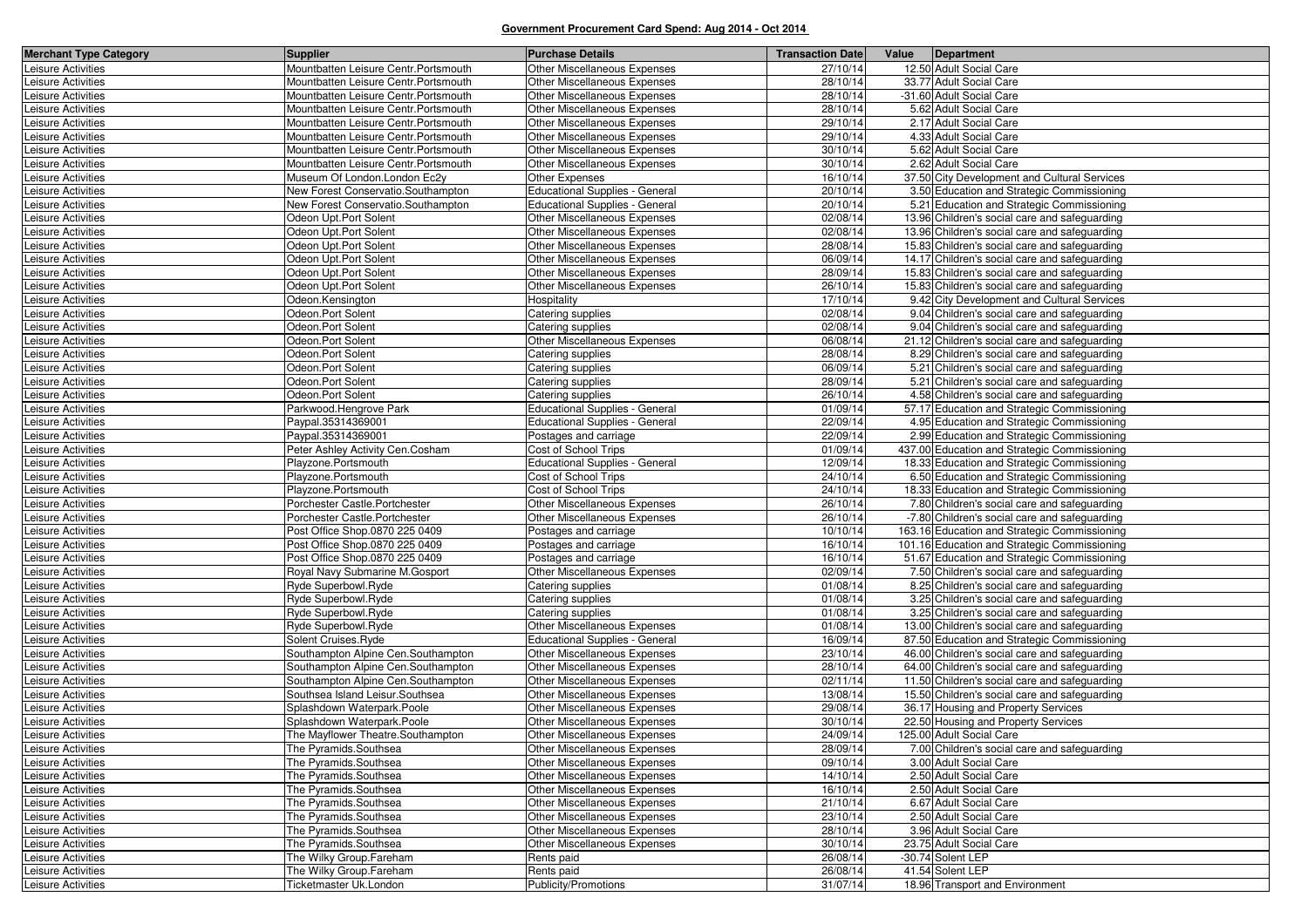**Government Procurement Card Spend: Aug 2014 - Oct 2014**

| Merchant Type Category | Supplier | Purchase Details | Transaction Date | Value | Department |
|---|---|---|---|---|---|
| Leisure Activities | Mountbatten Leisure Centr.Portsmouth | Other Miscellaneous Expenses | 27/10/14 | 12.50 | Adult Social Care |
| Leisure Activities | Mountbatten Leisure Centr.Portsmouth | Other Miscellaneous Expenses | 28/10/14 | 33.77 | Adult Social Care |
| Leisure Activities | Mountbatten Leisure Centr.Portsmouth | Other Miscellaneous Expenses | 28/10/14 | -31.60 | Adult Social Care |
| Leisure Activities | Mountbatten Leisure Centr.Portsmouth | Other Miscellaneous Expenses | 28/10/14 | 5.62 | Adult Social Care |
| Leisure Activities | Mountbatten Leisure Centr.Portsmouth | Other Miscellaneous Expenses | 29/10/14 | 2.17 | Adult Social Care |
| Leisure Activities | Mountbatten Leisure Centr.Portsmouth | Other Miscellaneous Expenses | 29/10/14 | 4.33 | Adult Social Care |
| Leisure Activities | Mountbatten Leisure Centr.Portsmouth | Other Miscellaneous Expenses | 30/10/14 | 5.62 | Adult Social Care |
| Leisure Activities | Mountbatten Leisure Centr.Portsmouth | Other Miscellaneous Expenses | 30/10/14 | 2.62 | Adult Social Care |
| Leisure Activities | Museum Of London.London Ec2y | Other Expenses | 16/10/14 | 37.50 | City Development and Cultural Services |
| Leisure Activities | New Forest Conservatio.Southampton | Educational Supplies - General | 20/10/14 | 3.50 | Education and Strategic Commissioning |
| Leisure Activities | New Forest Conservatio.Southampton | Educational Supplies - General | 20/10/14 | 5.21 | Education and Strategic Commissioning |
| Leisure Activities | Odeon Upt.Port Solent | Other Miscellaneous Expenses | 02/08/14 | 13.96 | Children's social care and safeguarding |
| Leisure Activities | Odeon Upt.Port Solent | Other Miscellaneous Expenses | 02/08/14 | 13.96 | Children's social care and safeguarding |
| Leisure Activities | Odeon Upt.Port Solent | Other Miscellaneous Expenses | 28/08/14 | 15.83 | Children's social care and safeguarding |
| Leisure Activities | Odeon Upt.Port Solent | Other Miscellaneous Expenses | 06/09/14 | 14.17 | Children's social care and safeguarding |
| Leisure Activities | Odeon Upt.Port Solent | Other Miscellaneous Expenses | 28/09/14 | 15.83 | Children's social care and safeguarding |
| Leisure Activities | Odeon Upt.Port Solent | Other Miscellaneous Expenses | 26/10/14 | 15.83 | Children's social care and safeguarding |
| Leisure Activities | Odeon.Kensington | Hospitality | 17/10/14 | 9.42 | City Development and Cultural Services |
| Leisure Activities | Odeon.Port Solent | Catering supplies | 02/08/14 | 9.04 | Children's social care and safeguarding |
| Leisure Activities | Odeon.Port Solent | Catering supplies | 02/08/14 | 9.04 | Children's social care and safeguarding |
| Leisure Activities | Odeon.Port Solent | Other Miscellaneous Expenses | 06/08/14 | 21.12 | Children's social care and safeguarding |
| Leisure Activities | Odeon.Port Solent | Catering supplies | 28/08/14 | 8.29 | Children's social care and safeguarding |
| Leisure Activities | Odeon.Port Solent | Catering supplies | 06/09/14 | 5.21 | Children's social care and safeguarding |
| Leisure Activities | Odeon.Port Solent | Catering supplies | 28/09/14 | 5.21 | Children's social care and safeguarding |
| Leisure Activities | Odeon.Port Solent | Catering supplies | 26/10/14 | 4.58 | Children's social care and safeguarding |
| Leisure Activities | Parkwood.Hengrove Park | Educational Supplies - General | 01/09/14 | 57.17 | Education and Strategic Commissioning |
| Leisure Activities | Paypal.35314369001 | Educational Supplies - General | 22/09/14 | 4.95 | Education and Strategic Commissioning |
| Leisure Activities | Paypal.35314369001 | Postages and carriage | 22/09/14 | 2.99 | Education and Strategic Commissioning |
| Leisure Activities | Peter Ashley Activity Cen.Cosham | Cost of School Trips | 01/09/14 | 437.00 | Education and Strategic Commissioning |
| Leisure Activities | Playzone.Portsmouth | Educational Supplies - General | 12/09/14 | 18.33 | Education and Strategic Commissioning |
| Leisure Activities | Playzone.Portsmouth | Cost of School Trips | 24/10/14 | 6.50 | Education and Strategic Commissioning |
| Leisure Activities | Playzone.Portsmouth | Cost of School Trips | 24/10/14 | 18.33 | Education and Strategic Commissioning |
| Leisure Activities | Porchester Castle.Portchester | Other Miscellaneous Expenses | 26/10/14 | 7.80 | Children's social care and safeguarding |
| Leisure Activities | Porchester Castle.Portchester | Other Miscellaneous Expenses | 26/10/14 | -7.80 | Children's social care and safeguarding |
| Leisure Activities | Post Office Shop.0870 225 0409 | Postages and carriage | 10/10/14 | 163.16 | Education and Strategic Commissioning |
| Leisure Activities | Post Office Shop.0870 225 0409 | Postages and carriage | 16/10/14 | 101.16 | Education and Strategic Commissioning |
| Leisure Activities | Post Office Shop.0870 225 0409 | Postages and carriage | 16/10/14 | 51.67 | Education and Strategic Commissioning |
| Leisure Activities | Royal Navy Submarine M.Gosport | Other Miscellaneous Expenses | 02/09/14 | 7.50 | Children's social care and safeguarding |
| Leisure Activities | Ryde Superbowl.Ryde | Catering supplies | 01/08/14 | 8.25 | Children's social care and safeguarding |
| Leisure Activities | Ryde Superbowl.Ryde | Catering supplies | 01/08/14 | 3.25 | Children's social care and safeguarding |
| Leisure Activities | Ryde Superbowl.Ryde | Catering supplies | 01/08/14 | 3.25 | Children's social care and safeguarding |
| Leisure Activities | Ryde Superbowl.Ryde | Other Miscellaneous Expenses | 01/08/14 | 13.00 | Children's social care and safeguarding |
| Leisure Activities | Solent Cruises.Ryde | Educational Supplies - General | 16/09/14 | 87.50 | Education and Strategic Commissioning |
| Leisure Activities | Southampton Alpine Cen.Southampton | Other Miscellaneous Expenses | 23/10/14 | 46.00 | Children's social care and safeguarding |
| Leisure Activities | Southampton Alpine Cen.Southampton | Other Miscellaneous Expenses | 28/10/14 | 64.00 | Children's social care and safeguarding |
| Leisure Activities | Southampton Alpine Cen.Southampton | Other Miscellaneous Expenses | 02/11/14 | 11.50 | Children's social care and safeguarding |
| Leisure Activities | Southsea Island Leisur.Southsea | Other Miscellaneous Expenses | 13/08/14 | 15.50 | Children's social care and safeguarding |
| Leisure Activities | Splashdown Waterpark.Poole | Other Miscellaneous Expenses | 29/08/14 | 36.17 | Housing and Property Services |
| Leisure Activities | Splashdown Waterpark.Poole | Other Miscellaneous Expenses | 30/10/14 | 22.50 | Housing and Property Services |
| Leisure Activities | The Mayflower Theatre.Southampton | Other Miscellaneous Expenses | 24/09/14 | 125.00 | Adult Social Care |
| Leisure Activities | The Pyramids.Southsea | Other Miscellaneous Expenses | 28/09/14 | 7.00 | Children's social care and safeguarding |
| Leisure Activities | The Pyramids.Southsea | Other Miscellaneous Expenses | 09/10/14 | 3.00 | Adult Social Care |
| Leisure Activities | The Pyramids.Southsea | Other Miscellaneous Expenses | 14/10/14 | 2.50 | Adult Social Care |
| Leisure Activities | The Pyramids.Southsea | Other Miscellaneous Expenses | 16/10/14 | 2.50 | Adult Social Care |
| Leisure Activities | The Pyramids.Southsea | Other Miscellaneous Expenses | 21/10/14 | 6.67 | Adult Social Care |
| Leisure Activities | The Pyramids.Southsea | Other Miscellaneous Expenses | 23/10/14 | 2.50 | Adult Social Care |
| Leisure Activities | The Pyramids.Southsea | Other Miscellaneous Expenses | 28/10/14 | 3.96 | Adult Social Care |
| Leisure Activities | The Pyramids.Southsea | Other Miscellaneous Expenses | 30/10/14 | 23.75 | Adult Social Care |
| Leisure Activities | The Wilky Group.Fareham | Rents paid | 26/08/14 | -30.74 | Solent LEP |
| Leisure Activities | The Wilky Group.Fareham | Rents paid | 26/08/14 | 41.54 | Solent LEP |
| Leisure Activities | Ticketmaster Uk.London | Publicity/Promotions | 31/07/14 | 18.96 | Transport and Environment |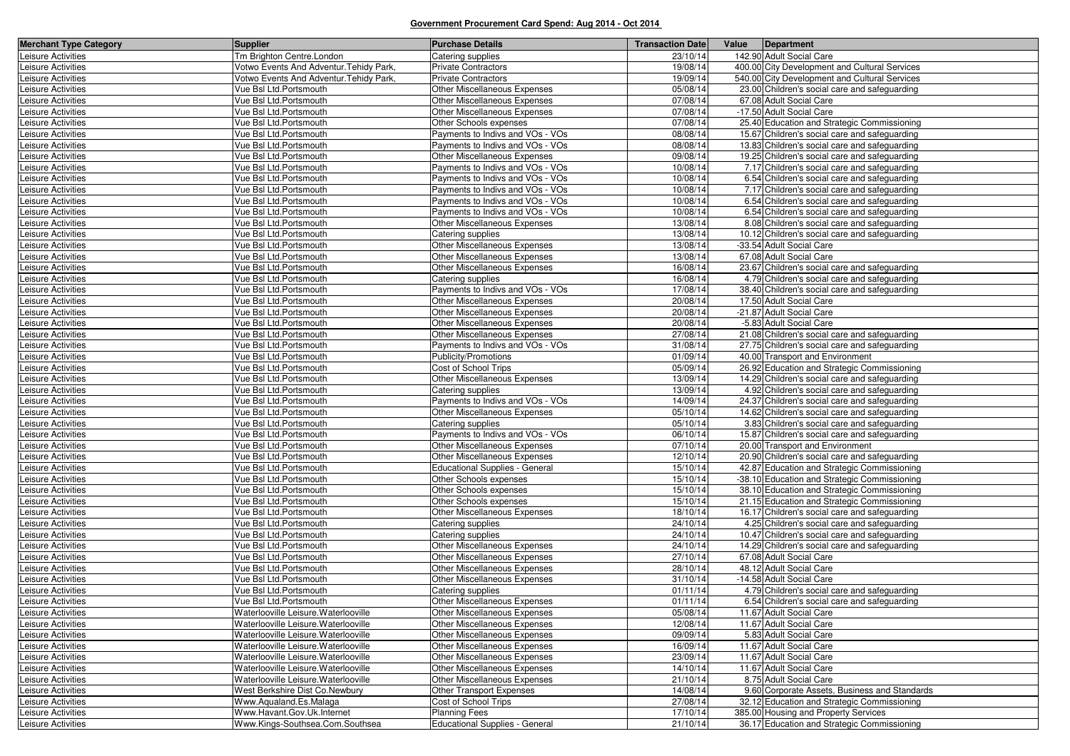**Government Procurement Card Spend: Aug 2014 - Oct 2014**

| Merchant Type Category | Supplier | Purchase Details | Transaction Date | Value | Department |
|---|---|---|---|---|---|
| Leisure Activities | Tm Brighton Centre.London | Catering supplies | 23/10/14 | 142.90 | Adult Social Care |
| Leisure Activities | Votwo Events And Adventur.Tehidy Park, | Private Contractors | 19/08/14 | 400.00 | City Development and Cultural Services |
| Leisure Activities | Votwo Events And Adventur.Tehidy Park, | Private Contractors | 19/09/14 | 540.00 | City Development and Cultural Services |
| Leisure Activities | Vue Bsl Ltd.Portsmouth | Other Miscellaneous Expenses | 05/08/14 | 23.00 | Children's social care and safeguarding |
| Leisure Activities | Vue Bsl Ltd.Portsmouth | Other Miscellaneous Expenses | 07/08/14 | 67.08 | Adult Social Care |
| Leisure Activities | Vue Bsl Ltd.Portsmouth | Other Miscellaneous Expenses | 07/08/14 | -17.50 | Adult Social Care |
| Leisure Activities | Vue Bsl Ltd.Portsmouth | Other Schools expenses | 07/08/14 | 25.40 | Education and Strategic Commissioning |
| Leisure Activities | Vue Bsl Ltd.Portsmouth | Payments to Indivs and VOs - VOs | 08/08/14 | 15.67 | Children's social care and safeguarding |
| Leisure Activities | Vue Bsl Ltd.Portsmouth | Payments to Indivs and VOs - VOs | 08/08/14 | 13.83 | Children's social care and safeguarding |
| Leisure Activities | Vue Bsl Ltd.Portsmouth | Other Miscellaneous Expenses | 09/08/14 | 19.25 | Children's social care and safeguarding |
| Leisure Activities | Vue Bsl Ltd.Portsmouth | Payments to Indivs and VOs - VOs | 10/08/14 | 7.17 | Children's social care and safeguarding |
| Leisure Activities | Vue Bsl Ltd.Portsmouth | Payments to Indivs and VOs - VOs | 10/08/14 | 6.54 | Children's social care and safeguarding |
| Leisure Activities | Vue Bsl Ltd.Portsmouth | Payments to Indivs and VOs - VOs | 10/08/14 | 7.17 | Children's social care and safeguarding |
| Leisure Activities | Vue Bsl Ltd.Portsmouth | Payments to Indivs and VOs - VOs | 10/08/14 | 6.54 | Children's social care and safeguarding |
| Leisure Activities | Vue Bsl Ltd.Portsmouth | Payments to Indivs and VOs - VOs | 10/08/14 | 6.54 | Children's social care and safeguarding |
| Leisure Activities | Vue Bsl Ltd.Portsmouth | Other Miscellaneous Expenses | 13/08/14 | 8.08 | Children's social care and safeguarding |
| Leisure Activities | Vue Bsl Ltd.Portsmouth | Catering supplies | 13/08/14 | 10.12 | Children's social care and safeguarding |
| Leisure Activities | Vue Bsl Ltd.Portsmouth | Other Miscellaneous Expenses | 13/08/14 | -33.54 | Adult Social Care |
| Leisure Activities | Vue Bsl Ltd.Portsmouth | Other Miscellaneous Expenses | 13/08/14 | 67.08 | Adult Social Care |
| Leisure Activities | Vue Bsl Ltd.Portsmouth | Other Miscellaneous Expenses | 16/08/14 | 23.67 | Children's social care and safeguarding |
| Leisure Activities | Vue Bsl Ltd.Portsmouth | Catering supplies | 16/08/14 | 4.79 | Children's social care and safeguarding |
| Leisure Activities | Vue Bsl Ltd.Portsmouth | Payments to Indivs and VOs - VOs | 17/08/14 | 38.40 | Children's social care and safeguarding |
| Leisure Activities | Vue Bsl Ltd.Portsmouth | Other Miscellaneous Expenses | 20/08/14 | 17.50 | Adult Social Care |
| Leisure Activities | Vue Bsl Ltd.Portsmouth | Other Miscellaneous Expenses | 20/08/14 | -21.87 | Adult Social Care |
| Leisure Activities | Vue Bsl Ltd.Portsmouth | Other Miscellaneous Expenses | 20/08/14 | -5.83 | Adult Social Care |
| Leisure Activities | Vue Bsl Ltd.Portsmouth | Other Miscellaneous Expenses | 27/08/14 | 21.08 | Children's social care and safeguarding |
| Leisure Activities | Vue Bsl Ltd.Portsmouth | Payments to Indivs and VOs - VOs | 31/08/14 | 27.75 | Children's social care and safeguarding |
| Leisure Activities | Vue Bsl Ltd.Portsmouth | Publicity/Promotions | 01/09/14 | 40.00 | Transport and Environment |
| Leisure Activities | Vue Bsl Ltd.Portsmouth | Cost of School Trips | 05/09/14 | 26.92 | Education and Strategic Commissioning |
| Leisure Activities | Vue Bsl Ltd.Portsmouth | Other Miscellaneous Expenses | 13/09/14 | 14.29 | Children's social care and safeguarding |
| Leisure Activities | Vue Bsl Ltd.Portsmouth | Catering supplies | 13/09/14 | 4.92 | Children's social care and safeguarding |
| Leisure Activities | Vue Bsl Ltd.Portsmouth | Payments to Indivs and VOs - VOs | 14/09/14 | 24.37 | Children's social care and safeguarding |
| Leisure Activities | Vue Bsl Ltd.Portsmouth | Other Miscellaneous Expenses | 05/10/14 | 14.62 | Children's social care and safeguarding |
| Leisure Activities | Vue Bsl Ltd.Portsmouth | Catering supplies | 05/10/14 | 3.83 | Children's social care and safeguarding |
| Leisure Activities | Vue Bsl Ltd.Portsmouth | Payments to Indivs and VOs - VOs | 06/10/14 | 15.87 | Children's social care and safeguarding |
| Leisure Activities | Vue Bsl Ltd.Portsmouth | Other Miscellaneous Expenses | 07/10/14 | 20.00 | Transport and Environment |
| Leisure Activities | Vue Bsl Ltd.Portsmouth | Other Miscellaneous Expenses | 12/10/14 | 20.90 | Children's social care and safeguarding |
| Leisure Activities | Vue Bsl Ltd.Portsmouth | Educational Supplies - General | 15/10/14 | 42.87 | Education and Strategic Commissioning |
| Leisure Activities | Vue Bsl Ltd.Portsmouth | Other Schools expenses | 15/10/14 | -38.10 | Education and Strategic Commissioning |
| Leisure Activities | Vue Bsl Ltd.Portsmouth | Other Schools expenses | 15/10/14 | 38.10 | Education and Strategic Commissioning |
| Leisure Activities | Vue Bsl Ltd.Portsmouth | Other Schools expenses | 15/10/14 | 21.15 | Education and Strategic Commissioning |
| Leisure Activities | Vue Bsl Ltd.Portsmouth | Other Miscellaneous Expenses | 18/10/14 | 16.17 | Children's social care and safeguarding |
| Leisure Activities | Vue Bsl Ltd.Portsmouth | Catering supplies | 24/10/14 | 4.25 | Children's social care and safeguarding |
| Leisure Activities | Vue Bsl Ltd.Portsmouth | Catering supplies | 24/10/14 | 10.47 | Children's social care and safeguarding |
| Leisure Activities | Vue Bsl Ltd.Portsmouth | Other Miscellaneous Expenses | 24/10/14 | 14.29 | Children's social care and safeguarding |
| Leisure Activities | Vue Bsl Ltd.Portsmouth | Other Miscellaneous Expenses | 27/10/14 | 67.08 | Adult Social Care |
| Leisure Activities | Vue Bsl Ltd.Portsmouth | Other Miscellaneous Expenses | 28/10/14 | 48.12 | Adult Social Care |
| Leisure Activities | Vue Bsl Ltd.Portsmouth | Other Miscellaneous Expenses | 31/10/14 | -14.58 | Adult Social Care |
| Leisure Activities | Vue Bsl Ltd.Portsmouth | Catering supplies | 01/11/14 | 4.79 | Children's social care and safeguarding |
| Leisure Activities | Vue Bsl Ltd.Portsmouth | Other Miscellaneous Expenses | 01/11/14 | 6.54 | Children's social care and safeguarding |
| Leisure Activities | Waterlooville Leisure.Waterlooville | Other Miscellaneous Expenses | 05/08/14 | 11.67 | Adult Social Care |
| Leisure Activities | Waterlooville Leisure.Waterlooville | Other Miscellaneous Expenses | 12/08/14 | 11.67 | Adult Social Care |
| Leisure Activities | Waterlooville Leisure.Waterlooville | Other Miscellaneous Expenses | 09/09/14 | 5.83 | Adult Social Care |
| Leisure Activities | Waterlooville Leisure.Waterlooville | Other Miscellaneous Expenses | 16/09/14 | 11.67 | Adult Social Care |
| Leisure Activities | Waterlooville Leisure.Waterlooville | Other Miscellaneous Expenses | 23/09/14 | 11.67 | Adult Social Care |
| Leisure Activities | Waterlooville Leisure.Waterlooville | Other Miscellaneous Expenses | 14/10/14 | 11.67 | Adult Social Care |
| Leisure Activities | Waterlooville Leisure.Waterlooville | Other Miscellaneous Expenses | 21/10/14 | 8.75 | Adult Social Care |
| Leisure Activities | West Berkshire Dist Co.Newbury | Other Transport Expenses | 14/08/14 | 9.60 | Corporate Assets, Business and Standards |
| Leisure Activities | Www.Aqualand.Es.Malaga | Cost of School Trips | 27/08/14 | 32.12 | Education and Strategic Commissioning |
| Leisure Activities | Www.Havant.Gov.Uk.Internet | Planning Fees | 17/10/14 | 385.00 | Housing and Property Services |
| Leisure Activities | Www.Kings-Southsea.Com.Southsea | Educational Supplies - General | 21/10/14 | 36.17 | Education and Strategic Commissioning |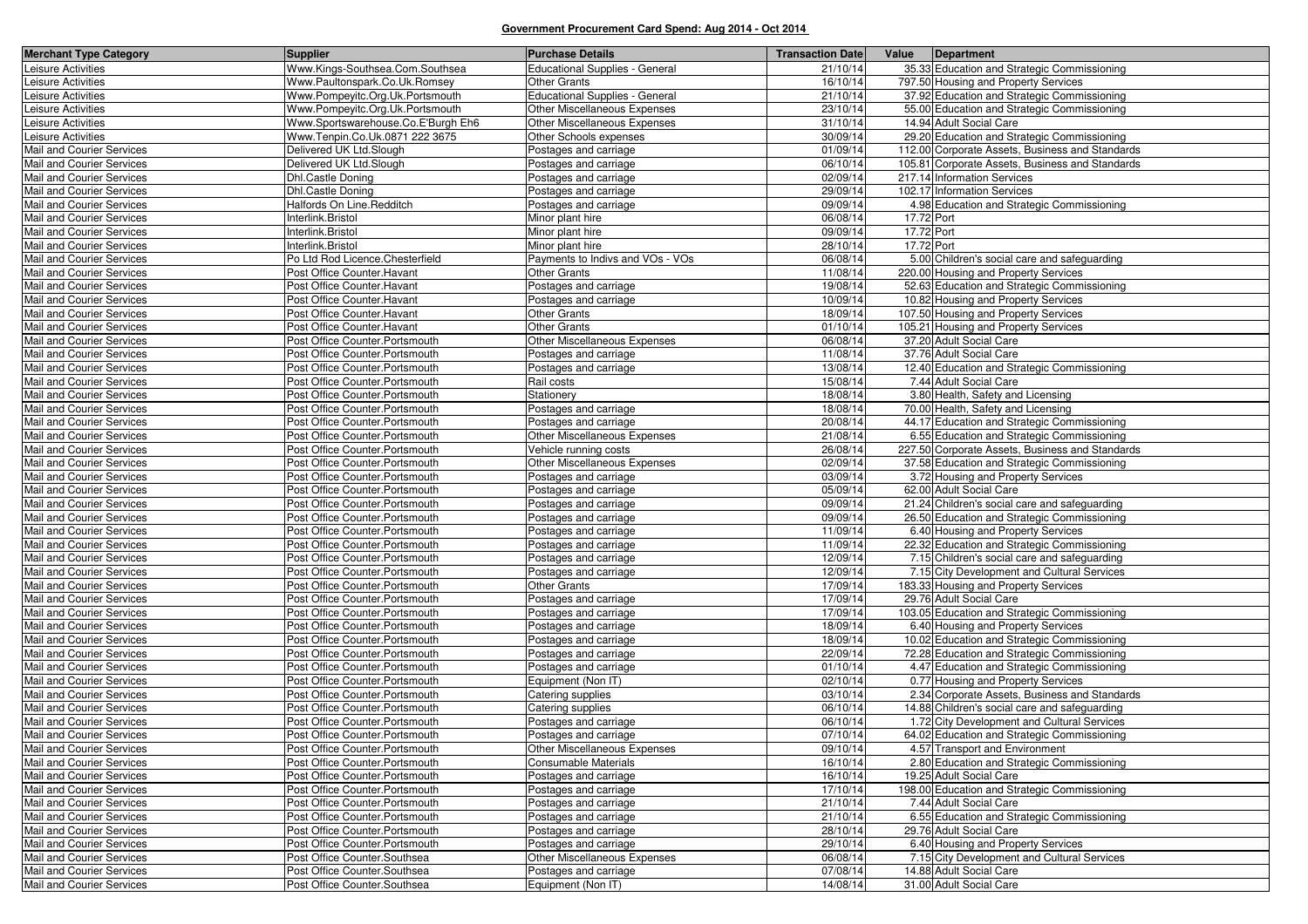## Government Procurement Card Spend: Aug 2014 - Oct 2014

| Merchant Type Category | Supplier | Purchase Details | Transaction Date | Value | Department |
|---|---|---|---|---|---|
| Leisure Activities | Www.Kings-Southsea.Com.Southsea | Educational Supplies - General | 21/10/14 | 35.33 | Education and Strategic Commissioning |
| Leisure Activities | Www.Paultonspark.Co.Uk.Romsey | Other Grants | 16/10/14 | 797.50 | Housing and Property Services |
| Leisure Activities | Www.Pompeyitc.Org.Uk.Portsmouth | Educational Supplies - General | 21/10/14 | 37.92 | Education and Strategic Commissioning |
| Leisure Activities | Www.Pompeyitc.Org.Uk.Portsmouth | Other Miscellaneous Expenses | 23/10/14 | 55.00 | Education and Strategic Commissioning |
| Leisure Activities | Www.Sportswarehouse.Co.E'Burgh Eh6 | Other Miscellaneous Expenses | 31/10/14 | 14.94 | Adult Social Care |
| Leisure Activities | Www.Tenpin.Co.Uk.0871 222 3675 | Other Schools expenses | 30/09/14 | 29.20 | Education and Strategic Commissioning |
| Mail and Courier Services | Delivered UK Ltd.Slough | Postages and carriage | 01/09/14 | 112.00 | Corporate Assets, Business and Standards |
| Mail and Courier Services | Delivered UK Ltd.Slough | Postages and carriage | 06/10/14 | 105.81 | Corporate Assets, Business and Standards |
| Mail and Courier Services | Dhl.Castle Doning | Postages and carriage | 02/09/14 | 217.14 | Information Services |
| Mail and Courier Services | Dhl.Castle Doning | Postages and carriage | 29/09/14 | 102.17 | Information Services |
| Mail and Courier Services | Halfords On Line.Redditch | Postages and carriage | 09/09/14 | 4.98 | Education and Strategic Commissioning |
| Mail and Courier Services | Interlink.Bristol | Minor plant hire | 06/08/14 | 17.72 | Port |
| Mail and Courier Services | Interlink.Bristol | Minor plant hire | 09/09/14 | 17.72 | Port |
| Mail and Courier Services | Interlink.Bristol | Minor plant hire | 28/10/14 | 17.72 | Port |
| Mail and Courier Services | Po Ltd Rod Licence.Chesterfield | Payments to Indivs and VOs - VOs | 06/08/14 | 5.00 | Children's social care and safeguarding |
| Mail and Courier Services | Post Office Counter.Havant | Other Grants | 11/08/14 | 220.00 | Housing and Property Services |
| Mail and Courier Services | Post Office Counter.Havant | Postages and carriage | 19/08/14 | 52.63 | Education and Strategic Commissioning |
| Mail and Courier Services | Post Office Counter.Havant | Postages and carriage | 10/09/14 | 10.82 | Housing and Property Services |
| Mail and Courier Services | Post Office Counter.Havant | Other Grants | 18/09/14 | 107.50 | Housing and Property Services |
| Mail and Courier Services | Post Office Counter.Havant | Other Grants | 01/10/14 | 105.21 | Housing and Property Services |
| Mail and Courier Services | Post Office Counter.Portsmouth | Other Miscellaneous Expenses | 06/08/14 | 37.20 | Adult Social Care |
| Mail and Courier Services | Post Office Counter.Portsmouth | Postages and carriage | 11/08/14 | 37.76 | Adult Social Care |
| Mail and Courier Services | Post Office Counter.Portsmouth | Postages and carriage | 13/08/14 | 12.40 | Education and Strategic Commissioning |
| Mail and Courier Services | Post Office Counter.Portsmouth | Rail costs | 15/08/14 | 7.44 | Adult Social Care |
| Mail and Courier Services | Post Office Counter.Portsmouth | Stationery | 18/08/14 | 3.80 | Health, Safety and Licensing |
| Mail and Courier Services | Post Office Counter.Portsmouth | Postages and carriage | 18/08/14 | 70.00 | Health, Safety and Licensing |
| Mail and Courier Services | Post Office Counter.Portsmouth | Postages and carriage | 20/08/14 | 44.17 | Education and Strategic Commissioning |
| Mail and Courier Services | Post Office Counter.Portsmouth | Other Miscellaneous Expenses | 21/08/14 | 6.55 | Education and Strategic Commissioning |
| Mail and Courier Services | Post Office Counter.Portsmouth | Vehicle running costs | 26/08/14 | 227.50 | Corporate Assets, Business and Standards |
| Mail and Courier Services | Post Office Counter.Portsmouth | Other Miscellaneous Expenses | 02/09/14 | 37.58 | Education and Strategic Commissioning |
| Mail and Courier Services | Post Office Counter.Portsmouth | Postages and carriage | 03/09/14 | 3.72 | Housing and Property Services |
| Mail and Courier Services | Post Office Counter.Portsmouth | Postages and carriage | 05/09/14 | 62.00 | Adult Social Care |
| Mail and Courier Services | Post Office Counter.Portsmouth | Postages and carriage | 09/09/14 | 21.24 | Children's social care and safeguarding |
| Mail and Courier Services | Post Office Counter.Portsmouth | Postages and carriage | 09/09/14 | 26.50 | Education and Strategic Commissioning |
| Mail and Courier Services | Post Office Counter.Portsmouth | Postages and carriage | 11/09/14 | 6.40 | Housing and Property Services |
| Mail and Courier Services | Post Office Counter.Portsmouth | Postages and carriage | 11/09/14 | 22.32 | Education and Strategic Commissioning |
| Mail and Courier Services | Post Office Counter.Portsmouth | Postages and carriage | 12/09/14 | 7.15 | Children's social care and safeguarding |
| Mail and Courier Services | Post Office Counter.Portsmouth | Postages and carriage | 12/09/14 | 7.15 | City Development and Cultural Services |
| Mail and Courier Services | Post Office Counter.Portsmouth | Other Grants | 17/09/14 | 183.33 | Housing and Property Services |
| Mail and Courier Services | Post Office Counter.Portsmouth | Postages and carriage | 17/09/14 | 29.76 | Adult Social Care |
| Mail and Courier Services | Post Office Counter.Portsmouth | Postages and carriage | 17/09/14 | 103.05 | Education and Strategic Commissioning |
| Mail and Courier Services | Post Office Counter.Portsmouth | Postages and carriage | 18/09/14 | 6.40 | Housing and Property Services |
| Mail and Courier Services | Post Office Counter.Portsmouth | Postages and carriage | 18/09/14 | 10.02 | Education and Strategic Commissioning |
| Mail and Courier Services | Post Office Counter.Portsmouth | Postages and carriage | 22/09/14 | 72.28 | Education and Strategic Commissioning |
| Mail and Courier Services | Post Office Counter.Portsmouth | Postages and carriage | 01/10/14 | 4.47 | Education and Strategic Commissioning |
| Mail and Courier Services | Post Office Counter.Portsmouth | Equipment (Non IT) | 02/10/14 | 0.77 | Housing and Property Services |
| Mail and Courier Services | Post Office Counter.Portsmouth | Catering supplies | 03/10/14 | 2.34 | Corporate Assets, Business and Standards |
| Mail and Courier Services | Post Office Counter.Portsmouth | Catering supplies | 06/10/14 | 14.88 | Children's social care and safeguarding |
| Mail and Courier Services | Post Office Counter.Portsmouth | Postages and carriage | 06/10/14 | 1.72 | City Development and Cultural Services |
| Mail and Courier Services | Post Office Counter.Portsmouth | Postages and carriage | 07/10/14 | 64.02 | Education and Strategic Commissioning |
| Mail and Courier Services | Post Office Counter.Portsmouth | Other Miscellaneous Expenses | 09/10/14 | 4.57 | Transport and Environment |
| Mail and Courier Services | Post Office Counter.Portsmouth | Consumable Materials | 16/10/14 | 2.80 | Education and Strategic Commissioning |
| Mail and Courier Services | Post Office Counter.Portsmouth | Postages and carriage | 16/10/14 | 19.25 | Adult Social Care |
| Mail and Courier Services | Post Office Counter.Portsmouth | Postages and carriage | 17/10/14 | 198.00 | Education and Strategic Commissioning |
| Mail and Courier Services | Post Office Counter.Portsmouth | Postages and carriage | 21/10/14 | 7.44 | Adult Social Care |
| Mail and Courier Services | Post Office Counter.Portsmouth | Postages and carriage | 21/10/14 | 6.55 | Education and Strategic Commissioning |
| Mail and Courier Services | Post Office Counter.Portsmouth | Postages and carriage | 28/10/14 | 29.76 | Adult Social Care |
| Mail and Courier Services | Post Office Counter.Portsmouth | Postages and carriage | 29/10/14 | 6.40 | Housing and Property Services |
| Mail and Courier Services | Post Office Counter.Southsea | Other Miscellaneous Expenses | 06/08/14 | 7.15 | City Development and Cultural Services |
| Mail and Courier Services | Post Office Counter.Southsea | Postages and carriage | 07/08/14 | 14.88 | Adult Social Care |
| Mail and Courier Services | Post Office Counter.Southsea | Equipment (Non IT) | 14/08/14 | 31.00 | Adult Social Care |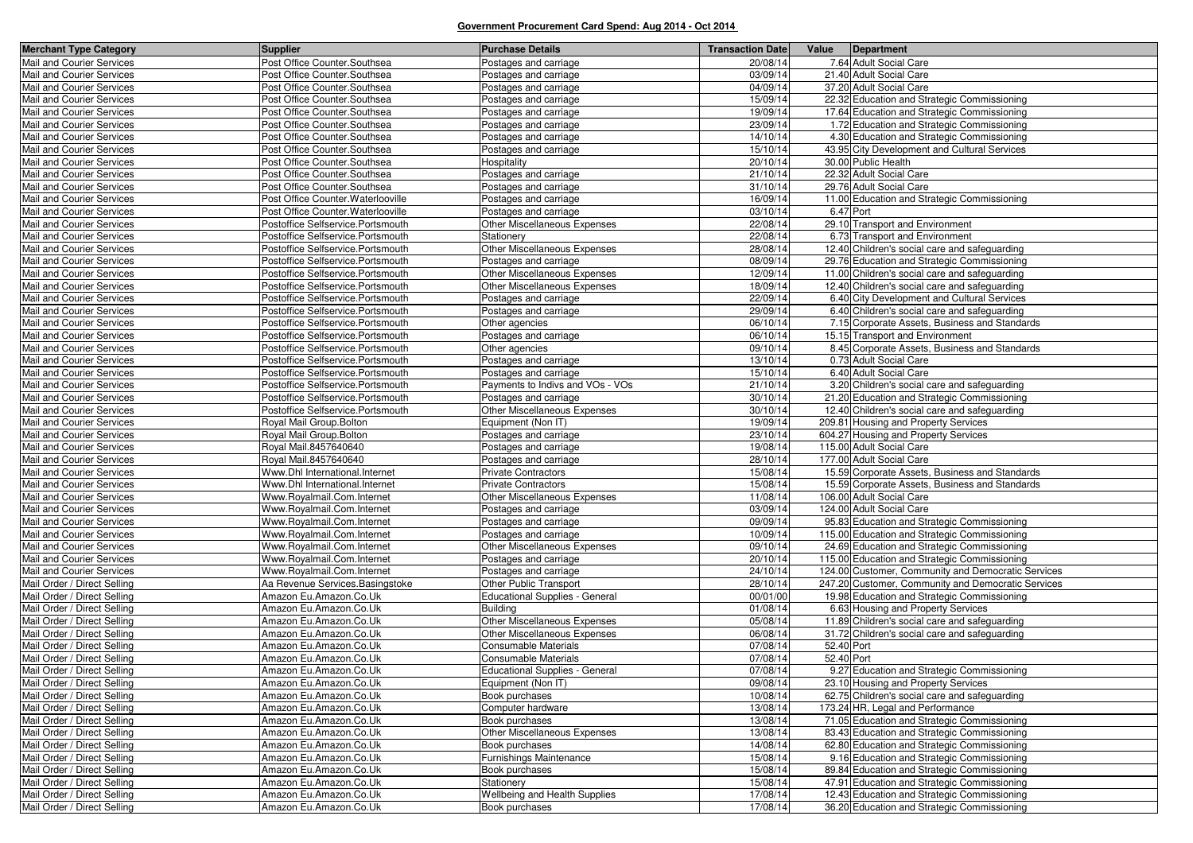# Government Procurement Card Spend: Aug 2014 - Oct 2014

| Merchant Type Category | Supplier | Purchase Details | Transaction Date | Value | Department |
|---|---|---|---|---|---|
| Mail and Courier Services | Post Office Counter.Southsea | Postages and carriage | 20/08/14 | 7.64 | Adult Social Care |
| Mail and Courier Services | Post Office Counter.Southsea | Postages and carriage | 03/09/14 | 21.40 | Adult Social Care |
| Mail and Courier Services | Post Office Counter.Southsea | Postages and carriage | 04/09/14 | 37.20 | Adult Social Care |
| Mail and Courier Services | Post Office Counter.Southsea | Postages and carriage | 15/09/14 | 22.32 | Education and Strategic Commissioning |
| Mail and Courier Services | Post Office Counter.Southsea | Postages and carriage | 19/09/14 | 17.64 | Education and Strategic Commissioning |
| Mail and Courier Services | Post Office Counter.Southsea | Postages and carriage | 23/09/14 | 1.72 | Education and Strategic Commissioning |
| Mail and Courier Services | Post Office Counter.Southsea | Postages and carriage | 14/10/14 | 4.30 | Education and Strategic Commissioning |
| Mail and Courier Services | Post Office Counter.Southsea | Postages and carriage | 15/10/14 | 43.95 | City Development and Cultural Services |
| Mail and Courier Services | Post Office Counter.Southsea | Hospitality | 20/10/14 | 30.00 | Public Health |
| Mail and Courier Services | Post Office Counter.Southsea | Postages and carriage | 21/10/14 | 22.32 | Adult Social Care |
| Mail and Courier Services | Post Office Counter.Southsea | Postages and carriage | 31/10/14 | 29.76 | Adult Social Care |
| Mail and Courier Services | Post Office Counter.Waterlooville | Postages and carriage | 16/09/14 | 11.00 | Education and Strategic Commissioning |
| Mail and Courier Services | Post Office Counter.Waterlooville | Postages and carriage | 03/10/14 | 6.47 | Port |
| Mail and Courier Services | Postoffice Selfservice.Portsmouth | Other Miscellaneous Expenses | 22/08/14 | 29.10 | Transport and Environment |
| Mail and Courier Services | Postoffice Selfservice.Portsmouth | Stationery | 22/08/14 | 6.73 | Transport and Environment |
| Mail and Courier Services | Postoffice Selfservice.Portsmouth | Other Miscellaneous Expenses | 28/08/14 | 12.40 | Children's social care and safeguarding |
| Mail and Courier Services | Postoffice Selfservice.Portsmouth | Postages and carriage | 08/09/14 | 29.76 | Education and Strategic Commissioning |
| Mail and Courier Services | Postoffice Selfservice.Portsmouth | Other Miscellaneous Expenses | 12/09/14 | 11.00 | Children's social care and safeguarding |
| Mail and Courier Services | Postoffice Selfservice.Portsmouth | Other Miscellaneous Expenses | 18/09/14 | 12.40 | Children's social care and safeguarding |
| Mail and Courier Services | Postoffice Selfservice.Portsmouth | Postages and carriage | 22/09/14 | 6.40 | City Development and Cultural Services |
| Mail and Courier Services | Postoffice Selfservice.Portsmouth | Postages and carriage | 29/09/14 | 6.40 | Children's social care and safeguarding |
| Mail and Courier Services | Postoffice Selfservice.Portsmouth | Other agencies | 06/10/14 | 7.15 | Corporate Assets, Business and Standards |
| Mail and Courier Services | Postoffice Selfservice.Portsmouth | Postages and carriage | 06/10/14 | 15.15 | Transport and Environment |
| Mail and Courier Services | Postoffice Selfservice.Portsmouth | Other agencies | 09/10/14 | 8.45 | Corporate Assets, Business and Standards |
| Mail and Courier Services | Postoffice Selfservice.Portsmouth | Postages and carriage | 13/10/14 | 0.73 | Adult Social Care |
| Mail and Courier Services | Postoffice Selfservice.Portsmouth | Postages and carriage | 15/10/14 | 6.40 | Adult Social Care |
| Mail and Courier Services | Postoffice Selfservice.Portsmouth | Payments to Indivs and VOs - VOs | 21/10/14 | 3.20 | Children's social care and safeguarding |
| Mail and Courier Services | Postoffice Selfservice.Portsmouth | Postages and carriage | 30/10/14 | 21.20 | Education and Strategic Commissioning |
| Mail and Courier Services | Postoffice Selfservice.Portsmouth | Other Miscellaneous Expenses | 30/10/14 | 12.40 | Children's social care and safeguarding |
| Mail and Courier Services | Royal Mail Group.Bolton | Equipment (Non IT) | 19/09/14 | 209.81 | Housing and Property Services |
| Mail and Courier Services | Royal Mail Group.Bolton | Postages and carriage | 23/10/14 | 604.27 | Housing and Property Services |
| Mail and Courier Services | Royal Mail.8457640640 | Postages and carriage | 19/08/14 | 115.00 | Adult Social Care |
| Mail and Courier Services | Royal Mail.8457640640 | Postages and carriage | 28/10/14 | 177.00 | Adult Social Care |
| Mail and Courier Services | Www.Dhl International.Internet | Private Contractors | 15/08/14 | 15.59 | Corporate Assets, Business and Standards |
| Mail and Courier Services | Www.Dhl International.Internet | Private Contractors | 15/08/14 | 15.59 | Corporate Assets, Business and Standards |
| Mail and Courier Services | Www.Royalmail.Com.Internet | Other Miscellaneous Expenses | 11/08/14 | 106.00 | Adult Social Care |
| Mail and Courier Services | Www.Royalmail.Com.Internet | Postages and carriage | 03/09/14 | 124.00 | Adult Social Care |
| Mail and Courier Services | Www.Royalmail.Com.Internet | Postages and carriage | 09/09/14 | 95.83 | Education and Strategic Commissioning |
| Mail and Courier Services | Www.Royalmail.Com.Internet | Postages and carriage | 10/09/14 | 115.00 | Education and Strategic Commissioning |
| Mail and Courier Services | Www.Royalmail.Com.Internet | Other Miscellaneous Expenses | 09/10/14 | 24.69 | Education and Strategic Commissioning |
| Mail and Courier Services | Www.Royalmail.Com.Internet | Postages and carriage | 20/10/14 | 115.00 | Education and Strategic Commissioning |
| Mail and Courier Services | Www.Royalmail.Com.Internet | Postages and carriage | 24/10/14 | 124.00 | Customer, Community and Democratic Services |
| Mail Order / Direct Selling | Aa Revenue Services.Basingstoke | Other Public Transport | 28/10/14 | 247.20 | Customer, Community and Democratic Services |
| Mail Order / Direct Selling | Amazon Eu.Amazon.Co.Uk | Educational Supplies - General | 00/01/00 | 19.98 | Education and Strategic Commissioning |
| Mail Order / Direct Selling | Amazon Eu.Amazon.Co.Uk | Building | 01/08/14 | 6.63 | Housing and Property Services |
| Mail Order / Direct Selling | Amazon Eu.Amazon.Co.Uk | Other Miscellaneous Expenses | 05/08/14 | 11.89 | Children's social care and safeguarding |
| Mail Order / Direct Selling | Amazon Eu.Amazon.Co.Uk | Other Miscellaneous Expenses | 06/08/14 | 31.72 | Children's social care and safeguarding |
| Mail Order / Direct Selling | Amazon Eu.Amazon.Co.Uk | Consumable Materials | 07/08/14 | 52.40 | Port |
| Mail Order / Direct Selling | Amazon Eu.Amazon.Co.Uk | Consumable Materials | 07/08/14 | 52.40 | Port |
| Mail Order / Direct Selling | Amazon Eu.Amazon.Co.Uk | Educational Supplies - General | 07/08/14 | 9.27 | Education and Strategic Commissioning |
| Mail Order / Direct Selling | Amazon Eu.Amazon.Co.Uk | Equipment (Non IT) | 09/08/14 | 23.10 | Housing and Property Services |
| Mail Order / Direct Selling | Amazon Eu.Amazon.Co.Uk | Book purchases | 10/08/14 | 62.75 | Children's social care and safeguarding |
| Mail Order / Direct Selling | Amazon Eu.Amazon.Co.Uk | Computer hardware | 13/08/14 | 173.24 | HR, Legal and Performance |
| Mail Order / Direct Selling | Amazon Eu.Amazon.Co.Uk | Book purchases | 13/08/14 | 71.05 | Education and Strategic Commissioning |
| Mail Order / Direct Selling | Amazon Eu.Amazon.Co.Uk | Other Miscellaneous Expenses | 13/08/14 | 83.43 | Education and Strategic Commissioning |
| Mail Order / Direct Selling | Amazon Eu.Amazon.Co.Uk | Book purchases | 14/08/14 | 62.80 | Education and Strategic Commissioning |
| Mail Order / Direct Selling | Amazon Eu.Amazon.Co.Uk | Furnishings Maintenance | 15/08/14 | 9.16 | Education and Strategic Commissioning |
| Mail Order / Direct Selling | Amazon Eu.Amazon.Co.Uk | Book purchases | 15/08/14 | 89.84 | Education and Strategic Commissioning |
| Mail Order / Direct Selling | Amazon Eu.Amazon.Co.Uk | Stationery | 15/08/14 | 47.91 | Education and Strategic Commissioning |
| Mail Order / Direct Selling | Amazon Eu.Amazon.Co.Uk | Wellbeing and Health Supplies | 17/08/14 | 12.43 | Education and Strategic Commissioning |
| Mail Order / Direct Selling | Amazon Eu.Amazon.Co.Uk | Book purchases | 17/08/14 | 36.20 | Education and Strategic Commissioning |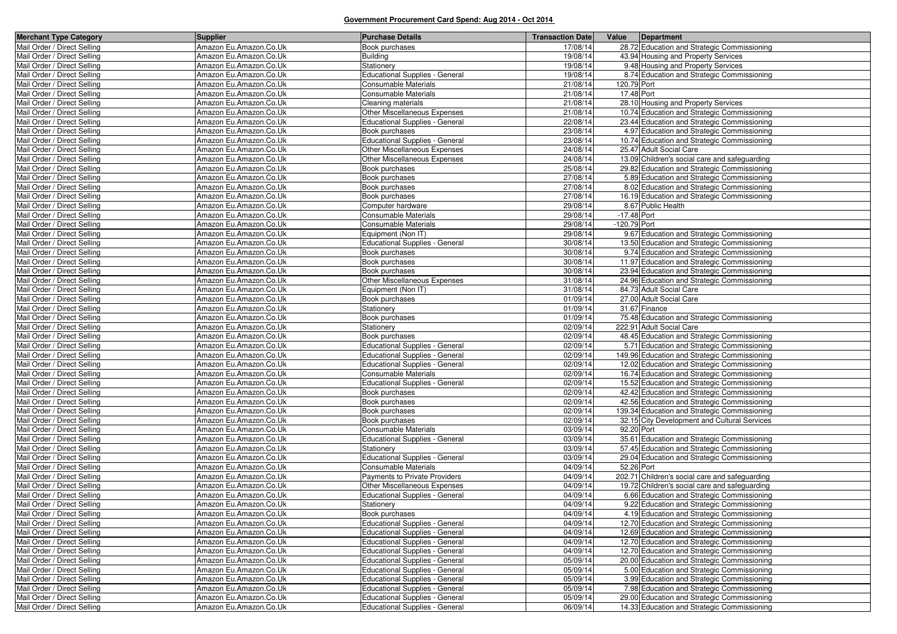**Government Procurement Card Spend: Aug 2014 - Oct 2014**

| Merchant Type Category | Supplier | Purchase Details | Transaction Date | Value | Department |
|---|---|---|---|---|---|
| Mail Order / Direct Selling | Amazon Eu.Amazon.Co.Uk | Book purchases | 17/08/14 | 28.72 | Education and Strategic Commissioning |
| Mail Order / Direct Selling | Amazon Eu.Amazon.Co.Uk | Building | 19/08/14 | 43.94 | Housing and Property Services |
| Mail Order / Direct Selling | Amazon Eu.Amazon.Co.Uk | Stationery | 19/08/14 | 9.48 | Housing and Property Services |
| Mail Order / Direct Selling | Amazon Eu.Amazon.Co.Uk | Educational Supplies - General | 19/08/14 | 8.74 | Education and Strategic Commissioning |
| Mail Order / Direct Selling | Amazon Eu.Amazon.Co.Uk | Consumable Materials | 21/08/14 | 120.79 | Port |
| Mail Order / Direct Selling | Amazon Eu.Amazon.Co.Uk | Consumable Materials | 21/08/14 | 17.48 | Port |
| Mail Order / Direct Selling | Amazon Eu.Amazon.Co.Uk | Cleaning materials | 21/08/14 | 28.10 | Housing and Property Services |
| Mail Order / Direct Selling | Amazon Eu.Amazon.Co.Uk | Other Miscellaneous Expenses | 21/08/14 | 10.74 | Education and Strategic Commissioning |
| Mail Order / Direct Selling | Amazon Eu.Amazon.Co.Uk | Educational Supplies - General | 22/08/14 | 23.44 | Education and Strategic Commissioning |
| Mail Order / Direct Selling | Amazon Eu.Amazon.Co.Uk | Book purchases | 23/08/14 | 4.97 | Education and Strategic Commissioning |
| Mail Order / Direct Selling | Amazon Eu.Amazon.Co.Uk | Educational Supplies - General | 23/08/14 | 10.74 | Education and Strategic Commissioning |
| Mail Order / Direct Selling | Amazon Eu.Amazon.Co.Uk | Other Miscellaneous Expenses | 24/08/14 | 25.47 | Adult Social Care |
| Mail Order / Direct Selling | Amazon Eu.Amazon.Co.Uk | Other Miscellaneous Expenses | 24/08/14 | 13.09 | Children's social care and safeguarding |
| Mail Order / Direct Selling | Amazon Eu.Amazon.Co.Uk | Book purchases | 25/08/14 | 29.82 | Education and Strategic Commissioning |
| Mail Order / Direct Selling | Amazon Eu.Amazon.Co.Uk | Book purchases | 27/08/14 | 5.89 | Education and Strategic Commissioning |
| Mail Order / Direct Selling | Amazon Eu.Amazon.Co.Uk | Book purchases | 27/08/14 | 8.02 | Education and Strategic Commissioning |
| Mail Order / Direct Selling | Amazon Eu.Amazon.Co.Uk | Book purchases | 27/08/14 | 16.19 | Education and Strategic Commissioning |
| Mail Order / Direct Selling | Amazon Eu.Amazon.Co.Uk | Computer hardware | 29/08/14 | 8.67 | Public Health |
| Mail Order / Direct Selling | Amazon Eu.Amazon.Co.Uk | Consumable Materials | 29/08/14 | -17.48 | Port |
| Mail Order / Direct Selling | Amazon Eu.Amazon.Co.Uk | Consumable Materials | 29/08/14 | -120.79 | Port |
| Mail Order / Direct Selling | Amazon Eu.Amazon.Co.Uk | Equipment (Non IT) | 29/08/14 | 9.67 | Education and Strategic Commissioning |
| Mail Order / Direct Selling | Amazon Eu.Amazon.Co.Uk | Educational Supplies - General | 30/08/14 | 13.50 | Education and Strategic Commissioning |
| Mail Order / Direct Selling | Amazon Eu.Amazon.Co.Uk | Book purchases | 30/08/14 | 9.74 | Education and Strategic Commissioning |
| Mail Order / Direct Selling | Amazon Eu.Amazon.Co.Uk | Book purchases | 30/08/14 | 11.97 | Education and Strategic Commissioning |
| Mail Order / Direct Selling | Amazon Eu.Amazon.Co.Uk | Book purchases | 30/08/14 | 23.94 | Education and Strategic Commissioning |
| Mail Order / Direct Selling | Amazon Eu.Amazon.Co.Uk | Other Miscellaneous Expenses | 31/08/14 | 24.96 | Education and Strategic Commissioning |
| Mail Order / Direct Selling | Amazon Eu.Amazon.Co.Uk | Equipment (Non IT) | 31/08/14 | 84.73 | Adult Social Care |
| Mail Order / Direct Selling | Amazon Eu.Amazon.Co.Uk | Book purchases | 01/09/14 | 27.00 | Adult Social Care |
| Mail Order / Direct Selling | Amazon Eu.Amazon.Co.Uk | Stationery | 01/09/14 | 31.67 | Finance |
| Mail Order / Direct Selling | Amazon Eu.Amazon.Co.Uk | Book purchases | 01/09/14 | 75.48 | Education and Strategic Commissioning |
| Mail Order / Direct Selling | Amazon Eu.Amazon.Co.Uk | Stationery | 02/09/14 | 222.91 | Adult Social Care |
| Mail Order / Direct Selling | Amazon Eu.Amazon.Co.Uk | Book purchases | 02/09/14 | 48.45 | Education and Strategic Commissioning |
| Mail Order / Direct Selling | Amazon Eu.Amazon.Co.Uk | Educational Supplies - General | 02/09/14 | 5.71 | Education and Strategic Commissioning |
| Mail Order / Direct Selling | Amazon Eu.Amazon.Co.Uk | Educational Supplies - General | 02/09/14 | 149.96 | Education and Strategic Commissioning |
| Mail Order / Direct Selling | Amazon Eu.Amazon.Co.Uk | Educational Supplies - General | 02/09/14 | 12.02 | Education and Strategic Commissioning |
| Mail Order / Direct Selling | Amazon Eu.Amazon.Co.Uk | Consumable Materials | 02/09/14 | 16.74 | Education and Strategic Commissioning |
| Mail Order / Direct Selling | Amazon Eu.Amazon.Co.Uk | Educational Supplies - General | 02/09/14 | 15.52 | Education and Strategic Commissioning |
| Mail Order / Direct Selling | Amazon Eu.Amazon.Co.Uk | Book purchases | 02/09/14 | 42.42 | Education and Strategic Commissioning |
| Mail Order / Direct Selling | Amazon Eu.Amazon.Co.Uk | Book purchases | 02/09/14 | 42.56 | Education and Strategic Commissioning |
| Mail Order / Direct Selling | Amazon Eu.Amazon.Co.Uk | Book purchases | 02/09/14 | 139.34 | Education and Strategic Commissioning |
| Mail Order / Direct Selling | Amazon Eu.Amazon.Co.Uk | Book purchases | 02/09/14 | 32.15 | City Development and Cultural Services |
| Mail Order / Direct Selling | Amazon Eu.Amazon.Co.Uk | Consumable Materials | 03/09/14 | 92.20 | Port |
| Mail Order / Direct Selling | Amazon Eu.Amazon.Co.Uk | Educational Supplies - General | 03/09/14 | 35.61 | Education and Strategic Commissioning |
| Mail Order / Direct Selling | Amazon Eu.Amazon.Co.Uk | Stationery | 03/09/14 | 57.45 | Education and Strategic Commissioning |
| Mail Order / Direct Selling | Amazon Eu.Amazon.Co.Uk | Educational Supplies - General | 03/09/14 | 29.04 | Education and Strategic Commissioning |
| Mail Order / Direct Selling | Amazon Eu.Amazon.Co.Uk | Consumable Materials | 04/09/14 | 52.26 | Port |
| Mail Order / Direct Selling | Amazon Eu.Amazon.Co.Uk | Payments to Private Providers | 04/09/14 | 202.71 | Children's social care and safeguarding |
| Mail Order / Direct Selling | Amazon Eu.Amazon.Co.Uk | Other Miscellaneous Expenses | 04/09/14 | 19.72 | Children's social care and safeguarding |
| Mail Order / Direct Selling | Amazon Eu.Amazon.Co.Uk | Educational Supplies - General | 04/09/14 | 6.66 | Education and Strategic Commissioning |
| Mail Order / Direct Selling | Amazon Eu.Amazon.Co.Uk | Stationery | 04/09/14 | 9.22 | Education and Strategic Commissioning |
| Mail Order / Direct Selling | Amazon Eu.Amazon.Co.Uk | Book purchases | 04/09/14 | 4.19 | Education and Strategic Commissioning |
| Mail Order / Direct Selling | Amazon Eu.Amazon.Co.Uk | Educational Supplies - General | 04/09/14 | 12.70 | Education and Strategic Commissioning |
| Mail Order / Direct Selling | Amazon Eu.Amazon.Co.Uk | Educational Supplies - General | 04/09/14 | 12.69 | Education and Strategic Commissioning |
| Mail Order / Direct Selling | Amazon Eu.Amazon.Co.Uk | Educational Supplies - General | 04/09/14 | 12.70 | Education and Strategic Commissioning |
| Mail Order / Direct Selling | Amazon Eu.Amazon.Co.Uk | Educational Supplies - General | 04/09/14 | 12.70 | Education and Strategic Commissioning |
| Mail Order / Direct Selling | Amazon Eu.Amazon.Co.Uk | Educational Supplies - General | 05/09/14 | 20.00 | Education and Strategic Commissioning |
| Mail Order / Direct Selling | Amazon Eu.Amazon.Co.Uk | Educational Supplies - General | 05/09/14 | 5.00 | Education and Strategic Commissioning |
| Mail Order / Direct Selling | Amazon Eu.Amazon.Co.Uk | Educational Supplies - General | 05/09/14 | 3.99 | Education and Strategic Commissioning |
| Mail Order / Direct Selling | Amazon Eu.Amazon.Co.Uk | Educational Supplies - General | 05/09/14 | 7.98 | Education and Strategic Commissioning |
| Mail Order / Direct Selling | Amazon Eu.Amazon.Co.Uk | Educational Supplies - General | 05/09/14 | 29.00 | Education and Strategic Commissioning |
| Mail Order / Direct Selling | Amazon Eu.Amazon.Co.Uk | Educational Supplies - General | 06/09/14 | 14.33 | Education and Strategic Commissioning |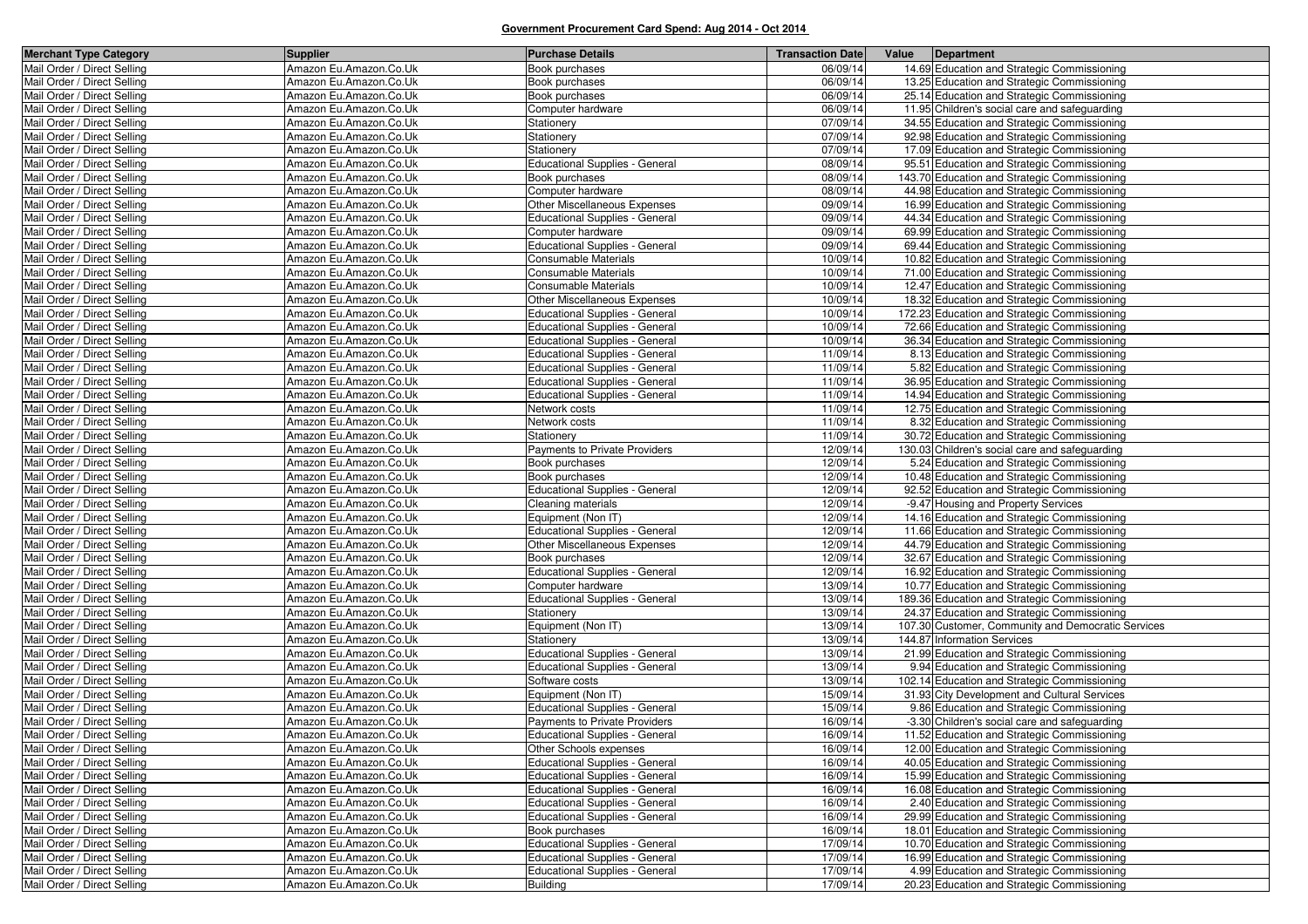## Government Procurement Card Spend: Aug 2014 - Oct 2014

| Merchant Type Category | Supplier | Purchase Details | Transaction Date | Value | Department |
|---|---|---|---|---|---|
| Mail Order / Direct Selling | Amazon Eu.Amazon.Co.Uk | Book purchases | 06/09/14 | 14.69 | Education and Strategic Commissioning |
| Mail Order / Direct Selling | Amazon Eu.Amazon.Co.Uk | Book purchases | 06/09/14 | 13.25 | Education and Strategic Commissioning |
| Mail Order / Direct Selling | Amazon Eu.Amazon.Co.Uk | Book purchases | 06/09/14 | 25.14 | Education and Strategic Commissioning |
| Mail Order / Direct Selling | Amazon Eu.Amazon.Co.Uk | Computer hardware | 06/09/14 | 11.95 | Children's social care and safeguarding |
| Mail Order / Direct Selling | Amazon Eu.Amazon.Co.Uk | Stationery | 07/09/14 | 34.55 | Education and Strategic Commissioning |
| Mail Order / Direct Selling | Amazon Eu.Amazon.Co.Uk | Stationery | 07/09/14 | 92.98 | Education and Strategic Commissioning |
| Mail Order / Direct Selling | Amazon Eu.Amazon.Co.Uk | Stationery | 07/09/14 | 17.09 | Education and Strategic Commissioning |
| Mail Order / Direct Selling | Amazon Eu.Amazon.Co.Uk | Educational Supplies - General | 08/09/14 | 95.51 | Education and Strategic Commissioning |
| Mail Order / Direct Selling | Amazon Eu.Amazon.Co.Uk | Book purchases | 08/09/14 | 143.70 | Education and Strategic Commissioning |
| Mail Order / Direct Selling | Amazon Eu.Amazon.Co.Uk | Computer hardware | 08/09/14 | 44.98 | Education and Strategic Commissioning |
| Mail Order / Direct Selling | Amazon Eu.Amazon.Co.Uk | Other Miscellaneous Expenses | 09/09/14 | 16.99 | Education and Strategic Commissioning |
| Mail Order / Direct Selling | Amazon Eu.Amazon.Co.Uk | Educational Supplies - General | 09/09/14 | 44.34 | Education and Strategic Commissioning |
| Mail Order / Direct Selling | Amazon Eu.Amazon.Co.Uk | Computer hardware | 09/09/14 | 69.99 | Education and Strategic Commissioning |
| Mail Order / Direct Selling | Amazon Eu.Amazon.Co.Uk | Educational Supplies - General | 09/09/14 | 69.44 | Education and Strategic Commissioning |
| Mail Order / Direct Selling | Amazon Eu.Amazon.Co.Uk | Consumable Materials | 10/09/14 | 10.82 | Education and Strategic Commissioning |
| Mail Order / Direct Selling | Amazon Eu.Amazon.Co.Uk | Consumable Materials | 10/09/14 | 71.00 | Education and Strategic Commissioning |
| Mail Order / Direct Selling | Amazon Eu.Amazon.Co.Uk | Consumable Materials | 10/09/14 | 12.47 | Education and Strategic Commissioning |
| Mail Order / Direct Selling | Amazon Eu.Amazon.Co.Uk | Other Miscellaneous Expenses | 10/09/14 | 18.32 | Education and Strategic Commissioning |
| Mail Order / Direct Selling | Amazon Eu.Amazon.Co.Uk | Educational Supplies - General | 10/09/14 | 172.23 | Education and Strategic Commissioning |
| Mail Order / Direct Selling | Amazon Eu.Amazon.Co.Uk | Educational Supplies - General | 10/09/14 | 72.66 | Education and Strategic Commissioning |
| Mail Order / Direct Selling | Amazon Eu.Amazon.Co.Uk | Educational Supplies - General | 10/09/14 | 36.34 | Education and Strategic Commissioning |
| Mail Order / Direct Selling | Amazon Eu.Amazon.Co.Uk | Educational Supplies - General | 11/09/14 | 8.13 | Education and Strategic Commissioning |
| Mail Order / Direct Selling | Amazon Eu.Amazon.Co.Uk | Educational Supplies - General | 11/09/14 | 5.82 | Education and Strategic Commissioning |
| Mail Order / Direct Selling | Amazon Eu.Amazon.Co.Uk | Educational Supplies - General | 11/09/14 | 36.95 | Education and Strategic Commissioning |
| Mail Order / Direct Selling | Amazon Eu.Amazon.Co.Uk | Educational Supplies - General | 11/09/14 | 14.94 | Education and Strategic Commissioning |
| Mail Order / Direct Selling | Amazon Eu.Amazon.Co.Uk | Network costs | 11/09/14 | 12.75 | Education and Strategic Commissioning |
| Mail Order / Direct Selling | Amazon Eu.Amazon.Co.Uk | Network costs | 11/09/14 | 8.32 | Education and Strategic Commissioning |
| Mail Order / Direct Selling | Amazon Eu.Amazon.Co.Uk | Stationery | 11/09/14 | 30.72 | Education and Strategic Commissioning |
| Mail Order / Direct Selling | Amazon Eu.Amazon.Co.Uk | Payments to Private Providers | 12/09/14 | 130.03 | Children's social care and safeguarding |
| Mail Order / Direct Selling | Amazon Eu.Amazon.Co.Uk | Book purchases | 12/09/14 | 5.24 | Education and Strategic Commissioning |
| Mail Order / Direct Selling | Amazon Eu.Amazon.Co.Uk | Book purchases | 12/09/14 | 10.48 | Education and Strategic Commissioning |
| Mail Order / Direct Selling | Amazon Eu.Amazon.Co.Uk | Educational Supplies - General | 12/09/14 | 92.52 | Education and Strategic Commissioning |
| Mail Order / Direct Selling | Amazon Eu.Amazon.Co.Uk | Cleaning materials | 12/09/14 | -9.47 | Housing and Property Services |
| Mail Order / Direct Selling | Amazon Eu.Amazon.Co.Uk | Equipment (Non IT) | 12/09/14 | 14.16 | Education and Strategic Commissioning |
| Mail Order / Direct Selling | Amazon Eu.Amazon.Co.Uk | Educational Supplies - General | 12/09/14 | 11.66 | Education and Strategic Commissioning |
| Mail Order / Direct Selling | Amazon Eu.Amazon.Co.Uk | Other Miscellaneous Expenses | 12/09/14 | 44.79 | Education and Strategic Commissioning |
| Mail Order / Direct Selling | Amazon Eu.Amazon.Co.Uk | Book purchases | 12/09/14 | 32.67 | Education and Strategic Commissioning |
| Mail Order / Direct Selling | Amazon Eu.Amazon.Co.Uk | Educational Supplies - General | 12/09/14 | 16.92 | Education and Strategic Commissioning |
| Mail Order / Direct Selling | Amazon Eu.Amazon.Co.Uk | Computer hardware | 13/09/14 | 10.77 | Education and Strategic Commissioning |
| Mail Order / Direct Selling | Amazon Eu.Amazon.Co.Uk | Educational Supplies - General | 13/09/14 | 189.36 | Education and Strategic Commissioning |
| Mail Order / Direct Selling | Amazon Eu.Amazon.Co.Uk | Stationery | 13/09/14 | 24.37 | Education and Strategic Commissioning |
| Mail Order / Direct Selling | Amazon Eu.Amazon.Co.Uk | Equipment (Non IT) | 13/09/14 | 107.30 | Customer, Community and Democratic Services |
| Mail Order / Direct Selling | Amazon Eu.Amazon.Co.Uk | Stationery | 13/09/14 | 144.87 | Information Services |
| Mail Order / Direct Selling | Amazon Eu.Amazon.Co.Uk | Educational Supplies - General | 13/09/14 | 21.99 | Education and Strategic Commissioning |
| Mail Order / Direct Selling | Amazon Eu.Amazon.Co.Uk | Educational Supplies - General | 13/09/14 | 9.94 | Education and Strategic Commissioning |
| Mail Order / Direct Selling | Amazon Eu.Amazon.Co.Uk | Software costs | 13/09/14 | 102.14 | Education and Strategic Commissioning |
| Mail Order / Direct Selling | Amazon Eu.Amazon.Co.Uk | Equipment (Non IT) | 15/09/14 | 31.93 | City Development and Cultural Services |
| Mail Order / Direct Selling | Amazon Eu.Amazon.Co.Uk | Educational Supplies - General | 15/09/14 | 9.86 | Education and Strategic Commissioning |
| Mail Order / Direct Selling | Amazon Eu.Amazon.Co.Uk | Payments to Private Providers | 16/09/14 | -3.30 | Children's social care and safeguarding |
| Mail Order / Direct Selling | Amazon Eu.Amazon.Co.Uk | Educational Supplies - General | 16/09/14 | 11.52 | Education and Strategic Commissioning |
| Mail Order / Direct Selling | Amazon Eu.Amazon.Co.Uk | Other Schools expenses | 16/09/14 | 12.00 | Education and Strategic Commissioning |
| Mail Order / Direct Selling | Amazon Eu.Amazon.Co.Uk | Educational Supplies - General | 16/09/14 | 40.05 | Education and Strategic Commissioning |
| Mail Order / Direct Selling | Amazon Eu.Amazon.Co.Uk | Educational Supplies - General | 16/09/14 | 15.99 | Education and Strategic Commissioning |
| Mail Order / Direct Selling | Amazon Eu.Amazon.Co.Uk | Educational Supplies - General | 16/09/14 | 16.08 | Education and Strategic Commissioning |
| Mail Order / Direct Selling | Amazon Eu.Amazon.Co.Uk | Educational Supplies - General | 16/09/14 | 2.40 | Education and Strategic Commissioning |
| Mail Order / Direct Selling | Amazon Eu.Amazon.Co.Uk | Educational Supplies - General | 16/09/14 | 29.99 | Education and Strategic Commissioning |
| Mail Order / Direct Selling | Amazon Eu.Amazon.Co.Uk | Book purchases | 16/09/14 | 18.01 | Education and Strategic Commissioning |
| Mail Order / Direct Selling | Amazon Eu.Amazon.Co.Uk | Educational Supplies - General | 17/09/14 | 10.70 | Education and Strategic Commissioning |
| Mail Order / Direct Selling | Amazon Eu.Amazon.Co.Uk | Educational Supplies - General | 17/09/14 | 16.99 | Education and Strategic Commissioning |
| Mail Order / Direct Selling | Amazon Eu.Amazon.Co.Uk | Educational Supplies - General | 17/09/14 | 4.99 | Education and Strategic Commissioning |
| Mail Order / Direct Selling | Amazon Eu.Amazon.Co.Uk | Building | 17/09/14 | 20.23 | Education and Strategic Commissioning |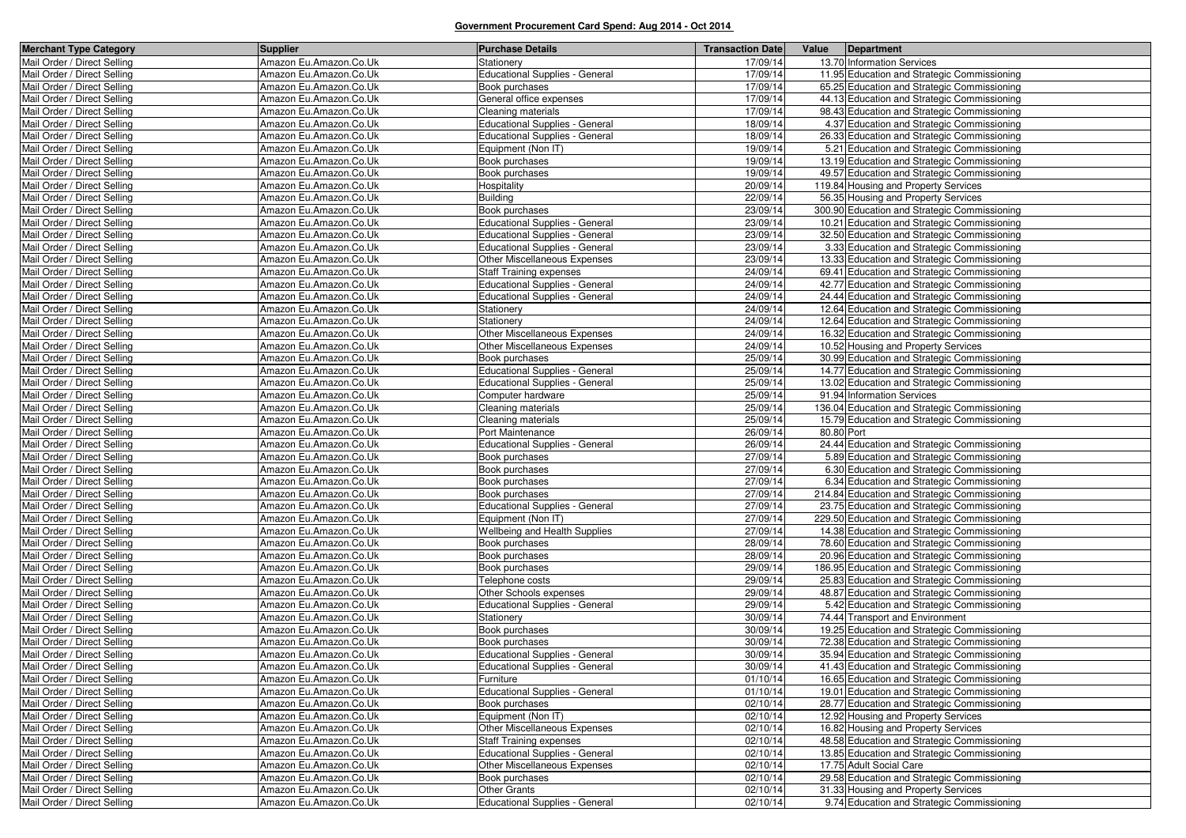**Government Procurement Card Spend: Aug 2014 - Oct 2014**

| Merchant Type Category | Supplier | Purchase Details | Transaction Date | Value | Department |
|---|---|---|---|---|---|
| Mail Order / Direct Selling | Amazon Eu.Amazon.Co.Uk | Stationery | 17/09/14 | 13.70 | Information Services |
| Mail Order / Direct Selling | Amazon Eu.Amazon.Co.Uk | Educational Supplies - General | 17/09/14 | 11.95 | Education and Strategic Commissioning |
| Mail Order / Direct Selling | Amazon Eu.Amazon.Co.Uk | Book purchases | 17/09/14 | 65.25 | Education and Strategic Commissioning |
| Mail Order / Direct Selling | Amazon Eu.Amazon.Co.Uk | General office expenses | 17/09/14 | 44.13 | Education and Strategic Commissioning |
| Mail Order / Direct Selling | Amazon Eu.Amazon.Co.Uk | Cleaning materials | 17/09/14 | 98.43 | Education and Strategic Commissioning |
| Mail Order / Direct Selling | Amazon Eu.Amazon.Co.Uk | Educational Supplies - General | 18/09/14 | 4.37 | Education and Strategic Commissioning |
| Mail Order / Direct Selling | Amazon Eu.Amazon.Co.Uk | Educational Supplies - General | 18/09/14 | 26.33 | Education and Strategic Commissioning |
| Mail Order / Direct Selling | Amazon Eu.Amazon.Co.Uk | Equipment (Non IT) | 19/09/14 | 5.21 | Education and Strategic Commissioning |
| Mail Order / Direct Selling | Amazon Eu.Amazon.Co.Uk | Book purchases | 19/09/14 | 13.19 | Education and Strategic Commissioning |
| Mail Order / Direct Selling | Amazon Eu.Amazon.Co.Uk | Book purchases | 19/09/14 | 49.57 | Education and Strategic Commissioning |
| Mail Order / Direct Selling | Amazon Eu.Amazon.Co.Uk | Hospitality | 20/09/14 | 119.84 | Housing and Property Services |
| Mail Order / Direct Selling | Amazon Eu.Amazon.Co.Uk | Building | 22/09/14 | 56.35 | Housing and Property Services |
| Mail Order / Direct Selling | Amazon Eu.Amazon.Co.Uk | Book purchases | 23/09/14 | 300.90 | Education and Strategic Commissioning |
| Mail Order / Direct Selling | Amazon Eu.Amazon.Co.Uk | Educational Supplies - General | 23/09/14 | 10.21 | Education and Strategic Commissioning |
| Mail Order / Direct Selling | Amazon Eu.Amazon.Co.Uk | Educational Supplies - General | 23/09/14 | 32.50 | Education and Strategic Commissioning |
| Mail Order / Direct Selling | Amazon Eu.Amazon.Co.Uk | Educational Supplies - General | 23/09/14 | 3.33 | Education and Strategic Commissioning |
| Mail Order / Direct Selling | Amazon Eu.Amazon.Co.Uk | Other Miscellaneous Expenses | 23/09/14 | 13.33 | Education and Strategic Commissioning |
| Mail Order / Direct Selling | Amazon Eu.Amazon.Co.Uk | Staff Training expenses | 24/09/14 | 69.41 | Education and Strategic Commissioning |
| Mail Order / Direct Selling | Amazon Eu.Amazon.Co.Uk | Educational Supplies - General | 24/09/14 | 42.77 | Education and Strategic Commissioning |
| Mail Order / Direct Selling | Amazon Eu.Amazon.Co.Uk | Educational Supplies - General | 24/09/14 | 24.44 | Education and Strategic Commissioning |
| Mail Order / Direct Selling | Amazon Eu.Amazon.Co.Uk | Stationery | 24/09/14 | 12.64 | Education and Strategic Commissioning |
| Mail Order / Direct Selling | Amazon Eu.Amazon.Co.Uk | Stationery | 24/09/14 | 12.64 | Education and Strategic Commissioning |
| Mail Order / Direct Selling | Amazon Eu.Amazon.Co.Uk | Other Miscellaneous Expenses | 24/09/14 | 16.32 | Education and Strategic Commissioning |
| Mail Order / Direct Selling | Amazon Eu.Amazon.Co.Uk | Other Miscellaneous Expenses | 24/09/14 | 10.52 | Housing and Property Services |
| Mail Order / Direct Selling | Amazon Eu.Amazon.Co.Uk | Book purchases | 25/09/14 | 30.99 | Education and Strategic Commissioning |
| Mail Order / Direct Selling | Amazon Eu.Amazon.Co.Uk | Educational Supplies - General | 25/09/14 | 14.77 | Education and Strategic Commissioning |
| Mail Order / Direct Selling | Amazon Eu.Amazon.Co.Uk | Educational Supplies - General | 25/09/14 | 13.02 | Education and Strategic Commissioning |
| Mail Order / Direct Selling | Amazon Eu.Amazon.Co.Uk | Computer hardware | 25/09/14 | 91.94 | Information Services |
| Mail Order / Direct Selling | Amazon Eu.Amazon.Co.Uk | Cleaning materials | 25/09/14 | 136.04 | Education and Strategic Commissioning |
| Mail Order / Direct Selling | Amazon Eu.Amazon.Co.Uk | Cleaning materials | 25/09/14 | 15.79 | Education and Strategic Commissioning |
| Mail Order / Direct Selling | Amazon Eu.Amazon.Co.Uk | Port Maintenance | 26/09/14 | 80.80 | Port |
| Mail Order / Direct Selling | Amazon Eu.Amazon.Co.Uk | Educational Supplies - General | 26/09/14 | 24.44 | Education and Strategic Commissioning |
| Mail Order / Direct Selling | Amazon Eu.Amazon.Co.Uk | Book purchases | 27/09/14 | 5.89 | Education and Strategic Commissioning |
| Mail Order / Direct Selling | Amazon Eu.Amazon.Co.Uk | Book purchases | 27/09/14 | 6.30 | Education and Strategic Commissioning |
| Mail Order / Direct Selling | Amazon Eu.Amazon.Co.Uk | Book purchases | 27/09/14 | 6.34 | Education and Strategic Commissioning |
| Mail Order / Direct Selling | Amazon Eu.Amazon.Co.Uk | Book purchases | 27/09/14 | 214.84 | Education and Strategic Commissioning |
| Mail Order / Direct Selling | Amazon Eu.Amazon.Co.Uk | Educational Supplies - General | 27/09/14 | 23.75 | Education and Strategic Commissioning |
| Mail Order / Direct Selling | Amazon Eu.Amazon.Co.Uk | Equipment (Non IT) | 27/09/14 | 229.50 | Education and Strategic Commissioning |
| Mail Order / Direct Selling | Amazon Eu.Amazon.Co.Uk | Wellbeing and Health Supplies | 27/09/14 | 14.38 | Education and Strategic Commissioning |
| Mail Order / Direct Selling | Amazon Eu.Amazon.Co.Uk | Book purchases | 28/09/14 | 78.60 | Education and Strategic Commissioning |
| Mail Order / Direct Selling | Amazon Eu.Amazon.Co.Uk | Book purchases | 28/09/14 | 20.96 | Education and Strategic Commissioning |
| Mail Order / Direct Selling | Amazon Eu.Amazon.Co.Uk | Book purchases | 29/09/14 | 186.95 | Education and Strategic Commissioning |
| Mail Order / Direct Selling | Amazon Eu.Amazon.Co.Uk | Telephone costs | 29/09/14 | 25.83 | Education and Strategic Commissioning |
| Mail Order / Direct Selling | Amazon Eu.Amazon.Co.Uk | Other Schools expenses | 29/09/14 | 48.87 | Education and Strategic Commissioning |
| Mail Order / Direct Selling | Amazon Eu.Amazon.Co.Uk | Educational Supplies - General | 29/09/14 | 5.42 | Education and Strategic Commissioning |
| Mail Order / Direct Selling | Amazon Eu.Amazon.Co.Uk | Stationery | 30/09/14 | 74.44 | Transport and Environment |
| Mail Order / Direct Selling | Amazon Eu.Amazon.Co.Uk | Book purchases | 30/09/14 | 19.25 | Education and Strategic Commissioning |
| Mail Order / Direct Selling | Amazon Eu.Amazon.Co.Uk | Book purchases | 30/09/14 | 72.38 | Education and Strategic Commissioning |
| Mail Order / Direct Selling | Amazon Eu.Amazon.Co.Uk | Educational Supplies - General | 30/09/14 | 35.94 | Education and Strategic Commissioning |
| Mail Order / Direct Selling | Amazon Eu.Amazon.Co.Uk | Educational Supplies - General | 30/09/14 | 41.43 | Education and Strategic Commissioning |
| Mail Order / Direct Selling | Amazon Eu.Amazon.Co.Uk | Furniture | 01/10/14 | 16.65 | Education and Strategic Commissioning |
| Mail Order / Direct Selling | Amazon Eu.Amazon.Co.Uk | Educational Supplies - General | 01/10/14 | 19.01 | Education and Strategic Commissioning |
| Mail Order / Direct Selling | Amazon Eu.Amazon.Co.Uk | Book purchases | 02/10/14 | 28.77 | Education and Strategic Commissioning |
| Mail Order / Direct Selling | Amazon Eu.Amazon.Co.Uk | Equipment (Non IT) | 02/10/14 | 12.92 | Housing and Property Services |
| Mail Order / Direct Selling | Amazon Eu.Amazon.Co.Uk | Other Miscellaneous Expenses | 02/10/14 | 16.82 | Housing and Property Services |
| Mail Order / Direct Selling | Amazon Eu.Amazon.Co.Uk | Staff Training expenses | 02/10/14 | 48.58 | Education and Strategic Commissioning |
| Mail Order / Direct Selling | Amazon Eu.Amazon.Co.Uk | Educational Supplies - General | 02/10/14 | 13.85 | Education and Strategic Commissioning |
| Mail Order / Direct Selling | Amazon Eu.Amazon.Co.Uk | Other Miscellaneous Expenses | 02/10/14 | 17.75 | Adult Social Care |
| Mail Order / Direct Selling | Amazon Eu.Amazon.Co.Uk | Book purchases | 02/10/14 | 29.58 | Education and Strategic Commissioning |
| Mail Order / Direct Selling | Amazon Eu.Amazon.Co.Uk | Other Grants | 02/10/14 | 31.33 | Housing and Property Services |
| Mail Order / Direct Selling | Amazon Eu.Amazon.Co.Uk | Educational Supplies - General | 02/10/14 | 9.74 | Education and Strategic Commissioning |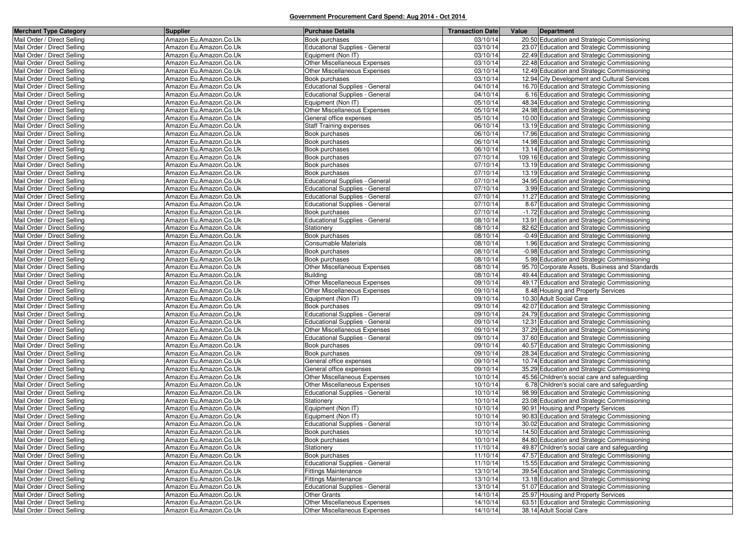**Government Procurement Card Spend: Aug 2014 - Oct 2014**

| Merchant Type Category | Supplier | Purchase Details | Transaction Date | Value | Department |
|---|---|---|---|---|---|
| Mail Order / Direct Selling | Amazon Eu.Amazon.Co.Uk | Book purchases | 03/10/14 | 20.50 | Education and Strategic Commissioning |
| Mail Order / Direct Selling | Amazon Eu.Amazon.Co.Uk | Educational Supplies - General | 03/10/14 | 23.07 | Education and Strategic Commissioning |
| Mail Order / Direct Selling | Amazon Eu.Amazon.Co.Uk | Equipment (Non IT) | 03/10/14 | 22.49 | Education and Strategic Commissioning |
| Mail Order / Direct Selling | Amazon Eu.Amazon.Co.Uk | Other Miscellaneous Expenses | 03/10/14 | 22.48 | Education and Strategic Commissioning |
| Mail Order / Direct Selling | Amazon Eu.Amazon.Co.Uk | Other Miscellaneous Expenses | 03/10/14 | 12.49 | Education and Strategic Commissioning |
| Mail Order / Direct Selling | Amazon Eu.Amazon.Co.Uk | Book purchases | 03/10/14 | 12.94 | City Development and Cultural Services |
| Mail Order / Direct Selling | Amazon Eu.Amazon.Co.Uk | Educational Supplies - General | 04/10/14 | 16.70 | Education and Strategic Commissioning |
| Mail Order / Direct Selling | Amazon Eu.Amazon.Co.Uk | Educational Supplies - General | 04/10/14 | 6.16 | Education and Strategic Commissioning |
| Mail Order / Direct Selling | Amazon Eu.Amazon.Co.Uk | Equipment (Non IT) | 05/10/14 | 48.34 | Education and Strategic Commissioning |
| Mail Order / Direct Selling | Amazon Eu.Amazon.Co.Uk | Other Miscellaneous Expenses | 05/10/14 | 24.98 | Education and Strategic Commissioning |
| Mail Order / Direct Selling | Amazon Eu.Amazon.Co.Uk | General office expenses | 05/10/14 | 10.00 | Education and Strategic Commissioning |
| Mail Order / Direct Selling | Amazon Eu.Amazon.Co.Uk | Staff Training expenses | 06/10/14 | 13.19 | Education and Strategic Commissioning |
| Mail Order / Direct Selling | Amazon Eu.Amazon.Co.Uk | Book purchases | 06/10/14 | 17.96 | Education and Strategic Commissioning |
| Mail Order / Direct Selling | Amazon Eu.Amazon.Co.Uk | Book purchases | 06/10/14 | 14.98 | Education and Strategic Commissioning |
| Mail Order / Direct Selling | Amazon Eu.Amazon.Co.Uk | Book purchases | 06/10/14 | 13.14 | Education and Strategic Commissioning |
| Mail Order / Direct Selling | Amazon Eu.Amazon.Co.Uk | Book purchases | 07/10/14 | 109.16 | Education and Strategic Commissioning |
| Mail Order / Direct Selling | Amazon Eu.Amazon.Co.Uk | Book purchases | 07/10/14 | 13.19 | Education and Strategic Commissioning |
| Mail Order / Direct Selling | Amazon Eu.Amazon.Co.Uk | Book purchases | 07/10/14 | 13.19 | Education and Strategic Commissioning |
| Mail Order / Direct Selling | Amazon Eu.Amazon.Co.Uk | Educational Supplies - General | 07/10/14 | 34.95 | Education and Strategic Commissioning |
| Mail Order / Direct Selling | Amazon Eu.Amazon.Co.Uk | Educational Supplies - General | 07/10/14 | 3.99 | Education and Strategic Commissioning |
| Mail Order / Direct Selling | Amazon Eu.Amazon.Co.Uk | Educational Supplies - General | 07/10/14 | 11.27 | Education and Strategic Commissioning |
| Mail Order / Direct Selling | Amazon Eu.Amazon.Co.Uk | Educational Supplies - General | 07/10/14 | 8.67 | Education and Strategic Commissioning |
| Mail Order / Direct Selling | Amazon Eu.Amazon.Co.Uk | Book purchases | 07/10/14 | -1.72 | Education and Strategic Commissioning |
| Mail Order / Direct Selling | Amazon Eu.Amazon.Co.Uk | Educational Supplies - General | 08/10/14 | 13.91 | Education and Strategic Commissioning |
| Mail Order / Direct Selling | Amazon Eu.Amazon.Co.Uk | Stationery | 08/10/14 | 82.62 | Education and Strategic Commissioning |
| Mail Order / Direct Selling | Amazon Eu.Amazon.Co.Uk | Book purchases | 08/10/14 | -0.49 | Education and Strategic Commissioning |
| Mail Order / Direct Selling | Amazon Eu.Amazon.Co.Uk | Consumable Materials | 08/10/14 | 1.96 | Education and Strategic Commissioning |
| Mail Order / Direct Selling | Amazon Eu.Amazon.Co.Uk | Book purchases | 08/10/14 | -0.98 | Education and Strategic Commissioning |
| Mail Order / Direct Selling | Amazon Eu.Amazon.Co.Uk | Book purchases | 08/10/14 | 5.99 | Education and Strategic Commissioning |
| Mail Order / Direct Selling | Amazon Eu.Amazon.Co.Uk | Other Miscellaneous Expenses | 08/10/14 | 95.70 | Corporate Assets, Business and Standards |
| Mail Order / Direct Selling | Amazon Eu.Amazon.Co.Uk | Building | 08/10/14 | 49.44 | Education and Strategic Commissioning |
| Mail Order / Direct Selling | Amazon Eu.Amazon.Co.Uk | Other Miscellaneous Expenses | 09/10/14 | 49.17 | Education and Strategic Commissioning |
| Mail Order / Direct Selling | Amazon Eu.Amazon.Co.Uk | Other Miscellaneous Expenses | 09/10/14 | 8.48 | Housing and Property Services |
| Mail Order / Direct Selling | Amazon Eu.Amazon.Co.Uk | Equipment (Non IT) | 09/10/14 | 10.30 | Adult Social Care |
| Mail Order / Direct Selling | Amazon Eu.Amazon.Co.Uk | Book purchases | 09/10/14 | 42.07 | Education and Strategic Commissioning |
| Mail Order / Direct Selling | Amazon Eu.Amazon.Co.Uk | Educational Supplies - General | 09/10/14 | 24.79 | Education and Strategic Commissioning |
| Mail Order / Direct Selling | Amazon Eu.Amazon.Co.Uk | Educational Supplies - General | 09/10/14 | 12.31 | Education and Strategic Commissioning |
| Mail Order / Direct Selling | Amazon Eu.Amazon.Co.Uk | Other Miscellaneous Expenses | 09/10/14 | 37.29 | Education and Strategic Commissioning |
| Mail Order / Direct Selling | Amazon Eu.Amazon.Co.Uk | Educational Supplies - General | 09/10/14 | 37.60 | Education and Strategic Commissioning |
| Mail Order / Direct Selling | Amazon Eu.Amazon.Co.Uk | Book purchases | 09/10/14 | 40.57 | Education and Strategic Commissioning |
| Mail Order / Direct Selling | Amazon Eu.Amazon.Co.Uk | Book purchases | 09/10/14 | 28.34 | Education and Strategic Commissioning |
| Mail Order / Direct Selling | Amazon Eu.Amazon.Co.Uk | General office expenses | 09/10/14 | 10.74 | Education and Strategic Commissioning |
| Mail Order / Direct Selling | Amazon Eu.Amazon.Co.Uk | General office expenses | 09/10/14 | 35.29 | Education and Strategic Commissioning |
| Mail Order / Direct Selling | Amazon Eu.Amazon.Co.Uk | Other Miscellaneous Expenses | 10/10/14 | 45.56 | Children's social care and safeguarding |
| Mail Order / Direct Selling | Amazon Eu.Amazon.Co.Uk | Other Miscellaneous Expenses | 10/10/14 | 6.78 | Children's social care and safeguarding |
| Mail Order / Direct Selling | Amazon Eu.Amazon.Co.Uk | Educational Supplies - General | 10/10/14 | 98.99 | Education and Strategic Commissioning |
| Mail Order / Direct Selling | Amazon Eu.Amazon.Co.Uk | Stationery | 10/10/14 | 23.08 | Education and Strategic Commissioning |
| Mail Order / Direct Selling | Amazon Eu.Amazon.Co.Uk | Equipment (Non IT) | 10/10/14 | 90.91 | Housing and Property Services |
| Mail Order / Direct Selling | Amazon Eu.Amazon.Co.Uk | Equipment (Non IT) | 10/10/14 | 90.83 | Education and Strategic Commissioning |
| Mail Order / Direct Selling | Amazon Eu.Amazon.Co.Uk | Educational Supplies - General | 10/10/14 | 30.02 | Education and Strategic Commissioning |
| Mail Order / Direct Selling | Amazon Eu.Amazon.Co.Uk | Book purchases | 10/10/14 | 14.50 | Education and Strategic Commissioning |
| Mail Order / Direct Selling | Amazon Eu.Amazon.Co.Uk | Book purchases | 10/10/14 | 84.80 | Education and Strategic Commissioning |
| Mail Order / Direct Selling | Amazon Eu.Amazon.Co.Uk | Stationery | 11/10/14 | 49.87 | Children's social care and safeguarding |
| Mail Order / Direct Selling | Amazon Eu.Amazon.Co.Uk | Book purchases | 11/10/14 | 47.57 | Education and Strategic Commissioning |
| Mail Order / Direct Selling | Amazon Eu.Amazon.Co.Uk | Educational Supplies - General | 11/10/14 | 15.55 | Education and Strategic Commissioning |
| Mail Order / Direct Selling | Amazon Eu.Amazon.Co.Uk | Fittings Maintenance | 13/10/14 | 39.54 | Education and Strategic Commissioning |
| Mail Order / Direct Selling | Amazon Eu.Amazon.Co.Uk | Fittings Maintenance | 13/10/14 | 13.18 | Education and Strategic Commissioning |
| Mail Order / Direct Selling | Amazon Eu.Amazon.Co.Uk | Educational Supplies - General | 13/10/14 | 51.07 | Education and Strategic Commissioning |
| Mail Order / Direct Selling | Amazon Eu.Amazon.Co.Uk | Other Grants | 14/10/14 | 25.97 | Housing and Property Services |
| Mail Order / Direct Selling | Amazon Eu.Amazon.Co.Uk | Other Miscellaneous Expenses | 14/10/14 | 63.51 | Education and Strategic Commissioning |
| Mail Order / Direct Selling | Amazon Eu.Amazon.Co.Uk | Other Miscellaneous Expenses | 14/10/14 | 38.14 | Adult Social Care |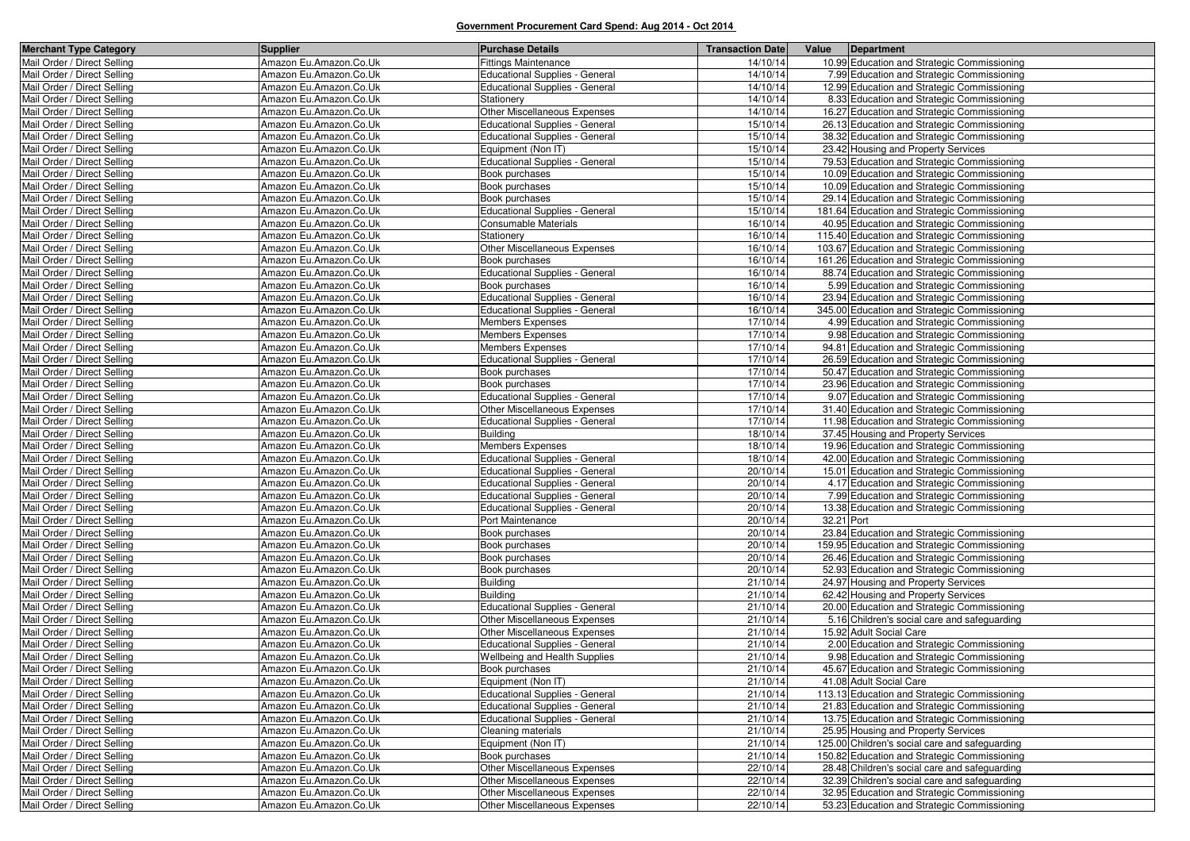**Government Procurement Card Spend: Aug 2014 - Oct 2014**

| Merchant Type Category | Supplier | Purchase Details | Transaction Date | Value | Department |
|---|---|---|---|---|---|
| Mail Order / Direct Selling | Amazon Eu.Amazon.Co.Uk | Fittings Maintenance | 14/10/14 | 10.99 | Education and Strategic Commissioning |
| Mail Order / Direct Selling | Amazon Eu.Amazon.Co.Uk | Educational Supplies - General | 14/10/14 | 7.99 | Education and Strategic Commissioning |
| Mail Order / Direct Selling | Amazon Eu.Amazon.Co.Uk | Educational Supplies - General | 14/10/14 | 12.99 | Education and Strategic Commissioning |
| Mail Order / Direct Selling | Amazon Eu.Amazon.Co.Uk | Stationery | 14/10/14 | 8.33 | Education and Strategic Commissioning |
| Mail Order / Direct Selling | Amazon Eu.Amazon.Co.Uk | Other Miscellaneous Expenses | 14/10/14 | 16.27 | Education and Strategic Commissioning |
| Mail Order / Direct Selling | Amazon Eu.Amazon.Co.Uk | Educational Supplies - General | 15/10/14 | 26.13 | Education and Strategic Commissioning |
| Mail Order / Direct Selling | Amazon Eu.Amazon.Co.Uk | Educational Supplies - General | 15/10/14 | 38.32 | Education and Strategic Commissioning |
| Mail Order / Direct Selling | Amazon Eu.Amazon.Co.Uk | Equipment (Non IT) | 15/10/14 | 23.42 | Housing and Property Services |
| Mail Order / Direct Selling | Amazon Eu.Amazon.Co.Uk | Educational Supplies - General | 15/10/14 | 79.53 | Education and Strategic Commissioning |
| Mail Order / Direct Selling | Amazon Eu.Amazon.Co.Uk | Book purchases | 15/10/14 | 10.09 | Education and Strategic Commissioning |
| Mail Order / Direct Selling | Amazon Eu.Amazon.Co.Uk | Book purchases | 15/10/14 | 10.09 | Education and Strategic Commissioning |
| Mail Order / Direct Selling | Amazon Eu.Amazon.Co.Uk | Book purchases | 15/10/14 | 29.14 | Education and Strategic Commissioning |
| Mail Order / Direct Selling | Amazon Eu.Amazon.Co.Uk | Educational Supplies - General | 15/10/14 | 181.64 | Education and Strategic Commissioning |
| Mail Order / Direct Selling | Amazon Eu.Amazon.Co.Uk | Consumable Materials | 16/10/14 | 40.95 | Education and Strategic Commissioning |
| Mail Order / Direct Selling | Amazon Eu.Amazon.Co.Uk | Stationery | 16/10/14 | 115.40 | Education and Strategic Commissioning |
| Mail Order / Direct Selling | Amazon Eu.Amazon.Co.Uk | Other Miscellaneous Expenses | 16/10/14 | 103.67 | Education and Strategic Commissioning |
| Mail Order / Direct Selling | Amazon Eu.Amazon.Co.Uk | Book purchases | 16/10/14 | 161.26 | Education and Strategic Commissioning |
| Mail Order / Direct Selling | Amazon Eu.Amazon.Co.Uk | Educational Supplies - General | 16/10/14 | 88.74 | Education and Strategic Commissioning |
| Mail Order / Direct Selling | Amazon Eu.Amazon.Co.Uk | Book purchases | 16/10/14 | 5.99 | Education and Strategic Commissioning |
| Mail Order / Direct Selling | Amazon Eu.Amazon.Co.Uk | Educational Supplies - General | 16/10/14 | 23.94 | Education and Strategic Commissioning |
| Mail Order / Direct Selling | Amazon Eu.Amazon.Co.Uk | Educational Supplies - General | 16/10/14 | 345.00 | Education and Strategic Commissioning |
| Mail Order / Direct Selling | Amazon Eu.Amazon.Co.Uk | Members Expenses | 17/10/14 | 4.99 | Education and Strategic Commissioning |
| Mail Order / Direct Selling | Amazon Eu.Amazon.Co.Uk | Members Expenses | 17/10/14 | 9.98 | Education and Strategic Commissioning |
| Mail Order / Direct Selling | Amazon Eu.Amazon.Co.Uk | Members Expenses | 17/10/14 | 94.81 | Education and Strategic Commissioning |
| Mail Order / Direct Selling | Amazon Eu.Amazon.Co.Uk | Educational Supplies - General | 17/10/14 | 26.59 | Education and Strategic Commissioning |
| Mail Order / Direct Selling | Amazon Eu.Amazon.Co.Uk | Book purchases | 17/10/14 | 50.47 | Education and Strategic Commissioning |
| Mail Order / Direct Selling | Amazon Eu.Amazon.Co.Uk | Book purchases | 17/10/14 | 23.96 | Education and Strategic Commissioning |
| Mail Order / Direct Selling | Amazon Eu.Amazon.Co.Uk | Educational Supplies - General | 17/10/14 | 9.07 | Education and Strategic Commissioning |
| Mail Order / Direct Selling | Amazon Eu.Amazon.Co.Uk | Other Miscellaneous Expenses | 17/10/14 | 31.40 | Education and Strategic Commissioning |
| Mail Order / Direct Selling | Amazon Eu.Amazon.Co.Uk | Educational Supplies - General | 17/10/14 | 11.98 | Education and Strategic Commissioning |
| Mail Order / Direct Selling | Amazon Eu.Amazon.Co.Uk | Building | 18/10/14 | 37.45 | Housing and Property Services |
| Mail Order / Direct Selling | Amazon Eu.Amazon.Co.Uk | Members Expenses | 18/10/14 | 19.96 | Education and Strategic Commissioning |
| Mail Order / Direct Selling | Amazon Eu.Amazon.Co.Uk | Educational Supplies - General | 18/10/14 | 42.00 | Education and Strategic Commissioning |
| Mail Order / Direct Selling | Amazon Eu.Amazon.Co.Uk | Educational Supplies - General | 20/10/14 | 15.01 | Education and Strategic Commissioning |
| Mail Order / Direct Selling | Amazon Eu.Amazon.Co.Uk | Educational Supplies - General | 20/10/14 | 4.17 | Education and Strategic Commissioning |
| Mail Order / Direct Selling | Amazon Eu.Amazon.Co.Uk | Educational Supplies - General | 20/10/14 | 7.99 | Education and Strategic Commissioning |
| Mail Order / Direct Selling | Amazon Eu.Amazon.Co.Uk | Educational Supplies - General | 20/10/14 | 13.38 | Education and Strategic Commissioning |
| Mail Order / Direct Selling | Amazon Eu.Amazon.Co.Uk | Port Maintenance | 20/10/14 | 32.21 | Port |
| Mail Order / Direct Selling | Amazon Eu.Amazon.Co.Uk | Book purchases | 20/10/14 | 23.84 | Education and Strategic Commissioning |
| Mail Order / Direct Selling | Amazon Eu.Amazon.Co.Uk | Book purchases | 20/10/14 | 159.95 | Education and Strategic Commissioning |
| Mail Order / Direct Selling | Amazon Eu.Amazon.Co.Uk | Book purchases | 20/10/14 | 26.46 | Education and Strategic Commissioning |
| Mail Order / Direct Selling | Amazon Eu.Amazon.Co.Uk | Book purchases | 20/10/14 | 52.93 | Education and Strategic Commissioning |
| Mail Order / Direct Selling | Amazon Eu.Amazon.Co.Uk | Building | 21/10/14 | 24.97 | Housing and Property Services |
| Mail Order / Direct Selling | Amazon Eu.Amazon.Co.Uk | Building | 21/10/14 | 62.42 | Housing and Property Services |
| Mail Order / Direct Selling | Amazon Eu.Amazon.Co.Uk | Educational Supplies - General | 21/10/14 | 20.00 | Education and Strategic Commissioning |
| Mail Order / Direct Selling | Amazon Eu.Amazon.Co.Uk | Other Miscellaneous Expenses | 21/10/14 | 5.16 | Children's social care and safeguarding |
| Mail Order / Direct Selling | Amazon Eu.Amazon.Co.Uk | Other Miscellaneous Expenses | 21/10/14 | 15.92 | Adult Social Care |
| Mail Order / Direct Selling | Amazon Eu.Amazon.Co.Uk | Educational Supplies - General | 21/10/14 | 2.00 | Education and Strategic Commissioning |
| Mail Order / Direct Selling | Amazon Eu.Amazon.Co.Uk | Wellbeing and Health Supplies | 21/10/14 | 9.98 | Education and Strategic Commissioning |
| Mail Order / Direct Selling | Amazon Eu.Amazon.Co.Uk | Book purchases | 21/10/14 | 45.67 | Education and Strategic Commissioning |
| Mail Order / Direct Selling | Amazon Eu.Amazon.Co.Uk | Equipment (Non IT) | 21/10/14 | 41.08 | Adult Social Care |
| Mail Order / Direct Selling | Amazon Eu.Amazon.Co.Uk | Educational Supplies - General | 21/10/14 | 113.13 | Education and Strategic Commissioning |
| Mail Order / Direct Selling | Amazon Eu.Amazon.Co.Uk | Educational Supplies - General | 21/10/14 | 21.83 | Education and Strategic Commissioning |
| Mail Order / Direct Selling | Amazon Eu.Amazon.Co.Uk | Educational Supplies - General | 21/10/14 | 13.75 | Education and Strategic Commissioning |
| Mail Order / Direct Selling | Amazon Eu.Amazon.Co.Uk | Cleaning materials | 21/10/14 | 25.95 | Housing and Property Services |
| Mail Order / Direct Selling | Amazon Eu.Amazon.Co.Uk | Equipment (Non IT) | 21/10/14 | 125.00 | Children's social care and safeguarding |
| Mail Order / Direct Selling | Amazon Eu.Amazon.Co.Uk | Book purchases | 21/10/14 | 150.82 | Education and Strategic Commissioning |
| Mail Order / Direct Selling | Amazon Eu.Amazon.Co.Uk | Other Miscellaneous Expenses | 22/10/14 | 28.48 | Children's social care and safeguarding |
| Mail Order / Direct Selling | Amazon Eu.Amazon.Co.Uk | Other Miscellaneous Expenses | 22/10/14 | 32.39 | Children's social care and safeguarding |
| Mail Order / Direct Selling | Amazon Eu.Amazon.Co.Uk | Other Miscellaneous Expenses | 22/10/14 | 32.95 | Education and Strategic Commissioning |
| Mail Order / Direct Selling | Amazon Eu.Amazon.Co.Uk | Other Miscellaneous Expenses | 22/10/14 | 53.23 | Education and Strategic Commissioning |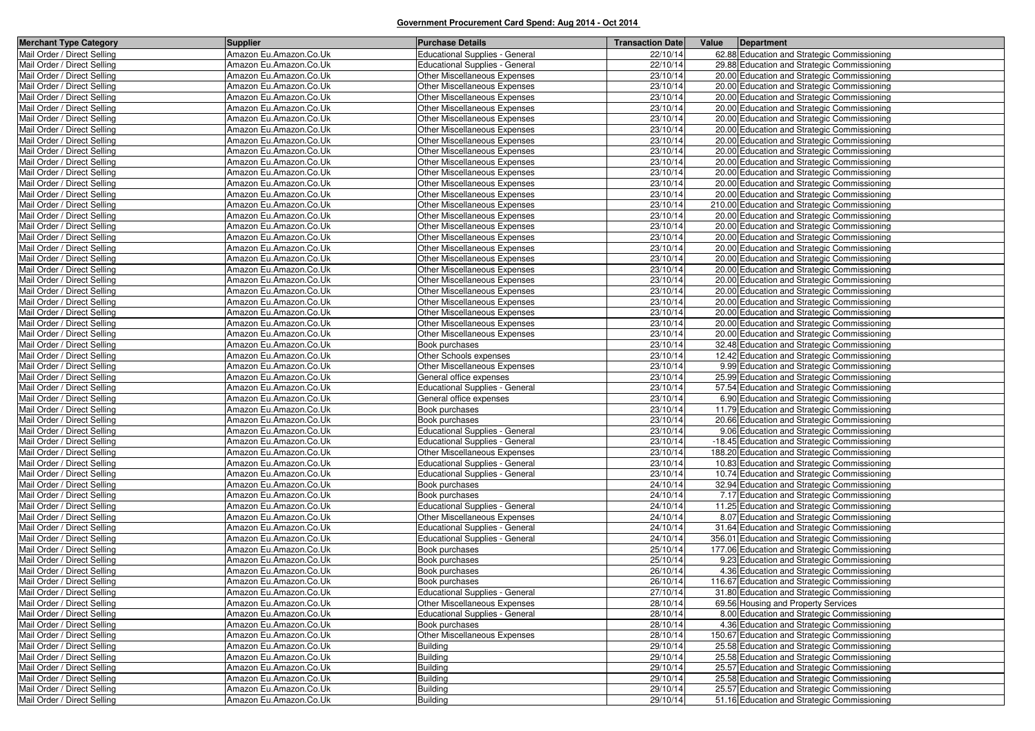## Government Procurement Card Spend: Aug 2014 - Oct 2014

| Merchant Type Category | Supplier | Purchase Details | Transaction Date | Value | Department |
|---|---|---|---|---|---|
| Mail Order / Direct Selling | Amazon Eu.Amazon.Co.Uk | Educational Supplies - General | 22/10/14 | 62.88 | Education and Strategic Commissioning |
| Mail Order / Direct Selling | Amazon Eu.Amazon.Co.Uk | Educational Supplies - General | 22/10/14 | 29.88 | Education and Strategic Commissioning |
| Mail Order / Direct Selling | Amazon Eu.Amazon.Co.Uk | Other Miscellaneous Expenses | 23/10/14 | 20.00 | Education and Strategic Commissioning |
| Mail Order / Direct Selling | Amazon Eu.Amazon.Co.Uk | Other Miscellaneous Expenses | 23/10/14 | 20.00 | Education and Strategic Commissioning |
| Mail Order / Direct Selling | Amazon Eu.Amazon.Co.Uk | Other Miscellaneous Expenses | 23/10/14 | 20.00 | Education and Strategic Commissioning |
| Mail Order / Direct Selling | Amazon Eu.Amazon.Co.Uk | Other Miscellaneous Expenses | 23/10/14 | 20.00 | Education and Strategic Commissioning |
| Mail Order / Direct Selling | Amazon Eu.Amazon.Co.Uk | Other Miscellaneous Expenses | 23/10/14 | 20.00 | Education and Strategic Commissioning |
| Mail Order / Direct Selling | Amazon Eu.Amazon.Co.Uk | Other Miscellaneous Expenses | 23/10/14 | 20.00 | Education and Strategic Commissioning |
| Mail Order / Direct Selling | Amazon Eu.Amazon.Co.Uk | Other Miscellaneous Expenses | 23/10/14 | 20.00 | Education and Strategic Commissioning |
| Mail Order / Direct Selling | Amazon Eu.Amazon.Co.Uk | Other Miscellaneous Expenses | 23/10/14 | 20.00 | Education and Strategic Commissioning |
| Mail Order / Direct Selling | Amazon Eu.Amazon.Co.Uk | Other Miscellaneous Expenses | 23/10/14 | 20.00 | Education and Strategic Commissioning |
| Mail Order / Direct Selling | Amazon Eu.Amazon.Co.Uk | Other Miscellaneous Expenses | 23/10/14 | 20.00 | Education and Strategic Commissioning |
| Mail Order / Direct Selling | Amazon Eu.Amazon.Co.Uk | Other Miscellaneous Expenses | 23/10/14 | 20.00 | Education and Strategic Commissioning |
| Mail Order / Direct Selling | Amazon Eu.Amazon.Co.Uk | Other Miscellaneous Expenses | 23/10/14 | 20.00 | Education and Strategic Commissioning |
| Mail Order / Direct Selling | Amazon Eu.Amazon.Co.Uk | Other Miscellaneous Expenses | 23/10/14 | 210.00 | Education and Strategic Commissioning |
| Mail Order / Direct Selling | Amazon Eu.Amazon.Co.Uk | Other Miscellaneous Expenses | 23/10/14 | 20.00 | Education and Strategic Commissioning |
| Mail Order / Direct Selling | Amazon Eu.Amazon.Co.Uk | Other Miscellaneous Expenses | 23/10/14 | 20.00 | Education and Strategic Commissioning |
| Mail Order / Direct Selling | Amazon Eu.Amazon.Co.Uk | Other Miscellaneous Expenses | 23/10/14 | 20.00 | Education and Strategic Commissioning |
| Mail Order / Direct Selling | Amazon Eu.Amazon.Co.Uk | Other Miscellaneous Expenses | 23/10/14 | 20.00 | Education and Strategic Commissioning |
| Mail Order / Direct Selling | Amazon Eu.Amazon.Co.Uk | Other Miscellaneous Expenses | 23/10/14 | 20.00 | Education and Strategic Commissioning |
| Mail Order / Direct Selling | Amazon Eu.Amazon.Co.Uk | Other Miscellaneous Expenses | 23/10/14 | 20.00 | Education and Strategic Commissioning |
| Mail Order / Direct Selling | Amazon Eu.Amazon.Co.Uk | Other Miscellaneous Expenses | 23/10/14 | 20.00 | Education and Strategic Commissioning |
| Mail Order / Direct Selling | Amazon Eu.Amazon.Co.Uk | Other Miscellaneous Expenses | 23/10/14 | 20.00 | Education and Strategic Commissioning |
| Mail Order / Direct Selling | Amazon Eu.Amazon.Co.Uk | Other Miscellaneous Expenses | 23/10/14 | 20.00 | Education and Strategic Commissioning |
| Mail Order / Direct Selling | Amazon Eu.Amazon.Co.Uk | Other Miscellaneous Expenses | 23/10/14 | 20.00 | Education and Strategic Commissioning |
| Mail Order / Direct Selling | Amazon Eu.Amazon.Co.Uk | Other Miscellaneous Expenses | 23/10/14 | 20.00 | Education and Strategic Commissioning |
| Mail Order / Direct Selling | Amazon Eu.Amazon.Co.Uk | Other Miscellaneous Expenses | 23/10/14 | 20.00 | Education and Strategic Commissioning |
| Mail Order / Direct Selling | Amazon Eu.Amazon.Co.Uk | Book purchases | 23/10/14 | 32.48 | Education and Strategic Commissioning |
| Mail Order / Direct Selling | Amazon Eu.Amazon.Co.Uk | Other Schools expenses | 23/10/14 | 12.42 | Education and Strategic Commissioning |
| Mail Order / Direct Selling | Amazon Eu.Amazon.Co.Uk | Other Miscellaneous Expenses | 23/10/14 | 9.99 | Education and Strategic Commissioning |
| Mail Order / Direct Selling | Amazon Eu.Amazon.Co.Uk | General office expenses | 23/10/14 | 25.99 | Education and Strategic Commissioning |
| Mail Order / Direct Selling | Amazon Eu.Amazon.Co.Uk | Educational Supplies - General | 23/10/14 | 57.54 | Education and Strategic Commissioning |
| Mail Order / Direct Selling | Amazon Eu.Amazon.Co.Uk | General office expenses | 23/10/14 | 6.90 | Education and Strategic Commissioning |
| Mail Order / Direct Selling | Amazon Eu.Amazon.Co.Uk | Book purchases | 23/10/14 | 11.79 | Education and Strategic Commissioning |
| Mail Order / Direct Selling | Amazon Eu.Amazon.Co.Uk | Book purchases | 23/10/14 | 20.66 | Education and Strategic Commissioning |
| Mail Order / Direct Selling | Amazon Eu.Amazon.Co.Uk | Educational Supplies - General | 23/10/14 | 9.06 | Education and Strategic Commissioning |
| Mail Order / Direct Selling | Amazon Eu.Amazon.Co.Uk | Educational Supplies - General | 23/10/14 | -18.45 | Education and Strategic Commissioning |
| Mail Order / Direct Selling | Amazon Eu.Amazon.Co.Uk | Other Miscellaneous Expenses | 23/10/14 | 188.20 | Education and Strategic Commissioning |
| Mail Order / Direct Selling | Amazon Eu.Amazon.Co.Uk | Educational Supplies - General | 23/10/14 | 10.83 | Education and Strategic Commissioning |
| Mail Order / Direct Selling | Amazon Eu.Amazon.Co.Uk | Educational Supplies - General | 23/10/14 | 10.74 | Education and Strategic Commissioning |
| Mail Order / Direct Selling | Amazon Eu.Amazon.Co.Uk | Book purchases | 24/10/14 | 32.94 | Education and Strategic Commissioning |
| Mail Order / Direct Selling | Amazon Eu.Amazon.Co.Uk | Book purchases | 24/10/14 | 7.17 | Education and Strategic Commissioning |
| Mail Order / Direct Selling | Amazon Eu.Amazon.Co.Uk | Educational Supplies - General | 24/10/14 | 11.25 | Education and Strategic Commissioning |
| Mail Order / Direct Selling | Amazon Eu.Amazon.Co.Uk | Other Miscellaneous Expenses | 24/10/14 | 8.07 | Education and Strategic Commissioning |
| Mail Order / Direct Selling | Amazon Eu.Amazon.Co.Uk | Educational Supplies - General | 24/10/14 | 31.64 | Education and Strategic Commissioning |
| Mail Order / Direct Selling | Amazon Eu.Amazon.Co.Uk | Educational Supplies - General | 24/10/14 | 356.01 | Education and Strategic Commissioning |
| Mail Order / Direct Selling | Amazon Eu.Amazon.Co.Uk | Book purchases | 25/10/14 | 177.06 | Education and Strategic Commissioning |
| Mail Order / Direct Selling | Amazon Eu.Amazon.Co.Uk | Book purchases | 25/10/14 | 9.23 | Education and Strategic Commissioning |
| Mail Order / Direct Selling | Amazon Eu.Amazon.Co.Uk | Book purchases | 26/10/14 | 4.36 | Education and Strategic Commissioning |
| Mail Order / Direct Selling | Amazon Eu.Amazon.Co.Uk | Book purchases | 26/10/14 | 116.67 | Education and Strategic Commissioning |
| Mail Order / Direct Selling | Amazon Eu.Amazon.Co.Uk | Educational Supplies - General | 27/10/14 | 31.80 | Education and Strategic Commissioning |
| Mail Order / Direct Selling | Amazon Eu.Amazon.Co.Uk | Other Miscellaneous Expenses | 28/10/14 | 69.56 | Housing and Property Services |
| Mail Order / Direct Selling | Amazon Eu.Amazon.Co.Uk | Educational Supplies - General | 28/10/14 | 8.00 | Education and Strategic Commissioning |
| Mail Order / Direct Selling | Amazon Eu.Amazon.Co.Uk | Book purchases | 28/10/14 | 4.36 | Education and Strategic Commissioning |
| Mail Order / Direct Selling | Amazon Eu.Amazon.Co.Uk | Other Miscellaneous Expenses | 28/10/14 | 150.67 | Education and Strategic Commissioning |
| Mail Order / Direct Selling | Amazon Eu.Amazon.Co.Uk | Building | 29/10/14 | 25.58 | Education and Strategic Commissioning |
| Mail Order / Direct Selling | Amazon Eu.Amazon.Co.Uk | Building | 29/10/14 | 25.58 | Education and Strategic Commissioning |
| Mail Order / Direct Selling | Amazon Eu.Amazon.Co.Uk | Building | 29/10/14 | 25.57 | Education and Strategic Commissioning |
| Mail Order / Direct Selling | Amazon Eu.Amazon.Co.Uk | Building | 29/10/14 | 25.58 | Education and Strategic Commissioning |
| Mail Order / Direct Selling | Amazon Eu.Amazon.Co.Uk | Building | 29/10/14 | 25.57 | Education and Strategic Commissioning |
| Mail Order / Direct Selling | Amazon Eu.Amazon.Co.Uk | Building | 29/10/14 | 51.16 | Education and Strategic Commissioning |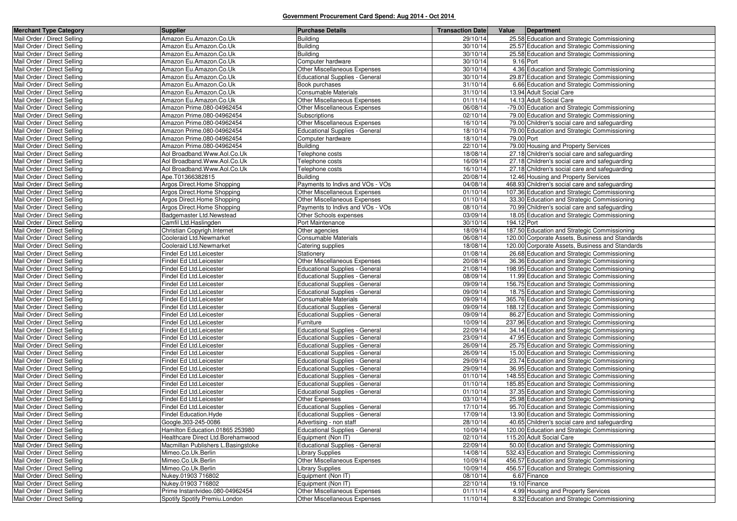**Government Procurement Card Spend: Aug 2014 - Oct 2014**

| Merchant Type Category | Supplier | Purchase Details | Transaction Date | Value | Department |
|---|---|---|---|---|---|
| Mail Order / Direct Selling | Amazon Eu.Amazon.Co.Uk | Building | 29/10/14 | 25.58 | Education and Strategic Commissioning |
| Mail Order / Direct Selling | Amazon Eu.Amazon.Co.Uk | Building | 30/10/14 | 25.57 | Education and Strategic Commissioning |
| Mail Order / Direct Selling | Amazon Eu.Amazon.Co.Uk | Building | 30/10/14 | 25.58 | Education and Strategic Commissioning |
| Mail Order / Direct Selling | Amazon Eu.Amazon.Co.Uk | Computer hardware | 30/10/14 | 9.16 | Port |
| Mail Order / Direct Selling | Amazon Eu.Amazon.Co.Uk | Other Miscellaneous Expenses | 30/10/14 | 4.36 | Education and Strategic Commissioning |
| Mail Order / Direct Selling | Amazon Eu.Amazon.Co.Uk | Educational Supplies - General | 30/10/14 | 29.87 | Education and Strategic Commissioning |
| Mail Order / Direct Selling | Amazon Eu.Amazon.Co.Uk | Book purchases | 31/10/14 | 6.66 | Education and Strategic Commissioning |
| Mail Order / Direct Selling | Amazon Eu.Amazon.Co.Uk | Consumable Materials | 31/10/14 | 13.94 | Adult Social Care |
| Mail Order / Direct Selling | Amazon Eu.Amazon.Co.Uk | Other Miscellaneous Expenses | 01/11/14 | 14.13 | Adult Social Care |
| Mail Order / Direct Selling | Amazon Prime.080-04962454 | Other Miscellaneous Expenses | 06/08/14 | -79.00 | Education and Strategic Commissioning |
| Mail Order / Direct Selling | Amazon Prime.080-04962454 | Subscriptions | 02/10/14 | 79.00 | Education and Strategic Commissioning |
| Mail Order / Direct Selling | Amazon Prime.080-04962454 | Other Miscellaneous Expenses | 16/10/14 | 79.00 | Children's social care and safeguarding |
| Mail Order / Direct Selling | Amazon Prime.080-04962454 | Educational Supplies - General | 18/10/14 | 79.00 | Education and Strategic Commissioning |
| Mail Order / Direct Selling | Amazon Prime.080-04962454 | Computer hardware | 18/10/14 | 79.00 | Port |
| Mail Order / Direct Selling | Amazon Prime.080-04962454 | Building | 22/10/14 | 79.00 | Housing and Property Services |
| Mail Order / Direct Selling | Aol Broadband.Www.Aol.Co.Uk | Telephone costs | 18/08/14 | 27.18 | Children's social care and safeguarding |
| Mail Order / Direct Selling | Aol Broadband.Www.Aol.Co.Uk | Telephone costs | 16/09/14 | 27.18 | Children's social care and safeguarding |
| Mail Order / Direct Selling | Aol Broadband.Www.Aol.Co.Uk | Telephone costs | 16/10/14 | 27.18 | Children's social care and safeguarding |
| Mail Order / Direct Selling | Ape.T01366382815 | Building | 20/08/14 | 12.46 | Housing and Property Services |
| Mail Order / Direct Selling | Argos Direct.Home Shopping | Payments to Indivs and VOs - VOs | 04/08/14 | 468.93 | Children's social care and safeguarding |
| Mail Order / Direct Selling | Argos Direct.Home Shopping | Other Miscellaneous Expenses | 01/10/14 | 107.36 | Education and Strategic Commissioning |
| Mail Order / Direct Selling | Argos Direct.Home Shopping | Other Miscellaneous Expenses | 01/10/14 | 33.30 | Education and Strategic Commissioning |
| Mail Order / Direct Selling | Argos Direct.Home Shopping | Payments to Indivs and VOs - VOs | 08/10/14 | 70.99 | Children's social care and safeguarding |
| Mail Order / Direct Selling | Badgemaster Ltd.Newstead | Other Schools expenses | 03/09/14 | 18.05 | Education and Strategic Commissioning |
| Mail Order / Direct Selling | Camfil Ltd.Haslingden | Port Maintenance | 30/10/14 | 194.12 | Port |
| Mail Order / Direct Selling | Christian Copyrigh.Internet | Other agencies | 18/09/14 | 187.50 | Education and Strategic Commissioning |
| Mail Order / Direct Selling | Cooleraid Ltd.Newmarket | Consumable Materials | 06/08/14 | 120.00 | Corporate Assets, Business and Standards |
| Mail Order / Direct Selling | Cooleraid Ltd.Newmarket | Catering supplies | 18/08/14 | 120.00 | Corporate Assets, Business and Standards |
| Mail Order / Direct Selling | Findel Ed Ltd.Leicester | Stationery | 01/08/14 | 26.68 | Education and Strategic Commissioning |
| Mail Order / Direct Selling | Findel Ed Ltd.Leicester | Other Miscellaneous Expenses | 20/08/14 | 36.36 | Education and Strategic Commissioning |
| Mail Order / Direct Selling | Findel Ed Ltd.Leicester | Educational Supplies - General | 21/08/14 | 198.95 | Education and Strategic Commissioning |
| Mail Order / Direct Selling | Findel Ed Ltd.Leicester | Educational Supplies - General | 08/09/14 | 11.99 | Education and Strategic Commissioning |
| Mail Order / Direct Selling | Findel Ed Ltd.Leicester | Educational Supplies - General | 09/09/14 | 156.75 | Education and Strategic Commissioning |
| Mail Order / Direct Selling | Findel Ed Ltd.Leicester | Educational Supplies - General | 09/09/14 | 18.75 | Education and Strategic Commissioning |
| Mail Order / Direct Selling | Findel Ed Ltd.Leicester | Consumable Materials | 09/09/14 | 365.76 | Education and Strategic Commissioning |
| Mail Order / Direct Selling | Findel Ed Ltd.Leicester | Educational Supplies - General | 09/09/14 | 188.12 | Education and Strategic Commissioning |
| Mail Order / Direct Selling | Findel Ed Ltd.Leicester | Educational Supplies - General | 09/09/14 | 86.27 | Education and Strategic Commissioning |
| Mail Order / Direct Selling | Findel Ed Ltd.Leicester | Furniture | 10/09/14 | 237.96 | Education and Strategic Commissioning |
| Mail Order / Direct Selling | Findel Ed Ltd.Leicester | Educational Supplies - General | 22/09/14 | 34.14 | Education and Strategic Commissioning |
| Mail Order / Direct Selling | Findel Ed Ltd.Leicester | Educational Supplies - General | 23/09/14 | 47.95 | Education and Strategic Commissioning |
| Mail Order / Direct Selling | Findel Ed Ltd.Leicester | Educational Supplies - General | 26/09/14 | 25.75 | Education and Strategic Commissioning |
| Mail Order / Direct Selling | Findel Ed Ltd.Leicester | Educational Supplies - General | 26/09/14 | 15.00 | Education and Strategic Commissioning |
| Mail Order / Direct Selling | Findel Ed Ltd.Leicester | Educational Supplies - General | 29/09/14 | 23.74 | Education and Strategic Commissioning |
| Mail Order / Direct Selling | Findel Ed Ltd.Leicester | Educational Supplies - General | 29/09/14 | 36.95 | Education and Strategic Commissioning |
| Mail Order / Direct Selling | Findel Ed Ltd.Leicester | Educational Supplies - General | 01/10/14 | 148.55 | Education and Strategic Commissioning |
| Mail Order / Direct Selling | Findel Ed Ltd.Leicester | Educational Supplies - General | 01/10/14 | 185.85 | Education and Strategic Commissioning |
| Mail Order / Direct Selling | Findel Ed Ltd.Leicester | Educational Supplies - General | 01/10/14 | 37.35 | Education and Strategic Commissioning |
| Mail Order / Direct Selling | Findel Ed Ltd.Leicester | Other Expenses | 03/10/14 | 25.98 | Education and Strategic Commissioning |
| Mail Order / Direct Selling | Findel Ed Ltd.Leicester | Educational Supplies - General | 17/10/14 | 95.70 | Education and Strategic Commissioning |
| Mail Order / Direct Selling | Findel Education.Hyde | Educational Supplies - General | 17/09/14 | 13.90 | Education and Strategic Commissioning |
| Mail Order / Direct Selling | Google.303-245-0086 | Advertising - non staff | 28/10/14 | 40.65 | Children's social care and safeguarding |
| Mail Order / Direct Selling | Hamilton Education.01865 253980 | Educational Supplies - General | 10/09/14 | 120.00 | Education and Strategic Commissioning |
| Mail Order / Direct Selling | Healthcare Direct Ltd.Borehamwood | Equipment (Non IT) | 02/10/14 | 115.20 | Adult Social Care |
| Mail Order / Direct Selling | Macmillan Publishers L.Basingstoke | Educational Supplies - General | 22/09/14 | 50.00 | Education and Strategic Commissioning |
| Mail Order / Direct Selling | Mimeo.Co.Uk.Berlin | Library Supplies | 14/08/14 | 532.43 | Education and Strategic Commissioning |
| Mail Order / Direct Selling | Mimeo.Co.Uk.Berlin | Other Miscellaneous Expenses | 10/09/14 | 456.57 | Education and Strategic Commissioning |
| Mail Order / Direct Selling | Mimeo.Co.Uk.Berlin | Library Supplies | 10/09/14 | 456.57 | Education and Strategic Commissioning |
| Mail Order / Direct Selling | Nukey.01903 716802 | Equipment (Non IT) | 08/10/14 | 6.67 | Finance |
| Mail Order / Direct Selling | Nukey.01903 716802 | Equipment (Non IT) | 22/10/14 | 19.10 | Finance |
| Mail Order / Direct Selling | Prime Instantvideo.080-04962454 | Other Miscellaneous Expenses | 01/11/14 | 4.99 | Housing and Property Services |
| Mail Order / Direct Selling | Spotify Spotify Premiu.London | Other Miscellaneous Expenses | 11/10/14 | 8.32 | Education and Strategic Commissioning |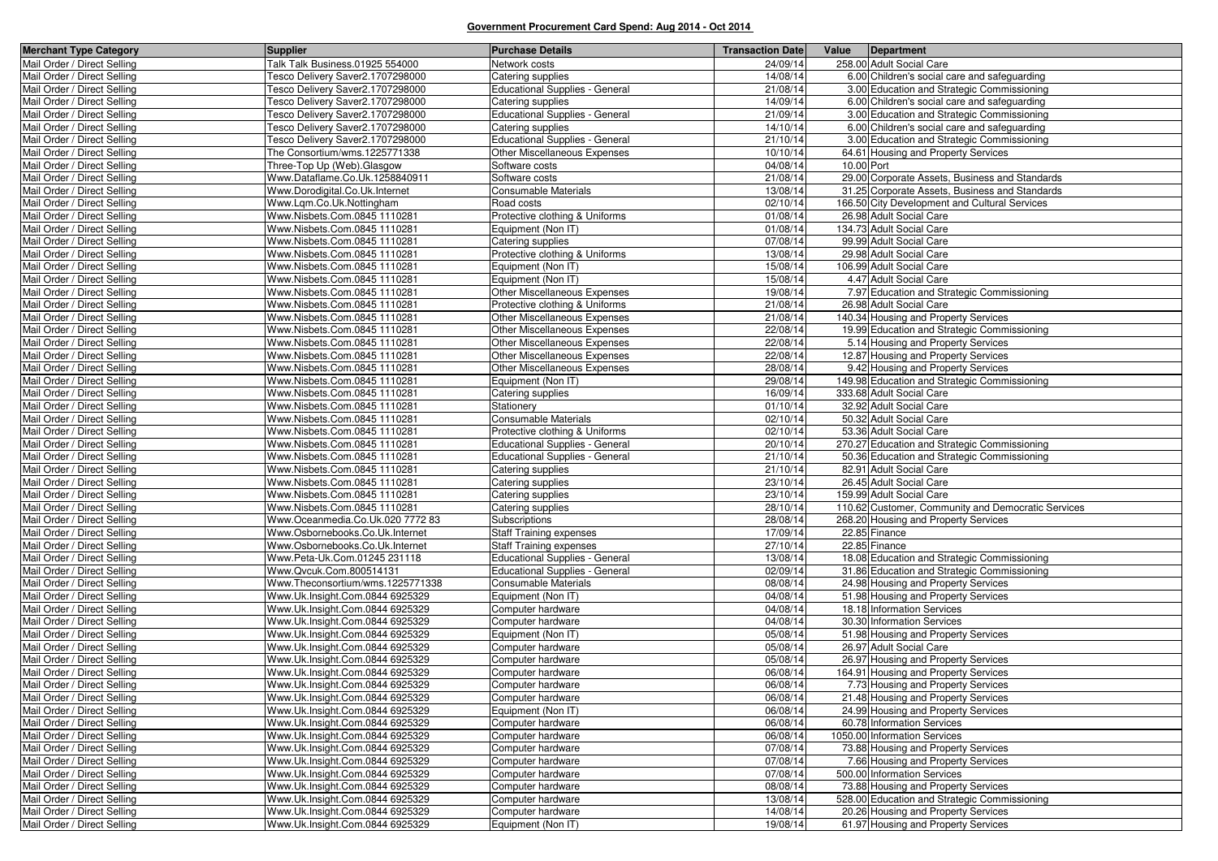**Government Procurement Card Spend: Aug 2014 - Oct 2014**

| Merchant Type Category | Supplier | Purchase Details | Transaction Date | Value | Department |
|---|---|---|---|---|---|
| Mail Order / Direct Selling | Talk Talk Business.01925 554000 | Network costs | 24/09/14 | 258.00 | Adult Social Care |
| Mail Order / Direct Selling | Tesco Delivery Saver2.1707298000 | Catering supplies | 14/08/14 | 6.00 | Children's social care and safeguarding |
| Mail Order / Direct Selling | Tesco Delivery Saver2.1707298000 | Educational Supplies - General | 21/08/14 | 3.00 | Education and Strategic Commissioning |
| Mail Order / Direct Selling | Tesco Delivery Saver2.1707298000 | Catering supplies | 14/09/14 | 6.00 | Children's social care and safeguarding |
| Mail Order / Direct Selling | Tesco Delivery Saver2.1707298000 | Educational Supplies - General | 21/09/14 | 3.00 | Education and Strategic Commissioning |
| Mail Order / Direct Selling | Tesco Delivery Saver2.1707298000 | Catering supplies | 14/10/14 | 6.00 | Children's social care and safeguarding |
| Mail Order / Direct Selling | Tesco Delivery Saver2.1707298000 | Educational Supplies - General | 21/10/14 | 3.00 | Education and Strategic Commissioning |
| Mail Order / Direct Selling | The Consortium/wms.1225771338 | Other Miscellaneous Expenses | 10/10/14 | 64.61 | Housing and Property Services |
| Mail Order / Direct Selling | Three-Top Up (Web).Glasgow | Software costs | 04/08/14 | 10.00 | Port |
| Mail Order / Direct Selling | Www.Dataflame.Co.Uk.1258840911 | Software costs | 21/08/14 | 29.00 | Corporate Assets, Business and Standards |
| Mail Order / Direct Selling | Www.Dorodigital.Co.Uk.Internet | Consumable Materials | 13/08/14 | 31.25 | Corporate Assets, Business and Standards |
| Mail Order / Direct Selling | Www.Lqm.Co.Uk.Nottingham | Road costs | 02/10/14 | 166.50 | City Development and Cultural Services |
| Mail Order / Direct Selling | Www.Nisbets.Com.0845 1110281 | Protective clothing & Uniforms | 01/08/14 | 26.98 | Adult Social Care |
| Mail Order / Direct Selling | Www.Nisbets.Com.0845 1110281 | Equipment (Non IT) | 01/08/14 | 134.73 | Adult Social Care |
| Mail Order / Direct Selling | Www.Nisbets.Com.0845 1110281 | Catering supplies | 07/08/14 | 99.99 | Adult Social Care |
| Mail Order / Direct Selling | Www.Nisbets.Com.0845 1110281 | Protective clothing & Uniforms | 13/08/14 | 29.98 | Adult Social Care |
| Mail Order / Direct Selling | Www.Nisbets.Com.0845 1110281 | Equipment (Non IT) | 15/08/14 | 106.99 | Adult Social Care |
| Mail Order / Direct Selling | Www.Nisbets.Com.0845 1110281 | Equipment (Non IT) | 15/08/14 | 4.47 | Adult Social Care |
| Mail Order / Direct Selling | Www.Nisbets.Com.0845 1110281 | Other Miscellaneous Expenses | 19/08/14 | 7.97 | Education and Strategic Commissioning |
| Mail Order / Direct Selling | Www.Nisbets.Com.0845 1110281 | Protective clothing & Uniforms | 21/08/14 | 26.98 | Adult Social Care |
| Mail Order / Direct Selling | Www.Nisbets.Com.0845 1110281 | Other Miscellaneous Expenses | 21/08/14 | 140.34 | Housing and Property Services |
| Mail Order / Direct Selling | Www.Nisbets.Com.0845 1110281 | Other Miscellaneous Expenses | 22/08/14 | 19.99 | Education and Strategic Commissioning |
| Mail Order / Direct Selling | Www.Nisbets.Com.0845 1110281 | Other Miscellaneous Expenses | 22/08/14 | 5.14 | Housing and Property Services |
| Mail Order / Direct Selling | Www.Nisbets.Com.0845 1110281 | Other Miscellaneous Expenses | 22/08/14 | 12.87 | Housing and Property Services |
| Mail Order / Direct Selling | Www.Nisbets.Com.0845 1110281 | Other Miscellaneous Expenses | 28/08/14 | 9.42 | Housing and Property Services |
| Mail Order / Direct Selling | Www.Nisbets.Com.0845 1110281 | Equipment (Non IT) | 29/08/14 | 149.98 | Education and Strategic Commissioning |
| Mail Order / Direct Selling | Www.Nisbets.Com.0845 1110281 | Catering supplies | 16/09/14 | 333.68 | Adult Social Care |
| Mail Order / Direct Selling | Www.Nisbets.Com.0845 1110281 | Stationery | 01/10/14 | 32.92 | Adult Social Care |
| Mail Order / Direct Selling | Www.Nisbets.Com.0845 1110281 | Consumable Materials | 02/10/14 | 50.32 | Adult Social Care |
| Mail Order / Direct Selling | Www.Nisbets.Com.0845 1110281 | Protective clothing & Uniforms | 02/10/14 | 53.36 | Adult Social Care |
| Mail Order / Direct Selling | Www.Nisbets.Com.0845 1110281 | Educational Supplies - General | 20/10/14 | 270.27 | Education and Strategic Commissioning |
| Mail Order / Direct Selling | Www.Nisbets.Com.0845 1110281 | Educational Supplies - General | 21/10/14 | 50.36 | Education and Strategic Commissioning |
| Mail Order / Direct Selling | Www.Nisbets.Com.0845 1110281 | Catering supplies | 21/10/14 | 82.91 | Adult Social Care |
| Mail Order / Direct Selling | Www.Nisbets.Com.0845 1110281 | Catering supplies | 23/10/14 | 26.45 | Adult Social Care |
| Mail Order / Direct Selling | Www.Nisbets.Com.0845 1110281 | Catering supplies | 23/10/14 | 159.99 | Adult Social Care |
| Mail Order / Direct Selling | Www.Nisbets.Com.0845 1110281 | Catering supplies | 28/10/14 | 110.62 | Customer, Community and Democratic Services |
| Mail Order / Direct Selling | Www.Oceanmedia.Co.Uk.020 7772 83 | Subscriptions | 28/08/14 | 268.20 | Housing and Property Services |
| Mail Order / Direct Selling | Www.Osbornebooks.Co.Uk.Internet | Staff Training expenses | 17/09/14 | 22.85 | Finance |
| Mail Order / Direct Selling | Www.Osbornebooks.Co.Uk.Internet | Staff Training expenses | 27/10/14 | 22.85 | Finance |
| Mail Order / Direct Selling | Www.Peta-Uk.Com.01245 231118 | Educational Supplies - General | 13/08/14 | 18.08 | Education and Strategic Commissioning |
| Mail Order / Direct Selling | Www.Qvcuk.Com.800514131 | Educational Supplies - General | 02/09/14 | 31.86 | Education and Strategic Commissioning |
| Mail Order / Direct Selling | Www.Theconsortium/wms.1225771338 | Consumable Materials | 08/08/14 | 24.98 | Housing and Property Services |
| Mail Order / Direct Selling | Www.Uk.Insight.Com.0844 6925329 | Equipment (Non IT) | 04/08/14 | 51.98 | Housing and Property Services |
| Mail Order / Direct Selling | Www.Uk.Insight.Com.0844 6925329 | Computer hardware | 04/08/14 | 18.18 | Information Services |
| Mail Order / Direct Selling | Www.Uk.Insight.Com.0844 6925329 | Computer hardware | 04/08/14 | 30.30 | Information Services |
| Mail Order / Direct Selling | Www.Uk.Insight.Com.0844 6925329 | Equipment (Non IT) | 05/08/14 | 51.98 | Housing and Property Services |
| Mail Order / Direct Selling | Www.Uk.Insight.Com.0844 6925329 | Computer hardware | 05/08/14 | 26.97 | Adult Social Care |
| Mail Order / Direct Selling | Www.Uk.Insight.Com.0844 6925329 | Computer hardware | 05/08/14 | 26.97 | Housing and Property Services |
| Mail Order / Direct Selling | Www.Uk.Insight.Com.0844 6925329 | Computer hardware | 06/08/14 | 164.91 | Housing and Property Services |
| Mail Order / Direct Selling | Www.Uk.Insight.Com.0844 6925329 | Computer hardware | 06/08/14 | 7.73 | Housing and Property Services |
| Mail Order / Direct Selling | Www.Uk.Insight.Com.0844 6925329 | Computer hardware | 06/08/14 | 21.48 | Housing and Property Services |
| Mail Order / Direct Selling | Www.Uk.Insight.Com.0844 6925329 | Equipment (Non IT) | 06/08/14 | 24.99 | Housing and Property Services |
| Mail Order / Direct Selling | Www.Uk.Insight.Com.0844 6925329 | Computer hardware | 06/08/14 | 60.78 | Information Services |
| Mail Order / Direct Selling | Www.Uk.Insight.Com.0844 6925329 | Computer hardware | 06/08/14 | 1050.00 | Information Services |
| Mail Order / Direct Selling | Www.Uk.Insight.Com.0844 6925329 | Computer hardware | 07/08/14 | 73.88 | Housing and Property Services |
| Mail Order / Direct Selling | Www.Uk.Insight.Com.0844 6925329 | Computer hardware | 07/08/14 | 7.66 | Housing and Property Services |
| Mail Order / Direct Selling | Www.Uk.Insight.Com.0844 6925329 | Computer hardware | 07/08/14 | 500.00 | Information Services |
| Mail Order / Direct Selling | Www.Uk.Insight.Com.0844 6925329 | Computer hardware | 08/08/14 | 73.88 | Housing and Property Services |
| Mail Order / Direct Selling | Www.Uk.Insight.Com.0844 6925329 | Computer hardware | 13/08/14 | 528.00 | Education and Strategic Commissioning |
| Mail Order / Direct Selling | Www.Uk.Insight.Com.0844 6925329 | Computer hardware | 14/08/14 | 20.26 | Housing and Property Services |
| Mail Order / Direct Selling | Www.Uk.Insight.Com.0844 6925329 | Equipment (Non IT) | 19/08/14 | 61.97 | Housing and Property Services |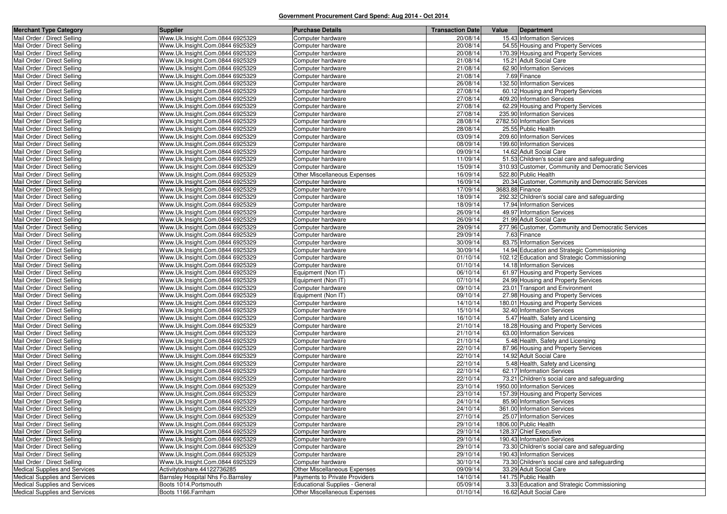**Government Procurement Card Spend: Aug 2014 - Oct 2014**

| Merchant Type Category | Supplier | Purchase Details | Transaction Date | Value | Department |
|---|---|---|---|---|---|
| Mail Order / Direct Selling | Www.Uk.Insight.Com.0844 6925329 | Computer hardware | 20/08/14 | 15.43 | Information Services |
| Mail Order / Direct Selling | Www.Uk.Insight.Com.0844 6925329 | Computer hardware | 20/08/14 | 54.55 | Housing and Property Services |
| Mail Order / Direct Selling | Www.Uk.Insight.Com.0844 6925329 | Computer hardware | 20/08/14 | 170.39 | Housing and Property Services |
| Mail Order / Direct Selling | Www.Uk.Insight.Com.0844 6925329 | Computer hardware | 21/08/14 | 15.21 | Adult Social Care |
| Mail Order / Direct Selling | Www.Uk.Insight.Com.0844 6925329 | Computer hardware | 21/08/14 | 62.90 | Information Services |
| Mail Order / Direct Selling | Www.Uk.Insight.Com.0844 6925329 | Computer hardware | 21/08/14 | 7.69 | Finance |
| Mail Order / Direct Selling | Www.Uk.Insight.Com.0844 6925329 | Computer hardware | 26/08/14 | 132.50 | Information Services |
| Mail Order / Direct Selling | Www.Uk.Insight.Com.0844 6925329 | Computer hardware | 27/08/14 | 60.12 | Housing and Property Services |
| Mail Order / Direct Selling | Www.Uk.Insight.Com.0844 6925329 | Computer hardware | 27/08/14 | 409.20 | Information Services |
| Mail Order / Direct Selling | Www.Uk.Insight.Com.0844 6925329 | Computer hardware | 27/08/14 | 62.29 | Housing and Property Services |
| Mail Order / Direct Selling | Www.Uk.Insight.Com.0844 6925329 | Computer hardware | 27/08/14 | 235.90 | Information Services |
| Mail Order / Direct Selling | Www.Uk.Insight.Com.0844 6925329 | Computer hardware | 28/08/14 | 2782.50 | Information Services |
| Mail Order / Direct Selling | Www.Uk.Insight.Com.0844 6925329 | Computer hardware | 28/08/14 | 25.55 | Public Health |
| Mail Order / Direct Selling | Www.Uk.Insight.Com.0844 6925329 | Computer hardware | 03/09/14 | 209.60 | Information Services |
| Mail Order / Direct Selling | Www.Uk.Insight.Com.0844 6925329 | Computer hardware | 08/09/14 | 199.60 | Information Services |
| Mail Order / Direct Selling | Www.Uk.Insight.Com.0844 6925329 | Computer hardware | 09/09/14 | 14.62 | Adult Social Care |
| Mail Order / Direct Selling | Www.Uk.Insight.Com.0844 6925329 | Computer hardware | 11/09/14 | 51.53 | Children's social care and safeguarding |
| Mail Order / Direct Selling | Www.Uk.Insight.Com.0844 6925329 | Computer hardware | 15/09/14 | 310.93 | Customer, Community and Democratic Services |
| Mail Order / Direct Selling | Www.Uk.Insight.Com.0844 6925329 | Other Miscellaneous Expenses | 16/09/14 | 522.80 | Public Health |
| Mail Order / Direct Selling | Www.Uk.Insight.Com.0844 6925329 | Computer hardware | 16/09/14 | 20.34 | Customer, Community and Democratic Services |
| Mail Order / Direct Selling | Www.Uk.Insight.Com.0844 6925329 | Computer hardware | 17/09/14 | 3683.88 | Finance |
| Mail Order / Direct Selling | Www.Uk.Insight.Com.0844 6925329 | Computer hardware | 18/09/14 | 292.32 | Children's social care and safeguarding |
| Mail Order / Direct Selling | Www.Uk.Insight.Com.0844 6925329 | Computer hardware | 18/09/14 | 17.94 | Information Services |
| Mail Order / Direct Selling | Www.Uk.Insight.Com.0844 6925329 | Computer hardware | 26/09/14 | 49.97 | Information Services |
| Mail Order / Direct Selling | Www.Uk.Insight.Com.0844 6925329 | Computer hardware | 26/09/14 | 21.99 | Adult Social Care |
| Mail Order / Direct Selling | Www.Uk.Insight.Com.0844 6925329 | Computer hardware | 29/09/14 | 277.96 | Customer, Community and Democratic Services |
| Mail Order / Direct Selling | Www.Uk.Insight.Com.0844 6925329 | Computer hardware | 29/09/14 | 7.63 | Finance |
| Mail Order / Direct Selling | Www.Uk.Insight.Com.0844 6925329 | Computer hardware | 30/09/14 | 83.75 | Information Services |
| Mail Order / Direct Selling | Www.Uk.Insight.Com.0844 6925329 | Computer hardware | 30/09/14 | 14.94 | Education and Strategic Commissioning |
| Mail Order / Direct Selling | Www.Uk.Insight.Com.0844 6925329 | Computer hardware | 01/10/14 | 102.12 | Education and Strategic Commissioning |
| Mail Order / Direct Selling | Www.Uk.Insight.Com.0844 6925329 | Computer hardware | 01/10/14 | 14.18 | Information Services |
| Mail Order / Direct Selling | Www.Uk.Insight.Com.0844 6925329 | Equipment (Non IT) | 06/10/14 | 61.97 | Housing and Property Services |
| Mail Order / Direct Selling | Www.Uk.Insight.Com.0844 6925329 | Equipment (Non IT) | 07/10/14 | 24.99 | Housing and Property Services |
| Mail Order / Direct Selling | Www.Uk.Insight.Com.0844 6925329 | Computer hardware | 09/10/14 | 23.01 | Transport and Environment |
| Mail Order / Direct Selling | Www.Uk.Insight.Com.0844 6925329 | Equipment (Non IT) | 09/10/14 | 27.98 | Housing and Property Services |
| Mail Order / Direct Selling | Www.Uk.Insight.Com.0844 6925329 | Computer hardware | 14/10/14 | 180.01 | Housing and Property Services |
| Mail Order / Direct Selling | Www.Uk.Insight.Com.0844 6925329 | Computer hardware | 15/10/14 | 32.40 | Information Services |
| Mail Order / Direct Selling | Www.Uk.Insight.Com.0844 6925329 | Computer hardware | 16/10/14 | 5.47 | Health, Safety and Licensing |
| Mail Order / Direct Selling | Www.Uk.Insight.Com.0844 6925329 | Computer hardware | 21/10/14 | 18.28 | Housing and Property Services |
| Mail Order / Direct Selling | Www.Uk.Insight.Com.0844 6925329 | Computer hardware | 21/10/14 | 63.00 | Information Services |
| Mail Order / Direct Selling | Www.Uk.Insight.Com.0844 6925329 | Computer hardware | 21/10/14 | 5.48 | Health, Safety and Licensing |
| Mail Order / Direct Selling | Www.Uk.Insight.Com.0844 6925329 | Computer hardware | 22/10/14 | 87.96 | Housing and Property Services |
| Mail Order / Direct Selling | Www.Uk.Insight.Com.0844 6925329 | Computer hardware | 22/10/14 | 14.92 | Adult Social Care |
| Mail Order / Direct Selling | Www.Uk.Insight.Com.0844 6925329 | Computer hardware | 22/10/14 | 5.48 | Health, Safety and Licensing |
| Mail Order / Direct Selling | Www.Uk.Insight.Com.0844 6925329 | Computer hardware | 22/10/14 | 62.17 | Information Services |
| Mail Order / Direct Selling | Www.Uk.Insight.Com.0844 6925329 | Computer hardware | 22/10/14 | 73.21 | Children's social care and safeguarding |
| Mail Order / Direct Selling | Www.Uk.Insight.Com.0844 6925329 | Computer hardware | 23/10/14 | 1950.00 | Information Services |
| Mail Order / Direct Selling | Www.Uk.Insight.Com.0844 6925329 | Computer hardware | 23/10/14 | 157.39 | Housing and Property Services |
| Mail Order / Direct Selling | Www.Uk.Insight.Com.0844 6925329 | Computer hardware | 24/10/14 | 85.90 | Information Services |
| Mail Order / Direct Selling | Www.Uk.Insight.Com.0844 6925329 | Computer hardware | 24/10/14 | 361.00 | Information Services |
| Mail Order / Direct Selling | Www.Uk.Insight.Com.0844 6925329 | Computer hardware | 27/10/14 | 25.07 | Information Services |
| Mail Order / Direct Selling | Www.Uk.Insight.Com.0844 6925329 | Computer hardware | 29/10/14 | 1806.00 | Public Health |
| Mail Order / Direct Selling | Www.Uk.Insight.Com.0844 6925329 | Computer hardware | 29/10/14 | 128.37 | Chief Executive |
| Mail Order / Direct Selling | Www.Uk.Insight.Com.0844 6925329 | Computer hardware | 29/10/14 | 190.43 | Information Services |
| Mail Order / Direct Selling | Www.Uk.Insight.Com.0844 6925329 | Computer hardware | 29/10/14 | 73.30 | Children's social care and safeguarding |
| Mail Order / Direct Selling | Www.Uk.Insight.Com.0844 6925329 | Computer hardware | 29/10/14 | 190.43 | Information Services |
| Mail Order / Direct Selling | Www.Uk.Insight.Com.0844 6925329 | Computer hardware | 30/10/14 | 73.30 | Children's social care and safeguarding |
| Medical Supplies and Services | Activitytoshare.44122736285 | Other Miscellaneous Expenses | 09/09/14 | 33.29 | Adult Social Care |
| Medical Supplies and Services | Barnsley Hospital Nhs Fo.Barnsley | Payments to Private Providers | 14/10/14 | 141.75 | Public Health |
| Medical Supplies and Services | Boots 1014.Portsmouth | Educational Supplies - General | 05/09/14 | 3.33 | Education and Strategic Commissioning |
| Medical Supplies and Services | Boots 1166.Farnham | Other Miscellaneous Expenses | 01/10/14 | 16.62 | Adult Social Care |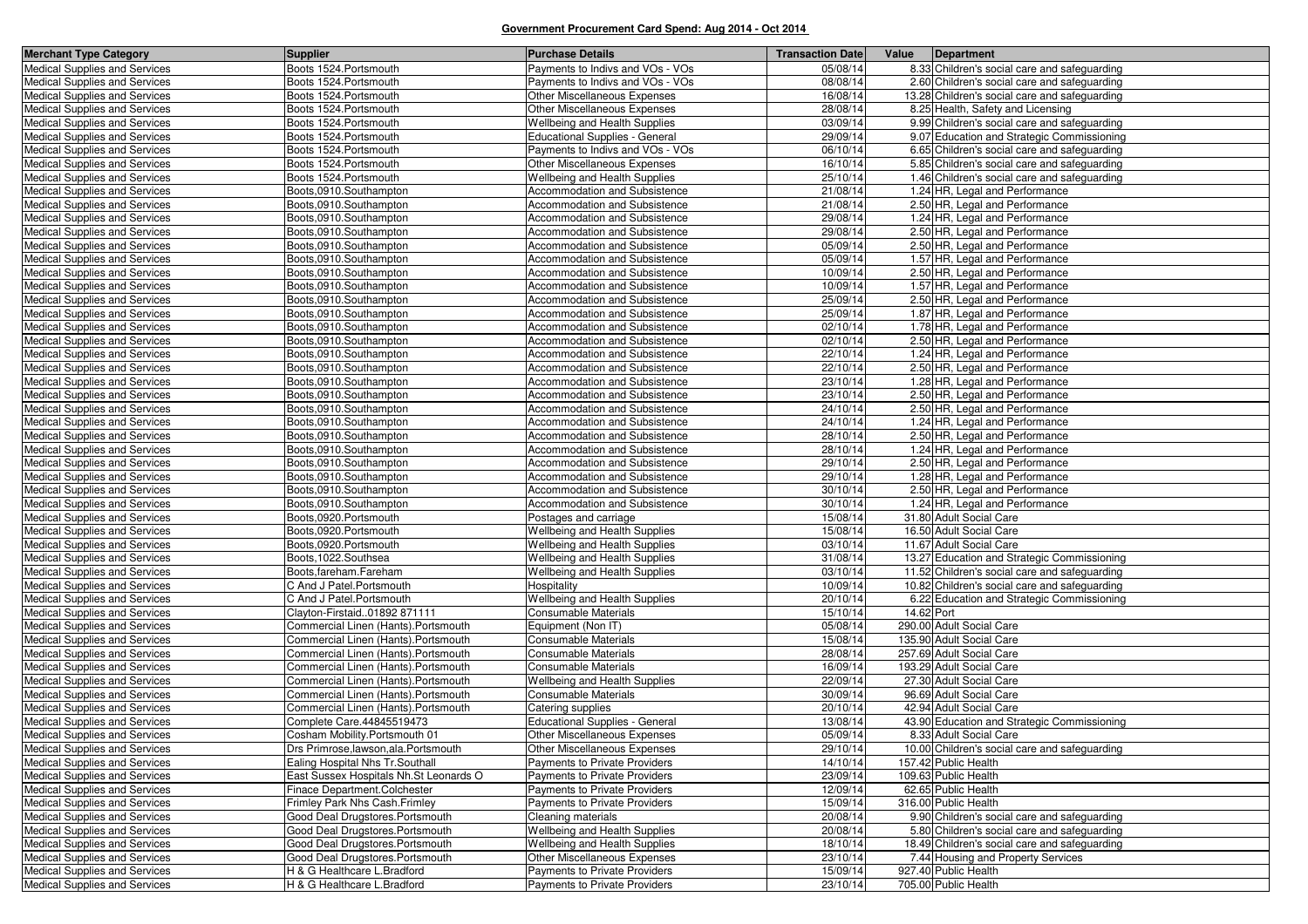## Government Procurement Card Spend: Aug 2014 - Oct 2014

| Merchant Type Category | Supplier | Purchase Details | Transaction Date | Value | Department |
|---|---|---|---|---|---|
| Medical Supplies and Services | Boots 1524.Portsmouth | Payments to Indivs and VOs - VOs | 05/08/14 | 8.33 | Children's social care and safeguarding |
| Medical Supplies and Services | Boots 1524.Portsmouth | Payments to Indivs and VOs - VOs | 08/08/14 | 2.60 | Children's social care and safeguarding |
| Medical Supplies and Services | Boots 1524.Portsmouth | Other Miscellaneous Expenses | 16/08/14 | 13.28 | Children's social care and safeguarding |
| Medical Supplies and Services | Boots 1524.Portsmouth | Other Miscellaneous Expenses | 28/08/14 | 8.25 | Health, Safety and Licensing |
| Medical Supplies and Services | Boots 1524.Portsmouth | Wellbeing and Health Supplies | 03/09/14 | 9.99 | Children's social care and safeguarding |
| Medical Supplies and Services | Boots 1524.Portsmouth | Educational Supplies - General | 29/09/14 | 9.07 | Education and Strategic Commissioning |
| Medical Supplies and Services | Boots 1524.Portsmouth | Payments to Indivs and VOs - VOs | 06/10/14 | 6.65 | Children's social care and safeguarding |
| Medical Supplies and Services | Boots 1524.Portsmouth | Other Miscellaneous Expenses | 16/10/14 | 5.85 | Children's social care and safeguarding |
| Medical Supplies and Services | Boots 1524.Portsmouth | Wellbeing and Health Supplies | 25/10/14 | 1.46 | Children's social care and safeguarding |
| Medical Supplies and Services | Boots,0910.Southampton | Accommodation and Subsistence | 21/08/14 | 1.24 | HR, Legal and Performance |
| Medical Supplies and Services | Boots,0910.Southampton | Accommodation and Subsistence | 21/08/14 | 2.50 | HR, Legal and Performance |
| Medical Supplies and Services | Boots,0910.Southampton | Accommodation and Subsistence | 29/08/14 | 1.24 | HR, Legal and Performance |
| Medical Supplies and Services | Boots,0910.Southampton | Accommodation and Subsistence | 29/08/14 | 2.50 | HR, Legal and Performance |
| Medical Supplies and Services | Boots,0910.Southampton | Accommodation and Subsistence | 05/09/14 | 2.50 | HR, Legal and Performance |
| Medical Supplies and Services | Boots,0910.Southampton | Accommodation and Subsistence | 05/09/14 | 1.57 | HR, Legal and Performance |
| Medical Supplies and Services | Boots,0910.Southampton | Accommodation and Subsistence | 10/09/14 | 2.50 | HR, Legal and Performance |
| Medical Supplies and Services | Boots,0910.Southampton | Accommodation and Subsistence | 10/09/14 | 1.57 | HR, Legal and Performance |
| Medical Supplies and Services | Boots,0910.Southampton | Accommodation and Subsistence | 25/09/14 | 2.50 | HR, Legal and Performance |
| Medical Supplies and Services | Boots,0910.Southampton | Accommodation and Subsistence | 25/09/14 | 1.87 | HR, Legal and Performance |
| Medical Supplies and Services | Boots,0910.Southampton | Accommodation and Subsistence | 02/10/14 | 1.78 | HR, Legal and Performance |
| Medical Supplies and Services | Boots,0910.Southampton | Accommodation and Subsistence | 02/10/14 | 2.50 | HR, Legal and Performance |
| Medical Supplies and Services | Boots,0910.Southampton | Accommodation and Subsistence | 22/10/14 | 1.24 | HR, Legal and Performance |
| Medical Supplies and Services | Boots,0910.Southampton | Accommodation and Subsistence | 22/10/14 | 2.50 | HR, Legal and Performance |
| Medical Supplies and Services | Boots,0910.Southampton | Accommodation and Subsistence | 23/10/14 | 1.28 | HR, Legal and Performance |
| Medical Supplies and Services | Boots,0910.Southampton | Accommodation and Subsistence | 23/10/14 | 2.50 | HR, Legal and Performance |
| Medical Supplies and Services | Boots,0910.Southampton | Accommodation and Subsistence | 24/10/14 | 2.50 | HR, Legal and Performance |
| Medical Supplies and Services | Boots,0910.Southampton | Accommodation and Subsistence | 24/10/14 | 1.24 | HR, Legal and Performance |
| Medical Supplies and Services | Boots,0910.Southampton | Accommodation and Subsistence | 28/10/14 | 2.50 | HR, Legal and Performance |
| Medical Supplies and Services | Boots,0910.Southampton | Accommodation and Subsistence | 28/10/14 | 1.24 | HR, Legal and Performance |
| Medical Supplies and Services | Boots,0910.Southampton | Accommodation and Subsistence | 29/10/14 | 2.50 | HR, Legal and Performance |
| Medical Supplies and Services | Boots,0910.Southampton | Accommodation and Subsistence | 29/10/14 | 1.28 | HR, Legal and Performance |
| Medical Supplies and Services | Boots,0910.Southampton | Accommodation and Subsistence | 30/10/14 | 2.50 | HR, Legal and Performance |
| Medical Supplies and Services | Boots,0910.Southampton | Accommodation and Subsistence | 30/10/14 | 1.24 | HR, Legal and Performance |
| Medical Supplies and Services | Boots,0920.Portsmouth | Postages and carriage | 15/08/14 | 31.80 | Adult Social Care |
| Medical Supplies and Services | Boots,0920.Portsmouth | Wellbeing and Health Supplies | 15/08/14 | 16.50 | Adult Social Care |
| Medical Supplies and Services | Boots,0920.Portsmouth | Wellbeing and Health Supplies | 03/10/14 | 11.67 | Adult Social Care |
| Medical Supplies and Services | Boots,1022.Southsea | Wellbeing and Health Supplies | 31/08/14 | 13.27 | Education and Strategic Commissioning |
| Medical Supplies and Services | Boots.fareham.Fareham | Wellbeing and Health Supplies | 03/10/14 | 11.52 | Children's social care and safeguarding |
| Medical Supplies and Services | C And J Patel.Portsmouth | Hospitality | 10/09/14 | 10.82 | Children's social care and safeguarding |
| Medical Supplies and Services | C And J Patel.Portsmouth | Wellbeing and Health Supplies | 20/10/14 | 6.22 | Education and Strategic Commissioning |
| Medical Supplies and Services | Clayton-Firstaid..01892 871111 | Consumable Materials | 15/10/14 | 14.62 | Port |
| Medical Supplies and Services | Commercial Linen (Hants).Portsmouth | Equipment (Non IT) | 05/08/14 | 290.00 | Adult Social Care |
| Medical Supplies and Services | Commercial Linen (Hants).Portsmouth | Consumable Materials | 15/08/14 | 135.90 | Adult Social Care |
| Medical Supplies and Services | Commercial Linen (Hants).Portsmouth | Consumable Materials | 28/08/14 | 257.69 | Adult Social Care |
| Medical Supplies and Services | Commercial Linen (Hants).Portsmouth | Consumable Materials | 16/09/14 | 193.29 | Adult Social Care |
| Medical Supplies and Services | Commercial Linen (Hants).Portsmouth | Wellbeing and Health Supplies | 22/09/14 | 27.30 | Adult Social Care |
| Medical Supplies and Services | Commercial Linen (Hants).Portsmouth | Consumable Materials | 30/09/14 | 96.69 | Adult Social Care |
| Medical Supplies and Services | Commercial Linen (Hants).Portsmouth | Catering supplies | 20/10/14 | 42.94 | Adult Social Care |
| Medical Supplies and Services | Complete Care.44845519473 | Educational Supplies - General | 13/08/14 | 43.90 | Education and Strategic Commissioning |
| Medical Supplies and Services | Cosham Mobility.Portsmouth 01 | Other Miscellaneous Expenses | 05/09/14 | 8.33 | Adult Social Care |
| Medical Supplies and Services | Drs Primrose,lawson,ala.Portsmouth | Other Miscellaneous Expenses | 29/10/14 | 10.00 | Children's social care and safeguarding |
| Medical Supplies and Services | Ealing Hospital Nhs Tr.Southall | Payments to Private Providers | 14/10/14 | 157.42 | Public Health |
| Medical Supplies and Services | East Sussex Hospitals Nh.St Leonards O | Payments to Private Providers | 23/09/14 | 109.63 | Public Health |
| Medical Supplies and Services | Finace Department.Colchester | Payments to Private Providers | 12/09/14 | 62.65 | Public Health |
| Medical Supplies and Services | Frimley Park Nhs Cash.Frimley | Payments to Private Providers | 15/09/14 | 316.00 | Public Health |
| Medical Supplies and Services | Good Deal Drugstores.Portsmouth | Cleaning materials | 20/08/14 | 9.90 | Children's social care and safeguarding |
| Medical Supplies and Services | Good Deal Drugstores.Portsmouth | Wellbeing and Health Supplies | 20/08/14 | 5.80 | Children's social care and safeguarding |
| Medical Supplies and Services | Good Deal Drugstores.Portsmouth | Wellbeing and Health Supplies | 18/10/14 | 18.49 | Children's social care and safeguarding |
| Medical Supplies and Services | Good Deal Drugstores.Portsmouth | Other Miscellaneous Expenses | 23/10/14 | 7.44 | Housing and Property Services |
| Medical Supplies and Services | H & G Healthcare L.Bradford | Payments to Private Providers | 15/09/14 | 927.40 | Public Health |
| Medical Supplies and Services | H & G Healthcare L.Bradford | Payments to Private Providers | 23/10/14 | 705.00 | Public Health |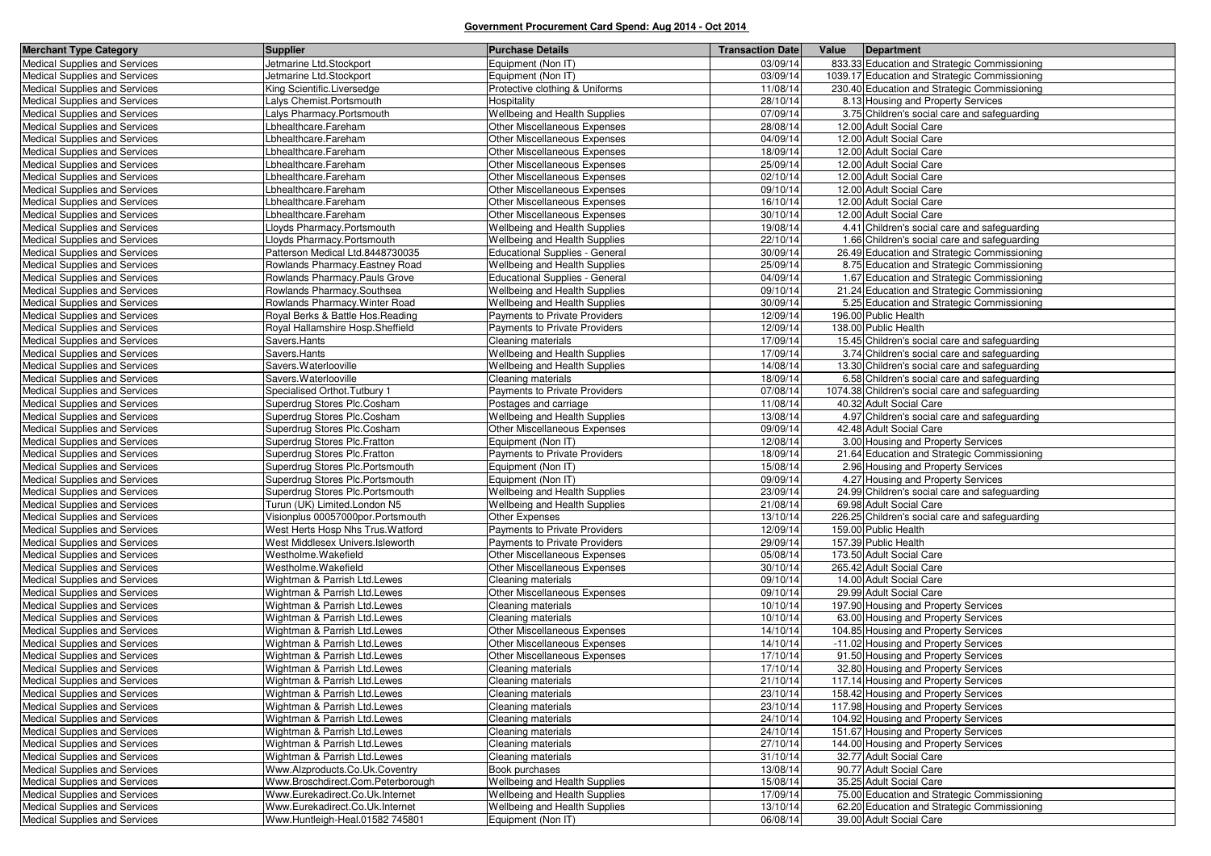# Government Procurement Card Spend: Aug 2014 - Oct 2014

| Merchant Type Category | Supplier | Purchase Details | Transaction Date | Value | Department |
|---|---|---|---|---|---|
| Medical Supplies and Services | Jetmarine Ltd.Stockport | Equipment (Non IT) | 03/09/14 | 833.33 | Education and Strategic Commissioning |
| Medical Supplies and Services | Jetmarine Ltd.Stockport | Equipment (Non IT) | 03/09/14 | 1039.17 | Education and Strategic Commissioning |
| Medical Supplies and Services | King Scientific.Liversedge | Protective clothing & Uniforms | 11/08/14 | 230.40 | Education and Strategic Commissioning |
| Medical Supplies and Services | Lalys Chemist.Portsmouth | Hospitality | 28/10/14 | 8.13 | Housing and Property Services |
| Medical Supplies and Services | Lalys Pharmacy.Portsmouth | Wellbeing and Health Supplies | 07/09/14 | 3.75 | Children's social care and safeguarding |
| Medical Supplies and Services | Lbhealthcare.Fareham | Other Miscellaneous Expenses | 28/08/14 | 12.00 | Adult Social Care |
| Medical Supplies and Services | Lbhealthcare.Fareham | Other Miscellaneous Expenses | 04/09/14 | 12.00 | Adult Social Care |
| Medical Supplies and Services | Lbhealthcare.Fareham | Other Miscellaneous Expenses | 18/09/14 | 12.00 | Adult Social Care |
| Medical Supplies and Services | Lbhealthcare.Fareham | Other Miscellaneous Expenses | 25/09/14 | 12.00 | Adult Social Care |
| Medical Supplies and Services | Lbhealthcare.Fareham | Other Miscellaneous Expenses | 02/10/14 | 12.00 | Adult Social Care |
| Medical Supplies and Services | Lbhealthcare.Fareham | Other Miscellaneous Expenses | 09/10/14 | 12.00 | Adult Social Care |
| Medical Supplies and Services | Lbhealthcare.Fareham | Other Miscellaneous Expenses | 16/10/14 | 12.00 | Adult Social Care |
| Medical Supplies and Services | Lbhealthcare.Fareham | Other Miscellaneous Expenses | 30/10/14 | 12.00 | Adult Social Care |
| Medical Supplies and Services | Lloyds Pharmacy.Portsmouth | Wellbeing and Health Supplies | 19/08/14 | 4.41 | Children's social care and safeguarding |
| Medical Supplies and Services | Lloyds Pharmacy.Portsmouth | Wellbeing and Health Supplies | 22/10/14 | 1.66 | Children's social care and safeguarding |
| Medical Supplies and Services | Patterson Medical Ltd.8448730035 | Educational Supplies - General | 30/09/14 | 26.49 | Education and Strategic Commissioning |
| Medical Supplies and Services | Rowlands Pharmacy.Eastney Road | Wellbeing and Health Supplies | 25/09/14 | 8.75 | Education and Strategic Commissioning |
| Medical Supplies and Services | Rowlands Pharmacy.Pauls Grove | Educational Supplies - General | 04/09/14 | 1.67 | Education and Strategic Commissioning |
| Medical Supplies and Services | Rowlands Pharmacy.Southsea | Wellbeing and Health Supplies | 09/10/14 | 21.24 | Education and Strategic Commissioning |
| Medical Supplies and Services | Rowlands Pharmacy.Winter Road | Wellbeing and Health Supplies | 30/09/14 | 5.25 | Education and Strategic Commissioning |
| Medical Supplies and Services | Royal Berks & Battle Hos.Reading | Payments to Private Providers | 12/09/14 | 196.00 | Public Health |
| Medical Supplies and Services | Royal Hallamshire Hosp.Sheffield | Payments to Private Providers | 12/09/14 | 138.00 | Public Health |
| Medical Supplies and Services | Savers.Hants | Cleaning materials | 17/09/14 | 15.45 | Children's social care and safeguarding |
| Medical Supplies and Services | Savers.Hants | Wellbeing and Health Supplies | 17/09/14 | 3.74 | Children's social care and safeguarding |
| Medical Supplies and Services | Savers.Waterlooville | Wellbeing and Health Supplies | 14/08/14 | 13.30 | Children's social care and safeguarding |
| Medical Supplies and Services | Savers.Waterlooville | Cleaning materials | 18/09/14 | 6.58 | Children's social care and safeguarding |
| Medical Supplies and Services | Specialised Orthot.Tutbury 1 | Payments to Private Providers | 07/08/14 | 1074.38 | Children's social care and safeguarding |
| Medical Supplies and Services | Superdrug Stores Plc.Cosham | Postages and carriage | 11/08/14 | 40.32 | Adult Social Care |
| Medical Supplies and Services | Superdrug Stores Plc.Cosham | Wellbeing and Health Supplies | 13/08/14 | 4.97 | Children's social care and safeguarding |
| Medical Supplies and Services | Superdrug Stores Plc.Cosham | Other Miscellaneous Expenses | 09/09/14 | 42.48 | Adult Social Care |
| Medical Supplies and Services | Superdrug Stores Plc.Fratton | Equipment (Non IT) | 12/08/14 | 3.00 | Housing and Property Services |
| Medical Supplies and Services | Superdrug Stores Plc.Fratton | Payments to Private Providers | 18/09/14 | 21.64 | Education and Strategic Commissioning |
| Medical Supplies and Services | Superdrug Stores Plc.Portsmouth | Equipment (Non IT) | 15/08/14 | 2.96 | Housing and Property Services |
| Medical Supplies and Services | Superdrug Stores Plc.Portsmouth | Equipment (Non IT) | 09/09/14 | 4.27 | Housing and Property Services |
| Medical Supplies and Services | Superdrug Stores Plc.Portsmouth | Wellbeing and Health Supplies | 23/09/14 | 24.99 | Children's social care and safeguarding |
| Medical Supplies and Services | Turun (UK) Limited.London N5 | Wellbeing and Health Supplies | 21/08/14 | 69.98 | Adult Social Care |
| Medical Supplies and Services | Visionplus 00057000por.Portsmouth | Other Expenses | 13/10/14 | 226.25 | Children's social care and safeguarding |
| Medical Supplies and Services | West Herts Hosp Nhs Trus.Watford | Payments to Private Providers | 12/09/14 | 159.00 | Public Health |
| Medical Supplies and Services | West Middlesex Univers.Isleworth | Payments to Private Providers | 29/09/14 | 157.39 | Public Health |
| Medical Supplies and Services | Westholme.Wakefield | Other Miscellaneous Expenses | 05/08/14 | 173.50 | Adult Social Care |
| Medical Supplies and Services | Westholme.Wakefield | Other Miscellaneous Expenses | 30/10/14 | 265.42 | Adult Social Care |
| Medical Supplies and Services | Wightman & Parrish Ltd.Lewes | Cleaning materials | 09/10/14 | 14.00 | Adult Social Care |
| Medical Supplies and Services | Wightman & Parrish Ltd.Lewes | Other Miscellaneous Expenses | 09/10/14 | 29.99 | Adult Social Care |
| Medical Supplies and Services | Wightman & Parrish Ltd.Lewes | Cleaning materials | 10/10/14 | 197.90 | Housing and Property Services |
| Medical Supplies and Services | Wightman & Parrish Ltd.Lewes | Cleaning materials | 10/10/14 | 63.00 | Housing and Property Services |
| Medical Supplies and Services | Wightman & Parrish Ltd.Lewes | Other Miscellaneous Expenses | 14/10/14 | 104.85 | Housing and Property Services |
| Medical Supplies and Services | Wightman & Parrish Ltd.Lewes | Other Miscellaneous Expenses | 14/10/14 | -11.02 | Housing and Property Services |
| Medical Supplies and Services | Wightman & Parrish Ltd.Lewes | Other Miscellaneous Expenses | 17/10/14 | 91.50 | Housing and Property Services |
| Medical Supplies and Services | Wightman & Parrish Ltd.Lewes | Cleaning materials | 17/10/14 | 32.80 | Housing and Property Services |
| Medical Supplies and Services | Wightman & Parrish Ltd.Lewes | Cleaning materials | 21/10/14 | 117.14 | Housing and Property Services |
| Medical Supplies and Services | Wightman & Parrish Ltd.Lewes | Cleaning materials | 23/10/14 | 158.42 | Housing and Property Services |
| Medical Supplies and Services | Wightman & Parrish Ltd.Lewes | Cleaning materials | 23/10/14 | 117.98 | Housing and Property Services |
| Medical Supplies and Services | Wightman & Parrish Ltd.Lewes | Cleaning materials | 24/10/14 | 104.92 | Housing and Property Services |
| Medical Supplies and Services | Wightman & Parrish Ltd.Lewes | Cleaning materials | 24/10/14 | 151.67 | Housing and Property Services |
| Medical Supplies and Services | Wightman & Parrish Ltd.Lewes | Cleaning materials | 27/10/14 | 144.00 | Housing and Property Services |
| Medical Supplies and Services | Wightman & Parrish Ltd.Lewes | Cleaning materials | 31/10/14 | 32.77 | Adult Social Care |
| Medical Supplies and Services | Www.Alzproducts.Co.Uk.Coventry | Book purchases | 13/08/14 | 90.77 | Adult Social Care |
| Medical Supplies and Services | Www.Broschdirect.Com.Peterborough | Wellbeing and Health Supplies | 15/08/14 | 35.25 | Adult Social Care |
| Medical Supplies and Services | Www.Eurekadirect.Co.Uk.Internet | Wellbeing and Health Supplies | 17/09/14 | 75.00 | Education and Strategic Commissioning |
| Medical Supplies and Services | Www.Eurekadirect.Co.Uk.Internet | Wellbeing and Health Supplies | 13/10/14 | 62.20 | Education and Strategic Commissioning |
| Medical Supplies and Services | Www.Huntleigh-Heal.01582 745801 | Equipment (Non IT) | 06/08/14 | 39.00 | Adult Social Care |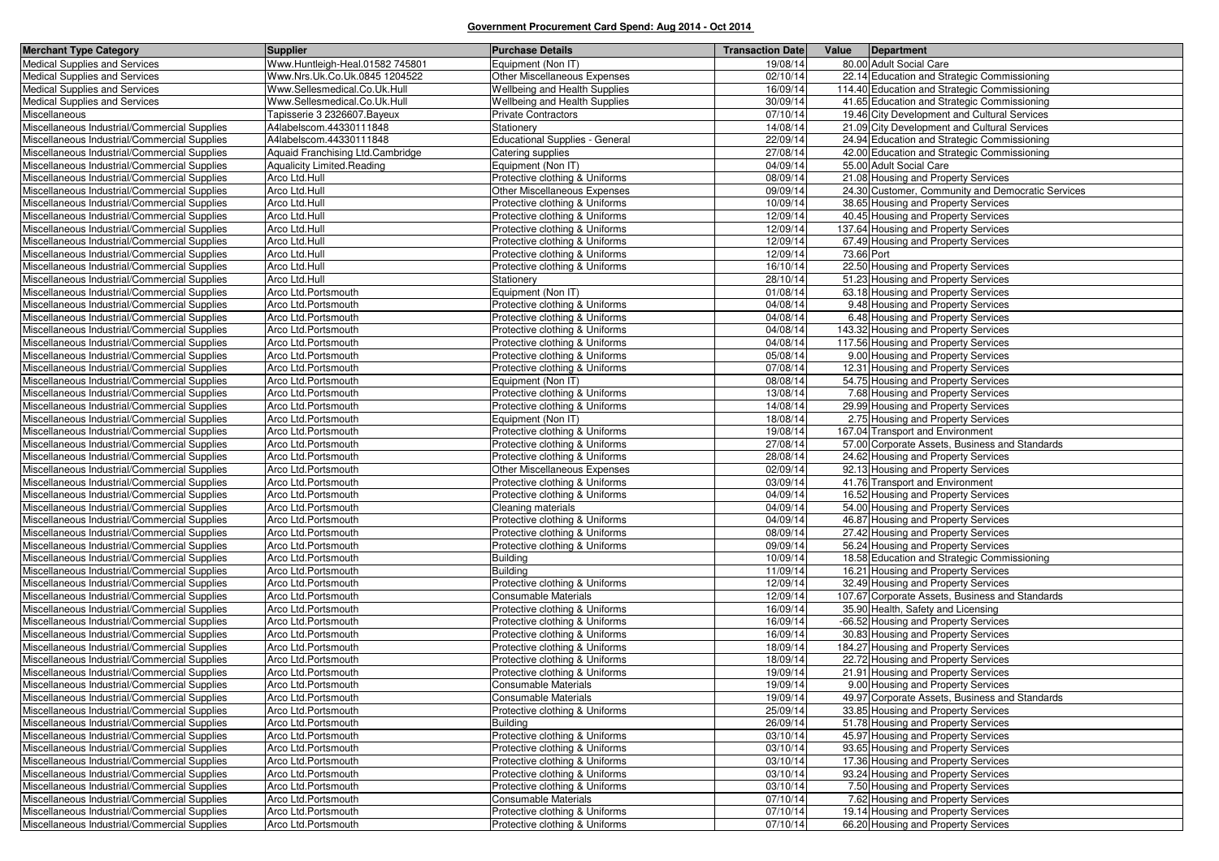## Government Procurement Card Spend: Aug 2014 - Oct 2014

| Merchant Type Category | Supplier | Purchase Details | Transaction Date | Value | Department |
|---|---|---|---|---|---|
| Medical Supplies and Services | Www.Huntleigh-Heal.01582 745801 | Equipment (Non IT) | 19/08/14 | 80.00 | Adult Social Care |
| Medical Supplies and Services | Www.Nrs.Uk.Co.Uk.0845 1204522 | Other Miscellaneous Expenses | 02/10/14 | 22.14 | Education and Strategic Commissioning |
| Medical Supplies and Services | Www.Sellesmedical.Co.Uk.Hull | Wellbeing and Health Supplies | 16/09/14 | 114.40 | Education and Strategic Commissioning |
| Medical Supplies and Services | Www.Sellesmedical.Co.Uk.Hull | Wellbeing and Health Supplies | 30/09/14 | 41.65 | Education and Strategic Commissioning |
| Miscellaneous | Tapisserie 3 2326607.Bayeux | Private Contractors | 07/10/14 | 19.46 | City Development and Cultural Services |
| Miscellaneous Industrial/Commercial Supplies | A4labelscom.44330111848 | Stationery | 14/08/14 | 21.09 | City Development and Cultural Services |
| Miscellaneous Industrial/Commercial Supplies | A4labelscom.44330111848 | Educational Supplies - General | 22/09/14 | 24.94 | Education and Strategic Commissioning |
| Miscellaneous Industrial/Commercial Supplies | Aquaid Franchising Ltd.Cambridge | Catering supplies | 27/08/14 | 42.00 | Education and Strategic Commissioning |
| Miscellaneous Industrial/Commercial Supplies | Aqualicity Limited.Reading | Equipment (Non IT) | 04/09/14 | 55.00 | Adult Social Care |
| Miscellaneous Industrial/Commercial Supplies | Arco Ltd.Hull | Protective clothing & Uniforms | 08/09/14 | 21.08 | Housing and Property Services |
| Miscellaneous Industrial/Commercial Supplies | Arco Ltd.Hull | Other Miscellaneous Expenses | 09/09/14 | 24.30 | Customer, Community and Democratic Services |
| Miscellaneous Industrial/Commercial Supplies | Arco Ltd.Hull | Protective clothing & Uniforms | 10/09/14 | 38.65 | Housing and Property Services |
| Miscellaneous Industrial/Commercial Supplies | Arco Ltd.Hull | Protective clothing & Uniforms | 12/09/14 | 40.45 | Housing and Property Services |
| Miscellaneous Industrial/Commercial Supplies | Arco Ltd.Hull | Protective clothing & Uniforms | 12/09/14 | 137.64 | Housing and Property Services |
| Miscellaneous Industrial/Commercial Supplies | Arco Ltd.Hull | Protective clothing & Uniforms | 12/09/14 | 67.49 | Housing and Property Services |
| Miscellaneous Industrial/Commercial Supplies | Arco Ltd.Hull | Protective clothing & Uniforms | 12/09/14 | 73.66 | Port |
| Miscellaneous Industrial/Commercial Supplies | Arco Ltd.Hull | Protective clothing & Uniforms | 16/10/14 | 22.50 | Housing and Property Services |
| Miscellaneous Industrial/Commercial Supplies | Arco Ltd.Hull | Stationery | 28/10/14 | 51.23 | Housing and Property Services |
| Miscellaneous Industrial/Commercial Supplies | Arco Ltd.Portsmouth | Equipment (Non IT) | 01/08/14 | 63.18 | Housing and Property Services |
| Miscellaneous Industrial/Commercial Supplies | Arco Ltd.Portsmouth | Protective clothing & Uniforms | 04/08/14 | 9.48 | Housing and Property Services |
| Miscellaneous Industrial/Commercial Supplies | Arco Ltd.Portsmouth | Protective clothing & Uniforms | 04/08/14 | 6.48 | Housing and Property Services |
| Miscellaneous Industrial/Commercial Supplies | Arco Ltd.Portsmouth | Protective clothing & Uniforms | 04/08/14 | 143.32 | Housing and Property Services |
| Miscellaneous Industrial/Commercial Supplies | Arco Ltd.Portsmouth | Protective clothing & Uniforms | 04/08/14 | 117.56 | Housing and Property Services |
| Miscellaneous Industrial/Commercial Supplies | Arco Ltd.Portsmouth | Protective clothing & Uniforms | 05/08/14 | 9.00 | Housing and Property Services |
| Miscellaneous Industrial/Commercial Supplies | Arco Ltd.Portsmouth | Protective clothing & Uniforms | 07/08/14 | 12.31 | Housing and Property Services |
| Miscellaneous Industrial/Commercial Supplies | Arco Ltd.Portsmouth | Equipment (Non IT) | 08/08/14 | 54.75 | Housing and Property Services |
| Miscellaneous Industrial/Commercial Supplies | Arco Ltd.Portsmouth | Protective clothing & Uniforms | 13/08/14 | 7.68 | Housing and Property Services |
| Miscellaneous Industrial/Commercial Supplies | Arco Ltd.Portsmouth | Protective clothing & Uniforms | 14/08/14 | 29.99 | Housing and Property Services |
| Miscellaneous Industrial/Commercial Supplies | Arco Ltd.Portsmouth | Equipment (Non IT) | 18/08/14 | 2.75 | Housing and Property Services |
| Miscellaneous Industrial/Commercial Supplies | Arco Ltd.Portsmouth | Protective clothing & Uniforms | 19/08/14 | 167.04 | Transport and Environment |
| Miscellaneous Industrial/Commercial Supplies | Arco Ltd.Portsmouth | Protective clothing & Uniforms | 27/08/14 | 57.00 | Corporate Assets, Business and Standards |
| Miscellaneous Industrial/Commercial Supplies | Arco Ltd.Portsmouth | Protective clothing & Uniforms | 28/08/14 | 24.62 | Housing and Property Services |
| Miscellaneous Industrial/Commercial Supplies | Arco Ltd.Portsmouth | Other Miscellaneous Expenses | 02/09/14 | 92.13 | Housing and Property Services |
| Miscellaneous Industrial/Commercial Supplies | Arco Ltd.Portsmouth | Protective clothing & Uniforms | 03/09/14 | 41.76 | Transport and Environment |
| Miscellaneous Industrial/Commercial Supplies | Arco Ltd.Portsmouth | Protective clothing & Uniforms | 04/09/14 | 16.52 | Housing and Property Services |
| Miscellaneous Industrial/Commercial Supplies | Arco Ltd.Portsmouth | Cleaning materials | 04/09/14 | 54.00 | Housing and Property Services |
| Miscellaneous Industrial/Commercial Supplies | Arco Ltd.Portsmouth | Protective clothing & Uniforms | 04/09/14 | 46.87 | Housing and Property Services |
| Miscellaneous Industrial/Commercial Supplies | Arco Ltd.Portsmouth | Protective clothing & Uniforms | 08/09/14 | 27.42 | Housing and Property Services |
| Miscellaneous Industrial/Commercial Supplies | Arco Ltd.Portsmouth | Protective clothing & Uniforms | 09/09/14 | 56.24 | Housing and Property Services |
| Miscellaneous Industrial/Commercial Supplies | Arco Ltd.Portsmouth | Building | 10/09/14 | 18.58 | Education and Strategic Commissioning |
| Miscellaneous Industrial/Commercial Supplies | Arco Ltd.Portsmouth | Building | 11/09/14 | 16.21 | Housing and Property Services |
| Miscellaneous Industrial/Commercial Supplies | Arco Ltd.Portsmouth | Protective clothing & Uniforms | 12/09/14 | 32.49 | Housing and Property Services |
| Miscellaneous Industrial/Commercial Supplies | Arco Ltd.Portsmouth | Consumable Materials | 12/09/14 | 107.67 | Corporate Assets, Business and Standards |
| Miscellaneous Industrial/Commercial Supplies | Arco Ltd.Portsmouth | Protective clothing & Uniforms | 16/09/14 | 35.90 | Health, Safety and Licensing |
| Miscellaneous Industrial/Commercial Supplies | Arco Ltd.Portsmouth | Protective clothing & Uniforms | 16/09/14 | -66.52 | Housing and Property Services |
| Miscellaneous Industrial/Commercial Supplies | Arco Ltd.Portsmouth | Protective clothing & Uniforms | 16/09/14 | 30.83 | Housing and Property Services |
| Miscellaneous Industrial/Commercial Supplies | Arco Ltd.Portsmouth | Protective clothing & Uniforms | 18/09/14 | 184.27 | Housing and Property Services |
| Miscellaneous Industrial/Commercial Supplies | Arco Ltd.Portsmouth | Protective clothing & Uniforms | 18/09/14 | 22.72 | Housing and Property Services |
| Miscellaneous Industrial/Commercial Supplies | Arco Ltd.Portsmouth | Protective clothing & Uniforms | 19/09/14 | 21.91 | Housing and Property Services |
| Miscellaneous Industrial/Commercial Supplies | Arco Ltd.Portsmouth | Consumable Materials | 19/09/14 | 9.00 | Housing and Property Services |
| Miscellaneous Industrial/Commercial Supplies | Arco Ltd.Portsmouth | Consumable Materials | 19/09/14 | 49.97 | Corporate Assets, Business and Standards |
| Miscellaneous Industrial/Commercial Supplies | Arco Ltd.Portsmouth | Protective clothing & Uniforms | 25/09/14 | 33.85 | Housing and Property Services |
| Miscellaneous Industrial/Commercial Supplies | Arco Ltd.Portsmouth | Building | 26/09/14 | 51.78 | Housing and Property Services |
| Miscellaneous Industrial/Commercial Supplies | Arco Ltd.Portsmouth | Protective clothing & Uniforms | 03/10/14 | 45.97 | Housing and Property Services |
| Miscellaneous Industrial/Commercial Supplies | Arco Ltd.Portsmouth | Protective clothing & Uniforms | 03/10/14 | 93.65 | Housing and Property Services |
| Miscellaneous Industrial/Commercial Supplies | Arco Ltd.Portsmouth | Protective clothing & Uniforms | 03/10/14 | 17.36 | Housing and Property Services |
| Miscellaneous Industrial/Commercial Supplies | Arco Ltd.Portsmouth | Protective clothing & Uniforms | 03/10/14 | 93.24 | Housing and Property Services |
| Miscellaneous Industrial/Commercial Supplies | Arco Ltd.Portsmouth | Protective clothing & Uniforms | 03/10/14 | 7.50 | Housing and Property Services |
| Miscellaneous Industrial/Commercial Supplies | Arco Ltd.Portsmouth | Consumable Materials | 07/10/14 | 7.62 | Housing and Property Services |
| Miscellaneous Industrial/Commercial Supplies | Arco Ltd.Portsmouth | Protective clothing & Uniforms | 07/10/14 | 19.14 | Housing and Property Services |
| Miscellaneous Industrial/Commercial Supplies | Arco Ltd.Portsmouth | Protective clothing & Uniforms | 07/10/14 | 66.20 | Housing and Property Services |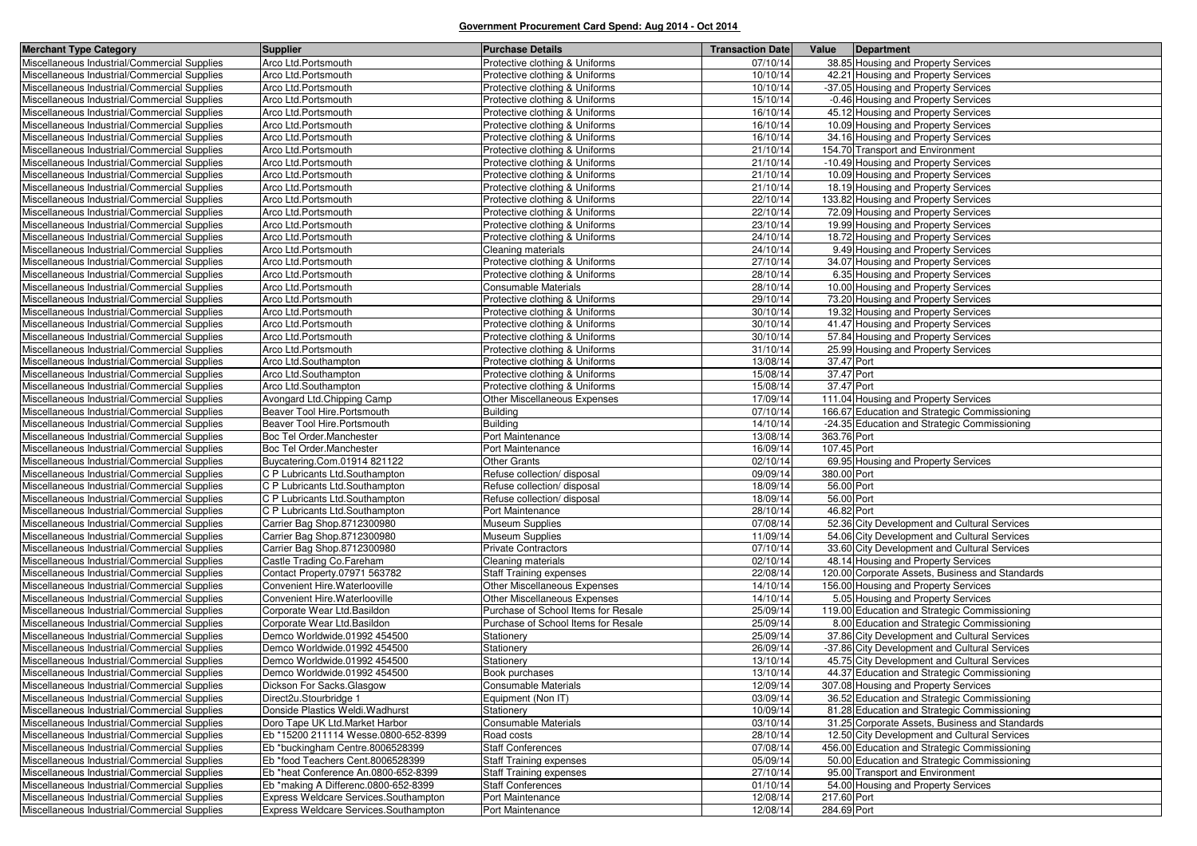**Government Procurement Card Spend: Aug 2014 - Oct 2014**

| Merchant Type Category | Supplier | Purchase Details | Transaction Date | Value | Department |
|---|---|---|---|---|---|
| Miscellaneous Industrial/Commercial Supplies | Arco Ltd.Portsmouth | Protective clothing & Uniforms | 07/10/14 | 38.85 | Housing and Property Services |
| Miscellaneous Industrial/Commercial Supplies | Arco Ltd.Portsmouth | Protective clothing & Uniforms | 10/10/14 | 42.21 | Housing and Property Services |
| Miscellaneous Industrial/Commercial Supplies | Arco Ltd.Portsmouth | Protective clothing & Uniforms | 10/10/14 | -37.05 | Housing and Property Services |
| Miscellaneous Industrial/Commercial Supplies | Arco Ltd.Portsmouth | Protective clothing & Uniforms | 15/10/14 | -0.46 | Housing and Property Services |
| Miscellaneous Industrial/Commercial Supplies | Arco Ltd.Portsmouth | Protective clothing & Uniforms | 16/10/14 | 45.12 | Housing and Property Services |
| Miscellaneous Industrial/Commercial Supplies | Arco Ltd.Portsmouth | Protective clothing & Uniforms | 16/10/14 | 10.09 | Housing and Property Services |
| Miscellaneous Industrial/Commercial Supplies | Arco Ltd.Portsmouth | Protective clothing & Uniforms | 16/10/14 | 34.16 | Housing and Property Services |
| Miscellaneous Industrial/Commercial Supplies | Arco Ltd.Portsmouth | Protective clothing & Uniforms | 21/10/14 | 154.70 | Transport and Environment |
| Miscellaneous Industrial/Commercial Supplies | Arco Ltd.Portsmouth | Protective clothing & Uniforms | 21/10/14 | -10.49 | Housing and Property Services |
| Miscellaneous Industrial/Commercial Supplies | Arco Ltd.Portsmouth | Protective clothing & Uniforms | 21/10/14 | 10.09 | Housing and Property Services |
| Miscellaneous Industrial/Commercial Supplies | Arco Ltd.Portsmouth | Protective clothing & Uniforms | 21/10/14 | 18.19 | Housing and Property Services |
| Miscellaneous Industrial/Commercial Supplies | Arco Ltd.Portsmouth | Protective clothing & Uniforms | 22/10/14 | 133.82 | Housing and Property Services |
| Miscellaneous Industrial/Commercial Supplies | Arco Ltd.Portsmouth | Protective clothing & Uniforms | 22/10/14 | 72.09 | Housing and Property Services |
| Miscellaneous Industrial/Commercial Supplies | Arco Ltd.Portsmouth | Protective clothing & Uniforms | 23/10/14 | 19.99 | Housing and Property Services |
| Miscellaneous Industrial/Commercial Supplies | Arco Ltd.Portsmouth | Protective clothing & Uniforms | 24/10/14 | 18.72 | Housing and Property Services |
| Miscellaneous Industrial/Commercial Supplies | Arco Ltd.Portsmouth | Cleaning materials | 24/10/14 | 9.49 | Housing and Property Services |
| Miscellaneous Industrial/Commercial Supplies | Arco Ltd.Portsmouth | Protective clothing & Uniforms | 27/10/14 | 34.07 | Housing and Property Services |
| Miscellaneous Industrial/Commercial Supplies | Arco Ltd.Portsmouth | Protective clothing & Uniforms | 28/10/14 | 6.35 | Housing and Property Services |
| Miscellaneous Industrial/Commercial Supplies | Arco Ltd.Portsmouth | Consumable Materials | 28/10/14 | 10.00 | Housing and Property Services |
| Miscellaneous Industrial/Commercial Supplies | Arco Ltd.Portsmouth | Protective clothing & Uniforms | 29/10/14 | 73.20 | Housing and Property Services |
| Miscellaneous Industrial/Commercial Supplies | Arco Ltd.Portsmouth | Protective clothing & Uniforms | 30/10/14 | 19.32 | Housing and Property Services |
| Miscellaneous Industrial/Commercial Supplies | Arco Ltd.Portsmouth | Protective clothing & Uniforms | 30/10/14 | 41.47 | Housing and Property Services |
| Miscellaneous Industrial/Commercial Supplies | Arco Ltd.Portsmouth | Protective clothing & Uniforms | 30/10/14 | 57.84 | Housing and Property Services |
| Miscellaneous Industrial/Commercial Supplies | Arco Ltd.Portsmouth | Protective clothing & Uniforms | 31/10/14 | 25.99 | Housing and Property Services |
| Miscellaneous Industrial/Commercial Supplies | Arco Ltd.Southampton | Protective clothing & Uniforms | 13/08/14 | 37.47 | Port |
| Miscellaneous Industrial/Commercial Supplies | Arco Ltd.Southampton | Protective clothing & Uniforms | 15/08/14 | 37.47 | Port |
| Miscellaneous Industrial/Commercial Supplies | Arco Ltd.Southampton | Protective clothing & Uniforms | 15/08/14 | 37.47 | Port |
| Miscellaneous Industrial/Commercial Supplies | Avongard Ltd.Chipping Camp | Other Miscellaneous Expenses | 17/09/14 | 111.04 | Housing and Property Services |
| Miscellaneous Industrial/Commercial Supplies | Beaver Tool Hire.Portsmouth | Building | 07/10/14 | 166.67 | Education and Strategic Commissioning |
| Miscellaneous Industrial/Commercial Supplies | Beaver Tool Hire.Portsmouth | Building | 14/10/14 | -24.35 | Education and Strategic Commissioning |
| Miscellaneous Industrial/Commercial Supplies | Boc Tel Order.Manchester | Port Maintenance | 13/08/14 | 363.76 | Port |
| Miscellaneous Industrial/Commercial Supplies | Boc Tel Order.Manchester | Port Maintenance | 16/09/14 | 107.45 | Port |
| Miscellaneous Industrial/Commercial Supplies | Buycatering.Com.01914 821122 | Other Grants | 02/10/14 | 69.95 | Housing and Property Services |
| Miscellaneous Industrial/Commercial Supplies | C P Lubricants Ltd.Southampton | Refuse collection/ disposal | 09/09/14 | 380.00 | Port |
| Miscellaneous Industrial/Commercial Supplies | C P Lubricants Ltd.Southampton | Refuse collection/ disposal | 18/09/14 | 56.00 | Port |
| Miscellaneous Industrial/Commercial Supplies | C P Lubricants Ltd.Southampton | Refuse collection/ disposal | 18/09/14 | 56.00 | Port |
| Miscellaneous Industrial/Commercial Supplies | C P Lubricants Ltd.Southampton | Port Maintenance | 28/10/14 | 46.82 | Port |
| Miscellaneous Industrial/Commercial Supplies | Carrier Bag Shop.8712300980 | Museum Supplies | 07/08/14 | 52.36 | City Development and Cultural Services |
| Miscellaneous Industrial/Commercial Supplies | Carrier Bag Shop.8712300980 | Museum Supplies | 11/09/14 | 54.06 | City Development and Cultural Services |
| Miscellaneous Industrial/Commercial Supplies | Carrier Bag Shop.8712300980 | Private Contractors | 07/10/14 | 33.60 | City Development and Cultural Services |
| Miscellaneous Industrial/Commercial Supplies | Castle Trading Co.Fareham | Cleaning materials | 02/10/14 | 48.14 | Housing and Property Services |
| Miscellaneous Industrial/Commercial Supplies | Contact Property.07971 563782 | Staff Training expenses | 22/08/14 | 120.00 | Corporate Assets, Business and Standards |
| Miscellaneous Industrial/Commercial Supplies | Convenient Hire.Waterlooville | Other Miscellaneous Expenses | 14/10/14 | 156.00 | Housing and Property Services |
| Miscellaneous Industrial/Commercial Supplies | Convenient Hire.Waterlooville | Other Miscellaneous Expenses | 14/10/14 | 5.05 | Housing and Property Services |
| Miscellaneous Industrial/Commercial Supplies | Corporate Wear Ltd.Basildon | Purchase of School Items for Resale | 25/09/14 | 119.00 | Education and Strategic Commissioning |
| Miscellaneous Industrial/Commercial Supplies | Corporate Wear Ltd.Basildon | Purchase of School Items for Resale | 25/09/14 | 8.00 | Education and Strategic Commissioning |
| Miscellaneous Industrial/Commercial Supplies | Demco Worldwide.01992 454500 | Stationery | 25/09/14 | 37.86 | City Development and Cultural Services |
| Miscellaneous Industrial/Commercial Supplies | Demco Worldwide.01992 454500 | Stationery | 26/09/14 | -37.86 | City Development and Cultural Services |
| Miscellaneous Industrial/Commercial Supplies | Demco Worldwide.01992 454500 | Stationery | 13/10/14 | 45.75 | City Development and Cultural Services |
| Miscellaneous Industrial/Commercial Supplies | Demco Worldwide.01992 454500 | Book purchases | 13/10/14 | 44.37 | Education and Strategic Commissioning |
| Miscellaneous Industrial/Commercial Supplies | Dickson For Sacks.Glasgow | Consumable Materials | 12/09/14 | 307.08 | Housing and Property Services |
| Miscellaneous Industrial/Commercial Supplies | Direct2u.Stourbridge 1 | Equipment (Non IT) | 03/09/14 | 36.52 | Education and Strategic Commissioning |
| Miscellaneous Industrial/Commercial Supplies | Donside Plastics Weldi.Wadhurst | Stationery | 10/09/14 | 81.28 | Education and Strategic Commissioning |
| Miscellaneous Industrial/Commercial Supplies | Doro Tape UK Ltd.Market Harbor | Consumable Materials | 03/10/14 | 31.25 | Corporate Assets, Business and Standards |
| Miscellaneous Industrial/Commercial Supplies | Eb *15200 211114 Wesse.0800-652-8399 | Road costs | 28/10/14 | 12.50 | City Development and Cultural Services |
| Miscellaneous Industrial/Commercial Supplies | Eb *buckingham Centre.8006528399 | Staff Conferences | 07/08/14 | 456.00 | Education and Strategic Commissioning |
| Miscellaneous Industrial/Commercial Supplies | Eb *food Teachers Cent.8006528399 | Staff Training expenses | 05/09/14 | 50.00 | Education and Strategic Commissioning |
| Miscellaneous Industrial/Commercial Supplies | Eb *heat Conference An.0800-652-8399 | Staff Training expenses | 27/10/14 | 95.00 | Transport and Environment |
| Miscellaneous Industrial/Commercial Supplies | Eb *making A Differenc.0800-652-8399 | Staff Conferences | 01/10/14 | 54.00 | Housing and Property Services |
| Miscellaneous Industrial/Commercial Supplies | Express Weldcare Services.Southampton | Port Maintenance | 12/08/14 | 217.60 | Port |
| Miscellaneous Industrial/Commercial Supplies | Express Weldcare Services.Southampton | Port Maintenance | 12/08/14 | 284.69 | Port |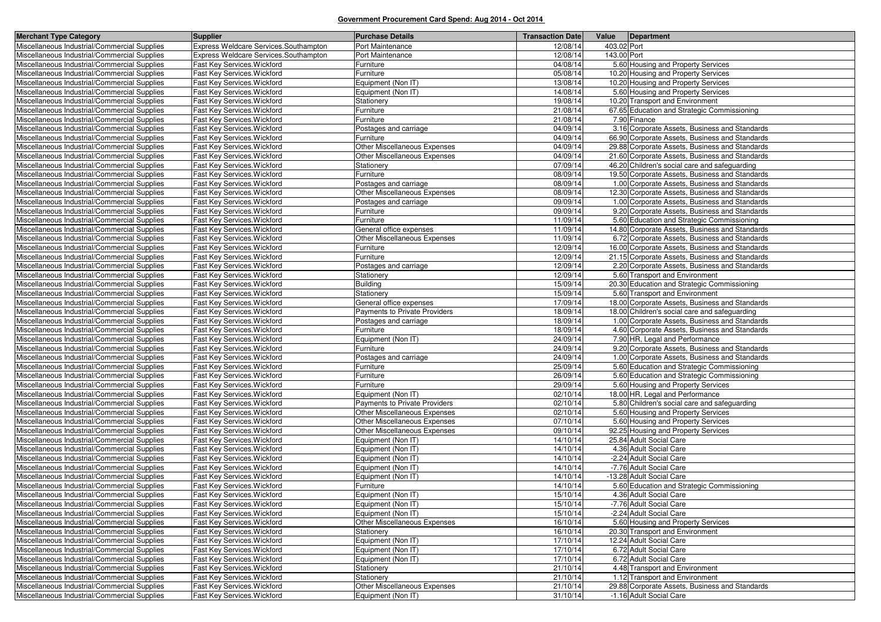**Government Procurement Card Spend: Aug 2014 - Oct 2014**

| Merchant Type Category | Supplier | Purchase Details | Transaction Date | Value | Department |
|---|---|---|---|---|---|
| Miscellaneous Industrial/Commercial Supplies | Express Weldcare Services.Southampton | Port Maintenance | 12/08/14 | 403.02 | Port |
| Miscellaneous Industrial/Commercial Supplies | Express Weldcare Services.Southampton | Port Maintenance | 12/08/14 | 143.00 | Port |
| Miscellaneous Industrial/Commercial Supplies | Fast Key Services.Wickford | Furniture | 04/08/14 | 5.60 | Housing and Property Services |
| Miscellaneous Industrial/Commercial Supplies | Fast Key Services.Wickford | Furniture | 05/08/14 | 10.20 | Housing and Property Services |
| Miscellaneous Industrial/Commercial Supplies | Fast Key Services.Wickford | Equipment (Non IT) | 13/08/14 | 10.20 | Housing and Property Services |
| Miscellaneous Industrial/Commercial Supplies | Fast Key Services.Wickford | Equipment (Non IT) | 14/08/14 | 5.60 | Housing and Property Services |
| Miscellaneous Industrial/Commercial Supplies | Fast Key Services.Wickford | Stationery | 19/08/14 | 10.20 | Transport and Environment |
| Miscellaneous Industrial/Commercial Supplies | Fast Key Services.Wickford | Furniture | 21/08/14 | 67.65 | Education and Strategic Commissioning |
| Miscellaneous Industrial/Commercial Supplies | Fast Key Services.Wickford | Furniture | 21/08/14 | 7.90 | Finance |
| Miscellaneous Industrial/Commercial Supplies | Fast Key Services.Wickford | Postages and carriage | 04/09/14 | 3.16 | Corporate Assets, Business and Standards |
| Miscellaneous Industrial/Commercial Supplies | Fast Key Services.Wickford | Furniture | 04/09/14 | 66.90 | Corporate Assets, Business and Standards |
| Miscellaneous Industrial/Commercial Supplies | Fast Key Services.Wickford | Other Miscellaneous Expenses | 04/09/14 | 29.88 | Corporate Assets, Business and Standards |
| Miscellaneous Industrial/Commercial Supplies | Fast Key Services.Wickford | Other Miscellaneous Expenses | 04/09/14 | 21.60 | Corporate Assets, Business and Standards |
| Miscellaneous Industrial/Commercial Supplies | Fast Key Services.Wickford | Stationery | 07/09/14 | 46.20 | Children's social care and safeguarding |
| Miscellaneous Industrial/Commercial Supplies | Fast Key Services.Wickford | Furniture | 08/09/14 | 19.50 | Corporate Assets, Business and Standards |
| Miscellaneous Industrial/Commercial Supplies | Fast Key Services.Wickford | Postages and carriage | 08/09/14 | 1.00 | Corporate Assets, Business and Standards |
| Miscellaneous Industrial/Commercial Supplies | Fast Key Services.Wickford | Other Miscellaneous Expenses | 08/09/14 | 12.30 | Corporate Assets, Business and Standards |
| Miscellaneous Industrial/Commercial Supplies | Fast Key Services.Wickford | Postages and carriage | 09/09/14 | 1.00 | Corporate Assets, Business and Standards |
| Miscellaneous Industrial/Commercial Supplies | Fast Key Services.Wickford | Furniture | 09/09/14 | 9.20 | Corporate Assets, Business and Standards |
| Miscellaneous Industrial/Commercial Supplies | Fast Key Services.Wickford | Furniture | 11/09/14 | 5.60 | Education and Strategic Commissioning |
| Miscellaneous Industrial/Commercial Supplies | Fast Key Services.Wickford | General office expenses | 11/09/14 | 14.80 | Corporate Assets, Business and Standards |
| Miscellaneous Industrial/Commercial Supplies | Fast Key Services.Wickford | Other Miscellaneous Expenses | 11/09/14 | 6.72 | Corporate Assets, Business and Standards |
| Miscellaneous Industrial/Commercial Supplies | Fast Key Services.Wickford | Furniture | 12/09/14 | 16.00 | Corporate Assets, Business and Standards |
| Miscellaneous Industrial/Commercial Supplies | Fast Key Services.Wickford | Furniture | 12/09/14 | 21.15 | Corporate Assets, Business and Standards |
| Miscellaneous Industrial/Commercial Supplies | Fast Key Services.Wickford | Postages and carriage | 12/09/14 | 2.20 | Corporate Assets, Business and Standards |
| Miscellaneous Industrial/Commercial Supplies | Fast Key Services.Wickford | Stationery | 12/09/14 | 5.60 | Transport and Environment |
| Miscellaneous Industrial/Commercial Supplies | Fast Key Services.Wickford | Building | 15/09/14 | 20.30 | Education and Strategic Commissioning |
| Miscellaneous Industrial/Commercial Supplies | Fast Key Services.Wickford | Stationery | 15/09/14 | 5.60 | Transport and Environment |
| Miscellaneous Industrial/Commercial Supplies | Fast Key Services.Wickford | General office expenses | 17/09/14 | 18.00 | Corporate Assets, Business and Standards |
| Miscellaneous Industrial/Commercial Supplies | Fast Key Services.Wickford | Payments to Private Providers | 18/09/14 | 18.00 | Children's social care and safeguarding |
| Miscellaneous Industrial/Commercial Supplies | Fast Key Services.Wickford | Postages and carriage | 18/09/14 | 1.00 | Corporate Assets, Business and Standards |
| Miscellaneous Industrial/Commercial Supplies | Fast Key Services.Wickford | Furniture | 18/09/14 | 4.60 | Corporate Assets, Business and Standards |
| Miscellaneous Industrial/Commercial Supplies | Fast Key Services.Wickford | Equipment (Non IT) | 24/09/14 | 7.90 | HR, Legal and Performance |
| Miscellaneous Industrial/Commercial Supplies | Fast Key Services.Wickford | Furniture | 24/09/14 | 9.20 | Corporate Assets, Business and Standards |
| Miscellaneous Industrial/Commercial Supplies | Fast Key Services.Wickford | Postages and carriage | 24/09/14 | 1.00 | Corporate Assets, Business and Standards |
| Miscellaneous Industrial/Commercial Supplies | Fast Key Services.Wickford | Furniture | 25/09/14 | 5.60 | Education and Strategic Commissioning |
| Miscellaneous Industrial/Commercial Supplies | Fast Key Services.Wickford | Furniture | 26/09/14 | 5.60 | Education and Strategic Commissioning |
| Miscellaneous Industrial/Commercial Supplies | Fast Key Services.Wickford | Furniture | 29/09/14 | 5.60 | Housing and Property Services |
| Miscellaneous Industrial/Commercial Supplies | Fast Key Services.Wickford | Equipment (Non IT) | 02/10/14 | 18.00 | HR, Legal and Performance |
| Miscellaneous Industrial/Commercial Supplies | Fast Key Services.Wickford | Payments to Private Providers | 02/10/14 | 5.80 | Children's social care and safeguarding |
| Miscellaneous Industrial/Commercial Supplies | Fast Key Services.Wickford | Other Miscellaneous Expenses | 02/10/14 | 5.60 | Housing and Property Services |
| Miscellaneous Industrial/Commercial Supplies | Fast Key Services.Wickford | Other Miscellaneous Expenses | 07/10/14 | 5.60 | Housing and Property Services |
| Miscellaneous Industrial/Commercial Supplies | Fast Key Services.Wickford | Other Miscellaneous Expenses | 09/10/14 | 92.25 | Housing and Property Services |
| Miscellaneous Industrial/Commercial Supplies | Fast Key Services.Wickford | Equipment (Non IT) | 14/10/14 | 25.84 | Adult Social Care |
| Miscellaneous Industrial/Commercial Supplies | Fast Key Services.Wickford | Equipment (Non IT) | 14/10/14 | 4.36 | Adult Social Care |
| Miscellaneous Industrial/Commercial Supplies | Fast Key Services.Wickford | Equipment (Non IT) | 14/10/14 | -2.24 | Adult Social Care |
| Miscellaneous Industrial/Commercial Supplies | Fast Key Services.Wickford | Equipment (Non IT) | 14/10/14 | -7.76 | Adult Social Care |
| Miscellaneous Industrial/Commercial Supplies | Fast Key Services.Wickford | Equipment (Non IT) | 14/10/14 | -13.28 | Adult Social Care |
| Miscellaneous Industrial/Commercial Supplies | Fast Key Services.Wickford | Furniture | 14/10/14 | 5.60 | Education and Strategic Commissioning |
| Miscellaneous Industrial/Commercial Supplies | Fast Key Services.Wickford | Equipment (Non IT) | 15/10/14 | 4.36 | Adult Social Care |
| Miscellaneous Industrial/Commercial Supplies | Fast Key Services.Wickford | Equipment (Non IT) | 15/10/14 | -7.76 | Adult Social Care |
| Miscellaneous Industrial/Commercial Supplies | Fast Key Services.Wickford | Equipment (Non IT) | 15/10/14 | -2.24 | Adult Social Care |
| Miscellaneous Industrial/Commercial Supplies | Fast Key Services.Wickford | Other Miscellaneous Expenses | 16/10/14 | 5.60 | Housing and Property Services |
| Miscellaneous Industrial/Commercial Supplies | Fast Key Services.Wickford | Stationery | 16/10/14 | 20.30 | Transport and Environment |
| Miscellaneous Industrial/Commercial Supplies | Fast Key Services.Wickford | Equipment (Non IT) | 17/10/14 | 12.24 | Adult Social Care |
| Miscellaneous Industrial/Commercial Supplies | Fast Key Services.Wickford | Equipment (Non IT) | 17/10/14 | 6.72 | Adult Social Care |
| Miscellaneous Industrial/Commercial Supplies | Fast Key Services.Wickford | Equipment (Non IT) | 17/10/14 | 6.72 | Adult Social Care |
| Miscellaneous Industrial/Commercial Supplies | Fast Key Services.Wickford | Stationery | 21/10/14 | 4.48 | Transport and Environment |
| Miscellaneous Industrial/Commercial Supplies | Fast Key Services.Wickford | Stationery | 21/10/14 | 1.12 | Transport and Environment |
| Miscellaneous Industrial/Commercial Supplies | Fast Key Services.Wickford | Other Miscellaneous Expenses | 21/10/14 | 29.88 | Corporate Assets, Business and Standards |
| Miscellaneous Industrial/Commercial Supplies | Fast Key Services.Wickford | Equipment (Non IT) | 31/10/14 | -1.16 | Adult Social Care |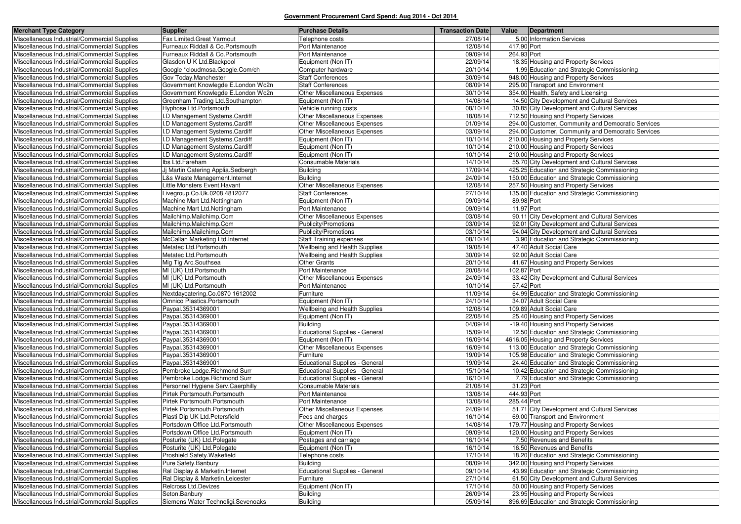## Government Procurement Card Spend: Aug 2014 - Oct 2014

| Merchant Type Category | Supplier | Purchase Details | Transaction Date | Value | Department |
|---|---|---|---|---|---|
| Miscellaneous Industrial/Commercial Supplies | Fax Limited.Great Yarmout | Telephone costs | 27/08/14 | 5.00 | Information Services |
| Miscellaneous Industrial/Commercial Supplies | Furneaux Riddall & Co.Portsmouth | Port Maintenance | 12/08/14 | 417.90 | Port |
| Miscellaneous Industrial/Commercial Supplies | Furneaux Riddall & Co.Portsmouth | Port Maintenance | 09/09/14 | 264.93 | Port |
| Miscellaneous Industrial/Commercial Supplies | Glasdon U K Ltd.Blackpool | Equipment (Non IT) | 22/09/14 | 18.35 | Housing and Property Services |
| Miscellaneous Industrial/Commercial Supplies | Google *cloudmosa.Google.Com/ch | Computer hardware | 20/10/14 | 1.99 | Education and Strategic Commissioning |
| Miscellaneous Industrial/Commercial Supplies | Gov Today.Manchester | Staff Conferences | 30/09/14 | 948.00 | Housing and Property Services |
| Miscellaneous Industrial/Commercial Supplies | Government Knowlegde E.London Wc2n | Staff Conferences | 08/09/14 | 295.00 | Transport and Environment |
| Miscellaneous Industrial/Commercial Supplies | Government Knowlegde E.London Wc2n | Other Miscellaneous Expenses | 30/10/14 | 354.00 | Health, Safety and Licensing |
| Miscellaneous Industrial/Commercial Supplies | Greenham Trading Ltd.Southampton | Equipment (Non IT) | 14/08/14 | 14.50 | City Development and Cultural Services |
| Miscellaneous Industrial/Commercial Supplies | Hyphose Ltd.Portsmouth | Vehicle running costs | 08/10/14 | 30.85 | City Development and Cultural Services |
| Miscellaneous Industrial/Commercial Supplies | I.D Management Systems.Cardiff | Other Miscellaneous Expenses | 18/08/14 | 712.50 | Housing and Property Services |
| Miscellaneous Industrial/Commercial Supplies | I.D Management Systems.Cardiff | Other Miscellaneous Expenses | 01/09/14 | 294.00 | Customer, Community and Democratic Services |
| Miscellaneous Industrial/Commercial Supplies | I.D Management Systems.Cardiff | Other Miscellaneous Expenses | 03/09/14 | 294.00 | Customer, Community and Democratic Services |
| Miscellaneous Industrial/Commercial Supplies | I.D Management Systems.Cardiff | Equipment (Non IT) | 10/10/14 | 210.00 | Housing and Property Services |
| Miscellaneous Industrial/Commercial Supplies | I.D Management Systems.Cardiff | Equipment (Non IT) | 10/10/14 | 210.00 | Housing and Property Services |
| Miscellaneous Industrial/Commercial Supplies | I.D Management Systems.Cardiff | Equipment (Non IT) | 10/10/14 | 210.00 | Housing and Property Services |
| Miscellaneous Industrial/Commercial Supplies | Ibs Ltd.Fareham | Consumable Materials | 14/10/14 | 55.70 | City Development and Cultural Services |
| Miscellaneous Industrial/Commercial Supplies | Jj Martin Catering Applia.Sedbergh | Building | 17/09/14 | 425.25 | Education and Strategic Commissioning |
| Miscellaneous Industrial/Commercial Supplies | L&s Waste Management.Internet | Building | 24/09/14 | 150.00 | Education and Strategic Commissioning |
| Miscellaneous Industrial/Commercial Supplies | Little Monsters Event.Havant | Other Miscellaneous Expenses | 12/08/14 | 257.50 | Housing and Property Services |
| Miscellaneous Industrial/Commercial Supplies | Livegroup.Co.Uk.0208 4812077 | Staff Conferences | 27/10/14 | 135.00 | Education and Strategic Commissioning |
| Miscellaneous Industrial/Commercial Supplies | Machine Mart Ltd.Nottingham | Equipment (Non IT) | 09/09/14 | 89.98 | Port |
| Miscellaneous Industrial/Commercial Supplies | Machine Mart Ltd.Nottingham | Port Maintenance | 09/09/14 | 11.97 | Port |
| Miscellaneous Industrial/Commercial Supplies | Mailchimp.Mailchimp.Com | Other Miscellaneous Expenses | 03/08/14 | 90.11 | City Development and Cultural Services |
| Miscellaneous Industrial/Commercial Supplies | Mailchimp.Mailchimp.Com | Publicity/Promotions | 03/09/14 | 92.01 | City Development and Cultural Services |
| Miscellaneous Industrial/Commercial Supplies | Mailchimp.Mailchimp.Com | Publicity/Promotions | 03/10/14 | 94.04 | City Development and Cultural Services |
| Miscellaneous Industrial/Commercial Supplies | McCallan Marketing Ltd.Internet | Staff Training expenses | 08/10/14 | 3.90 | Education and Strategic Commissioning |
| Miscellaneous Industrial/Commercial Supplies | Metatec Ltd.Portsmouth | Wellbeing and Health Supplies | 19/08/14 | 47.40 | Adult Social Care |
| Miscellaneous Industrial/Commercial Supplies | Metatec Ltd.Portsmouth | Wellbeing and Health Supplies | 30/09/14 | 92.00 | Adult Social Care |
| Miscellaneous Industrial/Commercial Supplies | Mig Tig Arc.Southsea | Other Grants | 20/10/14 | 41.67 | Housing and Property Services |
| Miscellaneous Industrial/Commercial Supplies | Ml (UK) Ltd.Portsmouth | Port Maintenance | 20/08/14 | 102.87 | Port |
| Miscellaneous Industrial/Commercial Supplies | Ml (UK) Ltd.Portsmouth | Other Miscellaneous Expenses | 24/09/14 | 33.42 | City Development and Cultural Services |
| Miscellaneous Industrial/Commercial Supplies | Ml (UK) Ltd.Portsmouth | Port Maintenance | 10/10/14 | 57.42 | Port |
| Miscellaneous Industrial/Commercial Supplies | Nextdaycatering.Co.0870 1612002 | Furniture | 11/09/14 | 64.99 | Education and Strategic Commissioning |
| Miscellaneous Industrial/Commercial Supplies | Omnico Plastics.Portsmouth | Equipment (Non IT) | 24/10/14 | 34.07 | Adult Social Care |
| Miscellaneous Industrial/Commercial Supplies | Paypal.35314369001 | Wellbeing and Health Supplies | 12/08/14 | 109.89 | Adult Social Care |
| Miscellaneous Industrial/Commercial Supplies | Paypal.35314369001 | Equipment (Non IT) | 22/08/14 | 25.40 | Housing and Property Services |
| Miscellaneous Industrial/Commercial Supplies | Paypal.35314369001 | Building | 04/09/14 | -19.40 | Housing and Property Services |
| Miscellaneous Industrial/Commercial Supplies | Paypal.35314369001 | Educational Supplies - General | 15/09/14 | 12.50 | Education and Strategic Commissioning |
| Miscellaneous Industrial/Commercial Supplies | Paypal.35314369001 | Equipment (Non IT) | 16/09/14 | 4616.05 | Housing and Property Services |
| Miscellaneous Industrial/Commercial Supplies | Paypal.35314369001 | Other Miscellaneous Expenses | 16/09/14 | 113.00 | Education and Strategic Commissioning |
| Miscellaneous Industrial/Commercial Supplies | Paypal.35314369001 | Furniture | 19/09/14 | 105.98 | Education and Strategic Commissioning |
| Miscellaneous Industrial/Commercial Supplies | Paypal.35314369001 | Educational Supplies - General | 19/09/14 | 24.40 | Education and Strategic Commissioning |
| Miscellaneous Industrial/Commercial Supplies | Pembroke Lodge.Richmond Surr | Educational Supplies - General | 15/10/14 | 10.42 | Education and Strategic Commissioning |
| Miscellaneous Industrial/Commercial Supplies | Pembroke Lodge.Richmond Surr | Educational Supplies - General | 16/10/14 | 7.79 | Education and Strategic Commissioning |
| Miscellaneous Industrial/Commercial Supplies | Personnel Hygiene Serv.Caerphilly | Consumable Materials | 21/08/14 | 31.23 | Port |
| Miscellaneous Industrial/Commercial Supplies | Pirtek Portsmouth.Portsmouth | Port Maintenance | 13/08/14 | 444.93 | Port |
| Miscellaneous Industrial/Commercial Supplies | Pirtek Portsmouth.Portsmouth | Port Maintenance | 13/08/14 | 285.44 | Port |
| Miscellaneous Industrial/Commercial Supplies | Pirtek Portsmouth.Portsmouth | Other Miscellaneous Expenses | 24/09/14 | 51.71 | City Development and Cultural Services |
| Miscellaneous Industrial/Commercial Supplies | Plasti Dip UK Ltd.Petersfield | Fees and charges | 16/10/14 | 69.00 | Transport and Environment |
| Miscellaneous Industrial/Commercial Supplies | Portsdown Office Ltd.Portsmouth | Other Miscellaneous Expenses | 14/08/14 | 179.77 | Housing and Property Services |
| Miscellaneous Industrial/Commercial Supplies | Portsdown Office Ltd.Portsmouth | Equipment (Non IT) | 09/09/14 | 120.00 | Housing and Property Services |
| Miscellaneous Industrial/Commercial Supplies | Posturite (UK) Ltd.Polegate | Postages and carriage | 16/10/14 | 7.50 | Revenues and Benefits |
| Miscellaneous Industrial/Commercial Supplies | Posturite (UK) Ltd.Polegate | Equipment (Non IT) | 16/10/14 | 16.50 | Revenues and Benefits |
| Miscellaneous Industrial/Commercial Supplies | Proshield Safety.Wakefield | Telephone costs | 17/10/14 | 18.20 | Education and Strategic Commissioning |
| Miscellaneous Industrial/Commercial Supplies | Pure Safety.Banbury | Building | 08/09/14 | 342.00 | Housing and Property Services |
| Miscellaneous Industrial/Commercial Supplies | Ral Display & Marketin.Internet | Educational Supplies - General | 09/10/14 | 43.99 | Education and Strategic Commissioning |
| Miscellaneous Industrial/Commercial Supplies | Ral Display & Marketin.Leicester | Furniture | 27/10/14 | 61.50 | City Development and Cultural Services |
| Miscellaneous Industrial/Commercial Supplies | Relcross Ltd.Devizes | Equipment (Non IT) | 17/10/14 | 50.00 | Housing and Property Services |
| Miscellaneous Industrial/Commercial Supplies | Seton.Banbury | Building | 26/09/14 | 23.95 | Housing and Property Services |
| Miscellaneous Industrial/Commercial Supplies | Siemens Water Technoligi.Sevenoaks | Building | 05/09/14 | 896.69 | Education and Strategic Commissioning |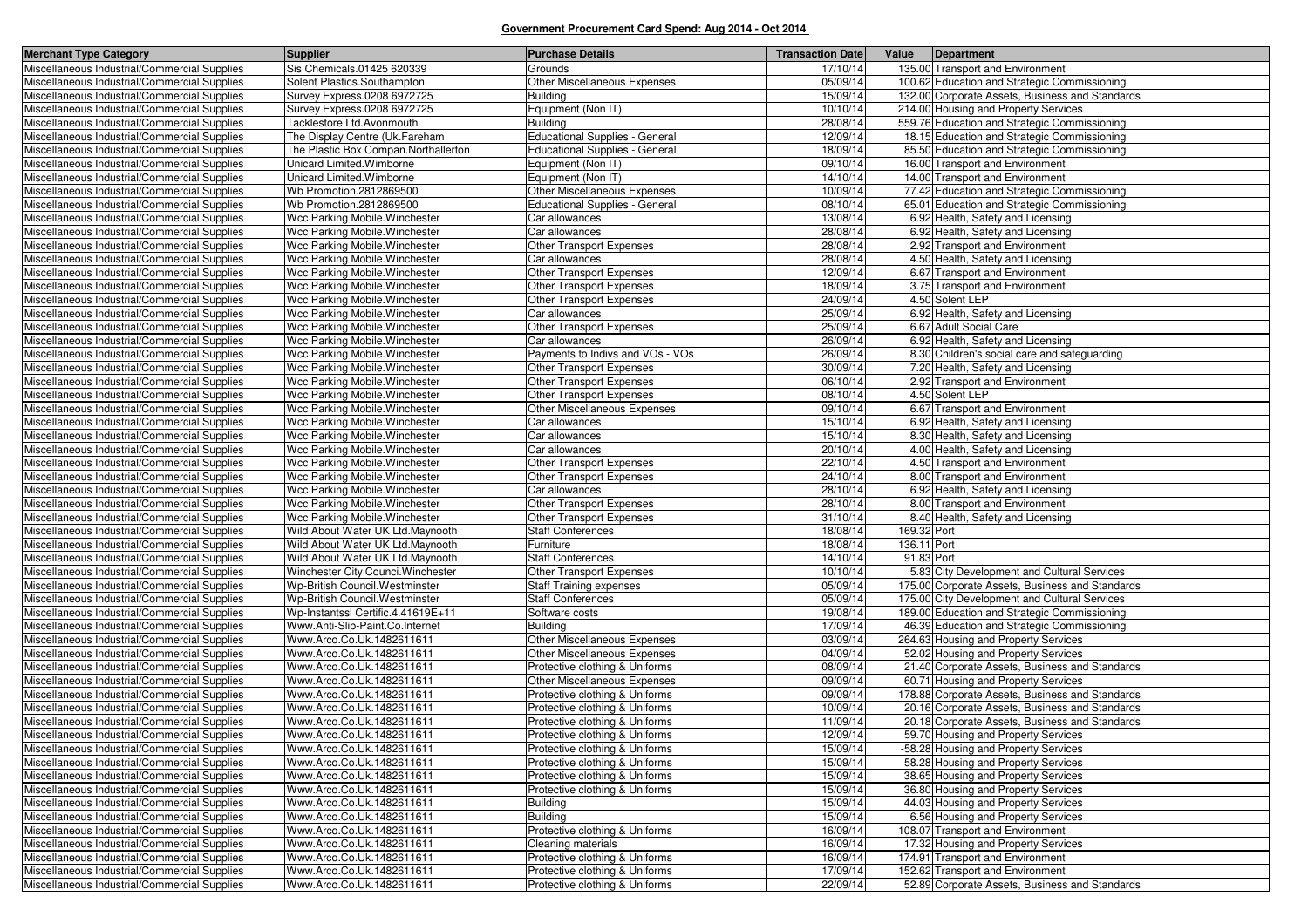**Government Procurement Card Spend: Aug 2014 - Oct 2014**

| Merchant Type Category | Supplier | Purchase Details | Transaction Date | Value | Department |
|---|---|---|---|---|---|
| Miscellaneous Industrial/Commercial Supplies | Sis Chemicals.01425 620339 | Grounds | 17/10/14 | 135.00 | Transport and Environment |
| Miscellaneous Industrial/Commercial Supplies | Solent Plastics.Southampton | Other Miscellaneous Expenses | 05/09/14 | 100.62 | Education and Strategic Commissioning |
| Miscellaneous Industrial/Commercial Supplies | Survey Express.0208 6972725 | Building | 15/09/14 | 132.00 | Corporate Assets, Business and Standards |
| Miscellaneous Industrial/Commercial Supplies | Survey Express.0208 6972725 | Equipment (Non IT) | 10/10/14 | 214.00 | Housing and Property Services |
| Miscellaneous Industrial/Commercial Supplies | Tacklestore Ltd.Avonmouth | Building | 28/08/14 | 559.76 | Education and Strategic Commissioning |
| Miscellaneous Industrial/Commercial Supplies | The Display Centre (Uk.Fareham | Educational Supplies - General | 12/09/14 | 18.15 | Education and Strategic Commissioning |
| Miscellaneous Industrial/Commercial Supplies | The Plastic Box Compan.Northallerton | Educational Supplies - General | 18/09/14 | 85.50 | Education and Strategic Commissioning |
| Miscellaneous Industrial/Commercial Supplies | Unicard Limited.Wimborne | Equipment (Non IT) | 09/10/14 | 16.00 | Transport and Environment |
| Miscellaneous Industrial/Commercial Supplies | Unicard Limited.Wimborne | Equipment (Non IT) | 14/10/14 | 14.00 | Transport and Environment |
| Miscellaneous Industrial/Commercial Supplies | Wb Promotion.2812869500 | Other Miscellaneous Expenses | 10/09/14 | 77.42 | Education and Strategic Commissioning |
| Miscellaneous Industrial/Commercial Supplies | Wb Promotion.2812869500 | Educational Supplies - General | 08/10/14 | 65.01 | Education and Strategic Commissioning |
| Miscellaneous Industrial/Commercial Supplies | Wcc Parking Mobile.Winchester | Car allowances | 13/08/14 | 6.92 | Health, Safety and Licensing |
| Miscellaneous Industrial/Commercial Supplies | Wcc Parking Mobile.Winchester | Car allowances | 28/08/14 | 6.92 | Health, Safety and Licensing |
| Miscellaneous Industrial/Commercial Supplies | Wcc Parking Mobile.Winchester | Other Transport Expenses | 28/08/14 | 2.92 | Transport and Environment |
| Miscellaneous Industrial/Commercial Supplies | Wcc Parking Mobile.Winchester | Car allowances | 28/08/14 | 4.50 | Health, Safety and Licensing |
| Miscellaneous Industrial/Commercial Supplies | Wcc Parking Mobile.Winchester | Other Transport Expenses | 12/09/14 | 6.67 | Transport and Environment |
| Miscellaneous Industrial/Commercial Supplies | Wcc Parking Mobile.Winchester | Other Transport Expenses | 18/09/14 | 3.75 | Transport and Environment |
| Miscellaneous Industrial/Commercial Supplies | Wcc Parking Mobile.Winchester | Other Transport Expenses | 24/09/14 | 4.50 | Solent LEP |
| Miscellaneous Industrial/Commercial Supplies | Wcc Parking Mobile.Winchester | Car allowances | 25/09/14 | 6.92 | Health, Safety and Licensing |
| Miscellaneous Industrial/Commercial Supplies | Wcc Parking Mobile.Winchester | Other Transport Expenses | 25/09/14 | 6.67 | Adult Social Care |
| Miscellaneous Industrial/Commercial Supplies | Wcc Parking Mobile.Winchester | Car allowances | 26/09/14 | 6.92 | Health, Safety and Licensing |
| Miscellaneous Industrial/Commercial Supplies | Wcc Parking Mobile.Winchester | Payments to Indivs and VOs - VOs | 26/09/14 | 8.30 | Children's social care and safeguarding |
| Miscellaneous Industrial/Commercial Supplies | Wcc Parking Mobile.Winchester | Other Transport Expenses | 30/09/14 | 7.20 | Health, Safety and Licensing |
| Miscellaneous Industrial/Commercial Supplies | Wcc Parking Mobile.Winchester | Other Transport Expenses | 06/10/14 | 2.92 | Transport and Environment |
| Miscellaneous Industrial/Commercial Supplies | Wcc Parking Mobile.Winchester | Other Transport Expenses | 08/10/14 | 4.50 | Solent LEP |
| Miscellaneous Industrial/Commercial Supplies | Wcc Parking Mobile.Winchester | Other Miscellaneous Expenses | 09/10/14 | 6.67 | Transport and Environment |
| Miscellaneous Industrial/Commercial Supplies | Wcc Parking Mobile.Winchester | Car allowances | 15/10/14 | 6.92 | Health, Safety and Licensing |
| Miscellaneous Industrial/Commercial Supplies | Wcc Parking Mobile.Winchester | Car allowances | 15/10/14 | 8.30 | Health, Safety and Licensing |
| Miscellaneous Industrial/Commercial Supplies | Wcc Parking Mobile.Winchester | Car allowances | 20/10/14 | 4.00 | Health, Safety and Licensing |
| Miscellaneous Industrial/Commercial Supplies | Wcc Parking Mobile.Winchester | Other Transport Expenses | 22/10/14 | 4.50 | Transport and Environment |
| Miscellaneous Industrial/Commercial Supplies | Wcc Parking Mobile.Winchester | Other Transport Expenses | 24/10/14 | 8.00 | Transport and Environment |
| Miscellaneous Industrial/Commercial Supplies | Wcc Parking Mobile.Winchester | Car allowances | 28/10/14 | 6.92 | Health, Safety and Licensing |
| Miscellaneous Industrial/Commercial Supplies | Wcc Parking Mobile.Winchester | Other Transport Expenses | 28/10/14 | 8.00 | Transport and Environment |
| Miscellaneous Industrial/Commercial Supplies | Wcc Parking Mobile.Winchester | Other Transport Expenses | 31/10/14 | 8.40 | Health, Safety and Licensing |
| Miscellaneous Industrial/Commercial Supplies | Wild About Water UK Ltd.Maynooth | Staff Conferences | 18/08/14 | 169.32 | Port |
| Miscellaneous Industrial/Commercial Supplies | Wild About Water UK Ltd.Maynooth | Furniture | 18/08/14 | 136.11 | Port |
| Miscellaneous Industrial/Commercial Supplies | Wild About Water UK Ltd.Maynooth | Staff Conferences | 14/10/14 | 91.83 | Port |
| Miscellaneous Industrial/Commercial Supplies | Winchester City Counci.Winchester | Other Transport Expenses | 10/10/14 | 5.83 | City Development and Cultural Services |
| Miscellaneous Industrial/Commercial Supplies | Wp-British Council.Westminster | Staff Training expenses | 05/09/14 | 175.00 | Corporate Assets, Business and Standards |
| Miscellaneous Industrial/Commercial Supplies | Wp-British Council.Westminster | Staff Conferences | 05/09/14 | 175.00 | City Development and Cultural Services |
| Miscellaneous Industrial/Commercial Supplies | Wp-Instantssl Certific.4.41619E+11 | Software costs | 19/08/14 | 189.00 | Education and Strategic Commissioning |
| Miscellaneous Industrial/Commercial Supplies | Www.Anti-Slip-Paint.Co.Internet | Building | 17/09/14 | 46.39 | Education and Strategic Commissioning |
| Miscellaneous Industrial/Commercial Supplies | Www.Arco.Co.Uk.1482611611 | Other Miscellaneous Expenses | 03/09/14 | 264.63 | Housing and Property Services |
| Miscellaneous Industrial/Commercial Supplies | Www.Arco.Co.Uk.1482611611 | Other Miscellaneous Expenses | 04/09/14 | 52.02 | Housing and Property Services |
| Miscellaneous Industrial/Commercial Supplies | Www.Arco.Co.Uk.1482611611 | Protective clothing & Uniforms | 08/09/14 | 21.40 | Corporate Assets, Business and Standards |
| Miscellaneous Industrial/Commercial Supplies | Www.Arco.Co.Uk.1482611611 | Other Miscellaneous Expenses | 09/09/14 | 60.71 | Housing and Property Services |
| Miscellaneous Industrial/Commercial Supplies | Www.Arco.Co.Uk.1482611611 | Protective clothing & Uniforms | 09/09/14 | 178.88 | Corporate Assets, Business and Standards |
| Miscellaneous Industrial/Commercial Supplies | Www.Arco.Co.Uk.1482611611 | Protective clothing & Uniforms | 10/09/14 | 20.16 | Corporate Assets, Business and Standards |
| Miscellaneous Industrial/Commercial Supplies | Www.Arco.Co.Uk.1482611611 | Protective clothing & Uniforms | 11/09/14 | 20.18 | Corporate Assets, Business and Standards |
| Miscellaneous Industrial/Commercial Supplies | Www.Arco.Co.Uk.1482611611 | Protective clothing & Uniforms | 12/09/14 | 59.70 | Housing and Property Services |
| Miscellaneous Industrial/Commercial Supplies | Www.Arco.Co.Uk.1482611611 | Protective clothing & Uniforms | 15/09/14 | -58.28 | Housing and Property Services |
| Miscellaneous Industrial/Commercial Supplies | Www.Arco.Co.Uk.1482611611 | Protective clothing & Uniforms | 15/09/14 | 58.28 | Housing and Property Services |
| Miscellaneous Industrial/Commercial Supplies | Www.Arco.Co.Uk.1482611611 | Protective clothing & Uniforms | 15/09/14 | 38.65 | Housing and Property Services |
| Miscellaneous Industrial/Commercial Supplies | Www.Arco.Co.Uk.1482611611 | Protective clothing & Uniforms | 15/09/14 | 36.80 | Housing and Property Services |
| Miscellaneous Industrial/Commercial Supplies | Www.Arco.Co.Uk.1482611611 | Building | 15/09/14 | 44.03 | Housing and Property Services |
| Miscellaneous Industrial/Commercial Supplies | Www.Arco.Co.Uk.1482611611 | Building | 15/09/14 | 6.56 | Housing and Property Services |
| Miscellaneous Industrial/Commercial Supplies | Www.Arco.Co.Uk.1482611611 | Protective clothing & Uniforms | 16/09/14 | 108.07 | Transport and Environment |
| Miscellaneous Industrial/Commercial Supplies | Www.Arco.Co.Uk.1482611611 | Cleaning materials | 16/09/14 | 17.32 | Housing and Property Services |
| Miscellaneous Industrial/Commercial Supplies | Www.Arco.Co.Uk.1482611611 | Protective clothing & Uniforms | 16/09/14 | 174.91 | Transport and Environment |
| Miscellaneous Industrial/Commercial Supplies | Www.Arco.Co.Uk.1482611611 | Protective clothing & Uniforms | 17/09/14 | 152.62 | Transport and Environment |
| Miscellaneous Industrial/Commercial Supplies | Www.Arco.Co.Uk.1482611611 | Protective clothing & Uniforms | 22/09/14 | 52.89 | Corporate Assets, Business and Standards |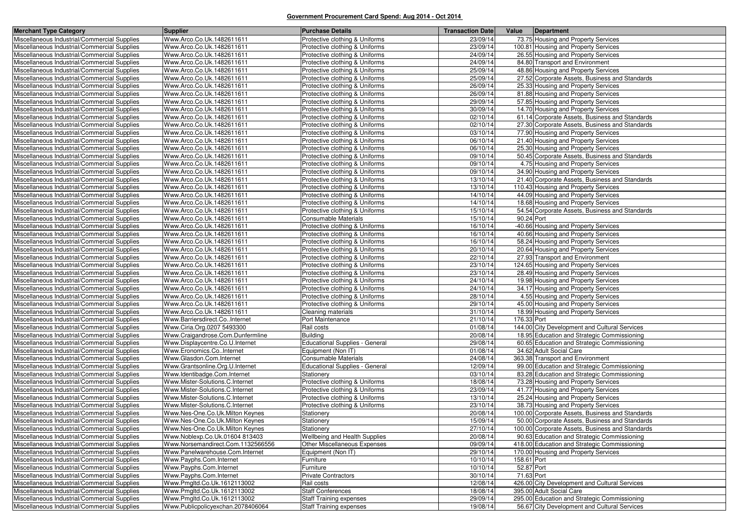**Government Procurement Card Spend: Aug 2014 - Oct 2014**

| Merchant Type Category | Supplier | Purchase Details | Transaction Date | Value | Department |
|---|---|---|---|---|---|
| Miscellaneous Industrial/Commercial Supplies | Www.Arco.Co.Uk.1482611611 | Protective clothing & Uniforms | 23/09/14 | 73.75 | Housing and Property Services |
| Miscellaneous Industrial/Commercial Supplies | Www.Arco.Co.Uk.1482611611 | Protective clothing & Uniforms | 23/09/14 | 100.81 | Housing and Property Services |
| Miscellaneous Industrial/Commercial Supplies | Www.Arco.Co.Uk.1482611611 | Protective clothing & Uniforms | 24/09/14 | 26.55 | Housing and Property Services |
| Miscellaneous Industrial/Commercial Supplies | Www.Arco.Co.Uk.1482611611 | Protective clothing & Uniforms | 24/09/14 | 84.80 | Transport and Environment |
| Miscellaneous Industrial/Commercial Supplies | Www.Arco.Co.Uk.1482611611 | Protective clothing & Uniforms | 25/09/14 | 48.86 | Housing and Property Services |
| Miscellaneous Industrial/Commercial Supplies | Www.Arco.Co.Uk.1482611611 | Protective clothing & Uniforms | 25/09/14 | 27.52 | Corporate Assets, Business and Standards |
| Miscellaneous Industrial/Commercial Supplies | Www.Arco.Co.Uk.1482611611 | Protective clothing & Uniforms | 26/09/14 | 25.33 | Housing and Property Services |
| Miscellaneous Industrial/Commercial Supplies | Www.Arco.Co.Uk.1482611611 | Protective clothing & Uniforms | 26/09/14 | 81.88 | Housing and Property Services |
| Miscellaneous Industrial/Commercial Supplies | Www.Arco.Co.Uk.1482611611 | Protective clothing & Uniforms | 29/09/14 | 57.85 | Housing and Property Services |
| Miscellaneous Industrial/Commercial Supplies | Www.Arco.Co.Uk.1482611611 | Protective clothing & Uniforms | 30/09/14 | 14.70 | Housing and Property Services |
| Miscellaneous Industrial/Commercial Supplies | Www.Arco.Co.Uk.1482611611 | Protective clothing & Uniforms | 02/10/14 | 61.14 | Corporate Assets, Business and Standards |
| Miscellaneous Industrial/Commercial Supplies | Www.Arco.Co.Uk.1482611611 | Protective clothing & Uniforms | 02/10/14 | 27.30 | Corporate Assets, Business and Standards |
| Miscellaneous Industrial/Commercial Supplies | Www.Arco.Co.Uk.1482611611 | Protective clothing & Uniforms | 03/10/14 | 77.90 | Housing and Property Services |
| Miscellaneous Industrial/Commercial Supplies | Www.Arco.Co.Uk.1482611611 | Protective clothing & Uniforms | 06/10/14 | 21.40 | Housing and Property Services |
| Miscellaneous Industrial/Commercial Supplies | Www.Arco.Co.Uk.1482611611 | Protective clothing & Uniforms | 06/10/14 | 25.30 | Housing and Property Services |
| Miscellaneous Industrial/Commercial Supplies | Www.Arco.Co.Uk.1482611611 | Protective clothing & Uniforms | 09/10/14 | 50.45 | Corporate Assets, Business and Standards |
| Miscellaneous Industrial/Commercial Supplies | Www.Arco.Co.Uk.1482611611 | Protective clothing & Uniforms | 09/10/14 | 4.75 | Housing and Property Services |
| Miscellaneous Industrial/Commercial Supplies | Www.Arco.Co.Uk.1482611611 | Protective clothing & Uniforms | 09/10/14 | 34.90 | Housing and Property Services |
| Miscellaneous Industrial/Commercial Supplies | Www.Arco.Co.Uk.1482611611 | Protective clothing & Uniforms | 13/10/14 | 21.40 | Corporate Assets, Business and Standards |
| Miscellaneous Industrial/Commercial Supplies | Www.Arco.Co.Uk.1482611611 | Protective clothing & Uniforms | 13/10/14 | 110.43 | Housing and Property Services |
| Miscellaneous Industrial/Commercial Supplies | Www.Arco.Co.Uk.1482611611 | Protective clothing & Uniforms | 14/10/14 | 44.09 | Housing and Property Services |
| Miscellaneous Industrial/Commercial Supplies | Www.Arco.Co.Uk.1482611611 | Protective clothing & Uniforms | 14/10/14 | 18.68 | Housing and Property Services |
| Miscellaneous Industrial/Commercial Supplies | Www.Arco.Co.Uk.1482611611 | Protective clothing & Uniforms | 15/10/14 | 54.54 | Corporate Assets, Business and Standards |
| Miscellaneous Industrial/Commercial Supplies | Www.Arco.Co.Uk.1482611611 | Consumable Materials | 15/10/14 | 90.24 | Port |
| Miscellaneous Industrial/Commercial Supplies | Www.Arco.Co.Uk.1482611611 | Protective clothing & Uniforms | 16/10/14 | -40.66 | Housing and Property Services |
| Miscellaneous Industrial/Commercial Supplies | Www.Arco.Co.Uk.1482611611 | Protective clothing & Uniforms | 16/10/14 | 40.66 | Housing and Property Services |
| Miscellaneous Industrial/Commercial Supplies | Www.Arco.Co.Uk.1482611611 | Protective clothing & Uniforms | 16/10/14 | 58.24 | Housing and Property Services |
| Miscellaneous Industrial/Commercial Supplies | Www.Arco.Co.Uk.1482611611 | Protective clothing & Uniforms | 20/10/14 | 20.64 | Housing and Property Services |
| Miscellaneous Industrial/Commercial Supplies | Www.Arco.Co.Uk.1482611611 | Protective clothing & Uniforms | 22/10/14 | 27.93 | Transport and Environment |
| Miscellaneous Industrial/Commercial Supplies | Www.Arco.Co.Uk.1482611611 | Protective clothing & Uniforms | 23/10/14 | 124.65 | Housing and Property Services |
| Miscellaneous Industrial/Commercial Supplies | Www.Arco.Co.Uk.1482611611 | Protective clothing & Uniforms | 23/10/14 | 28.49 | Housing and Property Services |
| Miscellaneous Industrial/Commercial Supplies | Www.Arco.Co.Uk.1482611611 | Protective clothing & Uniforms | 24/10/14 | 19.98 | Housing and Property Services |
| Miscellaneous Industrial/Commercial Supplies | Www.Arco.Co.Uk.1482611611 | Protective clothing & Uniforms | 24/10/14 | 34.17 | Housing and Property Services |
| Miscellaneous Industrial/Commercial Supplies | Www.Arco.Co.Uk.1482611611 | Protective clothing & Uniforms | 28/10/14 | 4.55 | Housing and Property Services |
| Miscellaneous Industrial/Commercial Supplies | Www.Arco.Co.Uk.1482611611 | Protective clothing & Uniforms | 29/10/14 | 45.00 | Housing and Property Services |
| Miscellaneous Industrial/Commercial Supplies | Www.Arco.Co.Uk.1482611611 | Cleaning materials | 31/10/14 | 18.99 | Housing and Property Services |
| Miscellaneous Industrial/Commercial Supplies | Www.Barriersdirect.Co..Internet | Port Maintenance | 21/10/14 | 176.33 | Port |
| Miscellaneous Industrial/Commercial Supplies | Www.Ciria.Org.0207 5493300 | Rail costs | 01/08/14 | 144.00 | City Development and Cultural Services |
| Miscellaneous Industrial/Commercial Supplies | Www.Craigandrose.Com.Dunfermline | Building | 20/08/14 | 18.95 | Education and Strategic Commissioning |
| Miscellaneous Industrial/Commercial Supplies | Www.Displaycentre.Co.U.Internet | Educational Supplies - General | 29/08/14 | 60.65 | Education and Strategic Commissioning |
| Miscellaneous Industrial/Commercial Supplies | Www.Eronomics.Co..Internet | Equipment (Non IT) | 01/08/14 | 34.62 | Adult Social Care |
| Miscellaneous Industrial/Commercial Supplies | Www.Glasdon.Com.Internet | Consumable Materials | 24/08/14 | 363.38 | Transport and Environment |
| Miscellaneous Industrial/Commercial Supplies | Www.Grantsonline.Org.U.Internet | Educational Supplies - General | 12/09/14 | 99.00 | Education and Strategic Commissioning |
| Miscellaneous Industrial/Commercial Supplies | Www.Identibadge.Com.Internet | Stationery | 03/10/14 | 83.28 | Education and Strategic Commissioning |
| Miscellaneous Industrial/Commercial Supplies | Www.Mister-Solutions.C.Internet | Protective clothing & Uniforms | 18/08/14 | 73.28 | Housing and Property Services |
| Miscellaneous Industrial/Commercial Supplies | Www.Mister-Solutions.C.Internet | Protective clothing & Uniforms | 23/09/14 | 41.77 | Housing and Property Services |
| Miscellaneous Industrial/Commercial Supplies | Www.Mister-Solutions.C.Internet | Protective clothing & Uniforms | 13/10/14 | 25.24 | Housing and Property Services |
| Miscellaneous Industrial/Commercial Supplies | Www.Mister-Solutions.C.Internet | Protective clothing & Uniforms | 23/10/14 | 38.73 | Housing and Property Services |
| Miscellaneous Industrial/Commercial Supplies | Www.Nes-One.Co.Uk.Milton Keynes | Stationery | 20/08/14 | 100.00 | Corporate Assets, Business and Standards |
| Miscellaneous Industrial/Commercial Supplies | Www.Nes-One.Co.Uk.Milton Keynes | Stationery | 15/09/14 | 50.00 | Corporate Assets, Business and Standards |
| Miscellaneous Industrial/Commercial Supplies | Www.Nes-One.Co.Uk.Milton Keynes | Stationery | 27/10/14 | 100.00 | Corporate Assets, Business and Standards |
| Miscellaneous Industrial/Commercial Supplies | Www.Noblexp.Co.Uk.01604 813403 | Wellbeing and Health Supplies | 20/08/14 | 90.63 | Education and Strategic Commissioning |
| Miscellaneous Industrial/Commercial Supplies | Www.Norsemandirect.Com.1132566556 | Other Miscellaneous Expenses | 09/09/14 | 418.00 | Education and Strategic Commissioning |
| Miscellaneous Industrial/Commercial Supplies | Www.Panelwarehouse.Com.Internet | Equipment (Non IT) | 29/10/14 | 170.00 | Housing and Property Services |
| Miscellaneous Industrial/Commercial Supplies | Www.Payphs.Com.Internet | Furniture | 10/10/14 | 158.61 | Port |
| Miscellaneous Industrial/Commercial Supplies | Www.Payphs.Com.Internet | Furniture | 10/10/14 | 52.87 | Port |
| Miscellaneous Industrial/Commercial Supplies | Www.Payphs.Com.Internet | Private Contractors | 30/10/14 | 71.63 | Port |
| Miscellaneous Industrial/Commercial Supplies | Www.Pmgltd.Co.Uk.1612113002 | Rail costs | 12/08/14 | 426.00 | City Development and Cultural Services |
| Miscellaneous Industrial/Commercial Supplies | Www.Pmgltd.Co.Uk.1612113002 | Staff Conferences | 18/08/14 | 395.00 | Adult Social Care |
| Miscellaneous Industrial/Commercial Supplies | Www.Pmgltd.Co.Uk.1612113002 | Staff Training expenses | 29/09/14 | 295.00 | Education and Strategic Commissioning |
| Miscellaneous Industrial/Commercial Supplies | Www.Publicpolicyexchan.2078406064 | Staff Training expenses | 19/08/14 | 56.67 | City Development and Cultural Services |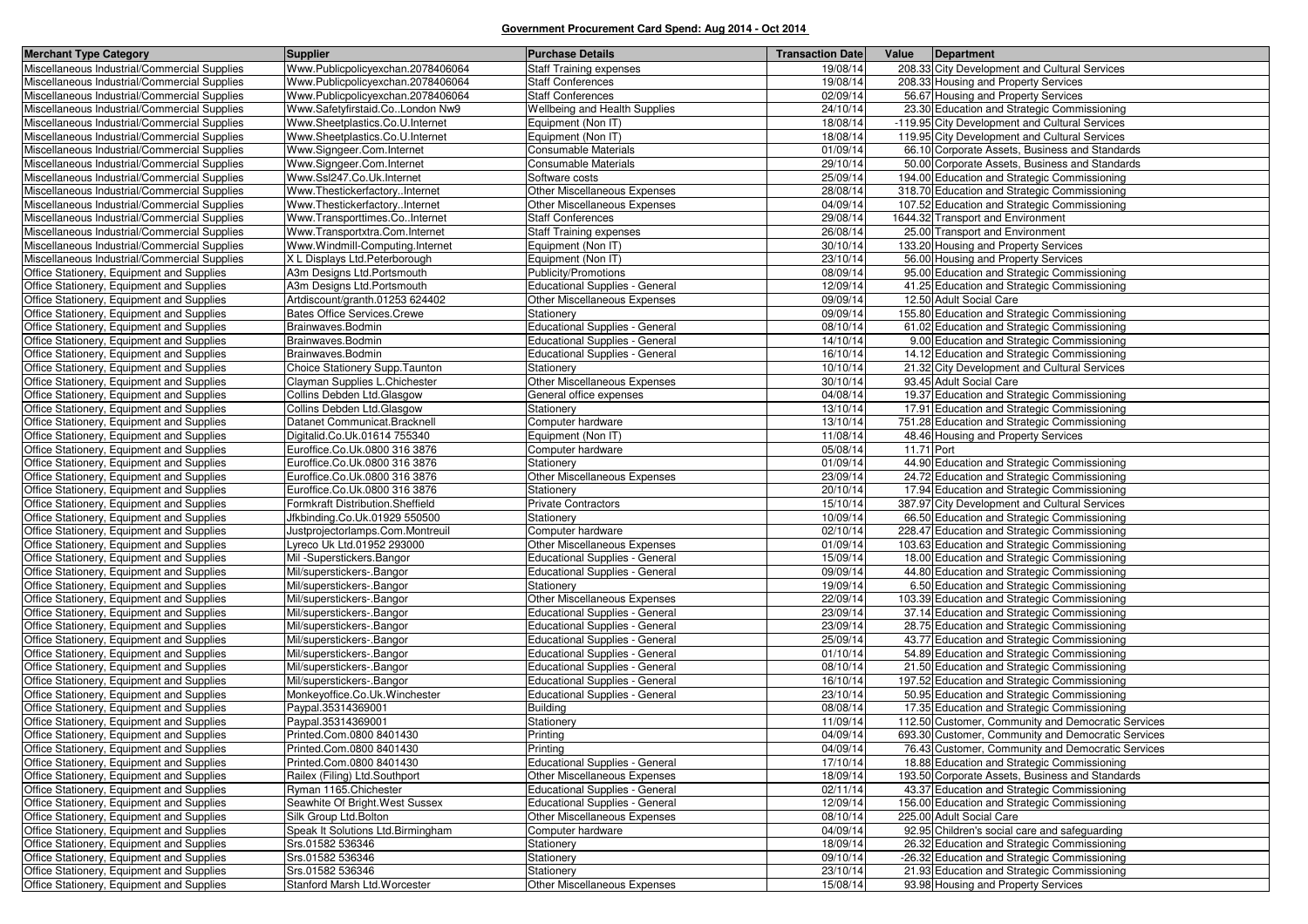**Government Procurement Card Spend: Aug 2014 - Oct 2014**

| Merchant Type Category | Supplier | Purchase Details | Transaction Date | Value | Department |
|---|---|---|---|---|---|
| Miscellaneous Industrial/Commercial Supplies | Www.Publicpolicyexchan.2078406064 | Staff Training expenses | 19/08/14 | 208.33 | City Development and Cultural Services |
| Miscellaneous Industrial/Commercial Supplies | Www.Publicpolicyexchan.2078406064 | Staff Conferences | 19/08/14 | 208.33 | Housing and Property Services |
| Miscellaneous Industrial/Commercial Supplies | Www.Publicpolicyexchan.2078406064 | Staff Conferences | 02/09/14 | 56.67 | Housing and Property Services |
| Miscellaneous Industrial/Commercial Supplies | Www.Safetyfirstaid.Co..London Nw9 | Wellbeing and Health Supplies | 24/10/14 | 23.30 | Education and Strategic Commissioning |
| Miscellaneous Industrial/Commercial Supplies | Www.Sheetplastics.Co.U.Internet | Equipment (Non IT) | 18/08/14 | -119.95 | City Development and Cultural Services |
| Miscellaneous Industrial/Commercial Supplies | Www.Sheetplastics.Co.U.Internet | Equipment (Non IT) | 18/08/14 | 119.95 | City Development and Cultural Services |
| Miscellaneous Industrial/Commercial Supplies | Www.Signgeer.Com.Internet | Consumable Materials | 01/09/14 | 66.10 | Corporate Assets, Business and Standards |
| Miscellaneous Industrial/Commercial Supplies | Www.Signgeer.Com.Internet | Consumable Materials | 29/10/14 | 50.00 | Corporate Assets, Business and Standards |
| Miscellaneous Industrial/Commercial Supplies | Www.Ssl247.Co.Uk.Internet | Software costs | 25/09/14 | 194.00 | Education and Strategic Commissioning |
| Miscellaneous Industrial/Commercial Supplies | Www.Thestickerfactory..Internet | Other Miscellaneous Expenses | 28/08/14 | 318.70 | Education and Strategic Commissioning |
| Miscellaneous Industrial/Commercial Supplies | Www.Thestickerfactory..Internet | Other Miscellaneous Expenses | 04/09/14 | 107.52 | Education and Strategic Commissioning |
| Miscellaneous Industrial/Commercial Supplies | Www.Transporttimes.Co..Internet | Staff Conferences | 29/08/14 | 1644.32 | Transport and Environment |
| Miscellaneous Industrial/Commercial Supplies | Www.Transportxtra.Com.Internet | Staff Training expenses | 26/08/14 | 25.00 | Transport and Environment |
| Miscellaneous Industrial/Commercial Supplies | Www.Windmill-Computing.Internet | Equipment (Non IT) | 30/10/14 | 133.20 | Housing and Property Services |
| Miscellaneous Industrial/Commercial Supplies | X L Displays Ltd.Peterborough | Equipment (Non IT) | 23/10/14 | 56.00 | Housing and Property Services |
| Office Stationery, Equipment and Supplies | A3m Designs Ltd.Portsmouth | Publicity/Promotions | 08/09/14 | 95.00 | Education and Strategic Commissioning |
| Office Stationery, Equipment and Supplies | A3m Designs Ltd.Portsmouth | Educational Supplies - General | 12/09/14 | 41.25 | Education and Strategic Commissioning |
| Office Stationery, Equipment and Supplies | Artdiscount/granth.01253 624402 | Other Miscellaneous Expenses | 09/09/14 | 12.50 | Adult Social Care |
| Office Stationery, Equipment and Supplies | Bates Office Services.Crewe | Stationery | 09/09/14 | 155.80 | Education and Strategic Commissioning |
| Office Stationery, Equipment and Supplies | Brainwaves.Bodmin | Educational Supplies - General | 08/10/14 | 61.02 | Education and Strategic Commissioning |
| Office Stationery, Equipment and Supplies | Brainwaves.Bodmin | Educational Supplies - General | 14/10/14 | 9.00 | Education and Strategic Commissioning |
| Office Stationery, Equipment and Supplies | Brainwaves.Bodmin | Educational Supplies - General | 16/10/14 | 14.12 | Education and Strategic Commissioning |
| Office Stationery, Equipment and Supplies | Choice Stationery Supp.Taunton | Stationery | 10/10/14 | 21.32 | City Development and Cultural Services |
| Office Stationery, Equipment and Supplies | Clayman Supplies L.Chichester | Other Miscellaneous Expenses | 30/10/14 | 93.45 | Adult Social Care |
| Office Stationery, Equipment and Supplies | Collins Debden Ltd.Glasgow | General office expenses | 04/08/14 | 19.37 | Education and Strategic Commissioning |
| Office Stationery, Equipment and Supplies | Collins Debden Ltd.Glasgow | Stationery | 13/10/14 | 17.91 | Education and Strategic Commissioning |
| Office Stationery, Equipment and Supplies | Datanet Communicat.Bracknell | Computer hardware | 13/10/14 | 751.28 | Education and Strategic Commissioning |
| Office Stationery, Equipment and Supplies | Digitalid.Co.Uk.01614 755340 | Equipment (Non IT) | 11/08/14 | 48.46 | Housing and Property Services |
| Office Stationery, Equipment and Supplies | Euroffice.Co.Uk.0800 316 3876 | Computer hardware | 05/08/14 | 11.71 | Port |
| Office Stationery, Equipment and Supplies | Euroffice.Co.Uk.0800 316 3876 | Stationery | 01/09/14 | 44.90 | Education and Strategic Commissioning |
| Office Stationery, Equipment and Supplies | Euroffice.Co.Uk.0800 316 3876 | Other Miscellaneous Expenses | 23/09/14 | 24.72 | Education and Strategic Commissioning |
| Office Stationery, Equipment and Supplies | Euroffice.Co.Uk.0800 316 3876 | Stationery | 20/10/14 | 17.94 | Education and Strategic Commissioning |
| Office Stationery, Equipment and Supplies | Formkraft Distribution.Sheffield | Private Contractors | 15/10/14 | 387.97 | City Development and Cultural Services |
| Office Stationery, Equipment and Supplies | Jfkbinding.Co.Uk.01929 550500 | Stationery | 10/09/14 | 66.50 | Education and Strategic Commissioning |
| Office Stationery, Equipment and Supplies | Justprojectorlamps.Com.Montreuil | Computer hardware | 02/10/14 | 228.47 | Education and Strategic Commissioning |
| Office Stationery, Equipment and Supplies | Lyreco Uk Ltd.01952 293000 | Other Miscellaneous Expenses | 01/09/14 | 103.63 | Education and Strategic Commissioning |
| Office Stationery, Equipment and Supplies | Mil -Superstickers.Bangor | Educational Supplies - General | 15/09/14 | 18.00 | Education and Strategic Commissioning |
| Office Stationery, Equipment and Supplies | Mil/superstickers-.Bangor | Educational Supplies - General | 09/09/14 | 44.80 | Education and Strategic Commissioning |
| Office Stationery, Equipment and Supplies | Mil/superstickers-.Bangor | Stationery | 19/09/14 | 6.50 | Education and Strategic Commissioning |
| Office Stationery, Equipment and Supplies | Mil/superstickers-.Bangor | Other Miscellaneous Expenses | 22/09/14 | 103.39 | Education and Strategic Commissioning |
| Office Stationery, Equipment and Supplies | Mil/superstickers-.Bangor | Educational Supplies - General | 23/09/14 | 37.14 | Education and Strategic Commissioning |
| Office Stationery, Equipment and Supplies | Mil/superstickers-.Bangor | Educational Supplies - General | 23/09/14 | 28.75 | Education and Strategic Commissioning |
| Office Stationery, Equipment and Supplies | Mil/superstickers-.Bangor | Educational Supplies - General | 25/09/14 | 43.77 | Education and Strategic Commissioning |
| Office Stationery, Equipment and Supplies | Mil/superstickers-.Bangor | Educational Supplies - General | 01/10/14 | 54.89 | Education and Strategic Commissioning |
| Office Stationery, Equipment and Supplies | Mil/superstickers-.Bangor | Educational Supplies - General | 08/10/14 | 21.50 | Education and Strategic Commissioning |
| Office Stationery, Equipment and Supplies | Mil/superstickers-.Bangor | Educational Supplies - General | 16/10/14 | 197.52 | Education and Strategic Commissioning |
| Office Stationery, Equipment and Supplies | Monkeyoffice.Co.Uk.Winchester | Educational Supplies - General | 23/10/14 | 50.95 | Education and Strategic Commissioning |
| Office Stationery, Equipment and Supplies | Paypal.35314369001 | Building | 08/08/14 | 17.35 | Education and Strategic Commissioning |
| Office Stationery, Equipment and Supplies | Paypal.35314369001 | Stationery | 11/09/14 | 112.50 | Customer, Community and Democratic Services |
| Office Stationery, Equipment and Supplies | Printed.Com.0800 8401430 | Printing | 04/09/14 | 693.30 | Customer, Community and Democratic Services |
| Office Stationery, Equipment and Supplies | Printed.Com.0800 8401430 | Printing | 04/09/14 | 76.43 | Customer, Community and Democratic Services |
| Office Stationery, Equipment and Supplies | Printed.Com.0800 8401430 | Educational Supplies - General | 17/10/14 | 18.88 | Education and Strategic Commissioning |
| Office Stationery, Equipment and Supplies | Railex (Filing) Ltd.Southport | Other Miscellaneous Expenses | 18/09/14 | 193.50 | Corporate Assets, Business and Standards |
| Office Stationery, Equipment and Supplies | Ryman 1165.Chichester | Educational Supplies - General | 02/11/14 | 43.37 | Education and Strategic Commissioning |
| Office Stationery, Equipment and Supplies | Seawhite Of Bright.West Sussex | Educational Supplies - General | 12/09/14 | 156.00 | Education and Strategic Commissioning |
| Office Stationery, Equipment and Supplies | Silk Group Ltd.Bolton | Other Miscellaneous Expenses | 08/10/14 | 225.00 | Adult Social Care |
| Office Stationery, Equipment and Supplies | Speak It Solutions Ltd.Birmingham | Computer hardware | 04/09/14 | 92.95 | Children's social care and safeguarding |
| Office Stationery, Equipment and Supplies | Srs.01582 536346 | Stationery | 18/09/14 | 26.32 | Education and Strategic Commissioning |
| Office Stationery, Equipment and Supplies | Srs.01582 536346 | Stationery | 09/10/14 | -26.32 | Education and Strategic Commissioning |
| Office Stationery, Equipment and Supplies | Srs.01582 536346 | Stationery | 23/10/14 | 21.93 | Education and Strategic Commissioning |
| Office Stationery, Equipment and Supplies | Stanford Marsh Ltd.Worcester | Other Miscellaneous Expenses | 15/08/14 | 93.98 | Housing and Property Services |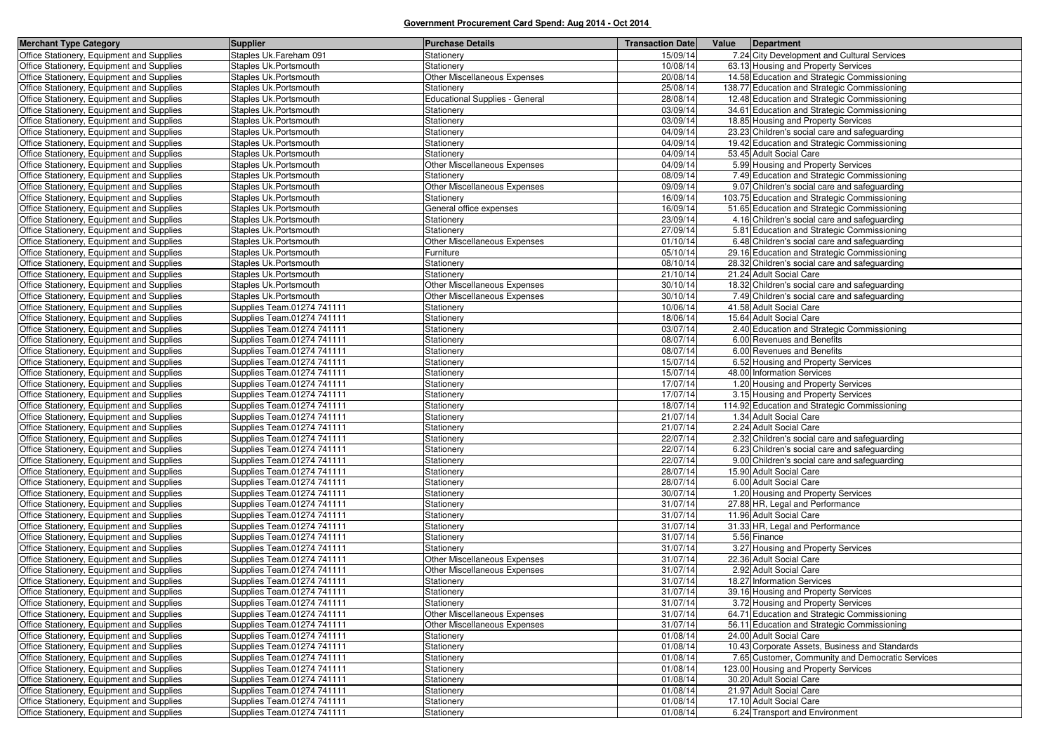**Government Procurement Card Spend: Aug 2014 - Oct 2014**

| Merchant Type Category | Supplier | Purchase Details | Transaction Date | Value | Department |
|---|---|---|---|---|---|
| Office Stationery, Equipment and Supplies | Staples Uk.Fareham 091 | Stationery | 15/09/14 | 7.24 | City Development and Cultural Services |
| Office Stationery, Equipment and Supplies | Staples Uk.Portsmouth | Stationery | 10/08/14 | 63.13 | Housing and Property Services |
| Office Stationery, Equipment and Supplies | Staples Uk.Portsmouth | Other Miscellaneous Expenses | 20/08/14 | 14.58 | Education and Strategic Commissioning |
| Office Stationery, Equipment and Supplies | Staples Uk.Portsmouth | Stationery | 25/08/14 | 138.77 | Education and Strategic Commissioning |
| Office Stationery, Equipment and Supplies | Staples Uk.Portsmouth | Educational Supplies - General | 28/08/14 | 12.48 | Education and Strategic Commissioning |
| Office Stationery, Equipment and Supplies | Staples Uk.Portsmouth | Stationery | 03/09/14 | 34.61 | Education and Strategic Commissioning |
| Office Stationery, Equipment and Supplies | Staples Uk.Portsmouth | Stationery | 03/09/14 | 18.85 | Housing and Property Services |
| Office Stationery, Equipment and Supplies | Staples Uk.Portsmouth | Stationery | 04/09/14 | 23.23 | Children's social care and safeguarding |
| Office Stationery, Equipment and Supplies | Staples Uk.Portsmouth | Stationery | 04/09/14 | 19.42 | Education and Strategic Commissioning |
| Office Stationery, Equipment and Supplies | Staples Uk.Portsmouth | Stationery | 04/09/14 | 53.45 | Adult Social Care |
| Office Stationery, Equipment and Supplies | Staples Uk.Portsmouth | Other Miscellaneous Expenses | 04/09/14 | 5.99 | Housing and Property Services |
| Office Stationery, Equipment and Supplies | Staples Uk.Portsmouth | Stationery | 08/09/14 | 7.49 | Education and Strategic Commissioning |
| Office Stationery, Equipment and Supplies | Staples Uk.Portsmouth | Other Miscellaneous Expenses | 09/09/14 | 9.07 | Children's social care and safeguarding |
| Office Stationery, Equipment and Supplies | Staples Uk.Portsmouth | Stationery | 16/09/14 | 103.75 | Education and Strategic Commissioning |
| Office Stationery, Equipment and Supplies | Staples Uk.Portsmouth | General office expenses | 16/09/14 | 51.65 | Education and Strategic Commissioning |
| Office Stationery, Equipment and Supplies | Staples Uk.Portsmouth | Stationery | 23/09/14 | 4.16 | Children's social care and safeguarding |
| Office Stationery, Equipment and Supplies | Staples Uk.Portsmouth | Stationery | 27/09/14 | 5.81 | Education and Strategic Commissioning |
| Office Stationery, Equipment and Supplies | Staples Uk.Portsmouth | Other Miscellaneous Expenses | 01/10/14 | 6.48 | Children's social care and safeguarding |
| Office Stationery, Equipment and Supplies | Staples Uk.Portsmouth | Furniture | 05/10/14 | 29.16 | Education and Strategic Commissioning |
| Office Stationery, Equipment and Supplies | Staples Uk.Portsmouth | Stationery | 08/10/14 | 28.32 | Children's social care and safeguarding |
| Office Stationery, Equipment and Supplies | Staples Uk.Portsmouth | Stationery | 21/10/14 | 21.24 | Adult Social Care |
| Office Stationery, Equipment and Supplies | Staples Uk.Portsmouth | Other Miscellaneous Expenses | 30/10/14 | 18.32 | Children's social care and safeguarding |
| Office Stationery, Equipment and Supplies | Staples Uk.Portsmouth | Other Miscellaneous Expenses | 30/10/14 | 7.49 | Children's social care and safeguarding |
| Office Stationery, Equipment and Supplies | Supplies Team.01274 741111 | Stationery | 10/06/14 | 41.58 | Adult Social Care |
| Office Stationery, Equipment and Supplies | Supplies Team.01274 741111 | Stationery | 18/06/14 | 15.64 | Adult Social Care |
| Office Stationery, Equipment and Supplies | Supplies Team.01274 741111 | Stationery | 03/07/14 | 2.40 | Education and Strategic Commissioning |
| Office Stationery, Equipment and Supplies | Supplies Team.01274 741111 | Stationery | 08/07/14 | 6.00 | Revenues and Benefits |
| Office Stationery, Equipment and Supplies | Supplies Team.01274 741111 | Stationery | 08/07/14 | 6.00 | Revenues and Benefits |
| Office Stationery, Equipment and Supplies | Supplies Team.01274 741111 | Stationery | 15/07/14 | 6.52 | Housing and Property Services |
| Office Stationery, Equipment and Supplies | Supplies Team.01274 741111 | Stationery | 15/07/14 | 48.00 | Information Services |
| Office Stationery, Equipment and Supplies | Supplies Team.01274 741111 | Stationery | 17/07/14 | 1.20 | Housing and Property Services |
| Office Stationery, Equipment and Supplies | Supplies Team.01274 741111 | Stationery | 17/07/14 | 3.15 | Housing and Property Services |
| Office Stationery, Equipment and Supplies | Supplies Team.01274 741111 | Stationery | 18/07/14 | 114.92 | Education and Strategic Commissioning |
| Office Stationery, Equipment and Supplies | Supplies Team.01274 741111 | Stationery | 21/07/14 | 1.34 | Adult Social Care |
| Office Stationery, Equipment and Supplies | Supplies Team.01274 741111 | Stationery | 21/07/14 | 2.24 | Adult Social Care |
| Office Stationery, Equipment and Supplies | Supplies Team.01274 741111 | Stationery | 22/07/14 | 2.32 | Children's social care and safeguarding |
| Office Stationery, Equipment and Supplies | Supplies Team.01274 741111 | Stationery | 22/07/14 | 6.23 | Children's social care and safeguarding |
| Office Stationery, Equipment and Supplies | Supplies Team.01274 741111 | Stationery | 22/07/14 | 9.00 | Children's social care and safeguarding |
| Office Stationery, Equipment and Supplies | Supplies Team.01274 741111 | Stationery | 28/07/14 | 15.90 | Adult Social Care |
| Office Stationery, Equipment and Supplies | Supplies Team.01274 741111 | Stationery | 28/07/14 | 6.00 | Adult Social Care |
| Office Stationery, Equipment and Supplies | Supplies Team.01274 741111 | Stationery | 30/07/14 | 1.20 | Housing and Property Services |
| Office Stationery, Equipment and Supplies | Supplies Team.01274 741111 | Stationery | 31/07/14 | 27.88 | HR, Legal and Performance |
| Office Stationery, Equipment and Supplies | Supplies Team.01274 741111 | Stationery | 31/07/14 | 11.96 | Adult Social Care |
| Office Stationery, Equipment and Supplies | Supplies Team.01274 741111 | Stationery | 31/07/14 | 31.33 | HR, Legal and Performance |
| Office Stationery, Equipment and Supplies | Supplies Team.01274 741111 | Stationery | 31/07/14 | 5.56 | Finance |
| Office Stationery, Equipment and Supplies | Supplies Team.01274 741111 | Stationery | 31/07/14 | 3.27 | Housing and Property Services |
| Office Stationery, Equipment and Supplies | Supplies Team.01274 741111 | Other Miscellaneous Expenses | 31/07/14 | 22.36 | Adult Social Care |
| Office Stationery, Equipment and Supplies | Supplies Team.01274 741111 | Other Miscellaneous Expenses | 31/07/14 | 2.92 | Adult Social Care |
| Office Stationery, Equipment and Supplies | Supplies Team.01274 741111 | Stationery | 31/07/14 | 18.27 | Information Services |
| Office Stationery, Equipment and Supplies | Supplies Team.01274 741111 | Stationery | 31/07/14 | 39.16 | Housing and Property Services |
| Office Stationery, Equipment and Supplies | Supplies Team.01274 741111 | Stationery | 31/07/14 | 3.72 | Housing and Property Services |
| Office Stationery, Equipment and Supplies | Supplies Team.01274 741111 | Other Miscellaneous Expenses | 31/07/14 | 64.71 | Education and Strategic Commissioning |
| Office Stationery, Equipment and Supplies | Supplies Team.01274 741111 | Other Miscellaneous Expenses | 31/07/14 | 56.11 | Education and Strategic Commissioning |
| Office Stationery, Equipment and Supplies | Supplies Team.01274 741111 | Stationery | 01/08/14 | 24.00 | Adult Social Care |
| Office Stationery, Equipment and Supplies | Supplies Team.01274 741111 | Stationery | 01/08/14 | 10.43 | Corporate Assets, Business and Standards |
| Office Stationery, Equipment and Supplies | Supplies Team.01274 741111 | Stationery | 01/08/14 | 7.65 | Customer, Community and Democratic Services |
| Office Stationery, Equipment and Supplies | Supplies Team.01274 741111 | Stationery | 01/08/14 | 123.00 | Housing and Property Services |
| Office Stationery, Equipment and Supplies | Supplies Team.01274 741111 | Stationery | 01/08/14 | 30.20 | Adult Social Care |
| Office Stationery, Equipment and Supplies | Supplies Team.01274 741111 | Stationery | 01/08/14 | 21.97 | Adult Social Care |
| Office Stationery, Equipment and Supplies | Supplies Team.01274 741111 | Stationery | 01/08/14 | 17.10 | Adult Social Care |
| Office Stationery, Equipment and Supplies | Supplies Team.01274 741111 | Stationery | 01/08/14 | 6.24 | Transport and Environment |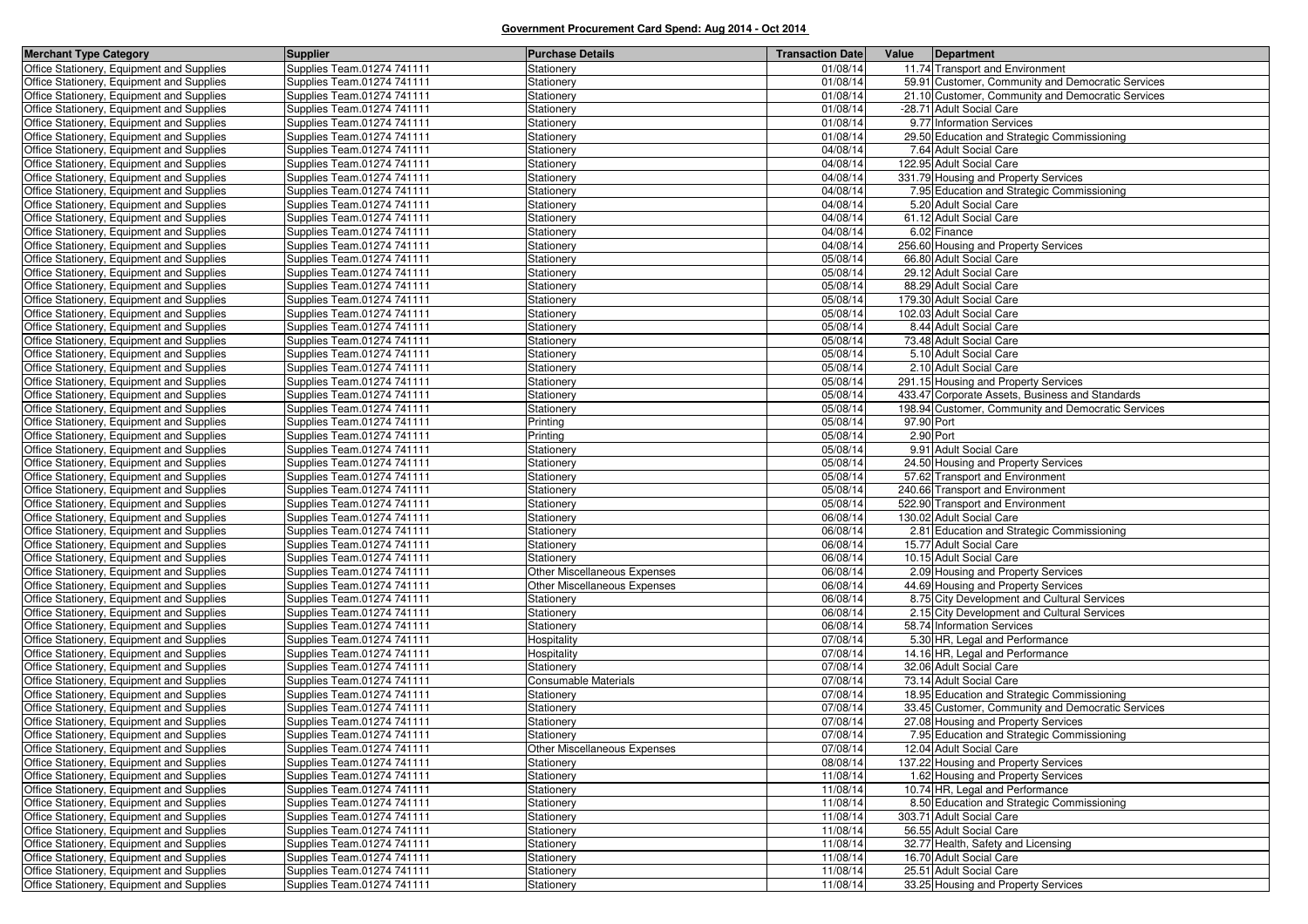**Government Procurement Card Spend: Aug 2014 - Oct 2014**

| Merchant Type Category | Supplier | Purchase Details | Transaction Date | Value | Department |
|---|---|---|---|---|---|
| Office Stationery, Equipment and Supplies | Supplies Team.01274 741111 | Stationery | 01/08/14 | 11.74 | Transport and Environment |
| Office Stationery, Equipment and Supplies | Supplies Team.01274 741111 | Stationery | 01/08/14 | 59.91 | Customer, Community and Democratic Services |
| Office Stationery, Equipment and Supplies | Supplies Team.01274 741111 | Stationery | 01/08/14 | 21.10 | Customer, Community and Democratic Services |
| Office Stationery, Equipment and Supplies | Supplies Team.01274 741111 | Stationery | 01/08/14 | -28.71 | Adult Social Care |
| Office Stationery, Equipment and Supplies | Supplies Team.01274 741111 | Stationery | 01/08/14 | 9.77 | Information Services |
| Office Stationery, Equipment and Supplies | Supplies Team.01274 741111 | Stationery | 01/08/14 | 29.50 | Education and Strategic Commissioning |
| Office Stationery, Equipment and Supplies | Supplies Team.01274 741111 | Stationery | 04/08/14 | 7.64 | Adult Social Care |
| Office Stationery, Equipment and Supplies | Supplies Team.01274 741111 | Stationery | 04/08/14 | 122.95 | Adult Social Care |
| Office Stationery, Equipment and Supplies | Supplies Team.01274 741111 | Stationery | 04/08/14 | 331.79 | Housing and Property Services |
| Office Stationery, Equipment and Supplies | Supplies Team.01274 741111 | Stationery | 04/08/14 | 7.95 | Education and Strategic Commissioning |
| Office Stationery, Equipment and Supplies | Supplies Team.01274 741111 | Stationery | 04/08/14 | 5.20 | Adult Social Care |
| Office Stationery, Equipment and Supplies | Supplies Team.01274 741111 | Stationery | 04/08/14 | 61.12 | Adult Social Care |
| Office Stationery, Equipment and Supplies | Supplies Team.01274 741111 | Stationery | 04/08/14 | 6.02 | Finance |
| Office Stationery, Equipment and Supplies | Supplies Team.01274 741111 | Stationery | 04/08/14 | 256.60 | Housing and Property Services |
| Office Stationery, Equipment and Supplies | Supplies Team.01274 741111 | Stationery | 05/08/14 | 66.80 | Adult Social Care |
| Office Stationery, Equipment and Supplies | Supplies Team.01274 741111 | Stationery | 05/08/14 | 29.12 | Adult Social Care |
| Office Stationery, Equipment and Supplies | Supplies Team.01274 741111 | Stationery | 05/08/14 | 88.29 | Adult Social Care |
| Office Stationery, Equipment and Supplies | Supplies Team.01274 741111 | Stationery | 05/08/14 | 179.30 | Adult Social Care |
| Office Stationery, Equipment and Supplies | Supplies Team.01274 741111 | Stationery | 05/08/14 | 102.03 | Adult Social Care |
| Office Stationery, Equipment and Supplies | Supplies Team.01274 741111 | Stationery | 05/08/14 | 8.44 | Adult Social Care |
| Office Stationery, Equipment and Supplies | Supplies Team.01274 741111 | Stationery | 05/08/14 | 73.48 | Adult Social Care |
| Office Stationery, Equipment and Supplies | Supplies Team.01274 741111 | Stationery | 05/08/14 | 5.10 | Adult Social Care |
| Office Stationery, Equipment and Supplies | Supplies Team.01274 741111 | Stationery | 05/08/14 | 2.10 | Adult Social Care |
| Office Stationery, Equipment and Supplies | Supplies Team.01274 741111 | Stationery | 05/08/14 | 291.15 | Housing and Property Services |
| Office Stationery, Equipment and Supplies | Supplies Team.01274 741111 | Stationery | 05/08/14 | 433.47 | Corporate Assets, Business and Standards |
| Office Stationery, Equipment and Supplies | Supplies Team.01274 741111 | Stationery | 05/08/14 | 198.94 | Customer, Community and Democratic Services |
| Office Stationery, Equipment and Supplies | Supplies Team.01274 741111 | Printing | 05/08/14 | 97.90 | Port |
| Office Stationery, Equipment and Supplies | Supplies Team.01274 741111 | Printing | 05/08/14 | 2.90 | Port |
| Office Stationery, Equipment and Supplies | Supplies Team.01274 741111 | Stationery | 05/08/14 | 9.91 | Adult Social Care |
| Office Stationery, Equipment and Supplies | Supplies Team.01274 741111 | Stationery | 05/08/14 | 24.50 | Housing and Property Services |
| Office Stationery, Equipment and Supplies | Supplies Team.01274 741111 | Stationery | 05/08/14 | 57.62 | Transport and Environment |
| Office Stationery, Equipment and Supplies | Supplies Team.01274 741111 | Stationery | 05/08/14 | 240.66 | Transport and Environment |
| Office Stationery, Equipment and Supplies | Supplies Team.01274 741111 | Stationery | 05/08/14 | 522.90 | Transport and Environment |
| Office Stationery, Equipment and Supplies | Supplies Team.01274 741111 | Stationery | 06/08/14 | 130.02 | Adult Social Care |
| Office Stationery, Equipment and Supplies | Supplies Team.01274 741111 | Stationery | 06/08/14 | 2.81 | Education and Strategic Commissioning |
| Office Stationery, Equipment and Supplies | Supplies Team.01274 741111 | Stationery | 06/08/14 | 15.77 | Adult Social Care |
| Office Stationery, Equipment and Supplies | Supplies Team.01274 741111 | Stationery | 06/08/14 | 10.15 | Adult Social Care |
| Office Stationery, Equipment and Supplies | Supplies Team.01274 741111 | Other Miscellaneous Expenses | 06/08/14 | 2.09 | Housing and Property Services |
| Office Stationery, Equipment and Supplies | Supplies Team.01274 741111 | Other Miscellaneous Expenses | 06/08/14 | 44.69 | Housing and Property Services |
| Office Stationery, Equipment and Supplies | Supplies Team.01274 741111 | Stationery | 06/08/14 | 8.75 | City Development and Cultural Services |
| Office Stationery, Equipment and Supplies | Supplies Team.01274 741111 | Stationery | 06/08/14 | 2.15 | City Development and Cultural Services |
| Office Stationery, Equipment and Supplies | Supplies Team.01274 741111 | Stationery | 06/08/14 | 58.74 | Information Services |
| Office Stationery, Equipment and Supplies | Supplies Team.01274 741111 | Hospitality | 07/08/14 | 5.30 | HR, Legal and Performance |
| Office Stationery, Equipment and Supplies | Supplies Team.01274 741111 | Hospitality | 07/08/14 | 14.16 | HR, Legal and Performance |
| Office Stationery, Equipment and Supplies | Supplies Team.01274 741111 | Stationery | 07/08/14 | 32.06 | Adult Social Care |
| Office Stationery, Equipment and Supplies | Supplies Team.01274 741111 | Consumable Materials | 07/08/14 | 73.14 | Adult Social Care |
| Office Stationery, Equipment and Supplies | Supplies Team.01274 741111 | Stationery | 07/08/14 | 18.95 | Education and Strategic Commissioning |
| Office Stationery, Equipment and Supplies | Supplies Team.01274 741111 | Stationery | 07/08/14 | 33.45 | Customer, Community and Democratic Services |
| Office Stationery, Equipment and Supplies | Supplies Team.01274 741111 | Stationery | 07/08/14 | 27.08 | Housing and Property Services |
| Office Stationery, Equipment and Supplies | Supplies Team.01274 741111 | Stationery | 07/08/14 | 7.95 | Education and Strategic Commissioning |
| Office Stationery, Equipment and Supplies | Supplies Team.01274 741111 | Other Miscellaneous Expenses | 07/08/14 | 12.04 | Adult Social Care |
| Office Stationery, Equipment and Supplies | Supplies Team.01274 741111 | Stationery | 08/08/14 | 137.22 | Housing and Property Services |
| Office Stationery, Equipment and Supplies | Supplies Team.01274 741111 | Stationery | 11/08/14 | 1.62 | Housing and Property Services |
| Office Stationery, Equipment and Supplies | Supplies Team.01274 741111 | Stationery | 11/08/14 | 10.74 | HR, Legal and Performance |
| Office Stationery, Equipment and Supplies | Supplies Team.01274 741111 | Stationery | 11/08/14 | 8.50 | Education and Strategic Commissioning |
| Office Stationery, Equipment and Supplies | Supplies Team.01274 741111 | Stationery | 11/08/14 | 303.71 | Adult Social Care |
| Office Stationery, Equipment and Supplies | Supplies Team.01274 741111 | Stationery | 11/08/14 | 56.55 | Adult Social Care |
| Office Stationery, Equipment and Supplies | Supplies Team.01274 741111 | Stationery | 11/08/14 | 32.77 | Health, Safety and Licensing |
| Office Stationery, Equipment and Supplies | Supplies Team.01274 741111 | Stationery | 11/08/14 | 16.70 | Adult Social Care |
| Office Stationery, Equipment and Supplies | Supplies Team.01274 741111 | Stationery | 11/08/14 | 25.51 | Adult Social Care |
| Office Stationery, Equipment and Supplies | Supplies Team.01274 741111 | Stationery | 11/08/14 | 33.25 | Housing and Property Services |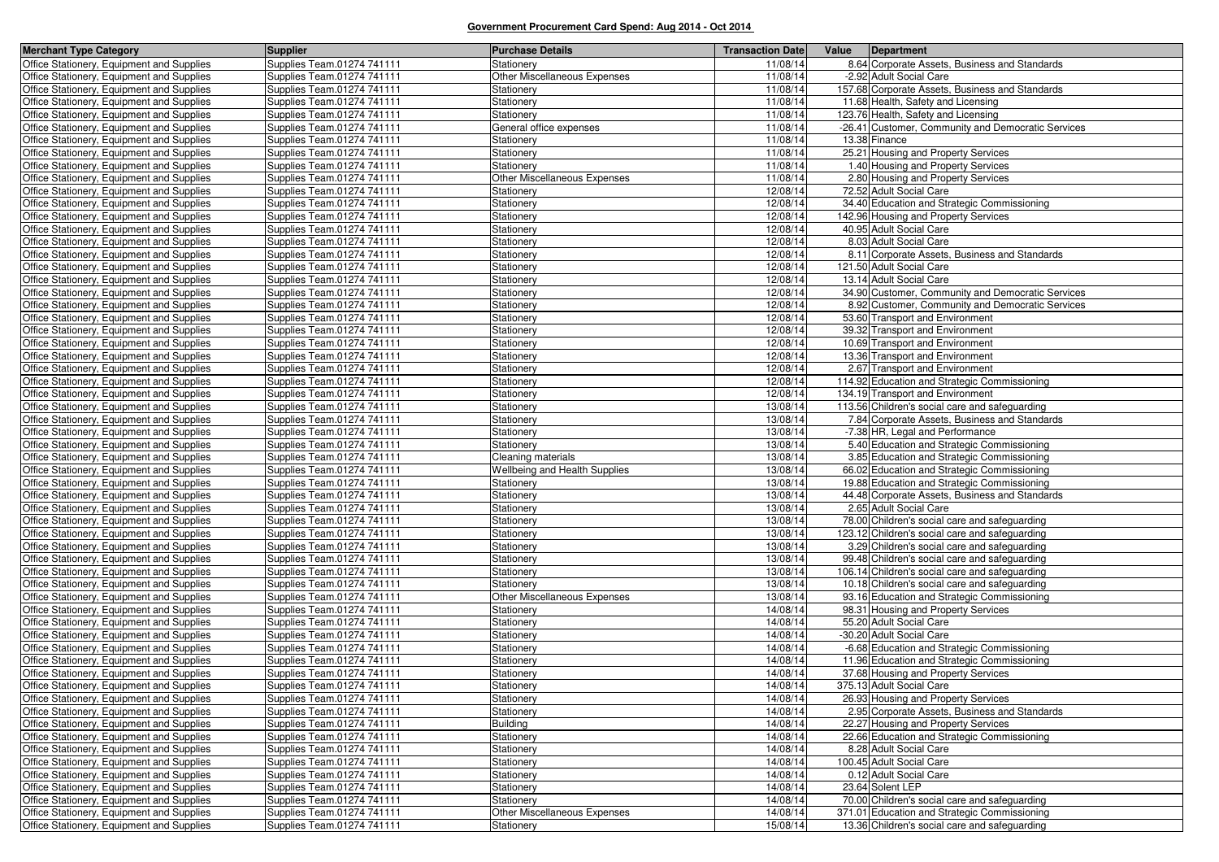**Government Procurement Card Spend: Aug 2014 - Oct 2014**

| Merchant Type Category | Supplier | Purchase Details | Transaction Date | Value | Department |
|---|---|---|---|---|---|
| Office Stationery, Equipment and Supplies | Supplies Team.01274 741111 | Stationery | 11/08/14 | 8.64 | Corporate Assets, Business and Standards |
| Office Stationery, Equipment and Supplies | Supplies Team.01274 741111 | Other Miscellaneous Expenses | 11/08/14 | -2.92 | Adult Social Care |
| Office Stationery, Equipment and Supplies | Supplies Team.01274 741111 | Stationery | 11/08/14 | 157.68 | Corporate Assets, Business and Standards |
| Office Stationery, Equipment and Supplies | Supplies Team.01274 741111 | Stationery | 11/08/14 | 11.68 | Health, Safety and Licensing |
| Office Stationery, Equipment and Supplies | Supplies Team.01274 741111 | Stationery | 11/08/14 | 123.76 | Health, Safety and Licensing |
| Office Stationery, Equipment and Supplies | Supplies Team.01274 741111 | General office expenses | 11/08/14 | -26.41 | Customer, Community and Democratic Services |
| Office Stationery, Equipment and Supplies | Supplies Team.01274 741111 | Stationery | 11/08/14 | 13.38 | Finance |
| Office Stationery, Equipment and Supplies | Supplies Team.01274 741111 | Stationery | 11/08/14 | 25.21 | Housing and Property Services |
| Office Stationery, Equipment and Supplies | Supplies Team.01274 741111 | Stationery | 11/08/14 | 1.40 | Housing and Property Services |
| Office Stationery, Equipment and Supplies | Supplies Team.01274 741111 | Other Miscellaneous Expenses | 11/08/14 | 2.80 | Housing and Property Services |
| Office Stationery, Equipment and Supplies | Supplies Team.01274 741111 | Stationery | 12/08/14 | 72.52 | Adult Social Care |
| Office Stationery, Equipment and Supplies | Supplies Team.01274 741111 | Stationery | 12/08/14 | 34.40 | Education and Strategic Commissioning |
| Office Stationery, Equipment and Supplies | Supplies Team.01274 741111 | Stationery | 12/08/14 | 142.96 | Housing and Property Services |
| Office Stationery, Equipment and Supplies | Supplies Team.01274 741111 | Stationery | 12/08/14 | 40.95 | Adult Social Care |
| Office Stationery, Equipment and Supplies | Supplies Team.01274 741111 | Stationery | 12/08/14 | 8.03 | Adult Social Care |
| Office Stationery, Equipment and Supplies | Supplies Team.01274 741111 | Stationery | 12/08/14 | 8.11 | Corporate Assets, Business and Standards |
| Office Stationery, Equipment and Supplies | Supplies Team.01274 741111 | Stationery | 12/08/14 | 121.50 | Adult Social Care |
| Office Stationery, Equipment and Supplies | Supplies Team.01274 741111 | Stationery | 12/08/14 | 13.14 | Adult Social Care |
| Office Stationery, Equipment and Supplies | Supplies Team.01274 741111 | Stationery | 12/08/14 | 34.90 | Customer, Community and Democratic Services |
| Office Stationery, Equipment and Supplies | Supplies Team.01274 741111 | Stationery | 12/08/14 | 8.92 | Customer, Community and Democratic Services |
| Office Stationery, Equipment and Supplies | Supplies Team.01274 741111 | Stationery | 12/08/14 | 53.60 | Transport and Environment |
| Office Stationery, Equipment and Supplies | Supplies Team.01274 741111 | Stationery | 12/08/14 | 39.32 | Transport and Environment |
| Office Stationery, Equipment and Supplies | Supplies Team.01274 741111 | Stationery | 12/08/14 | 10.69 | Transport and Environment |
| Office Stationery, Equipment and Supplies | Supplies Team.01274 741111 | Stationery | 12/08/14 | 13.36 | Transport and Environment |
| Office Stationery, Equipment and Supplies | Supplies Team.01274 741111 | Stationery | 12/08/14 | 2.67 | Transport and Environment |
| Office Stationery, Equipment and Supplies | Supplies Team.01274 741111 | Stationery | 12/08/14 | 114.92 | Education and Strategic Commissioning |
| Office Stationery, Equipment and Supplies | Supplies Team.01274 741111 | Stationery | 12/08/14 | 134.19 | Transport and Environment |
| Office Stationery, Equipment and Supplies | Supplies Team.01274 741111 | Stationery | 13/08/14 | 113.56 | Children's social care and safeguarding |
| Office Stationery, Equipment and Supplies | Supplies Team.01274 741111 | Stationery | 13/08/14 | 7.84 | Corporate Assets, Business and Standards |
| Office Stationery, Equipment and Supplies | Supplies Team.01274 741111 | Stationery | 13/08/14 | -7.38 | HR, Legal and Performance |
| Office Stationery, Equipment and Supplies | Supplies Team.01274 741111 | Stationery | 13/08/14 | 5.40 | Education and Strategic Commissioning |
| Office Stationery, Equipment and Supplies | Supplies Team.01274 741111 | Cleaning materials | 13/08/14 | 3.85 | Education and Strategic Commissioning |
| Office Stationery, Equipment and Supplies | Supplies Team.01274 741111 | Wellbeing and Health Supplies | 13/08/14 | 66.02 | Education and Strategic Commissioning |
| Office Stationery, Equipment and Supplies | Supplies Team.01274 741111 | Stationery | 13/08/14 | 19.88 | Education and Strategic Commissioning |
| Office Stationery, Equipment and Supplies | Supplies Team.01274 741111 | Stationery | 13/08/14 | 44.48 | Corporate Assets, Business and Standards |
| Office Stationery, Equipment and Supplies | Supplies Team.01274 741111 | Stationery | 13/08/14 | 2.65 | Adult Social Care |
| Office Stationery, Equipment and Supplies | Supplies Team.01274 741111 | Stationery | 13/08/14 | 78.00 | Children's social care and safeguarding |
| Office Stationery, Equipment and Supplies | Supplies Team.01274 741111 | Stationery | 13/08/14 | 123.12 | Children's social care and safeguarding |
| Office Stationery, Equipment and Supplies | Supplies Team.01274 741111 | Stationery | 13/08/14 | 3.29 | Children's social care and safeguarding |
| Office Stationery, Equipment and Supplies | Supplies Team.01274 741111 | Stationery | 13/08/14 | 99.48 | Children's social care and safeguarding |
| Office Stationery, Equipment and Supplies | Supplies Team.01274 741111 | Stationery | 13/08/14 | 106.14 | Children's social care and safeguarding |
| Office Stationery, Equipment and Supplies | Supplies Team.01274 741111 | Stationery | 13/08/14 | 10.18 | Children's social care and safeguarding |
| Office Stationery, Equipment and Supplies | Supplies Team.01274 741111 | Other Miscellaneous Expenses | 13/08/14 | 93.16 | Education and Strategic Commissioning |
| Office Stationery, Equipment and Supplies | Supplies Team.01274 741111 | Stationery | 14/08/14 | 98.31 | Housing and Property Services |
| Office Stationery, Equipment and Supplies | Supplies Team.01274 741111 | Stationery | 14/08/14 | 55.20 | Adult Social Care |
| Office Stationery, Equipment and Supplies | Supplies Team.01274 741111 | Stationery | 14/08/14 | -30.20 | Adult Social Care |
| Office Stationery, Equipment and Supplies | Supplies Team.01274 741111 | Stationery | 14/08/14 | -6.68 | Education and Strategic Commissioning |
| Office Stationery, Equipment and Supplies | Supplies Team.01274 741111 | Stationery | 14/08/14 | 11.96 | Education and Strategic Commissioning |
| Office Stationery, Equipment and Supplies | Supplies Team.01274 741111 | Stationery | 14/08/14 | 37.68 | Housing and Property Services |
| Office Stationery, Equipment and Supplies | Supplies Team.01274 741111 | Stationery | 14/08/14 | 375.13 | Adult Social Care |
| Office Stationery, Equipment and Supplies | Supplies Team.01274 741111 | Stationery | 14/08/14 | 26.93 | Housing and Property Services |
| Office Stationery, Equipment and Supplies | Supplies Team.01274 741111 | Stationery | 14/08/14 | 2.95 | Corporate Assets, Business and Standards |
| Office Stationery, Equipment and Supplies | Supplies Team.01274 741111 | Building | 14/08/14 | 22.27 | Housing and Property Services |
| Office Stationery, Equipment and Supplies | Supplies Team.01274 741111 | Stationery | 14/08/14 | 22.66 | Education and Strategic Commissioning |
| Office Stationery, Equipment and Supplies | Supplies Team.01274 741111 | Stationery | 14/08/14 | 8.28 | Adult Social Care |
| Office Stationery, Equipment and Supplies | Supplies Team.01274 741111 | Stationery | 14/08/14 | 100.45 | Adult Social Care |
| Office Stationery, Equipment and Supplies | Supplies Team.01274 741111 | Stationery | 14/08/14 | 0.12 | Adult Social Care |
| Office Stationery, Equipment and Supplies | Supplies Team.01274 741111 | Stationery | 14/08/14 | 23.64 | Solent LEP |
| Office Stationery, Equipment and Supplies | Supplies Team.01274 741111 | Stationery | 14/08/14 | 70.00 | Children's social care and safeguarding |
| Office Stationery, Equipment and Supplies | Supplies Team.01274 741111 | Other Miscellaneous Expenses | 14/08/14 | 371.01 | Education and Strategic Commissioning |
| Office Stationery, Equipment and Supplies | Supplies Team.01274 741111 | Stationery | 15/08/14 | 13.36 | Children's social care and safeguarding |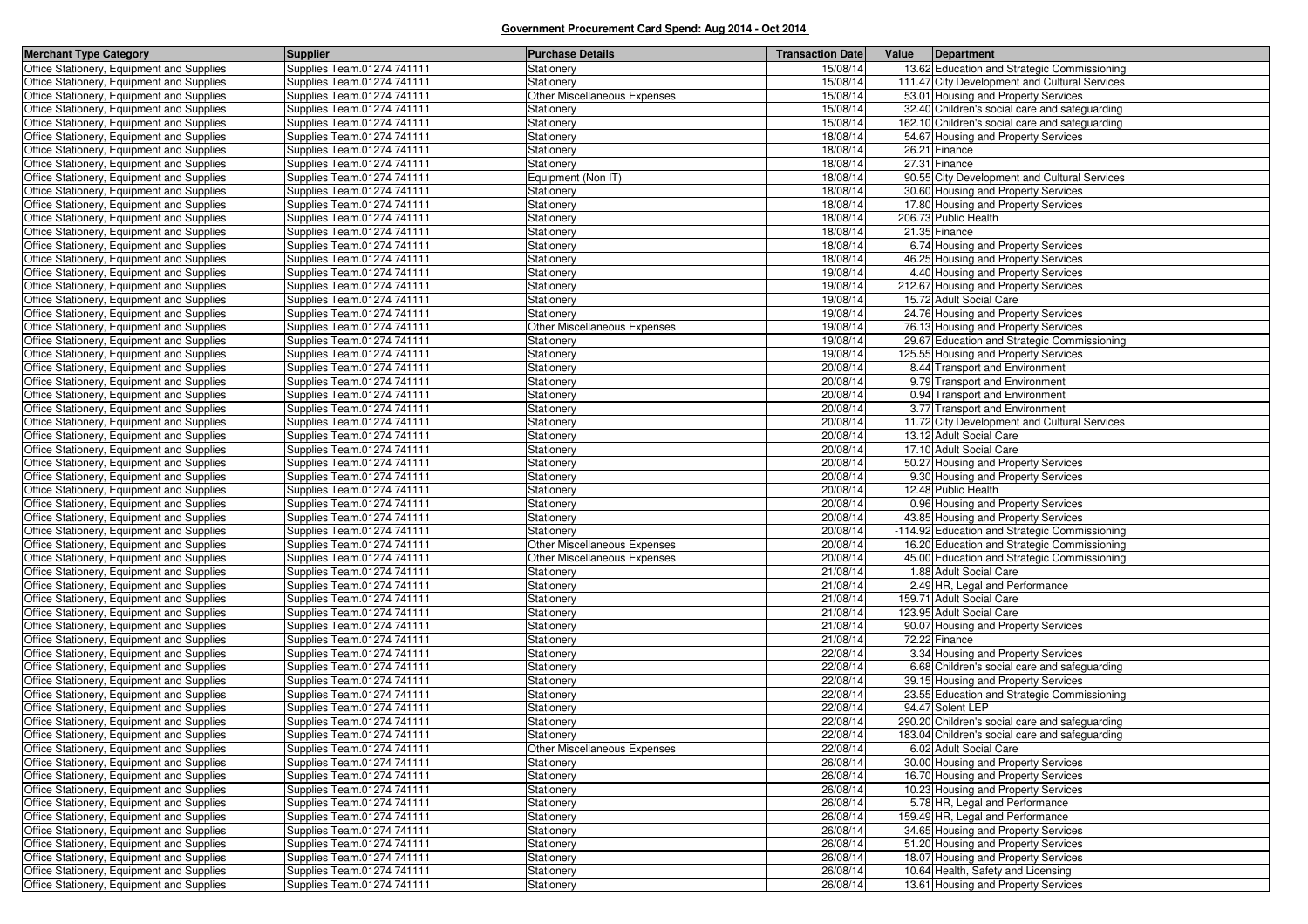## Government Procurement Card Spend: Aug 2014 - Oct 2014

| Merchant Type Category | Supplier | Purchase Details | Transaction Date | Value | Department |
|---|---|---|---|---|---|
| Office Stationery, Equipment and Supplies | Supplies Team.01274 741111 | Stationery | 15/08/14 | 13.62 | Education and Strategic Commissioning |
| Office Stationery, Equipment and Supplies | Supplies Team.01274 741111 | Stationery | 15/08/14 | 111.47 | City Development and Cultural Services |
| Office Stationery, Equipment and Supplies | Supplies Team.01274 741111 | Other Miscellaneous Expenses | 15/08/14 | 53.01 | Housing and Property Services |
| Office Stationery, Equipment and Supplies | Supplies Team.01274 741111 | Stationery | 15/08/14 | 32.40 | Children's social care and safeguarding |
| Office Stationery, Equipment and Supplies | Supplies Team.01274 741111 | Stationery | 15/08/14 | 162.10 | Children's social care and safeguarding |
| Office Stationery, Equipment and Supplies | Supplies Team.01274 741111 | Stationery | 18/08/14 | 54.67 | Housing and Property Services |
| Office Stationery, Equipment and Supplies | Supplies Team.01274 741111 | Stationery | 18/08/14 | 26.21 | Finance |
| Office Stationery, Equipment and Supplies | Supplies Team.01274 741111 | Stationery | 18/08/14 | 27.31 | Finance |
| Office Stationery, Equipment and Supplies | Supplies Team.01274 741111 | Equipment (Non IT) | 18/08/14 | 90.55 | City Development and Cultural Services |
| Office Stationery, Equipment and Supplies | Supplies Team.01274 741111 | Stationery | 18/08/14 | 30.60 | Housing and Property Services |
| Office Stationery, Equipment and Supplies | Supplies Team.01274 741111 | Stationery | 18/08/14 | 17.80 | Housing and Property Services |
| Office Stationery, Equipment and Supplies | Supplies Team.01274 741111 | Stationery | 18/08/14 | 206.73 | Public Health |
| Office Stationery, Equipment and Supplies | Supplies Team.01274 741111 | Stationery | 18/08/14 | 21.35 | Finance |
| Office Stationery, Equipment and Supplies | Supplies Team.01274 741111 | Stationery | 18/08/14 | 6.74 | Housing and Property Services |
| Office Stationery, Equipment and Supplies | Supplies Team.01274 741111 | Stationery | 18/08/14 | 46.25 | Housing and Property Services |
| Office Stationery, Equipment and Supplies | Supplies Team.01274 741111 | Stationery | 19/08/14 | 4.40 | Housing and Property Services |
| Office Stationery, Equipment and Supplies | Supplies Team.01274 741111 | Stationery | 19/08/14 | 212.67 | Housing and Property Services |
| Office Stationery, Equipment and Supplies | Supplies Team.01274 741111 | Stationery | 19/08/14 | 15.72 | Adult Social Care |
| Office Stationery, Equipment and Supplies | Supplies Team.01274 741111 | Stationery | 19/08/14 | 24.76 | Housing and Property Services |
| Office Stationery, Equipment and Supplies | Supplies Team.01274 741111 | Other Miscellaneous Expenses | 19/08/14 | 76.13 | Housing and Property Services |
| Office Stationery, Equipment and Supplies | Supplies Team.01274 741111 | Stationery | 19/08/14 | 29.67 | Education and Strategic Commissioning |
| Office Stationery, Equipment and Supplies | Supplies Team.01274 741111 | Stationery | 19/08/14 | 125.55 | Housing and Property Services |
| Office Stationery, Equipment and Supplies | Supplies Team.01274 741111 | Stationery | 20/08/14 | 8.44 | Transport and Environment |
| Office Stationery, Equipment and Supplies | Supplies Team.01274 741111 | Stationery | 20/08/14 | 9.79 | Transport and Environment |
| Office Stationery, Equipment and Supplies | Supplies Team.01274 741111 | Stationery | 20/08/14 | 0.94 | Transport and Environment |
| Office Stationery, Equipment and Supplies | Supplies Team.01274 741111 | Stationery | 20/08/14 | 3.77 | Transport and Environment |
| Office Stationery, Equipment and Supplies | Supplies Team.01274 741111 | Stationery | 20/08/14 | 11.72 | City Development and Cultural Services |
| Office Stationery, Equipment and Supplies | Supplies Team.01274 741111 | Stationery | 20/08/14 | 13.12 | Adult Social Care |
| Office Stationery, Equipment and Supplies | Supplies Team.01274 741111 | Stationery | 20/08/14 | 17.10 | Adult Social Care |
| Office Stationery, Equipment and Supplies | Supplies Team.01274 741111 | Stationery | 20/08/14 | 50.27 | Housing and Property Services |
| Office Stationery, Equipment and Supplies | Supplies Team.01274 741111 | Stationery | 20/08/14 | 9.30 | Housing and Property Services |
| Office Stationery, Equipment and Supplies | Supplies Team.01274 741111 | Stationery | 20/08/14 | 12.48 | Public Health |
| Office Stationery, Equipment and Supplies | Supplies Team.01274 741111 | Stationery | 20/08/14 | 0.96 | Housing and Property Services |
| Office Stationery, Equipment and Supplies | Supplies Team.01274 741111 | Stationery | 20/08/14 | 43.85 | Housing and Property Services |
| Office Stationery, Equipment and Supplies | Supplies Team.01274 741111 | Stationery | 20/08/14 | -114.92 | Education and Strategic Commissioning |
| Office Stationery, Equipment and Supplies | Supplies Team.01274 741111 | Other Miscellaneous Expenses | 20/08/14 | 16.20 | Education and Strategic Commissioning |
| Office Stationery, Equipment and Supplies | Supplies Team.01274 741111 | Other Miscellaneous Expenses | 20/08/14 | 45.00 | Education and Strategic Commissioning |
| Office Stationery, Equipment and Supplies | Supplies Team.01274 741111 | Stationery | 21/08/14 | 1.88 | Adult Social Care |
| Office Stationery, Equipment and Supplies | Supplies Team.01274 741111 | Stationery | 21/08/14 | 2.49 | HR, Legal and Performance |
| Office Stationery, Equipment and Supplies | Supplies Team.01274 741111 | Stationery | 21/08/14 | 159.71 | Adult Social Care |
| Office Stationery, Equipment and Supplies | Supplies Team.01274 741111 | Stationery | 21/08/14 | 123.95 | Adult Social Care |
| Office Stationery, Equipment and Supplies | Supplies Team.01274 741111 | Stationery | 21/08/14 | 90.07 | Housing and Property Services |
| Office Stationery, Equipment and Supplies | Supplies Team.01274 741111 | Stationery | 21/08/14 | 72.22 | Finance |
| Office Stationery, Equipment and Supplies | Supplies Team.01274 741111 | Stationery | 22/08/14 | 3.34 | Housing and Property Services |
| Office Stationery, Equipment and Supplies | Supplies Team.01274 741111 | Stationery | 22/08/14 | 6.68 | Children's social care and safeguarding |
| Office Stationery, Equipment and Supplies | Supplies Team.01274 741111 | Stationery | 22/08/14 | 39.15 | Housing and Property Services |
| Office Stationery, Equipment and Supplies | Supplies Team.01274 741111 | Stationery | 22/08/14 | 23.55 | Education and Strategic Commissioning |
| Office Stationery, Equipment and Supplies | Supplies Team.01274 741111 | Stationery | 22/08/14 | 94.47 | Solent LEP |
| Office Stationery, Equipment and Supplies | Supplies Team.01274 741111 | Stationery | 22/08/14 | 290.20 | Children's social care and safeguarding |
| Office Stationery, Equipment and Supplies | Supplies Team.01274 741111 | Stationery | 22/08/14 | 183.04 | Children's social care and safeguarding |
| Office Stationery, Equipment and Supplies | Supplies Team.01274 741111 | Other Miscellaneous Expenses | 22/08/14 | 6.02 | Adult Social Care |
| Office Stationery, Equipment and Supplies | Supplies Team.01274 741111 | Stationery | 26/08/14 | 30.00 | Housing and Property Services |
| Office Stationery, Equipment and Supplies | Supplies Team.01274 741111 | Stationery | 26/08/14 | 16.70 | Housing and Property Services |
| Office Stationery, Equipment and Supplies | Supplies Team.01274 741111 | Stationery | 26/08/14 | 10.23 | Housing and Property Services |
| Office Stationery, Equipment and Supplies | Supplies Team.01274 741111 | Stationery | 26/08/14 | 5.78 | HR, Legal and Performance |
| Office Stationery, Equipment and Supplies | Supplies Team.01274 741111 | Stationery | 26/08/14 | 159.49 | HR, Legal and Performance |
| Office Stationery, Equipment and Supplies | Supplies Team.01274 741111 | Stationery | 26/08/14 | 34.65 | Housing and Property Services |
| Office Stationery, Equipment and Supplies | Supplies Team.01274 741111 | Stationery | 26/08/14 | 51.20 | Housing and Property Services |
| Office Stationery, Equipment and Supplies | Supplies Team.01274 741111 | Stationery | 26/08/14 | 18.07 | Housing and Property Services |
| Office Stationery, Equipment and Supplies | Supplies Team.01274 741111 | Stationery | 26/08/14 | 10.64 | Health, Safety and Licensing |
| Office Stationery, Equipment and Supplies | Supplies Team.01274 741111 | Stationery | 26/08/14 | 13.61 | Housing and Property Services |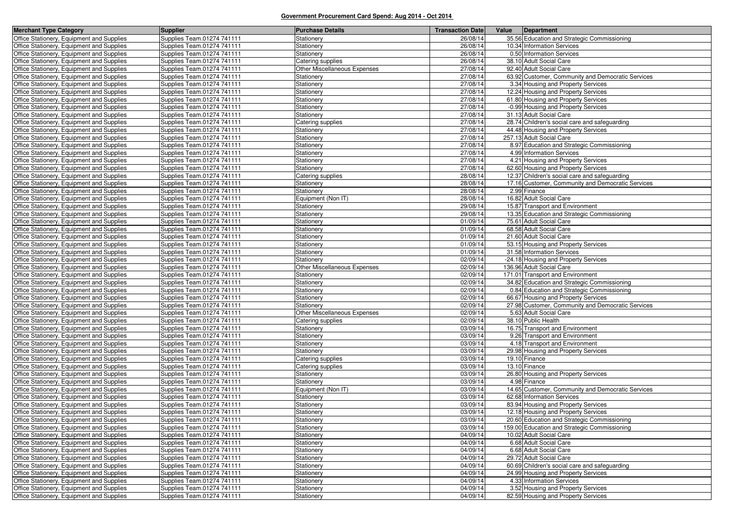## Government Procurement Card Spend: Aug 2014 - Oct 2014

| Merchant Type Category | Supplier | Purchase Details | Transaction Date | Value | Department |
|---|---|---|---|---|---|
| Office Stationery, Equipment and Supplies | Supplies Team.01274 741111 | Stationery | 26/08/14 | 35.56 | Education and Strategic Commissioning |
| Office Stationery, Equipment and Supplies | Supplies Team.01274 741111 | Stationery | 26/08/14 | 10.34 | Information Services |
| Office Stationery, Equipment and Supplies | Supplies Team.01274 741111 | Stationery | 26/08/14 | 0.50 | Information Services |
| Office Stationery, Equipment and Supplies | Supplies Team.01274 741111 | Catering supplies | 26/08/14 | 38.10 | Adult Social Care |
| Office Stationery, Equipment and Supplies | Supplies Team.01274 741111 | Other Miscellaneous Expenses | 27/08/14 | 92.40 | Adult Social Care |
| Office Stationery, Equipment and Supplies | Supplies Team.01274 741111 | Stationery | 27/08/14 | 63.92 | Customer, Community and Democratic Services |
| Office Stationery, Equipment and Supplies | Supplies Team.01274 741111 | Stationery | 27/08/14 | 3.34 | Housing and Property Services |
| Office Stationery, Equipment and Supplies | Supplies Team.01274 741111 | Stationery | 27/08/14 | 12.24 | Housing and Property Services |
| Office Stationery, Equipment and Supplies | Supplies Team.01274 741111 | Stationery | 27/08/14 | 61.80 | Housing and Property Services |
| Office Stationery, Equipment and Supplies | Supplies Team.01274 741111 | Stationery | 27/08/14 | -0.99 | Housing and Property Services |
| Office Stationery, Equipment and Supplies | Supplies Team.01274 741111 | Stationery | 27/08/14 | 31.13 | Adult Social Care |
| Office Stationery, Equipment and Supplies | Supplies Team.01274 741111 | Catering supplies | 27/08/14 | 28.74 | Children's social care and safeguarding |
| Office Stationery, Equipment and Supplies | Supplies Team.01274 741111 | Stationery | 27/08/14 | 44.48 | Housing and Property Services |
| Office Stationery, Equipment and Supplies | Supplies Team.01274 741111 | Stationery | 27/08/14 | 257.13 | Adult Social Care |
| Office Stationery, Equipment and Supplies | Supplies Team.01274 741111 | Stationery | 27/08/14 | 8.97 | Education and Strategic Commissioning |
| Office Stationery, Equipment and Supplies | Supplies Team.01274 741111 | Stationery | 27/08/14 | 4.99 | Information Services |
| Office Stationery, Equipment and Supplies | Supplies Team.01274 741111 | Stationery | 27/08/14 | 4.21 | Housing and Property Services |
| Office Stationery, Equipment and Supplies | Supplies Team.01274 741111 | Stationery | 27/08/14 | 62.60 | Housing and Property Services |
| Office Stationery, Equipment and Supplies | Supplies Team.01274 741111 | Catering supplies | 28/08/14 | 12.37 | Children's social care and safeguarding |
| Office Stationery, Equipment and Supplies | Supplies Team.01274 741111 | Stationery | 28/08/14 | 17.16 | Customer, Community and Democratic Services |
| Office Stationery, Equipment and Supplies | Supplies Team.01274 741111 | Stationery | 28/08/14 | 2.99 | Finance |
| Office Stationery, Equipment and Supplies | Supplies Team.01274 741111 | Equipment (Non IT) | 28/08/14 | 16.82 | Adult Social Care |
| Office Stationery, Equipment and Supplies | Supplies Team.01274 741111 | Stationery | 29/08/14 | 15.87 | Transport and Environment |
| Office Stationery, Equipment and Supplies | Supplies Team.01274 741111 | Stationery | 29/08/14 | 13.35 | Education and Strategic Commissioning |
| Office Stationery, Equipment and Supplies | Supplies Team.01274 741111 | Stationery | 01/09/14 | 75.61 | Adult Social Care |
| Office Stationery, Equipment and Supplies | Supplies Team.01274 741111 | Stationery | 01/09/14 | 68.58 | Adult Social Care |
| Office Stationery, Equipment and Supplies | Supplies Team.01274 741111 | Stationery | 01/09/14 | 21.60 | Adult Social Care |
| Office Stationery, Equipment and Supplies | Supplies Team.01274 741111 | Stationery | 01/09/14 | 53.15 | Housing and Property Services |
| Office Stationery, Equipment and Supplies | Supplies Team.01274 741111 | Stationery | 01/09/14 | 31.58 | Information Services |
| Office Stationery, Equipment and Supplies | Supplies Team.01274 741111 | Stationery | 02/09/14 | -24.18 | Housing and Property Services |
| Office Stationery, Equipment and Supplies | Supplies Team.01274 741111 | Other Miscellaneous Expenses | 02/09/14 | 136.96 | Adult Social Care |
| Office Stationery, Equipment and Supplies | Supplies Team.01274 741111 | Stationery | 02/09/14 | 171.01 | Transport and Environment |
| Office Stationery, Equipment and Supplies | Supplies Team.01274 741111 | Stationery | 02/09/14 | 34.82 | Education and Strategic Commissioning |
| Office Stationery, Equipment and Supplies | Supplies Team.01274 741111 | Stationery | 02/09/14 | 0.84 | Education and Strategic Commissioning |
| Office Stationery, Equipment and Supplies | Supplies Team.01274 741111 | Stationery | 02/09/14 | 66.67 | Housing and Property Services |
| Office Stationery, Equipment and Supplies | Supplies Team.01274 741111 | Stationery | 02/09/14 | 27.98 | Customer, Community and Democratic Services |
| Office Stationery, Equipment and Supplies | Supplies Team.01274 741111 | Other Miscellaneous Expenses | 02/09/14 | 5.63 | Adult Social Care |
| Office Stationery, Equipment and Supplies | Supplies Team.01274 741111 | Catering supplies | 02/09/14 | 38.10 | Public Health |
| Office Stationery, Equipment and Supplies | Supplies Team.01274 741111 | Stationery | 03/09/14 | 16.75 | Transport and Environment |
| Office Stationery, Equipment and Supplies | Supplies Team.01274 741111 | Stationery | 03/09/14 | 9.26 | Transport and Environment |
| Office Stationery, Equipment and Supplies | Supplies Team.01274 741111 | Stationery | 03/09/14 | 4.18 | Transport and Environment |
| Office Stationery, Equipment and Supplies | Supplies Team.01274 741111 | Stationery | 03/09/14 | 29.98 | Housing and Property Services |
| Office Stationery, Equipment and Supplies | Supplies Team.01274 741111 | Catering supplies | 03/09/14 | 19.10 | Finance |
| Office Stationery, Equipment and Supplies | Supplies Team.01274 741111 | Catering supplies | 03/09/14 | 13.10 | Finance |
| Office Stationery, Equipment and Supplies | Supplies Team.01274 741111 | Stationery | 03/09/14 | 26.80 | Housing and Property Services |
| Office Stationery, Equipment and Supplies | Supplies Team.01274 741111 | Stationery | 03/09/14 | 4.98 | Finance |
| Office Stationery, Equipment and Supplies | Supplies Team.01274 741111 | Equipment (Non IT) | 03/09/14 | 14.65 | Customer, Community and Democratic Services |
| Office Stationery, Equipment and Supplies | Supplies Team.01274 741111 | Stationery | 03/09/14 | 62.68 | Information Services |
| Office Stationery, Equipment and Supplies | Supplies Team.01274 741111 | Stationery | 03/09/14 | 83.94 | Housing and Property Services |
| Office Stationery, Equipment and Supplies | Supplies Team.01274 741111 | Stationery | 03/09/14 | 12.18 | Housing and Property Services |
| Office Stationery, Equipment and Supplies | Supplies Team.01274 741111 | Stationery | 03/09/14 | 20.60 | Education and Strategic Commissioning |
| Office Stationery, Equipment and Supplies | Supplies Team.01274 741111 | Stationery | 03/09/14 | 159.00 | Education and Strategic Commissioning |
| Office Stationery, Equipment and Supplies | Supplies Team.01274 741111 | Stationery | 04/09/14 | 10.02 | Adult Social Care |
| Office Stationery, Equipment and Supplies | Supplies Team.01274 741111 | Stationery | 04/09/14 | 6.68 | Adult Social Care |
| Office Stationery, Equipment and Supplies | Supplies Team.01274 741111 | Stationery | 04/09/14 | 6.68 | Adult Social Care |
| Office Stationery, Equipment and Supplies | Supplies Team.01274 741111 | Stationery | 04/09/14 | 29.72 | Adult Social Care |
| Office Stationery, Equipment and Supplies | Supplies Team.01274 741111 | Stationery | 04/09/14 | 60.69 | Children's social care and safeguarding |
| Office Stationery, Equipment and Supplies | Supplies Team.01274 741111 | Stationery | 04/09/14 | 24.99 | Housing and Property Services |
| Office Stationery, Equipment and Supplies | Supplies Team.01274 741111 | Stationery | 04/09/14 | 4.33 | Information Services |
| Office Stationery, Equipment and Supplies | Supplies Team.01274 741111 | Stationery | 04/09/14 | 3.52 | Housing and Property Services |
| Office Stationery, Equipment and Supplies | Supplies Team.01274 741111 | Stationery | 04/09/14 | 82.59 | Housing and Property Services |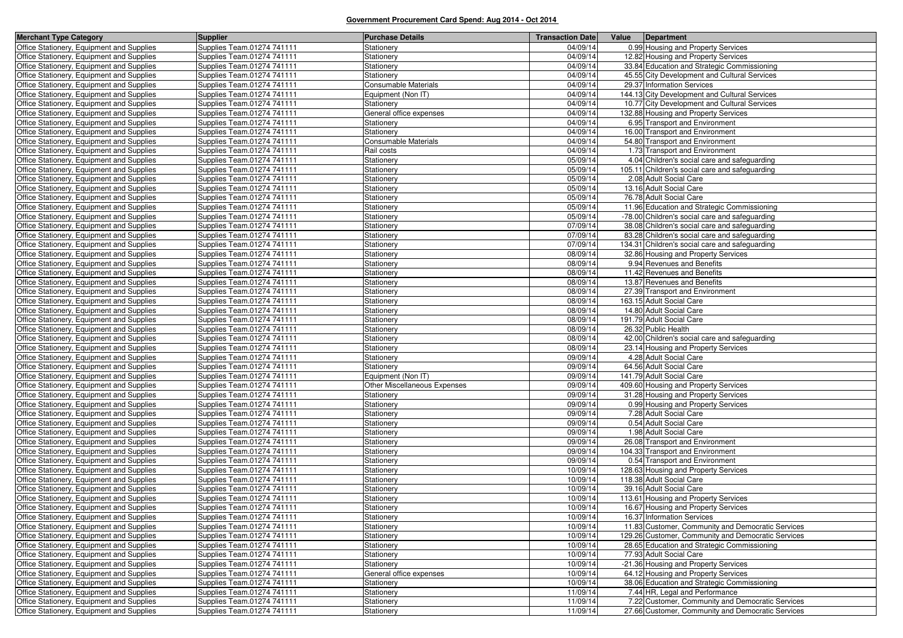**Government Procurement Card Spend: Aug 2014 - Oct 2014**

| Merchant Type Category | Supplier | Purchase Details | Transaction Date | Value | Department |
|---|---|---|---|---|---|
| Office Stationery, Equipment and Supplies | Supplies Team.01274 741111 | Stationery | 04/09/14 | 0.99 | Housing and Property Services |
| Office Stationery, Equipment and Supplies | Supplies Team.01274 741111 | Stationery | 04/09/14 | 12.82 | Housing and Property Services |
| Office Stationery, Equipment and Supplies | Supplies Team.01274 741111 | Stationery | 04/09/14 | 33.84 | Education and Strategic Commissioning |
| Office Stationery, Equipment and Supplies | Supplies Team.01274 741111 | Stationery | 04/09/14 | 45.55 | City Development and Cultural Services |
| Office Stationery, Equipment and Supplies | Supplies Team.01274 741111 | Consumable Materials | 04/09/14 | 29.37 | Information Services |
| Office Stationery, Equipment and Supplies | Supplies Team.01274 741111 | Equipment (Non IT) | 04/09/14 | 144.13 | City Development and Cultural Services |
| Office Stationery, Equipment and Supplies | Supplies Team.01274 741111 | Stationery | 04/09/14 | 10.77 | City Development and Cultural Services |
| Office Stationery, Equipment and Supplies | Supplies Team.01274 741111 | General office expenses | 04/09/14 | 132.88 | Housing and Property Services |
| Office Stationery, Equipment and Supplies | Supplies Team.01274 741111 | Stationery | 04/09/14 | 6.95 | Transport and Environment |
| Office Stationery, Equipment and Supplies | Supplies Team.01274 741111 | Stationery | 04/09/14 | 16.00 | Transport and Environment |
| Office Stationery, Equipment and Supplies | Supplies Team.01274 741111 | Consumable Materials | 04/09/14 | 54.80 | Transport and Environment |
| Office Stationery, Equipment and Supplies | Supplies Team.01274 741111 | Rail costs | 04/09/14 | 1.73 | Transport and Environment |
| Office Stationery, Equipment and Supplies | Supplies Team.01274 741111 | Stationery | 05/09/14 | 4.04 | Children's social care and safeguarding |
| Office Stationery, Equipment and Supplies | Supplies Team.01274 741111 | Stationery | 05/09/14 | 105.11 | Children's social care and safeguarding |
| Office Stationery, Equipment and Supplies | Supplies Team.01274 741111 | Stationery | 05/09/14 | 2.08 | Adult Social Care |
| Office Stationery, Equipment and Supplies | Supplies Team.01274 741111 | Stationery | 05/09/14 | 13.16 | Adult Social Care |
| Office Stationery, Equipment and Supplies | Supplies Team.01274 741111 | Stationery | 05/09/14 | 76.78 | Adult Social Care |
| Office Stationery, Equipment and Supplies | Supplies Team.01274 741111 | Stationery | 05/09/14 | 11.96 | Education and Strategic Commissioning |
| Office Stationery, Equipment and Supplies | Supplies Team.01274 741111 | Stationery | 05/09/14 | -78.00 | Children's social care and safeguarding |
| Office Stationery, Equipment and Supplies | Supplies Team.01274 741111 | Stationery | 07/09/14 | 38.08 | Children's social care and safeguarding |
| Office Stationery, Equipment and Supplies | Supplies Team.01274 741111 | Stationery | 07/09/14 | 83.28 | Children's social care and safeguarding |
| Office Stationery, Equipment and Supplies | Supplies Team.01274 741111 | Stationery | 07/09/14 | 134.31 | Children's social care and safeguarding |
| Office Stationery, Equipment and Supplies | Supplies Team.01274 741111 | Stationery | 08/09/14 | 32.86 | Housing and Property Services |
| Office Stationery, Equipment and Supplies | Supplies Team.01274 741111 | Stationery | 08/09/14 | 9.94 | Revenues and Benefits |
| Office Stationery, Equipment and Supplies | Supplies Team.01274 741111 | Stationery | 08/09/14 | 11.42 | Revenues and Benefits |
| Office Stationery, Equipment and Supplies | Supplies Team.01274 741111 | Stationery | 08/09/14 | 13.87 | Revenues and Benefits |
| Office Stationery, Equipment and Supplies | Supplies Team.01274 741111 | Stationery | 08/09/14 | 27.39 | Transport and Environment |
| Office Stationery, Equipment and Supplies | Supplies Team.01274 741111 | Stationery | 08/09/14 | 163.15 | Adult Social Care |
| Office Stationery, Equipment and Supplies | Supplies Team.01274 741111 | Stationery | 08/09/14 | 14.80 | Adult Social Care |
| Office Stationery, Equipment and Supplies | Supplies Team.01274 741111 | Stationery | 08/09/14 | 191.79 | Adult Social Care |
| Office Stationery, Equipment and Supplies | Supplies Team.01274 741111 | Stationery | 08/09/14 | 26.32 | Public Health |
| Office Stationery, Equipment and Supplies | Supplies Team.01274 741111 | Stationery | 08/09/14 | 42.00 | Children's social care and safeguarding |
| Office Stationery, Equipment and Supplies | Supplies Team.01274 741111 | Stationery | 08/09/14 | 23.14 | Housing and Property Services |
| Office Stationery, Equipment and Supplies | Supplies Team.01274 741111 | Stationery | 09/09/14 | 4.28 | Adult Social Care |
| Office Stationery, Equipment and Supplies | Supplies Team.01274 741111 | Stationery | 09/09/14 | 64.56 | Adult Social Care |
| Office Stationery, Equipment and Supplies | Supplies Team.01274 741111 | Equipment (Non IT) | 09/09/14 | 141.79 | Adult Social Care |
| Office Stationery, Equipment and Supplies | Supplies Team.01274 741111 | Other Miscellaneous Expenses | 09/09/14 | 409.60 | Housing and Property Services |
| Office Stationery, Equipment and Supplies | Supplies Team.01274 741111 | Stationery | 09/09/14 | 31.28 | Housing and Property Services |
| Office Stationery, Equipment and Supplies | Supplies Team.01274 741111 | Stationery | 09/09/14 | 0.99 | Housing and Property Services |
| Office Stationery, Equipment and Supplies | Supplies Team.01274 741111 | Stationery | 09/09/14 | 7.28 | Adult Social Care |
| Office Stationery, Equipment and Supplies | Supplies Team.01274 741111 | Stationery | 09/09/14 | 0.54 | Adult Social Care |
| Office Stationery, Equipment and Supplies | Supplies Team.01274 741111 | Stationery | 09/09/14 | 1.98 | Adult Social Care |
| Office Stationery, Equipment and Supplies | Supplies Team.01274 741111 | Stationery | 09/09/14 | 26.08 | Transport and Environment |
| Office Stationery, Equipment and Supplies | Supplies Team.01274 741111 | Stationery | 09/09/14 | 104.33 | Transport and Environment |
| Office Stationery, Equipment and Supplies | Supplies Team.01274 741111 | Stationery | 09/09/14 | 0.54 | Transport and Environment |
| Office Stationery, Equipment and Supplies | Supplies Team.01274 741111 | Stationery | 10/09/14 | 128.63 | Housing and Property Services |
| Office Stationery, Equipment and Supplies | Supplies Team.01274 741111 | Stationery | 10/09/14 | 118.38 | Adult Social Care |
| Office Stationery, Equipment and Supplies | Supplies Team.01274 741111 | Stationery | 10/09/14 | 39.16 | Adult Social Care |
| Office Stationery, Equipment and Supplies | Supplies Team.01274 741111 | Stationery | 10/09/14 | 113.61 | Housing and Property Services |
| Office Stationery, Equipment and Supplies | Supplies Team.01274 741111 | Stationery | 10/09/14 | 16.67 | Housing and Property Services |
| Office Stationery, Equipment and Supplies | Supplies Team.01274 741111 | Stationery | 10/09/14 | 16.37 | Information Services |
| Office Stationery, Equipment and Supplies | Supplies Team.01274 741111 | Stationery | 10/09/14 | 11.83 | Customer, Community and Democratic Services |
| Office Stationery, Equipment and Supplies | Supplies Team.01274 741111 | Stationery | 10/09/14 | 129.26 | Customer, Community and Democratic Services |
| Office Stationery, Equipment and Supplies | Supplies Team.01274 741111 | Stationery | 10/09/14 | 28.65 | Education and Strategic Commissioning |
| Office Stationery, Equipment and Supplies | Supplies Team.01274 741111 | Stationery | 10/09/14 | 77.93 | Adult Social Care |
| Office Stationery, Equipment and Supplies | Supplies Team.01274 741111 | Stationery | 10/09/14 | -21.36 | Housing and Property Services |
| Office Stationery, Equipment and Supplies | Supplies Team.01274 741111 | General office expenses | 10/09/14 | 64.12 | Housing and Property Services |
| Office Stationery, Equipment and Supplies | Supplies Team.01274 741111 | Stationery | 10/09/14 | 38.06 | Education and Strategic Commissioning |
| Office Stationery, Equipment and Supplies | Supplies Team.01274 741111 | Stationery | 11/09/14 | 7.44 | HR, Legal and Performance |
| Office Stationery, Equipment and Supplies | Supplies Team.01274 741111 | Stationery | 11/09/14 | 7.22 | Customer, Community and Democratic Services |
| Office Stationery, Equipment and Supplies | Supplies Team.01274 741111 | Stationery | 11/09/14 | 27.66 | Customer, Community and Democratic Services |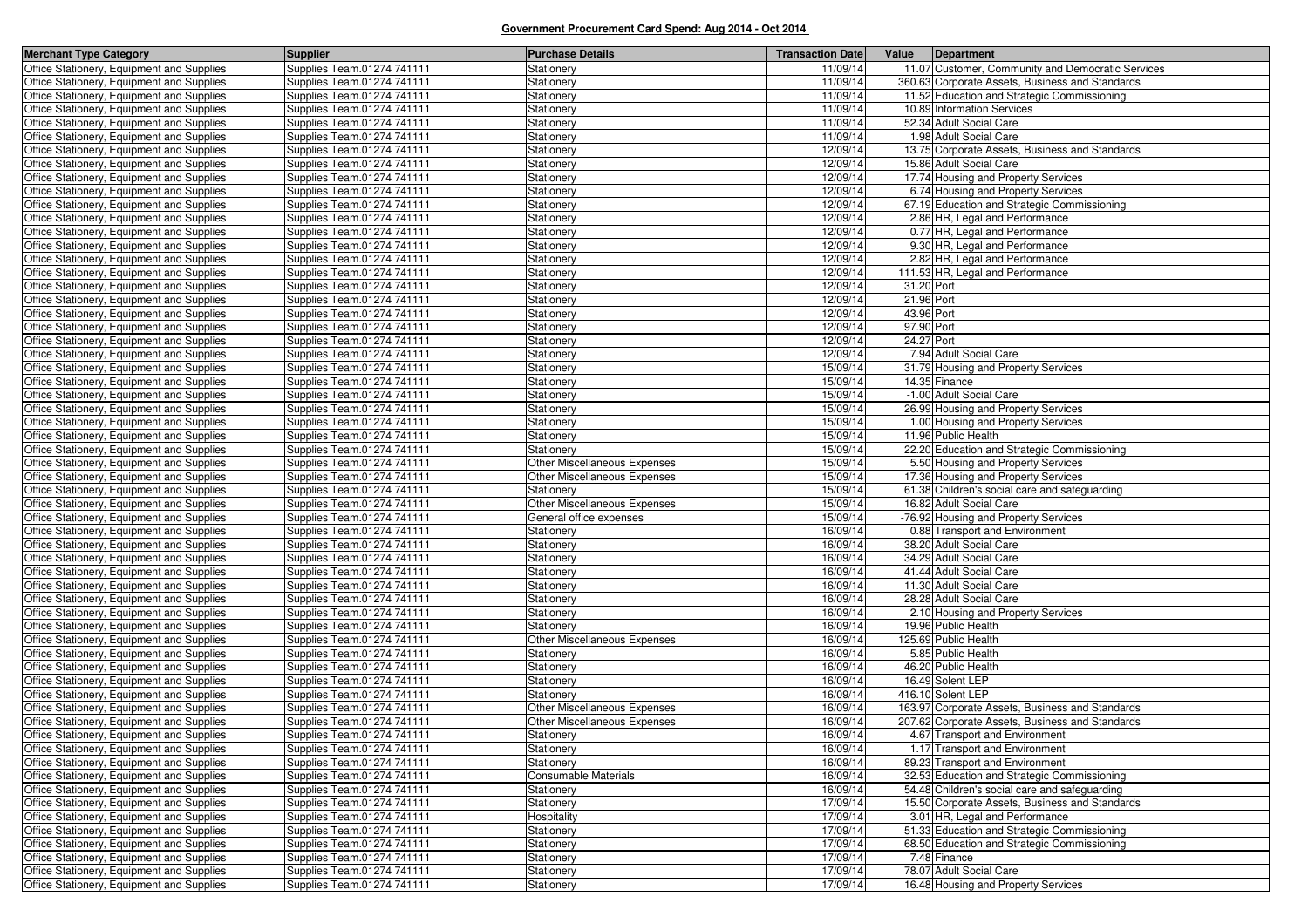## Government Procurement Card Spend: Aug 2014 - Oct 2014

| Merchant Type Category | Supplier | Purchase Details | Transaction Date | Value | Department |
|---|---|---|---|---|---|
| Office Stationery, Equipment and Supplies | Supplies Team.01274 741111 | Stationery | 11/09/14 | 11.07 | Customer, Community and Democratic Services |
| Office Stationery, Equipment and Supplies | Supplies Team.01274 741111 | Stationery | 11/09/14 | 360.63 | Corporate Assets, Business and Standards |
| Office Stationery, Equipment and Supplies | Supplies Team.01274 741111 | Stationery | 11/09/14 | 11.52 | Education and Strategic Commissioning |
| Office Stationery, Equipment and Supplies | Supplies Team.01274 741111 | Stationery | 11/09/14 | 10.89 | Information Services |
| Office Stationery, Equipment and Supplies | Supplies Team.01274 741111 | Stationery | 11/09/14 | 52.34 | Adult Social Care |
| Office Stationery, Equipment and Supplies | Supplies Team.01274 741111 | Stationery | 11/09/14 | 1.98 | Adult Social Care |
| Office Stationery, Equipment and Supplies | Supplies Team.01274 741111 | Stationery | 12/09/14 | 13.75 | Corporate Assets, Business and Standards |
| Office Stationery, Equipment and Supplies | Supplies Team.01274 741111 | Stationery | 12/09/14 | 15.86 | Adult Social Care |
| Office Stationery, Equipment and Supplies | Supplies Team.01274 741111 | Stationery | 12/09/14 | 17.74 | Housing and Property Services |
| Office Stationery, Equipment and Supplies | Supplies Team.01274 741111 | Stationery | 12/09/14 | 6.74 | Housing and Property Services |
| Office Stationery, Equipment and Supplies | Supplies Team.01274 741111 | Stationery | 12/09/14 | 67.19 | Education and Strategic Commissioning |
| Office Stationery, Equipment and Supplies | Supplies Team.01274 741111 | Stationery | 12/09/14 | 2.86 | HR, Legal and Performance |
| Office Stationery, Equipment and Supplies | Supplies Team.01274 741111 | Stationery | 12/09/14 | 0.77 | HR, Legal and Performance |
| Office Stationery, Equipment and Supplies | Supplies Team.01274 741111 | Stationery | 12/09/14 | 9.30 | HR, Legal and Performance |
| Office Stationery, Equipment and Supplies | Supplies Team.01274 741111 | Stationery | 12/09/14 | 2.82 | HR, Legal and Performance |
| Office Stationery, Equipment and Supplies | Supplies Team.01274 741111 | Stationery | 12/09/14 | 111.53 | HR, Legal and Performance |
| Office Stationery, Equipment and Supplies | Supplies Team.01274 741111 | Stationery | 12/09/14 | 31.20 | Port |
| Office Stationery, Equipment and Supplies | Supplies Team.01274 741111 | Stationery | 12/09/14 | 21.96 | Port |
| Office Stationery, Equipment and Supplies | Supplies Team.01274 741111 | Stationery | 12/09/14 | 43.96 | Port |
| Office Stationery, Equipment and Supplies | Supplies Team.01274 741111 | Stationery | 12/09/14 | 97.90 | Port |
| Office Stationery, Equipment and Supplies | Supplies Team.01274 741111 | Stationery | 12/09/14 | 24.27 | Port |
| Office Stationery, Equipment and Supplies | Supplies Team.01274 741111 | Stationery | 12/09/14 | 7.94 | Adult Social Care |
| Office Stationery, Equipment and Supplies | Supplies Team.01274 741111 | Stationery | 15/09/14 | 31.79 | Housing and Property Services |
| Office Stationery, Equipment and Supplies | Supplies Team.01274 741111 | Stationery | 15/09/14 | 14.35 | Finance |
| Office Stationery, Equipment and Supplies | Supplies Team.01274 741111 | Stationery | 15/09/14 | -1.00 | Adult Social Care |
| Office Stationery, Equipment and Supplies | Supplies Team.01274 741111 | Stationery | 15/09/14 | 26.99 | Housing and Property Services |
| Office Stationery, Equipment and Supplies | Supplies Team.01274 741111 | Stationery | 15/09/14 | 1.00 | Housing and Property Services |
| Office Stationery, Equipment and Supplies | Supplies Team.01274 741111 | Stationery | 15/09/14 | 11.96 | Public Health |
| Office Stationery, Equipment and Supplies | Supplies Team.01274 741111 | Stationery | 15/09/14 | 22.20 | Education and Strategic Commissioning |
| Office Stationery, Equipment and Supplies | Supplies Team.01274 741111 | Other Miscellaneous Expenses | 15/09/14 | 5.50 | Housing and Property Services |
| Office Stationery, Equipment and Supplies | Supplies Team.01274 741111 | Other Miscellaneous Expenses | 15/09/14 | 17.36 | Housing and Property Services |
| Office Stationery, Equipment and Supplies | Supplies Team.01274 741111 | Stationery | 15/09/14 | 61.38 | Children's social care and safeguarding |
| Office Stationery, Equipment and Supplies | Supplies Team.01274 741111 | Other Miscellaneous Expenses | 15/09/14 | 16.82 | Adult Social Care |
| Office Stationery, Equipment and Supplies | Supplies Team.01274 741111 | General office expenses | 15/09/14 | -76.92 | Housing and Property Services |
| Office Stationery, Equipment and Supplies | Supplies Team.01274 741111 | Stationery | 16/09/14 | 0.88 | Transport and Environment |
| Office Stationery, Equipment and Supplies | Supplies Team.01274 741111 | Stationery | 16/09/14 | 38.20 | Adult Social Care |
| Office Stationery, Equipment and Supplies | Supplies Team.01274 741111 | Stationery | 16/09/14 | 34.29 | Adult Social Care |
| Office Stationery, Equipment and Supplies | Supplies Team.01274 741111 | Stationery | 16/09/14 | 41.44 | Adult Social Care |
| Office Stationery, Equipment and Supplies | Supplies Team.01274 741111 | Stationery | 16/09/14 | 11.30 | Adult Social Care |
| Office Stationery, Equipment and Supplies | Supplies Team.01274 741111 | Stationery | 16/09/14 | 28.28 | Adult Social Care |
| Office Stationery, Equipment and Supplies | Supplies Team.01274 741111 | Stationery | 16/09/14 | 2.10 | Housing and Property Services |
| Office Stationery, Equipment and Supplies | Supplies Team.01274 741111 | Stationery | 16/09/14 | 19.96 | Public Health |
| Office Stationery, Equipment and Supplies | Supplies Team.01274 741111 | Other Miscellaneous Expenses | 16/09/14 | 125.69 | Public Health |
| Office Stationery, Equipment and Supplies | Supplies Team.01274 741111 | Stationery | 16/09/14 | 5.85 | Public Health |
| Office Stationery, Equipment and Supplies | Supplies Team.01274 741111 | Stationery | 16/09/14 | 46.20 | Public Health |
| Office Stationery, Equipment and Supplies | Supplies Team.01274 741111 | Stationery | 16/09/14 | 16.49 | Solent LEP |
| Office Stationery, Equipment and Supplies | Supplies Team.01274 741111 | Stationery | 16/09/14 | 416.10 | Solent LEP |
| Office Stationery, Equipment and Supplies | Supplies Team.01274 741111 | Other Miscellaneous Expenses | 16/09/14 | 163.97 | Corporate Assets, Business and Standards |
| Office Stationery, Equipment and Supplies | Supplies Team.01274 741111 | Other Miscellaneous Expenses | 16/09/14 | 207.62 | Corporate Assets, Business and Standards |
| Office Stationery, Equipment and Supplies | Supplies Team.01274 741111 | Stationery | 16/09/14 | 4.67 | Transport and Environment |
| Office Stationery, Equipment and Supplies | Supplies Team.01274 741111 | Stationery | 16/09/14 | 1.17 | Transport and Environment |
| Office Stationery, Equipment and Supplies | Supplies Team.01274 741111 | Stationery | 16/09/14 | 89.23 | Transport and Environment |
| Office Stationery, Equipment and Supplies | Supplies Team.01274 741111 | Consumable Materials | 16/09/14 | 32.53 | Education and Strategic Commissioning |
| Office Stationery, Equipment and Supplies | Supplies Team.01274 741111 | Stationery | 16/09/14 | 54.48 | Children's social care and safeguarding |
| Office Stationery, Equipment and Supplies | Supplies Team.01274 741111 | Stationery | 17/09/14 | 15.50 | Corporate Assets, Business and Standards |
| Office Stationery, Equipment and Supplies | Supplies Team.01274 741111 | Hospitality | 17/09/14 | 3.01 | HR, Legal and Performance |
| Office Stationery, Equipment and Supplies | Supplies Team.01274 741111 | Stationery | 17/09/14 | 51.33 | Education and Strategic Commissioning |
| Office Stationery, Equipment and Supplies | Supplies Team.01274 741111 | Stationery | 17/09/14 | 68.50 | Education and Strategic Commissioning |
| Office Stationery, Equipment and Supplies | Supplies Team.01274 741111 | Stationery | 17/09/14 | 7.48 | Finance |
| Office Stationery, Equipment and Supplies | Supplies Team.01274 741111 | Stationery | 17/09/14 | 78.07 | Adult Social Care |
| Office Stationery, Equipment and Supplies | Supplies Team.01274 741111 | Stationery | 17/09/14 | 16.48 | Housing and Property Services |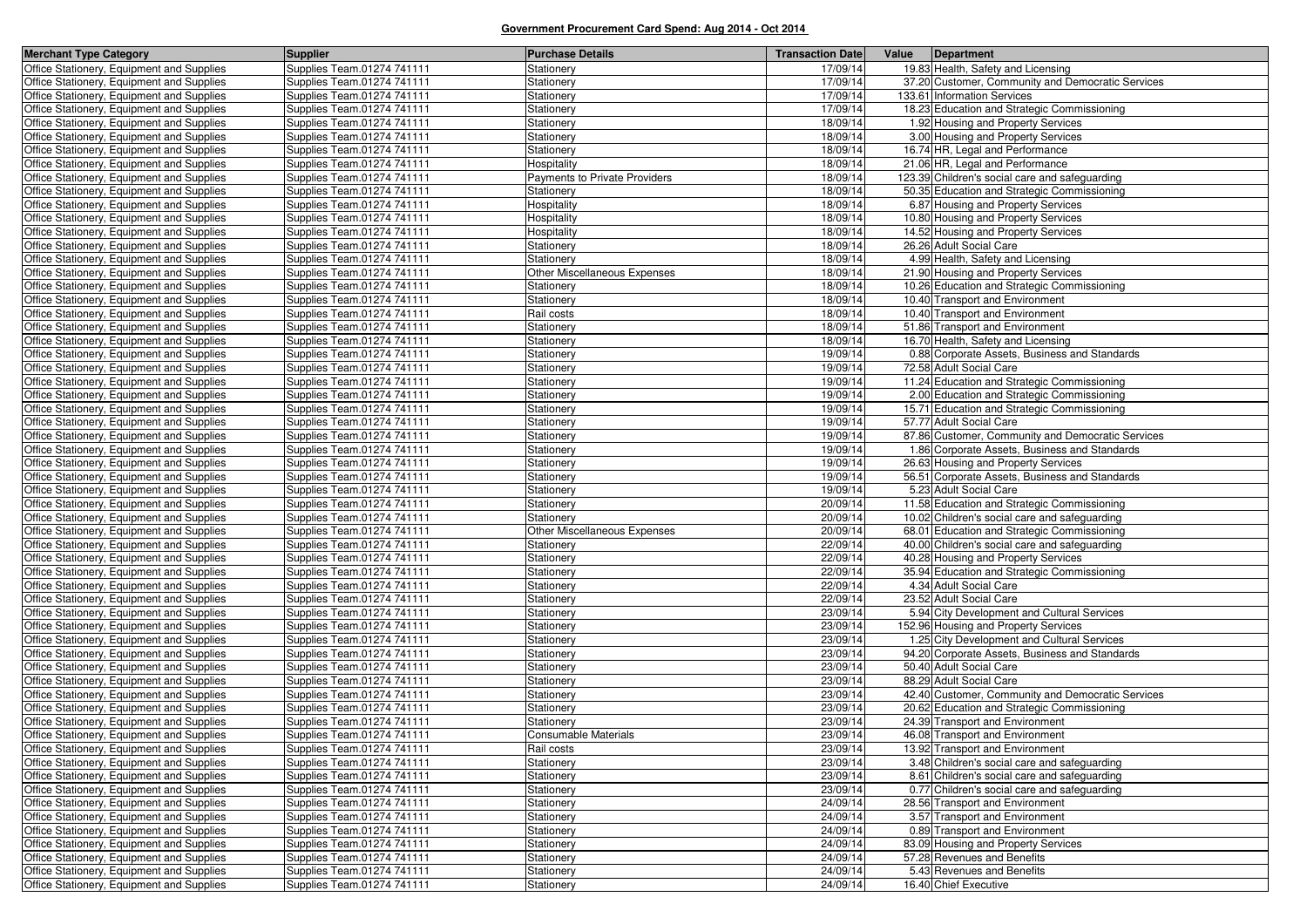**Government Procurement Card Spend: Aug 2014 - Oct 2014**

| Merchant Type Category | Supplier | Purchase Details | Transaction Date | Value | Department |
|---|---|---|---|---|---|
| Office Stationery, Equipment and Supplies | Supplies Team.01274 741111 | Stationery | 17/09/14 | 19.83 | Health, Safety and Licensing |
| Office Stationery, Equipment and Supplies | Supplies Team.01274 741111 | Stationery | 17/09/14 | 37.20 | Customer, Community and Democratic Services |
| Office Stationery, Equipment and Supplies | Supplies Team.01274 741111 | Stationery | 17/09/14 | 133.61 | Information Services |
| Office Stationery, Equipment and Supplies | Supplies Team.01274 741111 | Stationery | 17/09/14 | 18.23 | Education and Strategic Commissioning |
| Office Stationery, Equipment and Supplies | Supplies Team.01274 741111 | Stationery | 18/09/14 | 1.92 | Housing and Property Services |
| Office Stationery, Equipment and Supplies | Supplies Team.01274 741111 | Stationery | 18/09/14 | 3.00 | Housing and Property Services |
| Office Stationery, Equipment and Supplies | Supplies Team.01274 741111 | Stationery | 18/09/14 | 16.74 | HR, Legal and Performance |
| Office Stationery, Equipment and Supplies | Supplies Team.01274 741111 | Hospitality | 18/09/14 | 21.06 | HR, Legal and Performance |
| Office Stationery, Equipment and Supplies | Supplies Team.01274 741111 | Payments to Private Providers | 18/09/14 | 123.39 | Children's social care and safeguarding |
| Office Stationery, Equipment and Supplies | Supplies Team.01274 741111 | Stationery | 18/09/14 | 50.35 | Education and Strategic Commissioning |
| Office Stationery, Equipment and Supplies | Supplies Team.01274 741111 | Hospitality | 18/09/14 | 6.87 | Housing and Property Services |
| Office Stationery, Equipment and Supplies | Supplies Team.01274 741111 | Hospitality | 18/09/14 | 10.80 | Housing and Property Services |
| Office Stationery, Equipment and Supplies | Supplies Team.01274 741111 | Hospitality | 18/09/14 | 14.52 | Housing and Property Services |
| Office Stationery, Equipment and Supplies | Supplies Team.01274 741111 | Stationery | 18/09/14 | 26.26 | Adult Social Care |
| Office Stationery, Equipment and Supplies | Supplies Team.01274 741111 | Stationery | 18/09/14 | 4.99 | Health, Safety and Licensing |
| Office Stationery, Equipment and Supplies | Supplies Team.01274 741111 | Other Miscellaneous Expenses | 18/09/14 | 21.90 | Housing and Property Services |
| Office Stationery, Equipment and Supplies | Supplies Team.01274 741111 | Stationery | 18/09/14 | 10.26 | Education and Strategic Commissioning |
| Office Stationery, Equipment and Supplies | Supplies Team.01274 741111 | Stationery | 18/09/14 | 10.40 | Transport and Environment |
| Office Stationery, Equipment and Supplies | Supplies Team.01274 741111 | Rail costs | 18/09/14 | 10.40 | Transport and Environment |
| Office Stationery, Equipment and Supplies | Supplies Team.01274 741111 | Stationery | 18/09/14 | 51.86 | Transport and Environment |
| Office Stationery, Equipment and Supplies | Supplies Team.01274 741111 | Stationery | 18/09/14 | 16.70 | Health, Safety and Licensing |
| Office Stationery, Equipment and Supplies | Supplies Team.01274 741111 | Stationery | 19/09/14 | 0.88 | Corporate Assets, Business and Standards |
| Office Stationery, Equipment and Supplies | Supplies Team.01274 741111 | Stationery | 19/09/14 | 72.58 | Adult Social Care |
| Office Stationery, Equipment and Supplies | Supplies Team.01274 741111 | Stationery | 19/09/14 | 11.24 | Education and Strategic Commissioning |
| Office Stationery, Equipment and Supplies | Supplies Team.01274 741111 | Stationery | 19/09/14 | 2.00 | Education and Strategic Commissioning |
| Office Stationery, Equipment and Supplies | Supplies Team.01274 741111 | Stationery | 19/09/14 | 15.71 | Education and Strategic Commissioning |
| Office Stationery, Equipment and Supplies | Supplies Team.01274 741111 | Stationery | 19/09/14 | 57.77 | Adult Social Care |
| Office Stationery, Equipment and Supplies | Supplies Team.01274 741111 | Stationery | 19/09/14 | 87.86 | Customer, Community and Democratic Services |
| Office Stationery, Equipment and Supplies | Supplies Team.01274 741111 | Stationery | 19/09/14 | 1.86 | Corporate Assets, Business and Standards |
| Office Stationery, Equipment and Supplies | Supplies Team.01274 741111 | Stationery | 19/09/14 | 26.63 | Housing and Property Services |
| Office Stationery, Equipment and Supplies | Supplies Team.01274 741111 | Stationery | 19/09/14 | 56.51 | Corporate Assets, Business and Standards |
| Office Stationery, Equipment and Supplies | Supplies Team.01274 741111 | Stationery | 19/09/14 | 5.23 | Adult Social Care |
| Office Stationery, Equipment and Supplies | Supplies Team.01274 741111 | Stationery | 20/09/14 | 11.58 | Education and Strategic Commissioning |
| Office Stationery, Equipment and Supplies | Supplies Team.01274 741111 | Stationery | 20/09/14 | 10.02 | Children's social care and safeguarding |
| Office Stationery, Equipment and Supplies | Supplies Team.01274 741111 | Other Miscellaneous Expenses | 20/09/14 | 68.01 | Education and Strategic Commissioning |
| Office Stationery, Equipment and Supplies | Supplies Team.01274 741111 | Stationery | 22/09/14 | 40.00 | Children's social care and safeguarding |
| Office Stationery, Equipment and Supplies | Supplies Team.01274 741111 | Stationery | 22/09/14 | 40.28 | Housing and Property Services |
| Office Stationery, Equipment and Supplies | Supplies Team.01274 741111 | Stationery | 22/09/14 | 35.94 | Education and Strategic Commissioning |
| Office Stationery, Equipment and Supplies | Supplies Team.01274 741111 | Stationery | 22/09/14 | 4.34 | Adult Social Care |
| Office Stationery, Equipment and Supplies | Supplies Team.01274 741111 | Stationery | 22/09/14 | 23.52 | Adult Social Care |
| Office Stationery, Equipment and Supplies | Supplies Team.01274 741111 | Stationery | 23/09/14 | 5.94 | City Development and Cultural Services |
| Office Stationery, Equipment and Supplies | Supplies Team.01274 741111 | Stationery | 23/09/14 | 152.96 | Housing and Property Services |
| Office Stationery, Equipment and Supplies | Supplies Team.01274 741111 | Stationery | 23/09/14 | 1.25 | City Development and Cultural Services |
| Office Stationery, Equipment and Supplies | Supplies Team.01274 741111 | Stationery | 23/09/14 | 94.20 | Corporate Assets, Business and Standards |
| Office Stationery, Equipment and Supplies | Supplies Team.01274 741111 | Stationery | 23/09/14 | 50.40 | Adult Social Care |
| Office Stationery, Equipment and Supplies | Supplies Team.01274 741111 | Stationery | 23/09/14 | 88.29 | Adult Social Care |
| Office Stationery, Equipment and Supplies | Supplies Team.01274 741111 | Stationery | 23/09/14 | 42.40 | Customer, Community and Democratic Services |
| Office Stationery, Equipment and Supplies | Supplies Team.01274 741111 | Stationery | 23/09/14 | 20.62 | Education and Strategic Commissioning |
| Office Stationery, Equipment and Supplies | Supplies Team.01274 741111 | Stationery | 23/09/14 | 24.39 | Transport and Environment |
| Office Stationery, Equipment and Supplies | Supplies Team.01274 741111 | Consumable Materials | 23/09/14 | 46.08 | Transport and Environment |
| Office Stationery, Equipment and Supplies | Supplies Team.01274 741111 | Rail costs | 23/09/14 | 13.92 | Transport and Environment |
| Office Stationery, Equipment and Supplies | Supplies Team.01274 741111 | Stationery | 23/09/14 | 3.48 | Children's social care and safeguarding |
| Office Stationery, Equipment and Supplies | Supplies Team.01274 741111 | Stationery | 23/09/14 | 8.61 | Children's social care and safeguarding |
| Office Stationery, Equipment and Supplies | Supplies Team.01274 741111 | Stationery | 23/09/14 | 0.77 | Children's social care and safeguarding |
| Office Stationery, Equipment and Supplies | Supplies Team.01274 741111 | Stationery | 24/09/14 | 28.56 | Transport and Environment |
| Office Stationery, Equipment and Supplies | Supplies Team.01274 741111 | Stationery | 24/09/14 | 3.57 | Transport and Environment |
| Office Stationery, Equipment and Supplies | Supplies Team.01274 741111 | Stationery | 24/09/14 | 0.89 | Transport and Environment |
| Office Stationery, Equipment and Supplies | Supplies Team.01274 741111 | Stationery | 24/09/14 | 83.09 | Housing and Property Services |
| Office Stationery, Equipment and Supplies | Supplies Team.01274 741111 | Stationery | 24/09/14 | 57.28 | Revenues and Benefits |
| Office Stationery, Equipment and Supplies | Supplies Team.01274 741111 | Stationery | 24/09/14 | 5.43 | Revenues and Benefits |
| Office Stationery, Equipment and Supplies | Supplies Team.01274 741111 | Stationery | 24/09/14 | 16.40 | Chief Executive |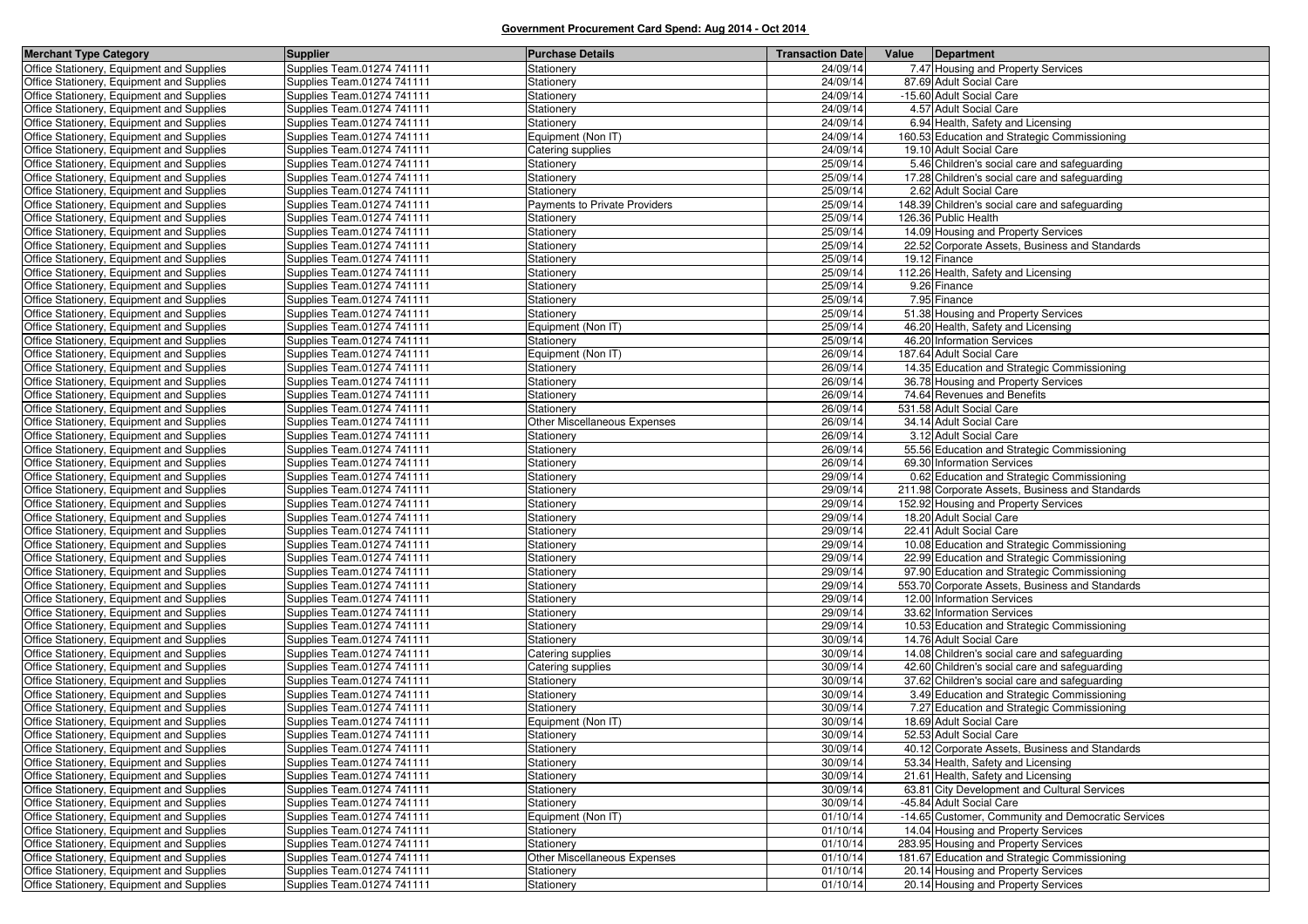**Government Procurement Card Spend: Aug 2014 - Oct 2014**

| Merchant Type Category | Supplier | Purchase Details | Transaction Date | Value | Department |
|---|---|---|---|---|---|
| Office Stationery, Equipment and Supplies | Supplies Team.01274 741111 | Stationery | 24/09/14 | 7.47 | Housing and Property Services |
| Office Stationery, Equipment and Supplies | Supplies Team.01274 741111 | Stationery | 24/09/14 | 87.69 | Adult Social Care |
| Office Stationery, Equipment and Supplies | Supplies Team.01274 741111 | Stationery | 24/09/14 | -15.60 | Adult Social Care |
| Office Stationery, Equipment and Supplies | Supplies Team.01274 741111 | Stationery | 24/09/14 | 4.57 | Adult Social Care |
| Office Stationery, Equipment and Supplies | Supplies Team.01274 741111 | Stationery | 24/09/14 | 6.94 | Health, Safety and Licensing |
| Office Stationery, Equipment and Supplies | Supplies Team.01274 741111 | Equipment (Non IT) | 24/09/14 | 160.53 | Education and Strategic Commissioning |
| Office Stationery, Equipment and Supplies | Supplies Team.01274 741111 | Catering supplies | 24/09/14 | 19.10 | Adult Social Care |
| Office Stationery, Equipment and Supplies | Supplies Team.01274 741111 | Stationery | 25/09/14 | 5.46 | Children's social care and safeguarding |
| Office Stationery, Equipment and Supplies | Supplies Team.01274 741111 | Stationery | 25/09/14 | 17.28 | Children's social care and safeguarding |
| Office Stationery, Equipment and Supplies | Supplies Team.01274 741111 | Stationery | 25/09/14 | 2.62 | Adult Social Care |
| Office Stationery, Equipment and Supplies | Supplies Team.01274 741111 | Payments to Private Providers | 25/09/14 | 148.39 | Children's social care and safeguarding |
| Office Stationery, Equipment and Supplies | Supplies Team.01274 741111 | Stationery | 25/09/14 | 126.36 | Public Health |
| Office Stationery, Equipment and Supplies | Supplies Team.01274 741111 | Stationery | 25/09/14 | 14.09 | Housing and Property Services |
| Office Stationery, Equipment and Supplies | Supplies Team.01274 741111 | Stationery | 25/09/14 | 22.52 | Corporate Assets, Business and Standards |
| Office Stationery, Equipment and Supplies | Supplies Team.01274 741111 | Stationery | 25/09/14 | 19.12 | Finance |
| Office Stationery, Equipment and Supplies | Supplies Team.01274 741111 | Stationery | 25/09/14 | 112.26 | Health, Safety and Licensing |
| Office Stationery, Equipment and Supplies | Supplies Team.01274 741111 | Stationery | 25/09/14 | 9.26 | Finance |
| Office Stationery, Equipment and Supplies | Supplies Team.01274 741111 | Stationery | 25/09/14 | 7.95 | Finance |
| Office Stationery, Equipment and Supplies | Supplies Team.01274 741111 | Stationery | 25/09/14 | 51.38 | Housing and Property Services |
| Office Stationery, Equipment and Supplies | Supplies Team.01274 741111 | Equipment (Non IT) | 25/09/14 | 46.20 | Health, Safety and Licensing |
| Office Stationery, Equipment and Supplies | Supplies Team.01274 741111 | Stationery | 25/09/14 | 46.20 | Information Services |
| Office Stationery, Equipment and Supplies | Supplies Team.01274 741111 | Equipment (Non IT) | 26/09/14 | 187.64 | Adult Social Care |
| Office Stationery, Equipment and Supplies | Supplies Team.01274 741111 | Stationery | 26/09/14 | 14.35 | Education and Strategic Commissioning |
| Office Stationery, Equipment and Supplies | Supplies Team.01274 741111 | Stationery | 26/09/14 | 36.78 | Housing and Property Services |
| Office Stationery, Equipment and Supplies | Supplies Team.01274 741111 | Stationery | 26/09/14 | 74.64 | Revenues and Benefits |
| Office Stationery, Equipment and Supplies | Supplies Team.01274 741111 | Stationery | 26/09/14 | 531.58 | Adult Social Care |
| Office Stationery, Equipment and Supplies | Supplies Team.01274 741111 | Other Miscellaneous Expenses | 26/09/14 | 34.14 | Adult Social Care |
| Office Stationery, Equipment and Supplies | Supplies Team.01274 741111 | Stationery | 26/09/14 | 3.12 | Adult Social Care |
| Office Stationery, Equipment and Supplies | Supplies Team.01274 741111 | Stationery | 26/09/14 | 55.56 | Education and Strategic Commissioning |
| Office Stationery, Equipment and Supplies | Supplies Team.01274 741111 | Stationery | 26/09/14 | 69.30 | Information Services |
| Office Stationery, Equipment and Supplies | Supplies Team.01274 741111 | Stationery | 29/09/14 | 0.62 | Education and Strategic Commissioning |
| Office Stationery, Equipment and Supplies | Supplies Team.01274 741111 | Stationery | 29/09/14 | 211.98 | Corporate Assets, Business and Standards |
| Office Stationery, Equipment and Supplies | Supplies Team.01274 741111 | Stationery | 29/09/14 | 152.92 | Housing and Property Services |
| Office Stationery, Equipment and Supplies | Supplies Team.01274 741111 | Stationery | 29/09/14 | 18.20 | Adult Social Care |
| Office Stationery, Equipment and Supplies | Supplies Team.01274 741111 | Stationery | 29/09/14 | 22.41 | Adult Social Care |
| Office Stationery, Equipment and Supplies | Supplies Team.01274 741111 | Stationery | 29/09/14 | 10.08 | Education and Strategic Commissioning |
| Office Stationery, Equipment and Supplies | Supplies Team.01274 741111 | Stationery | 29/09/14 | 22.99 | Education and Strategic Commissioning |
| Office Stationery, Equipment and Supplies | Supplies Team.01274 741111 | Stationery | 29/09/14 | 97.90 | Education and Strategic Commissioning |
| Office Stationery, Equipment and Supplies | Supplies Team.01274 741111 | Stationery | 29/09/14 | 553.70 | Corporate Assets, Business and Standards |
| Office Stationery, Equipment and Supplies | Supplies Team.01274 741111 | Stationery | 29/09/14 | 12.00 | Information Services |
| Office Stationery, Equipment and Supplies | Supplies Team.01274 741111 | Stationery | 29/09/14 | 33.62 | Information Services |
| Office Stationery, Equipment and Supplies | Supplies Team.01274 741111 | Stationery | 29/09/14 | 10.53 | Education and Strategic Commissioning |
| Office Stationery, Equipment and Supplies | Supplies Team.01274 741111 | Stationery | 30/09/14 | 14.76 | Adult Social Care |
| Office Stationery, Equipment and Supplies | Supplies Team.01274 741111 | Catering supplies | 30/09/14 | 14.08 | Children's social care and safeguarding |
| Office Stationery, Equipment and Supplies | Supplies Team.01274 741111 | Catering supplies | 30/09/14 | 42.60 | Children's social care and safeguarding |
| Office Stationery, Equipment and Supplies | Supplies Team.01274 741111 | Stationery | 30/09/14 | 37.62 | Children's social care and safeguarding |
| Office Stationery, Equipment and Supplies | Supplies Team.01274 741111 | Stationery | 30/09/14 | 3.49 | Education and Strategic Commissioning |
| Office Stationery, Equipment and Supplies | Supplies Team.01274 741111 | Stationery | 30/09/14 | 7.27 | Education and Strategic Commissioning |
| Office Stationery, Equipment and Supplies | Supplies Team.01274 741111 | Equipment (Non IT) | 30/09/14 | 18.69 | Adult Social Care |
| Office Stationery, Equipment and Supplies | Supplies Team.01274 741111 | Stationery | 30/09/14 | 52.53 | Adult Social Care |
| Office Stationery, Equipment and Supplies | Supplies Team.01274 741111 | Stationery | 30/09/14 | 40.12 | Corporate Assets, Business and Standards |
| Office Stationery, Equipment and Supplies | Supplies Team.01274 741111 | Stationery | 30/09/14 | 53.34 | Health, Safety and Licensing |
| Office Stationery, Equipment and Supplies | Supplies Team.01274 741111 | Stationery | 30/09/14 | 21.61 | Health, Safety and Licensing |
| Office Stationery, Equipment and Supplies | Supplies Team.01274 741111 | Stationery | 30/09/14 | 63.81 | City Development and Cultural Services |
| Office Stationery, Equipment and Supplies | Supplies Team.01274 741111 | Stationery | 30/09/14 | -45.84 | Adult Social Care |
| Office Stationery, Equipment and Supplies | Supplies Team.01274 741111 | Equipment (Non IT) | 01/10/14 | -14.65 | Customer, Community and Democratic Services |
| Office Stationery, Equipment and Supplies | Supplies Team.01274 741111 | Stationery | 01/10/14 | 14.04 | Housing and Property Services |
| Office Stationery, Equipment and Supplies | Supplies Team.01274 741111 | Stationery | 01/10/14 | 283.95 | Housing and Property Services |
| Office Stationery, Equipment and Supplies | Supplies Team.01274 741111 | Other Miscellaneous Expenses | 01/10/14 | 181.67 | Education and Strategic Commissioning |
| Office Stationery, Equipment and Supplies | Supplies Team.01274 741111 | Stationery | 01/10/14 | 20.14 | Housing and Property Services |
| Office Stationery, Equipment and Supplies | Supplies Team.01274 741111 | Stationery | 01/10/14 | 20.14 | Housing and Property Services |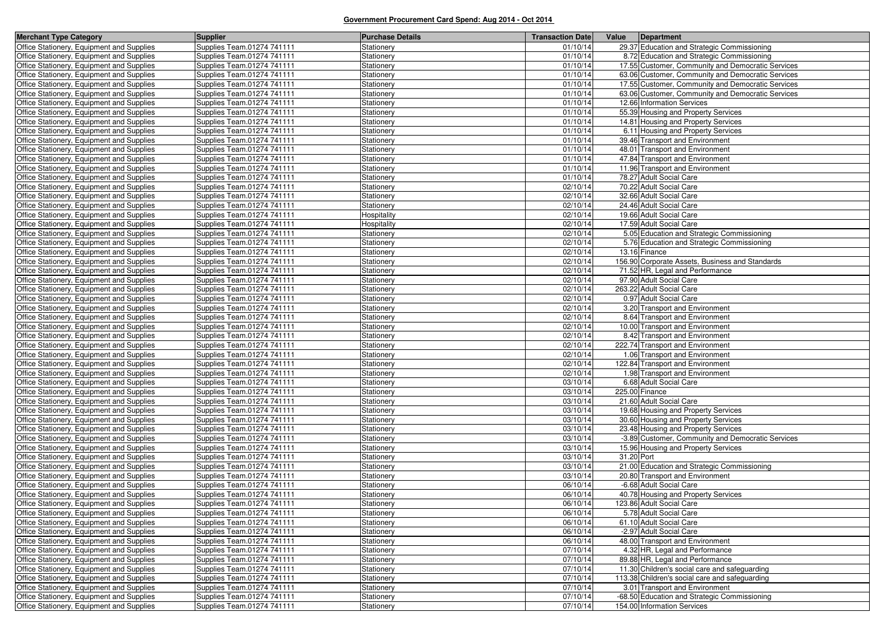**Government Procurement Card Spend: Aug 2014 - Oct 2014**

| Merchant Type Category | Supplier | Purchase Details | Transaction Date | Value | Department |
|---|---|---|---|---|---|
| Office Stationery, Equipment and Supplies | Supplies Team.01274 741111 | Stationery | 01/10/14 | 29.37 | Education and Strategic Commissioning |
| Office Stationery, Equipment and Supplies | Supplies Team.01274 741111 | Stationery | 01/10/14 | 8.72 | Education and Strategic Commissioning |
| Office Stationery, Equipment and Supplies | Supplies Team.01274 741111 | Stationery | 01/10/14 | 17.55 | Customer, Community and Democratic Services |
| Office Stationery, Equipment and Supplies | Supplies Team.01274 741111 | Stationery | 01/10/14 | 63.06 | Customer, Community and Democratic Services |
| Office Stationery, Equipment and Supplies | Supplies Team.01274 741111 | Stationery | 01/10/14 | 17.55 | Customer, Community and Democratic Services |
| Office Stationery, Equipment and Supplies | Supplies Team.01274 741111 | Stationery | 01/10/14 | 63.06 | Customer, Community and Democratic Services |
| Office Stationery, Equipment and Supplies | Supplies Team.01274 741111 | Stationery | 01/10/14 | 12.66 | Information Services |
| Office Stationery, Equipment and Supplies | Supplies Team.01274 741111 | Stationery | 01/10/14 | 55.39 | Housing and Property Services |
| Office Stationery, Equipment and Supplies | Supplies Team.01274 741111 | Stationery | 01/10/14 | 14.81 | Housing and Property Services |
| Office Stationery, Equipment and Supplies | Supplies Team.01274 741111 | Stationery | 01/10/14 | 6.11 | Housing and Property Services |
| Office Stationery, Equipment and Supplies | Supplies Team.01274 741111 | Stationery | 01/10/14 | 39.46 | Transport and Environment |
| Office Stationery, Equipment and Supplies | Supplies Team.01274 741111 | Stationery | 01/10/14 | 48.01 | Transport and Environment |
| Office Stationery, Equipment and Supplies | Supplies Team.01274 741111 | Stationery | 01/10/14 | 47.84 | Transport and Environment |
| Office Stationery, Equipment and Supplies | Supplies Team.01274 741111 | Stationery | 01/10/14 | 11.96 | Transport and Environment |
| Office Stationery, Equipment and Supplies | Supplies Team.01274 741111 | Stationery | 01/10/14 | 78.27 | Adult Social Care |
| Office Stationery, Equipment and Supplies | Supplies Team.01274 741111 | Stationery | 02/10/14 | 70.22 | Adult Social Care |
| Office Stationery, Equipment and Supplies | Supplies Team.01274 741111 | Stationery | 02/10/14 | 32.66 | Adult Social Care |
| Office Stationery, Equipment and Supplies | Supplies Team.01274 741111 | Stationery | 02/10/14 | 24.46 | Adult Social Care |
| Office Stationery, Equipment and Supplies | Supplies Team.01274 741111 | Hospitality | 02/10/14 | 19.66 | Adult Social Care |
| Office Stationery, Equipment and Supplies | Supplies Team.01274 741111 | Hospitality | 02/10/14 | 17.59 | Adult Social Care |
| Office Stationery, Equipment and Supplies | Supplies Team.01274 741111 | Stationery | 02/10/14 | 5.05 | Education and Strategic Commissioning |
| Office Stationery, Equipment and Supplies | Supplies Team.01274 741111 | Stationery | 02/10/14 | 5.76 | Education and Strategic Commissioning |
| Office Stationery, Equipment and Supplies | Supplies Team.01274 741111 | Stationery | 02/10/14 | 13.16 | Finance |
| Office Stationery, Equipment and Supplies | Supplies Team.01274 741111 | Stationery | 02/10/14 | 156.90 | Corporate Assets, Business and Standards |
| Office Stationery, Equipment and Supplies | Supplies Team.01274 741111 | Stationery | 02/10/14 | 71.52 | HR, Legal and Performance |
| Office Stationery, Equipment and Supplies | Supplies Team.01274 741111 | Stationery | 02/10/14 | 97.90 | Adult Social Care |
| Office Stationery, Equipment and Supplies | Supplies Team.01274 741111 | Stationery | 02/10/14 | 263.22 | Adult Social Care |
| Office Stationery, Equipment and Supplies | Supplies Team.01274 741111 | Stationery | 02/10/14 | 0.97 | Adult Social Care |
| Office Stationery, Equipment and Supplies | Supplies Team.01274 741111 | Stationery | 02/10/14 | 3.20 | Transport and Environment |
| Office Stationery, Equipment and Supplies | Supplies Team.01274 741111 | Stationery | 02/10/14 | 8.64 | Transport and Environment |
| Office Stationery, Equipment and Supplies | Supplies Team.01274 741111 | Stationery | 02/10/14 | 10.00 | Transport and Environment |
| Office Stationery, Equipment and Supplies | Supplies Team.01274 741111 | Stationery | 02/10/14 | 8.42 | Transport and Environment |
| Office Stationery, Equipment and Supplies | Supplies Team.01274 741111 | Stationery | 02/10/14 | 222.74 | Transport and Environment |
| Office Stationery, Equipment and Supplies | Supplies Team.01274 741111 | Stationery | 02/10/14 | 1.06 | Transport and Environment |
| Office Stationery, Equipment and Supplies | Supplies Team.01274 741111 | Stationery | 02/10/14 | 122.84 | Transport and Environment |
| Office Stationery, Equipment and Supplies | Supplies Team.01274 741111 | Stationery | 02/10/14 | 1.98 | Transport and Environment |
| Office Stationery, Equipment and Supplies | Supplies Team.01274 741111 | Stationery | 03/10/14 | 6.68 | Adult Social Care |
| Office Stationery, Equipment and Supplies | Supplies Team.01274 741111 | Stationery | 03/10/14 | 225.00 | Finance |
| Office Stationery, Equipment and Supplies | Supplies Team.01274 741111 | Stationery | 03/10/14 | 21.60 | Adult Social Care |
| Office Stationery, Equipment and Supplies | Supplies Team.01274 741111 | Stationery | 03/10/14 | 19.68 | Housing and Property Services |
| Office Stationery, Equipment and Supplies | Supplies Team.01274 741111 | Stationery | 03/10/14 | 30.60 | Housing and Property Services |
| Office Stationery, Equipment and Supplies | Supplies Team.01274 741111 | Stationery | 03/10/14 | 23.48 | Housing and Property Services |
| Office Stationery, Equipment and Supplies | Supplies Team.01274 741111 | Stationery | 03/10/14 | -3.89 | Customer, Community and Democratic Services |
| Office Stationery, Equipment and Supplies | Supplies Team.01274 741111 | Stationery | 03/10/14 | 15.96 | Housing and Property Services |
| Office Stationery, Equipment and Supplies | Supplies Team.01274 741111 | Stationery | 03/10/14 | 31.20 | Port |
| Office Stationery, Equipment and Supplies | Supplies Team.01274 741111 | Stationery | 03/10/14 | 21.00 | Education and Strategic Commissioning |
| Office Stationery, Equipment and Supplies | Supplies Team.01274 741111 | Stationery | 03/10/14 | 20.80 | Transport and Environment |
| Office Stationery, Equipment and Supplies | Supplies Team.01274 741111 | Stationery | 06/10/14 | -6.68 | Adult Social Care |
| Office Stationery, Equipment and Supplies | Supplies Team.01274 741111 | Stationery | 06/10/14 | 40.78 | Housing and Property Services |
| Office Stationery, Equipment and Supplies | Supplies Team.01274 741111 | Stationery | 06/10/14 | 123.86 | Adult Social Care |
| Office Stationery, Equipment and Supplies | Supplies Team.01274 741111 | Stationery | 06/10/14 | 5.78 | Adult Social Care |
| Office Stationery, Equipment and Supplies | Supplies Team.01274 741111 | Stationery | 06/10/14 | 61.10 | Adult Social Care |
| Office Stationery, Equipment and Supplies | Supplies Team.01274 741111 | Stationery | 06/10/14 | -2.97 | Adult Social Care |
| Office Stationery, Equipment and Supplies | Supplies Team.01274 741111 | Stationery | 06/10/14 | 48.00 | Transport and Environment |
| Office Stationery, Equipment and Supplies | Supplies Team.01274 741111 | Stationery | 07/10/14 | 4.32 | HR, Legal and Performance |
| Office Stationery, Equipment and Supplies | Supplies Team.01274 741111 | Stationery | 07/10/14 | 89.88 | HR, Legal and Performance |
| Office Stationery, Equipment and Supplies | Supplies Team.01274 741111 | Stationery | 07/10/14 | 11.30 | Children's social care and safeguarding |
| Office Stationery, Equipment and Supplies | Supplies Team.01274 741111 | Stationery | 07/10/14 | 113.38 | Children's social care and safeguarding |
| Office Stationery, Equipment and Supplies | Supplies Team.01274 741111 | Stationery | 07/10/14 | 3.01 | Transport and Environment |
| Office Stationery, Equipment and Supplies | Supplies Team.01274 741111 | Stationery | 07/10/14 | -68.50 | Education and Strategic Commissioning |
| Office Stationery, Equipment and Supplies | Supplies Team.01274 741111 | Stationery | 07/10/14 | 154.00 | Information Services |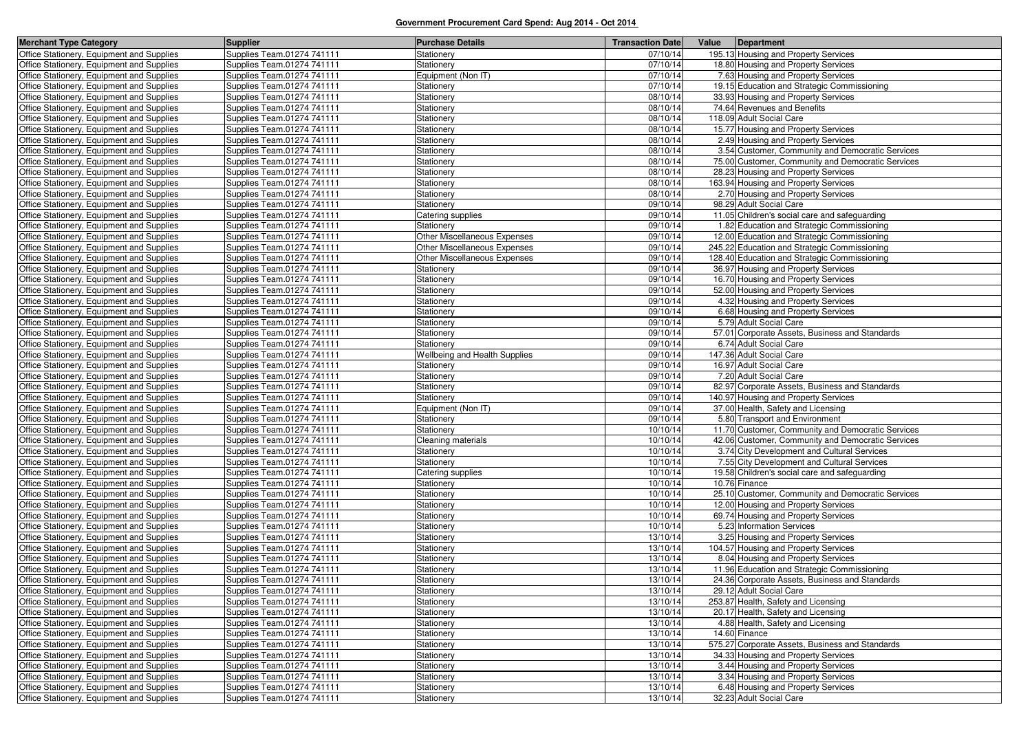## Government Procurement Card Spend: Aug 2014 - Oct 2014

| Merchant Type Category | Supplier | Purchase Details | Transaction Date | Value | Department |
|---|---|---|---|---|---|
| Office Stationery, Equipment and Supplies | Supplies Team.01274 741111 | Stationery | 07/10/14 | 195.13 | Housing and Property Services |
| Office Stationery, Equipment and Supplies | Supplies Team.01274 741111 | Stationery | 07/10/14 | 18.80 | Housing and Property Services |
| Office Stationery, Equipment and Supplies | Supplies Team.01274 741111 | Equipment (Non IT) | 07/10/14 | 7.63 | Housing and Property Services |
| Office Stationery, Equipment and Supplies | Supplies Team.01274 741111 | Stationery | 07/10/14 | 19.15 | Education and Strategic Commissioning |
| Office Stationery, Equipment and Supplies | Supplies Team.01274 741111 | Stationery | 08/10/14 | 33.93 | Housing and Property Services |
| Office Stationery, Equipment and Supplies | Supplies Team.01274 741111 | Stationery | 08/10/14 | 74.64 | Revenues and Benefits |
| Office Stationery, Equipment and Supplies | Supplies Team.01274 741111 | Stationery | 08/10/14 | 118.09 | Adult Social Care |
| Office Stationery, Equipment and Supplies | Supplies Team.01274 741111 | Stationery | 08/10/14 | 15.77 | Housing and Property Services |
| Office Stationery, Equipment and Supplies | Supplies Team.01274 741111 | Stationery | 08/10/14 | 2.49 | Housing and Property Services |
| Office Stationery, Equipment and Supplies | Supplies Team.01274 741111 | Stationery | 08/10/14 | 3.54 | Customer, Community and Democratic Services |
| Office Stationery, Equipment and Supplies | Supplies Team.01274 741111 | Stationery | 08/10/14 | 75.00 | Customer, Community and Democratic Services |
| Office Stationery, Equipment and Supplies | Supplies Team.01274 741111 | Stationery | 08/10/14 | 28.23 | Housing and Property Services |
| Office Stationery, Equipment and Supplies | Supplies Team.01274 741111 | Stationery | 08/10/14 | 163.94 | Housing and Property Services |
| Office Stationery, Equipment and Supplies | Supplies Team.01274 741111 | Stationery | 08/10/14 | 2.70 | Housing and Property Services |
| Office Stationery, Equipment and Supplies | Supplies Team.01274 741111 | Stationery | 09/10/14 | 98.29 | Adult Social Care |
| Office Stationery, Equipment and Supplies | Supplies Team.01274 741111 | Catering supplies | 09/10/14 | 11.05 | Children's social care and safeguarding |
| Office Stationery, Equipment and Supplies | Supplies Team.01274 741111 | Stationery | 09/10/14 | 1.82 | Education and Strategic Commissioning |
| Office Stationery, Equipment and Supplies | Supplies Team.01274 741111 | Other Miscellaneous Expenses | 09/10/14 | 12.00 | Education and Strategic Commissioning |
| Office Stationery, Equipment and Supplies | Supplies Team.01274 741111 | Other Miscellaneous Expenses | 09/10/14 | 245.22 | Education and Strategic Commissioning |
| Office Stationery, Equipment and Supplies | Supplies Team.01274 741111 | Other Miscellaneous Expenses | 09/10/14 | 128.40 | Education and Strategic Commissioning |
| Office Stationery, Equipment and Supplies | Supplies Team.01274 741111 | Stationery | 09/10/14 | 36.97 | Housing and Property Services |
| Office Stationery, Equipment and Supplies | Supplies Team.01274 741111 | Stationery | 09/10/14 | 16.70 | Housing and Property Services |
| Office Stationery, Equipment and Supplies | Supplies Team.01274 741111 | Stationery | 09/10/14 | 52.00 | Housing and Property Services |
| Office Stationery, Equipment and Supplies | Supplies Team.01274 741111 | Stationery | 09/10/14 | 4.32 | Housing and Property Services |
| Office Stationery, Equipment and Supplies | Supplies Team.01274 741111 | Stationery | 09/10/14 | 6.68 | Housing and Property Services |
| Office Stationery, Equipment and Supplies | Supplies Team.01274 741111 | Stationery | 09/10/14 | 5.79 | Adult Social Care |
| Office Stationery, Equipment and Supplies | Supplies Team.01274 741111 | Stationery | 09/10/14 | 57.01 | Corporate Assets, Business and Standards |
| Office Stationery, Equipment and Supplies | Supplies Team.01274 741111 | Stationery | 09/10/14 | 6.74 | Adult Social Care |
| Office Stationery, Equipment and Supplies | Supplies Team.01274 741111 | Wellbeing and Health Supplies | 09/10/14 | 147.36 | Adult Social Care |
| Office Stationery, Equipment and Supplies | Supplies Team.01274 741111 | Stationery | 09/10/14 | 16.97 | Adult Social Care |
| Office Stationery, Equipment and Supplies | Supplies Team.01274 741111 | Stationery | 09/10/14 | 7.20 | Adult Social Care |
| Office Stationery, Equipment and Supplies | Supplies Team.01274 741111 | Stationery | 09/10/14 | 82.97 | Corporate Assets, Business and Standards |
| Office Stationery, Equipment and Supplies | Supplies Team.01274 741111 | Stationery | 09/10/14 | 140.97 | Housing and Property Services |
| Office Stationery, Equipment and Supplies | Supplies Team.01274 741111 | Equipment (Non IT) | 09/10/14 | 37.00 | Health, Safety and Licensing |
| Office Stationery, Equipment and Supplies | Supplies Team.01274 741111 | Stationery | 09/10/14 | 5.80 | Transport and Environment |
| Office Stationery, Equipment and Supplies | Supplies Team.01274 741111 | Stationery | 10/10/14 | 11.70 | Customer, Community and Democratic Services |
| Office Stationery, Equipment and Supplies | Supplies Team.01274 741111 | Cleaning materials | 10/10/14 | 42.06 | Customer, Community and Democratic Services |
| Office Stationery, Equipment and Supplies | Supplies Team.01274 741111 | Stationery | 10/10/14 | 3.74 | City Development and Cultural Services |
| Office Stationery, Equipment and Supplies | Supplies Team.01274 741111 | Stationery | 10/10/14 | 7.55 | City Development and Cultural Services |
| Office Stationery, Equipment and Supplies | Supplies Team.01274 741111 | Catering supplies | 10/10/14 | 19.58 | Children's social care and safeguarding |
| Office Stationery, Equipment and Supplies | Supplies Team.01274 741111 | Stationery | 10/10/14 | 10.76 | Finance |
| Office Stationery, Equipment and Supplies | Supplies Team.01274 741111 | Stationery | 10/10/14 | 25.10 | Customer, Community and Democratic Services |
| Office Stationery, Equipment and Supplies | Supplies Team.01274 741111 | Stationery | 10/10/14 | 12.00 | Housing and Property Services |
| Office Stationery, Equipment and Supplies | Supplies Team.01274 741111 | Stationery | 10/10/14 | 69.74 | Housing and Property Services |
| Office Stationery, Equipment and Supplies | Supplies Team.01274 741111 | Stationery | 10/10/14 | 5.23 | Information Services |
| Office Stationery, Equipment and Supplies | Supplies Team.01274 741111 | Stationery | 13/10/14 | 3.25 | Housing and Property Services |
| Office Stationery, Equipment and Supplies | Supplies Team.01274 741111 | Stationery | 13/10/14 | 104.57 | Housing and Property Services |
| Office Stationery, Equipment and Supplies | Supplies Team.01274 741111 | Stationery | 13/10/14 | 8.04 | Housing and Property Services |
| Office Stationery, Equipment and Supplies | Supplies Team.01274 741111 | Stationery | 13/10/14 | 11.96 | Education and Strategic Commissioning |
| Office Stationery, Equipment and Supplies | Supplies Team.01274 741111 | Stationery | 13/10/14 | 24.36 | Corporate Assets, Business and Standards |
| Office Stationery, Equipment and Supplies | Supplies Team.01274 741111 | Stationery | 13/10/14 | 29.12 | Adult Social Care |
| Office Stationery, Equipment and Supplies | Supplies Team.01274 741111 | Stationery | 13/10/14 | 253.87 | Health, Safety and Licensing |
| Office Stationery, Equipment and Supplies | Supplies Team.01274 741111 | Stationery | 13/10/14 | 20.17 | Health, Safety and Licensing |
| Office Stationery, Equipment and Supplies | Supplies Team.01274 741111 | Stationery | 13/10/14 | 4.88 | Health, Safety and Licensing |
| Office Stationery, Equipment and Supplies | Supplies Team.01274 741111 | Stationery | 13/10/14 | 14.60 | Finance |
| Office Stationery, Equipment and Supplies | Supplies Team.01274 741111 | Stationery | 13/10/14 | 575.27 | Corporate Assets, Business and Standards |
| Office Stationery, Equipment and Supplies | Supplies Team.01274 741111 | Stationery | 13/10/14 | 34.33 | Housing and Property Services |
| Office Stationery, Equipment and Supplies | Supplies Team.01274 741111 | Stationery | 13/10/14 | 3.44 | Housing and Property Services |
| Office Stationery, Equipment and Supplies | Supplies Team.01274 741111 | Stationery | 13/10/14 | 3.34 | Housing and Property Services |
| Office Stationery, Equipment and Supplies | Supplies Team.01274 741111 | Stationery | 13/10/14 | 6.48 | Housing and Property Services |
| Office Stationery, Equipment and Supplies | Supplies Team.01274 741111 | Stationery | 13/10/14 | 32.23 | Adult Social Care |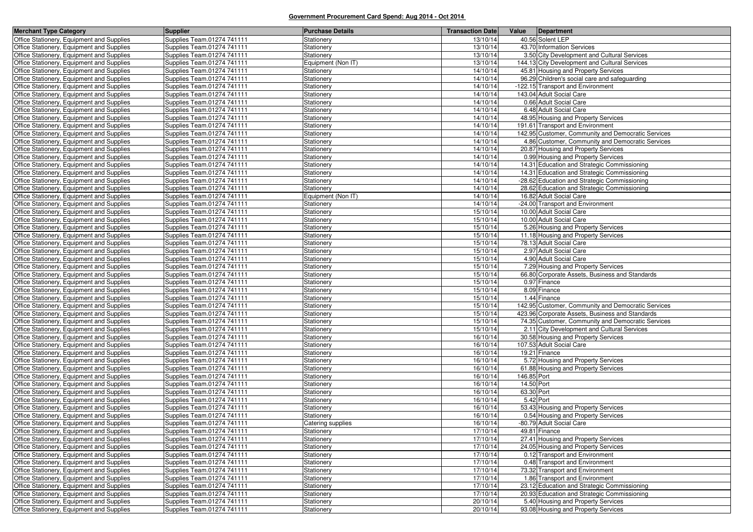**Government Procurement Card Spend: Aug 2014 - Oct 2014**

| Merchant Type Category | Supplier | Purchase Details | Transaction Date | Value | Department |
|---|---|---|---|---|---|
| Office Stationery, Equipment and Supplies | Supplies Team.01274 741111 | Stationery | 13/10/14 | 40.56 | Solent LEP |
| Office Stationery, Equipment and Supplies | Supplies Team.01274 741111 | Stationery | 13/10/14 | 43.70 | Information Services |
| Office Stationery, Equipment and Supplies | Supplies Team.01274 741111 | Stationery | 13/10/14 | 3.50 | City Development and Cultural Services |
| Office Stationery, Equipment and Supplies | Supplies Team.01274 741111 | Equipment (Non IT) | 13/10/14 | 144.13 | City Development and Cultural Services |
| Office Stationery, Equipment and Supplies | Supplies Team.01274 741111 | Stationery | 14/10/14 | 45.81 | Housing and Property Services |
| Office Stationery, Equipment and Supplies | Supplies Team.01274 741111 | Stationery | 14/10/14 | 96.29 | Children's social care and safeguarding |
| Office Stationery, Equipment and Supplies | Supplies Team.01274 741111 | Stationery | 14/10/14 | -122.15 | Transport and Environment |
| Office Stationery, Equipment and Supplies | Supplies Team.01274 741111 | Stationery | 14/10/14 | 143.04 | Adult Social Care |
| Office Stationery, Equipment and Supplies | Supplies Team.01274 741111 | Stationery | 14/10/14 | 0.66 | Adult Social Care |
| Office Stationery, Equipment and Supplies | Supplies Team.01274 741111 | Stationery | 14/10/14 | 6.48 | Adult Social Care |
| Office Stationery, Equipment and Supplies | Supplies Team.01274 741111 | Stationery | 14/10/14 | 48.95 | Housing and Property Services |
| Office Stationery, Equipment and Supplies | Supplies Team.01274 741111 | Stationery | 14/10/14 | 191.61 | Transport and Environment |
| Office Stationery, Equipment and Supplies | Supplies Team.01274 741111 | Stationery | 14/10/14 | 142.95 | Customer, Community and Democratic Services |
| Office Stationery, Equipment and Supplies | Supplies Team.01274 741111 | Stationery | 14/10/14 | 4.86 | Customer, Community and Democratic Services |
| Office Stationery, Equipment and Supplies | Supplies Team.01274 741111 | Stationery | 14/10/14 | 20.87 | Housing and Property Services |
| Office Stationery, Equipment and Supplies | Supplies Team.01274 741111 | Stationery | 14/10/14 | 0.99 | Housing and Property Services |
| Office Stationery, Equipment and Supplies | Supplies Team.01274 741111 | Stationery | 14/10/14 | 14.31 | Education and Strategic Commissioning |
| Office Stationery, Equipment and Supplies | Supplies Team.01274 741111 | Stationery | 14/10/14 | 14.31 | Education and Strategic Commissioning |
| Office Stationery, Equipment and Supplies | Supplies Team.01274 741111 | Stationery | 14/10/14 | -28.62 | Education and Strategic Commissioning |
| Office Stationery, Equipment and Supplies | Supplies Team.01274 741111 | Stationery | 14/10/14 | 28.62 | Education and Strategic Commissioning |
| Office Stationery, Equipment and Supplies | Supplies Team.01274 741111 | Equipment (Non IT) | 14/10/14 | 16.82 | Adult Social Care |
| Office Stationery, Equipment and Supplies | Supplies Team.01274 741111 | Stationery | 14/10/14 | -24.00 | Transport and Environment |
| Office Stationery, Equipment and Supplies | Supplies Team.01274 741111 | Stationery | 15/10/14 | 10.00 | Adult Social Care |
| Office Stationery, Equipment and Supplies | Supplies Team.01274 741111 | Stationery | 15/10/14 | 10.00 | Adult Social Care |
| Office Stationery, Equipment and Supplies | Supplies Team.01274 741111 | Stationery | 15/10/14 | 5.26 | Housing and Property Services |
| Office Stationery, Equipment and Supplies | Supplies Team.01274 741111 | Stationery | 15/10/14 | 11.18 | Housing and Property Services |
| Office Stationery, Equipment and Supplies | Supplies Team.01274 741111 | Stationery | 15/10/14 | 78.13 | Adult Social Care |
| Office Stationery, Equipment and Supplies | Supplies Team.01274 741111 | Stationery | 15/10/14 | 2.97 | Adult Social Care |
| Office Stationery, Equipment and Supplies | Supplies Team.01274 741111 | Stationery | 15/10/14 | 4.90 | Adult Social Care |
| Office Stationery, Equipment and Supplies | Supplies Team.01274 741111 | Stationery | 15/10/14 | 7.29 | Housing and Property Services |
| Office Stationery, Equipment and Supplies | Supplies Team.01274 741111 | Stationery | 15/10/14 | 66.80 | Corporate Assets, Business and Standards |
| Office Stationery, Equipment and Supplies | Supplies Team.01274 741111 | Stationery | 15/10/14 | 0.97 | Finance |
| Office Stationery, Equipment and Supplies | Supplies Team.01274 741111 | Stationery | 15/10/14 | 8.09 | Finance |
| Office Stationery, Equipment and Supplies | Supplies Team.01274 741111 | Stationery | 15/10/14 | 1.44 | Finance |
| Office Stationery, Equipment and Supplies | Supplies Team.01274 741111 | Stationery | 15/10/14 | 142.95 | Customer, Community and Democratic Services |
| Office Stationery, Equipment and Supplies | Supplies Team.01274 741111 | Stationery | 15/10/14 | 423.96 | Corporate Assets, Business and Standards |
| Office Stationery, Equipment and Supplies | Supplies Team.01274 741111 | Stationery | 15/10/14 | 74.35 | Customer, Community and Democratic Services |
| Office Stationery, Equipment and Supplies | Supplies Team.01274 741111 | Stationery | 15/10/14 | 2.11 | City Development and Cultural Services |
| Office Stationery, Equipment and Supplies | Supplies Team.01274 741111 | Stationery | 16/10/14 | 30.58 | Housing and Property Services |
| Office Stationery, Equipment and Supplies | Supplies Team.01274 741111 | Stationery | 16/10/14 | 107.53 | Adult Social Care |
| Office Stationery, Equipment and Supplies | Supplies Team.01274 741111 | Stationery | 16/10/14 | 19.21 | Finance |
| Office Stationery, Equipment and Supplies | Supplies Team.01274 741111 | Stationery | 16/10/14 | 5.72 | Housing and Property Services |
| Office Stationery, Equipment and Supplies | Supplies Team.01274 741111 | Stationery | 16/10/14 | 61.88 | Housing and Property Services |
| Office Stationery, Equipment and Supplies | Supplies Team.01274 741111 | Stationery | 16/10/14 | 146.85 | Port |
| Office Stationery, Equipment and Supplies | Supplies Team.01274 741111 | Stationery | 16/10/14 | 14.50 | Port |
| Office Stationery, Equipment and Supplies | Supplies Team.01274 741111 | Stationery | 16/10/14 | 63.30 | Port |
| Office Stationery, Equipment and Supplies | Supplies Team.01274 741111 | Stationery | 16/10/14 | 5.42 | Port |
| Office Stationery, Equipment and Supplies | Supplies Team.01274 741111 | Stationery | 16/10/14 | 53.43 | Housing and Property Services |
| Office Stationery, Equipment and Supplies | Supplies Team.01274 741111 | Stationery | 16/10/14 | 0.54 | Housing and Property Services |
| Office Stationery, Equipment and Supplies | Supplies Team.01274 741111 | Catering supplies | 16/10/14 | -80.79 | Adult Social Care |
| Office Stationery, Equipment and Supplies | Supplies Team.01274 741111 | Stationery | 17/10/14 | 49.81 | Finance |
| Office Stationery, Equipment and Supplies | Supplies Team.01274 741111 | Stationery | 17/10/14 | 27.41 | Housing and Property Services |
| Office Stationery, Equipment and Supplies | Supplies Team.01274 741111 | Stationery | 17/10/14 | 24.05 | Housing and Property Services |
| Office Stationery, Equipment and Supplies | Supplies Team.01274 741111 | Stationery | 17/10/14 | 0.12 | Transport and Environment |
| Office Stationery, Equipment and Supplies | Supplies Team.01274 741111 | Stationery | 17/10/14 | 0.48 | Transport and Environment |
| Office Stationery, Equipment and Supplies | Supplies Team.01274 741111 | Stationery | 17/10/14 | 73.32 | Transport and Environment |
| Office Stationery, Equipment and Supplies | Supplies Team.01274 741111 | Stationery | 17/10/14 | 1.86 | Transport and Environment |
| Office Stationery, Equipment and Supplies | Supplies Team.01274 741111 | Stationery | 17/10/14 | 23.12 | Education and Strategic Commissioning |
| Office Stationery, Equipment and Supplies | Supplies Team.01274 741111 | Stationery | 17/10/14 | 20.93 | Education and Strategic Commissioning |
| Office Stationery, Equipment and Supplies | Supplies Team.01274 741111 | Stationery | 20/10/14 | 5.40 | Housing and Property Services |
| Office Stationery, Equipment and Supplies | Supplies Team.01274 741111 | Stationery | 20/10/14 | 93.08 | Housing and Property Services |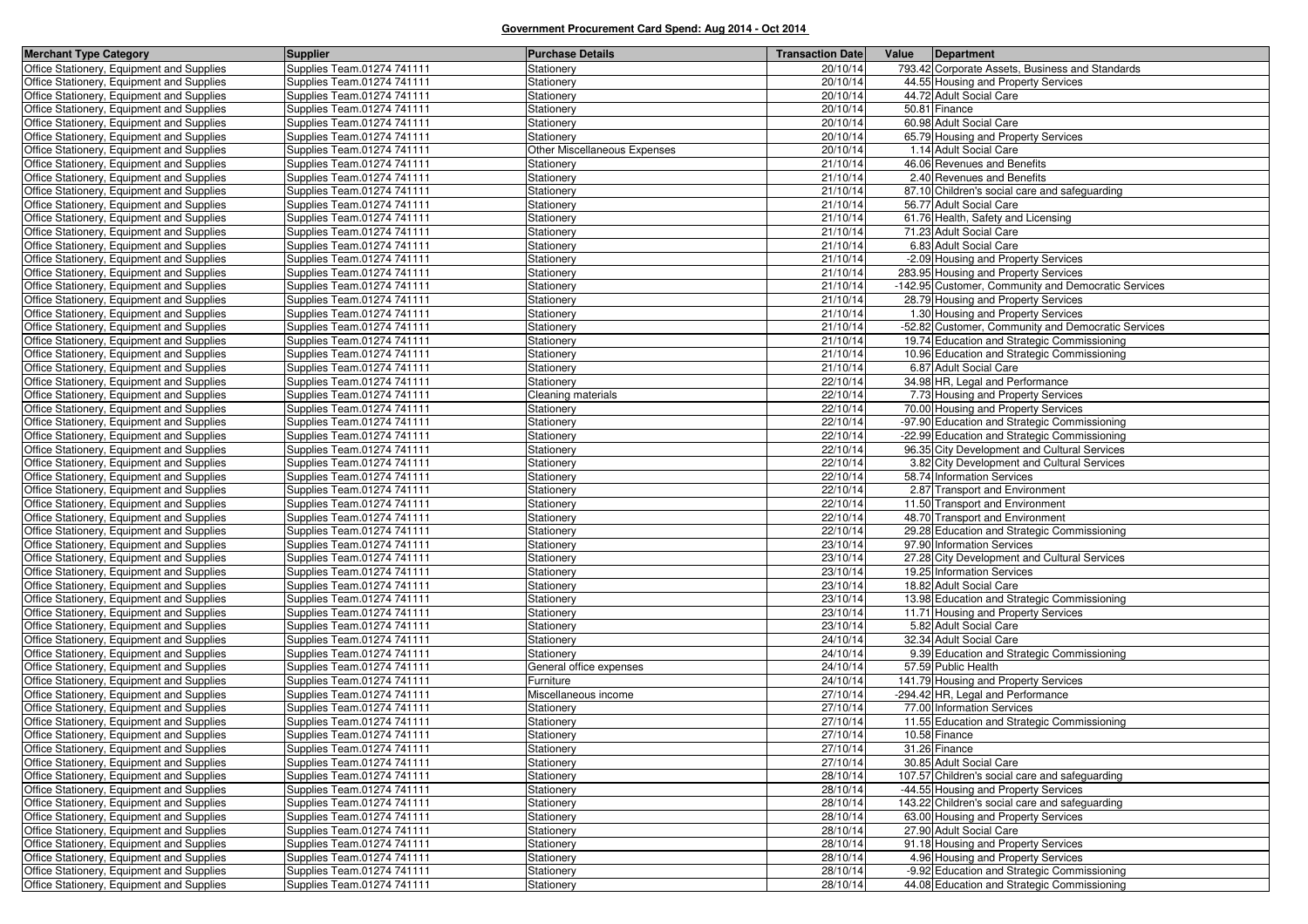**Government Procurement Card Spend: Aug 2014 - Oct 2014**

| Merchant Type Category | Supplier | Purchase Details | Transaction Date | Value | Department |
|---|---|---|---|---|---|
| Office Stationery, Equipment and Supplies | Supplies Team.01274 741111 | Stationery | 20/10/14 | 793.42 | Corporate Assets, Business and Standards |
| Office Stationery, Equipment and Supplies | Supplies Team.01274 741111 | Stationery | 20/10/14 | 44.55 | Housing and Property Services |
| Office Stationery, Equipment and Supplies | Supplies Team.01274 741111 | Stationery | 20/10/14 | 44.72 | Adult Social Care |
| Office Stationery, Equipment and Supplies | Supplies Team.01274 741111 | Stationery | 20/10/14 | 50.81 | Finance |
| Office Stationery, Equipment and Supplies | Supplies Team.01274 741111 | Stationery | 20/10/14 | 60.98 | Adult Social Care |
| Office Stationery, Equipment and Supplies | Supplies Team.01274 741111 | Stationery | 20/10/14 | 65.79 | Housing and Property Services |
| Office Stationery, Equipment and Supplies | Supplies Team.01274 741111 | Other Miscellaneous Expenses | 20/10/14 | 1.14 | Adult Social Care |
| Office Stationery, Equipment and Supplies | Supplies Team.01274 741111 | Stationery | 21/10/14 | 46.06 | Revenues and Benefits |
| Office Stationery, Equipment and Supplies | Supplies Team.01274 741111 | Stationery | 21/10/14 | 2.40 | Revenues and Benefits |
| Office Stationery, Equipment and Supplies | Supplies Team.01274 741111 | Stationery | 21/10/14 | 87.10 | Children's social care and safeguarding |
| Office Stationery, Equipment and Supplies | Supplies Team.01274 741111 | Stationery | 21/10/14 | 56.77 | Adult Social Care |
| Office Stationery, Equipment and Supplies | Supplies Team.01274 741111 | Stationery | 21/10/14 | 61.76 | Health, Safety and Licensing |
| Office Stationery, Equipment and Supplies | Supplies Team.01274 741111 | Stationery | 21/10/14 | 71.23 | Adult Social Care |
| Office Stationery, Equipment and Supplies | Supplies Team.01274 741111 | Stationery | 21/10/14 | 6.83 | Adult Social Care |
| Office Stationery, Equipment and Supplies | Supplies Team.01274 741111 | Stationery | 21/10/14 | -2.09 | Housing and Property Services |
| Office Stationery, Equipment and Supplies | Supplies Team.01274 741111 | Stationery | 21/10/14 | 283.95 | Housing and Property Services |
| Office Stationery, Equipment and Supplies | Supplies Team.01274 741111 | Stationery | 21/10/14 | -142.95 | Customer, Community and Democratic Services |
| Office Stationery, Equipment and Supplies | Supplies Team.01274 741111 | Stationery | 21/10/14 | 28.79 | Housing and Property Services |
| Office Stationery, Equipment and Supplies | Supplies Team.01274 741111 | Stationery | 21/10/14 | 1.30 | Housing and Property Services |
| Office Stationery, Equipment and Supplies | Supplies Team.01274 741111 | Stationery | 21/10/14 | -52.82 | Customer, Community and Democratic Services |
| Office Stationery, Equipment and Supplies | Supplies Team.01274 741111 | Stationery | 21/10/14 | 19.74 | Education and Strategic Commissioning |
| Office Stationery, Equipment and Supplies | Supplies Team.01274 741111 | Stationery | 21/10/14 | 10.96 | Education and Strategic Commissioning |
| Office Stationery, Equipment and Supplies | Supplies Team.01274 741111 | Stationery | 21/10/14 | 6.87 | Adult Social Care |
| Office Stationery, Equipment and Supplies | Supplies Team.01274 741111 | Stationery | 22/10/14 | 34.98 | HR, Legal and Performance |
| Office Stationery, Equipment and Supplies | Supplies Team.01274 741111 | Cleaning materials | 22/10/14 | 7.73 | Housing and Property Services |
| Office Stationery, Equipment and Supplies | Supplies Team.01274 741111 | Stationery | 22/10/14 | 70.00 | Housing and Property Services |
| Office Stationery, Equipment and Supplies | Supplies Team.01274 741111 | Stationery | 22/10/14 | -97.90 | Education and Strategic Commissioning |
| Office Stationery, Equipment and Supplies | Supplies Team.01274 741111 | Stationery | 22/10/14 | -22.99 | Education and Strategic Commissioning |
| Office Stationery, Equipment and Supplies | Supplies Team.01274 741111 | Stationery | 22/10/14 | 96.35 | City Development and Cultural Services |
| Office Stationery, Equipment and Supplies | Supplies Team.01274 741111 | Stationery | 22/10/14 | 3.82 | City Development and Cultural Services |
| Office Stationery, Equipment and Supplies | Supplies Team.01274 741111 | Stationery | 22/10/14 | 58.74 | Information Services |
| Office Stationery, Equipment and Supplies | Supplies Team.01274 741111 | Stationery | 22/10/14 | 2.87 | Transport and Environment |
| Office Stationery, Equipment and Supplies | Supplies Team.01274 741111 | Stationery | 22/10/14 | 11.50 | Transport and Environment |
| Office Stationery, Equipment and Supplies | Supplies Team.01274 741111 | Stationery | 22/10/14 | 48.70 | Transport and Environment |
| Office Stationery, Equipment and Supplies | Supplies Team.01274 741111 | Stationery | 22/10/14 | 29.28 | Education and Strategic Commissioning |
| Office Stationery, Equipment and Supplies | Supplies Team.01274 741111 | Stationery | 23/10/14 | 97.90 | Information Services |
| Office Stationery, Equipment and Supplies | Supplies Team.01274 741111 | Stationery | 23/10/14 | 27.28 | City Development and Cultural Services |
| Office Stationery, Equipment and Supplies | Supplies Team.01274 741111 | Stationery | 23/10/14 | 19.25 | Information Services |
| Office Stationery, Equipment and Supplies | Supplies Team.01274 741111 | Stationery | 23/10/14 | 18.82 | Adult Social Care |
| Office Stationery, Equipment and Supplies | Supplies Team.01274 741111 | Stationery | 23/10/14 | 13.98 | Education and Strategic Commissioning |
| Office Stationery, Equipment and Supplies | Supplies Team.01274 741111 | Stationery | 23/10/14 | 11.71 | Housing and Property Services |
| Office Stationery, Equipment and Supplies | Supplies Team.01274 741111 | Stationery | 23/10/14 | 5.82 | Adult Social Care |
| Office Stationery, Equipment and Supplies | Supplies Team.01274 741111 | Stationery | 24/10/14 | 32.34 | Adult Social Care |
| Office Stationery, Equipment and Supplies | Supplies Team.01274 741111 | Stationery | 24/10/14 | 9.39 | Education and Strategic Commissioning |
| Office Stationery, Equipment and Supplies | Supplies Team.01274 741111 | General office expenses | 24/10/14 | 57.59 | Public Health |
| Office Stationery, Equipment and Supplies | Supplies Team.01274 741111 | Furniture | 24/10/14 | 141.79 | Housing and Property Services |
| Office Stationery, Equipment and Supplies | Supplies Team.01274 741111 | Miscellaneous income | 27/10/14 | -294.42 | HR, Legal and Performance |
| Office Stationery, Equipment and Supplies | Supplies Team.01274 741111 | Stationery | 27/10/14 | 77.00 | Information Services |
| Office Stationery, Equipment and Supplies | Supplies Team.01274 741111 | Stationery | 27/10/14 | 11.55 | Education and Strategic Commissioning |
| Office Stationery, Equipment and Supplies | Supplies Team.01274 741111 | Stationery | 27/10/14 | 10.58 | Finance |
| Office Stationery, Equipment and Supplies | Supplies Team.01274 741111 | Stationery | 27/10/14 | 31.26 | Finance |
| Office Stationery, Equipment and Supplies | Supplies Team.01274 741111 | Stationery | 27/10/14 | 30.85 | Adult Social Care |
| Office Stationery, Equipment and Supplies | Supplies Team.01274 741111 | Stationery | 28/10/14 | 107.57 | Children's social care and safeguarding |
| Office Stationery, Equipment and Supplies | Supplies Team.01274 741111 | Stationery | 28/10/14 | -44.55 | Housing and Property Services |
| Office Stationery, Equipment and Supplies | Supplies Team.01274 741111 | Stationery | 28/10/14 | 143.22 | Children's social care and safeguarding |
| Office Stationery, Equipment and Supplies | Supplies Team.01274 741111 | Stationery | 28/10/14 | 63.00 | Housing and Property Services |
| Office Stationery, Equipment and Supplies | Supplies Team.01274 741111 | Stationery | 28/10/14 | 27.90 | Adult Social Care |
| Office Stationery, Equipment and Supplies | Supplies Team.01274 741111 | Stationery | 28/10/14 | 91.18 | Housing and Property Services |
| Office Stationery, Equipment and Supplies | Supplies Team.01274 741111 | Stationery | 28/10/14 | 4.96 | Housing and Property Services |
| Office Stationery, Equipment and Supplies | Supplies Team.01274 741111 | Stationery | 28/10/14 | -9.92 | Education and Strategic Commissioning |
| Office Stationery, Equipment and Supplies | Supplies Team.01274 741111 | Stationery | 28/10/14 | 44.08 | Education and Strategic Commissioning |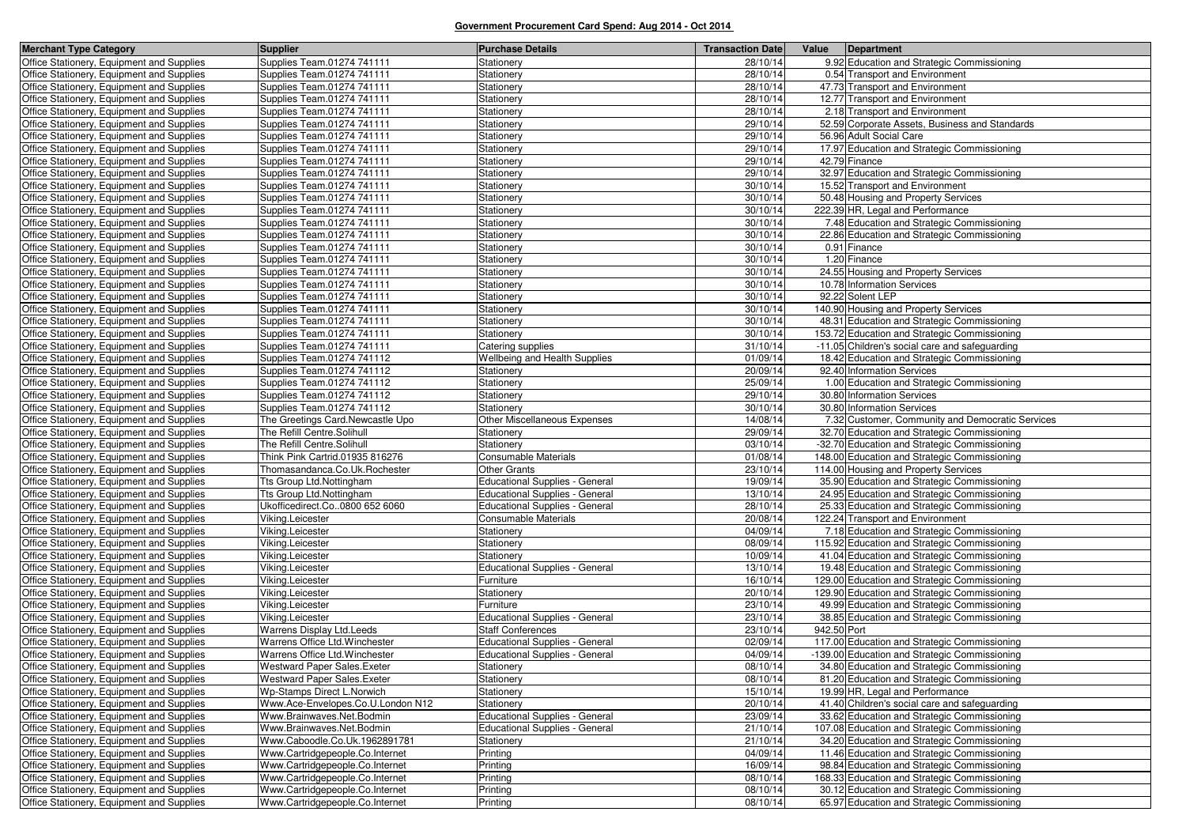**Government Procurement Card Spend: Aug 2014 - Oct 2014**

| Merchant Type Category | Supplier | Purchase Details | Transaction Date | Value | Department |
|---|---|---|---|---|---|
| Office Stationery, Equipment and Supplies | Supplies Team.01274 741111 | Stationery | 28/10/14 | 9.92 | Education and Strategic Commissioning |
| Office Stationery, Equipment and Supplies | Supplies Team.01274 741111 | Stationery | 28/10/14 | 0.54 | Transport and Environment |
| Office Stationery, Equipment and Supplies | Supplies Team.01274 741111 | Stationery | 28/10/14 | 47.73 | Transport and Environment |
| Office Stationery, Equipment and Supplies | Supplies Team.01274 741111 | Stationery | 28/10/14 | 12.77 | Transport and Environment |
| Office Stationery, Equipment and Supplies | Supplies Team.01274 741111 | Stationery | 28/10/14 | 2.18 | Transport and Environment |
| Office Stationery, Equipment and Supplies | Supplies Team.01274 741111 | Stationery | 29/10/14 | 52.59 | Corporate Assets, Business and Standards |
| Office Stationery, Equipment and Supplies | Supplies Team.01274 741111 | Stationery | 29/10/14 | 56.96 | Adult Social Care |
| Office Stationery, Equipment and Supplies | Supplies Team.01274 741111 | Stationery | 29/10/14 | 17.97 | Education and Strategic Commissioning |
| Office Stationery, Equipment and Supplies | Supplies Team.01274 741111 | Stationery | 29/10/14 | 42.79 | Finance |
| Office Stationery, Equipment and Supplies | Supplies Team.01274 741111 | Stationery | 29/10/14 | 32.97 | Education and Strategic Commissioning |
| Office Stationery, Equipment and Supplies | Supplies Team.01274 741111 | Stationery | 30/10/14 | 15.52 | Transport and Environment |
| Office Stationery, Equipment and Supplies | Supplies Team.01274 741111 | Stationery | 30/10/14 | 50.48 | Housing and Property Services |
| Office Stationery, Equipment and Supplies | Supplies Team.01274 741111 | Stationery | 30/10/14 | 222.39 | HR, Legal and Performance |
| Office Stationery, Equipment and Supplies | Supplies Team.01274 741111 | Stationery | 30/10/14 | 7.48 | Education and Strategic Commissioning |
| Office Stationery, Equipment and Supplies | Supplies Team.01274 741111 | Stationery | 30/10/14 | 22.86 | Education and Strategic Commissioning |
| Office Stationery, Equipment and Supplies | Supplies Team.01274 741111 | Stationery | 30/10/14 | 0.91 | Finance |
| Office Stationery, Equipment and Supplies | Supplies Team.01274 741111 | Stationery | 30/10/14 | 1.20 | Finance |
| Office Stationery, Equipment and Supplies | Supplies Team.01274 741111 | Stationery | 30/10/14 | 24.55 | Housing and Property Services |
| Office Stationery, Equipment and Supplies | Supplies Team.01274 741111 | Stationery | 30/10/14 | 10.78 | Information Services |
| Office Stationery, Equipment and Supplies | Supplies Team.01274 741111 | Stationery | 30/10/14 | 92.22 | Solent LEP |
| Office Stationery, Equipment and Supplies | Supplies Team.01274 741111 | Stationery | 30/10/14 | 140.90 | Housing and Property Services |
| Office Stationery, Equipment and Supplies | Supplies Team.01274 741111 | Stationery | 30/10/14 | 48.31 | Education and Strategic Commissioning |
| Office Stationery, Equipment and Supplies | Supplies Team.01274 741111 | Stationery | 30/10/14 | 153.72 | Education and Strategic Commissioning |
| Office Stationery, Equipment and Supplies | Supplies Team.01274 741111 | Catering supplies | 31/10/14 | -11.05 | Children's social care and safeguarding |
| Office Stationery, Equipment and Supplies | Supplies Team.01274 741112 | Wellbeing and Health Supplies | 01/09/14 | 18.42 | Education and Strategic Commissioning |
| Office Stationery, Equipment and Supplies | Supplies Team.01274 741112 | Stationery | 20/09/14 | 92.40 | Information Services |
| Office Stationery, Equipment and Supplies | Supplies Team.01274 741112 | Stationery | 25/09/14 | 1.00 | Education and Strategic Commissioning |
| Office Stationery, Equipment and Supplies | Supplies Team.01274 741112 | Stationery | 29/10/14 | 30.80 | Information Services |
| Office Stationery, Equipment and Supplies | Supplies Team.01274 741112 | Stationery | 30/10/14 | 30.80 | Information Services |
| Office Stationery, Equipment and Supplies | The Greetings Card.Newcastle Upo | Other Miscellaneous Expenses | 14/08/14 | 7.32 | Customer, Community and Democratic Services |
| Office Stationery, Equipment and Supplies | The Refill Centre.Solihull | Stationery | 29/09/14 | 32.70 | Education and Strategic Commissioning |
| Office Stationery, Equipment and Supplies | The Refill Centre.Solihull | Stationery | 03/10/14 | -32.70 | Education and Strategic Commissioning |
| Office Stationery, Equipment and Supplies | Think Pink Cartrid.01935 816276 | Consumable Materials | 01/08/14 | 148.00 | Education and Strategic Commissioning |
| Office Stationery, Equipment and Supplies | Thomasandanca.Co.Uk.Rochester | Other Grants | 23/10/14 | 114.00 | Housing and Property Services |
| Office Stationery, Equipment and Supplies | Tts Group Ltd.Nottingham | Educational Supplies - General | 19/09/14 | 35.90 | Education and Strategic Commissioning |
| Office Stationery, Equipment and Supplies | Tts Group Ltd.Nottingham | Educational Supplies - General | 13/10/14 | 24.95 | Education and Strategic Commissioning |
| Office Stationery, Equipment and Supplies | Ukofficedirect.Co..0800 652 6060 | Educational Supplies - General | 28/10/14 | 25.33 | Education and Strategic Commissioning |
| Office Stationery, Equipment and Supplies | Viking.Leicester | Consumable Materials | 20/08/14 | 122.24 | Transport and Environment |
| Office Stationery, Equipment and Supplies | Viking.Leicester | Stationery | 04/09/14 | 7.18 | Education and Strategic Commissioning |
| Office Stationery, Equipment and Supplies | Viking.Leicester | Stationery | 08/09/14 | 115.92 | Education and Strategic Commissioning |
| Office Stationery, Equipment and Supplies | Viking.Leicester | Stationery | 10/09/14 | 41.04 | Education and Strategic Commissioning |
| Office Stationery, Equipment and Supplies | Viking.Leicester | Educational Supplies - General | 13/10/14 | 19.48 | Education and Strategic Commissioning |
| Office Stationery, Equipment and Supplies | Viking.Leicester | Furniture | 16/10/14 | 129.00 | Education and Strategic Commissioning |
| Office Stationery, Equipment and Supplies | Viking.Leicester | Stationery | 20/10/14 | 129.90 | Education and Strategic Commissioning |
| Office Stationery, Equipment and Supplies | Viking.Leicester | Furniture | 23/10/14 | 49.99 | Education and Strategic Commissioning |
| Office Stationery, Equipment and Supplies | Viking.Leicester | Educational Supplies - General | 23/10/14 | 38.85 | Education and Strategic Commissioning |
| Office Stationery, Equipment and Supplies | Warrens Display Ltd.Leeds | Staff Conferences | 23/10/14 | 942.50 | Port |
| Office Stationery, Equipment and Supplies | Warrens Office Ltd.Winchester | Educational Supplies - General | 02/09/14 | 117.00 | Education and Strategic Commissioning |
| Office Stationery, Equipment and Supplies | Warrens Office Ltd.Winchester | Educational Supplies - General | 04/09/14 | -139.00 | Education and Strategic Commissioning |
| Office Stationery, Equipment and Supplies | Westward Paper Sales.Exeter | Stationery | 08/10/14 | 34.80 | Education and Strategic Commissioning |
| Office Stationery, Equipment and Supplies | Westward Paper Sales.Exeter | Stationery | 08/10/14 | 81.20 | Education and Strategic Commissioning |
| Office Stationery, Equipment and Supplies | Wp-Stamps Direct L.Norwich | Stationery | 15/10/14 | 19.99 | HR, Legal and Performance |
| Office Stationery, Equipment and Supplies | Www.Ace-Envelopes.Co.U.London N12 | Stationery | 20/10/14 | 41.40 | Children's social care and safeguarding |
| Office Stationery, Equipment and Supplies | Www.Brainwaves.Net.Bodmin | Educational Supplies - General | 23/09/14 | 33.62 | Education and Strategic Commissioning |
| Office Stationery, Equipment and Supplies | Www.Brainwaves.Net.Bodmin | Educational Supplies - General | 21/10/14 | 107.08 | Education and Strategic Commissioning |
| Office Stationery, Equipment and Supplies | Www.Caboodle.Co.Uk.1962891781 | Stationery | 21/10/14 | 34.20 | Education and Strategic Commissioning |
| Office Stationery, Equipment and Supplies | Www.Cartridgepeople.Co.Internet | Printing | 04/09/14 | 11.46 | Education and Strategic Commissioning |
| Office Stationery, Equipment and Supplies | Www.Cartridgepeople.Co.Internet | Printing | 16/09/14 | 98.84 | Education and Strategic Commissioning |
| Office Stationery, Equipment and Supplies | Www.Cartridgepeople.Co.Internet | Printing | 08/10/14 | 168.33 | Education and Strategic Commissioning |
| Office Stationery, Equipment and Supplies | Www.Cartridgepeople.Co.Internet | Printing | 08/10/14 | 30.12 | Education and Strategic Commissioning |
| Office Stationery, Equipment and Supplies | Www.Cartridgepeople.Co.Internet | Printing | 08/10/14 | 65.97 | Education and Strategic Commissioning |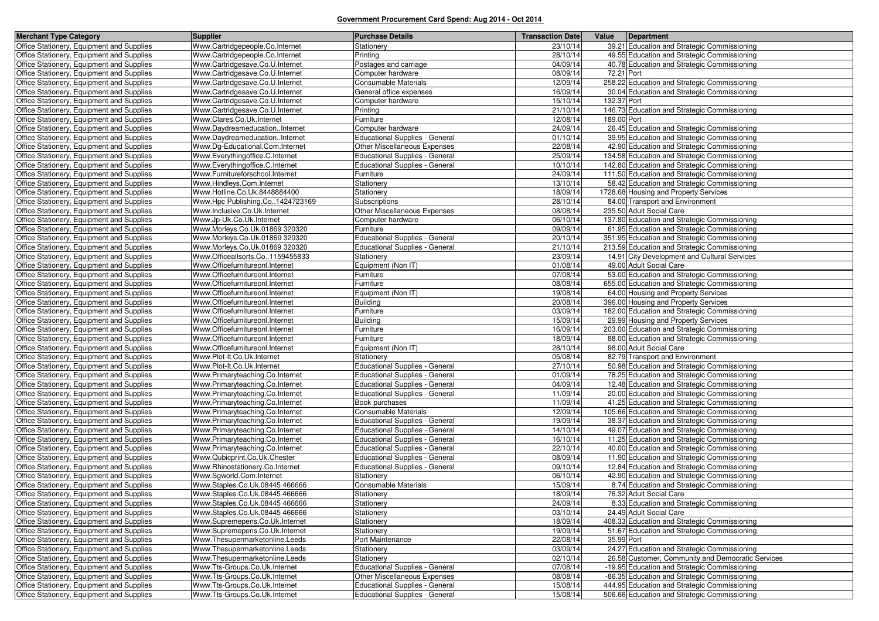**Government Procurement Card Spend: Aug 2014 - Oct 2014**

| Merchant Type Category | Supplier | Purchase Details | Transaction Date | Value | Department |
|---|---|---|---|---|---|
| Office Stationery, Equipment and Supplies | Www.Cartridgepeople.Co.Internet | Stationery | 23/10/14 | 39.21 | Education and Strategic Commissioning |
| Office Stationery, Equipment and Supplies | Www.Cartridgepeople.Co.Internet | Printing | 28/10/14 | 49.55 | Education and Strategic Commissioning |
| Office Stationery, Equipment and Supplies | Www.Cartridgesave.Co.U.Internet | Postages and carriage | 04/09/14 | 40.78 | Education and Strategic Commissioning |
| Office Stationery, Equipment and Supplies | Www.Cartridgesave.Co.U.Internet | Computer hardware | 08/09/14 | 72.21 | Port |
| Office Stationery, Equipment and Supplies | Www.Cartridgesave.Co.U.Internet | Consumable Materials | 12/09/14 | 258.22 | Education and Strategic Commissioning |
| Office Stationery, Equipment and Supplies | Www.Cartridgesave.Co.U.Internet | General office expenses | 16/09/14 | 30.04 | Education and Strategic Commissioning |
| Office Stationery, Equipment and Supplies | Www.Cartridgesave.Co.U.Internet | Computer hardware | 15/10/14 | 132.37 | Port |
| Office Stationery, Equipment and Supplies | Www.Cartridgesave.Co.U.Internet | Printing | 21/10/14 | 146.73 | Education and Strategic Commissioning |
| Office Stationery, Equipment and Supplies | Www.Clares.Co.Uk.Internet | Furniture | 12/08/14 | 189.00 | Port |
| Office Stationery, Equipment and Supplies | Www.Daydreameducation..Internet | Computer hardware | 24/09/14 | 26.45 | Education and Strategic Commissioning |
| Office Stationery, Equipment and Supplies | Www.Daydreameducation..Internet | Educational Supplies - General | 01/10/14 | 39.95 | Education and Strategic Commissioning |
| Office Stationery, Equipment and Supplies | Www.Dg-Educational.Com.Internet | Other Miscellaneous Expenses | 22/08/14 | 42.90 | Education and Strategic Commissioning |
| Office Stationery, Equipment and Supplies | Www.Everythingoffice.C.Internet | Educational Supplies - General | 25/09/14 | 134.58 | Education and Strategic Commissioning |
| Office Stationery, Equipment and Supplies | Www.Everythingoffice.C.Internet | Educational Supplies - General | 10/10/14 | 142.80 | Education and Strategic Commissioning |
| Office Stationery, Equipment and Supplies | Www.Furnitureforschool.Internet | Furniture | 24/09/14 | 111.50 | Education and Strategic Commissioning |
| Office Stationery, Equipment and Supplies | Www.Hindleys.Com.Internet | Stationery | 13/10/14 | 58.42 | Education and Strategic Commissioning |
| Office Stationery, Equipment and Supplies | Www.Hotline.Co.Uk.8448884400 | Stationery | 18/09/14 | 1728.68 | Housing and Property Services |
| Office Stationery, Equipment and Supplies | Www.Hpc Publishing.Co..1424723169 | Subscriptions | 28/10/14 | 84.00 | Transport and Environment |
| Office Stationery, Equipment and Supplies | Www.Inclusive.Co.Uk.Internet | Other Miscellaneous Expenses | 08/08/14 | 235.50 | Adult Social Care |
| Office Stationery, Equipment and Supplies | Www.Jp-Uk.Co.Uk.Internet | Computer hardware | 06/10/14 | 137.80 | Education and Strategic Commissioning |
| Office Stationery, Equipment and Supplies | Www.Morleys.Co.Uk.01869 320320 | Furniture | 09/09/14 | 61.95 | Education and Strategic Commissioning |
| Office Stationery, Equipment and Supplies | Www.Morleys.Co.Uk.01869 320320 | Educational Supplies - General | 20/10/14 | 351.95 | Education and Strategic Commissioning |
| Office Stationery, Equipment and Supplies | Www.Morleys.Co.Uk.01869 320320 | Educational Supplies - General | 21/10/14 | 213.59 | Education and Strategic Commissioning |
| Office Stationery, Equipment and Supplies | Www.Officeallsorts.Co..1159455833 | Stationery | 23/09/14 | 14.91 | City Development and Cultural Services |
| Office Stationery, Equipment and Supplies | Www.Officefurnitureonl.Internet | Equipment (Non IT) | 01/08/14 | 49.00 | Adult Social Care |
| Office Stationery, Equipment and Supplies | Www.Officefurnitureonl.Internet | Furniture | 07/08/14 | 53.00 | Education and Strategic Commissioning |
| Office Stationery, Equipment and Supplies | Www.Officefurnitureonl.Internet | Furniture | 08/08/14 | 655.00 | Education and Strategic Commissioning |
| Office Stationery, Equipment and Supplies | Www.Officefurnitureonl.Internet | Equipment (Non IT) | 19/08/14 | 64.00 | Housing and Property Services |
| Office Stationery, Equipment and Supplies | Www.Officefurnitureonl.Internet | Building | 20/08/14 | 396.00 | Housing and Property Services |
| Office Stationery, Equipment and Supplies | Www.Officefurnitureonl.Internet | Furniture | 03/09/14 | 182.00 | Education and Strategic Commissioning |
| Office Stationery, Equipment and Supplies | Www.Officefurnitureonl.Internet | Building | 15/09/14 | 29.99 | Housing and Property Services |
| Office Stationery, Equipment and Supplies | Www.Officefurnitureonl.Internet | Furniture | 16/09/14 | 203.00 | Education and Strategic Commissioning |
| Office Stationery, Equipment and Supplies | Www.Officefurnitureonl.Internet | Furniture | 18/09/14 | 88.00 | Education and Strategic Commissioning |
| Office Stationery, Equipment and Supplies | Www.Officefurnitureonl.Internet | Equipment (Non IT) | 28/10/14 | 98.00 | Adult Social Care |
| Office Stationery, Equipment and Supplies | Www.Plot-It.Co.Uk.Internet | Stationery | 05/08/14 | 82.79 | Transport and Environment |
| Office Stationery, Equipment and Supplies | Www.Plot-It.Co.Uk.Internet | Educational Supplies - General | 27/10/14 | 50.98 | Education and Strategic Commissioning |
| Office Stationery, Equipment and Supplies | Www.Primaryteaching.Co.Internet | Educational Supplies - General | 01/09/14 | 78.25 | Education and Strategic Commissioning |
| Office Stationery, Equipment and Supplies | Www.Primaryteaching.Co.Internet | Educational Supplies - General | 04/09/14 | 12.48 | Education and Strategic Commissioning |
| Office Stationery, Equipment and Supplies | Www.Primaryteaching.Co.Internet | Educational Supplies - General | 11/09/14 | 20.00 | Education and Strategic Commissioning |
| Office Stationery, Equipment and Supplies | Www.Primaryteaching.Co.Internet | Book purchases | 11/09/14 | 41.25 | Education and Strategic Commissioning |
| Office Stationery, Equipment and Supplies | Www.Primaryteaching.Co.Internet | Consumable Materials | 12/09/14 | 105.66 | Education and Strategic Commissioning |
| Office Stationery, Equipment and Supplies | Www.Primaryteaching.Co.Internet | Educational Supplies - General | 19/09/14 | 38.37 | Education and Strategic Commissioning |
| Office Stationery, Equipment and Supplies | Www.Primaryteaching.Co.Internet | Educational Supplies - General | 14/10/14 | 49.07 | Education and Strategic Commissioning |
| Office Stationery, Equipment and Supplies | Www.Primaryteaching.Co.Internet | Educational Supplies - General | 16/10/14 | 11.25 | Education and Strategic Commissioning |
| Office Stationery, Equipment and Supplies | Www.Primaryteaching.Co.Internet | Educational Supplies - General | 22/10/14 | 40.00 | Education and Strategic Commissioning |
| Office Stationery, Equipment and Supplies | Www.Qubicprint.Co.Uk.Chester | Educational Supplies - General | 08/09/14 | 11.90 | Education and Strategic Commissioning |
| Office Stationery, Equipment and Supplies | Www.Rhinostationery.Co.Internet | Educational Supplies - General | 09/10/14 | 12.84 | Education and Strategic Commissioning |
| Office Stationery, Equipment and Supplies | Www.Sgworld.Com.Internet | Stationery | 06/10/14 | 42.90 | Education and Strategic Commissioning |
| Office Stationery, Equipment and Supplies | Www.Staples.Co.Uk.08445 466666 | Consumable Materials | 15/09/14 | 8.74 | Education and Strategic Commissioning |
| Office Stationery, Equipment and Supplies | Www.Staples.Co.Uk.08445 466666 | Stationery | 18/09/14 | 76.32 | Adult Social Care |
| Office Stationery, Equipment and Supplies | Www.Staples.Co.Uk.08445 466666 | Stationery | 24/09/14 | 8.33 | Education and Strategic Commissioning |
| Office Stationery, Equipment and Supplies | Www.Staples.Co.Uk.08445 466666 | Stationery | 03/10/14 | 24.49 | Adult Social Care |
| Office Stationery, Equipment and Supplies | Www.Supremepens.Co.Uk.Internet | Stationery | 18/09/14 | 408.33 | Education and Strategic Commissioning |
| Office Stationery, Equipment and Supplies | Www.Supremepens.Co.Uk.Internet | Stationery | 19/09/14 | 51.67 | Education and Strategic Commissioning |
| Office Stationery, Equipment and Supplies | Www.Thesupermarketonline.Leeds | Port Maintenance | 22/08/14 | 35.99 | Port |
| Office Stationery, Equipment and Supplies | Www.Thesupermarketonline.Leeds | Stationery | 03/09/14 | 24.27 | Education and Strategic Commissioning |
| Office Stationery, Equipment and Supplies | Www.Thesupermarketonline.Leeds | Stationery | 02/10/14 | 26.58 | Customer, Community and Democratic Services |
| Office Stationery, Equipment and Supplies | Www.Tts-Groups.Co.Uk.Internet | Educational Supplies - General | 07/08/14 | -19.95 | Education and Strategic Commissioning |
| Office Stationery, Equipment and Supplies | Www.Tts-Groups.Co.Uk.Internet | Other Miscellaneous Expenses | 08/08/14 | -86.35 | Education and Strategic Commissioning |
| Office Stationery, Equipment and Supplies | Www.Tts-Groups.Co.Uk.Internet | Educational Supplies - General | 15/08/14 | 444.95 | Education and Strategic Commissioning |
| Office Stationery, Equipment and Supplies | Www.Tts-Groups.Co.Uk.Internet | Educational Supplies - General | 15/08/14 | 506.66 | Education and Strategic Commissioning |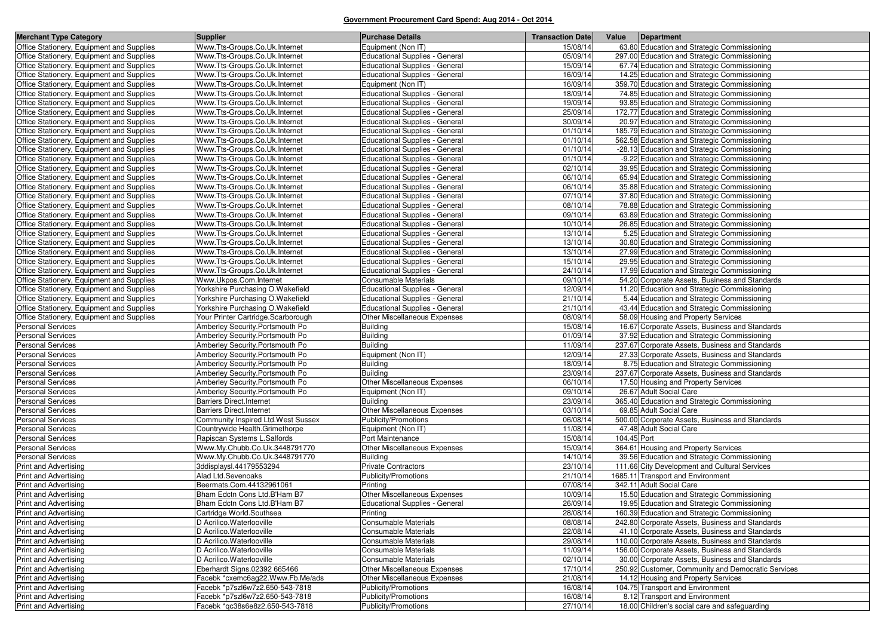**Government Procurement Card Spend: Aug 2014 - Oct 2014**

| Merchant Type Category | Supplier | Purchase Details | Transaction Date | Value | Department |
|---|---|---|---|---|---|
| Office Stationery, Equipment and Supplies | Www.Tts-Groups.Co.Uk.Internet | Equipment (Non IT) | 15/08/14 | 63.80 | Education and Strategic Commissioning |
| Office Stationery, Equipment and Supplies | Www.Tts-Groups.Co.Uk.Internet | Educational Supplies - General | 05/09/14 | 297.00 | Education and Strategic Commissioning |
| Office Stationery, Equipment and Supplies | Www.Tts-Groups.Co.Uk.Internet | Educational Supplies - General | 15/09/14 | 67.74 | Education and Strategic Commissioning |
| Office Stationery, Equipment and Supplies | Www.Tts-Groups.Co.Uk.Internet | Educational Supplies - General | 16/09/14 | 14.25 | Education and Strategic Commissioning |
| Office Stationery, Equipment and Supplies | Www.Tts-Groups.Co.Uk.Internet | Equipment (Non IT) | 16/09/14 | 359.70 | Education and Strategic Commissioning |
| Office Stationery, Equipment and Supplies | Www.Tts-Groups.Co.Uk.Internet | Educational Supplies - General | 18/09/14 | 74.85 | Education and Strategic Commissioning |
| Office Stationery, Equipment and Supplies | Www.Tts-Groups.Co.Uk.Internet | Educational Supplies - General | 19/09/14 | 93.85 | Education and Strategic Commissioning |
| Office Stationery, Equipment and Supplies | Www.Tts-Groups.Co.Uk.Internet | Educational Supplies - General | 25/09/14 | 172.77 | Education and Strategic Commissioning |
| Office Stationery, Equipment and Supplies | Www.Tts-Groups.Co.Uk.Internet | Educational Supplies - General | 30/09/14 | 20.97 | Education and Strategic Commissioning |
| Office Stationery, Equipment and Supplies | Www.Tts-Groups.Co.Uk.Internet | Educational Supplies - General | 01/10/14 | 185.79 | Education and Strategic Commissioning |
| Office Stationery, Equipment and Supplies | Www.Tts-Groups.Co.Uk.Internet | Educational Supplies - General | 01/10/14 | 562.58 | Education and Strategic Commissioning |
| Office Stationery, Equipment and Supplies | Www.Tts-Groups.Co.Uk.Internet | Educational Supplies - General | 01/10/14 | -28.13 | Education and Strategic Commissioning |
| Office Stationery, Equipment and Supplies | Www.Tts-Groups.Co.Uk.Internet | Educational Supplies - General | 01/10/14 | -9.22 | Education and Strategic Commissioning |
| Office Stationery, Equipment and Supplies | Www.Tts-Groups.Co.Uk.Internet | Educational Supplies - General | 02/10/14 | 39.95 | Education and Strategic Commissioning |
| Office Stationery, Equipment and Supplies | Www.Tts-Groups.Co.Uk.Internet | Educational Supplies - General | 06/10/14 | 65.94 | Education and Strategic Commissioning |
| Office Stationery, Equipment and Supplies | Www.Tts-Groups.Co.Uk.Internet | Educational Supplies - General | 06/10/14 | 35.88 | Education and Strategic Commissioning |
| Office Stationery, Equipment and Supplies | Www.Tts-Groups.Co.Uk.Internet | Educational Supplies - General | 07/10/14 | 37.80 | Education and Strategic Commissioning |
| Office Stationery, Equipment and Supplies | Www.Tts-Groups.Co.Uk.Internet | Educational Supplies - General | 08/10/14 | 78.88 | Education and Strategic Commissioning |
| Office Stationery, Equipment and Supplies | Www.Tts-Groups.Co.Uk.Internet | Educational Supplies - General | 09/10/14 | 63.89 | Education and Strategic Commissioning |
| Office Stationery, Equipment and Supplies | Www.Tts-Groups.Co.Uk.Internet | Educational Supplies - General | 10/10/14 | 26.85 | Education and Strategic Commissioning |
| Office Stationery, Equipment and Supplies | Www.Tts-Groups.Co.Uk.Internet | Educational Supplies - General | 13/10/14 | 5.25 | Education and Strategic Commissioning |
| Office Stationery, Equipment and Supplies | Www.Tts-Groups.Co.Uk.Internet | Educational Supplies - General | 13/10/14 | 30.80 | Education and Strategic Commissioning |
| Office Stationery, Equipment and Supplies | Www.Tts-Groups.Co.Uk.Internet | Educational Supplies - General | 13/10/14 | 27.99 | Education and Strategic Commissioning |
| Office Stationery, Equipment and Supplies | Www.Tts-Groups.Co.Uk.Internet | Educational Supplies - General | 15/10/14 | 29.95 | Education and Strategic Commissioning |
| Office Stationery, Equipment and Supplies | Www.Tts-Groups.Co.Uk.Internet | Educational Supplies - General | 24/10/14 | 17.99 | Education and Strategic Commissioning |
| Office Stationery, Equipment and Supplies | Www.Ukpos.Com.Internet | Consumable Materials | 09/10/14 | 54.20 | Corporate Assets, Business and Standards |
| Office Stationery, Equipment and Supplies | Yorkshire Purchasing O.Wakefield | Educational Supplies - General | 12/09/14 | 11.20 | Education and Strategic Commissioning |
| Office Stationery, Equipment and Supplies | Yorkshire Purchasing O.Wakefield | Educational Supplies - General | 21/10/14 | 5.44 | Education and Strategic Commissioning |
| Office Stationery, Equipment and Supplies | Yorkshire Purchasing O.Wakefield | Educational Supplies - General | 21/10/14 | 43.44 | Education and Strategic Commissioning |
| Office Stationery, Equipment and Supplies | Your Printer Cartridge.Scarborough | Other Miscellaneous Expenses | 08/09/14 | 58.09 | Housing and Property Services |
| Personal Services | Amberley Security.Portsmouth Po | Building | 15/08/14 | 16.67 | Corporate Assets, Business and Standards |
| Personal Services | Amberley Security.Portsmouth Po | Building | 01/09/14 | 37.92 | Education and Strategic Commissioning |
| Personal Services | Amberley Security.Portsmouth Po | Building | 11/09/14 | 237.67 | Corporate Assets, Business and Standards |
| Personal Services | Amberley Security.Portsmouth Po | Equipment (Non IT) | 12/09/14 | 27.33 | Corporate Assets, Business and Standards |
| Personal Services | Amberley Security.Portsmouth Po | Building | 18/09/14 | 8.75 | Education and Strategic Commissioning |
| Personal Services | Amberley Security.Portsmouth Po | Building | 23/09/14 | 237.67 | Corporate Assets, Business and Standards |
| Personal Services | Amberley Security.Portsmouth Po | Other Miscellaneous Expenses | 06/10/14 | 17.50 | Housing and Property Services |
| Personal Services | Amberley Security.Portsmouth Po | Equipment (Non IT) | 09/10/14 | 26.67 | Adult Social Care |
| Personal Services | Barriers Direct.Internet | Building | 23/09/14 | 365.40 | Education and Strategic Commissioning |
| Personal Services | Barriers Direct.Internet | Other Miscellaneous Expenses | 03/10/14 | 69.85 | Adult Social Care |
| Personal Services | Community Inspired Ltd.West Sussex | Publicity/Promotions | 06/08/14 | 500.00 | Corporate Assets, Business and Standards |
| Personal Services | Countrywide Health.Grimethorpe | Equipment (Non IT) | 11/08/14 | 47.48 | Adult Social Care |
| Personal Services | Rapiscan Systems L.Salfords | Port Maintenance | 15/08/14 | 104.45 | Port |
| Personal Services | Www.My.Chubb.Co.Uk.3448791770 | Other Miscellaneous Expenses | 15/09/14 | 364.61 | Housing and Property Services |
| Personal Services | Www.My.Chubb.Co.Uk.3448791770 | Building | 14/10/14 | 39.56 | Education and Strategic Commissioning |
| Print and Advertising | 3ddisplaysl.44179553294 | Private Contractors | 23/10/14 | 111.66 | City Development and Cultural Services |
| Print and Advertising | Alad Ltd.Sevenoaks | Publicity/Promotions | 21/10/14 | 1685.11 | Transport and Environment |
| Print and Advertising | Beermats.Com.44132961061 | Printing | 07/08/14 | 342.11 | Adult Social Care |
| Print and Advertising | Bham Edctn Cons Ltd.B'Ham B7 | Other Miscellaneous Expenses | 10/09/14 | 15.50 | Education and Strategic Commissioning |
| Print and Advertising | Bham Edctn Cons Ltd.B'Ham B7 | Educational Supplies - General | 26/09/14 | 19.95 | Education and Strategic Commissioning |
| Print and Advertising | Cartridge World.Southsea | Printing | 28/08/14 | 160.39 | Education and Strategic Commissioning |
| Print and Advertising | D Acrilico.Waterlooville | Consumable Materials | 08/08/14 | 242.80 | Corporate Assets, Business and Standards |
| Print and Advertising | D Acrilico.Waterlooville | Consumable Materials | 22/08/14 | 41.10 | Corporate Assets, Business and Standards |
| Print and Advertising | D Acrilico.Waterlooville | Consumable Materials | 29/08/14 | 110.00 | Corporate Assets, Business and Standards |
| Print and Advertising | D Acrilico.Waterlooville | Consumable Materials | 11/09/14 | 156.00 | Corporate Assets, Business and Standards |
| Print and Advertising | D Acrilico.Waterlooville | Consumable Materials | 02/10/14 | 30.00 | Corporate Assets, Business and Standards |
| Print and Advertising | Eberhardt Signs.02392 665466 | Other Miscellaneous Expenses | 17/10/14 | 250.92 | Customer, Community and Democratic Services |
| Print and Advertising | Facebk *cxemc6ag22.Www.Fb.Me/ads | Other Miscellaneous Expenses | 21/08/14 | 14.12 | Housing and Property Services |
| Print and Advertising | Facebk *p7szl6w7z2.650-543-7818 | Publicity/Promotions | 16/08/14 | 104.75 | Transport and Environment |
| Print and Advertising | Facebk *p7szl6w7z2.650-543-7818 | Publicity/Promotions | 16/08/14 | 8.12 | Transport and Environment |
| Print and Advertising | Facebk *qc38s6e8z2.650-543-7818 | Publicity/Promotions | 27/10/14 | 18.00 | Children's social care and safeguarding |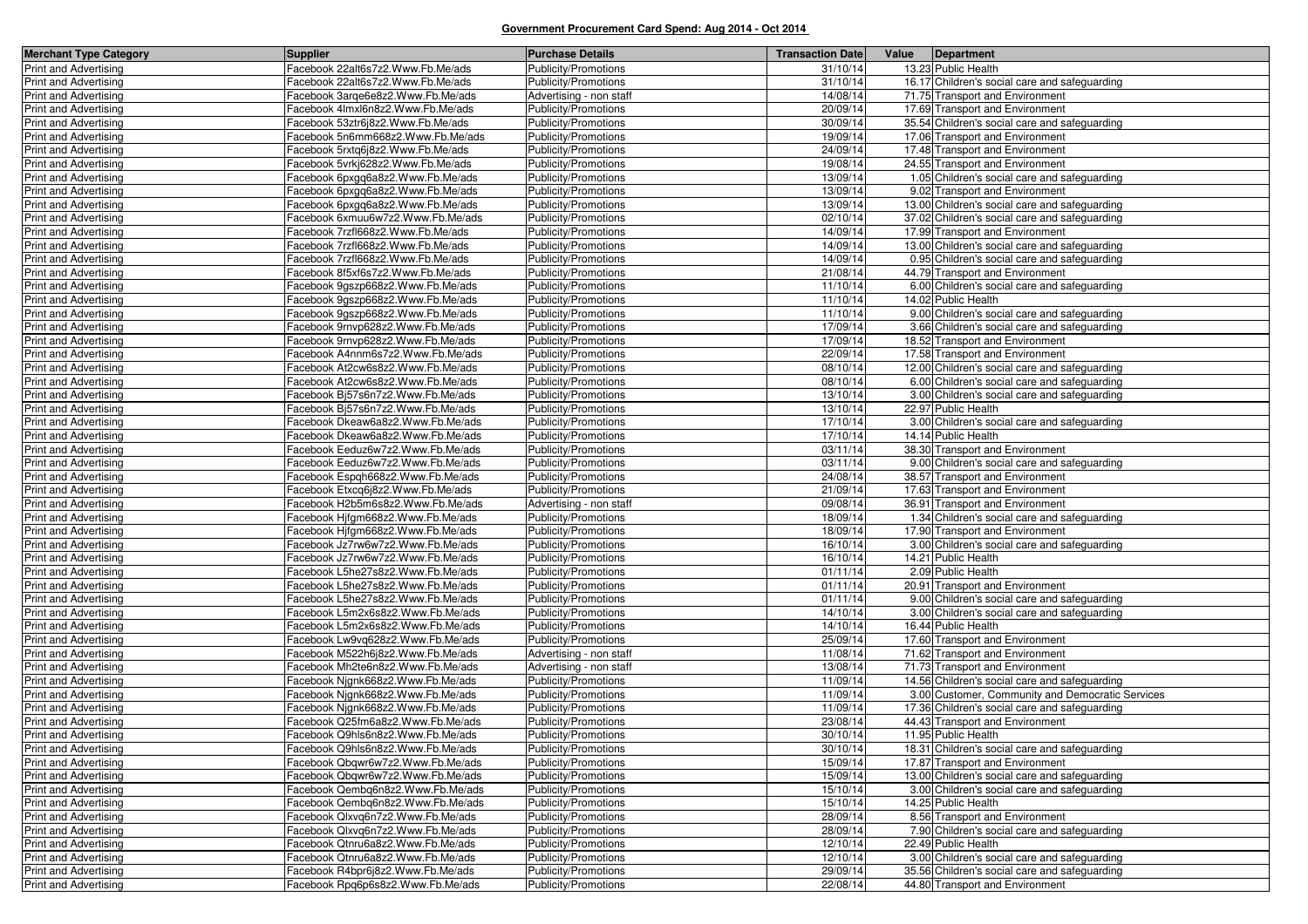**Government Procurement Card Spend: Aug 2014 - Oct 2014**

| Merchant Type Category | Supplier | Purchase Details | Transaction Date | Value | Department |
|---|---|---|---|---|---|
| Print and Advertising | Facebook 22alt6s7z2.Www.Fb.Me/ads | Publicity/Promotions | 31/10/14 | 13.23 | Public Health |
| Print and Advertising | Facebook 22alt6s7z2.Www.Fb.Me/ads | Publicity/Promotions | 31/10/14 | 16.17 | Children's social care and safeguarding |
| Print and Advertising | Facebook 3arqe6e8z2.Www.Fb.Me/ads | Advertising - non staff | 14/08/14 | 71.75 | Transport and Environment |
| Print and Advertising | Facebook 4lmxl6n8z2.Www.Fb.Me/ads | Publicity/Promotions | 20/09/14 | 17.69 | Transport and Environment |
| Print and Advertising | Facebook 53ztr6j8z2.Www.Fb.Me/ads | Publicity/Promotions | 30/09/14 | 35.54 | Children's social care and safeguarding |
| Print and Advertising | Facebook 5n6mm668z2.Www.Fb.Me/ads | Publicity/Promotions | 19/09/14 | 17.06 | Transport and Environment |
| Print and Advertising | Facebook 5rxtq6j8z2.Www.Fb.Me/ads | Publicity/Promotions | 24/09/14 | 17.48 | Transport and Environment |
| Print and Advertising | Facebook 5vrkj628z2.Www.Fb.Me/ads | Publicity/Promotions | 19/08/14 | 24.55 | Transport and Environment |
| Print and Advertising | Facebook 6pxgq6a8z2.Www.Fb.Me/ads | Publicity/Promotions | 13/09/14 | 1.05 | Children's social care and safeguarding |
| Print and Advertising | Facebook 6pxgq6a8z2.Www.Fb.Me/ads | Publicity/Promotions | 13/09/14 | 9.02 | Transport and Environment |
| Print and Advertising | Facebook 6pxgq6a8z2.Www.Fb.Me/ads | Publicity/Promotions | 13/09/14 | 13.00 | Children's social care and safeguarding |
| Print and Advertising | Facebook 6xmuu6w7z2.Www.Fb.Me/ads | Publicity/Promotions | 02/10/14 | 37.02 | Children's social care and safeguarding |
| Print and Advertising | Facebook 7rzfl668z2.Www.Fb.Me/ads | Publicity/Promotions | 14/09/14 | 17.99 | Transport and Environment |
| Print and Advertising | Facebook 7rzfl668z2.Www.Fb.Me/ads | Publicity/Promotions | 14/09/14 | 13.00 | Children's social care and safeguarding |
| Print and Advertising | Facebook 7rzfl668z2.Www.Fb.Me/ads | Publicity/Promotions | 14/09/14 | 0.95 | Children's social care and safeguarding |
| Print and Advertising | Facebook 8f5xf6s7z2.Www.Fb.Me/ads | Publicity/Promotions | 21/08/14 | 44.79 | Transport and Environment |
| Print and Advertising | Facebook 9gszp668z2.Www.Fb.Me/ads | Publicity/Promotions | 11/10/14 | 6.00 | Children's social care and safeguarding |
| Print and Advertising | Facebook 9gszp668z2.Www.Fb.Me/ads | Publicity/Promotions | 11/10/14 | 14.02 | Public Health |
| Print and Advertising | Facebook 9gszp668z2.Www.Fb.Me/ads | Publicity/Promotions | 11/10/14 | 9.00 | Children's social care and safeguarding |
| Print and Advertising | Facebook 9rnvp628z2.Www.Fb.Me/ads | Publicity/Promotions | 17/09/14 | 3.66 | Children's social care and safeguarding |
| Print and Advertising | Facebook 9rnvp628z2.Www.Fb.Me/ads | Publicity/Promotions | 17/09/14 | 18.52 | Transport and Environment |
| Print and Advertising | Facebook A4nnm6s7z2.Www.Fb.Me/ads | Publicity/Promotions | 22/09/14 | 17.58 | Transport and Environment |
| Print and Advertising | Facebook At2cw6s8z2.Www.Fb.Me/ads | Publicity/Promotions | 08/10/14 | 12.00 | Children's social care and safeguarding |
| Print and Advertising | Facebook At2cw6s8z2.Www.Fb.Me/ads | Publicity/Promotions | 08/10/14 | 6.00 | Children's social care and safeguarding |
| Print and Advertising | Facebook Bj57s6n7z2.Www.Fb.Me/ads | Publicity/Promotions | 13/10/14 | 3.00 | Children's social care and safeguarding |
| Print and Advertising | Facebook Bj57s6n7z2.Www.Fb.Me/ads | Publicity/Promotions | 13/10/14 | 22.97 | Public Health |
| Print and Advertising | Facebook Dkeaw6a8z2.Www.Fb.Me/ads | Publicity/Promotions | 17/10/14 | 3.00 | Children's social care and safeguarding |
| Print and Advertising | Facebook Dkeaw6a8z2.Www.Fb.Me/ads | Publicity/Promotions | 17/10/14 | 14.14 | Public Health |
| Print and Advertising | Facebook Eeduz6w7z2.Www.Fb.Me/ads | Publicity/Promotions | 03/11/14 | 38.30 | Transport and Environment |
| Print and Advertising | Facebook Eeduz6w7z2.Www.Fb.Me/ads | Publicity/Promotions | 03/11/14 | 9.00 | Children's social care and safeguarding |
| Print and Advertising | Facebook Espqh668z2.Www.Fb.Me/ads | Publicity/Promotions | 24/08/14 | 38.57 | Transport and Environment |
| Print and Advertising | Facebook Etxcq6j8z2.Www.Fb.Me/ads | Publicity/Promotions | 21/09/14 | 17.63 | Transport and Environment |
| Print and Advertising | Facebook H2b5m6s8z2.Www.Fb.Me/ads | Advertising - non staff | 09/08/14 | 36.91 | Transport and Environment |
| Print and Advertising | Facebook Hjfgm668z2.Www.Fb.Me/ads | Publicity/Promotions | 18/09/14 | 1.34 | Children's social care and safeguarding |
| Print and Advertising | Facebook Hjfgm668z2.Www.Fb.Me/ads | Publicity/Promotions | 18/09/14 | 17.90 | Transport and Environment |
| Print and Advertising | Facebook Jz7rw6w7z2.Www.Fb.Me/ads | Publicity/Promotions | 16/10/14 | 3.00 | Children's social care and safeguarding |
| Print and Advertising | Facebook Jz7rw6w7z2.Www.Fb.Me/ads | Publicity/Promotions | 16/10/14 | 14.21 | Public Health |
| Print and Advertising | Facebook L5he27s8z2.Www.Fb.Me/ads | Publicity/Promotions | 01/11/14 | 2.09 | Public Health |
| Print and Advertising | Facebook L5he27s8z2.Www.Fb.Me/ads | Publicity/Promotions | 01/11/14 | 20.91 | Transport and Environment |
| Print and Advertising | Facebook L5he27s8z2.Www.Fb.Me/ads | Publicity/Promotions | 01/11/14 | 9.00 | Children's social care and safeguarding |
| Print and Advertising | Facebook L5m2x6s8z2.Www.Fb.Me/ads | Publicity/Promotions | 14/10/14 | 3.00 | Children's social care and safeguarding |
| Print and Advertising | Facebook L5m2x6s8z2.Www.Fb.Me/ads | Publicity/Promotions | 14/10/14 | 16.44 | Public Health |
| Print and Advertising | Facebook Lw9vq628z2.Www.Fb.Me/ads | Publicity/Promotions | 25/09/14 | 17.60 | Transport and Environment |
| Print and Advertising | Facebook M522h6j8z2.Www.Fb.Me/ads | Advertising - non staff | 11/08/14 | 71.62 | Transport and Environment |
| Print and Advertising | Facebook Mh2te6n8z2.Www.Fb.Me/ads | Advertising - non staff | 13/08/14 | 71.73 | Transport and Environment |
| Print and Advertising | Facebook Njgnk668z2.Www.Fb.Me/ads | Publicity/Promotions | 11/09/14 | 14.56 | Children's social care and safeguarding |
| Print and Advertising | Facebook Njgnk668z2.Www.Fb.Me/ads | Publicity/Promotions | 11/09/14 | 3.00 | Customer, Community and Democratic Services |
| Print and Advertising | Facebook Njgnk668z2.Www.Fb.Me/ads | Publicity/Promotions | 11/09/14 | 17.36 | Children's social care and safeguarding |
| Print and Advertising | Facebook Q25fm6a8z2.Www.Fb.Me/ads | Publicity/Promotions | 23/08/14 | 44.43 | Transport and Environment |
| Print and Advertising | Facebook Q9hls6n8z2.Www.Fb.Me/ads | Publicity/Promotions | 30/10/14 | 11.95 | Public Health |
| Print and Advertising | Facebook Q9hls6n8z2.Www.Fb.Me/ads | Publicity/Promotions | 30/10/14 | 18.31 | Children's social care and safeguarding |
| Print and Advertising | Facebook Qbqwr6w7z2.Www.Fb.Me/ads | Publicity/Promotions | 15/09/14 | 17.87 | Transport and Environment |
| Print and Advertising | Facebook Qbqwr6w7z2.Www.Fb.Me/ads | Publicity/Promotions | 15/09/14 | 13.00 | Children's social care and safeguarding |
| Print and Advertising | Facebook Qembq6n8z2.Www.Fb.Me/ads | Publicity/Promotions | 15/10/14 | 3.00 | Children's social care and safeguarding |
| Print and Advertising | Facebook Qembq6n8z2.Www.Fb.Me/ads | Publicity/Promotions | 15/10/14 | 14.25 | Public Health |
| Print and Advertising | Facebook Qlxvq6n7z2.Www.Fb.Me/ads | Publicity/Promotions | 28/09/14 | 8.56 | Transport and Environment |
| Print and Advertising | Facebook Qlxvq6n7z2.Www.Fb.Me/ads | Publicity/Promotions | 28/09/14 | 7.90 | Children's social care and safeguarding |
| Print and Advertising | Facebook Qtnru6a8z2.Www.Fb.Me/ads | Publicity/Promotions | 12/10/14 | 22.49 | Public Health |
| Print and Advertising | Facebook Qtnru6a8z2.Www.Fb.Me/ads | Publicity/Promotions | 12/10/14 | 3.00 | Children's social care and safeguarding |
| Print and Advertising | Facebook R4bpr6j8z2.Www.Fb.Me/ads | Publicity/Promotions | 29/09/14 | 35.56 | Children's social care and safeguarding |
| Print and Advertising | Facebook Rpq6p6s8z2.Www.Fb.Me/ads | Publicity/Promotions | 22/08/14 | 44.80 | Transport and Environment |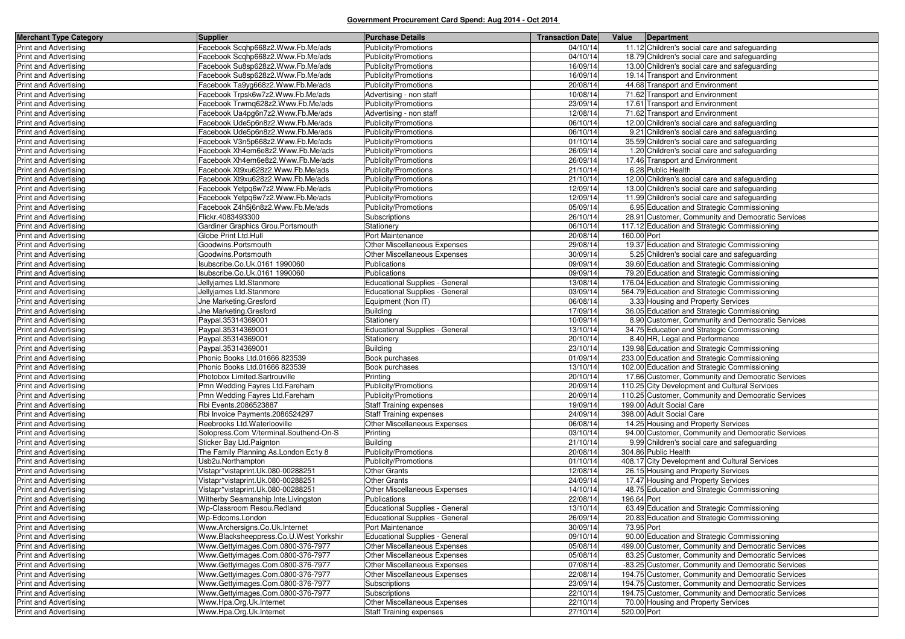**Government Procurement Card Spend: Aug 2014 - Oct 2014**

| Merchant Type Category | Supplier | Purchase Details | Transaction Date | Value | Department |
|---|---|---|---|---|---|
| Print and Advertising | Facebook Scqhp668z2.Www.Fb.Me/ads | Publicity/Promotions | 04/10/14 | 11.12 | Children's social care and safeguarding |
| Print and Advertising | Facebook Scqhp668z2.Www.Fb.Me/ads | Publicity/Promotions | 04/10/14 | 18.79 | Children's social care and safeguarding |
| Print and Advertising | Facebook Su8sp628z2.Www.Fb.Me/ads | Publicity/Promotions | 16/09/14 | 13.00 | Children's social care and safeguarding |
| Print and Advertising | Facebook Su8sp628z2.Www.Fb.Me/ads | Publicity/Promotions | 16/09/14 | 19.14 | Transport and Environment |
| Print and Advertising | Facebook Ta9yg668z2.Www.Fb.Me/ads | Publicity/Promotions | 20/08/14 | 44.68 | Transport and Environment |
| Print and Advertising | Facebook Trpsk6w7z2.Www.Fb.Me/ads | Advertising - non staff | 10/08/14 | 71.62 | Transport and Environment |
| Print and Advertising | Facebook Trwmq628z2.Www.Fb.Me/ads | Publicity/Promotions | 23/09/14 | 17.61 | Transport and Environment |
| Print and Advertising | Facebook Ua4pg6n7z2.Www.Fb.Me/ads | Advertising - non staff | 12/08/14 | 71.62 | Transport and Environment |
| Print and Advertising | Facebook Ude5p6n8z2.Www.Fb.Me/ads | Publicity/Promotions | 06/10/14 | 12.00 | Children's social care and safeguarding |
| Print and Advertising | Facebook Ude5p6n8z2.Www.Fb.Me/ads | Publicity/Promotions | 06/10/14 | 9.21 | Children's social care and safeguarding |
| Print and Advertising | Facebook V3n5p668z2.Www.Fb.Me/ads | Publicity/Promotions | 01/10/14 | 35.59 | Children's social care and safeguarding |
| Print and Advertising | Facebook Xh4em6e8z2.Www.Fb.Me/ads | Publicity/Promotions | 26/09/14 | 1.20 | Children's social care and safeguarding |
| Print and Advertising | Facebook Xh4em6e8z2.Www.Fb.Me/ads | Publicity/Promotions | 26/09/14 | 17.46 | Transport and Environment |
| Print and Advertising | Facebook Xt9xu628z2.Www.Fb.Me/ads | Publicity/Promotions | 21/10/14 | 6.28 | Public Health |
| Print and Advertising | Facebook Xt9xu628z2.Www.Fb.Me/ads | Publicity/Promotions | 21/10/14 | 12.00 | Children's social care and safeguarding |
| Print and Advertising | Facebook Yetpq6w7z2.Www.Fb.Me/ads | Publicity/Promotions | 12/09/14 | 13.00 | Children's social care and safeguarding |
| Print and Advertising | Facebook Yetpq6w7z2.Www.Fb.Me/ads | Publicity/Promotions | 12/09/14 | 11.99 | Children's social care and safeguarding |
| Print and Advertising | Facebook Z4h5j6n8z2.Www.Fb.Me/ads | Publicity/Promotions | 05/09/14 | 6.95 | Education and Strategic Commissioning |
| Print and Advertising | Flickr.4083493300 | Subscriptions | 26/10/14 | 28.91 | Customer, Community and Democratic Services |
| Print and Advertising | Gardiner Graphics Grou.Portsmouth | Stationery | 06/10/14 | 117.12 | Education and Strategic Commissioning |
| Print and Advertising | Globe Print Ltd.Hull | Port Maintenance | 20/08/14 | 160.00 | Port |
| Print and Advertising | Goodwins.Portsmouth | Other Miscellaneous Expenses | 29/08/14 | 19.37 | Education and Strategic Commissioning |
| Print and Advertising | Goodwins.Portsmouth | Other Miscellaneous Expenses | 30/09/14 | 5.25 | Children's social care and safeguarding |
| Print and Advertising | Isubscribe.Co.Uk.0161 1990060 | Publications | 09/09/14 | 39.60 | Education and Strategic Commissioning |
| Print and Advertising | Isubscribe.Co.Uk.0161 1990060 | Publications | 09/09/14 | 79.20 | Education and Strategic Commissioning |
| Print and Advertising | Jellyjames Ltd.Stanmore | Educational Supplies - General | 13/08/14 | 176.04 | Education and Strategic Commissioning |
| Print and Advertising | Jellyjames Ltd.Stanmore | Educational Supplies - General | 03/09/14 | 564.79 | Education and Strategic Commissioning |
| Print and Advertising | Jne Marketing.Gresford | Equipment (Non IT) | 06/08/14 | 3.33 | Housing and Property Services |
| Print and Advertising | Jne Marketing.Gresford | Building | 17/09/14 | 36.05 | Education and Strategic Commissioning |
| Print and Advertising | Paypal.35314369001 | Stationery | 10/09/14 | 8.90 | Customer, Community and Democratic Services |
| Print and Advertising | Paypal.35314369001 | Educational Supplies - General | 13/10/14 | 34.75 | Education and Strategic Commissioning |
| Print and Advertising | Paypal.35314369001 | Stationery | 20/10/14 | 8.40 | HR, Legal and Performance |
| Print and Advertising | Paypal.35314369001 | Building | 23/10/14 | 139.98 | Education and Strategic Commissioning |
| Print and Advertising | Phonic Books Ltd.01666 823539 | Book purchases | 01/09/14 | 233.00 | Education and Strategic Commissioning |
| Print and Advertising | Phonic Books Ltd.01666 823539 | Book purchases | 13/10/14 | 102.00 | Education and Strategic Commissioning |
| Print and Advertising | Photobox Limited.Sartrouville | Printing | 20/10/14 | 17.66 | Customer, Community and Democratic Services |
| Print and Advertising | Pmn Wedding Fayres Ltd.Fareham | Publicity/Promotions | 20/09/14 | 110.25 | City Development and Cultural Services |
| Print and Advertising | Pmn Wedding Fayres Ltd.Fareham | Publicity/Promotions | 20/09/14 | 110.25 | Customer, Community and Democratic Services |
| Print and Advertising | Rbi Events.2086523887 | Staff Training expenses | 19/09/14 | 199.00 | Adult Social Care |
| Print and Advertising | Rbi Invoice Payments.2086524297 | Staff Training expenses | 24/09/14 | 398.00 | Adult Social Care |
| Print and Advertising | Reebrooks Ltd.Waterlooville | Other Miscellaneous Expenses | 06/08/14 | 14.25 | Housing and Property Services |
| Print and Advertising | Solopress.Com V/terminal.Southend-On-S | Printing | 03/10/14 | 94.00 | Customer, Community and Democratic Services |
| Print and Advertising | Sticker Bay Ltd.Paignton | Building | 21/10/14 | 9.99 | Children's social care and safeguarding |
| Print and Advertising | The Family Planning As.London Ec1y 8 | Publicity/Promotions | 20/08/14 | 304.86 | Public Health |
| Print and Advertising | Usb2u.Northampton | Publicity/Promotions | 01/10/14 | 408.17 | City Development and Cultural Services |
| Print and Advertising | Vistapr*vistaprint.Uk.080-00288251 | Other Grants | 12/08/14 | 26.15 | Housing and Property Services |
| Print and Advertising | Vistapr*vistaprint.Uk.080-00288251 | Other Grants | 24/09/14 | 17.47 | Housing and Property Services |
| Print and Advertising | Vistapr*vistaprint.Uk.080-00288251 | Other Miscellaneous Expenses | 14/10/14 | 48.75 | Education and Strategic Commissioning |
| Print and Advertising | Witherby Seamanship Inte.Livingston | Publications | 22/08/14 | 196.64 | Port |
| Print and Advertising | Wp-Classroom Resou.Redland | Educational Supplies - General | 13/10/14 | 63.49 | Education and Strategic Commissioning |
| Print and Advertising | Wp-Edcoms.London | Educational Supplies - General | 26/09/14 | 20.83 | Education and Strategic Commissioning |
| Print and Advertising | Www.Archersigns.Co.Uk.Internet | Port Maintenance | 30/09/14 | 73.95 | Port |
| Print and Advertising | Www.Blacksheeppress.Co.U.West Yorkshir | Educational Supplies - General | 09/10/14 | 90.00 | Education and Strategic Commissioning |
| Print and Advertising | Www.Gettyimages.Com.0800-376-7977 | Other Miscellaneous Expenses | 05/08/14 | 499.00 | Customer, Community and Democratic Services |
| Print and Advertising | Www.Gettyimages.Com.0800-376-7977 | Other Miscellaneous Expenses | 05/08/14 | 83.25 | Customer, Community and Democratic Services |
| Print and Advertising | Www.Gettyimages.Com.0800-376-7977 | Other Miscellaneous Expenses | 07/08/14 | -83.25 | Customer, Community and Democratic Services |
| Print and Advertising | Www.Gettyimages.Com.0800-376-7977 | Other Miscellaneous Expenses | 22/08/14 | 194.75 | Customer, Community and Democratic Services |
| Print and Advertising | Www.Gettyimages.Com.0800-376-7977 | Subscriptions | 23/09/14 | 194.75 | Customer, Community and Democratic Services |
| Print and Advertising | Www.Gettyimages.Com.0800-376-7977 | Subscriptions | 22/10/14 | 194.75 | Customer, Community and Democratic Services |
| Print and Advertising | Www.Hpa.Org.Uk.Internet | Other Miscellaneous Expenses | 22/10/14 | 70.00 | Housing and Property Services |
| Print and Advertising | Www.Hpa.Org.Uk.Internet | Staff Training expenses | 27/10/14 | 520.00 | Port |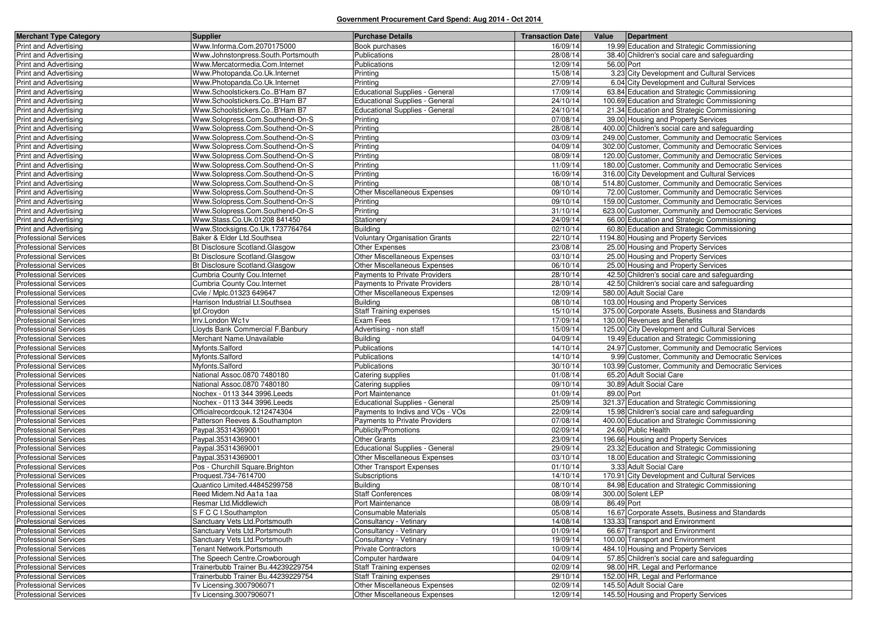**Government Procurement Card Spend: Aug 2014 - Oct 2014**

| Merchant Type Category | Supplier | Purchase Details | Transaction Date | Value | Department |
|---|---|---|---|---|---|
| Print and Advertising | Www.Informa.Com.2070175000 | Book purchases | 16/09/14 | 19.99 | Education and Strategic Commissioning |
| Print and Advertising | Www.Johnstonpress.South.Portsmouth | Publications | 28/08/14 | 38.40 | Children's social care and safeguarding |
| Print and Advertising | Www.Mercatormedia.Com.Internet | Publications | 12/09/14 | 56.00 | Port |
| Print and Advertising | Www.Photopanda.Co.Uk.Internet | Printing | 15/08/14 | 3.23 | City Development and Cultural Services |
| Print and Advertising | Www.Photopanda.Co.Uk.Internet | Printing | 27/09/14 | 6.04 | City Development and Cultural Services |
| Print and Advertising | Www.Schoolstickers.Co..B'Ham B7 | Educational Supplies - General | 17/09/14 | 63.84 | Education and Strategic Commissioning |
| Print and Advertising | Www.Schoolstickers.Co..B'Ham B7 | Educational Supplies - General | 24/10/14 | 100.69 | Education and Strategic Commissioning |
| Print and Advertising | Www.Schoolstickers.Co..B'Ham B7 | Educational Supplies - General | 24/10/14 | 21.34 | Education and Strategic Commissioning |
| Print and Advertising | Www.Solopress.Com.Southend-On-S | Printing | 07/08/14 | 39.00 | Housing and Property Services |
| Print and Advertising | Www.Solopress.Com.Southend-On-S | Printing | 28/08/14 | 400.00 | Children's social care and safeguarding |
| Print and Advertising | Www.Solopress.Com.Southend-On-S | Printing | 03/09/14 | 249.00 | Customer, Community and Democratic Services |
| Print and Advertising | Www.Solopress.Com.Southend-On-S | Printing | 04/09/14 | 302.00 | Customer, Community and Democratic Services |
| Print and Advertising | Www.Solopress.Com.Southend-On-S | Printing | 08/09/14 | 120.00 | Customer, Community and Democratic Services |
| Print and Advertising | Www.Solopress.Com.Southend-On-S | Printing | 11/09/14 | 180.00 | Customer, Community and Democratic Services |
| Print and Advertising | Www.Solopress.Com.Southend-On-S | Printing | 16/09/14 | 316.00 | City Development and Cultural Services |
| Print and Advertising | Www.Solopress.Com.Southend-On-S | Printing | 08/10/14 | 514.80 | Customer, Community and Democratic Services |
| Print and Advertising | Www.Solopress.Com.Southend-On-S | Other Miscellaneous Expenses | 09/10/14 | 72.00 | Customer, Community and Democratic Services |
| Print and Advertising | Www.Solopress.Com.Southend-On-S | Printing | 09/10/14 | 159.00 | Customer, Community and Democratic Services |
| Print and Advertising | Www.Solopress.Com.Southend-On-S | Printing | 31/10/14 | 623.00 | Customer, Community and Democratic Services |
| Print and Advertising | Www.Stass.Co.Uk.01208 841450 | Stationery | 24/09/14 | 66.00 | Education and Strategic Commissioning |
| Print and Advertising | Www.Stocksigns.Co.Uk.1737764764 | Building | 02/10/14 | 60.80 | Education and Strategic Commissioning |
| Professional Services | Baker & Elder Ltd.Southsea | Voluntary Organisation Grants | 22/10/14 | 1194.80 | Housing and Property Services |
| Professional Services | Bt Disclosure Scotland.Glasgow | Other Expenses | 23/08/14 | 25.00 | Housing and Property Services |
| Professional Services | Bt Disclosure Scotland.Glasgow | Other Miscellaneous Expenses | 03/10/14 | 25.00 | Housing and Property Services |
| Professional Services | Bt Disclosure Scotland.Glasgow | Other Miscellaneous Expenses | 06/10/14 | 25.00 | Housing and Property Services |
| Professional Services | Cumbria County Cou.Internet | Payments to Private Providers | 28/10/14 | 42.50 | Children's social care and safeguarding |
| Professional Services | Cumbria County Cou.Internet | Payments to Private Providers | 28/10/14 | 42.50 | Children's social care and safeguarding |
| Professional Services | Cvle / Mplc.01323 649647 | Other Miscellaneous Expenses | 12/09/14 | 580.00 | Adult Social Care |
| Professional Services | Harrison Industrial Lt.Southsea | Building | 08/10/14 | 103.00 | Housing and Property Services |
| Professional Services | Ipf.Croydon | Staff Training expenses | 15/10/14 | 375.00 | Corporate Assets, Business and Standards |
| Professional Services | Irrv.London Wc1v | Exam Fees | 17/09/14 | 130.00 | Revenues and Benefits |
| Professional Services | Lloyds Bank Commercial F.Banbury | Advertising - non staff | 15/09/14 | 125.00 | City Development and Cultural Services |
| Professional Services | Merchant Name.Unavailable | Building | 04/09/14 | 19.49 | Education and Strategic Commissioning |
| Professional Services | Myfonts.Salford | Publications | 14/10/14 | 24.97 | Customer, Community and Democratic Services |
| Professional Services | Myfonts.Salford | Publications | 14/10/14 | 9.99 | Customer, Community and Democratic Services |
| Professional Services | Myfonts.Salford | Publications | 30/10/14 | 103.99 | Customer, Community and Democratic Services |
| Professional Services | National Assoc.0870 7480180 | Catering supplies | 01/08/14 | 65.20 | Adult Social Care |
| Professional Services | National Assoc.0870 7480180 | Catering supplies | 09/10/14 | 30.89 | Adult Social Care |
| Professional Services | Nochex - 0113 344 3996.Leeds | Port Maintenance | 01/09/14 | 89.00 | Port |
| Professional Services | Nochex - 0113 344 3996.Leeds | Educational Supplies - General | 25/09/14 | 321.37 | Education and Strategic Commissioning |
| Professional Services | Officialrecordcouk.1212474304 | Payments to Indivs and VOs - VOs | 22/09/14 | 15.98 | Children's social care and safeguarding |
| Professional Services | Patterson Reeves &.Southampton | Payments to Private Providers | 07/08/14 | 400.00 | Education and Strategic Commissioning |
| Professional Services | Paypal.35314369001 | Publicity/Promotions | 02/09/14 | 24.60 | Public Health |
| Professional Services | Paypal.35314369001 | Other Grants | 23/09/14 | 196.66 | Housing and Property Services |
| Professional Services | Paypal.35314369001 | Educational Supplies - General | 29/09/14 | 23.32 | Education and Strategic Commissioning |
| Professional Services | Paypal.35314369001 | Other Miscellaneous Expenses | 03/10/14 | 18.00 | Education and Strategic Commissioning |
| Professional Services | Pos - Churchill Square.Brighton | Other Transport Expenses | 01/10/14 | 3.33 | Adult Social Care |
| Professional Services | Proquest.734-7614700 | Subscriptions | 14/10/14 | 170.91 | City Development and Cultural Services |
| Professional Services | Quantico Limited.44845299758 | Building | 08/10/14 | 84.98 | Education and Strategic Commissioning |
| Professional Services | Reed Midem.Nd Aa1a 1aa | Staff Conferences | 08/09/14 | 300.00 | Solent LEP |
| Professional Services | Resmar Ltd.Middlewich | Port Maintenance | 08/09/14 | 86.49 | Port |
| Professional Services | S F C C I.Southampton | Consumable Materials | 05/08/14 | 16.67 | Corporate Assets, Business and Standards |
| Professional Services | Sanctuary Vets Ltd.Portsmouth | Consultancy - Vetinary | 14/08/14 | 133.33 | Transport and Environment |
| Professional Services | Sanctuary Vets Ltd.Portsmouth | Consultancy - Vetinary | 01/09/14 | 66.67 | Transport and Environment |
| Professional Services | Sanctuary Vets Ltd.Portsmouth | Consultancy - Vetinary | 19/09/14 | 100.00 | Transport and Environment |
| Professional Services | Tenant Network.Portsmouth | Private Contractors | 10/09/14 | 484.10 | Housing and Property Services |
| Professional Services | The Speech Centre.Crowborough | Computer hardware | 04/09/14 | 57.85 | Children's social care and safeguarding |
| Professional Services | Trainerbubb Trainer Bu.44239229754 | Staff Training expenses | 02/09/14 | 98.00 | HR, Legal and Performance |
| Professional Services | Trainerbubb Trainer Bu.44239229754 | Staff Training expenses | 29/10/14 | 152.00 | HR, Legal and Performance |
| Professional Services | Tv Licensing.3007906071 | Other Miscellaneous Expenses | 02/09/14 | 145.50 | Adult Social Care |
| Professional Services | Tv Licensing.3007906071 | Other Miscellaneous Expenses | 12/09/14 | 145.50 | Housing and Property Services |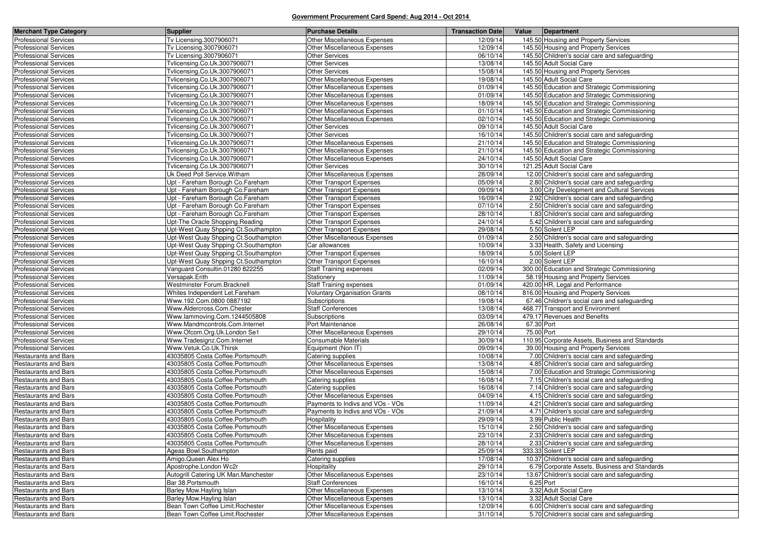# Government Procurement Card Spend: Aug 2014 - Oct 2014

| Merchant Type Category | Supplier | Purchase Details | Transaction Date | Value | Department |
|---|---|---|---|---|---|
| Professional Services | Tv Licensing.3007906071 | Other Miscellaneous Expenses | 12/09/14 | 145.50 | Housing and Property Services |
| Professional Services | Tv Licensing.3007906071 | Other Miscellaneous Expenses | 12/09/14 | 145.50 | Housing and Property Services |
| Professional Services | Tv Licensing.3007906071 | Other Services | 06/10/14 | 145.50 | Children's social care and safeguarding |
| Professional Services | Tvlicensing.Co.Uk.3007906071 | Other Services | 13/08/14 | 145.50 | Adult Social Care |
| Professional Services | Tvlicensing.Co.Uk.3007906071 | Other Services | 15/08/14 | 145.50 | Housing and Property Services |
| Professional Services | Tvlicensing.Co.Uk.3007906071 | Other Miscellaneous Expenses | 19/08/14 | 145.50 | Adult Social Care |
| Professional Services | Tvlicensing.Co.Uk.3007906071 | Other Miscellaneous Expenses | 01/09/14 | 145.50 | Education and Strategic Commissioning |
| Professional Services | Tvlicensing.Co.Uk.3007906071 | Other Miscellaneous Expenses | 01/09/14 | 145.50 | Education and Strategic Commissioning |
| Professional Services | Tvlicensing.Co.Uk.3007906071 | Other Miscellaneous Expenses | 18/09/14 | 145.50 | Education and Strategic Commissioning |
| Professional Services | Tvlicensing.Co.Uk.3007906071 | Other Miscellaneous Expenses | 01/10/14 | 145.50 | Education and Strategic Commissioning |
| Professional Services | Tvlicensing.Co.Uk.3007906071 | Other Miscellaneous Expenses | 02/10/14 | 145.50 | Education and Strategic Commissioning |
| Professional Services | Tvlicensing.Co.Uk.3007906071 | Other Services | 09/10/14 | 145.50 | Adult Social Care |
| Professional Services | Tvlicensing.Co.Uk.3007906071 | Other Services | 16/10/14 | 145.50 | Children's social care and safeguarding |
| Professional Services | Tvlicensing.Co.Uk.3007906071 | Other Miscellaneous Expenses | 21/10/14 | 145.50 | Education and Strategic Commissioning |
| Professional Services | Tvlicensing.Co.Uk.3007906071 | Other Miscellaneous Expenses | 21/10/14 | 145.50 | Education and Strategic Commissioning |
| Professional Services | Tvlicensing.Co.Uk.3007906071 | Other Miscellaneous Expenses | 24/10/14 | 145.50 | Adult Social Care |
| Professional Services | Tvlicensing.Co.Uk.3007906071 | Other Services | 30/10/14 | 121.25 | Adult Social Care |
| Professional Services | Uk Deed Poll Service.Witham | Other Miscellaneous Expenses | 28/09/14 | 12.00 | Children's social care and safeguarding |
| Professional Services | Upt - Fareham Borough Co.Fareham | Other Transport Expenses | 05/09/14 | 2.80 | Children's social care and safeguarding |
| Professional Services | Upt - Fareham Borough Co.Fareham | Other Transport Expenses | 09/09/14 | 3.00 | City Development and Cultural Services |
| Professional Services | Upt - Fareham Borough Co.Fareham | Other Transport Expenses | 16/09/14 | 2.92 | Children's social care and safeguarding |
| Professional Services | Upt - Fareham Borough Co.Fareham | Other Transport Expenses | 07/10/14 | 2.50 | Children's social care and safeguarding |
| Professional Services | Upt - Fareham Borough Co.Fareham | Other Transport Expenses | 28/10/14 | 1.83 | Children's social care and safeguarding |
| Professional Services | Upt-The Oracle Shopping.Reading | Other Transport Expenses | 24/10/14 | 5.42 | Children's social care and safeguarding |
| Professional Services | Upt-West Quay Shpping Ct.Southampton | Other Transport Expenses | 29/08/14 | 5.50 | Solent LEP |
| Professional Services | Upt-West Quay Shpping Ct.Southampton | Other Miscellaneous Expenses | 01/09/14 | 2.50 | Children's social care and safeguarding |
| Professional Services | Upt-West Quay Shpping Ct.Southampton | Car allowances | 10/09/14 | 3.33 | Health, Safety and Licensing |
| Professional Services | Upt-West Quay Shpping Ct.Southampton | Other Transport Expenses | 18/09/14 | 5.00 | Solent LEP |
| Professional Services | Upt-West Quay Shpping Ct.Southampton | Other Transport Expenses | 16/10/14 | 2.00 | Solent LEP |
| Professional Services | Vanguard Consultin.01280 822255 | Staff Training expenses | 02/09/14 | 300.00 | Education and Strategic Commissioning |
| Professional Services | Versapak.Erith | Stationery | 11/09/14 | 58.19 | Housing and Property Services |
| Professional Services | Westminster Forum.Bracknell | Staff Training expenses | 01/09/14 | 420.00 | HR, Legal and Performance |
| Professional Services | Whites Independent Let.Fareham | Voluntary Organisation Grants | 08/10/14 | 816.00 | Housing and Property Services |
| Professional Services | Www.192.Com.0800 0887192 | Subscriptions | 19/08/14 | 67.46 | Children's social care and safeguarding |
| Professional Services | Www.Aldercross.Com.Chester | Staff Conferences | 13/08/14 | 468.77 | Transport and Environment |
| Professional Services | Www.Iammoving.Com.1244505808 | Subscriptions | 03/09/14 | 479.17 | Revenues and Benefits |
| Professional Services | Www.Mandmcontrols.Com.Internet | Port Maintenance | 26/08/14 | 67.30 | Port |
| Professional Services | Www.Ofcom.Org.Uk.London Se1 | Other Miscellaneous Expenses | 29/10/14 | 75.00 | Port |
| Professional Services | Www.Tradesignz.Com.Internet | Consumable Materials | 30/09/14 | 110.95 | Corporate Assets, Business and Standards |
| Professional Services | Www.Vetuk.Co.Uk.Thirsk | Equipment (Non IT) | 09/09/14 | 39.00 | Housing and Property Services |
| Restaurants and Bars | 43035805 Costa Coffee.Portsmouth | Catering supplies | 10/08/14 | 7.00 | Children's social care and safeguarding |
| Restaurants and Bars | 43035805 Costa Coffee.Portsmouth | Other Miscellaneous Expenses | 13/08/14 | 4.85 | Children's social care and safeguarding |
| Restaurants and Bars | 43035805 Costa Coffee.Portsmouth | Other Miscellaneous Expenses | 15/08/14 | 7.00 | Education and Strategic Commissioning |
| Restaurants and Bars | 43035805 Costa Coffee.Portsmouth | Catering supplies | 16/08/14 | 7.15 | Children's social care and safeguarding |
| Restaurants and Bars | 43035805 Costa Coffee.Portsmouth | Catering supplies | 16/08/14 | 7.14 | Children's social care and safeguarding |
| Restaurants and Bars | 43035805 Costa Coffee.Portsmouth | Other Miscellaneous Expenses | 04/09/14 | 4.15 | Children's social care and safeguarding |
| Restaurants and Bars | 43035805 Costa Coffee.Portsmouth | Payments to Indivs and VOs - VOs | 11/09/14 | 4.21 | Children's social care and safeguarding |
| Restaurants and Bars | 43035805 Costa Coffee.Portsmouth | Payments to Indivs and VOs - VOs | 21/09/14 | 4.71 | Children's social care and safeguarding |
| Restaurants and Bars | 43035805 Costa Coffee.Portsmouth | Hospitality | 29/09/14 | 3.99 | Public Health |
| Restaurants and Bars | 43035805 Costa Coffee.Portsmouth | Other Miscellaneous Expenses | 15/10/14 | 2.50 | Children's social care and safeguarding |
| Restaurants and Bars | 43035805 Costa Coffee.Portsmouth | Other Miscellaneous Expenses | 23/10/14 | 2.33 | Children's social care and safeguarding |
| Restaurants and Bars | 43035805 Costa Coffee.Portsmouth | Other Miscellaneous Expenses | 28/10/14 | 2.33 | Children's social care and safeguarding |
| Restaurants and Bars | Ageas Bowl.Southampton | Rents paid | 25/09/14 | 333.33 | Solent LEP |
| Restaurants and Bars | Amigo.Queen Alex Ho | Catering supplies | 17/08/14 | 10.37 | Children's social care and safeguarding |
| Restaurants and Bars | Apostrophe.London Wc2r | Hospitality | 29/10/14 | 6.79 | Corporate Assets, Business and Standards |
| Restaurants and Bars | Autogrill Catering UK Man.Manchester | Other Miscellaneous Expenses | 23/10/14 | 13.67 | Children's social care and safeguarding |
| Restaurants and Bars | Bar 38.Portsmouth | Staff Conferences | 16/10/14 | 6.25 | Port |
| Restaurants and Bars | Barley Mow.Hayling Islan | Other Miscellaneous Expenses | 13/10/14 | 3.32 | Adult Social Care |
| Restaurants and Bars | Barley Mow.Hayling Islan | Other Miscellaneous Expenses | 13/10/14 | 3.32 | Adult Social Care |
| Restaurants and Bars | Bean Town Coffee Limit.Rochester | Other Miscellaneous Expenses | 12/09/14 | 6.00 | Children's social care and safeguarding |
| Restaurants and Bars | Bean Town Coffee Limit.Rochester | Other Miscellaneous Expenses | 31/10/14 | 5.70 | Children's social care and safeguarding |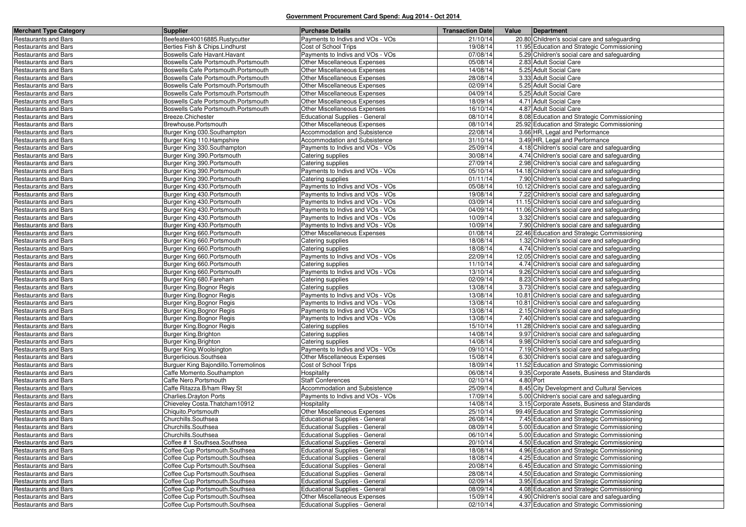# Government Procurement Card Spend: Aug 2014 - Oct 2014

| Merchant Type Category | Supplier | Purchase Details | Transaction Date | Value | Department |
|---|---|---|---|---|---|
| Restaurants and Bars | Beefeater40016885.Rustycutter | Payments to Indivs and VOs - VOs | 21/10/14 | 20.80 | Children's social care and safeguarding |
| Restaurants and Bars | Berties Fish & Chips.Lindhurst | Cost of School Trips | 19/08/14 | 11.95 | Education and Strategic Commissioning |
| Restaurants and Bars | Boswells Cafe Havant.Havant | Payments to Indivs and VOs - VOs | 07/08/14 | 5.29 | Children's social care and safeguarding |
| Restaurants and Bars | Boswells Cafe Portsmouth.Portsmouth | Other Miscellaneous Expenses | 05/08/14 | 2.83 | Adult Social Care |
| Restaurants and Bars | Boswells Cafe Portsmouth.Portsmouth | Other Miscellaneous Expenses | 14/08/14 | 5.25 | Adult Social Care |
| Restaurants and Bars | Boswells Cafe Portsmouth.Portsmouth | Other Miscellaneous Expenses | 28/08/14 | 3.33 | Adult Social Care |
| Restaurants and Bars | Boswells Cafe Portsmouth.Portsmouth | Other Miscellaneous Expenses | 02/09/14 | 5.25 | Adult Social Care |
| Restaurants and Bars | Boswells Cafe Portsmouth.Portsmouth | Other Miscellaneous Expenses | 04/09/14 | 5.25 | Adult Social Care |
| Restaurants and Bars | Boswells Cafe Portsmouth.Portsmouth | Other Miscellaneous Expenses | 18/09/14 | 4.71 | Adult Social Care |
| Restaurants and Bars | Boswells Cafe Portsmouth.Portsmouth | Other Miscellaneous Expenses | 16/10/14 | 4.87 | Adult Social Care |
| Restaurants and Bars | Breeze.Chichester | Educational Supplies - General | 08/10/14 | 8.08 | Education and Strategic Commissioning |
| Restaurants and Bars | Brewhouse.Portsmouth | Other Miscellaneous Expenses | 08/10/14 | 25.92 | Education and Strategic Commissioning |
| Restaurants and Bars | Burger King 030.Southampton | Accommodation and Subsistence | 22/08/14 | 3.66 | HR, Legal and Performance |
| Restaurants and Bars | Burger King 110.Hampshire | Accommodation and Subsistence | 31/10/14 | 3.49 | HR, Legal and Performance |
| Restaurants and Bars | Burger King 330.Southampton | Payments to Indivs and VOs - VOs | 25/09/14 | 4.18 | Children's social care and safeguarding |
| Restaurants and Bars | Burger King 390.Portsmouth | Catering supplies | 30/08/14 | 4.74 | Children's social care and safeguarding |
| Restaurants and Bars | Burger King 390.Portsmouth | Catering supplies | 27/09/14 | 2.98 | Children's social care and safeguarding |
| Restaurants and Bars | Burger King 390.Portsmouth | Payments to Indivs and VOs - VOs | 05/10/14 | 14.18 | Children's social care and safeguarding |
| Restaurants and Bars | Burger King 390.Portsmouth | Catering supplies | 01/11/14 | 7.90 | Children's social care and safeguarding |
| Restaurants and Bars | Burger King 430.Portsmouth | Payments to Indivs and VOs - VOs | 05/08/14 | 10.12 | Children's social care and safeguarding |
| Restaurants and Bars | Burger King 430.Portsmouth | Payments to Indivs and VOs - VOs | 19/08/14 | 7.22 | Children's social care and safeguarding |
| Restaurants and Bars | Burger King 430.Portsmouth | Payments to Indivs and VOs - VOs | 03/09/14 | 11.15 | Children's social care and safeguarding |
| Restaurants and Bars | Burger King 430.Portsmouth | Payments to Indivs and VOs - VOs | 04/09/14 | 11.06 | Children's social care and safeguarding |
| Restaurants and Bars | Burger King 430.Portsmouth | Payments to Indivs and VOs - VOs | 10/09/14 | 3.32 | Children's social care and safeguarding |
| Restaurants and Bars | Burger King 430.Portsmouth | Payments to Indivs and VOs - VOs | 10/09/14 | 7.90 | Children's social care and safeguarding |
| Restaurants and Bars | Burger King 660.Portsmouth | Other Miscellaneous Expenses | 01/08/14 | 22.46 | Education and Strategic Commissioning |
| Restaurants and Bars | Burger King 660.Portsmouth | Catering supplies | 18/08/14 | 1.32 | Children's social care and safeguarding |
| Restaurants and Bars | Burger King 660.Portsmouth | Catering supplies | 18/08/14 | 4.74 | Children's social care and safeguarding |
| Restaurants and Bars | Burger King 660.Portsmouth | Payments to Indivs and VOs - VOs | 22/09/14 | 12.05 | Children's social care and safeguarding |
| Restaurants and Bars | Burger King 660.Portsmouth | Catering supplies | 11/10/14 | 4.74 | Children's social care and safeguarding |
| Restaurants and Bars | Burger King 660.Portsmouth | Payments to Indivs and VOs - VOs | 13/10/14 | 9.26 | Children's social care and safeguarding |
| Restaurants and Bars | Burger King 680.Fareham | Catering supplies | 02/09/14 | 8.23 | Children's social care and safeguarding |
| Restaurants and Bars | Burger King.Bognor Regis | Catering supplies | 13/08/14 | 3.73 | Children's social care and safeguarding |
| Restaurants and Bars | Burger King.Bognor Regis | Payments to Indivs and VOs - VOs | 13/08/14 | 10.81 | Children's social care and safeguarding |
| Restaurants and Bars | Burger King.Bognor Regis | Payments to Indivs and VOs - VOs | 13/08/14 | 10.81 | Children's social care and safeguarding |
| Restaurants and Bars | Burger King.Bognor Regis | Payments to Indivs and VOs - VOs | 13/08/14 | 2.15 | Children's social care and safeguarding |
| Restaurants and Bars | Burger King.Bognor Regis | Payments to Indivs and VOs - VOs | 13/08/14 | 7.40 | Children's social care and safeguarding |
| Restaurants and Bars | Burger King.Bognor Regis | Catering supplies | 15/10/14 | 11.28 | Children's social care and safeguarding |
| Restaurants and Bars | Burger King.Brighton | Catering supplies | 14/08/14 | 9.97 | Children's social care and safeguarding |
| Restaurants and Bars | Burger King.Brighton | Catering supplies | 14/08/14 | 9.98 | Children's social care and safeguarding |
| Restaurants and Bars | Burger King.Woolsington | Payments to Indivs and VOs - VOs | 09/10/14 | 7.19 | Children's social care and safeguarding |
| Restaurants and Bars | Burgerlicious.Southsea | Other Miscellaneous Expenses | 15/08/14 | 6.30 | Children's social care and safeguarding |
| Restaurants and Bars | Burguer King Bajondillo.Torremolinos | Cost of School Trips | 18/09/14 | 11.52 | Education and Strategic Commissioning |
| Restaurants and Bars | Caffe Momento.Southampton | Hospitality | 06/08/14 | 9.35 | Corporate Assets, Business and Standards |
| Restaurants and Bars | Caffe Nero.Portsmouth | Staff Conferences | 02/10/14 | 4.80 | Port |
| Restaurants and Bars | Caffe Ritazza.B/ham Rlwy St | Accommodation and Subsistence | 25/09/14 | 8.45 | City Development and Cultural Services |
| Restaurants and Bars | Charlies.Drayton Ports | Payments to Indivs and VOs - VOs | 17/09/14 | 5.00 | Children's social care and safeguarding |
| Restaurants and Bars | Chieveley Costa.Thatcham10912 | Hospitality | 14/08/14 | 3.15 | Corporate Assets, Business and Standards |
| Restaurants and Bars | Chiquito.Portsmouth | Other Miscellaneous Expenses | 25/10/14 | 99.49 | Education and Strategic Commissioning |
| Restaurants and Bars | Churchills.Southsea | Educational Supplies - General | 26/08/14 | 7.45 | Education and Strategic Commissioning |
| Restaurants and Bars | Churchills.Southsea | Educational Supplies - General | 08/09/14 | 5.00 | Education and Strategic Commissioning |
| Restaurants and Bars | Churchills.Southsea | Educational Supplies - General | 06/10/14 | 5.00 | Education and Strategic Commissioning |
| Restaurants and Bars | Coffee # 1 Southsea.Southsea | Educational Supplies - General | 20/10/14 | 4.50 | Education and Strategic Commissioning |
| Restaurants and Bars | Coffee Cup Portsmouth.Southsea | Educational Supplies - General | 18/08/14 | 4.96 | Education and Strategic Commissioning |
| Restaurants and Bars | Coffee Cup Portsmouth.Southsea | Educational Supplies - General | 18/08/14 | 4.25 | Education and Strategic Commissioning |
| Restaurants and Bars | Coffee Cup Portsmouth.Southsea | Educational Supplies - General | 20/08/14 | 6.45 | Education and Strategic Commissioning |
| Restaurants and Bars | Coffee Cup Portsmouth.Southsea | Educational Supplies - General | 28/08/14 | 4.50 | Education and Strategic Commissioning |
| Restaurants and Bars | Coffee Cup Portsmouth.Southsea | Educational Supplies - General | 02/09/14 | 3.95 | Education and Strategic Commissioning |
| Restaurants and Bars | Coffee Cup Portsmouth.Southsea | Educational Supplies - General | 08/09/14 | 4.08 | Education and Strategic Commissioning |
| Restaurants and Bars | Coffee Cup Portsmouth.Southsea | Other Miscellaneous Expenses | 15/09/14 | 4.90 | Children's social care and safeguarding |
| Restaurants and Bars | Coffee Cup Portsmouth.Southsea | Educational Supplies - General | 02/10/14 | 4.37 | Education and Strategic Commissioning |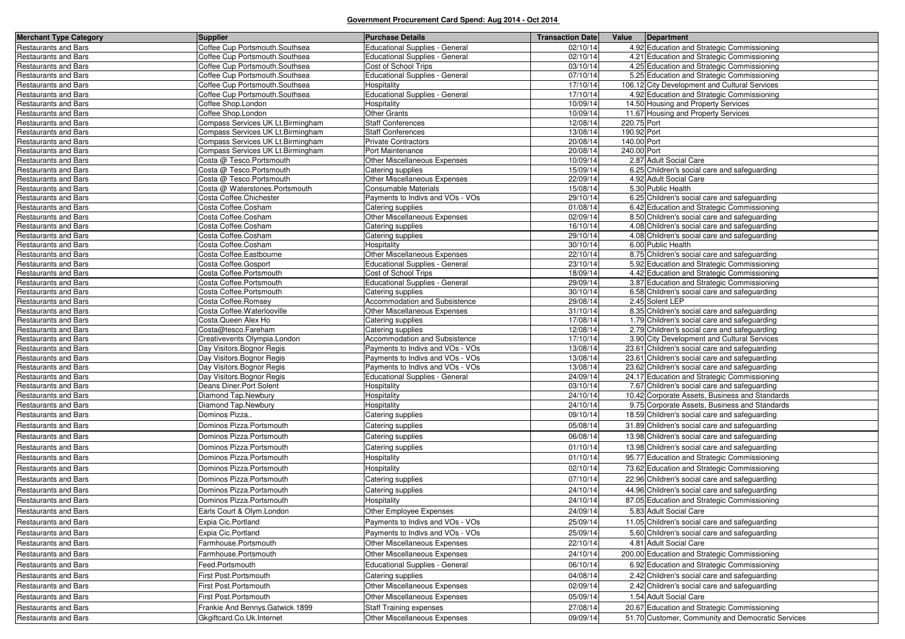## Government Procurement Card Spend: Aug 2014 - Oct 2014

| Merchant Type Category | Supplier | Purchase Details | Transaction Date | Value | Department |
|---|---|---|---|---|---|
| Restaurants and Bars | Coffee Cup Portsmouth.Southsea | Educational Supplies - General | 02/10/14 | 4.92 | Education and Strategic Commissioning |
| Restaurants and Bars | Coffee Cup Portsmouth.Southsea | Educational Supplies - General | 02/10/14 | 4.21 | Education and Strategic Commissioning |
| Restaurants and Bars | Coffee Cup Portsmouth.Southsea | Cost of School Trips | 03/10/14 | 4.25 | Education and Strategic Commissioning |
| Restaurants and Bars | Coffee Cup Portsmouth.Southsea | Educational Supplies - General | 07/10/14 | 5.25 | Education and Strategic Commissioning |
| Restaurants and Bars | Coffee Cup Portsmouth.Southsea | Hospitality | 17/10/14 | 106.12 | City Development and Cultural Services |
| Restaurants and Bars | Coffee Cup Portsmouth.Southsea | Educational Supplies - General | 17/10/14 | 4.92 | Education and Strategic Commissioning |
| Restaurants and Bars | Coffee Shop.London | Hospitality | 10/09/14 | 14.50 | Housing and Property Services |
| Restaurants and Bars | Coffee Shop.London | Other Grants | 10/09/14 | 11.67 | Housing and Property Services |
| Restaurants and Bars | Compass Services UK Lt.Birmingham | Staff Conferences | 12/08/14 | 220.75 | Port |
| Restaurants and Bars | Compass Services UK Lt.Birmingham | Staff Conferences | 13/08/14 | 190.92 | Port |
| Restaurants and Bars | Compass Services UK Lt.Birmingham | Private Contractors | 20/08/14 | 140.00 | Port |
| Restaurants and Bars | Compass Services UK Lt.Birmingham | Port Maintenance | 20/08/14 | 240.00 | Port |
| Restaurants and Bars | Costa @ Tesco.Portsmouth | Other Miscellaneous Expenses | 10/09/14 | 2.87 | Adult Social Care |
| Restaurants and Bars | Costa @ Tesco.Portsmouth | Catering supplies | 15/09/14 | 6.25 | Children's social care and safeguarding |
| Restaurants and Bars | Costa @ Tesco.Portsmouth | Other Miscellaneous Expenses | 22/09/14 | 4.92 | Adult Social Care |
| Restaurants and Bars | Costa @ Waterstones.Portsmouth | Consumable Materials | 15/08/14 | 5.30 | Public Health |
| Restaurants and Bars | Costa Coffee.Chichester | Payments to Indivs and VOs - VOs | 29/10/14 | 6.25 | Children's social care and safeguarding |
| Restaurants and Bars | Costa Coffee.Cosham | Catering supplies | 01/08/14 | 6.42 | Education and Strategic Commissioning |
| Restaurants and Bars | Costa Coffee.Cosham | Other Miscellaneous Expenses | 02/09/14 | 8.50 | Children's social care and safeguarding |
| Restaurants and Bars | Costa Coffee.Cosham | Catering supplies | 16/10/14 | 4.08 | Children's social care and safeguarding |
| Restaurants and Bars | Costa Coffee.Cosham | Catering supplies | 29/10/14 | 4.08 | Children's social care and safeguarding |
| Restaurants and Bars | Costa Coffee.Cosham | Hospitality | 30/10/14 | 6.00 | Public Health |
| Restaurants and Bars | Costa Coffee.Eastbourne | Other Miscellaneous Expenses | 22/10/14 | 8.75 | Children's social care and safeguarding |
| Restaurants and Bars | Costa Coffee.Gosport | Educational Supplies - General | 23/10/14 | 5.92 | Education and Strategic Commissioning |
| Restaurants and Bars | Costa Coffee.Portsmouth | Cost of School Trips | 18/09/14 | 4.42 | Education and Strategic Commissioning |
| Restaurants and Bars | Costa Coffee.Portsmouth | Educational Supplies - General | 29/09/14 | 3.87 | Education and Strategic Commissioning |
| Restaurants and Bars | Costa Coffee.Portsmouth | Catering supplies | 30/10/14 | 6.58 | Children's social care and safeguarding |
| Restaurants and Bars | Costa Coffee.Romsey | Accommodation and Subsistence | 29/08/14 | 2.45 | Solent LEP |
| Restaurants and Bars | Costa Coffee.Waterlooville | Other Miscellaneous Expenses | 31/10/14 | 8.35 | Children's social care and safeguarding |
| Restaurants and Bars | Costa.Queen Alex Ho | Catering supplies | 17/08/14 | 1.79 | Children's social care and safeguarding |
| Restaurants and Bars | Costa@tesco.Fareham | Catering supplies | 12/08/14 | 2.79 | Children's social care and safeguarding |
| Restaurants and Bars | Creativevents Olympia.London | Accommodation and Subsistence | 17/10/14 | 3.90 | City Development and Cultural Services |
| Restaurants and Bars | Day Visitors.Bognor Regis | Payments to Indivs and VOs - VOs | 13/08/14 | 23.61 | Children's social care and safeguarding |
| Restaurants and Bars | Day Visitors.Bognor Regis | Payments to Indivs and VOs - VOs | 13/08/14 | 23.61 | Children's social care and safeguarding |
| Restaurants and Bars | Day Visitors.Bognor Regis | Payments to Indivs and VOs - VOs | 13/08/14 | 23.62 | Children's social care and safeguarding |
| Restaurants and Bars | Day Visitors.Bognor Regis | Educational Supplies - General | 24/09/14 | 24.17 | Education and Strategic Commissioning |
| Restaurants and Bars | Deans Diner.Port Solent | Hospitality | 03/10/14 | 7.67 | Children's social care and safeguarding |
| Restaurants and Bars | Diamond Tap.Newbury | Hospitality | 24/10/14 | 10.42 | Corporate Assets, Business and Standards |
| Restaurants and Bars | Diamond Tap.Newbury | Hospitality | 24/10/14 | 9.75 | Corporate Assets, Business and Standards |
| Restaurants and Bars | Dominos Pizza.. | Catering supplies | 09/10/14 | 18.59 | Children's social care and safeguarding |
| Restaurants and Bars | Dominos Pizza.Portsmouth | Catering supplies | 05/08/14 | 31.89 | Children's social care and safeguarding |
| Restaurants and Bars | Dominos Pizza.Portsmouth | Catering supplies | 06/08/14 | 13.98 | Children's social care and safeguarding |
| Restaurants and Bars | Dominos Pizza.Portsmouth | Catering supplies | 01/10/14 | 13.98 | Children's social care and safeguarding |
| Restaurants and Bars | Dominos Pizza.Portsmouth | Hospitality | 01/10/14 | 95.77 | Education and Strategic Commissioning |
| Restaurants and Bars | Dominos Pizza.Portsmouth | Hospitality | 02/10/14 | 73.62 | Education and Strategic Commissioning |
| Restaurants and Bars | Dominos Pizza.Portsmouth | Catering supplies | 07/10/14 | 22.96 | Children's social care and safeguarding |
| Restaurants and Bars | Dominos Pizza.Portsmouth | Catering supplies | 24/10/14 | 44.96 | Children's social care and safeguarding |
| Restaurants and Bars | Dominos Pizza.Portsmouth | Hospitality | 24/10/14 | 87.05 | Education and Strategic Commissioning |
| Restaurants and Bars | Earls Court & Olym.London | Other Employee Expenses | 24/09/14 | 5.83 | Adult Social Care |
| Restaurants and Bars | Expia Cic.Portland | Payments to Indivs and VOs - VOs | 25/09/14 | 11.05 | Children's social care and safeguarding |
| Restaurants and Bars | Expia Cic.Portland | Payments to Indivs and VOs - VOs | 25/09/14 | 5.60 | Children's social care and safeguarding |
| Restaurants and Bars | Farmhouse.Portsmouth | Other Miscellaneous Expenses | 22/10/14 | 4.81 | Adult Social Care |
| Restaurants and Bars | Farmhouse.Portsmouth | Other Miscellaneous Expenses | 24/10/14 | 200.00 | Education and Strategic Commissioning |
| Restaurants and Bars | Feed.Portsmouth | Educational Supplies - General | 06/10/14 | 6.92 | Education and Strategic Commissioning |
| Restaurants and Bars | First Post.Portsmouth | Catering supplies | 04/08/14 | 2.42 | Children's social care and safeguarding |
| Restaurants and Bars | First Post.Portsmouth | Other Miscellaneous Expenses | 02/09/14 | 2.42 | Children's social care and safeguarding |
| Restaurants and Bars | First Post.Portsmouth | Other Miscellaneous Expenses | 05/09/14 | 1.54 | Adult Social Care |
| Restaurants and Bars | Frankie And Bennys.Gatwick 1899 | Staff Training expenses | 27/08/14 | 20.67 | Education and Strategic Commissioning |
| Restaurants and Bars | Gkgiftcard.Co.Uk.Internet | Other Miscellaneous Expenses | 09/09/14 | 51.70 | Customer, Community and Democratic Services |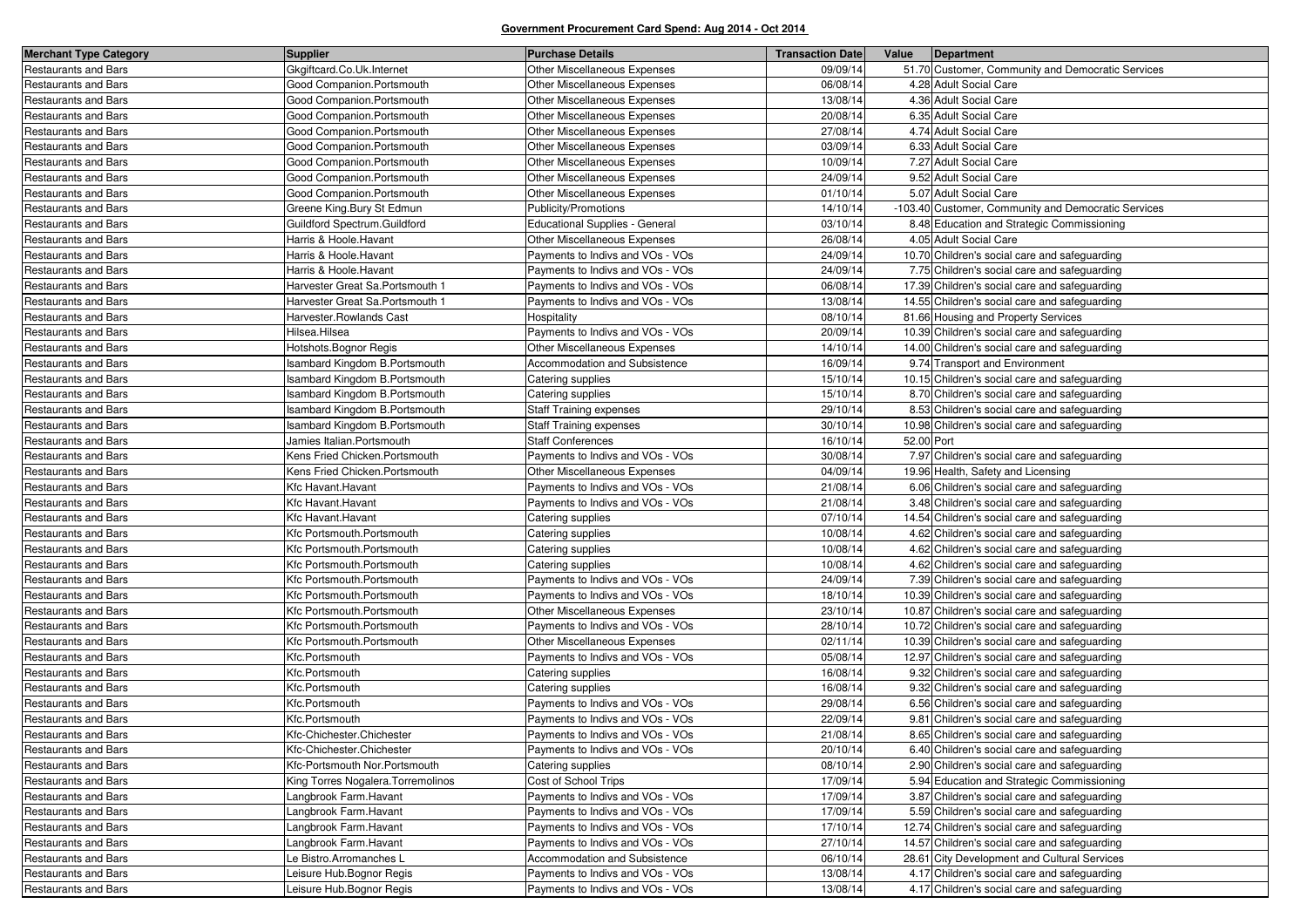**Government Procurement Card Spend: Aug 2014 - Oct 2014**

| Merchant Type Category | Supplier | Purchase Details | Transaction Date | Value | Department |
|---|---|---|---|---|---|
| Restaurants and Bars | Gkgiftcard.Co.Uk.Internet | Other Miscellaneous Expenses | 09/09/14 | 51.70 | Customer, Community and Democratic Services |
| Restaurants and Bars | Good Companion.Portsmouth | Other Miscellaneous Expenses | 06/08/14 | 4.28 | Adult Social Care |
| Restaurants and Bars | Good Companion.Portsmouth | Other Miscellaneous Expenses | 13/08/14 | 4.36 | Adult Social Care |
| Restaurants and Bars | Good Companion.Portsmouth | Other Miscellaneous Expenses | 20/08/14 | 6.35 | Adult Social Care |
| Restaurants and Bars | Good Companion.Portsmouth | Other Miscellaneous Expenses | 27/08/14 | 4.74 | Adult Social Care |
| Restaurants and Bars | Good Companion.Portsmouth | Other Miscellaneous Expenses | 03/09/14 | 6.33 | Adult Social Care |
| Restaurants and Bars | Good Companion.Portsmouth | Other Miscellaneous Expenses | 10/09/14 | 7.27 | Adult Social Care |
| Restaurants and Bars | Good Companion.Portsmouth | Other Miscellaneous Expenses | 24/09/14 | 9.52 | Adult Social Care |
| Restaurants and Bars | Good Companion.Portsmouth | Other Miscellaneous Expenses | 01/10/14 | 5.07 | Adult Social Care |
| Restaurants and Bars | Greene King.Bury St Edmun | Publicity/Promotions | 14/10/14 | -103.40 | Customer, Community and Democratic Services |
| Restaurants and Bars | Guildford Spectrum.Guildford | Educational Supplies - General | 03/10/14 | 8.48 | Education and Strategic Commissioning |
| Restaurants and Bars | Harris & Hoole.Havant | Other Miscellaneous Expenses | 26/08/14 | 4.05 | Adult Social Care |
| Restaurants and Bars | Harris & Hoole.Havant | Payments to Indivs and VOs - VOs | 24/09/14 | 10.70 | Children's social care and safeguarding |
| Restaurants and Bars | Harris & Hoole.Havant | Payments to Indivs and VOs - VOs | 24/09/14 | 7.75 | Children's social care and safeguarding |
| Restaurants and Bars | Harvester Great Sa.Portsmouth 1 | Payments to Indivs and VOs - VOs | 06/08/14 | 17.39 | Children's social care and safeguarding |
| Restaurants and Bars | Harvester Great Sa.Portsmouth 1 | Payments to Indivs and VOs - VOs | 13/08/14 | 14.55 | Children's social care and safeguarding |
| Restaurants and Bars | Harvester.Rowlands Cast | Hospitality | 08/10/14 | 81.66 | Housing and Property Services |
| Restaurants and Bars | Hilsea.Hilsea | Payments to Indivs and VOs - VOs | 20/09/14 | 10.39 | Children's social care and safeguarding |
| Restaurants and Bars | Hotshots.Bognor Regis | Other Miscellaneous Expenses | 14/10/14 | 14.00 | Children's social care and safeguarding |
| Restaurants and Bars | Isambard Kingdom B.Portsmouth | Accommodation and Subsistence | 16/09/14 | 9.74 | Transport and Environment |
| Restaurants and Bars | Isambard Kingdom B.Portsmouth | Catering supplies | 15/10/14 | 10.15 | Children's social care and safeguarding |
| Restaurants and Bars | Isambard Kingdom B.Portsmouth | Catering supplies | 15/10/14 | 8.70 | Children's social care and safeguarding |
| Restaurants and Bars | Isambard Kingdom B.Portsmouth | Staff Training expenses | 29/10/14 | 8.53 | Children's social care and safeguarding |
| Restaurants and Bars | Isambard Kingdom B.Portsmouth | Staff Training expenses | 30/10/14 | 10.98 | Children's social care and safeguarding |
| Restaurants and Bars | Jamies Italian.Portsmouth | Staff Conferences | 16/10/14 | 52.00 | Port |
| Restaurants and Bars | Kens Fried Chicken.Portsmouth | Payments to Indivs and VOs - VOs | 30/08/14 | 7.97 | Children's social care and safeguarding |
| Restaurants and Bars | Kens Fried Chicken.Portsmouth | Other Miscellaneous Expenses | 04/09/14 | 19.96 | Health, Safety and Licensing |
| Restaurants and Bars | Kfc Havant.Havant | Payments to Indivs and VOs - VOs | 21/08/14 | 6.06 | Children's social care and safeguarding |
| Restaurants and Bars | Kfc Havant.Havant | Payments to Indivs and VOs - VOs | 21/08/14 | 3.48 | Children's social care and safeguarding |
| Restaurants and Bars | Kfc Havant.Havant | Catering supplies | 07/10/14 | 14.54 | Children's social care and safeguarding |
| Restaurants and Bars | Kfc Portsmouth.Portsmouth | Catering supplies | 10/08/14 | 4.62 | Children's social care and safeguarding |
| Restaurants and Bars | Kfc Portsmouth.Portsmouth | Catering supplies | 10/08/14 | 4.62 | Children's social care and safeguarding |
| Restaurants and Bars | Kfc Portsmouth.Portsmouth | Catering supplies | 10/08/14 | 4.62 | Children's social care and safeguarding |
| Restaurants and Bars | Kfc Portsmouth.Portsmouth | Payments to Indivs and VOs - VOs | 24/09/14 | 7.39 | Children's social care and safeguarding |
| Restaurants and Bars | Kfc Portsmouth.Portsmouth | Payments to Indivs and VOs - VOs | 18/10/14 | 10.39 | Children's social care and safeguarding |
| Restaurants and Bars | Kfc Portsmouth.Portsmouth | Other Miscellaneous Expenses | 23/10/14 | 10.87 | Children's social care and safeguarding |
| Restaurants and Bars | Kfc Portsmouth.Portsmouth | Payments to Indivs and VOs - VOs | 28/10/14 | 10.72 | Children's social care and safeguarding |
| Restaurants and Bars | Kfc Portsmouth.Portsmouth | Other Miscellaneous Expenses | 02/11/14 | 10.39 | Children's social care and safeguarding |
| Restaurants and Bars | Kfc.Portsmouth | Payments to Indivs and VOs - VOs | 05/08/14 | 12.97 | Children's social care and safeguarding |
| Restaurants and Bars | Kfc.Portsmouth | Catering supplies | 16/08/14 | 9.32 | Children's social care and safeguarding |
| Restaurants and Bars | Kfc.Portsmouth | Catering supplies | 16/08/14 | 9.32 | Children's social care and safeguarding |
| Restaurants and Bars | Kfc.Portsmouth | Payments to Indivs and VOs - VOs | 29/08/14 | 6.56 | Children's social care and safeguarding |
| Restaurants and Bars | Kfc.Portsmouth | Payments to Indivs and VOs - VOs | 22/09/14 | 9.81 | Children's social care and safeguarding |
| Restaurants and Bars | Kfc-Chichester.Chichester | Payments to Indivs and VOs - VOs | 21/08/14 | 8.65 | Children's social care and safeguarding |
| Restaurants and Bars | Kfc-Chichester.Chichester | Payments to Indivs and VOs - VOs | 20/10/14 | 6.40 | Children's social care and safeguarding |
| Restaurants and Bars | Kfc-Portsmouth Nor.Portsmouth | Catering supplies | 08/10/14 | 2.90 | Children's social care and safeguarding |
| Restaurants and Bars | King Torres Nogalera.Torremolinos | Cost of School Trips | 17/09/14 | 5.94 | Education and Strategic Commissioning |
| Restaurants and Bars | Langbrook Farm.Havant | Payments to Indivs and VOs - VOs | 17/09/14 | 3.87 | Children's social care and safeguarding |
| Restaurants and Bars | Langbrook Farm.Havant | Payments to Indivs and VOs - VOs | 17/09/14 | 5.59 | Children's social care and safeguarding |
| Restaurants and Bars | Langbrook Farm.Havant | Payments to Indivs and VOs - VOs | 17/10/14 | 12.74 | Children's social care and safeguarding |
| Restaurants and Bars | Langbrook Farm.Havant | Payments to Indivs and VOs - VOs | 27/10/14 | 14.57 | Children's social care and safeguarding |
| Restaurants and Bars | Le Bistro.Arromanches L | Accommodation and Subsistence | 06/10/14 | 28.61 | City Development and Cultural Services |
| Restaurants and Bars | Leisure Hub.Bognor Regis | Payments to Indivs and VOs - VOs | 13/08/14 | 4.17 | Children's social care and safeguarding |
| Restaurants and Bars | Leisure Hub.Bognor Regis | Payments to Indivs and VOs - VOs | 13/08/14 | 4.17 | Children's social care and safeguarding |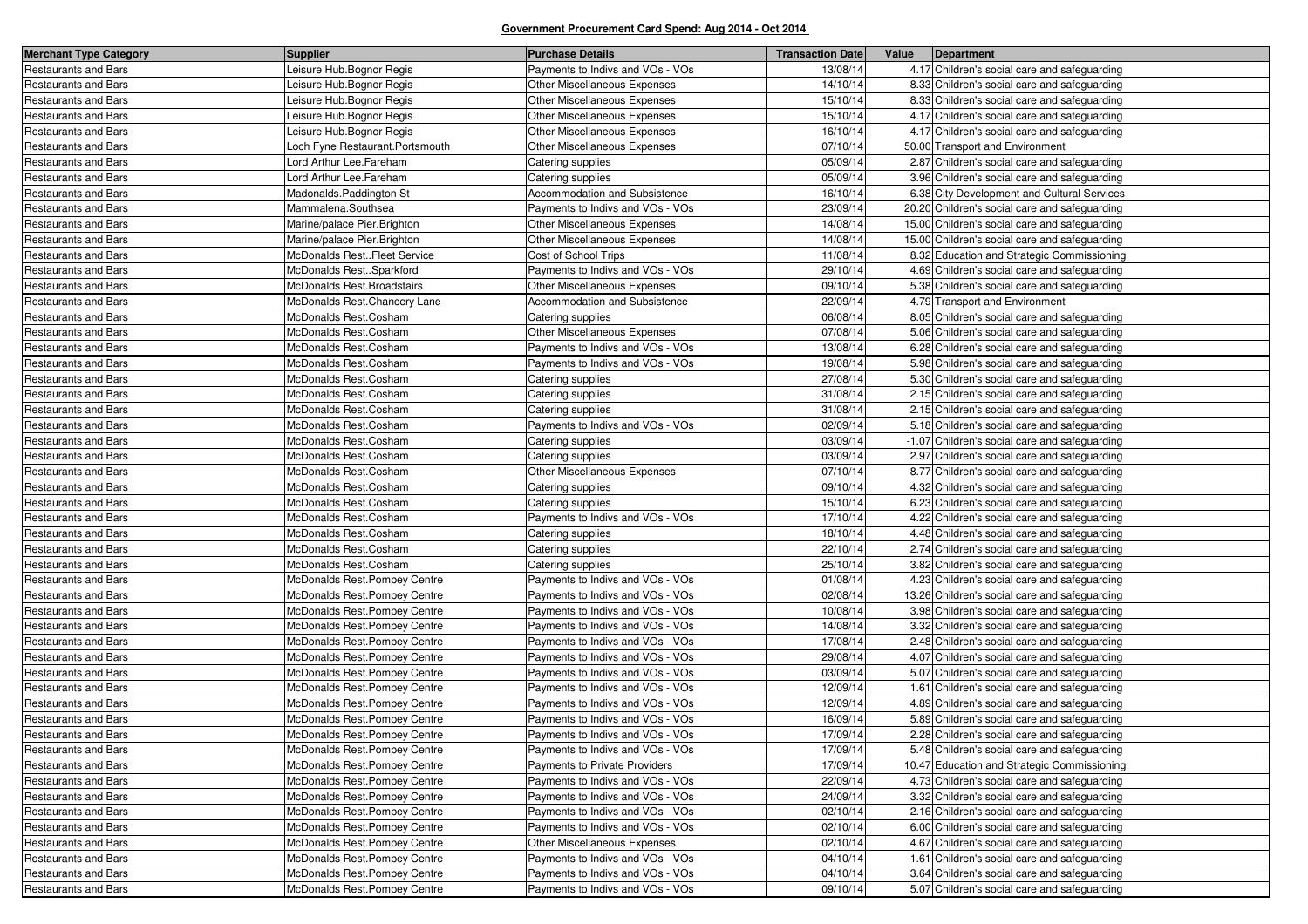**Government Procurement Card Spend: Aug 2014 - Oct 2014**

| Merchant Type Category | Supplier | Purchase Details | Transaction Date | Value | Department |
|---|---|---|---|---|---|
| Restaurants and Bars | Leisure Hub.Bognor Regis | Payments to Indivs and VOs - VOs | 13/08/14 | 4.17 | Children's social care and safeguarding |
| Restaurants and Bars | Leisure Hub.Bognor Regis | Other Miscellaneous Expenses | 14/10/14 | 8.33 | Children's social care and safeguarding |
| Restaurants and Bars | Leisure Hub.Bognor Regis | Other Miscellaneous Expenses | 15/10/14 | 8.33 | Children's social care and safeguarding |
| Restaurants and Bars | Leisure Hub.Bognor Regis | Other Miscellaneous Expenses | 15/10/14 | 4.17 | Children's social care and safeguarding |
| Restaurants and Bars | Leisure Hub.Bognor Regis | Other Miscellaneous Expenses | 16/10/14 | 4.17 | Children's social care and safeguarding |
| Restaurants and Bars | Loch Fyne Restaurant.Portsmouth | Other Miscellaneous Expenses | 07/10/14 | 50.00 | Transport and Environment |
| Restaurants and Bars | Lord Arthur Lee.Fareham | Catering supplies | 05/09/14 | 2.87 | Children's social care and safeguarding |
| Restaurants and Bars | Lord Arthur Lee.Fareham | Catering supplies | 05/09/14 | 3.96 | Children's social care and safeguarding |
| Restaurants and Bars | Madonalds.Paddington St | Accommodation and Subsistence | 16/10/14 | 6.38 | City Development and Cultural Services |
| Restaurants and Bars | Mammalena.Southsea | Payments to Indivs and VOs - VOs | 23/09/14 | 20.20 | Children's social care and safeguarding |
| Restaurants and Bars | Marine/palace Pier.Brighton | Other Miscellaneous Expenses | 14/08/14 | 15.00 | Children's social care and safeguarding |
| Restaurants and Bars | Marine/palace Pier.Brighton | Other Miscellaneous Expenses | 14/08/14 | 15.00 | Children's social care and safeguarding |
| Restaurants and Bars | McDonalds Rest..Fleet Service | Cost of School Trips | 11/08/14 | 8.32 | Education and Strategic Commissioning |
| Restaurants and Bars | McDonalds Rest..Sparkford | Payments to Indivs and VOs - VOs | 29/10/14 | 4.69 | Children's social care and safeguarding |
| Restaurants and Bars | McDonalds Rest.Broadstairs | Other Miscellaneous Expenses | 09/10/14 | 5.38 | Children's social care and safeguarding |
| Restaurants and Bars | McDonalds Rest.Chancery Lane | Accommodation and Subsistence | 22/09/14 | 4.79 | Transport and Environment |
| Restaurants and Bars | McDonalds Rest.Cosham | Catering supplies | 06/08/14 | 8.05 | Children's social care and safeguarding |
| Restaurants and Bars | McDonalds Rest.Cosham | Other Miscellaneous Expenses | 07/08/14 | 5.06 | Children's social care and safeguarding |
| Restaurants and Bars | McDonalds Rest.Cosham | Payments to Indivs and VOs - VOs | 13/08/14 | 6.28 | Children's social care and safeguarding |
| Restaurants and Bars | McDonalds Rest.Cosham | Payments to Indivs and VOs - VOs | 19/08/14 | 5.98 | Children's social care and safeguarding |
| Restaurants and Bars | McDonalds Rest.Cosham | Catering supplies | 27/08/14 | 5.30 | Children's social care and safeguarding |
| Restaurants and Bars | McDonalds Rest.Cosham | Catering supplies | 31/08/14 | 2.15 | Children's social care and safeguarding |
| Restaurants and Bars | McDonalds Rest.Cosham | Catering supplies | 31/08/14 | 2.15 | Children's social care and safeguarding |
| Restaurants and Bars | McDonalds Rest.Cosham | Payments to Indivs and VOs - VOs | 02/09/14 | 5.18 | Children's social care and safeguarding |
| Restaurants and Bars | McDonalds Rest.Cosham | Catering supplies | 03/09/14 | -1.07 | Children's social care and safeguarding |
| Restaurants and Bars | McDonalds Rest.Cosham | Catering supplies | 03/09/14 | 2.97 | Children's social care and safeguarding |
| Restaurants and Bars | McDonalds Rest.Cosham | Other Miscellaneous Expenses | 07/10/14 | 8.77 | Children's social care and safeguarding |
| Restaurants and Bars | McDonalds Rest.Cosham | Catering supplies | 09/10/14 | 4.32 | Children's social care and safeguarding |
| Restaurants and Bars | McDonalds Rest.Cosham | Catering supplies | 15/10/14 | 6.23 | Children's social care and safeguarding |
| Restaurants and Bars | McDonalds Rest.Cosham | Payments to Indivs and VOs - VOs | 17/10/14 | 4.22 | Children's social care and safeguarding |
| Restaurants and Bars | McDonalds Rest.Cosham | Catering supplies | 18/10/14 | 4.48 | Children's social care and safeguarding |
| Restaurants and Bars | McDonalds Rest.Cosham | Catering supplies | 22/10/14 | 2.74 | Children's social care and safeguarding |
| Restaurants and Bars | McDonalds Rest.Cosham | Catering supplies | 25/10/14 | 3.82 | Children's social care and safeguarding |
| Restaurants and Bars | McDonalds Rest.Pompey Centre | Payments to Indivs and VOs - VOs | 01/08/14 | 4.23 | Children's social care and safeguarding |
| Restaurants and Bars | McDonalds Rest.Pompey Centre | Payments to Indivs and VOs - VOs | 02/08/14 | 13.26 | Children's social care and safeguarding |
| Restaurants and Bars | McDonalds Rest.Pompey Centre | Payments to Indivs and VOs - VOs | 10/08/14 | 3.98 | Children's social care and safeguarding |
| Restaurants and Bars | McDonalds Rest.Pompey Centre | Payments to Indivs and VOs - VOs | 14/08/14 | 3.32 | Children's social care and safeguarding |
| Restaurants and Bars | McDonalds Rest.Pompey Centre | Payments to Indivs and VOs - VOs | 17/08/14 | 2.48 | Children's social care and safeguarding |
| Restaurants and Bars | McDonalds Rest.Pompey Centre | Payments to Indivs and VOs - VOs | 29/08/14 | 4.07 | Children's social care and safeguarding |
| Restaurants and Bars | McDonalds Rest.Pompey Centre | Payments to Indivs and VOs - VOs | 03/09/14 | 5.07 | Children's social care and safeguarding |
| Restaurants and Bars | McDonalds Rest.Pompey Centre | Payments to Indivs and VOs - VOs | 12/09/14 | 1.61 | Children's social care and safeguarding |
| Restaurants and Bars | McDonalds Rest.Pompey Centre | Payments to Indivs and VOs - VOs | 12/09/14 | 4.89 | Children's social care and safeguarding |
| Restaurants and Bars | McDonalds Rest.Pompey Centre | Payments to Indivs and VOs - VOs | 16/09/14 | 5.89 | Children's social care and safeguarding |
| Restaurants and Bars | McDonalds Rest.Pompey Centre | Payments to Indivs and VOs - VOs | 17/09/14 | 2.28 | Children's social care and safeguarding |
| Restaurants and Bars | McDonalds Rest.Pompey Centre | Payments to Indivs and VOs - VOs | 17/09/14 | 5.48 | Children's social care and safeguarding |
| Restaurants and Bars | McDonalds Rest.Pompey Centre | Payments to Private Providers | 17/09/14 | 10.47 | Education and Strategic Commissioning |
| Restaurants and Bars | McDonalds Rest.Pompey Centre | Payments to Indivs and VOs - VOs | 22/09/14 | 4.73 | Children's social care and safeguarding |
| Restaurants and Bars | McDonalds Rest.Pompey Centre | Payments to Indivs and VOs - VOs | 24/09/14 | 3.32 | Children's social care and safeguarding |
| Restaurants and Bars | McDonalds Rest.Pompey Centre | Payments to Indivs and VOs - VOs | 02/10/14 | 2.16 | Children's social care and safeguarding |
| Restaurants and Bars | McDonalds Rest.Pompey Centre | Payments to Indivs and VOs - VOs | 02/10/14 | 6.00 | Children's social care and safeguarding |
| Restaurants and Bars | McDonalds Rest.Pompey Centre | Other Miscellaneous Expenses | 02/10/14 | 4.67 | Children's social care and safeguarding |
| Restaurants and Bars | McDonalds Rest.Pompey Centre | Payments to Indivs and VOs - VOs | 04/10/14 | 1.61 | Children's social care and safeguarding |
| Restaurants and Bars | McDonalds Rest.Pompey Centre | Payments to Indivs and VOs - VOs | 04/10/14 | 3.64 | Children's social care and safeguarding |
| Restaurants and Bars | McDonalds Rest.Pompey Centre | Payments to Indivs and VOs - VOs | 09/10/14 | 5.07 | Children's social care and safeguarding |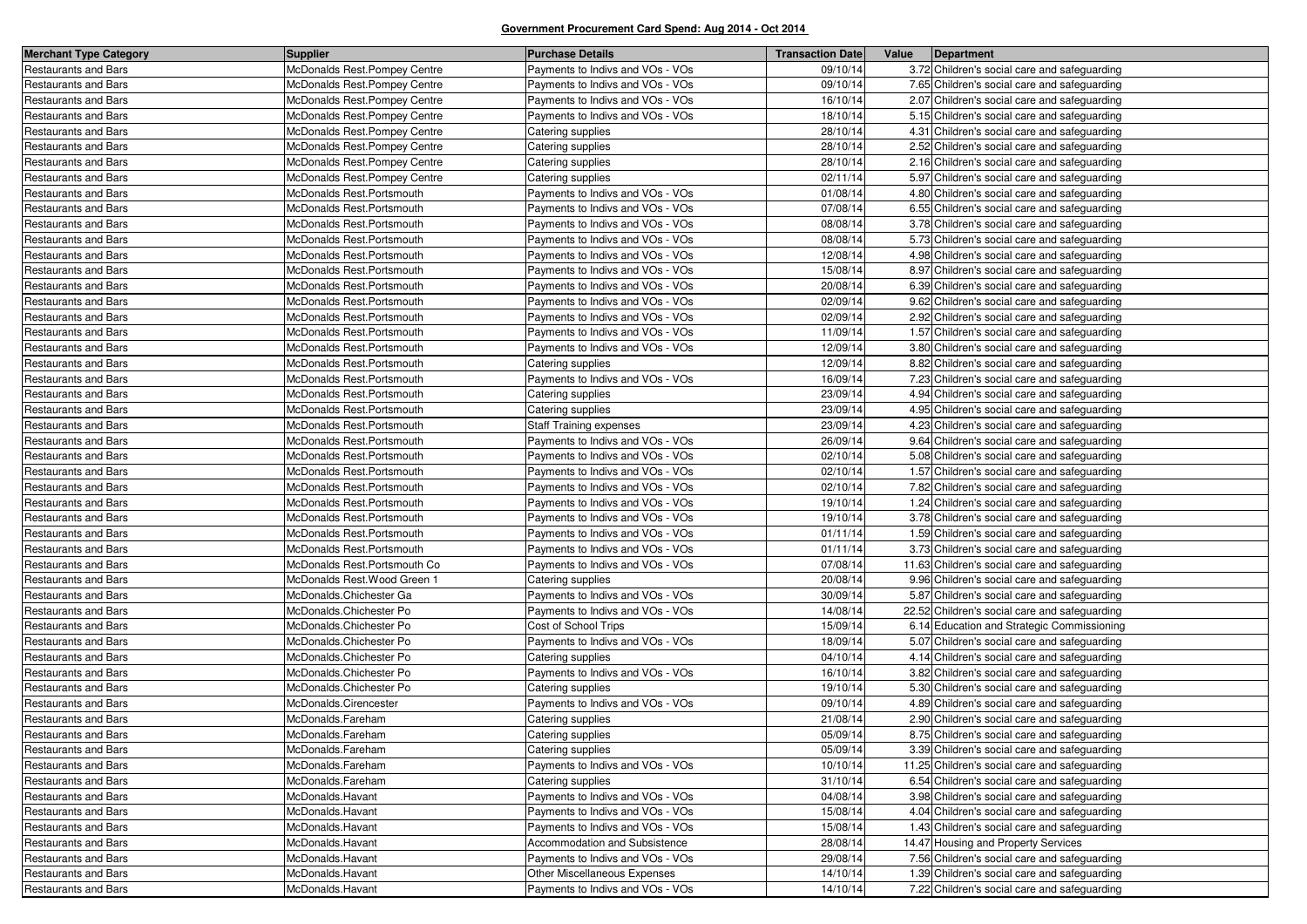**Government Procurement Card Spend: Aug 2014 - Oct 2014**

| Merchant Type Category | Supplier | Purchase Details | Transaction Date | Value | Department |
|---|---|---|---|---|---|
| Restaurants and Bars | McDonalds Rest.Pompey Centre | Payments to Indivs and VOs - VOs | 09/10/14 | 3.72 | Children's social care and safeguarding |
| Restaurants and Bars | McDonalds Rest.Pompey Centre | Payments to Indivs and VOs - VOs | 09/10/14 | 7.65 | Children's social care and safeguarding |
| Restaurants and Bars | McDonalds Rest.Pompey Centre | Payments to Indivs and VOs - VOs | 16/10/14 | 2.07 | Children's social care and safeguarding |
| Restaurants and Bars | McDonalds Rest.Pompey Centre | Payments to Indivs and VOs - VOs | 18/10/14 | 5.15 | Children's social care and safeguarding |
| Restaurants and Bars | McDonalds Rest.Pompey Centre | Catering supplies | 28/10/14 | 4.31 | Children's social care and safeguarding |
| Restaurants and Bars | McDonalds Rest.Pompey Centre | Catering supplies | 28/10/14 | 2.52 | Children's social care and safeguarding |
| Restaurants and Bars | McDonalds Rest.Pompey Centre | Catering supplies | 28/10/14 | 2.16 | Children's social care and safeguarding |
| Restaurants and Bars | McDonalds Rest.Pompey Centre | Catering supplies | 02/11/14 | 5.97 | Children's social care and safeguarding |
| Restaurants and Bars | McDonalds Rest.Portsmouth | Payments to Indivs and VOs - VOs | 01/08/14 | 4.80 | Children's social care and safeguarding |
| Restaurants and Bars | McDonalds Rest.Portsmouth | Payments to Indivs and VOs - VOs | 07/08/14 | 6.55 | Children's social care and safeguarding |
| Restaurants and Bars | McDonalds Rest.Portsmouth | Payments to Indivs and VOs - VOs | 08/08/14 | 3.78 | Children's social care and safeguarding |
| Restaurants and Bars | McDonalds Rest.Portsmouth | Payments to Indivs and VOs - VOs | 08/08/14 | 5.73 | Children's social care and safeguarding |
| Restaurants and Bars | McDonalds Rest.Portsmouth | Payments to Indivs and VOs - VOs | 12/08/14 | 4.98 | Children's social care and safeguarding |
| Restaurants and Bars | McDonalds Rest.Portsmouth | Payments to Indivs and VOs - VOs | 15/08/14 | 8.97 | Children's social care and safeguarding |
| Restaurants and Bars | McDonalds Rest.Portsmouth | Payments to Indivs and VOs - VOs | 20/08/14 | 6.39 | Children's social care and safeguarding |
| Restaurants and Bars | McDonalds Rest.Portsmouth | Payments to Indivs and VOs - VOs | 02/09/14 | 9.62 | Children's social care and safeguarding |
| Restaurants and Bars | McDonalds Rest.Portsmouth | Payments to Indivs and VOs - VOs | 02/09/14 | 2.92 | Children's social care and safeguarding |
| Restaurants and Bars | McDonalds Rest.Portsmouth | Payments to Indivs and VOs - VOs | 11/09/14 | 1.57 | Children's social care and safeguarding |
| Restaurants and Bars | McDonalds Rest.Portsmouth | Payments to Indivs and VOs - VOs | 12/09/14 | 3.80 | Children's social care and safeguarding |
| Restaurants and Bars | McDonalds Rest.Portsmouth | Catering supplies | 12/09/14 | 8.82 | Children's social care and safeguarding |
| Restaurants and Bars | McDonalds Rest.Portsmouth | Payments to Indivs and VOs - VOs | 16/09/14 | 7.23 | Children's social care and safeguarding |
| Restaurants and Bars | McDonalds Rest.Portsmouth | Catering supplies | 23/09/14 | 4.94 | Children's social care and safeguarding |
| Restaurants and Bars | McDonalds Rest.Portsmouth | Catering supplies | 23/09/14 | 4.95 | Children's social care and safeguarding |
| Restaurants and Bars | McDonalds Rest.Portsmouth | Staff Training expenses | 23/09/14 | 4.23 | Children's social care and safeguarding |
| Restaurants and Bars | McDonalds Rest.Portsmouth | Payments to Indivs and VOs - VOs | 26/09/14 | 9.64 | Children's social care and safeguarding |
| Restaurants and Bars | McDonalds Rest.Portsmouth | Payments to Indivs and VOs - VOs | 02/10/14 | 5.08 | Children's social care and safeguarding |
| Restaurants and Bars | McDonalds Rest.Portsmouth | Payments to Indivs and VOs - VOs | 02/10/14 | 1.57 | Children's social care and safeguarding |
| Restaurants and Bars | McDonalds Rest.Portsmouth | Payments to Indivs and VOs - VOs | 02/10/14 | 7.82 | Children's social care and safeguarding |
| Restaurants and Bars | McDonalds Rest.Portsmouth | Payments to Indivs and VOs - VOs | 19/10/14 | 1.24 | Children's social care and safeguarding |
| Restaurants and Bars | McDonalds Rest.Portsmouth | Payments to Indivs and VOs - VOs | 19/10/14 | 3.78 | Children's social care and safeguarding |
| Restaurants and Bars | McDonalds Rest.Portsmouth | Payments to Indivs and VOs - VOs | 01/11/14 | 1.59 | Children's social care and safeguarding |
| Restaurants and Bars | McDonalds Rest.Portsmouth | Payments to Indivs and VOs - VOs | 01/11/14 | 3.73 | Children's social care and safeguarding |
| Restaurants and Bars | McDonalds Rest.Portsmouth Co | Payments to Indivs and VOs - VOs | 07/08/14 | 11.63 | Children's social care and safeguarding |
| Restaurants and Bars | McDonalds Rest.Wood Green 1 | Catering supplies | 20/08/14 | 9.96 | Children's social care and safeguarding |
| Restaurants and Bars | McDonalds.Chichester Ga | Payments to Indivs and VOs - VOs | 30/09/14 | 5.87 | Children's social care and safeguarding |
| Restaurants and Bars | McDonalds.Chichester Po | Payments to Indivs and VOs - VOs | 14/08/14 | 22.52 | Children's social care and safeguarding |
| Restaurants and Bars | McDonalds.Chichester Po | Cost of School Trips | 15/09/14 | 6.14 | Education and Strategic Commissioning |
| Restaurants and Bars | McDonalds.Chichester Po | Payments to Indivs and VOs - VOs | 18/09/14 | 5.07 | Children's social care and safeguarding |
| Restaurants and Bars | McDonalds.Chichester Po | Catering supplies | 04/10/14 | 4.14 | Children's social care and safeguarding |
| Restaurants and Bars | McDonalds.Chichester Po | Payments to Indivs and VOs - VOs | 16/10/14 | 3.82 | Children's social care and safeguarding |
| Restaurants and Bars | McDonalds.Chichester Po | Catering supplies | 19/10/14 | 5.30 | Children's social care and safeguarding |
| Restaurants and Bars | McDonalds.Cirencester | Payments to Indivs and VOs - VOs | 09/10/14 | 4.89 | Children's social care and safeguarding |
| Restaurants and Bars | McDonalds.Fareham | Catering supplies | 21/08/14 | 2.90 | Children's social care and safeguarding |
| Restaurants and Bars | McDonalds.Fareham | Catering supplies | 05/09/14 | 8.75 | Children's social care and safeguarding |
| Restaurants and Bars | McDonalds.Fareham | Catering supplies | 05/09/14 | 3.39 | Children's social care and safeguarding |
| Restaurants and Bars | McDonalds.Fareham | Payments to Indivs and VOs - VOs | 10/10/14 | 11.25 | Children's social care and safeguarding |
| Restaurants and Bars | McDonalds.Fareham | Catering supplies | 31/10/14 | 6.54 | Children's social care and safeguarding |
| Restaurants and Bars | McDonalds.Havant | Payments to Indivs and VOs - VOs | 04/08/14 | 3.98 | Children's social care and safeguarding |
| Restaurants and Bars | McDonalds.Havant | Payments to Indivs and VOs - VOs | 15/08/14 | 4.04 | Children's social care and safeguarding |
| Restaurants and Bars | McDonalds.Havant | Payments to Indivs and VOs - VOs | 15/08/14 | 1.43 | Children's social care and safeguarding |
| Restaurants and Bars | McDonalds.Havant | Accommodation and Subsistence | 28/08/14 | 14.47 | Housing and Property Services |
| Restaurants and Bars | McDonalds.Havant | Payments to Indivs and VOs - VOs | 29/08/14 | 7.56 | Children's social care and safeguarding |
| Restaurants and Bars | McDonalds.Havant | Other Miscellaneous Expenses | 14/10/14 | 1.39 | Children's social care and safeguarding |
| Restaurants and Bars | McDonalds.Havant | Payments to Indivs and VOs - VOs | 14/10/14 | 7.22 | Children's social care and safeguarding |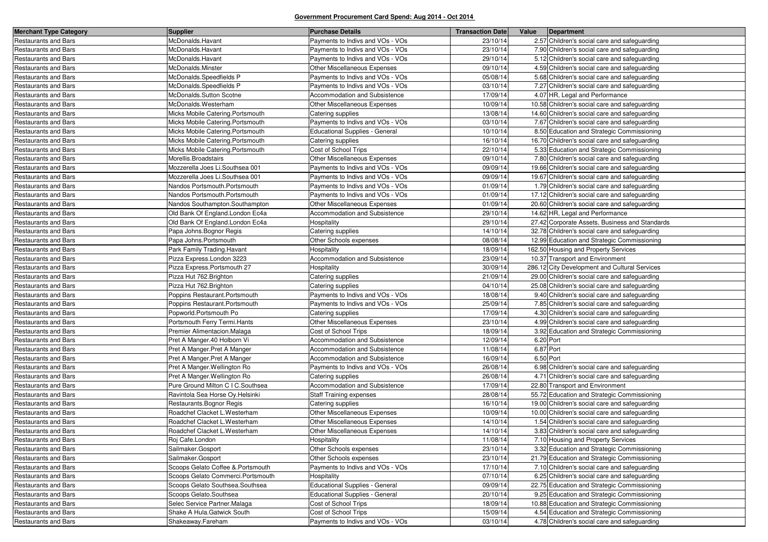**Government Procurement Card Spend: Aug 2014 - Oct 2014**

| Merchant Type Category | Supplier | Purchase Details | Transaction Date | Value | Department |
|---|---|---|---|---|---|
| Restaurants and Bars | McDonalds.Havant | Payments to Indivs and VOs - VOs | 23/10/14 | 2.57 | Children's social care and safeguarding |
| Restaurants and Bars | McDonalds.Havant | Payments to Indivs and VOs - VOs | 23/10/14 | 7.90 | Children's social care and safeguarding |
| Restaurants and Bars | McDonalds.Havant | Payments to Indivs and VOs - VOs | 29/10/14 | 5.12 | Children's social care and safeguarding |
| Restaurants and Bars | McDonalds.Minster | Other Miscellaneous Expenses | 09/10/14 | 4.59 | Children's social care and safeguarding |
| Restaurants and Bars | McDonalds.Speedfields P | Payments to Indivs and VOs - VOs | 05/08/14 | 5.68 | Children's social care and safeguarding |
| Restaurants and Bars | McDonalds.Speedfields P | Payments to Indivs and VOs - VOs | 03/10/14 | 7.27 | Children's social care and safeguarding |
| Restaurants and Bars | McDonalds.Sutton Scotne | Accommodation and Subsistence | 17/09/14 | 4.07 | HR, Legal and Performance |
| Restaurants and Bars | McDonalds.Westerham | Other Miscellaneous Expenses | 10/09/14 | 10.58 | Children's social care and safeguarding |
| Restaurants and Bars | Micks Mobile Catering.Portsmouth | Catering supplies | 13/08/14 | 14.60 | Children's social care and safeguarding |
| Restaurants and Bars | Micks Mobile Catering.Portsmouth | Payments to Indivs and VOs - VOs | 03/10/14 | 7.67 | Children's social care and safeguarding |
| Restaurants and Bars | Micks Mobile Catering.Portsmouth | Educational Supplies - General | 10/10/14 | 8.50 | Education and Strategic Commissioning |
| Restaurants and Bars | Micks Mobile Catering.Portsmouth | Catering supplies | 16/10/14 | 16.70 | Children's social care and safeguarding |
| Restaurants and Bars | Micks Mobile Catering.Portsmouth | Cost of School Trips | 22/10/14 | 5.33 | Education and Strategic Commissioning |
| Restaurants and Bars | Morellis.Broadstairs | Other Miscellaneous Expenses | 09/10/14 | 7.80 | Children's social care and safeguarding |
| Restaurants and Bars | Mozzerella Joes Li.Southsea 001 | Payments to Indivs and VOs - VOs | 09/09/14 | 19.66 | Children's social care and safeguarding |
| Restaurants and Bars | Mozzerella Joes Li.Southsea 001 | Payments to Indivs and VOs - VOs | 09/09/14 | 19.67 | Children's social care and safeguarding |
| Restaurants and Bars | Nandos Portsmouth.Portsmouth | Payments to Indivs and VOs - VOs | 01/09/14 | 1.79 | Children's social care and safeguarding |
| Restaurants and Bars | Nandos Portsmouth.Portsmouth | Payments to Indivs and VOs - VOs | 01/09/14 | 17.12 | Children's social care and safeguarding |
| Restaurants and Bars | Nandos Southampton.Southampton | Other Miscellaneous Expenses | 01/09/14 | 20.60 | Children's social care and safeguarding |
| Restaurants and Bars | Old Bank Of England.London Ec4a | Accommodation and Subsistence | 29/10/14 | 14.62 | HR, Legal and Performance |
| Restaurants and Bars | Old Bank Of England.London Ec4a | Hospitality | 29/10/14 | 27.42 | Corporate Assets, Business and Standards |
| Restaurants and Bars | Papa Johns.Bognor Regis | Catering supplies | 14/10/14 | 32.78 | Children's social care and safeguarding |
| Restaurants and Bars | Papa Johns.Portsmouth | Other Schools expenses | 08/08/14 | 12.99 | Education and Strategic Commissioning |
| Restaurants and Bars | Park Family Trading.Havant | Hospitality | 18/09/14 | 162.50 | Housing and Property Services |
| Restaurants and Bars | Pizza Express.London 3223 | Accommodation and Subsistence | 23/09/14 | 10.37 | Transport and Environment |
| Restaurants and Bars | Pizza Express.Portsmouth 27 | Hospitality | 30/09/14 | 286.12 | City Development and Cultural Services |
| Restaurants and Bars | Pizza Hut 762.Brighton | Catering supplies | 21/09/14 | 29.00 | Children's social care and safeguarding |
| Restaurants and Bars | Pizza Hut 762.Brighton | Catering supplies | 04/10/14 | 25.08 | Children's social care and safeguarding |
| Restaurants and Bars | Poppins Restaurant.Portsmouth | Payments to Indivs and VOs - VOs | 18/08/14 | 9.40 | Children's social care and safeguarding |
| Restaurants and Bars | Poppins Restaurant.Portsmouth | Payments to Indivs and VOs - VOs | 25/09/14 | 7.85 | Children's social care and safeguarding |
| Restaurants and Bars | Popworld.Portsmouth Po | Catering supplies | 17/09/14 | 4.30 | Children's social care and safeguarding |
| Restaurants and Bars | Portsmouth Ferry Termi.Hants | Other Miscellaneous Expenses | 23/10/14 | 4.99 | Children's social care and safeguarding |
| Restaurants and Bars | Premier Alimentacion.Malaga | Cost of School Trips | 18/09/14 | 3.92 | Education and Strategic Commissioning |
| Restaurants and Bars | Pret A Manger.40 Holborn Vi | Accommodation and Subsistence | 12/09/14 | 6.20 | Port |
| Restaurants and Bars | Pret A Manger.Pret A Manger | Accommodation and Subsistence | 11/08/14 | 6.87 | Port |
| Restaurants and Bars | Pret A Manger.Pret A Manger | Accommodation and Subsistence | 16/09/14 | 6.50 | Port |
| Restaurants and Bars | Pret A Manger.Wellington Ro | Payments to Indivs and VOs - VOs | 26/08/14 | 6.98 | Children's social care and safeguarding |
| Restaurants and Bars | Pret A Manger.Wellington Ro | Catering supplies | 26/08/14 | 4.71 | Children's social care and safeguarding |
| Restaurants and Bars | Pure Ground Milton C I C.Southsea | Accommodation and Subsistence | 17/09/14 | 22.80 | Transport and Environment |
| Restaurants and Bars | Ravintola Sea Horse Oy.Helsinki | Staff Training expenses | 28/08/14 | 55.72 | Education and Strategic Commissioning |
| Restaurants and Bars | Restaurants.Bognor Regis | Catering supplies | 16/10/14 | 19.00 | Children's social care and safeguarding |
| Restaurants and Bars | Roadchef Clacket L.Westerham | Other Miscellaneous Expenses | 10/09/14 | 10.00 | Children's social care and safeguarding |
| Restaurants and Bars | Roadchef Clacket L.Westerham | Other Miscellaneous Expenses | 14/10/14 | 1.54 | Children's social care and safeguarding |
| Restaurants and Bars | Roadchef Clacket L.Westerham | Other Miscellaneous Expenses | 14/10/14 | 3.83 | Children's social care and safeguarding |
| Restaurants and Bars | Roj Cafe.London | Hospitality | 11/08/14 | 7.10 | Housing and Property Services |
| Restaurants and Bars | Sailmaker.Gosport | Other Schools expenses | 23/10/14 | 3.32 | Education and Strategic Commissioning |
| Restaurants and Bars | Sailmaker.Gosport | Other Schools expenses | 23/10/14 | 21.79 | Education and Strategic Commissioning |
| Restaurants and Bars | Scoops Gelato Coffee &.Portsmouth | Payments to Indivs and VOs - VOs | 17/10/14 | 7.10 | Children's social care and safeguarding |
| Restaurants and Bars | Scoops Gelato Commerci.Portsmouth | Hospitality | 07/10/14 | 6.25 | Children's social care and safeguarding |
| Restaurants and Bars | Scoops Gelato Southsea.Southsea | Educational Supplies - General | 09/09/14 | 22.75 | Education and Strategic Commissioning |
| Restaurants and Bars | Scoops Gelato.Southsea | Educational Supplies - General | 20/10/14 | 9.25 | Education and Strategic Commissioning |
| Restaurants and Bars | Selec Service Partner.Malaga | Cost of School Trips | 18/09/14 | 10.88 | Education and Strategic Commissioning |
| Restaurants and Bars | Shake A Hula.Gatwick South | Cost of School Trips | 15/09/14 | 4.54 | Education and Strategic Commissioning |
| Restaurants and Bars | Shakeaway.Fareham | Payments to Indivs and VOs - VOs | 03/10/14 | 4.78 | Children's social care and safeguarding |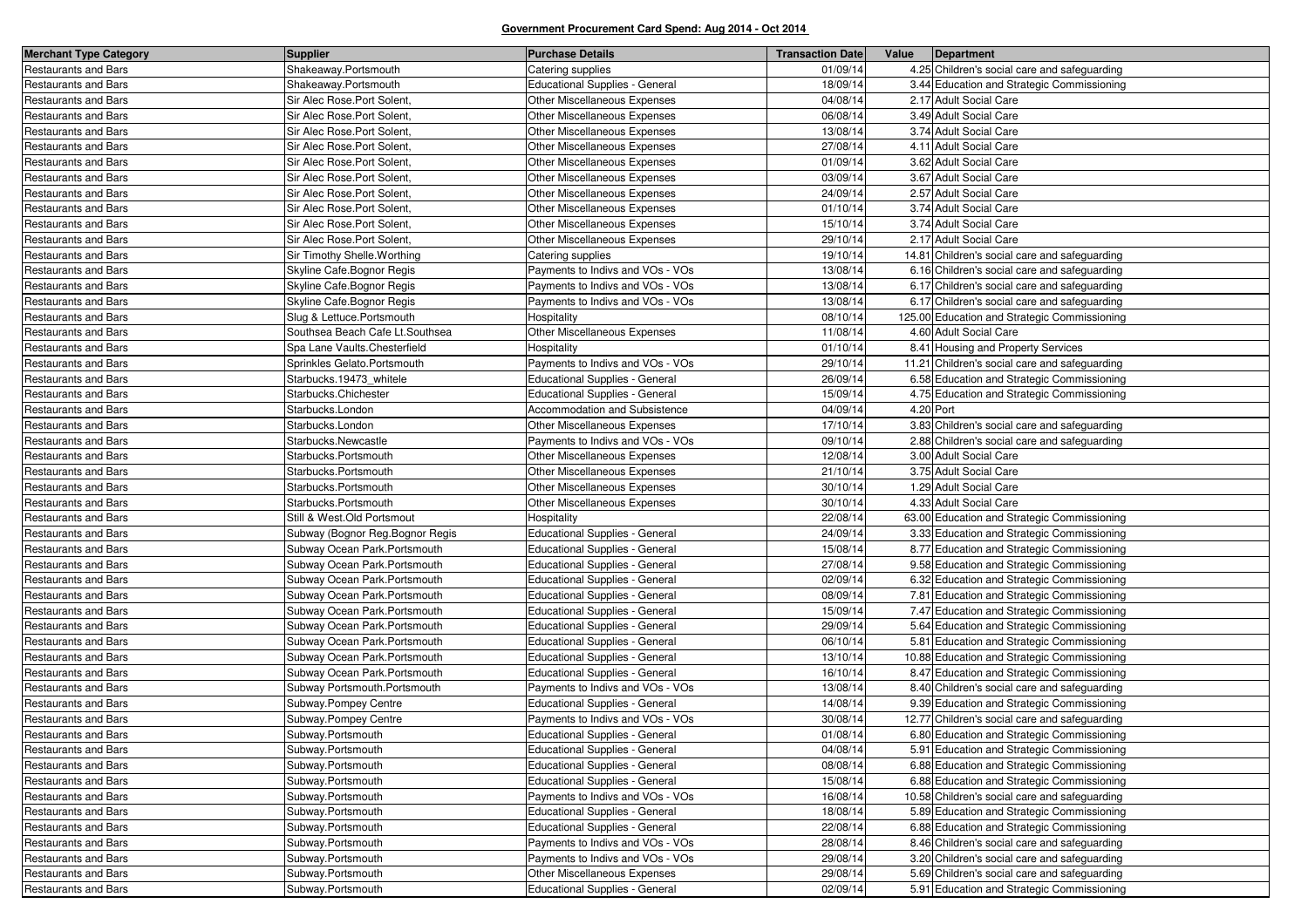**Government Procurement Card Spend: Aug 2014 - Oct 2014**

| Merchant Type Category | Supplier | Purchase Details | Transaction Date | Value | Department |
|---|---|---|---|---|---|
| Restaurants and Bars | Shakeaway.Portsmouth | Catering supplies | 01/09/14 | 4.25 | Children's social care and safeguarding |
| Restaurants and Bars | Shakeaway.Portsmouth | Educational Supplies - General | 18/09/14 | 3.44 | Education and Strategic Commissioning |
| Restaurants and Bars | Sir Alec Rose.Port Solent, | Other Miscellaneous Expenses | 04/08/14 | 2.17 | Adult Social Care |
| Restaurants and Bars | Sir Alec Rose.Port Solent, | Other Miscellaneous Expenses | 06/08/14 | 3.49 | Adult Social Care |
| Restaurants and Bars | Sir Alec Rose.Port Solent, | Other Miscellaneous Expenses | 13/08/14 | 3.74 | Adult Social Care |
| Restaurants and Bars | Sir Alec Rose.Port Solent, | Other Miscellaneous Expenses | 27/08/14 | 4.11 | Adult Social Care |
| Restaurants and Bars | Sir Alec Rose.Port Solent, | Other Miscellaneous Expenses | 01/09/14 | 3.62 | Adult Social Care |
| Restaurants and Bars | Sir Alec Rose.Port Solent, | Other Miscellaneous Expenses | 03/09/14 | 3.67 | Adult Social Care |
| Restaurants and Bars | Sir Alec Rose.Port Solent, | Other Miscellaneous Expenses | 24/09/14 | 2.57 | Adult Social Care |
| Restaurants and Bars | Sir Alec Rose.Port Solent, | Other Miscellaneous Expenses | 01/10/14 | 3.74 | Adult Social Care |
| Restaurants and Bars | Sir Alec Rose.Port Solent, | Other Miscellaneous Expenses | 15/10/14 | 3.74 | Adult Social Care |
| Restaurants and Bars | Sir Alec Rose.Port Solent, | Other Miscellaneous Expenses | 29/10/14 | 2.17 | Adult Social Care |
| Restaurants and Bars | Sir Timothy Shelle.Worthing | Catering supplies | 19/10/14 | 14.81 | Children's social care and safeguarding |
| Restaurants and Bars | Skyline Cafe.Bognor Regis | Payments to Indivs and VOs - VOs | 13/08/14 | 6.16 | Children's social care and safeguarding |
| Restaurants and Bars | Skyline Cafe.Bognor Regis | Payments to Indivs and VOs - VOs | 13/08/14 | 6.17 | Children's social care and safeguarding |
| Restaurants and Bars | Skyline Cafe.Bognor Regis | Payments to Indivs and VOs - VOs | 13/08/14 | 6.17 | Children's social care and safeguarding |
| Restaurants and Bars | Slug & Lettuce.Portsmouth | Hospitality | 08/10/14 | 125.00 | Education and Strategic Commissioning |
| Restaurants and Bars | Southsea Beach Cafe Lt.Southsea | Other Miscellaneous Expenses | 11/08/14 | 4.60 | Adult Social Care |
| Restaurants and Bars | Spa Lane Vaults.Chesterfield | Hospitality | 01/10/14 | 8.41 | Housing and Property Services |
| Restaurants and Bars | Sprinkles Gelato.Portsmouth | Payments to Indivs and VOs - VOs | 29/10/14 | 11.21 | Children's social care and safeguarding |
| Restaurants and Bars | Starbucks.19473_whitele | Educational Supplies - General | 26/09/14 | 6.58 | Education and Strategic Commissioning |
| Restaurants and Bars | Starbucks.Chichester | Educational Supplies - General | 15/09/14 | 4.75 | Education and Strategic Commissioning |
| Restaurants and Bars | Starbucks.London | Accommodation and Subsistence | 04/09/14 | 4.20 | Port |
| Restaurants and Bars | Starbucks.London | Other Miscellaneous Expenses | 17/10/14 | 3.83 | Children's social care and safeguarding |
| Restaurants and Bars | Starbucks.Newcastle | Payments to Indivs and VOs - VOs | 09/10/14 | 2.88 | Children's social care and safeguarding |
| Restaurants and Bars | Starbucks.Portsmouth | Other Miscellaneous Expenses | 12/08/14 | 3.00 | Adult Social Care |
| Restaurants and Bars | Starbucks.Portsmouth | Other Miscellaneous Expenses | 21/10/14 | 3.75 | Adult Social Care |
| Restaurants and Bars | Starbucks.Portsmouth | Other Miscellaneous Expenses | 30/10/14 | 1.29 | Adult Social Care |
| Restaurants and Bars | Starbucks.Portsmouth | Other Miscellaneous Expenses | 30/10/14 | 4.33 | Adult Social Care |
| Restaurants and Bars | Still & West.Old Portsmout | Hospitality | 22/08/14 | 63.00 | Education and Strategic Commissioning |
| Restaurants and Bars | Subway (Bognor Reg.Bognor Regis | Educational Supplies - General | 24/09/14 | 3.33 | Education and Strategic Commissioning |
| Restaurants and Bars | Subway Ocean Park.Portsmouth | Educational Supplies - General | 15/08/14 | 8.77 | Education and Strategic Commissioning |
| Restaurants and Bars | Subway Ocean Park.Portsmouth | Educational Supplies - General | 27/08/14 | 9.58 | Education and Strategic Commissioning |
| Restaurants and Bars | Subway Ocean Park.Portsmouth | Educational Supplies - General | 02/09/14 | 6.32 | Education and Strategic Commissioning |
| Restaurants and Bars | Subway Ocean Park.Portsmouth | Educational Supplies - General | 08/09/14 | 7.81 | Education and Strategic Commissioning |
| Restaurants and Bars | Subway Ocean Park.Portsmouth | Educational Supplies - General | 15/09/14 | 7.47 | Education and Strategic Commissioning |
| Restaurants and Bars | Subway Ocean Park.Portsmouth | Educational Supplies - General | 29/09/14 | 5.64 | Education and Strategic Commissioning |
| Restaurants and Bars | Subway Ocean Park.Portsmouth | Educational Supplies - General | 06/10/14 | 5.81 | Education and Strategic Commissioning |
| Restaurants and Bars | Subway Ocean Park.Portsmouth | Educational Supplies - General | 13/10/14 | 10.88 | Education and Strategic Commissioning |
| Restaurants and Bars | Subway Ocean Park.Portsmouth | Educational Supplies - General | 16/10/14 | 8.47 | Education and Strategic Commissioning |
| Restaurants and Bars | Subway Portsmouth.Portsmouth | Payments to Indivs and VOs - VOs | 13/08/14 | 8.40 | Children's social care and safeguarding |
| Restaurants and Bars | Subway.Pompey Centre | Educational Supplies - General | 14/08/14 | 9.39 | Education and Strategic Commissioning |
| Restaurants and Bars | Subway.Pompey Centre | Payments to Indivs and VOs - VOs | 30/08/14 | 12.77 | Children's social care and safeguarding |
| Restaurants and Bars | Subway.Portsmouth | Educational Supplies - General | 01/08/14 | 6.80 | Education and Strategic Commissioning |
| Restaurants and Bars | Subway.Portsmouth | Educational Supplies - General | 04/08/14 | 5.91 | Education and Strategic Commissioning |
| Restaurants and Bars | Subway.Portsmouth | Educational Supplies - General | 08/08/14 | 6.88 | Education and Strategic Commissioning |
| Restaurants and Bars | Subway.Portsmouth | Educational Supplies - General | 15/08/14 | 6.88 | Education and Strategic Commissioning |
| Restaurants and Bars | Subway.Portsmouth | Payments to Indivs and VOs - VOs | 16/08/14 | 10.58 | Children's social care and safeguarding |
| Restaurants and Bars | Subway.Portsmouth | Educational Supplies - General | 18/08/14 | 5.89 | Education and Strategic Commissioning |
| Restaurants and Bars | Subway.Portsmouth | Educational Supplies - General | 22/08/14 | 6.88 | Education and Strategic Commissioning |
| Restaurants and Bars | Subway.Portsmouth | Payments to Indivs and VOs - VOs | 28/08/14 | 8.46 | Children's social care and safeguarding |
| Restaurants and Bars | Subway.Portsmouth | Payments to Indivs and VOs - VOs | 29/08/14 | 3.20 | Children's social care and safeguarding |
| Restaurants and Bars | Subway.Portsmouth | Other Miscellaneous Expenses | 29/08/14 | 5.69 | Children's social care and safeguarding |
| Restaurants and Bars | Subway.Portsmouth | Educational Supplies - General | 02/09/14 | 5.91 | Education and Strategic Commissioning |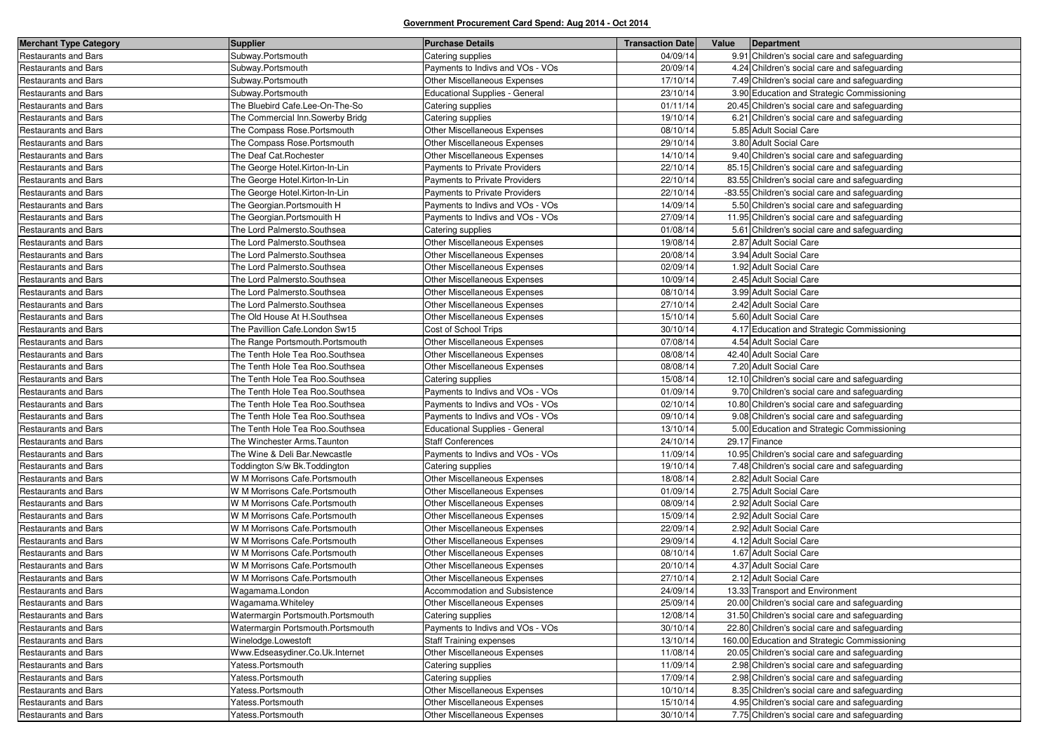**Government Procurement Card Spend: Aug 2014 - Oct 2014**

| Merchant Type Category | Supplier | Purchase Details | Transaction Date | Value | Department |
|---|---|---|---|---|---|
| Restaurants and Bars | Subway.Portsmouth | Catering supplies | 04/09/14 | 9.91 | Children's social care and safeguarding |
| Restaurants and Bars | Subway.Portsmouth | Payments to Indivs and VOs - VOs | 20/09/14 | 4.24 | Children's social care and safeguarding |
| Restaurants and Bars | Subway.Portsmouth | Other Miscellaneous Expenses | 17/10/14 | 7.49 | Children's social care and safeguarding |
| Restaurants and Bars | Subway.Portsmouth | Educational Supplies - General | 23/10/14 | 3.90 | Education and Strategic Commissioning |
| Restaurants and Bars | The Bluebird Cafe.Lee-On-The-So | Catering supplies | 01/11/14 | 20.45 | Children's social care and safeguarding |
| Restaurants and Bars | The Commercial Inn.Sowerby Bridg | Catering supplies | 19/10/14 | 6.21 | Children's social care and safeguarding |
| Restaurants and Bars | The Compass Rose.Portsmouth | Other Miscellaneous Expenses | 08/10/14 | 5.85 | Adult Social Care |
| Restaurants and Bars | The Compass Rose.Portsmouth | Other Miscellaneous Expenses | 29/10/14 | 3.80 | Adult Social Care |
| Restaurants and Bars | The Deaf Cat.Rochester | Other Miscellaneous Expenses | 14/10/14 | 9.40 | Children's social care and safeguarding |
| Restaurants and Bars | The George Hotel.Kirton-In-Lin | Payments to Private Providers | 22/10/14 | 85.15 | Children's social care and safeguarding |
| Restaurants and Bars | The George Hotel.Kirton-In-Lin | Payments to Private Providers | 22/10/14 | 83.55 | Children's social care and safeguarding |
| Restaurants and Bars | The George Hotel.Kirton-In-Lin | Payments to Private Providers | 22/10/14 | -83.55 | Children's social care and safeguarding |
| Restaurants and Bars | The Georgian.Portsmouith H | Payments to Indivs and VOs - VOs | 14/09/14 | 5.50 | Children's social care and safeguarding |
| Restaurants and Bars | The Georgian.Portsmouith H | Payments to Indivs and VOs - VOs | 27/09/14 | 11.95 | Children's social care and safeguarding |
| Restaurants and Bars | The Lord Palmersto.Southsea | Catering supplies | 01/08/14 | 5.61 | Children's social care and safeguarding |
| Restaurants and Bars | The Lord Palmersto.Southsea | Other Miscellaneous Expenses | 19/08/14 | 2.87 | Adult Social Care |
| Restaurants and Bars | The Lord Palmersto.Southsea | Other Miscellaneous Expenses | 20/08/14 | 3.94 | Adult Social Care |
| Restaurants and Bars | The Lord Palmersto.Southsea | Other Miscellaneous Expenses | 02/09/14 | 1.92 | Adult Social Care |
| Restaurants and Bars | The Lord Palmersto.Southsea | Other Miscellaneous Expenses | 10/09/14 | 2.45 | Adult Social Care |
| Restaurants and Bars | The Lord Palmersto.Southsea | Other Miscellaneous Expenses | 08/10/14 | 3.99 | Adult Social Care |
| Restaurants and Bars | The Lord Palmersto.Southsea | Other Miscellaneous Expenses | 27/10/14 | 2.42 | Adult Social Care |
| Restaurants and Bars | The Old House At H.Southsea | Other Miscellaneous Expenses | 15/10/14 | 5.60 | Adult Social Care |
| Restaurants and Bars | The Pavillion Cafe.London Sw15 | Cost of School Trips | 30/10/14 | 4.17 | Education and Strategic Commissioning |
| Restaurants and Bars | The Range Portsmouth.Portsmouth | Other Miscellaneous Expenses | 07/08/14 | 4.54 | Adult Social Care |
| Restaurants and Bars | The Tenth Hole Tea Roo.Southsea | Other Miscellaneous Expenses | 08/08/14 | 42.40 | Adult Social Care |
| Restaurants and Bars | The Tenth Hole Tea Roo.Southsea | Other Miscellaneous Expenses | 08/08/14 | 7.20 | Adult Social Care |
| Restaurants and Bars | The Tenth Hole Tea Roo.Southsea | Catering supplies | 15/08/14 | 12.10 | Children's social care and safeguarding |
| Restaurants and Bars | The Tenth Hole Tea Roo.Southsea | Payments to Indivs and VOs - VOs | 01/09/14 | 9.70 | Children's social care and safeguarding |
| Restaurants and Bars | The Tenth Hole Tea Roo.Southsea | Payments to Indivs and VOs - VOs | 02/10/14 | 10.80 | Children's social care and safeguarding |
| Restaurants and Bars | The Tenth Hole Tea Roo.Southsea | Payments to Indivs and VOs - VOs | 09/10/14 | 9.08 | Children's social care and safeguarding |
| Restaurants and Bars | The Tenth Hole Tea Roo.Southsea | Educational Supplies - General | 13/10/14 | 5.00 | Education and Strategic Commissioning |
| Restaurants and Bars | The Winchester Arms.Taunton | Staff Conferences | 24/10/14 | 29.17 | Finance |
| Restaurants and Bars | The Wine & Deli Bar.Newcastle | Payments to Indivs and VOs - VOs | 11/09/14 | 10.95 | Children's social care and safeguarding |
| Restaurants and Bars | Toddington S/w Bk.Toddington | Catering supplies | 19/10/14 | 7.48 | Children's social care and safeguarding |
| Restaurants and Bars | W M Morrisons Cafe.Portsmouth | Other Miscellaneous Expenses | 18/08/14 | 2.82 | Adult Social Care |
| Restaurants and Bars | W M Morrisons Cafe.Portsmouth | Other Miscellaneous Expenses | 01/09/14 | 2.75 | Adult Social Care |
| Restaurants and Bars | W M Morrisons Cafe.Portsmouth | Other Miscellaneous Expenses | 08/09/14 | 2.92 | Adult Social Care |
| Restaurants and Bars | W M Morrisons Cafe.Portsmouth | Other Miscellaneous Expenses | 15/09/14 | 2.92 | Adult Social Care |
| Restaurants and Bars | W M Morrisons Cafe.Portsmouth | Other Miscellaneous Expenses | 22/09/14 | 2.92 | Adult Social Care |
| Restaurants and Bars | W M Morrisons Cafe.Portsmouth | Other Miscellaneous Expenses | 29/09/14 | 4.12 | Adult Social Care |
| Restaurants and Bars | W M Morrisons Cafe.Portsmouth | Other Miscellaneous Expenses | 08/10/14 | 1.67 | Adult Social Care |
| Restaurants and Bars | W M Morrisons Cafe.Portsmouth | Other Miscellaneous Expenses | 20/10/14 | 4.37 | Adult Social Care |
| Restaurants and Bars | W M Morrisons Cafe.Portsmouth | Other Miscellaneous Expenses | 27/10/14 | 2.12 | Adult Social Care |
| Restaurants and Bars | Wagamama.London | Accommodation and Subsistence | 24/09/14 | 13.33 | Transport and Environment |
| Restaurants and Bars | Wagamama.Whiteley | Other Miscellaneous Expenses | 25/09/14 | 20.00 | Children's social care and safeguarding |
| Restaurants and Bars | Watermargin Portsmouth.Portsmouth | Catering supplies | 12/08/14 | 31.50 | Children's social care and safeguarding |
| Restaurants and Bars | Watermargin Portsmouth.Portsmouth | Payments to Indivs and VOs - VOs | 30/10/14 | 22.80 | Children's social care and safeguarding |
| Restaurants and Bars | Winelodge.Lowestoft | Staff Training expenses | 13/10/14 | 160.00 | Education and Strategic Commissioning |
| Restaurants and Bars | Www.Edseasydiner.Co.Uk.Internet | Other Miscellaneous Expenses | 11/08/14 | 20.05 | Children's social care and safeguarding |
| Restaurants and Bars | Yatess.Portsmouth | Catering supplies | 11/09/14 | 2.98 | Children's social care and safeguarding |
| Restaurants and Bars | Yatess.Portsmouth | Catering supplies | 17/09/14 | 2.98 | Children's social care and safeguarding |
| Restaurants and Bars | Yatess.Portsmouth | Other Miscellaneous Expenses | 10/10/14 | 8.35 | Children's social care and safeguarding |
| Restaurants and Bars | Yatess.Portsmouth | Other Miscellaneous Expenses | 15/10/14 | 4.95 | Children's social care and safeguarding |
| Restaurants and Bars | Yatess.Portsmouth | Other Miscellaneous Expenses | 30/10/14 | 7.75 | Children's social care and safeguarding |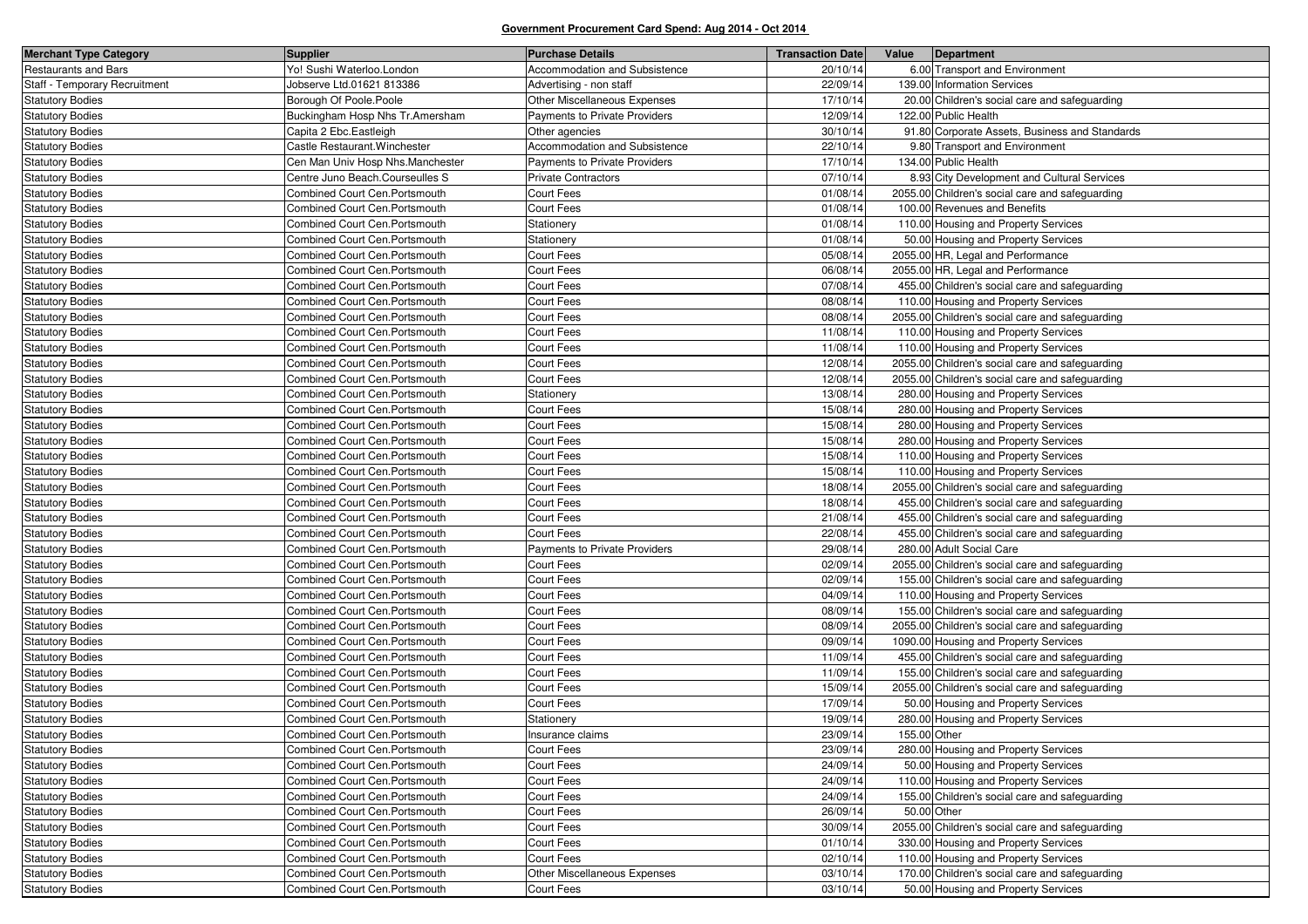**Government Procurement Card Spend: Aug 2014 - Oct 2014**

| Merchant Type Category | Supplier | Purchase Details | Transaction Date | Value | Department |
|---|---|---|---|---|---|
| Restaurants and Bars | Yo! Sushi Waterloo.London | Accommodation and Subsistence | 20/10/14 | 6.00 | Transport and Environment |
| Staff - Temporary Recruitment | Jobserve Ltd.01621 813386 | Advertising - non staff | 22/09/14 | 139.00 | Information Services |
| Statutory Bodies | Borough Of Poole.Poole | Other Miscellaneous Expenses | 17/10/14 | 20.00 | Children's social care and safeguarding |
| Statutory Bodies | Buckingham Hosp Nhs Tr.Amersham | Payments to Private Providers | 12/09/14 | 122.00 | Public Health |
| Statutory Bodies | Capita 2 Ebc.Eastleigh | Other agencies | 30/10/14 | 91.80 | Corporate Assets, Business and Standards |
| Statutory Bodies | Castle Restaurant.Winchester | Accommodation and Subsistence | 22/10/14 | 9.80 | Transport and Environment |
| Statutory Bodies | Cen Man Univ Hosp Nhs.Manchester | Payments to Private Providers | 17/10/14 | 134.00 | Public Health |
| Statutory Bodies | Centre Juno Beach.Courseulles S | Private Contractors | 07/10/14 | 8.93 | City Development and Cultural Services |
| Statutory Bodies | Combined Court Cen.Portsmouth | Court Fees | 01/08/14 | 2055.00 | Children's social care and safeguarding |
| Statutory Bodies | Combined Court Cen.Portsmouth | Court Fees | 01/08/14 | 100.00 | Revenues and Benefits |
| Statutory Bodies | Combined Court Cen.Portsmouth | Stationery | 01/08/14 | 110.00 | Housing and Property Services |
| Statutory Bodies | Combined Court Cen.Portsmouth | Stationery | 01/08/14 | 50.00 | Housing and Property Services |
| Statutory Bodies | Combined Court Cen.Portsmouth | Court Fees | 05/08/14 | 2055.00 | HR, Legal and Performance |
| Statutory Bodies | Combined Court Cen.Portsmouth | Court Fees | 06/08/14 | 2055.00 | HR, Legal and Performance |
| Statutory Bodies | Combined Court Cen.Portsmouth | Court Fees | 07/08/14 | 455.00 | Children's social care and safeguarding |
| Statutory Bodies | Combined Court Cen.Portsmouth | Court Fees | 08/08/14 | 110.00 | Housing and Property Services |
| Statutory Bodies | Combined Court Cen.Portsmouth | Court Fees | 08/08/14 | 2055.00 | Children's social care and safeguarding |
| Statutory Bodies | Combined Court Cen.Portsmouth | Court Fees | 11/08/14 | 110.00 | Housing and Property Services |
| Statutory Bodies | Combined Court Cen.Portsmouth | Court Fees | 11/08/14 | 110.00 | Housing and Property Services |
| Statutory Bodies | Combined Court Cen.Portsmouth | Court Fees | 12/08/14 | 2055.00 | Children's social care and safeguarding |
| Statutory Bodies | Combined Court Cen.Portsmouth | Court Fees | 12/08/14 | 2055.00 | Children's social care and safeguarding |
| Statutory Bodies | Combined Court Cen.Portsmouth | Stationery | 13/08/14 | 280.00 | Housing and Property Services |
| Statutory Bodies | Combined Court Cen.Portsmouth | Court Fees | 15/08/14 | 280.00 | Housing and Property Services |
| Statutory Bodies | Combined Court Cen.Portsmouth | Court Fees | 15/08/14 | 280.00 | Housing and Property Services |
| Statutory Bodies | Combined Court Cen.Portsmouth | Court Fees | 15/08/14 | 280.00 | Housing and Property Services |
| Statutory Bodies | Combined Court Cen.Portsmouth | Court Fees | 15/08/14 | 110.00 | Housing and Property Services |
| Statutory Bodies | Combined Court Cen.Portsmouth | Court Fees | 15/08/14 | 110.00 | Housing and Property Services |
| Statutory Bodies | Combined Court Cen.Portsmouth | Court Fees | 18/08/14 | 2055.00 | Children's social care and safeguarding |
| Statutory Bodies | Combined Court Cen.Portsmouth | Court Fees | 18/08/14 | 455.00 | Children's social care and safeguarding |
| Statutory Bodies | Combined Court Cen.Portsmouth | Court Fees | 21/08/14 | 455.00 | Children's social care and safeguarding |
| Statutory Bodies | Combined Court Cen.Portsmouth | Court Fees | 22/08/14 | 455.00 | Children's social care and safeguarding |
| Statutory Bodies | Combined Court Cen.Portsmouth | Payments to Private Providers | 29/08/14 | 280.00 | Adult Social Care |
| Statutory Bodies | Combined Court Cen.Portsmouth | Court Fees | 02/09/14 | 2055.00 | Children's social care and safeguarding |
| Statutory Bodies | Combined Court Cen.Portsmouth | Court Fees | 02/09/14 | 155.00 | Children's social care and safeguarding |
| Statutory Bodies | Combined Court Cen.Portsmouth | Court Fees | 04/09/14 | 110.00 | Housing and Property Services |
| Statutory Bodies | Combined Court Cen.Portsmouth | Court Fees | 08/09/14 | 155.00 | Children's social care and safeguarding |
| Statutory Bodies | Combined Court Cen.Portsmouth | Court Fees | 08/09/14 | 2055.00 | Children's social care and safeguarding |
| Statutory Bodies | Combined Court Cen.Portsmouth | Court Fees | 09/09/14 | 1090.00 | Housing and Property Services |
| Statutory Bodies | Combined Court Cen.Portsmouth | Court Fees | 11/09/14 | 455.00 | Children's social care and safeguarding |
| Statutory Bodies | Combined Court Cen.Portsmouth | Court Fees | 11/09/14 | 155.00 | Children's social care and safeguarding |
| Statutory Bodies | Combined Court Cen.Portsmouth | Court Fees | 15/09/14 | 2055.00 | Children's social care and safeguarding |
| Statutory Bodies | Combined Court Cen.Portsmouth | Court Fees | 17/09/14 | 50.00 | Housing and Property Services |
| Statutory Bodies | Combined Court Cen.Portsmouth | Stationery | 19/09/14 | 280.00 | Housing and Property Services |
| Statutory Bodies | Combined Court Cen.Portsmouth | Insurance claims | 23/09/14 | 155.00 | Other |
| Statutory Bodies | Combined Court Cen.Portsmouth | Court Fees | 23/09/14 | 280.00 | Housing and Property Services |
| Statutory Bodies | Combined Court Cen.Portsmouth | Court Fees | 24/09/14 | 50.00 | Housing and Property Services |
| Statutory Bodies | Combined Court Cen.Portsmouth | Court Fees | 24/09/14 | 110.00 | Housing and Property Services |
| Statutory Bodies | Combined Court Cen.Portsmouth | Court Fees | 24/09/14 | 155.00 | Children's social care and safeguarding |
| Statutory Bodies | Combined Court Cen.Portsmouth | Court Fees | 26/09/14 | 50.00 | Other |
| Statutory Bodies | Combined Court Cen.Portsmouth | Court Fees | 30/09/14 | 2055.00 | Children's social care and safeguarding |
| Statutory Bodies | Combined Court Cen.Portsmouth | Court Fees | 01/10/14 | 330.00 | Housing and Property Services |
| Statutory Bodies | Combined Court Cen.Portsmouth | Court Fees | 02/10/14 | 110.00 | Housing and Property Services |
| Statutory Bodies | Combined Court Cen.Portsmouth | Other Miscellaneous Expenses | 03/10/14 | 170.00 | Children's social care and safeguarding |
| Statutory Bodies | Combined Court Cen.Portsmouth | Court Fees | 03/10/14 | 50.00 | Housing and Property Services |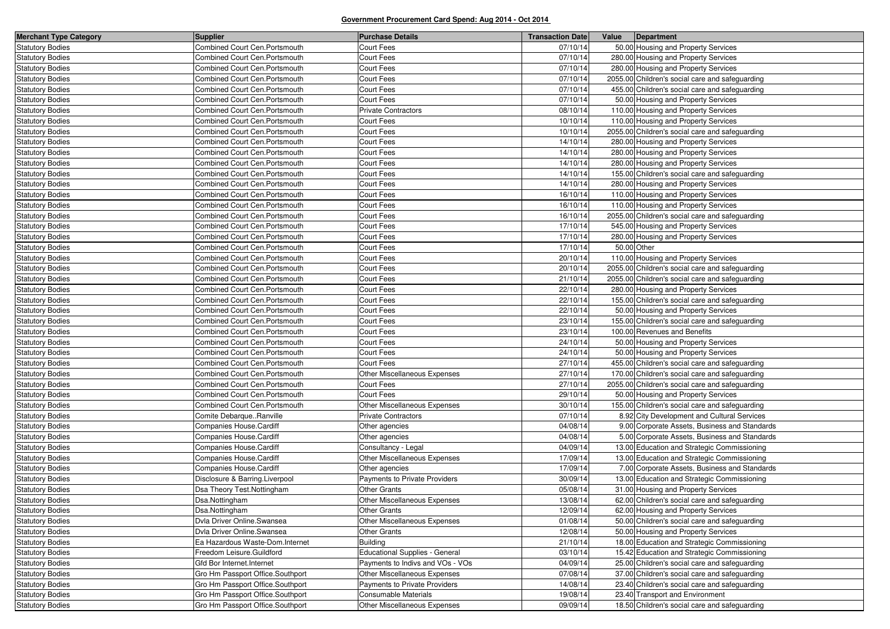**Government Procurement Card Spend: Aug 2014 - Oct 2014**

| Merchant Type Category | Supplier | Purchase Details | Transaction Date | Value | Department |
|---|---|---|---|---|---|
| Statutory Bodies | Combined Court Cen.Portsmouth | Court Fees | 07/10/14 | 50.00 | Housing and Property Services |
| Statutory Bodies | Combined Court Cen.Portsmouth | Court Fees | 07/10/14 | 280.00 | Housing and Property Services |
| Statutory Bodies | Combined Court Cen.Portsmouth | Court Fees | 07/10/14 | 280.00 | Housing and Property Services |
| Statutory Bodies | Combined Court Cen.Portsmouth | Court Fees | 07/10/14 | 2055.00 | Children's social care and safeguarding |
| Statutory Bodies | Combined Court Cen.Portsmouth | Court Fees | 07/10/14 | 455.00 | Children's social care and safeguarding |
| Statutory Bodies | Combined Court Cen.Portsmouth | Court Fees | 07/10/14 | 50.00 | Housing and Property Services |
| Statutory Bodies | Combined Court Cen.Portsmouth | Private Contractors | 08/10/14 | 110.00 | Housing and Property Services |
| Statutory Bodies | Combined Court Cen.Portsmouth | Court Fees | 10/10/14 | 110.00 | Housing and Property Services |
| Statutory Bodies | Combined Court Cen.Portsmouth | Court Fees | 10/10/14 | 2055.00 | Children's social care and safeguarding |
| Statutory Bodies | Combined Court Cen.Portsmouth | Court Fees | 14/10/14 | 280.00 | Housing and Property Services |
| Statutory Bodies | Combined Court Cen.Portsmouth | Court Fees | 14/10/14 | 280.00 | Housing and Property Services |
| Statutory Bodies | Combined Court Cen.Portsmouth | Court Fees | 14/10/14 | 280.00 | Housing and Property Services |
| Statutory Bodies | Combined Court Cen.Portsmouth | Court Fees | 14/10/14 | 155.00 | Children's social care and safeguarding |
| Statutory Bodies | Combined Court Cen.Portsmouth | Court Fees | 14/10/14 | 280.00 | Housing and Property Services |
| Statutory Bodies | Combined Court Cen.Portsmouth | Court Fees | 16/10/14 | 110.00 | Housing and Property Services |
| Statutory Bodies | Combined Court Cen.Portsmouth | Court Fees | 16/10/14 | 110.00 | Housing and Property Services |
| Statutory Bodies | Combined Court Cen.Portsmouth | Court Fees | 16/10/14 | 2055.00 | Children's social care and safeguarding |
| Statutory Bodies | Combined Court Cen.Portsmouth | Court Fees | 17/10/14 | 545.00 | Housing and Property Services |
| Statutory Bodies | Combined Court Cen.Portsmouth | Court Fees | 17/10/14 | 280.00 | Housing and Property Services |
| Statutory Bodies | Combined Court Cen.Portsmouth | Court Fees | 17/10/14 | 50.00 | Other |
| Statutory Bodies | Combined Court Cen.Portsmouth | Court Fees | 20/10/14 | 110.00 | Housing and Property Services |
| Statutory Bodies | Combined Court Cen.Portsmouth | Court Fees | 20/10/14 | 2055.00 | Children's social care and safeguarding |
| Statutory Bodies | Combined Court Cen.Portsmouth | Court Fees | 21/10/14 | 2055.00 | Children's social care and safeguarding |
| Statutory Bodies | Combined Court Cen.Portsmouth | Court Fees | 22/10/14 | 280.00 | Housing and Property Services |
| Statutory Bodies | Combined Court Cen.Portsmouth | Court Fees | 22/10/14 | 155.00 | Children's social care and safeguarding |
| Statutory Bodies | Combined Court Cen.Portsmouth | Court Fees | 22/10/14 | 50.00 | Housing and Property Services |
| Statutory Bodies | Combined Court Cen.Portsmouth | Court Fees | 23/10/14 | 155.00 | Children's social care and safeguarding |
| Statutory Bodies | Combined Court Cen.Portsmouth | Court Fees | 23/10/14 | 100.00 | Revenues and Benefits |
| Statutory Bodies | Combined Court Cen.Portsmouth | Court Fees | 24/10/14 | 50.00 | Housing and Property Services |
| Statutory Bodies | Combined Court Cen.Portsmouth | Court Fees | 24/10/14 | 50.00 | Housing and Property Services |
| Statutory Bodies | Combined Court Cen.Portsmouth | Court Fees | 27/10/14 | 455.00 | Children's social care and safeguarding |
| Statutory Bodies | Combined Court Cen.Portsmouth | Other Miscellaneous Expenses | 27/10/14 | 170.00 | Children's social care and safeguarding |
| Statutory Bodies | Combined Court Cen.Portsmouth | Court Fees | 27/10/14 | 2055.00 | Children's social care and safeguarding |
| Statutory Bodies | Combined Court Cen.Portsmouth | Court Fees | 29/10/14 | 50.00 | Housing and Property Services |
| Statutory Bodies | Combined Court Cen.Portsmouth | Other Miscellaneous Expenses | 30/10/14 | 155.00 | Children's social care and safeguarding |
| Statutory Bodies | Comite Debarque..Ranville | Private Contractors | 07/10/14 | 8.92 | City Development and Cultural Services |
| Statutory Bodies | Companies House.Cardiff | Other agencies | 04/08/14 | 9.00 | Corporate Assets, Business and Standards |
| Statutory Bodies | Companies House.Cardiff | Other agencies | 04/08/14 | 5.00 | Corporate Assets, Business and Standards |
| Statutory Bodies | Companies House.Cardiff | Consultancy - Legal | 04/09/14 | 13.00 | Education and Strategic Commissioning |
| Statutory Bodies | Companies House.Cardiff | Other Miscellaneous Expenses | 17/09/14 | 13.00 | Education and Strategic Commissioning |
| Statutory Bodies | Companies House.Cardiff | Other agencies | 17/09/14 | 7.00 | Corporate Assets, Business and Standards |
| Statutory Bodies | Disclosure & Barring.Liverpool | Payments to Private Providers | 30/09/14 | 13.00 | Education and Strategic Commissioning |
| Statutory Bodies | Dsa Theory Test.Nottingham | Other Grants | 05/08/14 | 31.00 | Housing and Property Services |
| Statutory Bodies | Dsa.Nottingham | Other Miscellaneous Expenses | 13/08/14 | 62.00 | Children's social care and safeguarding |
| Statutory Bodies | Dsa.Nottingham | Other Grants | 12/09/14 | 62.00 | Housing and Property Services |
| Statutory Bodies | Dvla Driver Online.Swansea | Other Miscellaneous Expenses | 01/08/14 | 50.00 | Children's social care and safeguarding |
| Statutory Bodies | Dvla Driver Online.Swansea | Other Grants | 12/08/14 | 50.00 | Housing and Property Services |
| Statutory Bodies | Ea Hazardous Waste-Dom.Internet | Building | 21/10/14 | 18.00 | Education and Strategic Commissioning |
| Statutory Bodies | Freedom Leisure.Guildford | Educational Supplies - General | 03/10/14 | 15.42 | Education and Strategic Commissioning |
| Statutory Bodies | Gfd Bor Internet.Internet | Payments to Indivs and VOs - VOs | 04/09/14 | 25.00 | Children's social care and safeguarding |
| Statutory Bodies | Gro Hm Passport Office.Southport | Other Miscellaneous Expenses | 07/08/14 | 37.00 | Children's social care and safeguarding |
| Statutory Bodies | Gro Hm Passport Office.Southport | Payments to Private Providers | 14/08/14 | 23.40 | Children's social care and safeguarding |
| Statutory Bodies | Gro Hm Passport Office.Southport | Consumable Materials | 19/08/14 | 23.40 | Transport and Environment |
| Statutory Bodies | Gro Hm Passport Office.Southport | Other Miscellaneous Expenses | 09/09/14 | 18.50 | Children's social care and safeguarding |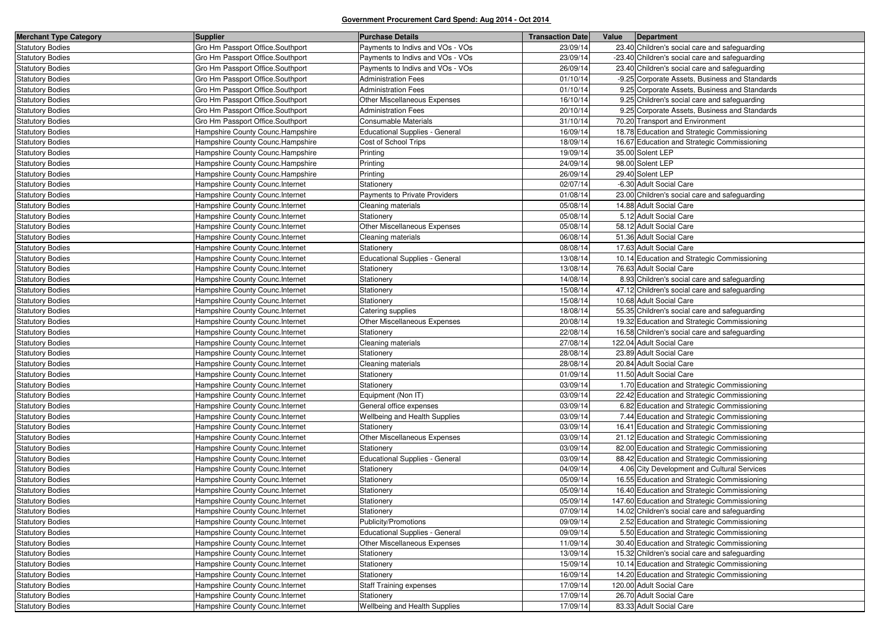**Government Procurement Card Spend: Aug 2014 - Oct 2014**

| Merchant Type Category | Supplier | Purchase Details | Transaction Date | Value | Department |
|---|---|---|---|---|---|
| Statutory Bodies | Gro Hm Passport Office.Southport | Payments to Indivs and VOs - VOs | 23/09/14 | 23.40 | Children's social care and safeguarding |
| Statutory Bodies | Gro Hm Passport Office.Southport | Payments to Indivs and VOs - VOs | 23/09/14 | -23.40 | Children's social care and safeguarding |
| Statutory Bodies | Gro Hm Passport Office.Southport | Payments to Indivs and VOs - VOs | 26/09/14 | 23.40 | Children's social care and safeguarding |
| Statutory Bodies | Gro Hm Passport Office.Southport | Administration Fees | 01/10/14 | -9.25 | Corporate Assets, Business and Standards |
| Statutory Bodies | Gro Hm Passport Office.Southport | Administration Fees | 01/10/14 | 9.25 | Corporate Assets, Business and Standards |
| Statutory Bodies | Gro Hm Passport Office.Southport | Other Miscellaneous Expenses | 16/10/14 | 9.25 | Children's social care and safeguarding |
| Statutory Bodies | Gro Hm Passport Office.Southport | Administration Fees | 20/10/14 | 9.25 | Corporate Assets, Business and Standards |
| Statutory Bodies | Gro Hm Passport Office.Southport | Consumable Materials | 31/10/14 | 70.20 | Transport and Environment |
| Statutory Bodies | Hampshire County Counc.Hampshire | Educational Supplies - General | 16/09/14 | 18.78 | Education and Strategic Commissioning |
| Statutory Bodies | Hampshire County Counc.Hampshire | Cost of School Trips | 18/09/14 | 16.67 | Education and Strategic Commissioning |
| Statutory Bodies | Hampshire County Counc.Hampshire | Printing | 19/09/14 | 35.00 | Solent LEP |
| Statutory Bodies | Hampshire County Counc.Hampshire | Printing | 24/09/14 | 98.00 | Solent LEP |
| Statutory Bodies | Hampshire County Counc.Hampshire | Printing | 26/09/14 | 29.40 | Solent LEP |
| Statutory Bodies | Hampshire County Counc.Internet | Stationery | 02/07/14 | -6.30 | Adult Social Care |
| Statutory Bodies | Hampshire County Counc.Internet | Payments to Private Providers | 01/08/14 | 23.00 | Children's social care and safeguarding |
| Statutory Bodies | Hampshire County Counc.Internet | Cleaning materials | 05/08/14 | 14.88 | Adult Social Care |
| Statutory Bodies | Hampshire County Counc.Internet | Stationery | 05/08/14 | 5.12 | Adult Social Care |
| Statutory Bodies | Hampshire County Counc.Internet | Other Miscellaneous Expenses | 05/08/14 | 58.12 | Adult Social Care |
| Statutory Bodies | Hampshire County Counc.Internet | Cleaning materials | 06/08/14 | 51.36 | Adult Social Care |
| Statutory Bodies | Hampshire County Counc.Internet | Stationery | 08/08/14 | 17.63 | Adult Social Care |
| Statutory Bodies | Hampshire County Counc.Internet | Educational Supplies - General | 13/08/14 | 10.14 | Education and Strategic Commissioning |
| Statutory Bodies | Hampshire County Counc.Internet | Stationery | 13/08/14 | 76.63 | Adult Social Care |
| Statutory Bodies | Hampshire County Counc.Internet | Stationery | 14/08/14 | 8.93 | Children's social care and safeguarding |
| Statutory Bodies | Hampshire County Counc.Internet | Stationery | 15/08/14 | 47.12 | Children's social care and safeguarding |
| Statutory Bodies | Hampshire County Counc.Internet | Stationery | 15/08/14 | 10.68 | Adult Social Care |
| Statutory Bodies | Hampshire County Counc.Internet | Catering supplies | 18/08/14 | 55.35 | Children's social care and safeguarding |
| Statutory Bodies | Hampshire County Counc.Internet | Other Miscellaneous Expenses | 20/08/14 | 19.32 | Education and Strategic Commissioning |
| Statutory Bodies | Hampshire County Counc.Internet | Stationery | 22/08/14 | 16.58 | Children's social care and safeguarding |
| Statutory Bodies | Hampshire County Counc.Internet | Cleaning materials | 27/08/14 | 122.04 | Adult Social Care |
| Statutory Bodies | Hampshire County Counc.Internet | Stationery | 28/08/14 | 23.89 | Adult Social Care |
| Statutory Bodies | Hampshire County Counc.Internet | Cleaning materials | 28/08/14 | 20.84 | Adult Social Care |
| Statutory Bodies | Hampshire County Counc.Internet | Stationery | 01/09/14 | 11.50 | Adult Social Care |
| Statutory Bodies | Hampshire County Counc.Internet | Stationery | 03/09/14 | 1.70 | Education and Strategic Commissioning |
| Statutory Bodies | Hampshire County Counc.Internet | Equipment (Non IT) | 03/09/14 | 22.42 | Education and Strategic Commissioning |
| Statutory Bodies | Hampshire County Counc.Internet | General office expenses | 03/09/14 | 6.82 | Education and Strategic Commissioning |
| Statutory Bodies | Hampshire County Counc.Internet | Wellbeing and Health Supplies | 03/09/14 | 7.44 | Education and Strategic Commissioning |
| Statutory Bodies | Hampshire County Counc.Internet | Stationery | 03/09/14 | 16.41 | Education and Strategic Commissioning |
| Statutory Bodies | Hampshire County Counc.Internet | Other Miscellaneous Expenses | 03/09/14 | 21.12 | Education and Strategic Commissioning |
| Statutory Bodies | Hampshire County Counc.Internet | Stationery | 03/09/14 | 82.00 | Education and Strategic Commissioning |
| Statutory Bodies | Hampshire County Counc.Internet | Educational Supplies - General | 03/09/14 | 88.42 | Education and Strategic Commissioning |
| Statutory Bodies | Hampshire County Counc.Internet | Stationery | 04/09/14 | 4.06 | City Development and Cultural Services |
| Statutory Bodies | Hampshire County Counc.Internet | Stationery | 05/09/14 | 16.55 | Education and Strategic Commissioning |
| Statutory Bodies | Hampshire County Counc.Internet | Stationery | 05/09/14 | 16.40 | Education and Strategic Commissioning |
| Statutory Bodies | Hampshire County Counc.Internet | Stationery | 05/09/14 | 147.60 | Education and Strategic Commissioning |
| Statutory Bodies | Hampshire County Counc.Internet | Stationery | 07/09/14 | 14.02 | Children's social care and safeguarding |
| Statutory Bodies | Hampshire County Counc.Internet | Publicity/Promotions | 09/09/14 | 2.52 | Education and Strategic Commissioning |
| Statutory Bodies | Hampshire County Counc.Internet | Educational Supplies - General | 09/09/14 | 5.50 | Education and Strategic Commissioning |
| Statutory Bodies | Hampshire County Counc.Internet | Other Miscellaneous Expenses | 11/09/14 | 30.40 | Education and Strategic Commissioning |
| Statutory Bodies | Hampshire County Counc.Internet | Stationery | 13/09/14 | 15.32 | Children's social care and safeguarding |
| Statutory Bodies | Hampshire County Counc.Internet | Stationery | 15/09/14 | 10.14 | Education and Strategic Commissioning |
| Statutory Bodies | Hampshire County Counc.Internet | Stationery | 16/09/14 | 14.20 | Education and Strategic Commissioning |
| Statutory Bodies | Hampshire County Counc.Internet | Staff Training expenses | 17/09/14 | 120.00 | Adult Social Care |
| Statutory Bodies | Hampshire County Counc.Internet | Stationery | 17/09/14 | 26.70 | Adult Social Care |
| Statutory Bodies | Hampshire County Counc.Internet | Wellbeing and Health Supplies | 17/09/14 | 83.33 | Adult Social Care |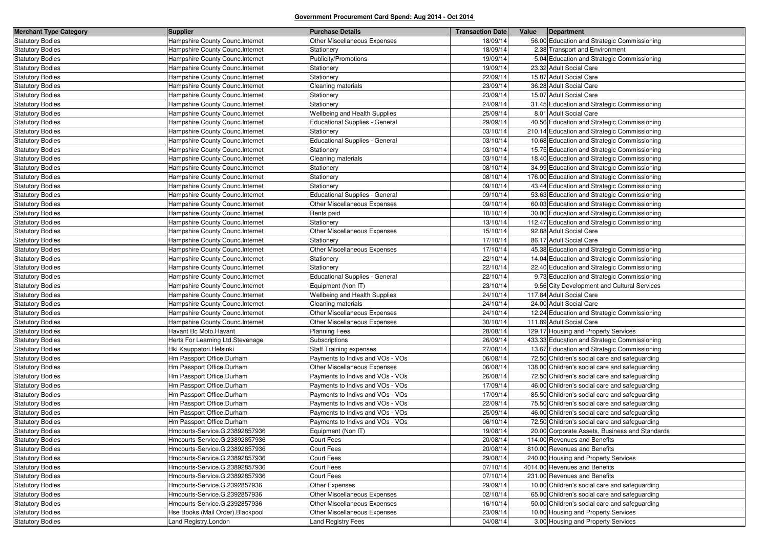**Government Procurement Card Spend: Aug 2014 - Oct 2014**

| Merchant Type Category | Supplier | Purchase Details | Transaction Date | Value | Department |
|---|---|---|---|---|---|
| Statutory Bodies | Hampshire County Counc.Internet | Other Miscellaneous Expenses | 18/09/14 | 56.00 | Education and Strategic Commissioning |
| Statutory Bodies | Hampshire County Counc.Internet | Stationery | 18/09/14 | 2.38 | Transport and Environment |
| Statutory Bodies | Hampshire County Counc.Internet | Publicity/Promotions | 19/09/14 | 5.04 | Education and Strategic Commissioning |
| Statutory Bodies | Hampshire County Counc.Internet | Stationery | 19/09/14 | 23.32 | Adult Social Care |
| Statutory Bodies | Hampshire County Counc.Internet | Stationery | 22/09/14 | 15.87 | Adult Social Care |
| Statutory Bodies | Hampshire County Counc.Internet | Cleaning materials | 23/09/14 | 36.28 | Adult Social Care |
| Statutory Bodies | Hampshire County Counc.Internet | Stationery | 23/09/14 | 15.07 | Adult Social Care |
| Statutory Bodies | Hampshire County Counc.Internet | Stationery | 24/09/14 | 31.45 | Education and Strategic Commissioning |
| Statutory Bodies | Hampshire County Counc.Internet | Wellbeing and Health Supplies | 25/09/14 | 8.01 | Adult Social Care |
| Statutory Bodies | Hampshire County Counc.Internet | Educational Supplies - General | 29/09/14 | 40.56 | Education and Strategic Commissioning |
| Statutory Bodies | Hampshire County Counc.Internet | Stationery | 03/10/14 | 210.14 | Education and Strategic Commissioning |
| Statutory Bodies | Hampshire County Counc.Internet | Educational Supplies - General | 03/10/14 | 10.68 | Education and Strategic Commissioning |
| Statutory Bodies | Hampshire County Counc.Internet | Stationery | 03/10/14 | 15.75 | Education and Strategic Commissioning |
| Statutory Bodies | Hampshire County Counc.Internet | Cleaning materials | 03/10/14 | 18.40 | Education and Strategic Commissioning |
| Statutory Bodies | Hampshire County Counc.Internet | Stationery | 08/10/14 | 34.99 | Education and Strategic Commissioning |
| Statutory Bodies | Hampshire County Counc.Internet | Stationery | 08/10/14 | 176.00 | Education and Strategic Commissioning |
| Statutory Bodies | Hampshire County Counc.Internet | Stationery | 09/10/14 | 43.44 | Education and Strategic Commissioning |
| Statutory Bodies | Hampshire County Counc.Internet | Educational Supplies - General | 09/10/14 | 53.63 | Education and Strategic Commissioning |
| Statutory Bodies | Hampshire County Counc.Internet | Other Miscellaneous Expenses | 09/10/14 | 60.03 | Education and Strategic Commissioning |
| Statutory Bodies | Hampshire County Counc.Internet | Rents paid | 10/10/14 | 30.00 | Education and Strategic Commissioning |
| Statutory Bodies | Hampshire County Counc.Internet | Stationery | 13/10/14 | 112.47 | Education and Strategic Commissioning |
| Statutory Bodies | Hampshire County Counc.Internet | Other Miscellaneous Expenses | 15/10/14 | 92.88 | Adult Social Care |
| Statutory Bodies | Hampshire County Counc.Internet | Stationery | 17/10/14 | 86.17 | Adult Social Care |
| Statutory Bodies | Hampshire County Counc.Internet | Other Miscellaneous Expenses | 17/10/14 | 45.38 | Education and Strategic Commissioning |
| Statutory Bodies | Hampshire County Counc.Internet | Stationery | 22/10/14 | 14.04 | Education and Strategic Commissioning |
| Statutory Bodies | Hampshire County Counc.Internet | Stationery | 22/10/14 | 22.40 | Education and Strategic Commissioning |
| Statutory Bodies | Hampshire County Counc.Internet | Educational Supplies - General | 22/10/14 | 9.73 | Education and Strategic Commissioning |
| Statutory Bodies | Hampshire County Counc.Internet | Equipment (Non IT) | 23/10/14 | 9.56 | City Development and Cultural Services |
| Statutory Bodies | Hampshire County Counc.Internet | Wellbeing and Health Supplies | 24/10/14 | 117.84 | Adult Social Care |
| Statutory Bodies | Hampshire County Counc.Internet | Cleaning materials | 24/10/14 | 24.00 | Adult Social Care |
| Statutory Bodies | Hampshire County Counc.Internet | Other Miscellaneous Expenses | 24/10/14 | 12.24 | Education and Strategic Commissioning |
| Statutory Bodies | Hampshire County Counc.Internet | Other Miscellaneous Expenses | 30/10/14 | 111.89 | Adult Social Care |
| Statutory Bodies | Havant Bc Moto.Havant | Planning Fees | 28/08/14 | 129.17 | Housing and Property Services |
| Statutory Bodies | Herts For Learning Ltd.Stevenage | Subscriptions | 26/09/14 | 433.33 | Education and Strategic Commissioning |
| Statutory Bodies | Hkl Kauppatori.Helsinki | Staff Training expenses | 27/08/14 | 13.67 | Education and Strategic Commissioning |
| Statutory Bodies | Hm Passport Office.Durham | Payments to Indivs and VOs - VOs | 06/08/14 | 72.50 | Children's social care and safeguarding |
| Statutory Bodies | Hm Passport Office.Durham | Other Miscellaneous Expenses | 06/08/14 | 138.00 | Children's social care and safeguarding |
| Statutory Bodies | Hm Passport Office.Durham | Payments to Indivs and VOs - VOs | 26/08/14 | 72.50 | Children's social care and safeguarding |
| Statutory Bodies | Hm Passport Office.Durham | Payments to Indivs and VOs - VOs | 17/09/14 | 46.00 | Children's social care and safeguarding |
| Statutory Bodies | Hm Passport Office.Durham | Payments to Indivs and VOs - VOs | 17/09/14 | 85.50 | Children's social care and safeguarding |
| Statutory Bodies | Hm Passport Office.Durham | Payments to Indivs and VOs - VOs | 22/09/14 | 75.50 | Children's social care and safeguarding |
| Statutory Bodies | Hm Passport Office.Durham | Payments to Indivs and VOs - VOs | 25/09/14 | 46.00 | Children's social care and safeguarding |
| Statutory Bodies | Hm Passport Office.Durham | Payments to Indivs and VOs - VOs | 06/10/14 | 72.50 | Children's social care and safeguarding |
| Statutory Bodies | Hmcourts-Service.G.23892857936 | Equipment (Non IT) | 19/08/14 | 20.00 | Corporate Assets, Business and Standards |
| Statutory Bodies | Hmcourts-Service.G.23892857936 | Court Fees | 20/08/14 | 114.00 | Revenues and Benefits |
| Statutory Bodies | Hmcourts-Service.G.23892857936 | Court Fees | 20/08/14 | 810.00 | Revenues and Benefits |
| Statutory Bodies | Hmcourts-Service.G.23892857936 | Court Fees | 29/08/14 | 240.00 | Housing and Property Services |
| Statutory Bodies | Hmcourts-Service.G.23892857936 | Court Fees | 07/10/14 | 4014.00 | Revenues and Benefits |
| Statutory Bodies | Hmcourts-Service.G.23892857936 | Court Fees | 07/10/14 | 231.00 | Revenues and Benefits |
| Statutory Bodies | Hmcourts-Service.G.2392857936 | Other Expenses | 29/09/14 | 10.00 | Children's social care and safeguarding |
| Statutory Bodies | Hmcourts-Service.G.2392857936 | Other Miscellaneous Expenses | 02/10/14 | 65.00 | Children's social care and safeguarding |
| Statutory Bodies | Hmcourts-Service.G.2392857936 | Other Miscellaneous Expenses | 16/10/14 | 50.00 | Children's social care and safeguarding |
| Statutory Bodies | Hse Books (Mail Order).Blackpool | Other Miscellaneous Expenses | 23/09/14 | 10.00 | Housing and Property Services |
| Statutory Bodies | Land Registry.London | Land Registry Fees | 04/08/14 | 3.00 | Housing and Property Services |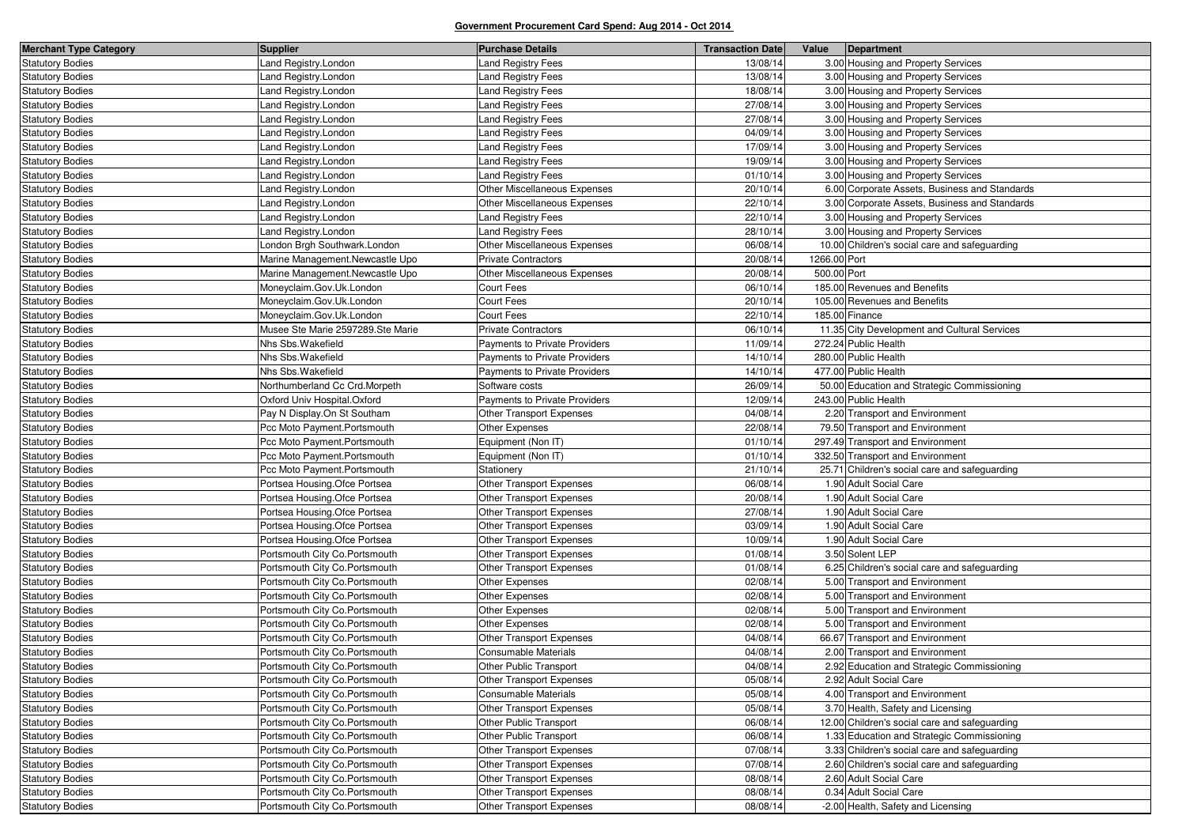**Government Procurement Card Spend: Aug 2014 - Oct 2014**

| Merchant Type Category | Supplier | Purchase Details | Transaction Date | Value | Department |
|---|---|---|---|---|---|
| Statutory Bodies | Land Registry.London | Land Registry Fees | 13/08/14 | 3.00 | Housing and Property Services |
| Statutory Bodies | Land Registry.London | Land Registry Fees | 13/08/14 | 3.00 | Housing and Property Services |
| Statutory Bodies | Land Registry.London | Land Registry Fees | 18/08/14 | 3.00 | Housing and Property Services |
| Statutory Bodies | Land Registry.London | Land Registry Fees | 27/08/14 | 3.00 | Housing and Property Services |
| Statutory Bodies | Land Registry.London | Land Registry Fees | 27/08/14 | 3.00 | Housing and Property Services |
| Statutory Bodies | Land Registry.London | Land Registry Fees | 04/09/14 | 3.00 | Housing and Property Services |
| Statutory Bodies | Land Registry.London | Land Registry Fees | 17/09/14 | 3.00 | Housing and Property Services |
| Statutory Bodies | Land Registry.London | Land Registry Fees | 19/09/14 | 3.00 | Housing and Property Services |
| Statutory Bodies | Land Registry.London | Land Registry Fees | 01/10/14 | 3.00 | Housing and Property Services |
| Statutory Bodies | Land Registry.London | Other Miscellaneous Expenses | 20/10/14 | 6.00 | Corporate Assets, Business and Standards |
| Statutory Bodies | Land Registry.London | Other Miscellaneous Expenses | 22/10/14 | 3.00 | Corporate Assets, Business and Standards |
| Statutory Bodies | Land Registry.London | Land Registry Fees | 22/10/14 | 3.00 | Housing and Property Services |
| Statutory Bodies | Land Registry.London | Land Registry Fees | 28/10/14 | 3.00 | Housing and Property Services |
| Statutory Bodies | London Brgh Southwark.London | Other Miscellaneous Expenses | 06/08/14 | 10.00 | Children's social care and safeguarding |
| Statutory Bodies | Marine Management.Newcastle Upo | Private Contractors | 20/08/14 | 1266.00 | Port |
| Statutory Bodies | Marine Management.Newcastle Upo | Other Miscellaneous Expenses | 20/08/14 | 500.00 | Port |
| Statutory Bodies | Moneyclaim.Gov.Uk.London | Court Fees | 06/10/14 | 185.00 | Revenues and Benefits |
| Statutory Bodies | Moneyclaim.Gov.Uk.London | Court Fees | 20/10/14 | 105.00 | Revenues and Benefits |
| Statutory Bodies | Moneyclaim.Gov.Uk.London | Court Fees | 22/10/14 | 185.00 | Finance |
| Statutory Bodies | Musee Ste Marie 2597289.Ste Marie | Private Contractors | 06/10/14 | 11.35 | City Development and Cultural Services |
| Statutory Bodies | Nhs Sbs.Wakefield | Payments to Private Providers | 11/09/14 | 272.24 | Public Health |
| Statutory Bodies | Nhs Sbs.Wakefield | Payments to Private Providers | 14/10/14 | 280.00 | Public Health |
| Statutory Bodies | Nhs Sbs.Wakefield | Payments to Private Providers | 14/10/14 | 477.00 | Public Health |
| Statutory Bodies | Northumberland Cc Crd.Morpeth | Software costs | 26/09/14 | 50.00 | Education and Strategic Commissioning |
| Statutory Bodies | Oxford Univ Hospital.Oxford | Payments to Private Providers | 12/09/14 | 243.00 | Public Health |
| Statutory Bodies | Pay N Display.On St Southam | Other Transport Expenses | 04/08/14 | 2.20 | Transport and Environment |
| Statutory Bodies | Pcc Moto Payment.Portsmouth | Other Expenses | 22/08/14 | 79.50 | Transport and Environment |
| Statutory Bodies | Pcc Moto Payment.Portsmouth | Equipment (Non IT) | 01/10/14 | 297.49 | Transport and Environment |
| Statutory Bodies | Pcc Moto Payment.Portsmouth | Equipment (Non IT) | 01/10/14 | 332.50 | Transport and Environment |
| Statutory Bodies | Pcc Moto Payment.Portsmouth | Stationery | 21/10/14 | 25.71 | Children's social care and safeguarding |
| Statutory Bodies | Portsea Housing.Ofce Portsea | Other Transport Expenses | 06/08/14 | 1.90 | Adult Social Care |
| Statutory Bodies | Portsea Housing.Ofce Portsea | Other Transport Expenses | 20/08/14 | 1.90 | Adult Social Care |
| Statutory Bodies | Portsea Housing.Ofce Portsea | Other Transport Expenses | 27/08/14 | 1.90 | Adult Social Care |
| Statutory Bodies | Portsea Housing.Ofce Portsea | Other Transport Expenses | 03/09/14 | 1.90 | Adult Social Care |
| Statutory Bodies | Portsea Housing.Ofce Portsea | Other Transport Expenses | 10/09/14 | 1.90 | Adult Social Care |
| Statutory Bodies | Portsmouth City Co.Portsmouth | Other Transport Expenses | 01/08/14 | 3.50 | Solent LEP |
| Statutory Bodies | Portsmouth City Co.Portsmouth | Other Transport Expenses | 01/08/14 | 6.25 | Children's social care and safeguarding |
| Statutory Bodies | Portsmouth City Co.Portsmouth | Other Expenses | 02/08/14 | 5.00 | Transport and Environment |
| Statutory Bodies | Portsmouth City Co.Portsmouth | Other Expenses | 02/08/14 | 5.00 | Transport and Environment |
| Statutory Bodies | Portsmouth City Co.Portsmouth | Other Expenses | 02/08/14 | 5.00 | Transport and Environment |
| Statutory Bodies | Portsmouth City Co.Portsmouth | Other Expenses | 02/08/14 | 5.00 | Transport and Environment |
| Statutory Bodies | Portsmouth City Co.Portsmouth | Other Transport Expenses | 04/08/14 | 66.67 | Transport and Environment |
| Statutory Bodies | Portsmouth City Co.Portsmouth | Consumable Materials | 04/08/14 | 2.00 | Transport and Environment |
| Statutory Bodies | Portsmouth City Co.Portsmouth | Other Public Transport | 04/08/14 | 2.92 | Education and Strategic Commissioning |
| Statutory Bodies | Portsmouth City Co.Portsmouth | Other Transport Expenses | 05/08/14 | 2.92 | Adult Social Care |
| Statutory Bodies | Portsmouth City Co.Portsmouth | Consumable Materials | 05/08/14 | 4.00 | Transport and Environment |
| Statutory Bodies | Portsmouth City Co.Portsmouth | Other Transport Expenses | 05/08/14 | 3.70 | Health, Safety and Licensing |
| Statutory Bodies | Portsmouth City Co.Portsmouth | Other Public Transport | 06/08/14 | 12.00 | Children's social care and safeguarding |
| Statutory Bodies | Portsmouth City Co.Portsmouth | Other Public Transport | 06/08/14 | 1.33 | Education and Strategic Commissioning |
| Statutory Bodies | Portsmouth City Co.Portsmouth | Other Transport Expenses | 07/08/14 | 3.33 | Children's social care and safeguarding |
| Statutory Bodies | Portsmouth City Co.Portsmouth | Other Transport Expenses | 07/08/14 | 2.60 | Children's social care and safeguarding |
| Statutory Bodies | Portsmouth City Co.Portsmouth | Other Transport Expenses | 08/08/14 | 2.60 | Adult Social Care |
| Statutory Bodies | Portsmouth City Co.Portsmouth | Other Transport Expenses | 08/08/14 | 0.34 | Adult Social Care |
| Statutory Bodies | Portsmouth City Co.Portsmouth | Other Transport Expenses | 08/08/14 | -2.00 | Health, Safety and Licensing |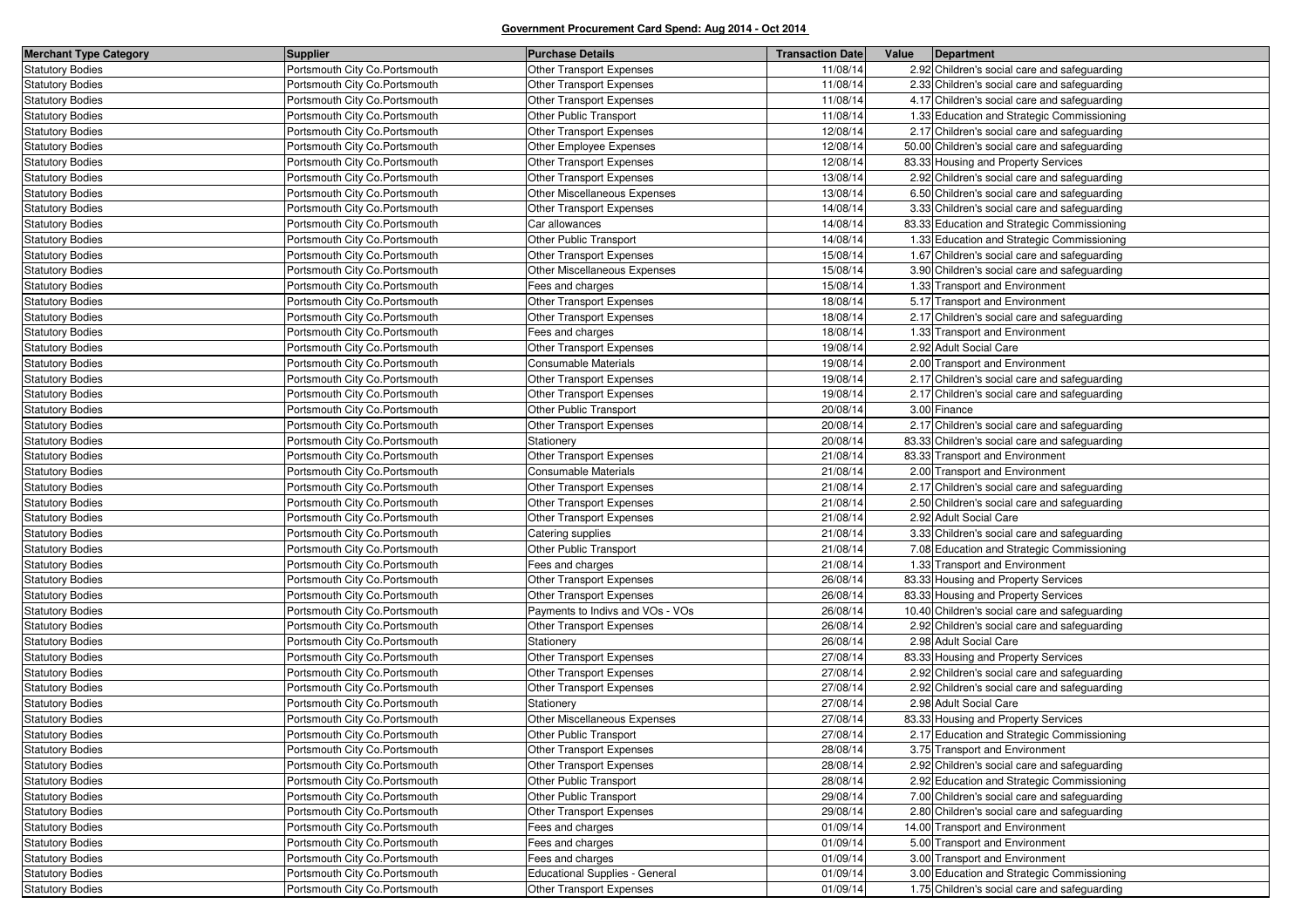**Government Procurement Card Spend: Aug 2014 - Oct 2014**

| Merchant Type Category | Supplier | Purchase Details | Transaction Date | Value | Department |
|---|---|---|---|---|---|
| Statutory Bodies | Portsmouth City Co.Portsmouth | Other Transport Expenses | 11/08/14 | 2.92 | Children's social care and safeguarding |
| Statutory Bodies | Portsmouth City Co.Portsmouth | Other Transport Expenses | 11/08/14 | 2.33 | Children's social care and safeguarding |
| Statutory Bodies | Portsmouth City Co.Portsmouth | Other Transport Expenses | 11/08/14 | 4.17 | Children's social care and safeguarding |
| Statutory Bodies | Portsmouth City Co.Portsmouth | Other Public Transport | 11/08/14 | 1.33 | Education and Strategic Commissioning |
| Statutory Bodies | Portsmouth City Co.Portsmouth | Other Transport Expenses | 12/08/14 | 2.17 | Children's social care and safeguarding |
| Statutory Bodies | Portsmouth City Co.Portsmouth | Other Employee Expenses | 12/08/14 | 50.00 | Children's social care and safeguarding |
| Statutory Bodies | Portsmouth City Co.Portsmouth | Other Transport Expenses | 12/08/14 | 83.33 | Housing and Property Services |
| Statutory Bodies | Portsmouth City Co.Portsmouth | Other Transport Expenses | 13/08/14 | 2.92 | Children's social care and safeguarding |
| Statutory Bodies | Portsmouth City Co.Portsmouth | Other Miscellaneous Expenses | 13/08/14 | 6.50 | Children's social care and safeguarding |
| Statutory Bodies | Portsmouth City Co.Portsmouth | Other Transport Expenses | 14/08/14 | 3.33 | Children's social care and safeguarding |
| Statutory Bodies | Portsmouth City Co.Portsmouth | Car allowances | 14/08/14 | 83.33 | Education and Strategic Commissioning |
| Statutory Bodies | Portsmouth City Co.Portsmouth | Other Public Transport | 14/08/14 | 1.33 | Education and Strategic Commissioning |
| Statutory Bodies | Portsmouth City Co.Portsmouth | Other Transport Expenses | 15/08/14 | 1.67 | Children's social care and safeguarding |
| Statutory Bodies | Portsmouth City Co.Portsmouth | Other Miscellaneous Expenses | 15/08/14 | 3.90 | Children's social care and safeguarding |
| Statutory Bodies | Portsmouth City Co.Portsmouth | Fees and charges | 15/08/14 | 1.33 | Transport and Environment |
| Statutory Bodies | Portsmouth City Co.Portsmouth | Other Transport Expenses | 18/08/14 | 5.17 | Transport and Environment |
| Statutory Bodies | Portsmouth City Co.Portsmouth | Other Transport Expenses | 18/08/14 | 2.17 | Children's social care and safeguarding |
| Statutory Bodies | Portsmouth City Co.Portsmouth | Fees and charges | 18/08/14 | 1.33 | Transport and Environment |
| Statutory Bodies | Portsmouth City Co.Portsmouth | Other Transport Expenses | 19/08/14 | 2.92 | Adult Social Care |
| Statutory Bodies | Portsmouth City Co.Portsmouth | Consumable Materials | 19/08/14 | 2.00 | Transport and Environment |
| Statutory Bodies | Portsmouth City Co.Portsmouth | Other Transport Expenses | 19/08/14 | 2.17 | Children's social care and safeguarding |
| Statutory Bodies | Portsmouth City Co.Portsmouth | Other Transport Expenses | 19/08/14 | 2.17 | Children's social care and safeguarding |
| Statutory Bodies | Portsmouth City Co.Portsmouth | Other Public Transport | 20/08/14 | 3.00 | Finance |
| Statutory Bodies | Portsmouth City Co.Portsmouth | Other Transport Expenses | 20/08/14 | 2.17 | Children's social care and safeguarding |
| Statutory Bodies | Portsmouth City Co.Portsmouth | Stationery | 20/08/14 | 83.33 | Children's social care and safeguarding |
| Statutory Bodies | Portsmouth City Co.Portsmouth | Other Transport Expenses | 21/08/14 | 83.33 | Transport and Environment |
| Statutory Bodies | Portsmouth City Co.Portsmouth | Consumable Materials | 21/08/14 | 2.00 | Transport and Environment |
| Statutory Bodies | Portsmouth City Co.Portsmouth | Other Transport Expenses | 21/08/14 | 2.17 | Children's social care and safeguarding |
| Statutory Bodies | Portsmouth City Co.Portsmouth | Other Transport Expenses | 21/08/14 | 2.50 | Children's social care and safeguarding |
| Statutory Bodies | Portsmouth City Co.Portsmouth | Other Transport Expenses | 21/08/14 | 2.92 | Adult Social Care |
| Statutory Bodies | Portsmouth City Co.Portsmouth | Catering supplies | 21/08/14 | 3.33 | Children's social care and safeguarding |
| Statutory Bodies | Portsmouth City Co.Portsmouth | Other Public Transport | 21/08/14 | 7.08 | Education and Strategic Commissioning |
| Statutory Bodies | Portsmouth City Co.Portsmouth | Fees and charges | 21/08/14 | 1.33 | Transport and Environment |
| Statutory Bodies | Portsmouth City Co.Portsmouth | Other Transport Expenses | 26/08/14 | 83.33 | Housing and Property Services |
| Statutory Bodies | Portsmouth City Co.Portsmouth | Other Transport Expenses | 26/08/14 | 83.33 | Housing and Property Services |
| Statutory Bodies | Portsmouth City Co.Portsmouth | Payments to Indivs and VOs - VOs | 26/08/14 | 10.40 | Children's social care and safeguarding |
| Statutory Bodies | Portsmouth City Co.Portsmouth | Other Transport Expenses | 26/08/14 | 2.92 | Children's social care and safeguarding |
| Statutory Bodies | Portsmouth City Co.Portsmouth | Stationery | 26/08/14 | 2.98 | Adult Social Care |
| Statutory Bodies | Portsmouth City Co.Portsmouth | Other Transport Expenses | 27/08/14 | 83.33 | Housing and Property Services |
| Statutory Bodies | Portsmouth City Co.Portsmouth | Other Transport Expenses | 27/08/14 | 2.92 | Children's social care and safeguarding |
| Statutory Bodies | Portsmouth City Co.Portsmouth | Other Transport Expenses | 27/08/14 | 2.92 | Children's social care and safeguarding |
| Statutory Bodies | Portsmouth City Co.Portsmouth | Stationery | 27/08/14 | 2.98 | Adult Social Care |
| Statutory Bodies | Portsmouth City Co.Portsmouth | Other Miscellaneous Expenses | 27/08/14 | 83.33 | Housing and Property Services |
| Statutory Bodies | Portsmouth City Co.Portsmouth | Other Public Transport | 27/08/14 | 2.17 | Education and Strategic Commissioning |
| Statutory Bodies | Portsmouth City Co.Portsmouth | Other Transport Expenses | 28/08/14 | 3.75 | Transport and Environment |
| Statutory Bodies | Portsmouth City Co.Portsmouth | Other Transport Expenses | 28/08/14 | 2.92 | Children's social care and safeguarding |
| Statutory Bodies | Portsmouth City Co.Portsmouth | Other Public Transport | 28/08/14 | 2.92 | Education and Strategic Commissioning |
| Statutory Bodies | Portsmouth City Co.Portsmouth | Other Public Transport | 29/08/14 | 7.00 | Children's social care and safeguarding |
| Statutory Bodies | Portsmouth City Co.Portsmouth | Other Transport Expenses | 29/08/14 | 2.80 | Children's social care and safeguarding |
| Statutory Bodies | Portsmouth City Co.Portsmouth | Fees and charges | 01/09/14 | 14.00 | Transport and Environment |
| Statutory Bodies | Portsmouth City Co.Portsmouth | Fees and charges | 01/09/14 | 5.00 | Transport and Environment |
| Statutory Bodies | Portsmouth City Co.Portsmouth | Fees and charges | 01/09/14 | 3.00 | Transport and Environment |
| Statutory Bodies | Portsmouth City Co.Portsmouth | Educational Supplies - General | 01/09/14 | 3.00 | Education and Strategic Commissioning |
| Statutory Bodies | Portsmouth City Co.Portsmouth | Other Transport Expenses | 01/09/14 | 1.75 | Children's social care and safeguarding |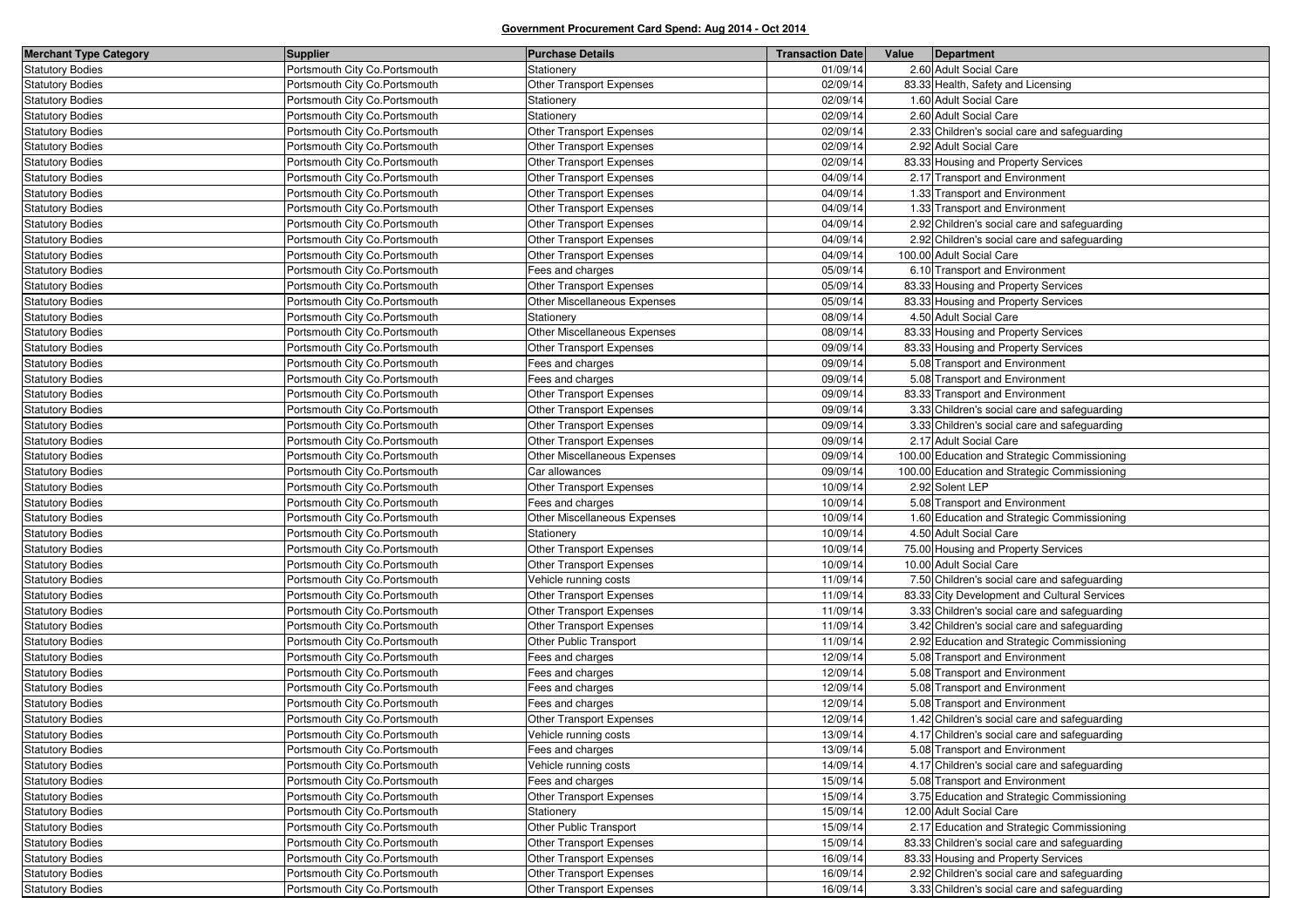**Government Procurement Card Spend: Aug 2014 - Oct 2014**

| Merchant Type Category | Supplier | Purchase Details | Transaction Date | Value | Department |
|---|---|---|---|---|---|
| Statutory Bodies | Portsmouth City Co.Portsmouth | Stationery | 01/09/14 | 2.60 | Adult Social Care |
| Statutory Bodies | Portsmouth City Co.Portsmouth | Other Transport Expenses | 02/09/14 | 83.33 | Health, Safety and Licensing |
| Statutory Bodies | Portsmouth City Co.Portsmouth | Stationery | 02/09/14 | 1.60 | Adult Social Care |
| Statutory Bodies | Portsmouth City Co.Portsmouth | Stationery | 02/09/14 | 2.60 | Adult Social Care |
| Statutory Bodies | Portsmouth City Co.Portsmouth | Other Transport Expenses | 02/09/14 | 2.33 | Children's social care and safeguarding |
| Statutory Bodies | Portsmouth City Co.Portsmouth | Other Transport Expenses | 02/09/14 | 2.92 | Adult Social Care |
| Statutory Bodies | Portsmouth City Co.Portsmouth | Other Transport Expenses | 02/09/14 | 83.33 | Housing and Property Services |
| Statutory Bodies | Portsmouth City Co.Portsmouth | Other Transport Expenses | 04/09/14 | 2.17 | Transport and Environment |
| Statutory Bodies | Portsmouth City Co.Portsmouth | Other Transport Expenses | 04/09/14 | 1.33 | Transport and Environment |
| Statutory Bodies | Portsmouth City Co.Portsmouth | Other Transport Expenses | 04/09/14 | 1.33 | Transport and Environment |
| Statutory Bodies | Portsmouth City Co.Portsmouth | Other Transport Expenses | 04/09/14 | 2.92 | Children's social care and safeguarding |
| Statutory Bodies | Portsmouth City Co.Portsmouth | Other Transport Expenses | 04/09/14 | 2.92 | Children's social care and safeguarding |
| Statutory Bodies | Portsmouth City Co.Portsmouth | Other Transport Expenses | 04/09/14 | 100.00 | Adult Social Care |
| Statutory Bodies | Portsmouth City Co.Portsmouth | Fees and charges | 05/09/14 | 6.10 | Transport and Environment |
| Statutory Bodies | Portsmouth City Co.Portsmouth | Other Transport Expenses | 05/09/14 | 83.33 | Housing and Property Services |
| Statutory Bodies | Portsmouth City Co.Portsmouth | Other Miscellaneous Expenses | 05/09/14 | 83.33 | Housing and Property Services |
| Statutory Bodies | Portsmouth City Co.Portsmouth | Stationery | 08/09/14 | 4.50 | Adult Social Care |
| Statutory Bodies | Portsmouth City Co.Portsmouth | Other Miscellaneous Expenses | 08/09/14 | 83.33 | Housing and Property Services |
| Statutory Bodies | Portsmouth City Co.Portsmouth | Other Transport Expenses | 09/09/14 | 83.33 | Housing and Property Services |
| Statutory Bodies | Portsmouth City Co.Portsmouth | Fees and charges | 09/09/14 | 5.08 | Transport and Environment |
| Statutory Bodies | Portsmouth City Co.Portsmouth | Fees and charges | 09/09/14 | 5.08 | Transport and Environment |
| Statutory Bodies | Portsmouth City Co.Portsmouth | Other Transport Expenses | 09/09/14 | 83.33 | Transport and Environment |
| Statutory Bodies | Portsmouth City Co.Portsmouth | Other Transport Expenses | 09/09/14 | 3.33 | Children's social care and safeguarding |
| Statutory Bodies | Portsmouth City Co.Portsmouth | Other Transport Expenses | 09/09/14 | 3.33 | Children's social care and safeguarding |
| Statutory Bodies | Portsmouth City Co.Portsmouth | Other Transport Expenses | 09/09/14 | 2.17 | Adult Social Care |
| Statutory Bodies | Portsmouth City Co.Portsmouth | Other Miscellaneous Expenses | 09/09/14 | 100.00 | Education and Strategic Commissioning |
| Statutory Bodies | Portsmouth City Co.Portsmouth | Car allowances | 09/09/14 | 100.00 | Education and Strategic Commissioning |
| Statutory Bodies | Portsmouth City Co.Portsmouth | Other Transport Expenses | 10/09/14 | 2.92 | Solent LEP |
| Statutory Bodies | Portsmouth City Co.Portsmouth | Fees and charges | 10/09/14 | 5.08 | Transport and Environment |
| Statutory Bodies | Portsmouth City Co.Portsmouth | Other Miscellaneous Expenses | 10/09/14 | 1.60 | Education and Strategic Commissioning |
| Statutory Bodies | Portsmouth City Co.Portsmouth | Stationery | 10/09/14 | 4.50 | Adult Social Care |
| Statutory Bodies | Portsmouth City Co.Portsmouth | Other Transport Expenses | 10/09/14 | 75.00 | Housing and Property Services |
| Statutory Bodies | Portsmouth City Co.Portsmouth | Other Transport Expenses | 10/09/14 | 10.00 | Adult Social Care |
| Statutory Bodies | Portsmouth City Co.Portsmouth | Vehicle running costs | 11/09/14 | 7.50 | Children's social care and safeguarding |
| Statutory Bodies | Portsmouth City Co.Portsmouth | Other Transport Expenses | 11/09/14 | 83.33 | City Development and Cultural Services |
| Statutory Bodies | Portsmouth City Co.Portsmouth | Other Transport Expenses | 11/09/14 | 3.33 | Children's social care and safeguarding |
| Statutory Bodies | Portsmouth City Co.Portsmouth | Other Transport Expenses | 11/09/14 | 3.42 | Children's social care and safeguarding |
| Statutory Bodies | Portsmouth City Co.Portsmouth | Other Public Transport | 11/09/14 | 2.92 | Education and Strategic Commissioning |
| Statutory Bodies | Portsmouth City Co.Portsmouth | Fees and charges | 12/09/14 | 5.08 | Transport and Environment |
| Statutory Bodies | Portsmouth City Co.Portsmouth | Fees and charges | 12/09/14 | 5.08 | Transport and Environment |
| Statutory Bodies | Portsmouth City Co.Portsmouth | Fees and charges | 12/09/14 | 5.08 | Transport and Environment |
| Statutory Bodies | Portsmouth City Co.Portsmouth | Fees and charges | 12/09/14 | 5.08 | Transport and Environment |
| Statutory Bodies | Portsmouth City Co.Portsmouth | Other Transport Expenses | 12/09/14 | 1.42 | Children's social care and safeguarding |
| Statutory Bodies | Portsmouth City Co.Portsmouth | Vehicle running costs | 13/09/14 | 4.17 | Children's social care and safeguarding |
| Statutory Bodies | Portsmouth City Co.Portsmouth | Fees and charges | 13/09/14 | 5.08 | Transport and Environment |
| Statutory Bodies | Portsmouth City Co.Portsmouth | Vehicle running costs | 14/09/14 | 4.17 | Children's social care and safeguarding |
| Statutory Bodies | Portsmouth City Co.Portsmouth | Fees and charges | 15/09/14 | 5.08 | Transport and Environment |
| Statutory Bodies | Portsmouth City Co.Portsmouth | Other Transport Expenses | 15/09/14 | 3.75 | Education and Strategic Commissioning |
| Statutory Bodies | Portsmouth City Co.Portsmouth | Stationery | 15/09/14 | 12.00 | Adult Social Care |
| Statutory Bodies | Portsmouth City Co.Portsmouth | Other Public Transport | 15/09/14 | 2.17 | Education and Strategic Commissioning |
| Statutory Bodies | Portsmouth City Co.Portsmouth | Other Transport Expenses | 15/09/14 | 83.33 | Children's social care and safeguarding |
| Statutory Bodies | Portsmouth City Co.Portsmouth | Other Transport Expenses | 16/09/14 | 83.33 | Housing and Property Services |
| Statutory Bodies | Portsmouth City Co.Portsmouth | Other Transport Expenses | 16/09/14 | 2.92 | Children's social care and safeguarding |
| Statutory Bodies | Portsmouth City Co.Portsmouth | Other Transport Expenses | 16/09/14 | 3.33 | Children's social care and safeguarding |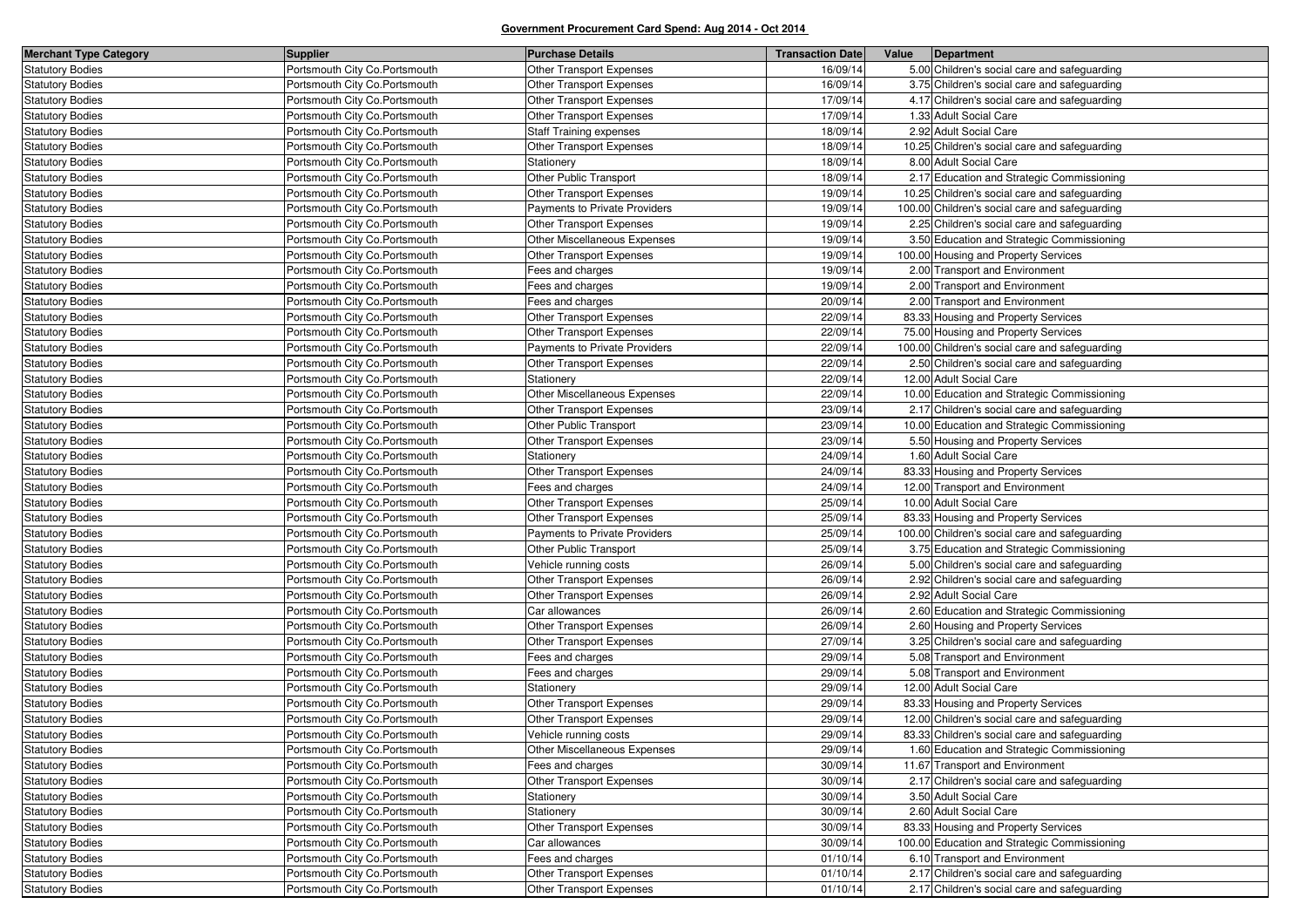**Government Procurement Card Spend: Aug 2014 - Oct 2014**

| Merchant Type Category | Supplier | Purchase Details | Transaction Date | Value | Department |
|---|---|---|---|---|---|
| Statutory Bodies | Portsmouth City Co.Portsmouth | Other Transport Expenses | 16/09/14 | 5.00 | Children's social care and safeguarding |
| Statutory Bodies | Portsmouth City Co.Portsmouth | Other Transport Expenses | 16/09/14 | 3.75 | Children's social care and safeguarding |
| Statutory Bodies | Portsmouth City Co.Portsmouth | Other Transport Expenses | 17/09/14 | 4.17 | Children's social care and safeguarding |
| Statutory Bodies | Portsmouth City Co.Portsmouth | Other Transport Expenses | 17/09/14 | 1.33 | Adult Social Care |
| Statutory Bodies | Portsmouth City Co.Portsmouth | Staff Training expenses | 18/09/14 | 2.92 | Adult Social Care |
| Statutory Bodies | Portsmouth City Co.Portsmouth | Other Transport Expenses | 18/09/14 | 10.25 | Children's social care and safeguarding |
| Statutory Bodies | Portsmouth City Co.Portsmouth | Stationery | 18/09/14 | 8.00 | Adult Social Care |
| Statutory Bodies | Portsmouth City Co.Portsmouth | Other Public Transport | 18/09/14 | 2.17 | Education and Strategic Commissioning |
| Statutory Bodies | Portsmouth City Co.Portsmouth | Other Transport Expenses | 19/09/14 | 10.25 | Children's social care and safeguarding |
| Statutory Bodies | Portsmouth City Co.Portsmouth | Payments to Private Providers | 19/09/14 | 100.00 | Children's social care and safeguarding |
| Statutory Bodies | Portsmouth City Co.Portsmouth | Other Transport Expenses | 19/09/14 | 2.25 | Children's social care and safeguarding |
| Statutory Bodies | Portsmouth City Co.Portsmouth | Other Miscellaneous Expenses | 19/09/14 | 3.50 | Education and Strategic Commissioning |
| Statutory Bodies | Portsmouth City Co.Portsmouth | Other Transport Expenses | 19/09/14 | 100.00 | Housing and Property Services |
| Statutory Bodies | Portsmouth City Co.Portsmouth | Fees and charges | 19/09/14 | 2.00 | Transport and Environment |
| Statutory Bodies | Portsmouth City Co.Portsmouth | Fees and charges | 19/09/14 | 2.00 | Transport and Environment |
| Statutory Bodies | Portsmouth City Co.Portsmouth | Fees and charges | 20/09/14 | 2.00 | Transport and Environment |
| Statutory Bodies | Portsmouth City Co.Portsmouth | Other Transport Expenses | 22/09/14 | 83.33 | Housing and Property Services |
| Statutory Bodies | Portsmouth City Co.Portsmouth | Other Transport Expenses | 22/09/14 | 75.00 | Housing and Property Services |
| Statutory Bodies | Portsmouth City Co.Portsmouth | Payments to Private Providers | 22/09/14 | 100.00 | Children's social care and safeguarding |
| Statutory Bodies | Portsmouth City Co.Portsmouth | Other Transport Expenses | 22/09/14 | 2.50 | Children's social care and safeguarding |
| Statutory Bodies | Portsmouth City Co.Portsmouth | Stationery | 22/09/14 | 12.00 | Adult Social Care |
| Statutory Bodies | Portsmouth City Co.Portsmouth | Other Miscellaneous Expenses | 22/09/14 | 10.00 | Education and Strategic Commissioning |
| Statutory Bodies | Portsmouth City Co.Portsmouth | Other Transport Expenses | 23/09/14 | 2.17 | Children's social care and safeguarding |
| Statutory Bodies | Portsmouth City Co.Portsmouth | Other Public Transport | 23/09/14 | 10.00 | Education and Strategic Commissioning |
| Statutory Bodies | Portsmouth City Co.Portsmouth | Other Transport Expenses | 23/09/14 | 5.50 | Housing and Property Services |
| Statutory Bodies | Portsmouth City Co.Portsmouth | Stationery | 24/09/14 | 1.60 | Adult Social Care |
| Statutory Bodies | Portsmouth City Co.Portsmouth | Other Transport Expenses | 24/09/14 | 83.33 | Housing and Property Services |
| Statutory Bodies | Portsmouth City Co.Portsmouth | Fees and charges | 24/09/14 | 12.00 | Transport and Environment |
| Statutory Bodies | Portsmouth City Co.Portsmouth | Other Transport Expenses | 25/09/14 | 10.00 | Adult Social Care |
| Statutory Bodies | Portsmouth City Co.Portsmouth | Other Transport Expenses | 25/09/14 | 83.33 | Housing and Property Services |
| Statutory Bodies | Portsmouth City Co.Portsmouth | Payments to Private Providers | 25/09/14 | 100.00 | Children's social care and safeguarding |
| Statutory Bodies | Portsmouth City Co.Portsmouth | Other Public Transport | 25/09/14 | 3.75 | Education and Strategic Commissioning |
| Statutory Bodies | Portsmouth City Co.Portsmouth | Vehicle running costs | 26/09/14 | 5.00 | Children's social care and safeguarding |
| Statutory Bodies | Portsmouth City Co.Portsmouth | Other Transport Expenses | 26/09/14 | 2.92 | Children's social care and safeguarding |
| Statutory Bodies | Portsmouth City Co.Portsmouth | Other Transport Expenses | 26/09/14 | 2.92 | Adult Social Care |
| Statutory Bodies | Portsmouth City Co.Portsmouth | Car allowances | 26/09/14 | 2.60 | Education and Strategic Commissioning |
| Statutory Bodies | Portsmouth City Co.Portsmouth | Other Transport Expenses | 26/09/14 | 2.60 | Housing and Property Services |
| Statutory Bodies | Portsmouth City Co.Portsmouth | Other Transport Expenses | 27/09/14 | 3.25 | Children's social care and safeguarding |
| Statutory Bodies | Portsmouth City Co.Portsmouth | Fees and charges | 29/09/14 | 5.08 | Transport and Environment |
| Statutory Bodies | Portsmouth City Co.Portsmouth | Fees and charges | 29/09/14 | 5.08 | Transport and Environment |
| Statutory Bodies | Portsmouth City Co.Portsmouth | Stationery | 29/09/14 | 12.00 | Adult Social Care |
| Statutory Bodies | Portsmouth City Co.Portsmouth | Other Transport Expenses | 29/09/14 | 83.33 | Housing and Property Services |
| Statutory Bodies | Portsmouth City Co.Portsmouth | Other Transport Expenses | 29/09/14 | 12.00 | Children's social care and safeguarding |
| Statutory Bodies | Portsmouth City Co.Portsmouth | Vehicle running costs | 29/09/14 | 83.33 | Children's social care and safeguarding |
| Statutory Bodies | Portsmouth City Co.Portsmouth | Other Miscellaneous Expenses | 29/09/14 | 1.60 | Education and Strategic Commissioning |
| Statutory Bodies | Portsmouth City Co.Portsmouth | Fees and charges | 30/09/14 | 11.67 | Transport and Environment |
| Statutory Bodies | Portsmouth City Co.Portsmouth | Other Transport Expenses | 30/09/14 | 2.17 | Children's social care and safeguarding |
| Statutory Bodies | Portsmouth City Co.Portsmouth | Stationery | 30/09/14 | 3.50 | Adult Social Care |
| Statutory Bodies | Portsmouth City Co.Portsmouth | Stationery | 30/09/14 | 2.60 | Adult Social Care |
| Statutory Bodies | Portsmouth City Co.Portsmouth | Other Transport Expenses | 30/09/14 | 83.33 | Housing and Property Services |
| Statutory Bodies | Portsmouth City Co.Portsmouth | Car allowances | 30/09/14 | 100.00 | Education and Strategic Commissioning |
| Statutory Bodies | Portsmouth City Co.Portsmouth | Fees and charges | 01/10/14 | 6.10 | Transport and Environment |
| Statutory Bodies | Portsmouth City Co.Portsmouth | Other Transport Expenses | 01/10/14 | 2.17 | Children's social care and safeguarding |
| Statutory Bodies | Portsmouth City Co.Portsmouth | Other Transport Expenses | 01/10/14 | 2.17 | Children's social care and safeguarding |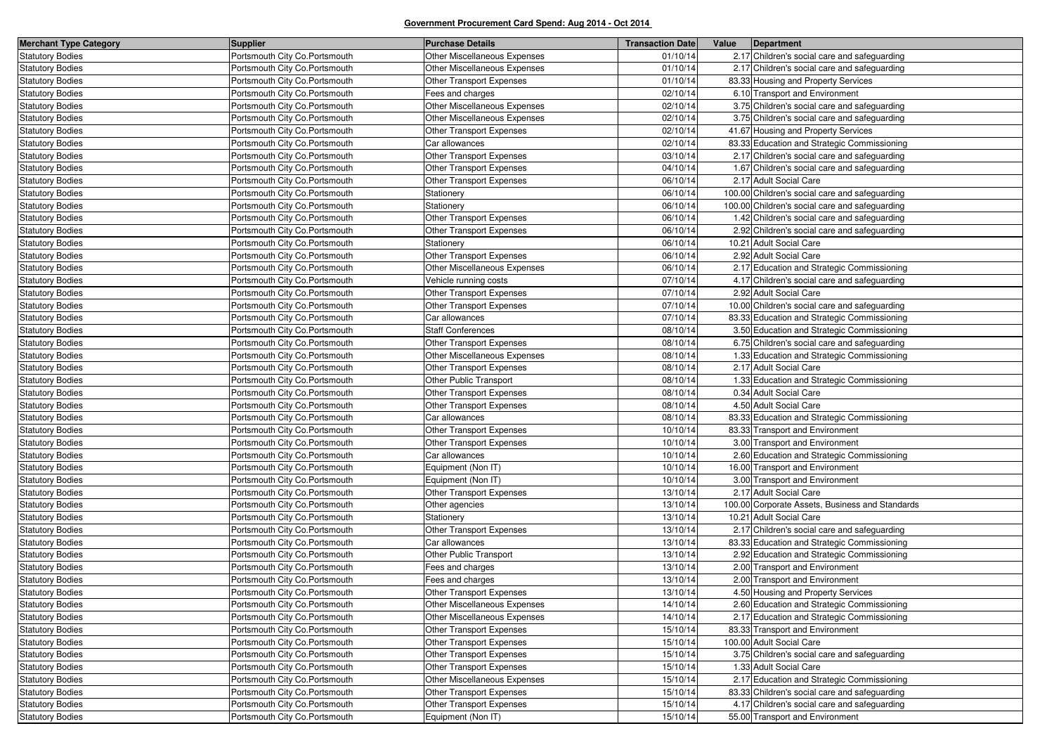**Government Procurement Card Spend: Aug 2014 - Oct 2014**

| Merchant Type Category | Supplier | Purchase Details | Transaction Date | Value | Department |
|---|---|---|---|---|---|
| Statutory Bodies | Portsmouth City Co.Portsmouth | Other Miscellaneous Expenses | 01/10/14 | 2.17 | Children's social care and safeguarding |
| Statutory Bodies | Portsmouth City Co.Portsmouth | Other Miscellaneous Expenses | 01/10/14 | 2.17 | Children's social care and safeguarding |
| Statutory Bodies | Portsmouth City Co.Portsmouth | Other Transport Expenses | 01/10/14 | 83.33 | Housing and Property Services |
| Statutory Bodies | Portsmouth City Co.Portsmouth | Fees and charges | 02/10/14 | 6.10 | Transport and Environment |
| Statutory Bodies | Portsmouth City Co.Portsmouth | Other Miscellaneous Expenses | 02/10/14 | 3.75 | Children's social care and safeguarding |
| Statutory Bodies | Portsmouth City Co.Portsmouth | Other Miscellaneous Expenses | 02/10/14 | 3.75 | Children's social care and safeguarding |
| Statutory Bodies | Portsmouth City Co.Portsmouth | Other Transport Expenses | 02/10/14 | 41.67 | Housing and Property Services |
| Statutory Bodies | Portsmouth City Co.Portsmouth | Car allowances | 02/10/14 | 83.33 | Education and Strategic Commissioning |
| Statutory Bodies | Portsmouth City Co.Portsmouth | Other Transport Expenses | 03/10/14 | 2.17 | Children's social care and safeguarding |
| Statutory Bodies | Portsmouth City Co.Portsmouth | Other Transport Expenses | 04/10/14 | 1.67 | Children's social care and safeguarding |
| Statutory Bodies | Portsmouth City Co.Portsmouth | Other Transport Expenses | 06/10/14 | 2.17 | Adult Social Care |
| Statutory Bodies | Portsmouth City Co.Portsmouth | Stationery | 06/10/14 | 100.00 | Children's social care and safeguarding |
| Statutory Bodies | Portsmouth City Co.Portsmouth | Stationery | 06/10/14 | 100.00 | Children's social care and safeguarding |
| Statutory Bodies | Portsmouth City Co.Portsmouth | Other Transport Expenses | 06/10/14 | 1.42 | Children's social care and safeguarding |
| Statutory Bodies | Portsmouth City Co.Portsmouth | Other Transport Expenses | 06/10/14 | 2.92 | Children's social care and safeguarding |
| Statutory Bodies | Portsmouth City Co.Portsmouth | Stationery | 06/10/14 | 10.21 | Adult Social Care |
| Statutory Bodies | Portsmouth City Co.Portsmouth | Other Transport Expenses | 06/10/14 | 2.92 | Adult Social Care |
| Statutory Bodies | Portsmouth City Co.Portsmouth | Other Miscellaneous Expenses | 06/10/14 | 2.17 | Education and Strategic Commissioning |
| Statutory Bodies | Portsmouth City Co.Portsmouth | Vehicle running costs | 07/10/14 | 4.17 | Children's social care and safeguarding |
| Statutory Bodies | Portsmouth City Co.Portsmouth | Other Transport Expenses | 07/10/14 | 2.92 | Adult Social Care |
| Statutory Bodies | Portsmouth City Co.Portsmouth | Other Transport Expenses | 07/10/14 | 10.00 | Children's social care and safeguarding |
| Statutory Bodies | Portsmouth City Co.Portsmouth | Car allowances | 07/10/14 | 83.33 | Education and Strategic Commissioning |
| Statutory Bodies | Portsmouth City Co.Portsmouth | Staff Conferences | 08/10/14 | 3.50 | Education and Strategic Commissioning |
| Statutory Bodies | Portsmouth City Co.Portsmouth | Other Transport Expenses | 08/10/14 | 6.75 | Children's social care and safeguarding |
| Statutory Bodies | Portsmouth City Co.Portsmouth | Other Miscellaneous Expenses | 08/10/14 | 1.33 | Education and Strategic Commissioning |
| Statutory Bodies | Portsmouth City Co.Portsmouth | Other Transport Expenses | 08/10/14 | 2.17 | Adult Social Care |
| Statutory Bodies | Portsmouth City Co.Portsmouth | Other Public Transport | 08/10/14 | 1.33 | Education and Strategic Commissioning |
| Statutory Bodies | Portsmouth City Co.Portsmouth | Other Transport Expenses | 08/10/14 | 0.34 | Adult Social Care |
| Statutory Bodies | Portsmouth City Co.Portsmouth | Other Transport Expenses | 08/10/14 | 4.50 | Adult Social Care |
| Statutory Bodies | Portsmouth City Co.Portsmouth | Car allowances | 08/10/14 | 83.33 | Education and Strategic Commissioning |
| Statutory Bodies | Portsmouth City Co.Portsmouth | Other Transport Expenses | 10/10/14 | 83.33 | Transport and Environment |
| Statutory Bodies | Portsmouth City Co.Portsmouth | Other Transport Expenses | 10/10/14 | 3.00 | Transport and Environment |
| Statutory Bodies | Portsmouth City Co.Portsmouth | Car allowances | 10/10/14 | 2.60 | Education and Strategic Commissioning |
| Statutory Bodies | Portsmouth City Co.Portsmouth | Equipment (Non IT) | 10/10/14 | 16.00 | Transport and Environment |
| Statutory Bodies | Portsmouth City Co.Portsmouth | Equipment (Non IT) | 10/10/14 | 3.00 | Transport and Environment |
| Statutory Bodies | Portsmouth City Co.Portsmouth | Other Transport Expenses | 13/10/14 | 2.17 | Adult Social Care |
| Statutory Bodies | Portsmouth City Co.Portsmouth | Other agencies | 13/10/14 | 100.00 | Corporate Assets, Business and Standards |
| Statutory Bodies | Portsmouth City Co.Portsmouth | Stationery | 13/10/14 | 10.21 | Adult Social Care |
| Statutory Bodies | Portsmouth City Co.Portsmouth | Other Transport Expenses | 13/10/14 | 2.17 | Children's social care and safeguarding |
| Statutory Bodies | Portsmouth City Co.Portsmouth | Car allowances | 13/10/14 | 83.33 | Education and Strategic Commissioning |
| Statutory Bodies | Portsmouth City Co.Portsmouth | Other Public Transport | 13/10/14 | 2.92 | Education and Strategic Commissioning |
| Statutory Bodies | Portsmouth City Co.Portsmouth | Fees and charges | 13/10/14 | 2.00 | Transport and Environment |
| Statutory Bodies | Portsmouth City Co.Portsmouth | Fees and charges | 13/10/14 | 2.00 | Transport and Environment |
| Statutory Bodies | Portsmouth City Co.Portsmouth | Other Transport Expenses | 13/10/14 | 4.50 | Housing and Property Services |
| Statutory Bodies | Portsmouth City Co.Portsmouth | Other Miscellaneous Expenses | 14/10/14 | 2.60 | Education and Strategic Commissioning |
| Statutory Bodies | Portsmouth City Co.Portsmouth | Other Miscellaneous Expenses | 14/10/14 | 2.17 | Education and Strategic Commissioning |
| Statutory Bodies | Portsmouth City Co.Portsmouth | Other Transport Expenses | 15/10/14 | 83.33 | Transport and Environment |
| Statutory Bodies | Portsmouth City Co.Portsmouth | Other Transport Expenses | 15/10/14 | 100.00 | Adult Social Care |
| Statutory Bodies | Portsmouth City Co.Portsmouth | Other Transport Expenses | 15/10/14 | 3.75 | Children's social care and safeguarding |
| Statutory Bodies | Portsmouth City Co.Portsmouth | Other Transport Expenses | 15/10/14 | 1.33 | Adult Social Care |
| Statutory Bodies | Portsmouth City Co.Portsmouth | Other Miscellaneous Expenses | 15/10/14 | 2.17 | Education and Strategic Commissioning |
| Statutory Bodies | Portsmouth City Co.Portsmouth | Other Transport Expenses | 15/10/14 | 83.33 | Children's social care and safeguarding |
| Statutory Bodies | Portsmouth City Co.Portsmouth | Other Transport Expenses | 15/10/14 | 4.17 | Children's social care and safeguarding |
| Statutory Bodies | Portsmouth City Co.Portsmouth | Equipment (Non IT) | 15/10/14 | 55.00 | Transport and Environment |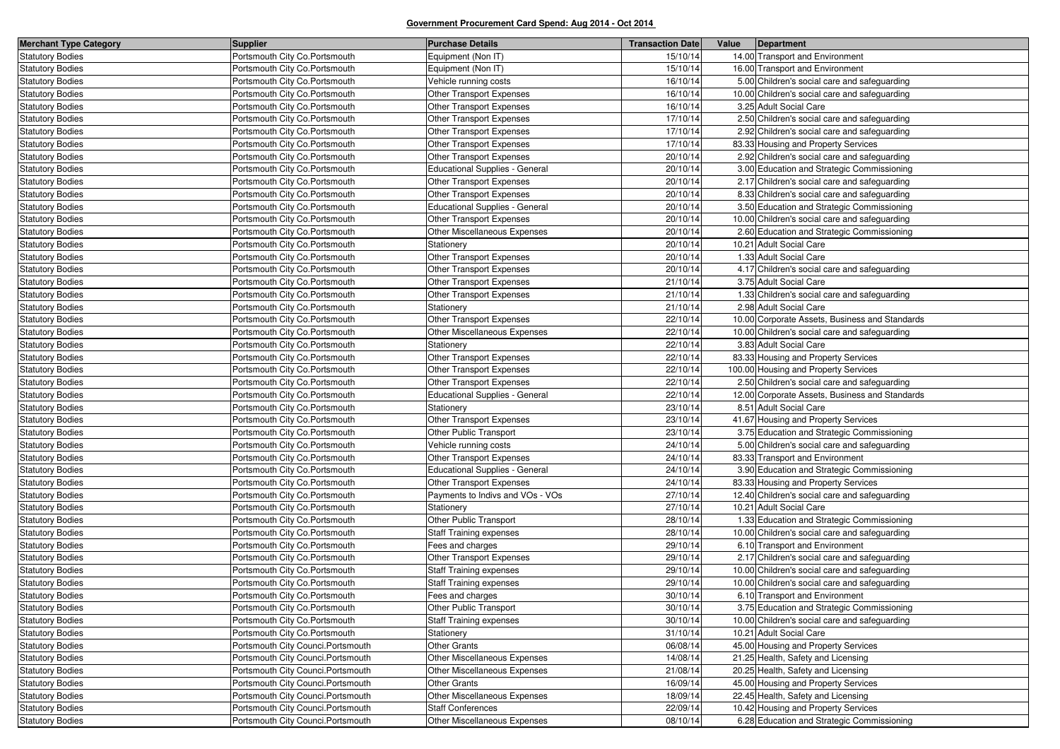**Government Procurement Card Spend: Aug 2014 - Oct 2014**

| Merchant Type Category | Supplier | Purchase Details | Transaction Date | Value | Department |
|---|---|---|---|---|---|
| Statutory Bodies | Portsmouth City Co.Portsmouth | Equipment (Non IT) | 15/10/14 | 14.00 | Transport and Environment |
| Statutory Bodies | Portsmouth City Co.Portsmouth | Equipment (Non IT) | 15/10/14 | 16.00 | Transport and Environment |
| Statutory Bodies | Portsmouth City Co.Portsmouth | Vehicle running costs | 16/10/14 | 5.00 | Children's social care and safeguarding |
| Statutory Bodies | Portsmouth City Co.Portsmouth | Other Transport Expenses | 16/10/14 | 10.00 | Children's social care and safeguarding |
| Statutory Bodies | Portsmouth City Co.Portsmouth | Other Transport Expenses | 16/10/14 | 3.25 | Adult Social Care |
| Statutory Bodies | Portsmouth City Co.Portsmouth | Other Transport Expenses | 17/10/14 | 2.50 | Children's social care and safeguarding |
| Statutory Bodies | Portsmouth City Co.Portsmouth | Other Transport Expenses | 17/10/14 | 2.92 | Children's social care and safeguarding |
| Statutory Bodies | Portsmouth City Co.Portsmouth | Other Transport Expenses | 17/10/14 | 83.33 | Housing and Property Services |
| Statutory Bodies | Portsmouth City Co.Portsmouth | Other Transport Expenses | 20/10/14 | 2.92 | Children's social care and safeguarding |
| Statutory Bodies | Portsmouth City Co.Portsmouth | Educational Supplies - General | 20/10/14 | 3.00 | Education and Strategic Commissioning |
| Statutory Bodies | Portsmouth City Co.Portsmouth | Other Transport Expenses | 20/10/14 | 2.17 | Children's social care and safeguarding |
| Statutory Bodies | Portsmouth City Co.Portsmouth | Other Transport Expenses | 20/10/14 | 8.33 | Children's social care and safeguarding |
| Statutory Bodies | Portsmouth City Co.Portsmouth | Educational Supplies - General | 20/10/14 | 3.50 | Education and Strategic Commissioning |
| Statutory Bodies | Portsmouth City Co.Portsmouth | Other Transport Expenses | 20/10/14 | 10.00 | Children's social care and safeguarding |
| Statutory Bodies | Portsmouth City Co.Portsmouth | Other Miscellaneous Expenses | 20/10/14 | 2.60 | Education and Strategic Commissioning |
| Statutory Bodies | Portsmouth City Co.Portsmouth | Stationery | 20/10/14 | 10.21 | Adult Social Care |
| Statutory Bodies | Portsmouth City Co.Portsmouth | Other Transport Expenses | 20/10/14 | 1.33 | Adult Social Care |
| Statutory Bodies | Portsmouth City Co.Portsmouth | Other Transport Expenses | 20/10/14 | 4.17 | Children's social care and safeguarding |
| Statutory Bodies | Portsmouth City Co.Portsmouth | Other Transport Expenses | 21/10/14 | 3.75 | Adult Social Care |
| Statutory Bodies | Portsmouth City Co.Portsmouth | Other Transport Expenses | 21/10/14 | 1.33 | Children's social care and safeguarding |
| Statutory Bodies | Portsmouth City Co.Portsmouth | Stationery | 21/10/14 | 2.98 | Adult Social Care |
| Statutory Bodies | Portsmouth City Co.Portsmouth | Other Transport Expenses | 22/10/14 | 10.00 | Corporate Assets, Business and Standards |
| Statutory Bodies | Portsmouth City Co.Portsmouth | Other Miscellaneous Expenses | 22/10/14 | 10.00 | Children's social care and safeguarding |
| Statutory Bodies | Portsmouth City Co.Portsmouth | Stationery | 22/10/14 | 3.83 | Adult Social Care |
| Statutory Bodies | Portsmouth City Co.Portsmouth | Other Transport Expenses | 22/10/14 | 83.33 | Housing and Property Services |
| Statutory Bodies | Portsmouth City Co.Portsmouth | Other Transport Expenses | 22/10/14 | 100.00 | Housing and Property Services |
| Statutory Bodies | Portsmouth City Co.Portsmouth | Other Transport Expenses | 22/10/14 | 2.50 | Children's social care and safeguarding |
| Statutory Bodies | Portsmouth City Co.Portsmouth | Educational Supplies - General | 22/10/14 | 12.00 | Corporate Assets, Business and Standards |
| Statutory Bodies | Portsmouth City Co.Portsmouth | Stationery | 23/10/14 | 8.51 | Adult Social Care |
| Statutory Bodies | Portsmouth City Co.Portsmouth | Other Transport Expenses | 23/10/14 | 41.67 | Housing and Property Services |
| Statutory Bodies | Portsmouth City Co.Portsmouth | Other Public Transport | 23/10/14 | 3.75 | Education and Strategic Commissioning |
| Statutory Bodies | Portsmouth City Co.Portsmouth | Vehicle running costs | 24/10/14 | 5.00 | Children's social care and safeguarding |
| Statutory Bodies | Portsmouth City Co.Portsmouth | Other Transport Expenses | 24/10/14 | 83.33 | Transport and Environment |
| Statutory Bodies | Portsmouth City Co.Portsmouth | Educational Supplies - General | 24/10/14 | 3.90 | Education and Strategic Commissioning |
| Statutory Bodies | Portsmouth City Co.Portsmouth | Other Transport Expenses | 24/10/14 | 83.33 | Housing and Property Services |
| Statutory Bodies | Portsmouth City Co.Portsmouth | Payments to Indivs and VOs - VOs | 27/10/14 | 12.40 | Children's social care and safeguarding |
| Statutory Bodies | Portsmouth City Co.Portsmouth | Stationery | 27/10/14 | 10.21 | Adult Social Care |
| Statutory Bodies | Portsmouth City Co.Portsmouth | Other Public Transport | 28/10/14 | 1.33 | Education and Strategic Commissioning |
| Statutory Bodies | Portsmouth City Co.Portsmouth | Staff Training expenses | 28/10/14 | 10.00 | Children's social care and safeguarding |
| Statutory Bodies | Portsmouth City Co.Portsmouth | Fees and charges | 29/10/14 | 6.10 | Transport and Environment |
| Statutory Bodies | Portsmouth City Co.Portsmouth | Other Transport Expenses | 29/10/14 | 2.17 | Children's social care and safeguarding |
| Statutory Bodies | Portsmouth City Co.Portsmouth | Staff Training expenses | 29/10/14 | 10.00 | Children's social care and safeguarding |
| Statutory Bodies | Portsmouth City Co.Portsmouth | Staff Training expenses | 29/10/14 | 10.00 | Children's social care and safeguarding |
| Statutory Bodies | Portsmouth City Co.Portsmouth | Fees and charges | 30/10/14 | 6.10 | Transport and Environment |
| Statutory Bodies | Portsmouth City Co.Portsmouth | Other Public Transport | 30/10/14 | 3.75 | Education and Strategic Commissioning |
| Statutory Bodies | Portsmouth City Co.Portsmouth | Staff Training expenses | 30/10/14 | 10.00 | Children's social care and safeguarding |
| Statutory Bodies | Portsmouth City Co.Portsmouth | Stationery | 31/10/14 | 10.21 | Adult Social Care |
| Statutory Bodies | Portsmouth City Counci.Portsmouth | Other Grants | 06/08/14 | 45.00 | Housing and Property Services |
| Statutory Bodies | Portsmouth City Counci.Portsmouth | Other Miscellaneous Expenses | 14/08/14 | 21.25 | Health, Safety and Licensing |
| Statutory Bodies | Portsmouth City Counci.Portsmouth | Other Miscellaneous Expenses | 21/08/14 | 20.25 | Health, Safety and Licensing |
| Statutory Bodies | Portsmouth City Counci.Portsmouth | Other Grants | 16/09/14 | 45.00 | Housing and Property Services |
| Statutory Bodies | Portsmouth City Counci.Portsmouth | Other Miscellaneous Expenses | 18/09/14 | 22.45 | Health, Safety and Licensing |
| Statutory Bodies | Portsmouth City Counci.Portsmouth | Staff Conferences | 22/09/14 | 10.42 | Housing and Property Services |
| Statutory Bodies | Portsmouth City Counci.Portsmouth | Other Miscellaneous Expenses | 08/10/14 | 6.28 | Education and Strategic Commissioning |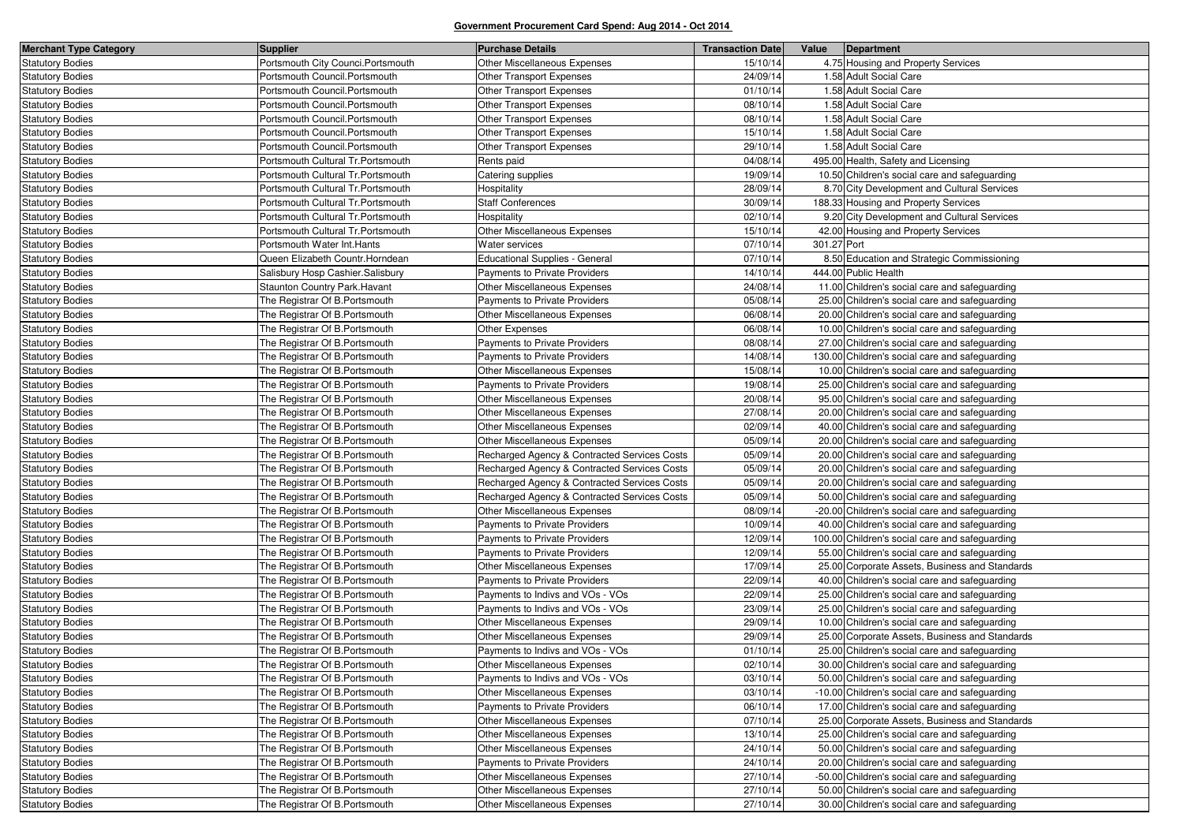**Government Procurement Card Spend: Aug 2014 - Oct 2014**

| Merchant Type Category | Supplier | Purchase Details | Transaction Date | Value | Department |
|---|---|---|---|---|---|
| Statutory Bodies | Portsmouth City Counci.Portsmouth | Other Miscellaneous Expenses | 15/10/14 | 4.75 | Housing and Property Services |
| Statutory Bodies | Portsmouth Council.Portsmouth | Other Transport Expenses | 24/09/14 | 1.58 | Adult Social Care |
| Statutory Bodies | Portsmouth Council.Portsmouth | Other Transport Expenses | 01/10/14 | 1.58 | Adult Social Care |
| Statutory Bodies | Portsmouth Council.Portsmouth | Other Transport Expenses | 08/10/14 | 1.58 | Adult Social Care |
| Statutory Bodies | Portsmouth Council.Portsmouth | Other Transport Expenses | 08/10/14 | 1.58 | Adult Social Care |
| Statutory Bodies | Portsmouth Council.Portsmouth | Other Transport Expenses | 15/10/14 | 1.58 | Adult Social Care |
| Statutory Bodies | Portsmouth Council.Portsmouth | Other Transport Expenses | 29/10/14 | 1.58 | Adult Social Care |
| Statutory Bodies | Portsmouth Cultural Tr.Portsmouth | Rents paid | 04/08/14 | 495.00 | Health, Safety and Licensing |
| Statutory Bodies | Portsmouth Cultural Tr.Portsmouth | Catering supplies | 19/09/14 | 10.50 | Children's social care and safeguarding |
| Statutory Bodies | Portsmouth Cultural Tr.Portsmouth | Hospitality | 28/09/14 | 8.70 | City Development and Cultural Services |
| Statutory Bodies | Portsmouth Cultural Tr.Portsmouth | Staff Conferences | 30/09/14 | 188.33 | Housing and Property Services |
| Statutory Bodies | Portsmouth Cultural Tr.Portsmouth | Hospitality | 02/10/14 | 9.20 | City Development and Cultural Services |
| Statutory Bodies | Portsmouth Cultural Tr.Portsmouth | Other Miscellaneous Expenses | 15/10/14 | 42.00 | Housing and Property Services |
| Statutory Bodies | Portsmouth Water Int.Hants | Water services | 07/10/14 | 301.27 | Port |
| Statutory Bodies | Queen Elizabeth Countr.Horndean | Educational Supplies - General | 07/10/14 | 8.50 | Education and Strategic Commissioning |
| Statutory Bodies | Salisbury Hosp Cashier.Salisbury | Payments to Private Providers | 14/10/14 | 444.00 | Public Health |
| Statutory Bodies | Staunton Country Park.Havant | Other Miscellaneous Expenses | 24/08/14 | 11.00 | Children's social care and safeguarding |
| Statutory Bodies | The Registrar Of B.Portsmouth | Payments to Private Providers | 05/08/14 | 25.00 | Children's social care and safeguarding |
| Statutory Bodies | The Registrar Of B.Portsmouth | Other Miscellaneous Expenses | 06/08/14 | 20.00 | Children's social care and safeguarding |
| Statutory Bodies | The Registrar Of B.Portsmouth | Other Expenses | 06/08/14 | 10.00 | Children's social care and safeguarding |
| Statutory Bodies | The Registrar Of B.Portsmouth | Payments to Private Providers | 08/08/14 | 27.00 | Children's social care and safeguarding |
| Statutory Bodies | The Registrar Of B.Portsmouth | Payments to Private Providers | 14/08/14 | 130.00 | Children's social care and safeguarding |
| Statutory Bodies | The Registrar Of B.Portsmouth | Other Miscellaneous Expenses | 15/08/14 | 10.00 | Children's social care and safeguarding |
| Statutory Bodies | The Registrar Of B.Portsmouth | Payments to Private Providers | 19/08/14 | 25.00 | Children's social care and safeguarding |
| Statutory Bodies | The Registrar Of B.Portsmouth | Other Miscellaneous Expenses | 20/08/14 | 95.00 | Children's social care and safeguarding |
| Statutory Bodies | The Registrar Of B.Portsmouth | Other Miscellaneous Expenses | 27/08/14 | 20.00 | Children's social care and safeguarding |
| Statutory Bodies | The Registrar Of B.Portsmouth | Other Miscellaneous Expenses | 02/09/14 | 40.00 | Children's social care and safeguarding |
| Statutory Bodies | The Registrar Of B.Portsmouth | Other Miscellaneous Expenses | 05/09/14 | 20.00 | Children's social care and safeguarding |
| Statutory Bodies | The Registrar Of B.Portsmouth | Recharged Agency & Contracted Services Costs | 05/09/14 | 20.00 | Children's social care and safeguarding |
| Statutory Bodies | The Registrar Of B.Portsmouth | Recharged Agency & Contracted Services Costs | 05/09/14 | 20.00 | Children's social care and safeguarding |
| Statutory Bodies | The Registrar Of B.Portsmouth | Recharged Agency & Contracted Services Costs | 05/09/14 | 20.00 | Children's social care and safeguarding |
| Statutory Bodies | The Registrar Of B.Portsmouth | Recharged Agency & Contracted Services Costs | 05/09/14 | 50.00 | Children's social care and safeguarding |
| Statutory Bodies | The Registrar Of B.Portsmouth | Other Miscellaneous Expenses | 08/09/14 | -20.00 | Children's social care and safeguarding |
| Statutory Bodies | The Registrar Of B.Portsmouth | Payments to Private Providers | 10/09/14 | 40.00 | Children's social care and safeguarding |
| Statutory Bodies | The Registrar Of B.Portsmouth | Payments to Private Providers | 12/09/14 | 100.00 | Children's social care and safeguarding |
| Statutory Bodies | The Registrar Of B.Portsmouth | Payments to Private Providers | 12/09/14 | 55.00 | Children's social care and safeguarding |
| Statutory Bodies | The Registrar Of B.Portsmouth | Other Miscellaneous Expenses | 17/09/14 | 25.00 | Corporate Assets, Business and Standards |
| Statutory Bodies | The Registrar Of B.Portsmouth | Payments to Private Providers | 22/09/14 | 40.00 | Children's social care and safeguarding |
| Statutory Bodies | The Registrar Of B.Portsmouth | Payments to Indivs and VOs - VOs | 22/09/14 | 25.00 | Children's social care and safeguarding |
| Statutory Bodies | The Registrar Of B.Portsmouth | Payments to Indivs and VOs - VOs | 23/09/14 | 25.00 | Children's social care and safeguarding |
| Statutory Bodies | The Registrar Of B.Portsmouth | Other Miscellaneous Expenses | 29/09/14 | 10.00 | Children's social care and safeguarding |
| Statutory Bodies | The Registrar Of B.Portsmouth | Other Miscellaneous Expenses | 29/09/14 | 25.00 | Corporate Assets, Business and Standards |
| Statutory Bodies | The Registrar Of B.Portsmouth | Payments to Indivs and VOs - VOs | 01/10/14 | 25.00 | Children's social care and safeguarding |
| Statutory Bodies | The Registrar Of B.Portsmouth | Other Miscellaneous Expenses | 02/10/14 | 30.00 | Children's social care and safeguarding |
| Statutory Bodies | The Registrar Of B.Portsmouth | Payments to Indivs and VOs - VOs | 03/10/14 | 50.00 | Children's social care and safeguarding |
| Statutory Bodies | The Registrar Of B.Portsmouth | Other Miscellaneous Expenses | 03/10/14 | -10.00 | Children's social care and safeguarding |
| Statutory Bodies | The Registrar Of B.Portsmouth | Payments to Private Providers | 06/10/14 | 17.00 | Children's social care and safeguarding |
| Statutory Bodies | The Registrar Of B.Portsmouth | Other Miscellaneous Expenses | 07/10/14 | 25.00 | Corporate Assets, Business and Standards |
| Statutory Bodies | The Registrar Of B.Portsmouth | Other Miscellaneous Expenses | 13/10/14 | 25.00 | Children's social care and safeguarding |
| Statutory Bodies | The Registrar Of B.Portsmouth | Other Miscellaneous Expenses | 24/10/14 | 50.00 | Children's social care and safeguarding |
| Statutory Bodies | The Registrar Of B.Portsmouth | Payments to Private Providers | 24/10/14 | 20.00 | Children's social care and safeguarding |
| Statutory Bodies | The Registrar Of B.Portsmouth | Other Miscellaneous Expenses | 27/10/14 | -50.00 | Children's social care and safeguarding |
| Statutory Bodies | The Registrar Of B.Portsmouth | Other Miscellaneous Expenses | 27/10/14 | 50.00 | Children's social care and safeguarding |
| Statutory Bodies | The Registrar Of B.Portsmouth | Other Miscellaneous Expenses | 27/10/14 | 30.00 | Children's social care and safeguarding |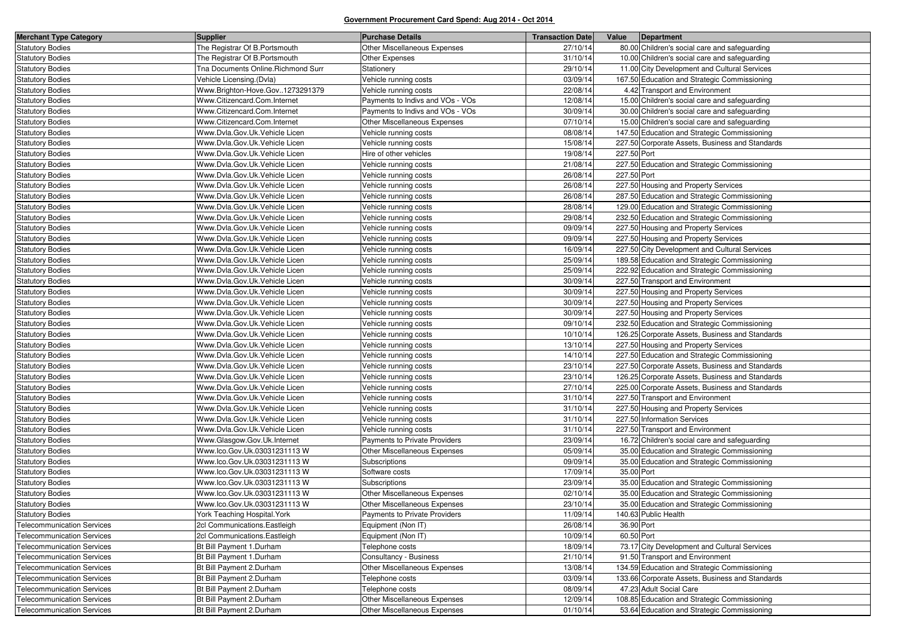**Government Procurement Card Spend: Aug 2014 - Oct 2014**

| Merchant Type Category | Supplier | Purchase Details | Transaction Date | Value | Department |
|---|---|---|---|---|---|
| Statutory Bodies | The Registrar Of B.Portsmouth | Other Miscellaneous Expenses | 27/10/14 | 80.00 | Children's social care and safeguarding |
| Statutory Bodies | The Registrar Of B.Portsmouth | Other Expenses | 31/10/14 | 10.00 | Children's social care and safeguarding |
| Statutory Bodies | Tna Documents Online.Richmond Surr | Stationery | 29/10/14 | 11.00 | City Development and Cultural Services |
| Statutory Bodies | Vehicle Licensing.(Dvla) | Vehicle running costs | 03/09/14 | 167.50 | Education and Strategic Commissioning |
| Statutory Bodies | Www.Brighton-Hove.Gov..1273291379 | Vehicle running costs | 22/08/14 | 4.42 | Transport and Environment |
| Statutory Bodies | Www.Citizencard.Com.Internet | Payments to Indivs and VOs - VOs | 12/08/14 | 15.00 | Children's social care and safeguarding |
| Statutory Bodies | Www.Citizencard.Com.Internet | Payments to Indivs and VOs - VOs | 30/09/14 | 30.00 | Children's social care and safeguarding |
| Statutory Bodies | Www.Citizencard.Com.Internet | Other Miscellaneous Expenses | 07/10/14 | 15.00 | Children's social care and safeguarding |
| Statutory Bodies | Www.Dvla.Gov.Uk.Vehicle Licen | Vehicle running costs | 08/08/14 | 147.50 | Education and Strategic Commissioning |
| Statutory Bodies | Www.Dvla.Gov.Uk.Vehicle Licen | Vehicle running costs | 15/08/14 | 227.50 | Corporate Assets, Business and Standards |
| Statutory Bodies | Www.Dvla.Gov.Uk.Vehicle Licen | Hire of other vehicles | 19/08/14 | 227.50 | Port |
| Statutory Bodies | Www.Dvla.Gov.Uk.Vehicle Licen | Vehicle running costs | 21/08/14 | 227.50 | Education and Strategic Commissioning |
| Statutory Bodies | Www.Dvla.Gov.Uk.Vehicle Licen | Vehicle running costs | 26/08/14 | 227.50 | Port |
| Statutory Bodies | Www.Dvla.Gov.Uk.Vehicle Licen | Vehicle running costs | 26/08/14 | 227.50 | Housing and Property Services |
| Statutory Bodies | Www.Dvla.Gov.Uk.Vehicle Licen | Vehicle running costs | 26/08/14 | 287.50 | Education and Strategic Commissioning |
| Statutory Bodies | Www.Dvla.Gov.Uk.Vehicle Licen | Vehicle running costs | 28/08/14 | 129.00 | Education and Strategic Commissioning |
| Statutory Bodies | Www.Dvla.Gov.Uk.Vehicle Licen | Vehicle running costs | 29/08/14 | 232.50 | Education and Strategic Commissioning |
| Statutory Bodies | Www.Dvla.Gov.Uk.Vehicle Licen | Vehicle running costs | 09/09/14 | 227.50 | Housing and Property Services |
| Statutory Bodies | Www.Dvla.Gov.Uk.Vehicle Licen | Vehicle running costs | 09/09/14 | 227.50 | Housing and Property Services |
| Statutory Bodies | Www.Dvla.Gov.Uk.Vehicle Licen | Vehicle running costs | 16/09/14 | 227.50 | City Development and Cultural Services |
| Statutory Bodies | Www.Dvla.Gov.Uk.Vehicle Licen | Vehicle running costs | 25/09/14 | 189.58 | Education and Strategic Commissioning |
| Statutory Bodies | Www.Dvla.Gov.Uk.Vehicle Licen | Vehicle running costs | 25/09/14 | 222.92 | Education and Strategic Commissioning |
| Statutory Bodies | Www.Dvla.Gov.Uk.Vehicle Licen | Vehicle running costs | 30/09/14 | 227.50 | Transport and Environment |
| Statutory Bodies | Www.Dvla.Gov.Uk.Vehicle Licen | Vehicle running costs | 30/09/14 | 227.50 | Housing and Property Services |
| Statutory Bodies | Www.Dvla.Gov.Uk.Vehicle Licen | Vehicle running costs | 30/09/14 | 227.50 | Housing and Property Services |
| Statutory Bodies | Www.Dvla.Gov.Uk.Vehicle Licen | Vehicle running costs | 30/09/14 | 227.50 | Housing and Property Services |
| Statutory Bodies | Www.Dvla.Gov.Uk.Vehicle Licen | Vehicle running costs | 09/10/14 | 232.50 | Education and Strategic Commissioning |
| Statutory Bodies | Www.Dvla.Gov.Uk.Vehicle Licen | Vehicle running costs | 10/10/14 | 126.25 | Corporate Assets, Business and Standards |
| Statutory Bodies | Www.Dvla.Gov.Uk.Vehicle Licen | Vehicle running costs | 13/10/14 | 227.50 | Housing and Property Services |
| Statutory Bodies | Www.Dvla.Gov.Uk.Vehicle Licen | Vehicle running costs | 14/10/14 | 227.50 | Education and Strategic Commissioning |
| Statutory Bodies | Www.Dvla.Gov.Uk.Vehicle Licen | Vehicle running costs | 23/10/14 | 227.50 | Corporate Assets, Business and Standards |
| Statutory Bodies | Www.Dvla.Gov.Uk.Vehicle Licen | Vehicle running costs | 23/10/14 | 126.25 | Corporate Assets, Business and Standards |
| Statutory Bodies | Www.Dvla.Gov.Uk.Vehicle Licen | Vehicle running costs | 27/10/14 | 225.00 | Corporate Assets, Business and Standards |
| Statutory Bodies | Www.Dvla.Gov.Uk.Vehicle Licen | Vehicle running costs | 31/10/14 | 227.50 | Transport and Environment |
| Statutory Bodies | Www.Dvla.Gov.Uk.Vehicle Licen | Vehicle running costs | 31/10/14 | 227.50 | Housing and Property Services |
| Statutory Bodies | Www.Dvla.Gov.Uk.Vehicle Licen | Vehicle running costs | 31/10/14 | 227.50 | Information Services |
| Statutory Bodies | Www.Dvla.Gov.Uk.Vehicle Licen | Vehicle running costs | 31/10/14 | 227.50 | Transport and Environment |
| Statutory Bodies | Www.Glasgow.Gov.Uk.Internet | Payments to Private Providers | 23/09/14 | 16.72 | Children's social care and safeguarding |
| Statutory Bodies | Www.Ico.Gov.Uk.03031231113 W | Other Miscellaneous Expenses | 05/09/14 | 35.00 | Education and Strategic Commissioning |
| Statutory Bodies | Www.Ico.Gov.Uk.03031231113 W | Subscriptions | 09/09/14 | 35.00 | Education and Strategic Commissioning |
| Statutory Bodies | Www.Ico.Gov.Uk.03031231113 W | Software costs | 17/09/14 | 35.00 | Port |
| Statutory Bodies | Www.Ico.Gov.Uk.03031231113 W | Subscriptions | 23/09/14 | 35.00 | Education and Strategic Commissioning |
| Statutory Bodies | Www.Ico.Gov.Uk.03031231113 W | Other Miscellaneous Expenses | 02/10/14 | 35.00 | Education and Strategic Commissioning |
| Statutory Bodies | Www.Ico.Gov.Uk.03031231113 W | Other Miscellaneous Expenses | 23/10/14 | 35.00 | Education and Strategic Commissioning |
| Statutory Bodies | York Teaching Hospital.York | Payments to Private Providers | 11/09/14 | 140.63 | Public Health |
| Telecommunication Services | 2cl Communications.Eastleigh | Equipment (Non IT) | 26/08/14 | 36.90 | Port |
| Telecommunication Services | 2cl Communications.Eastleigh | Equipment (Non IT) | 10/09/14 | 60.50 | Port |
| Telecommunication Services | Bt Bill Payment 1.Durham | Telephone costs | 18/09/14 | 73.17 | City Development and Cultural Services |
| Telecommunication Services | Bt Bill Payment 1.Durham | Consultancy - Business | 21/10/14 | 91.50 | Transport and Environment |
| Telecommunication Services | Bt Bill Payment 2.Durham | Other Miscellaneous Expenses | 13/08/14 | 134.59 | Education and Strategic Commissioning |
| Telecommunication Services | Bt Bill Payment 2.Durham | Telephone costs | 03/09/14 | 133.66 | Corporate Assets, Business and Standards |
| Telecommunication Services | Bt Bill Payment 2.Durham | Telephone costs | 08/09/14 | 47.23 | Adult Social Care |
| Telecommunication Services | Bt Bill Payment 2.Durham | Other Miscellaneous Expenses | 12/09/14 | 108.85 | Education and Strategic Commissioning |
| Telecommunication Services | Bt Bill Payment 2.Durham | Other Miscellaneous Expenses | 01/10/14 | 53.64 | Education and Strategic Commissioning |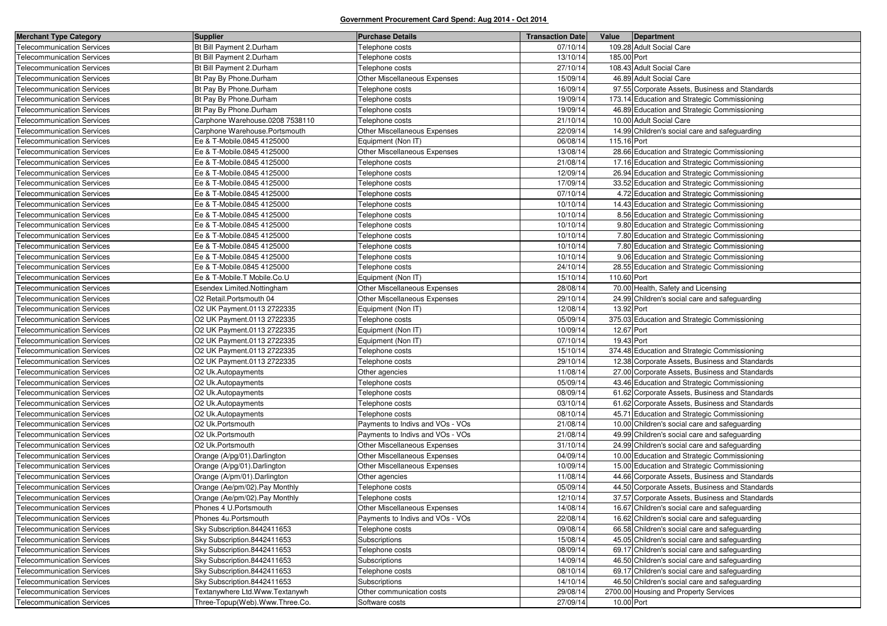**Government Procurement Card Spend: Aug 2014 - Oct 2014**

| Merchant Type Category | Supplier | Purchase Details | Transaction Date | Value | Department |
|---|---|---|---|---|---|
| Telecommunication Services | Bt Bill Payment 2.Durham | Telephone costs | 07/10/14 | 109.28 | Adult Social Care |
| Telecommunication Services | Bt Bill Payment 2.Durham | Telephone costs | 13/10/14 | 185.00 | Port |
| Telecommunication Services | Bt Bill Payment 2.Durham | Telephone costs | 27/10/14 | 108.43 | Adult Social Care |
| Telecommunication Services | Bt Pay By Phone.Durham | Other Miscellaneous Expenses | 15/09/14 | 46.89 | Adult Social Care |
| Telecommunication Services | Bt Pay By Phone.Durham | Telephone costs | 16/09/14 | 97.55 | Corporate Assets, Business and Standards |
| Telecommunication Services | Bt Pay By Phone.Durham | Telephone costs | 19/09/14 | 173.14 | Education and Strategic Commissioning |
| Telecommunication Services | Bt Pay By Phone.Durham | Telephone costs | 19/09/14 | 46.89 | Education and Strategic Commissioning |
| Telecommunication Services | Carphone Warehouse.0208 7538110 | Telephone costs | 21/10/14 | 10.00 | Adult Social Care |
| Telecommunication Services | Carphone Warehouse.Portsmouth | Other Miscellaneous Expenses | 22/09/14 | 14.99 | Children's social care and safeguarding |
| Telecommunication Services | Ee & T-Mobile.0845 4125000 | Equipment (Non IT) | 06/08/14 | 115.16 | Port |
| Telecommunication Services | Ee & T-Mobile.0845 4125000 | Other Miscellaneous Expenses | 13/08/14 | 28.66 | Education and Strategic Commissioning |
| Telecommunication Services | Ee & T-Mobile.0845 4125000 | Telephone costs | 21/08/14 | 17.16 | Education and Strategic Commissioning |
| Telecommunication Services | Ee & T-Mobile.0845 4125000 | Telephone costs | 12/09/14 | 26.94 | Education and Strategic Commissioning |
| Telecommunication Services | Ee & T-Mobile.0845 4125000 | Telephone costs | 17/09/14 | 33.52 | Education and Strategic Commissioning |
| Telecommunication Services | Ee & T-Mobile.0845 4125000 | Telephone costs | 07/10/14 | 4.72 | Education and Strategic Commissioning |
| Telecommunication Services | Ee & T-Mobile.0845 4125000 | Telephone costs | 10/10/14 | 14.43 | Education and Strategic Commissioning |
| Telecommunication Services | Ee & T-Mobile.0845 4125000 | Telephone costs | 10/10/14 | 8.56 | Education and Strategic Commissioning |
| Telecommunication Services | Ee & T-Mobile.0845 4125000 | Telephone costs | 10/10/14 | 9.80 | Education and Strategic Commissioning |
| Telecommunication Services | Ee & T-Mobile.0845 4125000 | Telephone costs | 10/10/14 | 7.80 | Education and Strategic Commissioning |
| Telecommunication Services | Ee & T-Mobile.0845 4125000 | Telephone costs | 10/10/14 | 7.80 | Education and Strategic Commissioning |
| Telecommunication Services | Ee & T-Mobile.0845 4125000 | Telephone costs | 10/10/14 | 9.06 | Education and Strategic Commissioning |
| Telecommunication Services | Ee & T-Mobile.0845 4125000 | Telephone costs | 24/10/14 | 28.55 | Education and Strategic Commissioning |
| Telecommunication Services | Ee & T-Mobile.T Mobile.Co.U | Equipment (Non IT) | 15/10/14 | 110.60 | Port |
| Telecommunication Services | Esendex Limited.Nottingham | Other Miscellaneous Expenses | 28/08/14 | 70.00 | Health, Safety and Licensing |
| Telecommunication Services | O2 Retail.Portsmouth 04 | Other Miscellaneous Expenses | 29/10/14 | 24.99 | Children's social care and safeguarding |
| Telecommunication Services | O2 UK Payment.0113 2722335 | Equipment (Non IT) | 12/08/14 | 13.92 | Port |
| Telecommunication Services | O2 UK Payment.0113 2722335 | Telephone costs | 05/09/14 | 375.03 | Education and Strategic Commissioning |
| Telecommunication Services | O2 UK Payment.0113 2722335 | Equipment (Non IT) | 10/09/14 | 12.67 | Port |
| Telecommunication Services | O2 UK Payment.0113 2722335 | Equipment (Non IT) | 07/10/14 | 19.43 | Port |
| Telecommunication Services | O2 UK Payment.0113 2722335 | Telephone costs | 15/10/14 | 374.48 | Education and Strategic Commissioning |
| Telecommunication Services | O2 UK Payment.0113 2722335 | Telephone costs | 29/10/14 | 12.38 | Corporate Assets, Business and Standards |
| Telecommunication Services | O2 Uk.Autopayments | Other agencies | 11/08/14 | 27.00 | Corporate Assets, Business and Standards |
| Telecommunication Services | O2 Uk.Autopayments | Telephone costs | 05/09/14 | 43.46 | Education and Strategic Commissioning |
| Telecommunication Services | O2 Uk.Autopayments | Telephone costs | 08/09/14 | 61.62 | Corporate Assets, Business and Standards |
| Telecommunication Services | O2 Uk.Autopayments | Telephone costs | 03/10/14 | 61.62 | Corporate Assets, Business and Standards |
| Telecommunication Services | O2 Uk.Autopayments | Telephone costs | 08/10/14 | 45.71 | Education and Strategic Commissioning |
| Telecommunication Services | O2 Uk.Portsmouth | Payments to Indivs and VOs - VOs | 21/08/14 | 10.00 | Children's social care and safeguarding |
| Telecommunication Services | O2 Uk.Portsmouth | Payments to Indivs and VOs - VOs | 21/08/14 | 49.99 | Children's social care and safeguarding |
| Telecommunication Services | O2 Uk.Portsmouth | Other Miscellaneous Expenses | 31/10/14 | 24.99 | Children's social care and safeguarding |
| Telecommunication Services | Orange (A/pg/01).Darlington | Other Miscellaneous Expenses | 04/09/14 | 10.00 | Education and Strategic Commissioning |
| Telecommunication Services | Orange (A/pg/01).Darlington | Other Miscellaneous Expenses | 10/09/14 | 15.00 | Education and Strategic Commissioning |
| Telecommunication Services | Orange (A/pm/01).Darlington | Other agencies | 11/08/14 | 44.66 | Corporate Assets, Business and Standards |
| Telecommunication Services | Orange (Ae/pm/02).Pay Monthly | Telephone costs | 05/09/14 | 44.50 | Corporate Assets, Business and Standards |
| Telecommunication Services | Orange (Ae/pm/02).Pay Monthly | Telephone costs | 12/10/14 | 37.57 | Corporate Assets, Business and Standards |
| Telecommunication Services | Phones 4 U.Portsmouth | Other Miscellaneous Expenses | 14/08/14 | 16.67 | Children's social care and safeguarding |
| Telecommunication Services | Phones 4u.Portsmouth | Payments to Indivs and VOs - VOs | 22/08/14 | 16.62 | Children's social care and safeguarding |
| Telecommunication Services | Sky Subscription.8442411653 | Telephone costs | 09/08/14 | 66.58 | Children's social care and safeguarding |
| Telecommunication Services | Sky Subscription.8442411653 | Subscriptions | 15/08/14 | 45.05 | Children's social care and safeguarding |
| Telecommunication Services | Sky Subscription.8442411653 | Telephone costs | 08/09/14 | 69.17 | Children's social care and safeguarding |
| Telecommunication Services | Sky Subscription.8442411653 | Subscriptions | 14/09/14 | 46.50 | Children's social care and safeguarding |
| Telecommunication Services | Sky Subscription.8442411653 | Telephone costs | 08/10/14 | 69.17 | Children's social care and safeguarding |
| Telecommunication Services | Sky Subscription.8442411653 | Subscriptions | 14/10/14 | 46.50 | Children's social care and safeguarding |
| Telecommunication Services | Textanywhere Ltd.Www.Textanywh | Other communication costs | 29/08/14 | 2700.00 | Housing and Property Services |
| Telecommunication Services | Three-Topup(Web).Www.Three.Co. | Software costs | 27/09/14 | 10.00 | Port |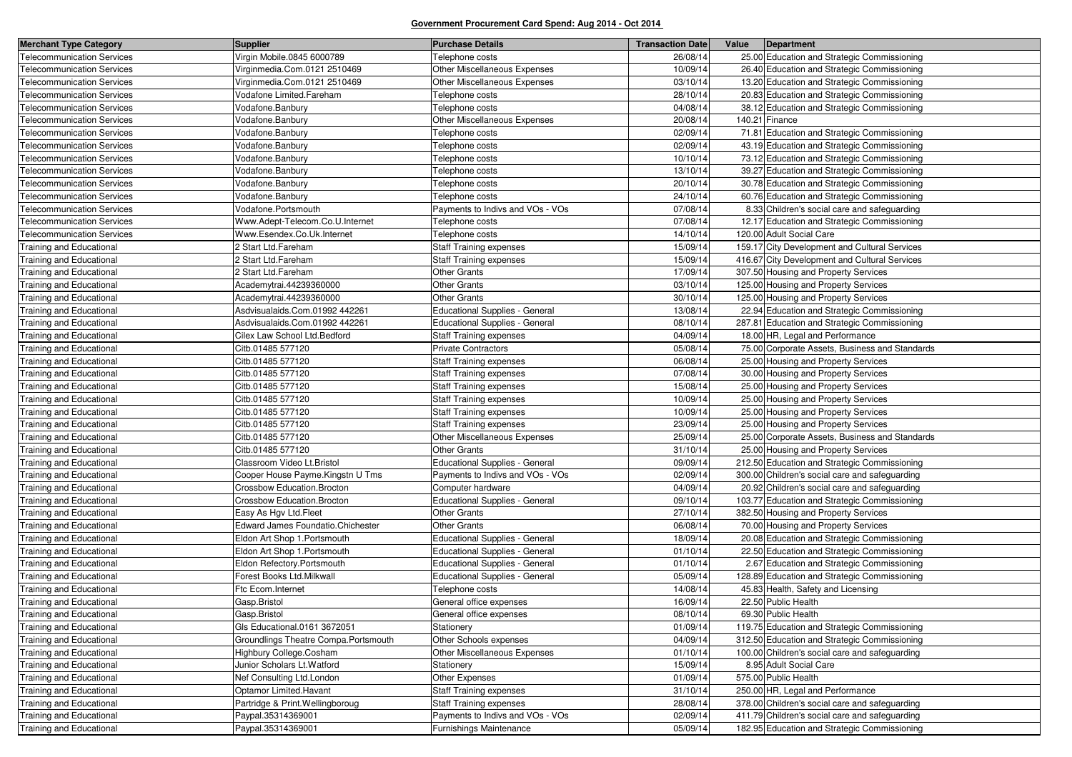**Government Procurement Card Spend: Aug 2014 - Oct 2014**

| Merchant Type Category | Supplier | Purchase Details | Transaction Date | Value | Department |
|---|---|---|---|---|---|
| Telecommunication Services | Virgin Mobile.0845 6000789 | Telephone costs | 26/08/14 | 25.00 | Education and Strategic Commissioning |
| Telecommunication Services | Virginmedia.Com.0121 2510469 | Other Miscellaneous Expenses | 10/09/14 | 26.40 | Education and Strategic Commissioning |
| Telecommunication Services | Virginmedia.Com.0121 2510469 | Other Miscellaneous Expenses | 03/10/14 | 13.20 | Education and Strategic Commissioning |
| Telecommunication Services | Vodafone Limited.Fareham | Telephone costs | 28/10/14 | 20.83 | Education and Strategic Commissioning |
| Telecommunication Services | Vodafone.Banbury | Telephone costs | 04/08/14 | 38.12 | Education and Strategic Commissioning |
| Telecommunication Services | Vodafone.Banbury | Other Miscellaneous Expenses | 20/08/14 | 140.21 | Finance |
| Telecommunication Services | Vodafone.Banbury | Telephone costs | 02/09/14 | 71.81 | Education and Strategic Commissioning |
| Telecommunication Services | Vodafone.Banbury | Telephone costs | 02/09/14 | 43.19 | Education and Strategic Commissioning |
| Telecommunication Services | Vodafone.Banbury | Telephone costs | 10/10/14 | 73.12 | Education and Strategic Commissioning |
| Telecommunication Services | Vodafone.Banbury | Telephone costs | 13/10/14 | 39.27 | Education and Strategic Commissioning |
| Telecommunication Services | Vodafone.Banbury | Telephone costs | 20/10/14 | 30.78 | Education and Strategic Commissioning |
| Telecommunication Services | Vodafone.Banbury | Telephone costs | 24/10/14 | 60.76 | Education and Strategic Commissioning |
| Telecommunication Services | Vodafone.Portsmouth | Payments to Indivs and VOs - VOs | 07/08/14 | 8.33 | Children's social care and safeguarding |
| Telecommunication Services | Www.Adept-Telecom.Co.U.Internet | Telephone costs | 07/08/14 | 12.17 | Education and Strategic Commissioning |
| Telecommunication Services | Www.Esendex.Co.Uk.Internet | Telephone costs | 14/10/14 | 120.00 | Adult Social Care |
| Training and Educational | 2 Start Ltd.Fareham | Staff Training expenses | 15/09/14 | 159.17 | City Development and Cultural Services |
| Training and Educational | 2 Start Ltd.Fareham | Staff Training expenses | 15/09/14 | 416.67 | City Development and Cultural Services |
| Training and Educational | 2 Start Ltd.Fareham | Other Grants | 17/09/14 | 307.50 | Housing and Property Services |
| Training and Educational | Academytrai.44239360000 | Other Grants | 03/10/14 | 125.00 | Housing and Property Services |
| Training and Educational | Academytrai.44239360000 | Other Grants | 30/10/14 | 125.00 | Housing and Property Services |
| Training and Educational | Asdvisualaids.Com.01992 442261 | Educational Supplies - General | 13/08/14 | 22.94 | Education and Strategic Commissioning |
| Training and Educational | Asdvisualaids.Com.01992 442261 | Educational Supplies - General | 08/10/14 | 287.81 | Education and Strategic Commissioning |
| Training and Educational | Cilex Law School Ltd.Bedford | Staff Training expenses | 04/09/14 | 18.00 | HR, Legal and Performance |
| Training and Educational | Citb.01485 577120 | Private Contractors | 05/08/14 | 75.00 | Corporate Assets, Business and Standards |
| Training and Educational | Citb.01485 577120 | Staff Training expenses | 06/08/14 | 25.00 | Housing and Property Services |
| Training and Educational | Citb.01485 577120 | Staff Training expenses | 07/08/14 | 30.00 | Housing and Property Services |
| Training and Educational | Citb.01485 577120 | Staff Training expenses | 15/08/14 | 25.00 | Housing and Property Services |
| Training and Educational | Citb.01485 577120 | Staff Training expenses | 10/09/14 | 25.00 | Housing and Property Services |
| Training and Educational | Citb.01485 577120 | Staff Training expenses | 10/09/14 | 25.00 | Housing and Property Services |
| Training and Educational | Citb.01485 577120 | Staff Training expenses | 23/09/14 | 25.00 | Housing and Property Services |
| Training and Educational | Citb.01485 577120 | Other Miscellaneous Expenses | 25/09/14 | 25.00 | Corporate Assets, Business and Standards |
| Training and Educational | Citb.01485 577120 | Other Grants | 31/10/14 | 25.00 | Housing and Property Services |
| Training and Educational | Classroom Video Lt.Bristol | Educational Supplies - General | 09/09/14 | 212.50 | Education and Strategic Commissioning |
| Training and Educational | Cooper House Payme.Kingstn U Tms | Payments to Indivs and VOs - VOs | 02/09/14 | 300.00 | Children's social care and safeguarding |
| Training and Educational | Crossbow Education.Brocton | Computer hardware | 04/09/14 | 20.92 | Children's social care and safeguarding |
| Training and Educational | Crossbow Education.Brocton | Educational Supplies - General | 09/10/14 | 103.77 | Education and Strategic Commissioning |
| Training and Educational | Easy As Hgv Ltd.Fleet | Other Grants | 27/10/14 | 382.50 | Housing and Property Services |
| Training and Educational | Edward James Foundatio.Chichester | Other Grants | 06/08/14 | 70.00 | Housing and Property Services |
| Training and Educational | Eldon Art Shop 1.Portsmouth | Educational Supplies - General | 18/09/14 | 20.08 | Education and Strategic Commissioning |
| Training and Educational | Eldon Art Shop 1.Portsmouth | Educational Supplies - General | 01/10/14 | 22.50 | Education and Strategic Commissioning |
| Training and Educational | Eldon Refectory.Portsmouth | Educational Supplies - General | 01/10/14 | 2.67 | Education and Strategic Commissioning |
| Training and Educational | Forest Books Ltd.Milkwall | Educational Supplies - General | 05/09/14 | 128.89 | Education and Strategic Commissioning |
| Training and Educational | Ftc Ecom.Internet | Telephone costs | 14/08/14 | 45.83 | Health, Safety and Licensing |
| Training and Educational | Gasp.Bristol | General office expenses | 16/09/14 | 22.50 | Public Health |
| Training and Educational | Gasp.Bristol | General office expenses | 08/10/14 | 69.30 | Public Health |
| Training and Educational | Gls Educational.0161 3672051 | Stationery | 01/09/14 | 119.75 | Education and Strategic Commissioning |
| Training and Educational | Groundlings Theatre Compa.Portsmouth | Other Schools expenses | 04/09/14 | 312.50 | Education and Strategic Commissioning |
| Training and Educational | Highbury College.Cosham | Other Miscellaneous Expenses | 01/10/14 | 100.00 | Children's social care and safeguarding |
| Training and Educational | Junior Scholars Lt.Watford | Stationery | 15/09/14 | 8.95 | Adult Social Care |
| Training and Educational | Nef Consulting Ltd.London | Other Expenses | 01/09/14 | 575.00 | Public Health |
| Training and Educational | Optamor Limited.Havant | Staff Training expenses | 31/10/14 | 250.00 | HR, Legal and Performance |
| Training and Educational | Partridge & Print.Wellingboroug | Staff Training expenses | 28/08/14 | 378.00 | Children's social care and safeguarding |
| Training and Educational | Paypal.35314369001 | Payments to Indivs and VOs - VOs | 02/09/14 | 411.79 | Children's social care and safeguarding |
| Training and Educational | Paypal.35314369001 | Furnishings Maintenance | 05/09/14 | 182.95 | Education and Strategic Commissioning |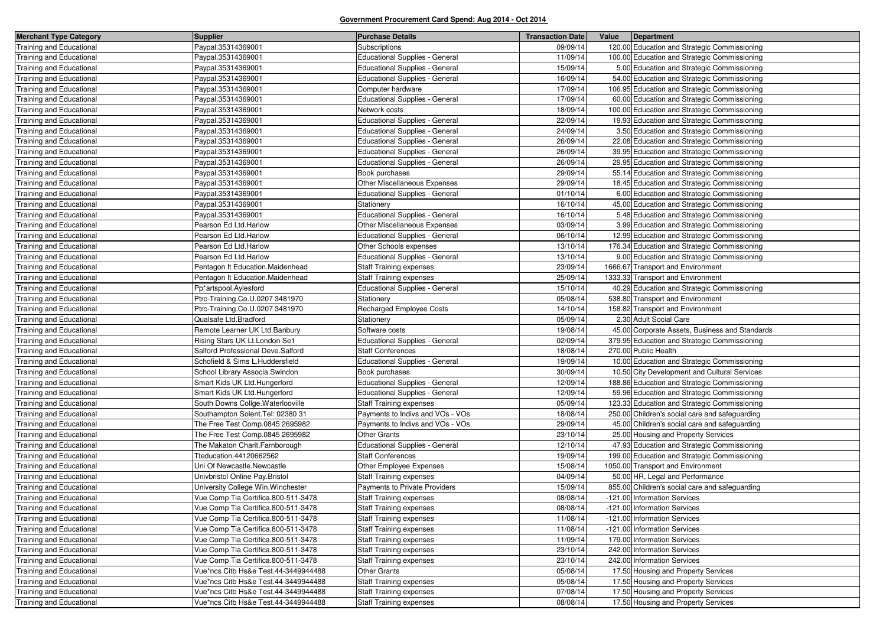**Government Procurement Card Spend: Aug 2014 - Oct 2014**

| Merchant Type Category | Supplier | Purchase Details | Transaction Date | Value | Department |
|---|---|---|---|---|---|
| Training and Educational | Paypal.35314369001 | Subscriptions | 09/09/14 | 120.00 | Education and Strategic Commissioning |
| Training and Educational | Paypal.35314369001 | Educational Supplies - General | 11/09/14 | 100.00 | Education and Strategic Commissioning |
| Training and Educational | Paypal.35314369001 | Educational Supplies - General | 15/09/14 | 5.00 | Education and Strategic Commissioning |
| Training and Educational | Paypal.35314369001 | Educational Supplies - General | 16/09/14 | 54.00 | Education and Strategic Commissioning |
| Training and Educational | Paypal.35314369001 | Computer hardware | 17/09/14 | 106.95 | Education and Strategic Commissioning |
| Training and Educational | Paypal.35314369001 | Educational Supplies - General | 17/09/14 | 60.00 | Education and Strategic Commissioning |
| Training and Educational | Paypal.35314369001 | Network costs | 18/09/14 | 100.00 | Education and Strategic Commissioning |
| Training and Educational | Paypal.35314369001 | Educational Supplies - General | 22/09/14 | 19.93 | Education and Strategic Commissioning |
| Training and Educational | Paypal.35314369001 | Educational Supplies - General | 24/09/14 | 3.50 | Education and Strategic Commissioning |
| Training and Educational | Paypal.35314369001 | Educational Supplies - General | 26/09/14 | 22.08 | Education and Strategic Commissioning |
| Training and Educational | Paypal.35314369001 | Educational Supplies - General | 26/09/14 | 39.95 | Education and Strategic Commissioning |
| Training and Educational | Paypal.35314369001 | Educational Supplies - General | 26/09/14 | 29.95 | Education and Strategic Commissioning |
| Training and Educational | Paypal.35314369001 | Book purchases | 29/09/14 | 55.14 | Education and Strategic Commissioning |
| Training and Educational | Paypal.35314369001 | Other Miscellaneous Expenses | 29/09/14 | 18.45 | Education and Strategic Commissioning |
| Training and Educational | Paypal.35314369001 | Educational Supplies - General | 01/10/14 | 6.00 | Education and Strategic Commissioning |
| Training and Educational | Paypal.35314369001 | Stationery | 16/10/14 | 45.00 | Education and Strategic Commissioning |
| Training and Educational | Paypal.35314369001 | Educational Supplies - General | 16/10/14 | 5.48 | Education and Strategic Commissioning |
| Training and Educational | Pearson Ed Ltd.Harlow | Other Miscellaneous Expenses | 03/09/14 | 3.99 | Education and Strategic Commissioning |
| Training and Educational | Pearson Ed Ltd.Harlow | Educational Supplies - General | 06/10/14 | 12.99 | Education and Strategic Commissioning |
| Training and Educational | Pearson Ed Ltd.Harlow | Other Schools expenses | 13/10/14 | 176.34 | Education and Strategic Commissioning |
| Training and Educational | Pearson Ed Ltd.Harlow | Educational Supplies - General | 13/10/14 | 9.00 | Education and Strategic Commissioning |
| Training and Educational | Pentagon It Education.Maidenhead | Staff Training expenses | 23/09/14 | 1666.67 | Transport and Environment |
| Training and Educational | Pentagon It Education.Maidenhead | Staff Training expenses | 25/09/14 | 1333.33 | Transport and Environment |
| Training and Educational | Pp*artspool.Aylesford | Educational Supplies - General | 15/10/14 | 40.29 | Education and Strategic Commissioning |
| Training and Educational | Ptrc-Training.Co.U.0207 3481970 | Stationery | 05/08/14 | 538.80 | Transport and Environment |
| Training and Educational | Ptrc-Training.Co.U.0207 3481970 | Recharged Employee Costs | 14/10/14 | 158.82 | Transport and Environment |
| Training and Educational | Qualsafe Ltd.Bradford | Stationery | 05/09/14 | 2.30 | Adult Social Care |
| Training and Educational | Remote Learner UK Ltd.Banbury | Software costs | 19/08/14 | 45.00 | Corporate Assets, Business and Standards |
| Training and Educational | Rising Stars UK Lt.London Se1 | Educational Supplies - General | 02/09/14 | 379.95 | Education and Strategic Commissioning |
| Training and Educational | Salford Professional Deve.Salford | Staff Conferences | 18/08/14 | 270.00 | Public Health |
| Training and Educational | Schofield & Sims L.Huddersfield | Educational Supplies - General | 19/09/14 | 10.00 | Education and Strategic Commissioning |
| Training and Educational | School Library Associa.Swindon | Book purchases | 30/09/14 | 10.50 | City Development and Cultural Services |
| Training and Educational | Smart Kids UK Ltd.Hungerford | Educational Supplies - General | 12/09/14 | 188.86 | Education and Strategic Commissioning |
| Training and Educational | Smart Kids UK Ltd.Hungerford | Educational Supplies - General | 12/09/14 | 59.96 | Education and Strategic Commissioning |
| Training and Educational | South Downs Collge.Waterlooville | Staff Training expenses | 05/09/14 | 123.33 | Education and Strategic Commissioning |
| Training and Educational | Southampton Solent.Tel: 02380 31 | Payments to Indivs and VOs - VOs | 18/08/14 | 250.00 | Children's social care and safeguarding |
| Training and Educational | The Free Test Comp.0845 2695982 | Payments to Indivs and VOs - VOs | 29/09/14 | 45.00 | Children's social care and safeguarding |
| Training and Educational | The Free Test Comp.0845 2695982 | Other Grants | 23/10/14 | 25.00 | Housing and Property Services |
| Training and Educational | The Makaton Charit.Farnborough | Educational Supplies - General | 12/10/14 | 47.93 | Education and Strategic Commissioning |
| Training and Educational | Tteducation.44120662562 | Staff Conferences | 19/09/14 | 199.00 | Education and Strategic Commissioning |
| Training and Educational | Uni Of Newcastle.Newcastle | Other Employee Expenses | 15/08/14 | 1050.00 | Transport and Environment |
| Training and Educational | Univbristol Online Pay.Bristol | Staff Training expenses | 04/09/14 | 50.00 | HR, Legal and Performance |
| Training and Educational | University College Win.Winchester | Payments to Private Providers | 15/09/14 | 855.00 | Children's social care and safeguarding |
| Training and Educational | Vue Comp Tia Certifica.800-511-3478 | Staff Training expenses | 08/08/14 | -121.00 | Information Services |
| Training and Educational | Vue Comp Tia Certifica.800-511-3478 | Staff Training expenses | 08/08/14 | -121.00 | Information Services |
| Training and Educational | Vue Comp Tia Certifica.800-511-3478 | Staff Training expenses | 11/08/14 | -121.00 | Information Services |
| Training and Educational | Vue Comp Tia Certifica.800-511-3478 | Staff Training expenses | 11/08/14 | -121.00 | Information Services |
| Training and Educational | Vue Comp Tia Certifica.800-511-3478 | Staff Training expenses | 11/09/14 | 179.00 | Information Services |
| Training and Educational | Vue Comp Tia Certifica.800-511-3478 | Staff Training expenses | 23/10/14 | 242.00 | Information Services |
| Training and Educational | Vue Comp Tia Certifica.800-511-3478 | Staff Training expenses | 23/10/14 | 242.00 | Information Services |
| Training and Educational | Vue*ncs Citb Hs&e Test.44-3449944488 | Other Grants | 05/08/14 | 17.50 | Housing and Property Services |
| Training and Educational | Vue*ncs Citb Hs&e Test.44-3449944488 | Staff Training expenses | 05/08/14 | 17.50 | Housing and Property Services |
| Training and Educational | Vue*ncs Citb Hs&e Test.44-3449944488 | Staff Training expenses | 07/08/14 | 17.50 | Housing and Property Services |
| Training and Educational | Vue*ncs Citb Hs&e Test.44-3449944488 | Staff Training expenses | 08/08/14 | 17.50 | Housing and Property Services |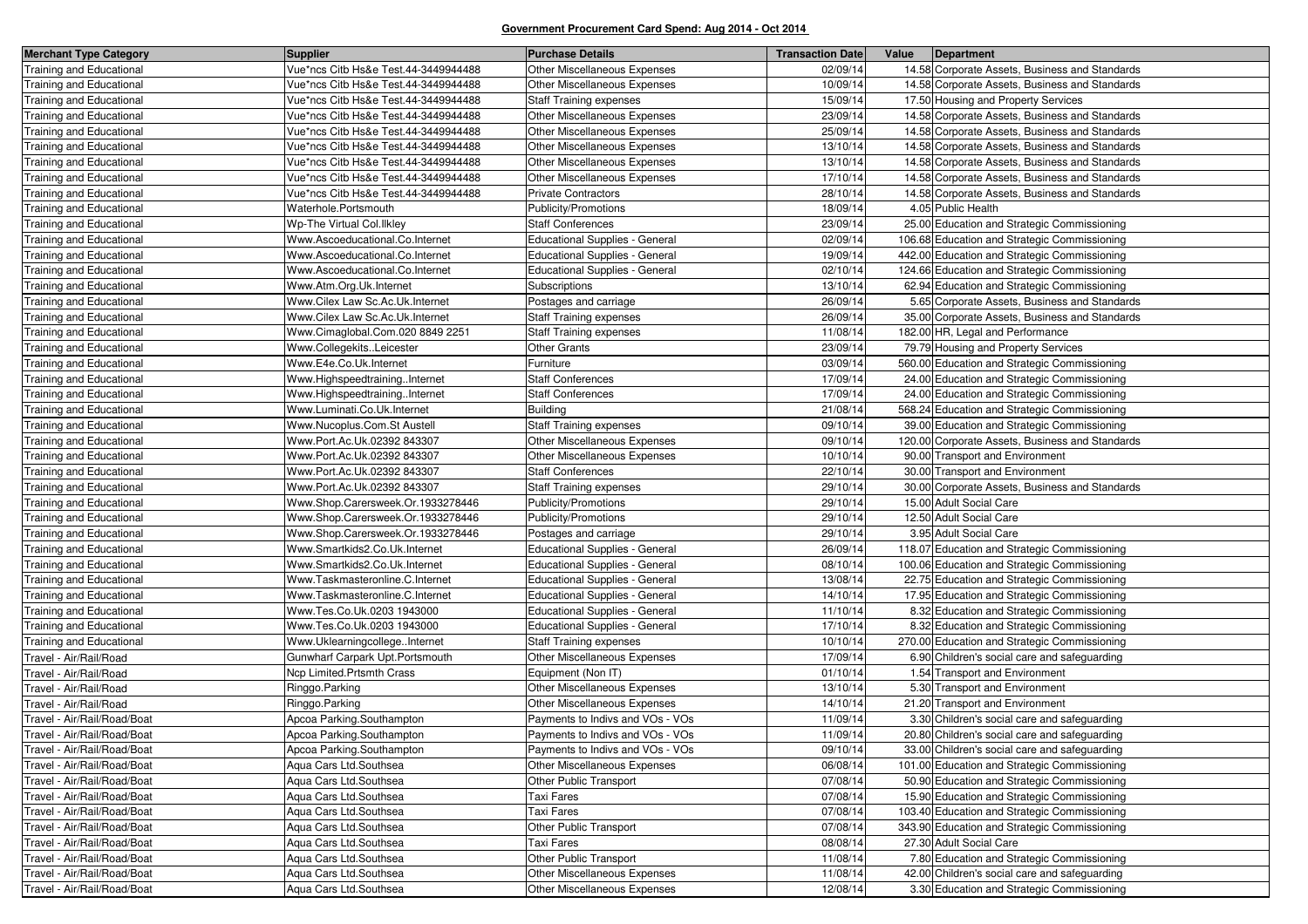**Government Procurement Card Spend: Aug 2014 - Oct 2014**

| Merchant Type Category | Supplier | Purchase Details | Transaction Date | Value | Department |
| --- | --- | --- | --- | --- | --- |
| Training and Educational | Vue*ncs Citb Hs&e Test.44-3449944488 | Other Miscellaneous Expenses | 02/09/14 | 14.58 | Corporate Assets, Business and Standards |
| Training and Educational | Vue*ncs Citb Hs&e Test.44-3449944488 | Other Miscellaneous Expenses | 10/09/14 | 14.58 | Corporate Assets, Business and Standards |
| Training and Educational | Vue*ncs Citb Hs&e Test.44-3449944488 | Staff Training expenses | 15/09/14 | 17.50 | Housing and Property Services |
| Training and Educational | Vue*ncs Citb Hs&e Test.44-3449944488 | Other Miscellaneous Expenses | 23/09/14 | 14.58 | Corporate Assets, Business and Standards |
| Training and Educational | Vue*ncs Citb Hs&e Test.44-3449944488 | Other Miscellaneous Expenses | 25/09/14 | 14.58 | Corporate Assets, Business and Standards |
| Training and Educational | Vue*ncs Citb Hs&e Test.44-3449944488 | Other Miscellaneous Expenses | 13/10/14 | 14.58 | Corporate Assets, Business and Standards |
| Training and Educational | Vue*ncs Citb Hs&e Test.44-3449944488 | Other Miscellaneous Expenses | 13/10/14 | 14.58 | Corporate Assets, Business and Standards |
| Training and Educational | Vue*ncs Citb Hs&e Test.44-3449944488 | Other Miscellaneous Expenses | 17/10/14 | 14.58 | Corporate Assets, Business and Standards |
| Training and Educational | Vue*ncs Citb Hs&e Test.44-3449944488 | Private Contractors | 28/10/14 | 14.58 | Corporate Assets, Business and Standards |
| Training and Educational | Waterhole.Portsmouth | Publicity/Promotions | 18/09/14 | 4.05 | Public Health |
| Training and Educational | Wp-The Virtual Col.Ilkley | Staff Conferences | 23/09/14 | 25.00 | Education and Strategic Commissioning |
| Training and Educational | Www.Ascoeducational.Co.Internet | Educational Supplies - General | 02/09/14 | 106.68 | Education and Strategic Commissioning |
| Training and Educational | Www.Ascoeducational.Co.Internet | Educational Supplies - General | 19/09/14 | 442.00 | Education and Strategic Commissioning |
| Training and Educational | Www.Ascoeducational.Co.Internet | Educational Supplies - General | 02/10/14 | 124.66 | Education and Strategic Commissioning |
| Training and Educational | Www.Atm.Org.Uk.Internet | Subscriptions | 13/10/14 | 62.94 | Education and Strategic Commissioning |
| Training and Educational | Www.Cilex Law Sc.Ac.Uk.Internet | Postages and carriage | 26/09/14 | 5.65 | Corporate Assets, Business and Standards |
| Training and Educational | Www.Cilex Law Sc.Ac.Uk.Internet | Staff Training expenses | 26/09/14 | 35.00 | Corporate Assets, Business and Standards |
| Training and Educational | Www.Cimaglobal.Com.020 8849 2251 | Staff Training expenses | 11/08/14 | 182.00 | HR, Legal and Performance |
| Training and Educational | Www.Collegekits..Leicester | Other Grants | 23/09/14 | 79.79 | Housing and Property Services |
| Training and Educational | Www.E4e.Co.Uk.Internet | Furniture | 03/09/14 | 560.00 | Education and Strategic Commissioning |
| Training and Educational | Www.Highspeedtraining..Internet | Staff Conferences | 17/09/14 | 24.00 | Education and Strategic Commissioning |
| Training and Educational | Www.Highspeedtraining..Internet | Staff Conferences | 17/09/14 | 24.00 | Education and Strategic Commissioning |
| Training and Educational | Www.Luminati.Co.Uk.Internet | Building | 21/08/14 | 568.24 | Education and Strategic Commissioning |
| Training and Educational | Www.Nucoplus.Com.St Austell | Staff Training expenses | 09/10/14 | 39.00 | Education and Strategic Commissioning |
| Training and Educational | Www.Port.Ac.Uk.02392 843307 | Other Miscellaneous Expenses | 09/10/14 | 120.00 | Corporate Assets, Business and Standards |
| Training and Educational | Www.Port.Ac.Uk.02392 843307 | Other Miscellaneous Expenses | 10/10/14 | 90.00 | Transport and Environment |
| Training and Educational | Www.Port.Ac.Uk.02392 843307 | Staff Conferences | 22/10/14 | 30.00 | Transport and Environment |
| Training and Educational | Www.Port.Ac.Uk.02392 843307 | Staff Training expenses | 29/10/14 | 30.00 | Corporate Assets, Business and Standards |
| Training and Educational | Www.Shop.Carersweek.Or.1933278446 | Publicity/Promotions | 29/10/14 | 15.00 | Adult Social Care |
| Training and Educational | Www.Shop.Carersweek.Or.1933278446 | Publicity/Promotions | 29/10/14 | 12.50 | Adult Social Care |
| Training and Educational | Www.Shop.Carersweek.Or.1933278446 | Postages and carriage | 29/10/14 | 3.95 | Adult Social Care |
| Training and Educational | Www.Smartkids2.Co.Uk.Internet | Educational Supplies - General | 26/09/14 | 118.07 | Education and Strategic Commissioning |
| Training and Educational | Www.Smartkids2.Co.Uk.Internet | Educational Supplies - General | 08/10/14 | 100.06 | Education and Strategic Commissioning |
| Training and Educational | Www.Taskmasteronline.C.Internet | Educational Supplies - General | 13/08/14 | 22.75 | Education and Strategic Commissioning |
| Training and Educational | Www.Taskmasteronline.C.Internet | Educational Supplies - General | 14/10/14 | 17.95 | Education and Strategic Commissioning |
| Training and Educational | Www.Tes.Co.Uk.0203 1943000 | Educational Supplies - General | 11/10/14 | 8.32 | Education and Strategic Commissioning |
| Training and Educational | Www.Tes.Co.Uk.0203 1943000 | Educational Supplies - General | 17/10/14 | 8.32 | Education and Strategic Commissioning |
| Training and Educational | Www.Uklearningcollege..Internet | Staff Training expenses | 10/10/14 | 270.00 | Education and Strategic Commissioning |
| Travel - Air/Rail/Road | Gunwharf Carpark Upt.Portsmouth | Other Miscellaneous Expenses | 17/09/14 | 6.90 | Children's social care and safeguarding |
| Travel - Air/Rail/Road | Ncp Limited.Prtsmth Crass | Equipment (Non IT) | 01/10/14 | 1.54 | Transport and Environment |
| Travel - Air/Rail/Road | Ringgo.Parking | Other Miscellaneous Expenses | 13/10/14 | 5.30 | Transport and Environment |
| Travel - Air/Rail/Road | Ringgo.Parking | Other Miscellaneous Expenses | 14/10/14 | 21.20 | Transport and Environment |
| Travel - Air/Rail/Road/Boat | Apcoa Parking.Southampton | Payments to Indivs and VOs - VOs | 11/09/14 | 3.30 | Children's social care and safeguarding |
| Travel - Air/Rail/Road/Boat | Apcoa Parking.Southampton | Payments to Indivs and VOs - VOs | 11/09/14 | 20.80 | Children's social care and safeguarding |
| Travel - Air/Rail/Road/Boat | Apcoa Parking.Southampton | Payments to Indivs and VOs - VOs | 09/10/14 | 33.00 | Children's social care and safeguarding |
| Travel - Air/Rail/Road/Boat | Aqua Cars Ltd.Southsea | Other Miscellaneous Expenses | 06/08/14 | 101.00 | Education and Strategic Commissioning |
| Travel - Air/Rail/Road/Boat | Aqua Cars Ltd.Southsea | Other Public Transport | 07/08/14 | 50.90 | Education and Strategic Commissioning |
| Travel - Air/Rail/Road/Boat | Aqua Cars Ltd.Southsea | Taxi Fares | 07/08/14 | 15.90 | Education and Strategic Commissioning |
| Travel - Air/Rail/Road/Boat | Aqua Cars Ltd.Southsea | Taxi Fares | 07/08/14 | 103.40 | Education and Strategic Commissioning |
| Travel - Air/Rail/Road/Boat | Aqua Cars Ltd.Southsea | Other Public Transport | 07/08/14 | 343.90 | Education and Strategic Commissioning |
| Travel - Air/Rail/Road/Boat | Aqua Cars Ltd.Southsea | Taxi Fares | 08/08/14 | 27.30 | Adult Social Care |
| Travel - Air/Rail/Road/Boat | Aqua Cars Ltd.Southsea | Other Public Transport | 11/08/14 | 7.80 | Education and Strategic Commissioning |
| Travel - Air/Rail/Road/Boat | Aqua Cars Ltd.Southsea | Other Miscellaneous Expenses | 11/08/14 | 42.00 | Children's social care and safeguarding |
| Travel - Air/Rail/Road/Boat | Aqua Cars Ltd.Southsea | Other Miscellaneous Expenses | 12/08/14 | 3.30 | Education and Strategic Commissioning |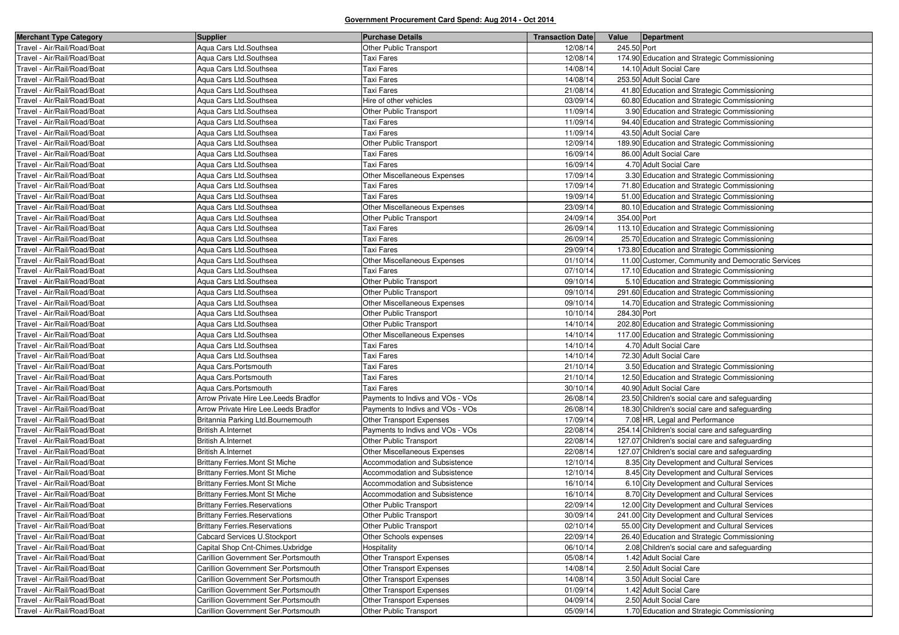**Government Procurement Card Spend: Aug 2014 - Oct 2014**

| Merchant Type Category | Supplier | Purchase Details | Transaction Date | Value | Department |
|---|---|---|---|---|---|
| Travel - Air/Rail/Road/Boat | Aqua Cars Ltd.Southsea | Other Public Transport | 12/08/14 | 245.50 | Port |
| Travel - Air/Rail/Road/Boat | Aqua Cars Ltd.Southsea | Taxi Fares | 12/08/14 | 174.90 | Education and Strategic Commissioning |
| Travel - Air/Rail/Road/Boat | Aqua Cars Ltd.Southsea | Taxi Fares | 14/08/14 | 14.10 | Adult Social Care |
| Travel - Air/Rail/Road/Boat | Aqua Cars Ltd.Southsea | Taxi Fares | 14/08/14 | 253.50 | Adult Social Care |
| Travel - Air/Rail/Road/Boat | Aqua Cars Ltd.Southsea | Taxi Fares | 21/08/14 | 41.80 | Education and Strategic Commissioning |
| Travel - Air/Rail/Road/Boat | Aqua Cars Ltd.Southsea | Hire of other vehicles | 03/09/14 | 60.80 | Education and Strategic Commissioning |
| Travel - Air/Rail/Road/Boat | Aqua Cars Ltd.Southsea | Other Public Transport | 11/09/14 | 3.90 | Education and Strategic Commissioning |
| Travel - Air/Rail/Road/Boat | Aqua Cars Ltd.Southsea | Taxi Fares | 11/09/14 | 94.40 | Education and Strategic Commissioning |
| Travel - Air/Rail/Road/Boat | Aqua Cars Ltd.Southsea | Taxi Fares | 11/09/14 | 43.50 | Adult Social Care |
| Travel - Air/Rail/Road/Boat | Aqua Cars Ltd.Southsea | Other Public Transport | 12/09/14 | 189.90 | Education and Strategic Commissioning |
| Travel - Air/Rail/Road/Boat | Aqua Cars Ltd.Southsea | Taxi Fares | 16/09/14 | 86.00 | Adult Social Care |
| Travel - Air/Rail/Road/Boat | Aqua Cars Ltd.Southsea | Taxi Fares | 16/09/14 | 4.70 | Adult Social Care |
| Travel - Air/Rail/Road/Boat | Aqua Cars Ltd.Southsea | Other Miscellaneous Expenses | 17/09/14 | 3.30 | Education and Strategic Commissioning |
| Travel - Air/Rail/Road/Boat | Aqua Cars Ltd.Southsea | Taxi Fares | 17/09/14 | 71.80 | Education and Strategic Commissioning |
| Travel - Air/Rail/Road/Boat | Aqua Cars Ltd.Southsea | Taxi Fares | 19/09/14 | 51.00 | Education and Strategic Commissioning |
| Travel - Air/Rail/Road/Boat | Aqua Cars Ltd.Southsea | Other Miscellaneous Expenses | 23/09/14 | 80.10 | Education and Strategic Commissioning |
| Travel - Air/Rail/Road/Boat | Aqua Cars Ltd.Southsea | Other Public Transport | 24/09/14 | 354.00 | Port |
| Travel - Air/Rail/Road/Boat | Aqua Cars Ltd.Southsea | Taxi Fares | 26/09/14 | 113.10 | Education and Strategic Commissioning |
| Travel - Air/Rail/Road/Boat | Aqua Cars Ltd.Southsea | Taxi Fares | 26/09/14 | 25.70 | Education and Strategic Commissioning |
| Travel - Air/Rail/Road/Boat | Aqua Cars Ltd.Southsea | Taxi Fares | 29/09/14 | 173.80 | Education and Strategic Commissioning |
| Travel - Air/Rail/Road/Boat | Aqua Cars Ltd.Southsea | Other Miscellaneous Expenses | 01/10/14 | 11.00 | Customer, Community and Democratic Services |
| Travel - Air/Rail/Road/Boat | Aqua Cars Ltd.Southsea | Taxi Fares | 07/10/14 | 17.10 | Education and Strategic Commissioning |
| Travel - Air/Rail/Road/Boat | Aqua Cars Ltd.Southsea | Other Public Transport | 09/10/14 | 5.10 | Education and Strategic Commissioning |
| Travel - Air/Rail/Road/Boat | Aqua Cars Ltd.Southsea | Other Public Transport | 09/10/14 | 291.60 | Education and Strategic Commissioning |
| Travel - Air/Rail/Road/Boat | Aqua Cars Ltd.Southsea | Other Miscellaneous Expenses | 09/10/14 | 14.70 | Education and Strategic Commissioning |
| Travel - Air/Rail/Road/Boat | Aqua Cars Ltd.Southsea | Other Public Transport | 10/10/14 | 284.30 | Port |
| Travel - Air/Rail/Road/Boat | Aqua Cars Ltd.Southsea | Other Public Transport | 14/10/14 | 202.80 | Education and Strategic Commissioning |
| Travel - Air/Rail/Road/Boat | Aqua Cars Ltd.Southsea | Other Miscellaneous Expenses | 14/10/14 | 117.00 | Education and Strategic Commissioning |
| Travel - Air/Rail/Road/Boat | Aqua Cars Ltd.Southsea | Taxi Fares | 14/10/14 | 4.70 | Adult Social Care |
| Travel - Air/Rail/Road/Boat | Aqua Cars Ltd.Southsea | Taxi Fares | 14/10/14 | 72.30 | Adult Social Care |
| Travel - Air/Rail/Road/Boat | Aqua Cars.Portsmouth | Taxi Fares | 21/10/14 | 3.50 | Education and Strategic Commissioning |
| Travel - Air/Rail/Road/Boat | Aqua Cars.Portsmouth | Taxi Fares | 21/10/14 | 12.50 | Education and Strategic Commissioning |
| Travel - Air/Rail/Road/Boat | Aqua Cars.Portsmouth | Taxi Fares | 30/10/14 | 40.90 | Adult Social Care |
| Travel - Air/Rail/Road/Boat | Arrow Private Hire Lee.Leeds Bradfor | Payments to Indivs and VOs - VOs | 26/08/14 | 23.50 | Children's social care and safeguarding |
| Travel - Air/Rail/Road/Boat | Arrow Private Hire Lee.Leeds Bradfor | Payments to Indivs and VOs - VOs | 26/08/14 | 18.30 | Children's social care and safeguarding |
| Travel - Air/Rail/Road/Boat | Britannia Parking Ltd.Bournemouth | Other Transport Expenses | 17/09/14 | 7.08 | HR, Legal and Performance |
| Travel - Air/Rail/Road/Boat | British A.Internet | Payments to Indivs and VOs - VOs | 22/08/14 | 254.14 | Children's social care and safeguarding |
| Travel - Air/Rail/Road/Boat | British A.Internet | Other Public Transport | 22/08/14 | 127.07 | Children's social care and safeguarding |
| Travel - Air/Rail/Road/Boat | British A.Internet | Other Miscellaneous Expenses | 22/08/14 | 127.07 | Children's social care and safeguarding |
| Travel - Air/Rail/Road/Boat | Brittany Ferries.Mont St Miche | Accommodation and Subsistence | 12/10/14 | 8.35 | City Development and Cultural Services |
| Travel - Air/Rail/Road/Boat | Brittany Ferries.Mont St Miche | Accommodation and Subsistence | 12/10/14 | 8.45 | City Development and Cultural Services |
| Travel - Air/Rail/Road/Boat | Brittany Ferries.Mont St Miche | Accommodation and Subsistence | 16/10/14 | 6.10 | City Development and Cultural Services |
| Travel - Air/Rail/Road/Boat | Brittany Ferries.Mont St Miche | Accommodation and Subsistence | 16/10/14 | 8.70 | City Development and Cultural Services |
| Travel - Air/Rail/Road/Boat | Brittany Ferries.Reservations | Other Public Transport | 22/09/14 | 12.00 | City Development and Cultural Services |
| Travel - Air/Rail/Road/Boat | Brittany Ferries.Reservations | Other Public Transport | 30/09/14 | 241.00 | City Development and Cultural Services |
| Travel - Air/Rail/Road/Boat | Brittany Ferries.Reservations | Other Public Transport | 02/10/14 | 55.00 | City Development and Cultural Services |
| Travel - Air/Rail/Road/Boat | Cabcard Services U.Stockport | Other Schools expenses | 22/09/14 | 26.40 | Education and Strategic Commissioning |
| Travel - Air/Rail/Road/Boat | Capital Shop Cnt-Chimes.Uxbridge | Hospitality | 06/10/14 | 2.08 | Children's social care and safeguarding |
| Travel - Air/Rail/Road/Boat | Carillion Government Ser.Portsmouth | Other Transport Expenses | 05/08/14 | 1.42 | Adult Social Care |
| Travel - Air/Rail/Road/Boat | Carillion Government Ser.Portsmouth | Other Transport Expenses | 14/08/14 | 2.50 | Adult Social Care |
| Travel - Air/Rail/Road/Boat | Carillion Government Ser.Portsmouth | Other Transport Expenses | 14/08/14 | 3.50 | Adult Social Care |
| Travel - Air/Rail/Road/Boat | Carillion Government Ser.Portsmouth | Other Transport Expenses | 01/09/14 | 1.42 | Adult Social Care |
| Travel - Air/Rail/Road/Boat | Carillion Government Ser.Portsmouth | Other Transport Expenses | 04/09/14 | 2.50 | Adult Social Care |
| Travel - Air/Rail/Road/Boat | Carillion Government Ser.Portsmouth | Other Public Transport | 05/09/14 | 1.70 | Education and Strategic Commissioning |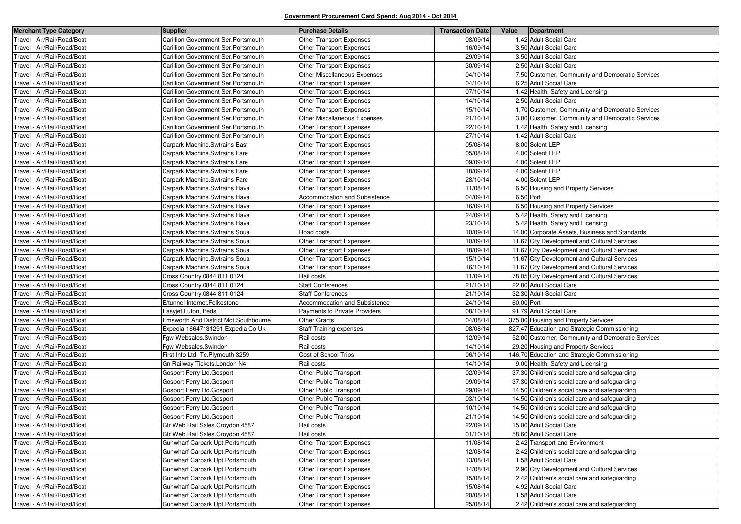**Government Procurement Card Spend: Aug 2014 - Oct 2014**

| Merchant Type Category | Supplier | Purchase Details | Transaction Date | Value | Department |
|---|---|---|---|---|---|
| Travel - Air/Rail/Road/Boat | Carillion Government Ser.Portsmouth | Other Transport Expenses | 08/09/14 | 1.42 | Adult Social Care |
| Travel - Air/Rail/Road/Boat | Carillion Government Ser.Portsmouth | Other Transport Expenses | 16/09/14 | 3.50 | Adult Social Care |
| Travel - Air/Rail/Road/Boat | Carillion Government Ser.Portsmouth | Other Transport Expenses | 29/09/14 | 3.50 | Adult Social Care |
| Travel - Air/Rail/Road/Boat | Carillion Government Ser.Portsmouth | Other Transport Expenses | 30/09/14 | 2.50 | Adult Social Care |
| Travel - Air/Rail/Road/Boat | Carillion Government Ser.Portsmouth | Other Miscellaneous Expenses | 04/10/14 | 7.50 | Customer, Community and Democratic Services |
| Travel - Air/Rail/Road/Boat | Carillion Government Ser.Portsmouth | Other Transport Expenses | 04/10/14 | 6.25 | Adult Social Care |
| Travel - Air/Rail/Road/Boat | Carillion Government Ser.Portsmouth | Other Transport Expenses | 07/10/14 | 1.42 | Health, Safety and Licensing |
| Travel - Air/Rail/Road/Boat | Carillion Government Ser.Portsmouth | Other Transport Expenses | 14/10/14 | 2.50 | Adult Social Care |
| Travel - Air/Rail/Road/Boat | Carillion Government Ser.Portsmouth | Other Transport Expenses | 15/10/14 | 1.70 | Customer, Community and Democratic Services |
| Travel - Air/Rail/Road/Boat | Carillion Government Ser.Portsmouth | Other Miscellaneous Expenses | 21/10/14 | 3.00 | Customer, Community and Democratic Services |
| Travel - Air/Rail/Road/Boat | Carillion Government Ser.Portsmouth | Other Transport Expenses | 22/10/14 | 1.42 | Health, Safety and Licensing |
| Travel - Air/Rail/Road/Boat | Carillion Government Ser.Portsmouth | Other Transport Expenses | 27/10/14 | 1.42 | Adult Social Care |
| Travel - Air/Rail/Road/Boat | Carpark Machine.Swtrains East | Other Transport Expenses | 05/08/14 | 8.00 | Solent LEP |
| Travel - Air/Rail/Road/Boat | Carpark Machine.Swtrains Fare | Other Transport Expenses | 05/08/14 | 4.00 | Solent LEP |
| Travel - Air/Rail/Road/Boat | Carpark Machine.Swtrains Fare | Other Transport Expenses | 09/09/14 | 4.00 | Solent LEP |
| Travel - Air/Rail/Road/Boat | Carpark Machine.Swtrains Fare | Other Transport Expenses | 18/09/14 | 4.00 | Solent LEP |
| Travel - Air/Rail/Road/Boat | Carpark Machine.Swtrains Fare | Other Transport Expenses | 28/10/14 | 4.00 | Solent LEP |
| Travel - Air/Rail/Road/Boat | Carpark Machine.Swtrains Hava | Other Transport Expenses | 11/08/14 | 6.50 | Housing and Property Services |
| Travel - Air/Rail/Road/Boat | Carpark Machine.Swtrains Hava | Accommodation and Subsistence | 04/09/14 | 6.50 | Port |
| Travel - Air/Rail/Road/Boat | Carpark Machine.Swtrains Hava | Other Transport Expenses | 16/09/14 | 6.50 | Housing and Property Services |
| Travel - Air/Rail/Road/Boat | Carpark Machine.Swtrains Hava | Other Transport Expenses | 24/09/14 | 5.42 | Health, Safety and Licensing |
| Travel - Air/Rail/Road/Boat | Carpark Machine.Swtrains Hava | Other Transport Expenses | 23/10/14 | 5.42 | Health, Safety and Licensing |
| Travel - Air/Rail/Road/Boat | Carpark Machine.Swtrains Soua | Road costs | 10/09/14 | 14.00 | Corporate Assets, Business and Standards |
| Travel - Air/Rail/Road/Boat | Carpark Machine.Swtrains Soua | Other Transport Expenses | 10/09/14 | 11.67 | City Development and Cultural Services |
| Travel - Air/Rail/Road/Boat | Carpark Machine.Swtrains Soua | Other Transport Expenses | 18/09/14 | 11.67 | City Development and Cultural Services |
| Travel - Air/Rail/Road/Boat | Carpark Machine.Swtrains Soua | Other Transport Expenses | 15/10/14 | 11.67 | City Development and Cultural Services |
| Travel - Air/Rail/Road/Boat | Carpark Machine.Swtrains Soua | Other Transport Expenses | 16/10/14 | 11.67 | City Development and Cultural Services |
| Travel - Air/Rail/Road/Boat | Cross Country.0844 811 0124 | Rail costs | 11/09/14 | 78.05 | City Development and Cultural Services |
| Travel - Air/Rail/Road/Boat | Cross Country.0844 811 0124 | Staff Conferences | 21/10/14 | 22.80 | Adult Social Care |
| Travel - Air/Rail/Road/Boat | Cross Country.0844 811 0124 | Staff Conferences | 21/10/14 | 32.30 | Adult Social Care |
| Travel - Air/Rail/Road/Boat | E/tunnel Internet.Folkestone | Accommodation and Subsistence | 24/10/14 | 60.00 | Port |
| Travel - Air/Rail/Road/Boat | Easyjet.Luton, Beds | Payments to Private Providers | 08/10/14 | 91.79 | Adult Social Care |
| Travel - Air/Rail/Road/Boat | Emsworth And District Mot.Southbourne | Other Grants | 04/08/14 | 375.00 | Housing and Property Services |
| Travel - Air/Rail/Road/Boat | Expedia 16647131291.Expedia Co Uk | Staff Training expenses | 08/08/14 | 827.47 | Education and Strategic Commissioning |
| Travel - Air/Rail/Road/Boat | Fgw Websales.Swindon | Rail costs | 12/09/14 | 52.00 | Customer, Community and Democratic Services |
| Travel - Air/Rail/Road/Boat | Fgw Websales.Swindon | Rail costs | 14/10/14 | 29.20 | Housing and Property Services |
| Travel - Air/Rail/Road/Boat | First Info Ltd- Te.Plymouth 3259 | Cost of School Trips | 06/10/14 | 146.70 | Education and Strategic Commissioning |
| Travel - Air/Rail/Road/Boat | Gn Railway Tickets.London N4 | Rail costs | 14/10/14 | 9.00 | Health, Safety and Licensing |
| Travel - Air/Rail/Road/Boat | Gosport Ferry Ltd.Gosport | Other Public Transport | 02/09/14 | 37.30 | Children's social care and safeguarding |
| Travel - Air/Rail/Road/Boat | Gosport Ferry Ltd.Gosport | Other Public Transport | 09/09/14 | 37.30 | Children's social care and safeguarding |
| Travel - Air/Rail/Road/Boat | Gosport Ferry Ltd.Gosport | Other Public Transport | 29/09/14 | 14.50 | Children's social care and safeguarding |
| Travel - Air/Rail/Road/Boat | Gosport Ferry Ltd.Gosport | Other Public Transport | 03/10/14 | 14.50 | Children's social care and safeguarding |
| Travel - Air/Rail/Road/Boat | Gosport Ferry Ltd.Gosport | Other Public Transport | 10/10/14 | 14.50 | Children's social care and safeguarding |
| Travel - Air/Rail/Road/Boat | Gosport Ferry Ltd.Gosport | Other Public Transport | 21/10/14 | 14.50 | Children's social care and safeguarding |
| Travel - Air/Rail/Road/Boat | Gtr Web Rail Sales.Croydon 4587 | Rail costs | 22/09/14 | 15.00 | Adult Social Care |
| Travel - Air/Rail/Road/Boat | Gtr Web Rail Sales.Croydon 4587 | Rail costs | 01/10/14 | 58.60 | Adult Social Care |
| Travel - Air/Rail/Road/Boat | Gunwharf Carpark Upt.Portsmouth | Other Transport Expenses | 11/08/14 | 2.42 | Transport and Environment |
| Travel - Air/Rail/Road/Boat | Gunwharf Carpark Upt.Portsmouth | Other Transport Expenses | 12/08/14 | 2.42 | Children's social care and safeguarding |
| Travel - Air/Rail/Road/Boat | Gunwharf Carpark Upt.Portsmouth | Other Transport Expenses | 13/08/14 | 1.58 | Adult Social Care |
| Travel - Air/Rail/Road/Boat | Gunwharf Carpark Upt.Portsmouth | Other Transport Expenses | 14/08/14 | 2.90 | City Development and Cultural Services |
| Travel - Air/Rail/Road/Boat | Gunwharf Carpark Upt.Portsmouth | Other Transport Expenses | 15/08/14 | 2.42 | Children's social care and safeguarding |
| Travel - Air/Rail/Road/Boat | Gunwharf Carpark Upt.Portsmouth | Other Transport Expenses | 15/08/14 | 4.92 | Adult Social Care |
| Travel - Air/Rail/Road/Boat | Gunwharf Carpark Upt.Portsmouth | Other Transport Expenses | 20/08/14 | 1.58 | Adult Social Care |
| Travel - Air/Rail/Road/Boat | Gunwharf Carpark Upt.Portsmouth | Other Transport Expenses | 25/08/14 | 2.42 | Children's social care and safeguarding |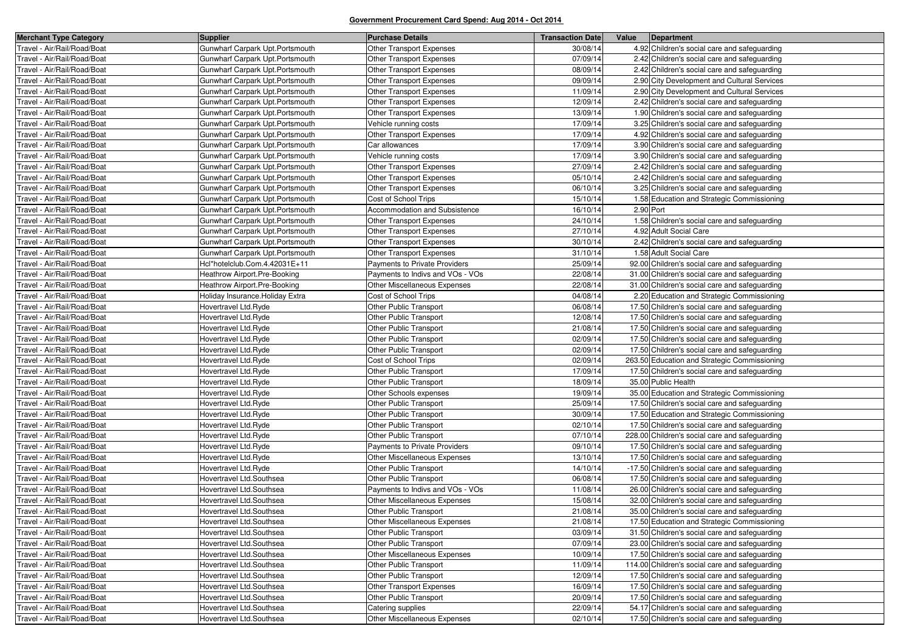**Government Procurement Card Spend: Aug 2014 - Oct 2014**

| Merchant Type Category | Supplier | Purchase Details | Transaction Date | Value | Department |
|---|---|---|---|---|---|
| Travel - Air/Rail/Road/Boat | Gunwharf Carpark Upt.Portsmouth | Other Transport Expenses | 30/08/14 | 4.92 | Children's social care and safeguarding |
| Travel - Air/Rail/Road/Boat | Gunwharf Carpark Upt.Portsmouth | Other Transport Expenses | 07/09/14 | 2.42 | Children's social care and safeguarding |
| Travel - Air/Rail/Road/Boat | Gunwharf Carpark Upt.Portsmouth | Other Transport Expenses | 08/09/14 | 2.42 | Children's social care and safeguarding |
| Travel - Air/Rail/Road/Boat | Gunwharf Carpark Upt.Portsmouth | Other Transport Expenses | 09/09/14 | 2.90 | City Development and Cultural Services |
| Travel - Air/Rail/Road/Boat | Gunwharf Carpark Upt.Portsmouth | Other Transport Expenses | 11/09/14 | 2.90 | City Development and Cultural Services |
| Travel - Air/Rail/Road/Boat | Gunwharf Carpark Upt.Portsmouth | Other Transport Expenses | 12/09/14 | 2.42 | Children's social care and safeguarding |
| Travel - Air/Rail/Road/Boat | Gunwharf Carpark Upt.Portsmouth | Other Transport Expenses | 13/09/14 | 1.90 | Children's social care and safeguarding |
| Travel - Air/Rail/Road/Boat | Gunwharf Carpark Upt.Portsmouth | Vehicle running costs | 17/09/14 | 3.25 | Children's social care and safeguarding |
| Travel - Air/Rail/Road/Boat | Gunwharf Carpark Upt.Portsmouth | Other Transport Expenses | 17/09/14 | 4.92 | Children's social care and safeguarding |
| Travel - Air/Rail/Road/Boat | Gunwharf Carpark Upt.Portsmouth | Car allowances | 17/09/14 | 3.90 | Children's social care and safeguarding |
| Travel - Air/Rail/Road/Boat | Gunwharf Carpark Upt.Portsmouth | Vehicle running costs | 17/09/14 | 3.90 | Children's social care and safeguarding |
| Travel - Air/Rail/Road/Boat | Gunwharf Carpark Upt.Portsmouth | Other Transport Expenses | 27/09/14 | 2.42 | Children's social care and safeguarding |
| Travel - Air/Rail/Road/Boat | Gunwharf Carpark Upt.Portsmouth | Other Transport Expenses | 05/10/14 | 2.42 | Children's social care and safeguarding |
| Travel - Air/Rail/Road/Boat | Gunwharf Carpark Upt.Portsmouth | Other Transport Expenses | 06/10/14 | 3.25 | Children's social care and safeguarding |
| Travel - Air/Rail/Road/Boat | Gunwharf Carpark Upt.Portsmouth | Cost of School Trips | 15/10/14 | 1.58 | Education and Strategic Commissioning |
| Travel - Air/Rail/Road/Boat | Gunwharf Carpark Upt.Portsmouth | Accommodation and Subsistence | 16/10/14 | 2.90 | Port |
| Travel - Air/Rail/Road/Boat | Gunwharf Carpark Upt.Portsmouth | Other Transport Expenses | 24/10/14 | 1.58 | Children's social care and safeguarding |
| Travel - Air/Rail/Road/Boat | Gunwharf Carpark Upt.Portsmouth | Other Transport Expenses | 27/10/14 | 4.92 | Adult Social Care |
| Travel - Air/Rail/Road/Boat | Gunwharf Carpark Upt.Portsmouth | Other Transport Expenses | 30/10/14 | 2.42 | Children's social care and safeguarding |
| Travel - Air/Rail/Road/Boat | Gunwharf Carpark Upt.Portsmouth | Other Transport Expenses | 31/10/14 | 1.58 | Adult Social Care |
| Travel - Air/Rail/Road/Boat | Hcl*hotelclub.Com.4.42031E+11 | Payments to Private Providers | 25/09/14 | 92.00 | Children's social care and safeguarding |
| Travel - Air/Rail/Road/Boat | Heathrow Airport.Pre-Booking | Payments to Indivs and VOs - VOs | 22/08/14 | 31.00 | Children's social care and safeguarding |
| Travel - Air/Rail/Road/Boat | Heathrow Airport.Pre-Booking | Other Miscellaneous Expenses | 22/08/14 | 31.00 | Children's social care and safeguarding |
| Travel - Air/Rail/Road/Boat | Holiday Insurance.Holiday Extra | Cost of School Trips | 04/08/14 | 2.20 | Education and Strategic Commissioning |
| Travel - Air/Rail/Road/Boat | Hovertravel Ltd.Ryde | Other Public Transport | 06/08/14 | 17.50 | Children's social care and safeguarding |
| Travel - Air/Rail/Road/Boat | Hovertravel Ltd.Ryde | Other Public Transport | 12/08/14 | 17.50 | Children's social care and safeguarding |
| Travel - Air/Rail/Road/Boat | Hovertravel Ltd.Ryde | Other Public Transport | 21/08/14 | 17.50 | Children's social care and safeguarding |
| Travel - Air/Rail/Road/Boat | Hovertravel Ltd.Ryde | Other Public Transport | 02/09/14 | 17.50 | Children's social care and safeguarding |
| Travel - Air/Rail/Road/Boat | Hovertravel Ltd.Ryde | Other Public Transport | 02/09/14 | 17.50 | Children's social care and safeguarding |
| Travel - Air/Rail/Road/Boat | Hovertravel Ltd.Ryde | Cost of School Trips | 02/09/14 | 263.50 | Education and Strategic Commissioning |
| Travel - Air/Rail/Road/Boat | Hovertravel Ltd.Ryde | Other Public Transport | 17/09/14 | 17.50 | Children's social care and safeguarding |
| Travel - Air/Rail/Road/Boat | Hovertravel Ltd.Ryde | Other Public Transport | 18/09/14 | 35.00 | Public Health |
| Travel - Air/Rail/Road/Boat | Hovertravel Ltd.Ryde | Other Schools expenses | 19/09/14 | 35.00 | Education and Strategic Commissioning |
| Travel - Air/Rail/Road/Boat | Hovertravel Ltd.Ryde | Other Public Transport | 25/09/14 | 17.50 | Children's social care and safeguarding |
| Travel - Air/Rail/Road/Boat | Hovertravel Ltd.Ryde | Other Public Transport | 30/09/14 | 17.50 | Education and Strategic Commissioning |
| Travel - Air/Rail/Road/Boat | Hovertravel Ltd.Ryde | Other Public Transport | 02/10/14 | 17.50 | Children's social care and safeguarding |
| Travel - Air/Rail/Road/Boat | Hovertravel Ltd.Ryde | Other Public Transport | 07/10/14 | 228.00 | Children's social care and safeguarding |
| Travel - Air/Rail/Road/Boat | Hovertravel Ltd.Ryde | Payments to Private Providers | 09/10/14 | 17.50 | Children's social care and safeguarding |
| Travel - Air/Rail/Road/Boat | Hovertravel Ltd.Ryde | Other Miscellaneous Expenses | 13/10/14 | 17.50 | Children's social care and safeguarding |
| Travel - Air/Rail/Road/Boat | Hovertravel Ltd.Ryde | Other Public Transport | 14/10/14 | -17.50 | Children's social care and safeguarding |
| Travel - Air/Rail/Road/Boat | Hovertravel Ltd.Southsea | Other Public Transport | 06/08/14 | 17.50 | Children's social care and safeguarding |
| Travel - Air/Rail/Road/Boat | Hovertravel Ltd.Southsea | Payments to Indivs and VOs - VOs | 11/08/14 | 26.00 | Children's social care and safeguarding |
| Travel - Air/Rail/Road/Boat | Hovertravel Ltd.Southsea | Other Miscellaneous Expenses | 15/08/14 | 32.00 | Children's social care and safeguarding |
| Travel - Air/Rail/Road/Boat | Hovertravel Ltd.Southsea | Other Public Transport | 21/08/14 | 35.00 | Children's social care and safeguarding |
| Travel - Air/Rail/Road/Boat | Hovertravel Ltd.Southsea | Other Miscellaneous Expenses | 21/08/14 | 17.50 | Education and Strategic Commissioning |
| Travel - Air/Rail/Road/Boat | Hovertravel Ltd.Southsea | Other Public Transport | 03/09/14 | 31.50 | Children's social care and safeguarding |
| Travel - Air/Rail/Road/Boat | Hovertravel Ltd.Southsea | Other Public Transport | 07/09/14 | 23.00 | Children's social care and safeguarding |
| Travel - Air/Rail/Road/Boat | Hovertravel Ltd.Southsea | Other Miscellaneous Expenses | 10/09/14 | 17.50 | Children's social care and safeguarding |
| Travel - Air/Rail/Road/Boat | Hovertravel Ltd.Southsea | Other Public Transport | 11/09/14 | 114.00 | Children's social care and safeguarding |
| Travel - Air/Rail/Road/Boat | Hovertravel Ltd.Southsea | Other Public Transport | 12/09/14 | 17.50 | Children's social care and safeguarding |
| Travel - Air/Rail/Road/Boat | Hovertravel Ltd.Southsea | Other Transport Expenses | 16/09/14 | 17.50 | Children's social care and safeguarding |
| Travel - Air/Rail/Road/Boat | Hovertravel Ltd.Southsea | Other Public Transport | 20/09/14 | 17.50 | Children's social care and safeguarding |
| Travel - Air/Rail/Road/Boat | Hovertravel Ltd.Southsea | Catering supplies | 22/09/14 | 54.17 | Children's social care and safeguarding |
| Travel - Air/Rail/Road/Boat | Hovertravel Ltd.Southsea | Other Miscellaneous Expenses | 02/10/14 | 17.50 | Children's social care and safeguarding |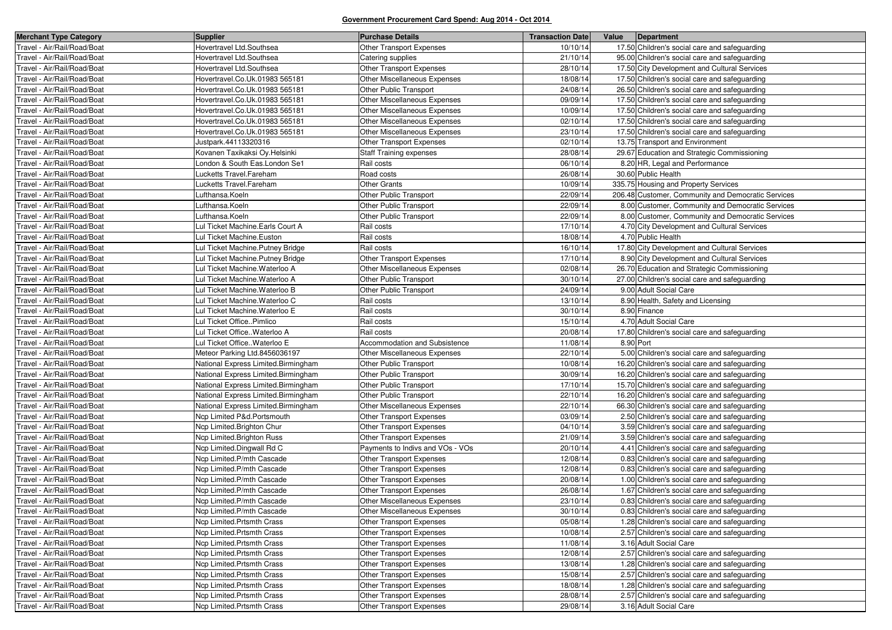**Government Procurement Card Spend: Aug 2014 - Oct 2014**

| Merchant Type Category | Supplier | Purchase Details | Transaction Date | Value | Department |
|---|---|---|---|---|---|
| Travel - Air/Rail/Road/Boat | Hovertravel Ltd.Southsea | Other Transport Expenses | 10/10/14 | 17.50 | Children's social care and safeguarding |
| Travel - Air/Rail/Road/Boat | Hovertravel Ltd.Southsea | Catering supplies | 21/10/14 | 95.00 | Children's social care and safeguarding |
| Travel - Air/Rail/Road/Boat | Hovertravel Ltd.Southsea | Other Transport Expenses | 28/10/14 | 17.50 | City Development and Cultural Services |
| Travel - Air/Rail/Road/Boat | Hovertravel.Co.Uk.01983 565181 | Other Miscellaneous Expenses | 18/08/14 | 17.50 | Children's social care and safeguarding |
| Travel - Air/Rail/Road/Boat | Hovertravel.Co.Uk.01983 565181 | Other Public Transport | 24/08/14 | 26.50 | Children's social care and safeguarding |
| Travel - Air/Rail/Road/Boat | Hovertravel.Co.Uk.01983 565181 | Other Miscellaneous Expenses | 09/09/14 | 17.50 | Children's social care and safeguarding |
| Travel - Air/Rail/Road/Boat | Hovertravel.Co.Uk.01983 565181 | Other Miscellaneous Expenses | 10/09/14 | 17.50 | Children's social care and safeguarding |
| Travel - Air/Rail/Road/Boat | Hovertravel.Co.Uk.01983 565181 | Other Miscellaneous Expenses | 02/10/14 | 17.50 | Children's social care and safeguarding |
| Travel - Air/Rail/Road/Boat | Hovertravel.Co.Uk.01983 565181 | Other Miscellaneous Expenses | 23/10/14 | 17.50 | Children's social care and safeguarding |
| Travel - Air/Rail/Road/Boat | Justpark.44113320316 | Other Transport Expenses | 02/10/14 | 13.75 | Transport and Environment |
| Travel - Air/Rail/Road/Boat | Kovanen Taxikaksi Oy.Helsinki | Staff Training expenses | 28/08/14 | 29.67 | Education and Strategic Commissioning |
| Travel - Air/Rail/Road/Boat | London & South Eas.London Se1 | Rail costs | 06/10/14 | 8.20 | HR, Legal and Performance |
| Travel - Air/Rail/Road/Boat | Lucketts Travel.Fareham | Road costs | 26/08/14 | 30.60 | Public Health |
| Travel - Air/Rail/Road/Boat | Lucketts Travel.Fareham | Other Grants | 10/09/14 | 335.75 | Housing and Property Services |
| Travel - Air/Rail/Road/Boat | Lufthansa.Koeln | Other Public Transport | 22/09/14 | 206.48 | Customer, Community and Democratic Services |
| Travel - Air/Rail/Road/Boat | Lufthansa.Koeln | Other Public Transport | 22/09/14 | 8.00 | Customer, Community and Democratic Services |
| Travel - Air/Rail/Road/Boat | Lufthansa.Koeln | Other Public Transport | 22/09/14 | 8.00 | Customer, Community and Democratic Services |
| Travel - Air/Rail/Road/Boat | Lul Ticket Machine.Earls Court A | Rail costs | 17/10/14 | 4.70 | City Development and Cultural Services |
| Travel - Air/Rail/Road/Boat | Lul Ticket Machine.Euston | Rail costs | 18/08/14 | 4.70 | Public Health |
| Travel - Air/Rail/Road/Boat | Lul Ticket Machine.Putney Bridge | Rail costs | 16/10/14 | 17.80 | City Development and Cultural Services |
| Travel - Air/Rail/Road/Boat | Lul Ticket Machine.Putney Bridge | Other Transport Expenses | 17/10/14 | 8.90 | City Development and Cultural Services |
| Travel - Air/Rail/Road/Boat | Lul Ticket Machine.Waterloo A | Other Miscellaneous Expenses | 02/08/14 | 26.70 | Education and Strategic Commissioning |
| Travel - Air/Rail/Road/Boat | Lul Ticket Machine.Waterloo A | Other Public Transport | 30/10/14 | 27.00 | Children's social care and safeguarding |
| Travel - Air/Rail/Road/Boat | Lul Ticket Machine.Waterloo B | Other Public Transport | 24/09/14 | 9.00 | Adult Social Care |
| Travel - Air/Rail/Road/Boat | Lul Ticket Machine.Waterloo C | Rail costs | 13/10/14 | 8.90 | Health, Safety and Licensing |
| Travel - Air/Rail/Road/Boat | Lul Ticket Machine.Waterloo E | Rail costs | 30/10/14 | 8.90 | Finance |
| Travel - Air/Rail/Road/Boat | Lul Ticket Office..Pimlico | Rail costs | 15/10/14 | 4.70 | Adult Social Care |
| Travel - Air/Rail/Road/Boat | Lul Ticket Office..Waterloo A | Rail costs | 20/08/14 | 17.80 | Children's social care and safeguarding |
| Travel - Air/Rail/Road/Boat | Lul Ticket Office..Waterloo E | Accommodation and Subsistence | 11/08/14 | 8.90 | Port |
| Travel - Air/Rail/Road/Boat | Meteor Parking Ltd.8456036197 | Other Miscellaneous Expenses | 22/10/14 | 5.00 | Children's social care and safeguarding |
| Travel - Air/Rail/Road/Boat | National Express Limited.Birmingham | Other Public Transport | 10/08/14 | 16.20 | Children's social care and safeguarding |
| Travel - Air/Rail/Road/Boat | National Express Limited.Birmingham | Other Public Transport | 30/09/14 | 16.20 | Children's social care and safeguarding |
| Travel - Air/Rail/Road/Boat | National Express Limited.Birmingham | Other Public Transport | 17/10/14 | 15.70 | Children's social care and safeguarding |
| Travel - Air/Rail/Road/Boat | National Express Limited.Birmingham | Other Public Transport | 22/10/14 | 16.20 | Children's social care and safeguarding |
| Travel - Air/Rail/Road/Boat | National Express Limited.Birmingham | Other Miscellaneous Expenses | 22/10/14 | 66.30 | Children's social care and safeguarding |
| Travel - Air/Rail/Road/Boat | Ncp Limited P&d.Portsmouth | Other Transport Expenses | 03/09/14 | 2.50 | Children's social care and safeguarding |
| Travel - Air/Rail/Road/Boat | Ncp Limited.Brighton Chur | Other Transport Expenses | 04/10/14 | 3.59 | Children's social care and safeguarding |
| Travel - Air/Rail/Road/Boat | Ncp Limited.Brighton Russ | Other Transport Expenses | 21/09/14 | 3.59 | Children's social care and safeguarding |
| Travel - Air/Rail/Road/Boat | Ncp Limited.Dingwall Rd C | Payments to Indivs and VOs - VOs | 20/10/14 | 4.41 | Children's social care and safeguarding |
| Travel - Air/Rail/Road/Boat | Ncp Limited.P/mth Cascade | Other Transport Expenses | 12/08/14 | 0.83 | Children's social care and safeguarding |
| Travel - Air/Rail/Road/Boat | Ncp Limited.P/mth Cascade | Other Transport Expenses | 12/08/14 | 0.83 | Children's social care and safeguarding |
| Travel - Air/Rail/Road/Boat | Ncp Limited.P/mth Cascade | Other Transport Expenses | 20/08/14 | 1.00 | Children's social care and safeguarding |
| Travel - Air/Rail/Road/Boat | Ncp Limited.P/mth Cascade | Other Transport Expenses | 26/08/14 | 1.67 | Children's social care and safeguarding |
| Travel - Air/Rail/Road/Boat | Ncp Limited.P/mth Cascade | Other Miscellaneous Expenses | 23/10/14 | 0.83 | Children's social care and safeguarding |
| Travel - Air/Rail/Road/Boat | Ncp Limited.P/mth Cascade | Other Miscellaneous Expenses | 30/10/14 | 0.83 | Children's social care and safeguarding |
| Travel - Air/Rail/Road/Boat | Ncp Limited.Prtsmth Crass | Other Transport Expenses | 05/08/14 | 1.28 | Children's social care and safeguarding |
| Travel - Air/Rail/Road/Boat | Ncp Limited.Prtsmth Crass | Other Transport Expenses | 10/08/14 | 2.57 | Children's social care and safeguarding |
| Travel - Air/Rail/Road/Boat | Ncp Limited.Prtsmth Crass | Other Transport Expenses | 11/08/14 | 3.16 | Adult Social Care |
| Travel - Air/Rail/Road/Boat | Ncp Limited.Prtsmth Crass | Other Transport Expenses | 12/08/14 | 2.57 | Children's social care and safeguarding |
| Travel - Air/Rail/Road/Boat | Ncp Limited.Prtsmth Crass | Other Transport Expenses | 13/08/14 | 1.28 | Children's social care and safeguarding |
| Travel - Air/Rail/Road/Boat | Ncp Limited.Prtsmth Crass | Other Transport Expenses | 15/08/14 | 2.57 | Children's social care and safeguarding |
| Travel - Air/Rail/Road/Boat | Ncp Limited.Prtsmth Crass | Other Transport Expenses | 18/08/14 | 1.28 | Children's social care and safeguarding |
| Travel - Air/Rail/Road/Boat | Ncp Limited.Prtsmth Crass | Other Transport Expenses | 28/08/14 | 2.57 | Children's social care and safeguarding |
| Travel - Air/Rail/Road/Boat | Ncp Limited.Prtsmth Crass | Other Transport Expenses | 29/08/14 | 3.16 | Adult Social Care |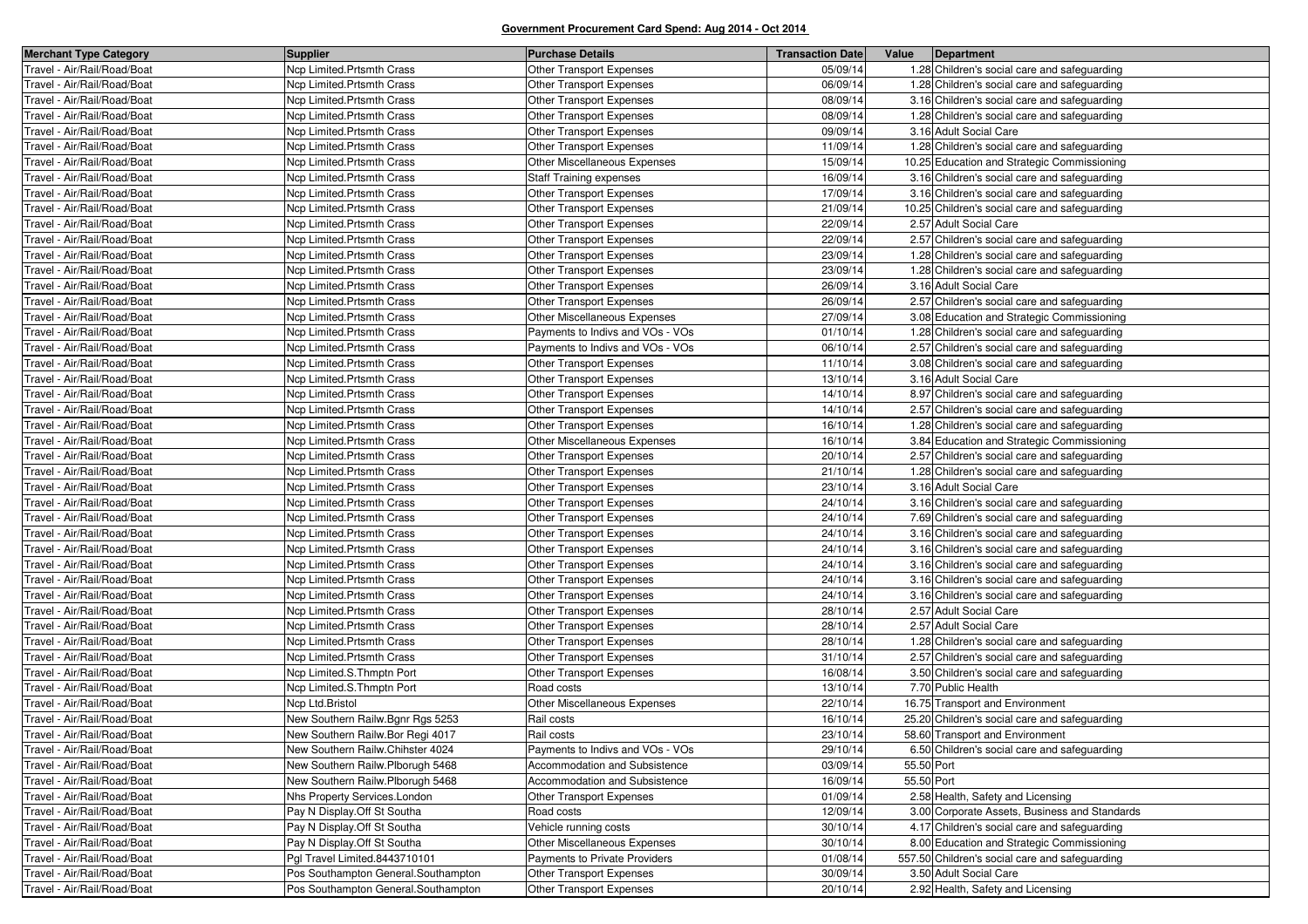**Government Procurement Card Spend: Aug 2014 - Oct 2014**

| Merchant Type Category | Supplier | Purchase Details | Transaction Date | Value | Department |
|---|---|---|---|---|---|
| Travel - Air/Rail/Road/Boat | Ncp Limited.Prtsmth Crass | Other Transport Expenses | 05/09/14 | 1.28 | Children's social care and safeguarding |
| Travel - Air/Rail/Road/Boat | Ncp Limited.Prtsmth Crass | Other Transport Expenses | 06/09/14 | 1.28 | Children's social care and safeguarding |
| Travel - Air/Rail/Road/Boat | Ncp Limited.Prtsmth Crass | Other Transport Expenses | 08/09/14 | 3.16 | Children's social care and safeguarding |
| Travel - Air/Rail/Road/Boat | Ncp Limited.Prtsmth Crass | Other Transport Expenses | 08/09/14 | 1.28 | Children's social care and safeguarding |
| Travel - Air/Rail/Road/Boat | Ncp Limited.Prtsmth Crass | Other Transport Expenses | 09/09/14 | 3.16 | Adult Social Care |
| Travel - Air/Rail/Road/Boat | Ncp Limited.Prtsmth Crass | Other Transport Expenses | 11/09/14 | 1.28 | Children's social care and safeguarding |
| Travel - Air/Rail/Road/Boat | Ncp Limited.Prtsmth Crass | Other Miscellaneous Expenses | 15/09/14 | 10.25 | Education and Strategic Commissioning |
| Travel - Air/Rail/Road/Boat | Ncp Limited.Prtsmth Crass | Staff Training expenses | 16/09/14 | 3.16 | Children's social care and safeguarding |
| Travel - Air/Rail/Road/Boat | Ncp Limited.Prtsmth Crass | Other Transport Expenses | 17/09/14 | 3.16 | Children's social care and safeguarding |
| Travel - Air/Rail/Road/Boat | Ncp Limited.Prtsmth Crass | Other Transport Expenses | 21/09/14 | 10.25 | Children's social care and safeguarding |
| Travel - Air/Rail/Road/Boat | Ncp Limited.Prtsmth Crass | Other Transport Expenses | 22/09/14 | 2.57 | Adult Social Care |
| Travel - Air/Rail/Road/Boat | Ncp Limited.Prtsmth Crass | Other Transport Expenses | 22/09/14 | 2.57 | Children's social care and safeguarding |
| Travel - Air/Rail/Road/Boat | Ncp Limited.Prtsmth Crass | Other Transport Expenses | 23/09/14 | 1.28 | Children's social care and safeguarding |
| Travel - Air/Rail/Road/Boat | Ncp Limited.Prtsmth Crass | Other Transport Expenses | 23/09/14 | 1.28 | Children's social care and safeguarding |
| Travel - Air/Rail/Road/Boat | Ncp Limited.Prtsmth Crass | Other Transport Expenses | 26/09/14 | 3.16 | Adult Social Care |
| Travel - Air/Rail/Road/Boat | Ncp Limited.Prtsmth Crass | Other Transport Expenses | 26/09/14 | 2.57 | Children's social care and safeguarding |
| Travel - Air/Rail/Road/Boat | Ncp Limited.Prtsmth Crass | Other Miscellaneous Expenses | 27/09/14 | 3.08 | Education and Strategic Commissioning |
| Travel - Air/Rail/Road/Boat | Ncp Limited.Prtsmth Crass | Payments to Indivs and VOs - VOs | 01/10/14 | 1.28 | Children's social care and safeguarding |
| Travel - Air/Rail/Road/Boat | Ncp Limited.Prtsmth Crass | Payments to Indivs and VOs - VOs | 06/10/14 | 2.57 | Children's social care and safeguarding |
| Travel - Air/Rail/Road/Boat | Ncp Limited.Prtsmth Crass | Other Transport Expenses | 11/10/14 | 3.08 | Children's social care and safeguarding |
| Travel - Air/Rail/Road/Boat | Ncp Limited.Prtsmth Crass | Other Transport Expenses | 13/10/14 | 3.16 | Adult Social Care |
| Travel - Air/Rail/Road/Boat | Ncp Limited.Prtsmth Crass | Other Transport Expenses | 14/10/14 | 8.97 | Children's social care and safeguarding |
| Travel - Air/Rail/Road/Boat | Ncp Limited.Prtsmth Crass | Other Transport Expenses | 14/10/14 | 2.57 | Children's social care and safeguarding |
| Travel - Air/Rail/Road/Boat | Ncp Limited.Prtsmth Crass | Other Transport Expenses | 16/10/14 | 1.28 | Children's social care and safeguarding |
| Travel - Air/Rail/Road/Boat | Ncp Limited.Prtsmth Crass | Other Miscellaneous Expenses | 16/10/14 | 3.84 | Education and Strategic Commissioning |
| Travel - Air/Rail/Road/Boat | Ncp Limited.Prtsmth Crass | Other Transport Expenses | 20/10/14 | 2.57 | Children's social care and safeguarding |
| Travel - Air/Rail/Road/Boat | Ncp Limited.Prtsmth Crass | Other Transport Expenses | 21/10/14 | 1.28 | Children's social care and safeguarding |
| Travel - Air/Rail/Road/Boat | Ncp Limited.Prtsmth Crass | Other Transport Expenses | 23/10/14 | 3.16 | Adult Social Care |
| Travel - Air/Rail/Road/Boat | Ncp Limited.Prtsmth Crass | Other Transport Expenses | 24/10/14 | 3.16 | Children's social care and safeguarding |
| Travel - Air/Rail/Road/Boat | Ncp Limited.Prtsmth Crass | Other Transport Expenses | 24/10/14 | 7.69 | Children's social care and safeguarding |
| Travel - Air/Rail/Road/Boat | Ncp Limited.Prtsmth Crass | Other Transport Expenses | 24/10/14 | 3.16 | Children's social care and safeguarding |
| Travel - Air/Rail/Road/Boat | Ncp Limited.Prtsmth Crass | Other Transport Expenses | 24/10/14 | 3.16 | Children's social care and safeguarding |
| Travel - Air/Rail/Road/Boat | Ncp Limited.Prtsmth Crass | Other Transport Expenses | 24/10/14 | 3.16 | Children's social care and safeguarding |
| Travel - Air/Rail/Road/Boat | Ncp Limited.Prtsmth Crass | Other Transport Expenses | 24/10/14 | 3.16 | Children's social care and safeguarding |
| Travel - Air/Rail/Road/Boat | Ncp Limited.Prtsmth Crass | Other Transport Expenses | 24/10/14 | 3.16 | Children's social care and safeguarding |
| Travel - Air/Rail/Road/Boat | Ncp Limited.Prtsmth Crass | Other Transport Expenses | 28/10/14 | 2.57 | Adult Social Care |
| Travel - Air/Rail/Road/Boat | Ncp Limited.Prtsmth Crass | Other Transport Expenses | 28/10/14 | 2.57 | Adult Social Care |
| Travel - Air/Rail/Road/Boat | Ncp Limited.Prtsmth Crass | Other Transport Expenses | 28/10/14 | 1.28 | Children's social care and safeguarding |
| Travel - Air/Rail/Road/Boat | Ncp Limited.Prtsmth Crass | Other Transport Expenses | 31/10/14 | 2.57 | Children's social care and safeguarding |
| Travel - Air/Rail/Road/Boat | Ncp Limited.S.Thmptn Port | Other Transport Expenses | 16/08/14 | 3.50 | Children's social care and safeguarding |
| Travel - Air/Rail/Road/Boat | Ncp Limited.S.Thmptn Port | Road costs | 13/10/14 | 7.70 | Public Health |
| Travel - Air/Rail/Road/Boat | Ncp Ltd.Bristol | Other Miscellaneous Expenses | 22/10/14 | 16.75 | Transport and Environment |
| Travel - Air/Rail/Road/Boat | New Southern Railw.Bgnr Rgs 5253 | Rail costs | 16/10/14 | 25.20 | Children's social care and safeguarding |
| Travel - Air/Rail/Road/Boat | New Southern Railw.Bor Regi 4017 | Rail costs | 23/10/14 | 58.60 | Transport and Environment |
| Travel - Air/Rail/Road/Boat | New Southern Railw.Chihster 4024 | Payments to Indivs and VOs - VOs | 29/10/14 | 6.50 | Children's social care and safeguarding |
| Travel - Air/Rail/Road/Boat | New Southern Railw.Plborugh 5468 | Accommodation and Subsistence | 03/09/14 | 55.50 | Port |
| Travel - Air/Rail/Road/Boat | New Southern Railw.Plborugh 5468 | Accommodation and Subsistence | 16/09/14 | 55.50 | Port |
| Travel - Air/Rail/Road/Boat | Nhs Property Services.London | Other Transport Expenses | 01/09/14 | 2.58 | Health, Safety and Licensing |
| Travel - Air/Rail/Road/Boat | Pay N Display.Off St Southa | Road costs | 12/09/14 | 3.00 | Corporate Assets, Business and Standards |
| Travel - Air/Rail/Road/Boat | Pay N Display.Off St Southa | Vehicle running costs | 30/10/14 | 4.17 | Children's social care and safeguarding |
| Travel - Air/Rail/Road/Boat | Pay N Display.Off St Southa | Other Miscellaneous Expenses | 30/10/14 | 8.00 | Education and Strategic Commissioning |
| Travel - Air/Rail/Road/Boat | Pgl Travel Limited.8443710101 | Payments to Private Providers | 01/08/14 | 557.50 | Children's social care and safeguarding |
| Travel - Air/Rail/Road/Boat | Pos Southampton General.Southampton | Other Transport Expenses | 30/09/14 | 3.50 | Adult Social Care |
| Travel - Air/Rail/Road/Boat | Pos Southampton General.Southampton | Other Transport Expenses | 20/10/14 | 2.92 | Health, Safety and Licensing |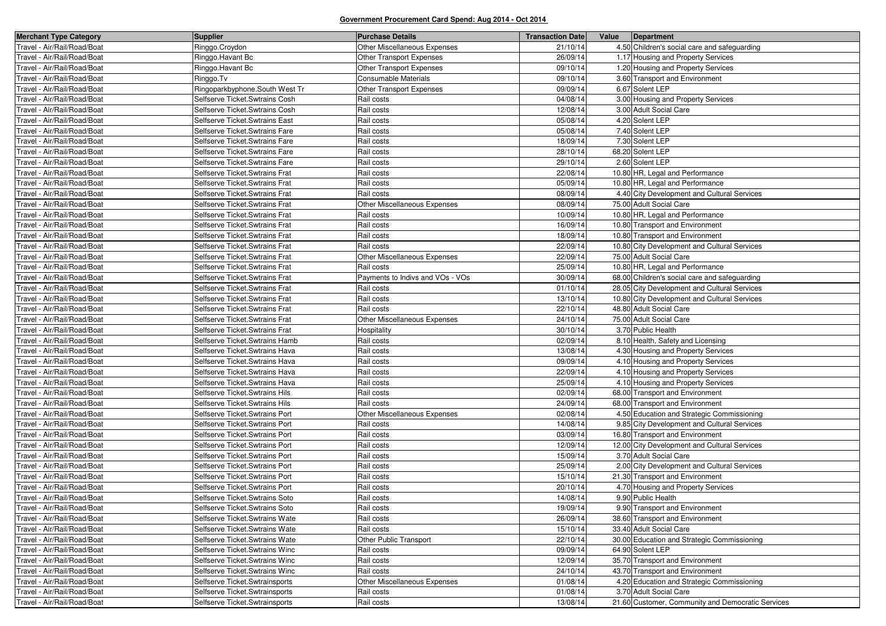**Government Procurement Card Spend: Aug 2014 - Oct 2014**

| Merchant Type Category | Supplier | Purchase Details | Transaction Date | Value | Department |
|---|---|---|---|---|---|
| Travel - Air/Rail/Road/Boat | Ringgo.Croydon | Other Miscellaneous Expenses | 21/10/14 | 4.50 | Children's social care and safeguarding |
| Travel - Air/Rail/Road/Boat | Ringgo.Havant Bc | Other Transport Expenses | 26/09/14 | 1.17 | Housing and Property Services |
| Travel - Air/Rail/Road/Boat | Ringgo.Havant Bc | Other Transport Expenses | 09/10/14 | 1.20 | Housing and Property Services |
| Travel - Air/Rail/Road/Boat | Ringgo.Tv | Consumable Materials | 09/10/14 | 3.60 | Transport and Environment |
| Travel - Air/Rail/Road/Boat | Ringoparkbyphone.South West Tr | Other Transport Expenses | 09/09/14 | 6.67 | Solent LEP |
| Travel - Air/Rail/Road/Boat | Selfserve Ticket.Swtrains Cosh | Rail costs | 04/08/14 | 3.00 | Housing and Property Services |
| Travel - Air/Rail/Road/Boat | Selfserve Ticket.Swtrains Cosh | Rail costs | 12/08/14 | 3.00 | Adult Social Care |
| Travel - Air/Rail/Road/Boat | Selfserve Ticket.Swtrains East | Rail costs | 05/08/14 | 4.20 | Solent LEP |
| Travel - Air/Rail/Road/Boat | Selfserve Ticket.Swtrains Fare | Rail costs | 05/08/14 | 7.40 | Solent LEP |
| Travel - Air/Rail/Road/Boat | Selfserve Ticket.Swtrains Fare | Rail costs | 18/09/14 | 7.30 | Solent LEP |
| Travel - Air/Rail/Road/Boat | Selfserve Ticket.Swtrains Fare | Rail costs | 28/10/14 | 68.20 | Solent LEP |
| Travel - Air/Rail/Road/Boat | Selfserve Ticket.Swtrains Fare | Rail costs | 29/10/14 | 2.60 | Solent LEP |
| Travel - Air/Rail/Road/Boat | Selfserve Ticket.Swtrains Frat | Rail costs | 22/08/14 | 10.80 | HR, Legal and Performance |
| Travel - Air/Rail/Road/Boat | Selfserve Ticket.Swtrains Frat | Rail costs | 05/09/14 | 10.80 | HR, Legal and Performance |
| Travel - Air/Rail/Road/Boat | Selfserve Ticket.Swtrains Frat | Rail costs | 08/09/14 | 4.40 | City Development and Cultural Services |
| Travel - Air/Rail/Road/Boat | Selfserve Ticket.Swtrains Frat | Other Miscellaneous Expenses | 08/09/14 | 75.00 | Adult Social Care |
| Travel - Air/Rail/Road/Boat | Selfserve Ticket.Swtrains Frat | Rail costs | 10/09/14 | 10.80 | HR, Legal and Performance |
| Travel - Air/Rail/Road/Boat | Selfserve Ticket.Swtrains Frat | Rail costs | 16/09/14 | 10.80 | Transport and Environment |
| Travel - Air/Rail/Road/Boat | Selfserve Ticket.Swtrains Frat | Rail costs | 18/09/14 | 10.80 | Transport and Environment |
| Travel - Air/Rail/Road/Boat | Selfserve Ticket.Swtrains Frat | Rail costs | 22/09/14 | 10.80 | City Development and Cultural Services |
| Travel - Air/Rail/Road/Boat | Selfserve Ticket.Swtrains Frat | Other Miscellaneous Expenses | 22/09/14 | 75.00 | Adult Social Care |
| Travel - Air/Rail/Road/Boat | Selfserve Ticket.Swtrains Frat | Rail costs | 25/09/14 | 10.80 | HR, Legal and Performance |
| Travel - Air/Rail/Road/Boat | Selfserve Ticket.Swtrains Frat | Payments to Indivs and VOs - VOs | 30/09/14 | 68.00 | Children's social care and safeguarding |
| Travel - Air/Rail/Road/Boat | Selfserve Ticket.Swtrains Frat | Rail costs | 01/10/14 | 28.05 | City Development and Cultural Services |
| Travel - Air/Rail/Road/Boat | Selfserve Ticket.Swtrains Frat | Rail costs | 13/10/14 | 10.80 | City Development and Cultural Services |
| Travel - Air/Rail/Road/Boat | Selfserve Ticket.Swtrains Frat | Rail costs | 22/10/14 | 48.80 | Adult Social Care |
| Travel - Air/Rail/Road/Boat | Selfserve Ticket.Swtrains Frat | Other Miscellaneous Expenses | 24/10/14 | 75.00 | Adult Social Care |
| Travel - Air/Rail/Road/Boat | Selfserve Ticket.Swtrains Frat | Hospitality | 30/10/14 | 3.70 | Public Health |
| Travel - Air/Rail/Road/Boat | Selfserve Ticket.Swtrains Hamb | Rail costs | 02/09/14 | 8.10 | Health, Safety and Licensing |
| Travel - Air/Rail/Road/Boat | Selfserve Ticket.Swtrains Hava | Rail costs | 13/08/14 | 4.30 | Housing and Property Services |
| Travel - Air/Rail/Road/Boat | Selfserve Ticket.Swtrains Hava | Rail costs | 09/09/14 | 4.10 | Housing and Property Services |
| Travel - Air/Rail/Road/Boat | Selfserve Ticket.Swtrains Hava | Rail costs | 22/09/14 | 4.10 | Housing and Property Services |
| Travel - Air/Rail/Road/Boat | Selfserve Ticket.Swtrains Hava | Rail costs | 25/09/14 | 4.10 | Housing and Property Services |
| Travel - Air/Rail/Road/Boat | Selfserve Ticket.Swtrains Hils | Rail costs | 02/09/14 | 68.00 | Transport and Environment |
| Travel - Air/Rail/Road/Boat | Selfserve Ticket.Swtrains Hils | Rail costs | 24/09/14 | 68.00 | Transport and Environment |
| Travel - Air/Rail/Road/Boat | Selfserve Ticket.Swtrains Port | Other Miscellaneous Expenses | 02/08/14 | 4.50 | Education and Strategic Commissioning |
| Travel - Air/Rail/Road/Boat | Selfserve Ticket.Swtrains Port | Rail costs | 14/08/14 | 9.85 | City Development and Cultural Services |
| Travel - Air/Rail/Road/Boat | Selfserve Ticket.Swtrains Port | Rail costs | 03/09/14 | 16.80 | Transport and Environment |
| Travel - Air/Rail/Road/Boat | Selfserve Ticket.Swtrains Port | Rail costs | 12/09/14 | 12.00 | City Development and Cultural Services |
| Travel - Air/Rail/Road/Boat | Selfserve Ticket.Swtrains Port | Rail costs | 15/09/14 | 3.70 | Adult Social Care |
| Travel - Air/Rail/Road/Boat | Selfserve Ticket.Swtrains Port | Rail costs | 25/09/14 | 2.00 | City Development and Cultural Services |
| Travel - Air/Rail/Road/Boat | Selfserve Ticket.Swtrains Port | Rail costs | 15/10/14 | 21.30 | Transport and Environment |
| Travel - Air/Rail/Road/Boat | Selfserve Ticket.Swtrains Port | Rail costs | 20/10/14 | 4.70 | Housing and Property Services |
| Travel - Air/Rail/Road/Boat | Selfserve Ticket.Swtrains Soto | Rail costs | 14/08/14 | 9.90 | Public Health |
| Travel - Air/Rail/Road/Boat | Selfserve Ticket.Swtrains Soto | Rail costs | 19/09/14 | 9.90 | Transport and Environment |
| Travel - Air/Rail/Road/Boat | Selfserve Ticket.Swtrains Wate | Rail costs | 26/09/14 | 38.60 | Transport and Environment |
| Travel - Air/Rail/Road/Boat | Selfserve Ticket.Swtrains Wate | Rail costs | 15/10/14 | 33.40 | Adult Social Care |
| Travel - Air/Rail/Road/Boat | Selfserve Ticket.Swtrains Wate | Other Public Transport | 22/10/14 | 30.00 | Education and Strategic Commissioning |
| Travel - Air/Rail/Road/Boat | Selfserve Ticket.Swtrains Winc | Rail costs | 09/09/14 | 64.90 | Solent LEP |
| Travel - Air/Rail/Road/Boat | Selfserve Ticket.Swtrains Winc | Rail costs | 12/09/14 | 35.70 | Transport and Environment |
| Travel - Air/Rail/Road/Boat | Selfserve Ticket.Swtrains Winc | Rail costs | 24/10/14 | 43.70 | Transport and Environment |
| Travel - Air/Rail/Road/Boat | Selfserve Ticket.Swtrainsports | Other Miscellaneous Expenses | 01/08/14 | 4.20 | Education and Strategic Commissioning |
| Travel - Air/Rail/Road/Boat | Selfserve Ticket.Swtrainsports | Rail costs | 01/08/14 | 3.70 | Adult Social Care |
| Travel - Air/Rail/Road/Boat | Selfserve Ticket.Swtrainsports | Rail costs | 13/08/14 | 21.60 | Customer, Community and Democratic Services |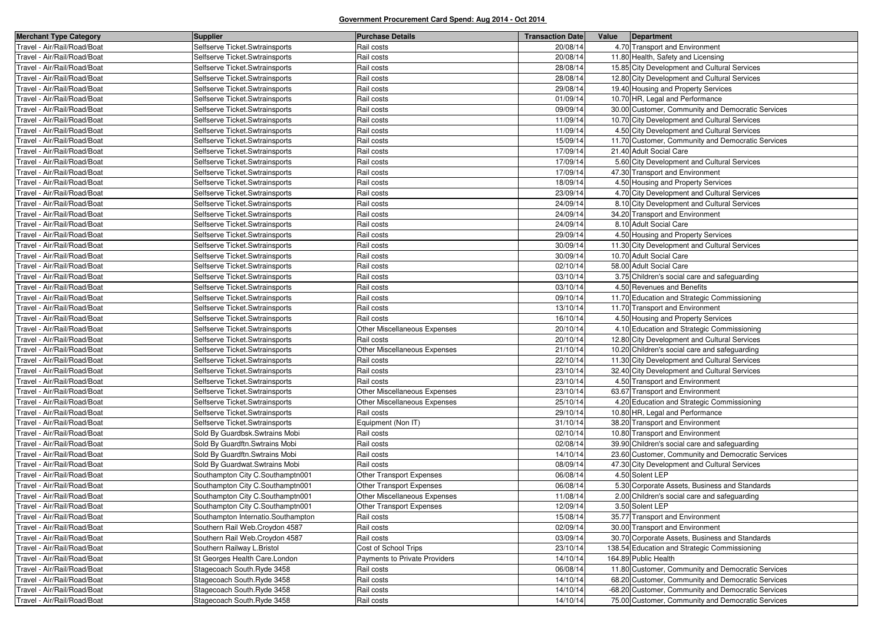**Government Procurement Card Spend: Aug 2014 - Oct 2014**

| Merchant Type Category | Supplier | Purchase Details | Transaction Date | Value | Department |
|---|---|---|---|---|---|
| Travel - Air/Rail/Road/Boat | Selfserve Ticket.Swtrainsports | Rail costs | 20/08/14 | 4.70 | Transport and Environment |
| Travel - Air/Rail/Road/Boat | Selfserve Ticket.Swtrainsports | Rail costs | 20/08/14 | 11.80 | Health, Safety and Licensing |
| Travel - Air/Rail/Road/Boat | Selfserve Ticket.Swtrainsports | Rail costs | 28/08/14 | 15.85 | City Development and Cultural Services |
| Travel - Air/Rail/Road/Boat | Selfserve Ticket.Swtrainsports | Rail costs | 28/08/14 | 12.80 | City Development and Cultural Services |
| Travel - Air/Rail/Road/Boat | Selfserve Ticket.Swtrainsports | Rail costs | 29/08/14 | 19.40 | Housing and Property Services |
| Travel - Air/Rail/Road/Boat | Selfserve Ticket.Swtrainsports | Rail costs | 01/09/14 | 10.70 | HR, Legal and Performance |
| Travel - Air/Rail/Road/Boat | Selfserve Ticket.Swtrainsports | Rail costs | 09/09/14 | 30.00 | Customer, Community and Democratic Services |
| Travel - Air/Rail/Road/Boat | Selfserve Ticket.Swtrainsports | Rail costs | 11/09/14 | 10.70 | City Development and Cultural Services |
| Travel - Air/Rail/Road/Boat | Selfserve Ticket.Swtrainsports | Rail costs | 11/09/14 | 4.50 | City Development and Cultural Services |
| Travel - Air/Rail/Road/Boat | Selfserve Ticket.Swtrainsports | Rail costs | 15/09/14 | 11.70 | Customer, Community and Democratic Services |
| Travel - Air/Rail/Road/Boat | Selfserve Ticket.Swtrainsports | Rail costs | 17/09/14 | 21.40 | Adult Social Care |
| Travel - Air/Rail/Road/Boat | Selfserve Ticket.Swtrainsports | Rail costs | 17/09/14 | 5.60 | City Development and Cultural Services |
| Travel - Air/Rail/Road/Boat | Selfserve Ticket.Swtrainsports | Rail costs | 17/09/14 | 47.30 | Transport and Environment |
| Travel - Air/Rail/Road/Boat | Selfserve Ticket.Swtrainsports | Rail costs | 18/09/14 | 4.50 | Housing and Property Services |
| Travel - Air/Rail/Road/Boat | Selfserve Ticket.Swtrainsports | Rail costs | 23/09/14 | 4.70 | City Development and Cultural Services |
| Travel - Air/Rail/Road/Boat | Selfserve Ticket.Swtrainsports | Rail costs | 24/09/14 | 8.10 | City Development and Cultural Services |
| Travel - Air/Rail/Road/Boat | Selfserve Ticket.Swtrainsports | Rail costs | 24/09/14 | 34.20 | Transport and Environment |
| Travel - Air/Rail/Road/Boat | Selfserve Ticket.Swtrainsports | Rail costs | 24/09/14 | 8.10 | Adult Social Care |
| Travel - Air/Rail/Road/Boat | Selfserve Ticket.Swtrainsports | Rail costs | 29/09/14 | 4.50 | Housing and Property Services |
| Travel - Air/Rail/Road/Boat | Selfserve Ticket.Swtrainsports | Rail costs | 30/09/14 | 11.30 | City Development and Cultural Services |
| Travel - Air/Rail/Road/Boat | Selfserve Ticket.Swtrainsports | Rail costs | 30/09/14 | 10.70 | Adult Social Care |
| Travel - Air/Rail/Road/Boat | Selfserve Ticket.Swtrainsports | Rail costs | 02/10/14 | 58.00 | Adult Social Care |
| Travel - Air/Rail/Road/Boat | Selfserve Ticket.Swtrainsports | Rail costs | 03/10/14 | 3.75 | Children's social care and safeguarding |
| Travel - Air/Rail/Road/Boat | Selfserve Ticket.Swtrainsports | Rail costs | 03/10/14 | 4.50 | Revenues and Benefits |
| Travel - Air/Rail/Road/Boat | Selfserve Ticket.Swtrainsports | Rail costs | 09/10/14 | 11.70 | Education and Strategic Commissioning |
| Travel - Air/Rail/Road/Boat | Selfserve Ticket.Swtrainsports | Rail costs | 13/10/14 | 11.70 | Transport and Environment |
| Travel - Air/Rail/Road/Boat | Selfserve Ticket.Swtrainsports | Rail costs | 16/10/14 | 4.50 | Housing and Property Services |
| Travel - Air/Rail/Road/Boat | Selfserve Ticket.Swtrainsports | Other Miscellaneous Expenses | 20/10/14 | 4.10 | Education and Strategic Commissioning |
| Travel - Air/Rail/Road/Boat | Selfserve Ticket.Swtrainsports | Rail costs | 20/10/14 | 12.80 | City Development and Cultural Services |
| Travel - Air/Rail/Road/Boat | Selfserve Ticket.Swtrainsports | Other Miscellaneous Expenses | 21/10/14 | 10.20 | Children's social care and safeguarding |
| Travel - Air/Rail/Road/Boat | Selfserve Ticket.Swtrainsports | Rail costs | 22/10/14 | 11.30 | City Development and Cultural Services |
| Travel - Air/Rail/Road/Boat | Selfserve Ticket.Swtrainsports | Rail costs | 23/10/14 | 32.40 | City Development and Cultural Services |
| Travel - Air/Rail/Road/Boat | Selfserve Ticket.Swtrainsports | Rail costs | 23/10/14 | 4.50 | Transport and Environment |
| Travel - Air/Rail/Road/Boat | Selfserve Ticket.Swtrainsports | Other Miscellaneous Expenses | 23/10/14 | 63.67 | Transport and Environment |
| Travel - Air/Rail/Road/Boat | Selfserve Ticket.Swtrainsports | Other Miscellaneous Expenses | 25/10/14 | 4.20 | Education and Strategic Commissioning |
| Travel - Air/Rail/Road/Boat | Selfserve Ticket.Swtrainsports | Rail costs | 29/10/14 | 10.80 | HR, Legal and Performance |
| Travel - Air/Rail/Road/Boat | Selfserve Ticket.Swtrainsports | Equipment (Non IT) | 31/10/14 | 38.20 | Transport and Environment |
| Travel - Air/Rail/Road/Boat | Sold By Guardbsk.Swtrains Mobi | Rail costs | 02/10/14 | 10.80 | Transport and Environment |
| Travel - Air/Rail/Road/Boat | Sold By Guardftn.Swtrains Mobi | Rail costs | 02/08/14 | 39.90 | Children's social care and safeguarding |
| Travel - Air/Rail/Road/Boat | Sold By Guardftn.Swtrains Mobi | Rail costs | 14/10/14 | 23.60 | Customer, Community and Democratic Services |
| Travel - Air/Rail/Road/Boat | Sold By Guardwat.Swtrains Mobi | Rail costs | 08/09/14 | 47.30 | City Development and Cultural Services |
| Travel - Air/Rail/Road/Boat | Southampton City C.Southamptn001 | Other Transport Expenses | 06/08/14 | 4.50 | Solent LEP |
| Travel - Air/Rail/Road/Boat | Southampton City C.Southamptn001 | Other Transport Expenses | 06/08/14 | 5.30 | Corporate Assets, Business and Standards |
| Travel - Air/Rail/Road/Boat | Southampton City C.Southamptn001 | Other Miscellaneous Expenses | 11/08/14 | 2.00 | Children's social care and safeguarding |
| Travel - Air/Rail/Road/Boat | Southampton City C.Southamptn001 | Other Transport Expenses | 12/09/14 | 3.50 | Solent LEP |
| Travel - Air/Rail/Road/Boat | Southampton Internatio.Southampton | Rail costs | 15/08/14 | 35.77 | Transport and Environment |
| Travel - Air/Rail/Road/Boat | Southern Rail Web.Croydon 4587 | Rail costs | 02/09/14 | 30.00 | Transport and Environment |
| Travel - Air/Rail/Road/Boat | Southern Rail Web.Croydon 4587 | Rail costs | 03/09/14 | 30.70 | Corporate Assets, Business and Standards |
| Travel - Air/Rail/Road/Boat | Southern Railway L.Bristol | Cost of School Trips | 23/10/14 | 138.54 | Education and Strategic Commissioning |
| Travel - Air/Rail/Road/Boat | St Georges Health Care.London | Payments to Private Providers | 14/10/14 | 164.89 | Public Health |
| Travel - Air/Rail/Road/Boat | Stagecoach South.Ryde 3458 | Rail costs | 06/08/14 | 11.80 | Customer, Community and Democratic Services |
| Travel - Air/Rail/Road/Boat | Stagecoach South.Ryde 3458 | Rail costs | 14/10/14 | 68.20 | Customer, Community and Democratic Services |
| Travel - Air/Rail/Road/Boat | Stagecoach South.Ryde 3458 | Rail costs | 14/10/14 | -68.20 | Customer, Community and Democratic Services |
| Travel - Air/Rail/Road/Boat | Stagecoach South.Ryde 3458 | Rail costs | 14/10/14 | 75.00 | Customer, Community and Democratic Services |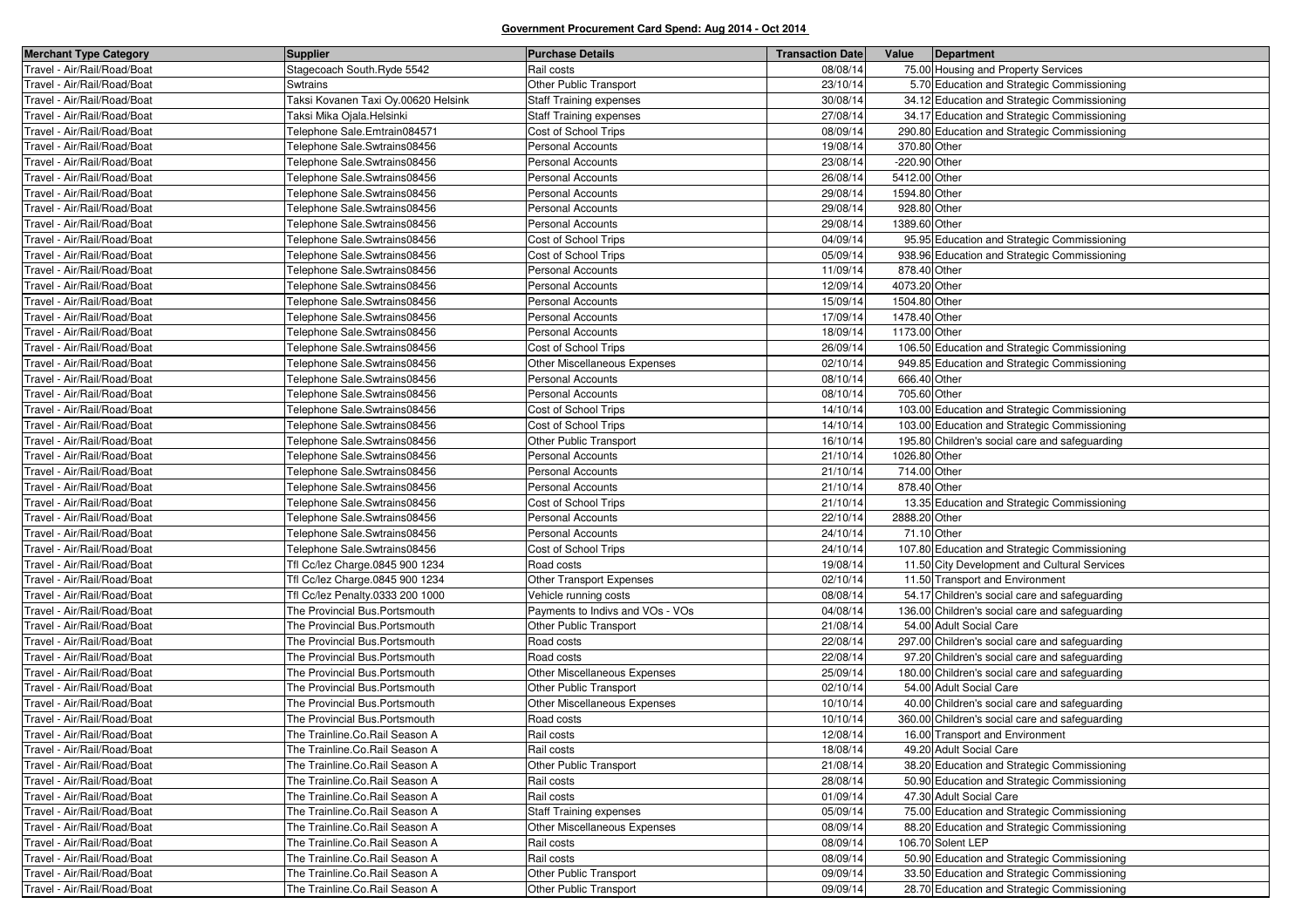**Government Procurement Card Spend: Aug 2014 - Oct 2014**

| Merchant Type Category | Supplier | Purchase Details | Transaction Date | Value | Department |
|---|---|---|---|---|---|
| Travel - Air/Rail/Road/Boat | Stagecoach South.Ryde 5542 | Rail costs | 08/08/14 | 75.00 | Housing and Property Services |
| Travel - Air/Rail/Road/Boat | Swtrains | Other Public Transport | 23/10/14 | 5.70 | Education and Strategic Commissioning |
| Travel - Air/Rail/Road/Boat | Taksi Kovanen Taxi Oy.00620 Helsink | Staff Training expenses | 30/08/14 | 34.12 | Education and Strategic Commissioning |
| Travel - Air/Rail/Road/Boat | Taksi Mika Ojala.Helsinki | Staff Training expenses | 27/08/14 | 34.17 | Education and Strategic Commissioning |
| Travel - Air/Rail/Road/Boat | Telephone Sale.Emtrain084571 | Cost of School Trips | 08/09/14 | 290.80 | Education and Strategic Commissioning |
| Travel - Air/Rail/Road/Boat | Telephone Sale.Swtrains08456 | Personal Accounts | 19/08/14 | 370.80 | Other |
| Travel - Air/Rail/Road/Boat | Telephone Sale.Swtrains08456 | Personal Accounts | 23/08/14 | -220.90 | Other |
| Travel - Air/Rail/Road/Boat | Telephone Sale.Swtrains08456 | Personal Accounts | 26/08/14 | 5412.00 | Other |
| Travel - Air/Rail/Road/Boat | Telephone Sale.Swtrains08456 | Personal Accounts | 29/08/14 | 1594.80 | Other |
| Travel - Air/Rail/Road/Boat | Telephone Sale.Swtrains08456 | Personal Accounts | 29/08/14 | 928.80 | Other |
| Travel - Air/Rail/Road/Boat | Telephone Sale.Swtrains08456 | Personal Accounts | 29/08/14 | 1389.60 | Other |
| Travel - Air/Rail/Road/Boat | Telephone Sale.Swtrains08456 | Cost of School Trips | 04/09/14 | 95.95 | Education and Strategic Commissioning |
| Travel - Air/Rail/Road/Boat | Telephone Sale.Swtrains08456 | Cost of School Trips | 05/09/14 | 938.96 | Education and Strategic Commissioning |
| Travel - Air/Rail/Road/Boat | Telephone Sale.Swtrains08456 | Personal Accounts | 11/09/14 | 878.40 | Other |
| Travel - Air/Rail/Road/Boat | Telephone Sale.Swtrains08456 | Personal Accounts | 12/09/14 | 4073.20 | Other |
| Travel - Air/Rail/Road/Boat | Telephone Sale.Swtrains08456 | Personal Accounts | 15/09/14 | 1504.80 | Other |
| Travel - Air/Rail/Road/Boat | Telephone Sale.Swtrains08456 | Personal Accounts | 17/09/14 | 1478.40 | Other |
| Travel - Air/Rail/Road/Boat | Telephone Sale.Swtrains08456 | Personal Accounts | 18/09/14 | 1173.00 | Other |
| Travel - Air/Rail/Road/Boat | Telephone Sale.Swtrains08456 | Cost of School Trips | 26/09/14 | 106.50 | Education and Strategic Commissioning |
| Travel - Air/Rail/Road/Boat | Telephone Sale.Swtrains08456 | Other Miscellaneous Expenses | 02/10/14 | 949.85 | Education and Strategic Commissioning |
| Travel - Air/Rail/Road/Boat | Telephone Sale.Swtrains08456 | Personal Accounts | 08/10/14 | 666.40 | Other |
| Travel - Air/Rail/Road/Boat | Telephone Sale.Swtrains08456 | Personal Accounts | 08/10/14 | 705.60 | Other |
| Travel - Air/Rail/Road/Boat | Telephone Sale.Swtrains08456 | Cost of School Trips | 14/10/14 | 103.00 | Education and Strategic Commissioning |
| Travel - Air/Rail/Road/Boat | Telephone Sale.Swtrains08456 | Cost of School Trips | 14/10/14 | 103.00 | Education and Strategic Commissioning |
| Travel - Air/Rail/Road/Boat | Telephone Sale.Swtrains08456 | Other Public Transport | 16/10/14 | 195.80 | Children's social care and safeguarding |
| Travel - Air/Rail/Road/Boat | Telephone Sale.Swtrains08456 | Personal Accounts | 21/10/14 | 1026.80 | Other |
| Travel - Air/Rail/Road/Boat | Telephone Sale.Swtrains08456 | Personal Accounts | 21/10/14 | 714.00 | Other |
| Travel - Air/Rail/Road/Boat | Telephone Sale.Swtrains08456 | Personal Accounts | 21/10/14 | 878.40 | Other |
| Travel - Air/Rail/Road/Boat | Telephone Sale.Swtrains08456 | Cost of School Trips | 21/10/14 | 13.35 | Education and Strategic Commissioning |
| Travel - Air/Rail/Road/Boat | Telephone Sale.Swtrains08456 | Personal Accounts | 22/10/14 | 2888.20 | Other |
| Travel - Air/Rail/Road/Boat | Telephone Sale.Swtrains08456 | Personal Accounts | 24/10/14 | 71.10 | Other |
| Travel - Air/Rail/Road/Boat | Telephone Sale.Swtrains08456 | Cost of School Trips | 24/10/14 | 107.80 | Education and Strategic Commissioning |
| Travel - Air/Rail/Road/Boat | Tfl Cc/lez Charge.0845 900 1234 | Road costs | 19/08/14 | 11.50 | City Development and Cultural Services |
| Travel - Air/Rail/Road/Boat | Tfl Cc/lez Charge.0845 900 1234 | Other Transport Expenses | 02/10/14 | 11.50 | Transport and Environment |
| Travel - Air/Rail/Road/Boat | Tfl Cc/lez Penalty.0333 200 1000 | Vehicle running costs | 08/08/14 | 54.17 | Children's social care and safeguarding |
| Travel - Air/Rail/Road/Boat | The Provincial Bus.Portsmouth | Payments to Indivs and VOs - VOs | 04/08/14 | 136.00 | Children's social care and safeguarding |
| Travel - Air/Rail/Road/Boat | The Provincial Bus.Portsmouth | Other Public Transport | 21/08/14 | 54.00 | Adult Social Care |
| Travel - Air/Rail/Road/Boat | The Provincial Bus.Portsmouth | Road costs | 22/08/14 | 297.00 | Children's social care and safeguarding |
| Travel - Air/Rail/Road/Boat | The Provincial Bus.Portsmouth | Road costs | 22/08/14 | 97.20 | Children's social care and safeguarding |
| Travel - Air/Rail/Road/Boat | The Provincial Bus.Portsmouth | Other Miscellaneous Expenses | 25/09/14 | 180.00 | Children's social care and safeguarding |
| Travel - Air/Rail/Road/Boat | The Provincial Bus.Portsmouth | Other Public Transport | 02/10/14 | 54.00 | Adult Social Care |
| Travel - Air/Rail/Road/Boat | The Provincial Bus.Portsmouth | Other Miscellaneous Expenses | 10/10/14 | 40.00 | Children's social care and safeguarding |
| Travel - Air/Rail/Road/Boat | The Provincial Bus.Portsmouth | Road costs | 10/10/14 | 360.00 | Children's social care and safeguarding |
| Travel - Air/Rail/Road/Boat | The Trainline.Co.Rail Season A | Rail costs | 12/08/14 | 16.00 | Transport and Environment |
| Travel - Air/Rail/Road/Boat | The Trainline.Co.Rail Season A | Rail costs | 18/08/14 | 49.20 | Adult Social Care |
| Travel - Air/Rail/Road/Boat | The Trainline.Co.Rail Season A | Other Public Transport | 21/08/14 | 38.20 | Education and Strategic Commissioning |
| Travel - Air/Rail/Road/Boat | The Trainline.Co.Rail Season A | Rail costs | 28/08/14 | 50.90 | Education and Strategic Commissioning |
| Travel - Air/Rail/Road/Boat | The Trainline.Co.Rail Season A | Rail costs | 01/09/14 | 47.30 | Adult Social Care |
| Travel - Air/Rail/Road/Boat | The Trainline.Co.Rail Season A | Staff Training expenses | 05/09/14 | 75.00 | Education and Strategic Commissioning |
| Travel - Air/Rail/Road/Boat | The Trainline.Co.Rail Season A | Other Miscellaneous Expenses | 08/09/14 | 88.20 | Education and Strategic Commissioning |
| Travel - Air/Rail/Road/Boat | The Trainline.Co.Rail Season A | Rail costs | 08/09/14 | 106.70 | Solent LEP |
| Travel - Air/Rail/Road/Boat | The Trainline.Co.Rail Season A | Rail costs | 08/09/14 | 50.90 | Education and Strategic Commissioning |
| Travel - Air/Rail/Road/Boat | The Trainline.Co.Rail Season A | Other Public Transport | 09/09/14 | 33.50 | Education and Strategic Commissioning |
| Travel - Air/Rail/Road/Boat | The Trainline.Co.Rail Season A | Other Public Transport | 09/09/14 | 28.70 | Education and Strategic Commissioning |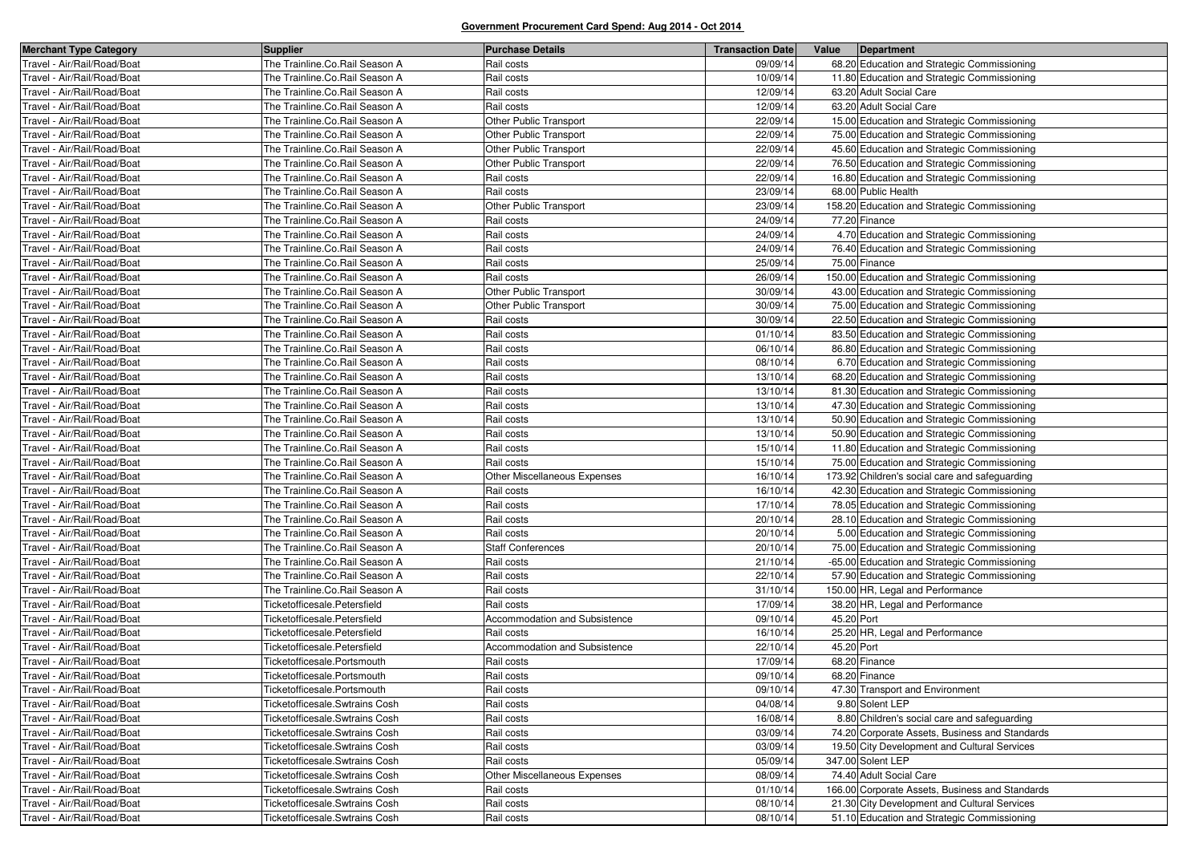## Government Procurement Card Spend: Aug 2014 - Oct 2014

| Merchant Type Category | Supplier | Purchase Details | Transaction Date | Value | Department |
|---|---|---|---|---|---|
| Travel - Air/Rail/Road/Boat | The Trainline.Co.Rail Season A | Rail costs | 09/09/14 | 68.20 | Education and Strategic Commissioning |
| Travel - Air/Rail/Road/Boat | The Trainline.Co.Rail Season A | Rail costs | 10/09/14 | 11.80 | Education and Strategic Commissioning |
| Travel - Air/Rail/Road/Boat | The Trainline.Co.Rail Season A | Rail costs | 12/09/14 | 63.20 | Adult Social Care |
| Travel - Air/Rail/Road/Boat | The Trainline.Co.Rail Season A | Rail costs | 12/09/14 | 63.20 | Adult Social Care |
| Travel - Air/Rail/Road/Boat | The Trainline.Co.Rail Season A | Other Public Transport | 22/09/14 | 15.00 | Education and Strategic Commissioning |
| Travel - Air/Rail/Road/Boat | The Trainline.Co.Rail Season A | Other Public Transport | 22/09/14 | 75.00 | Education and Strategic Commissioning |
| Travel - Air/Rail/Road/Boat | The Trainline.Co.Rail Season A | Other Public Transport | 22/09/14 | 45.60 | Education and Strategic Commissioning |
| Travel - Air/Rail/Road/Boat | The Trainline.Co.Rail Season A | Other Public Transport | 22/09/14 | 76.50 | Education and Strategic Commissioning |
| Travel - Air/Rail/Road/Boat | The Trainline.Co.Rail Season A | Rail costs | 22/09/14 | 16.80 | Education and Strategic Commissioning |
| Travel - Air/Rail/Road/Boat | The Trainline.Co.Rail Season A | Rail costs | 23/09/14 | 68.00 | Public Health |
| Travel - Air/Rail/Road/Boat | The Trainline.Co.Rail Season A | Other Public Transport | 23/09/14 | 158.20 | Education and Strategic Commissioning |
| Travel - Air/Rail/Road/Boat | The Trainline.Co.Rail Season A | Rail costs | 24/09/14 | 77.20 | Finance |
| Travel - Air/Rail/Road/Boat | The Trainline.Co.Rail Season A | Rail costs | 24/09/14 | 4.70 | Education and Strategic Commissioning |
| Travel - Air/Rail/Road/Boat | The Trainline.Co.Rail Season A | Rail costs | 24/09/14 | 76.40 | Education and Strategic Commissioning |
| Travel - Air/Rail/Road/Boat | The Trainline.Co.Rail Season A | Rail costs | 25/09/14 | 75.00 | Finance |
| Travel - Air/Rail/Road/Boat | The Trainline.Co.Rail Season A | Rail costs | 26/09/14 | 150.00 | Education and Strategic Commissioning |
| Travel - Air/Rail/Road/Boat | The Trainline.Co.Rail Season A | Other Public Transport | 30/09/14 | 43.00 | Education and Strategic Commissioning |
| Travel - Air/Rail/Road/Boat | The Trainline.Co.Rail Season A | Other Public Transport | 30/09/14 | 75.00 | Education and Strategic Commissioning |
| Travel - Air/Rail/Road/Boat | The Trainline.Co.Rail Season A | Rail costs | 30/09/14 | 22.50 | Education and Strategic Commissioning |
| Travel - Air/Rail/Road/Boat | The Trainline.Co.Rail Season A | Rail costs | 01/10/14 | 83.50 | Education and Strategic Commissioning |
| Travel - Air/Rail/Road/Boat | The Trainline.Co.Rail Season A | Rail costs | 06/10/14 | 86.80 | Education and Strategic Commissioning |
| Travel - Air/Rail/Road/Boat | The Trainline.Co.Rail Season A | Rail costs | 08/10/14 | 6.70 | Education and Strategic Commissioning |
| Travel - Air/Rail/Road/Boat | The Trainline.Co.Rail Season A | Rail costs | 13/10/14 | 68.20 | Education and Strategic Commissioning |
| Travel - Air/Rail/Road/Boat | The Trainline.Co.Rail Season A | Rail costs | 13/10/14 | 81.30 | Education and Strategic Commissioning |
| Travel - Air/Rail/Road/Boat | The Trainline.Co.Rail Season A | Rail costs | 13/10/14 | 47.30 | Education and Strategic Commissioning |
| Travel - Air/Rail/Road/Boat | The Trainline.Co.Rail Season A | Rail costs | 13/10/14 | 50.90 | Education and Strategic Commissioning |
| Travel - Air/Rail/Road/Boat | The Trainline.Co.Rail Season A | Rail costs | 13/10/14 | 50.90 | Education and Strategic Commissioning |
| Travel - Air/Rail/Road/Boat | The Trainline.Co.Rail Season A | Rail costs | 15/10/14 | 11.80 | Education and Strategic Commissioning |
| Travel - Air/Rail/Road/Boat | The Trainline.Co.Rail Season A | Rail costs | 15/10/14 | 75.00 | Education and Strategic Commissioning |
| Travel - Air/Rail/Road/Boat | The Trainline.Co.Rail Season A | Other Miscellaneous Expenses | 16/10/14 | 173.92 | Children's social care and safeguarding |
| Travel - Air/Rail/Road/Boat | The Trainline.Co.Rail Season A | Rail costs | 16/10/14 | 42.30 | Education and Strategic Commissioning |
| Travel - Air/Rail/Road/Boat | The Trainline.Co.Rail Season A | Rail costs | 17/10/14 | 78.05 | Education and Strategic Commissioning |
| Travel - Air/Rail/Road/Boat | The Trainline.Co.Rail Season A | Rail costs | 20/10/14 | 28.10 | Education and Strategic Commissioning |
| Travel - Air/Rail/Road/Boat | The Trainline.Co.Rail Season A | Rail costs | 20/10/14 | 5.00 | Education and Strategic Commissioning |
| Travel - Air/Rail/Road/Boat | The Trainline.Co.Rail Season A | Staff Conferences | 20/10/14 | 75.00 | Education and Strategic Commissioning |
| Travel - Air/Rail/Road/Boat | The Trainline.Co.Rail Season A | Rail costs | 21/10/14 | -65.00 | Education and Strategic Commissioning |
| Travel - Air/Rail/Road/Boat | The Trainline.Co.Rail Season A | Rail costs | 22/10/14 | 57.90 | Education and Strategic Commissioning |
| Travel - Air/Rail/Road/Boat | The Trainline.Co.Rail Season A | Rail costs | 31/10/14 | 150.00 | HR, Legal and Performance |
| Travel - Air/Rail/Road/Boat | Ticketofficesale.Petersfield | Rail costs | 17/09/14 | 38.20 | HR, Legal and Performance |
| Travel - Air/Rail/Road/Boat | Ticketofficesale.Petersfield | Accommodation and Subsistence | 09/10/14 | 45.20 | Port |
| Travel - Air/Rail/Road/Boat | Ticketofficesale.Petersfield | Rail costs | 16/10/14 | 25.20 | HR, Legal and Performance |
| Travel - Air/Rail/Road/Boat | Ticketofficesale.Petersfield | Accommodation and Subsistence | 22/10/14 | 45.20 | Port |
| Travel - Air/Rail/Road/Boat | Ticketofficesale.Portsmouth | Rail costs | 17/09/14 | 68.20 | Finance |
| Travel - Air/Rail/Road/Boat | Ticketofficesale.Portsmouth | Rail costs | 09/10/14 | 68.20 | Finance |
| Travel - Air/Rail/Road/Boat | Ticketofficesale.Portsmouth | Rail costs | 09/10/14 | 47.30 | Transport and Environment |
| Travel - Air/Rail/Road/Boat | Ticketofficesale.Swtrains Cosh | Rail costs | 04/08/14 | 9.80 | Solent LEP |
| Travel - Air/Rail/Road/Boat | Ticketofficesale.Swtrains Cosh | Rail costs | 16/08/14 | 8.80 | Children's social care and safeguarding |
| Travel - Air/Rail/Road/Boat | Ticketofficesale.Swtrains Cosh | Rail costs | 03/09/14 | 74.20 | Corporate Assets, Business and Standards |
| Travel - Air/Rail/Road/Boat | Ticketofficesale.Swtrains Cosh | Rail costs | 03/09/14 | 19.50 | City Development and Cultural Services |
| Travel - Air/Rail/Road/Boat | Ticketofficesale.Swtrains Cosh | Rail costs | 05/09/14 | 347.00 | Solent LEP |
| Travel - Air/Rail/Road/Boat | Ticketofficesale.Swtrains Cosh | Other Miscellaneous Expenses | 08/09/14 | 74.40 | Adult Social Care |
| Travel - Air/Rail/Road/Boat | Ticketofficesale.Swtrains Cosh | Rail costs | 01/10/14 | 166.00 | Corporate Assets, Business and Standards |
| Travel - Air/Rail/Road/Boat | Ticketofficesale.Swtrains Cosh | Rail costs | 08/10/14 | 21.30 | City Development and Cultural Services |
| Travel - Air/Rail/Road/Boat | Ticketofficesale.Swtrains Cosh | Rail costs | 08/10/14 | 51.10 | Education and Strategic Commissioning |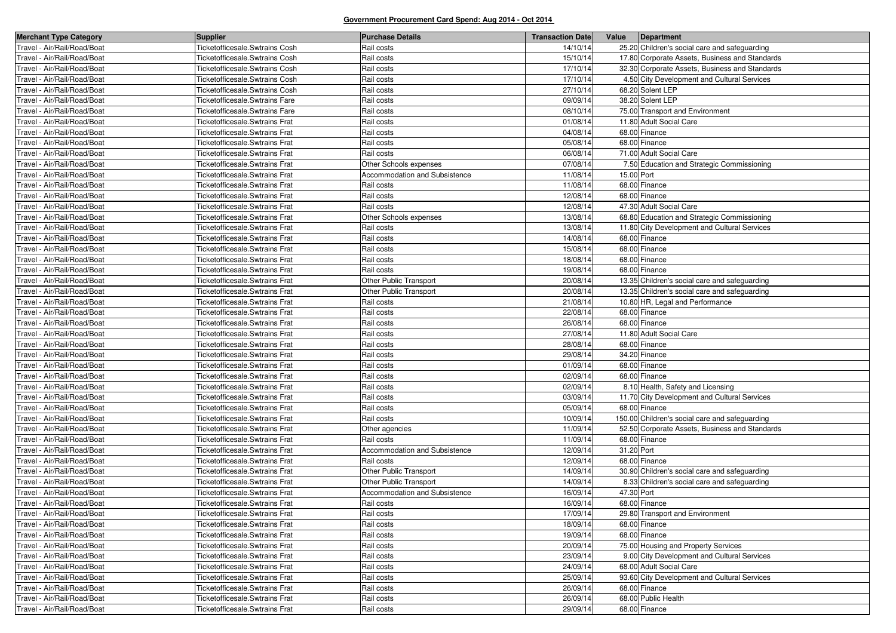**Government Procurement Card Spend: Aug 2014 - Oct 2014**

| Merchant Type Category | Supplier | Purchase Details | Transaction Date | Value | Department |
|---|---|---|---|---|---|
| Travel - Air/Rail/Road/Boat | Ticketofficesale.Swtrains Cosh | Rail costs | 14/10/14 | 25.20 | Children's social care and safeguarding |
| Travel - Air/Rail/Road/Boat | Ticketofficesale.Swtrains Cosh | Rail costs | 15/10/14 | 17.80 | Corporate Assets, Business and Standards |
| Travel - Air/Rail/Road/Boat | Ticketofficesale.Swtrains Cosh | Rail costs | 17/10/14 | 32.30 | Corporate Assets, Business and Standards |
| Travel - Air/Rail/Road/Boat | Ticketofficesale.Swtrains Cosh | Rail costs | 17/10/14 | 4.50 | City Development and Cultural Services |
| Travel - Air/Rail/Road/Boat | Ticketofficesale.Swtrains Cosh | Rail costs | 27/10/14 | 68.20 | Solent LEP |
| Travel - Air/Rail/Road/Boat | Ticketofficesale.Swtrains Fare | Rail costs | 09/09/14 | 38.20 | Solent LEP |
| Travel - Air/Rail/Road/Boat | Ticketofficesale.Swtrains Fare | Rail costs | 08/10/14 | 75.00 | Transport and Environment |
| Travel - Air/Rail/Road/Boat | Ticketofficesale.Swtrains Frat | Rail costs | 01/08/14 | 11.80 | Adult Social Care |
| Travel - Air/Rail/Road/Boat | Ticketofficesale.Swtrains Frat | Rail costs | 04/08/14 | 68.00 | Finance |
| Travel - Air/Rail/Road/Boat | Ticketofficesale.Swtrains Frat | Rail costs | 05/08/14 | 68.00 | Finance |
| Travel - Air/Rail/Road/Boat | Ticketofficesale.Swtrains Frat | Rail costs | 06/08/14 | 71.00 | Adult Social Care |
| Travel - Air/Rail/Road/Boat | Ticketofficesale.Swtrains Frat | Other Schools expenses | 07/08/14 | 7.50 | Education and Strategic Commissioning |
| Travel - Air/Rail/Road/Boat | Ticketofficesale.Swtrains Frat | Accommodation and Subsistence | 11/08/14 | 15.00 | Port |
| Travel - Air/Rail/Road/Boat | Ticketofficesale.Swtrains Frat | Rail costs | 11/08/14 | 68.00 | Finance |
| Travel - Air/Rail/Road/Boat | Ticketofficesale.Swtrains Frat | Rail costs | 12/08/14 | 68.00 | Finance |
| Travel - Air/Rail/Road/Boat | Ticketofficesale.Swtrains Frat | Rail costs | 12/08/14 | 47.30 | Adult Social Care |
| Travel - Air/Rail/Road/Boat | Ticketofficesale.Swtrains Frat | Other Schools expenses | 13/08/14 | 68.80 | Education and Strategic Commissioning |
| Travel - Air/Rail/Road/Boat | Ticketofficesale.Swtrains Frat | Rail costs | 13/08/14 | 11.80 | City Development and Cultural Services |
| Travel - Air/Rail/Road/Boat | Ticketofficesale.Swtrains Frat | Rail costs | 14/08/14 | 68.00 | Finance |
| Travel - Air/Rail/Road/Boat | Ticketofficesale.Swtrains Frat | Rail costs | 15/08/14 | 68.00 | Finance |
| Travel - Air/Rail/Road/Boat | Ticketofficesale.Swtrains Frat | Rail costs | 18/08/14 | 68.00 | Finance |
| Travel - Air/Rail/Road/Boat | Ticketofficesale.Swtrains Frat | Rail costs | 19/08/14 | 68.00 | Finance |
| Travel - Air/Rail/Road/Boat | Ticketofficesale.Swtrains Frat | Other Public Transport | 20/08/14 | 13.35 | Children's social care and safeguarding |
| Travel - Air/Rail/Road/Boat | Ticketofficesale.Swtrains Frat | Other Public Transport | 20/08/14 | 13.35 | Children's social care and safeguarding |
| Travel - Air/Rail/Road/Boat | Ticketofficesale.Swtrains Frat | Rail costs | 21/08/14 | 10.80 | HR, Legal and Performance |
| Travel - Air/Rail/Road/Boat | Ticketofficesale.Swtrains Frat | Rail costs | 22/08/14 | 68.00 | Finance |
| Travel - Air/Rail/Road/Boat | Ticketofficesale.Swtrains Frat | Rail costs | 26/08/14 | 68.00 | Finance |
| Travel - Air/Rail/Road/Boat | Ticketofficesale.Swtrains Frat | Rail costs | 27/08/14 | 11.80 | Adult Social Care |
| Travel - Air/Rail/Road/Boat | Ticketofficesale.Swtrains Frat | Rail costs | 28/08/14 | 68.00 | Finance |
| Travel - Air/Rail/Road/Boat | Ticketofficesale.Swtrains Frat | Rail costs | 29/08/14 | 34.20 | Finance |
| Travel - Air/Rail/Road/Boat | Ticketofficesale.Swtrains Frat | Rail costs | 01/09/14 | 68.00 | Finance |
| Travel - Air/Rail/Road/Boat | Ticketofficesale.Swtrains Frat | Rail costs | 02/09/14 | 68.00 | Finance |
| Travel - Air/Rail/Road/Boat | Ticketofficesale.Swtrains Frat | Rail costs | 02/09/14 | 8.10 | Health, Safety and Licensing |
| Travel - Air/Rail/Road/Boat | Ticketofficesale.Swtrains Frat | Rail costs | 03/09/14 | 11.70 | City Development and Cultural Services |
| Travel - Air/Rail/Road/Boat | Ticketofficesale.Swtrains Frat | Rail costs | 05/09/14 | 68.00 | Finance |
| Travel - Air/Rail/Road/Boat | Ticketofficesale.Swtrains Frat | Rail costs | 10/09/14 | 150.00 | Children's social care and safeguarding |
| Travel - Air/Rail/Road/Boat | Ticketofficesale.Swtrains Frat | Other agencies | 11/09/14 | 52.50 | Corporate Assets, Business and Standards |
| Travel - Air/Rail/Road/Boat | Ticketofficesale.Swtrains Frat | Rail costs | 11/09/14 | 68.00 | Finance |
| Travel - Air/Rail/Road/Boat | Ticketofficesale.Swtrains Frat | Accommodation and Subsistence | 12/09/14 | 31.20 | Port |
| Travel - Air/Rail/Road/Boat | Ticketofficesale.Swtrains Frat | Rail costs | 12/09/14 | 68.00 | Finance |
| Travel - Air/Rail/Road/Boat | Ticketofficesale.Swtrains Frat | Other Public Transport | 14/09/14 | 30.90 | Children's social care and safeguarding |
| Travel - Air/Rail/Road/Boat | Ticketofficesale.Swtrains Frat | Other Public Transport | 14/09/14 | 8.33 | Children's social care and safeguarding |
| Travel - Air/Rail/Road/Boat | Ticketofficesale.Swtrains Frat | Accommodation and Subsistence | 16/09/14 | 47.30 | Port |
| Travel - Air/Rail/Road/Boat | Ticketofficesale.Swtrains Frat | Rail costs | 16/09/14 | 68.00 | Finance |
| Travel - Air/Rail/Road/Boat | Ticketofficesale.Swtrains Frat | Rail costs | 17/09/14 | 29.80 | Transport and Environment |
| Travel - Air/Rail/Road/Boat | Ticketofficesale.Swtrains Frat | Rail costs | 18/09/14 | 68.00 | Finance |
| Travel - Air/Rail/Road/Boat | Ticketofficesale.Swtrains Frat | Rail costs | 19/09/14 | 68.00 | Finance |
| Travel - Air/Rail/Road/Boat | Ticketofficesale.Swtrains Frat | Rail costs | 20/09/14 | 75.00 | Housing and Property Services |
| Travel - Air/Rail/Road/Boat | Ticketofficesale.Swtrains Frat | Rail costs | 23/09/14 | 9.00 | City Development and Cultural Services |
| Travel - Air/Rail/Road/Boat | Ticketofficesale.Swtrains Frat | Rail costs | 24/09/14 | 68.00 | Adult Social Care |
| Travel - Air/Rail/Road/Boat | Ticketofficesale.Swtrains Frat | Rail costs | 25/09/14 | 93.60 | City Development and Cultural Services |
| Travel - Air/Rail/Road/Boat | Ticketofficesale.Swtrains Frat | Rail costs | 26/09/14 | 68.00 | Finance |
| Travel - Air/Rail/Road/Boat | Ticketofficesale.Swtrains Frat | Rail costs | 26/09/14 | 68.00 | Public Health |
| Travel - Air/Rail/Road/Boat | Ticketofficesale.Swtrains Frat | Rail costs | 29/09/14 | 68.00 | Finance |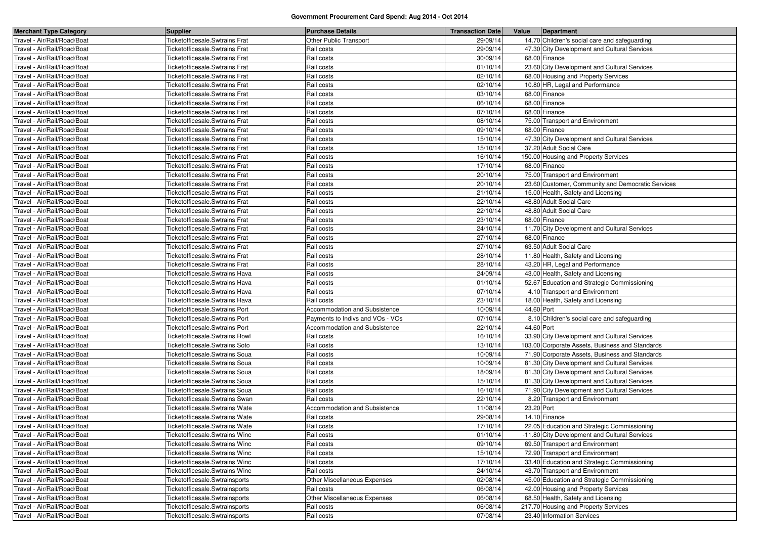**Government Procurement Card Spend: Aug 2014 - Oct 2014**

| Merchant Type Category | Supplier | Purchase Details | Transaction Date | Value | Department |
|---|---|---|---|---|---|
| Travel - Air/Rail/Road/Boat | Ticketofficesale.Swtrains Frat | Other Public Transport | 29/09/14 | 14.70 | Children's social care and safeguarding |
| Travel - Air/Rail/Road/Boat | Ticketofficesale.Swtrains Frat | Rail costs | 29/09/14 | 47.30 | City Development and Cultural Services |
| Travel - Air/Rail/Road/Boat | Ticketofficesale.Swtrains Frat | Rail costs | 30/09/14 | 68.00 | Finance |
| Travel - Air/Rail/Road/Boat | Ticketofficesale.Swtrains Frat | Rail costs | 01/10/14 | 23.60 | City Development and Cultural Services |
| Travel - Air/Rail/Road/Boat | Ticketofficesale.Swtrains Frat | Rail costs | 02/10/14 | 68.00 | Housing and Property Services |
| Travel - Air/Rail/Road/Boat | Ticketofficesale.Swtrains Frat | Rail costs | 02/10/14 | 10.80 | HR, Legal and Performance |
| Travel - Air/Rail/Road/Boat | Ticketofficesale.Swtrains Frat | Rail costs | 03/10/14 | 68.00 | Finance |
| Travel - Air/Rail/Road/Boat | Ticketofficesale.Swtrains Frat | Rail costs | 06/10/14 | 68.00 | Finance |
| Travel - Air/Rail/Road/Boat | Ticketofficesale.Swtrains Frat | Rail costs | 07/10/14 | 68.00 | Finance |
| Travel - Air/Rail/Road/Boat | Ticketofficesale.Swtrains Frat | Rail costs | 08/10/14 | 75.00 | Transport and Environment |
| Travel - Air/Rail/Road/Boat | Ticketofficesale.Swtrains Frat | Rail costs | 09/10/14 | 68.00 | Finance |
| Travel - Air/Rail/Road/Boat | Ticketofficesale.Swtrains Frat | Rail costs | 15/10/14 | 47.30 | City Development and Cultural Services |
| Travel - Air/Rail/Road/Boat | Ticketofficesale.Swtrains Frat | Rail costs | 15/10/14 | 37.20 | Adult Social Care |
| Travel - Air/Rail/Road/Boat | Ticketofficesale.Swtrains Frat | Rail costs | 16/10/14 | 150.00 | Housing and Property Services |
| Travel - Air/Rail/Road/Boat | Ticketofficesale.Swtrains Frat | Rail costs | 17/10/14 | 68.00 | Finance |
| Travel - Air/Rail/Road/Boat | Ticketofficesale.Swtrains Frat | Rail costs | 20/10/14 | 75.00 | Transport and Environment |
| Travel - Air/Rail/Road/Boat | Ticketofficesale.Swtrains Frat | Rail costs | 20/10/14 | 23.60 | Customer, Community and Democratic Services |
| Travel - Air/Rail/Road/Boat | Ticketofficesale.Swtrains Frat | Rail costs | 21/10/14 | 15.00 | Health, Safety and Licensing |
| Travel - Air/Rail/Road/Boat | Ticketofficesale.Swtrains Frat | Rail costs | 22/10/14 | -48.80 | Adult Social Care |
| Travel - Air/Rail/Road/Boat | Ticketofficesale.Swtrains Frat | Rail costs | 22/10/14 | 48.80 | Adult Social Care |
| Travel - Air/Rail/Road/Boat | Ticketofficesale.Swtrains Frat | Rail costs | 23/10/14 | 68.00 | Finance |
| Travel - Air/Rail/Road/Boat | Ticketofficesale.Swtrains Frat | Rail costs | 24/10/14 | 11.70 | City Development and Cultural Services |
| Travel - Air/Rail/Road/Boat | Ticketofficesale.Swtrains Frat | Rail costs | 27/10/14 | 68.00 | Finance |
| Travel - Air/Rail/Road/Boat | Ticketofficesale.Swtrains Frat | Rail costs | 27/10/14 | 63.50 | Adult Social Care |
| Travel - Air/Rail/Road/Boat | Ticketofficesale.Swtrains Frat | Rail costs | 28/10/14 | 11.80 | Health, Safety and Licensing |
| Travel - Air/Rail/Road/Boat | Ticketofficesale.Swtrains Frat | Rail costs | 28/10/14 | 43.20 | HR, Legal and Performance |
| Travel - Air/Rail/Road/Boat | Ticketofficesale.Swtrains Hava | Rail costs | 24/09/14 | 43.00 | Health, Safety and Licensing |
| Travel - Air/Rail/Road/Boat | Ticketofficesale.Swtrains Hava | Rail costs | 01/10/14 | 52.67 | Education and Strategic Commissioning |
| Travel - Air/Rail/Road/Boat | Ticketofficesale.Swtrains Hava | Rail costs | 07/10/14 | 4.10 | Transport and Environment |
| Travel - Air/Rail/Road/Boat | Ticketofficesale.Swtrains Hava | Rail costs | 23/10/14 | 18.00 | Health, Safety and Licensing |
| Travel - Air/Rail/Road/Boat | Ticketofficesale.Swtrains Port | Accommodation and Subsistence | 10/09/14 | 44.60 | Port |
| Travel - Air/Rail/Road/Boat | Ticketofficesale.Swtrains Port | Payments to Indivs and VOs - VOs | 07/10/14 | 8.10 | Children's social care and safeguarding |
| Travel - Air/Rail/Road/Boat | Ticketofficesale.Swtrains Port | Accommodation and Subsistence | 22/10/14 | 44.60 | Port |
| Travel - Air/Rail/Road/Boat | Ticketofficesale.Swtrains Rowl | Rail costs | 16/10/14 | 33.90 | City Development and Cultural Services |
| Travel - Air/Rail/Road/Boat | Ticketofficesale.Swtrains Soto | Rail costs | 13/10/14 | 103.00 | Corporate Assets, Business and Standards |
| Travel - Air/Rail/Road/Boat | Ticketofficesale.Swtrains Soua | Rail costs | 10/09/14 | 71.90 | Corporate Assets, Business and Standards |
| Travel - Air/Rail/Road/Boat | Ticketofficesale.Swtrains Soua | Rail costs | 10/09/14 | 81.30 | City Development and Cultural Services |
| Travel - Air/Rail/Road/Boat | Ticketofficesale.Swtrains Soua | Rail costs | 18/09/14 | 81.30 | City Development and Cultural Services |
| Travel - Air/Rail/Road/Boat | Ticketofficesale.Swtrains Soua | Rail costs | 15/10/14 | 81.30 | City Development and Cultural Services |
| Travel - Air/Rail/Road/Boat | Ticketofficesale.Swtrains Soua | Rail costs | 16/10/14 | 71.90 | City Development and Cultural Services |
| Travel - Air/Rail/Road/Boat | Ticketofficesale.Swtrains Swan | Rail costs | 22/10/14 | 8.20 | Transport and Environment |
| Travel - Air/Rail/Road/Boat | Ticketofficesale.Swtrains Wate | Accommodation and Subsistence | 11/08/14 | 23.20 | Port |
| Travel - Air/Rail/Road/Boat | Ticketofficesale.Swtrains Wate | Rail costs | 29/08/14 | 14.10 | Finance |
| Travel - Air/Rail/Road/Boat | Ticketofficesale.Swtrains Wate | Rail costs | 17/10/14 | 22.05 | Education and Strategic Commissioning |
| Travel - Air/Rail/Road/Boat | Ticketofficesale.Swtrains Winc | Rail costs | 01/10/14 | -11.80 | City Development and Cultural Services |
| Travel - Air/Rail/Road/Boat | Ticketofficesale.Swtrains Winc | Rail costs | 09/10/14 | 69.50 | Transport and Environment |
| Travel - Air/Rail/Road/Boat | Ticketofficesale.Swtrains Winc | Rail costs | 15/10/14 | 72.90 | Transport and Environment |
| Travel - Air/Rail/Road/Boat | Ticketofficesale.Swtrains Winc | Rail costs | 17/10/14 | 33.40 | Education and Strategic Commissioning |
| Travel - Air/Rail/Road/Boat | Ticketofficesale.Swtrains Winc | Rail costs | 24/10/14 | 43.70 | Transport and Environment |
| Travel - Air/Rail/Road/Boat | Ticketofficesale.Swtrainsports | Other Miscellaneous Expenses | 02/08/14 | 45.00 | Education and Strategic Commissioning |
| Travel - Air/Rail/Road/Boat | Ticketofficesale.Swtrainsports | Rail costs | 06/08/14 | 42.00 | Housing and Property Services |
| Travel - Air/Rail/Road/Boat | Ticketofficesale.Swtrainsports | Other Miscellaneous Expenses | 06/08/14 | 68.50 | Health, Safety and Licensing |
| Travel - Air/Rail/Road/Boat | Ticketofficesale.Swtrainsports | Rail costs | 06/08/14 | 217.70 | Housing and Property Services |
| Travel - Air/Rail/Road/Boat | Ticketofficesale.Swtrainsports | Rail costs | 07/08/14 | 23.40 | Information Services |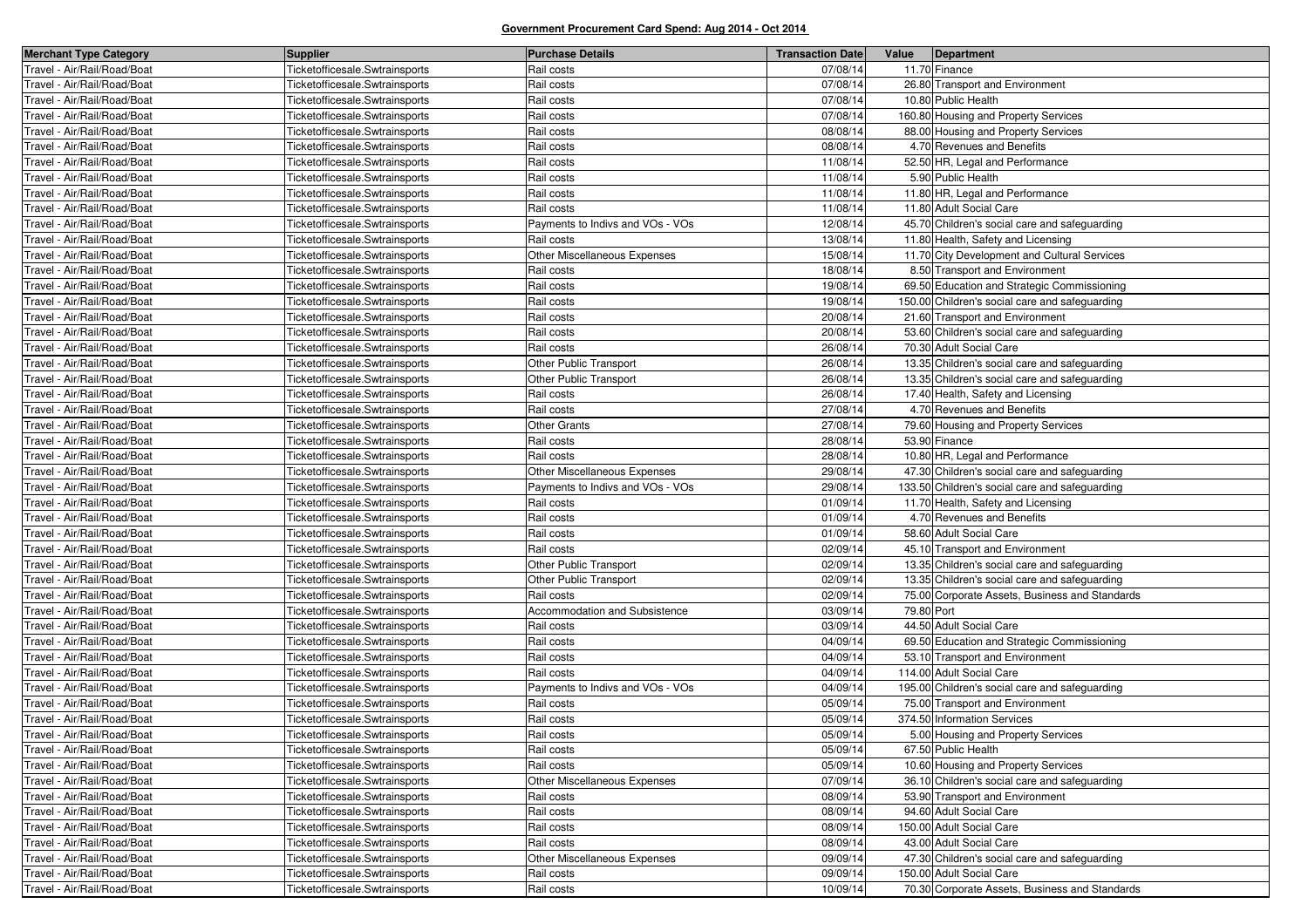**Government Procurement Card Spend: Aug 2014 - Oct 2014**

| Merchant Type Category | Supplier | Purchase Details | Transaction Date | Value | Department |
|---|---|---|---|---|---|
| Travel - Air/Rail/Road/Boat | Ticketofficesale.Swtrainsports | Rail costs | 07/08/14 | 11.70 | Finance |
| Travel - Air/Rail/Road/Boat | Ticketofficesale.Swtrainsports | Rail costs | 07/08/14 | 26.80 | Transport and Environment |
| Travel - Air/Rail/Road/Boat | Ticketofficesale.Swtrainsports | Rail costs | 07/08/14 | 10.80 | Public Health |
| Travel - Air/Rail/Road/Boat | Ticketofficesale.Swtrainsports | Rail costs | 07/08/14 | 160.80 | Housing and Property Services |
| Travel - Air/Rail/Road/Boat | Ticketofficesale.Swtrainsports | Rail costs | 08/08/14 | 88.00 | Housing and Property Services |
| Travel - Air/Rail/Road/Boat | Ticketofficesale.Swtrainsports | Rail costs | 08/08/14 | 4.70 | Revenues and Benefits |
| Travel - Air/Rail/Road/Boat | Ticketofficesale.Swtrainsports | Rail costs | 11/08/14 | 52.50 | HR, Legal and Performance |
| Travel - Air/Rail/Road/Boat | Ticketofficesale.Swtrainsports | Rail costs | 11/08/14 | 5.90 | Public Health |
| Travel - Air/Rail/Road/Boat | Ticketofficesale.Swtrainsports | Rail costs | 11/08/14 | 11.80 | HR, Legal and Performance |
| Travel - Air/Rail/Road/Boat | Ticketofficesale.Swtrainsports | Rail costs | 11/08/14 | 11.80 | Adult Social Care |
| Travel - Air/Rail/Road/Boat | Ticketofficesale.Swtrainsports | Payments to Indivs and VOs - VOs | 12/08/14 | 45.70 | Children's social care and safeguarding |
| Travel - Air/Rail/Road/Boat | Ticketofficesale.Swtrainsports | Rail costs | 13/08/14 | 11.80 | Health, Safety and Licensing |
| Travel - Air/Rail/Road/Boat | Ticketofficesale.Swtrainsports | Other Miscellaneous Expenses | 15/08/14 | 11.70 | City Development and Cultural Services |
| Travel - Air/Rail/Road/Boat | Ticketofficesale.Swtrainsports | Rail costs | 18/08/14 | 8.50 | Transport and Environment |
| Travel - Air/Rail/Road/Boat | Ticketofficesale.Swtrainsports | Rail costs | 19/08/14 | 69.50 | Education and Strategic Commissioning |
| Travel - Air/Rail/Road/Boat | Ticketofficesale.Swtrainsports | Rail costs | 19/08/14 | 150.00 | Children's social care and safeguarding |
| Travel - Air/Rail/Road/Boat | Ticketofficesale.Swtrainsports | Rail costs | 20/08/14 | 21.60 | Transport and Environment |
| Travel - Air/Rail/Road/Boat | Ticketofficesale.Swtrainsports | Rail costs | 20/08/14 | 53.60 | Children's social care and safeguarding |
| Travel - Air/Rail/Road/Boat | Ticketofficesale.Swtrainsports | Rail costs | 26/08/14 | 70.30 | Adult Social Care |
| Travel - Air/Rail/Road/Boat | Ticketofficesale.Swtrainsports | Other Public Transport | 26/08/14 | 13.35 | Children's social care and safeguarding |
| Travel - Air/Rail/Road/Boat | Ticketofficesale.Swtrainsports | Other Public Transport | 26/08/14 | 13.35 | Children's social care and safeguarding |
| Travel - Air/Rail/Road/Boat | Ticketofficesale.Swtrainsports | Rail costs | 26/08/14 | 17.40 | Health, Safety and Licensing |
| Travel - Air/Rail/Road/Boat | Ticketofficesale.Swtrainsports | Rail costs | 27/08/14 | 4.70 | Revenues and Benefits |
| Travel - Air/Rail/Road/Boat | Ticketofficesale.Swtrainsports | Other Grants | 27/08/14 | 79.60 | Housing and Property Services |
| Travel - Air/Rail/Road/Boat | Ticketofficesale.Swtrainsports | Rail costs | 28/08/14 | 53.90 | Finance |
| Travel - Air/Rail/Road/Boat | Ticketofficesale.Swtrainsports | Rail costs | 28/08/14 | 10.80 | HR, Legal and Performance |
| Travel - Air/Rail/Road/Boat | Ticketofficesale.Swtrainsports | Other Miscellaneous Expenses | 29/08/14 | 47.30 | Children's social care and safeguarding |
| Travel - Air/Rail/Road/Boat | Ticketofficesale.Swtrainsports | Payments to Indivs and VOs - VOs | 29/08/14 | 133.50 | Children's social care and safeguarding |
| Travel - Air/Rail/Road/Boat | Ticketofficesale.Swtrainsports | Rail costs | 01/09/14 | 11.70 | Health, Safety and Licensing |
| Travel - Air/Rail/Road/Boat | Ticketofficesale.Swtrainsports | Rail costs | 01/09/14 | 4.70 | Revenues and Benefits |
| Travel - Air/Rail/Road/Boat | Ticketofficesale.Swtrainsports | Rail costs | 01/09/14 | 58.60 | Adult Social Care |
| Travel - Air/Rail/Road/Boat | Ticketofficesale.Swtrainsports | Rail costs | 02/09/14 | 45.10 | Transport and Environment |
| Travel - Air/Rail/Road/Boat | Ticketofficesale.Swtrainsports | Other Public Transport | 02/09/14 | 13.35 | Children's social care and safeguarding |
| Travel - Air/Rail/Road/Boat | Ticketofficesale.Swtrainsports | Other Public Transport | 02/09/14 | 13.35 | Children's social care and safeguarding |
| Travel - Air/Rail/Road/Boat | Ticketofficesale.Swtrainsports | Rail costs | 02/09/14 | 75.00 | Corporate Assets, Business and Standards |
| Travel - Air/Rail/Road/Boat | Ticketofficesale.Swtrainsports | Accommodation and Subsistence | 03/09/14 | 79.80 | Port |
| Travel - Air/Rail/Road/Boat | Ticketofficesale.Swtrainsports | Rail costs | 03/09/14 | 44.50 | Adult Social Care |
| Travel - Air/Rail/Road/Boat | Ticketofficesale.Swtrainsports | Rail costs | 04/09/14 | 69.50 | Education and Strategic Commissioning |
| Travel - Air/Rail/Road/Boat | Ticketofficesale.Swtrainsports | Rail costs | 04/09/14 | 53.10 | Transport and Environment |
| Travel - Air/Rail/Road/Boat | Ticketofficesale.Swtrainsports | Rail costs | 04/09/14 | 114.00 | Adult Social Care |
| Travel - Air/Rail/Road/Boat | Ticketofficesale.Swtrainsports | Payments to Indivs and VOs - VOs | 04/09/14 | 195.00 | Children's social care and safeguarding |
| Travel - Air/Rail/Road/Boat | Ticketofficesale.Swtrainsports | Rail costs | 05/09/14 | 75.00 | Transport and Environment |
| Travel - Air/Rail/Road/Boat | Ticketofficesale.Swtrainsports | Rail costs | 05/09/14 | 374.50 | Information Services |
| Travel - Air/Rail/Road/Boat | Ticketofficesale.Swtrainsports | Rail costs | 05/09/14 | 5.00 | Housing and Property Services |
| Travel - Air/Rail/Road/Boat | Ticketofficesale.Swtrainsports | Rail costs | 05/09/14 | 67.50 | Public Health |
| Travel - Air/Rail/Road/Boat | Ticketofficesale.Swtrainsports | Rail costs | 05/09/14 | 10.60 | Housing and Property Services |
| Travel - Air/Rail/Road/Boat | Ticketofficesale.Swtrainsports | Other Miscellaneous Expenses | 07/09/14 | 36.10 | Children's social care and safeguarding |
| Travel - Air/Rail/Road/Boat | Ticketofficesale.Swtrainsports | Rail costs | 08/09/14 | 53.90 | Transport and Environment |
| Travel - Air/Rail/Road/Boat | Ticketofficesale.Swtrainsports | Rail costs | 08/09/14 | 94.60 | Adult Social Care |
| Travel - Air/Rail/Road/Boat | Ticketofficesale.Swtrainsports | Rail costs | 08/09/14 | 150.00 | Adult Social Care |
| Travel - Air/Rail/Road/Boat | Ticketofficesale.Swtrainsports | Rail costs | 08/09/14 | 43.00 | Adult Social Care |
| Travel - Air/Rail/Road/Boat | Ticketofficesale.Swtrainsports | Other Miscellaneous Expenses | 09/09/14 | 47.30 | Children's social care and safeguarding |
| Travel - Air/Rail/Road/Boat | Ticketofficesale.Swtrainsports | Rail costs | 09/09/14 | 150.00 | Adult Social Care |
| Travel - Air/Rail/Road/Boat | Ticketofficesale.Swtrainsports | Rail costs | 10/09/14 | 70.30 | Corporate Assets, Business and Standards |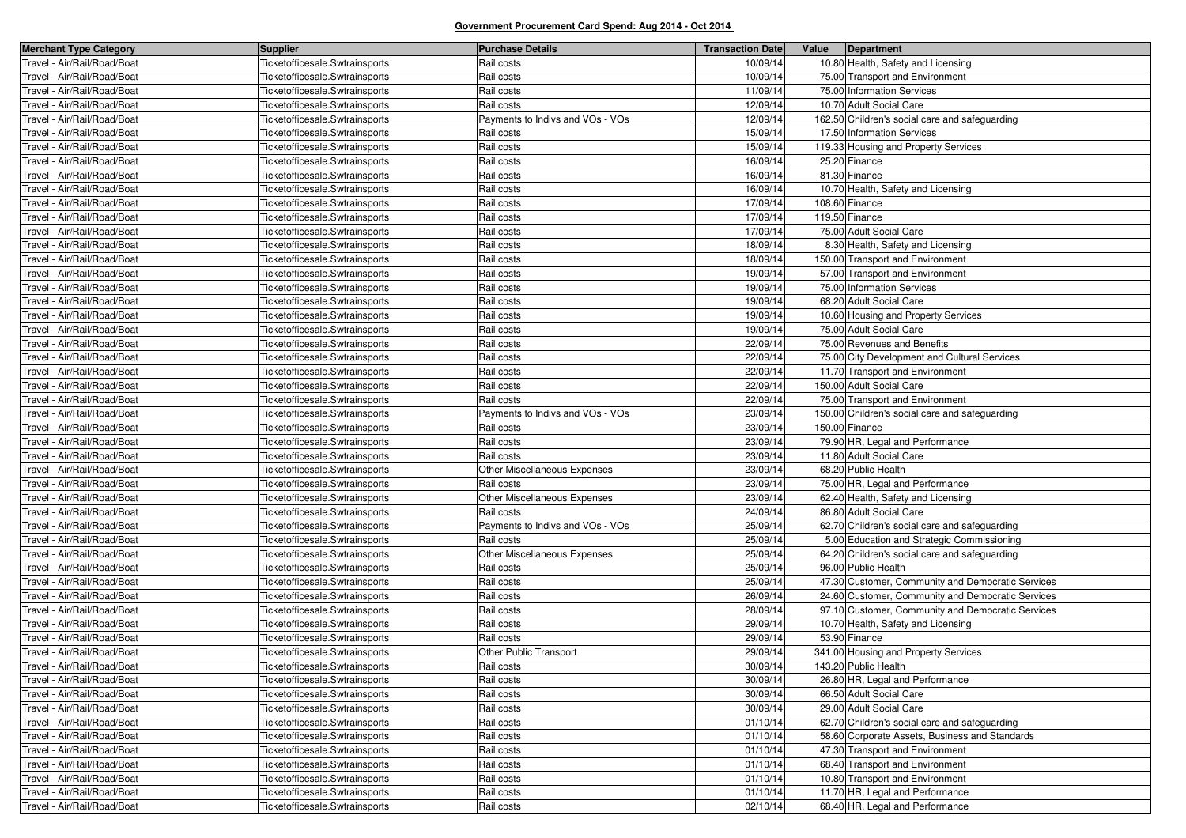**Government Procurement Card Spend: Aug 2014 - Oct 2014**

| Merchant Type Category | Supplier | Purchase Details | Transaction Date | Value | Department |
|---|---|---|---|---|---|
| Travel - Air/Rail/Road/Boat | Ticketofficesale.Swtrainsports | Rail costs | 10/09/14 | 10.80 | Health, Safety and Licensing |
| Travel - Air/Rail/Road/Boat | Ticketofficesale.Swtrainsports | Rail costs | 10/09/14 | 75.00 | Transport and Environment |
| Travel - Air/Rail/Road/Boat | Ticketofficesale.Swtrainsports | Rail costs | 11/09/14 | 75.00 | Information Services |
| Travel - Air/Rail/Road/Boat | Ticketofficesale.Swtrainsports | Rail costs | 12/09/14 | 10.70 | Adult Social Care |
| Travel - Air/Rail/Road/Boat | Ticketofficesale.Swtrainsports | Payments to Indivs and VOs - VOs | 12/09/14 | 162.50 | Children's social care and safeguarding |
| Travel - Air/Rail/Road/Boat | Ticketofficesale.Swtrainsports | Rail costs | 15/09/14 | 17.50 | Information Services |
| Travel - Air/Rail/Road/Boat | Ticketofficesale.Swtrainsports | Rail costs | 15/09/14 | 119.33 | Housing and Property Services |
| Travel - Air/Rail/Road/Boat | Ticketofficesale.Swtrainsports | Rail costs | 16/09/14 | 25.20 | Finance |
| Travel - Air/Rail/Road/Boat | Ticketofficesale.Swtrainsports | Rail costs | 16/09/14 | 81.30 | Finance |
| Travel - Air/Rail/Road/Boat | Ticketofficesale.Swtrainsports | Rail costs | 16/09/14 | 10.70 | Health, Safety and Licensing |
| Travel - Air/Rail/Road/Boat | Ticketofficesale.Swtrainsports | Rail costs | 17/09/14 | 108.60 | Finance |
| Travel - Air/Rail/Road/Boat | Ticketofficesale.Swtrainsports | Rail costs | 17/09/14 | 119.50 | Finance |
| Travel - Air/Rail/Road/Boat | Ticketofficesale.Swtrainsports | Rail costs | 17/09/14 | 75.00 | Adult Social Care |
| Travel - Air/Rail/Road/Boat | Ticketofficesale.Swtrainsports | Rail costs | 18/09/14 | 8.30 | Health, Safety and Licensing |
| Travel - Air/Rail/Road/Boat | Ticketofficesale.Swtrainsports | Rail costs | 18/09/14 | 150.00 | Transport and Environment |
| Travel - Air/Rail/Road/Boat | Ticketofficesale.Swtrainsports | Rail costs | 19/09/14 | 57.00 | Transport and Environment |
| Travel - Air/Rail/Road/Boat | Ticketofficesale.Swtrainsports | Rail costs | 19/09/14 | 75.00 | Information Services |
| Travel - Air/Rail/Road/Boat | Ticketofficesale.Swtrainsports | Rail costs | 19/09/14 | 68.20 | Adult Social Care |
| Travel - Air/Rail/Road/Boat | Ticketofficesale.Swtrainsports | Rail costs | 19/09/14 | 10.60 | Housing and Property Services |
| Travel - Air/Rail/Road/Boat | Ticketofficesale.Swtrainsports | Rail costs | 19/09/14 | 75.00 | Adult Social Care |
| Travel - Air/Rail/Road/Boat | Ticketofficesale.Swtrainsports | Rail costs | 22/09/14 | 75.00 | Revenues and Benefits |
| Travel - Air/Rail/Road/Boat | Ticketofficesale.Swtrainsports | Rail costs | 22/09/14 | 75.00 | City Development and Cultural Services |
| Travel - Air/Rail/Road/Boat | Ticketofficesale.Swtrainsports | Rail costs | 22/09/14 | 11.70 | Transport and Environment |
| Travel - Air/Rail/Road/Boat | Ticketofficesale.Swtrainsports | Rail costs | 22/09/14 | 150.00 | Adult Social Care |
| Travel - Air/Rail/Road/Boat | Ticketofficesale.Swtrainsports | Rail costs | 22/09/14 | 75.00 | Transport and Environment |
| Travel - Air/Rail/Road/Boat | Ticketofficesale.Swtrainsports | Payments to Indivs and VOs - VOs | 23/09/14 | 150.00 | Children's social care and safeguarding |
| Travel - Air/Rail/Road/Boat | Ticketofficesale.Swtrainsports | Rail costs | 23/09/14 | 150.00 | Finance |
| Travel - Air/Rail/Road/Boat | Ticketofficesale.Swtrainsports | Rail costs | 23/09/14 | 79.90 | HR, Legal and Performance |
| Travel - Air/Rail/Road/Boat | Ticketofficesale.Swtrainsports | Rail costs | 23/09/14 | 11.80 | Adult Social Care |
| Travel - Air/Rail/Road/Boat | Ticketofficesale.Swtrainsports | Other Miscellaneous Expenses | 23/09/14 | 68.20 | Public Health |
| Travel - Air/Rail/Road/Boat | Ticketofficesale.Swtrainsports | Rail costs | 23/09/14 | 75.00 | HR, Legal and Performance |
| Travel - Air/Rail/Road/Boat | Ticketofficesale.Swtrainsports | Other Miscellaneous Expenses | 23/09/14 | 62.40 | Health, Safety and Licensing |
| Travel - Air/Rail/Road/Boat | Ticketofficesale.Swtrainsports | Rail costs | 24/09/14 | 86.80 | Adult Social Care |
| Travel - Air/Rail/Road/Boat | Ticketofficesale.Swtrainsports | Payments to Indivs and VOs - VOs | 25/09/14 | 62.70 | Children's social care and safeguarding |
| Travel - Air/Rail/Road/Boat | Ticketofficesale.Swtrainsports | Rail costs | 25/09/14 | 5.00 | Education and Strategic Commissioning |
| Travel - Air/Rail/Road/Boat | Ticketofficesale.Swtrainsports | Other Miscellaneous Expenses | 25/09/14 | 64.20 | Children's social care and safeguarding |
| Travel - Air/Rail/Road/Boat | Ticketofficesale.Swtrainsports | Rail costs | 25/09/14 | 96.00 | Public Health |
| Travel - Air/Rail/Road/Boat | Ticketofficesale.Swtrainsports | Rail costs | 25/09/14 | 47.30 | Customer, Community and Democratic Services |
| Travel - Air/Rail/Road/Boat | Ticketofficesale.Swtrainsports | Rail costs | 26/09/14 | 24.60 | Customer, Community and Democratic Services |
| Travel - Air/Rail/Road/Boat | Ticketofficesale.Swtrainsports | Rail costs | 28/09/14 | 97.10 | Customer, Community and Democratic Services |
| Travel - Air/Rail/Road/Boat | Ticketofficesale.Swtrainsports | Rail costs | 29/09/14 | 10.70 | Health, Safety and Licensing |
| Travel - Air/Rail/Road/Boat | Ticketofficesale.Swtrainsports | Rail costs | 29/09/14 | 53.90 | Finance |
| Travel - Air/Rail/Road/Boat | Ticketofficesale.Swtrainsports | Other Public Transport | 29/09/14 | 341.00 | Housing and Property Services |
| Travel - Air/Rail/Road/Boat | Ticketofficesale.Swtrainsports | Rail costs | 30/09/14 | 143.20 | Public Health |
| Travel - Air/Rail/Road/Boat | Ticketofficesale.Swtrainsports | Rail costs | 30/09/14 | 26.80 | HR, Legal and Performance |
| Travel - Air/Rail/Road/Boat | Ticketofficesale.Swtrainsports | Rail costs | 30/09/14 | 66.50 | Adult Social Care |
| Travel - Air/Rail/Road/Boat | Ticketofficesale.Swtrainsports | Rail costs | 30/09/14 | 29.00 | Adult Social Care |
| Travel - Air/Rail/Road/Boat | Ticketofficesale.Swtrainsports | Rail costs | 01/10/14 | 62.70 | Children's social care and safeguarding |
| Travel - Air/Rail/Road/Boat | Ticketofficesale.Swtrainsports | Rail costs | 01/10/14 | 58.60 | Corporate Assets, Business and Standards |
| Travel - Air/Rail/Road/Boat | Ticketofficesale.Swtrainsports | Rail costs | 01/10/14 | 47.30 | Transport and Environment |
| Travel - Air/Rail/Road/Boat | Ticketofficesale.Swtrainsports | Rail costs | 01/10/14 | 68.40 | Transport and Environment |
| Travel - Air/Rail/Road/Boat | Ticketofficesale.Swtrainsports | Rail costs | 01/10/14 | 10.80 | Transport and Environment |
| Travel - Air/Rail/Road/Boat | Ticketofficesale.Swtrainsports | Rail costs | 01/10/14 | 11.70 | HR, Legal and Performance |
| Travel - Air/Rail/Road/Boat | Ticketofficesale.Swtrainsports | Rail costs | 02/10/14 | 68.40 | HR, Legal and Performance |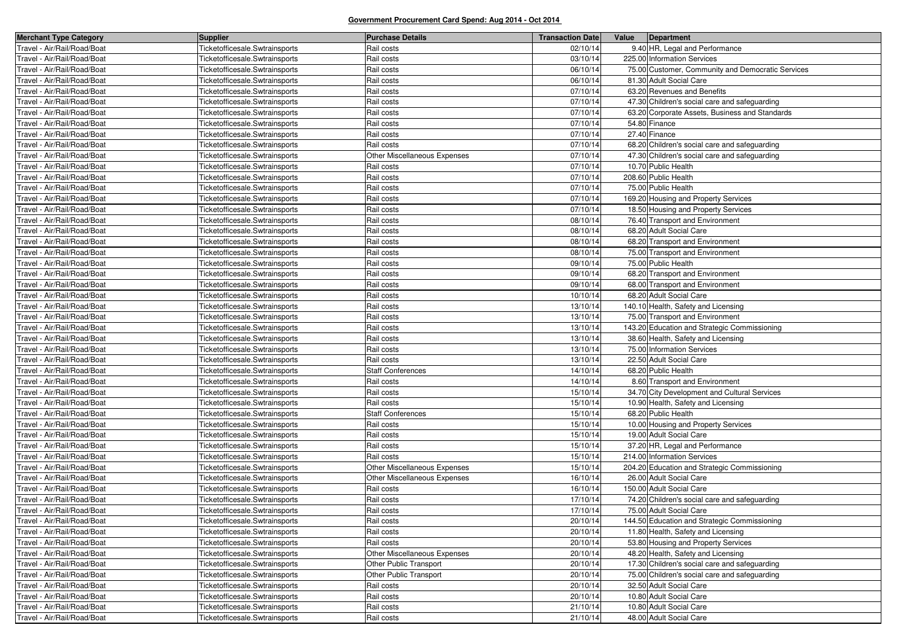**Government Procurement Card Spend: Aug 2014 - Oct 2014**

| Merchant Type Category | Supplier | Purchase Details | Transaction Date | Value | Department |
|---|---|---|---|---|---|
| Travel - Air/Rail/Road/Boat | Ticketofficesale.Swtrainsports | Rail costs | 02/10/14 | 9.40 | HR, Legal and Performance |
| Travel - Air/Rail/Road/Boat | Ticketofficesale.Swtrainsports | Rail costs | 03/10/14 | 225.00 | Information Services |
| Travel - Air/Rail/Road/Boat | Ticketofficesale.Swtrainsports | Rail costs | 06/10/14 | 75.00 | Customer, Community and Democratic Services |
| Travel - Air/Rail/Road/Boat | Ticketofficesale.Swtrainsports | Rail costs | 06/10/14 | 81.30 | Adult Social Care |
| Travel - Air/Rail/Road/Boat | Ticketofficesale.Swtrainsports | Rail costs | 07/10/14 | 63.20 | Revenues and Benefits |
| Travel - Air/Rail/Road/Boat | Ticketofficesale.Swtrainsports | Rail costs | 07/10/14 | 47.30 | Children's social care and safeguarding |
| Travel - Air/Rail/Road/Boat | Ticketofficesale.Swtrainsports | Rail costs | 07/10/14 | 63.20 | Corporate Assets, Business and Standards |
| Travel - Air/Rail/Road/Boat | Ticketofficesale.Swtrainsports | Rail costs | 07/10/14 | 54.80 | Finance |
| Travel - Air/Rail/Road/Boat | Ticketofficesale.Swtrainsports | Rail costs | 07/10/14 | 27.40 | Finance |
| Travel - Air/Rail/Road/Boat | Ticketofficesale.Swtrainsports | Rail costs | 07/10/14 | 68.20 | Children's social care and safeguarding |
| Travel - Air/Rail/Road/Boat | Ticketofficesale.Swtrainsports | Other Miscellaneous Expenses | 07/10/14 | 47.30 | Children's social care and safeguarding |
| Travel - Air/Rail/Road/Boat | Ticketofficesale.Swtrainsports | Rail costs | 07/10/14 | 10.70 | Public Health |
| Travel - Air/Rail/Road/Boat | Ticketofficesale.Swtrainsports | Rail costs | 07/10/14 | 208.60 | Public Health |
| Travel - Air/Rail/Road/Boat | Ticketofficesale.Swtrainsports | Rail costs | 07/10/14 | 75.00 | Public Health |
| Travel - Air/Rail/Road/Boat | Ticketofficesale.Swtrainsports | Rail costs | 07/10/14 | 169.20 | Housing and Property Services |
| Travel - Air/Rail/Road/Boat | Ticketofficesale.Swtrainsports | Rail costs | 07/10/14 | 18.50 | Housing and Property Services |
| Travel - Air/Rail/Road/Boat | Ticketofficesale.Swtrainsports | Rail costs | 08/10/14 | 76.40 | Transport and Environment |
| Travel - Air/Rail/Road/Boat | Ticketofficesale.Swtrainsports | Rail costs | 08/10/14 | 68.20 | Adult Social Care |
| Travel - Air/Rail/Road/Boat | Ticketofficesale.Swtrainsports | Rail costs | 08/10/14 | 68.20 | Transport and Environment |
| Travel - Air/Rail/Road/Boat | Ticketofficesale.Swtrainsports | Rail costs | 08/10/14 | 75.00 | Transport and Environment |
| Travel - Air/Rail/Road/Boat | Ticketofficesale.Swtrainsports | Rail costs | 09/10/14 | 75.00 | Public Health |
| Travel - Air/Rail/Road/Boat | Ticketofficesale.Swtrainsports | Rail costs | 09/10/14 | 68.20 | Transport and Environment |
| Travel - Air/Rail/Road/Boat | Ticketofficesale.Swtrainsports | Rail costs | 09/10/14 | 68.00 | Transport and Environment |
| Travel - Air/Rail/Road/Boat | Ticketofficesale.Swtrainsports | Rail costs | 10/10/14 | 68.20 | Adult Social Care |
| Travel - Air/Rail/Road/Boat | Ticketofficesale.Swtrainsports | Rail costs | 13/10/14 | 140.10 | Health, Safety and Licensing |
| Travel - Air/Rail/Road/Boat | Ticketofficesale.Swtrainsports | Rail costs | 13/10/14 | 75.00 | Transport and Environment |
| Travel - Air/Rail/Road/Boat | Ticketofficesale.Swtrainsports | Rail costs | 13/10/14 | 143.20 | Education and Strategic Commissioning |
| Travel - Air/Rail/Road/Boat | Ticketofficesale.Swtrainsports | Rail costs | 13/10/14 | 38.60 | Health, Safety and Licensing |
| Travel - Air/Rail/Road/Boat | Ticketofficesale.Swtrainsports | Rail costs | 13/10/14 | 75.00 | Information Services |
| Travel - Air/Rail/Road/Boat | Ticketofficesale.Swtrainsports | Rail costs | 13/10/14 | 22.50 | Adult Social Care |
| Travel - Air/Rail/Road/Boat | Ticketofficesale.Swtrainsports | Staff Conferences | 14/10/14 | 68.20 | Public Health |
| Travel - Air/Rail/Road/Boat | Ticketofficesale.Swtrainsports | Rail costs | 14/10/14 | 8.60 | Transport and Environment |
| Travel - Air/Rail/Road/Boat | Ticketofficesale.Swtrainsports | Rail costs | 15/10/14 | 34.70 | City Development and Cultural Services |
| Travel - Air/Rail/Road/Boat | Ticketofficesale.Swtrainsports | Rail costs | 15/10/14 | 10.90 | Health, Safety and Licensing |
| Travel - Air/Rail/Road/Boat | Ticketofficesale.Swtrainsports | Staff Conferences | 15/10/14 | 68.20 | Public Health |
| Travel - Air/Rail/Road/Boat | Ticketofficesale.Swtrainsports | Rail costs | 15/10/14 | 10.00 | Housing and Property Services |
| Travel - Air/Rail/Road/Boat | Ticketofficesale.Swtrainsports | Rail costs | 15/10/14 | 19.00 | Adult Social Care |
| Travel - Air/Rail/Road/Boat | Ticketofficesale.Swtrainsports | Rail costs | 15/10/14 | 37.20 | HR, Legal and Performance |
| Travel - Air/Rail/Road/Boat | Ticketofficesale.Swtrainsports | Rail costs | 15/10/14 | 214.00 | Information Services |
| Travel - Air/Rail/Road/Boat | Ticketofficesale.Swtrainsports | Other Miscellaneous Expenses | 15/10/14 | 204.20 | Education and Strategic Commissioning |
| Travel - Air/Rail/Road/Boat | Ticketofficesale.Swtrainsports | Other Miscellaneous Expenses | 16/10/14 | 26.00 | Adult Social Care |
| Travel - Air/Rail/Road/Boat | Ticketofficesale.Swtrainsports | Rail costs | 16/10/14 | 150.00 | Adult Social Care |
| Travel - Air/Rail/Road/Boat | Ticketofficesale.Swtrainsports | Rail costs | 17/10/14 | 74.20 | Children's social care and safeguarding |
| Travel - Air/Rail/Road/Boat | Ticketofficesale.Swtrainsports | Rail costs | 17/10/14 | 75.00 | Adult Social Care |
| Travel - Air/Rail/Road/Boat | Ticketofficesale.Swtrainsports | Rail costs | 20/10/14 | 144.50 | Education and Strategic Commissioning |
| Travel - Air/Rail/Road/Boat | Ticketofficesale.Swtrainsports | Rail costs | 20/10/14 | 11.80 | Health, Safety and Licensing |
| Travel - Air/Rail/Road/Boat | Ticketofficesale.Swtrainsports | Rail costs | 20/10/14 | 53.80 | Housing and Property Services |
| Travel - Air/Rail/Road/Boat | Ticketofficesale.Swtrainsports | Other Miscellaneous Expenses | 20/10/14 | 48.20 | Health, Safety and Licensing |
| Travel - Air/Rail/Road/Boat | Ticketofficesale.Swtrainsports | Other Public Transport | 20/10/14 | 17.30 | Children's social care and safeguarding |
| Travel - Air/Rail/Road/Boat | Ticketofficesale.Swtrainsports | Other Public Transport | 20/10/14 | 75.00 | Children's social care and safeguarding |
| Travel - Air/Rail/Road/Boat | Ticketofficesale.Swtrainsports | Rail costs | 20/10/14 | 32.50 | Adult Social Care |
| Travel - Air/Rail/Road/Boat | Ticketofficesale.Swtrainsports | Rail costs | 20/10/14 | 10.80 | Adult Social Care |
| Travel - Air/Rail/Road/Boat | Ticketofficesale.Swtrainsports | Rail costs | 21/10/14 | 10.80 | Adult Social Care |
| Travel - Air/Rail/Road/Boat | Ticketofficesale.Swtrainsports | Rail costs | 21/10/14 | 48.00 | Adult Social Care |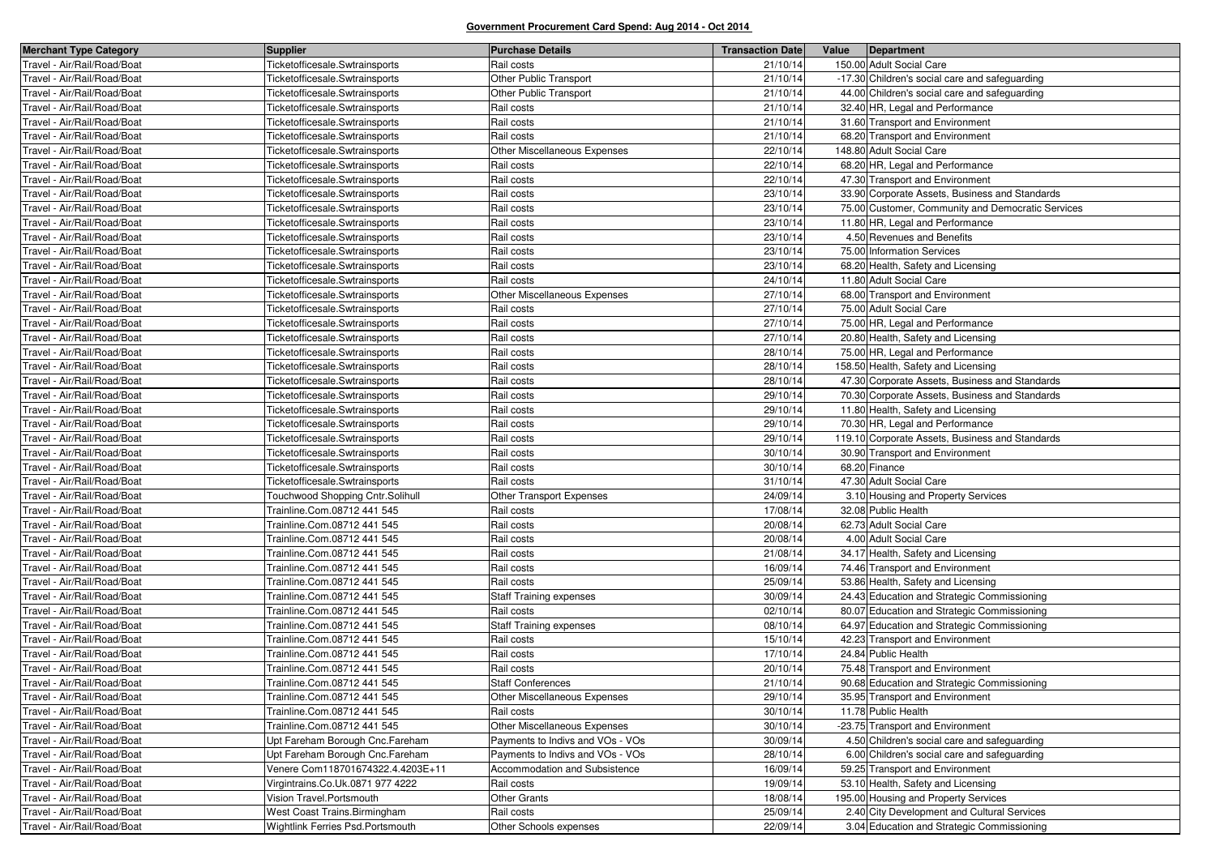**Government Procurement Card Spend: Aug 2014 - Oct 2014**

| Merchant Type Category | Supplier | Purchase Details | Transaction Date | Value | Department |
|---|---|---|---|---|---|
| Travel - Air/Rail/Road/Boat | Ticketofficesale.Swtrainsports | Rail costs | 21/10/14 | 150.00 | Adult Social Care |
| Travel - Air/Rail/Road/Boat | Ticketofficesale.Swtrainsports | Other Public Transport | 21/10/14 | -17.30 | Children's social care and safeguarding |
| Travel - Air/Rail/Road/Boat | Ticketofficesale.Swtrainsports | Other Public Transport | 21/10/14 | 44.00 | Children's social care and safeguarding |
| Travel - Air/Rail/Road/Boat | Ticketofficesale.Swtrainsports | Rail costs | 21/10/14 | 32.40 | HR, Legal and Performance |
| Travel - Air/Rail/Road/Boat | Ticketofficesale.Swtrainsports | Rail costs | 21/10/14 | 31.60 | Transport and Environment |
| Travel - Air/Rail/Road/Boat | Ticketofficesale.Swtrainsports | Rail costs | 21/10/14 | 68.20 | Transport and Environment |
| Travel - Air/Rail/Road/Boat | Ticketofficesale.Swtrainsports | Other Miscellaneous Expenses | 22/10/14 | 148.80 | Adult Social Care |
| Travel - Air/Rail/Road/Boat | Ticketofficesale.Swtrainsports | Rail costs | 22/10/14 | 68.20 | HR, Legal and Performance |
| Travel - Air/Rail/Road/Boat | Ticketofficesale.Swtrainsports | Rail costs | 22/10/14 | 47.30 | Transport and Environment |
| Travel - Air/Rail/Road/Boat | Ticketofficesale.Swtrainsports | Rail costs | 23/10/14 | 33.90 | Corporate Assets, Business and Standards |
| Travel - Air/Rail/Road/Boat | Ticketofficesale.Swtrainsports | Rail costs | 23/10/14 | 75.00 | Customer, Community and Democratic Services |
| Travel - Air/Rail/Road/Boat | Ticketofficesale.Swtrainsports | Rail costs | 23/10/14 | 11.80 | HR, Legal and Performance |
| Travel - Air/Rail/Road/Boat | Ticketofficesale.Swtrainsports | Rail costs | 23/10/14 | 4.50 | Revenues and Benefits |
| Travel - Air/Rail/Road/Boat | Ticketofficesale.Swtrainsports | Rail costs | 23/10/14 | 75.00 | Information Services |
| Travel - Air/Rail/Road/Boat | Ticketofficesale.Swtrainsports | Rail costs | 23/10/14 | 68.20 | Health, Safety and Licensing |
| Travel - Air/Rail/Road/Boat | Ticketofficesale.Swtrainsports | Rail costs | 24/10/14 | 11.80 | Adult Social Care |
| Travel - Air/Rail/Road/Boat | Ticketofficesale.Swtrainsports | Other Miscellaneous Expenses | 27/10/14 | 68.00 | Transport and Environment |
| Travel - Air/Rail/Road/Boat | Ticketofficesale.Swtrainsports | Rail costs | 27/10/14 | 75.00 | Adult Social Care |
| Travel - Air/Rail/Road/Boat | Ticketofficesale.Swtrainsports | Rail costs | 27/10/14 | 75.00 | HR, Legal and Performance |
| Travel - Air/Rail/Road/Boat | Ticketofficesale.Swtrainsports | Rail costs | 27/10/14 | 20.80 | Health, Safety and Licensing |
| Travel - Air/Rail/Road/Boat | Ticketofficesale.Swtrainsports | Rail costs | 28/10/14 | 75.00 | HR, Legal and Performance |
| Travel - Air/Rail/Road/Boat | Ticketofficesale.Swtrainsports | Rail costs | 28/10/14 | 158.50 | Health, Safety and Licensing |
| Travel - Air/Rail/Road/Boat | Ticketofficesale.Swtrainsports | Rail costs | 28/10/14 | 47.30 | Corporate Assets, Business and Standards |
| Travel - Air/Rail/Road/Boat | Ticketofficesale.Swtrainsports | Rail costs | 29/10/14 | 70.30 | Corporate Assets, Business and Standards |
| Travel - Air/Rail/Road/Boat | Ticketofficesale.Swtrainsports | Rail costs | 29/10/14 | 11.80 | Health, Safety and Licensing |
| Travel - Air/Rail/Road/Boat | Ticketofficesale.Swtrainsports | Rail costs | 29/10/14 | 70.30 | HR, Legal and Performance |
| Travel - Air/Rail/Road/Boat | Ticketofficesale.Swtrainsports | Rail costs | 29/10/14 | 119.10 | Corporate Assets, Business and Standards |
| Travel - Air/Rail/Road/Boat | Ticketofficesale.Swtrainsports | Rail costs | 30/10/14 | 30.90 | Transport and Environment |
| Travel - Air/Rail/Road/Boat | Ticketofficesale.Swtrainsports | Rail costs | 30/10/14 | 68.20 | Finance |
| Travel - Air/Rail/Road/Boat | Ticketofficesale.Swtrainsports | Rail costs | 31/10/14 | 47.30 | Adult Social Care |
| Travel - Air/Rail/Road/Boat | Touchwood Shopping Cntr.Solihull | Other Transport Expenses | 24/09/14 | 3.10 | Housing and Property Services |
| Travel - Air/Rail/Road/Boat | Trainline.Com.08712 441 545 | Rail costs | 17/08/14 | 32.08 | Public Health |
| Travel - Air/Rail/Road/Boat | Trainline.Com.08712 441 545 | Rail costs | 20/08/14 | 62.73 | Adult Social Care |
| Travel - Air/Rail/Road/Boat | Trainline.Com.08712 441 545 | Rail costs | 20/08/14 | 4.00 | Adult Social Care |
| Travel - Air/Rail/Road/Boat | Trainline.Com.08712 441 545 | Rail costs | 21/08/14 | 34.17 | Health, Safety and Licensing |
| Travel - Air/Rail/Road/Boat | Trainline.Com.08712 441 545 | Rail costs | 16/09/14 | 74.46 | Transport and Environment |
| Travel - Air/Rail/Road/Boat | Trainline.Com.08712 441 545 | Rail costs | 25/09/14 | 53.86 | Health, Safety and Licensing |
| Travel - Air/Rail/Road/Boat | Trainline.Com.08712 441 545 | Staff Training expenses | 30/09/14 | 24.43 | Education and Strategic Commissioning |
| Travel - Air/Rail/Road/Boat | Trainline.Com.08712 441 545 | Rail costs | 02/10/14 | 80.07 | Education and Strategic Commissioning |
| Travel - Air/Rail/Road/Boat | Trainline.Com.08712 441 545 | Staff Training expenses | 08/10/14 | 64.97 | Education and Strategic Commissioning |
| Travel - Air/Rail/Road/Boat | Trainline.Com.08712 441 545 | Rail costs | 15/10/14 | 42.23 | Transport and Environment |
| Travel - Air/Rail/Road/Boat | Trainline.Com.08712 441 545 | Rail costs | 17/10/14 | 24.84 | Public Health |
| Travel - Air/Rail/Road/Boat | Trainline.Com.08712 441 545 | Rail costs | 20/10/14 | 75.48 | Transport and Environment |
| Travel - Air/Rail/Road/Boat | Trainline.Com.08712 441 545 | Staff Conferences | 21/10/14 | 90.68 | Education and Strategic Commissioning |
| Travel - Air/Rail/Road/Boat | Trainline.Com.08712 441 545 | Other Miscellaneous Expenses | 29/10/14 | 35.95 | Transport and Environment |
| Travel - Air/Rail/Road/Boat | Trainline.Com.08712 441 545 | Rail costs | 30/10/14 | 11.78 | Public Health |
| Travel - Air/Rail/Road/Boat | Trainline.Com.08712 441 545 | Other Miscellaneous Expenses | 30/10/14 | -23.75 | Transport and Environment |
| Travel - Air/Rail/Road/Boat | Upt Fareham Borough Cnc.Fareham | Payments to Indivs and VOs - VOs | 30/09/14 | 4.50 | Children's social care and safeguarding |
| Travel - Air/Rail/Road/Boat | Upt Fareham Borough Cnc.Fareham | Payments to Indivs and VOs - VOs | 28/10/14 | 6.00 | Children's social care and safeguarding |
| Travel - Air/Rail/Road/Boat | Venere Com118701674322.4.4203E+11 | Accommodation and Subsistence | 16/09/14 | 59.25 | Transport and Environment |
| Travel - Air/Rail/Road/Boat | Virgintrains.Co.Uk.0871 977 4222 | Rail costs | 19/09/14 | 53.10 | Health, Safety and Licensing |
| Travel - Air/Rail/Road/Boat | Vision Travel.Portsmouth | Other Grants | 18/08/14 | 195.00 | Housing and Property Services |
| Travel - Air/Rail/Road/Boat | West Coast Trains.Birmingham | Rail costs | 25/09/14 | 2.40 | City Development and Cultural Services |
| Travel - Air/Rail/Road/Boat | Wightlink Ferries Psd.Portsmouth | Other Schools expenses | 22/09/14 | 3.04 | Education and Strategic Commissioning |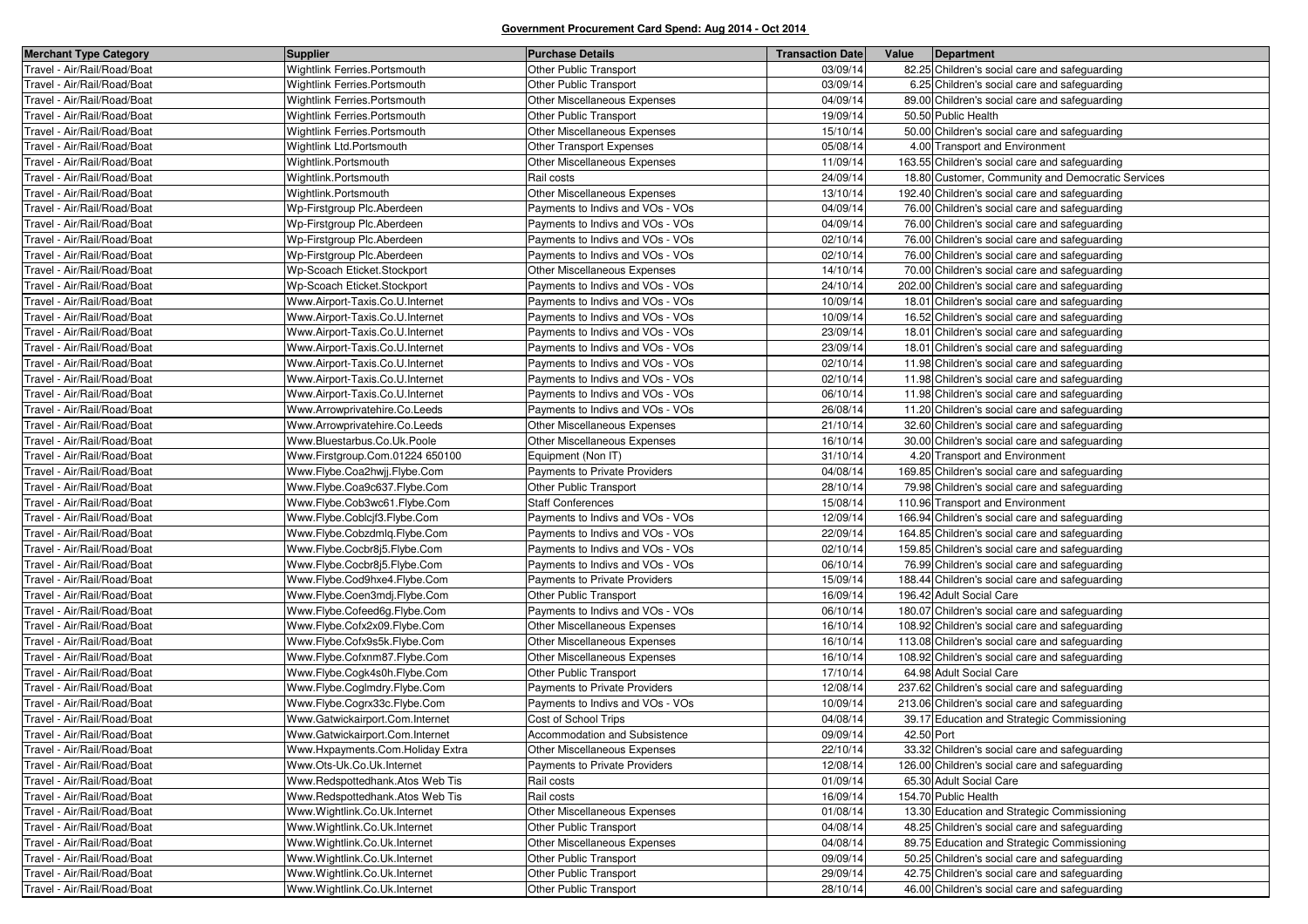**Government Procurement Card Spend: Aug 2014 - Oct 2014**

| Merchant Type Category | Supplier | Purchase Details | Transaction Date | Value | Department |
|---|---|---|---|---|---|
| Travel - Air/Rail/Road/Boat | Wightlink Ferries.Portsmouth | Other Public Transport | 03/09/14 | 82.25 | Children's social care and safeguarding |
| Travel - Air/Rail/Road/Boat | Wightlink Ferries.Portsmouth | Other Public Transport | 03/09/14 | 6.25 | Children's social care and safeguarding |
| Travel - Air/Rail/Road/Boat | Wightlink Ferries.Portsmouth | Other Miscellaneous Expenses | 04/09/14 | 89.00 | Children's social care and safeguarding |
| Travel - Air/Rail/Road/Boat | Wightlink Ferries.Portsmouth | Other Public Transport | 19/09/14 | 50.50 | Public Health |
| Travel - Air/Rail/Road/Boat | Wightlink Ferries.Portsmouth | Other Miscellaneous Expenses | 15/10/14 | 50.00 | Children's social care and safeguarding |
| Travel - Air/Rail/Road/Boat | Wightlink Ltd.Portsmouth | Other Transport Expenses | 05/08/14 | 4.00 | Transport and Environment |
| Travel - Air/Rail/Road/Boat | Wightlink.Portsmouth | Other Miscellaneous Expenses | 11/09/14 | 163.55 | Children's social care and safeguarding |
| Travel - Air/Rail/Road/Boat | Wightlink.Portsmouth | Rail costs | 24/09/14 | 18.80 | Customer, Community and Democratic Services |
| Travel - Air/Rail/Road/Boat | Wightlink.Portsmouth | Other Miscellaneous Expenses | 13/10/14 | 192.40 | Children's social care and safeguarding |
| Travel - Air/Rail/Road/Boat | Wp-Firstgroup Plc.Aberdeen | Payments to Indivs and VOs - VOs | 04/09/14 | 76.00 | Children's social care and safeguarding |
| Travel - Air/Rail/Road/Boat | Wp-Firstgroup Plc.Aberdeen | Payments to Indivs and VOs - VOs | 04/09/14 | 76.00 | Children's social care and safeguarding |
| Travel - Air/Rail/Road/Boat | Wp-Firstgroup Plc.Aberdeen | Payments to Indivs and VOs - VOs | 02/10/14 | 76.00 | Children's social care and safeguarding |
| Travel - Air/Rail/Road/Boat | Wp-Firstgroup Plc.Aberdeen | Payments to Indivs and VOs - VOs | 02/10/14 | 76.00 | Children's social care and safeguarding |
| Travel - Air/Rail/Road/Boat | Wp-Scoach Eticket.Stockport | Other Miscellaneous Expenses | 14/10/14 | 70.00 | Children's social care and safeguarding |
| Travel - Air/Rail/Road/Boat | Wp-Scoach Eticket.Stockport | Payments to Indivs and VOs - VOs | 24/10/14 | 202.00 | Children's social care and safeguarding |
| Travel - Air/Rail/Road/Boat | Www.Airport-Taxis.Co.U.Internet | Payments to Indivs and VOs - VOs | 10/09/14 | 18.01 | Children's social care and safeguarding |
| Travel - Air/Rail/Road/Boat | Www.Airport-Taxis.Co.U.Internet | Payments to Indivs and VOs - VOs | 10/09/14 | 16.52 | Children's social care and safeguarding |
| Travel - Air/Rail/Road/Boat | Www.Airport-Taxis.Co.U.Internet | Payments to Indivs and VOs - VOs | 23/09/14 | 18.01 | Children's social care and safeguarding |
| Travel - Air/Rail/Road/Boat | Www.Airport-Taxis.Co.U.Internet | Payments to Indivs and VOs - VOs | 23/09/14 | 18.01 | Children's social care and safeguarding |
| Travel - Air/Rail/Road/Boat | Www.Airport-Taxis.Co.U.Internet | Payments to Indivs and VOs - VOs | 02/10/14 | 11.98 | Children's social care and safeguarding |
| Travel - Air/Rail/Road/Boat | Www.Airport-Taxis.Co.U.Internet | Payments to Indivs and VOs - VOs | 02/10/14 | 11.98 | Children's social care and safeguarding |
| Travel - Air/Rail/Road/Boat | Www.Airport-Taxis.Co.U.Internet | Payments to Indivs and VOs - VOs | 06/10/14 | 11.98 | Children's social care and safeguarding |
| Travel - Air/Rail/Road/Boat | Www.Arrowprivatehire.Co.Leeds | Payments to Indivs and VOs - VOs | 26/08/14 | 11.20 | Children's social care and safeguarding |
| Travel - Air/Rail/Road/Boat | Www.Arrowprivatehire.Co.Leeds | Other Miscellaneous Expenses | 21/10/14 | 32.60 | Children's social care and safeguarding |
| Travel - Air/Rail/Road/Boat | Www.Bluestarbus.Co.Uk.Poole | Other Miscellaneous Expenses | 16/10/14 | 30.00 | Children's social care and safeguarding |
| Travel - Air/Rail/Road/Boat | Www.Firstgroup.Com.01224 650100 | Equipment (Non IT) | 31/10/14 | 4.20 | Transport and Environment |
| Travel - Air/Rail/Road/Boat | Www.Flybe.Coa2hwjj.Flybe.Com | Payments to Private Providers | 04/08/14 | 169.85 | Children's social care and safeguarding |
| Travel - Air/Rail/Road/Boat | Www.Flybe.Coa9c637.Flybe.Com | Other Public Transport | 28/10/14 | 79.98 | Children's social care and safeguarding |
| Travel - Air/Rail/Road/Boat | Www.Flybe.Cob3wc61.Flybe.Com | Staff Conferences | 15/08/14 | 110.96 | Transport and Environment |
| Travel - Air/Rail/Road/Boat | Www.Flybe.Coblcjf3.Flybe.Com | Payments to Indivs and VOs - VOs | 12/09/14 | 166.94 | Children's social care and safeguarding |
| Travel - Air/Rail/Road/Boat | Www.Flybe.Cobzdmlq.Flybe.Com | Payments to Indivs and VOs - VOs | 22/09/14 | 164.85 | Children's social care and safeguarding |
| Travel - Air/Rail/Road/Boat | Www.Flybe.Cocbr8j5.Flybe.Com | Payments to Indivs and VOs - VOs | 02/10/14 | 159.85 | Children's social care and safeguarding |
| Travel - Air/Rail/Road/Boat | Www.Flybe.Cocbr8j5.Flybe.Com | Payments to Indivs and VOs - VOs | 06/10/14 | 76.99 | Children's social care and safeguarding |
| Travel - Air/Rail/Road/Boat | Www.Flybe.Cod9hxe4.Flybe.Com | Payments to Private Providers | 15/09/14 | 188.44 | Children's social care and safeguarding |
| Travel - Air/Rail/Road/Boat | Www.Flybe.Coen3mdj.Flybe.Com | Other Public Transport | 16/09/14 | 196.42 | Adult Social Care |
| Travel - Air/Rail/Road/Boat | Www.Flybe.Cofeed6g.Flybe.Com | Payments to Indivs and VOs - VOs | 06/10/14 | 180.07 | Children's social care and safeguarding |
| Travel - Air/Rail/Road/Boat | Www.Flybe.Cofx2x09.Flybe.Com | Other Miscellaneous Expenses | 16/10/14 | 108.92 | Children's social care and safeguarding |
| Travel - Air/Rail/Road/Boat | Www.Flybe.Cofx9s5k.Flybe.Com | Other Miscellaneous Expenses | 16/10/14 | 113.08 | Children's social care and safeguarding |
| Travel - Air/Rail/Road/Boat | Www.Flybe.Cofxnm87.Flybe.Com | Other Miscellaneous Expenses | 16/10/14 | 108.92 | Children's social care and safeguarding |
| Travel - Air/Rail/Road/Boat | Www.Flybe.Cogk4s0h.Flybe.Com | Other Public Transport | 17/10/14 | 64.98 | Adult Social Care |
| Travel - Air/Rail/Road/Boat | Www.Flybe.Coglmdry.Flybe.Com | Payments to Private Providers | 12/08/14 | 237.62 | Children's social care and safeguarding |
| Travel - Air/Rail/Road/Boat | Www.Flybe.Cogrx33c.Flybe.Com | Payments to Indivs and VOs - VOs | 10/09/14 | 213.06 | Children's social care and safeguarding |
| Travel - Air/Rail/Road/Boat | Www.Gatwickairport.Com.Internet | Cost of School Trips | 04/08/14 | 39.17 | Education and Strategic Commissioning |
| Travel - Air/Rail/Road/Boat | Www.Gatwickairport.Com.Internet | Accommodation and Subsistence | 09/09/14 | 42.50 | Port |
| Travel - Air/Rail/Road/Boat | Www.Hxpayments.Com.Holiday Extra | Other Miscellaneous Expenses | 22/10/14 | 33.32 | Children's social care and safeguarding |
| Travel - Air/Rail/Road/Boat | Www.Ots-Uk.Co.Uk.Internet | Payments to Private Providers | 12/08/14 | 126.00 | Children's social care and safeguarding |
| Travel - Air/Rail/Road/Boat | Www.Redspottedhank.Atos Web Tis | Rail costs | 01/09/14 | 65.30 | Adult Social Care |
| Travel - Air/Rail/Road/Boat | Www.Redspottedhank.Atos Web Tis | Rail costs | 16/09/14 | 154.70 | Public Health |
| Travel - Air/Rail/Road/Boat | Www.Wightlink.Co.Uk.Internet | Other Miscellaneous Expenses | 01/08/14 | 13.30 | Education and Strategic Commissioning |
| Travel - Air/Rail/Road/Boat | Www.Wightlink.Co.Uk.Internet | Other Public Transport | 04/08/14 | 48.25 | Children's social care and safeguarding |
| Travel - Air/Rail/Road/Boat | Www.Wightlink.Co.Uk.Internet | Other Miscellaneous Expenses | 04/08/14 | 89.75 | Education and Strategic Commissioning |
| Travel - Air/Rail/Road/Boat | Www.Wightlink.Co.Uk.Internet | Other Public Transport | 09/09/14 | 50.25 | Children's social care and safeguarding |
| Travel - Air/Rail/Road/Boat | Www.Wightlink.Co.Uk.Internet | Other Public Transport | 29/09/14 | 42.75 | Children's social care and safeguarding |
| Travel - Air/Rail/Road/Boat | Www.Wightlink.Co.Uk.Internet | Other Public Transport | 28/10/14 | 46.00 | Children's social care and safeguarding |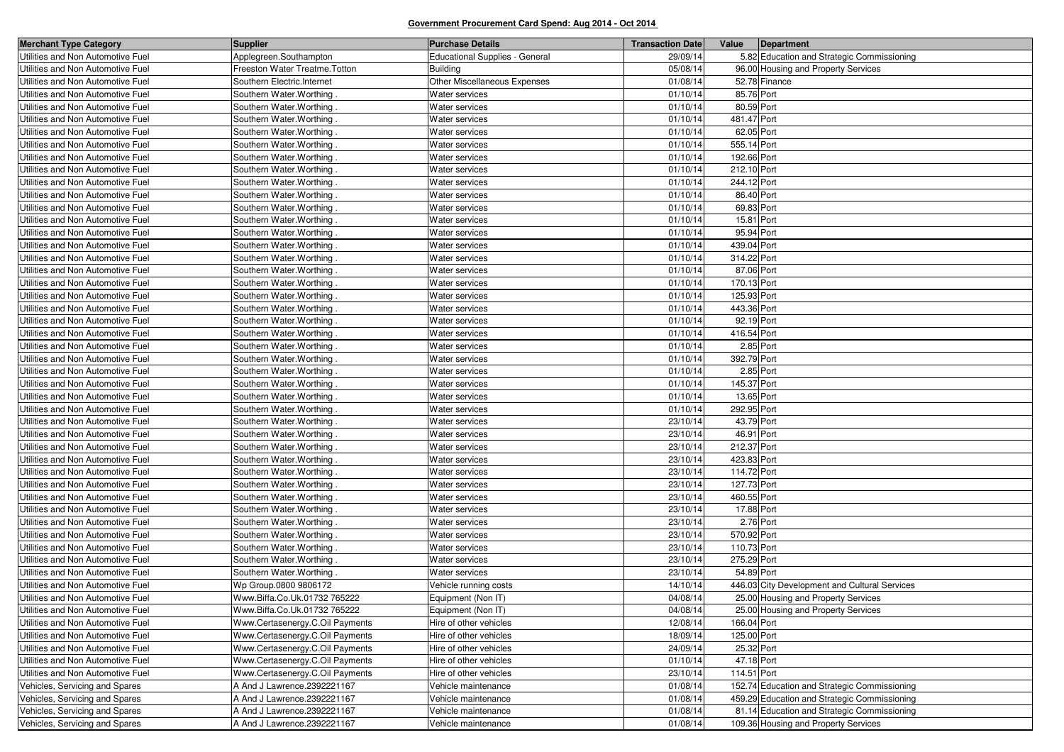**Government Procurement Card Spend: Aug 2014 - Oct 2014**

| Merchant Type Category | Supplier | Purchase Details | Transaction Date | Value | Department |
|---|---|---|---|---|---|
| Utilities and Non Automotive Fuel | Applegreen.Southampton | Educational Supplies - General | 29/09/14 | 5.82 | Education and Strategic Commissioning |
| Utilities and Non Automotive Fuel | Freeston Water Treatme.Totton | Building | 05/08/14 | 96.00 | Housing and Property Services |
| Utilities and Non Automotive Fuel | Southern Electric.Internet | Other Miscellaneous Expenses | 01/08/14 | 52.78 | Finance |
| Utilities and Non Automotive Fuel | Southern Water.Worthing . | Water services | 01/10/14 | 85.76 | Port |
| Utilities and Non Automotive Fuel | Southern Water.Worthing . | Water services | 01/10/14 | 80.59 | Port |
| Utilities and Non Automotive Fuel | Southern Water.Worthing . | Water services | 01/10/14 | 481.47 | Port |
| Utilities and Non Automotive Fuel | Southern Water.Worthing . | Water services | 01/10/14 | 62.05 | Port |
| Utilities and Non Automotive Fuel | Southern Water.Worthing . | Water services | 01/10/14 | 555.14 | Port |
| Utilities and Non Automotive Fuel | Southern Water.Worthing . | Water services | 01/10/14 | 192.66 | Port |
| Utilities and Non Automotive Fuel | Southern Water.Worthing . | Water services | 01/10/14 | 212.10 | Port |
| Utilities and Non Automotive Fuel | Southern Water.Worthing . | Water services | 01/10/14 | 244.12 | Port |
| Utilities and Non Automotive Fuel | Southern Water.Worthing . | Water services | 01/10/14 | 86.40 | Port |
| Utilities and Non Automotive Fuel | Southern Water.Worthing . | Water services | 01/10/14 | 69.83 | Port |
| Utilities and Non Automotive Fuel | Southern Water.Worthing . | Water services | 01/10/14 | 15.81 | Port |
| Utilities and Non Automotive Fuel | Southern Water.Worthing . | Water services | 01/10/14 | 95.94 | Port |
| Utilities and Non Automotive Fuel | Southern Water.Worthing . | Water services | 01/10/14 | 439.04 | Port |
| Utilities and Non Automotive Fuel | Southern Water.Worthing . | Water services | 01/10/14 | 314.22 | Port |
| Utilities and Non Automotive Fuel | Southern Water.Worthing . | Water services | 01/10/14 | 87.06 | Port |
| Utilities and Non Automotive Fuel | Southern Water.Worthing . | Water services | 01/10/14 | 170.13 | Port |
| Utilities and Non Automotive Fuel | Southern Water.Worthing . | Water services | 01/10/14 | 125.93 | Port |
| Utilities and Non Automotive Fuel | Southern Water.Worthing . | Water services | 01/10/14 | 443.36 | Port |
| Utilities and Non Automotive Fuel | Southern Water.Worthing . | Water services | 01/10/14 | 92.19 | Port |
| Utilities and Non Automotive Fuel | Southern Water.Worthing . | Water services | 01/10/14 | 416.54 | Port |
| Utilities and Non Automotive Fuel | Southern Water.Worthing . | Water services | 01/10/14 | 2.85 | Port |
| Utilities and Non Automotive Fuel | Southern Water.Worthing . | Water services | 01/10/14 | 392.79 | Port |
| Utilities and Non Automotive Fuel | Southern Water.Worthing . | Water services | 01/10/14 | 2.85 | Port |
| Utilities and Non Automotive Fuel | Southern Water.Worthing . | Water services | 01/10/14 | 145.37 | Port |
| Utilities and Non Automotive Fuel | Southern Water.Worthing . | Water services | 01/10/14 | 13.65 | Port |
| Utilities and Non Automotive Fuel | Southern Water.Worthing . | Water services | 01/10/14 | 292.95 | Port |
| Utilities and Non Automotive Fuel | Southern Water.Worthing . | Water services | 23/10/14 | 43.79 | Port |
| Utilities and Non Automotive Fuel | Southern Water.Worthing . | Water services | 23/10/14 | 46.91 | Port |
| Utilities and Non Automotive Fuel | Southern Water.Worthing . | Water services | 23/10/14 | 212.37 | Port |
| Utilities and Non Automotive Fuel | Southern Water.Worthing . | Water services | 23/10/14 | 423.83 | Port |
| Utilities and Non Automotive Fuel | Southern Water.Worthing . | Water services | 23/10/14 | 114.72 | Port |
| Utilities and Non Automotive Fuel | Southern Water.Worthing . | Water services | 23/10/14 | 127.73 | Port |
| Utilities and Non Automotive Fuel | Southern Water.Worthing . | Water services | 23/10/14 | 460.55 | Port |
| Utilities and Non Automotive Fuel | Southern Water.Worthing . | Water services | 23/10/14 | 17.88 | Port |
| Utilities and Non Automotive Fuel | Southern Water.Worthing . | Water services | 23/10/14 | 2.76 | Port |
| Utilities and Non Automotive Fuel | Southern Water.Worthing . | Water services | 23/10/14 | 570.92 | Port |
| Utilities and Non Automotive Fuel | Southern Water.Worthing . | Water services | 23/10/14 | 110.73 | Port |
| Utilities and Non Automotive Fuel | Southern Water.Worthing . | Water services | 23/10/14 | 275.29 | Port |
| Utilities and Non Automotive Fuel | Southern Water.Worthing . | Water services | 23/10/14 | 54.89 | Port |
| Utilities and Non Automotive Fuel | Wp Group.0800 9806172 | Vehicle running costs | 14/10/14 | 446.03 | City Development and Cultural Services |
| Utilities and Non Automotive Fuel | Www.Biffa.Co.Uk.01732 765222 | Equipment (Non IT) | 04/08/14 | 25.00 | Housing and Property Services |
| Utilities and Non Automotive Fuel | Www.Biffa.Co.Uk.01732 765222 | Equipment (Non IT) | 04/08/14 | 25.00 | Housing and Property Services |
| Utilities and Non Automotive Fuel | Www.Certasenergy.C.Oil Payments | Hire of other vehicles | 12/08/14 | 166.04 | Port |
| Utilities and Non Automotive Fuel | Www.Certasenergy.C.Oil Payments | Hire of other vehicles | 18/09/14 | 125.00 | Port |
| Utilities and Non Automotive Fuel | Www.Certasenergy.C.Oil Payments | Hire of other vehicles | 24/09/14 | 25.32 | Port |
| Utilities and Non Automotive Fuel | Www.Certasenergy.C.Oil Payments | Hire of other vehicles | 01/10/14 | 47.18 | Port |
| Utilities and Non Automotive Fuel | Www.Certasenergy.C.Oil Payments | Hire of other vehicles | 23/10/14 | 114.51 | Port |
| Vehicles, Servicing and Spares | A And J Lawrence.2392221167 | Vehicle maintenance | 01/08/14 | 152.74 | Education and Strategic Commissioning |
| Vehicles, Servicing and Spares | A And J Lawrence.2392221167 | Vehicle maintenance | 01/08/14 | 459.29 | Education and Strategic Commissioning |
| Vehicles, Servicing and Spares | A And J Lawrence.2392221167 | Vehicle maintenance | 01/08/14 | 81.14 | Education and Strategic Commissioning |
| Vehicles, Servicing and Spares | A And J Lawrence.2392221167 | Vehicle maintenance | 01/08/14 | 109.36 | Housing and Property Services |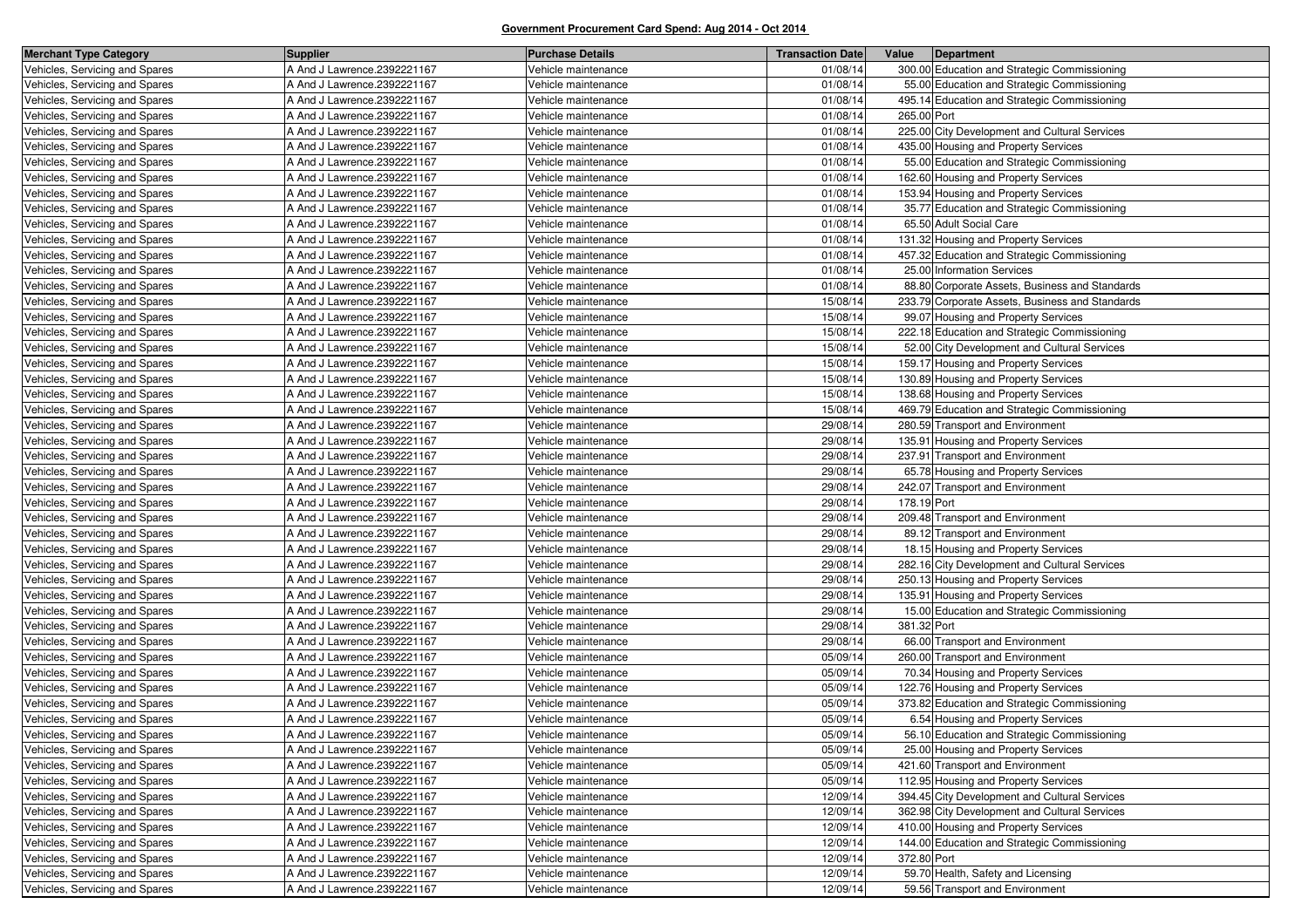**Government Procurement Card Spend: Aug 2014 - Oct 2014**

| Merchant Type Category | Supplier | Purchase Details | Transaction Date | Value | Department |
|---|---|---|---|---|---|
| Vehicles, Servicing and Spares | A And J Lawrence.2392221167 | Vehicle maintenance | 01/08/14 | 300.00 | Education and Strategic Commissioning |
| Vehicles, Servicing and Spares | A And J Lawrence.2392221167 | Vehicle maintenance | 01/08/14 | 55.00 | Education and Strategic Commissioning |
| Vehicles, Servicing and Spares | A And J Lawrence.2392221167 | Vehicle maintenance | 01/08/14 | 495.14 | Education and Strategic Commissioning |
| Vehicles, Servicing and Spares | A And J Lawrence.2392221167 | Vehicle maintenance | 01/08/14 | 265.00 | Port |
| Vehicles, Servicing and Spares | A And J Lawrence.2392221167 | Vehicle maintenance | 01/08/14 | 225.00 | City Development and Cultural Services |
| Vehicles, Servicing and Spares | A And J Lawrence.2392221167 | Vehicle maintenance | 01/08/14 | 435.00 | Housing and Property Services |
| Vehicles, Servicing and Spares | A And J Lawrence.2392221167 | Vehicle maintenance | 01/08/14 | 55.00 | Education and Strategic Commissioning |
| Vehicles, Servicing and Spares | A And J Lawrence.2392221167 | Vehicle maintenance | 01/08/14 | 162.60 | Housing and Property Services |
| Vehicles, Servicing and Spares | A And J Lawrence.2392221167 | Vehicle maintenance | 01/08/14 | 153.94 | Housing and Property Services |
| Vehicles, Servicing and Spares | A And J Lawrence.2392221167 | Vehicle maintenance | 01/08/14 | 35.77 | Education and Strategic Commissioning |
| Vehicles, Servicing and Spares | A And J Lawrence.2392221167 | Vehicle maintenance | 01/08/14 | 65.50 | Adult Social Care |
| Vehicles, Servicing and Spares | A And J Lawrence.2392221167 | Vehicle maintenance | 01/08/14 | 131.32 | Housing and Property Services |
| Vehicles, Servicing and Spares | A And J Lawrence.2392221167 | Vehicle maintenance | 01/08/14 | 457.32 | Education and Strategic Commissioning |
| Vehicles, Servicing and Spares | A And J Lawrence.2392221167 | Vehicle maintenance | 01/08/14 | 25.00 | Information Services |
| Vehicles, Servicing and Spares | A And J Lawrence.2392221167 | Vehicle maintenance | 01/08/14 | 88.80 | Corporate Assets, Business and Standards |
| Vehicles, Servicing and Spares | A And J Lawrence.2392221167 | Vehicle maintenance | 15/08/14 | 233.79 | Corporate Assets, Business and Standards |
| Vehicles, Servicing and Spares | A And J Lawrence.2392221167 | Vehicle maintenance | 15/08/14 | 99.07 | Housing and Property Services |
| Vehicles, Servicing and Spares | A And J Lawrence.2392221167 | Vehicle maintenance | 15/08/14 | 222.18 | Education and Strategic Commissioning |
| Vehicles, Servicing and Spares | A And J Lawrence.2392221167 | Vehicle maintenance | 15/08/14 | 52.00 | City Development and Cultural Services |
| Vehicles, Servicing and Spares | A And J Lawrence.2392221167 | Vehicle maintenance | 15/08/14 | 159.17 | Housing and Property Services |
| Vehicles, Servicing and Spares | A And J Lawrence.2392221167 | Vehicle maintenance | 15/08/14 | 130.89 | Housing and Property Services |
| Vehicles, Servicing and Spares | A And J Lawrence.2392221167 | Vehicle maintenance | 15/08/14 | 138.68 | Housing and Property Services |
| Vehicles, Servicing and Spares | A And J Lawrence.2392221167 | Vehicle maintenance | 15/08/14 | 469.79 | Education and Strategic Commissioning |
| Vehicles, Servicing and Spares | A And J Lawrence.2392221167 | Vehicle maintenance | 29/08/14 | 280.59 | Transport and Environment |
| Vehicles, Servicing and Spares | A And J Lawrence.2392221167 | Vehicle maintenance | 29/08/14 | 135.91 | Housing and Property Services |
| Vehicles, Servicing and Spares | A And J Lawrence.2392221167 | Vehicle maintenance | 29/08/14 | 237.91 | Transport and Environment |
| Vehicles, Servicing and Spares | A And J Lawrence.2392221167 | Vehicle maintenance | 29/08/14 | 65.78 | Housing and Property Services |
| Vehicles, Servicing and Spares | A And J Lawrence.2392221167 | Vehicle maintenance | 29/08/14 | 242.07 | Transport and Environment |
| Vehicles, Servicing and Spares | A And J Lawrence.2392221167 | Vehicle maintenance | 29/08/14 | 178.19 | Port |
| Vehicles, Servicing and Spares | A And J Lawrence.2392221167 | Vehicle maintenance | 29/08/14 | 209.48 | Transport and Environment |
| Vehicles, Servicing and Spares | A And J Lawrence.2392221167 | Vehicle maintenance | 29/08/14 | 89.12 | Transport and Environment |
| Vehicles, Servicing and Spares | A And J Lawrence.2392221167 | Vehicle maintenance | 29/08/14 | 18.15 | Housing and Property Services |
| Vehicles, Servicing and Spares | A And J Lawrence.2392221167 | Vehicle maintenance | 29/08/14 | 282.16 | City Development and Cultural Services |
| Vehicles, Servicing and Spares | A And J Lawrence.2392221167 | Vehicle maintenance | 29/08/14 | 250.13 | Housing and Property Services |
| Vehicles, Servicing and Spares | A And J Lawrence.2392221167 | Vehicle maintenance | 29/08/14 | 135.91 | Housing and Property Services |
| Vehicles, Servicing and Spares | A And J Lawrence.2392221167 | Vehicle maintenance | 29/08/14 | 15.00 | Education and Strategic Commissioning |
| Vehicles, Servicing and Spares | A And J Lawrence.2392221167 | Vehicle maintenance | 29/08/14 | 381.32 | Port |
| Vehicles, Servicing and Spares | A And J Lawrence.2392221167 | Vehicle maintenance | 29/08/14 | 66.00 | Transport and Environment |
| Vehicles, Servicing and Spares | A And J Lawrence.2392221167 | Vehicle maintenance | 05/09/14 | 260.00 | Transport and Environment |
| Vehicles, Servicing and Spares | A And J Lawrence.2392221167 | Vehicle maintenance | 05/09/14 | 70.34 | Housing and Property Services |
| Vehicles, Servicing and Spares | A And J Lawrence.2392221167 | Vehicle maintenance | 05/09/14 | 122.76 | Housing and Property Services |
| Vehicles, Servicing and Spares | A And J Lawrence.2392221167 | Vehicle maintenance | 05/09/14 | 373.82 | Education and Strategic Commissioning |
| Vehicles, Servicing and Spares | A And J Lawrence.2392221167 | Vehicle maintenance | 05/09/14 | 6.54 | Housing and Property Services |
| Vehicles, Servicing and Spares | A And J Lawrence.2392221167 | Vehicle maintenance | 05/09/14 | 56.10 | Education and Strategic Commissioning |
| Vehicles, Servicing and Spares | A And J Lawrence.2392221167 | Vehicle maintenance | 05/09/14 | 25.00 | Housing and Property Services |
| Vehicles, Servicing and Spares | A And J Lawrence.2392221167 | Vehicle maintenance | 05/09/14 | 421.60 | Transport and Environment |
| Vehicles, Servicing and Spares | A And J Lawrence.2392221167 | Vehicle maintenance | 05/09/14 | 112.95 | Housing and Property Services |
| Vehicles, Servicing and Spares | A And J Lawrence.2392221167 | Vehicle maintenance | 12/09/14 | 394.45 | City Development and Cultural Services |
| Vehicles, Servicing and Spares | A And J Lawrence.2392221167 | Vehicle maintenance | 12/09/14 | 362.98 | City Development and Cultural Services |
| Vehicles, Servicing and Spares | A And J Lawrence.2392221167 | Vehicle maintenance | 12/09/14 | 410.00 | Housing and Property Services |
| Vehicles, Servicing and Spares | A And J Lawrence.2392221167 | Vehicle maintenance | 12/09/14 | 144.00 | Education and Strategic Commissioning |
| Vehicles, Servicing and Spares | A And J Lawrence.2392221167 | Vehicle maintenance | 12/09/14 | 372.80 | Port |
| Vehicles, Servicing and Spares | A And J Lawrence.2392221167 | Vehicle maintenance | 12/09/14 | 59.70 | Health, Safety and Licensing |
| Vehicles, Servicing and Spares | A And J Lawrence.2392221167 | Vehicle maintenance | 12/09/14 | 59.56 | Transport and Environment |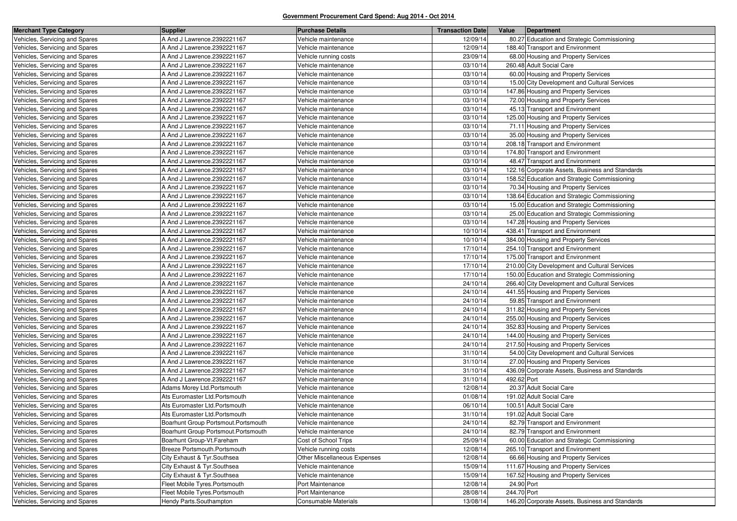**Government Procurement Card Spend: Aug 2014 - Oct 2014**

| Merchant Type Category | Supplier | Purchase Details | Transaction Date | Value | Department |
|---|---|---|---|---|---|
| Vehicles, Servicing and Spares | A And J Lawrence.2392221167 | Vehicle maintenance | 12/09/14 | 80.27 | Education and Strategic Commissioning |
| Vehicles, Servicing and Spares | A And J Lawrence.2392221167 | Vehicle maintenance | 12/09/14 | 188.40 | Transport and Environment |
| Vehicles, Servicing and Spares | A And J Lawrence.2392221167 | Vehicle running costs | 23/09/14 | 68.00 | Housing and Property Services |
| Vehicles, Servicing and Spares | A And J Lawrence.2392221167 | Vehicle maintenance | 03/10/14 | 260.48 | Adult Social Care |
| Vehicles, Servicing and Spares | A And J Lawrence.2392221167 | Vehicle maintenance | 03/10/14 | 60.00 | Housing and Property Services |
| Vehicles, Servicing and Spares | A And J Lawrence.2392221167 | Vehicle maintenance | 03/10/14 | 15.00 | City Development and Cultural Services |
| Vehicles, Servicing and Spares | A And J Lawrence.2392221167 | Vehicle maintenance | 03/10/14 | 147.86 | Housing and Property Services |
| Vehicles, Servicing and Spares | A And J Lawrence.2392221167 | Vehicle maintenance | 03/10/14 | 72.00 | Housing and Property Services |
| Vehicles, Servicing and Spares | A And J Lawrence.2392221167 | Vehicle maintenance | 03/10/14 | 45.13 | Transport and Environment |
| Vehicles, Servicing and Spares | A And J Lawrence.2392221167 | Vehicle maintenance | 03/10/14 | 125.00 | Housing and Property Services |
| Vehicles, Servicing and Spares | A And J Lawrence.2392221167 | Vehicle maintenance | 03/10/14 | 71.11 | Housing and Property Services |
| Vehicles, Servicing and Spares | A And J Lawrence.2392221167 | Vehicle maintenance | 03/10/14 | 35.00 | Housing and Property Services |
| Vehicles, Servicing and Spares | A And J Lawrence.2392221167 | Vehicle maintenance | 03/10/14 | 208.18 | Transport and Environment |
| Vehicles, Servicing and Spares | A And J Lawrence.2392221167 | Vehicle maintenance | 03/10/14 | 174.80 | Transport and Environment |
| Vehicles, Servicing and Spares | A And J Lawrence.2392221167 | Vehicle maintenance | 03/10/14 | 48.47 | Transport and Environment |
| Vehicles, Servicing and Spares | A And J Lawrence.2392221167 | Vehicle maintenance | 03/10/14 | 122.16 | Corporate Assets, Business and Standards |
| Vehicles, Servicing and Spares | A And J Lawrence.2392221167 | Vehicle maintenance | 03/10/14 | 158.52 | Education and Strategic Commissioning |
| Vehicles, Servicing and Spares | A And J Lawrence.2392221167 | Vehicle maintenance | 03/10/14 | 70.34 | Housing and Property Services |
| Vehicles, Servicing and Spares | A And J Lawrence.2392221167 | Vehicle maintenance | 03/10/14 | 138.64 | Education and Strategic Commissioning |
| Vehicles, Servicing and Spares | A And J Lawrence.2392221167 | Vehicle maintenance | 03/10/14 | 15.00 | Education and Strategic Commissioning |
| Vehicles, Servicing and Spares | A And J Lawrence.2392221167 | Vehicle maintenance | 03/10/14 | 25.00 | Education and Strategic Commissioning |
| Vehicles, Servicing and Spares | A And J Lawrence.2392221167 | Vehicle maintenance | 03/10/14 | 147.28 | Housing and Property Services |
| Vehicles, Servicing and Spares | A And J Lawrence.2392221167 | Vehicle maintenance | 10/10/14 | 438.41 | Transport and Environment |
| Vehicles, Servicing and Spares | A And J Lawrence.2392221167 | Vehicle maintenance | 10/10/14 | 384.00 | Housing and Property Services |
| Vehicles, Servicing and Spares | A And J Lawrence.2392221167 | Vehicle maintenance | 17/10/14 | 254.10 | Transport and Environment |
| Vehicles, Servicing and Spares | A And J Lawrence.2392221167 | Vehicle maintenance | 17/10/14 | 175.00 | Transport and Environment |
| Vehicles, Servicing and Spares | A And J Lawrence.2392221167 | Vehicle maintenance | 17/10/14 | 210.00 | City Development and Cultural Services |
| Vehicles, Servicing and Spares | A And J Lawrence.2392221167 | Vehicle maintenance | 17/10/14 | 150.00 | Education and Strategic Commissioning |
| Vehicles, Servicing and Spares | A And J Lawrence.2392221167 | Vehicle maintenance | 24/10/14 | 266.40 | City Development and Cultural Services |
| Vehicles, Servicing and Spares | A And J Lawrence.2392221167 | Vehicle maintenance | 24/10/14 | 441.55 | Housing and Property Services |
| Vehicles, Servicing and Spares | A And J Lawrence.2392221167 | Vehicle maintenance | 24/10/14 | 59.85 | Transport and Environment |
| Vehicles, Servicing and Spares | A And J Lawrence.2392221167 | Vehicle maintenance | 24/10/14 | 311.82 | Housing and Property Services |
| Vehicles, Servicing and Spares | A And J Lawrence.2392221167 | Vehicle maintenance | 24/10/14 | 255.00 | Housing and Property Services |
| Vehicles, Servicing and Spares | A And J Lawrence.2392221167 | Vehicle maintenance | 24/10/14 | 352.83 | Housing and Property Services |
| Vehicles, Servicing and Spares | A And J Lawrence.2392221167 | Vehicle maintenance | 24/10/14 | 144.00 | Housing and Property Services |
| Vehicles, Servicing and Spares | A And J Lawrence.2392221167 | Vehicle maintenance | 24/10/14 | 217.50 | Housing and Property Services |
| Vehicles, Servicing and Spares | A And J Lawrence.2392221167 | Vehicle maintenance | 31/10/14 | 54.00 | City Development and Cultural Services |
| Vehicles, Servicing and Spares | A And J Lawrence.2392221167 | Vehicle maintenance | 31/10/14 | 27.00 | Housing and Property Services |
| Vehicles, Servicing and Spares | A And J Lawrence.2392221167 | Vehicle maintenance | 31/10/14 | 436.09 | Corporate Assets, Business and Standards |
| Vehicles, Servicing and Spares | A And J Lawrence.2392221167 | Vehicle maintenance | 31/10/14 | 492.62 | Port |
| Vehicles, Servicing and Spares | Adams Morey Ltd.Portsmouth | Vehicle maintenance | 12/08/14 | 20.37 | Adult Social Care |
| Vehicles, Servicing and Spares | Ats Euromaster Ltd.Portsmouth | Vehicle maintenance | 01/08/14 | 191.02 | Adult Social Care |
| Vehicles, Servicing and Spares | Ats Euromaster Ltd.Portsmouth | Vehicle maintenance | 06/10/14 | 100.51 | Adult Social Care |
| Vehicles, Servicing and Spares | Ats Euromaster Ltd.Portsmouth | Vehicle maintenance | 31/10/14 | 191.02 | Adult Social Care |
| Vehicles, Servicing and Spares | Boarhunt Group Portsmout.Portsmouth | Vehicle maintenance | 24/10/14 | 82.79 | Transport and Environment |
| Vehicles, Servicing and Spares | Boarhunt Group Portsmout.Portsmouth | Vehicle maintenance | 24/10/14 | 82.79 | Transport and Environment |
| Vehicles, Servicing and Spares | Boarhunt Group-Vt.Fareham | Cost of School Trips | 25/09/14 | 60.00 | Education and Strategic Commissioning |
| Vehicles, Servicing and Spares | Breeze Portsmouth.Portsmouth | Vehicle running costs | 12/08/14 | 265.10 | Transport and Environment |
| Vehicles, Servicing and Spares | City Exhaust & Tyr.Southsea | Other Miscellaneous Expenses | 12/08/14 | 66.66 | Housing and Property Services |
| Vehicles, Servicing and Spares | City Exhaust & Tyr.Southsea | Vehicle maintenance | 15/09/14 | 111.67 | Housing and Property Services |
| Vehicles, Servicing and Spares | City Exhaust & Tyr.Southsea | Vehicle maintenance | 15/09/14 | 167.52 | Housing and Property Services |
| Vehicles, Servicing and Spares | Fleet Mobile Tyres.Portsmouth | Port Maintenance | 12/08/14 | 24.90 | Port |
| Vehicles, Servicing and Spares | Fleet Mobile Tyres.Portsmouth | Port Maintenance | 28/08/14 | 244.70 | Port |
| Vehicles, Servicing and Spares | Hendy Parts.Southampton | Consumable Materials | 13/08/14 | 146.20 | Corporate Assets, Business and Standards |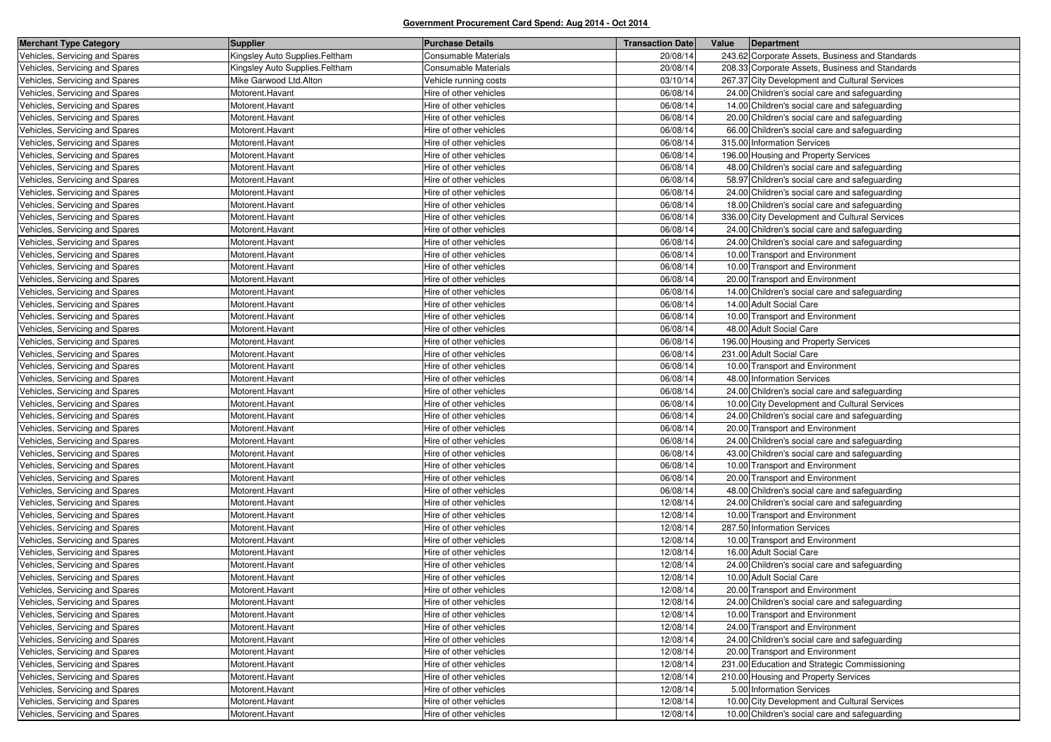**Government Procurement Card Spend: Aug 2014 - Oct 2014**

| Merchant Type Category | Supplier | Purchase Details | Transaction Date | Value | Department |
|---|---|---|---|---|---|
| Vehicles, Servicing and Spares | Kingsley Auto Supplies.Feltham | Consumable Materials | 20/08/14 | 243.62 | Corporate Assets, Business and Standards |
| Vehicles, Servicing and Spares | Kingsley Auto Supplies.Feltham | Consumable Materials | 20/08/14 | 208.33 | Corporate Assets, Business and Standards |
| Vehicles, Servicing and Spares | Mike Garwood Ltd.Alton | Vehicle running costs | 03/10/14 | 267.37 | City Development and Cultural Services |
| Vehicles, Servicing and Spares | Motorent.Havant | Hire of other vehicles | 06/08/14 | 24.00 | Children's social care and safeguarding |
| Vehicles, Servicing and Spares | Motorent.Havant | Hire of other vehicles | 06/08/14 | 14.00 | Children's social care and safeguarding |
| Vehicles, Servicing and Spares | Motorent.Havant | Hire of other vehicles | 06/08/14 | 20.00 | Children's social care and safeguarding |
| Vehicles, Servicing and Spares | Motorent.Havant | Hire of other vehicles | 06/08/14 | 66.00 | Children's social care and safeguarding |
| Vehicles, Servicing and Spares | Motorent.Havant | Hire of other vehicles | 06/08/14 | 315.00 | Information Services |
| Vehicles, Servicing and Spares | Motorent.Havant | Hire of other vehicles | 06/08/14 | 196.00 | Housing and Property Services |
| Vehicles, Servicing and Spares | Motorent.Havant | Hire of other vehicles | 06/08/14 | 48.00 | Children's social care and safeguarding |
| Vehicles, Servicing and Spares | Motorent.Havant | Hire of other vehicles | 06/08/14 | 58.97 | Children's social care and safeguarding |
| Vehicles, Servicing and Spares | Motorent.Havant | Hire of other vehicles | 06/08/14 | 24.00 | Children's social care and safeguarding |
| Vehicles, Servicing and Spares | Motorent.Havant | Hire of other vehicles | 06/08/14 | 18.00 | Children's social care and safeguarding |
| Vehicles, Servicing and Spares | Motorent.Havant | Hire of other vehicles | 06/08/14 | 336.00 | City Development and Cultural Services |
| Vehicles, Servicing and Spares | Motorent.Havant | Hire of other vehicles | 06/08/14 | 24.00 | Children's social care and safeguarding |
| Vehicles, Servicing and Spares | Motorent.Havant | Hire of other vehicles | 06/08/14 | 24.00 | Children's social care and safeguarding |
| Vehicles, Servicing and Spares | Motorent.Havant | Hire of other vehicles | 06/08/14 | 10.00 | Transport and Environment |
| Vehicles, Servicing and Spares | Motorent.Havant | Hire of other vehicles | 06/08/14 | 10.00 | Transport and Environment |
| Vehicles, Servicing and Spares | Motorent.Havant | Hire of other vehicles | 06/08/14 | 20.00 | Transport and Environment |
| Vehicles, Servicing and Spares | Motorent.Havant | Hire of other vehicles | 06/08/14 | 14.00 | Children's social care and safeguarding |
| Vehicles, Servicing and Spares | Motorent.Havant | Hire of other vehicles | 06/08/14 | 14.00 | Adult Social Care |
| Vehicles, Servicing and Spares | Motorent.Havant | Hire of other vehicles | 06/08/14 | 10.00 | Transport and Environment |
| Vehicles, Servicing and Spares | Motorent.Havant | Hire of other vehicles | 06/08/14 | 48.00 | Adult Social Care |
| Vehicles, Servicing and Spares | Motorent.Havant | Hire of other vehicles | 06/08/14 | 196.00 | Housing and Property Services |
| Vehicles, Servicing and Spares | Motorent.Havant | Hire of other vehicles | 06/08/14 | 231.00 | Adult Social Care |
| Vehicles, Servicing and Spares | Motorent.Havant | Hire of other vehicles | 06/08/14 | 10.00 | Transport and Environment |
| Vehicles, Servicing and Spares | Motorent.Havant | Hire of other vehicles | 06/08/14 | 48.00 | Information Services |
| Vehicles, Servicing and Spares | Motorent.Havant | Hire of other vehicles | 06/08/14 | 24.00 | Children's social care and safeguarding |
| Vehicles, Servicing and Spares | Motorent.Havant | Hire of other vehicles | 06/08/14 | 10.00 | City Development and Cultural Services |
| Vehicles, Servicing and Spares | Motorent.Havant | Hire of other vehicles | 06/08/14 | 24.00 | Children's social care and safeguarding |
| Vehicles, Servicing and Spares | Motorent.Havant | Hire of other vehicles | 06/08/14 | 20.00 | Transport and Environment |
| Vehicles, Servicing and Spares | Motorent.Havant | Hire of other vehicles | 06/08/14 | 24.00 | Children's social care and safeguarding |
| Vehicles, Servicing and Spares | Motorent.Havant | Hire of other vehicles | 06/08/14 | 43.00 | Children's social care and safeguarding |
| Vehicles, Servicing and Spares | Motorent.Havant | Hire of other vehicles | 06/08/14 | 10.00 | Transport and Environment |
| Vehicles, Servicing and Spares | Motorent.Havant | Hire of other vehicles | 06/08/14 | 20.00 | Transport and Environment |
| Vehicles, Servicing and Spares | Motorent.Havant | Hire of other vehicles | 06/08/14 | 48.00 | Children's social care and safeguarding |
| Vehicles, Servicing and Spares | Motorent.Havant | Hire of other vehicles | 12/08/14 | 24.00 | Children's social care and safeguarding |
| Vehicles, Servicing and Spares | Motorent.Havant | Hire of other vehicles | 12/08/14 | 10.00 | Transport and Environment |
| Vehicles, Servicing and Spares | Motorent.Havant | Hire of other vehicles | 12/08/14 | 287.50 | Information Services |
| Vehicles, Servicing and Spares | Motorent.Havant | Hire of other vehicles | 12/08/14 | 10.00 | Transport and Environment |
| Vehicles, Servicing and Spares | Motorent.Havant | Hire of other vehicles | 12/08/14 | 16.00 | Adult Social Care |
| Vehicles, Servicing and Spares | Motorent.Havant | Hire of other vehicles | 12/08/14 | 24.00 | Children's social care and safeguarding |
| Vehicles, Servicing and Spares | Motorent.Havant | Hire of other vehicles | 12/08/14 | 10.00 | Adult Social Care |
| Vehicles, Servicing and Spares | Motorent.Havant | Hire of other vehicles | 12/08/14 | 20.00 | Transport and Environment |
| Vehicles, Servicing and Spares | Motorent.Havant | Hire of other vehicles | 12/08/14 | 24.00 | Children's social care and safeguarding |
| Vehicles, Servicing and Spares | Motorent.Havant | Hire of other vehicles | 12/08/14 | 10.00 | Transport and Environment |
| Vehicles, Servicing and Spares | Motorent.Havant | Hire of other vehicles | 12/08/14 | 24.00 | Transport and Environment |
| Vehicles, Servicing and Spares | Motorent.Havant | Hire of other vehicles | 12/08/14 | 24.00 | Children's social care and safeguarding |
| Vehicles, Servicing and Spares | Motorent.Havant | Hire of other vehicles | 12/08/14 | 20.00 | Transport and Environment |
| Vehicles, Servicing and Spares | Motorent.Havant | Hire of other vehicles | 12/08/14 | 231.00 | Education and Strategic Commissioning |
| Vehicles, Servicing and Spares | Motorent.Havant | Hire of other vehicles | 12/08/14 | 210.00 | Housing and Property Services |
| Vehicles, Servicing and Spares | Motorent.Havant | Hire of other vehicles | 12/08/14 | 5.00 | Information Services |
| Vehicles, Servicing and Spares | Motorent.Havant | Hire of other vehicles | 12/08/14 | 10.00 | City Development and Cultural Services |
| Vehicles, Servicing and Spares | Motorent.Havant | Hire of other vehicles | 12/08/14 | 10.00 | Children's social care and safeguarding |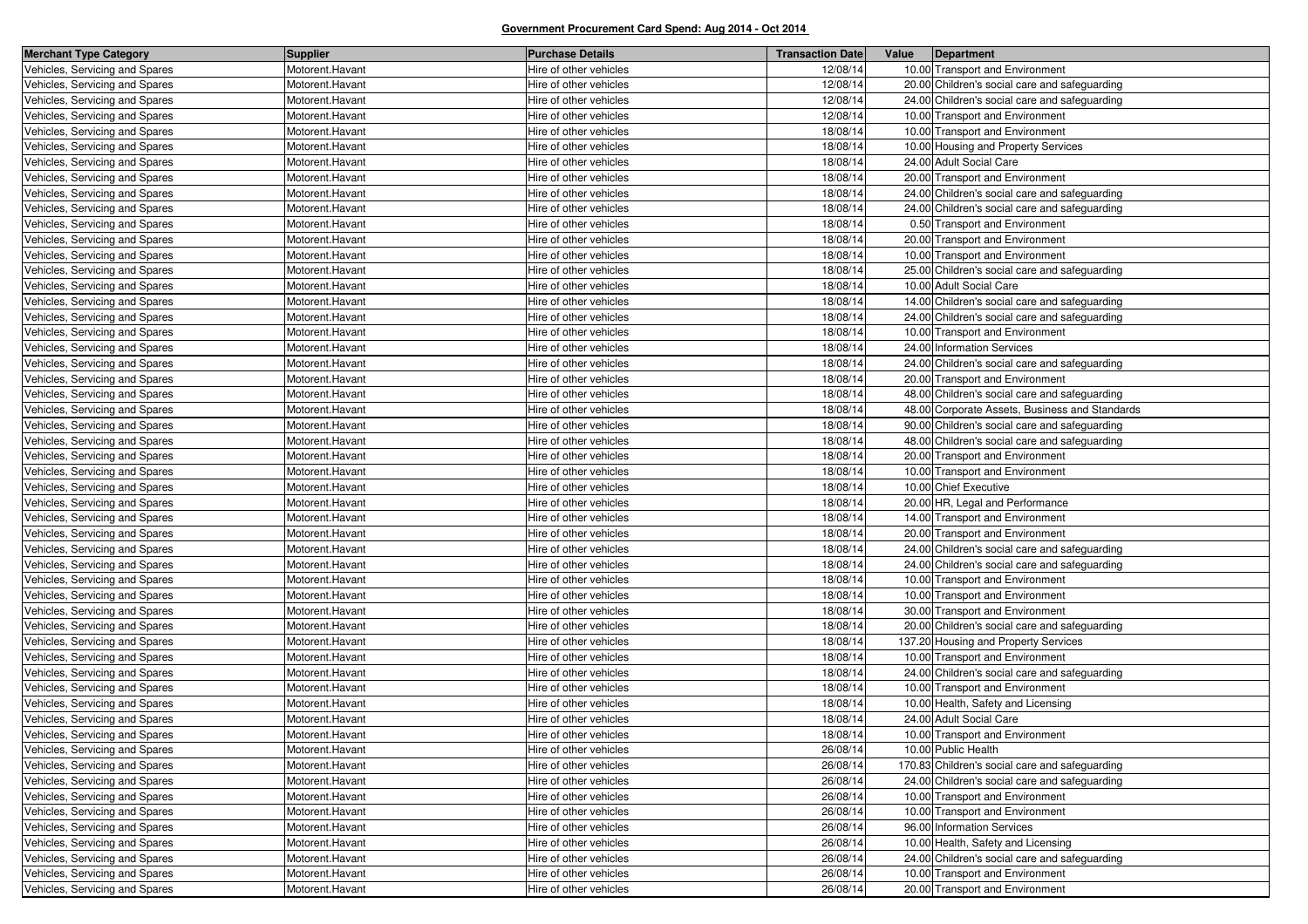**Government Procurement Card Spend: Aug 2014 - Oct 2014**

| Merchant Type Category | Supplier | Purchase Details | Transaction Date | Value | Department |
|---|---|---|---|---|---|
| Vehicles, Servicing and Spares | Motorent.Havant | Hire of other vehicles | 12/08/14 | 10.00 | Transport and Environment |
| Vehicles, Servicing and Spares | Motorent.Havant | Hire of other vehicles | 12/08/14 | 20.00 | Children's social care and safeguarding |
| Vehicles, Servicing and Spares | Motorent.Havant | Hire of other vehicles | 12/08/14 | 24.00 | Children's social care and safeguarding |
| Vehicles, Servicing and Spares | Motorent.Havant | Hire of other vehicles | 12/08/14 | 10.00 | Transport and Environment |
| Vehicles, Servicing and Spares | Motorent.Havant | Hire of other vehicles | 18/08/14 | 10.00 | Transport and Environment |
| Vehicles, Servicing and Spares | Motorent.Havant | Hire of other vehicles | 18/08/14 | 10.00 | Housing and Property Services |
| Vehicles, Servicing and Spares | Motorent.Havant | Hire of other vehicles | 18/08/14 | 24.00 | Adult Social Care |
| Vehicles, Servicing and Spares | Motorent.Havant | Hire of other vehicles | 18/08/14 | 20.00 | Transport and Environment |
| Vehicles, Servicing and Spares | Motorent.Havant | Hire of other vehicles | 18/08/14 | 24.00 | Children's social care and safeguarding |
| Vehicles, Servicing and Spares | Motorent.Havant | Hire of other vehicles | 18/08/14 | 24.00 | Children's social care and safeguarding |
| Vehicles, Servicing and Spares | Motorent.Havant | Hire of other vehicles | 18/08/14 | 0.50 | Transport and Environment |
| Vehicles, Servicing and Spares | Motorent.Havant | Hire of other vehicles | 18/08/14 | 20.00 | Transport and Environment |
| Vehicles, Servicing and Spares | Motorent.Havant | Hire of other vehicles | 18/08/14 | 10.00 | Transport and Environment |
| Vehicles, Servicing and Spares | Motorent.Havant | Hire of other vehicles | 18/08/14 | 25.00 | Children's social care and safeguarding |
| Vehicles, Servicing and Spares | Motorent.Havant | Hire of other vehicles | 18/08/14 | 10.00 | Adult Social Care |
| Vehicles, Servicing and Spares | Motorent.Havant | Hire of other vehicles | 18/08/14 | 14.00 | Children's social care and safeguarding |
| Vehicles, Servicing and Spares | Motorent.Havant | Hire of other vehicles | 18/08/14 | 24.00 | Children's social care and safeguarding |
| Vehicles, Servicing and Spares | Motorent.Havant | Hire of other vehicles | 18/08/14 | 10.00 | Transport and Environment |
| Vehicles, Servicing and Spares | Motorent.Havant | Hire of other vehicles | 18/08/14 | 24.00 | Information Services |
| Vehicles, Servicing and Spares | Motorent.Havant | Hire of other vehicles | 18/08/14 | 24.00 | Children's social care and safeguarding |
| Vehicles, Servicing and Spares | Motorent.Havant | Hire of other vehicles | 18/08/14 | 20.00 | Transport and Environment |
| Vehicles, Servicing and Spares | Motorent.Havant | Hire of other vehicles | 18/08/14 | 48.00 | Children's social care and safeguarding |
| Vehicles, Servicing and Spares | Motorent.Havant | Hire of other vehicles | 18/08/14 | 48.00 | Corporate Assets, Business and Standards |
| Vehicles, Servicing and Spares | Motorent.Havant | Hire of other vehicles | 18/08/14 | 90.00 | Children's social care and safeguarding |
| Vehicles, Servicing and Spares | Motorent.Havant | Hire of other vehicles | 18/08/14 | 48.00 | Children's social care and safeguarding |
| Vehicles, Servicing and Spares | Motorent.Havant | Hire of other vehicles | 18/08/14 | 20.00 | Transport and Environment |
| Vehicles, Servicing and Spares | Motorent.Havant | Hire of other vehicles | 18/08/14 | 10.00 | Transport and Environment |
| Vehicles, Servicing and Spares | Motorent.Havant | Hire of other vehicles | 18/08/14 | 10.00 | Chief Executive |
| Vehicles, Servicing and Spares | Motorent.Havant | Hire of other vehicles | 18/08/14 | 20.00 | HR, Legal and Performance |
| Vehicles, Servicing and Spares | Motorent.Havant | Hire of other vehicles | 18/08/14 | 14.00 | Transport and Environment |
| Vehicles, Servicing and Spares | Motorent.Havant | Hire of other vehicles | 18/08/14 | 20.00 | Transport and Environment |
| Vehicles, Servicing and Spares | Motorent.Havant | Hire of other vehicles | 18/08/14 | 24.00 | Children's social care and safeguarding |
| Vehicles, Servicing and Spares | Motorent.Havant | Hire of other vehicles | 18/08/14 | 24.00 | Children's social care and safeguarding |
| Vehicles, Servicing and Spares | Motorent.Havant | Hire of other vehicles | 18/08/14 | 10.00 | Transport and Environment |
| Vehicles, Servicing and Spares | Motorent.Havant | Hire of other vehicles | 18/08/14 | 10.00 | Transport and Environment |
| Vehicles, Servicing and Spares | Motorent.Havant | Hire of other vehicles | 18/08/14 | 30.00 | Transport and Environment |
| Vehicles, Servicing and Spares | Motorent.Havant | Hire of other vehicles | 18/08/14 | 20.00 | Children's social care and safeguarding |
| Vehicles, Servicing and Spares | Motorent.Havant | Hire of other vehicles | 18/08/14 | 137.20 | Housing and Property Services |
| Vehicles, Servicing and Spares | Motorent.Havant | Hire of other vehicles | 18/08/14 | 10.00 | Transport and Environment |
| Vehicles, Servicing and Spares | Motorent.Havant | Hire of other vehicles | 18/08/14 | 24.00 | Children's social care and safeguarding |
| Vehicles, Servicing and Spares | Motorent.Havant | Hire of other vehicles | 18/08/14 | 10.00 | Transport and Environment |
| Vehicles, Servicing and Spares | Motorent.Havant | Hire of other vehicles | 18/08/14 | 10.00 | Health, Safety and Licensing |
| Vehicles, Servicing and Spares | Motorent.Havant | Hire of other vehicles | 18/08/14 | 24.00 | Adult Social Care |
| Vehicles, Servicing and Spares | Motorent.Havant | Hire of other vehicles | 18/08/14 | 10.00 | Transport and Environment |
| Vehicles, Servicing and Spares | Motorent.Havant | Hire of other vehicles | 26/08/14 | 10.00 | Public Health |
| Vehicles, Servicing and Spares | Motorent.Havant | Hire of other vehicles | 26/08/14 | 170.83 | Children's social care and safeguarding |
| Vehicles, Servicing and Spares | Motorent.Havant | Hire of other vehicles | 26/08/14 | 24.00 | Children's social care and safeguarding |
| Vehicles, Servicing and Spares | Motorent.Havant | Hire of other vehicles | 26/08/14 | 10.00 | Transport and Environment |
| Vehicles, Servicing and Spares | Motorent.Havant | Hire of other vehicles | 26/08/14 | 10.00 | Transport and Environment |
| Vehicles, Servicing and Spares | Motorent.Havant | Hire of other vehicles | 26/08/14 | 96.00 | Information Services |
| Vehicles, Servicing and Spares | Motorent.Havant | Hire of other vehicles | 26/08/14 | 10.00 | Health, Safety and Licensing |
| Vehicles, Servicing and Spares | Motorent.Havant | Hire of other vehicles | 26/08/14 | 24.00 | Children's social care and safeguarding |
| Vehicles, Servicing and Spares | Motorent.Havant | Hire of other vehicles | 26/08/14 | 10.00 | Transport and Environment |
| Vehicles, Servicing and Spares | Motorent.Havant | Hire of other vehicles | 26/08/14 | 20.00 | Transport and Environment |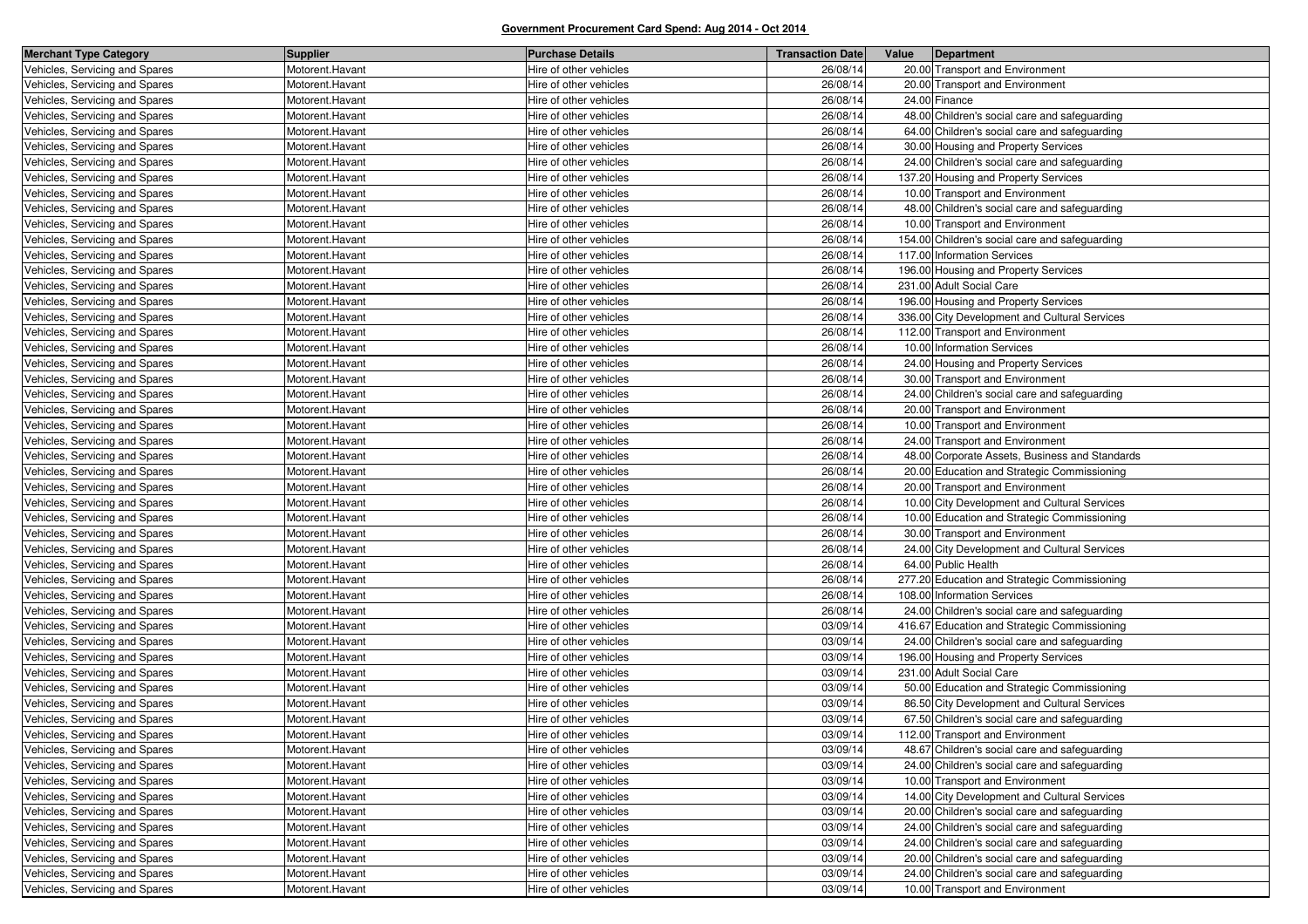**Government Procurement Card Spend: Aug 2014 - Oct 2014**

| Merchant Type Category | Supplier | Purchase Details | Transaction Date | Value | Department |
|---|---|---|---|---|---|
| Vehicles, Servicing and Spares | Motorent.Havant | Hire of other vehicles | 26/08/14 | 20.00 | Transport and Environment |
| Vehicles, Servicing and Spares | Motorent.Havant | Hire of other vehicles | 26/08/14 | 20.00 | Transport and Environment |
| Vehicles, Servicing and Spares | Motorent.Havant | Hire of other vehicles | 26/08/14 | 24.00 | Finance |
| Vehicles, Servicing and Spares | Motorent.Havant | Hire of other vehicles | 26/08/14 | 48.00 | Children's social care and safeguarding |
| Vehicles, Servicing and Spares | Motorent.Havant | Hire of other vehicles | 26/08/14 | 64.00 | Children's social care and safeguarding |
| Vehicles, Servicing and Spares | Motorent.Havant | Hire of other vehicles | 26/08/14 | 30.00 | Housing and Property Services |
| Vehicles, Servicing and Spares | Motorent.Havant | Hire of other vehicles | 26/08/14 | 24.00 | Children's social care and safeguarding |
| Vehicles, Servicing and Spares | Motorent.Havant | Hire of other vehicles | 26/08/14 | 137.20 | Housing and Property Services |
| Vehicles, Servicing and Spares | Motorent.Havant | Hire of other vehicles | 26/08/14 | 10.00 | Transport and Environment |
| Vehicles, Servicing and Spares | Motorent.Havant | Hire of other vehicles | 26/08/14 | 48.00 | Children's social care and safeguarding |
| Vehicles, Servicing and Spares | Motorent.Havant | Hire of other vehicles | 26/08/14 | 10.00 | Transport and Environment |
| Vehicles, Servicing and Spares | Motorent.Havant | Hire of other vehicles | 26/08/14 | 154.00 | Children's social care and safeguarding |
| Vehicles, Servicing and Spares | Motorent.Havant | Hire of other vehicles | 26/08/14 | 117.00 | Information Services |
| Vehicles, Servicing and Spares | Motorent.Havant | Hire of other vehicles | 26/08/14 | 196.00 | Housing and Property Services |
| Vehicles, Servicing and Spares | Motorent.Havant | Hire of other vehicles | 26/08/14 | 231.00 | Adult Social Care |
| Vehicles, Servicing and Spares | Motorent.Havant | Hire of other vehicles | 26/08/14 | 196.00 | Housing and Property Services |
| Vehicles, Servicing and Spares | Motorent.Havant | Hire of other vehicles | 26/08/14 | 336.00 | City Development and Cultural Services |
| Vehicles, Servicing and Spares | Motorent.Havant | Hire of other vehicles | 26/08/14 | 112.00 | Transport and Environment |
| Vehicles, Servicing and Spares | Motorent.Havant | Hire of other vehicles | 26/08/14 | 10.00 | Information Services |
| Vehicles, Servicing and Spares | Motorent.Havant | Hire of other vehicles | 26/08/14 | 24.00 | Housing and Property Services |
| Vehicles, Servicing and Spares | Motorent.Havant | Hire of other vehicles | 26/08/14 | 30.00 | Transport and Environment |
| Vehicles, Servicing and Spares | Motorent.Havant | Hire of other vehicles | 26/08/14 | 24.00 | Children's social care and safeguarding |
| Vehicles, Servicing and Spares | Motorent.Havant | Hire of other vehicles | 26/08/14 | 20.00 | Transport and Environment |
| Vehicles, Servicing and Spares | Motorent.Havant | Hire of other vehicles | 26/08/14 | 10.00 | Transport and Environment |
| Vehicles, Servicing and Spares | Motorent.Havant | Hire of other vehicles | 26/08/14 | 24.00 | Transport and Environment |
| Vehicles, Servicing and Spares | Motorent.Havant | Hire of other vehicles | 26/08/14 | 48.00 | Corporate Assets, Business and Standards |
| Vehicles, Servicing and Spares | Motorent.Havant | Hire of other vehicles | 26/08/14 | 20.00 | Education and Strategic Commissioning |
| Vehicles, Servicing and Spares | Motorent.Havant | Hire of other vehicles | 26/08/14 | 20.00 | Transport and Environment |
| Vehicles, Servicing and Spares | Motorent.Havant | Hire of other vehicles | 26/08/14 | 10.00 | City Development and Cultural Services |
| Vehicles, Servicing and Spares | Motorent.Havant | Hire of other vehicles | 26/08/14 | 10.00 | Education and Strategic Commissioning |
| Vehicles, Servicing and Spares | Motorent.Havant | Hire of other vehicles | 26/08/14 | 30.00 | Transport and Environment |
| Vehicles, Servicing and Spares | Motorent.Havant | Hire of other vehicles | 26/08/14 | 24.00 | City Development and Cultural Services |
| Vehicles, Servicing and Spares | Motorent.Havant | Hire of other vehicles | 26/08/14 | 64.00 | Public Health |
| Vehicles, Servicing and Spares | Motorent.Havant | Hire of other vehicles | 26/08/14 | 277.20 | Education and Strategic Commissioning |
| Vehicles, Servicing and Spares | Motorent.Havant | Hire of other vehicles | 26/08/14 | 108.00 | Information Services |
| Vehicles, Servicing and Spares | Motorent.Havant | Hire of other vehicles | 26/08/14 | 24.00 | Children's social care and safeguarding |
| Vehicles, Servicing and Spares | Motorent.Havant | Hire of other vehicles | 03/09/14 | 416.67 | Education and Strategic Commissioning |
| Vehicles, Servicing and Spares | Motorent.Havant | Hire of other vehicles | 03/09/14 | 24.00 | Children's social care and safeguarding |
| Vehicles, Servicing and Spares | Motorent.Havant | Hire of other vehicles | 03/09/14 | 196.00 | Housing and Property Services |
| Vehicles, Servicing and Spares | Motorent.Havant | Hire of other vehicles | 03/09/14 | 231.00 | Adult Social Care |
| Vehicles, Servicing and Spares | Motorent.Havant | Hire of other vehicles | 03/09/14 | 50.00 | Education and Strategic Commissioning |
| Vehicles, Servicing and Spares | Motorent.Havant | Hire of other vehicles | 03/09/14 | 86.50 | City Development and Cultural Services |
| Vehicles, Servicing and Spares | Motorent.Havant | Hire of other vehicles | 03/09/14 | 67.50 | Children's social care and safeguarding |
| Vehicles, Servicing and Spares | Motorent.Havant | Hire of other vehicles | 03/09/14 | 112.00 | Transport and Environment |
| Vehicles, Servicing and Spares | Motorent.Havant | Hire of other vehicles | 03/09/14 | 48.67 | Children's social care and safeguarding |
| Vehicles, Servicing and Spares | Motorent.Havant | Hire of other vehicles | 03/09/14 | 24.00 | Children's social care and safeguarding |
| Vehicles, Servicing and Spares | Motorent.Havant | Hire of other vehicles | 03/09/14 | 10.00 | Transport and Environment |
| Vehicles, Servicing and Spares | Motorent.Havant | Hire of other vehicles | 03/09/14 | 14.00 | City Development and Cultural Services |
| Vehicles, Servicing and Spares | Motorent.Havant | Hire of other vehicles | 03/09/14 | 20.00 | Children's social care and safeguarding |
| Vehicles, Servicing and Spares | Motorent.Havant | Hire of other vehicles | 03/09/14 | 24.00 | Children's social care and safeguarding |
| Vehicles, Servicing and Spares | Motorent.Havant | Hire of other vehicles | 03/09/14 | 24.00 | Children's social care and safeguarding |
| Vehicles, Servicing and Spares | Motorent.Havant | Hire of other vehicles | 03/09/14 | 20.00 | Children's social care and safeguarding |
| Vehicles, Servicing and Spares | Motorent.Havant | Hire of other vehicles | 03/09/14 | 24.00 | Children's social care and safeguarding |
| Vehicles, Servicing and Spares | Motorent.Havant | Hire of other vehicles | 03/09/14 | 10.00 | Transport and Environment |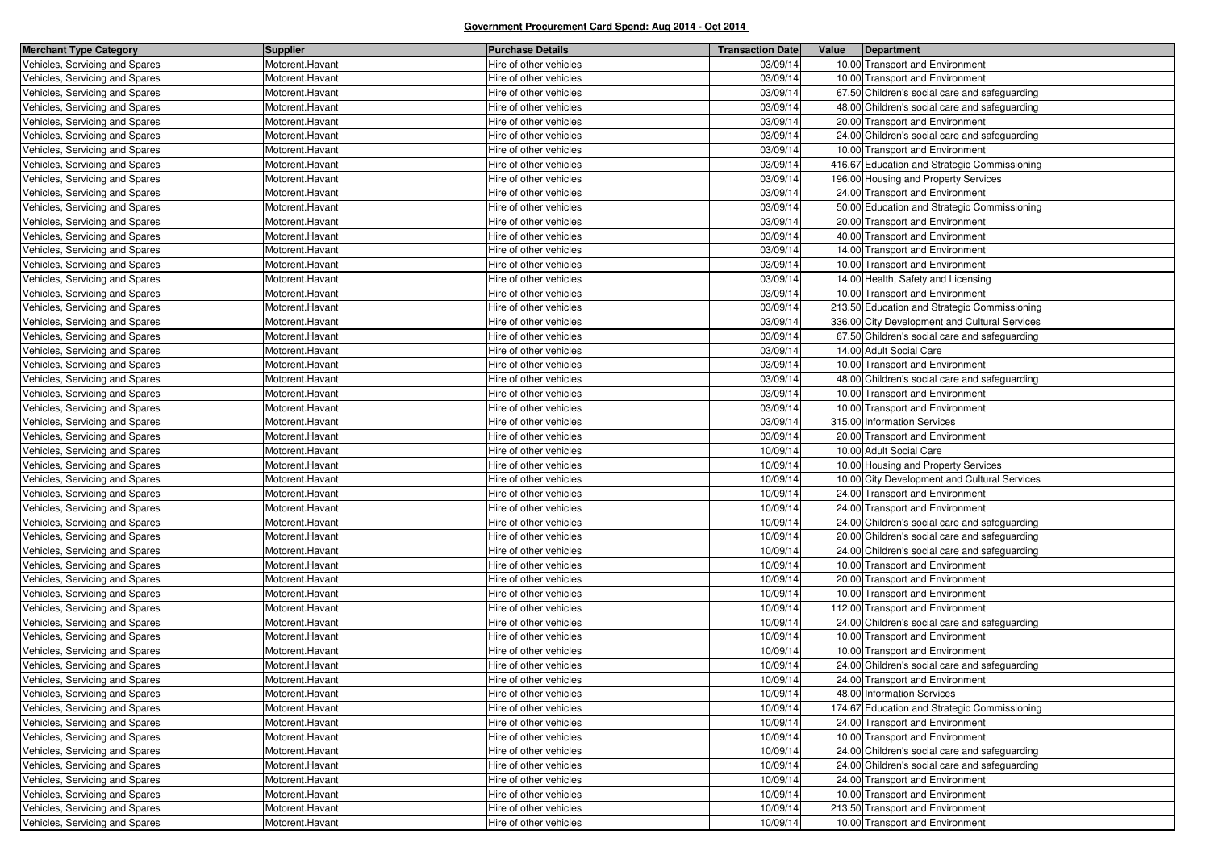**Government Procurement Card Spend: Aug 2014 - Oct 2014**

| Merchant Type Category | Supplier | Purchase Details | Transaction Date | Value | Department |
|---|---|---|---|---|---|
| Vehicles, Servicing and Spares | Motorent.Havant | Hire of other vehicles | 03/09/14 | 10.00 | Transport and Environment |
| Vehicles, Servicing and Spares | Motorent.Havant | Hire of other vehicles | 03/09/14 | 10.00 | Transport and Environment |
| Vehicles, Servicing and Spares | Motorent.Havant | Hire of other vehicles | 03/09/14 | 67.50 | Children's social care and safeguarding |
| Vehicles, Servicing and Spares | Motorent.Havant | Hire of other vehicles | 03/09/14 | 48.00 | Children's social care and safeguarding |
| Vehicles, Servicing and Spares | Motorent.Havant | Hire of other vehicles | 03/09/14 | 20.00 | Transport and Environment |
| Vehicles, Servicing and Spares | Motorent.Havant | Hire of other vehicles | 03/09/14 | 24.00 | Children's social care and safeguarding |
| Vehicles, Servicing and Spares | Motorent.Havant | Hire of other vehicles | 03/09/14 | 10.00 | Transport and Environment |
| Vehicles, Servicing and Spares | Motorent.Havant | Hire of other vehicles | 03/09/14 | 416.67 | Education and Strategic Commissioning |
| Vehicles, Servicing and Spares | Motorent.Havant | Hire of other vehicles | 03/09/14 | 196.00 | Housing and Property Services |
| Vehicles, Servicing and Spares | Motorent.Havant | Hire of other vehicles | 03/09/14 | 24.00 | Transport and Environment |
| Vehicles, Servicing and Spares | Motorent.Havant | Hire of other vehicles | 03/09/14 | 50.00 | Education and Strategic Commissioning |
| Vehicles, Servicing and Spares | Motorent.Havant | Hire of other vehicles | 03/09/14 | 20.00 | Transport and Environment |
| Vehicles, Servicing and Spares | Motorent.Havant | Hire of other vehicles | 03/09/14 | 40.00 | Transport and Environment |
| Vehicles, Servicing and Spares | Motorent.Havant | Hire of other vehicles | 03/09/14 | 14.00 | Transport and Environment |
| Vehicles, Servicing and Spares | Motorent.Havant | Hire of other vehicles | 03/09/14 | 10.00 | Transport and Environment |
| Vehicles, Servicing and Spares | Motorent.Havant | Hire of other vehicles | 03/09/14 | 14.00 | Health, Safety and Licensing |
| Vehicles, Servicing and Spares | Motorent.Havant | Hire of other vehicles | 03/09/14 | 10.00 | Transport and Environment |
| Vehicles, Servicing and Spares | Motorent.Havant | Hire of other vehicles | 03/09/14 | 213.50 | Education and Strategic Commissioning |
| Vehicles, Servicing and Spares | Motorent.Havant | Hire of other vehicles | 03/09/14 | 336.00 | City Development and Cultural Services |
| Vehicles, Servicing and Spares | Motorent.Havant | Hire of other vehicles | 03/09/14 | 67.50 | Children's social care and safeguarding |
| Vehicles, Servicing and Spares | Motorent.Havant | Hire of other vehicles | 03/09/14 | 14.00 | Adult Social Care |
| Vehicles, Servicing and Spares | Motorent.Havant | Hire of other vehicles | 03/09/14 | 10.00 | Transport and Environment |
| Vehicles, Servicing and Spares | Motorent.Havant | Hire of other vehicles | 03/09/14 | 48.00 | Children's social care and safeguarding |
| Vehicles, Servicing and Spares | Motorent.Havant | Hire of other vehicles | 03/09/14 | 10.00 | Transport and Environment |
| Vehicles, Servicing and Spares | Motorent.Havant | Hire of other vehicles | 03/09/14 | 10.00 | Transport and Environment |
| Vehicles, Servicing and Spares | Motorent.Havant | Hire of other vehicles | 03/09/14 | 315.00 | Information Services |
| Vehicles, Servicing and Spares | Motorent.Havant | Hire of other vehicles | 03/09/14 | 20.00 | Transport and Environment |
| Vehicles, Servicing and Spares | Motorent.Havant | Hire of other vehicles | 10/09/14 | 10.00 | Adult Social Care |
| Vehicles, Servicing and Spares | Motorent.Havant | Hire of other vehicles | 10/09/14 | 10.00 | Housing and Property Services |
| Vehicles, Servicing and Spares | Motorent.Havant | Hire of other vehicles | 10/09/14 | 10.00 | City Development and Cultural Services |
| Vehicles, Servicing and Spares | Motorent.Havant | Hire of other vehicles | 10/09/14 | 24.00 | Transport and Environment |
| Vehicles, Servicing and Spares | Motorent.Havant | Hire of other vehicles | 10/09/14 | 24.00 | Transport and Environment |
| Vehicles, Servicing and Spares | Motorent.Havant | Hire of other vehicles | 10/09/14 | 24.00 | Children's social care and safeguarding |
| Vehicles, Servicing and Spares | Motorent.Havant | Hire of other vehicles | 10/09/14 | 20.00 | Children's social care and safeguarding |
| Vehicles, Servicing and Spares | Motorent.Havant | Hire of other vehicles | 10/09/14 | 24.00 | Children's social care and safeguarding |
| Vehicles, Servicing and Spares | Motorent.Havant | Hire of other vehicles | 10/09/14 | 10.00 | Transport and Environment |
| Vehicles, Servicing and Spares | Motorent.Havant | Hire of other vehicles | 10/09/14 | 20.00 | Transport and Environment |
| Vehicles, Servicing and Spares | Motorent.Havant | Hire of other vehicles | 10/09/14 | 10.00 | Transport and Environment |
| Vehicles, Servicing and Spares | Motorent.Havant | Hire of other vehicles | 10/09/14 | 112.00 | Transport and Environment |
| Vehicles, Servicing and Spares | Motorent.Havant | Hire of other vehicles | 10/09/14 | 24.00 | Children's social care and safeguarding |
| Vehicles, Servicing and Spares | Motorent.Havant | Hire of other vehicles | 10/09/14 | 10.00 | Transport and Environment |
| Vehicles, Servicing and Spares | Motorent.Havant | Hire of other vehicles | 10/09/14 | 10.00 | Transport and Environment |
| Vehicles, Servicing and Spares | Motorent.Havant | Hire of other vehicles | 10/09/14 | 24.00 | Children's social care and safeguarding |
| Vehicles, Servicing and Spares | Motorent.Havant | Hire of other vehicles | 10/09/14 | 24.00 | Transport and Environment |
| Vehicles, Servicing and Spares | Motorent.Havant | Hire of other vehicles | 10/09/14 | 48.00 | Information Services |
| Vehicles, Servicing and Spares | Motorent.Havant | Hire of other vehicles | 10/09/14 | 174.67 | Education and Strategic Commissioning |
| Vehicles, Servicing and Spares | Motorent.Havant | Hire of other vehicles | 10/09/14 | 24.00 | Transport and Environment |
| Vehicles, Servicing and Spares | Motorent.Havant | Hire of other vehicles | 10/09/14 | 10.00 | Transport and Environment |
| Vehicles, Servicing and Spares | Motorent.Havant | Hire of other vehicles | 10/09/14 | 24.00 | Children's social care and safeguarding |
| Vehicles, Servicing and Spares | Motorent.Havant | Hire of other vehicles | 10/09/14 | 24.00 | Children's social care and safeguarding |
| Vehicles, Servicing and Spares | Motorent.Havant | Hire of other vehicles | 10/09/14 | 24.00 | Transport and Environment |
| Vehicles, Servicing and Spares | Motorent.Havant | Hire of other vehicles | 10/09/14 | 10.00 | Transport and Environment |
| Vehicles, Servicing and Spares | Motorent.Havant | Hire of other vehicles | 10/09/14 | 213.50 | Transport and Environment |
| Vehicles, Servicing and Spares | Motorent.Havant | Hire of other vehicles | 10/09/14 | 10.00 | Transport and Environment |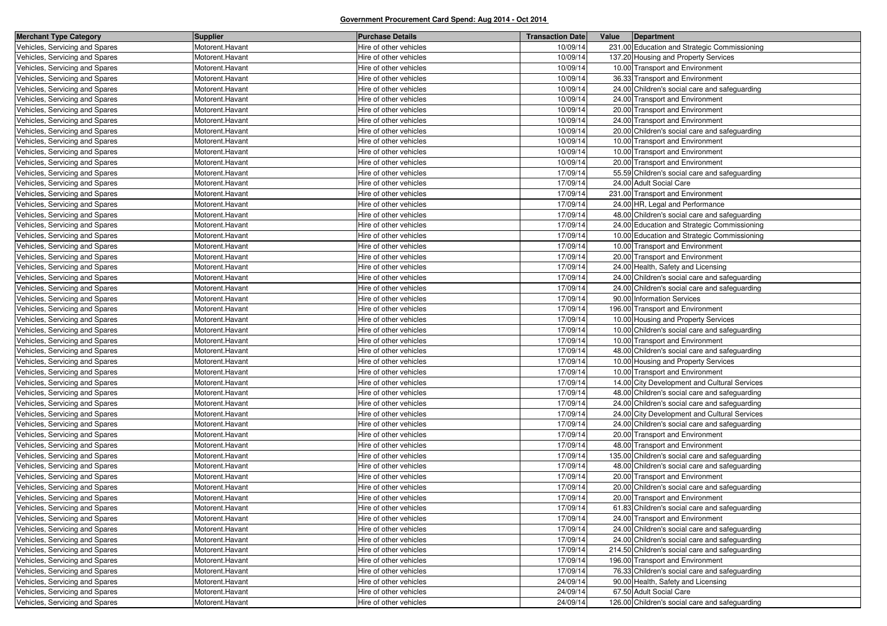## Government Procurement Card Spend: Aug 2014 - Oct 2014

| Merchant Type Category | Supplier | Purchase Details | Transaction Date | Value | Department |
|---|---|---|---|---|---|
| Vehicles, Servicing and Spares | Motorent.Havant | Hire of other vehicles | 10/09/14 | 231.00 | Education and Strategic Commissioning |
| Vehicles, Servicing and Spares | Motorent.Havant | Hire of other vehicles | 10/09/14 | 137.20 | Housing and Property Services |
| Vehicles, Servicing and Spares | Motorent.Havant | Hire of other vehicles | 10/09/14 | 10.00 | Transport and Environment |
| Vehicles, Servicing and Spares | Motorent.Havant | Hire of other vehicles | 10/09/14 | 36.33 | Transport and Environment |
| Vehicles, Servicing and Spares | Motorent.Havant | Hire of other vehicles | 10/09/14 | 24.00 | Children's social care and safeguarding |
| Vehicles, Servicing and Spares | Motorent.Havant | Hire of other vehicles | 10/09/14 | 24.00 | Transport and Environment |
| Vehicles, Servicing and Spares | Motorent.Havant | Hire of other vehicles | 10/09/14 | 20.00 | Transport and Environment |
| Vehicles, Servicing and Spares | Motorent.Havant | Hire of other vehicles | 10/09/14 | 24.00 | Transport and Environment |
| Vehicles, Servicing and Spares | Motorent.Havant | Hire of other vehicles | 10/09/14 | 20.00 | Children's social care and safeguarding |
| Vehicles, Servicing and Spares | Motorent.Havant | Hire of other vehicles | 10/09/14 | 10.00 | Transport and Environment |
| Vehicles, Servicing and Spares | Motorent.Havant | Hire of other vehicles | 10/09/14 | 10.00 | Transport and Environment |
| Vehicles, Servicing and Spares | Motorent.Havant | Hire of other vehicles | 10/09/14 | 20.00 | Transport and Environment |
| Vehicles, Servicing and Spares | Motorent.Havant | Hire of other vehicles | 17/09/14 | 55.59 | Children's social care and safeguarding |
| Vehicles, Servicing and Spares | Motorent.Havant | Hire of other vehicles | 17/09/14 | 24.00 | Adult Social Care |
| Vehicles, Servicing and Spares | Motorent.Havant | Hire of other vehicles | 17/09/14 | 231.00 | Transport and Environment |
| Vehicles, Servicing and Spares | Motorent.Havant | Hire of other vehicles | 17/09/14 | 24.00 | HR, Legal and Performance |
| Vehicles, Servicing and Spares | Motorent.Havant | Hire of other vehicles | 17/09/14 | 48.00 | Children's social care and safeguarding |
| Vehicles, Servicing and Spares | Motorent.Havant | Hire of other vehicles | 17/09/14 | 24.00 | Education and Strategic Commissioning |
| Vehicles, Servicing and Spares | Motorent.Havant | Hire of other vehicles | 17/09/14 | 10.00 | Education and Strategic Commissioning |
| Vehicles, Servicing and Spares | Motorent.Havant | Hire of other vehicles | 17/09/14 | 10.00 | Transport and Environment |
| Vehicles, Servicing and Spares | Motorent.Havant | Hire of other vehicles | 17/09/14 | 20.00 | Transport and Environment |
| Vehicles, Servicing and Spares | Motorent.Havant | Hire of other vehicles | 17/09/14 | 24.00 | Health, Safety and Licensing |
| Vehicles, Servicing and Spares | Motorent.Havant | Hire of other vehicles | 17/09/14 | 24.00 | Children's social care and safeguarding |
| Vehicles, Servicing and Spares | Motorent.Havant | Hire of other vehicles | 17/09/14 | 24.00 | Children's social care and safeguarding |
| Vehicles, Servicing and Spares | Motorent.Havant | Hire of other vehicles | 17/09/14 | 90.00 | Information Services |
| Vehicles, Servicing and Spares | Motorent.Havant | Hire of other vehicles | 17/09/14 | 196.00 | Transport and Environment |
| Vehicles, Servicing and Spares | Motorent.Havant | Hire of other vehicles | 17/09/14 | 10.00 | Housing and Property Services |
| Vehicles, Servicing and Spares | Motorent.Havant | Hire of other vehicles | 17/09/14 | 10.00 | Children's social care and safeguarding |
| Vehicles, Servicing and Spares | Motorent.Havant | Hire of other vehicles | 17/09/14 | 10.00 | Transport and Environment |
| Vehicles, Servicing and Spares | Motorent.Havant | Hire of other vehicles | 17/09/14 | 48.00 | Children's social care and safeguarding |
| Vehicles, Servicing and Spares | Motorent.Havant | Hire of other vehicles | 17/09/14 | 10.00 | Housing and Property Services |
| Vehicles, Servicing and Spares | Motorent.Havant | Hire of other vehicles | 17/09/14 | 10.00 | Transport and Environment |
| Vehicles, Servicing and Spares | Motorent.Havant | Hire of other vehicles | 17/09/14 | 14.00 | City Development and Cultural Services |
| Vehicles, Servicing and Spares | Motorent.Havant | Hire of other vehicles | 17/09/14 | 48.00 | Children's social care and safeguarding |
| Vehicles, Servicing and Spares | Motorent.Havant | Hire of other vehicles | 17/09/14 | 24.00 | Children's social care and safeguarding |
| Vehicles, Servicing and Spares | Motorent.Havant | Hire of other vehicles | 17/09/14 | 24.00 | City Development and Cultural Services |
| Vehicles, Servicing and Spares | Motorent.Havant | Hire of other vehicles | 17/09/14 | 24.00 | Children's social care and safeguarding |
| Vehicles, Servicing and Spares | Motorent.Havant | Hire of other vehicles | 17/09/14 | 20.00 | Transport and Environment |
| Vehicles, Servicing and Spares | Motorent.Havant | Hire of other vehicles | 17/09/14 | 48.00 | Transport and Environment |
| Vehicles, Servicing and Spares | Motorent.Havant | Hire of other vehicles | 17/09/14 | 135.00 | Children's social care and safeguarding |
| Vehicles, Servicing and Spares | Motorent.Havant | Hire of other vehicles | 17/09/14 | 48.00 | Children's social care and safeguarding |
| Vehicles, Servicing and Spares | Motorent.Havant | Hire of other vehicles | 17/09/14 | 20.00 | Transport and Environment |
| Vehicles, Servicing and Spares | Motorent.Havant | Hire of other vehicles | 17/09/14 | 20.00 | Children's social care and safeguarding |
| Vehicles, Servicing and Spares | Motorent.Havant | Hire of other vehicles | 17/09/14 | 20.00 | Transport and Environment |
| Vehicles, Servicing and Spares | Motorent.Havant | Hire of other vehicles | 17/09/14 | 61.83 | Children's social care and safeguarding |
| Vehicles, Servicing and Spares | Motorent.Havant | Hire of other vehicles | 17/09/14 | 24.00 | Transport and Environment |
| Vehicles, Servicing and Spares | Motorent.Havant | Hire of other vehicles | 17/09/14 | 24.00 | Children's social care and safeguarding |
| Vehicles, Servicing and Spares | Motorent.Havant | Hire of other vehicles | 17/09/14 | 24.00 | Children's social care and safeguarding |
| Vehicles, Servicing and Spares | Motorent.Havant | Hire of other vehicles | 17/09/14 | 214.50 | Children's social care and safeguarding |
| Vehicles, Servicing and Spares | Motorent.Havant | Hire of other vehicles | 17/09/14 | 196.00 | Transport and Environment |
| Vehicles, Servicing and Spares | Motorent.Havant | Hire of other vehicles | 17/09/14 | 76.33 | Children's social care and safeguarding |
| Vehicles, Servicing and Spares | Motorent.Havant | Hire of other vehicles | 24/09/14 | 90.00 | Health, Safety and Licensing |
| Vehicles, Servicing and Spares | Motorent.Havant | Hire of other vehicles | 24/09/14 | 67.50 | Adult Social Care |
| Vehicles, Servicing and Spares | Motorent.Havant | Hire of other vehicles | 24/09/14 | 126.00 | Children's social care and safeguarding |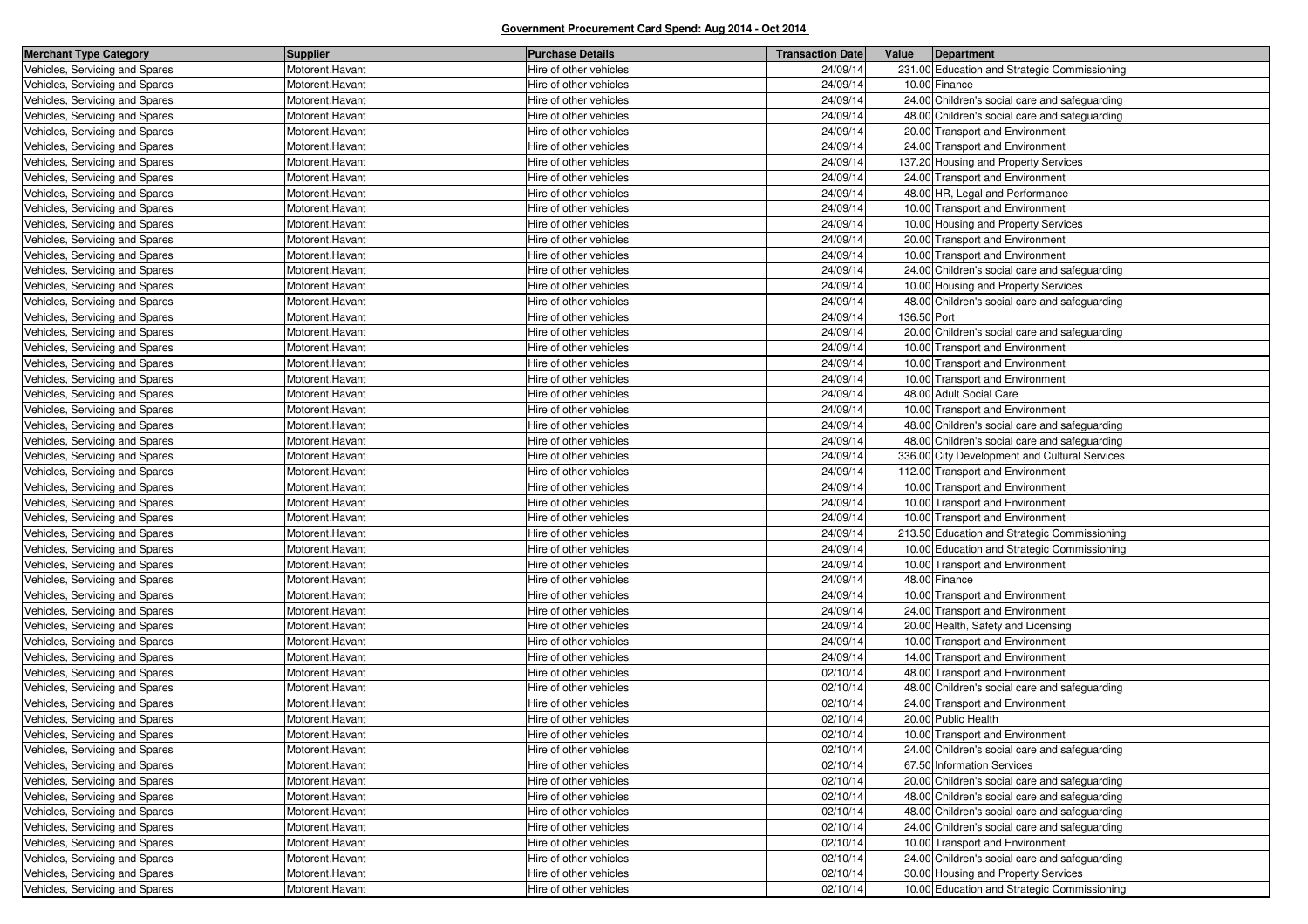**Government Procurement Card Spend: Aug 2014 - Oct 2014**

| Merchant Type Category | Supplier | Purchase Details | Transaction Date | Value | Department |
| --- | --- | --- | --- | --- | --- |
| Vehicles, Servicing and Spares | Motorent.Havant | Hire of other vehicles | 24/09/14 | 231.00 | Education and Strategic Commissioning |
| Vehicles, Servicing and Spares | Motorent.Havant | Hire of other vehicles | 24/09/14 | 10.00 | Finance |
| Vehicles, Servicing and Spares | Motorent.Havant | Hire of other vehicles | 24/09/14 | 24.00 | Children's social care and safeguarding |
| Vehicles, Servicing and Spares | Motorent.Havant | Hire of other vehicles | 24/09/14 | 48.00 | Children's social care and safeguarding |
| Vehicles, Servicing and Spares | Motorent.Havant | Hire of other vehicles | 24/09/14 | 20.00 | Transport and Environment |
| Vehicles, Servicing and Spares | Motorent.Havant | Hire of other vehicles | 24/09/14 | 24.00 | Transport and Environment |
| Vehicles, Servicing and Spares | Motorent.Havant | Hire of other vehicles | 24/09/14 | 137.20 | Housing and Property Services |
| Vehicles, Servicing and Spares | Motorent.Havant | Hire of other vehicles | 24/09/14 | 24.00 | Transport and Environment |
| Vehicles, Servicing and Spares | Motorent.Havant | Hire of other vehicles | 24/09/14 | 48.00 | HR, Legal and Performance |
| Vehicles, Servicing and Spares | Motorent.Havant | Hire of other vehicles | 24/09/14 | 10.00 | Transport and Environment |
| Vehicles, Servicing and Spares | Motorent.Havant | Hire of other vehicles | 24/09/14 | 10.00 | Housing and Property Services |
| Vehicles, Servicing and Spares | Motorent.Havant | Hire of other vehicles | 24/09/14 | 20.00 | Transport and Environment |
| Vehicles, Servicing and Spares | Motorent.Havant | Hire of other vehicles | 24/09/14 | 10.00 | Transport and Environment |
| Vehicles, Servicing and Spares | Motorent.Havant | Hire of other vehicles | 24/09/14 | 24.00 | Children's social care and safeguarding |
| Vehicles, Servicing and Spares | Motorent.Havant | Hire of other vehicles | 24/09/14 | 10.00 | Housing and Property Services |
| Vehicles, Servicing and Spares | Motorent.Havant | Hire of other vehicles | 24/09/14 | 48.00 | Children's social care and safeguarding |
| Vehicles, Servicing and Spares | Motorent.Havant | Hire of other vehicles | 24/09/14 | 136.50 | Port |
| Vehicles, Servicing and Spares | Motorent.Havant | Hire of other vehicles | 24/09/14 | 20.00 | Children's social care and safeguarding |
| Vehicles, Servicing and Spares | Motorent.Havant | Hire of other vehicles | 24/09/14 | 10.00 | Transport and Environment |
| Vehicles, Servicing and Spares | Motorent.Havant | Hire of other vehicles | 24/09/14 | 10.00 | Transport and Environment |
| Vehicles, Servicing and Spares | Motorent.Havant | Hire of other vehicles | 24/09/14 | 10.00 | Transport and Environment |
| Vehicles, Servicing and Spares | Motorent.Havant | Hire of other vehicles | 24/09/14 | 48.00 | Adult Social Care |
| Vehicles, Servicing and Spares | Motorent.Havant | Hire of other vehicles | 24/09/14 | 10.00 | Transport and Environment |
| Vehicles, Servicing and Spares | Motorent.Havant | Hire of other vehicles | 24/09/14 | 48.00 | Children's social care and safeguarding |
| Vehicles, Servicing and Spares | Motorent.Havant | Hire of other vehicles | 24/09/14 | 48.00 | Children's social care and safeguarding |
| Vehicles, Servicing and Spares | Motorent.Havant | Hire of other vehicles | 24/09/14 | 336.00 | City Development and Cultural Services |
| Vehicles, Servicing and Spares | Motorent.Havant | Hire of other vehicles | 24/09/14 | 112.00 | Transport and Environment |
| Vehicles, Servicing and Spares | Motorent.Havant | Hire of other vehicles | 24/09/14 | 10.00 | Transport and Environment |
| Vehicles, Servicing and Spares | Motorent.Havant | Hire of other vehicles | 24/09/14 | 10.00 | Transport and Environment |
| Vehicles, Servicing and Spares | Motorent.Havant | Hire of other vehicles | 24/09/14 | 10.00 | Transport and Environment |
| Vehicles, Servicing and Spares | Motorent.Havant | Hire of other vehicles | 24/09/14 | 213.50 | Education and Strategic Commissioning |
| Vehicles, Servicing and Spares | Motorent.Havant | Hire of other vehicles | 24/09/14 | 10.00 | Education and Strategic Commissioning |
| Vehicles, Servicing and Spares | Motorent.Havant | Hire of other vehicles | 24/09/14 | 10.00 | Transport and Environment |
| Vehicles, Servicing and Spares | Motorent.Havant | Hire of other vehicles | 24/09/14 | 48.00 | Finance |
| Vehicles, Servicing and Spares | Motorent.Havant | Hire of other vehicles | 24/09/14 | 10.00 | Transport and Environment |
| Vehicles, Servicing and Spares | Motorent.Havant | Hire of other vehicles | 24/09/14 | 24.00 | Transport and Environment |
| Vehicles, Servicing and Spares | Motorent.Havant | Hire of other vehicles | 24/09/14 | 20.00 | Health, Safety and Licensing |
| Vehicles, Servicing and Spares | Motorent.Havant | Hire of other vehicles | 24/09/14 | 10.00 | Transport and Environment |
| Vehicles, Servicing and Spares | Motorent.Havant | Hire of other vehicles | 24/09/14 | 14.00 | Transport and Environment |
| Vehicles, Servicing and Spares | Motorent.Havant | Hire of other vehicles | 02/10/14 | 48.00 | Transport and Environment |
| Vehicles, Servicing and Spares | Motorent.Havant | Hire of other vehicles | 02/10/14 | 48.00 | Children's social care and safeguarding |
| Vehicles, Servicing and Spares | Motorent.Havant | Hire of other vehicles | 02/10/14 | 24.00 | Transport and Environment |
| Vehicles, Servicing and Spares | Motorent.Havant | Hire of other vehicles | 02/10/14 | 20.00 | Public Health |
| Vehicles, Servicing and Spares | Motorent.Havant | Hire of other vehicles | 02/10/14 | 10.00 | Transport and Environment |
| Vehicles, Servicing and Spares | Motorent.Havant | Hire of other vehicles | 02/10/14 | 24.00 | Children's social care and safeguarding |
| Vehicles, Servicing and Spares | Motorent.Havant | Hire of other vehicles | 02/10/14 | 67.50 | Information Services |
| Vehicles, Servicing and Spares | Motorent.Havant | Hire of other vehicles | 02/10/14 | 20.00 | Children's social care and safeguarding |
| Vehicles, Servicing and Spares | Motorent.Havant | Hire of other vehicles | 02/10/14 | 48.00 | Children's social care and safeguarding |
| Vehicles, Servicing and Spares | Motorent.Havant | Hire of other vehicles | 02/10/14 | 48.00 | Children's social care and safeguarding |
| Vehicles, Servicing and Spares | Motorent.Havant | Hire of other vehicles | 02/10/14 | 24.00 | Children's social care and safeguarding |
| Vehicles, Servicing and Spares | Motorent.Havant | Hire of other vehicles | 02/10/14 | 10.00 | Transport and Environment |
| Vehicles, Servicing and Spares | Motorent.Havant | Hire of other vehicles | 02/10/14 | 24.00 | Children's social care and safeguarding |
| Vehicles, Servicing and Spares | Motorent.Havant | Hire of other vehicles | 02/10/14 | 30.00 | Housing and Property Services |
| Vehicles, Servicing and Spares | Motorent.Havant | Hire of other vehicles | 02/10/14 | 10.00 | Education and Strategic Commissioning |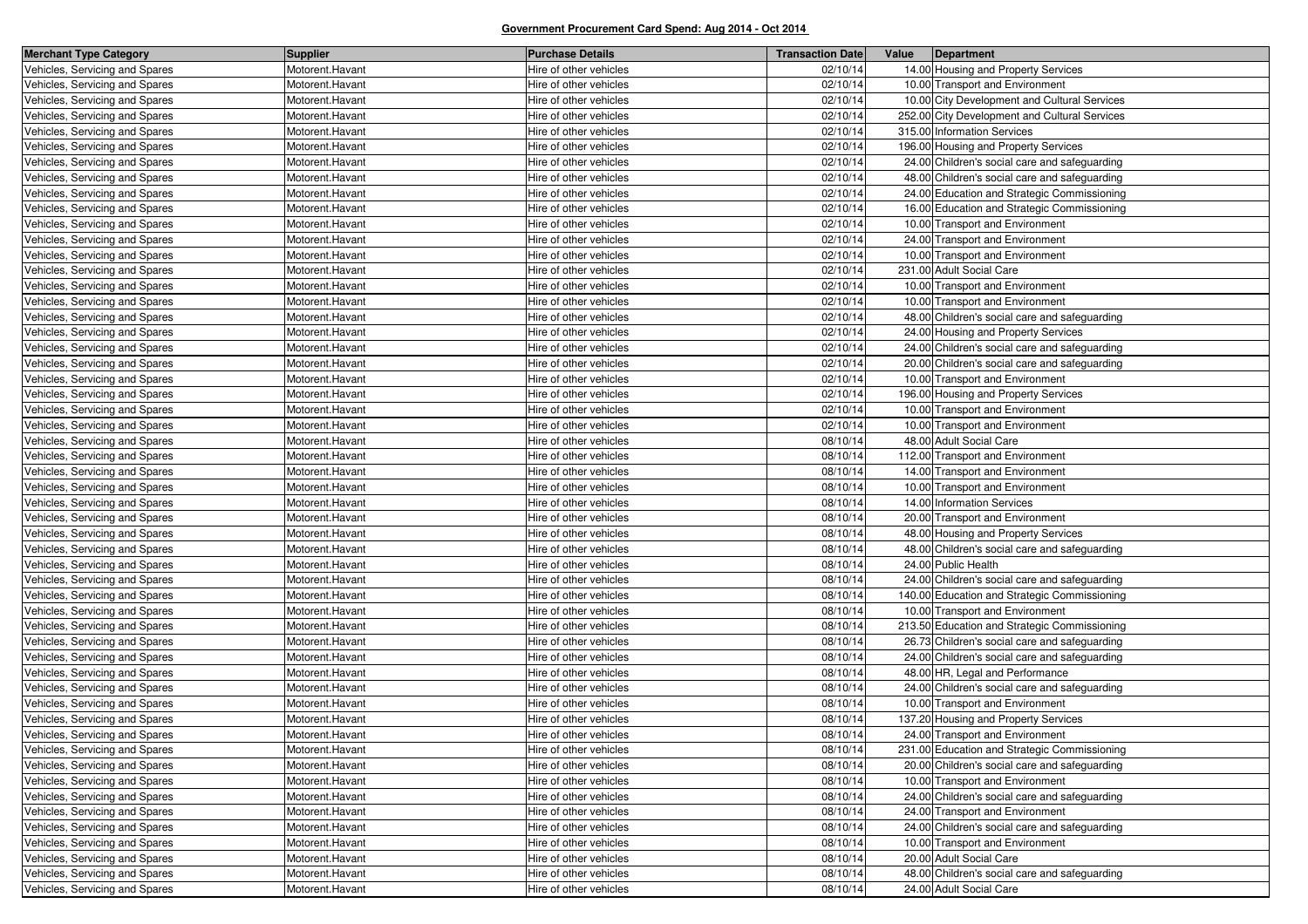**Government Procurement Card Spend: Aug 2014 - Oct 2014**

| Merchant Type Category | Supplier | Purchase Details | Transaction Date | Value | Department |
|---|---|---|---|---|---|
| Vehicles, Servicing and Spares | Motorent.Havant | Hire of other vehicles | 02/10/14 | 14.00 | Housing and Property Services |
| Vehicles, Servicing and Spares | Motorent.Havant | Hire of other vehicles | 02/10/14 | 10.00 | Transport and Environment |
| Vehicles, Servicing and Spares | Motorent.Havant | Hire of other vehicles | 02/10/14 | 10.00 | City Development and Cultural Services |
| Vehicles, Servicing and Spares | Motorent.Havant | Hire of other vehicles | 02/10/14 | 252.00 | City Development and Cultural Services |
| Vehicles, Servicing and Spares | Motorent.Havant | Hire of other vehicles | 02/10/14 | 315.00 | Information Services |
| Vehicles, Servicing and Spares | Motorent.Havant | Hire of other vehicles | 02/10/14 | 196.00 | Housing and Property Services |
| Vehicles, Servicing and Spares | Motorent.Havant | Hire of other vehicles | 02/10/14 | 24.00 | Children's social care and safeguarding |
| Vehicles, Servicing and Spares | Motorent.Havant | Hire of other vehicles | 02/10/14 | 48.00 | Children's social care and safeguarding |
| Vehicles, Servicing and Spares | Motorent.Havant | Hire of other vehicles | 02/10/14 | 24.00 | Education and Strategic Commissioning |
| Vehicles, Servicing and Spares | Motorent.Havant | Hire of other vehicles | 02/10/14 | 16.00 | Education and Strategic Commissioning |
| Vehicles, Servicing and Spares | Motorent.Havant | Hire of other vehicles | 02/10/14 | 10.00 | Transport and Environment |
| Vehicles, Servicing and Spares | Motorent.Havant | Hire of other vehicles | 02/10/14 | 24.00 | Transport and Environment |
| Vehicles, Servicing and Spares | Motorent.Havant | Hire of other vehicles | 02/10/14 | 10.00 | Transport and Environment |
| Vehicles, Servicing and Spares | Motorent.Havant | Hire of other vehicles | 02/10/14 | 231.00 | Adult Social Care |
| Vehicles, Servicing and Spares | Motorent.Havant | Hire of other vehicles | 02/10/14 | 10.00 | Transport and Environment |
| Vehicles, Servicing and Spares | Motorent.Havant | Hire of other vehicles | 02/10/14 | 10.00 | Transport and Environment |
| Vehicles, Servicing and Spares | Motorent.Havant | Hire of other vehicles | 02/10/14 | 48.00 | Children's social care and safeguarding |
| Vehicles, Servicing and Spares | Motorent.Havant | Hire of other vehicles | 02/10/14 | 24.00 | Housing and Property Services |
| Vehicles, Servicing and Spares | Motorent.Havant | Hire of other vehicles | 02/10/14 | 24.00 | Children's social care and safeguarding |
| Vehicles, Servicing and Spares | Motorent.Havant | Hire of other vehicles | 02/10/14 | 20.00 | Children's social care and safeguarding |
| Vehicles, Servicing and Spares | Motorent.Havant | Hire of other vehicles | 02/10/14 | 10.00 | Transport and Environment |
| Vehicles, Servicing and Spares | Motorent.Havant | Hire of other vehicles | 02/10/14 | 196.00 | Housing and Property Services |
| Vehicles, Servicing and Spares | Motorent.Havant | Hire of other vehicles | 02/10/14 | 10.00 | Transport and Environment |
| Vehicles, Servicing and Spares | Motorent.Havant | Hire of other vehicles | 02/10/14 | 10.00 | Transport and Environment |
| Vehicles, Servicing and Spares | Motorent.Havant | Hire of other vehicles | 08/10/14 | 48.00 | Adult Social Care |
| Vehicles, Servicing and Spares | Motorent.Havant | Hire of other vehicles | 08/10/14 | 112.00 | Transport and Environment |
| Vehicles, Servicing and Spares | Motorent.Havant | Hire of other vehicles | 08/10/14 | 14.00 | Transport and Environment |
| Vehicles, Servicing and Spares | Motorent.Havant | Hire of other vehicles | 08/10/14 | 10.00 | Transport and Environment |
| Vehicles, Servicing and Spares | Motorent.Havant | Hire of other vehicles | 08/10/14 | 14.00 | Information Services |
| Vehicles, Servicing and Spares | Motorent.Havant | Hire of other vehicles | 08/10/14 | 20.00 | Transport and Environment |
| Vehicles, Servicing and Spares | Motorent.Havant | Hire of other vehicles | 08/10/14 | 48.00 | Housing and Property Services |
| Vehicles, Servicing and Spares | Motorent.Havant | Hire of other vehicles | 08/10/14 | 48.00 | Children's social care and safeguarding |
| Vehicles, Servicing and Spares | Motorent.Havant | Hire of other vehicles | 08/10/14 | 24.00 | Public Health |
| Vehicles, Servicing and Spares | Motorent.Havant | Hire of other vehicles | 08/10/14 | 24.00 | Children's social care and safeguarding |
| Vehicles, Servicing and Spares | Motorent.Havant | Hire of other vehicles | 08/10/14 | 140.00 | Education and Strategic Commissioning |
| Vehicles, Servicing and Spares | Motorent.Havant | Hire of other vehicles | 08/10/14 | 10.00 | Transport and Environment |
| Vehicles, Servicing and Spares | Motorent.Havant | Hire of other vehicles | 08/10/14 | 213.50 | Education and Strategic Commissioning |
| Vehicles, Servicing and Spares | Motorent.Havant | Hire of other vehicles | 08/10/14 | 26.73 | Children's social care and safeguarding |
| Vehicles, Servicing and Spares | Motorent.Havant | Hire of other vehicles | 08/10/14 | 24.00 | Children's social care and safeguarding |
| Vehicles, Servicing and Spares | Motorent.Havant | Hire of other vehicles | 08/10/14 | 48.00 | HR, Legal and Performance |
| Vehicles, Servicing and Spares | Motorent.Havant | Hire of other vehicles | 08/10/14 | 24.00 | Children's social care and safeguarding |
| Vehicles, Servicing and Spares | Motorent.Havant | Hire of other vehicles | 08/10/14 | 10.00 | Transport and Environment |
| Vehicles, Servicing and Spares | Motorent.Havant | Hire of other vehicles | 08/10/14 | 137.20 | Housing and Property Services |
| Vehicles, Servicing and Spares | Motorent.Havant | Hire of other vehicles | 08/10/14 | 24.00 | Transport and Environment |
| Vehicles, Servicing and Spares | Motorent.Havant | Hire of other vehicles | 08/10/14 | 231.00 | Education and Strategic Commissioning |
| Vehicles, Servicing and Spares | Motorent.Havant | Hire of other vehicles | 08/10/14 | 20.00 | Children's social care and safeguarding |
| Vehicles, Servicing and Spares | Motorent.Havant | Hire of other vehicles | 08/10/14 | 10.00 | Transport and Environment |
| Vehicles, Servicing and Spares | Motorent.Havant | Hire of other vehicles | 08/10/14 | 24.00 | Children's social care and safeguarding |
| Vehicles, Servicing and Spares | Motorent.Havant | Hire of other vehicles | 08/10/14 | 24.00 | Transport and Environment |
| Vehicles, Servicing and Spares | Motorent.Havant | Hire of other vehicles | 08/10/14 | 24.00 | Children's social care and safeguarding |
| Vehicles, Servicing and Spares | Motorent.Havant | Hire of other vehicles | 08/10/14 | 10.00 | Transport and Environment |
| Vehicles, Servicing and Spares | Motorent.Havant | Hire of other vehicles | 08/10/14 | 20.00 | Adult Social Care |
| Vehicles, Servicing and Spares | Motorent.Havant | Hire of other vehicles | 08/10/14 | 48.00 | Children's social care and safeguarding |
| Vehicles, Servicing and Spares | Motorent.Havant | Hire of other vehicles | 08/10/14 | 24.00 | Adult Social Care |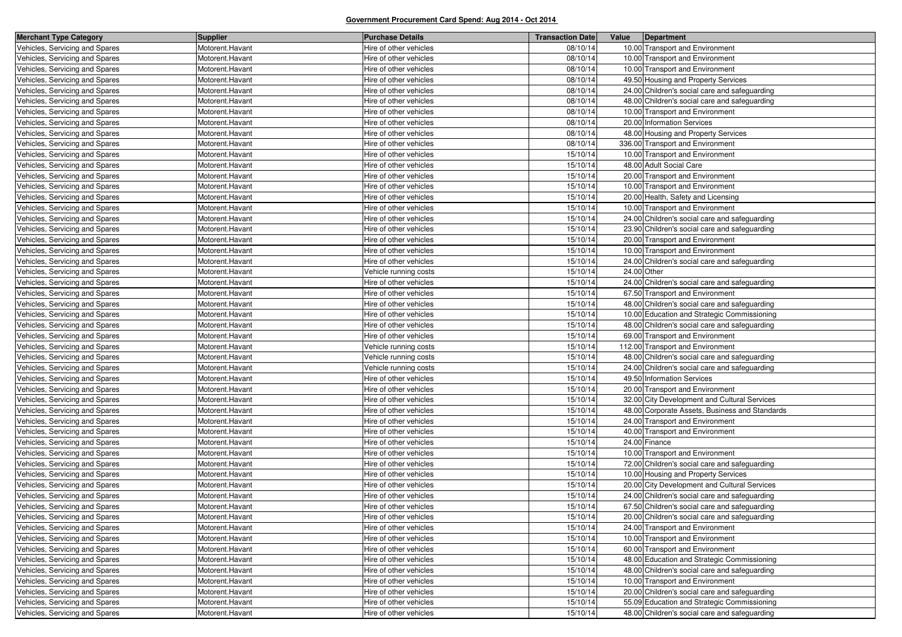## Government Procurement Card Spend: Aug 2014 - Oct 2014

| Merchant Type Category | Supplier | Purchase Details | Transaction Date | Value | Department |
|---|---|---|---|---|---|
| Vehicles, Servicing and Spares | Motorent.Havant | Hire of other vehicles | 08/10/14 | 10.00 | Transport and Environment |
| Vehicles, Servicing and Spares | Motorent.Havant | Hire of other vehicles | 08/10/14 | 10.00 | Transport and Environment |
| Vehicles, Servicing and Spares | Motorent.Havant | Hire of other vehicles | 08/10/14 | 10.00 | Transport and Environment |
| Vehicles, Servicing and Spares | Motorent.Havant | Hire of other vehicles | 08/10/14 | 49.50 | Housing and Property Services |
| Vehicles, Servicing and Spares | Motorent.Havant | Hire of other vehicles | 08/10/14 | 24.00 | Children's social care and safeguarding |
| Vehicles, Servicing and Spares | Motorent.Havant | Hire of other vehicles | 08/10/14 | 48.00 | Children's social care and safeguarding |
| Vehicles, Servicing and Spares | Motorent.Havant | Hire of other vehicles | 08/10/14 | 10.00 | Transport and Environment |
| Vehicles, Servicing and Spares | Motorent.Havant | Hire of other vehicles | 08/10/14 | 20.00 | Information Services |
| Vehicles, Servicing and Spares | Motorent.Havant | Hire of other vehicles | 08/10/14 | 48.00 | Housing and Property Services |
| Vehicles, Servicing and Spares | Motorent.Havant | Hire of other vehicles | 08/10/14 | 336.00 | Transport and Environment |
| Vehicles, Servicing and Spares | Motorent.Havant | Hire of other vehicles | 15/10/14 | 10.00 | Transport and Environment |
| Vehicles, Servicing and Spares | Motorent.Havant | Hire of other vehicles | 15/10/14 | 48.00 | Adult Social Care |
| Vehicles, Servicing and Spares | Motorent.Havant | Hire of other vehicles | 15/10/14 | 20.00 | Transport and Environment |
| Vehicles, Servicing and Spares | Motorent.Havant | Hire of other vehicles | 15/10/14 | 10.00 | Transport and Environment |
| Vehicles, Servicing and Spares | Motorent.Havant | Hire of other vehicles | 15/10/14 | 20.00 | Health, Safety and Licensing |
| Vehicles, Servicing and Spares | Motorent.Havant | Hire of other vehicles | 15/10/14 | 10.00 | Transport and Environment |
| Vehicles, Servicing and Spares | Motorent.Havant | Hire of other vehicles | 15/10/14 | 24.00 | Children's social care and safeguarding |
| Vehicles, Servicing and Spares | Motorent.Havant | Hire of other vehicles | 15/10/14 | 23.90 | Children's social care and safeguarding |
| Vehicles, Servicing and Spares | Motorent.Havant | Hire of other vehicles | 15/10/14 | 20.00 | Transport and Environment |
| Vehicles, Servicing and Spares | Motorent.Havant | Hire of other vehicles | 15/10/14 | 10.00 | Transport and Environment |
| Vehicles, Servicing and Spares | Motorent.Havant | Hire of other vehicles | 15/10/14 | 24.00 | Children's social care and safeguarding |
| Vehicles, Servicing and Spares | Motorent.Havant | Vehicle running costs | 15/10/14 | 24.00 | Other |
| Vehicles, Servicing and Spares | Motorent.Havant | Hire of other vehicles | 15/10/14 | 24.00 | Children's social care and safeguarding |
| Vehicles, Servicing and Spares | Motorent.Havant | Hire of other vehicles | 15/10/14 | 67.50 | Transport and Environment |
| Vehicles, Servicing and Spares | Motorent.Havant | Hire of other vehicles | 15/10/14 | 48.00 | Children's social care and safeguarding |
| Vehicles, Servicing and Spares | Motorent.Havant | Hire of other vehicles | 15/10/14 | 10.00 | Education and Strategic Commissioning |
| Vehicles, Servicing and Spares | Motorent.Havant | Hire of other vehicles | 15/10/14 | 48.00 | Children's social care and safeguarding |
| Vehicles, Servicing and Spares | Motorent.Havant | Hire of other vehicles | 15/10/14 | 69.00 | Transport and Environment |
| Vehicles, Servicing and Spares | Motorent.Havant | Vehicle running costs | 15/10/14 | 112.00 | Transport and Environment |
| Vehicles, Servicing and Spares | Motorent.Havant | Vehicle running costs | 15/10/14 | 48.00 | Children's social care and safeguarding |
| Vehicles, Servicing and Spares | Motorent.Havant | Vehicle running costs | 15/10/14 | 24.00 | Children's social care and safeguarding |
| Vehicles, Servicing and Spares | Motorent.Havant | Hire of other vehicles | 15/10/14 | 49.50 | Information Services |
| Vehicles, Servicing and Spares | Motorent.Havant | Hire of other vehicles | 15/10/14 | 20.00 | Transport and Environment |
| Vehicles, Servicing and Spares | Motorent.Havant | Hire of other vehicles | 15/10/14 | 32.00 | City Development and Cultural Services |
| Vehicles, Servicing and Spares | Motorent.Havant | Hire of other vehicles | 15/10/14 | 48.00 | Corporate Assets, Business and Standards |
| Vehicles, Servicing and Spares | Motorent.Havant | Hire of other vehicles | 15/10/14 | 24.00 | Transport and Environment |
| Vehicles, Servicing and Spares | Motorent.Havant | Hire of other vehicles | 15/10/14 | 40.00 | Transport and Environment |
| Vehicles, Servicing and Spares | Motorent.Havant | Hire of other vehicles | 15/10/14 | 24.00 | Finance |
| Vehicles, Servicing and Spares | Motorent.Havant | Hire of other vehicles | 15/10/14 | 10.00 | Transport and Environment |
| Vehicles, Servicing and Spares | Motorent.Havant | Hire of other vehicles | 15/10/14 | 72.00 | Children's social care and safeguarding |
| Vehicles, Servicing and Spares | Motorent.Havant | Hire of other vehicles | 15/10/14 | 10.00 | Housing and Property Services |
| Vehicles, Servicing and Spares | Motorent.Havant | Hire of other vehicles | 15/10/14 | 20.00 | City Development and Cultural Services |
| Vehicles, Servicing and Spares | Motorent.Havant | Hire of other vehicles | 15/10/14 | 24.00 | Children's social care and safeguarding |
| Vehicles, Servicing and Spares | Motorent.Havant | Hire of other vehicles | 15/10/14 | 67.50 | Children's social care and safeguarding |
| Vehicles, Servicing and Spares | Motorent.Havant | Hire of other vehicles | 15/10/14 | 20.00 | Children's social care and safeguarding |
| Vehicles, Servicing and Spares | Motorent.Havant | Hire of other vehicles | 15/10/14 | 24.00 | Transport and Environment |
| Vehicles, Servicing and Spares | Motorent.Havant | Hire of other vehicles | 15/10/14 | 10.00 | Transport and Environment |
| Vehicles, Servicing and Spares | Motorent.Havant | Hire of other vehicles | 15/10/14 | 60.00 | Transport and Environment |
| Vehicles, Servicing and Spares | Motorent.Havant | Hire of other vehicles | 15/10/14 | 48.00 | Education and Strategic Commissioning |
| Vehicles, Servicing and Spares | Motorent.Havant | Hire of other vehicles | 15/10/14 | 48.00 | Children's social care and safeguarding |
| Vehicles, Servicing and Spares | Motorent.Havant | Hire of other vehicles | 15/10/14 | 10.00 | Transport and Environment |
| Vehicles, Servicing and Spares | Motorent.Havant | Hire of other vehicles | 15/10/14 | 20.00 | Children's social care and safeguarding |
| Vehicles, Servicing and Spares | Motorent.Havant | Hire of other vehicles | 15/10/14 | 55.09 | Education and Strategic Commissioning |
| Vehicles, Servicing and Spares | Motorent.Havant | Hire of other vehicles | 15/10/14 | 48.00 | Children's social care and safeguarding |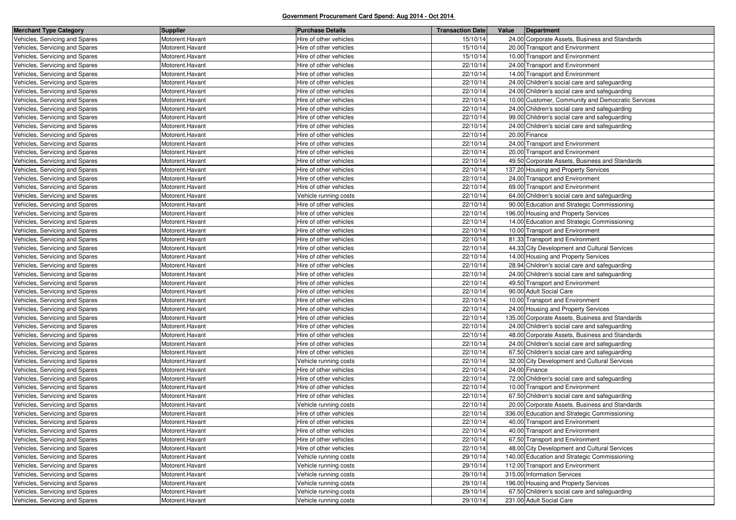**Government Procurement Card Spend: Aug 2014 - Oct 2014**

| Merchant Type Category | Supplier | Purchase Details | Transaction Date | Value | Department |
|---|---|---|---|---|---|
| Vehicles, Servicing and Spares | Motorent.Havant | Hire of other vehicles | 15/10/14 | 24.00 | Corporate Assets, Business and Standards |
| Vehicles, Servicing and Spares | Motorent.Havant | Hire of other vehicles | 15/10/14 | 20.00 | Transport and Environment |
| Vehicles, Servicing and Spares | Motorent.Havant | Hire of other vehicles | 15/10/14 | 10.00 | Transport and Environment |
| Vehicles, Servicing and Spares | Motorent.Havant | Hire of other vehicles | 22/10/14 | 24.00 | Transport and Environment |
| Vehicles, Servicing and Spares | Motorent.Havant | Hire of other vehicles | 22/10/14 | 14.00 | Transport and Environment |
| Vehicles, Servicing and Spares | Motorent.Havant | Hire of other vehicles | 22/10/14 | 24.00 | Children's social care and safeguarding |
| Vehicles, Servicing and Spares | Motorent.Havant | Hire of other vehicles | 22/10/14 | 24.00 | Children's social care and safeguarding |
| Vehicles, Servicing and Spares | Motorent.Havant | Hire of other vehicles | 22/10/14 | 10.00 | Customer, Community and Democratic Services |
| Vehicles, Servicing and Spares | Motorent.Havant | Hire of other vehicles | 22/10/14 | 24.00 | Children's social care and safeguarding |
| Vehicles, Servicing and Spares | Motorent.Havant | Hire of other vehicles | 22/10/14 | 99.00 | Children's social care and safeguarding |
| Vehicles, Servicing and Spares | Motorent.Havant | Hire of other vehicles | 22/10/14 | 24.00 | Children's social care and safeguarding |
| Vehicles, Servicing and Spares | Motorent.Havant | Hire of other vehicles | 22/10/14 | 20.00 | Finance |
| Vehicles, Servicing and Spares | Motorent.Havant | Hire of other vehicles | 22/10/14 | 24.00 | Transport and Environment |
| Vehicles, Servicing and Spares | Motorent.Havant | Hire of other vehicles | 22/10/14 | 20.00 | Transport and Environment |
| Vehicles, Servicing and Spares | Motorent.Havant | Hire of other vehicles | 22/10/14 | 49.50 | Corporate Assets, Business and Standards |
| Vehicles, Servicing and Spares | Motorent.Havant | Hire of other vehicles | 22/10/14 | 137.20 | Housing and Property Services |
| Vehicles, Servicing and Spares | Motorent.Havant | Hire of other vehicles | 22/10/14 | 24.00 | Transport and Environment |
| Vehicles, Servicing and Spares | Motorent.Havant | Hire of other vehicles | 22/10/14 | 69.00 | Transport and Environment |
| Vehicles, Servicing and Spares | Motorent.Havant | Vehicle running costs | 22/10/14 | 64.00 | Children's social care and safeguarding |
| Vehicles, Servicing and Spares | Motorent.Havant | Hire of other vehicles | 22/10/14 | 90.00 | Education and Strategic Commissioning |
| Vehicles, Servicing and Spares | Motorent.Havant | Hire of other vehicles | 22/10/14 | 196.00 | Housing and Property Services |
| Vehicles, Servicing and Spares | Motorent.Havant | Hire of other vehicles | 22/10/14 | 14.00 | Education and Strategic Commissioning |
| Vehicles, Servicing and Spares | Motorent.Havant | Hire of other vehicles | 22/10/14 | 10.00 | Transport and Environment |
| Vehicles, Servicing and Spares | Motorent.Havant | Hire of other vehicles | 22/10/14 | 81.33 | Transport and Environment |
| Vehicles, Servicing and Spares | Motorent.Havant | Hire of other vehicles | 22/10/14 | 44.33 | City Development and Cultural Services |
| Vehicles, Servicing and Spares | Motorent.Havant | Hire of other vehicles | 22/10/14 | 14.00 | Housing and Property Services |
| Vehicles, Servicing and Spares | Motorent.Havant | Hire of other vehicles | 22/10/14 | 28.94 | Children's social care and safeguarding |
| Vehicles, Servicing and Spares | Motorent.Havant | Hire of other vehicles | 22/10/14 | 24.00 | Children's social care and safeguarding |
| Vehicles, Servicing and Spares | Motorent.Havant | Hire of other vehicles | 22/10/14 | 49.50 | Transport and Environment |
| Vehicles, Servicing and Spares | Motorent.Havant | Hire of other vehicles | 22/10/14 | 90.00 | Adult Social Care |
| Vehicles, Servicing and Spares | Motorent.Havant | Hire of other vehicles | 22/10/14 | 10.00 | Transport and Environment |
| Vehicles, Servicing and Spares | Motorent.Havant | Hire of other vehicles | 22/10/14 | 24.00 | Housing and Property Services |
| Vehicles, Servicing and Spares | Motorent.Havant | Hire of other vehicles | 22/10/14 | 135.00 | Corporate Assets, Business and Standards |
| Vehicles, Servicing and Spares | Motorent.Havant | Hire of other vehicles | 22/10/14 | 24.00 | Children's social care and safeguarding |
| Vehicles, Servicing and Spares | Motorent.Havant | Hire of other vehicles | 22/10/14 | 48.00 | Corporate Assets, Business and Standards |
| Vehicles, Servicing and Spares | Motorent.Havant | Hire of other vehicles | 22/10/14 | 24.00 | Children's social care and safeguarding |
| Vehicles, Servicing and Spares | Motorent.Havant | Hire of other vehicles | 22/10/14 | 67.50 | Children's social care and safeguarding |
| Vehicles, Servicing and Spares | Motorent.Havant | Vehicle running costs | 22/10/14 | 32.00 | City Development and Cultural Services |
| Vehicles, Servicing and Spares | Motorent.Havant | Hire of other vehicles | 22/10/14 | 24.00 | Finance |
| Vehicles, Servicing and Spares | Motorent.Havant | Hire of other vehicles | 22/10/14 | 72.00 | Children's social care and safeguarding |
| Vehicles, Servicing and Spares | Motorent.Havant | Hire of other vehicles | 22/10/14 | 10.00 | Transport and Environment |
| Vehicles, Servicing and Spares | Motorent.Havant | Hire of other vehicles | 22/10/14 | 67.50 | Children's social care and safeguarding |
| Vehicles, Servicing and Spares | Motorent.Havant | Vehicle running costs | 22/10/14 | 20.00 | Corporate Assets, Business and Standards |
| Vehicles, Servicing and Spares | Motorent.Havant | Hire of other vehicles | 22/10/14 | 336.00 | Education and Strategic Commissioning |
| Vehicles, Servicing and Spares | Motorent.Havant | Hire of other vehicles | 22/10/14 | 40.00 | Transport and Environment |
| Vehicles, Servicing and Spares | Motorent.Havant | Hire of other vehicles | 22/10/14 | 40.00 | Transport and Environment |
| Vehicles, Servicing and Spares | Motorent.Havant | Hire of other vehicles | 22/10/14 | 67.50 | Transport and Environment |
| Vehicles, Servicing and Spares | Motorent.Havant | Hire of other vehicles | 22/10/14 | 48.00 | City Development and Cultural Services |
| Vehicles, Servicing and Spares | Motorent.Havant | Vehicle running costs | 29/10/14 | 140.00 | Education and Strategic Commissioning |
| Vehicles, Servicing and Spares | Motorent.Havant | Vehicle running costs | 29/10/14 | 112.00 | Transport and Environment |
| Vehicles, Servicing and Spares | Motorent.Havant | Vehicle running costs | 29/10/14 | 315.00 | Information Services |
| Vehicles, Servicing and Spares | Motorent.Havant | Vehicle running costs | 29/10/14 | 196.00 | Housing and Property Services |
| Vehicles, Servicing and Spares | Motorent.Havant | Vehicle running costs | 29/10/14 | 67.50 | Children's social care and safeguarding |
| Vehicles, Servicing and Spares | Motorent.Havant | Vehicle running costs | 29/10/14 | 231.00 | Adult Social Care |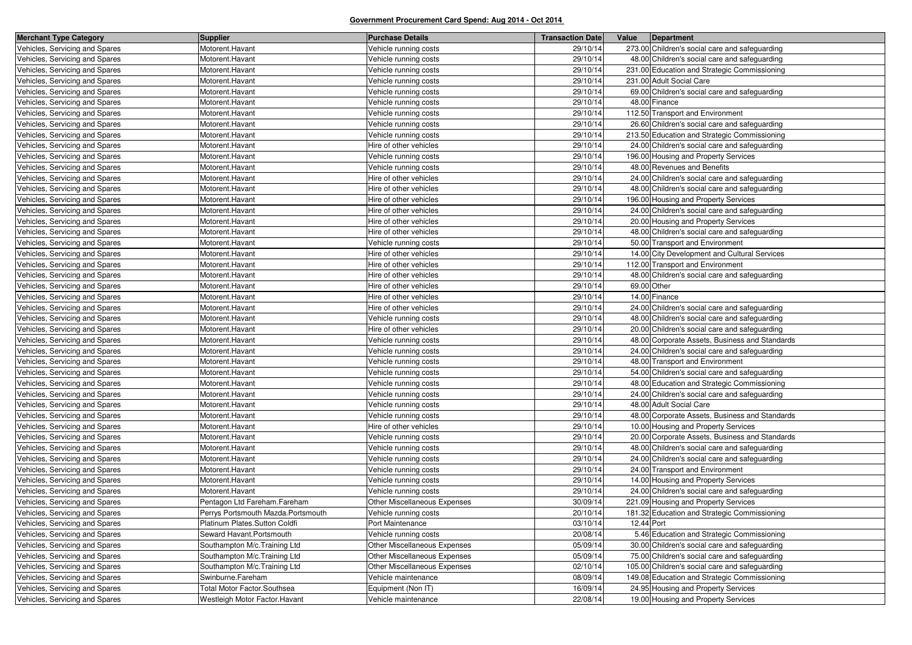**Government Procurement Card Spend: Aug 2014 - Oct 2014**

| Merchant Type Category | Supplier | Purchase Details | Transaction Date | Value | Department |
|---|---|---|---|---|---|
| Vehicles, Servicing and Spares | Motorent.Havant | Vehicle running costs | 29/10/14 | 273.00 | Children's social care and safeguarding |
| Vehicles, Servicing and Spares | Motorent.Havant | Vehicle running costs | 29/10/14 | 48.00 | Children's social care and safeguarding |
| Vehicles, Servicing and Spares | Motorent.Havant | Vehicle running costs | 29/10/14 | 231.00 | Education and Strategic Commissioning |
| Vehicles, Servicing and Spares | Motorent.Havant | Vehicle running costs | 29/10/14 | 231.00 | Adult Social Care |
| Vehicles, Servicing and Spares | Motorent.Havant | Vehicle running costs | 29/10/14 | 69.00 | Children's social care and safeguarding |
| Vehicles, Servicing and Spares | Motorent.Havant | Vehicle running costs | 29/10/14 | 48.00 | Finance |
| Vehicles, Servicing and Spares | Motorent.Havant | Vehicle running costs | 29/10/14 | 112.50 | Transport and Environment |
| Vehicles, Servicing and Spares | Motorent.Havant | Vehicle running costs | 29/10/14 | 26.60 | Children's social care and safeguarding |
| Vehicles, Servicing and Spares | Motorent.Havant | Vehicle running costs | 29/10/14 | 213.50 | Education and Strategic Commissioning |
| Vehicles, Servicing and Spares | Motorent.Havant | Hire of other vehicles | 29/10/14 | 24.00 | Children's social care and safeguarding |
| Vehicles, Servicing and Spares | Motorent.Havant | Vehicle running costs | 29/10/14 | 196.00 | Housing and Property Services |
| Vehicles, Servicing and Spares | Motorent.Havant | Vehicle running costs | 29/10/14 | 48.00 | Revenues and Benefits |
| Vehicles, Servicing and Spares | Motorent.Havant | Hire of other vehicles | 29/10/14 | 24.00 | Children's social care and safeguarding |
| Vehicles, Servicing and Spares | Motorent.Havant | Hire of other vehicles | 29/10/14 | 48.00 | Children's social care and safeguarding |
| Vehicles, Servicing and Spares | Motorent.Havant | Hire of other vehicles | 29/10/14 | 196.00 | Housing and Property Services |
| Vehicles, Servicing and Spares | Motorent.Havant | Hire of other vehicles | 29/10/14 | 24.00 | Children's social care and safeguarding |
| Vehicles, Servicing and Spares | Motorent.Havant | Hire of other vehicles | 29/10/14 | 20.00 | Housing and Property Services |
| Vehicles, Servicing and Spares | Motorent.Havant | Hire of other vehicles | 29/10/14 | 48.00 | Children's social care and safeguarding |
| Vehicles, Servicing and Spares | Motorent.Havant | Vehicle running costs | 29/10/14 | 50.00 | Transport and Environment |
| Vehicles, Servicing and Spares | Motorent.Havant | Hire of other vehicles | 29/10/14 | 14.00 | City Development and Cultural Services |
| Vehicles, Servicing and Spares | Motorent.Havant | Hire of other vehicles | 29/10/14 | 112.00 | Transport and Environment |
| Vehicles, Servicing and Spares | Motorent.Havant | Hire of other vehicles | 29/10/14 | 48.00 | Children's social care and safeguarding |
| Vehicles, Servicing and Spares | Motorent.Havant | Hire of other vehicles | 29/10/14 | 69.00 | Other |
| Vehicles, Servicing and Spares | Motorent.Havant | Hire of other vehicles | 29/10/14 | 14.00 | Finance |
| Vehicles, Servicing and Spares | Motorent.Havant | Hire of other vehicles | 29/10/14 | 24.00 | Children's social care and safeguarding |
| Vehicles, Servicing and Spares | Motorent.Havant | Vehicle running costs | 29/10/14 | 48.00 | Children's social care and safeguarding |
| Vehicles, Servicing and Spares | Motorent.Havant | Hire of other vehicles | 29/10/14 | 20.00 | Children's social care and safeguarding |
| Vehicles, Servicing and Spares | Motorent.Havant | Vehicle running costs | 29/10/14 | 48.00 | Corporate Assets, Business and Standards |
| Vehicles, Servicing and Spares | Motorent.Havant | Vehicle running costs | 29/10/14 | 24.00 | Children's social care and safeguarding |
| Vehicles, Servicing and Spares | Motorent.Havant | Vehicle running costs | 29/10/14 | 48.00 | Transport and Environment |
| Vehicles, Servicing and Spares | Motorent.Havant | Vehicle running costs | 29/10/14 | 54.00 | Children's social care and safeguarding |
| Vehicles, Servicing and Spares | Motorent.Havant | Vehicle running costs | 29/10/14 | 48.00 | Education and Strategic Commissioning |
| Vehicles, Servicing and Spares | Motorent.Havant | Vehicle running costs | 29/10/14 | 24.00 | Children's social care and safeguarding |
| Vehicles, Servicing and Spares | Motorent.Havant | Vehicle running costs | 29/10/14 | 48.00 | Adult Social Care |
| Vehicles, Servicing and Spares | Motorent.Havant | Vehicle running costs | 29/10/14 | 48.00 | Corporate Assets, Business and Standards |
| Vehicles, Servicing and Spares | Motorent.Havant | Hire of other vehicles | 29/10/14 | 10.00 | Housing and Property Services |
| Vehicles, Servicing and Spares | Motorent.Havant | Vehicle running costs | 29/10/14 | 20.00 | Corporate Assets, Business and Standards |
| Vehicles, Servicing and Spares | Motorent.Havant | Vehicle running costs | 29/10/14 | 48.00 | Children's social care and safeguarding |
| Vehicles, Servicing and Spares | Motorent.Havant | Vehicle running costs | 29/10/14 | 24.00 | Children's social care and safeguarding |
| Vehicles, Servicing and Spares | Motorent.Havant | Vehicle running costs | 29/10/14 | 24.00 | Transport and Environment |
| Vehicles, Servicing and Spares | Motorent.Havant | Vehicle running costs | 29/10/14 | 14.00 | Housing and Property Services |
| Vehicles, Servicing and Spares | Motorent.Havant | Vehicle running costs | 29/10/14 | 24.00 | Children's social care and safeguarding |
| Vehicles, Servicing and Spares | Pentagon Ltd Fareham.Fareham | Other Miscellaneous Expenses | 30/09/14 | 221.09 | Housing and Property Services |
| Vehicles, Servicing and Spares | Perrys Portsmouth Mazda.Portsmouth | Vehicle running costs | 20/10/14 | 181.32 | Education and Strategic Commissioning |
| Vehicles, Servicing and Spares | Platinum Plates.Sutton Coldfi | Port Maintenance | 03/10/14 | 12.44 | Port |
| Vehicles, Servicing and Spares | Seward Havant.Portsmouth | Vehicle running costs | 20/08/14 | 5.46 | Education and Strategic Commissioning |
| Vehicles, Servicing and Spares | Southampton M/c.Training Ltd | Other Miscellaneous Expenses | 05/09/14 | 30.00 | Children's social care and safeguarding |
| Vehicles, Servicing and Spares | Southampton M/c.Training Ltd | Other Miscellaneous Expenses | 05/09/14 | 75.00 | Children's social care and safeguarding |
| Vehicles, Servicing and Spares | Southampton M/c.Training Ltd | Other Miscellaneous Expenses | 02/10/14 | 105.00 | Children's social care and safeguarding |
| Vehicles, Servicing and Spares | Swinburne.Fareham | Vehicle maintenance | 08/09/14 | 149.08 | Education and Strategic Commissioning |
| Vehicles, Servicing and Spares | Total Motor Factor.Southsea | Equipment (Non IT) | 16/09/14 | 24.95 | Housing and Property Services |
| Vehicles, Servicing and Spares | Westleigh Motor Factor.Havant | Vehicle maintenance | 22/08/14 | 19.00 | Housing and Property Services |